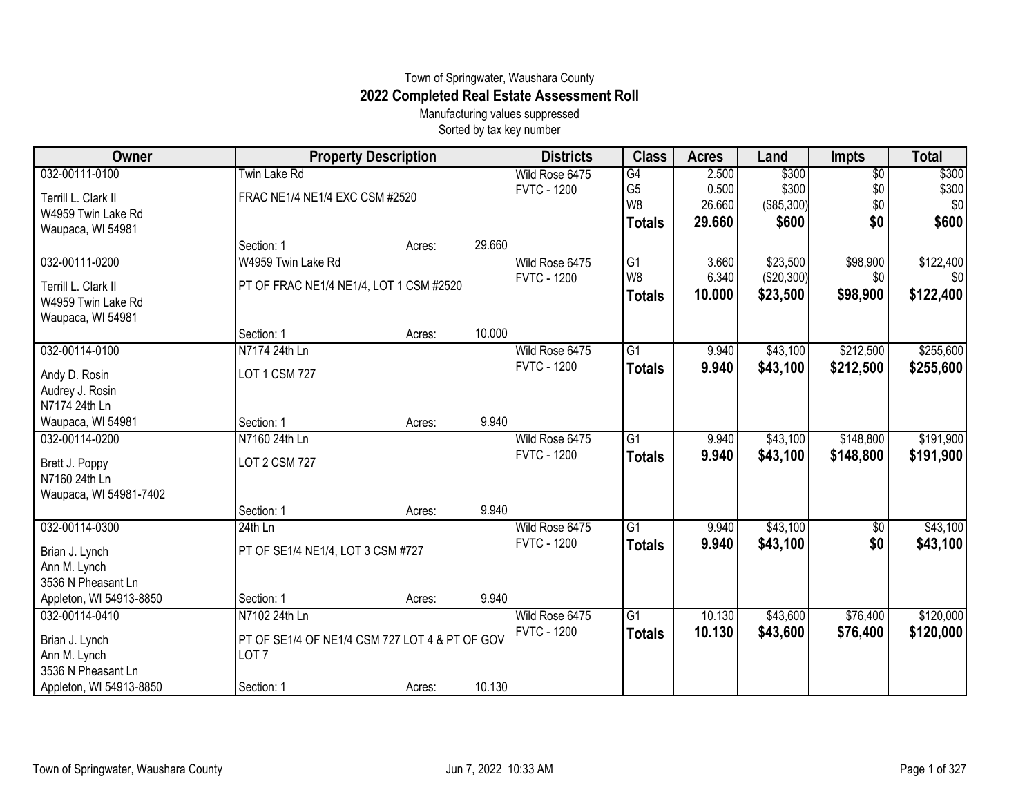Town of Springwater, Waushara County

# 2022 Completed Real Estate Assessment Roll

Manufacturing values suppressed

Sorted by tax key number

| Owner | Property Description | Districts | Class | Acres | Land | Impts | Total |
|---|---|---|---|---|---|---|---|
| 032-00111-0100<br>Terrill L. Clark II<br>W4959 Twin Lake Rd<br>Waupaca, WI 54981 | Twin Lake Rd<br>FRAC NE1/4 NE1/4 EXC CSM #2520<br>Section: 1 Acres: 29.660 | Wild Rose 6475<br>FVTC - 1200 | G4<br>G5<br>W8<br>**Totals** | 2.500<br>0.500<br>26.660<br>**29.660** | $300<br>$300<br>($85,300)<br>**$600** | $0<br>$0<br>$0<br>**$0** | $300<br>$300<br>$0<br>**$600** |
| 032-00111-0200<br>Terrill L. Clark II<br>W4959 Twin Lake Rd<br>Waupaca, WI 54981 | W4959 Twin Lake Rd<br>PT OF FRAC NE1/4 NE1/4, LOT 1 CSM #2520<br>Section: 1 Acres: 10.000 | Wild Rose 6475<br>FVTC - 1200 | G1<br>W8<br>**Totals** | 3.660<br>6.340<br>**10.000** | $23,500<br>($20,300)<br>**$23,500** | $98,900<br>$0<br>**$98,900** | $122,400<br>$0<br>**$122,400** |
| 032-00114-0100<br>Andy D. Rosin<br>Audrey J. Rosin<br>N7174 24th Ln<br>Waupaca, WI 54981 | N7174 24th Ln<br>LOT 1 CSM 727<br>Section: 1 Acres: 9.940 | Wild Rose 6475<br>FVTC - 1200 | G1<br>**Totals** | 9.940<br>**9.940** | $43,100<br>**$43,100** | $212,500<br>**$212,500** | $255,600<br>**$255,600** |
| 032-00114-0200<br>Brett J. Poppy<br>N7160 24th Ln<br>Waupaca, WI 54981-7402 | N7160 24th Ln<br>LOT 2 CSM 727<br>Section: 1 Acres: 9.940 | Wild Rose 6475<br>FVTC - 1200 | G1<br>**Totals** | 9.940<br>**9.940** | $43,100<br>**$43,100** | $148,800<br>**$148,800** | $191,900<br>**$191,900** |
| 032-00114-0300<br>Brian J. Lynch<br>Ann M. Lynch<br>3536 N Pheasant Ln<br>Appleton, WI 54913-8850 | 24th Ln<br>PT OF SE1/4 NE1/4, LOT 3 CSM #727<br>Section: 1 Acres: 9.940 | Wild Rose 6475<br>FVTC - 1200 | G1<br>**Totals** | 9.940<br>**9.940** | $43,100<br>**$43,100** | $0<br>**$0** | $43,100<br>**$43,100** |
| 032-00114-0410<br>Brian J. Lynch<br>Ann M. Lynch<br>3536 N Pheasant Ln<br>Appleton, WI 54913-8850 | N7102 24th Ln<br>PT OF SE1/4 OF NE1/4 CSM 727 LOT 4 & PT OF GOV LOT 7<br>Section: 1 Acres: 10.130 | Wild Rose 6475<br>FVTC - 1200 | G1<br>**Totals** | 10.130<br>**10.130** | $43,600<br>**$43,600** | $76,400<br>**$76,400** | $120,000<br>**$120,000** |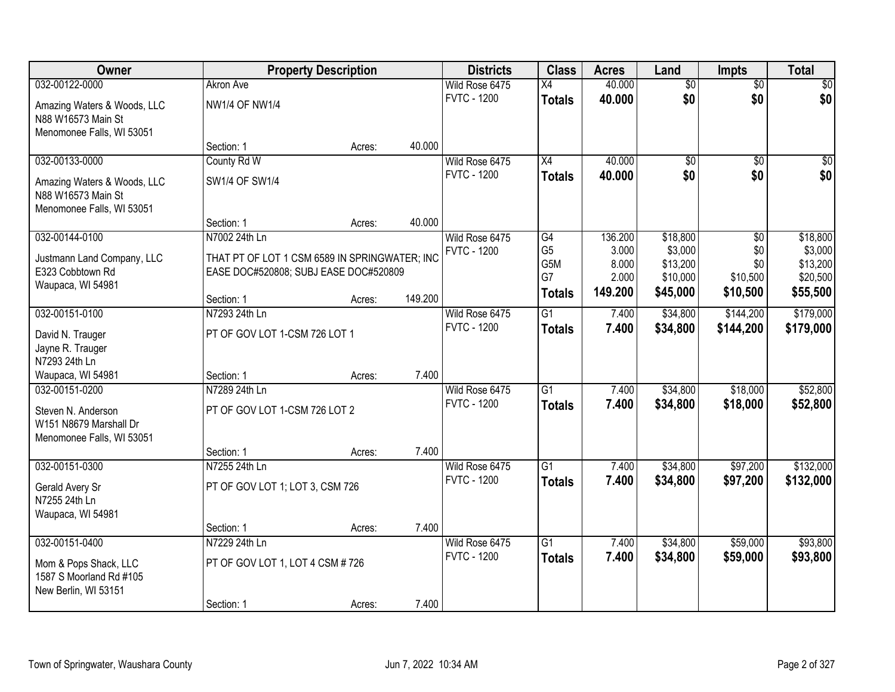| Owner | Property Description | | | Districts | Class | Acres | Land | Impts | Total |
|---|---|---|---|---|---|---|---|---|---|
| 032-00122-0000 | Akron Ave | | | Wild Rose 6475 | X4 | 40.000 | $0 | $0 | $0 |
| Amazing Waters & Woods, LLC<br>N88 W16573 Main St<br>Menomonee Falls, WI 53051 | NW1/4 OF NW1/4 | | | FVTC - 1200 | **Totals** | **40.000** | **$0** | **$0** | **$0** |
| | Section: 1 | Acres: | 40.000 | | | | | | |
| 032-00133-0000 | County Rd W | | | Wild Rose 6475 | X4 | 40.000 | $0 | $0 | $0 |
| Amazing Waters & Woods, LLC<br>N88 W16573 Main St<br>Menomonee Falls, WI 53051 | SW1/4 OF SW1/4 | | | FVTC - 1200 | **Totals** | **40.000** | **$0** | **$0** | **$0** |
| | Section: 1 | Acres: | 40.000 | | | | | | |
| 032-00144-0100 | N7002 24th Ln | | | Wild Rose 6475 | G4 | 136.200 | $18,800 | $0 | $18,800 |
| Justmann Land Company, LLC<br>E323 Cobbtown Rd<br>Waupaca, WI 54981 | THAT PT OF LOT 1 CSM 6589 IN SPRINGWATER; INC EASE DOC#520808; SUBJ EASE DOC#520809 | | | FVTC - 1200 | G5 | 3.000 | $3,000 | $0 | $3,000 |
| | | | | | G5M | 8.000 | $13,200 | $0 | $13,200 |
| | | | | | G7 | 2.000 | $10,000 | $10,500 | $20,500 |
| | Section: 1 | Acres: | 149.200 | | **Totals** | **149.200** | **$45,000** | **$10,500** | **$55,500** |
| 032-00151-0100 | N7293 24th Ln | | | Wild Rose 6475 | G1 | 7.400 | $34,800 | $144,200 | $179,000 |
| David N. Trauger<br>Jayne R. Trauger<br>N7293 24th Ln<br>Waupaca, WI 54981 | PT OF GOV LOT 1-CSM 726 LOT 1 | | | FVTC - 1200 | **Totals** | **7.400** | **$34,800** | **$144,200** | **$179,000** |
| | Section: 1 | Acres: | 7.400 | | | | | | |
| 032-00151-0200 | N7289 24th Ln | | | Wild Rose 6475 | G1 | 7.400 | $34,800 | $18,000 | $52,800 |
| Steven N. Anderson<br>W151 N8679 Marshall Dr<br>Menomonee Falls, WI 53051 | PT OF GOV LOT 1-CSM 726 LOT 2 | | | FVTC - 1200 | **Totals** | **7.400** | **$34,800** | **$18,000** | **$52,800** |
| | Section: 1 | Acres: | 7.400 | | | | | | |
| 032-00151-0300 | N7255 24th Ln | | | Wild Rose 6475 | G1 | 7.400 | $34,800 | $97,200 | $132,000 |
| Gerald Avery Sr<br>N7255 24th Ln<br>Waupaca, WI 54981 | PT OF GOV LOT 1; LOT 3, CSM 726 | | | FVTC - 1200 | **Totals** | **7.400** | **$34,800** | **$97,200** | **$132,000** |
| | Section: 1 | Acres: | 7.400 | | | | | | |
| 032-00151-0400 | N7229 24th Ln | | | Wild Rose 6475 | G1 | 7.400 | $34,800 | $59,000 | $93,800 |
| Mom & Pops Shack, LLC<br>1587 S Moorland Rd #105<br>New Berlin, WI 53151 | PT OF GOV LOT 1, LOT 4 CSM # 726 | | | FVTC - 1200 | **Totals** | **7.400** | **$34,800** | **$59,000** | **$93,800** |
| | Section: 1 | Acres: | 7.400 | | | | | | |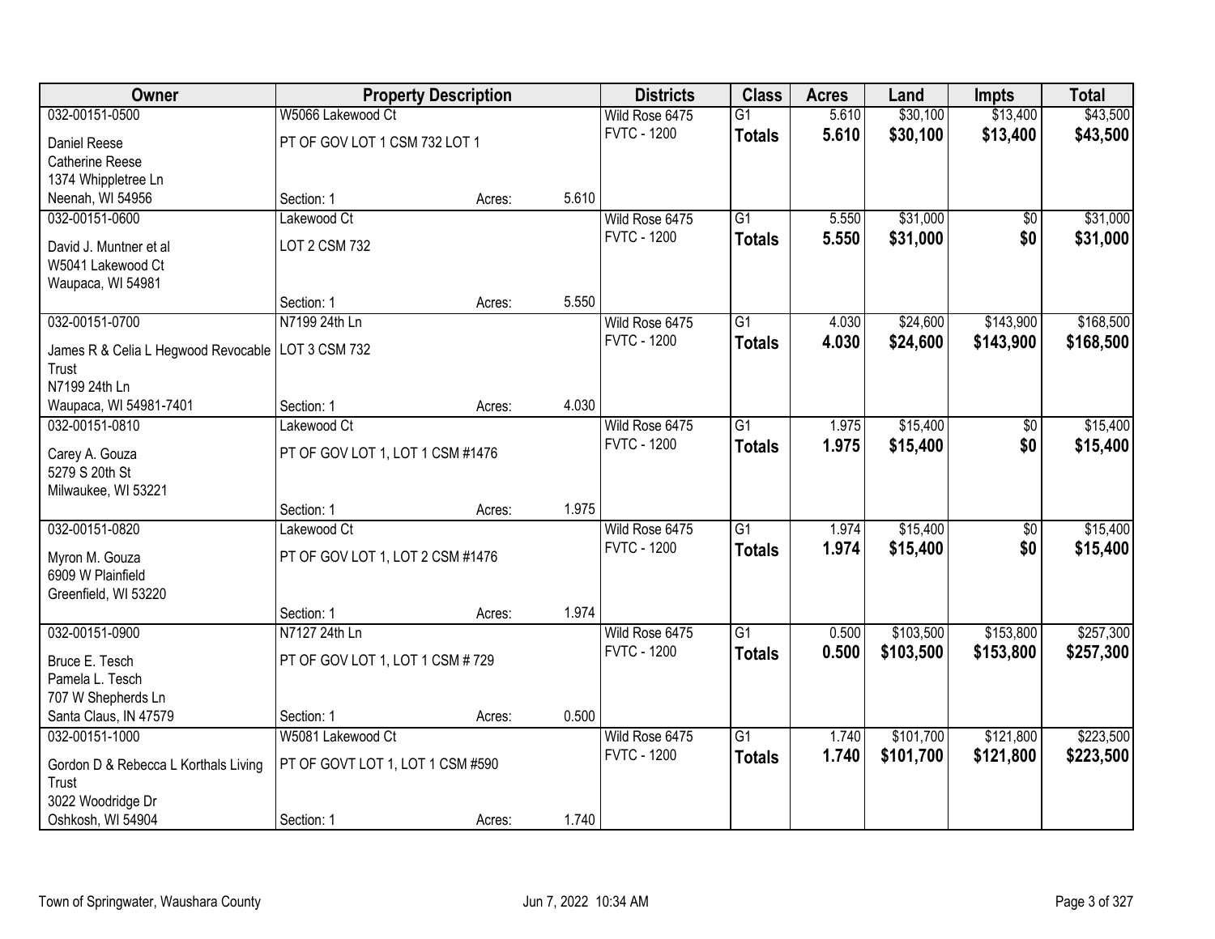| Owner | Property Description | | | Districts | Class | Acres | Land | Impts | Total |
|---|---|---|---|---|---|---|---|---|---|
| 032-00151-0500 | W5066 Lakewood Ct | | | Wild Rose 6475 | G1 | 5.610 | $30,100 | $13,400 | $43,500 |
| Daniel Reese<br>Catherine Reese<br>1374 Whippletree Ln<br>Neenah, WI 54956 | PT OF GOV LOT 1 CSM 732 LOT 1 | | | FVTC - 1200 | **Totals** | **5.610** | **$30,100** | **$13,400** | **$43,500** |
| | Section: 1 | Acres: | 5.610 | | | | | | |
| 032-00151-0600 | Lakewood Ct | | | Wild Rose 6475 | G1 | 5.550 | $31,000 | $0 | $31,000 |
| David J. Muntner et al<br>W5041 Lakewood Ct<br>Waupaca, WI 54981 | LOT 2 CSM 732 | | | FVTC - 1200 | **Totals** | **5.550** | **$31,000** | **$0** | **$31,000** |
| | Section: 1 | Acres: | 5.550 | | | | | | |
| 032-00151-0700 | N7199 24th Ln | | | Wild Rose 6475 | G1 | 4.030 | $24,600 | $143,900 | $168,500 |
| James R & Celia L Hegwood Revocable Trust<br>N7199 24th Ln<br>Waupaca, WI 54981-7401 | LOT 3 CSM 732 | | | FVTC - 1200 | **Totals** | **4.030** | **$24,600** | **$143,900** | **$168,500** |
| | Section: 1 | Acres: | 4.030 | | | | | | |
| 032-00151-0810 | Lakewood Ct | | | Wild Rose 6475 | G1 | 1.975 | $15,400 | $0 | $15,400 |
| Carey A. Gouza<br>5279 S 20th St<br>Milwaukee, WI 53221 | PT OF GOV LOT 1, LOT 1 CSM #1476 | | | FVTC - 1200 | **Totals** | **1.975** | **$15,400** | **$0** | **$15,400** |
| | Section: 1 | Acres: | 1.975 | | | | | | |
| 032-00151-0820 | Lakewood Ct | | | Wild Rose 6475 | G1 | 1.974 | $15,400 | $0 | $15,400 |
| Myron M. Gouza<br>6909 W Plainfield<br>Greenfield, WI 53220 | PT OF GOV LOT 1, LOT 2 CSM #1476 | | | FVTC - 1200 | **Totals** | **1.974** | **$15,400** | **$0** | **$15,400** |
| | Section: 1 | Acres: | 1.974 | | | | | | |
| 032-00151-0900 | N7127 24th Ln | | | Wild Rose 6475 | G1 | 0.500 | $103,500 | $153,800 | $257,300 |
| Bruce E. Tesch<br>Pamela L. Tesch<br>707 W Shepherds Ln<br>Santa Claus, IN 47579 | PT OF GOV LOT 1, LOT 1 CSM # 729 | | | FVTC - 1200 | **Totals** | **0.500** | **$103,500** | **$153,800** | **$257,300** |
| | Section: 1 | Acres: | 0.500 | | | | | | |
| 032-00151-1000 | W5081 Lakewood Ct | | | Wild Rose 6475 | G1 | 1.740 | $101,700 | $121,800 | $223,500 |
| Gordon D & Rebecca L Korthals Living Trust<br>3022 Woodridge Dr<br>Oshkosh, WI 54904 | PT OF GOVT LOT 1, LOT 1 CSM #590 | | | FVTC - 1200 | **Totals** | **1.740** | **$101,700** | **$121,800** | **$223,500** |
| | Section: 1 | Acres: | 1.740 | | | | | | |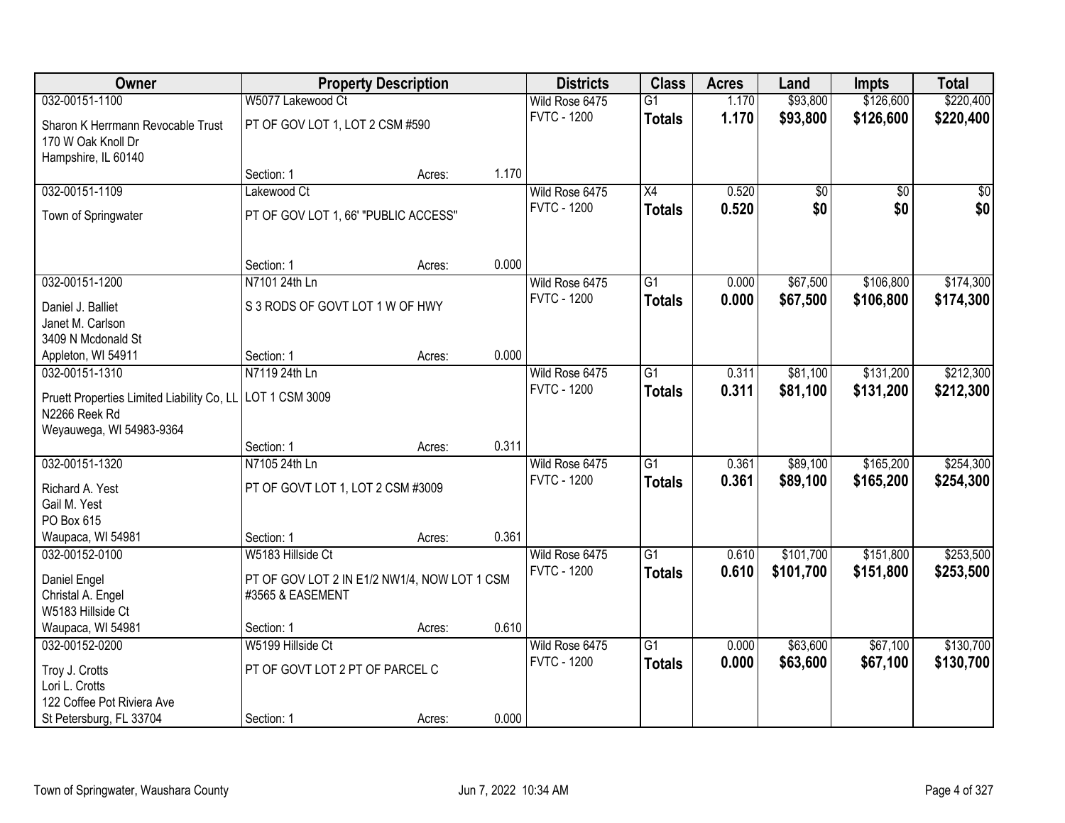| Owner | Property Description | | | Districts | Class | Acres | Land | Impts | Total |
|---|---|---|---|---|---|---|---|---|---|
| 032-00151-1100 | W5077 Lakewood Ct | | | Wild Rose 6475 | G1 | 1.170 | $93,800 | $126,600 | $220,400 |
| Sharon K Herrmann Revocable Trust<br>170 W Oak Knoll Dr<br>Hampshire, IL 60140 | PT OF GOV LOT 1, LOT 2 CSM #590 | | | FVTC - 1200 | **Totals** | **1.170** | **$93,800** | **$126,600** | **$220,400** |
| | Section: 1 | Acres: | 1.170 | | | | | | |
| 032-00151-1109 | Lakewood Ct | | | Wild Rose 6475 | X4 | 0.520 | $0 | $0 | $0 |
| Town of Springwater | PT OF GOV LOT 1, 66' "PUBLIC ACCESS" | | | FVTC - 1200 | **Totals** | **0.520** | **$0** | **$0** | **$0** |
| | Section: 1 | Acres: | 0.000 | | | | | | |
| 032-00151-1200 | N7101 24th Ln | | | Wild Rose 6475 | G1 | 0.000 | $67,500 | $106,800 | $174,300 |
| Daniel J. Balliet<br>Janet M. Carlson<br>3409 N Mcdonald St<br>Appleton, WI 54911 | S 3 RODS OF GOVT LOT 1 W OF HWY | | | FVTC - 1200 | **Totals** | **0.000** | **$67,500** | **$106,800** | **$174,300** |
| | Section: 1 | Acres: | 0.000 | | | | | | |
| 032-00151-1310 | N7119 24th Ln | | | Wild Rose 6475 | G1 | 0.311 | $81,100 | $131,200 | $212,300 |
| Pruett Properties Limited Liability Co, LL<br>N2266 Reek Rd<br>Weyauwega, WI 54983-9364 | LOT 1 CSM 3009 | | | FVTC - 1200 | **Totals** | **0.311** | **$81,100** | **$131,200** | **$212,300** |
| | Section: 1 | Acres: | 0.311 | | | | | | |
| 032-00151-1320 | N7105 24th Ln | | | Wild Rose 6475 | G1 | 0.361 | $89,100 | $165,200 | $254,300 |
| Richard A. Yest<br>Gail M. Yest<br>PO Box 615<br>Waupaca, WI 54981 | PT OF GOVT LOT 1, LOT 2 CSM #3009 | | | FVTC - 1200 | **Totals** | **0.361** | **$89,100** | **$165,200** | **$254,300** |
| | Section: 1 | Acres: | 0.361 | | | | | | |
| 032-00152-0100 | W5183 Hillside Ct | | | Wild Rose 6475 | G1 | 0.610 | $101,700 | $151,800 | $253,500 |
| Daniel Engel<br>Christal A. Engel<br>W5183 Hillside Ct<br>Waupaca, WI 54981 | PT OF GOV LOT 2 IN E1/2 NW1/4, NOW LOT 1 CSM #3565 & EASEMENT | | | FVTC - 1200 | **Totals** | **0.610** | **$101,700** | **$151,800** | **$253,500** |
| | Section: 1 | Acres: | 0.610 | | | | | | |
| 032-00152-0200 | W5199 Hillside Ct | | | Wild Rose 6475 | G1 | 0.000 | $63,600 | $67,100 | $130,700 |
| Troy J. Crotts<br>Lori L. Crotts<br>122 Coffee Pot Riviera Ave<br>St Petersburg, FL 33704 | PT OF GOVT LOT 2 PT OF PARCEL C | | | FVTC - 1200 | **Totals** | **0.000** | **$63,600** | **$67,100** | **$130,700** |
| | Section: 1 | Acres: | 0.000 | | | | | | |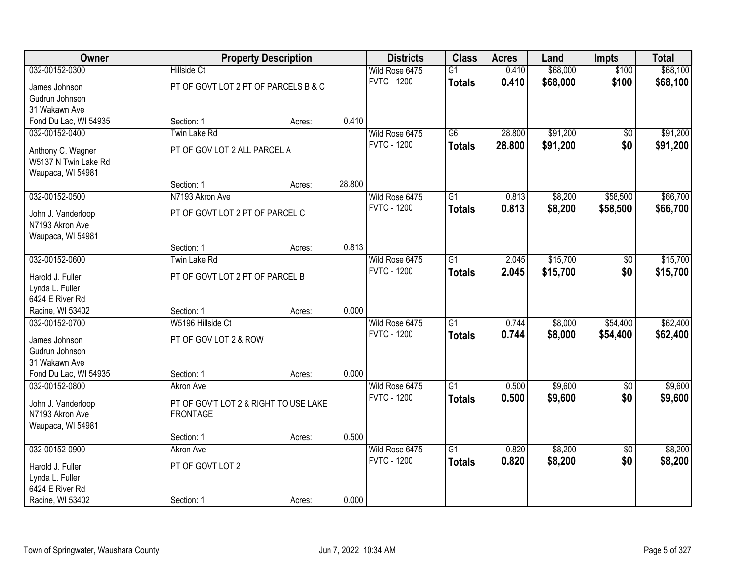| Owner | Property Description | | | Districts | Class | Acres | Land | Impts | Total |
|---|---|---|---|---|---|---|---|---|---|
| 032-00152-0300 | Hillside Ct | | | Wild Rose 6475 | G1 | 0.410 | $68,000 | $100 | $68,100 |
| James Johnson<br>Gudrun Johnson<br>31 Wakawn Ave<br>Fond Du Lac, WI 54935 | PT OF GOVT LOT 2 PT OF PARCELS B & C | | | FVTC - 1200 | **Totals** | **0.410** | **$68,000** | **$100** | **$68,100** |
| | Section: 1 | Acres: | 0.410 | | | | | | |
| 032-00152-0400 | Twin Lake Rd | | | Wild Rose 6475 | G6 | 28.800 | $91,200 | $0 | $91,200 |
| Anthony C. Wagner<br>W5137 N Twin Lake Rd<br>Waupaca, WI 54981 | PT OF GOV LOT 2 ALL PARCEL A | | | FVTC - 1200 | **Totals** | **28.800** | **$91,200** | **$0** | **$91,200** |
| | Section: 1 | Acres: | 28.800 | | | | | | |
| 032-00152-0500 | N7193 Akron Ave | | | Wild Rose 6475 | G1 | 0.813 | $8,200 | $58,500 | $66,700 |
| John J. Vanderloop<br>N7193 Akron Ave<br>Waupaca, WI 54981 | PT OF GOVT LOT 2 PT OF PARCEL C | | | FVTC - 1200 | **Totals** | **0.813** | **$8,200** | **$58,500** | **$66,700** |
| | Section: 1 | Acres: | 0.813 | | | | | | |
| 032-00152-0600 | Twin Lake Rd | | | Wild Rose 6475 | G1 | 2.045 | $15,700 | $0 | $15,700 |
| Harold J. Fuller<br>Lynda L. Fuller<br>6424 E River Rd<br>Racine, WI 53402 | PT OF GOVT LOT 2 PT OF PARCEL B | | | FVTC - 1200 | **Totals** | **2.045** | **$15,700** | **$0** | **$15,700** |
| | Section: 1 | Acres: | 0.000 | | | | | | |
| 032-00152-0700 | W5196 Hillside Ct | | | Wild Rose 6475 | G1 | 0.744 | $8,000 | $54,400 | $62,400 |
| James Johnson<br>Gudrun Johnson<br>31 Wakawn Ave<br>Fond Du Lac, WI 54935 | PT OF GOV LOT 2 & ROW | | | FVTC - 1200 | **Totals** | **0.744** | **$8,000** | **$54,400** | **$62,400** |
| | Section: 1 | Acres: | 0.000 | | | | | | |
| 032-00152-0800 | Akron Ave | | | Wild Rose 6475 | G1 | 0.500 | $9,600 | $0 | $9,600 |
| John J. Vanderloop<br>N7193 Akron Ave<br>Waupaca, WI 54981 | PT OF GOV'T LOT 2 & RIGHT TO USE LAKE FRONTAGE | | | FVTC - 1200 | **Totals** | **0.500** | **$9,600** | **$0** | **$9,600** |
| | Section: 1 | Acres: | 0.500 | | | | | | |
| 032-00152-0900 | Akron Ave | | | Wild Rose 6475 | G1 | 0.820 | $8,200 | $0 | $8,200 |
| Harold J. Fuller<br>Lynda L. Fuller<br>6424 E River Rd<br>Racine, WI 53402 | PT OF GOVT LOT 2 | | | FVTC - 1200 | **Totals** | **0.820** | **$8,200** | **$0** | **$8,200** |
| | Section: 1 | Acres: | 0.000 | | | | | | |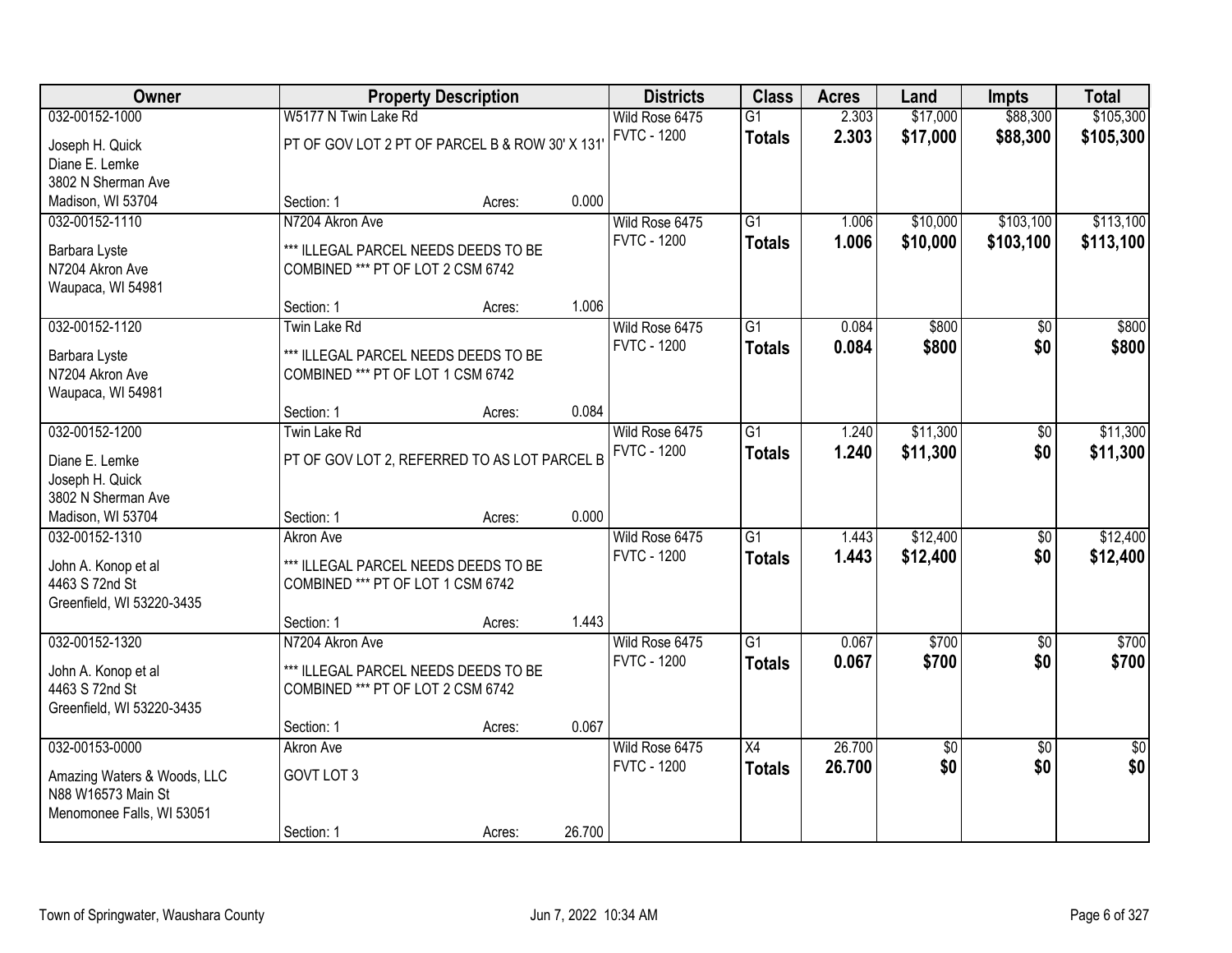| Owner | Property Description | | | Districts | Class | Acres | Land | Impts | Total |
|---|---|---|---|---|---|---|---|---|---|
| 032-00152-1000 | W5177 N Twin Lake Rd | | | Wild Rose 6475 | G1 | 2.303 | $17,000 | $88,300 | $105,300 |
| Joseph H. Quick<br>Diane E. Lemke<br>3802 N Sherman Ave<br>Madison, WI 53704 | PT OF GOV LOT 2 PT OF PARCEL B & ROW 30' X 131' | | | FVTC - 1200 | **Totals** | **2.303** | **$17,000** | **$88,300** | **$105,300** |
| | Section: 1 | Acres: | 0.000 | | | | | | |
| 032-00152-1110 | N7204 Akron Ave | | | Wild Rose 6475 | G1 | 1.006 | $10,000 | $103,100 | $113,100 |
| Barbara Lyste<br>N7204 Akron Ave<br>Waupaca, WI 54981 | *** ILLEGAL PARCEL NEEDS DEEDS TO BE COMBINED *** PT OF LOT 2 CSM 6742 | | | FVTC - 1200 | **Totals** | **1.006** | **$10,000** | **$103,100** | **$113,100** |
| | Section: 1 | Acres: | 1.006 | | | | | | |
| 032-00152-1120 | Twin Lake Rd | | | Wild Rose 6475 | G1 | 0.084 | $800 | $0 | $800 |
| Barbara Lyste<br>N7204 Akron Ave<br>Waupaca, WI 54981 | *** ILLEGAL PARCEL NEEDS DEEDS TO BE COMBINED *** PT OF LOT 1 CSM 6742 | | | FVTC - 1200 | **Totals** | **0.084** | **$800** | **$0** | **$800** |
| | Section: 1 | Acres: | 0.084 | | | | | | |
| 032-00152-1200 | Twin Lake Rd | | | Wild Rose 6475 | G1 | 1.240 | $11,300 | $0 | $11,300 |
| Diane E. Lemke<br>Joseph H. Quick<br>3802 N Sherman Ave<br>Madison, WI 53704 | PT OF GOV LOT 2, REFERRED TO AS LOT PARCEL B | | | FVTC - 1200 | **Totals** | **1.240** | **$11,300** | **$0** | **$11,300** |
| | Section: 1 | Acres: | 0.000 | | | | | | |
| 032-00152-1310 | Akron Ave | | | Wild Rose 6475 | G1 | 1.443 | $12,400 | $0 | $12,400 |
| John A. Konop et al<br>4463 S 72nd St<br>Greenfield, WI 53220-3435 | *** ILLEGAL PARCEL NEEDS DEEDS TO BE COMBINED *** PT OF LOT 1 CSM 6742 | | | FVTC - 1200 | **Totals** | **1.443** | **$12,400** | **$0** | **$12,400** |
| | Section: 1 | Acres: | 1.443 | | | | | | |
| 032-00152-1320 | N7204 Akron Ave | | | Wild Rose 6475 | G1 | 0.067 | $700 | $0 | $700 |
| John A. Konop et al<br>4463 S 72nd St<br>Greenfield, WI 53220-3435 | *** ILLEGAL PARCEL NEEDS DEEDS TO BE COMBINED *** PT OF LOT 2 CSM 6742 | | | FVTC - 1200 | **Totals** | **0.067** | **$700** | **$0** | **$700** |
| | Section: 1 | Acres: | 0.067 | | | | | | |
| 032-00153-0000 | Akron Ave | | | Wild Rose 6475 | X4 | 26.700 | $0 | $0 | $0 |
| Amazing Waters & Woods, LLC<br>N88 W16573 Main St<br>Menomonee Falls, WI 53051 | GOVT LOT 3 | | | FVTC - 1200 | **Totals** | **26.700** | **$0** | **$0** | **$0** |
| | Section: 1 | Acres: | 26.700 | | | | | | |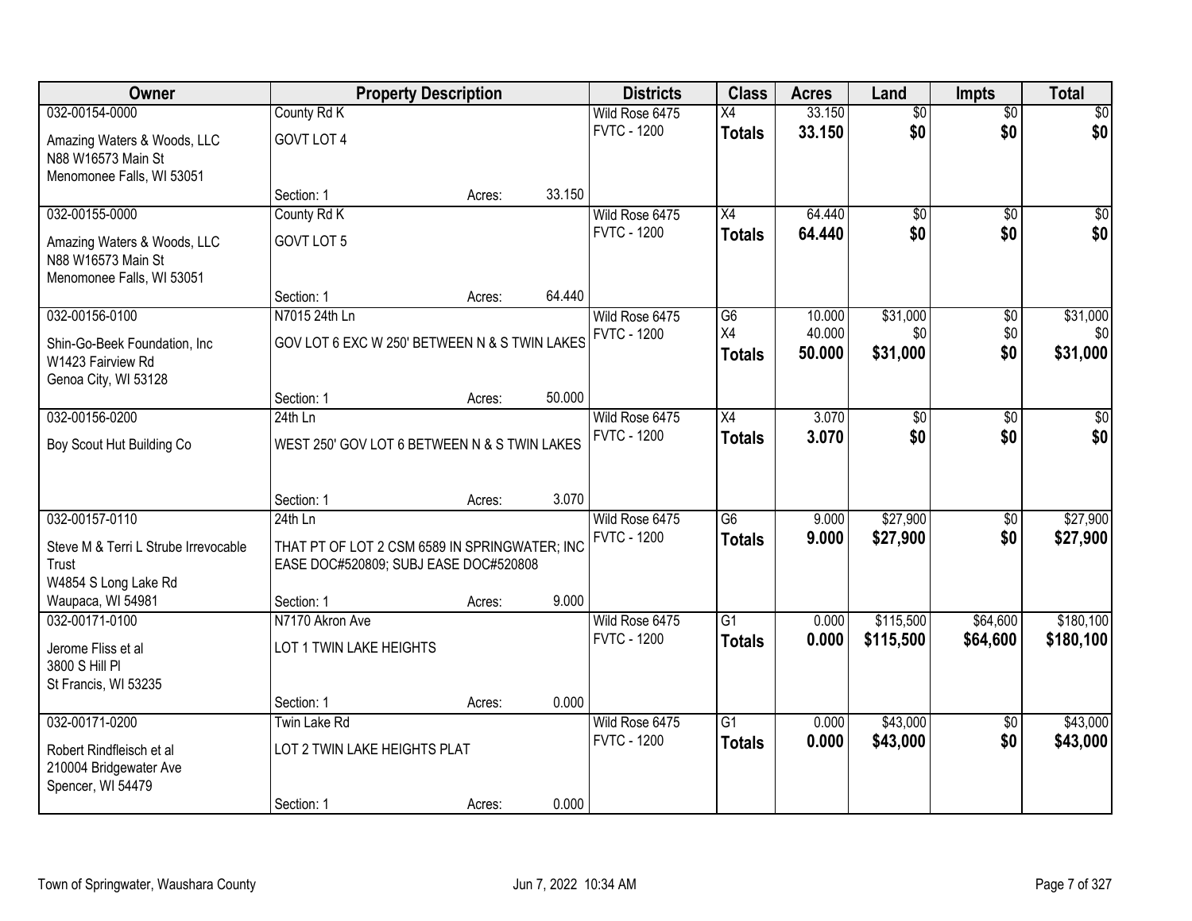| Owner | Property Description | | | Districts | Class | Acres | Land | Impts | Total |
|---|---|---|---|---|---|---|---|---|---|
| 032-00154-0000 | County Rd K | | | Wild Rose 6475 | X4 | 33.150 | $0 | $0 | $0 |
| Amazing Waters & Woods, LLC<br>N88 W16573 Main St<br>Menomonee Falls, WI 53051 | GOVT LOT 4 | | | FVTC - 1200 | **Totals** | **33.150** | **$0** | **$0** | **$0** |
| | Section: 1 | Acres: | 33.150 | | | | | | |
| 032-00155-0000 | County Rd K | | | Wild Rose 6475 | X4 | 64.440 | $0 | $0 | $0 |
| Amazing Waters & Woods, LLC<br>N88 W16573 Main St<br>Menomonee Falls, WI 53051 | GOVT LOT 5 | | | FVTC - 1200 | **Totals** | **64.440** | **$0** | **$0** | **$0** |
| | Section: 1 | Acres: | 64.440 | | | | | | |
| 032-00156-0100 | N7015 24th Ln | | | Wild Rose 6475 | G6 | 10.000 | $31,000 | $0 | $31,000 |
| Shin-Go-Beek Foundation, Inc<br>W1423 Fairview Rd<br>Genoa City, WI 53128 | GOV LOT 6 EXC W 250' BETWEEN N & S TWIN LAKES | | | FVTC - 1200 | X4 | 40.000 | $0 | $0 | $0 |
| | | | | | **Totals** | **50.000** | **$31,000** | **$0** | **$31,000** |
| | Section: 1 | Acres: | 50.000 | | | | | | |
| 032-00156-0200 | 24th Ln | | | Wild Rose 6475 | X4 | 3.070 | $0 | $0 | $0 |
| Boy Scout Hut Building Co | WEST 250' GOV LOT 6 BETWEEN N & S TWIN LAKES | | | FVTC - 1200 | **Totals** | **3.070** | **$0** | **$0** | **$0** |
| | Section: 1 | Acres: | 3.070 | | | | | | |
| 032-00157-0110 | 24th Ln | | | Wild Rose 6475 | G6 | 9.000 | $27,900 | $0 | $27,900 |
| Steve M & Terri L Strube Irrevocable Trust<br>W4854 S Long Lake Rd<br>Waupaca, WI 54981 | THAT PT OF LOT 2 CSM 6589 IN SPRINGWATER; INC EASE DOC#520809; SUBJ EASE DOC#520808 | | | FVTC - 1200 | **Totals** | **9.000** | **$27,900** | **$0** | **$27,900** |
| | Section: 1 | Acres: | 9.000 | | | | | | |
| 032-00171-0100 | N7170 Akron Ave | | | Wild Rose 6475 | G1 | 0.000 | $115,500 | $64,600 | $180,100 |
| Jerome Fliss et al<br>3800 S Hill Pl<br>St Francis, WI 53235 | LOT 1 TWIN LAKE HEIGHTS | | | FVTC - 1200 | **Totals** | **0.000** | **$115,500** | **$64,600** | **$180,100** |
| | Section: 1 | Acres: | 0.000 | | | | | | |
| 032-00171-0200 | Twin Lake Rd | | | Wild Rose 6475 | G1 | 0.000 | $43,000 | $0 | $43,000 |
| Robert Rindfleisch et al<br>210004 Bridgewater Ave<br>Spencer, WI 54479 | LOT 2 TWIN LAKE HEIGHTS PLAT | | | FVTC - 1200 | **Totals** | **0.000** | **$43,000** | **$0** | **$43,000** |
| | Section: 1 | Acres: | 0.000 | | | | | | |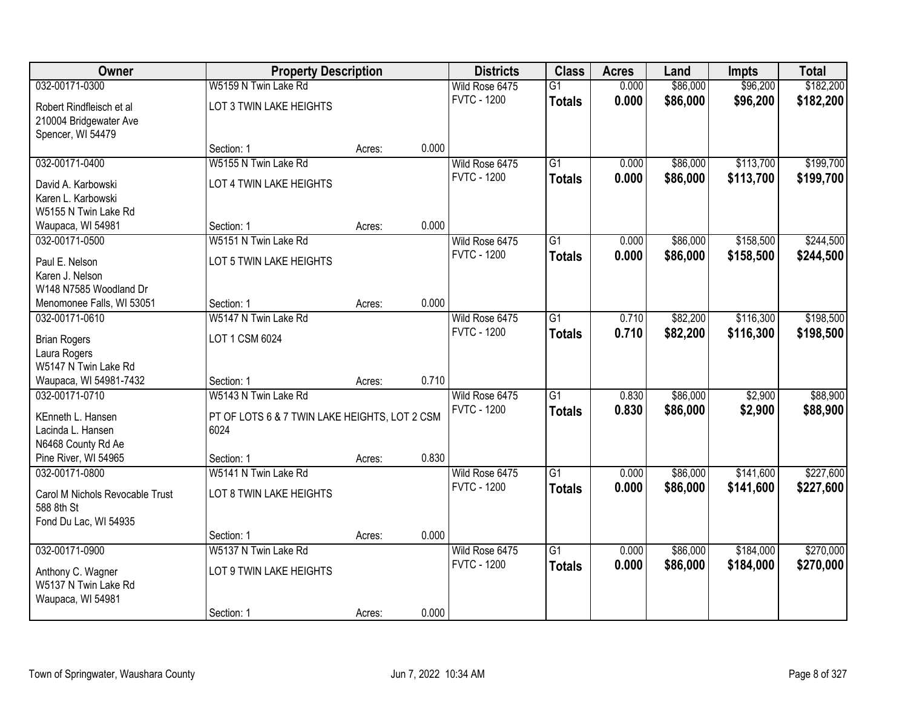| Owner | Property Description | | | Districts | Class | Acres | Land | Impts | Total |
|---|---|---|---|---|---|---|---|---|---|
| 032-00171-0300 | W5159 N Twin Lake Rd | | | Wild Rose 6475 | G1 | 0.000 | $86,000 | $96,200 | $182,200 |
| Robert Rindfleisch et al<br>210004 Bridgewater Ave<br>Spencer, WI 54479 | LOT 3 TWIN LAKE HEIGHTS | | | FVTC - 1200 | **Totals** | **0.000** | **$86,000** | **$96,200** | **$182,200** |
| | Section: 1 | Acres: | 0.000 | | | | | | |
| 032-00171-0400 | W5155 N Twin Lake Rd | | | Wild Rose 6475 | G1 | 0.000 | $86,000 | $113,700 | $199,700 |
| David A. Karbowski<br>Karen L. Karbowski<br>W5155 N Twin Lake Rd<br>Waupaca, WI 54981 | LOT 4 TWIN LAKE HEIGHTS | | | FVTC - 1200 | **Totals** | **0.000** | **$86,000** | **$113,700** | **$199,700** |
| | Section: 1 | Acres: | 0.000 | | | | | | |
| 032-00171-0500 | W5151 N Twin Lake Rd | | | Wild Rose 6475 | G1 | 0.000 | $86,000 | $158,500 | $244,500 |
| Paul E. Nelson<br>Karen J. Nelson<br>W148 N7585 Woodland Dr<br>Menomonee Falls, WI 53051 | LOT 5 TWIN LAKE HEIGHTS | | | FVTC - 1200 | **Totals** | **0.000** | **$86,000** | **$158,500** | **$244,500** |
| | Section: 1 | Acres: | 0.000 | | | | | | |
| 032-00171-0610 | W5147 N Twin Lake Rd | | | Wild Rose 6475 | G1 | 0.710 | $82,200 | $116,300 | $198,500 |
| Brian Rogers<br>Laura Rogers<br>W5147 N Twin Lake Rd<br>Waupaca, WI 54981-7432 | LOT 1 CSM 6024 | | | FVTC - 1200 | **Totals** | **0.710** | **$82,200** | **$116,300** | **$198,500** |
| | Section: 1 | Acres: | 0.710 | | | | | | |
| 032-00171-0710 | W5143 N Twin Lake Rd | | | Wild Rose 6475 | G1 | 0.830 | $86,000 | $2,900 | $88,900 |
| KEnneth L. Hansen<br>Lacinda L. Hansen<br>N6468 County Rd Ae<br>Pine River, WI 54965 | PT OF LOTS 6 & 7 TWIN LAKE HEIGHTS, LOT 2 CSM 6024 | | | FVTC - 1200 | **Totals** | **0.830** | **$86,000** | **$2,900** | **$88,900** |
| | Section: 1 | Acres: | 0.830 | | | | | | |
| 032-00171-0800 | W5141 N Twin Lake Rd | | | Wild Rose 6475 | G1 | 0.000 | $86,000 | $141,600 | $227,600 |
| Carol M Nichols Revocable Trust<br>588 8th St<br>Fond Du Lac, WI 54935 | LOT 8 TWIN LAKE HEIGHTS | | | FVTC - 1200 | **Totals** | **0.000** | **$86,000** | **$141,600** | **$227,600** |
| | Section: 1 | Acres: | 0.000 | | | | | | |
| 032-00171-0900 | W5137 N Twin Lake Rd | | | Wild Rose 6475 | G1 | 0.000 | $86,000 | $184,000 | $270,000 |
| Anthony C. Wagner<br>W5137 N Twin Lake Rd<br>Waupaca, WI 54981 | LOT 9 TWIN LAKE HEIGHTS | | | FVTC - 1200 | **Totals** | **0.000** | **$86,000** | **$184,000** | **$270,000** |
| | Section: 1 | Acres: | 0.000 | | | | | | |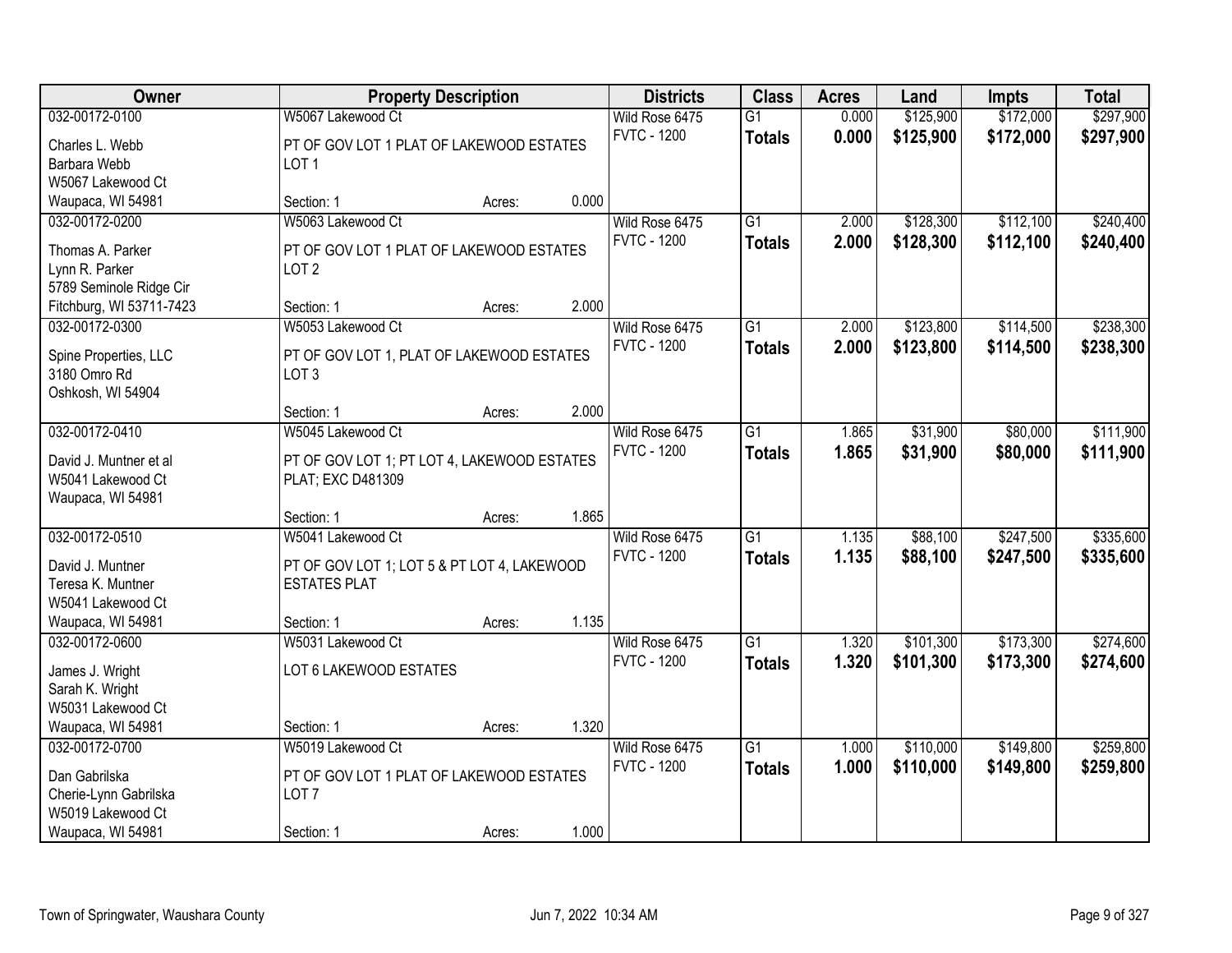| Owner | Property Description | Districts | Class | Acres | Land | Impts | Total |
|---|---|---|---|---|---|---|---|
| 032-00172-0100<br>Charles L. Webb<br>Barbara Webb<br>W5067 Lakewood Ct<br>Waupaca, WI 54981 | W5067 Lakewood Ct<br>PT OF GOV LOT 1 PLAT OF LAKEWOOD ESTATES LOT 1<br>Section: 1 Acres: 0.000 | Wild Rose 6475<br>FVTC - 1200 | G1<br>**Totals** | 0.000<br>**0.000** | \$125,900<br>**\$125,900** | \$172,000<br>**\$172,000** | \$297,900<br>**\$297,900** |
| 032-00172-0200<br>Thomas A. Parker<br>Lynn R. Parker<br>5789 Seminole Ridge Cir<br>Fitchburg, WI 53711-7423 | W5063 Lakewood Ct<br>PT OF GOV LOT 1 PLAT OF LAKEWOOD ESTATES LOT 2<br>Section: 1 Acres: 2.000 | Wild Rose 6475<br>FVTC - 1200 | G1<br>**Totals** | 2.000<br>**2.000** | \$128,300<br>**\$128,300** | \$112,100<br>**\$112,100** | \$240,400<br>**\$240,400** |
| 032-00172-0300<br>Spine Properties, LLC<br>3180 Omro Rd<br>Oshkosh, WI 54904 | W5053 Lakewood Ct<br>PT OF GOV LOT 1, PLAT OF LAKEWOOD ESTATES LOT 3<br>Section: 1 Acres: 2.000 | Wild Rose 6475<br>FVTC - 1200 | G1<br>**Totals** | 2.000<br>**2.000** | \$123,800<br>**\$123,800** | \$114,500<br>**\$114,500** | \$238,300<br>**\$238,300** |
| 032-00172-0410<br>David J. Muntner et al<br>W5041 Lakewood Ct<br>Waupaca, WI 54981 | W5045 Lakewood Ct<br>PT OF GOV LOT 1; PT LOT 4, LAKEWOOD ESTATES PLAT; EXC D481309<br>Section: 1 Acres: 1.865 | Wild Rose 6475<br>FVTC - 1200 | G1<br>**Totals** | 1.865<br>**1.865** | \$31,900<br>**\$31,900** | \$80,000<br>**\$80,000** | \$111,900<br>**\$111,900** |
| 032-00172-0510<br>David J. Muntner<br>Teresa K. Muntner<br>W5041 Lakewood Ct<br>Waupaca, WI 54981 | W5041 Lakewood Ct<br>PT OF GOV LOT 1; LOT 5 & PT LOT 4, LAKEWOOD ESTATES PLAT<br>Section: 1 Acres: 1.135 | Wild Rose 6475<br>FVTC - 1200 | G1<br>**Totals** | 1.135<br>**1.135** | \$88,100<br>**\$88,100** | \$247,500<br>**\$247,500** | \$335,600<br>**\$335,600** |
| 032-00172-0600<br>James J. Wright<br>Sarah K. Wright<br>W5031 Lakewood Ct<br>Waupaca, WI 54981 | W5031 Lakewood Ct<br>LOT 6 LAKEWOOD ESTATES<br>Section: 1 Acres: 1.320 | Wild Rose 6475<br>FVTC - 1200 | G1<br>**Totals** | 1.320<br>**1.320** | \$101,300<br>**\$101,300** | \$173,300<br>**\$173,300** | \$274,600<br>**\$274,600** |
| 032-00172-0700<br>Dan Gabrilska<br>Cherie-Lynn Gabrilska<br>W5019 Lakewood Ct<br>Waupaca, WI 54981 | W5019 Lakewood Ct<br>PT OF GOV LOT 1 PLAT OF LAKEWOOD ESTATES LOT 7<br>Section: 1 Acres: 1.000 | Wild Rose 6475<br>FVTC - 1200 | G1<br>**Totals** | 1.000<br>**1.000** | \$110,000<br>**\$110,000** | \$149,800<br>**\$149,800** | \$259,800<br>**\$259,800** |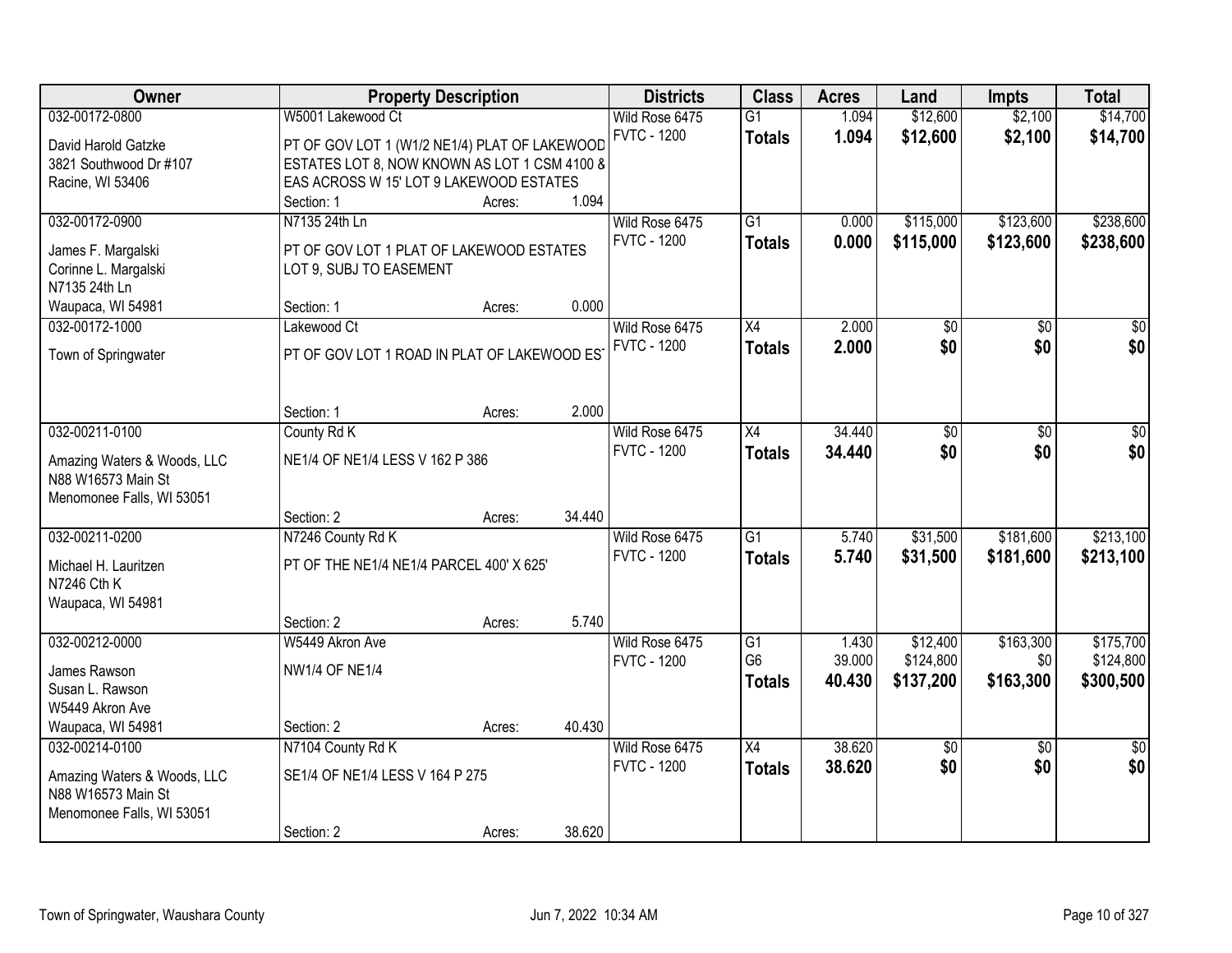| Owner | Property Description | | | Districts | Class | Acres | Land | Impts | Total |
|---|---|---|---|---|---|---|---|---|---|
| 032-00172-0800 | W5001 Lakewood Ct | | | Wild Rose 6475 | G1 | 1.094 | $12,600 | $2,100 | $14,700 |
| David Harold Gatzke<br>3821 Southwood Dr #107<br>Racine, WI 53406 | PT OF GOV LOT 1 (W1/2 NE1/4) PLAT OF LAKEWOOD ESTATES LOT 8, NOW KNOWN AS LOT 1 CSM 4100 & EAS ACROSS W 15' LOT 9 LAKEWOOD ESTATES | | | FVTC - 1200 | **Totals** | **1.094** | **$12,600** | **$2,100** | **$14,700** |
| | Section: 1 | Acres: | 1.094 | | | | | | |
| 032-00172-0900 | N7135 24th Ln | | | Wild Rose 6475 | G1 | 0.000 | $115,000 | $123,600 | $238,600 |
| James F. Margalski<br>Corinne L. Margalski<br>N7135 24th Ln<br>Waupaca, WI 54981 | PT OF GOV LOT 1 PLAT OF LAKEWOOD ESTATES LOT 9, SUBJ TO EASEMENT | | | FVTC - 1200 | **Totals** | **0.000** | **$115,000** | **$123,600** | **$238,600** |
| | Section: 1 | Acres: | 0.000 | | | | | | |
| 032-00172-1000 | Lakewood Ct | | | Wild Rose 6475 | X4 | 2.000 | $0 | $0 | $0 |
| Town of Springwater | PT OF GOV LOT 1 ROAD IN PLAT OF LAKEWOOD EST | | | FVTC - 1200 | **Totals** | **2.000** | **$0** | **$0** | **$0** |
| | Section: 1 | Acres: | 2.000 | | | | | | |
| 032-00211-0100 | County Rd K | | | Wild Rose 6475 | X4 | 34.440 | $0 | $0 | $0 |
| Amazing Waters & Woods, LLC<br>N88 W16573 Main St<br>Menomonee Falls, WI 53051 | NE1/4 OF NE1/4 LESS V 162 P 386 | | | FVTC - 1200 | **Totals** | **34.440** | **$0** | **$0** | **$0** |
| | Section: 2 | Acres: | 34.440 | | | | | | |
| 032-00211-0200 | N7246 County Rd K | | | Wild Rose 6475 | G1 | 5.740 | $31,500 | $181,600 | $213,100 |
| Michael H. Lauritzen<br>N7246 Cth K<br>Waupaca, WI 54981 | PT OF THE NE1/4 NE1/4 PARCEL 400' X 625' | | | FVTC - 1200 | **Totals** | **5.740** | **$31,500** | **$181,600** | **$213,100** |
| | Section: 2 | Acres: | 5.740 | | | | | | |
| 032-00212-0000 | W5449 Akron Ave | | | Wild Rose 6475 | G1<br>G6 | 1.430<br>39.000 | $12,400<br>$124,800 | $163,300<br>$0 | $175,700<br>$124,800 |
| James Rawson<br>Susan L. Rawson<br>W5449 Akron Ave<br>Waupaca, WI 54981 | NW1/4 OF NE1/4 | | | FVTC - 1200 | **Totals** | **40.430** | **$137,200** | **$163,300** | **$300,500** |
| | Section: 2 | Acres: | 40.430 | | | | | | |
| 032-00214-0100 | N7104 County Rd K | | | Wild Rose 6475 | X4 | 38.620 | $0 | $0 | $0 |
| Amazing Waters & Woods, LLC<br>N88 W16573 Main St<br>Menomonee Falls, WI 53051 | SE1/4 OF NE1/4 LESS V 164 P 275 | | | FVTC - 1200 | **Totals** | **38.620** | **$0** | **$0** | **$0** |
| | Section: 2 | Acres: | 38.620 | | | | | | |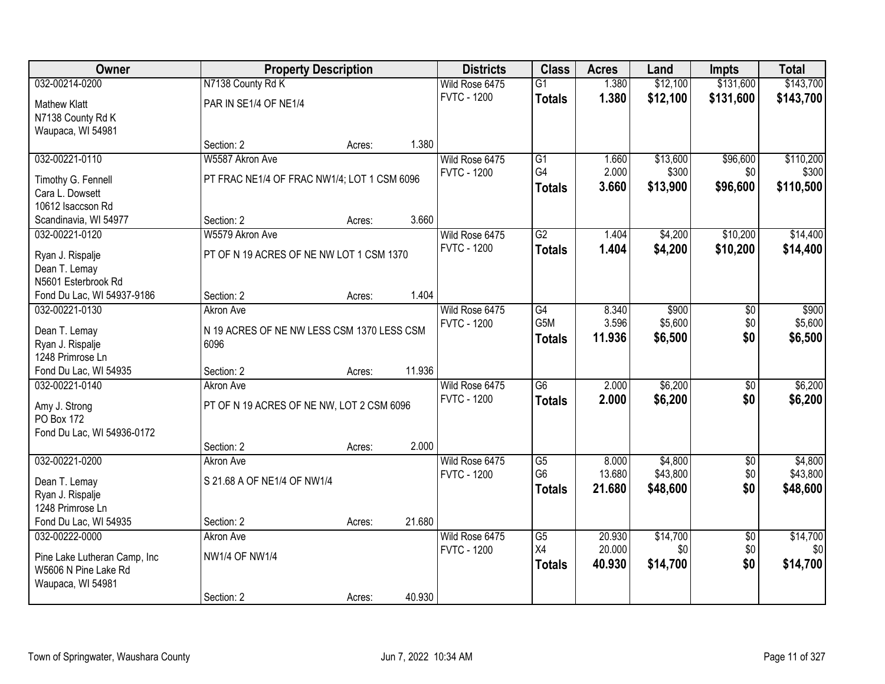| Owner | Property Description | | | Districts | Class | Acres | Land | Impts | Total |
|---|---|---|---|---|---|---|---|---|---|
| 032-00214-0200 | N7138 County Rd K | | | Wild Rose 6475 | G1 | 1.380 | $12,100 | $131,600 | $143,700 |
| Mathew Klatt | PAR IN SE1/4 OF NE1/4 | | | FVTC - 1200 | **Totals** | **1.380** | **$12,100** | **$131,600** | **$143,700** |
| N7138 County Rd K | | | | | | | | | |
| Waupaca, WI 54981 | | | | | | | | | |
| | Section: 2 | Acres: | 1.380 | | | | | | |
| 032-00221-0110 | W5587 Akron Ave | | | Wild Rose 6475 | G1 | 1.660 | $13,600 | $96,600 | $110,200 |
| Timothy G. Fennell | PT FRAC NE1/4 OF FRAC NW1/4; LOT 1 CSM 6096 | | | FVTC - 1200 | G4 | 2.000 | $300 | $0 | $300 |
| Cara L. Dowsett | | | | | **Totals** | **3.660** | **$13,900** | **$96,600** | **$110,500** |
| 10612 Isaccson Rd | | | | | | | | | |
| Scandinavia, WI 54977 | Section: 2 | Acres: | 3.660 | | | | | | |
| 032-00221-0120 | W5579 Akron Ave | | | Wild Rose 6475 | G2 | 1.404 | $4,200 | $10,200 | $14,400 |
| Ryan J. Rispalje | PT OF N 19 ACRES OF NE NW LOT 1 CSM 1370 | | | FVTC - 1200 | **Totals** | **1.404** | **$4,200** | **$10,200** | **$14,400** |
| Dean T. Lemay | | | | | | | | | |
| N5601 Esterbrook Rd | | | | | | | | | |
| Fond Du Lac, WI 54937-9186 | Section: 2 | Acres: | 1.404 | | | | | | |
| 032-00221-0130 | Akron Ave | | | Wild Rose 6475 | G4 | 8.340 | $900 | $0 | $900 |
| Dean T. Lemay | N 19 ACRES OF NE NW LESS CSM 1370 LESS CSM 6096 | | | FVTC - 1200 | G5M | 3.596 | $5,600 | $0 | $5,600 |
| Ryan J. Rispalje | | | | | **Totals** | **11.936** | **$6,500** | **$0** | **$6,500** |
| 1248 Primrose Ln | | | | | | | | | |
| Fond Du Lac, WI 54935 | Section: 2 | Acres: | 11.936 | | | | | | |
| 032-00221-0140 | Akron Ave | | | Wild Rose 6475 | G6 | 2.000 | $6,200 | $0 | $6,200 |
| Amy J. Strong | PT OF N 19 ACRES OF NE NW, LOT 2 CSM 6096 | | | FVTC - 1200 | **Totals** | **2.000** | **$6,200** | **$0** | **$6,200** |
| PO Box 172 | | | | | | | | | |
| Fond Du Lac, WI 54936-0172 | | | | | | | | | |
| | Section: 2 | Acres: | 2.000 | | | | | | |
| 032-00221-0200 | Akron Ave | | | Wild Rose 6475 | G5 | 8.000 | $4,800 | $0 | $4,800 |
| Dean T. Lemay | S 21.68 A OF NE1/4 OF NW1/4 | | | FVTC - 1200 | G6 | 13.680 | $43,800 | $0 | $43,800 |
| Ryan J. Rispalje | | | | | **Totals** | **21.680** | **$48,600** | **$0** | **$48,600** |
| 1248 Primrose Ln | | | | | | | | | |
| Fond Du Lac, WI 54935 | Section: 2 | Acres: | 21.680 | | | | | | |
| 032-00222-0000 | Akron Ave | | | Wild Rose 6475 | G5 | 20.930 | $14,700 | $0 | $14,700 |
| Pine Lake Lutheran Camp, Inc | NW1/4 OF NW1/4 | | | FVTC - 1200 | X4 | 20.000 | $0 | $0 | $0 |
| W5606 N Pine Lake Rd | | | | | **Totals** | **40.930** | **$14,700** | **$0** | **$14,700** |
| Waupaca, WI 54981 | | | | | | | | | |
| | Section: 2 | Acres: | 40.930 | | | | | | |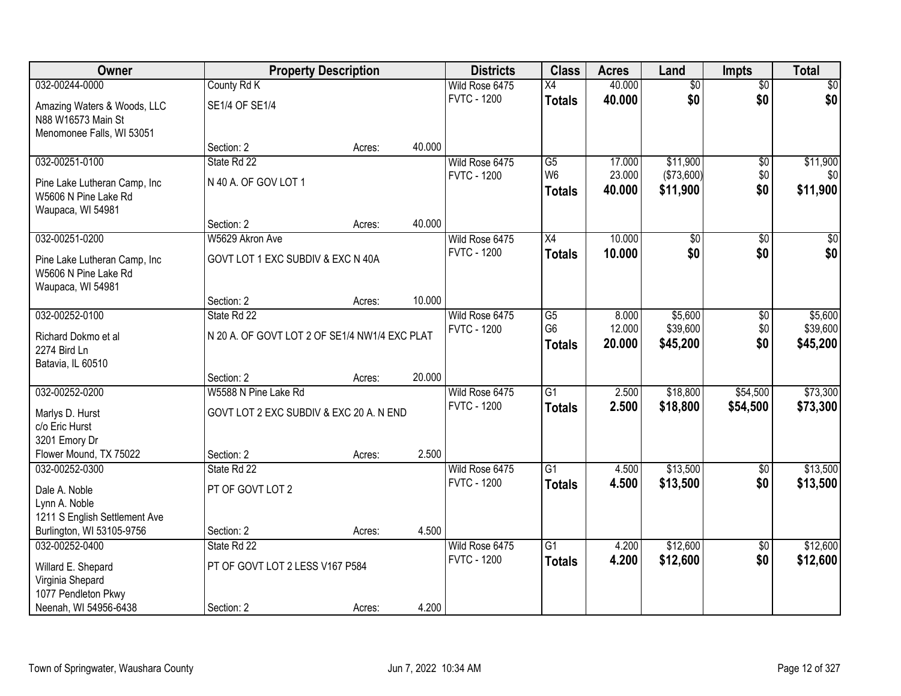| Owner | Property Description | | | Districts | Class | Acres | Land | Impts | Total |
|---|---|---|---|---|---|---|---|---|---|
| 032-00244-0000 | County Rd K | | | Wild Rose 6475 | X4 | 40.000 | $0 | $0 | $0 |
| Amazing Waters & Woods, LLC<br>N88 W16573 Main St<br>Menomonee Falls, WI 53051 | SE1/4 OF SE1/4 | | | FVTC - 1200 | **Totals** | **40.000** | **$0** | **$0** | **$0** |
| | Section: 2 | Acres: | 40.000 | | | | | | |
| 032-00251-0100 | State Rd 22 | | | Wild Rose 6475 | G5 | 17.000 | $11,900 | $0 | $11,900 |
| Pine Lake Lutheran Camp, Inc<br>W5606 N Pine Lake Rd<br>Waupaca, WI 54981 | N 40 A. OF GOV LOT 1 | | | FVTC - 1200 | W6 | 23.000 | ($73,600) | $0 | $0 |
| | | | | | **Totals** | **40.000** | **$11,900** | **$0** | **$11,900** |
| | Section: 2 | Acres: | 40.000 | | | | | | |
| 032-00251-0200 | W5629 Akron Ave | | | Wild Rose 6475 | X4 | 10.000 | $0 | $0 | $0 |
| Pine Lake Lutheran Camp, Inc<br>W5606 N Pine Lake Rd<br>Waupaca, WI 54981 | GOVT LOT 1 EXC SUBDIV & EXC N 40A | | | FVTC - 1200 | **Totals** | **10.000** | **$0** | **$0** | **$0** |
| | Section: 2 | Acres: | 10.000 | | | | | | |
| 032-00252-0100 | State Rd 22 | | | Wild Rose 6475 | G5 | 8.000 | $5,600 | $0 | $5,600 |
| Richard Dokmo et al<br>2274 Bird Ln<br>Batavia, IL 60510 | N 20 A. OF GOVT LOT 2 OF SE1/4 NW1/4 EXC PLAT | | | FVTC - 1200 | G6 | 12.000 | $39,600 | $0 | $39,600 |
| | | | | | **Totals** | **20.000** | **$45,200** | **$0** | **$45,200** |
| | Section: 2 | Acres: | 20.000 | | | | | | |
| 032-00252-0200 | W5588 N Pine Lake Rd | | | Wild Rose 6475 | G1 | 2.500 | $18,800 | $54,500 | $73,300 |
| Marlys D. Hurst<br>c/o Eric Hurst<br>3201 Emory Dr<br>Flower Mound, TX 75022 | GOVT LOT 2 EXC SUBDIV & EXC 20 A. N END | | | FVTC - 1200 | **Totals** | **2.500** | **$18,800** | **$54,500** | **$73,300** |
| | Section: 2 | Acres: | 2.500 | | | | | | |
| 032-00252-0300 | State Rd 22 | | | Wild Rose 6475 | G1 | 4.500 | $13,500 | $0 | $13,500 |
| Dale A. Noble<br>Lynn A. Noble<br>1211 S English Settlement Ave<br>Burlington, WI 53105-9756 | PT OF GOVT LOT 2 | | | FVTC - 1200 | **Totals** | **4.500** | **$13,500** | **$0** | **$13,500** |
| | Section: 2 | Acres: | 4.500 | | | | | | |
| 032-00252-0400 | State Rd 22 | | | Wild Rose 6475 | G1 | 4.200 | $12,600 | $0 | $12,600 |
| Willard E. Shepard<br>Virginia Shepard<br>1077 Pendleton Pkwy<br>Neenah, WI 54956-6438 | PT OF GOVT LOT 2 LESS V167 P584 | | | FVTC - 1200 | **Totals** | **4.200** | **$12,600** | **$0** | **$12,600** |
| | Section: 2 | Acres: | 4.200 | | | | | | |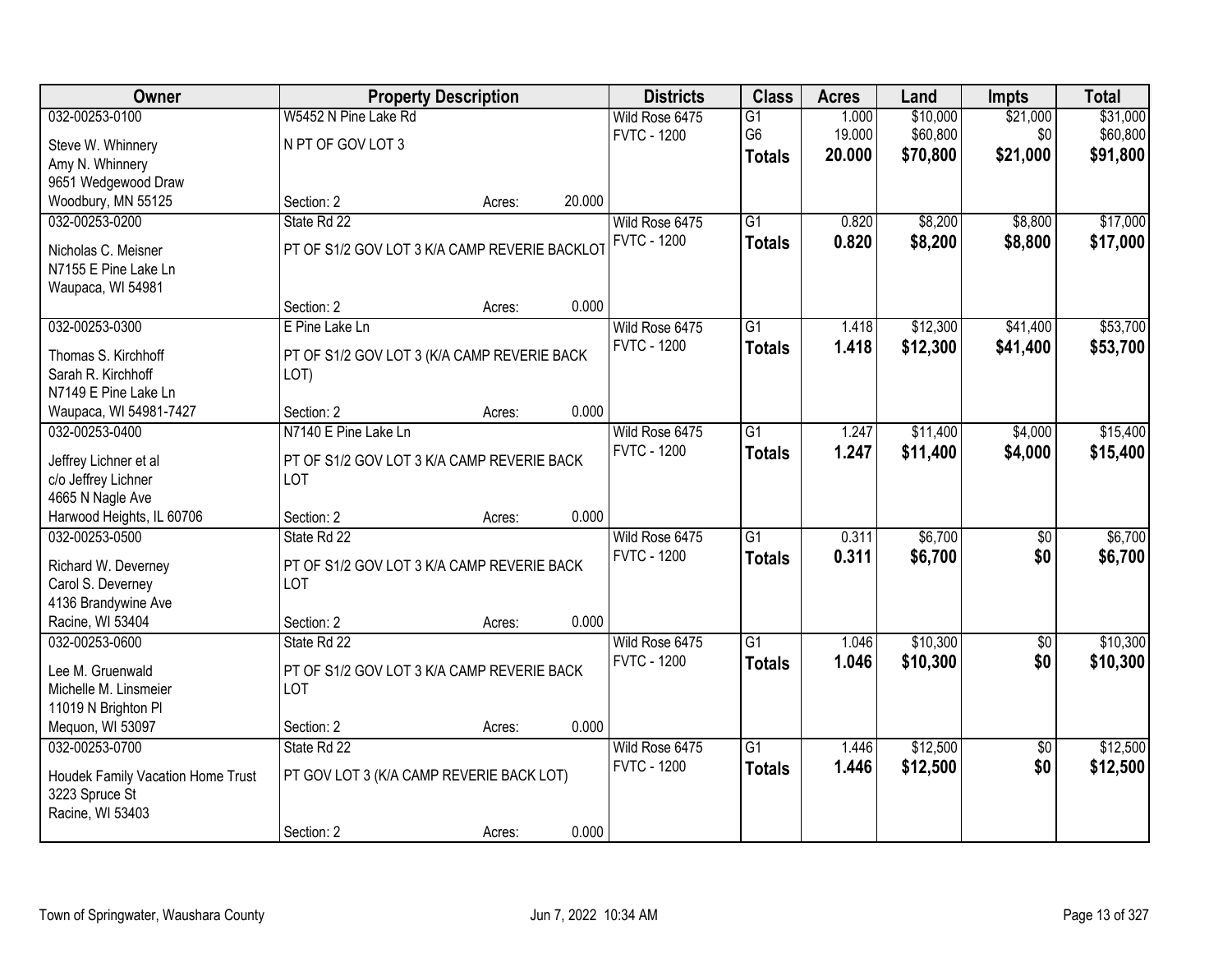| Owner | Property Description | | | Districts | Class | Acres | Land | Impts | Total |
|---|---|---|---|---|---|---|---|---|---|
| 032-00253-0100 | W5452 N Pine Lake Rd | | | Wild Rose 6475 | G1 | 1.000 | $10,000 | $21,000 | $31,000 |
| Steve W. Whinnery | N PT OF GOV LOT 3 | | | FVTC - 1200 | G6 | 19.000 | $60,800 | $0 | $60,800 |
| Amy N. Whinnery | | | | | **Totals** | **20.000** | **$70,800** | **$21,000** | **$91,800** |
| 9651 Wedgewood Draw | | | | | | | | | |
| Woodbury, MN 55125 | Section: 2 | Acres: | 20.000 | | | | | | |
| 032-00253-0200 | State Rd 22 | | | Wild Rose 6475 | G1 | 0.820 | $8,200 | $8,800 | $17,000 |
| Nicholas C. Meisner | PT OF S1/2 GOV LOT 3 K/A CAMP REVERIE BACKLOT | | | FVTC - 1200 | **Totals** | **0.820** | **$8,200** | **$8,800** | **$17,000** |
| N7155 E Pine Lake Ln | | | | | | | | | |
| Waupaca, WI 54981 | | | | | | | | | |
| | Section: 2 | Acres: | 0.000 | | | | | | |
| 032-00253-0300 | E Pine Lake Ln | | | Wild Rose 6475 | G1 | 1.418 | $12,300 | $41,400 | $53,700 |
| Thomas S. Kirchhoff | PT OF S1/2 GOV LOT 3 (K/A CAMP REVERIE BACK LOT) | | | FVTC - 1200 | **Totals** | **1.418** | **$12,300** | **$41,400** | **$53,700** |
| Sarah R. Kirchhoff | | | | | | | | | |
| N7149 E Pine Lake Ln | | | | | | | | | |
| Waupaca, WI 54981-7427 | Section: 2 | Acres: | 0.000 | | | | | | |
| 032-00253-0400 | N7140 E Pine Lake Ln | | | Wild Rose 6475 | G1 | 1.247 | $11,400 | $4,000 | $15,400 |
| Jeffrey Lichner et al | PT OF S1/2 GOV LOT 3 K/A CAMP REVERIE BACK LOT | | | FVTC - 1200 | **Totals** | **1.247** | **$11,400** | **$4,000** | **$15,400** |
| c/o Jeffrey Lichner | | | | | | | | | |
| 4665 N Nagle Ave | | | | | | | | | |
| Harwood Heights, IL 60706 | Section: 2 | Acres: | 0.000 | | | | | | |
| 032-00253-0500 | State Rd 22 | | | Wild Rose 6475 | G1 | 0.311 | $6,700 | $0 | $6,700 |
| Richard W. Deverney | PT OF S1/2 GOV LOT 3 K/A CAMP REVERIE BACK LOT | | | FVTC - 1200 | **Totals** | **0.311** | **$6,700** | **$0** | **$6,700** |
| Carol S. Deverney | | | | | | | | | |
| 4136 Brandywine Ave | | | | | | | | | |
| Racine, WI 53404 | Section: 2 | Acres: | 0.000 | | | | | | |
| 032-00253-0600 | State Rd 22 | | | Wild Rose 6475 | G1 | 1.046 | $10,300 | $0 | $10,300 |
| Lee M. Gruenwald | PT OF S1/2 GOV LOT 3 K/A CAMP REVERIE BACK LOT | | | FVTC - 1200 | **Totals** | **1.046** | **$10,300** | **$0** | **$10,300** |
| Michelle M. Linsmeier | | | | | | | | | |
| 11019 N Brighton Pl | | | | | | | | | |
| Mequon, WI 53097 | Section: 2 | Acres: | 0.000 | | | | | | |
| 032-00253-0700 | State Rd 22 | | | Wild Rose 6475 | G1 | 1.446 | $12,500 | $0 | $12,500 |
| Houdek Family Vacation Home Trust | PT GOV LOT 3 (K/A CAMP REVERIE BACK LOT) | | | FVTC - 1200 | **Totals** | **1.446** | **$12,500** | **$0** | **$12,500** |
| 3223 Spruce St | | | | | | | | | |
| Racine, WI 53403 | | | | | | | | | |
| | Section: 2 | Acres: | 0.000 | | | | | | |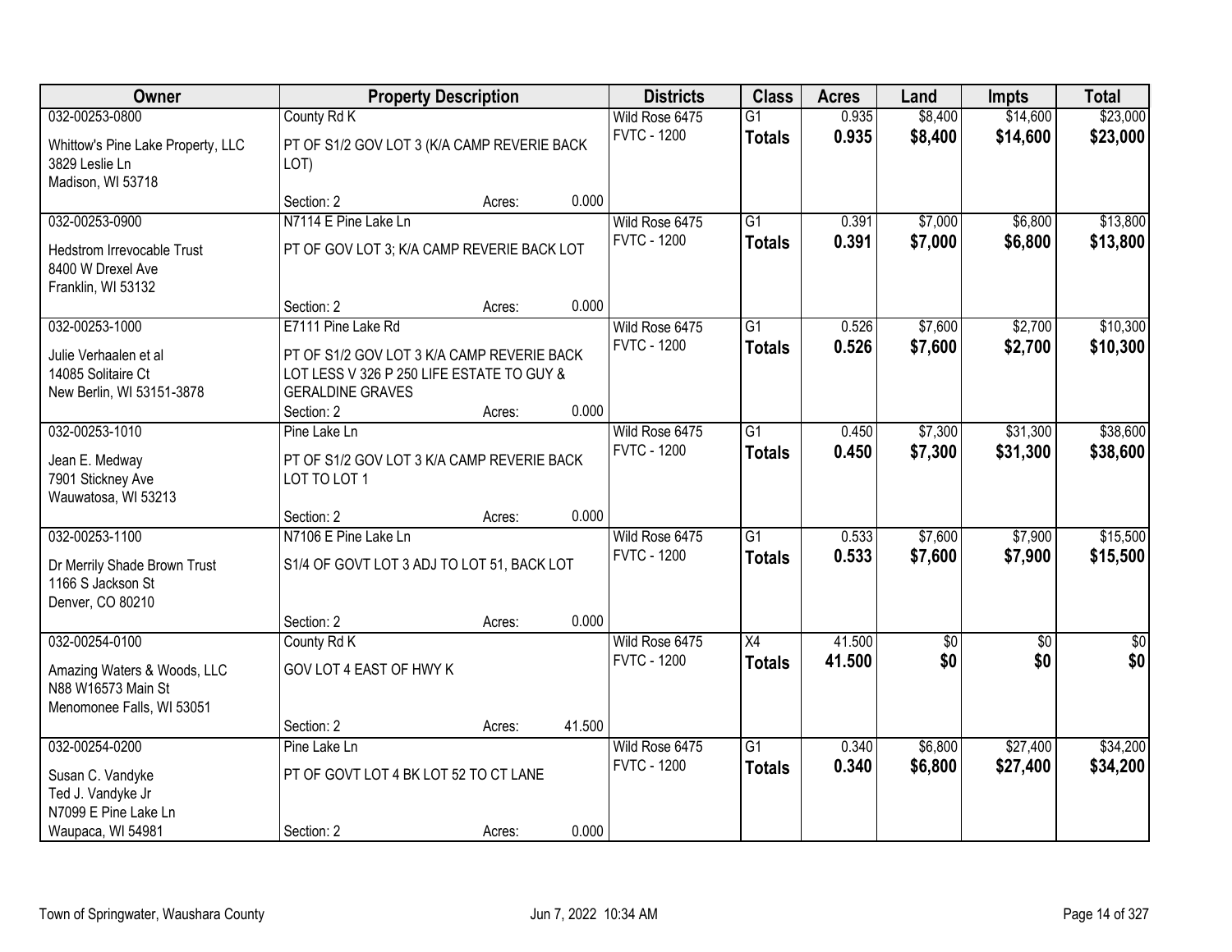| Owner | Property Description | Districts | Class | Acres | Land | Impts | Total |
|---|---|---|---|---|---|---|---|
| 032-00253-0800<br>Whittow's Pine Lake Property, LLC<br>3829 Leslie Ln<br>Madison, WI 53718 | County Rd K<br>PT OF S1/2 GOV LOT 3 (K/A CAMP REVERIE BACK LOT)<br>Section: 2 Acres: 0.000 | Wild Rose 6475<br>FVTC - 1200 | G1<br>**Totals** | 0.935<br>**0.935** | $8,400<br>**$8,400** | $14,600<br>**$14,600** | $23,000<br>**$23,000** |
| 032-00253-0900<br>Hedstrom Irrevocable Trust<br>8400 W Drexel Ave<br>Franklin, WI 53132 | N7114 E Pine Lake Ln<br>PT OF GOV LOT 3; K/A CAMP REVERIE BACK LOT<br>Section: 2 Acres: 0.000 | Wild Rose 6475<br>FVTC - 1200 | G1<br>**Totals** | 0.391<br>**0.391** | $7,000<br>**$7,000** | $6,800<br>**$6,800** | $13,800<br>**$13,800** |
| 032-00253-1000<br>Julie Verhaalen et al<br>14085 Solitaire Ct<br>New Berlin, WI 53151-3878 | E7111 Pine Lake Rd<br>PT OF S1/2 GOV LOT 3 K/A CAMP REVERIE BACK LOT LESS V 326 P 250 LIFE ESTATE TO GUY & GERALDINE GRAVES<br>Section: 2 Acres: 0.000 | Wild Rose 6475<br>FVTC - 1200 | G1<br>**Totals** | 0.526<br>**0.526** | $7,600<br>**$7,600** | $2,700<br>**$2,700** | $10,300<br>**$10,300** |
| 032-00253-1010<br>Jean E. Medway<br>7901 Stickney Ave<br>Wauwatosa, WI 53213 | Pine Lake Ln<br>PT OF S1/2 GOV LOT 3 K/A CAMP REVERIE BACK LOT TO LOT 1<br>Section: 2 Acres: 0.000 | Wild Rose 6475<br>FVTC - 1200 | G1<br>**Totals** | 0.450<br>**0.450** | $7,300<br>**$7,300** | $31,300<br>**$31,300** | $38,600<br>**$38,600** |
| 032-00253-1100<br>Dr Merrily Shade Brown Trust<br>1166 S Jackson St<br>Denver, CO 80210 | N7106 E Pine Lake Ln<br>S1/4 OF GOVT LOT 3 ADJ TO LOT 51, BACK LOT<br>Section: 2 Acres: 0.000 | Wild Rose 6475<br>FVTC - 1200 | G1<br>**Totals** | 0.533<br>**0.533** | $7,600<br>**$7,600** | $7,900<br>**$7,900** | $15,500<br>**$15,500** |
| 032-00254-0100<br>Amazing Waters & Woods, LLC<br>N88 W16573 Main St<br>Menomonee Falls, WI 53051 | County Rd K<br>GOV LOT 4 EAST OF HWY K<br>Section: 2 Acres: 41.500 | Wild Rose 6475<br>FVTC - 1200 | X4<br>**Totals** | 41.500<br>**41.500** | $0<br>**$0** | $0<br>**$0** | $0<br>**$0** |
| 032-00254-0200<br>Susan C. Vandyke<br>Ted J. Vandyke Jr<br>N7099 E Pine Lake Ln<br>Waupaca, WI 54981 | Pine Lake Ln<br>PT OF GOVT LOT 4 BK LOT 52 TO CT LANE<br>Section: 2 Acres: 0.000 | Wild Rose 6475<br>FVTC - 1200 | G1<br>**Totals** | 0.340<br>**0.340** | $6,800<br>**$6,800** | $27,400<br>**$27,400** | $34,200<br>**$34,200** |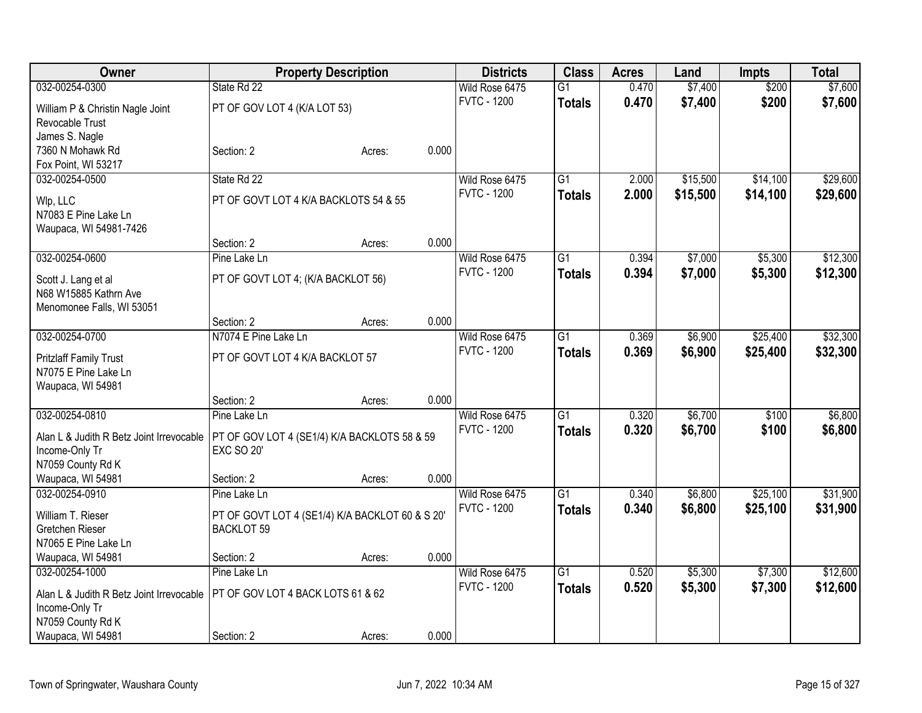| Owner | Property Description | | | Districts | Class | Acres | Land | Impts | Total |
|---|---|---|---|---|---|---|---|---|---|
| 032-00254-0300 | State Rd 22 | | | Wild Rose 6475 | G1 | 0.470 | $7,400 | $200 | $7,600 |
| William P & Christin Nagle Joint Revocable Trust<br>James S. Nagle<br>7360 N Mohawk Rd<br>Fox Point, WI 53217 | PT OF GOV LOT 4 (K/A LOT 53)<br>Section: 2 | Acres: | 0.000 | FVTC - 1200 | **Totals** | **0.470** | **$7,400** | **$200** | **$7,600** |
| 032-00254-0500 | State Rd 22 | | | Wild Rose 6475 | G1 | 2.000 | $15,500 | $14,100 | $29,600 |
| Wlp, LLC<br>N7083 E Pine Lake Ln<br>Waupaca, WI 54981-7426 | PT OF GOVT LOT 4 K/A BACKLOTS 54 & 55<br>Section: 2 | Acres: | 0.000 | FVTC - 1200 | **Totals** | **2.000** | **$15,500** | **$14,100** | **$29,600** |
| 032-00254-0600 | Pine Lake Ln | | | Wild Rose 6475 | G1 | 0.394 | $7,000 | $5,300 | $12,300 |
| Scott J. Lang et al<br>N68 W15885 Kathrn Ave<br>Menomonee Falls, WI 53051 | PT OF GOVT LOT 4; (K/A BACKLOT 56)<br>Section: 2 | Acres: | 0.000 | FVTC - 1200 | **Totals** | **0.394** | **$7,000** | **$5,300** | **$12,300** |
| 032-00254-0700 | N7074 E Pine Lake Ln | | | Wild Rose 6475 | G1 | 0.369 | $6,900 | $25,400 | $32,300 |
| Pritzlaff Family Trust<br>N7075 E Pine Lake Ln<br>Waupaca, WI 54981 | PT OF GOVT LOT 4 K/A BACKLOT 57<br>Section: 2 | Acres: | 0.000 | FVTC - 1200 | **Totals** | **0.369** | **$6,900** | **$25,400** | **$32,300** |
| 032-00254-0810 | Pine Lake Ln | | | Wild Rose 6475 | G1 | 0.320 | $6,700 | $100 | $6,800 |
| Alan L & Judith R Betz Joint Irrevocable Income-Only Tr<br>N7059 County Rd K<br>Waupaca, WI 54981 | PT OF GOV LOT 4 (SE1/4) K/A BACKLOTS 58 & 59 EXC SO 20'<br>Section: 2 | Acres: | 0.000 | FVTC - 1200 | **Totals** | **0.320** | **$6,700** | **$100** | **$6,800** |
| 032-00254-0910 | Pine Lake Ln | | | Wild Rose 6475 | G1 | 0.340 | $6,800 | $25,100 | $31,900 |
| William T. Rieser<br>Gretchen Rieser<br>N7065 E Pine Lake Ln<br>Waupaca, WI 54981 | PT OF GOVT LOT 4 (SE1/4) K/A BACKLOT 60 & S 20' BACKLOT 59<br>Section: 2 | Acres: | 0.000 | FVTC - 1200 | **Totals** | **0.340** | **$6,800** | **$25,100** | **$31,900** |
| 032-00254-1000 | Pine Lake Ln | | | Wild Rose 6475 | G1 | 0.520 | $5,300 | $7,300 | $12,600 |
| Alan L & Judith R Betz Joint Irrevocable Income-Only Tr<br>N7059 County Rd K<br>Waupaca, WI 54981 | PT OF GOV LOT 4 BACK LOTS 61 & 62<br>Section: 2 | Acres: | 0.000 | FVTC - 1200 | **Totals** | **0.520** | **$5,300** | **$7,300** | **$12,600** |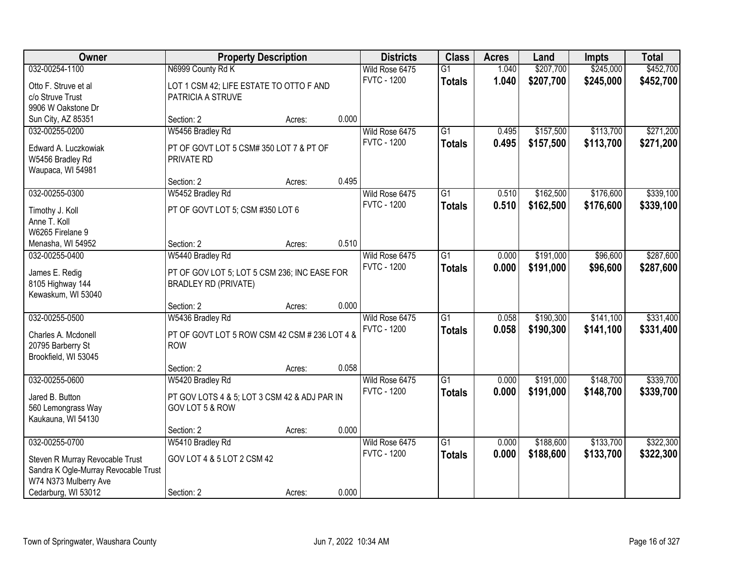| Owner | Property Description | | | Districts | Class | Acres | Land | Impts | Total |
|---|---|---|---|---|---|---|---|---|---|
| 032-00254-1100 | N6999 County Rd K | | | Wild Rose 6475 | G1 | 1.040 | $207,700 | $245,000 | $452,700 |
| Otto F. Struve et al<br>c/o Struve Trust<br>9906 W Oakstone Dr<br>Sun City, AZ 85351 | LOT 1 CSM 42; LIFE ESTATE TO OTTO F AND PATRICIA A STRUVE | | | FVTC - 1200 | **Totals** | **1.040** | **$207,700** | **$245,000** | **$452,700** |
| | Section: 2 | Acres: | 0.000 | | | | | | |
| 032-00255-0200 | W5456 Bradley Rd | | | Wild Rose 6475 | G1 | 0.495 | $157,500 | $113,700 | $271,200 |
| Edward A. Luczkowiak<br>W5456 Bradley Rd<br>Waupaca, WI 54981 | PT OF GOVT LOT 5 CSM# 350 LOT 7 & PT OF PRIVATE RD | | | FVTC - 1200 | **Totals** | **0.495** | **$157,500** | **$113,700** | **$271,200** |
| | Section: 2 | Acres: | 0.495 | | | | | | |
| 032-00255-0300 | W5452 Bradley Rd | | | Wild Rose 6475 | G1 | 0.510 | $162,500 | $176,600 | $339,100 |
| Timothy J. Koll<br>Anne T. Koll<br>W6265 Firelane 9<br>Menasha, WI 54952 | PT OF GOVT LOT 5; CSM #350 LOT 6 | | | FVTC - 1200 | **Totals** | **0.510** | **$162,500** | **$176,600** | **$339,100** |
| | Section: 2 | Acres: | 0.510 | | | | | | |
| 032-00255-0400 | W5440 Bradley Rd | | | Wild Rose 6475 | G1 | 0.000 | $191,000 | $96,600 | $287,600 |
| James E. Redig<br>8105 Highway 144<br>Kewaskum, WI 53040 | PT OF GOV LOT 5; LOT 5 CSM 236; INC EASE FOR BRADLEY RD (PRIVATE) | | | FVTC - 1200 | **Totals** | **0.000** | **$191,000** | **$96,600** | **$287,600** |
| | Section: 2 | Acres: | 0.000 | | | | | | |
| 032-00255-0500 | W5436 Bradley Rd | | | Wild Rose 6475 | G1 | 0.058 | $190,300 | $141,100 | $331,400 |
| Charles A. Mcdonell<br>20795 Barberry St<br>Brookfield, WI 53045 | PT OF GOVT LOT 5 ROW CSM 42 CSM # 236 LOT 4 & ROW | | | FVTC - 1200 | **Totals** | **0.058** | **$190,300** | **$141,100** | **$331,400** |
| | Section: 2 | Acres: | 0.058 | | | | | | |
| 032-00255-0600 | W5420 Bradley Rd | | | Wild Rose 6475 | G1 | 0.000 | $191,000 | $148,700 | $339,700 |
| Jared B. Button<br>560 Lemongrass Way<br>Kaukauna, WI 54130 | PT GOV LOTS 4 & 5; LOT 3 CSM 42 & ADJ PAR IN GOV LOT 5 & ROW | | | FVTC - 1200 | **Totals** | **0.000** | **$191,000** | **$148,700** | **$339,700** |
| | Section: 2 | Acres: | 0.000 | | | | | | |
| 032-00255-0700 | W5410 Bradley Rd | | | Wild Rose 6475 | G1 | 0.000 | $188,600 | $133,700 | $322,300 |
| Steven R Murray Revocable Trust<br>Sandra K Ogle-Murray Revocable Trust<br>W74 N373 Mulberry Ave<br>Cedarburg, WI 53012 | GOV LOT 4 & 5 LOT 2 CSM 42 | | | FVTC - 1200 | **Totals** | **0.000** | **$188,600** | **$133,700** | **$322,300** |
| | Section: 2 | Acres: | 0.000 | | | | | | |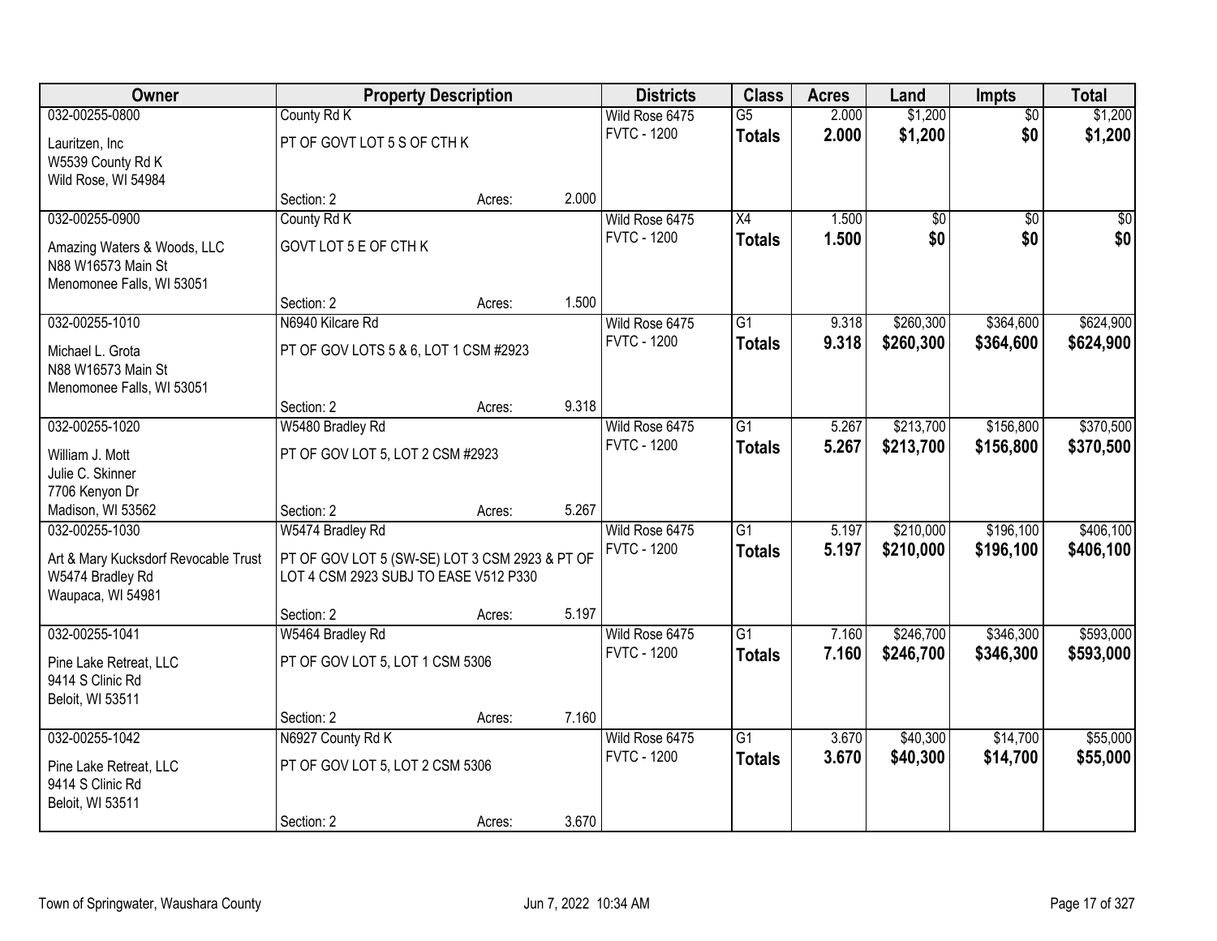| Owner | Property Description | | | Districts | Class | Acres | Land | Impts | Total |
|---|---|---|---|---|---|---|---|---|---|
| 032-00255-0800 | County Rd K | | | Wild Rose 6475 | G5 | 2.000 | $1,200 | $0 | $1,200 |
| Lauritzen, Inc<br>W5539 County Rd K<br>Wild Rose, WI 54984 | PT OF GOVT LOT 5 S OF CTH K | | | FVTC - 1200 | **Totals** | **2.000** | **$1,200** | **$0** | **$1,200** |
| | Section: 2 | Acres: | 2.000 | | | | | | |
| 032-00255-0900 | County Rd K | | | Wild Rose 6475 | X4 | 1.500 | $0 | $0 | $0 |
| Amazing Waters & Woods, LLC<br>N88 W16573 Main St<br>Menomonee Falls, WI 53051 | GOVT LOT 5 E OF CTH K | | | FVTC - 1200 | **Totals** | **1.500** | **$0** | **$0** | **$0** |
| | Section: 2 | Acres: | 1.500 | | | | | | |
| 032-00255-1010 | N6940 Kilcare Rd | | | Wild Rose 6475 | G1 | 9.318 | $260,300 | $364,600 | $624,900 |
| Michael L. Grota<br>N88 W16573 Main St<br>Menomonee Falls, WI 53051 | PT OF GOV LOTS 5 & 6, LOT 1 CSM #2923 | | | FVTC - 1200 | **Totals** | **9.318** | **$260,300** | **$364,600** | **$624,900** |
| | Section: 2 | Acres: | 9.318 | | | | | | |
| 032-00255-1020 | W5480 Bradley Rd | | | Wild Rose 6475 | G1 | 5.267 | $213,700 | $156,800 | $370,500 |
| William J. Mott<br>Julie C. Skinner<br>7706 Kenyon Dr<br>Madison, WI 53562 | PT OF GOV LOT 5, LOT 2 CSM #2923 | | | FVTC - 1200 | **Totals** | **5.267** | **$213,700** | **$156,800** | **$370,500** |
| | Section: 2 | Acres: | 5.267 | | | | | | |
| 032-00255-1030 | W5474 Bradley Rd | | | Wild Rose 6475 | G1 | 5.197 | $210,000 | $196,100 | $406,100 |
| Art & Mary Kucksdorf Revocable Trust<br>W5474 Bradley Rd<br>Waupaca, WI 54981 | PT OF GOV LOT 5 (SW-SE) LOT 3 CSM 2923 & PT OF LOT 4 CSM 2923 SUBJ TO EASE V512 P330 | | | FVTC - 1200 | **Totals** | **5.197** | **$210,000** | **$196,100** | **$406,100** |
| | Section: 2 | Acres: | 5.197 | | | | | | |
| 032-00255-1041 | W5464 Bradley Rd | | | Wild Rose 6475 | G1 | 7.160 | $246,700 | $346,300 | $593,000 |
| Pine Lake Retreat, LLC<br>9414 S Clinic Rd<br>Beloit, WI 53511 | PT OF GOV LOT 5, LOT 1 CSM 5306 | | | FVTC - 1200 | **Totals** | **7.160** | **$246,700** | **$346,300** | **$593,000** |
| | Section: 2 | Acres: | 7.160 | | | | | | |
| 032-00255-1042 | N6927 County Rd K | | | Wild Rose 6475 | G1 | 3.670 | $40,300 | $14,700 | $55,000 |
| Pine Lake Retreat, LLC<br>9414 S Clinic Rd<br>Beloit, WI 53511 | PT OF GOV LOT 5, LOT 2 CSM 5306 | | | FVTC - 1200 | **Totals** | **3.670** | **$40,300** | **$14,700** | **$55,000** |
| | Section: 2 | Acres: | 3.670 | | | | | | |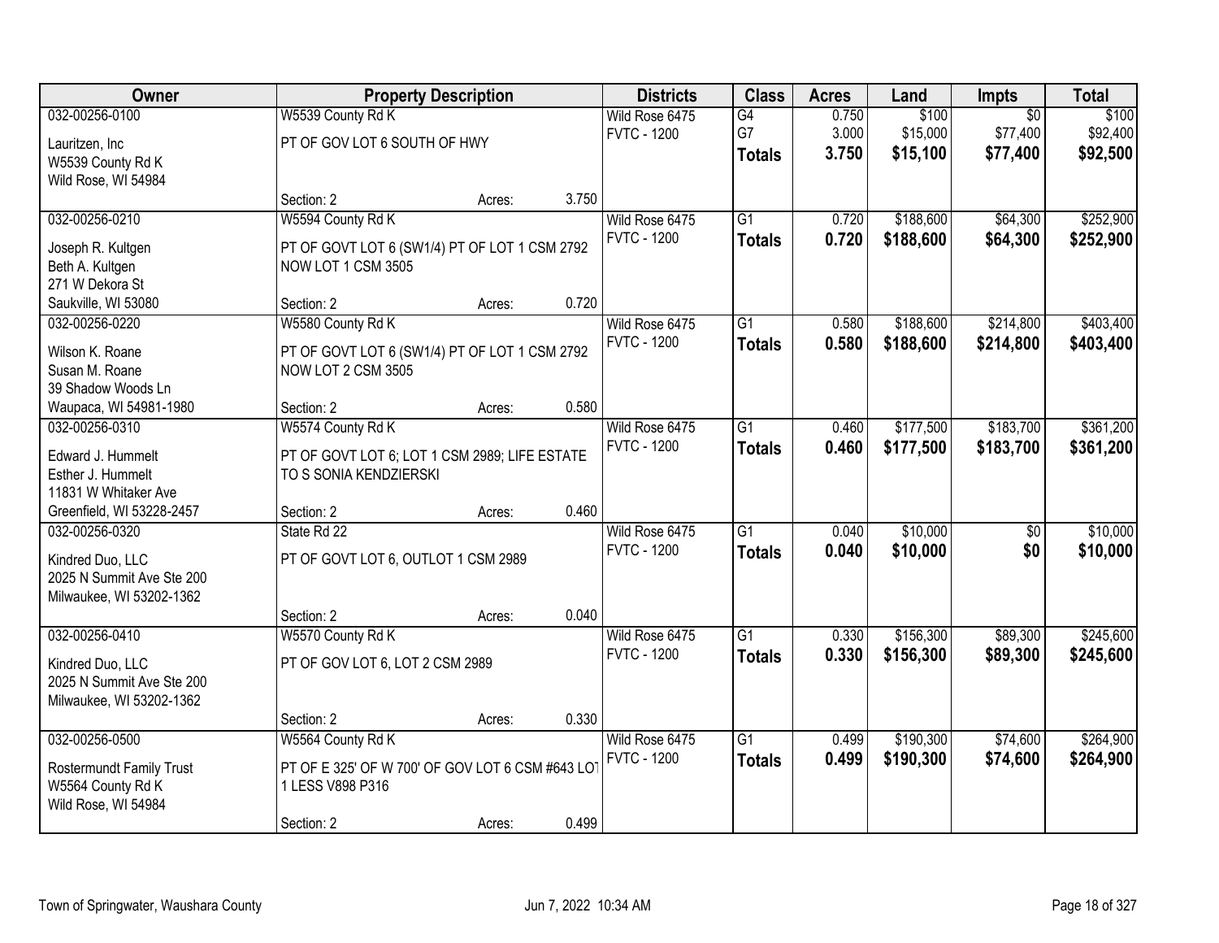| Owner | Property Description | Districts | Class | Acres | Land | Impts | Total |
|---|---|---|---|---|---|---|---|
| 032-00256-0100<br>Lauritzen, Inc<br>W5539 County Rd K<br>Wild Rose, WI 54984 | W5539 County Rd K<br>PT OF GOV LOT 6 SOUTH OF HWY<br>Section: 2 Acres: 3.750 | Wild Rose 6475<br>FVTC - 1200 | G4<br>G7<br>**Totals** | 0.750<br>3.000<br>**3.750** | $100<br>$15,000<br>**$15,100** | $0<br>$77,400<br>**$77,400** | $100<br>$92,400<br>**$92,500** |
| 032-00256-0210<br>Joseph R. Kultgen<br>Beth A. Kultgen<br>271 W Dekora St<br>Saukville, WI 53080 | W5594 County Rd K<br>PT OF GOVT LOT 6 (SW1/4) PT OF LOT 1 CSM 2792 NOW LOT 1 CSM 3505<br>Section: 2 Acres: 0.720 | Wild Rose 6475<br>FVTC - 1200 | G1<br>**Totals** | 0.720<br>**0.720** | $188,600<br>**$188,600** | $64,300<br>**$64,300** | $252,900<br>**$252,900** |
| 032-00256-0220<br>Wilson K. Roane<br>Susan M. Roane<br>39 Shadow Woods Ln<br>Waupaca, WI 54981-1980 | W5580 County Rd K<br>PT OF GOVT LOT 6 (SW1/4) PT OF LOT 1 CSM 2792 NOW LOT 2 CSM 3505<br>Section: 2 Acres: 0.580 | Wild Rose 6475<br>FVTC - 1200 | G1<br>**Totals** | 0.580<br>**0.580** | $188,600<br>**$188,600** | $214,800<br>**$214,800** | $403,400<br>**$403,400** |
| 032-00256-0310<br>Edward J. Hummelt<br>Esther J. Hummelt<br>11831 W Whitaker Ave<br>Greenfield, WI 53228-2457 | W5574 County Rd K<br>PT OF GOVT LOT 6; LOT 1 CSM 2989; LIFE ESTATE TO S SONIA KENDZIERSKI<br>Section: 2 Acres: 0.460 | Wild Rose 6475<br>FVTC - 1200 | G1<br>**Totals** | 0.460<br>**0.460** | $177,500<br>**$177,500** | $183,700<br>**$183,700** | $361,200<br>**$361,200** |
| 032-00256-0320<br>Kindred Duo, LLC<br>2025 N Summit Ave Ste 200<br>Milwaukee, WI 53202-1362 | State Rd 22<br>PT OF GOVT LOT 6, OUTLOT 1 CSM 2989<br>Section: 2 Acres: 0.040 | Wild Rose 6475<br>FVTC - 1200 | G1<br>**Totals** | 0.040<br>**0.040** | $10,000<br>**$10,000** | $0<br>**$0** | $10,000<br>**$10,000** |
| 032-00256-0410<br>Kindred Duo, LLC<br>2025 N Summit Ave Ste 200<br>Milwaukee, WI 53202-1362 | W5570 County Rd K<br>PT OF GOV LOT 6, LOT 2 CSM 2989<br>Section: 2 Acres: 0.330 | Wild Rose 6475<br>FVTC - 1200 | G1<br>**Totals** | 0.330<br>**0.330** | $156,300<br>**$156,300** | $89,300<br>**$89,300** | $245,600<br>**$245,600** |
| 032-00256-0500<br>Rostermundt Family Trust<br>W5564 County Rd K<br>Wild Rose, WI 54984 | W5564 County Rd K<br>PT OF E 325' OF W 700' OF GOV LOT 6 CSM #643 LOT 1 LESS V898 P316<br>Section: 2 Acres: 0.499 | Wild Rose 6475<br>FVTC - 1200 | G1<br>**Totals** | 0.499<br>**0.499** | $190,300<br>**$190,300** | $74,600<br>**$74,600** | $264,900<br>**$264,900** |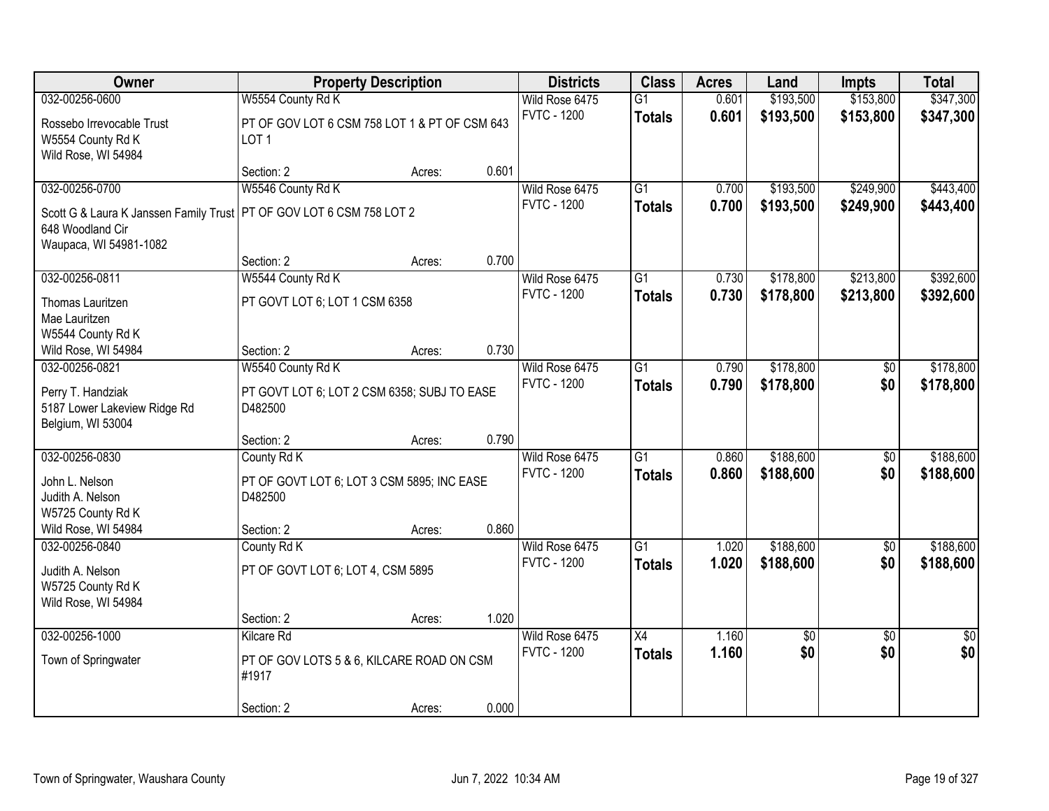| Owner | Property Description | | | Districts | Class | Acres | Land | Impts | Total |
|---|---|---|---|---|---|---|---|---|---|
| 032-00256-0600 | W5554 County Rd K | | | Wild Rose 6475 | G1 | 0.601 | $193,500 | $153,800 | $347,300 |
| Rossebo Irrevocable Trust<br>W5554 County Rd K<br>Wild Rose, WI 54984 | PT OF GOV LOT 6 CSM 758 LOT 1 & PT OF CSM 643 LOT 1 | | | FVTC - 1200 | **Totals** | **0.601** | **$193,500** | **$153,800** | **$347,300** |
| | Section: 2 | Acres: | 0.601 | | | | | | |
| 032-00256-0700 | W5546 County Rd K | | | Wild Rose 6475 | G1 | 0.700 | $193,500 | $249,900 | $443,400 |
| Scott G & Laura K Janssen Family Trust<br>648 Woodland Cir<br>Waupaca, WI 54981-1082 | PT OF GOV LOT 6 CSM 758 LOT 2 | | | FVTC - 1200 | **Totals** | **0.700** | **$193,500** | **$249,900** | **$443,400** |
| | Section: 2 | Acres: | 0.700 | | | | | | |
| 032-00256-0811 | W5544 County Rd K | | | Wild Rose 6475 | G1 | 0.730 | $178,800 | $213,800 | $392,600 |
| Thomas Lauritzen<br>Mae Lauritzen<br>W5544 County Rd K<br>Wild Rose, WI 54984 | PT GOVT LOT 6; LOT 1 CSM 6358 | | | FVTC - 1200 | **Totals** | **0.730** | **$178,800** | **$213,800** | **$392,600** |
| | Section: 2 | Acres: | 0.730 | | | | | | |
| 032-00256-0821 | W5540 County Rd K | | | Wild Rose 6475 | G1 | 0.790 | $178,800 | $0 | $178,800 |
| Perry T. Handziak<br>5187 Lower Lakeview Ridge Rd<br>Belgium, WI 53004 | PT GOVT LOT 6; LOT 2 CSM 6358; SUBJ TO EASE D482500 | | | FVTC - 1200 | **Totals** | **0.790** | **$178,800** | **$0** | **$178,800** |
| | Section: 2 | Acres: | 0.790 | | | | | | |
| 032-00256-0830 | County Rd K | | | Wild Rose 6475 | G1 | 0.860 | $188,600 | $0 | $188,600 |
| John L. Nelson<br>Judith A. Nelson<br>W5725 County Rd K<br>Wild Rose, WI 54984 | PT OF GOVT LOT 6; LOT 3 CSM 5895; INC EASE D482500 | | | FVTC - 1200 | **Totals** | **0.860** | **$188,600** | **$0** | **$188,600** |
| | Section: 2 | Acres: | 0.860 | | | | | | |
| 032-00256-0840 | County Rd K | | | Wild Rose 6475 | G1 | 1.020 | $188,600 | $0 | $188,600 |
| Judith A. Nelson<br>W5725 County Rd K<br>Wild Rose, WI 54984 | PT OF GOVT LOT 6; LOT 4, CSM 5895 | | | FVTC - 1200 | **Totals** | **1.020** | **$188,600** | **$0** | **$188,600** |
| | Section: 2 | Acres: | 1.020 | | | | | | |
| 032-00256-1000 | Kilcare Rd | | | Wild Rose 6475 | X4 | 1.160 | $0 | $0 | $0 |
| Town of Springwater | PT OF GOV LOTS 5 & 6, KILCARE ROAD ON CSM #1917 | | | FVTC - 1200 | **Totals** | **1.160** | **$0** | **$0** | **$0** |
| | Section: 2 | Acres: | 0.000 | | | | | | |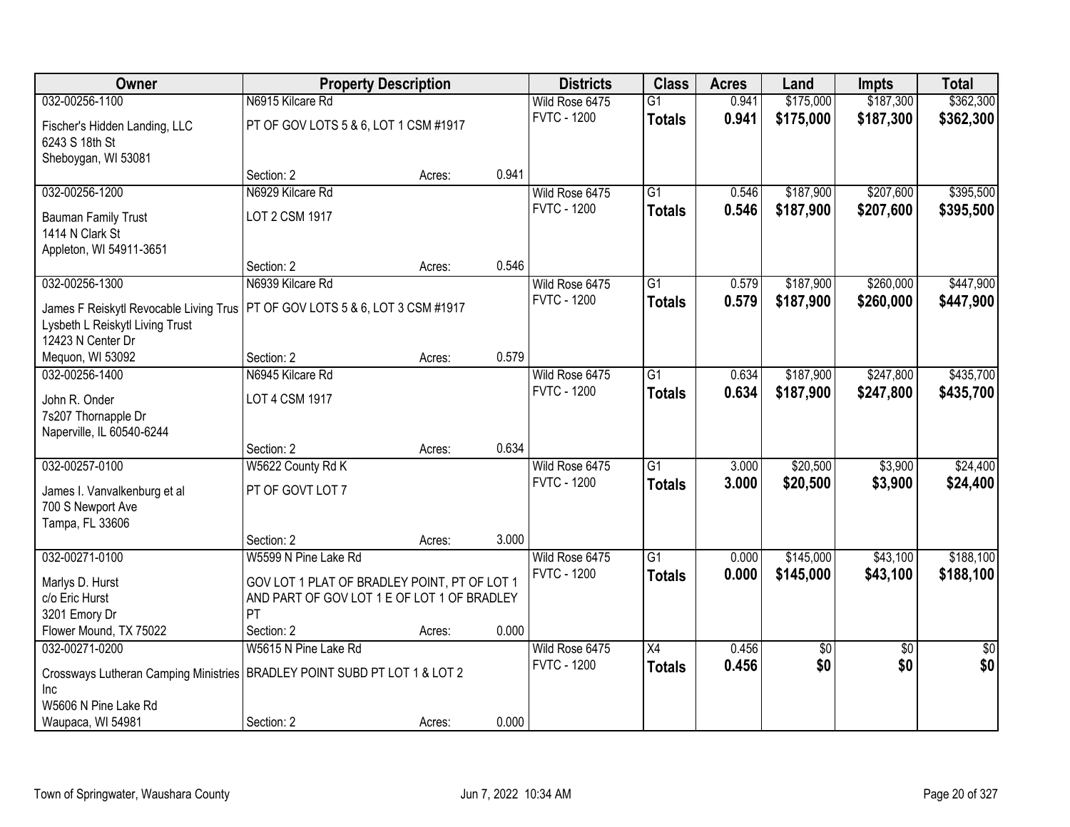| Owner | Property Description | | | Districts | Class | Acres | Land | Impts | Total |
|---|---|---|---|---|---|---|---|---|---|
| 032-00256-1100 | N6915 Kilcare Rd | | | Wild Rose 6475 | G1 | 0.941 | $175,000 | $187,300 | $362,300 |
| Fischer's Hidden Landing, LLC<br>6243 S 18th St<br>Sheboygan, WI 53081 | PT OF GOV LOTS 5 & 6, LOT 1 CSM #1917 | | | FVTC - 1200 | **Totals** | **0.941** | **$175,000** | **$187,300** | **$362,300** |
| | Section: 2 | Acres: | 0.941 | | | | | | |
| 032-00256-1200 | N6929 Kilcare Rd | | | Wild Rose 6475 | G1 | 0.546 | $187,900 | $207,600 | $395,500 |
| Bauman Family Trust<br>1414 N Clark St<br>Appleton, WI 54911-3651 | LOT 2 CSM 1917 | | | FVTC - 1200 | **Totals** | **0.546** | **$187,900** | **$207,600** | **$395,500** |
| | Section: 2 | Acres: | 0.546 | | | | | | |
| 032-00256-1300 | N6939 Kilcare Rd | | | Wild Rose 6475 | G1 | 0.579 | $187,900 | $260,000 | $447,900 |
| James F Reiskytl Revocable Living Trus<br>Lysbeth L Reiskytl Living Trust<br>12423 N Center Dr<br>Mequon, WI 53092 | PT OF GOV LOTS 5 & 6, LOT 3 CSM #1917 | | | FVTC - 1200 | **Totals** | **0.579** | **$187,900** | **$260,000** | **$447,900** |
| | Section: 2 | Acres: | 0.579 | | | | | | |
| 032-00256-1400 | N6945 Kilcare Rd | | | Wild Rose 6475 | G1 | 0.634 | $187,900 | $247,800 | $435,700 |
| John R. Onder<br>7s207 Thornapple Dr<br>Naperville, IL 60540-6244 | LOT 4 CSM 1917 | | | FVTC - 1200 | **Totals** | **0.634** | **$187,900** | **$247,800** | **$435,700** |
| | Section: 2 | Acres: | 0.634 | | | | | | |
| 032-00257-0100 | W5622 County Rd K | | | Wild Rose 6475 | G1 | 3.000 | $20,500 | $3,900 | $24,400 |
| James I. Vanvalkenburg et al<br>700 S Newport Ave<br>Tampa, FL 33606 | PT OF GOVT LOT 7 | | | FVTC - 1200 | **Totals** | **3.000** | **$20,500** | **$3,900** | **$24,400** |
| | Section: 2 | Acres: | 3.000 | | | | | | |
| 032-00271-0100 | W5599 N Pine Lake Rd | | | Wild Rose 6475 | G1 | 0.000 | $145,000 | $43,100 | $188,100 |
| Marlys D. Hurst<br>c/o Eric Hurst<br>3201 Emory Dr<br>Flower Mound, TX 75022 | GOV LOT 1 PLAT OF BRADLEY POINT, PT OF LOT 1 AND PART OF GOV LOT 1 E OF LOT 1 OF BRADLEY PT | | | FVTC - 1200 | **Totals** | **0.000** | **$145,000** | **$43,100** | **$188,100** |
| | Section: 2 | Acres: | 0.000 | | | | | | |
| 032-00271-0200 | W5615 N Pine Lake Rd | | | Wild Rose 6475 | X4 | 0.456 | $0 | $0 | $0 |
| Crossways Lutheran Camping Ministries Inc<br>W5606 N Pine Lake Rd<br>Waupaca, WI 54981 | BRADLEY POINT SUBD PT LOT 1 & LOT 2 | | | FVTC - 1200 | **Totals** | **0.456** | **$0** | **$0** | **$0** |
| | Section: 2 | Acres: | 0.000 | | | | | | |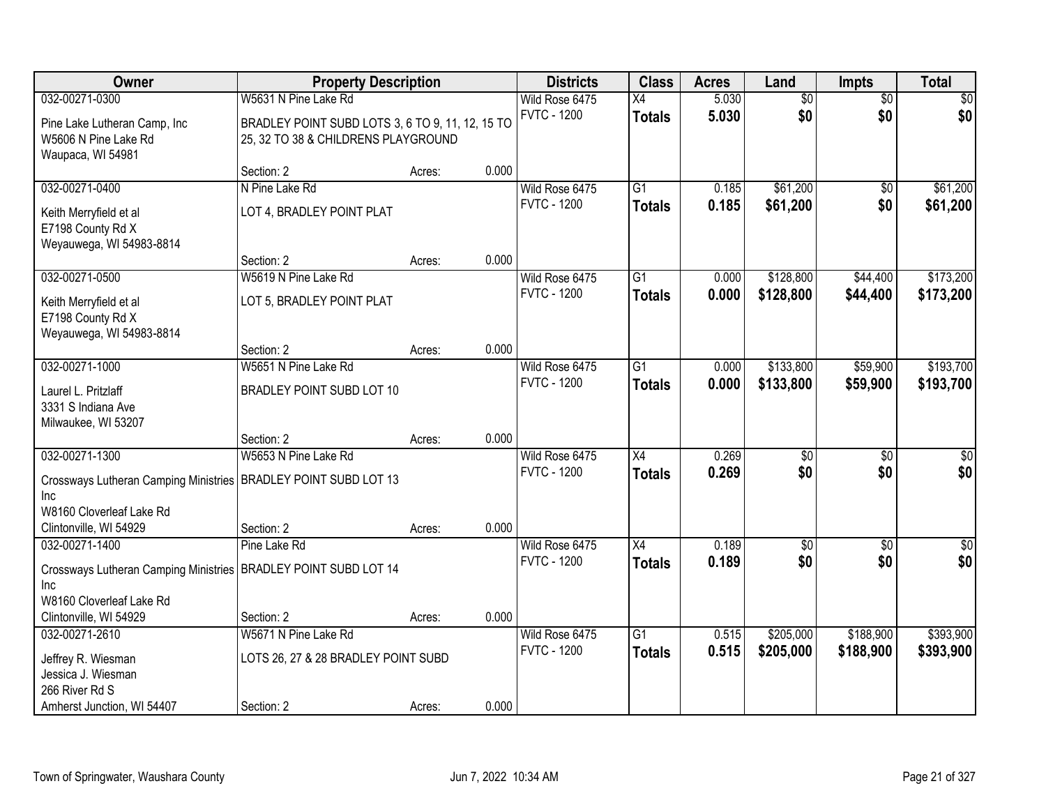| Owner | Property Description | | | Districts | Class | Acres | Land | Impts | Total |
|---|---|---|---|---|---|---|---|---|---|
| 032-00271-0300 | W5631 N Pine Lake Rd | | | Wild Rose 6475 | X4 | 5.030 | $0 | $0 | $0 |
| Pine Lake Lutheran Camp, Inc<br>W5606 N Pine Lake Rd<br>Waupaca, WI 54981 | BRADLEY POINT SUBD LOTS 3, 6 TO 9, 11, 12, 15 TO 25, 32 TO 38 & CHILDRENS PLAYGROUND | | | FVTC - 1200 | **Totals** | **5.030** | **$0** | **$0** | **$0** |
| | Section: 2 | Acres: | 0.000 | | | | | | |
| 032-00271-0400 | N Pine Lake Rd | | | Wild Rose 6475 | G1 | 0.185 | $61,200 | $0 | $61,200 |
| Keith Merryfield et al<br>E7198 County Rd X<br>Weyauwega, WI 54983-8814 | LOT 4, BRADLEY POINT PLAT | | | FVTC - 1200 | **Totals** | **0.185** | **$61,200** | **$0** | **$61,200** |
| | Section: 2 | Acres: | 0.000 | | | | | | |
| 032-00271-0500 | W5619 N Pine Lake Rd | | | Wild Rose 6475 | G1 | 0.000 | $128,800 | $44,400 | $173,200 |
| Keith Merryfield et al<br>E7198 County Rd X<br>Weyauwega, WI 54983-8814 | LOT 5, BRADLEY POINT PLAT | | | FVTC - 1200 | **Totals** | **0.000** | **$128,800** | **$44,400** | **$173,200** |
| | Section: 2 | Acres: | 0.000 | | | | | | |
| 032-00271-1000 | W5651 N Pine Lake Rd | | | Wild Rose 6475 | G1 | 0.000 | $133,800 | $59,900 | $193,700 |
| Laurel L. Pritzlaff<br>3331 S Indiana Ave<br>Milwaukee, WI 53207 | BRADLEY POINT SUBD LOT 10 | | | FVTC - 1200 | **Totals** | **0.000** | **$133,800** | **$59,900** | **$193,700** |
| | Section: 2 | Acres: | 0.000 | | | | | | |
| 032-00271-1300 | W5653 N Pine Lake Rd | | | Wild Rose 6475 | X4 | 0.269 | $0 | $0 | $0 |
| Crossways Lutheran Camping Ministries Inc<br>W8160 Cloverleaf Lake Rd<br>Clintonville, WI 54929 | BRADLEY POINT SUBD LOT 13 | | | FVTC - 1200 | **Totals** | **0.269** | **$0** | **$0** | **$0** |
| | Section: 2 | Acres: | 0.000 | | | | | | |
| 032-00271-1400 | Pine Lake Rd | | | Wild Rose 6475 | X4 | 0.189 | $0 | $0 | $0 |
| Crossways Lutheran Camping Ministries Inc<br>W8160 Cloverleaf Lake Rd<br>Clintonville, WI 54929 | BRADLEY POINT SUBD LOT 14 | | | FVTC - 1200 | **Totals** | **0.189** | **$0** | **$0** | **$0** |
| | Section: 2 | Acres: | 0.000 | | | | | | |
| 032-00271-2610 | W5671 N Pine Lake Rd | | | Wild Rose 6475 | G1 | 0.515 | $205,000 | $188,900 | $393,900 |
| Jeffrey R. Wiesman<br>Jessica J. Wiesman<br>266 River Rd S<br>Amherst Junction, WI 54407 | LOTS 26, 27 & 28 BRADLEY POINT SUBD | | | FVTC - 1200 | **Totals** | **0.515** | **$205,000** | **$188,900** | **$393,900** |
| | Section: 2 | Acres: | 0.000 | | | | | | |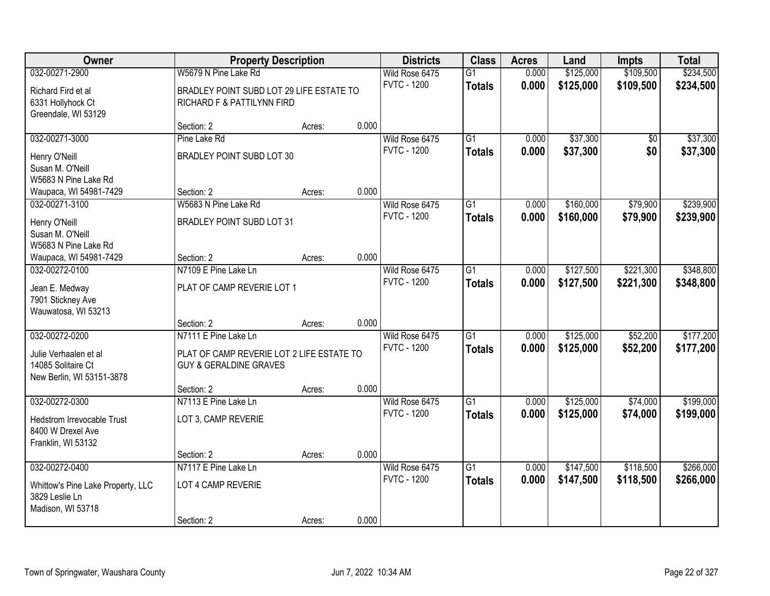| Owner | Property Description | | | Districts | Class | Acres | Land | Impts | Total |
|---|---|---|---|---|---|---|---|---|---|
| 032-00271-2900 | W5679 N Pine Lake Rd | | | Wild Rose 6475 | G1 | 0.000 | $125,000 | $109,500 | $234,500 |
| Richard Fird et al<br>6331 Hollyhock Ct<br>Greendale, WI 53129 | BRADLEY POINT SUBD LOT 29 LIFE ESTATE TO RICHARD F & PATTILYNN FIRD | | | FVTC - 1200 | **Totals** | **0.000** | **$125,000** | **$109,500** | **$234,500** |
| | Section: 2 | Acres: | 0.000 | | | | | | |
| 032-00271-3000 | Pine Lake Rd | | | Wild Rose 6475 | G1 | 0.000 | $37,300 | $0 | $37,300 |
| Henry O'Neill<br>Susan M. O'Neill<br>W5683 N Pine Lake Rd<br>Waupaca, WI 54981-7429 | BRADLEY POINT SUBD LOT 30 | | | FVTC - 1200 | **Totals** | **0.000** | **$37,300** | **$0** | **$37,300** |
| | Section: 2 | Acres: | 0.000 | | | | | | |
| 032-00271-3100 | W5683 N Pine Lake Rd | | | Wild Rose 6475 | G1 | 0.000 | $160,000 | $79,900 | $239,900 |
| Henry O'Neill<br>Susan M. O'Neill<br>W5683 N Pine Lake Rd<br>Waupaca, WI 54981-7429 | BRADLEY POINT SUBD LOT 31 | | | FVTC - 1200 | **Totals** | **0.000** | **$160,000** | **$79,900** | **$239,900** |
| | Section: 2 | Acres: | 0.000 | | | | | | |
| 032-00272-0100 | N7109 E Pine Lake Ln | | | Wild Rose 6475 | G1 | 0.000 | $127,500 | $221,300 | $348,800 |
| Jean E. Medway<br>7901 Stickney Ave<br>Wauwatosa, WI 53213 | PLAT OF CAMP REVERIE LOT 1 | | | FVTC - 1200 | **Totals** | **0.000** | **$127,500** | **$221,300** | **$348,800** |
| | Section: 2 | Acres: | 0.000 | | | | | | |
| 032-00272-0200 | N7111 E Pine Lake Ln | | | Wild Rose 6475 | G1 | 0.000 | $125,000 | $52,200 | $177,200 |
| Julie Verhaalen et al<br>14085 Solitaire Ct<br>New Berlin, WI 53151-3878 | PLAT OF CAMP REVERIE LOT 2 LIFE ESTATE TO GUY & GERALDINE GRAVES | | | FVTC - 1200 | **Totals** | **0.000** | **$125,000** | **$52,200** | **$177,200** |
| | Section: 2 | Acres: | 0.000 | | | | | | |
| 032-00272-0300 | N7113 E Pine Lake Ln | | | Wild Rose 6475 | G1 | 0.000 | $125,000 | $74,000 | $199,000 |
| Hedstrom Irrevocable Trust<br>8400 W Drexel Ave<br>Franklin, WI 53132 | LOT 3, CAMP REVERIE | | | FVTC - 1200 | **Totals** | **0.000** | **$125,000** | **$74,000** | **$199,000** |
| | Section: 2 | Acres: | 0.000 | | | | | | |
| 032-00272-0400 | N7117 E Pine Lake Ln | | | Wild Rose 6475 | G1 | 0.000 | $147,500 | $118,500 | $266,000 |
| Whittow's Pine Lake Property, LLC<br>3829 Leslie Ln<br>Madison, WI 53718 | LOT 4 CAMP REVERIE | | | FVTC - 1200 | **Totals** | **0.000** | **$147,500** | **$118,500** | **$266,000** |
| | Section: 2 | Acres: | 0.000 | | | | | | |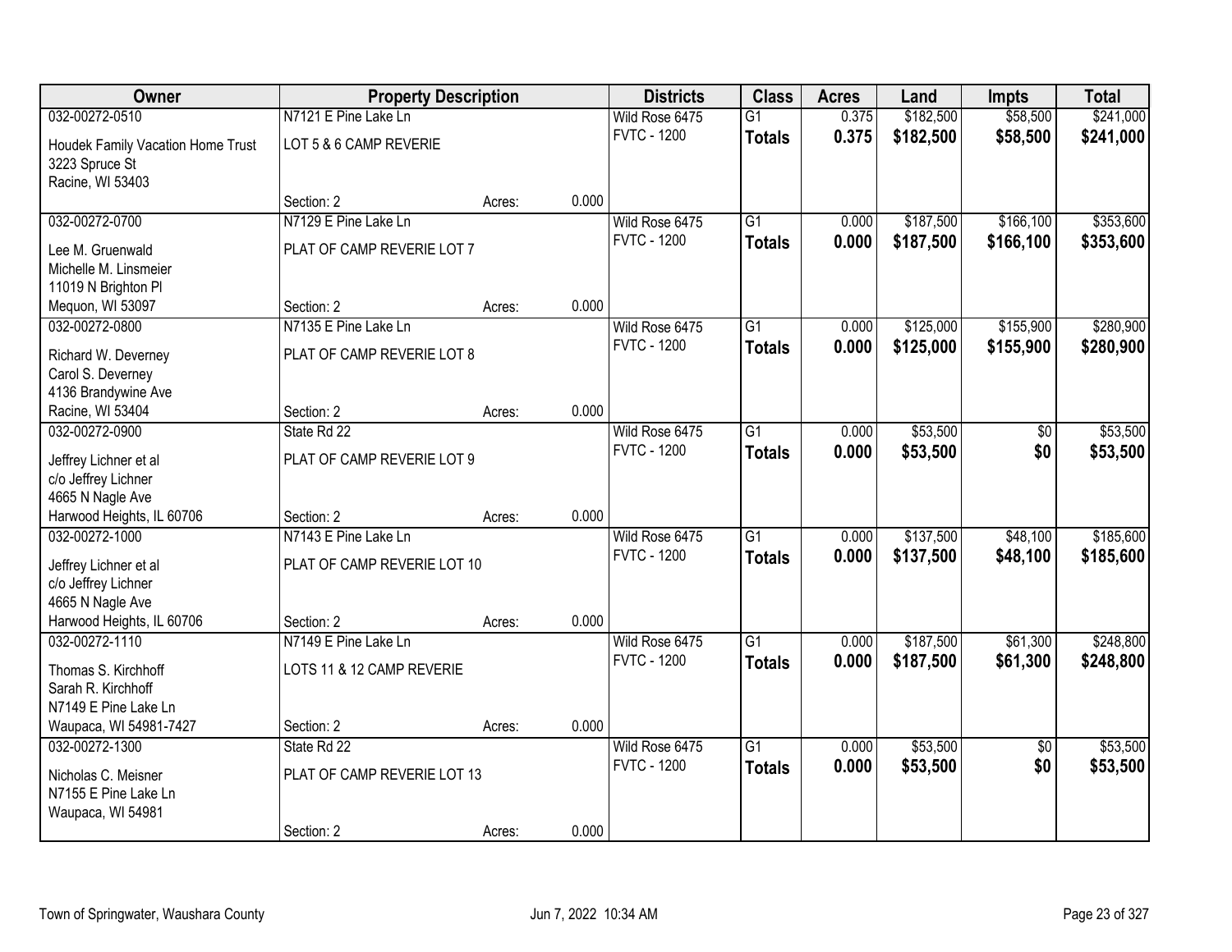| Owner | Property Description | | | Districts | Class | Acres | Land | Impts | Total |
|---|---|---|---|---|---|---|---|---|---|
| 032-00272-0510 | N7121 E Pine Lake Ln | | | Wild Rose 6475 | G1 | 0.375 | $182,500 | $58,500 | $241,000 |
| Houdek Family Vacation Home Trust<br>3223 Spruce St<br>Racine, WI 53403 | LOT 5 & 6 CAMP REVERIE | | | FVTC - 1200 | **Totals** | **0.375** | **$182,500** | **$58,500** | **$241,000** |
| | Section: 2 | Acres: | 0.000 | | | | | | |
| 032-00272-0700 | N7129 E Pine Lake Ln | | | Wild Rose 6475 | G1 | 0.000 | $187,500 | $166,100 | $353,600 |
| Lee M. Gruenwald<br>Michelle M. Linsmeier<br>11019 N Brighton Pl<br>Mequon, WI 53097 | PLAT OF CAMP REVERIE LOT 7 | | | FVTC - 1200 | **Totals** | **0.000** | **$187,500** | **$166,100** | **$353,600** |
| | Section: 2 | Acres: | 0.000 | | | | | | |
| 032-00272-0800 | N7135 E Pine Lake Ln | | | Wild Rose 6475 | G1 | 0.000 | $125,000 | $155,900 | $280,900 |
| Richard W. Deverney<br>Carol S. Deverney<br>4136 Brandywine Ave<br>Racine, WI 53404 | PLAT OF CAMP REVERIE LOT 8 | | | FVTC - 1200 | **Totals** | **0.000** | **$125,000** | **$155,900** | **$280,900** |
| | Section: 2 | Acres: | 0.000 | | | | | | |
| 032-00272-0900 | State Rd 22 | | | Wild Rose 6475 | G1 | 0.000 | $53,500 | $0 | $53,500 |
| Jeffrey Lichner et al<br>c/o Jeffrey Lichner<br>4665 N Nagle Ave<br>Harwood Heights, IL 60706 | PLAT OF CAMP REVERIE LOT 9 | | | FVTC - 1200 | **Totals** | **0.000** | **$53,500** | **$0** | **$53,500** |
| | Section: 2 | Acres: | 0.000 | | | | | | |
| 032-00272-1000 | N7143 E Pine Lake Ln | | | Wild Rose 6475 | G1 | 0.000 | $137,500 | $48,100 | $185,600 |
| Jeffrey Lichner et al<br>c/o Jeffrey Lichner<br>4665 N Nagle Ave<br>Harwood Heights, IL 60706 | PLAT OF CAMP REVERIE LOT 10 | | | FVTC - 1200 | **Totals** | **0.000** | **$137,500** | **$48,100** | **$185,600** |
| | Section: 2 | Acres: | 0.000 | | | | | | |
| 032-00272-1110 | N7149 E Pine Lake Ln | | | Wild Rose 6475 | G1 | 0.000 | $187,500 | $61,300 | $248,800 |
| Thomas S. Kirchhoff<br>Sarah R. Kirchhoff<br>N7149 E Pine Lake Ln<br>Waupaca, WI 54981-7427 | LOTS 11 & 12 CAMP REVERIE | | | FVTC - 1200 | **Totals** | **0.000** | **$187,500** | **$61,300** | **$248,800** |
| | Section: 2 | Acres: | 0.000 | | | | | | |
| 032-00272-1300 | State Rd 22 | | | Wild Rose 6475 | G1 | 0.000 | $53,500 | $0 | $53,500 |
| Nicholas C. Meisner<br>N7155 E Pine Lake Ln<br>Waupaca, WI 54981 | PLAT OF CAMP REVERIE LOT 13 | | | FVTC - 1200 | **Totals** | **0.000** | **$53,500** | **$0** | **$53,500** |
| | Section: 2 | Acres: | 0.000 | | | | | | |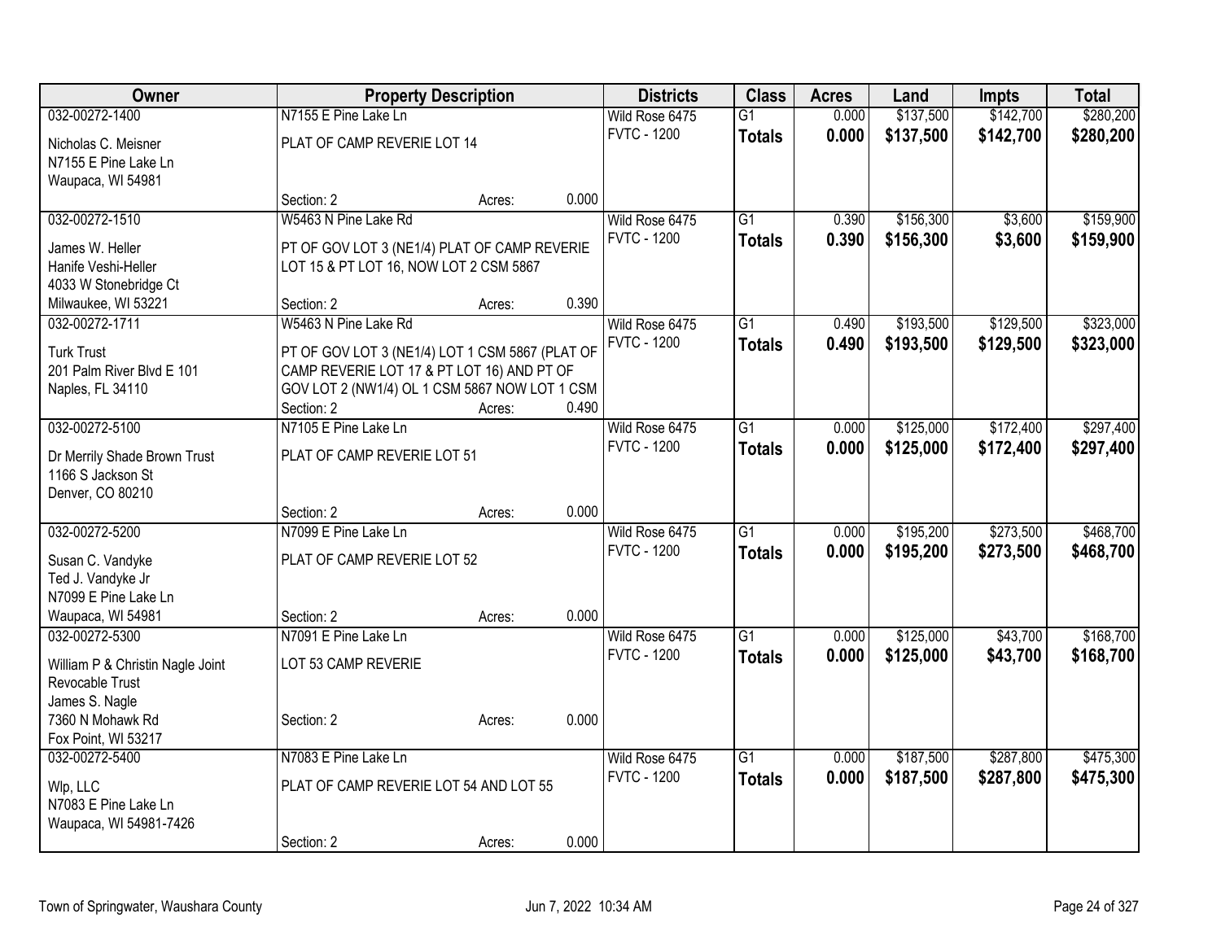| Owner | Property Description | | | Districts | Class | Acres | Land | Impts | Total |
|---|---|---|---|---|---|---|---|---|---|
| 032-00272-1400 | N7155 E Pine Lake Ln | | | Wild Rose 6475 | G1 | 0.000 | $137,500 | $142,700 | $280,200 |
| Nicholas C. Meisner<br>N7155 E Pine Lake Ln<br>Waupaca, WI 54981 | PLAT OF CAMP REVERIE LOT 14 | | | FVTC - 1200 | **Totals** | **0.000** | **$137,500** | **$142,700** | **$280,200** |
| | Section: 2 | Acres: | 0.000 | | | | | | |
| 032-00272-1510 | W5463 N Pine Lake Rd | | | Wild Rose 6475 | G1 | 0.390 | $156,300 | $3,600 | $159,900 |
| James W. Heller<br>Hanife Veshi-Heller<br>4033 W Stonebridge Ct<br>Milwaukee, WI 53221 | PT OF GOV LOT 3 (NE1/4) PLAT OF CAMP REVERIE LOT 15 & PT LOT 16, NOW LOT 2 CSM 5867 | | | FVTC - 1200 | **Totals** | **0.390** | **$156,300** | **$3,600** | **$159,900** |
| | Section: 2 | Acres: | 0.390 | | | | | | |
| 032-00272-1711 | W5463 N Pine Lake Rd | | | Wild Rose 6475 | G1 | 0.490 | $193,500 | $129,500 | $323,000 |
| Turk Trust<br>201 Palm River Blvd E 101<br>Naples, FL 34110 | PT OF GOV LOT 3 (NE1/4) LOT 1 CSM 5867 (PLAT OF CAMP REVERIE LOT 17 & PT LOT 16) AND PT OF GOV LOT 2 (NW1/4) OL 1 CSM 5867 NOW LOT 1 CSM | | | FVTC - 1200 | **Totals** | **0.490** | **$193,500** | **$129,500** | **$323,000** |
| | Section: 2 | Acres: | 0.490 | | | | | | |
| 032-00272-5100 | N7105 E Pine Lake Ln | | | Wild Rose 6475 | G1 | 0.000 | $125,000 | $172,400 | $297,400 |
| Dr Merrily Shade Brown Trust<br>1166 S Jackson St<br>Denver, CO 80210 | PLAT OF CAMP REVERIE LOT 51 | | | FVTC - 1200 | **Totals** | **0.000** | **$125,000** | **$172,400** | **$297,400** |
| | Section: 2 | Acres: | 0.000 | | | | | | |
| 032-00272-5200 | N7099 E Pine Lake Ln | | | Wild Rose 6475 | G1 | 0.000 | $195,200 | $273,500 | $468,700 |
| Susan C. Vandyke<br>Ted J. Vandyke Jr<br>N7099 E Pine Lake Ln<br>Waupaca, WI 54981 | PLAT OF CAMP REVERIE LOT 52 | | | FVTC - 1200 | **Totals** | **0.000** | **$195,200** | **$273,500** | **$468,700** |
| | Section: 2 | Acres: | 0.000 | | | | | | |
| 032-00272-5300 | N7091 E Pine Lake Ln | | | Wild Rose 6475 | G1 | 0.000 | $125,000 | $43,700 | $168,700 |
| William P & Christin Nagle Joint Revocable Trust<br>James S. Nagle<br>7360 N Mohawk Rd<br>Fox Point, WI 53217 | LOT 53 CAMP REVERIE | | | FVTC - 1200 | **Totals** | **0.000** | **$125,000** | **$43,700** | **$168,700** |
| | Section: 2 | Acres: | 0.000 | | | | | | |
| 032-00272-5400 | N7083 E Pine Lake Ln | | | Wild Rose 6475 | G1 | 0.000 | $187,500 | $287,800 | $475,300 |
| Wlp, LLC<br>N7083 E Pine Lake Ln<br>Waupaca, WI 54981-7426 | PLAT OF CAMP REVERIE LOT 54 AND LOT 55 | | | FVTC - 1200 | **Totals** | **0.000** | **$187,500** | **$287,800** | **$475,300** |
| | Section: 2 | Acres: | 0.000 | | | | | | |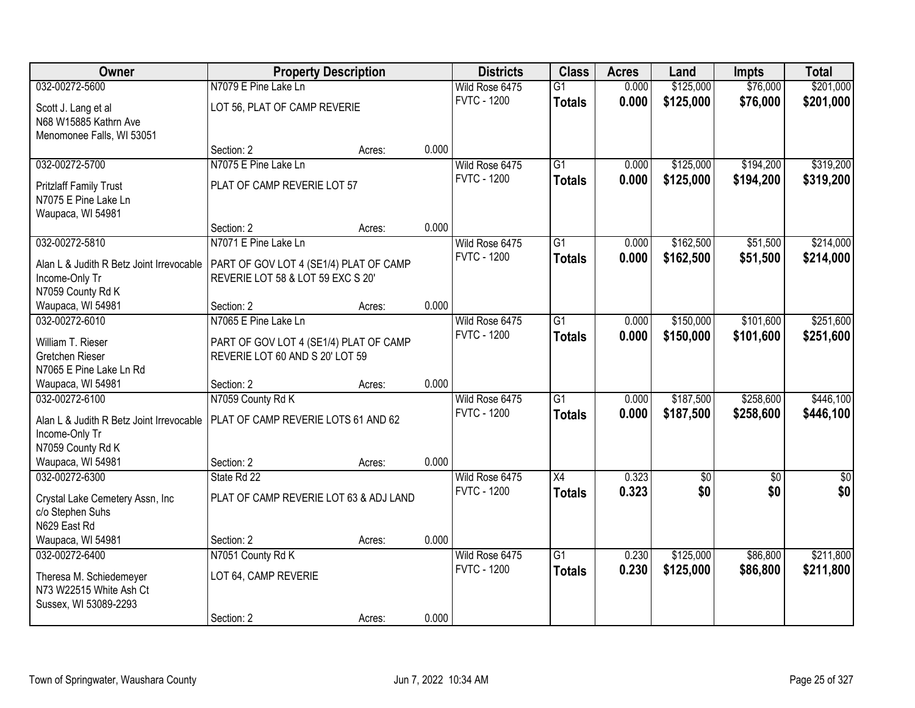| Owner | Property Description | | | Districts | Class | Acres | Land | Impts | Total |
|---|---|---|---|---|---|---|---|---|---|
| 032-00272-5600 | N7079 E Pine Lake Ln | | | Wild Rose 6475 | G1 | 0.000 | $125,000 | $76,000 | $201,000 |
| Scott J. Lang et al<br>N68 W15885 Kathrn Ave<br>Menomonee Falls, WI 53051 | LOT 56, PLAT OF CAMP REVERIE | | | FVTC - 1200 | **Totals** | **0.000** | **$125,000** | **$76,000** | **$201,000** |
| | Section: 2 | Acres: | 0.000 | | | | | | |
| 032-00272-5700 | N7075 E Pine Lake Ln | | | Wild Rose 6475 | G1 | 0.000 | $125,000 | $194,200 | $319,200 |
| Pritzlaff Family Trust<br>N7075 E Pine Lake Ln<br>Waupaca, WI 54981 | PLAT OF CAMP REVERIE LOT 57 | | | FVTC - 1200 | **Totals** | **0.000** | **$125,000** | **$194,200** | **$319,200** |
| | Section: 2 | Acres: | 0.000 | | | | | | |
| 032-00272-5810 | N7071 E Pine Lake Ln | | | Wild Rose 6475 | G1 | 0.000 | $162,500 | $51,500 | $214,000 |
| Alan L & Judith R Betz Joint Irrevocable Income-Only Tr<br>N7059 County Rd K<br>Waupaca, WI 54981 | PART OF GOV LOT 4 (SE1/4) PLAT OF CAMP REVERIE LOT 58 & LOT 59 EXC S 20' | | | FVTC - 1200 | **Totals** | **0.000** | **$162,500** | **$51,500** | **$214,000** |
| | Section: 2 | Acres: | 0.000 | | | | | | |
| 032-00272-6010 | N7065 E Pine Lake Ln | | | Wild Rose 6475 | G1 | 0.000 | $150,000 | $101,600 | $251,600 |
| William T. Rieser<br>Gretchen Rieser<br>N7065 E Pine Lake Ln Rd<br>Waupaca, WI 54981 | PART OF GOV LOT 4 (SE1/4) PLAT OF CAMP REVERIE LOT 60 AND S 20' LOT 59 | | | FVTC - 1200 | **Totals** | **0.000** | **$150,000** | **$101,600** | **$251,600** |
| | Section: 2 | Acres: | 0.000 | | | | | | |
| 032-00272-6100 | N7059 County Rd K | | | Wild Rose 6475 | G1 | 0.000 | $187,500 | $258,600 | $446,100 |
| Alan L & Judith R Betz Joint Irrevocable Income-Only Tr<br>N7059 County Rd K<br>Waupaca, WI 54981 | PLAT OF CAMP REVERIE LOTS 61 AND 62 | | | FVTC - 1200 | **Totals** | **0.000** | **$187,500** | **$258,600** | **$446,100** |
| | Section: 2 | Acres: | 0.000 | | | | | | |
| 032-00272-6300 | State Rd 22 | | | Wild Rose 6475 | X4 | 0.323 | $0 | $0 | $0 |
| Crystal Lake Cemetery Assn, Inc<br>c/o Stephen Suhs<br>N629 East Rd<br>Waupaca, WI 54981 | PLAT OF CAMP REVERIE LOT 63 & ADJ LAND | | | FVTC - 1200 | **Totals** | **0.323** | **$0** | **$0** | **$0** |
| | Section: 2 | Acres: | 0.000 | | | | | | |
| 032-00272-6400 | N7051 County Rd K | | | Wild Rose 6475 | G1 | 0.230 | $125,000 | $86,800 | $211,800 |
| Theresa M. Schiedemeyer<br>N73 W22515 White Ash Ct<br>Sussex, WI 53089-2293 | LOT 64, CAMP REVERIE | | | FVTC - 1200 | **Totals** | **0.230** | **$125,000** | **$86,800** | **$211,800** |
| | Section: 2 | Acres: | 0.000 | | | | | | |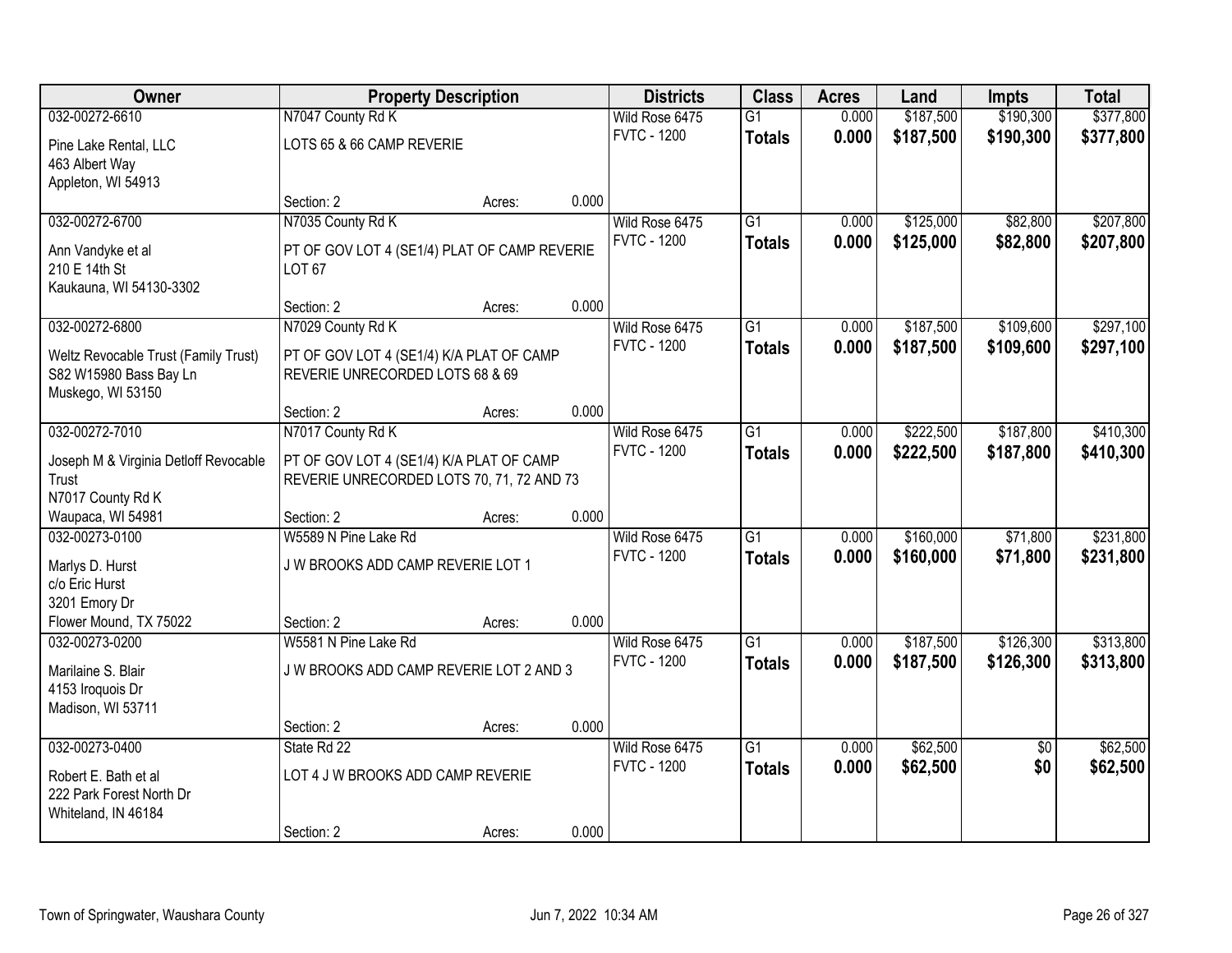| Owner | Property Description | | | Districts | Class | Acres | Land | Impts | Total |
|---|---|---|---|---|---|---|---|---|---|
| 032-00272-6610 | N7047 County Rd K | | | Wild Rose 6475 | G1 | 0.000 | $187,500 | $190,300 | $377,800 |
| Pine Lake Rental, LLC<br>463 Albert Way<br>Appleton, WI 54913 | LOTS 65 & 66 CAMP REVERIE | | | FVTC - 1200 | **Totals** | **0.000** | **$187,500** | **$190,300** | **$377,800** |
| | Section: 2 | Acres: | 0.000 | | | | | | |
| 032-00272-6700 | N7035 County Rd K | | | Wild Rose 6475 | G1 | 0.000 | $125,000 | $82,800 | $207,800 |
| Ann Vandyke et al<br>210 E 14th St<br>Kaukauna, WI 54130-3302 | PT OF GOV LOT 4 (SE1/4) PLAT OF CAMP REVERIE LOT 67 | | | FVTC - 1200 | **Totals** | **0.000** | **$125,000** | **$82,800** | **$207,800** |
| | Section: 2 | Acres: | 0.000 | | | | | | |
| 032-00272-6800 | N7029 County Rd K | | | Wild Rose 6475 | G1 | 0.000 | $187,500 | $109,600 | $297,100 |
| Weltz Revocable Trust (Family Trust)<br>S82 W15980 Bass Bay Ln<br>Muskego, WI 53150 | PT OF GOV LOT 4 (SE1/4) K/A PLAT OF CAMP REVERIE UNRECORDED LOTS 68 & 69 | | | FVTC - 1200 | **Totals** | **0.000** | **$187,500** | **$109,600** | **$297,100** |
| | Section: 2 | Acres: | 0.000 | | | | | | |
| 032-00272-7010 | N7017 County Rd K | | | Wild Rose 6475 | G1 | 0.000 | $222,500 | $187,800 | $410,300 |
| Joseph M & Virginia Detloff Revocable Trust<br>N7017 County Rd K<br>Waupaca, WI 54981 | PT OF GOV LOT 4 (SE1/4) K/A PLAT OF CAMP REVERIE UNRECORDED LOTS 70, 71, 72 AND 73 | | | FVTC - 1200 | **Totals** | **0.000** | **$222,500** | **$187,800** | **$410,300** |
| | Section: 2 | Acres: | 0.000 | | | | | | |
| 032-00273-0100 | W5589 N Pine Lake Rd | | | Wild Rose 6475 | G1 | 0.000 | $160,000 | $71,800 | $231,800 |
| Marlys D. Hurst<br>c/o Eric Hurst<br>3201 Emory Dr<br>Flower Mound, TX 75022 | J W BROOKS ADD CAMP REVERIE LOT 1 | | | FVTC - 1200 | **Totals** | **0.000** | **$160,000** | **$71,800** | **$231,800** |
| | Section: 2 | Acres: | 0.000 | | | | | | |
| 032-00273-0200 | W5581 N Pine Lake Rd | | | Wild Rose 6475 | G1 | 0.000 | $187,500 | $126,300 | $313,800 |
| Marilaine S. Blair<br>4153 Iroquois Dr<br>Madison, WI 53711 | J W BROOKS ADD CAMP REVERIE LOT 2 AND 3 | | | FVTC - 1200 | **Totals** | **0.000** | **$187,500** | **$126,300** | **$313,800** |
| | Section: 2 | Acres: | 0.000 | | | | | | |
| 032-00273-0400 | State Rd 22 | | | Wild Rose 6475 | G1 | 0.000 | $62,500 | $0 | $62,500 |
| Robert E. Bath et al<br>222 Park Forest North Dr<br>Whiteland, IN 46184 | LOT 4 J W BROOKS ADD CAMP REVERIE | | | FVTC - 1200 | **Totals** | **0.000** | **$62,500** | **$0** | **$62,500** |
| | Section: 2 | Acres: | 0.000 | | | | | | |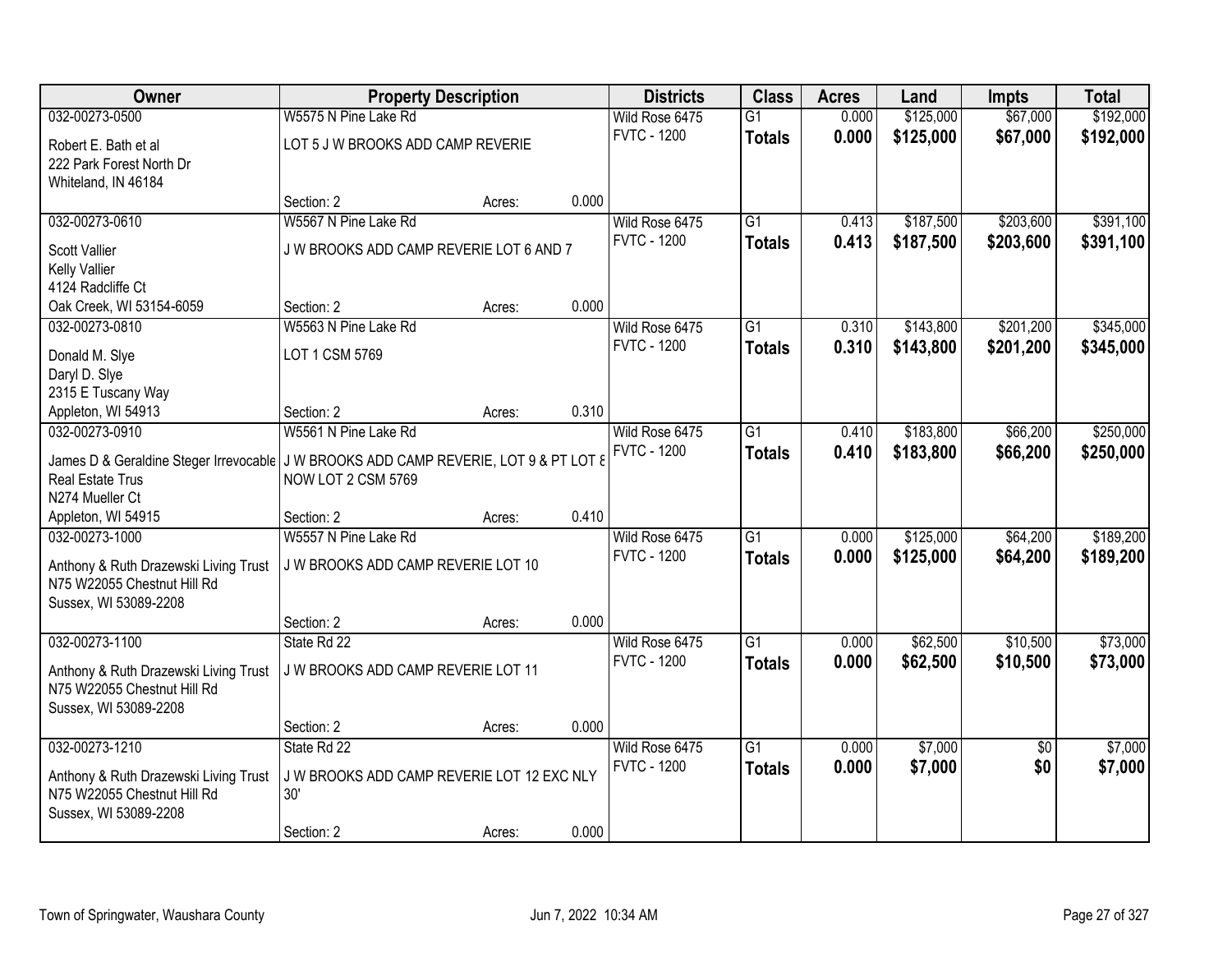| Owner | Property Description | | | Districts | Class | Acres | Land | Impts | Total |
|---|---|---|---|---|---|---|---|---|---|
| 032-00273-0500 | W5575 N Pine Lake Rd | | | Wild Rose 6475 | G1 | 0.000 | $125,000 | $67,000 | $192,000 |
| Robert E. Bath et al<br>222 Park Forest North Dr<br>Whiteland, IN 46184 | LOT 5 J W BROOKS ADD CAMP REVERIE | | | FVTC - 1200 | **Totals** | **0.000** | **$125,000** | **$67,000** | **$192,000** |
| | Section: 2 | Acres: | 0.000 | | | | | | |
| 032-00273-0610 | W5567 N Pine Lake Rd | | | Wild Rose 6475 | G1 | 0.413 | $187,500 | $203,600 | $391,100 |
| Scott Vallier<br>Kelly Vallier<br>4124 Radcliffe Ct<br>Oak Creek, WI 53154-6059 | J W BROOKS ADD CAMP REVERIE LOT 6 AND 7 | | | FVTC - 1200 | **Totals** | **0.413** | **$187,500** | **$203,600** | **$391,100** |
| | Section: 2 | Acres: | 0.000 | | | | | | |
| 032-00273-0810 | W5563 N Pine Lake Rd | | | Wild Rose 6475 | G1 | 0.310 | $143,800 | $201,200 | $345,000 |
| Donald M. Slye<br>Daryl D. Slye<br>2315 E Tuscany Way<br>Appleton, WI 54913 | LOT 1 CSM 5769 | | | FVTC - 1200 | **Totals** | **0.310** | **$143,800** | **$201,200** | **$345,000** |
| | Section: 2 | Acres: | 0.310 | | | | | | |
| 032-00273-0910 | W5561 N Pine Lake Rd | | | Wild Rose 6475 | G1 | 0.410 | $183,800 | $66,200 | $250,000 |
| James D & Geraldine Steger Irrevocable<br>Real Estate Trus<br>N274 Mueller Ct<br>Appleton, WI 54915 | J W BROOKS ADD CAMP REVERIE, LOT 9 & PT LOT 8<br>NOW LOT 2 CSM 5769 | | | FVTC - 1200 | **Totals** | **0.410** | **$183,800** | **$66,200** | **$250,000** |
| | Section: 2 | Acres: | 0.410 | | | | | | |
| 032-00273-1000 | W5557 N Pine Lake Rd | | | Wild Rose 6475 | G1 | 0.000 | $125,000 | $64,200 | $189,200 |
| Anthony & Ruth Drazewski Living Trust<br>N75 W22055 Chestnut Hill Rd<br>Sussex, WI 53089-2208 | J W BROOKS ADD CAMP REVERIE LOT 10 | | | FVTC - 1200 | **Totals** | **0.000** | **$125,000** | **$64,200** | **$189,200** |
| | Section: 2 | Acres: | 0.000 | | | | | | |
| 032-00273-1100 | State Rd 22 | | | Wild Rose 6475 | G1 | 0.000 | $62,500 | $10,500 | $73,000 |
| Anthony & Ruth Drazewski Living Trust<br>N75 W22055 Chestnut Hill Rd<br>Sussex, WI 53089-2208 | J W BROOKS ADD CAMP REVERIE LOT 11 | | | FVTC - 1200 | **Totals** | **0.000** | **$62,500** | **$10,500** | **$73,000** |
| | Section: 2 | Acres: | 0.000 | | | | | | |
| 032-00273-1210 | State Rd 22 | | | Wild Rose 6475 | G1 | 0.000 | $7,000 | $0 | $7,000 |
| Anthony & Ruth Drazewski Living Trust<br>N75 W22055 Chestnut Hill Rd<br>Sussex, WI 53089-2208 | J W BROOKS ADD CAMP REVERIE LOT 12 EXC NLY 30' | | | FVTC - 1200 | **Totals** | **0.000** | **$7,000** | **$0** | **$7,000** |
| | Section: 2 | Acres: | 0.000 | | | | | | |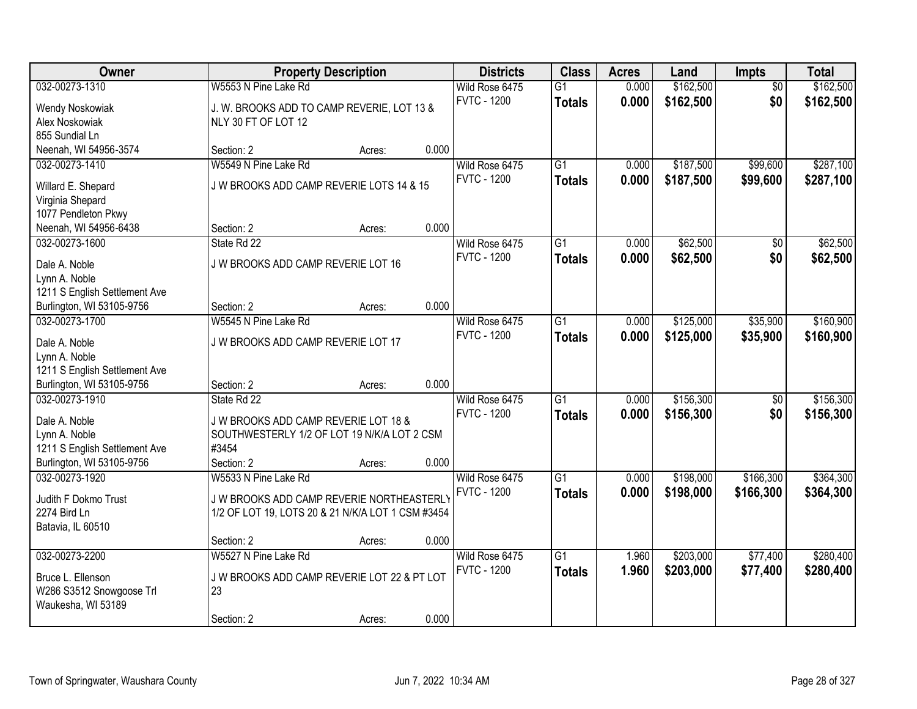| Owner | Property Description | | | Districts | Class | Acres | Land | Impts | Total |
|---|---|---|---|---|---|---|---|---|---|
| 032-00273-1310 | W5553 N Pine Lake Rd | | | Wild Rose 6475 | G1 | 0.000 | $162,500 | $0 | $162,500 |
| Wendy Noskowiak<br>Alex Noskowiak<br>855 Sundial Ln<br>Neenah, WI 54956-3574 | J. W. BROOKS ADD TO CAMP REVERIE, LOT 13 & NLY 30 FT OF LOT 12 | | | FVTC - 1200 | **Totals** | **0.000** | **$162,500** | **$0** | **$162,500** |
| | Section: 2 | Acres: | 0.000 | | | | | | |
| 032-00273-1410 | W5549 N Pine Lake Rd | | | Wild Rose 6475 | G1 | 0.000 | $187,500 | $99,600 | $287,100 |
| Willard E. Shepard<br>Virginia Shepard<br>1077 Pendleton Pkwy<br>Neenah, WI 54956-6438 | J W BROOKS ADD CAMP REVERIE LOTS 14 & 15 | | | FVTC - 1200 | **Totals** | **0.000** | **$187,500** | **$99,600** | **$287,100** |
| | Section: 2 | Acres: | 0.000 | | | | | | |
| 032-00273-1600 | State Rd 22 | | | Wild Rose 6475 | G1 | 0.000 | $62,500 | $0 | $62,500 |
| Dale A. Noble<br>Lynn A. Noble<br>1211 S English Settlement Ave<br>Burlington, WI 53105-9756 | J W BROOKS ADD CAMP REVERIE LOT 16 | | | FVTC - 1200 | **Totals** | **0.000** | **$62,500** | **$0** | **$62,500** |
| | Section: 2 | Acres: | 0.000 | | | | | | |
| 032-00273-1700 | W5545 N Pine Lake Rd | | | Wild Rose 6475 | G1 | 0.000 | $125,000 | $35,900 | $160,900 |
| Dale A. Noble<br>Lynn A. Noble<br>1211 S English Settlement Ave<br>Burlington, WI 53105-9756 | J W BROOKS ADD CAMP REVERIE LOT 17 | | | FVTC - 1200 | **Totals** | **0.000** | **$125,000** | **$35,900** | **$160,900** |
| | Section: 2 | Acres: | 0.000 | | | | | | |
| 032-00273-1910 | State Rd 22 | | | Wild Rose 6475 | G1 | 0.000 | $156,300 | $0 | $156,300 |
| Dale A. Noble<br>Lynn A. Noble<br>1211 S English Settlement Ave<br>Burlington, WI 53105-9756 | J W BROOKS ADD CAMP REVERIE LOT 18 & SOUTHWESTERLY 1/2 OF LOT 19 N/K/A LOT 2 CSM #3454 | | | FVTC - 1200 | **Totals** | **0.000** | **$156,300** | **$0** | **$156,300** |
| | Section: 2 | Acres: | 0.000 | | | | | | |
| 032-00273-1920 | W5533 N Pine Lake Rd | | | Wild Rose 6475 | G1 | 0.000 | $198,000 | $166,300 | $364,300 |
| Judith F Dokmo Trust<br>2274 Bird Ln<br>Batavia, IL 60510 | J W BROOKS ADD CAMP REVERIE NORTHEASTERLY 1/2 OF LOT 19, LOTS 20 & 21 N/K/A LOT 1 CSM #3454 | | | FVTC - 1200 | **Totals** | **0.000** | **$198,000** | **$166,300** | **$364,300** |
| | Section: 2 | Acres: | 0.000 | | | | | | |
| 032-00273-2200 | W5527 N Pine Lake Rd | | | Wild Rose 6475 | G1 | 1.960 | $203,000 | $77,400 | $280,400 |
| Bruce L. Ellenson<br>W286 S3512 Snowgoose Trl<br>Waukesha, WI 53189 | J W BROOKS ADD CAMP REVERIE LOT 22 & PT LOT 23 | | | FVTC - 1200 | **Totals** | **1.960** | **$203,000** | **$77,400** | **$280,400** |
| | Section: 2 | Acres: | 0.000 | | | | | | |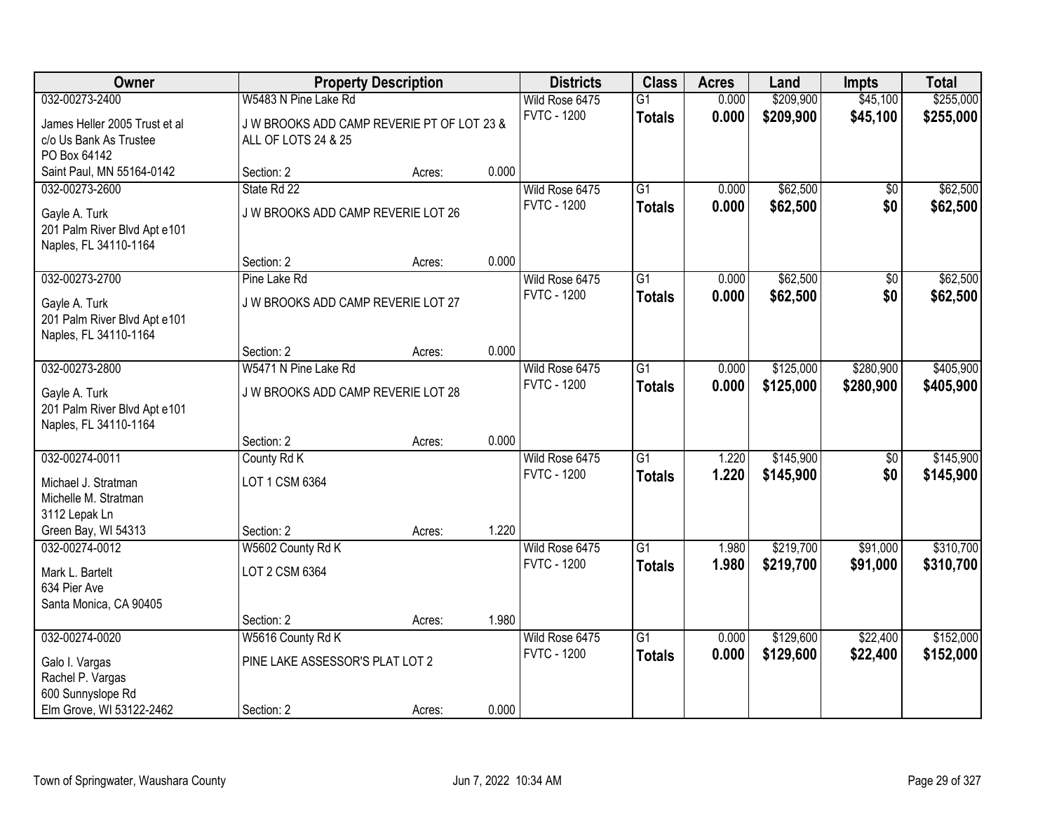| Owner | Property Description | | | Districts | Class | Acres | Land | Impts | Total |
|---|---|---|---|---|---|---|---|---|---|
| 032-00273-2400 | W5483 N Pine Lake Rd | | | Wild Rose 6475 | G1 | 0.000 | $209,900 | $45,100 | $255,000 |
| James Heller 2005 Trust et al<br>c/o Us Bank As Trustee<br>PO Box 64142<br>Saint Paul, MN 55164-0142 | J W BROOKS ADD CAMP REVERIE PT OF LOT 23 & ALL OF LOTS 24 & 25 | | | FVTC - 1200 | **Totals** | **0.000** | **$209,900** | **$45,100** | **$255,000** |
| | Section: 2 | Acres: | 0.000 | | | | | | |
| 032-00273-2600 | State Rd 22 | | | Wild Rose 6475 | G1 | 0.000 | $62,500 | $0 | $62,500 |
| Gayle A. Turk<br>201 Palm River Blvd Apt e101<br>Naples, FL 34110-1164 | J W BROOKS ADD CAMP REVERIE LOT 26 | | | FVTC - 1200 | **Totals** | **0.000** | **$62,500** | **$0** | **$62,500** |
| | Section: 2 | Acres: | 0.000 | | | | | | |
| 032-00273-2700 | Pine Lake Rd | | | Wild Rose 6475 | G1 | 0.000 | $62,500 | $0 | $62,500 |
| Gayle A. Turk<br>201 Palm River Blvd Apt e101<br>Naples, FL 34110-1164 | J W BROOKS ADD CAMP REVERIE LOT 27 | | | FVTC - 1200 | **Totals** | **0.000** | **$62,500** | **$0** | **$62,500** |
| | Section: 2 | Acres: | 0.000 | | | | | | |
| 032-00273-2800 | W5471 N Pine Lake Rd | | | Wild Rose 6475 | G1 | 0.000 | $125,000 | $280,900 | $405,900 |
| Gayle A. Turk<br>201 Palm River Blvd Apt e101<br>Naples, FL 34110-1164 | J W BROOKS ADD CAMP REVERIE LOT 28 | | | FVTC - 1200 | **Totals** | **0.000** | **$125,000** | **$280,900** | **$405,900** |
| | Section: 2 | Acres: | 0.000 | | | | | | |
| 032-00274-0011 | County Rd K | | | Wild Rose 6475 | G1 | 1.220 | $145,900 | $0 | $145,900 |
| Michael J. Stratman<br>Michelle M. Stratman<br>3112 Lepak Ln<br>Green Bay, WI 54313 | LOT 1 CSM 6364 | | | FVTC - 1200 | **Totals** | **1.220** | **$145,900** | **$0** | **$145,900** |
| | Section: 2 | Acres: | 1.220 | | | | | | |
| 032-00274-0012 | W5602 County Rd K | | | Wild Rose 6475 | G1 | 1.980 | $219,700 | $91,000 | $310,700 |
| Mark L. Bartelt<br>634 Pier Ave<br>Santa Monica, CA 90405 | LOT 2 CSM 6364 | | | FVTC - 1200 | **Totals** | **1.980** | **$219,700** | **$91,000** | **$310,700** |
| | Section: 2 | Acres: | 1.980 | | | | | | |
| 032-00274-0020 | W5616 County Rd K | | | Wild Rose 6475 | G1 | 0.000 | $129,600 | $22,400 | $152,000 |
| Galo I. Vargas<br>Rachel P. Vargas<br>600 Sunnyslope Rd<br>Elm Grove, WI 53122-2462 | PINE LAKE ASSESSOR'S PLAT LOT 2 | | | FVTC - 1200 | **Totals** | **0.000** | **$129,600** | **$22,400** | **$152,000** |
| | Section: 2 | Acres: | 0.000 | | | | | | |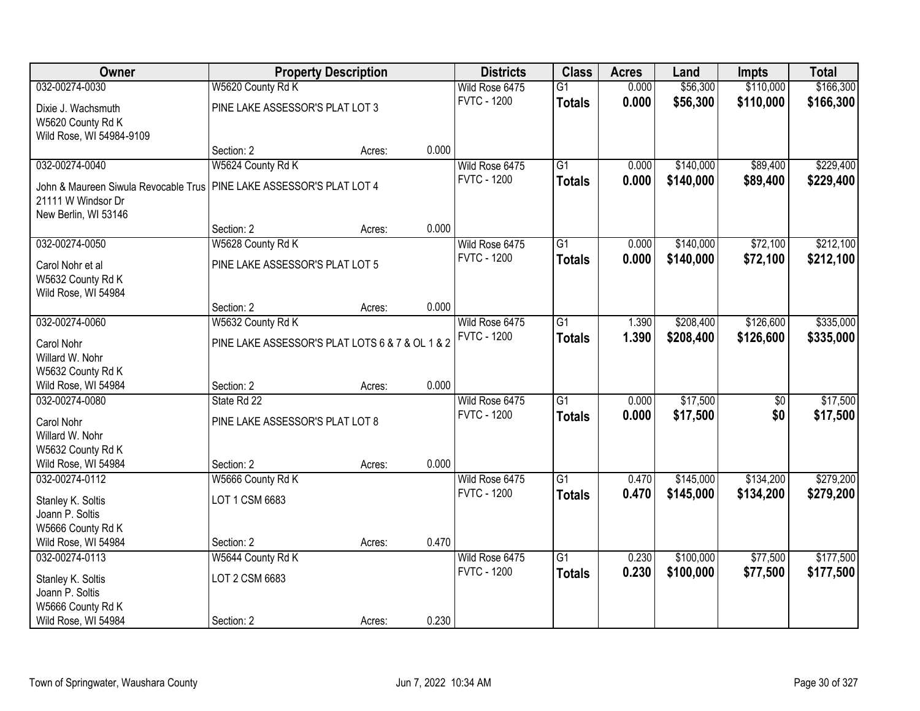| Owner | Property Description | | | Districts | Class | Acres | Land | Impts | Total |
|---|---|---|---|---|---|---|---|---|---|
| 032-00274-0030 | W5620 County Rd K | | | Wild Rose 6475 | G1 | 0.000 | $56,300 | $110,000 | $166,300 |
| Dixie J. Wachsmuth<br>W5620 County Rd K<br>Wild Rose, WI 54984-9109 | PINE LAKE ASSESSOR'S PLAT LOT 3 | | | FVTC - 1200 | **Totals** | **0.000** | **$56,300** | **$110,000** | **$166,300** |
| | Section: 2 | Acres: | 0.000 | | | | | | |
| 032-00274-0040 | W5624 County Rd K | | | Wild Rose 6475 | G1 | 0.000 | $140,000 | $89,400 | $229,400 |
| John & Maureen Siwula Revocable Trus<br>21111 W Windsor Dr<br>New Berlin, WI 53146 | PINE LAKE ASSESSOR'S PLAT LOT 4 | | | FVTC - 1200 | **Totals** | **0.000** | **$140,000** | **$89,400** | **$229,400** |
| | Section: 2 | Acres: | 0.000 | | | | | | |
| 032-00274-0050 | W5628 County Rd K | | | Wild Rose 6475 | G1 | 0.000 | $140,000 | $72,100 | $212,100 |
| Carol Nohr et al<br>W5632 County Rd K<br>Wild Rose, WI 54984 | PINE LAKE ASSESSOR'S PLAT LOT 5 | | | FVTC - 1200 | **Totals** | **0.000** | **$140,000** | **$72,100** | **$212,100** |
| | Section: 2 | Acres: | 0.000 | | | | | | |
| 032-00274-0060 | W5632 County Rd K | | | Wild Rose 6475 | G1 | 1.390 | $208,400 | $126,600 | $335,000 |
| Carol Nohr<br>Willard W. Nohr<br>W5632 County Rd K<br>Wild Rose, WI 54984 | PINE LAKE ASSESSOR'S PLAT LOTS 6 & 7 & OL 1 & 2 | | | FVTC - 1200 | **Totals** | **1.390** | **$208,400** | **$126,600** | **$335,000** |
| | Section: 2 | Acres: | 0.000 | | | | | | |
| 032-00274-0080 | State Rd 22 | | | Wild Rose 6475 | G1 | 0.000 | $17,500 | $0 | $17,500 |
| Carol Nohr<br>Willard W. Nohr<br>W5632 County Rd K<br>Wild Rose, WI 54984 | PINE LAKE ASSESSOR'S PLAT LOT 8 | | | FVTC - 1200 | **Totals** | **0.000** | **$17,500** | **$0** | **$17,500** |
| | Section: 2 | Acres: | 0.000 | | | | | | |
| 032-00274-0112 | W5666 County Rd K | | | Wild Rose 6475 | G1 | 0.470 | $145,000 | $134,200 | $279,200 |
| Stanley K. Soltis<br>Joann P. Soltis<br>W5666 County Rd K<br>Wild Rose, WI 54984 | LOT 1 CSM 6683 | | | FVTC - 1200 | **Totals** | **0.470** | **$145,000** | **$134,200** | **$279,200** |
| | Section: 2 | Acres: | 0.470 | | | | | | |
| 032-00274-0113 | W5644 County Rd K | | | Wild Rose 6475 | G1 | 0.230 | $100,000 | $77,500 | $177,500 |
| Stanley K. Soltis<br>Joann P. Soltis<br>W5666 County Rd K<br>Wild Rose, WI 54984 | LOT 2 CSM 6683 | | | FVTC - 1200 | **Totals** | **0.230** | **$100,000** | **$77,500** | **$177,500** |
| | Section: 2 | Acres: | 0.230 | | | | | | |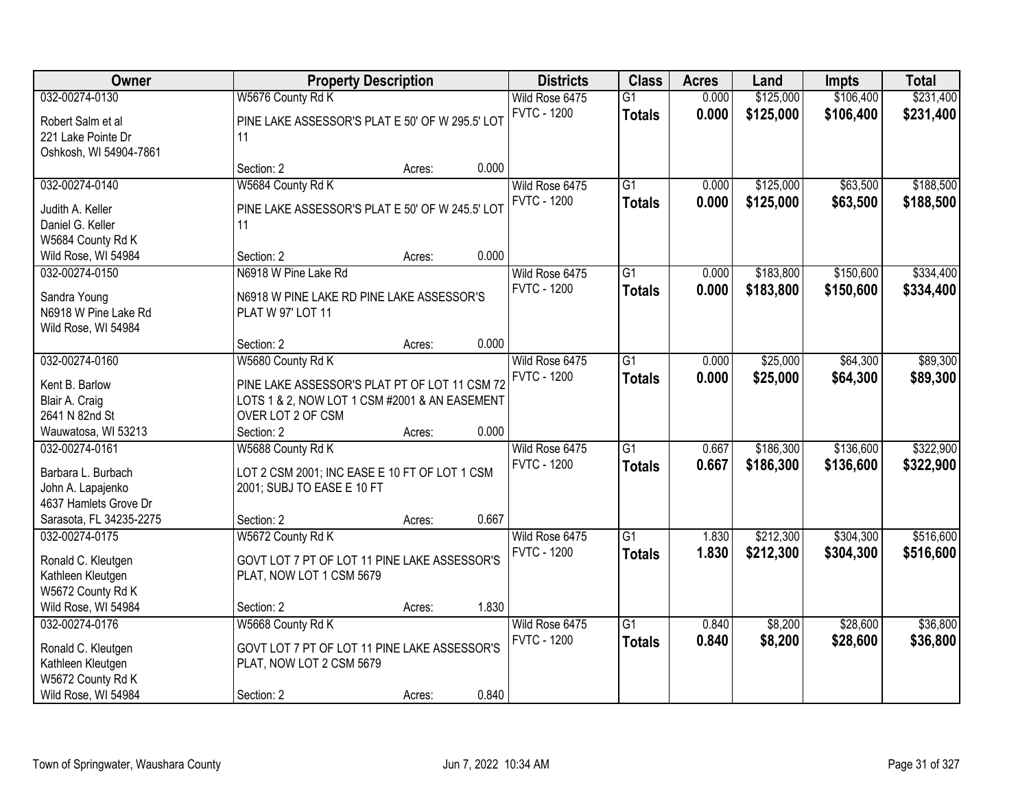| Owner | Property Description | Districts | Class | Acres | Land | Impts | Total |
|---|---|---|---|---|---|---|---|
| 032-00274-0130<br>Robert Salm et al<br>221 Lake Pointe Dr<br>Oshkosh, WI 54904-7861 | W5676 County Rd K<br>PINE LAKE ASSESSOR'S PLAT E 50' OF W 295.5' LOT 11<br>Section: 2 Acres: 0.000 | Wild Rose 6475<br>FVTC - 1200 | G1<br>**Totals** | 0.000<br>**0.000** | $125,000<br>**$125,000** | $106,400<br>**$106,400** | $231,400<br>**$231,400** |
| 032-00274-0140<br>Judith A. Keller<br>Daniel G. Keller<br>W5684 County Rd K<br>Wild Rose, WI 54984 | W5684 County Rd K<br>PINE LAKE ASSESSOR'S PLAT E 50' OF W 245.5' LOT 11<br>Section: 2 Acres: 0.000 | Wild Rose 6475<br>FVTC - 1200 | G1<br>**Totals** | 0.000<br>**0.000** | $125,000<br>**$125,000** | $63,500<br>**$63,500** | $188,500<br>**$188,500** |
| 032-00274-0150<br>Sandra Young<br>N6918 W Pine Lake Rd<br>Wild Rose, WI 54984 | N6918 W Pine Lake Rd<br>N6918 W PINE LAKE RD PINE LAKE ASSESSOR'S PLAT W 97' LOT 11<br>Section: 2 Acres: 0.000 | Wild Rose 6475<br>FVTC - 1200 | G1<br>**Totals** | 0.000<br>**0.000** | $183,800<br>**$183,800** | $150,600<br>**$150,600** | $334,400<br>**$334,400** |
| 032-00274-0160<br>Kent B. Barlow<br>Blair A. Craig<br>2641 N 82nd St<br>Wauwatosa, WI 53213 | W5680 County Rd K<br>PINE LAKE ASSESSOR'S PLAT PT OF LOT 11 CSM 72 LOTS 1 & 2, NOW LOT 1 CSM #2001 & AN EASEMENT OVER LOT 2 OF CSM<br>Section: 2 Acres: 0.000 | Wild Rose 6475<br>FVTC - 1200 | G1<br>**Totals** | 0.000<br>**0.000** | $25,000<br>**$25,000** | $64,300<br>**$64,300** | $89,300<br>**$89,300** |
| 032-00274-0161<br>Barbara L. Burbach<br>John A. Lapajenko<br>4637 Hamlets Grove Dr<br>Sarasota, FL 34235-2275 | W5688 County Rd K<br>LOT 2 CSM 2001; INC EASE E 10 FT OF LOT 1 CSM 2001; SUBJ TO EASE E 10 FT<br>Section: 2 Acres: 0.667 | Wild Rose 6475<br>FVTC - 1200 | G1<br>**Totals** | 0.667<br>**0.667** | $186,300<br>**$186,300** | $136,600<br>**$136,600** | $322,900<br>**$322,900** |
| 032-00274-0175<br>Ronald C. Kleutgen<br>Kathleen Kleutgen<br>W5672 County Rd K<br>Wild Rose, WI 54984 | W5672 County Rd K<br>GOVT LOT 7 PT OF LOT 11 PINE LAKE ASSESSOR'S PLAT, NOW LOT 1 CSM 5679<br>Section: 2 Acres: 1.830 | Wild Rose 6475<br>FVTC - 1200 | G1<br>**Totals** | 1.830<br>**1.830** | $212,300<br>**$212,300** | $304,300<br>**$304,300** | $516,600<br>**$516,600** |
| 032-00274-0176<br>Ronald C. Kleutgen<br>Kathleen Kleutgen<br>W5672 County Rd K<br>Wild Rose, WI 54984 | W5668 County Rd K<br>GOVT LOT 7 PT OF LOT 11 PINE LAKE ASSESSOR'S PLAT, NOW LOT 2 CSM 5679<br>Section: 2 Acres: 0.840 | Wild Rose 6475<br>FVTC - 1200 | G1<br>**Totals** | 0.840<br>**0.840** | $8,200<br>**$8,200** | $28,600<br>**$28,600** | $36,800<br>**$36,800** |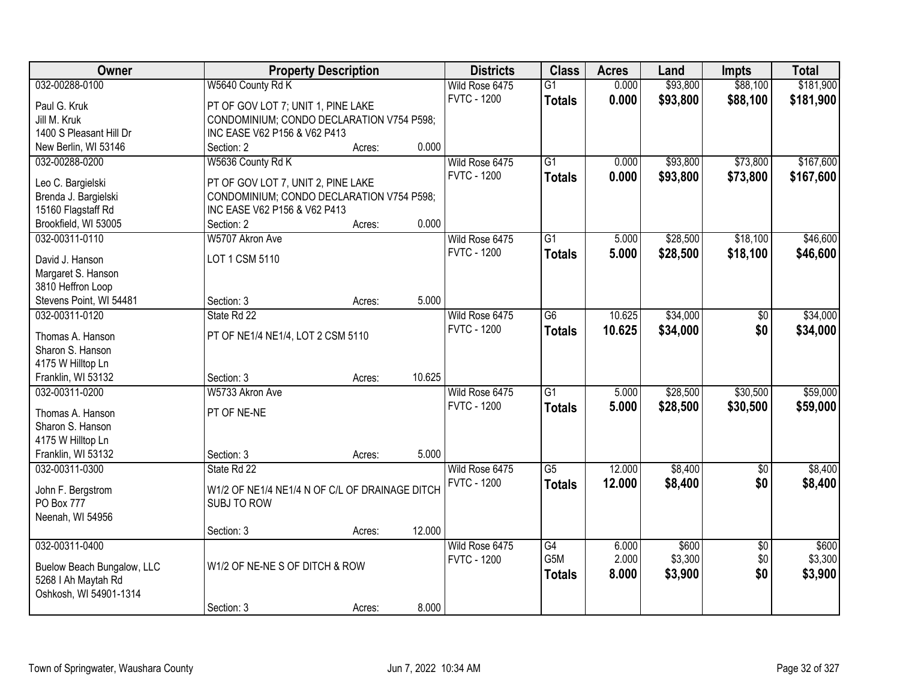| Owner | Property Description | | | Districts | Class | Acres | Land | Impts | Total |
|---|---|---|---|---|---|---|---|---|---|
| 032-00288-0100 | W5640 County Rd K | | | Wild Rose 6475 | G1 | 0.000 | $93,800 | $88,100 | $181,900 |
| Paul G. Kruk<br>Jill M. Kruk<br>1400 S Pleasant Hill Dr<br>New Berlin, WI 53146 | PT OF GOV LOT 7; UNIT 1, PINE LAKE CONDOMINIUM; CONDO DECLARATION V754 P598; INC EASE V62 P156 & V62 P413 | | | FVTC - 1200 | **Totals** | **0.000** | **$93,800** | **$88,100** | **$181,900** |
| | Section: 2 | Acres: | 0.000 | | | | | | |
| 032-00288-0200 | W5636 County Rd K | | | Wild Rose 6475 | G1 | 0.000 | $93,800 | $73,800 | $167,600 |
| Leo C. Bargielski<br>Brenda J. Bargielski<br>15160 Flagstaff Rd<br>Brookfield, WI 53005 | PT OF GOV LOT 7, UNIT 2, PINE LAKE CONDOMINIUM; CONDO DECLARATION V754 P598; INC EASE V62 P156 & V62 P413 | | | FVTC - 1200 | **Totals** | **0.000** | **$93,800** | **$73,800** | **$167,600** |
| | Section: 2 | Acres: | 0.000 | | | | | | |
| 032-00311-0110 | W5707 Akron Ave | | | Wild Rose 6475 | G1 | 5.000 | $28,500 | $18,100 | $46,600 |
| David J. Hanson<br>Margaret S. Hanson<br>3810 Heffron Loop<br>Stevens Point, WI 54481 | LOT 1 CSM 5110 | | | FVTC - 1200 | **Totals** | **5.000** | **$28,500** | **$18,100** | **$46,600** |
| | Section: 3 | Acres: | 5.000 | | | | | | |
| 032-00311-0120 | State Rd 22 | | | Wild Rose 6475 | G6 | 10.625 | $34,000 | $0 | $34,000 |
| Thomas A. Hanson<br>Sharon S. Hanson<br>4175 W Hilltop Ln<br>Franklin, WI 53132 | PT OF NE1/4 NE1/4, LOT 2 CSM 5110 | | | FVTC - 1200 | **Totals** | **10.625** | **$34,000** | **$0** | **$34,000** |
| | Section: 3 | Acres: | 10.625 | | | | | | |
| 032-00311-0200 | W5733 Akron Ave | | | Wild Rose 6475 | G1 | 5.000 | $28,500 | $30,500 | $59,000 |
| Thomas A. Hanson<br>Sharon S. Hanson<br>4175 W Hilltop Ln<br>Franklin, WI 53132 | PT OF NE-NE | | | FVTC - 1200 | **Totals** | **5.000** | **$28,500** | **$30,500** | **$59,000** |
| | Section: 3 | Acres: | 5.000 | | | | | | |
| 032-00311-0300 | State Rd 22 | | | Wild Rose 6475 | G5 | 12.000 | $8,400 | $0 | $8,400 |
| John F. Bergstrom<br>PO Box 777<br>Neenah, WI 54956 | W1/2 OF NE1/4 NE1/4 N OF C/L OF DRAINAGE DITCH SUBJ TO ROW | | | FVTC - 1200 | **Totals** | **12.000** | **$8,400** | **$0** | **$8,400** |
| | Section: 3 | Acres: | 12.000 | | | | | | |
| 032-00311-0400 | | | | Wild Rose 6475 | G4 | 6.000 | $600 | $0 | $600 |
| Buelow Beach Bungalow, LLC<br>5268 I Ah Maytah Rd<br>Oshkosh, WI 54901-1314 | W1/2 OF NE-NE S OF DITCH & ROW | | | FVTC - 1200 | G5M | 2.000 | $3,300 | $0 | $3,300 |
| | | | | | **Totals** | **8.000** | **$3,900** | **$0** | **$3,900** |
| | Section: 3 | Acres: | 8.000 | | | | | | |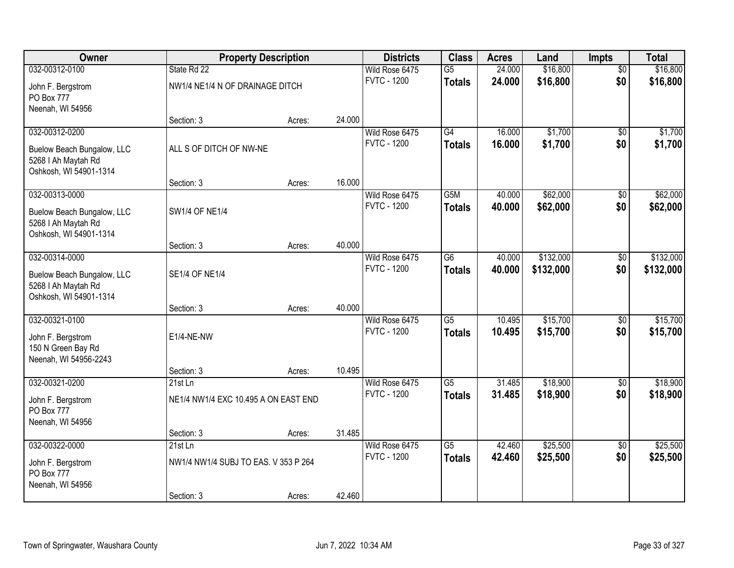| Owner | Property Description | | | Districts | Class | Acres | Land | Impts | Total |
|---|---|---|---|---|---|---|---|---|---|
| 032-00312-0100 | State Rd 22 | | | Wild Rose 6475 | G5 | 24.000 | $16,800 | $0 | $16,800 |
| John F. Bergstrom<br>PO Box 777<br>Neenah, WI 54956 | NW1/4 NE1/4 N OF DRAINAGE DITCH | | | FVTC - 1200 | **Totals** | **24.000** | **$16,800** | **$0** | **$16,800** |
| | Section: 3 | Acres: | 24.000 | | | | | | |
| 032-00312-0200 | | | | Wild Rose 6475 | G4 | 16.000 | $1,700 | $0 | $1,700 |
| Buelow Beach Bungalow, LLC<br>5268 I Ah Maytah Rd<br>Oshkosh, WI 54901-1314 | ALL S OF DITCH OF NW-NE | | | FVTC - 1200 | **Totals** | **16.000** | **$1,700** | **$0** | **$1,700** |
| | Section: 3 | Acres: | 16.000 | | | | | | |
| 032-00313-0000 | | | | Wild Rose 6475 | G5M | 40.000 | $62,000 | $0 | $62,000 |
| Buelow Beach Bungalow, LLC<br>5268 I Ah Maytah Rd<br>Oshkosh, WI 54901-1314 | SW1/4 OF NE1/4 | | | FVTC - 1200 | **Totals** | **40.000** | **$62,000** | **$0** | **$62,000** |
| | Section: 3 | Acres: | 40.000 | | | | | | |
| 032-00314-0000 | | | | Wild Rose 6475 | G6 | 40.000 | $132,000 | $0 | $132,000 |
| Buelow Beach Bungalow, LLC<br>5268 I Ah Maytah Rd<br>Oshkosh, WI 54901-1314 | SE1/4 OF NE1/4 | | | FVTC - 1200 | **Totals** | **40.000** | **$132,000** | **$0** | **$132,000** |
| | Section: 3 | Acres: | 40.000 | | | | | | |
| 032-00321-0100 | | | | Wild Rose 6475 | G5 | 10.495 | $15,700 | $0 | $15,700 |
| John F. Bergstrom<br>150 N Green Bay Rd<br>Neenah, WI 54956-2243 | E1/4-NE-NW | | | FVTC - 1200 | **Totals** | **10.495** | **$15,700** | **$0** | **$15,700** |
| | Section: 3 | Acres: | 10.495 | | | | | | |
| 032-00321-0200 | 21st Ln | | | Wild Rose 6475 | G5 | 31.485 | $18,900 | $0 | $18,900 |
| John F. Bergstrom<br>PO Box 777<br>Neenah, WI 54956 | NE1/4 NW1/4 EXC 10.495 A ON EAST END | | | FVTC - 1200 | **Totals** | **31.485** | **$18,900** | **$0** | **$18,900** |
| | Section: 3 | Acres: | 31.485 | | | | | | |
| 032-00322-0000 | 21st Ln | | | Wild Rose 6475 | G5 | 42.460 | $25,500 | $0 | $25,500 |
| John F. Bergstrom<br>PO Box 777<br>Neenah, WI 54956 | NW1/4 NW1/4 SUBJ TO EAS. V 353 P 264 | | | FVTC - 1200 | **Totals** | **42.460** | **$25,500** | **$0** | **$25,500** |
| | Section: 3 | Acres: | 42.460 | | | | | | |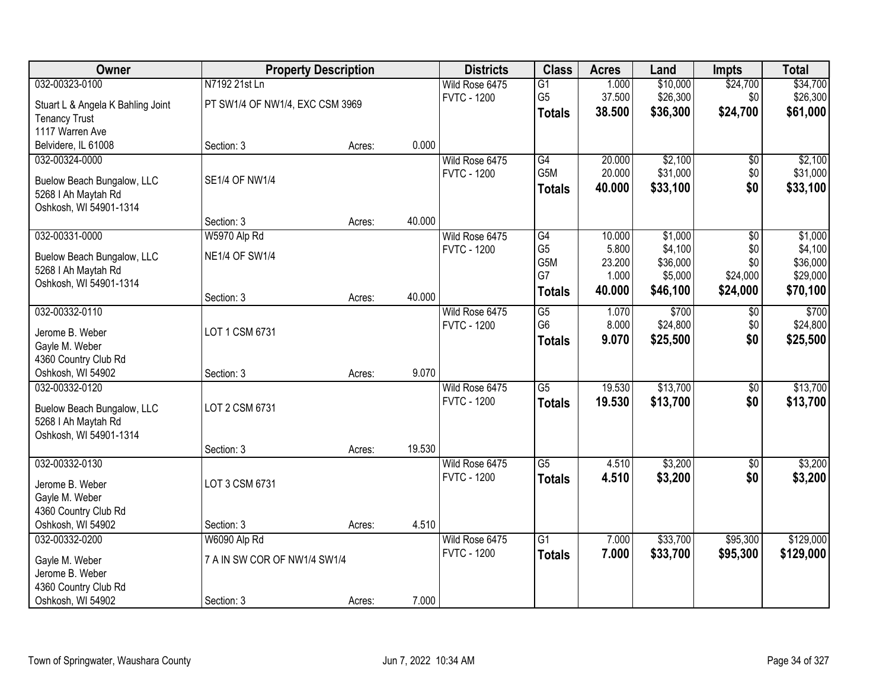| Owner | Property Description | | | Districts | Class | Acres | Land | Impts | Total |
|---|---|---|---|---|---|---|---|---|---|
| 032-00323-0100 | N7192 21st Ln | | | Wild Rose 6475 | G1 | 1.000 | $10,000 | $24,700 | $34,700 |
| Stuart L & Angela K Bahling Joint Tenancy Trust | PT SW1/4 OF NW1/4, EXC CSM 3969 | | | FVTC - 1200 | G5 | 37.500 | $26,300 | $0 | $26,300 |
| 1117 Warren Ave | | | | | **Totals** | **38.500** | **$36,300** | **$24,700** | **$61,000** |
| Belvidere, IL 61008 | Section: 3 | Acres: | 0.000 | | | | | | |
| 032-00324-0000 | | | | Wild Rose 6475 | G4 | 20.000 | $2,100 | $0 | $2,100 |
| Buelow Beach Bungalow, LLC | SE1/4 OF NW1/4 | | | FVTC - 1200 | G5M | 20.000 | $31,000 | $0 | $31,000 |
| 5268 I Ah Maytah Rd | | | | | **Totals** | **40.000** | **$33,100** | **$0** | **$33,100** |
| Oshkosh, WI 54901-1314 | Section: 3 | Acres: | 40.000 | | | | | | |
| 032-00331-0000 | W5970 Alp Rd | | | Wild Rose 6475 | G4 | 10.000 | $1,000 | $0 | $1,000 |
| Buelow Beach Bungalow, LLC | NE1/4 OF SW1/4 | | | FVTC - 1200 | G5 | 5.800 | $4,100 | $0 | $4,100 |
| 5268 I Ah Maytah Rd | | | | | G5M | 23.200 | $36,000 | $0 | $36,000 |
| Oshkosh, WI 54901-1314 | | | | | G7 | 1.000 | $5,000 | $24,000 | $29,000 |
| | Section: 3 | Acres: | 40.000 | | **Totals** | **40.000** | **$46,100** | **$24,000** | **$70,100** |
| 032-00332-0110 | | | | Wild Rose 6475 | G5 | 1.070 | $700 | $0 | $700 |
| Jerome B. Weber | LOT 1 CSM 6731 | | | FVTC - 1200 | G6 | 8.000 | $24,800 | $0 | $24,800 |
| Gayle M. Weber | | | | | **Totals** | **9.070** | **$25,500** | **$0** | **$25,500** |
| 4360 Country Club Rd | | | | | | | | | |
| Oshkosh, WI 54902 | Section: 3 | Acres: | 9.070 | | | | | | |
| 032-00332-0120 | | | | Wild Rose 6475 | G5 | 19.530 | $13,700 | $0 | $13,700 |
| Buelow Beach Bungalow, LLC | LOT 2 CSM 6731 | | | FVTC - 1200 | **Totals** | **19.530** | **$13,700** | **$0** | **$13,700** |
| 5268 I Ah Maytah Rd | | | | | | | | | |
| Oshkosh, WI 54901-1314 | Section: 3 | Acres: | 19.530 | | | | | | |
| 032-00332-0130 | | | | Wild Rose 6475 | G5 | 4.510 | $3,200 | $0 | $3,200 |
| Jerome B. Weber | LOT 3 CSM 6731 | | | FVTC - 1200 | **Totals** | **4.510** | **$3,200** | **$0** | **$3,200** |
| Gayle M. Weber | | | | | | | | | |
| 4360 Country Club Rd | | | | | | | | | |
| Oshkosh, WI 54902 | Section: 3 | Acres: | 4.510 | | | | | | |
| 032-00332-0200 | W6090 Alp Rd | | | Wild Rose 6475 | G1 | 7.000 | $33,700 | $95,300 | $129,000 |
| Gayle M. Weber | 7 A IN SW COR OF NW1/4 SW1/4 | | | FVTC - 1200 | **Totals** | **7.000** | **$33,700** | **$95,300** | **$129,000** |
| Jerome B. Weber | | | | | | | | | |
| 4360 Country Club Rd | | | | | | | | | |
| Oshkosh, WI 54902 | Section: 3 | Acres: | 7.000 | | | | | | |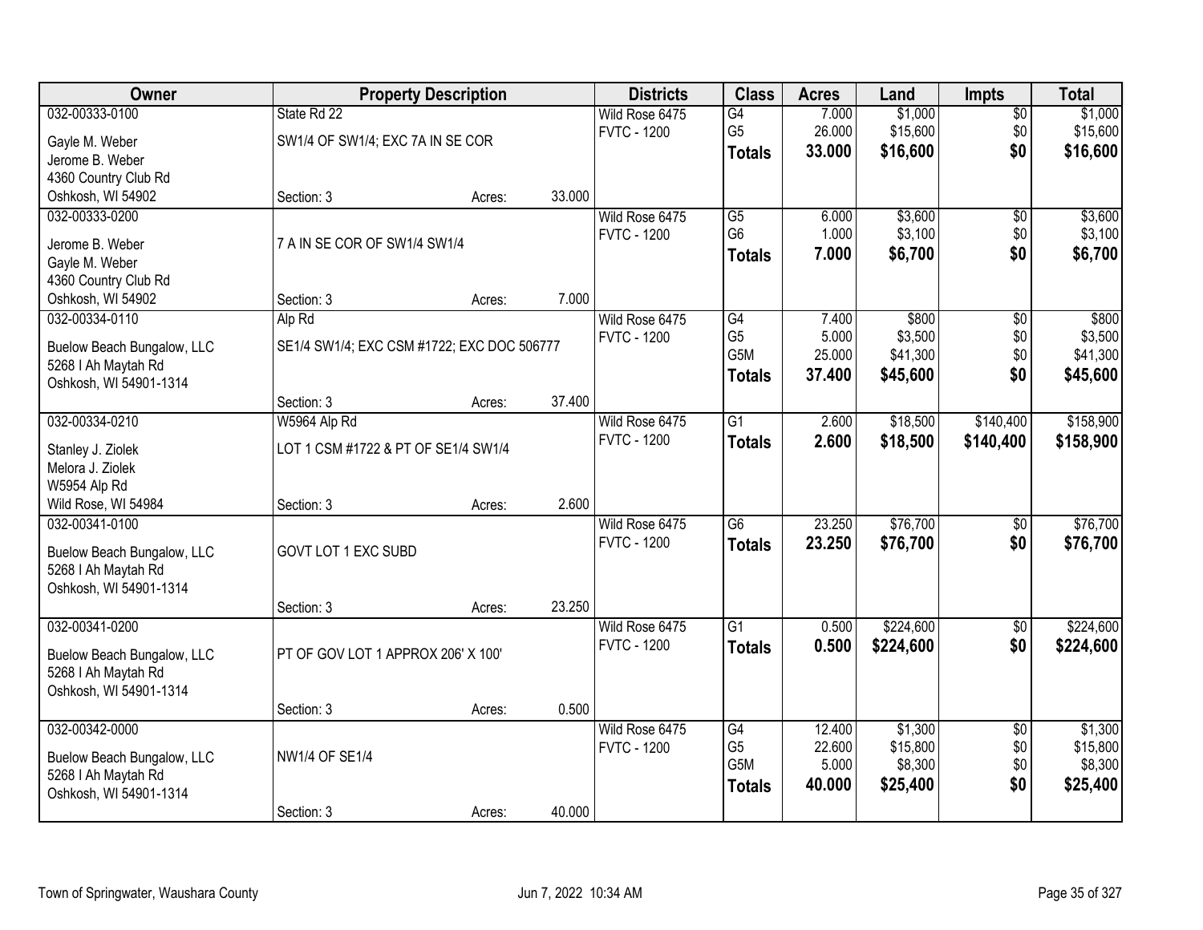| Owner | Property Description | | | Districts | Class | Acres | Land | Impts | Total |
|---|---|---|---|---|---|---|---|---|---|
| 032-00333-0100 | State Rd 22 | | | Wild Rose 6475 | G4 | 7.000 | $1,000 | $0 | $1,000 |
| Gayle M. Weber | SW1/4 OF SW1/4; EXC 7A IN SE COR | | | FVTC - 1200 | G5 | 26.000 | $15,600 | $0 | $15,600 |
| Jerome B. Weber | | | | | **Totals** | **33.000** | **$16,600** | **$0** | **$16,600** |
| 4360 Country Club Rd | | | | | | | | | |
| Oshkosh, WI 54902 | Section: 3 | Acres: | 33.000 | | | | | | |
| 032-00333-0200 | | | | Wild Rose 6475 | G5 | 6.000 | $3,600 | $0 | $3,600 |
| Jerome B. Weber | 7 A IN SE COR OF SW1/4 SW1/4 | | | FVTC - 1200 | G6 | 1.000 | $3,100 | $0 | $3,100 |
| Gayle M. Weber | | | | | **Totals** | **7.000** | **$6,700** | **$0** | **$6,700** |
| 4360 Country Club Rd | | | | | | | | | |
| Oshkosh, WI 54902 | Section: 3 | Acres: | 7.000 | | | | | | |
| 032-00334-0110 | Alp Rd | | | Wild Rose 6475 | G4 | 7.400 | $800 | $0 | $800 |
| Buelow Beach Bungalow, LLC | SE1/4 SW1/4; EXC CSM #1722; EXC DOC 506777 | | | FVTC - 1200 | G5 | 5.000 | $3,500 | $0 | $3,500 |
| 5268 I Ah Maytah Rd | | | | | G5M | 25.000 | $41,300 | $0 | $41,300 |
| Oshkosh, WI 54901-1314 | | | | | **Totals** | **37.400** | **$45,600** | **$0** | **$45,600** |
| | Section: 3 | Acres: | 37.400 | | | | | | |
| 032-00334-0210 | W5964 Alp Rd | | | Wild Rose 6475 | G1 | 2.600 | $18,500 | $140,400 | $158,900 |
| Stanley J. Ziolek | LOT 1 CSM #1722 & PT OF SE1/4 SW1/4 | | | FVTC - 1200 | **Totals** | **2.600** | **$18,500** | **$140,400** | **$158,900** |
| Melora J. Ziolek | | | | | | | | | |
| W5954 Alp Rd | | | | | | | | | |
| Wild Rose, WI 54984 | Section: 3 | Acres: | 2.600 | | | | | | |
| 032-00341-0100 | | | | Wild Rose 6475 | G6 | 23.250 | $76,700 | $0 | $76,700 |
| Buelow Beach Bungalow, LLC | GOVT LOT 1 EXC SUBD | | | FVTC - 1200 | **Totals** | **23.250** | **$76,700** | **$0** | **$76,700** |
| 5268 I Ah Maytah Rd | | | | | | | | | |
| Oshkosh, WI 54901-1314 | | | | | | | | | |
| | Section: 3 | Acres: | 23.250 | | | | | | |
| 032-00341-0200 | | | | Wild Rose 6475 | G1 | 0.500 | $224,600 | $0 | $224,600 |
| Buelow Beach Bungalow, LLC | PT OF GOV LOT 1 APPROX 206' X 100' | | | FVTC - 1200 | **Totals** | **0.500** | **$224,600** | **$0** | **$224,600** |
| 5268 I Ah Maytah Rd | | | | | | | | | |
| Oshkosh, WI 54901-1314 | | | | | | | | | |
| | Section: 3 | Acres: | 0.500 | | | | | | |
| 032-00342-0000 | | | | Wild Rose 6475 | G4 | 12.400 | $1,300 | $0 | $1,300 |
| Buelow Beach Bungalow, LLC | NW1/4 OF SE1/4 | | | FVTC - 1200 | G5 | 22.600 | $15,800 | $0 | $15,800 |
| 5268 I Ah Maytah Rd | | | | | G5M | 5.000 | $8,300 | $0 | $8,300 |
| Oshkosh, WI 54901-1314 | | | | | **Totals** | **40.000** | **$25,400** | **$0** | **$25,400** |
| | Section: 3 | Acres: | 40.000 | | | | | | |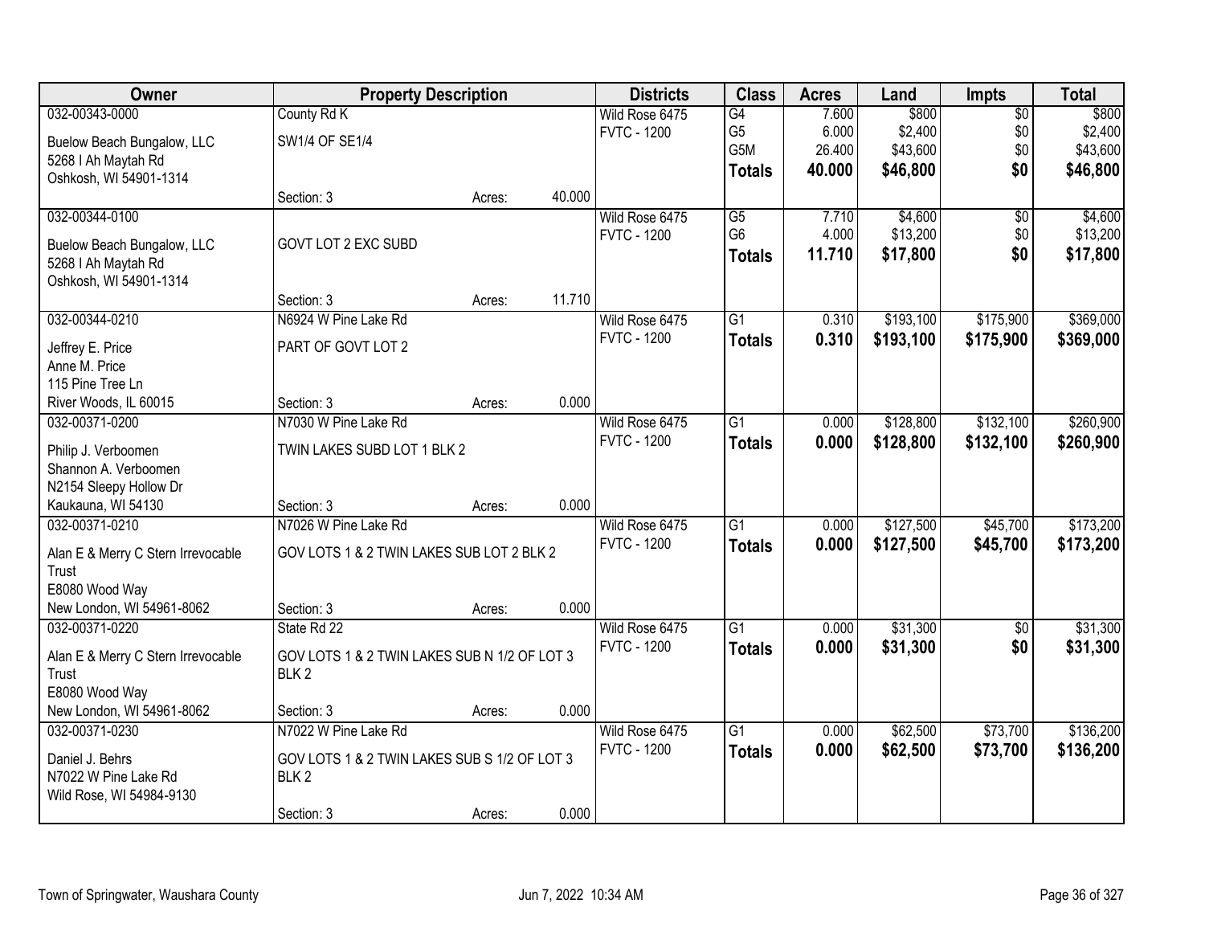| Owner | Property Description | | | Districts | Class | Acres | Land | Impts | Total |
|---|---|---|---|---|---|---|---|---|---|
| 032-00343-0000 | County Rd K | | | Wild Rose 6475 | G4 | 7.600 | $800 | $0 | $800 |
| Buelow Beach Bungalow, LLC | SW1/4 OF SE1/4 | | | FVTC - 1200 | G5 | 6.000 | $2,400 | $0 | $2,400 |
| 5268 I Ah Maytah Rd | | | | | G5M | 26.400 | $43,600 | $0 | $43,600 |
| Oshkosh, WI 54901-1314 | | | | | **Totals** | **40.000** | **$46,800** | **$0** | **$46,800** |
| | Section: 3 | Acres: | 40.000 | | | | | | |
| 032-00344-0100 | | | | Wild Rose 6475 | G5 | 7.710 | $4,600 | $0 | $4,600 |
| Buelow Beach Bungalow, LLC | GOVT LOT 2 EXC SUBD | | | FVTC - 1200 | G6 | 4.000 | $13,200 | $0 | $13,200 |
| 5268 I Ah Maytah Rd | | | | | **Totals** | **11.710** | **$17,800** | **$0** | **$17,800** |
| Oshkosh, WI 54901-1314 | | | | | | | | | |
| | Section: 3 | Acres: | 11.710 | | | | | | |
| 032-00344-0210 | N6924 W Pine Lake Rd | | | Wild Rose 6475 | G1 | 0.310 | $193,100 | $175,900 | $369,000 |
| Jeffrey E. Price | PART OF GOVT LOT 2 | | | FVTC - 1200 | **Totals** | **0.310** | **$193,100** | **$175,900** | **$369,000** |
| Anne M. Price | | | | | | | | | |
| 115 Pine Tree Ln | | | | | | | | | |
| River Woods, IL 60015 | Section: 3 | Acres: | 0.000 | | | | | | |
| 032-00371-0200 | N7030 W Pine Lake Rd | | | Wild Rose 6475 | G1 | 0.000 | $128,800 | $132,100 | $260,900 |
| Philip J. Verboomen | TWIN LAKES SUBD LOT 1 BLK 2 | | | FVTC - 1200 | **Totals** | **0.000** | **$128,800** | **$132,100** | **$260,900** |
| Shannon A. Verboomen | | | | | | | | | |
| N2154 Sleepy Hollow Dr | | | | | | | | | |
| Kaukauna, WI 54130 | Section: 3 | Acres: | 0.000 | | | | | | |
| 032-00371-0210 | N7026 W Pine Lake Rd | | | Wild Rose 6475 | G1 | 0.000 | $127,500 | $45,700 | $173,200 |
| Alan E & Merry C Stern Irrevocable Trust | GOV LOTS 1 & 2 TWIN LAKES SUB LOT 2 BLK 2 | | | FVTC - 1200 | **Totals** | **0.000** | **$127,500** | **$45,700** | **$173,200** |
| E8080 Wood Way | | | | | | | | | |
| New London, WI 54961-8062 | Section: 3 | Acres: | 0.000 | | | | | | |
| 032-00371-0220 | State Rd 22 | | | Wild Rose 6475 | G1 | 0.000 | $31,300 | $0 | $31,300 |
| Alan E & Merry C Stern Irrevocable Trust | GOV LOTS 1 & 2 TWIN LAKES SUB N 1/2 OF LOT 3 BLK 2 | | | FVTC - 1200 | **Totals** | **0.000** | **$31,300** | **$0** | **$31,300** |
| E8080 Wood Way | | | | | | | | | |
| New London, WI 54961-8062 | Section: 3 | Acres: | 0.000 | | | | | | |
| 032-00371-0230 | N7022 W Pine Lake Rd | | | Wild Rose 6475 | G1 | 0.000 | $62,500 | $73,700 | $136,200 |
| Daniel J. Behrs | GOV LOTS 1 & 2 TWIN LAKES SUB S 1/2 OF LOT 3 BLK 2 | | | FVTC - 1200 | **Totals** | **0.000** | **$62,500** | **$73,700** | **$136,200** |
| N7022 W Pine Lake Rd | | | | | | | | | |
| Wild Rose, WI 54984-9130 | | | | | | | | | |
| | Section: 3 | Acres: | 0.000 | | | | | | |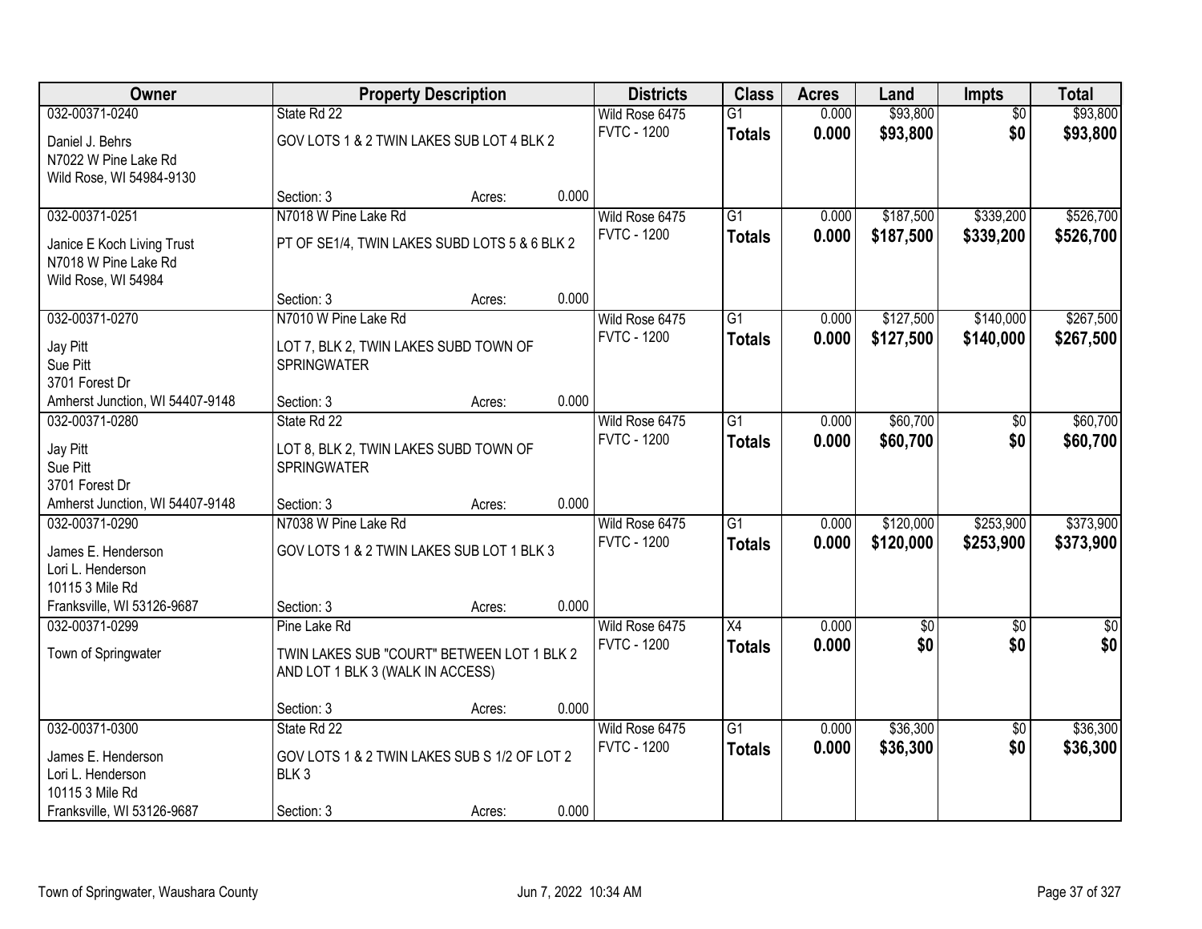| Owner | Property Description | | | Districts | Class | Acres | Land | Impts | Total |
|---|---|---|---|---|---|---|---|---|---|
| 032-00371-0240 | State Rd 22 | | | Wild Rose 6475 | G1 | 0.000 | $93,800 | $0 | $93,800 |
| Daniel J. Behrs<br>N7022 W Pine Lake Rd<br>Wild Rose, WI 54984-9130 | GOV LOTS 1 & 2 TWIN LAKES SUB LOT 4 BLK 2 | | | FVTC - 1200 | **Totals** | **0.000** | **$93,800** | **$0** | **$93,800** |
| | Section: 3 | Acres: | 0.000 | | | | | | |
| 032-00371-0251 | N7018 W Pine Lake Rd | | | Wild Rose 6475 | G1 | 0.000 | $187,500 | $339,200 | $526,700 |
| Janice E Koch Living Trust<br>N7018 W Pine Lake Rd<br>Wild Rose, WI 54984 | PT OF SE1/4, TWIN LAKES SUBD LOTS 5 & 6 BLK 2 | | | FVTC - 1200 | **Totals** | **0.000** | **$187,500** | **$339,200** | **$526,700** |
| | Section: 3 | Acres: | 0.000 | | | | | | |
| 032-00371-0270 | N7010 W Pine Lake Rd | | | Wild Rose 6475 | G1 | 0.000 | $127,500 | $140,000 | $267,500 |
| Jay Pitt<br>Sue Pitt<br>3701 Forest Dr<br>Amherst Junction, WI 54407-9148 | LOT 7, BLK 2, TWIN LAKES SUBD TOWN OF SPRINGWATER | | | FVTC - 1200 | **Totals** | **0.000** | **$127,500** | **$140,000** | **$267,500** |
| | Section: 3 | Acres: | 0.000 | | | | | | |
| 032-00371-0280 | State Rd 22 | | | Wild Rose 6475 | G1 | 0.000 | $60,700 | $0 | $60,700 |
| Jay Pitt<br>Sue Pitt<br>3701 Forest Dr<br>Amherst Junction, WI 54407-9148 | LOT 8, BLK 2, TWIN LAKES SUBD TOWN OF SPRINGWATER | | | FVTC - 1200 | **Totals** | **0.000** | **$60,700** | **$0** | **$60,700** |
| | Section: 3 | Acres: | 0.000 | | | | | | |
| 032-00371-0290 | N7038 W Pine Lake Rd | | | Wild Rose 6475 | G1 | 0.000 | $120,000 | $253,900 | $373,900 |
| James E. Henderson<br>Lori L. Henderson<br>10115 3 Mile Rd<br>Franksville, WI 53126-9687 | GOV LOTS 1 & 2 TWIN LAKES SUB LOT 1 BLK 3 | | | FVTC - 1200 | **Totals** | **0.000** | **$120,000** | **$253,900** | **$373,900** |
| | Section: 3 | Acres: | 0.000 | | | | | | |
| 032-00371-0299 | Pine Lake Rd | | | Wild Rose 6475 | X4 | 0.000 | $0 | $0 | $0 |
| Town of Springwater | TWIN LAKES SUB "COURT" BETWEEN LOT 1 BLK 2 AND LOT 1 BLK 3 (WALK IN ACCESS) | | | FVTC - 1200 | **Totals** | **0.000** | **$0** | **$0** | **$0** |
| | Section: 3 | Acres: | 0.000 | | | | | | |
| 032-00371-0300 | State Rd 22 | | | Wild Rose 6475 | G1 | 0.000 | $36,300 | $0 | $36,300 |
| James E. Henderson<br>Lori L. Henderson<br>10115 3 Mile Rd<br>Franksville, WI 53126-9687 | GOV LOTS 1 & 2 TWIN LAKES SUB S 1/2 OF LOT 2 BLK 3 | | | FVTC - 1200 | **Totals** | **0.000** | **$36,300** | **$0** | **$36,300** |
| | Section: 3 | Acres: | 0.000 | | | | | | |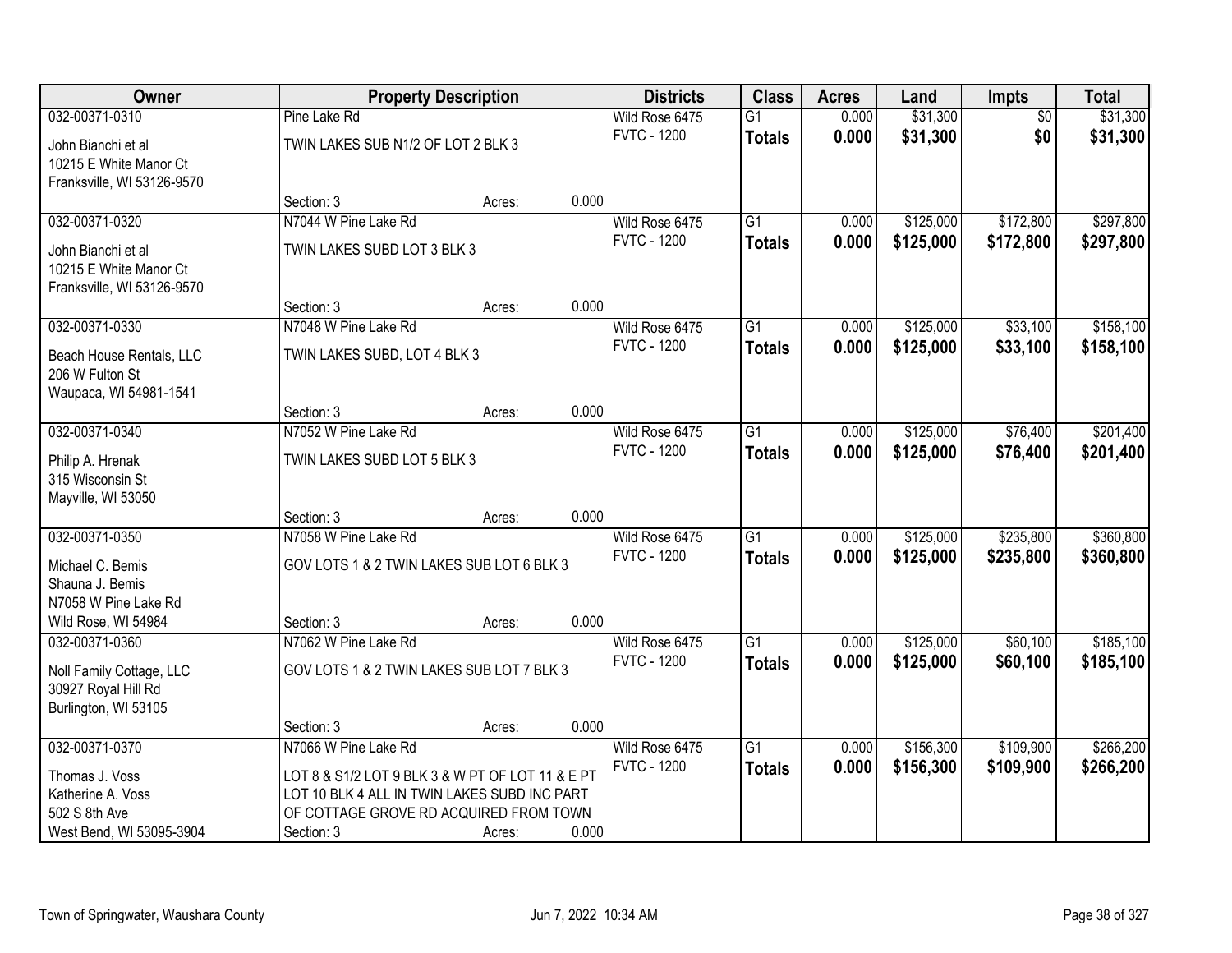| Owner | Property Description | | | Districts | Class | Acres | Land | Impts | Total |
|---|---|---|---|---|---|---|---|---|---|
| 032-00371-0310 | Pine Lake Rd | | | Wild Rose 6475 | G1 | 0.000 | $31,300 | $0 | $31,300 |
| John Bianchi et al<br>10215 E White Manor Ct<br>Franksville, WI 53126-9570 | TWIN LAKES SUB N1/2 OF LOT 2 BLK 3 | | | FVTC - 1200 | **Totals** | **0.000** | **$31,300** | **$0** | **$31,300** |
| | Section: 3 | Acres: | 0.000 | | | | | | |
| 032-00371-0320 | N7044 W Pine Lake Rd | | | Wild Rose 6475 | G1 | 0.000 | $125,000 | $172,800 | $297,800 |
| John Bianchi et al<br>10215 E White Manor Ct<br>Franksville, WI 53126-9570 | TWIN LAKES SUBD LOT 3 BLK 3 | | | FVTC - 1200 | **Totals** | **0.000** | **$125,000** | **$172,800** | **$297,800** |
| | Section: 3 | Acres: | 0.000 | | | | | | |
| 032-00371-0330 | N7048 W Pine Lake Rd | | | Wild Rose 6475 | G1 | 0.000 | $125,000 | $33,100 | $158,100 |
| Beach House Rentals, LLC<br>206 W Fulton St<br>Waupaca, WI 54981-1541 | TWIN LAKES SUBD, LOT 4 BLK 3 | | | FVTC - 1200 | **Totals** | **0.000** | **$125,000** | **$33,100** | **$158,100** |
| | Section: 3 | Acres: | 0.000 | | | | | | |
| 032-00371-0340 | N7052 W Pine Lake Rd | | | Wild Rose 6475 | G1 | 0.000 | $125,000 | $76,400 | $201,400 |
| Philip A. Hrenak<br>315 Wisconsin St<br>Mayville, WI 53050 | TWIN LAKES SUBD LOT 5 BLK 3 | | | FVTC - 1200 | **Totals** | **0.000** | **$125,000** | **$76,400** | **$201,400** |
| | Section: 3 | Acres: | 0.000 | | | | | | |
| 032-00371-0350 | N7058 W Pine Lake Rd | | | Wild Rose 6475 | G1 | 0.000 | $125,000 | $235,800 | $360,800 |
| Michael C. Bemis<br>Shauna J. Bemis<br>N7058 W Pine Lake Rd<br>Wild Rose, WI 54984 | GOV LOTS 1 & 2 TWIN LAKES SUB LOT 6 BLK 3 | | | FVTC - 1200 | **Totals** | **0.000** | **$125,000** | **$235,800** | **$360,800** |
| | Section: 3 | Acres: | 0.000 | | | | | | |
| 032-00371-0360 | N7062 W Pine Lake Rd | | | Wild Rose 6475 | G1 | 0.000 | $125,000 | $60,100 | $185,100 |
| Noll Family Cottage, LLC<br>30927 Royal Hill Rd<br>Burlington, WI 53105 | GOV LOTS 1 & 2 TWIN LAKES SUB LOT 7 BLK 3 | | | FVTC - 1200 | **Totals** | **0.000** | **$125,000** | **$60,100** | **$185,100** |
| | Section: 3 | Acres: | 0.000 | | | | | | |
| 032-00371-0370 | N7066 W Pine Lake Rd | | | Wild Rose 6475 | G1 | 0.000 | $156,300 | $109,900 | $266,200 |
| Thomas J. Voss<br>Katherine A. Voss<br>502 S 8th Ave<br>West Bend, WI 53095-3904 | LOT 8 & S1/2 LOT 9 BLK 3 & W PT OF LOT 11 & E PT LOT 10 BLK 4 ALL IN TWIN LAKES SUBD INC PART OF COTTAGE GROVE RD ACQUIRED FROM TOWN | | | FVTC - 1200 | **Totals** | **0.000** | **$156,300** | **$109,900** | **$266,200** |
| | Section: 3 | Acres: | 0.000 | | | | | | |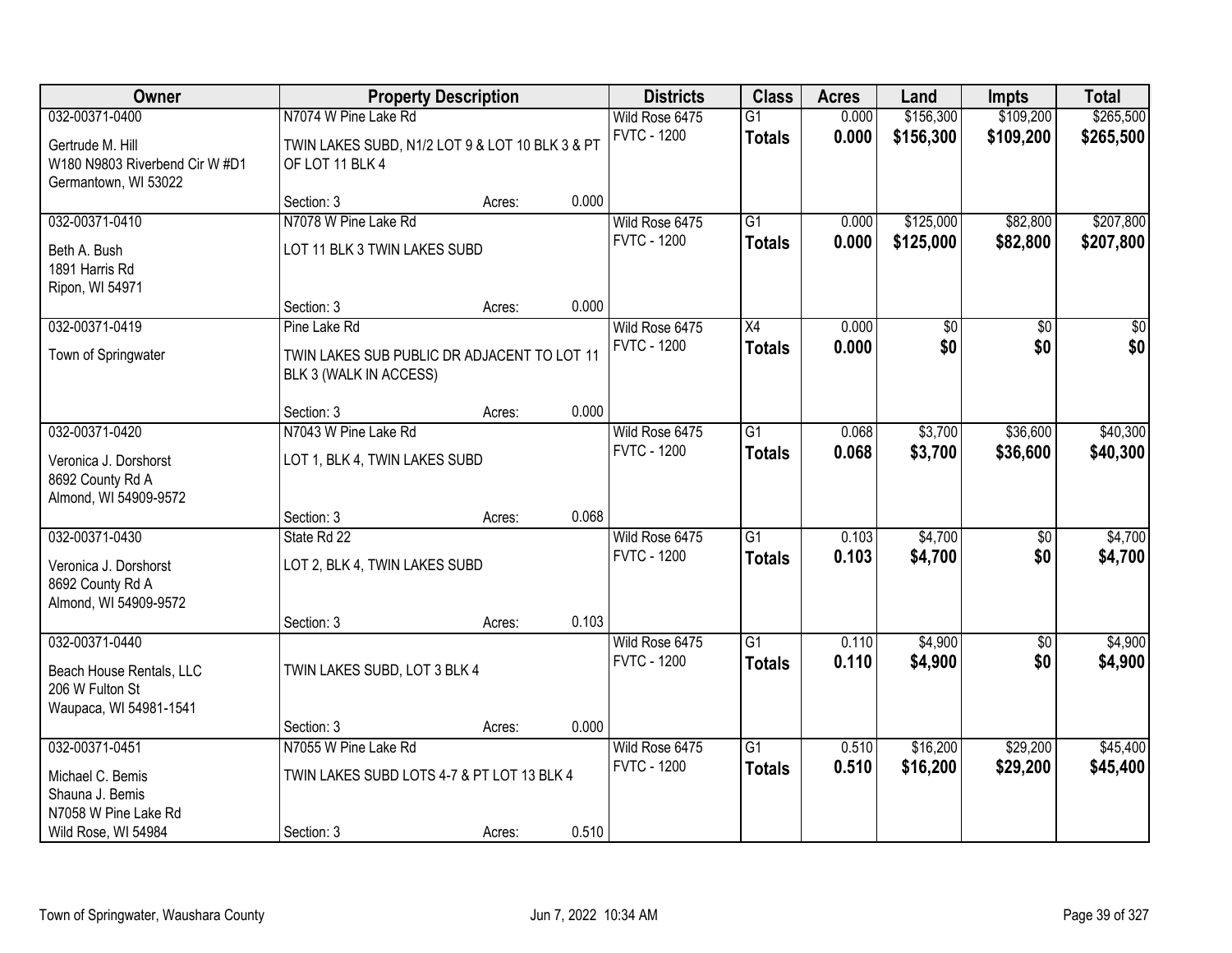| Owner | Property Description | | | Districts | Class | Acres | Land | Impts | Total |
|---|---|---|---|---|---|---|---|---|---|
| 032-00371-0400 | N7074 W Pine Lake Rd | | | Wild Rose 6475 | G1 | 0.000 | $156,300 | $109,200 | $265,500 |
| Gertrude M. Hill<br>W180 N9803 Riverbend Cir W #D1<br>Germantown, WI 53022 | TWIN LAKES SUBD, N1/2 LOT 9 & LOT 10 BLK 3 & PT OF LOT 11 BLK 4 | | | FVTC - 1200 | **Totals** | **0.000** | **$156,300** | **$109,200** | **$265,500** |
| | Section: 3 | Acres: | 0.000 | | | | | | |
| 032-00371-0410 | N7078 W Pine Lake Rd | | | Wild Rose 6475 | G1 | 0.000 | $125,000 | $82,800 | $207,800 |
| Beth A. Bush<br>1891 Harris Rd<br>Ripon, WI 54971 | LOT 11 BLK 3 TWIN LAKES SUBD | | | FVTC - 1200 | **Totals** | **0.000** | **$125,000** | **$82,800** | **$207,800** |
| | Section: 3 | Acres: | 0.000 | | | | | | |
| 032-00371-0419 | Pine Lake Rd | | | Wild Rose 6475 | X4 | 0.000 | $0 | $0 | $0 |
| Town of Springwater | TWIN LAKES SUB PUBLIC DR ADJACENT TO LOT 11 BLK 3 (WALK IN ACCESS) | | | FVTC - 1200 | **Totals** | **0.000** | **$0** | **$0** | **$0** |
| | Section: 3 | Acres: | 0.000 | | | | | | |
| 032-00371-0420 | N7043 W Pine Lake Rd | | | Wild Rose 6475 | G1 | 0.068 | $3,700 | $36,600 | $40,300 |
| Veronica J. Dorshorst<br>8692 County Rd A<br>Almond, WI 54909-9572 | LOT 1, BLK 4, TWIN LAKES SUBD | | | FVTC - 1200 | **Totals** | **0.068** | **$3,700** | **$36,600** | **$40,300** |
| | Section: 3 | Acres: | 0.068 | | | | | | |
| 032-00371-0430 | State Rd 22 | | | Wild Rose 6475 | G1 | 0.103 | $4,700 | $0 | $4,700 |
| Veronica J. Dorshorst<br>8692 County Rd A<br>Almond, WI 54909-9572 | LOT 2, BLK 4, TWIN LAKES SUBD | | | FVTC - 1200 | **Totals** | **0.103** | **$4,700** | **$0** | **$4,700** |
| | Section: 3 | Acres: | 0.103 | | | | | | |
| 032-00371-0440 | | | | Wild Rose 6475 | G1 | 0.110 | $4,900 | $0 | $4,900 |
| Beach House Rentals, LLC<br>206 W Fulton St<br>Waupaca, WI 54981-1541 | TWIN LAKES SUBD, LOT 3 BLK 4 | | | FVTC - 1200 | **Totals** | **0.110** | **$4,900** | **$0** | **$4,900** |
| | Section: 3 | Acres: | 0.000 | | | | | | |
| 032-00371-0451 | N7055 W Pine Lake Rd | | | Wild Rose 6475 | G1 | 0.510 | $16,200 | $29,200 | $45,400 |
| Michael C. Bemis<br>Shauna J. Bemis<br>N7058 W Pine Lake Rd<br>Wild Rose, WI 54984 | TWIN LAKES SUBD LOTS 4-7 & PT LOT 13 BLK 4 | | | FVTC - 1200 | **Totals** | **0.510** | **$16,200** | **$29,200** | **$45,400** |
| | Section: 3 | Acres: | 0.510 | | | | | | |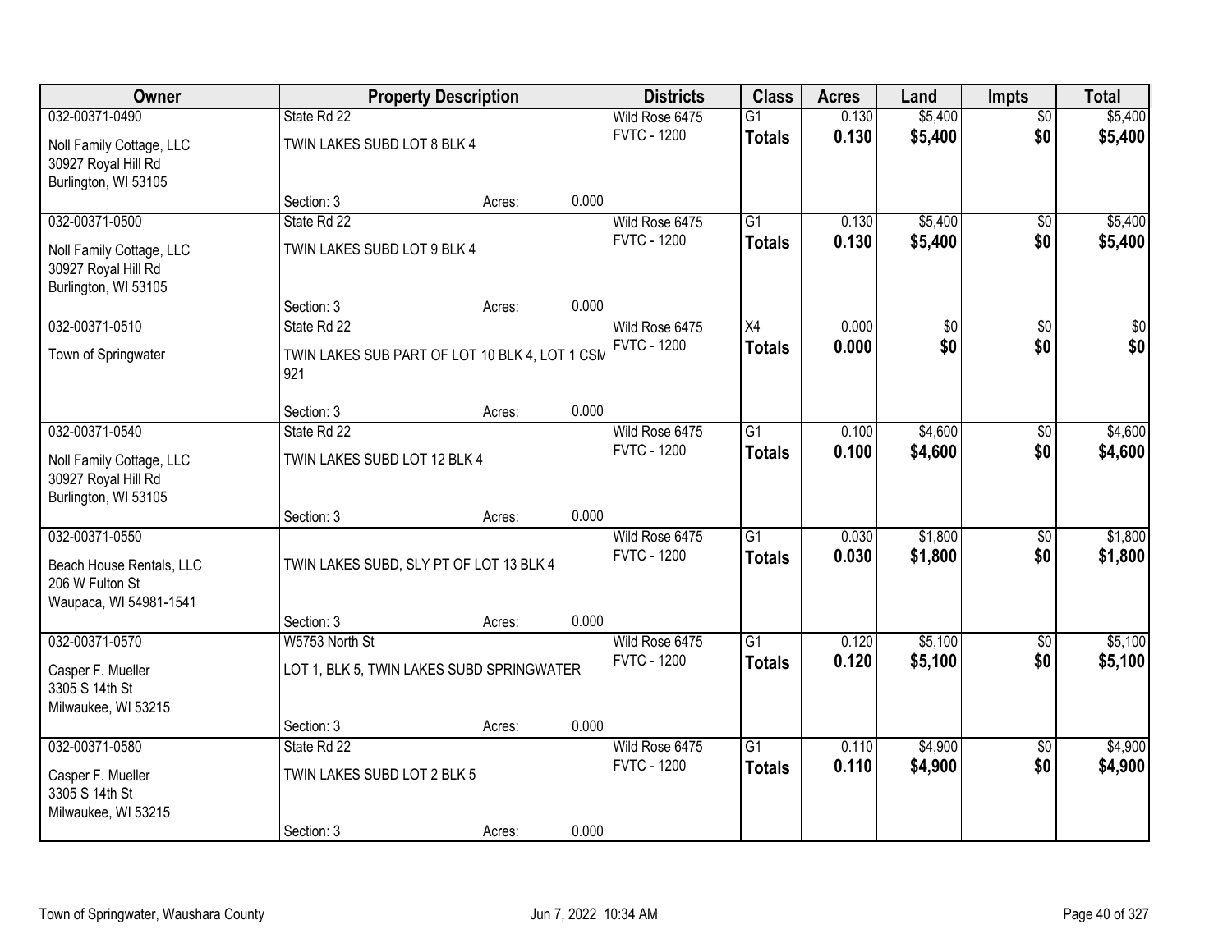| Owner | Property Description | | | Districts | Class | Acres | Land | Impts | Total |
|---|---|---|---|---|---|---|---|---|---|
| 032-00371-0490 | State Rd 22 | | | Wild Rose 6475 | G1 | 0.130 | $5,400 | $0 | $5,400 |
| Noll Family Cottage, LLC<br>30927 Royal Hill Rd<br>Burlington, WI 53105 | TWIN LAKES SUBD LOT 8 BLK 4 | | | FVTC - 1200 | **Totals** | **0.130** | **$5,400** | **$0** | **$5,400** |
| | Section: 3 | Acres: | 0.000 | | | | | | |
| 032-00371-0500 | State Rd 22 | | | Wild Rose 6475 | G1 | 0.130 | $5,400 | $0 | $5,400 |
| Noll Family Cottage, LLC<br>30927 Royal Hill Rd<br>Burlington, WI 53105 | TWIN LAKES SUBD LOT 9 BLK 4 | | | FVTC - 1200 | **Totals** | **0.130** | **$5,400** | **$0** | **$5,400** |
| | Section: 3 | Acres: | 0.000 | | | | | | |
| 032-00371-0510 | State Rd 22 | | | Wild Rose 6475 | X4 | 0.000 | $0 | $0 | $0 |
| Town of Springwater | TWIN LAKES SUB PART OF LOT 10 BLK 4, LOT 1 CSM 921 | | | FVTC - 1200 | **Totals** | **0.000** | **$0** | **$0** | **$0** |
| | Section: 3 | Acres: | 0.000 | | | | | | |
| 032-00371-0540 | State Rd 22 | | | Wild Rose 6475 | G1 | 0.100 | $4,600 | $0 | $4,600 |
| Noll Family Cottage, LLC<br>30927 Royal Hill Rd<br>Burlington, WI 53105 | TWIN LAKES SUBD LOT 12 BLK 4 | | | FVTC - 1200 | **Totals** | **0.100** | **$4,600** | **$0** | **$4,600** |
| | Section: 3 | Acres: | 0.000 | | | | | | |
| 032-00371-0550 | | | | Wild Rose 6475 | G1 | 0.030 | $1,800 | $0 | $1,800 |
| Beach House Rentals, LLC<br>206 W Fulton St<br>Waupaca, WI 54981-1541 | TWIN LAKES SUBD, SLY PT OF LOT 13 BLK 4 | | | FVTC - 1200 | **Totals** | **0.030** | **$1,800** | **$0** | **$1,800** |
| | Section: 3 | Acres: | 0.000 | | | | | | |
| 032-00371-0570 | W5753 North St | | | Wild Rose 6475 | G1 | 0.120 | $5,100 | $0 | $5,100 |
| Casper F. Mueller<br>3305 S 14th St<br>Milwaukee, WI 53215 | LOT 1, BLK 5, TWIN LAKES SUBD SPRINGWATER | | | FVTC - 1200 | **Totals** | **0.120** | **$5,100** | **$0** | **$5,100** |
| | Section: 3 | Acres: | 0.000 | | | | | | |
| 032-00371-0580 | State Rd 22 | | | Wild Rose 6475 | G1 | 0.110 | $4,900 | $0 | $4,900 |
| Casper F. Mueller<br>3305 S 14th St<br>Milwaukee, WI 53215 | TWIN LAKES SUBD LOT 2 BLK 5 | | | FVTC - 1200 | **Totals** | **0.110** | **$4,900** | **$0** | **$4,900** |
| | Section: 3 | Acres: | 0.000 | | | | | | |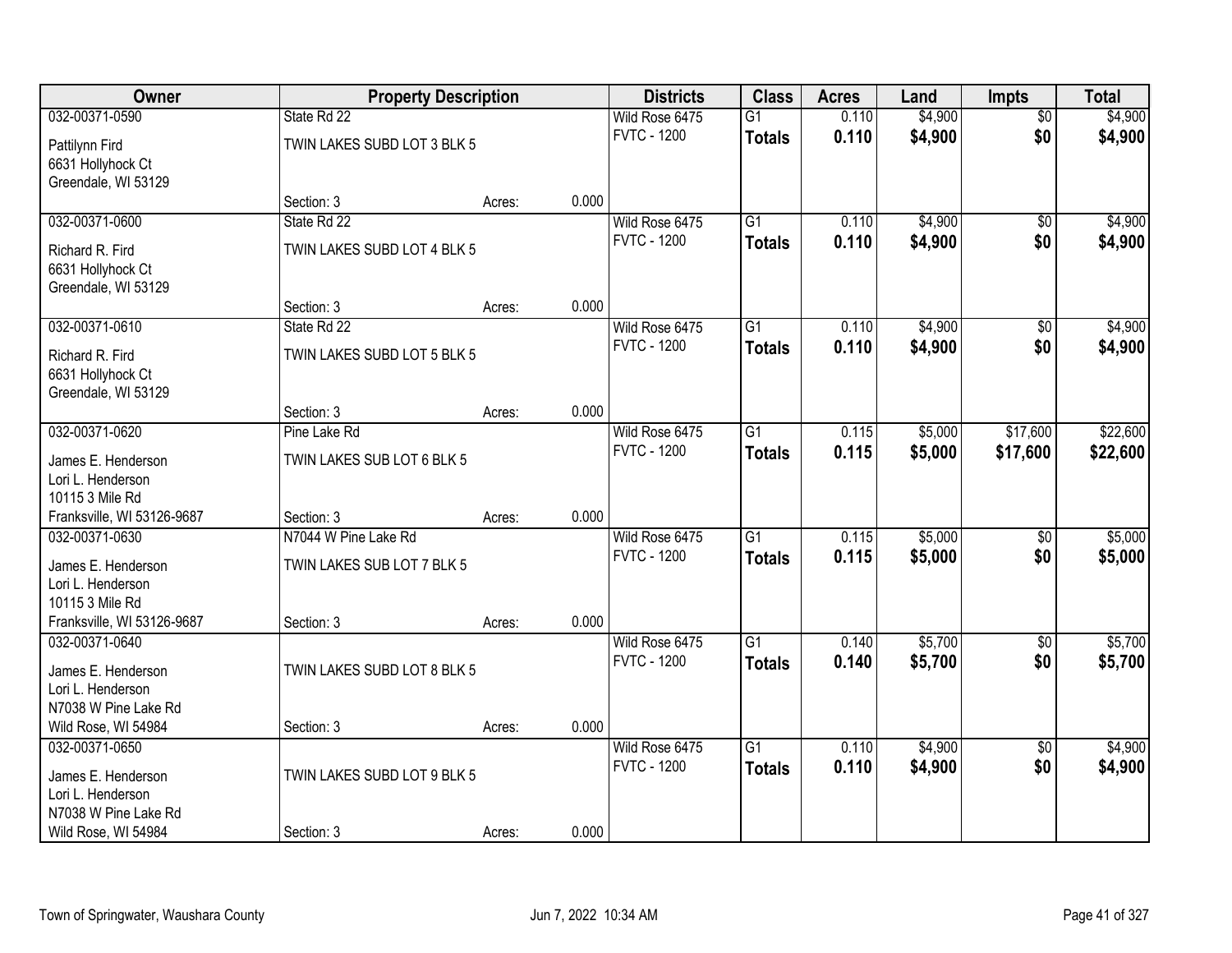| Owner | Property Description | | | Districts | Class | Acres | Land | Impts | Total |
|---|---|---|---|---|---|---|---|---|---|
| 032-00371-0590 | State Rd 22 | | | Wild Rose 6475 | G1 | 0.110 | $4,900 | $0 | $4,900 |
| Pattilynn Fird<br>6631 Hollyhock Ct<br>Greendale, WI 53129 | TWIN LAKES SUBD LOT 3 BLK 5 | | | FVTC - 1200 | **Totals** | **0.110** | **$4,900** | **$0** | **$4,900** |
| | Section: 3 | Acres: | 0.000 | | | | | | |
| 032-00371-0600 | State Rd 22 | | | Wild Rose 6475 | G1 | 0.110 | $4,900 | $0 | $4,900 |
| Richard R. Fird<br>6631 Hollyhock Ct<br>Greendale, WI 53129 | TWIN LAKES SUBD LOT 4 BLK 5 | | | FVTC - 1200 | **Totals** | **0.110** | **$4,900** | **$0** | **$4,900** |
| | Section: 3 | Acres: | 0.000 | | | | | | |
| 032-00371-0610 | State Rd 22 | | | Wild Rose 6475 | G1 | 0.110 | $4,900 | $0 | $4,900 |
| Richard R. Fird<br>6631 Hollyhock Ct<br>Greendale, WI 53129 | TWIN LAKES SUBD LOT 5 BLK 5 | | | FVTC - 1200 | **Totals** | **0.110** | **$4,900** | **$0** | **$4,900** |
| | Section: 3 | Acres: | 0.000 | | | | | | |
| 032-00371-0620 | Pine Lake Rd | | | Wild Rose 6475 | G1 | 0.115 | $5,000 | $17,600 | $22,600 |
| James E. Henderson<br>Lori L. Henderson<br>10115 3 Mile Rd<br>Franksville, WI 53126-9687 | TWIN LAKES SUB LOT 6 BLK 5 | | | FVTC - 1200 | **Totals** | **0.115** | **$5,000** | **$17,600** | **$22,600** |
| | Section: 3 | Acres: | 0.000 | | | | | | |
| 032-00371-0630 | N7044 W Pine Lake Rd | | | Wild Rose 6475 | G1 | 0.115 | $5,000 | $0 | $5,000 |
| James E. Henderson<br>Lori L. Henderson<br>10115 3 Mile Rd<br>Franksville, WI 53126-9687 | TWIN LAKES SUB LOT 7 BLK 5 | | | FVTC - 1200 | **Totals** | **0.115** | **$5,000** | **$0** | **$5,000** |
| | Section: 3 | Acres: | 0.000 | | | | | | |
| 032-00371-0640 | | | | Wild Rose 6475 | G1 | 0.140 | $5,700 | $0 | $5,700 |
| James E. Henderson<br>Lori L. Henderson<br>N7038 W Pine Lake Rd<br>Wild Rose, WI 54984 | TWIN LAKES SUBD LOT 8 BLK 5 | | | FVTC - 1200 | **Totals** | **0.140** | **$5,700** | **$0** | **$5,700** |
| | Section: 3 | Acres: | 0.000 | | | | | | |
| 032-00371-0650 | | | | Wild Rose 6475 | G1 | 0.110 | $4,900 | $0 | $4,900 |
| James E. Henderson<br>Lori L. Henderson<br>N7038 W Pine Lake Rd<br>Wild Rose, WI 54984 | TWIN LAKES SUBD LOT 9 BLK 5 | | | FVTC - 1200 | **Totals** | **0.110** | **$4,900** | **$0** | **$4,900** |
| | Section: 3 | Acres: | 0.000 | | | | | | |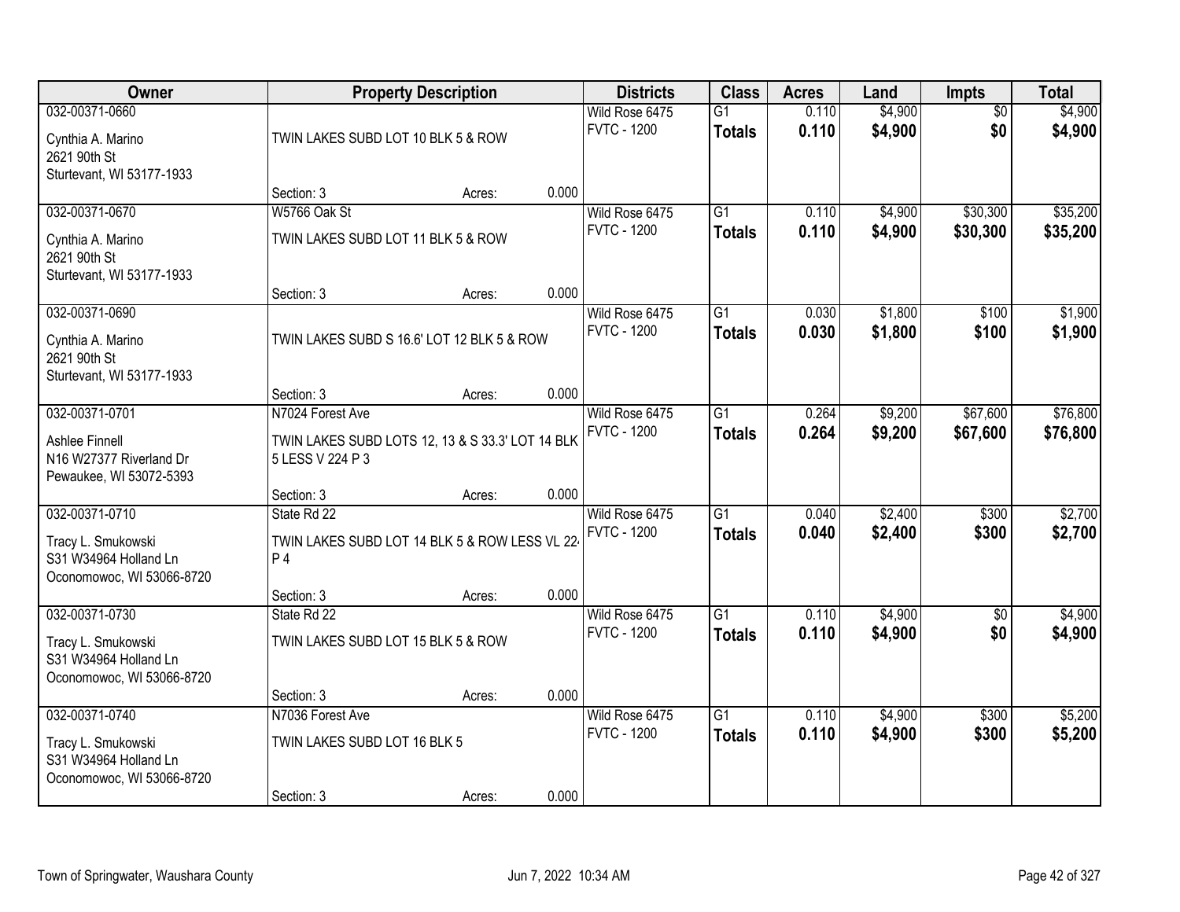| Owner | Property Description | Districts | Class | Acres | Land | Impts | Total |
|---|---|---|---|---|---|---|---|
| 032-00371-0660<br>Cynthia A. Marino<br>2621 90th St<br>Sturtevant, WI 53177-1933 | TWIN LAKES SUBD LOT 10 BLK 5 & ROW<br>Section: 3 Acres: 0.000 | Wild Rose 6475<br>FVTC - 1200 | G1<br>**Totals** | 0.110<br>**0.110** | $4,900<br>**$4,900** | $0<br>**$0** | $4,900<br>**$4,900** |
| 032-00371-0670<br>Cynthia A. Marino<br>2621 90th St<br>Sturtevant, WI 53177-1933 | W5766 Oak St<br>TWIN LAKES SUBD LOT 11 BLK 5 & ROW<br>Section: 3 Acres: 0.000 | Wild Rose 6475<br>FVTC - 1200 | G1<br>**Totals** | 0.110<br>**0.110** | $4,900<br>**$4,900** | $30,300<br>**$30,300** | $35,200<br>**$35,200** |
| 032-00371-0690<br>Cynthia A. Marino<br>2621 90th St<br>Sturtevant, WI 53177-1933 | TWIN LAKES SUBD S 16.6' LOT 12 BLK 5 & ROW<br>Section: 3 Acres: 0.000 | Wild Rose 6475<br>FVTC - 1200 | G1<br>**Totals** | 0.030<br>**0.030** | $1,800<br>**$1,800** | $100<br>**$100** | $1,900<br>**$1,900** |
| 032-00371-0701<br>Ashlee Finnell<br>N16 W27377 Riverland Dr<br>Pewaukee, WI 53072-5393 | N7024 Forest Ave<br>TWIN LAKES SUBD LOTS 12, 13 & S 33.3' LOT 14 BLK 5 LESS V 224 P 3<br>Section: 3 Acres: 0.000 | Wild Rose 6475<br>FVTC - 1200 | G1<br>**Totals** | 0.264<br>**0.264** | $9,200<br>**$9,200** | $67,600<br>**$67,600** | $76,800<br>**$76,800** |
| 032-00371-0710<br>Tracy L. Smukowski<br>S31 W34964 Holland Ln<br>Oconomowoc, WI 53066-8720 | State Rd 22<br>TWIN LAKES SUBD LOT 14 BLK 5 & ROW LESS VL 224 P 4<br>Section: 3 Acres: 0.000 | Wild Rose 6475<br>FVTC - 1200 | G1<br>**Totals** | 0.040<br>**0.040** | $2,400<br>**$2,400** | $300<br>**$300** | $2,700<br>**$2,700** |
| 032-00371-0730<br>Tracy L. Smukowski<br>S31 W34964 Holland Ln<br>Oconomowoc, WI 53066-8720 | State Rd 22<br>TWIN LAKES SUBD LOT 15 BLK 5 & ROW<br>Section: 3 Acres: 0.000 | Wild Rose 6475<br>FVTC - 1200 | G1<br>**Totals** | 0.110<br>**0.110** | $4,900<br>**$4,900** | $0<br>**$0** | $4,900<br>**$4,900** |
| 032-00371-0740<br>Tracy L. Smukowski<br>S31 W34964 Holland Ln<br>Oconomowoc, WI 53066-8720 | N7036 Forest Ave<br>TWIN LAKES SUBD LOT 16 BLK 5<br>Section: 3 Acres: 0.000 | Wild Rose 6475<br>FVTC - 1200 | G1<br>**Totals** | 0.110<br>**0.110** | $4,900<br>**$4,900** | $300<br>**$300** | $5,200<br>**$5,200** |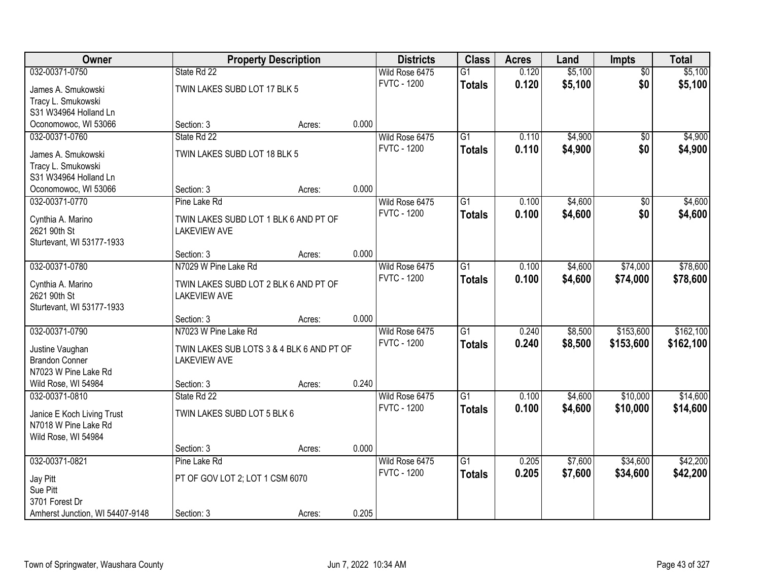| Owner | Property Description | | | Districts | Class | Acres | Land | Impts | Total |
|---|---|---|---|---|---|---|---|---|---|
| 032-00371-0750 | State Rd 22 | | | Wild Rose 6475 | G1 | 0.120 | $5,100 | $0 | $5,100 |
| James A. Smukowski<br>Tracy L. Smukowski<br>S31 W34964 Holland Ln<br>Oconomowoc, WI 53066 | TWIN LAKES SUBD LOT 17 BLK 5 | | | FVTC - 1200 | **Totals** | **0.120** | **$5,100** | **$0** | **$5,100** |
| | Section: 3 | Acres: | 0.000 | | | | | | |
| 032-00371-0760 | State Rd 22 | | | Wild Rose 6475 | G1 | 0.110 | $4,900 | $0 | $4,900 |
| James A. Smukowski<br>Tracy L. Smukowski<br>S31 W34964 Holland Ln<br>Oconomowoc, WI 53066 | TWIN LAKES SUBD LOT 18 BLK 5 | | | FVTC - 1200 | **Totals** | **0.110** | **$4,900** | **$0** | **$4,900** |
| | Section: 3 | Acres: | 0.000 | | | | | | |
| 032-00371-0770 | Pine Lake Rd | | | Wild Rose 6475 | G1 | 0.100 | $4,600 | $0 | $4,600 |
| Cynthia A. Marino<br>2621 90th St<br>Sturtevant, WI 53177-1933 | TWIN LAKES SUBD LOT 1 BLK 6 AND PT OF LAKEVIEW AVE | | | FVTC - 1200 | **Totals** | **0.100** | **$4,600** | **$0** | **$4,600** |
| | Section: 3 | Acres: | 0.000 | | | | | | |
| 032-00371-0780 | N7029 W Pine Lake Rd | | | Wild Rose 6475 | G1 | 0.100 | $4,600 | $74,000 | $78,600 |
| Cynthia A. Marino<br>2621 90th St<br>Sturtevant, WI 53177-1933 | TWIN LAKES SUBD LOT 2 BLK 6 AND PT OF LAKEVIEW AVE | | | FVTC - 1200 | **Totals** | **0.100** | **$4,600** | **$74,000** | **$78,600** |
| | Section: 3 | Acres: | 0.000 | | | | | | |
| 032-00371-0790 | N7023 W Pine Lake Rd | | | Wild Rose 6475 | G1 | 0.240 | $8,500 | $153,600 | $162,100 |
| Justine Vaughan<br>Brandon Conner<br>N7023 W Pine Lake Rd<br>Wild Rose, WI 54984 | TWIN LAKES SUB LOTS 3 & 4 BLK 6 AND PT OF LAKEVIEW AVE | | | FVTC - 1200 | **Totals** | **0.240** | **$8,500** | **$153,600** | **$162,100** |
| | Section: 3 | Acres: | 0.240 | | | | | | |
| 032-00371-0810 | State Rd 22 | | | Wild Rose 6475 | G1 | 0.100 | $4,600 | $10,000 | $14,600 |
| Janice E Koch Living Trust<br>N7018 W Pine Lake Rd<br>Wild Rose, WI 54984 | TWIN LAKES SUBD LOT 5 BLK 6 | | | FVTC - 1200 | **Totals** | **0.100** | **$4,600** | **$10,000** | **$14,600** |
| | Section: 3 | Acres: | 0.000 | | | | | | |
| 032-00371-0821 | Pine Lake Rd | | | Wild Rose 6475 | G1 | 0.205 | $7,600 | $34,600 | $42,200 |
| Jay Pitt<br>Sue Pitt<br>3701 Forest Dr<br>Amherst Junction, WI 54407-9148 | PT OF GOV LOT 2; LOT 1 CSM 6070 | | | FVTC - 1200 | **Totals** | **0.205** | **$7,600** | **$34,600** | **$42,200** |
| | Section: 3 | Acres: | 0.205 | | | | | | |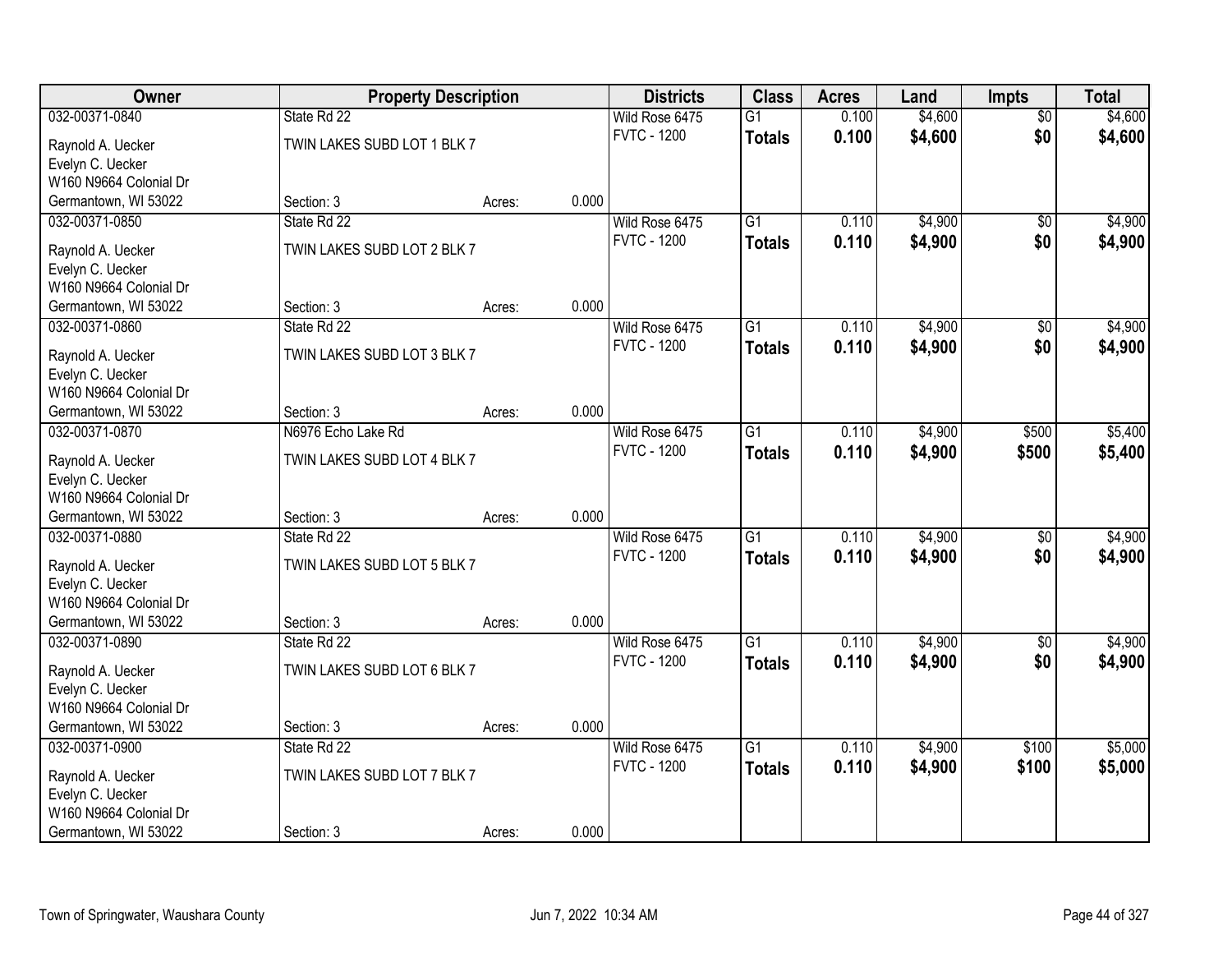| Owner | Property Description | | | Districts | Class | Acres | Land | Impts | Total |
|---|---|---|---|---|---|---|---|---|---|
| 032-00371-0840 | State Rd 22 | | | Wild Rose 6475 | G1 | 0.100 | $4,600 | $0 | $4,600 |
| Raynold A. Uecker<br>Evelyn C. Uecker<br>W160 N9664 Colonial Dr<br>Germantown, WI 53022 | TWIN LAKES SUBD LOT 1 BLK 7<br>Section: 3 | Acres: | 0.000 | FVTC - 1200 | **Totals** | **0.100** | **$4,600** | **$0** | **$4,600** |
| 032-00371-0850 | State Rd 22 | | | Wild Rose 6475 | G1 | 0.110 | $4,900 | $0 | $4,900 |
| Raynold A. Uecker<br>Evelyn C. Uecker<br>W160 N9664 Colonial Dr<br>Germantown, WI 53022 | TWIN LAKES SUBD LOT 2 BLK 7<br>Section: 3 | Acres: | 0.000 | FVTC - 1200 | **Totals** | **0.110** | **$4,900** | **$0** | **$4,900** |
| 032-00371-0860 | State Rd 22 | | | Wild Rose 6475 | G1 | 0.110 | $4,900 | $0 | $4,900 |
| Raynold A. Uecker<br>Evelyn C. Uecker<br>W160 N9664 Colonial Dr<br>Germantown, WI 53022 | TWIN LAKES SUBD LOT 3 BLK 7<br>Section: 3 | Acres: | 0.000 | FVTC - 1200 | **Totals** | **0.110** | **$4,900** | **$0** | **$4,900** |
| 032-00371-0870 | N6976 Echo Lake Rd | | | Wild Rose 6475 | G1 | 0.110 | $4,900 | $500 | $5,400 |
| Raynold A. Uecker<br>Evelyn C. Uecker<br>W160 N9664 Colonial Dr<br>Germantown, WI 53022 | TWIN LAKES SUBD LOT 4 BLK 7<br>Section: 3 | Acres: | 0.000 | FVTC - 1200 | **Totals** | **0.110** | **$4,900** | **$500** | **$5,400** |
| 032-00371-0880 | State Rd 22 | | | Wild Rose 6475 | G1 | 0.110 | $4,900 | $0 | $4,900 |
| Raynold A. Uecker<br>Evelyn C. Uecker<br>W160 N9664 Colonial Dr<br>Germantown, WI 53022 | TWIN LAKES SUBD LOT 5 BLK 7<br>Section: 3 | Acres: | 0.000 | FVTC - 1200 | **Totals** | **0.110** | **$4,900** | **$0** | **$4,900** |
| 032-00371-0890 | State Rd 22 | | | Wild Rose 6475 | G1 | 0.110 | $4,900 | $0 | $4,900 |
| Raynold A. Uecker<br>Evelyn C. Uecker<br>W160 N9664 Colonial Dr<br>Germantown, WI 53022 | TWIN LAKES SUBD LOT 6 BLK 7<br>Section: 3 | Acres: | 0.000 | FVTC - 1200 | **Totals** | **0.110** | **$4,900** | **$0** | **$4,900** |
| 032-00371-0900 | State Rd 22 | | | Wild Rose 6475 | G1 | 0.110 | $4,900 | $100 | $5,000 |
| Raynold A. Uecker<br>Evelyn C. Uecker<br>W160 N9664 Colonial Dr<br>Germantown, WI 53022 | TWIN LAKES SUBD LOT 7 BLK 7<br>Section: 3 | Acres: | 0.000 | FVTC - 1200 | **Totals** | **0.110** | **$4,900** | **$100** | **$5,000** |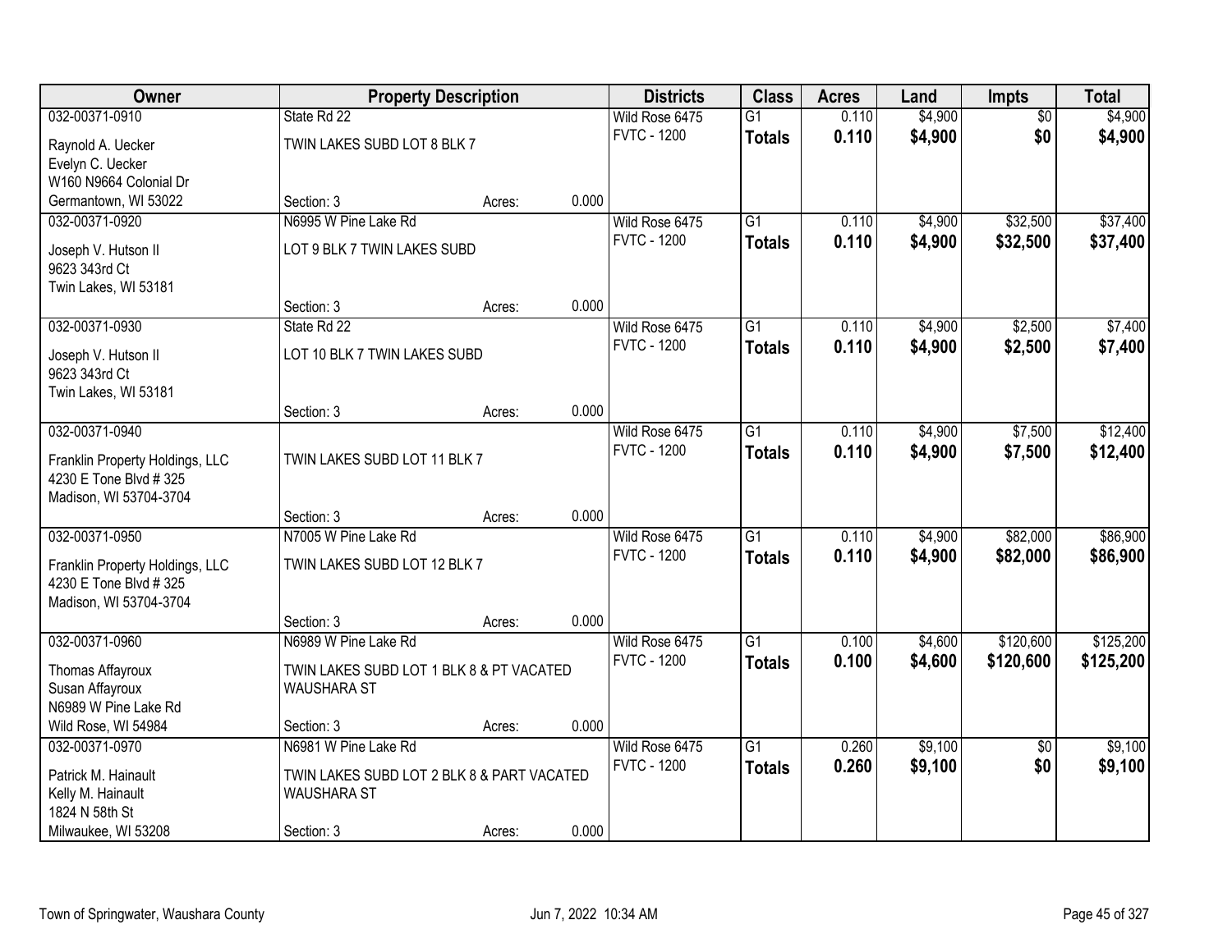| Owner | Property Description | | | Districts | Class | Acres | Land | Impts | Total |
|---|---|---|---|---|---|---|---|---|---|
| 032-00371-0910 | State Rd 22 | | | Wild Rose 6475 | G1 | 0.110 | $4,900 | $0 | $4,900 |
| Raynold A. Uecker<br>Evelyn C. Uecker<br>W160 N9664 Colonial Dr<br>Germantown, WI 53022 | TWIN LAKES SUBD LOT 8 BLK 7 | | | FVTC - 1200 | **Totals** | **0.110** | **$4,900** | **$0** | **$4,900** |
| | Section: 3 | Acres: | 0.000 | | | | | | |
| 032-00371-0920 | N6995 W Pine Lake Rd | | | Wild Rose 6475 | G1 | 0.110 | $4,900 | $32,500 | $37,400 |
| Joseph V. Hutson II<br>9623 343rd Ct<br>Twin Lakes, WI 53181 | LOT 9 BLK 7 TWIN LAKES SUBD | | | FVTC - 1200 | **Totals** | **0.110** | **$4,900** | **$32,500** | **$37,400** |
| | Section: 3 | Acres: | 0.000 | | | | | | |
| 032-00371-0930 | State Rd 22 | | | Wild Rose 6475 | G1 | 0.110 | $4,900 | $2,500 | $7,400 |
| Joseph V. Hutson II<br>9623 343rd Ct<br>Twin Lakes, WI 53181 | LOT 10 BLK 7 TWIN LAKES SUBD | | | FVTC - 1200 | **Totals** | **0.110** | **$4,900** | **$2,500** | **$7,400** |
| | Section: 3 | Acres: | 0.000 | | | | | | |
| 032-00371-0940 | | | | Wild Rose 6475 | G1 | 0.110 | $4,900 | $7,500 | $12,400 |
| Franklin Property Holdings, LLC<br>4230 E Tone Blvd # 325<br>Madison, WI 53704-3704 | TWIN LAKES SUBD LOT 11 BLK 7 | | | FVTC - 1200 | **Totals** | **0.110** | **$4,900** | **$7,500** | **$12,400** |
| | Section: 3 | Acres: | 0.000 | | | | | | |
| 032-00371-0950 | N7005 W Pine Lake Rd | | | Wild Rose 6475 | G1 | 0.110 | $4,900 | $82,000 | $86,900 |
| Franklin Property Holdings, LLC<br>4230 E Tone Blvd # 325<br>Madison, WI 53704-3704 | TWIN LAKES SUBD LOT 12 BLK 7 | | | FVTC - 1200 | **Totals** | **0.110** | **$4,900** | **$82,000** | **$86,900** |
| | Section: 3 | Acres: | 0.000 | | | | | | |
| 032-00371-0960 | N6989 W Pine Lake Rd | | | Wild Rose 6475 | G1 | 0.100 | $4,600 | $120,600 | $125,200 |
| Thomas Affayroux<br>Susan Affayroux<br>N6989 W Pine Lake Rd<br>Wild Rose, WI 54984 | TWIN LAKES SUBD LOT 1 BLK 8 & PT VACATED WAUSHARA ST | | | FVTC - 1200 | **Totals** | **0.100** | **$4,600** | **$120,600** | **$125,200** |
| | Section: 3 | Acres: | 0.000 | | | | | | |
| 032-00371-0970 | N6981 W Pine Lake Rd | | | Wild Rose 6475 | G1 | 0.260 | $9,100 | $0 | $9,100 |
| Patrick M. Hainault<br>Kelly M. Hainault<br>1824 N 58th St<br>Milwaukee, WI 53208 | TWIN LAKES SUBD LOT 2 BLK 8 & PART VACATED WAUSHARA ST | | | FVTC - 1200 | **Totals** | **0.260** | **$9,100** | **$0** | **$9,100** |
| | Section: 3 | Acres: | 0.000 | | | | | | |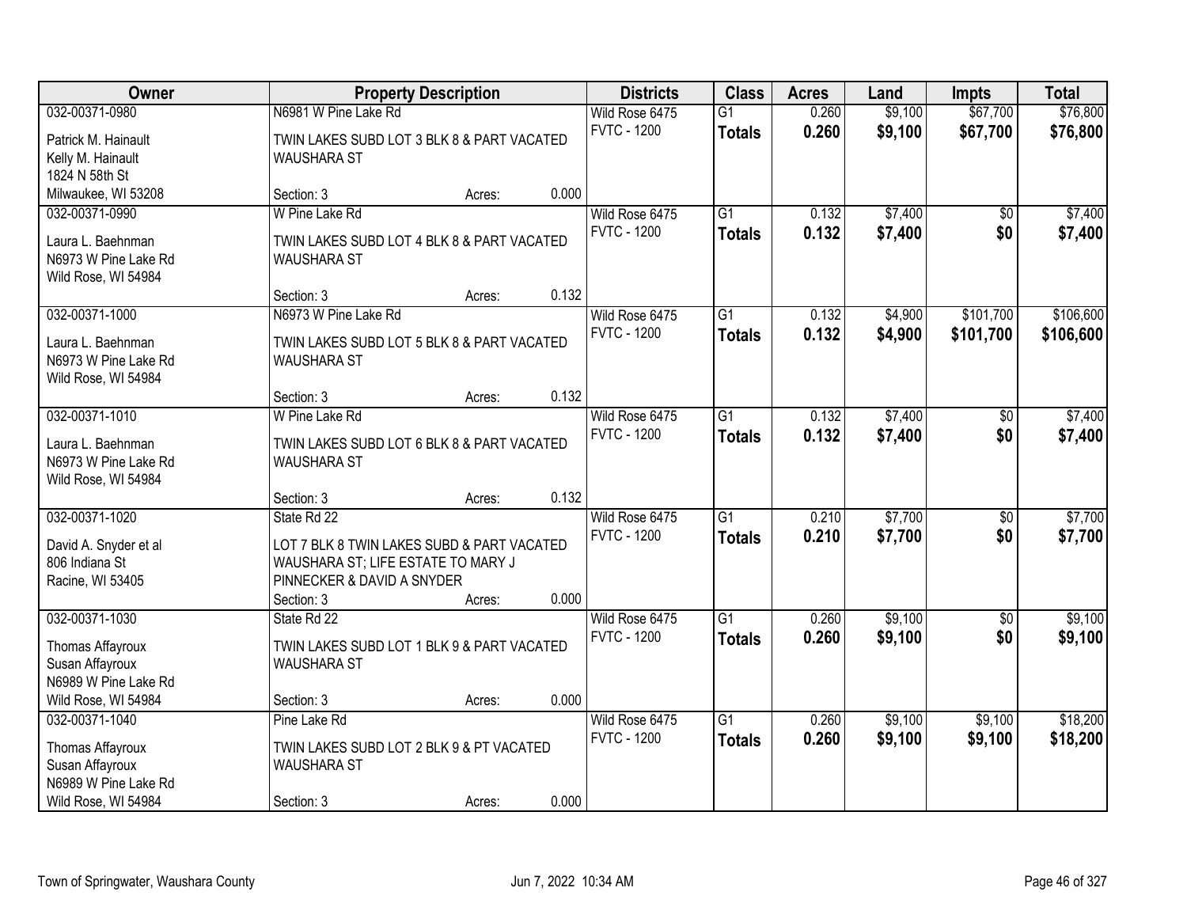| Owner | Property Description | | | Districts | Class | Acres | Land | Impts | Total |
|---|---|---|---|---|---|---|---|---|---|
| 032-00371-0980 | N6981 W Pine Lake Rd | | | Wild Rose 6475 | G1 | 0.260 | $9,100 | $67,700 | $76,800 |
| Patrick M. Hainault<br>Kelly M. Hainault<br>1824 N 58th St<br>Milwaukee, WI 53208 | TWIN LAKES SUBD LOT 3 BLK 8 & PART VACATED WAUSHARA ST | | | FVTC - 1200 | **Totals** | **0.260** | **$9,100** | **$67,700** | **$76,800** |
| | Section: 3 | Acres: | 0.000 | | | | | | |
| 032-00371-0990 | W Pine Lake Rd | | | Wild Rose 6475 | G1 | 0.132 | $7,400 | $0 | $7,400 |
| Laura L. Baehnman<br>N6973 W Pine Lake Rd<br>Wild Rose, WI 54984 | TWIN LAKES SUBD LOT 4 BLK 8 & PART VACATED WAUSHARA ST | | | FVTC - 1200 | **Totals** | **0.132** | **$7,400** | **$0** | **$7,400** |
| | Section: 3 | Acres: | 0.132 | | | | | | |
| 032-00371-1000 | N6973 W Pine Lake Rd | | | Wild Rose 6475 | G1 | 0.132 | $4,900 | $101,700 | $106,600 |
| Laura L. Baehnman<br>N6973 W Pine Lake Rd<br>Wild Rose, WI 54984 | TWIN LAKES SUBD LOT 5 BLK 8 & PART VACATED WAUSHARA ST | | | FVTC - 1200 | **Totals** | **0.132** | **$4,900** | **$101,700** | **$106,600** |
| | Section: 3 | Acres: | 0.132 | | | | | | |
| 032-00371-1010 | W Pine Lake Rd | | | Wild Rose 6475 | G1 | 0.132 | $7,400 | $0 | $7,400 |
| Laura L. Baehnman<br>N6973 W Pine Lake Rd<br>Wild Rose, WI 54984 | TWIN LAKES SUBD LOT 6 BLK 8 & PART VACATED WAUSHARA ST | | | FVTC - 1200 | **Totals** | **0.132** | **$7,400** | **$0** | **$7,400** |
| | Section: 3 | Acres: | 0.132 | | | | | | |
| 032-00371-1020 | State Rd 22 | | | Wild Rose 6475 | G1 | 0.210 | $7,700 | $0 | $7,700 |
| David A. Snyder et al<br>806 Indiana St<br>Racine, WI 53405 | LOT 7 BLK 8 TWIN LAKES SUBD & PART VACATED WAUSHARA ST; LIFE ESTATE TO MARY J PINNECKER & DAVID A SNYDER | | | FVTC - 1200 | **Totals** | **0.210** | **$7,700** | **$0** | **$7,700** |
| | Section: 3 | Acres: | 0.000 | | | | | | |
| 032-00371-1030 | State Rd 22 | | | Wild Rose 6475 | G1 | 0.260 | $9,100 | $0 | $9,100 |
| Thomas Affayroux<br>Susan Affayroux<br>N6989 W Pine Lake Rd<br>Wild Rose, WI 54984 | TWIN LAKES SUBD LOT 1 BLK 9 & PART VACATED WAUSHARA ST | | | FVTC - 1200 | **Totals** | **0.260** | **$9,100** | **$0** | **$9,100** |
| | Section: 3 | Acres: | 0.000 | | | | | | |
| 032-00371-1040 | Pine Lake Rd | | | Wild Rose 6475 | G1 | 0.260 | $9,100 | $9,100 | $18,200 |
| Thomas Affayroux<br>Susan Affayroux<br>N6989 W Pine Lake Rd<br>Wild Rose, WI 54984 | TWIN LAKES SUBD LOT 2 BLK 9 & PT VACATED WAUSHARA ST | | | FVTC - 1200 | **Totals** | **0.260** | **$9,100** | **$9,100** | **$18,200** |
| | Section: 3 | Acres: | 0.000 | | | | | | |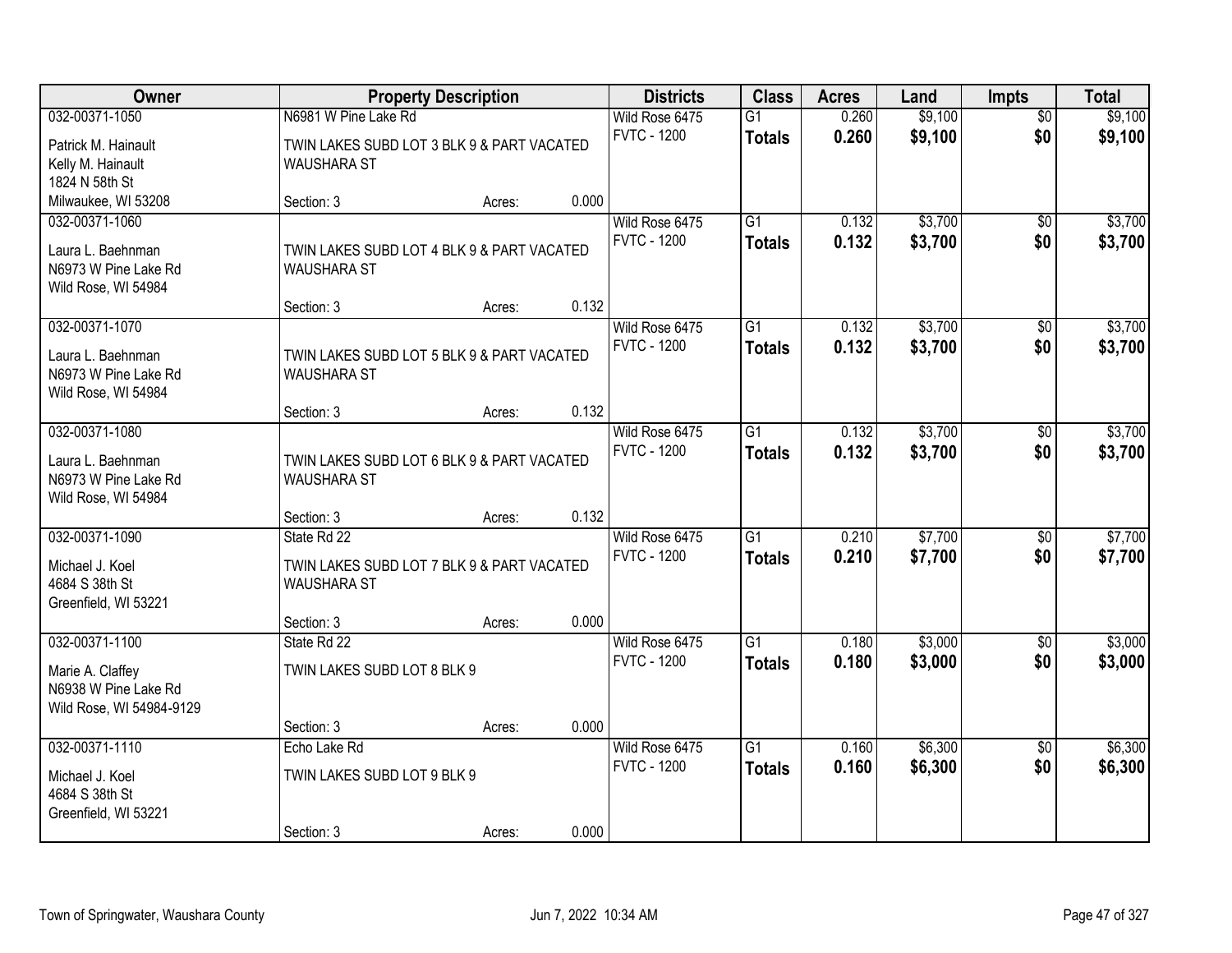| Owner | Property Description | | | Districts | Class | Acres | Land | Impts | Total |
|---|---|---|---|---|---|---|---|---|---|
| 032-00371-1050<br>Patrick M. Hainault<br>Kelly M. Hainault<br>1824 N 58th St<br>Milwaukee, WI 53208 | N6981 W Pine Lake Rd<br>TWIN LAKES SUBD LOT 3 BLK 9 & PART VACATED WAUSHARA ST<br>Section: 3 | Acres: | 0.000 | Wild Rose 6475<br>FVTC - 1200 | G1<br>**Totals** | 0.260<br>**0.260** | $9,100<br>**$9,100** | $0<br>**$0** | $9,100<br>**$9,100** |
| 032-00371-1060<br>Laura L. Baehnman<br>N6973 W Pine Lake Rd<br>Wild Rose, WI 54984 | TWIN LAKES SUBD LOT 4 BLK 9 & PART VACATED WAUSHARA ST<br>Section: 3 | Acres: | 0.132 | Wild Rose 6475<br>FVTC - 1200 | G1<br>**Totals** | 0.132<br>**0.132** | $3,700<br>**$3,700** | $0<br>**$0** | $3,700<br>**$3,700** |
| 032-00371-1070<br>Laura L. Baehnman<br>N6973 W Pine Lake Rd<br>Wild Rose, WI 54984 | TWIN LAKES SUBD LOT 5 BLK 9 & PART VACATED WAUSHARA ST<br>Section: 3 | Acres: | 0.132 | Wild Rose 6475<br>FVTC - 1200 | G1<br>**Totals** | 0.132<br>**0.132** | $3,700<br>**$3,700** | $0<br>**$0** | $3,700<br>**$3,700** |
| 032-00371-1080<br>Laura L. Baehnman<br>N6973 W Pine Lake Rd<br>Wild Rose, WI 54984 | TWIN LAKES SUBD LOT 6 BLK 9 & PART VACATED WAUSHARA ST<br>Section: 3 | Acres: | 0.132 | Wild Rose 6475<br>FVTC - 1200 | G1<br>**Totals** | 0.132<br>**0.132** | $3,700<br>**$3,700** | $0<br>**$0** | $3,700<br>**$3,700** |
| 032-00371-1090<br>Michael J. Koel<br>4684 S 38th St<br>Greenfield, WI 53221 | State Rd 22<br>TWIN LAKES SUBD LOT 7 BLK 9 & PART VACATED WAUSHARA ST<br>Section: 3 | Acres: | 0.000 | Wild Rose 6475<br>FVTC - 1200 | G1<br>**Totals** | 0.210<br>**0.210** | $7,700<br>**$7,700** | $0<br>**$0** | $7,700<br>**$7,700** |
| 032-00371-1100<br>Marie A. Claffey<br>N6938 W Pine Lake Rd<br>Wild Rose, WI 54984-9129 | State Rd 22<br>TWIN LAKES SUBD LOT 8 BLK 9<br>Section: 3 | Acres: | 0.000 | Wild Rose 6475<br>FVTC - 1200 | G1<br>**Totals** | 0.180<br>**0.180** | $3,000<br>**$3,000** | $0<br>**$0** | $3,000<br>**$3,000** |
| 032-00371-1110<br>Michael J. Koel<br>4684 S 38th St<br>Greenfield, WI 53221 | Echo Lake Rd<br>TWIN LAKES SUBD LOT 9 BLK 9<br>Section: 3 | Acres: | 0.000 | Wild Rose 6475<br>FVTC - 1200 | G1<br>**Totals** | 0.160<br>**0.160** | $6,300<br>**$6,300** | $0<br>**$0** | $6,300<br>**$6,300** |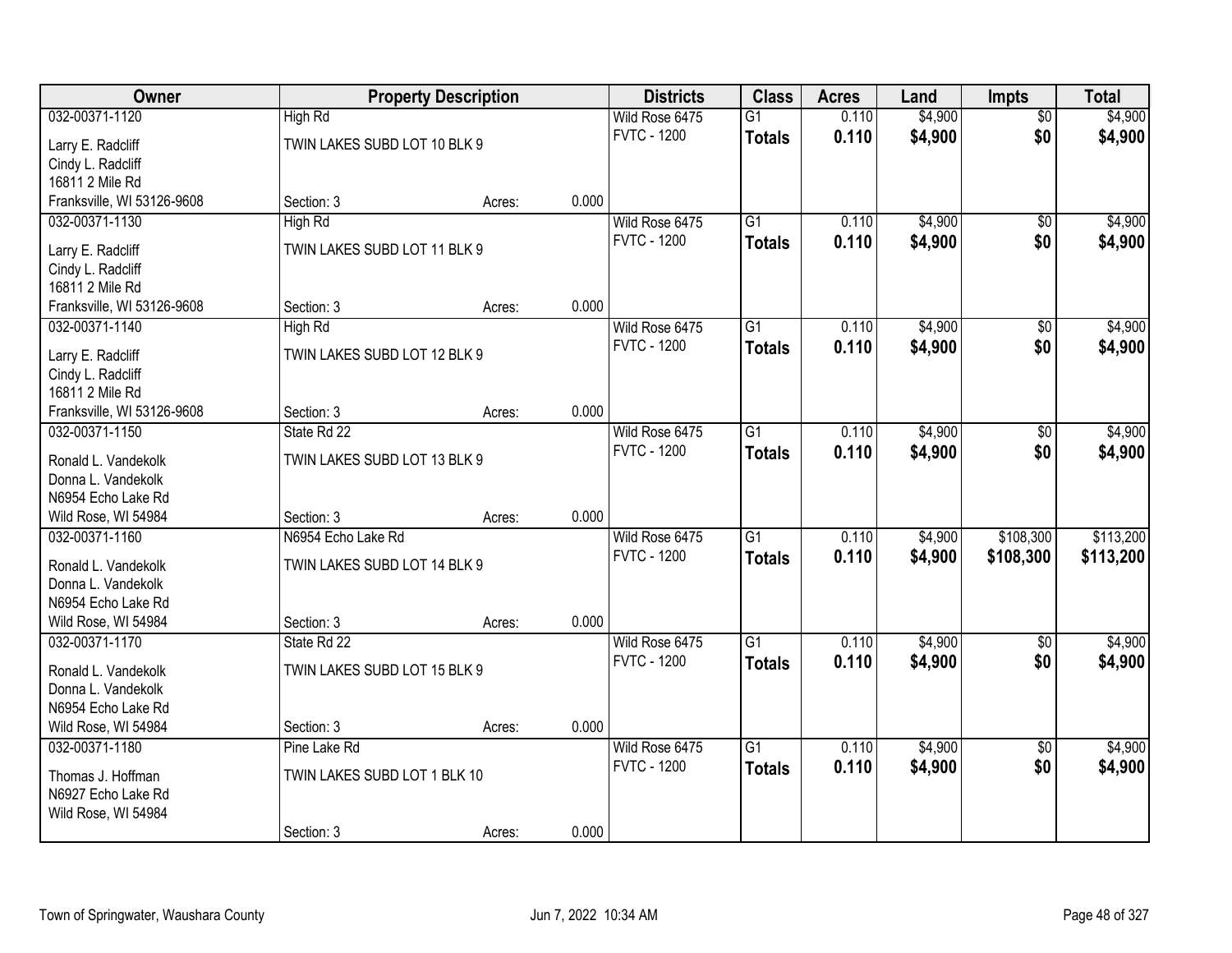| Owner | Property Description | | | Districts | Class | Acres | Land | Impts | Total |
|---|---|---|---|---|---|---|---|---|---|
| 032-00371-1120 | High Rd | | | Wild Rose 6475 | G1 | 0.110 | $4,900 | $0 | $4,900 |
| Larry E. Radcliff<br>Cindy L. Radcliff<br>16811 2 Mile Rd<br>Franksville, WI 53126-9608 | TWIN LAKES SUBD LOT 10 BLK 9 | | | FVTC - 1200 | **Totals** | **0.110** | **$4,900** | **$0** | **$4,900** |
| | Section: 3 | Acres: | 0.000 | | | | | | |
| 032-00371-1130 | High Rd | | | Wild Rose 6475 | G1 | 0.110 | $4,900 | $0 | $4,900 |
| Larry E. Radcliff<br>Cindy L. Radcliff<br>16811 2 Mile Rd<br>Franksville, WI 53126-9608 | TWIN LAKES SUBD LOT 11 BLK 9 | | | FVTC - 1200 | **Totals** | **0.110** | **$4,900** | **$0** | **$4,900** |
| | Section: 3 | Acres: | 0.000 | | | | | | |
| 032-00371-1140 | High Rd | | | Wild Rose 6475 | G1 | 0.110 | $4,900 | $0 | $4,900 |
| Larry E. Radcliff<br>Cindy L. Radcliff<br>16811 2 Mile Rd<br>Franksville, WI 53126-9608 | TWIN LAKES SUBD LOT 12 BLK 9 | | | FVTC - 1200 | **Totals** | **0.110** | **$4,900** | **$0** | **$4,900** |
| | Section: 3 | Acres: | 0.000 | | | | | | |
| 032-00371-1150 | State Rd 22 | | | Wild Rose 6475 | G1 | 0.110 | $4,900 | $0 | $4,900 |
| Ronald L. Vandekolk<br>Donna L. Vandekolk<br>N6954 Echo Lake Rd<br>Wild Rose, WI 54984 | TWIN LAKES SUBD LOT 13 BLK 9 | | | FVTC - 1200 | **Totals** | **0.110** | **$4,900** | **$0** | **$4,900** |
| | Section: 3 | Acres: | 0.000 | | | | | | |
| 032-00371-1160 | N6954 Echo Lake Rd | | | Wild Rose 6475 | G1 | 0.110 | $4,900 | $108,300 | $113,200 |
| Ronald L. Vandekolk<br>Donna L. Vandekolk<br>N6954 Echo Lake Rd<br>Wild Rose, WI 54984 | TWIN LAKES SUBD LOT 14 BLK 9 | | | FVTC - 1200 | **Totals** | **0.110** | **$4,900** | **$108,300** | **$113,200** |
| | Section: 3 | Acres: | 0.000 | | | | | | |
| 032-00371-1170 | State Rd 22 | | | Wild Rose 6475 | G1 | 0.110 | $4,900 | $0 | $4,900 |
| Ronald L. Vandekolk<br>Donna L. Vandekolk<br>N6954 Echo Lake Rd<br>Wild Rose, WI 54984 | TWIN LAKES SUBD LOT 15 BLK 9 | | | FVTC - 1200 | **Totals** | **0.110** | **$4,900** | **$0** | **$4,900** |
| | Section: 3 | Acres: | 0.000 | | | | | | |
| 032-00371-1180 | Pine Lake Rd | | | Wild Rose 6475 | G1 | 0.110 | $4,900 | $0 | $4,900 |
| Thomas J. Hoffman<br>N6927 Echo Lake Rd<br>Wild Rose, WI 54984 | TWIN LAKES SUBD LOT 1 BLK 10 | | | FVTC - 1200 | **Totals** | **0.110** | **$4,900** | **$0** | **$4,900** |
| | Section: 3 | Acres: | 0.000 | | | | | | |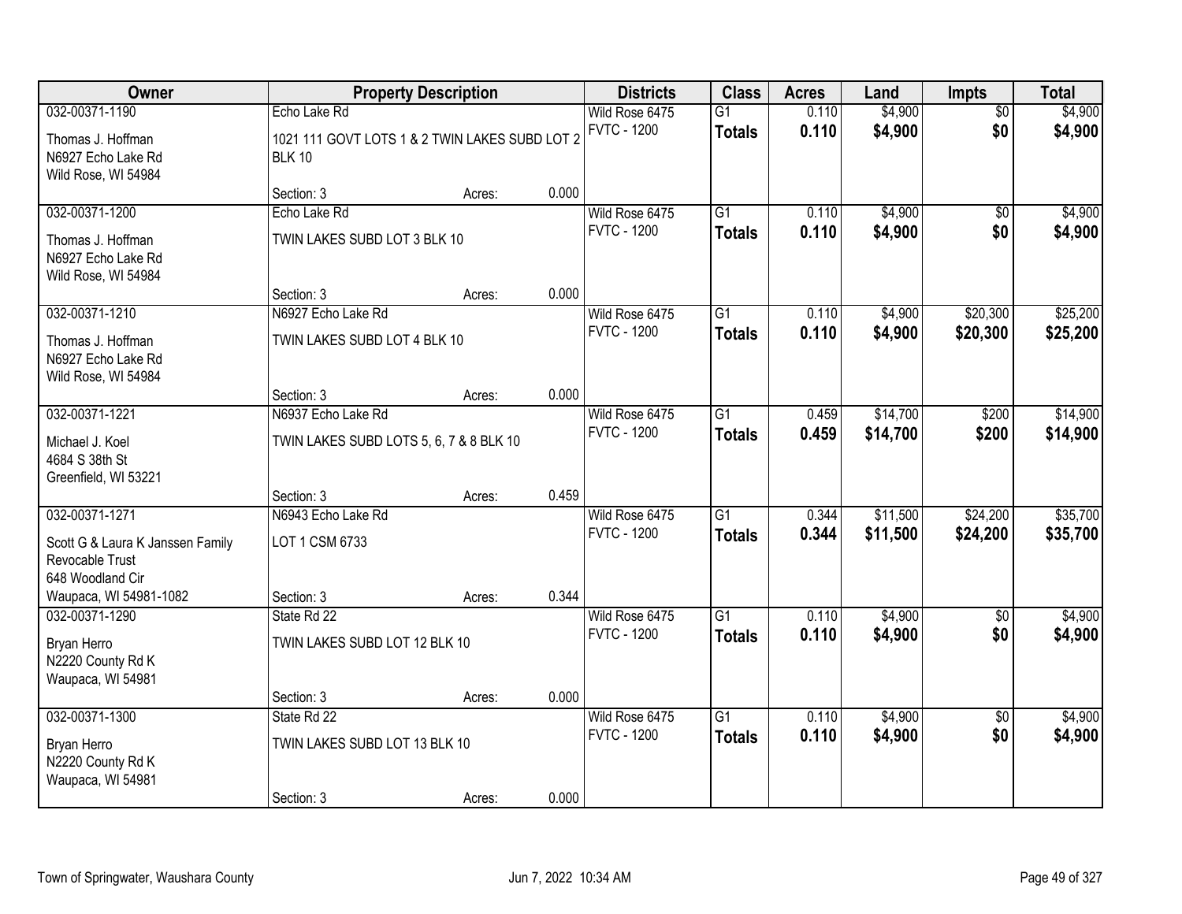| Owner | Property Description | | | Districts | Class | Acres | Land | Impts | Total |
|---|---|---|---|---|---|---|---|---|---|
| 032-00371-1190<br>Thomas J. Hoffman<br>N6927 Echo Lake Rd<br>Wild Rose, WI 54984 | Echo Lake Rd<br>1021 111 GOVT LOTS 1 & 2 TWIN LAKES SUBD LOT 2 BLK 10<br>Section: 3 | Acres: | 0.000 | Wild Rose 6475<br>FVTC - 1200 | G1<br>**Totals** | 0.110<br>**0.110** | $4,900<br>**$4,900** | $0<br>**$0** | $4,900<br>**$4,900** |
| 032-00371-1200<br>Thomas J. Hoffman<br>N6927 Echo Lake Rd<br>Wild Rose, WI 54984 | Echo Lake Rd<br>TWIN LAKES SUBD LOT 3 BLK 10<br>Section: 3 | Acres: | 0.000 | Wild Rose 6475<br>FVTC - 1200 | G1<br>**Totals** | 0.110<br>**0.110** | $4,900<br>**$4,900** | $0<br>**$0** | $4,900<br>**$4,900** |
| 032-00371-1210<br>Thomas J. Hoffman<br>N6927 Echo Lake Rd<br>Wild Rose, WI 54984 | N6927 Echo Lake Rd<br>TWIN LAKES SUBD LOT 4 BLK 10<br>Section: 3 | Acres: | 0.000 | Wild Rose 6475<br>FVTC - 1200 | G1<br>**Totals** | 0.110<br>**0.110** | $4,900<br>**$4,900** | $20,300<br>**$20,300** | $25,200<br>**$25,200** |
| 032-00371-1221<br>Michael J. Koel<br>4684 S 38th St<br>Greenfield, WI 53221 | N6937 Echo Lake Rd<br>TWIN LAKES SUBD LOTS 5, 6, 7 & 8 BLK 10<br>Section: 3 | Acres: | 0.459 | Wild Rose 6475<br>FVTC - 1200 | G1<br>**Totals** | 0.459<br>**0.459** | $14,700<br>**$14,700** | $200<br>**$200** | $14,900<br>**$14,900** |
| 032-00371-1271<br>Scott G & Laura K Janssen Family Revocable Trust<br>648 Woodland Cir<br>Waupaca, WI 54981-1082 | N6943 Echo Lake Rd<br>LOT 1 CSM 6733<br>Section: 3 | Acres: | 0.344 | Wild Rose 6475<br>FVTC - 1200 | G1<br>**Totals** | 0.344<br>**0.344** | $11,500<br>**$11,500** | $24,200<br>**$24,200** | $35,700<br>**$35,700** |
| 032-00371-1290<br>Bryan Herro<br>N2220 County Rd K<br>Waupaca, WI 54981 | State Rd 22<br>TWIN LAKES SUBD LOT 12 BLK 10<br>Section: 3 | Acres: | 0.000 | Wild Rose 6475<br>FVTC - 1200 | G1<br>**Totals** | 0.110<br>**0.110** | $4,900<br>**$4,900** | $0<br>**$0** | $4,900<br>**$4,900** |
| 032-00371-1300<br>Bryan Herro<br>N2220 County Rd K<br>Waupaca, WI 54981 | State Rd 22<br>TWIN LAKES SUBD LOT 13 BLK 10<br>Section: 3 | Acres: | 0.000 | Wild Rose 6475<br>FVTC - 1200 | G1<br>**Totals** | 0.110<br>**0.110** | $4,900<br>**$4,900** | $0<br>**$0** | $4,900<br>**$4,900** |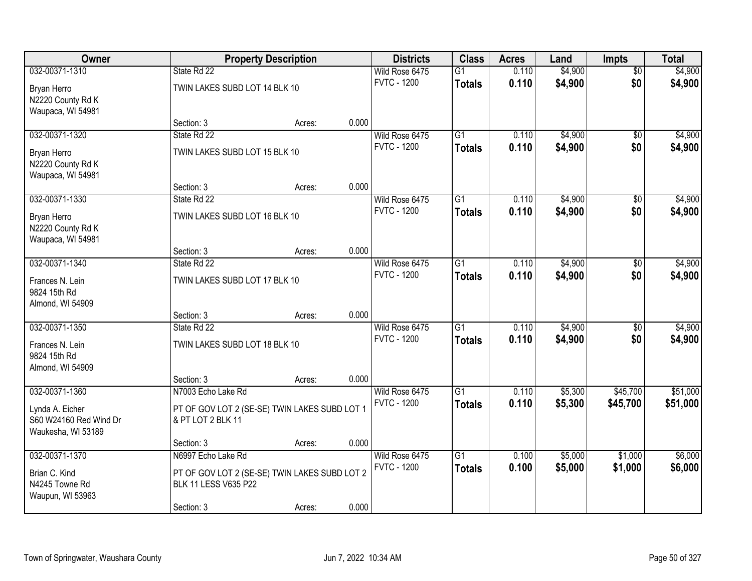| Owner | Property Description | | | Districts | Class | Acres | Land | Impts | Total |
|---|---|---|---|---|---|---|---|---|---|
| 032-00371-1310 | State Rd 22 | | | Wild Rose 6475 | G1 | 0.110 | $4,900 | $0 | $4,900 |
| Bryan Herro<br>N2220 County Rd K<br>Waupaca, WI 54981 | TWIN LAKES SUBD LOT 14 BLK 10 | | | FVTC - 1200 | **Totals** | **0.110** | **$4,900** | **$0** | **$4,900** |
| | Section: 3 | Acres: | 0.000 | | | | | | |
| 032-00371-1320 | State Rd 22 | | | Wild Rose 6475 | G1 | 0.110 | $4,900 | $0 | $4,900 |
| Bryan Herro<br>N2220 County Rd K<br>Waupaca, WI 54981 | TWIN LAKES SUBD LOT 15 BLK 10 | | | FVTC - 1200 | **Totals** | **0.110** | **$4,900** | **$0** | **$4,900** |
| | Section: 3 | Acres: | 0.000 | | | | | | |
| 032-00371-1330 | State Rd 22 | | | Wild Rose 6475 | G1 | 0.110 | $4,900 | $0 | $4,900 |
| Bryan Herro<br>N2220 County Rd K<br>Waupaca, WI 54981 | TWIN LAKES SUBD LOT 16 BLK 10 | | | FVTC - 1200 | **Totals** | **0.110** | **$4,900** | **$0** | **$4,900** |
| | Section: 3 | Acres: | 0.000 | | | | | | |
| 032-00371-1340 | State Rd 22 | | | Wild Rose 6475 | G1 | 0.110 | $4,900 | $0 | $4,900 |
| Frances N. Lein<br>9824 15th Rd<br>Almond, WI 54909 | TWIN LAKES SUBD LOT 17 BLK 10 | | | FVTC - 1200 | **Totals** | **0.110** | **$4,900** | **$0** | **$4,900** |
| | Section: 3 | Acres: | 0.000 | | | | | | |
| 032-00371-1350 | State Rd 22 | | | Wild Rose 6475 | G1 | 0.110 | $4,900 | $0 | $4,900 |
| Frances N. Lein<br>9824 15th Rd<br>Almond, WI 54909 | TWIN LAKES SUBD LOT 18 BLK 10 | | | FVTC - 1200 | **Totals** | **0.110** | **$4,900** | **$0** | **$4,900** |
| | Section: 3 | Acres: | 0.000 | | | | | | |
| 032-00371-1360 | N7003 Echo Lake Rd | | | Wild Rose 6475 | G1 | 0.110 | $5,300 | $45,700 | $51,000 |
| Lynda A. Eicher<br>S60 W24160 Red Wind Dr<br>Waukesha, WI 53189 | PT OF GOV LOT 2 (SE-SE) TWIN LAKES SUBD LOT 1 & PT LOT 2 BLK 11 | | | FVTC - 1200 | **Totals** | **0.110** | **$5,300** | **$45,700** | **$51,000** |
| | Section: 3 | Acres: | 0.000 | | | | | | |
| 032-00371-1370 | N6997 Echo Lake Rd | | | Wild Rose 6475 | G1 | 0.100 | $5,000 | $1,000 | $6,000 |
| Brian C. Kind<br>N4245 Towne Rd<br>Waupun, WI 53963 | PT OF GOV LOT 2 (SE-SE) TWIN LAKES SUBD LOT 2 BLK 11 LESS V635 P22 | | | FVTC - 1200 | **Totals** | **0.100** | **$5,000** | **$1,000** | **$6,000** |
| | Section: 3 | Acres: | 0.000 | | | | | | |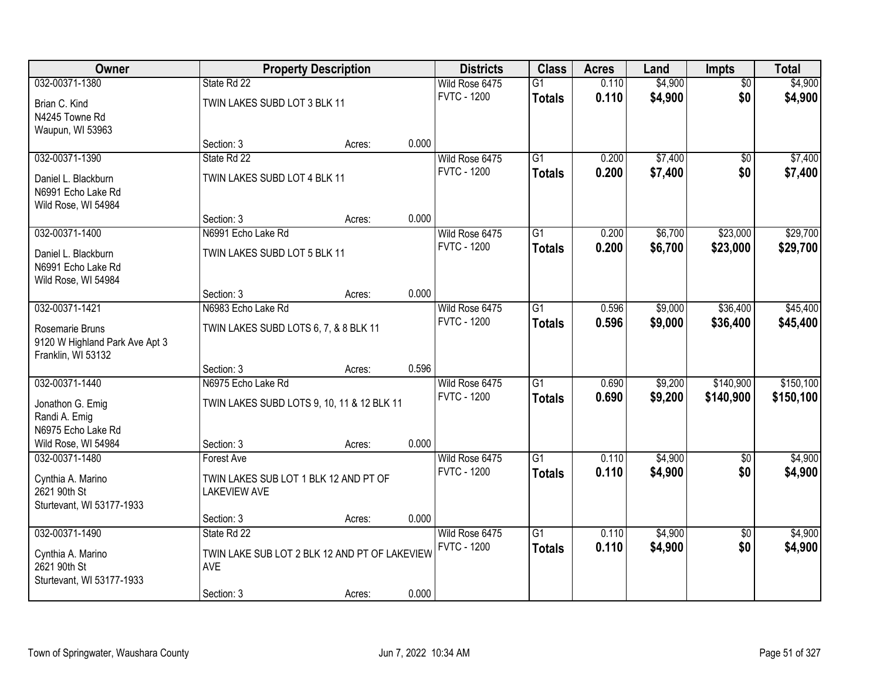| Owner | Property Description | | | Districts | Class | Acres | Land | Impts | Total |
|---|---|---|---|---|---|---|---|---|---|
| 032-00371-1380 | State Rd 22 | | | Wild Rose 6475 | G1 | 0.110 | $4,900 | $0 | $4,900 |
| Brian C. Kind<br>N4245 Towne Rd<br>Waupun, WI 53963 | TWIN LAKES SUBD LOT 3 BLK 11 | | | FVTC - 1200 | **Totals** | **0.110** | **$4,900** | **$0** | **$4,900** |
| | Section: 3 | Acres: | 0.000 | | | | | | |
| 032-00371-1390 | State Rd 22 | | | Wild Rose 6475 | G1 | 0.200 | $7,400 | $0 | $7,400 |
| Daniel L. Blackburn<br>N6991 Echo Lake Rd<br>Wild Rose, WI 54984 | TWIN LAKES SUBD LOT 4 BLK 11 | | | FVTC - 1200 | **Totals** | **0.200** | **$7,400** | **$0** | **$7,400** |
| | Section: 3 | Acres: | 0.000 | | | | | | |
| 032-00371-1400 | N6991 Echo Lake Rd | | | Wild Rose 6475 | G1 | 0.200 | $6,700 | $23,000 | $29,700 |
| Daniel L. Blackburn<br>N6991 Echo Lake Rd<br>Wild Rose, WI 54984 | TWIN LAKES SUBD LOT 5 BLK 11 | | | FVTC - 1200 | **Totals** | **0.200** | **$6,700** | **$23,000** | **$29,700** |
| | Section: 3 | Acres: | 0.000 | | | | | | |
| 032-00371-1421 | N6983 Echo Lake Rd | | | Wild Rose 6475 | G1 | 0.596 | $9,000 | $36,400 | $45,400 |
| Rosemarie Bruns<br>9120 W Highland Park Ave Apt 3<br>Franklin, WI 53132 | TWIN LAKES SUBD LOTS 6, 7, & 8 BLK 11 | | | FVTC - 1200 | **Totals** | **0.596** | **$9,000** | **$36,400** | **$45,400** |
| | Section: 3 | Acres: | 0.596 | | | | | | |
| 032-00371-1440 | N6975 Echo Lake Rd | | | Wild Rose 6475 | G1 | 0.690 | $9,200 | $140,900 | $150,100 |
| Jonathon G. Emig<br>Randi A. Emig<br>N6975 Echo Lake Rd<br>Wild Rose, WI 54984 | TWIN LAKES SUBD LOTS 9, 10, 11 & 12 BLK 11 | | | FVTC - 1200 | **Totals** | **0.690** | **$9,200** | **$140,900** | **$150,100** |
| | Section: 3 | Acres: | 0.000 | | | | | | |
| 032-00371-1480 | Forest Ave | | | Wild Rose 6475 | G1 | 0.110 | $4,900 | $0 | $4,900 |
| Cynthia A. Marino<br>2621 90th St<br>Sturtevant, WI 53177-1933 | TWIN LAKES SUB LOT 1 BLK 12 AND PT OF LAKEVIEW AVE | | | FVTC - 1200 | **Totals** | **0.110** | **$4,900** | **$0** | **$4,900** |
| | Section: 3 | Acres: | 0.000 | | | | | | |
| 032-00371-1490 | State Rd 22 | | | Wild Rose 6475 | G1 | 0.110 | $4,900 | $0 | $4,900 |
| Cynthia A. Marino<br>2621 90th St<br>Sturtevant, WI 53177-1933 | TWIN LAKE SUB LOT 2 BLK 12 AND PT OF LAKEVIEW AVE | | | FVTC - 1200 | **Totals** | **0.110** | **$4,900** | **$0** | **$4,900** |
| | Section: 3 | Acres: | 0.000 | | | | | | |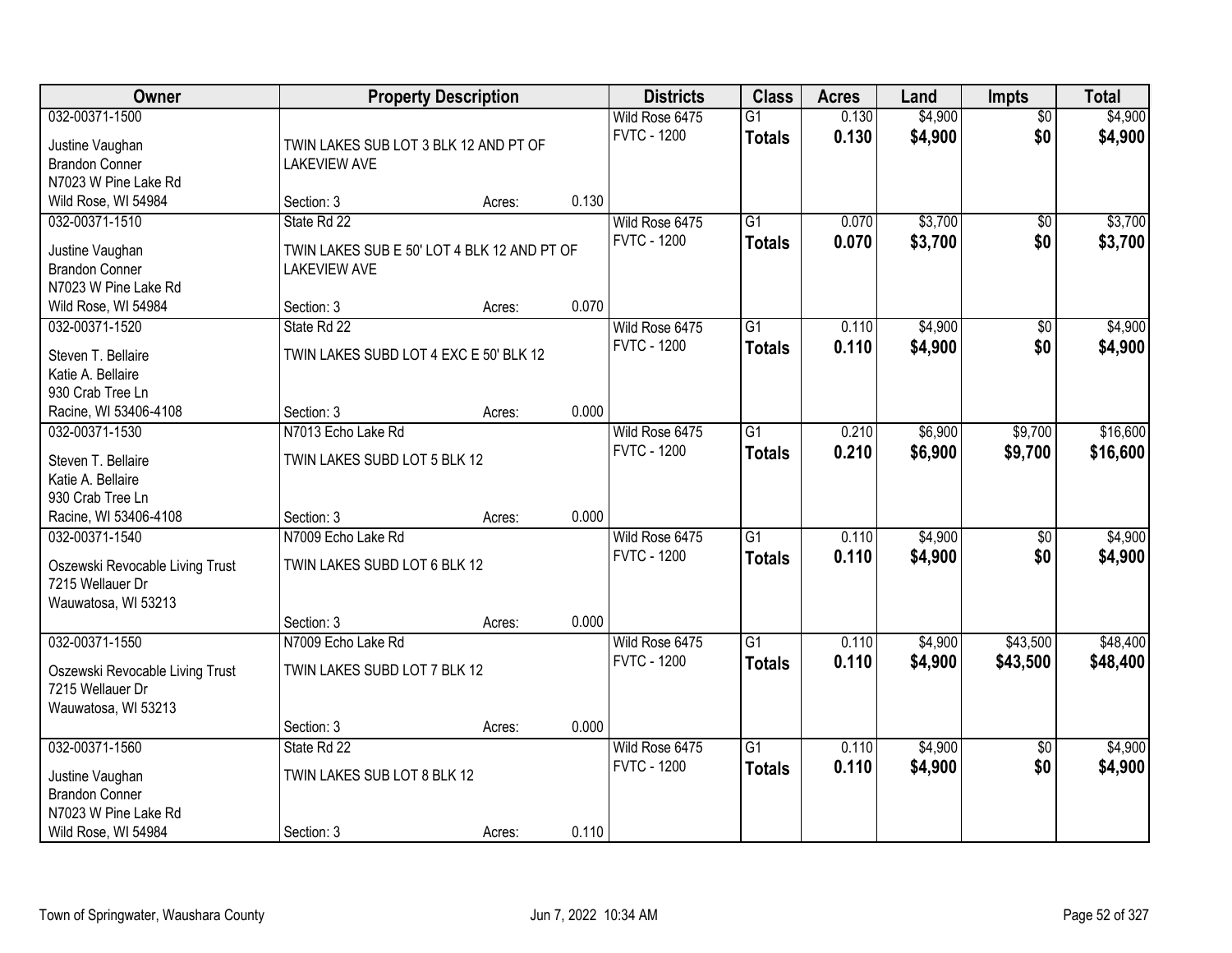| Owner | Property Description | | | Districts | Class | Acres | Land | Impts | Total |
|---|---|---|---|---|---|---|---|---|---|
| 032-00371-1500 | | | | Wild Rose 6475 | G1 | 0.130 | $4,900 | $0 | $4,900 |
| Justine Vaughan<br>Brandon Conner<br>N7023 W Pine Lake Rd<br>Wild Rose, WI 54984 | TWIN LAKES SUB LOT 3 BLK 12 AND PT OF LAKEVIEW AVE | | | FVTC - 1200 | **Totals** | **0.130** | **$4,900** | **$0** | **$4,900** |
| | Section: 3 | Acres: | 0.130 | | | | | | |
| 032-00371-1510 | State Rd 22 | | | Wild Rose 6475 | G1 | 0.070 | $3,700 | $0 | $3,700 |
| Justine Vaughan<br>Brandon Conner<br>N7023 W Pine Lake Rd<br>Wild Rose, WI 54984 | TWIN LAKES SUB E 50' LOT 4 BLK 12 AND PT OF LAKEVIEW AVE | | | FVTC - 1200 | **Totals** | **0.070** | **$3,700** | **$0** | **$3,700** |
| | Section: 3 | Acres: | 0.070 | | | | | | |
| 032-00371-1520 | State Rd 22 | | | Wild Rose 6475 | G1 | 0.110 | $4,900 | $0 | $4,900 |
| Steven T. Bellaire<br>Katie A. Bellaire<br>930 Crab Tree Ln<br>Racine, WI 53406-4108 | TWIN LAKES SUBD LOT 4 EXC E 50' BLK 12 | | | FVTC - 1200 | **Totals** | **0.110** | **$4,900** | **$0** | **$4,900** |
| | Section: 3 | Acres: | 0.000 | | | | | | |
| 032-00371-1530 | N7013 Echo Lake Rd | | | Wild Rose 6475 | G1 | 0.210 | $6,900 | $9,700 | $16,600 |
| Steven T. Bellaire<br>Katie A. Bellaire<br>930 Crab Tree Ln<br>Racine, WI 53406-4108 | TWIN LAKES SUBD LOT 5 BLK 12 | | | FVTC - 1200 | **Totals** | **0.210** | **$6,900** | **$9,700** | **$16,600** |
| | Section: 3 | Acres: | 0.000 | | | | | | |
| 032-00371-1540 | N7009 Echo Lake Rd | | | Wild Rose 6475 | G1 | 0.110 | $4,900 | $0 | $4,900 |
| Oszewski Revocable Living Trust<br>7215 Wellauer Dr<br>Wauwatosa, WI 53213 | TWIN LAKES SUBD LOT 6 BLK 12 | | | FVTC - 1200 | **Totals** | **0.110** | **$4,900** | **$0** | **$4,900** |
| | Section: 3 | Acres: | 0.000 | | | | | | |
| 032-00371-1550 | N7009 Echo Lake Rd | | | Wild Rose 6475 | G1 | 0.110 | $4,900 | $43,500 | $48,400 |
| Oszewski Revocable Living Trust<br>7215 Wellauer Dr<br>Wauwatosa, WI 53213 | TWIN LAKES SUBD LOT 7 BLK 12 | | | FVTC - 1200 | **Totals** | **0.110** | **$4,900** | **$43,500** | **$48,400** |
| | Section: 3 | Acres: | 0.000 | | | | | | |
| 032-00371-1560 | State Rd 22 | | | Wild Rose 6475 | G1 | 0.110 | $4,900 | $0 | $4,900 |
| Justine Vaughan<br>Brandon Conner<br>N7023 W Pine Lake Rd<br>Wild Rose, WI 54984 | TWIN LAKES SUB LOT 8 BLK 12 | | | FVTC - 1200 | **Totals** | **0.110** | **$4,900** | **$0** | **$4,900** |
| | Section: 3 | Acres: | 0.110 | | | | | | |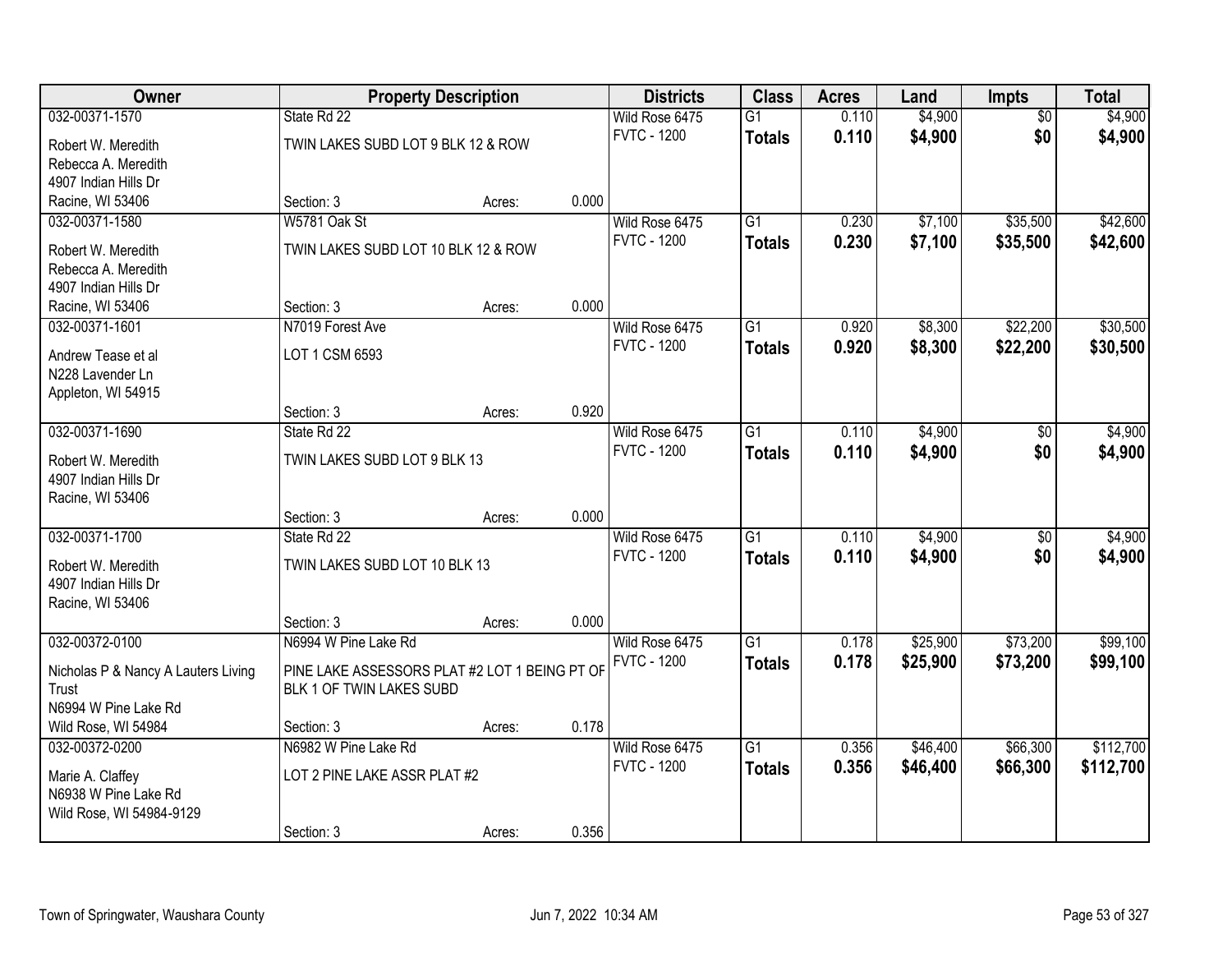| Owner | Property Description | | | Districts | Class | Acres | Land | Impts | Total |
|---|---|---|---|---|---|---|---|---|---|
| 032-00371-1570 | State Rd 22 | | | Wild Rose 6475 | G1 | 0.110 | $4,900 | $0 | $4,900 |
| Robert W. Meredith<br>Rebecca A. Meredith<br>4907 Indian Hills Dr<br>Racine, WI 53406 | TWIN LAKES SUBD LOT 9 BLK 12 & ROW | | | FVTC - 1200 | **Totals** | **0.110** | **$4,900** | **$0** | **$4,900** |
| | Section: 3 | Acres: | 0.000 | | | | | | |
| 032-00371-1580 | W5781 Oak St | | | Wild Rose 6475 | G1 | 0.230 | $7,100 | $35,500 | $42,600 |
| Robert W. Meredith<br>Rebecca A. Meredith<br>4907 Indian Hills Dr<br>Racine, WI 53406 | TWIN LAKES SUBD LOT 10 BLK 12 & ROW | | | FVTC - 1200 | **Totals** | **0.230** | **$7,100** | **$35,500** | **$42,600** |
| | Section: 3 | Acres: | 0.000 | | | | | | |
| 032-00371-1601 | N7019 Forest Ave | | | Wild Rose 6475 | G1 | 0.920 | $8,300 | $22,200 | $30,500 |
| Andrew Tease et al<br>N228 Lavender Ln<br>Appleton, WI 54915 | LOT 1 CSM 6593 | | | FVTC - 1200 | **Totals** | **0.920** | **$8,300** | **$22,200** | **$30,500** |
| | Section: 3 | Acres: | 0.920 | | | | | | |
| 032-00371-1690 | State Rd 22 | | | Wild Rose 6475 | G1 | 0.110 | $4,900 | $0 | $4,900 |
| Robert W. Meredith<br>4907 Indian Hills Dr<br>Racine, WI 53406 | TWIN LAKES SUBD LOT 9 BLK 13 | | | FVTC - 1200 | **Totals** | **0.110** | **$4,900** | **$0** | **$4,900** |
| | Section: 3 | Acres: | 0.000 | | | | | | |
| 032-00371-1700 | State Rd 22 | | | Wild Rose 6475 | G1 | 0.110 | $4,900 | $0 | $4,900 |
| Robert W. Meredith<br>4907 Indian Hills Dr<br>Racine, WI 53406 | TWIN LAKES SUBD LOT 10 BLK 13 | | | FVTC - 1200 | **Totals** | **0.110** | **$4,900** | **$0** | **$4,900** |
| | Section: 3 | Acres: | 0.000 | | | | | | |
| 032-00372-0100 | N6994 W Pine Lake Rd | | | Wild Rose 6475 | G1 | 0.178 | $25,900 | $73,200 | $99,100 |
| Nicholas P & Nancy A Lauters Living Trust<br>N6994 W Pine Lake Rd<br>Wild Rose, WI 54984 | PINE LAKE ASSESSORS PLAT #2 LOT 1 BEING PT OF BLK 1 OF TWIN LAKES SUBD | | | FVTC - 1200 | **Totals** | **0.178** | **$25,900** | **$73,200** | **$99,100** |
| | Section: 3 | Acres: | 0.178 | | | | | | |
| 032-00372-0200 | N6982 W Pine Lake Rd | | | Wild Rose 6475 | G1 | 0.356 | $46,400 | $66,300 | $112,700 |
| Marie A. Claffey<br>N6938 W Pine Lake Rd<br>Wild Rose, WI 54984-9129 | LOT 2 PINE LAKE ASSR PLAT #2 | | | FVTC - 1200 | **Totals** | **0.356** | **$46,400** | **$66,300** | **$112,700** |
| | Section: 3 | Acres: | 0.356 | | | | | | |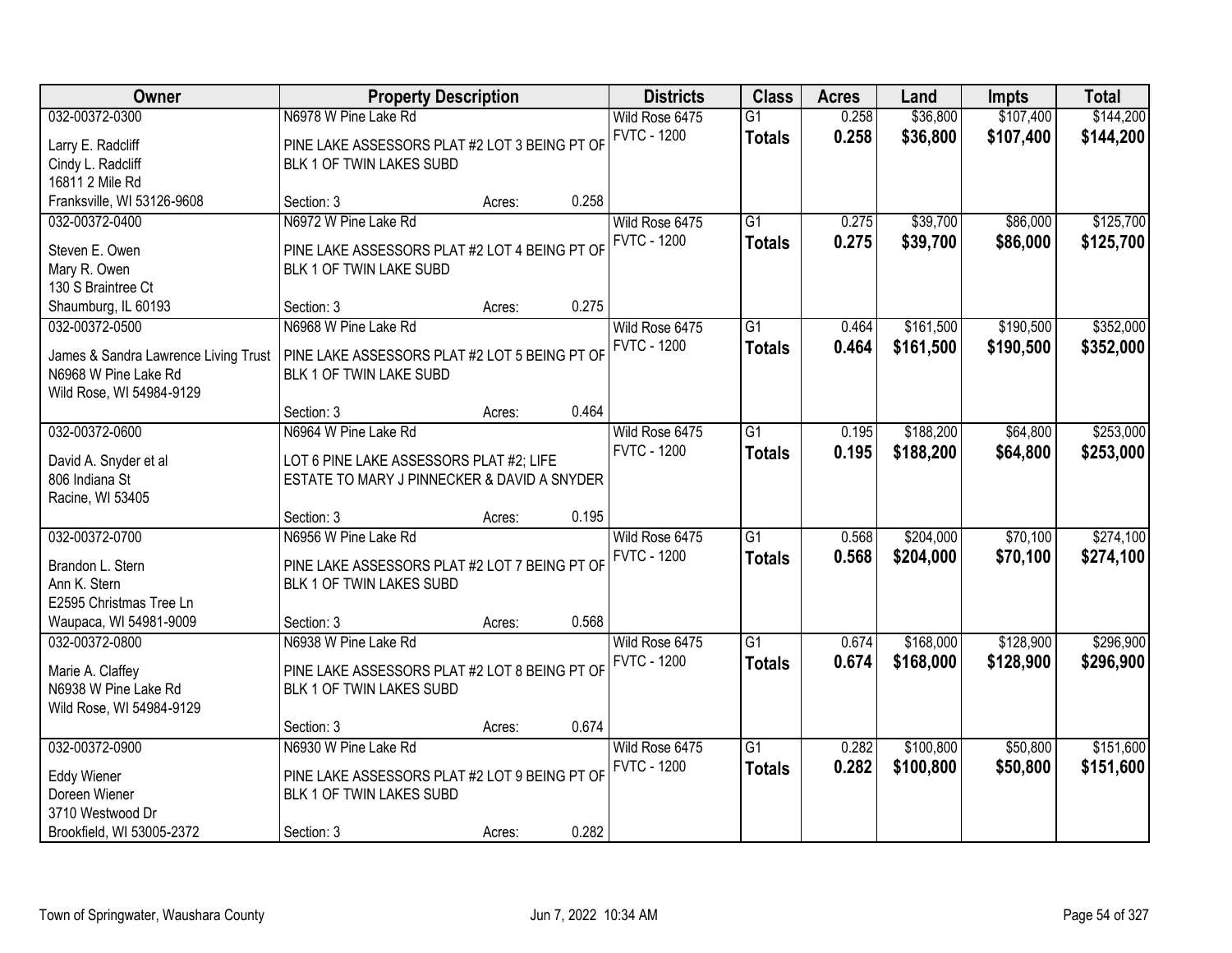| Owner | Property Description | | | Districts | Class | Acres | Land | Impts | Total |
|---|---|---|---|---|---|---|---|---|---|
| 032-00372-0300<br>Larry E. Radcliff<br>Cindy L. Radcliff<br>16811 2 Mile Rd<br>Franksville, WI 53126-9608 | N6978 W Pine Lake Rd<br>PINE LAKE ASSESSORS PLAT #2 LOT 3 BEING PT OF BLK 1 OF TWIN LAKES SUBD<br>Section: 3 | Acres: | 0.258 | Wild Rose 6475<br>FVTC - 1200 | G1<br>**Totals** | 0.258<br>**0.258** | $36,800<br>**$36,800** | $107,400<br>**$107,400** | $144,200<br>**$144,200** |
| 032-00372-0400<br>Steven E. Owen<br>Mary R. Owen<br>130 S Braintree Ct<br>Shaumburg, IL 60193 | N6972 W Pine Lake Rd<br>PINE LAKE ASSESSORS PLAT #2 LOT 4 BEING PT OF BLK 1 OF TWIN LAKE SUBD<br>Section: 3 | Acres: | 0.275 | Wild Rose 6475<br>FVTC - 1200 | G1<br>**Totals** | 0.275<br>**0.275** | $39,700<br>**$39,700** | $86,000<br>**$86,000** | $125,700<br>**$125,700** |
| 032-00372-0500<br>James & Sandra Lawrence Living Trust<br>N6968 W Pine Lake Rd<br>Wild Rose, WI 54984-9129 | N6968 W Pine Lake Rd<br>PINE LAKE ASSESSORS PLAT #2 LOT 5 BEING PT OF BLK 1 OF TWIN LAKE SUBD<br>Section: 3 | Acres: | 0.464 | Wild Rose 6475<br>FVTC - 1200 | G1<br>**Totals** | 0.464<br>**0.464** | $161,500<br>**$161,500** | $190,500<br>**$190,500** | $352,000<br>**$352,000** |
| 032-00372-0600<br>David A. Snyder et al<br>806 Indiana St<br>Racine, WI 53405 | N6964 W Pine Lake Rd<br>LOT 6 PINE LAKE ASSESSORS PLAT #2; LIFE ESTATE TO MARY J PINNECKER & DAVID A SNYDER<br>Section: 3 | Acres: | 0.195 | Wild Rose 6475<br>FVTC - 1200 | G1<br>**Totals** | 0.195<br>**0.195** | $188,200<br>**$188,200** | $64,800<br>**$64,800** | $253,000<br>**$253,000** |
| 032-00372-0700<br>Brandon L. Stern<br>Ann K. Stern<br>E2595 Christmas Tree Ln<br>Waupaca, WI 54981-9009 | N6956 W Pine Lake Rd<br>PINE LAKE ASSESSORS PLAT #2 LOT 7 BEING PT OF BLK 1 OF TWIN LAKES SUBD<br>Section: 3 | Acres: | 0.568 | Wild Rose 6475<br>FVTC - 1200 | G1<br>**Totals** | 0.568<br>**0.568** | $204,000<br>**$204,000** | $70,100<br>**$70,100** | $274,100<br>**$274,100** |
| 032-00372-0800<br>Marie A. Claffey<br>N6938 W Pine Lake Rd<br>Wild Rose, WI 54984-9129 | N6938 W Pine Lake Rd<br>PINE LAKE ASSESSORS PLAT #2 LOT 8 BEING PT OF BLK 1 OF TWIN LAKES SUBD<br>Section: 3 | Acres: | 0.674 | Wild Rose 6475<br>FVTC - 1200 | G1<br>**Totals** | 0.674<br>**0.674** | $168,000<br>**$168,000** | $128,900<br>**$128,900** | $296,900<br>**$296,900** |
| 032-00372-0900<br>Eddy Wiener<br>Doreen Wiener<br>3710 Westwood Dr<br>Brookfield, WI 53005-2372 | N6930 W Pine Lake Rd<br>PINE LAKE ASSESSORS PLAT #2 LOT 9 BEING PT OF BLK 1 OF TWIN LAKES SUBD<br>Section: 3 | Acres: | 0.282 | Wild Rose 6475<br>FVTC - 1200 | G1<br>**Totals** | 0.282<br>**0.282** | $100,800<br>**$100,800** | $50,800<br>**$50,800** | $151,600<br>**$151,600** |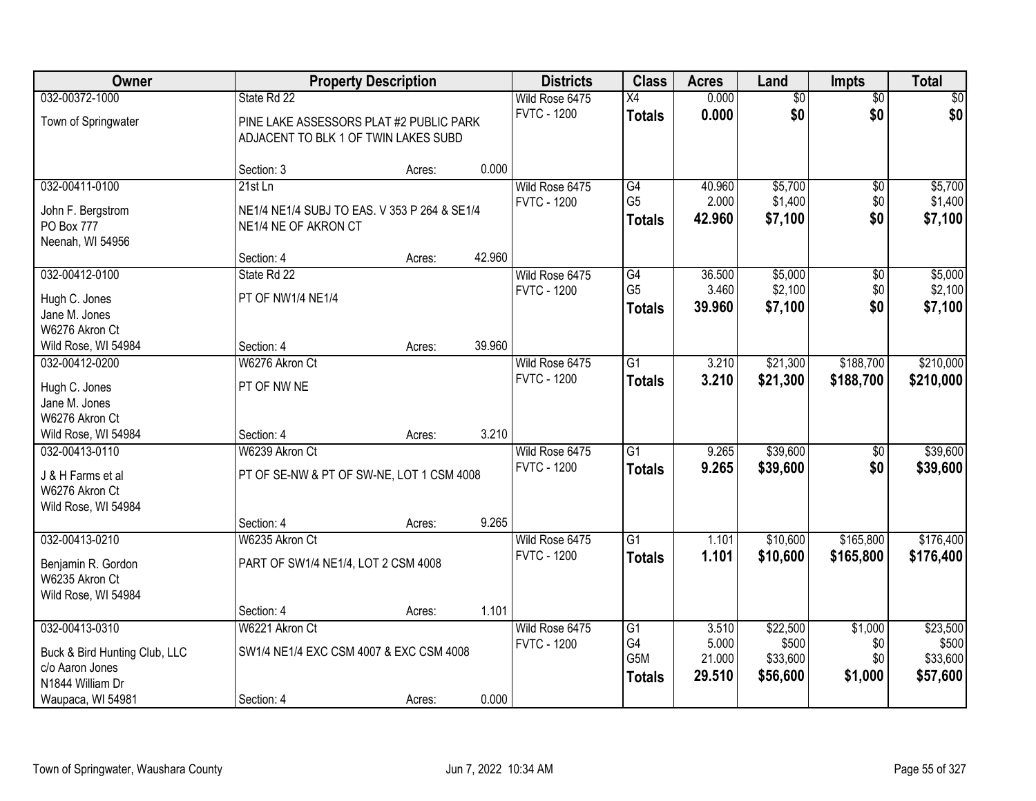| Owner | Property Description | | | Districts | Class | Acres | Land | Impts | Total |
|---|---|---|---|---|---|---|---|---|---|
| 032-00372-1000 | State Rd 22 | | | Wild Rose 6475 | X4 | 0.000 | $0 | $0 | $0 |
| Town of Springwater | PINE LAKE ASSESSORS PLAT #2 PUBLIC PARK ADJACENT TO BLK 1 OF TWIN LAKES SUBD | | | FVTC - 1200 | **Totals** | **0.000** | **$0** | **$0** | **$0** |
| | Section: 3 | Acres: | 0.000 | | | | | | |
| 032-00411-0100 | 21st Ln | | | Wild Rose 6475 | G4 | 40.960 | $5,700 | $0 | $5,700 |
| John F. Bergstrom<br>PO Box 777<br>Neenah, WI 54956 | NE1/4 NE1/4 SUBJ TO EAS. V 353 P 264 & SE1/4 NE1/4 NE OF AKRON CT | | | FVTC - 1200 | G5 | 2.000 | $1,400 | $0 | $1,400 |
| | | | | | **Totals** | **42.960** | **$7,100** | **$0** | **$7,100** |
| | Section: 4 | Acres: | 42.960 | | | | | | |
| 032-00412-0100 | State Rd 22 | | | Wild Rose 6475 | G4 | 36.500 | $5,000 | $0 | $5,000 |
| Hugh C. Jones<br>Jane M. Jones<br>W6276 Akron Ct<br>Wild Rose, WI 54984 | PT OF NW1/4 NE1/4 | | | FVTC - 1200 | G5 | 3.460 | $2,100 | $0 | $2,100 |
| | | | | | **Totals** | **39.960** | **$7,100** | **$0** | **$7,100** |
| | Section: 4 | Acres: | 39.960 | | | | | | |
| 032-00412-0200 | W6276 Akron Ct | | | Wild Rose 6475 | G1 | 3.210 | $21,300 | $188,700 | $210,000 |
| Hugh C. Jones<br>Jane M. Jones<br>W6276 Akron Ct<br>Wild Rose, WI 54984 | PT OF NW NE | | | FVTC - 1200 | **Totals** | **3.210** | **$21,300** | **$188,700** | **$210,000** |
| | Section: 4 | Acres: | 3.210 | | | | | | |
| 032-00413-0110 | W6239 Akron Ct | | | Wild Rose 6475 | G1 | 9.265 | $39,600 | $0 | $39,600 |
| J & H Farms et al<br>W6276 Akron Ct<br>Wild Rose, WI 54984 | PT OF SE-NW & PT OF SW-NE, LOT 1 CSM 4008 | | | FVTC - 1200 | **Totals** | **9.265** | **$39,600** | **$0** | **$39,600** |
| | Section: 4 | Acres: | 9.265 | | | | | | |
| 032-00413-0210 | W6235 Akron Ct | | | Wild Rose 6475 | G1 | 1.101 | $10,600 | $165,800 | $176,400 |
| Benjamin R. Gordon<br>W6235 Akron Ct<br>Wild Rose, WI 54984 | PART OF SW1/4 NE1/4, LOT 2 CSM 4008 | | | FVTC - 1200 | **Totals** | **1.101** | **$10,600** | **$165,800** | **$176,400** |
| | Section: 4 | Acres: | 1.101 | | | | | | |
| 032-00413-0310 | W6221 Akron Ct | | | Wild Rose 6475 | G1 | 3.510 | $22,500 | $1,000 | $23,500 |
| Buck & Bird Hunting Club, LLC<br>c/o Aaron Jones<br>N1844 William Dr<br>Waupaca, WI 54981 | SW1/4 NE1/4 EXC CSM 4007 & EXC CSM 4008 | | | FVTC - 1200 | G4 | 5.000 | $500 | $0 | $500 |
| | | | | | G5M | 21.000 | $33,600 | $0 | $33,600 |
| | | | | | **Totals** | **29.510** | **$56,600** | **$1,000** | **$57,600** |
| | Section: 4 | Acres: | 0.000 | | | | | | |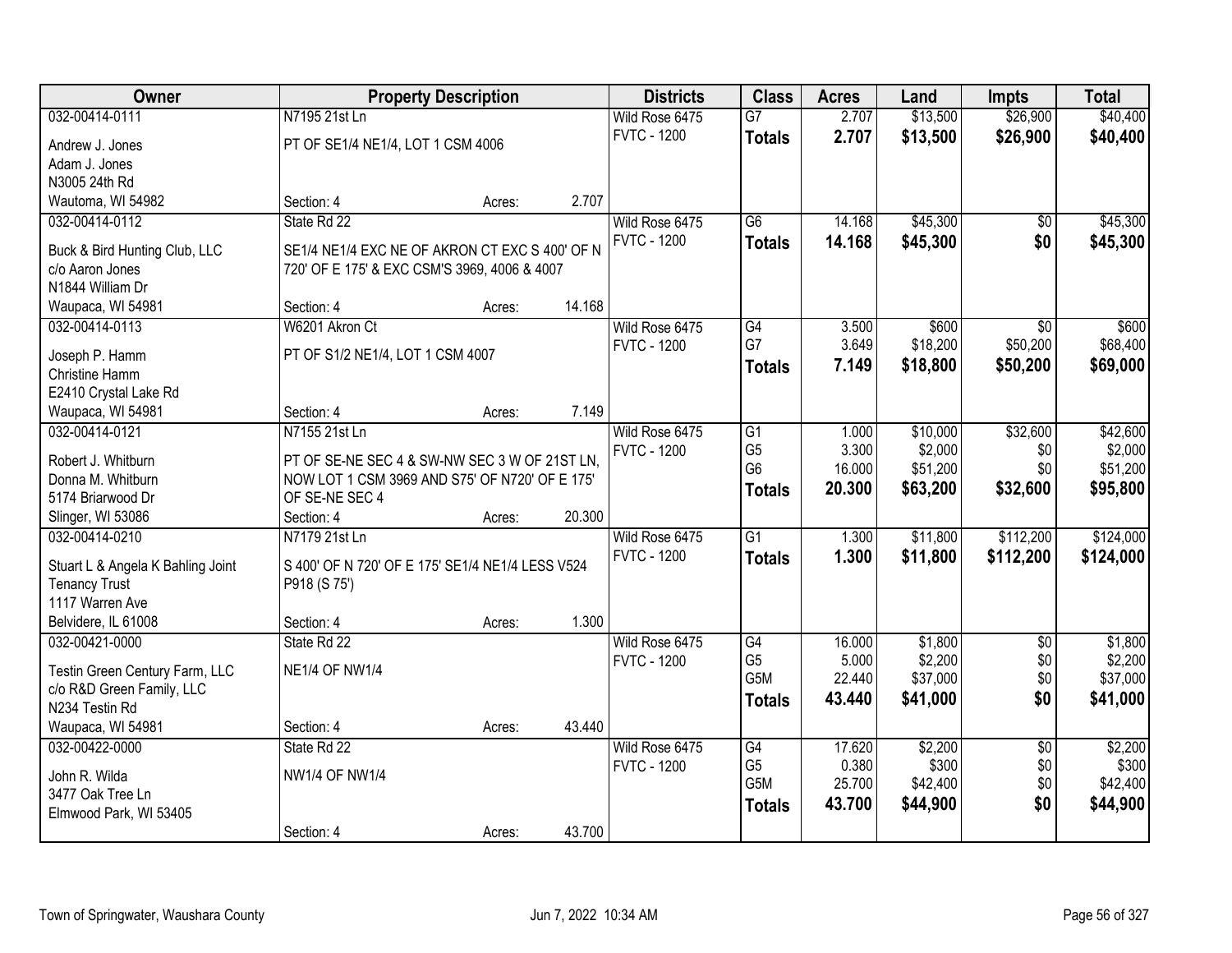| Owner | Property Description | | | Districts | Class | Acres | Land | Impts | Total |
|---|---|---|---|---|---|---|---|---|---|
| 032-00414-0111 | N7195 21st Ln | | | Wild Rose 6475 | G7 | 2.707 | $13,500 | $26,900 | $40,400 |
| Andrew J. Jones<br>Adam J. Jones<br>N3005 24th Rd<br>Wautoma, WI 54982 | PT OF SE1/4 NE1/4, LOT 1 CSM 4006 | | | FVTC - 1200 | **Totals** | **2.707** | **$13,500** | **$26,900** | **$40,400** |
| | Section: 4 | Acres: | 2.707 | | | | | | |
| 032-00414-0112 | State Rd 22 | | | Wild Rose 6475 | G6 | 14.168 | $45,300 | $0 | $45,300 |
| Buck & Bird Hunting Club, LLC<br>c/o Aaron Jones<br>N1844 William Dr<br>Waupaca, WI 54981 | SE1/4 NE1/4 EXC NE OF AKRON CT EXC S 400' OF N 720' OF E 175' & EXC CSM'S 3969, 4006 & 4007 | | | FVTC - 1200 | **Totals** | **14.168** | **$45,300** | **$0** | **$45,300** |
| | Section: 4 | Acres: | 14.168 | | | | | | |
| 032-00414-0113 | W6201 Akron Ct | | | Wild Rose 6475 | G4 | 3.500 | $600 | $0 | $600 |
| Joseph P. Hamm<br>Christine Hamm<br>E2410 Crystal Lake Rd<br>Waupaca, WI 54981 | PT OF S1/2 NE1/4, LOT 1 CSM 4007 | | | FVTC - 1200 | G7 | 3.649 | $18,200 | $50,200 | $68,400 |
| | | | | | **Totals** | **7.149** | **$18,800** | **$50,200** | **$69,000** |
| | Section: 4 | Acres: | 7.149 | | | | | | |
| 032-00414-0121 | N7155 21st Ln | | | Wild Rose 6475 | G1 | 1.000 | $10,000 | $32,600 | $42,600 |
| Robert J. Whitburn<br>Donna M. Whitburn<br>5174 Briarwood Dr<br>Slinger, WI 53086 | PT OF SE-NE SEC 4 & SW-NW SEC 3 W OF 21ST LN, NOW LOT 1 CSM 3969 AND S75' OF N720' OF E 175' OF SE-NE SEC 4 | | | FVTC - 1200 | G5 | 3.300 | $2,000 | $0 | $2,000 |
| | | | | | G6 | 16.000 | $51,200 | $0 | $51,200 |
| | | | | | **Totals** | **20.300** | **$63,200** | **$32,600** | **$95,800** |
| | Section: 4 | Acres: | 20.300 | | | | | | |
| 032-00414-0210 | N7179 21st Ln | | | Wild Rose 6475 | G1 | 1.300 | $11,800 | $112,200 | $124,000 |
| Stuart L & Angela K Bahling Joint Tenancy Trust<br>1117 Warren Ave<br>Belvidere, IL 61008 | S 400' OF N 720' OF E 175' SE1/4 NE1/4 LESS V524 P918 (S 75') | | | FVTC - 1200 | **Totals** | **1.300** | **$11,800** | **$112,200** | **$124,000** |
| | Section: 4 | Acres: | 1.300 | | | | | | |
| 032-00421-0000 | State Rd 22 | | | Wild Rose 6475 | G4 | 16.000 | $1,800 | $0 | $1,800 |
| Testin Green Century Farm, LLC<br>c/o R&D Green Family, LLC<br>N234 Testin Rd<br>Waupaca, WI 54981 | NE1/4 OF NW1/4 | | | FVTC - 1200 | G5 | 5.000 | $2,200 | $0 | $2,200 |
| | | | | | G5M | 22.440 | $37,000 | $0 | $37,000 |
| | | | | | **Totals** | **43.440** | **$41,000** | **$0** | **$41,000** |
| | Section: 4 | Acres: | 43.440 | | | | | | |
| 032-00422-0000 | State Rd 22 | | | Wild Rose 6475 | G4 | 17.620 | $2,200 | $0 | $2,200 |
| John R. Wilda<br>3477 Oak Tree Ln<br>Elmwood Park, WI 53405 | NW1/4 OF NW1/4 | | | FVTC - 1200 | G5 | 0.380 | $300 | $0 | $300 |
| | | | | | G5M | 25.700 | $42,400 | $0 | $42,400 |
| | | | | | **Totals** | **43.700** | **$44,900** | **$0** | **$44,900** |
| | Section: 4 | Acres: | 43.700 | | | | | | |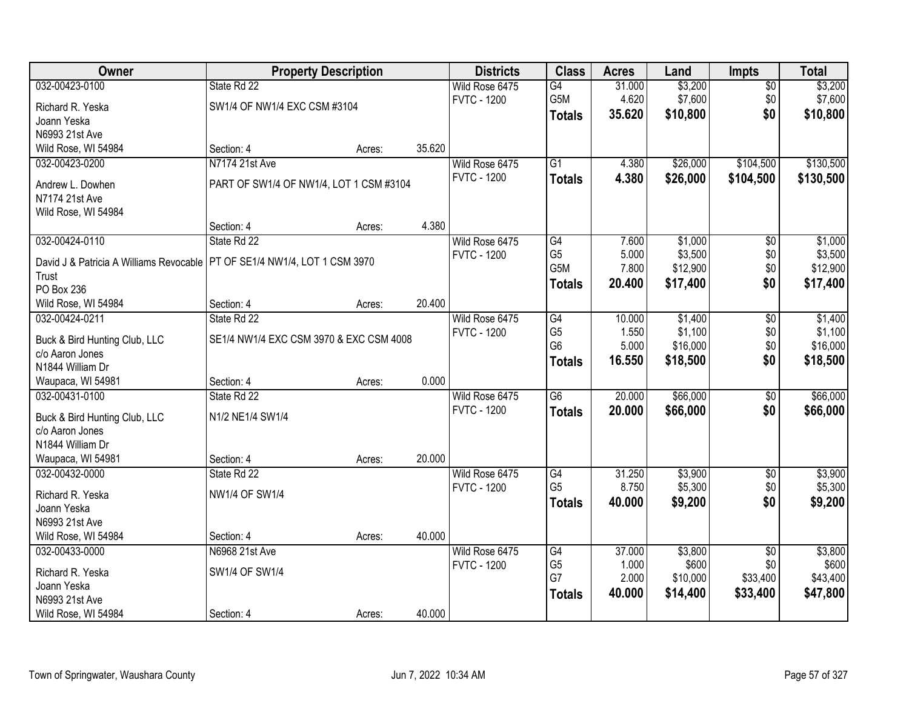| Owner | Property Description | | | Districts | Class | Acres | Land | Impts | Total |
|---|---|---|---|---|---|---|---|---|---|
| 032-00423-0100 | State Rd 22 | | | Wild Rose 6475 | G4 | 31.000 | $3,200 | $0 | $3,200 |
| Richard R. Yeska | SW1/4 OF NW1/4 EXC CSM #3104 | | | FVTC - 1200 | G5M | 4.620 | $7,600 | $0 | $7,600 |
| Joann Yeska | | | | | **Totals** | **35.620** | **$10,800** | **$0** | **$10,800** |
| N6993 21st Ave | | | | | | | | | |
| Wild Rose, WI 54984 | Section: 4 | Acres: | 35.620 | | | | | | |
| 032-00423-0200 | N7174 21st Ave | | | Wild Rose 6475 | G1 | 4.380 | $26,000 | $104,500 | $130,500 |
| Andrew L. Dowhen | PART OF SW1/4 OF NW1/4, LOT 1 CSM #3104 | | | FVTC - 1200 | **Totals** | **4.380** | **$26,000** | **$104,500** | **$130,500** |
| N7174 21st Ave | | | | | | | | | |
| Wild Rose, WI 54984 | | | | | | | | | |
| | Section: 4 | Acres: | 4.380 | | | | | | |
| 032-00424-0110 | State Rd 22 | | | Wild Rose 6475 | G4 | 7.600 | $1,000 | $0 | $1,000 |
| David J & Patricia A Williams Revocable Trust | PT OF SE1/4 NW1/4, LOT 1 CSM 3970 | | | FVTC - 1200 | G5 | 5.000 | $3,500 | $0 | $3,500 |
| PO Box 236 | | | | | G5M | 7.800 | $12,900 | $0 | $12,900 |
| | | | | | **Totals** | **20.400** | **$17,400** | **$0** | **$17,400** |
| Wild Rose, WI 54984 | Section: 4 | Acres: | 20.400 | | | | | | |
| 032-00424-0211 | State Rd 22 | | | Wild Rose 6475 | G4 | 10.000 | $1,400 | $0 | $1,400 |
| Buck & Bird Hunting Club, LLC | SE1/4 NW1/4 EXC CSM 3970 & EXC CSM 4008 | | | FVTC - 1200 | G5 | 1.550 | $1,100 | $0 | $1,100 |
| c/o Aaron Jones | | | | | G6 | 5.000 | $16,000 | $0 | $16,000 |
| N1844 William Dr | | | | | **Totals** | **16.550** | **$18,500** | **$0** | **$18,500** |
| Waupaca, WI 54981 | Section: 4 | Acres: | 0.000 | | | | | | |
| 032-00431-0100 | State Rd 22 | | | Wild Rose 6475 | G6 | 20.000 | $66,000 | $0 | $66,000 |
| Buck & Bird Hunting Club, LLC | N1/2 NE1/4 SW1/4 | | | FVTC - 1200 | **Totals** | **20.000** | **$66,000** | **$0** | **$66,000** |
| c/o Aaron Jones | | | | | | | | | |
| N1844 William Dr | | | | | | | | | |
| Waupaca, WI 54981 | Section: 4 | Acres: | 20.000 | | | | | | |
| 032-00432-0000 | State Rd 22 | | | Wild Rose 6475 | G4 | 31.250 | $3,900 | $0 | $3,900 |
| Richard R. Yeska | NW1/4 OF SW1/4 | | | FVTC - 1200 | G5 | 8.750 | $5,300 | $0 | $5,300 |
| Joann Yeska | | | | | **Totals** | **40.000** | **$9,200** | **$0** | **$9,200** |
| N6993 21st Ave | | | | | | | | | |
| Wild Rose, WI 54984 | Section: 4 | Acres: | 40.000 | | | | | | |
| 032-00433-0000 | N6968 21st Ave | | | Wild Rose 6475 | G4 | 37.000 | $3,800 | $0 | $3,800 |
| Richard R. Yeska | SW1/4 OF SW1/4 | | | FVTC - 1200 | G5 | 1.000 | $600 | $0 | $600 |
| Joann Yeska | | | | | G7 | 2.000 | $10,000 | $33,400 | $43,400 |
| N6993 21st Ave | | | | | **Totals** | **40.000** | **$14,400** | **$33,400** | **$47,800** |
| Wild Rose, WI 54984 | Section: 4 | Acres: | 40.000 | | | | | | |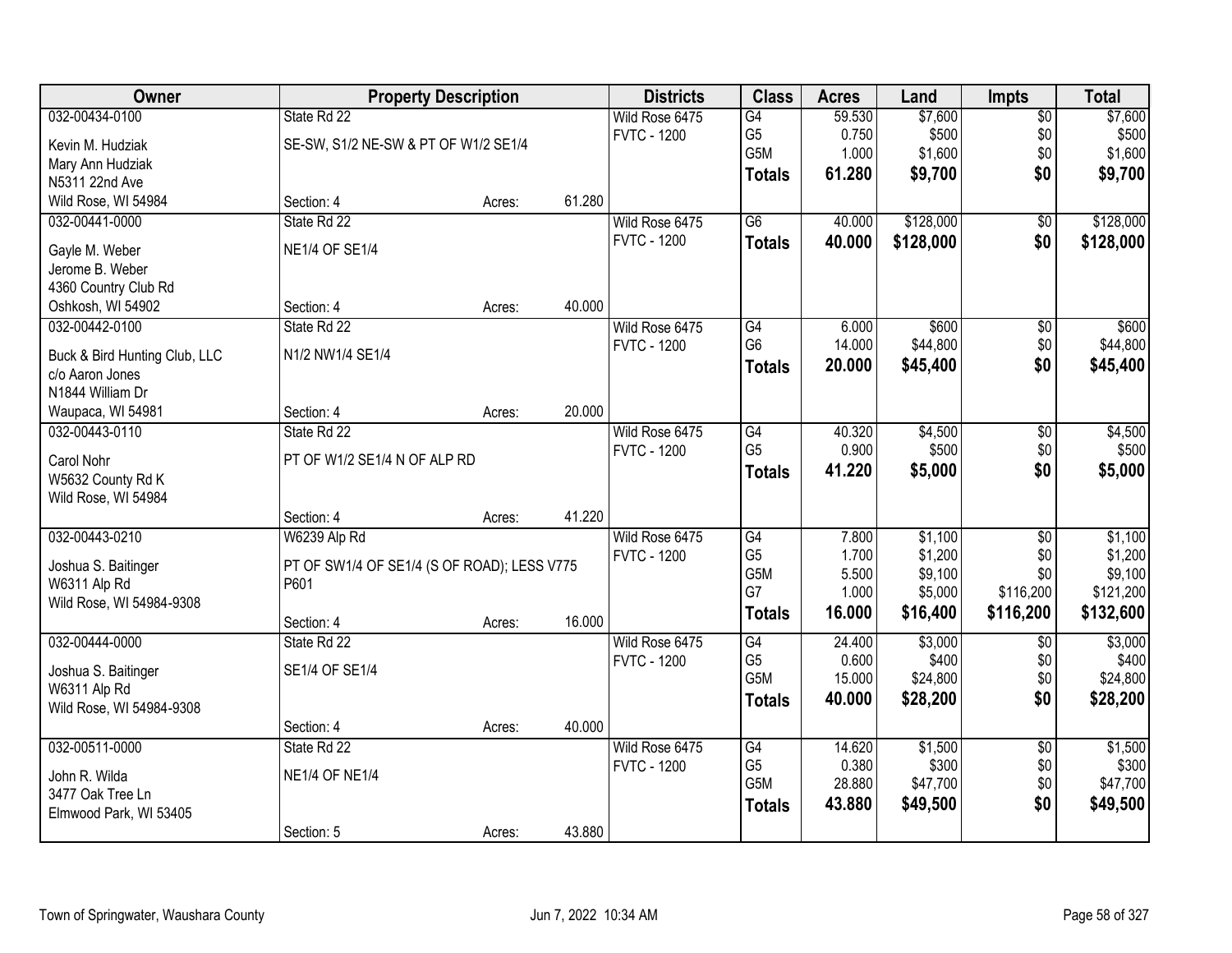| Owner | Property Description | | | Districts | Class | Acres | Land | Impts | Total |
|---|---|---|---|---|---|---|---|---|---|
| 032-00434-0100 | State Rd 22 | | | Wild Rose 6475 | G4 | 59.530 | $7,600 | $0 | $7,600 |
| Kevin M. Hudziak | SE-SW, S1/2 NE-SW & PT OF W1/2 SE1/4 | | | FVTC - 1200 | G5 | 0.750 | $500 | $0 | $500 |
| Mary Ann Hudziak | | | | | G5M | 1.000 | $1,600 | $0 | $1,600 |
| N5311 22nd Ave | | | | | **Totals** | **61.280** | **$9,700** | **$0** | **$9,700** |
| Wild Rose, WI 54984 | Section: 4 | Acres: | 61.280 | | | | | | |
| 032-00441-0000 | State Rd 22 | | | Wild Rose 6475 | G6 | 40.000 | $128,000 | $0 | $128,000 |
| Gayle M. Weber | NE1/4 OF SE1/4 | | | FVTC - 1200 | **Totals** | **40.000** | **$128,000** | **$0** | **$128,000** |
| Jerome B. Weber | | | | | | | | | |
| 4360 Country Club Rd | | | | | | | | | |
| Oshkosh, WI 54902 | Section: 4 | Acres: | 40.000 | | | | | | |
| 032-00442-0100 | State Rd 22 | | | Wild Rose 6475 | G4 | 6.000 | $600 | $0 | $600 |
| Buck & Bird Hunting Club, LLC | N1/2 NW1/4 SE1/4 | | | FVTC - 1200 | G6 | 14.000 | $44,800 | $0 | $44,800 |
| c/o Aaron Jones | | | | | **Totals** | **20.000** | **$45,400** | **$0** | **$45,400** |
| N1844 William Dr | | | | | | | | | |
| Waupaca, WI 54981 | Section: 4 | Acres: | 20.000 | | | | | | |
| 032-00443-0110 | State Rd 22 | | | Wild Rose 6475 | G4 | 40.320 | $4,500 | $0 | $4,500 |
| Carol Nohr | PT OF W1/2 SE1/4 N OF ALP RD | | | FVTC - 1200 | G5 | 0.900 | $500 | $0 | $500 |
| W5632 County Rd K | | | | | **Totals** | **41.220** | **$5,000** | **$0** | **$5,000** |
| Wild Rose, WI 54984 | | | | | | | | | |
| | Section: 4 | Acres: | 41.220 | | | | | | |
| 032-00443-0210 | W6239 Alp Rd | | | Wild Rose 6475 | G4 | 7.800 | $1,100 | $0 | $1,100 |
| Joshua S. Baitinger | PT OF SW1/4 OF SE1/4 (S OF ROAD); LESS V775 P601 | | | FVTC - 1200 | G5 | 1.700 | $1,200 | $0 | $1,200 |
| W6311 Alp Rd | | | | | G5M | 5.500 | $9,100 | $0 | $9,100 |
| Wild Rose, WI 54984-9308 | | | | | G7 | 1.000 | $5,000 | $116,200 | $121,200 |
| | Section: 4 | Acres: | 16.000 | | **Totals** | **16.000** | **$16,400** | **$116,200** | **$132,600** |
| 032-00444-0000 | State Rd 22 | | | Wild Rose 6475 | G4 | 24.400 | $3,000 | $0 | $3,000 |
| Joshua S. Baitinger | SE1/4 OF SE1/4 | | | FVTC - 1200 | G5 | 0.600 | $400 | $0 | $400 |
| W6311 Alp Rd | | | | | G5M | 15.000 | $24,800 | $0 | $24,800 |
| Wild Rose, WI 54984-9308 | | | | | **Totals** | **40.000** | **$28,200** | **$0** | **$28,200** |
| | Section: 4 | Acres: | 40.000 | | | | | | |
| 032-00511-0000 | State Rd 22 | | | Wild Rose 6475 | G4 | 14.620 | $1,500 | $0 | $1,500 |
| John R. Wilda | NE1/4 OF NE1/4 | | | FVTC - 1200 | G5 | 0.380 | $300 | $0 | $300 |
| 3477 Oak Tree Ln | | | | | G5M | 28.880 | $47,700 | $0 | $47,700 |
| Elmwood Park, WI 53405 | | | | | **Totals** | **43.880** | **$49,500** | **$0** | **$49,500** |
| | Section: 5 | Acres: | 43.880 | | | | | | |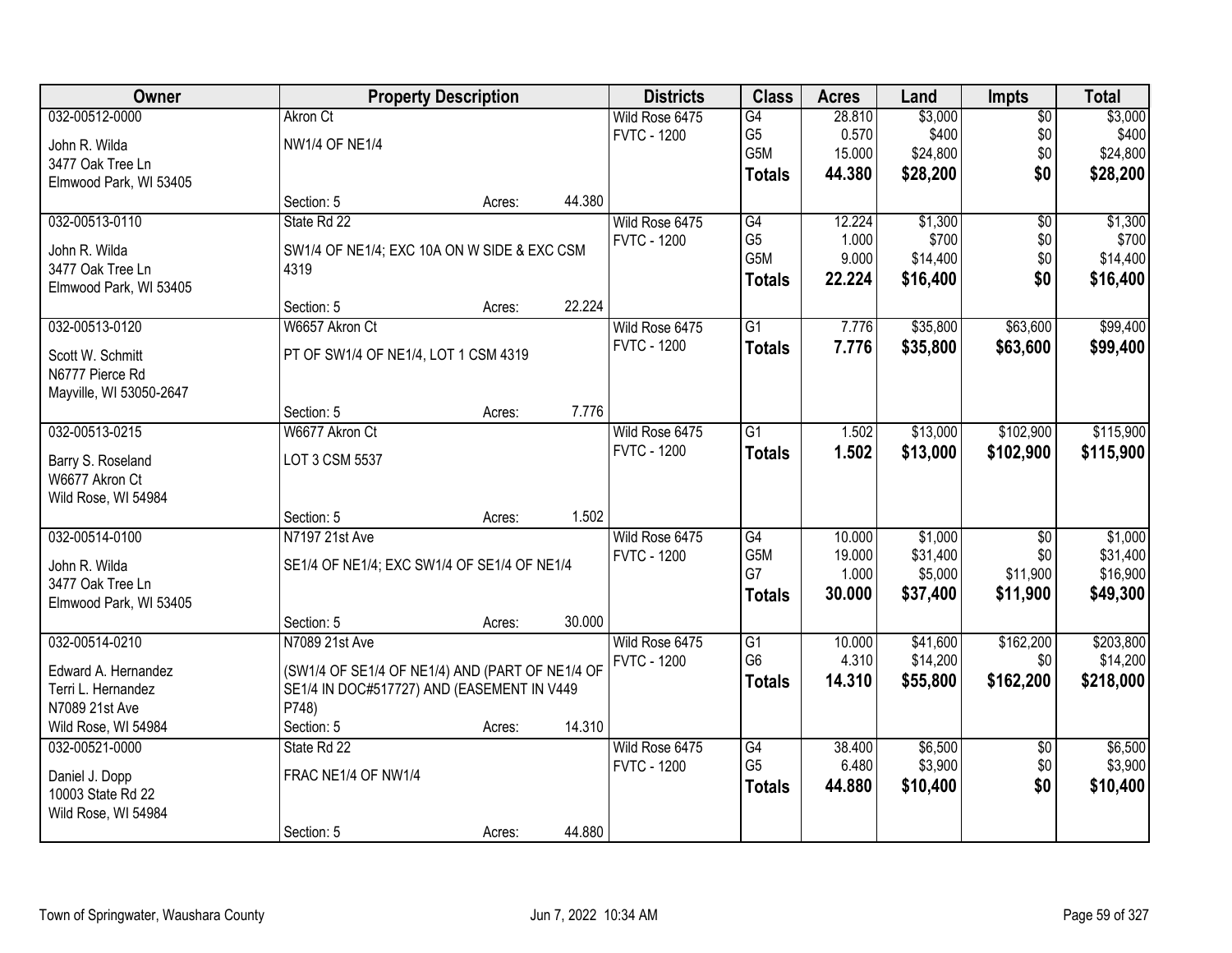| Owner | Property Description | | | Districts | Class | Acres | Land | Impts | Total |
|---|---|---|---|---|---|---|---|---|---|
| 032-00512-0000 | Akron Ct | | | Wild Rose 6475 | G4 | 28.810 | $3,000 | $0 | $3,000 |
| John R. Wilda | NW1/4 OF NE1/4 | | | FVTC - 1200 | G5 | 0.570 | $400 | $0 | $400 |
| 3477 Oak Tree Ln | | | | | G5M | 15.000 | $24,800 | $0 | $24,800 |
| Elmwood Park, WI 53405 | | | | | **Totals** | **44.380** | **$28,200** | **$0** | **$28,200** |
| | Section: 5 | Acres: | 44.380 | | | | | | |
| 032-00513-0110 | State Rd 22 | | | Wild Rose 6475 | G4 | 12.224 | $1,300 | $0 | $1,300 |
| John R. Wilda | SW1/4 OF NE1/4; EXC 10A ON W SIDE & EXC CSM 4319 | | | FVTC - 1200 | G5 | 1.000 | $700 | $0 | $700 |
| 3477 Oak Tree Ln | | | | | G5M | 9.000 | $14,400 | $0 | $14,400 |
| Elmwood Park, WI 53405 | | | | | **Totals** | **22.224** | **$16,400** | **$0** | **$16,400** |
| | Section: 5 | Acres: | 22.224 | | | | | | |
| 032-00513-0120 | W6657 Akron Ct | | | Wild Rose 6475 | G1 | 7.776 | $35,800 | $63,600 | $99,400 |
| Scott W. Schmitt | PT OF SW1/4 OF NE1/4, LOT 1 CSM 4319 | | | FVTC - 1200 | **Totals** | **7.776** | **$35,800** | **$63,600** | **$99,400** |
| N6777 Pierce Rd | | | | | | | | | |
| Mayville, WI 53050-2647 | | | | | | | | | |
| | Section: 5 | Acres: | 7.776 | | | | | | |
| 032-00513-0215 | W6677 Akron Ct | | | Wild Rose 6475 | G1 | 1.502 | $13,000 | $102,900 | $115,900 |
| Barry S. Roseland | LOT 3 CSM 5537 | | | FVTC - 1200 | **Totals** | **1.502** | **$13,000** | **$102,900** | **$115,900** |
| W6677 Akron Ct | | | | | | | | | |
| Wild Rose, WI 54984 | | | | | | | | | |
| | Section: 5 | Acres: | 1.502 | | | | | | |
| 032-00514-0100 | N7197 21st Ave | | | Wild Rose 6475 | G4 | 10.000 | $1,000 | $0 | $1,000 |
| John R. Wilda | SE1/4 OF NE1/4; EXC SW1/4 OF SE1/4 OF NE1/4 | | | FVTC - 1200 | G5M | 19.000 | $31,400 | $0 | $31,400 |
| 3477 Oak Tree Ln | | | | | G7 | 1.000 | $5,000 | $11,900 | $16,900 |
| Elmwood Park, WI 53405 | | | | | **Totals** | **30.000** | **$37,400** | **$11,900** | **$49,300** |
| | Section: 5 | Acres: | 30.000 | | | | | | |
| 032-00514-0210 | N7089 21st Ave | | | Wild Rose 6475 | G1 | 10.000 | $41,600 | $162,200 | $203,800 |
| Edward A. Hernandez | (SW1/4 OF SE1/4 OF NE1/4) AND (PART OF NE1/4 OF SE1/4 IN DOC#517727) AND (EASEMENT IN V449 P748) | | | FVTC - 1200 | G6 | 4.310 | $14,200 | $0 | $14,200 |
| Terri L. Hernandez | | | | | **Totals** | **14.310** | **$55,800** | **$162,200** | **$218,000** |
| N7089 21st Ave | | | | | | | | | |
| Wild Rose, WI 54984 | Section: 5 | Acres: | 14.310 | | | | | | |
| 032-00521-0000 | State Rd 22 | | | Wild Rose 6475 | G4 | 38.400 | $6,500 | $0 | $6,500 |
| Daniel J. Dopp | FRAC NE1/4 OF NW1/4 | | | FVTC - 1200 | G5 | 6.480 | $3,900 | $0 | $3,900 |
| 10003 State Rd 22 | | | | | **Totals** | **44.880** | **$10,400** | **$0** | **$10,400** |
| Wild Rose, WI 54984 | | | | | | | | | |
| | Section: 5 | Acres: | 44.880 | | | | | | |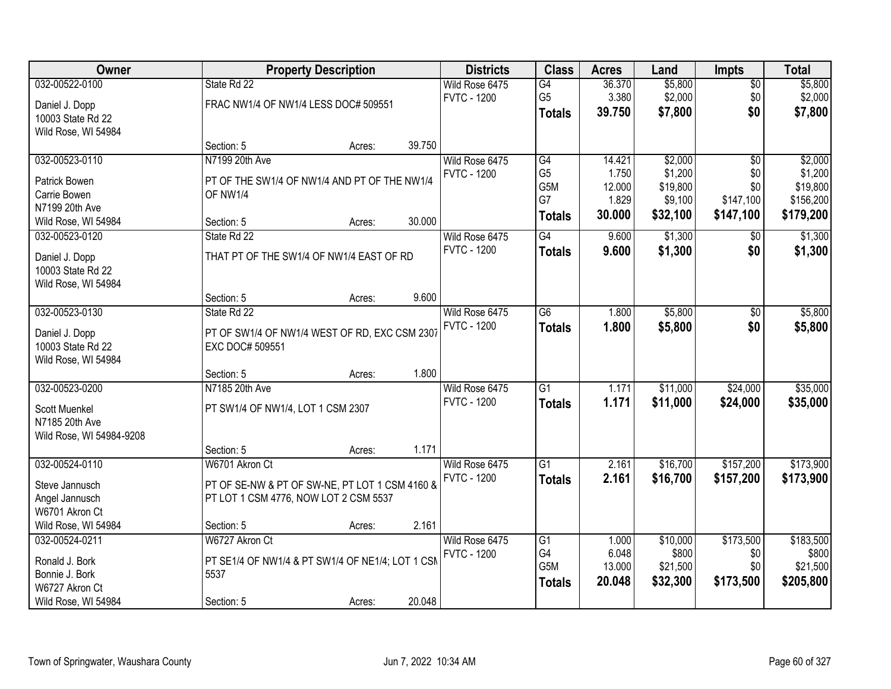| Owner | Property Description | | | Districts | Class | Acres | Land | Impts | Total |
|---|---|---|---|---|---|---|---|---|---|
| 032-00522-0100 | State Rd 22 | | | Wild Rose 6475 | G4 | 36.370 | $5,800 | $0 | $5,800 |
| Daniel J. Dopp | FRAC NW1/4 OF NW1/4 LESS DOC# 509551 | | | FVTC - 1200 | G5 | 3.380 | $2,000 | $0 | $2,000 |
| 10003 State Rd 22 | | | | | **Totals** | **39.750** | **$7,800** | **$0** | **$7,800** |
| Wild Rose, WI 54984 | | | | | | | | | |
| | Section: 5 | Acres: | 39.750 | | | | | | |
| 032-00523-0110 | N7199 20th Ave | | | Wild Rose 6475 | G4 | 14.421 | $2,000 | $0 | $2,000 |
| Patrick Bowen | PT OF THE SW1/4 OF NW1/4 AND PT OF THE NW1/4 | | | FVTC - 1200 | G5 | 1.750 | $1,200 | $0 | $1,200 |
| Carrie Bowen | OF NW1/4 | | | | G5M | 12.000 | $19,800 | $0 | $19,800 |
| N7199 20th Ave | | | | | G7 | 1.829 | $9,100 | $147,100 | $156,200 |
| Wild Rose, WI 54984 | Section: 5 | Acres: | 30.000 | | **Totals** | **30.000** | **$32,100** | **$147,100** | **$179,200** |
| 032-00523-0120 | State Rd 22 | | | Wild Rose 6475 | G4 | 9.600 | $1,300 | $0 | $1,300 |
| Daniel J. Dopp | THAT PT OF THE SW1/4 OF NW1/4 EAST OF RD | | | FVTC - 1200 | **Totals** | **9.600** | **$1,300** | **$0** | **$1,300** |
| 10003 State Rd 22 | | | | | | | | | |
| Wild Rose, WI 54984 | | | | | | | | | |
| | Section: 5 | Acres: | 9.600 | | | | | | |
| 032-00523-0130 | State Rd 22 | | | Wild Rose 6475 | G6 | 1.800 | $5,800 | $0 | $5,800 |
| Daniel J. Dopp | PT OF SW1/4 OF NW1/4 WEST OF RD, EXC CSM 2307 | | | FVTC - 1200 | **Totals** | **1.800** | **$5,800** | **$0** | **$5,800** |
| 10003 State Rd 22 | EXC DOC# 509551 | | | | | | | | |
| Wild Rose, WI 54984 | | | | | | | | | |
| | Section: 5 | Acres: | 1.800 | | | | | | |
| 032-00523-0200 | N7185 20th Ave | | | Wild Rose 6475 | G1 | 1.171 | $11,000 | $24,000 | $35,000 |
| Scott Muenkel | PT SW1/4 OF NW1/4, LOT 1 CSM 2307 | | | FVTC - 1200 | **Totals** | **1.171** | **$11,000** | **$24,000** | **$35,000** |
| N7185 20th Ave | | | | | | | | | |
| Wild Rose, WI 54984-9208 | | | | | | | | | |
| | Section: 5 | Acres: | 1.171 | | | | | | |
| 032-00524-0110 | W6701 Akron Ct | | | Wild Rose 6475 | G1 | 2.161 | $16,700 | $157,200 | $173,900 |
| Steve Jannusch | PT OF SE-NW & PT OF SW-NE, PT LOT 1 CSM 4160 & | | | FVTC - 1200 | **Totals** | **2.161** | **$16,700** | **$157,200** | **$173,900** |
| Angel Jannusch | PT LOT 1 CSM 4776, NOW LOT 2 CSM 5537 | | | | | | | | |
| W6701 Akron Ct | | | | | | | | | |
| Wild Rose, WI 54984 | Section: 5 | Acres: | 2.161 | | | | | | |
| 032-00524-0211 | W6727 Akron Ct | | | Wild Rose 6475 | G1 | 1.000 | $10,000 | $173,500 | $183,500 |
| Ronald J. Bork | PT SE1/4 OF NW1/4 & PT SW1/4 OF NE1/4; LOT 1 CSM | | | FVTC - 1200 | G4 | 6.048 | $800 | $0 | $800 |
| Bonnie J. Bork | 5537 | | | | G5M | 13.000 | $21,500 | $0 | $21,500 |
| W6727 Akron Ct | | | | | **Totals** | **20.048** | **$32,300** | **$173,500** | **$205,800** |
| Wild Rose, WI 54984 | Section: 5 | Acres: | 20.048 | | | | | | |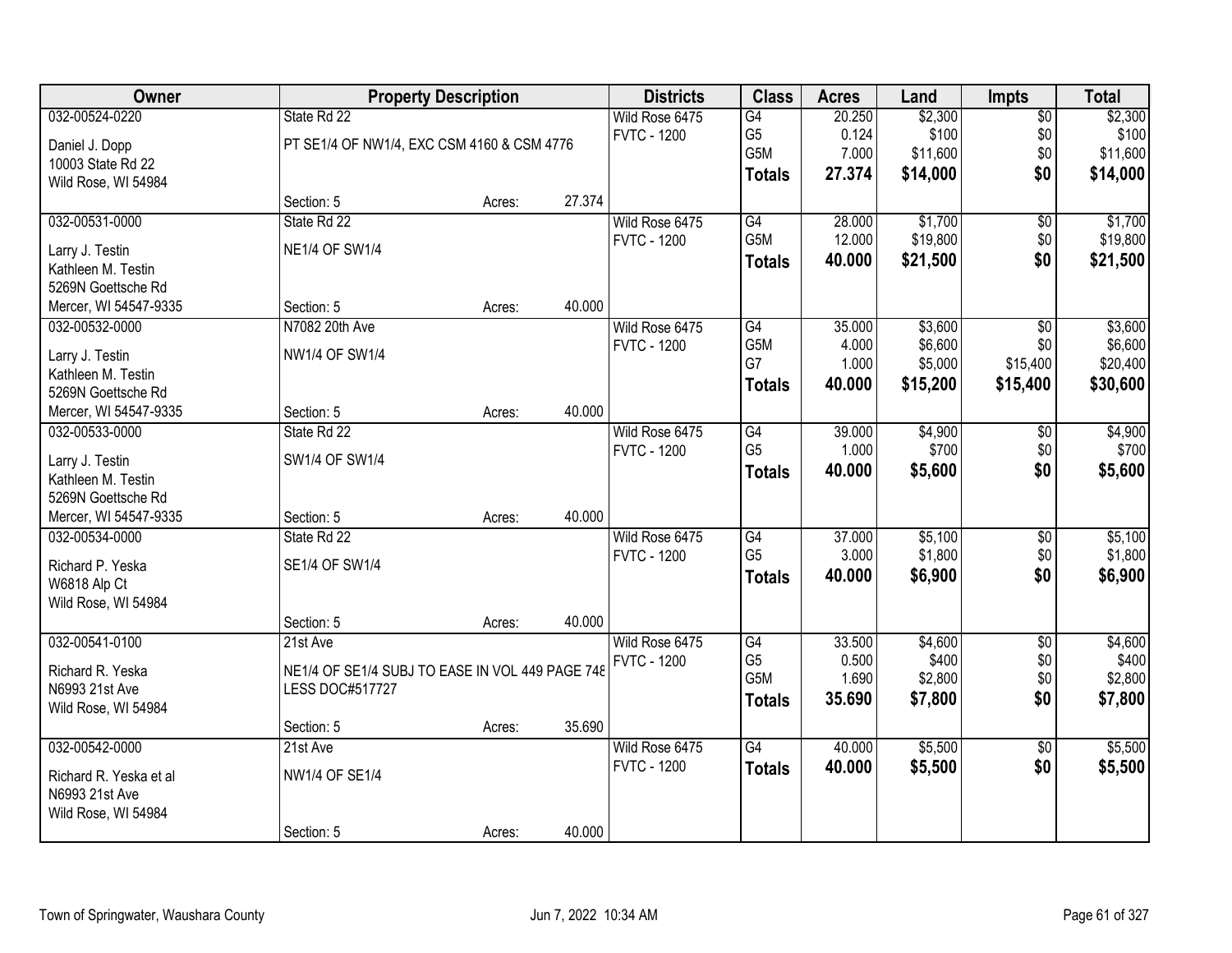| Owner | Property Description | | | Districts | Class | Acres | Land | Impts | Total |
|---|---|---|---|---|---|---|---|---|---|
| 032-00524-0220 | State Rd 22 | | | Wild Rose 6475 | G4 | 20.250 | $2,300 | $0 | $2,300 |
| Daniel J. Dopp | PT SE1/4 OF NW1/4, EXC CSM 4160 & CSM 4776 | | | FVTC - 1200 | G5 | 0.124 | $100 | $0 | $100 |
| 10003 State Rd 22 | | | | | G5M | 7.000 | $11,600 | $0 | $11,600 |
| Wild Rose, WI 54984 | | | | | **Totals** | **27.374** | **$14,000** | **$0** | **$14,000** |
| | Section: 5 | Acres: | 27.374 | | | | | | |
| 032-00531-0000 | State Rd 22 | | | Wild Rose 6475 | G4 | 28.000 | $1,700 | $0 | $1,700 |
| Larry J. Testin | NE1/4 OF SW1/4 | | | FVTC - 1200 | G5M | 12.000 | $19,800 | $0 | $19,800 |
| Kathleen M. Testin | | | | | **Totals** | **40.000** | **$21,500** | **$0** | **$21,500** |
| 5269N Goettsche Rd | | | | | | | | | |
| Mercer, WI 54547-9335 | Section: 5 | Acres: | 40.000 | | | | | | |
| 032-00532-0000 | N7082 20th Ave | | | Wild Rose 6475 | G4 | 35.000 | $3,600 | $0 | $3,600 |
| Larry J. Testin | NW1/4 OF SW1/4 | | | FVTC - 1200 | G5M | 4.000 | $6,600 | $0 | $6,600 |
| Kathleen M. Testin | | | | | G7 | 1.000 | $5,000 | $15,400 | $20,400 |
| 5269N Goettsche Rd | | | | | **Totals** | **40.000** | **$15,200** | **$15,400** | **$30,600** |
| Mercer, WI 54547-9335 | Section: 5 | Acres: | 40.000 | | | | | | |
| 032-00533-0000 | State Rd 22 | | | Wild Rose 6475 | G4 | 39.000 | $4,900 | $0 | $4,900 |
| Larry J. Testin | SW1/4 OF SW1/4 | | | FVTC - 1200 | G5 | 1.000 | $700 | $0 | $700 |
| Kathleen M. Testin | | | | | **Totals** | **40.000** | **$5,600** | **$0** | **$5,600** |
| 5269N Goettsche Rd | | | | | | | | | |
| Mercer, WI 54547-9335 | Section: 5 | Acres: | 40.000 | | | | | | |
| 032-00534-0000 | State Rd 22 | | | Wild Rose 6475 | G4 | 37.000 | $5,100 | $0 | $5,100 |
| Richard P. Yeska | SE1/4 OF SW1/4 | | | FVTC - 1200 | G5 | 3.000 | $1,800 | $0 | $1,800 |
| W6818 Alp Ct | | | | | **Totals** | **40.000** | **$6,900** | **$0** | **$6,900** |
| Wild Rose, WI 54984 | | | | | | | | | |
| | Section: 5 | Acres: | 40.000 | | | | | | |
| 032-00541-0100 | 21st Ave | | | Wild Rose 6475 | G4 | 33.500 | $4,600 | $0 | $4,600 |
| Richard R. Yeska | NE1/4 OF SE1/4 SUBJ TO EASE IN VOL 449 PAGE 748 | | | FVTC - 1200 | G5 | 0.500 | $400 | $0 | $400 |
| N6993 21st Ave | LESS DOC#517727 | | | | G5M | 1.690 | $2,800 | $0 | $2,800 |
| Wild Rose, WI 54984 | | | | | **Totals** | **35.690** | **$7,800** | **$0** | **$7,800** |
| | Section: 5 | Acres: | 35.690 | | | | | | |
| 032-00542-0000 | 21st Ave | | | Wild Rose 6475 | G4 | 40.000 | $5,500 | $0 | $5,500 |
| Richard R. Yeska et al | NW1/4 OF SE1/4 | | | FVTC - 1200 | **Totals** | **40.000** | **$5,500** | **$0** | **$5,500** |
| N6993 21st Ave | | | | | | | | | |
| Wild Rose, WI 54984 | | | | | | | | | |
| | Section: 5 | Acres: | 40.000 | | | | | | |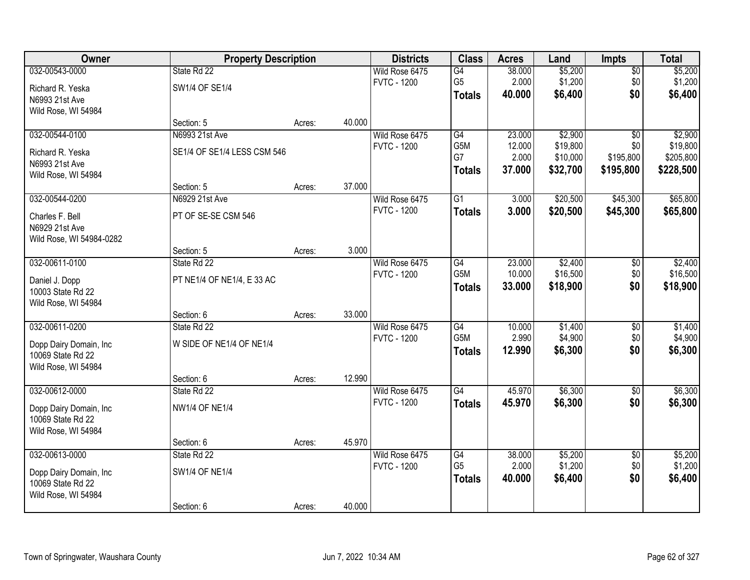| Owner | Property Description | | | Districts | Class | Acres | Land | Impts | Total |
|---|---|---|---|---|---|---|---|---|---|
| 032-00543-0000 | State Rd 22 | | | Wild Rose 6475 | G4 | 38.000 | $5,200 | $0 | $5,200 |
| Richard R. Yeska | SW1/4 OF SE1/4 | | | FVTC - 1200 | G5 | 2.000 | $1,200 | $0 | $1,200 |
| N6993 21st Ave | | | | | **Totals** | **40.000** | **$6,400** | **$0** | **$6,400** |
| Wild Rose, WI 54984 | | | | | | | | | |
| | Section: 5 | Acres: | 40.000 | | | | | | |
| 032-00544-0100 | N6993 21st Ave | | | Wild Rose 6475 | G4 | 23.000 | $2,900 | $0 | $2,900 |
| Richard R. Yeska | SE1/4 OF SE1/4 LESS CSM 546 | | | FVTC - 1200 | G5M | 12.000 | $19,800 | $0 | $19,800 |
| N6993 21st Ave | | | | | G7 | 2.000 | $10,000 | $195,800 | $205,800 |
| Wild Rose, WI 54984 | | | | | **Totals** | **37.000** | **$32,700** | **$195,800** | **$228,500** |
| | Section: 5 | Acres: | 37.000 | | | | | | |
| 032-00544-0200 | N6929 21st Ave | | | Wild Rose 6475 | G1 | 3.000 | $20,500 | $45,300 | $65,800 |
| Charles F. Bell | PT OF SE-SE CSM 546 | | | FVTC - 1200 | **Totals** | **3.000** | **$20,500** | **$45,300** | **$65,800** |
| N6929 21st Ave | | | | | | | | | |
| Wild Rose, WI 54984-0282 | | | | | | | | | |
| | Section: 5 | Acres: | 3.000 | | | | | | |
| 032-00611-0100 | State Rd 22 | | | Wild Rose 6475 | G4 | 23.000 | $2,400 | $0 | $2,400 |
| Daniel J. Dopp | PT NE1/4 OF NE1/4, E 33 AC | | | FVTC - 1200 | G5M | 10.000 | $16,500 | $0 | $16,500 |
| 10003 State Rd 22 | | | | | **Totals** | **33.000** | **$18,900** | **$0** | **$18,900** |
| Wild Rose, WI 54984 | | | | | | | | | |
| | Section: 6 | Acres: | 33.000 | | | | | | |
| 032-00611-0200 | State Rd 22 | | | Wild Rose 6475 | G4 | 10.000 | $1,400 | $0 | $1,400 |
| Dopp Dairy Domain, Inc | W SIDE OF NE1/4 OF NE1/4 | | | FVTC - 1200 | G5M | 2.990 | $4,900 | $0 | $4,900 |
| 10069 State Rd 22 | | | | | **Totals** | **12.990** | **$6,300** | **$0** | **$6,300** |
| Wild Rose, WI 54984 | | | | | | | | | |
| | Section: 6 | Acres: | 12.990 | | | | | | |
| 032-00612-0000 | State Rd 22 | | | Wild Rose 6475 | G4 | 45.970 | $6,300 | $0 | $6,300 |
| Dopp Dairy Domain, Inc | NW1/4 OF NE1/4 | | | FVTC - 1200 | **Totals** | **45.970** | **$6,300** | **$0** | **$6,300** |
| 10069 State Rd 22 | | | | | | | | | |
| Wild Rose, WI 54984 | | | | | | | | | |
| | Section: 6 | Acres: | 45.970 | | | | | | |
| 032-00613-0000 | State Rd 22 | | | Wild Rose 6475 | G4 | 38.000 | $5,200 | $0 | $5,200 |
| Dopp Dairy Domain, Inc | SW1/4 OF NE1/4 | | | FVTC - 1200 | G5 | 2.000 | $1,200 | $0 | $1,200 |
| 10069 State Rd 22 | | | | | **Totals** | **40.000** | **$6,400** | **$0** | **$6,400** |
| Wild Rose, WI 54984 | | | | | | | | | |
| | Section: 6 | Acres: | 40.000 | | | | | | |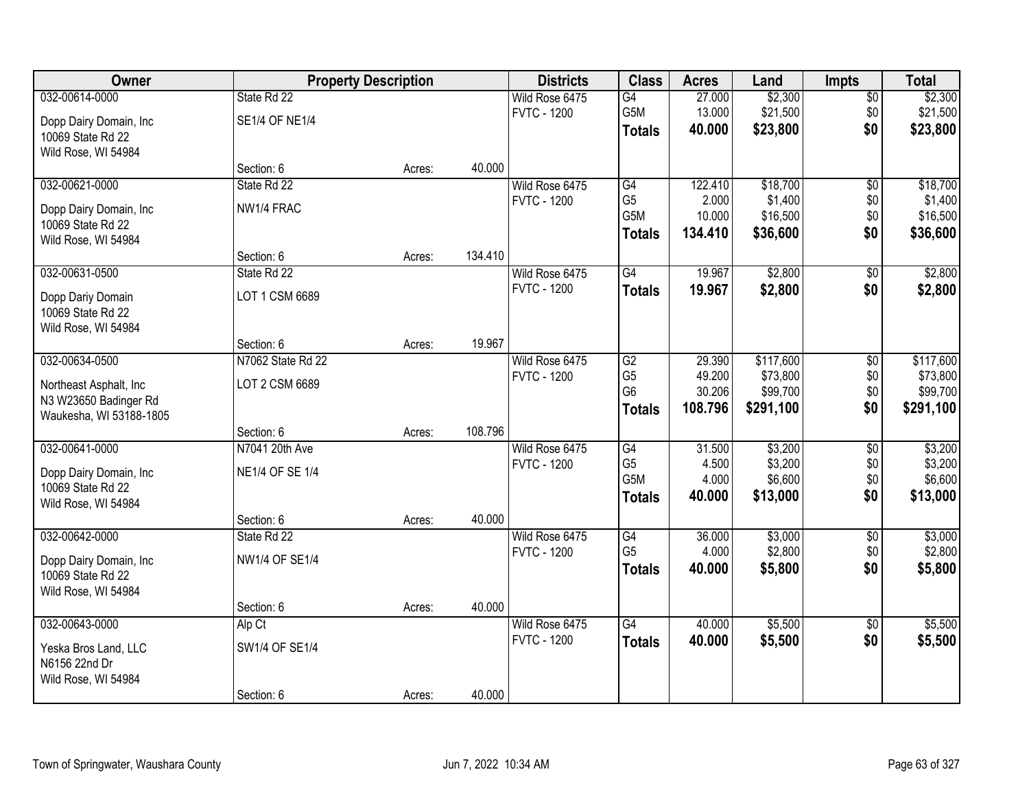| Owner | Property Description | | | Districts | Class | Acres | Land | Impts | Total |
|---|---|---|---|---|---|---|---|---|---|
| 032-00614-0000 | State Rd 22 | | | Wild Rose 6475 | G4 | 27.000 | $2,300 | $0 | $2,300 |
| Dopp Dairy Domain, Inc | SE1/4 OF NE1/4 | | | FVTC - 1200 | G5M | 13.000 | $21,500 | $0 | $21,500 |
| 10069 State Rd 22 | | | | | **Totals** | **40.000** | **$23,800** | **$0** | **$23,800** |
| Wild Rose, WI 54984 | | | | | | | | | |
| | Section: 6 | Acres: | 40.000 | | | | | | |
| 032-00621-0000 | State Rd 22 | | | Wild Rose 6475 | G4 | 122.410 | $18,700 | $0 | $18,700 |
| Dopp Dairy Domain, Inc | NW1/4 FRAC | | | FVTC - 1200 | G5 | 2.000 | $1,400 | $0 | $1,400 |
| 10069 State Rd 22 | | | | | G5M | 10.000 | $16,500 | $0 | $16,500 |
| Wild Rose, WI 54984 | | | | | **Totals** | **134.410** | **$36,600** | **$0** | **$36,600** |
| | Section: 6 | Acres: | 134.410 | | | | | | |
| 032-00631-0500 | State Rd 22 | | | Wild Rose 6475 | G4 | 19.967 | $2,800 | $0 | $2,800 |
| Dopp Dariy Domain | LOT 1 CSM 6689 | | | FVTC - 1200 | **Totals** | **19.967** | **$2,800** | **$0** | **$2,800** |
| 10069 State Rd 22 | | | | | | | | | |
| Wild Rose, WI 54984 | | | | | | | | | |
| | Section: 6 | Acres: | 19.967 | | | | | | |
| 032-00634-0500 | N7062 State Rd 22 | | | Wild Rose 6475 | G2 | 29.390 | $117,600 | $0 | $117,600 |
| Northeast Asphalt, Inc | LOT 2 CSM 6689 | | | FVTC - 1200 | G5 | 49.200 | $73,800 | $0 | $73,800 |
| N3 W23650 Badinger Rd | | | | | G6 | 30.206 | $99,700 | $0 | $99,700 |
| Waukesha, WI 53188-1805 | | | | | **Totals** | **108.796** | **$291,100** | **$0** | **$291,100** |
| | Section: 6 | Acres: | 108.796 | | | | | | |
| 032-00641-0000 | N7041 20th Ave | | | Wild Rose 6475 | G4 | 31.500 | $3,200 | $0 | $3,200 |
| Dopp Dairy Domain, Inc | NE1/4 OF SE 1/4 | | | FVTC - 1200 | G5 | 4.500 | $3,200 | $0 | $3,200 |
| 10069 State Rd 22 | | | | | G5M | 4.000 | $6,600 | $0 | $6,600 |
| Wild Rose, WI 54984 | | | | | **Totals** | **40.000** | **$13,000** | **$0** | **$13,000** |
| | Section: 6 | Acres: | 40.000 | | | | | | |
| 032-00642-0000 | State Rd 22 | | | Wild Rose 6475 | G4 | 36.000 | $3,000 | $0 | $3,000 |
| Dopp Dairy Domain, Inc | NW1/4 OF SE1/4 | | | FVTC - 1200 | G5 | 4.000 | $2,800 | $0 | $2,800 |
| 10069 State Rd 22 | | | | | **Totals** | **40.000** | **$5,800** | **$0** | **$5,800** |
| Wild Rose, WI 54984 | | | | | | | | | |
| | Section: 6 | Acres: | 40.000 | | | | | | |
| 032-00643-0000 | Alp Ct | | | Wild Rose 6475 | G4 | 40.000 | $5,500 | $0 | $5,500 |
| Yeska Bros Land, LLC | SW1/4 OF SE1/4 | | | FVTC - 1200 | **Totals** | **40.000** | **$5,500** | **$0** | **$5,500** |
| N6156 22nd Dr | | | | | | | | | |
| Wild Rose, WI 54984 | | | | | | | | | |
| | Section: 6 | Acres: | 40.000 | | | | | | |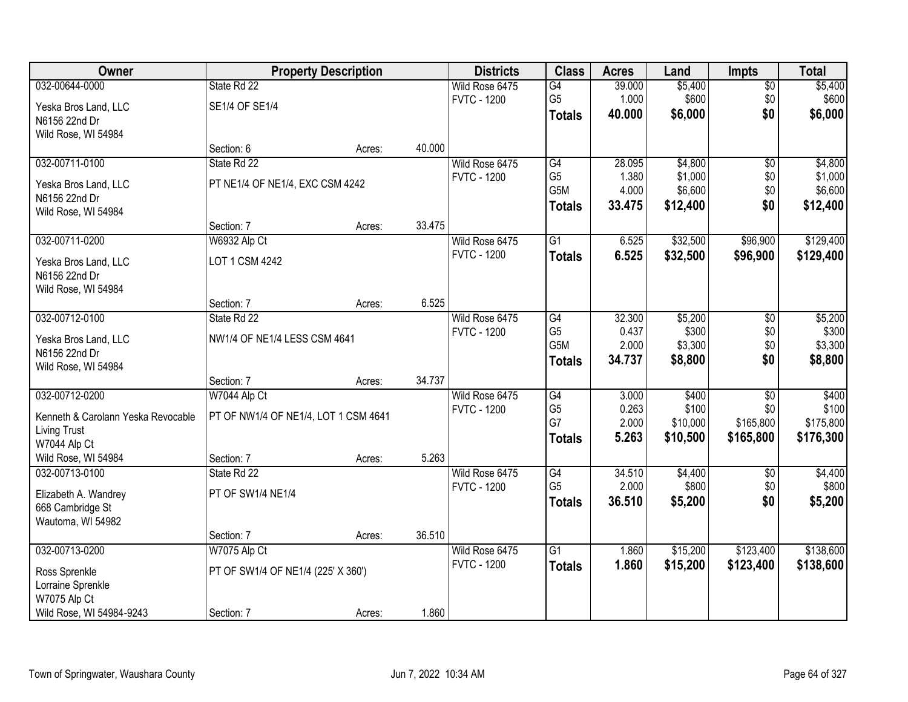| Owner | Property Description | | | Districts | Class | Acres | Land | Impts | Total |
|---|---|---|---|---|---|---|---|---|---|
| 032-00644-0000 | State Rd 22 | | | Wild Rose 6475 | G4 | 39.000 | $5,400 | $0 | $5,400 |
| Yeska Bros Land, LLC | SE1/4 OF SE1/4 | | | FVTC - 1200 | G5 | 1.000 | $600 | $0 | $600 |
| N6156 22nd Dr | | | | | **Totals** | **40.000** | **$6,000** | **$0** | **$6,000** |
| Wild Rose, WI 54984 | | | | | | | | | |
| | Section: 6 | Acres: | 40.000 | | | | | | |
| 032-00711-0100 | State Rd 22 | | | Wild Rose 6475 | G4 | 28.095 | $4,800 | $0 | $4,800 |
| Yeska Bros Land, LLC | PT NE1/4 OF NE1/4, EXC CSM 4242 | | | FVTC - 1200 | G5 | 1.380 | $1,000 | $0 | $1,000 |
| N6156 22nd Dr | | | | | G5M | 4.000 | $6,600 | $0 | $6,600 |
| Wild Rose, WI 54984 | | | | | **Totals** | **33.475** | **$12,400** | **$0** | **$12,400** |
| | Section: 7 | Acres: | 33.475 | | | | | | |
| 032-00711-0200 | W6932 Alp Ct | | | Wild Rose 6475 | G1 | 6.525 | $32,500 | $96,900 | $129,400 |
| Yeska Bros Land, LLC | LOT 1 CSM 4242 | | | FVTC - 1200 | **Totals** | **6.525** | **$32,500** | **$96,900** | **$129,400** |
| N6156 22nd Dr | | | | | | | | | |
| Wild Rose, WI 54984 | | | | | | | | | |
| | Section: 7 | Acres: | 6.525 | | | | | | |
| 032-00712-0100 | State Rd 22 | | | Wild Rose 6475 | G4 | 32.300 | $5,200 | $0 | $5,200 |
| Yeska Bros Land, LLC | NW1/4 OF NE1/4 LESS CSM 4641 | | | FVTC - 1200 | G5 | 0.437 | $300 | $0 | $300 |
| N6156 22nd Dr | | | | | G5M | 2.000 | $3,300 | $0 | $3,300 |
| Wild Rose, WI 54984 | | | | | **Totals** | **34.737** | **$8,800** | **$0** | **$8,800** |
| | Section: 7 | Acres: | 34.737 | | | | | | |
| 032-00712-0200 | W7044 Alp Ct | | | Wild Rose 6475 | G4 | 3.000 | $400 | $0 | $400 |
| Kenneth & Carolann Yeska Revocable | PT OF NW1/4 OF NE1/4, LOT 1 CSM 4641 | | | FVTC - 1200 | G5 | 0.263 | $100 | $0 | $100 |
| Living Trust | | | | | G7 | 2.000 | $10,000 | $165,800 | $175,800 |
| W7044 Alp Ct | | | | | **Totals** | **5.263** | **$10,500** | **$165,800** | **$176,300** |
| Wild Rose, WI 54984 | Section: 7 | Acres: | 5.263 | | | | | | |
| 032-00713-0100 | State Rd 22 | | | Wild Rose 6475 | G4 | 34.510 | $4,400 | $0 | $4,400 |
| Elizabeth A. Wandrey | PT OF SW1/4 NE1/4 | | | FVTC - 1200 | G5 | 2.000 | $800 | $0 | $800 |
| 668 Cambridge St | | | | | **Totals** | **36.510** | **$5,200** | **$0** | **$5,200** |
| Wautoma, WI 54982 | | | | | | | | | |
| | Section: 7 | Acres: | 36.510 | | | | | | |
| 032-00713-0200 | W7075 Alp Ct | | | Wild Rose 6475 | G1 | 1.860 | $15,200 | $123,400 | $138,600 |
| Ross Sprenkle | PT OF SW1/4 OF NE1/4 (225' X 360') | | | FVTC - 1200 | **Totals** | **1.860** | **$15,200** | **$123,400** | **$138,600** |
| Lorraine Sprenkle | | | | | | | | | |
| W7075 Alp Ct | | | | | | | | | |
| Wild Rose, WI 54984-9243 | Section: 7 | Acres: | 1.860 | | | | | | |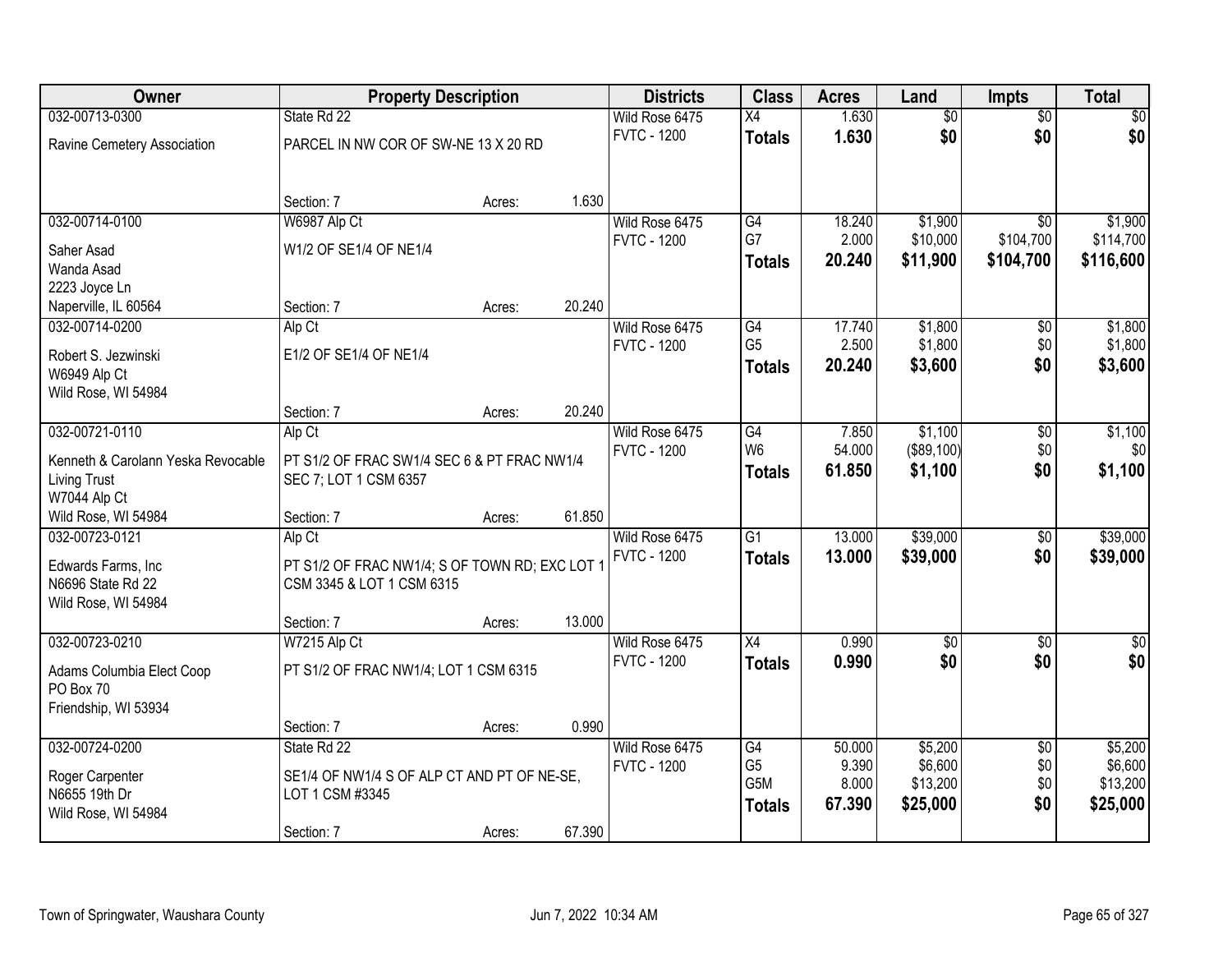| Owner | Property Description | | | Districts | Class | Acres | Land | Impts | Total |
|---|---|---|---|---|---|---|---|---|---|
| 032-00713-0300 | State Rd 22 | | | Wild Rose 6475 | X4 | 1.630 | $0 | $0 | $0 |
| Ravine Cemetery Association | PARCEL IN NW COR OF SW-NE 13 X 20 RD | | | FVTC - 1200 | **Totals** | **1.630** | **$0** | **$0** | **$0** |
| | Section: 7 | Acres: | 1.630 | | | | | | |
| 032-00714-0100 | W6987 Alp Ct | | | Wild Rose 6475 | G4 | 18.240 | $1,900 | $0 | $1,900 |
| Saher Asad | W1/2 OF SE1/4 OF NE1/4 | | | FVTC - 1200 | G7 | 2.000 | $10,000 | $104,700 | $114,700 |
| Wanda Asad | | | | | **Totals** | **20.240** | **$11,900** | **$104,700** | **$116,600** |
| 2223 Joyce Ln | | | | | | | | | |
| Naperville, IL 60564 | Section: 7 | Acres: | 20.240 | | | | | | |
| 032-00714-0200 | Alp Ct | | | Wild Rose 6475 | G4 | 17.740 | $1,800 | $0 | $1,800 |
| Robert S. Jezwinski | E1/2 OF SE1/4 OF NE1/4 | | | FVTC - 1200 | G5 | 2.500 | $1,800 | $0 | $1,800 |
| W6949 Alp Ct | | | | | **Totals** | **20.240** | **$3,600** | **$0** | **$3,600** |
| Wild Rose, WI 54984 | | | | | | | | | |
| | Section: 7 | Acres: | 20.240 | | | | | | |
| 032-00721-0110 | Alp Ct | | | Wild Rose 6475 | G4 | 7.850 | $1,100 | $0 | $1,100 |
| Kenneth & Carolann Yeska Revocable | PT S1/2 OF FRAC SW1/4 SEC 6 & PT FRAC NW1/4 | | | FVTC - 1200 | W6 | 54.000 | ($89,100) | $0 | $0 |
| Living Trust | SEC 7; LOT 1 CSM 6357 | | | | **Totals** | **61.850** | **$1,100** | **$0** | **$1,100** |
| W7044 Alp Ct | | | | | | | | | |
| Wild Rose, WI 54984 | Section: 7 | Acres: | 61.850 | | | | | | |
| 032-00723-0121 | Alp Ct | | | Wild Rose 6475 | G1 | 13.000 | $39,000 | $0 | $39,000 |
| Edwards Farms, Inc | PT S1/2 OF FRAC NW1/4; S OF TOWN RD; EXC LOT 1 | | | FVTC - 1200 | **Totals** | **13.000** | **$39,000** | **$0** | **$39,000** |
| N6696 State Rd 22 | CSM 3345 & LOT 1 CSM 6315 | | | | | | | | |
| Wild Rose, WI 54984 | | | | | | | | | |
| | Section: 7 | Acres: | 13.000 | | | | | | |
| 032-00723-0210 | W7215 Alp Ct | | | Wild Rose 6475 | X4 | 0.990 | $0 | $0 | $0 |
| Adams Columbia Elect Coop | PT S1/2 OF FRAC NW1/4; LOT 1 CSM 6315 | | | FVTC - 1200 | **Totals** | **0.990** | **$0** | **$0** | **$0** |
| PO Box 70 | | | | | | | | | |
| Friendship, WI 53934 | | | | | | | | | |
| | Section: 7 | Acres: | 0.990 | | | | | | |
| 032-00724-0200 | State Rd 22 | | | Wild Rose 6475 | G4 | 50.000 | $5,200 | $0 | $5,200 |
| Roger Carpenter | SE1/4 OF NW1/4 S OF ALP CT AND PT OF NE-SE, | | | FVTC - 1200 | G5 | 9.390 | $6,600 | $0 | $6,600 |
| N6655 19th Dr | LOT 1 CSM #3345 | | | | G5M | 8.000 | $13,200 | $0 | $13,200 |
| Wild Rose, WI 54984 | | | | | **Totals** | **67.390** | **$25,000** | **$0** | **$25,000** |
| | Section: 7 | Acres: | 67.390 | | | | | | |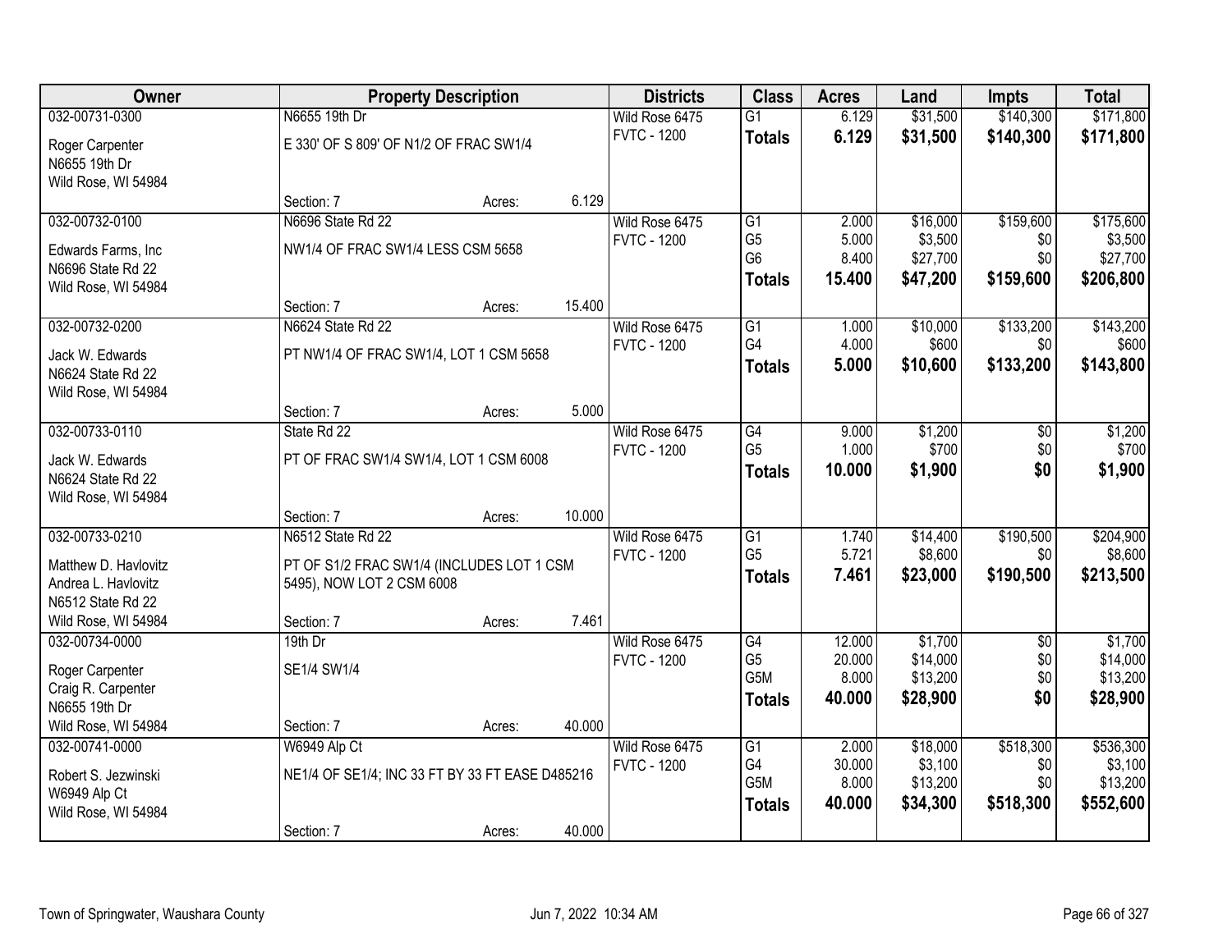| Owner | Property Description | | | Districts | Class | Acres | Land | Impts | Total |
|---|---|---|---|---|---|---|---|---|---|
| 032-00731-0300 | N6655 19th Dr | | | Wild Rose 6475 | G1 | 6.129 | $31,500 | $140,300 | $171,800 |
| Roger Carpenter<br>N6655 19th Dr<br>Wild Rose, WI 54984 | E 330' OF S 809' OF N1/2 OF FRAC SW1/4 | | | FVTC - 1200 | **Totals** | **6.129** | **$31,500** | **$140,300** | **$171,800** |
| | Section: 7 | Acres: | 6.129 | | | | | | |
| 032-00732-0100 | N6696 State Rd 22 | | | Wild Rose 6475 | G1 | 2.000 | $16,000 | $159,600 | $175,600 |
| Edwards Farms, Inc<br>N6696 State Rd 22<br>Wild Rose, WI 54984 | NW1/4 OF FRAC SW1/4 LESS CSM 5658 | | | FVTC - 1200 | G5 | 5.000 | $3,500 | $0 | $3,500 |
| | | | | | G6 | 8.400 | $27,700 | $0 | $27,700 |
| | | | | | **Totals** | **15.400** | **$47,200** | **$159,600** | **$206,800** |
| | Section: 7 | Acres: | 15.400 | | | | | | |
| 032-00732-0200 | N6624 State Rd 22 | | | Wild Rose 6475 | G1 | 1.000 | $10,000 | $133,200 | $143,200 |
| Jack W. Edwards<br>N6624 State Rd 22<br>Wild Rose, WI 54984 | PT NW1/4 OF FRAC SW1/4, LOT 1 CSM 5658 | | | FVTC - 1200 | G4 | 4.000 | $600 | $0 | $600 |
| | | | | | **Totals** | **5.000** | **$10,600** | **$133,200** | **$143,800** |
| | Section: 7 | Acres: | 5.000 | | | | | | |
| 032-00733-0110 | State Rd 22 | | | Wild Rose 6475 | G4 | 9.000 | $1,200 | $0 | $1,200 |
| Jack W. Edwards<br>N6624 State Rd 22<br>Wild Rose, WI 54984 | PT OF FRAC SW1/4 SW1/4, LOT 1 CSM 6008 | | | FVTC - 1200 | G5 | 1.000 | $700 | $0 | $700 |
| | | | | | **Totals** | **10.000** | **$1,900** | **$0** | **$1,900** |
| | Section: 7 | Acres: | 10.000 | | | | | | |
| 032-00733-0210 | N6512 State Rd 22 | | | Wild Rose 6475 | G1 | 1.740 | $14,400 | $190,500 | $204,900 |
| Matthew D. Havlovitz<br>Andrea L. Havlovitz<br>N6512 State Rd 22<br>Wild Rose, WI 54984 | PT OF S1/2 FRAC SW1/4 (INCLUDES LOT 1 CSM 5495), NOW LOT 2 CSM 6008 | | | FVTC - 1200 | G5 | 5.721 | $8,600 | $0 | $8,600 |
| | | | | | **Totals** | **7.461** | **$23,000** | **$190,500** | **$213,500** |
| | Section: 7 | Acres: | 7.461 | | | | | | |
| 032-00734-0000 | 19th Dr | | | Wild Rose 6475 | G4 | 12.000 | $1,700 | $0 | $1,700 |
| Roger Carpenter<br>Craig R. Carpenter<br>N6655 19th Dr<br>Wild Rose, WI 54984 | SE1/4 SW1/4 | | | FVTC - 1200 | G5 | 20.000 | $14,000 | $0 | $14,000 |
| | | | | | G5M | 8.000 | $13,200 | $0 | $13,200 |
| | | | | | **Totals** | **40.000** | **$28,900** | **$0** | **$28,900** |
| | Section: 7 | Acres: | 40.000 | | | | | | |
| 032-00741-0000 | W6949 Alp Ct | | | Wild Rose 6475 | G1 | 2.000 | $18,000 | $518,300 | $536,300 |
| Robert S. Jezwinski<br>W6949 Alp Ct<br>Wild Rose, WI 54984 | NE1/4 OF SE1/4; INC 33 FT BY 33 FT EASE D485216 | | | FVTC - 1200 | G4 | 30.000 | $3,100 | $0 | $3,100 |
| | | | | | G5M | 8.000 | $13,200 | $0 | $13,200 |
| | | | | | **Totals** | **40.000** | **$34,300** | **$518,300** | **$552,600** |
| | Section: 7 | Acres: | 40.000 | | | | | | |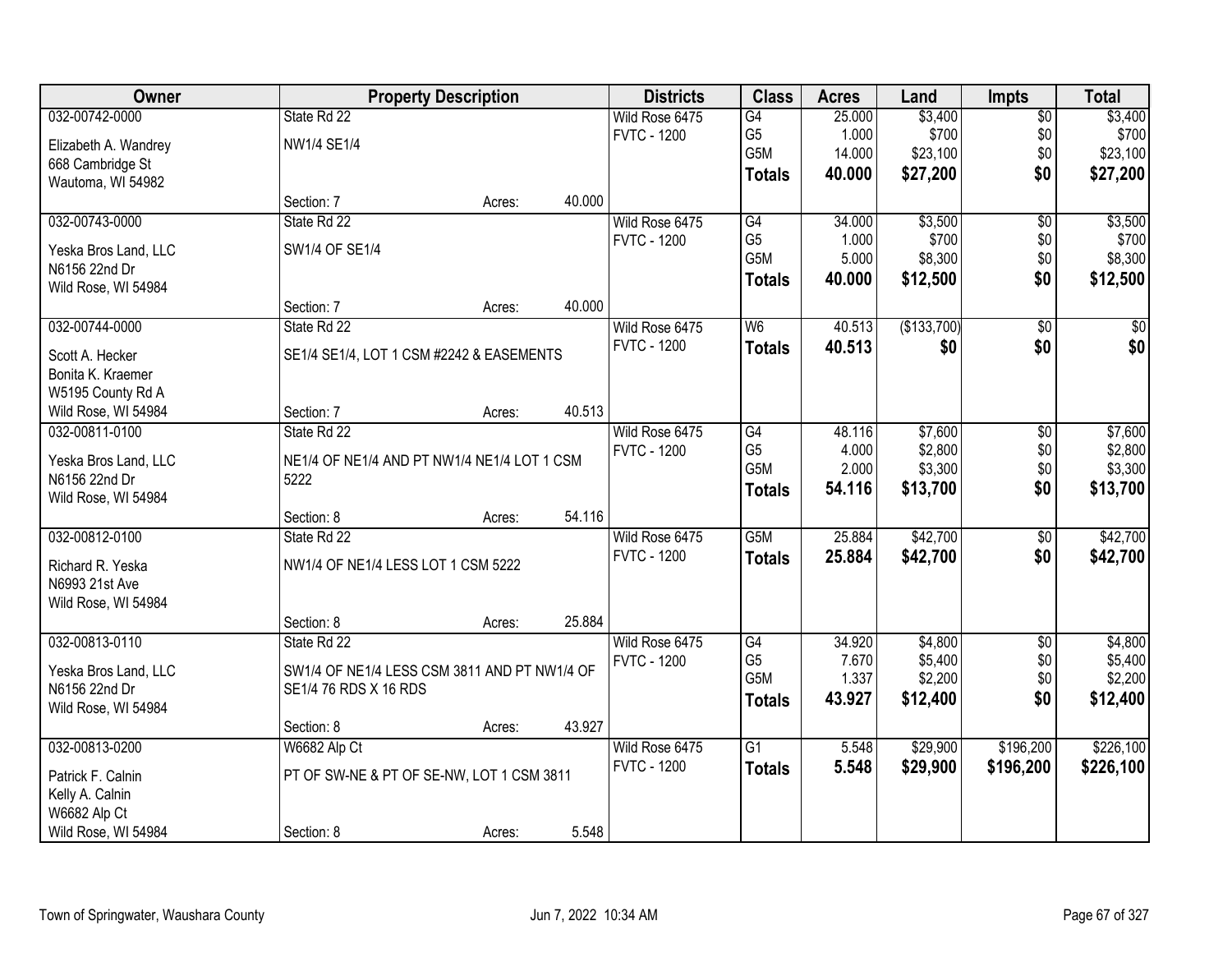| Owner | Property Description | | | Districts | Class | Acres | Land | Impts | Total |
|---|---|---|---|---|---|---|---|---|---|
| 032-00742-0000 | State Rd 22 | | | Wild Rose 6475 | G4 | 25.000 | $3,400 | $0 | $3,400 |
| Elizabeth A. Wandrey | NW1/4 SE1/4 | | | FVTC - 1200 | G5 | 1.000 | $700 | $0 | $700 |
| 668 Cambridge St | | | | | G5M | 14.000 | $23,100 | $0 | $23,100 |
| Wautoma, WI 54982 | | | | | **Totals** | **40.000** | **$27,200** | **$0** | **$27,200** |
| | Section: 7 | Acres: | 40.000 | | | | | | |
| 032-00743-0000 | State Rd 22 | | | Wild Rose 6475 | G4 | 34.000 | $3,500 | $0 | $3,500 |
| Yeska Bros Land, LLC | SW1/4 OF SE1/4 | | | FVTC - 1200 | G5 | 1.000 | $700 | $0 | $700 |
| N6156 22nd Dr | | | | | G5M | 5.000 | $8,300 | $0 | $8,300 |
| Wild Rose, WI 54984 | | | | | **Totals** | **40.000** | **$12,500** | **$0** | **$12,500** |
| | Section: 7 | Acres: | 40.000 | | | | | | |
| 032-00744-0000 | State Rd 22 | | | Wild Rose 6475 | W6 | 40.513 | ($133,700) | $0 | $0 |
| Scott A. Hecker | SE1/4 SE1/4, LOT 1 CSM #2242 & EASEMENTS | | | FVTC - 1200 | **Totals** | **40.513** | **$0** | **$0** | **$0** |
| Bonita K. Kraemer | | | | | | | | | |
| W5195 County Rd A | | | | | | | | | |
| Wild Rose, WI 54984 | Section: 7 | Acres: | 40.513 | | | | | | |
| 032-00811-0100 | State Rd 22 | | | Wild Rose 6475 | G4 | 48.116 | $7,600 | $0 | $7,600 |
| Yeska Bros Land, LLC | NE1/4 OF NE1/4 AND PT NW1/4 NE1/4 LOT 1 CSM | | | FVTC - 1200 | G5 | 4.000 | $2,800 | $0 | $2,800 |
| N6156 22nd Dr | 5222 | | | | G5M | 2.000 | $3,300 | $0 | $3,300 |
| Wild Rose, WI 54984 | | | | | **Totals** | **54.116** | **$13,700** | **$0** | **$13,700** |
| | Section: 8 | Acres: | 54.116 | | | | | | |
| 032-00812-0100 | State Rd 22 | | | Wild Rose 6475 | G5M | 25.884 | $42,700 | $0 | $42,700 |
| Richard R. Yeska | NW1/4 OF NE1/4 LESS LOT 1 CSM 5222 | | | FVTC - 1200 | **Totals** | **25.884** | **$42,700** | **$0** | **$42,700** |
| N6993 21st Ave | | | | | | | | | |
| Wild Rose, WI 54984 | | | | | | | | | |
| | Section: 8 | Acres: | 25.884 | | | | | | |
| 032-00813-0110 | State Rd 22 | | | Wild Rose 6475 | G4 | 34.920 | $4,800 | $0 | $4,800 |
| Yeska Bros Land, LLC | SW1/4 OF NE1/4 LESS CSM 3811 AND PT NW1/4 OF | | | FVTC - 1200 | G5 | 7.670 | $5,400 | $0 | $5,400 |
| N6156 22nd Dr | SE1/4 76 RDS X 16 RDS | | | | G5M | 1.337 | $2,200 | $0 | $2,200 |
| Wild Rose, WI 54984 | | | | | **Totals** | **43.927** | **$12,400** | **$0** | **$12,400** |
| | Section: 8 | Acres: | 43.927 | | | | | | |
| 032-00813-0200 | W6682 Alp Ct | | | Wild Rose 6475 | G1 | 5.548 | $29,900 | $196,200 | $226,100 |
| Patrick F. Calnin | PT OF SW-NE & PT OF SE-NW, LOT 1 CSM 3811 | | | FVTC - 1200 | **Totals** | **5.548** | **$29,900** | **$196,200** | **$226,100** |
| Kelly A. Calnin | | | | | | | | | |
| W6682 Alp Ct | | | | | | | | | |
| Wild Rose, WI 54984 | Section: 8 | Acres: | 5.548 | | | | | | |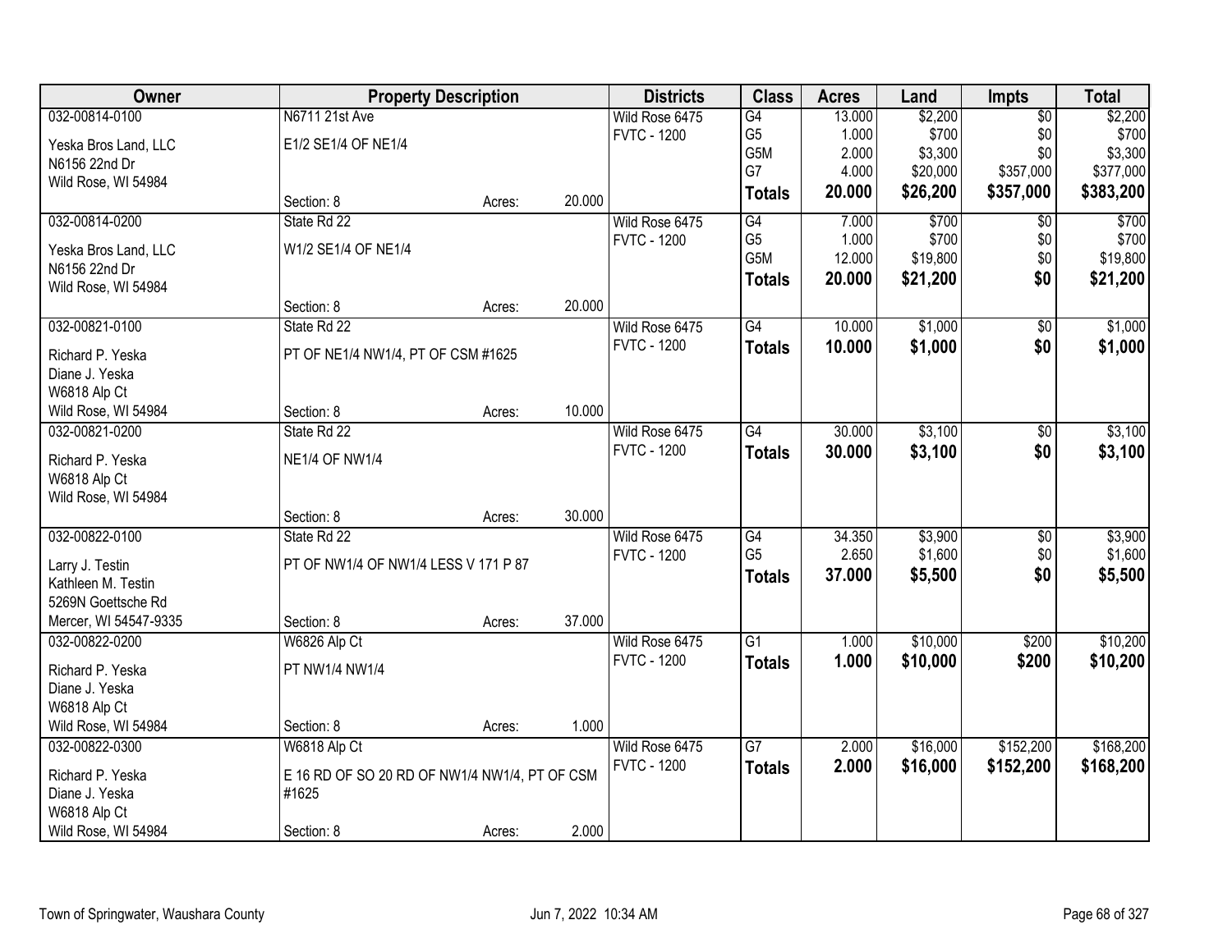| Owner | Property Description | | | Districts | Class | Acres | Land | Impts | Total |
|---|---|---|---|---|---|---|---|---|---|
| 032-00814-0100 | N6711 21st Ave | | | Wild Rose 6475 | G4 | 13.000 | $2,200 | $0 | $2,200 |
| Yeska Bros Land, LLC | E1/2 SE1/4 OF NE1/4 | | | FVTC - 1200 | G5 | 1.000 | $700 | $0 | $700 |
| N6156 22nd Dr | | | | | G5M | 2.000 | $3,300 | $0 | $3,300 |
| Wild Rose, WI 54984 | | | | | G7 | 4.000 | $20,000 | $357,000 | $377,000 |
| | Section: 8 | Acres: | 20.000 | | **Totals** | **20.000** | **$26,200** | **$357,000** | **$383,200** |
| 032-00814-0200 | State Rd 22 | | | Wild Rose 6475 | G4 | 7.000 | $700 | $0 | $700 |
| Yeska Bros Land, LLC | W1/2 SE1/4 OF NE1/4 | | | FVTC - 1200 | G5 | 1.000 | $700 | $0 | $700 |
| N6156 22nd Dr | | | | | G5M | 12.000 | $19,800 | $0 | $19,800 |
| Wild Rose, WI 54984 | | | | | **Totals** | **20.000** | **$21,200** | **$0** | **$21,200** |
| | Section: 8 | Acres: | 20.000 | | | | | | |
| 032-00821-0100 | State Rd 22 | | | Wild Rose 6475 | G4 | 10.000 | $1,000 | $0 | $1,000 |
| Richard P. Yeska | PT OF NE1/4 NW1/4, PT OF CSM #1625 | | | FVTC - 1200 | **Totals** | **10.000** | **$1,000** | **$0** | **$1,000** |
| Diane J. Yeska | | | | | | | | | |
| W6818 Alp Ct | | | | | | | | | |
| Wild Rose, WI 54984 | Section: 8 | Acres: | 10.000 | | | | | | |
| 032-00821-0200 | State Rd 22 | | | Wild Rose 6475 | G4 | 30.000 | $3,100 | $0 | $3,100 |
| Richard P. Yeska | NE1/4 OF NW1/4 | | | FVTC - 1200 | **Totals** | **30.000** | **$3,100** | **$0** | **$3,100** |
| W6818 Alp Ct | | | | | | | | | |
| Wild Rose, WI 54984 | | | | | | | | | |
| | Section: 8 | Acres: | 30.000 | | | | | | |
| 032-00822-0100 | State Rd 22 | | | Wild Rose 6475 | G4 | 34.350 | $3,900 | $0 | $3,900 |
| Larry J. Testin | PT OF NW1/4 OF NW1/4 LESS V 171 P 87 | | | FVTC - 1200 | G5 | 2.650 | $1,600 | $0 | $1,600 |
| Kathleen M. Testin | | | | | **Totals** | **37.000** | **$5,500** | **$0** | **$5,500** |
| 5269N Goettsche Rd | | | | | | | | | |
| Mercer, WI 54547-9335 | Section: 8 | Acres: | 37.000 | | | | | | |
| 032-00822-0200 | W6826 Alp Ct | | | Wild Rose 6475 | G1 | 1.000 | $10,000 | $200 | $10,200 |
| Richard P. Yeska | PT NW1/4 NW1/4 | | | FVTC - 1200 | **Totals** | **1.000** | **$10,000** | **$200** | **$10,200** |
| Diane J. Yeska | | | | | | | | | |
| W6818 Alp Ct | | | | | | | | | |
| Wild Rose, WI 54984 | Section: 8 | Acres: | 1.000 | | | | | | |
| 032-00822-0300 | W6818 Alp Ct | | | Wild Rose 6475 | G7 | 2.000 | $16,000 | $152,200 | $168,200 |
| Richard P. Yeska | E 16 RD OF SO 20 RD OF NW1/4 NW1/4, PT OF CSM #1625 | | | FVTC - 1200 | **Totals** | **2.000** | **$16,000** | **$152,200** | **$168,200** |
| Diane J. Yeska | | | | | | | | | |
| W6818 Alp Ct | | | | | | | | | |
| Wild Rose, WI 54984 | Section: 8 | Acres: | 2.000 | | | | | | |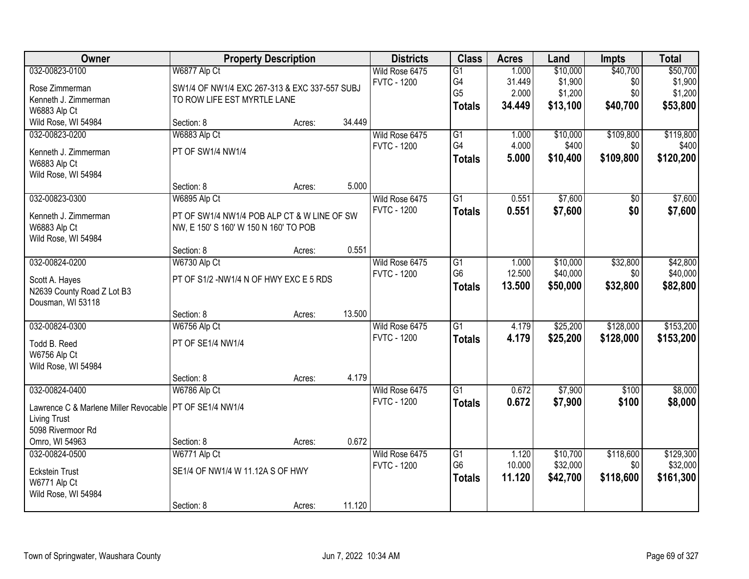| Owner | Property Description | | | Districts | Class | Acres | Land | Impts | Total |
|---|---|---|---|---|---|---|---|---|---|
| 032-00823-0100 | W6877 Alp Ct | | | Wild Rose 6475 | G1 | 1.000 | $10,000 | $40,700 | $50,700 |
| Rose Zimmerman | SW1/4 OF NW1/4 EXC 267-313 & EXC 337-557 SUBJ | | | FVTC - 1200 | G4 | 31.449 | $1,900 | $0 | $1,900 |
| Kenneth J. Zimmerman | TO ROW LIFE EST MYRTLE LANE | | | | G5 | 2.000 | $1,200 | $0 | $1,200 |
| W6883 Alp Ct | | | | | **Totals** | **34.449** | **$13,100** | **$40,700** | **$53,800** |
| Wild Rose, WI 54984 | Section: 8 | Acres: | 34.449 | | | | | | |
| 032-00823-0200 | W6883 Alp Ct | | | Wild Rose 6475 | G1 | 1.000 | $10,000 | $109,800 | $119,800 |
| Kenneth J. Zimmerman | PT OF SW1/4 NW1/4 | | | FVTC - 1200 | G4 | 4.000 | $400 | $0 | $400 |
| W6883 Alp Ct | | | | | **Totals** | **5.000** | **$10,400** | **$109,800** | **$120,200** |
| Wild Rose, WI 54984 | | | | | | | | | |
| | Section: 8 | Acres: | 5.000 | | | | | | |
| 032-00823-0300 | W6895 Alp Ct | | | Wild Rose 6475 | G1 | 0.551 | $7,600 | $0 | $7,600 |
| Kenneth J. Zimmerman | PT OF SW1/4 NW1/4 POB ALP CT & W LINE OF SW | | | FVTC - 1200 | **Totals** | **0.551** | **$7,600** | **$0** | **$7,600** |
| W6883 Alp Ct | NW, E 150' S 160' W 150 N 160' TO POB | | | | | | | | |
| Wild Rose, WI 54984 | | | | | | | | | |
| | Section: 8 | Acres: | 0.551 | | | | | | |
| 032-00824-0200 | W6730 Alp Ct | | | Wild Rose 6475 | G1 | 1.000 | $10,000 | $32,800 | $42,800 |
| Scott A. Hayes | PT OF S1/2 -NW1/4 N OF HWY EXC E 5 RDS | | | FVTC - 1200 | G6 | 12.500 | $40,000 | $0 | $40,000 |
| N2639 County Road Z Lot B3 | | | | | **Totals** | **13.500** | **$50,000** | **$32,800** | **$82,800** |
| Dousman, WI 53118 | | | | | | | | | |
| | Section: 8 | Acres: | 13.500 | | | | | | |
| 032-00824-0300 | W6756 Alp Ct | | | Wild Rose 6475 | G1 | 4.179 | $25,200 | $128,000 | $153,200 |
| Todd B. Reed | PT OF SE1/4 NW1/4 | | | FVTC - 1200 | **Totals** | **4.179** | **$25,200** | **$128,000** | **$153,200** |
| W6756 Alp Ct | | | | | | | | | |
| Wild Rose, WI 54984 | | | | | | | | | |
| | Section: 8 | Acres: | 4.179 | | | | | | |
| 032-00824-0400 | W6786 Alp Ct | | | Wild Rose 6475 | G1 | 0.672 | $7,900 | $100 | $8,000 |
| Lawrence C & Marlene Miller Revocable | PT OF SE1/4 NW1/4 | | | FVTC - 1200 | **Totals** | **0.672** | **$7,900** | **$100** | **$8,000** |
| Living Trust | | | | | | | | | |
| 5098 Rivermoor Rd | | | | | | | | | |
| Omro, WI 54963 | Section: 8 | Acres: | 0.672 | | | | | | |
| 032-00824-0500 | W6771 Alp Ct | | | Wild Rose 6475 | G1 | 1.120 | $10,700 | $118,600 | $129,300 |
| Eckstein Trust | SE1/4 OF NW1/4 W 11.12A S OF HWY | | | FVTC - 1200 | G6 | 10.000 | $32,000 | $0 | $32,000 |
| W6771 Alp Ct | | | | | **Totals** | **11.120** | **$42,700** | **$118,600** | **$161,300** |
| Wild Rose, WI 54984 | | | | | | | | | |
| | Section: 8 | Acres: | 11.120 | | | | | | |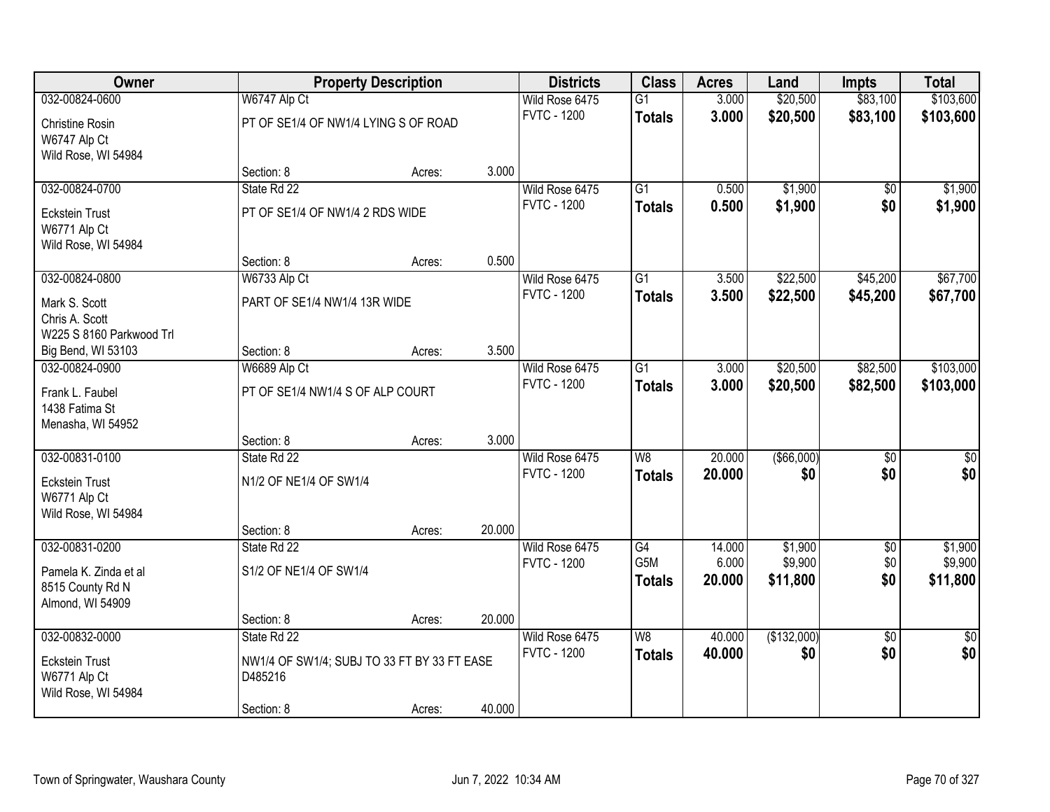| Owner | Property Description | | | Districts | Class | Acres | Land | Impts | Total |
|---|---|---|---|---|---|---|---|---|---|
| 032-00824-0600 | W6747 Alp Ct | | | Wild Rose 6475 | G1 | 3.000 | $20,500 | $83,100 | $103,600 |
| Christine Rosin<br>W6747 Alp Ct<br>Wild Rose, WI 54984 | PT OF SE1/4 OF NW1/4 LYING S OF ROAD | | | FVTC - 1200 | **Totals** | **3.000** | **$20,500** | **$83,100** | **$103,600** |
| | Section: 8 | Acres: | 3.000 | | | | | | |
| 032-00824-0700 | State Rd 22 | | | Wild Rose 6475 | G1 | 0.500 | $1,900 | $0 | $1,900 |
| Eckstein Trust<br>W6771 Alp Ct<br>Wild Rose, WI 54984 | PT OF SE1/4 OF NW1/4 2 RDS WIDE | | | FVTC - 1200 | **Totals** | **0.500** | **$1,900** | **$0** | **$1,900** |
| | Section: 8 | Acres: | 0.500 | | | | | | |
| 032-00824-0800 | W6733 Alp Ct | | | Wild Rose 6475 | G1 | 3.500 | $22,500 | $45,200 | $67,700 |
| Mark S. Scott<br>Chris A. Scott<br>W225 S 8160 Parkwood Trl<br>Big Bend, WI 53103 | PART OF SE1/4 NW1/4 13R WIDE | | | FVTC - 1200 | **Totals** | **3.500** | **$22,500** | **$45,200** | **$67,700** |
| | Section: 8 | Acres: | 3.500 | | | | | | |
| 032-00824-0900 | W6689 Alp Ct | | | Wild Rose 6475 | G1 | 3.000 | $20,500 | $82,500 | $103,000 |
| Frank L. Faubel<br>1438 Fatima St<br>Menasha, WI 54952 | PT OF SE1/4 NW1/4 S OF ALP COURT | | | FVTC - 1200 | **Totals** | **3.000** | **$20,500** | **$82,500** | **$103,000** |
| | Section: 8 | Acres: | 3.000 | | | | | | |
| 032-00831-0100 | State Rd 22 | | | Wild Rose 6475 | W8 | 20.000 | ($66,000) | $0 | $0 |
| Eckstein Trust<br>W6771 Alp Ct<br>Wild Rose, WI 54984 | N1/2 OF NE1/4 OF SW1/4 | | | FVTC - 1200 | **Totals** | **20.000** | **$0** | **$0** | **$0** |
| | Section: 8 | Acres: | 20.000 | | | | | | |
| 032-00831-0200 | State Rd 22 | | | Wild Rose 6475 | G4<br>G5M | 14.000<br>6.000 | $1,900<br>$9,900 | $0<br>$0 | $1,900<br>$9,900 |
| Pamela K. Zinda et al<br>8515 County Rd N<br>Almond, WI 54909 | S1/2 OF NE1/4 OF SW1/4 | | | FVTC - 1200 | **Totals** | **20.000** | **$11,800** | **$0** | **$11,800** |
| | Section: 8 | Acres: | 20.000 | | | | | | |
| 032-00832-0000 | State Rd 22 | | | Wild Rose 6475 | W8 | 40.000 | ($132,000) | $0 | $0 |
| Eckstein Trust<br>W6771 Alp Ct<br>Wild Rose, WI 54984 | NW1/4 OF SW1/4; SUBJ TO 33 FT BY 33 FT EASE D485216 | | | FVTC - 1200 | **Totals** | **40.000** | **$0** | **$0** | **$0** |
| | Section: 8 | Acres: | 40.000 | | | | | | |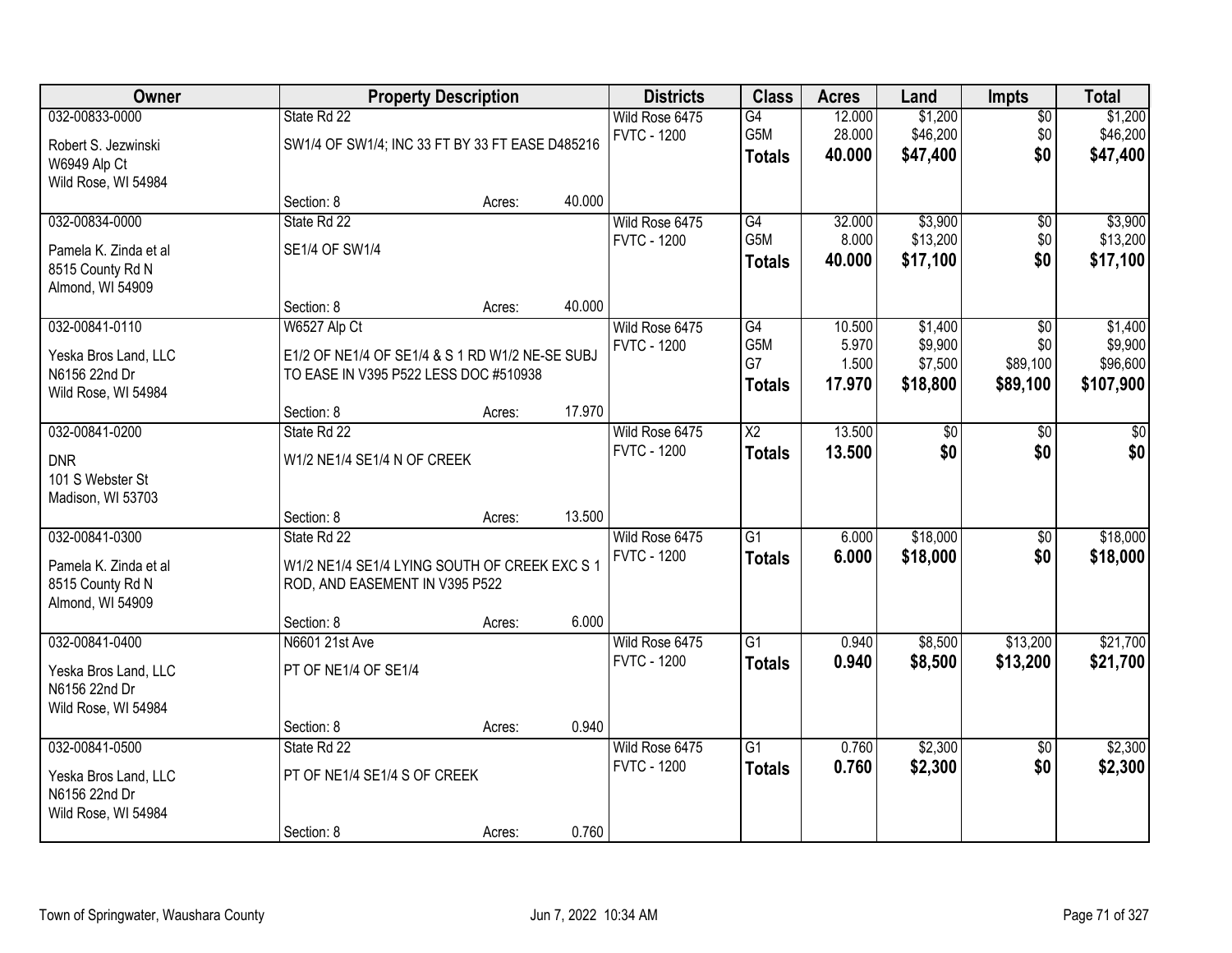| Owner | Property Description | Districts | Class | Acres | Land | Impts | Total |
|---|---|---|---|---|---|---|---|
| 032-00833-0000<br>Robert S. Jezwinski<br>W6949 Alp Ct<br>Wild Rose, WI 54984 | State Rd 22<br>SW1/4 OF SW1/4; INC 33 FT BY 33 FT EASE D485216<br>Section: 8 Acres: 40.000 | Wild Rose 6475<br>FVTC - 1200 | G4<br>G5M<br>**Totals** | 12.000<br>28.000<br>**40.000** | $1,200<br>$46,200<br>**$47,400** | $0<br>$0<br>**$0** | $1,200<br>$46,200<br>**$47,400** |
| 032-00834-0000<br>Pamela K. Zinda et al<br>8515 County Rd N<br>Almond, WI 54909 | State Rd 22<br>SE1/4 OF SW1/4<br>Section: 8 Acres: 40.000 | Wild Rose 6475<br>FVTC - 1200 | G4<br>G5M<br>**Totals** | 32.000<br>8.000<br>**40.000** | $3,900<br>$13,200<br>**$17,100** | $0<br>$0<br>**$0** | $3,900<br>$13,200<br>**$17,100** |
| 032-00841-0110<br>Yeska Bros Land, LLC<br>N6156 22nd Dr<br>Wild Rose, WI 54984 | W6527 Alp Ct<br>E1/2 OF NE1/4 OF SE1/4 & S 1 RD W1/2 NE-SE SUBJ TO EASE IN V395 P522 LESS DOC #510938<br>Section: 8 Acres: 17.970 | Wild Rose 6475<br>FVTC - 1200 | G4<br>G5M<br>G7<br>**Totals** | 10.500<br>5.970<br>1.500<br>**17.970** | $1,400<br>$9,900<br>$7,500<br>**$18,800** | $0<br>$0<br>$89,100<br>**$89,100** | $1,400<br>$9,900<br>$96,600<br>**$107,900** |
| 032-00841-0200<br>DNR<br>101 S Webster St<br>Madison, WI 53703 | State Rd 22<br>W1/2 NE1/4 SE1/4 N OF CREEK<br>Section: 8 Acres: 13.500 | Wild Rose 6475<br>FVTC - 1200 | X2<br>**Totals** | 13.500<br>**13.500** | $0<br>**$0** | $0<br>**$0** | $0<br>**$0** |
| 032-00841-0300<br>Pamela K. Zinda et al<br>8515 County Rd N<br>Almond, WI 54909 | State Rd 22<br>W1/2 NE1/4 SE1/4 LYING SOUTH OF CREEK EXC S 1 ROD, AND EASEMENT IN V395 P522<br>Section: 8 Acres: 6.000 | Wild Rose 6475<br>FVTC - 1200 | G1<br>**Totals** | 6.000<br>**6.000** | $18,000<br>**$18,000** | $0<br>**$0** | $18,000<br>**$18,000** |
| 032-00841-0400<br>Yeska Bros Land, LLC<br>N6156 22nd Dr<br>Wild Rose, WI 54984 | N6601 21st Ave<br>PT OF NE1/4 OF SE1/4<br>Section: 8 Acres: 0.940 | Wild Rose 6475<br>FVTC - 1200 | G1<br>**Totals** | 0.940<br>**0.940** | $8,500<br>**$8,500** | $13,200<br>**$13,200** | $21,700<br>**$21,700** |
| 032-00841-0500<br>Yeska Bros Land, LLC<br>N6156 22nd Dr<br>Wild Rose, WI 54984 | State Rd 22<br>PT OF NE1/4 SE1/4 S OF CREEK<br>Section: 8 Acres: 0.760 | Wild Rose 6475<br>FVTC - 1200 | G1<br>**Totals** | 0.760<br>**0.760** | $2,300<br>**$2,300** | $0<br>**$0** | $2,300<br>**$2,300** |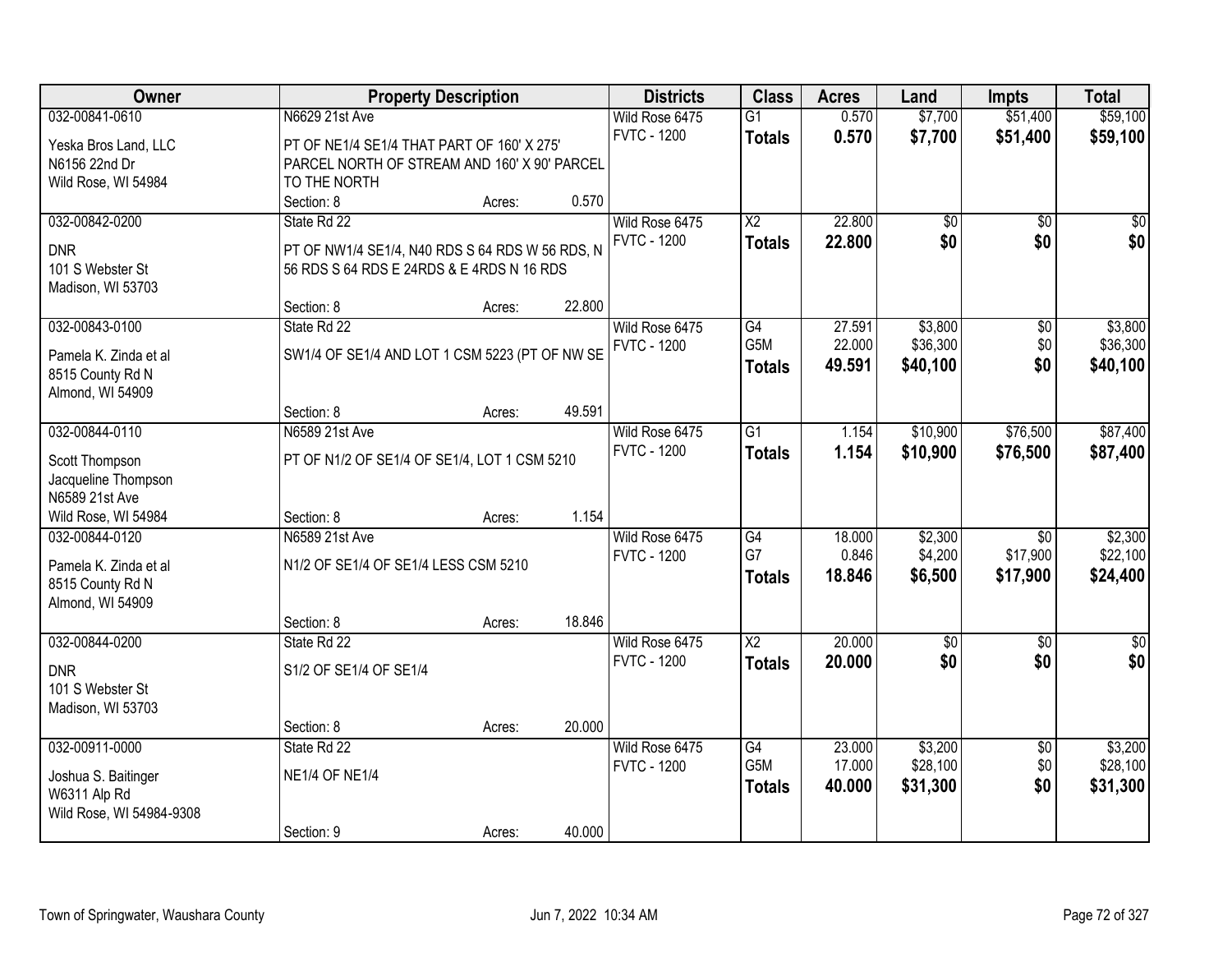| Owner | Property Description | | | Districts | Class | Acres | Land | Impts | Total |
|---|---|---|---|---|---|---|---|---|---|
| 032-00841-0610 | N6629 21st Ave | | | Wild Rose 6475 | G1 | 0.570 | $7,700 | $51,400 | $59,100 |
| Yeska Bros Land, LLC<br>N6156 22nd Dr<br>Wild Rose, WI 54984 | PT OF NE1/4 SE1/4 THAT PART OF 160' X 275' PARCEL NORTH OF STREAM AND 160' X 90' PARCEL TO THE NORTH | | | FVTC - 1200 | **Totals** | **0.570** | **$7,700** | **$51,400** | **$59,100** |
| | Section: 8 | Acres: | 0.570 | | | | | | |
| 032-00842-0200 | State Rd 22 | | | Wild Rose 6475 | X2 | 22.800 | $0 | $0 | $0 |
| DNR<br>101 S Webster St<br>Madison, WI 53703 | PT OF NW1/4 SE1/4, N40 RDS S 64 RDS W 56 RDS, N 56 RDS S 64 RDS E 24RDS & E 4RDS N 16 RDS | | | FVTC - 1200 | **Totals** | **22.800** | **$0** | **$0** | **$0** |
| | Section: 8 | Acres: | 22.800 | | | | | | |
| 032-00843-0100 | State Rd 22 | | | Wild Rose 6475 | G4 | 27.591 | $3,800 | $0 | $3,800 |
| Pamela K. Zinda et al<br>8515 County Rd N<br>Almond, WI 54909 | SW1/4 OF SE1/4 AND LOT 1 CSM 5223 (PT OF NW SE | | | FVTC - 1200 | G5M | 22.000 | $36,300 | $0 | $36,300 |
| | | | | | **Totals** | **49.591** | **$40,100** | **$0** | **$40,100** |
| | Section: 8 | Acres: | 49.591 | | | | | | |
| 032-00844-0110 | N6589 21st Ave | | | Wild Rose 6475 | G1 | 1.154 | $10,900 | $76,500 | $87,400 |
| Scott Thompson<br>Jacqueline Thompson<br>N6589 21st Ave<br>Wild Rose, WI 54984 | PT OF N1/2 OF SE1/4 OF SE1/4, LOT 1 CSM 5210 | | | FVTC - 1200 | **Totals** | **1.154** | **$10,900** | **$76,500** | **$87,400** |
| | Section: 8 | Acres: | 1.154 | | | | | | |
| 032-00844-0120 | N6589 21st Ave | | | Wild Rose 6475 | G4 | 18.000 | $2,300 | $0 | $2,300 |
| Pamela K. Zinda et al<br>8515 County Rd N<br>Almond, WI 54909 | N1/2 OF SE1/4 OF SE1/4 LESS CSM 5210 | | | FVTC - 1200 | G7 | 0.846 | $4,200 | $17,900 | $22,100 |
| | | | | | **Totals** | **18.846** | **$6,500** | **$17,900** | **$24,400** |
| | Section: 8 | Acres: | 18.846 | | | | | | |
| 032-00844-0200 | State Rd 22 | | | Wild Rose 6475 | X2 | 20.000 | $0 | $0 | $0 |
| DNR<br>101 S Webster St<br>Madison, WI 53703 | S1/2 OF SE1/4 OF SE1/4 | | | FVTC - 1200 | **Totals** | **20.000** | **$0** | **$0** | **$0** |
| | Section: 8 | Acres: | 20.000 | | | | | | |
| 032-00911-0000 | State Rd 22 | | | Wild Rose 6475 | G4 | 23.000 | $3,200 | $0 | $3,200 |
| Joshua S. Baitinger<br>W6311 Alp Rd<br>Wild Rose, WI 54984-9308 | NE1/4 OF NE1/4 | | | FVTC - 1200 | G5M | 17.000 | $28,100 | $0 | $28,100 |
| | | | | | **Totals** | **40.000** | **$31,300** | **$0** | **$31,300** |
| | Section: 9 | Acres: | 40.000 | | | | | | |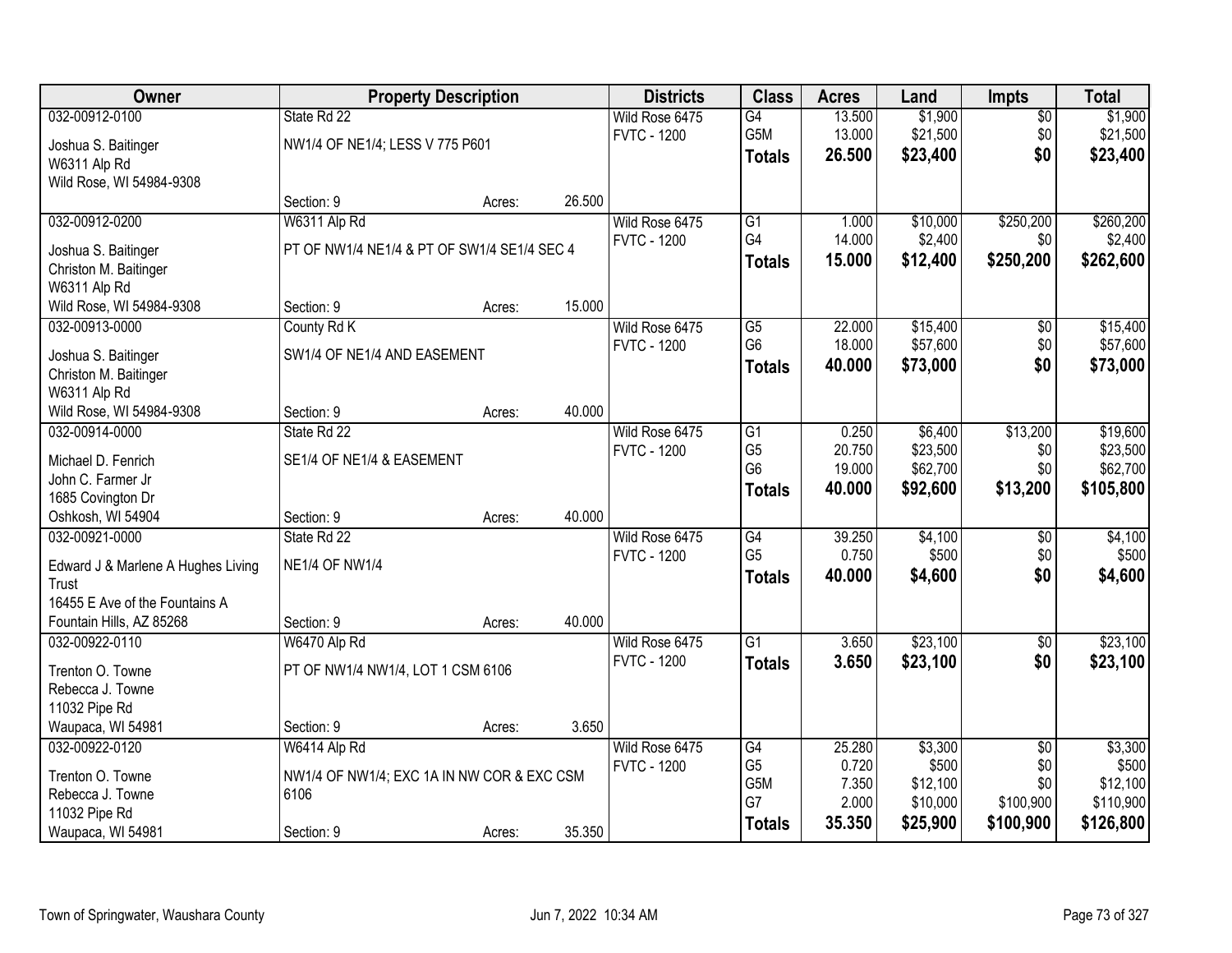| Owner | Property Description | | | Districts | Class | Acres | Land | Impts | Total |
|---|---|---|---|---|---|---|---|---|---|
| 032-00912-0100 | State Rd 22 | | | Wild Rose 6475 | G4 | 13.500 | $1,900 | $0 | $1,900 |
| Joshua S. Baitinger | NW1/4 OF NE1/4; LESS V 775 P601 | | | FVTC - 1200 | G5M | 13.000 | $21,500 | $0 | $21,500 |
| W6311 Alp Rd | | | | | **Totals** | **26.500** | **$23,400** | **$0** | **$23,400** |
| Wild Rose, WI 54984-9308 | Section: 9 | Acres: | 26.500 | | | | | | |
| 032-00912-0200 | W6311 Alp Rd | | | Wild Rose 6475 | G1 | 1.000 | $10,000 | $250,200 | $260,200 |
| Joshua S. Baitinger | PT OF NW1/4 NE1/4 & PT OF SW1/4 SE1/4 SEC 4 | | | FVTC - 1200 | G4 | 14.000 | $2,400 | $0 | $2,400 |
| Christon M. Baitinger | | | | | **Totals** | **15.000** | **$12,400** | **$250,200** | **$262,600** |
| W6311 Alp Rd | | | | | | | | | |
| Wild Rose, WI 54984-9308 | Section: 9 | Acres: | 15.000 | | | | | | |
| 032-00913-0000 | County Rd K | | | Wild Rose 6475 | G5 | 22.000 | $15,400 | $0 | $15,400 |
| Joshua S. Baitinger | SW1/4 OF NE1/4 AND EASEMENT | | | FVTC - 1200 | G6 | 18.000 | $57,600 | $0 | $57,600 |
| Christon M. Baitinger | | | | | **Totals** | **40.000** | **$73,000** | **$0** | **$73,000** |
| W6311 Alp Rd | | | | | | | | | |
| Wild Rose, WI 54984-9308 | Section: 9 | Acres: | 40.000 | | | | | | |
| 032-00914-0000 | State Rd 22 | | | Wild Rose 6475 | G1 | 0.250 | $6,400 | $13,200 | $19,600 |
| Michael D. Fenrich | SE1/4 OF NE1/4 & EASEMENT | | | FVTC - 1200 | G5 | 20.750 | $23,500 | $0 | $23,500 |
| John C. Farmer Jr | | | | | G6 | 19.000 | $62,700 | $0 | $62,700 |
| 1685 Covington Dr | | | | | **Totals** | **40.000** | **$92,600** | **$13,200** | **$105,800** |
| Oshkosh, WI 54904 | Section: 9 | Acres: | 40.000 | | | | | | |
| 032-00921-0000 | State Rd 22 | | | Wild Rose 6475 | G4 | 39.250 | $4,100 | $0 | $4,100 |
| Edward J & Marlene A Hughes Living Trust | NE1/4 OF NW1/4 | | | FVTC - 1200 | G5 | 0.750 | $500 | $0 | $500 |
| 16455 E Ave of the Fountains A | | | | | **Totals** | **40.000** | **$4,600** | **$0** | **$4,600** |
| Fountain Hills, AZ 85268 | Section: 9 | Acres: | 40.000 | | | | | | |
| 032-00922-0110 | W6470 Alp Rd | | | Wild Rose 6475 | G1 | 3.650 | $23,100 | $0 | $23,100 |
| Trenton O. Towne | PT OF NW1/4 NW1/4, LOT 1 CSM 6106 | | | FVTC - 1200 | **Totals** | **3.650** | **$23,100** | **$0** | **$23,100** |
| Rebecca J. Towne | | | | | | | | | |
| 11032 Pipe Rd | | | | | | | | | |
| Waupaca, WI 54981 | Section: 9 | Acres: | 3.650 | | | | | | |
| 032-00922-0120 | W6414 Alp Rd | | | Wild Rose 6475 | G4 | 25.280 | $3,300 | $0 | $3,300 |
| Trenton O. Towne | NW1/4 OF NW1/4; EXC 1A IN NW COR & EXC CSM 6106 | | | FVTC - 1200 | G5 | 0.720 | $500 | $0 | $500 |
| Rebecca J. Towne | | | | | G5M | 7.350 | $12,100 | $0 | $12,100 |
| 11032 Pipe Rd | | | | | G7 | 2.000 | $10,000 | $100,900 | $110,900 |
| Waupaca, WI 54981 | Section: 9 | Acres: | 35.350 | | **Totals** | **35.350** | **$25,900** | **$100,900** | **$126,800** |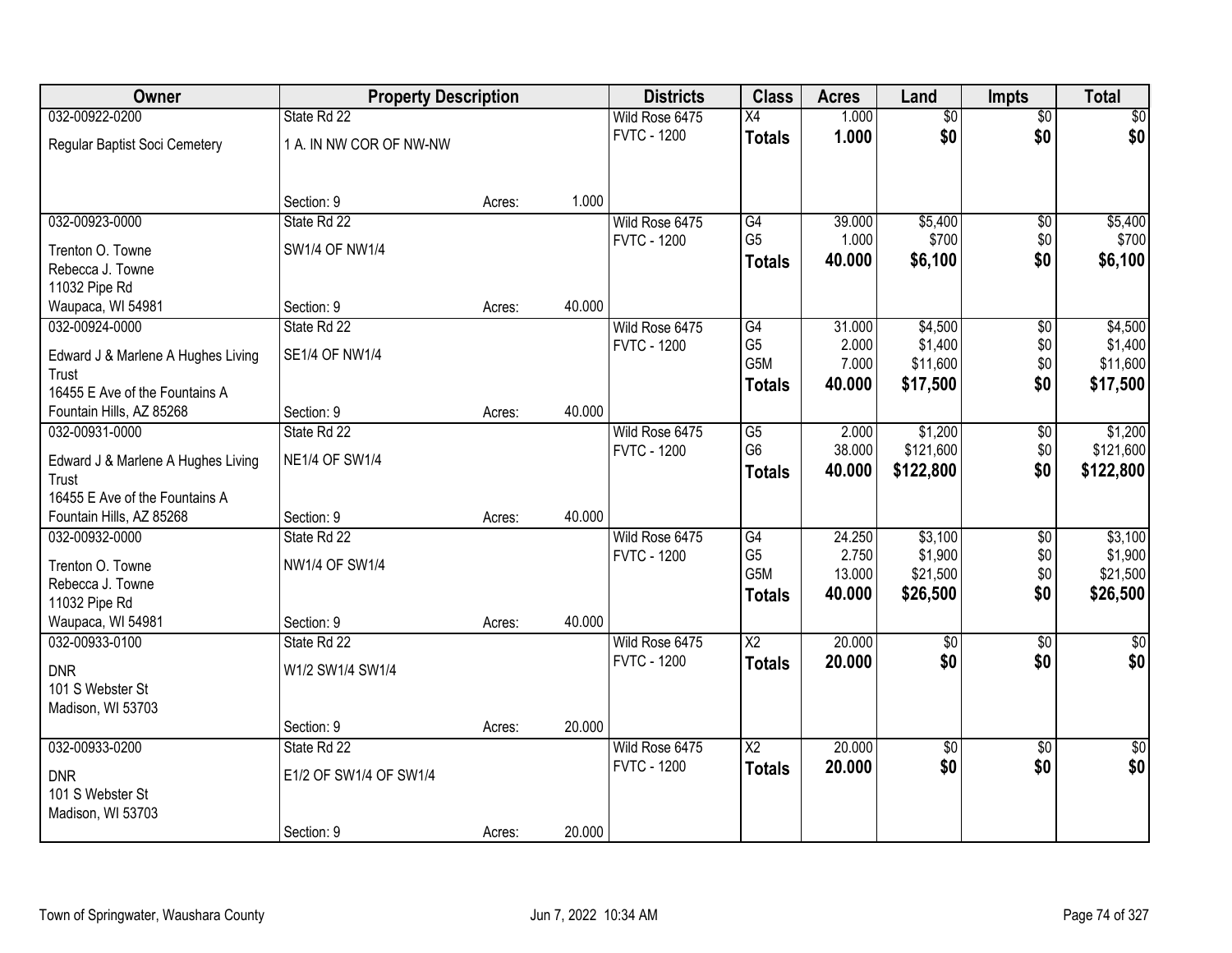| Owner | Property Description | | | Districts | Class | Acres | Land | Impts | Total |
|---|---|---|---|---|---|---|---|---|---|
| 032-00922-0200 | State Rd 22 | | | Wild Rose 6475 | X4 | 1.000 | $0 | $0 | $0 |
| Regular Baptist Soci Cemetery | 1 A. IN NW COR OF NW-NW | | | FVTC - 1200 | **Totals** | **1.000** | **$0** | **$0** | **$0** |
| | Section: 9 | Acres: | 1.000 | | | | | | |
| 032-00923-0000 | State Rd 22 | | | Wild Rose 6475 | G4 | 39.000 | $5,400 | $0 | $5,400 |
| Trenton O. Towne | SW1/4 OF NW1/4 | | | FVTC - 1200 | G5 | 1.000 | $700 | $0 | $700 |
| Rebecca J. Towne | | | | | **Totals** | **40.000** | **$6,100** | **$0** | **$6,100** |
| 11032 Pipe Rd | | | | | | | | | |
| Waupaca, WI 54981 | Section: 9 | Acres: | 40.000 | | | | | | |
| 032-00924-0000 | State Rd 22 | | | Wild Rose 6475 | G4 | 31.000 | $4,500 | $0 | $4,500 |
| Edward J & Marlene A Hughes Living | SE1/4 OF NW1/4 | | | FVTC - 1200 | G5 | 2.000 | $1,400 | $0 | $1,400 |
| Trust | | | | | G5M | 7.000 | $11,600 | $0 | $11,600 |
| 16455 E Ave of the Fountains A | | | | | **Totals** | **40.000** | **$17,500** | **$0** | **$17,500** |
| Fountain Hills, AZ 85268 | Section: 9 | Acres: | 40.000 | | | | | | |
| 032-00931-0000 | State Rd 22 | | | Wild Rose 6475 | G5 | 2.000 | $1,200 | $0 | $1,200 |
| Edward J & Marlene A Hughes Living | NE1/4 OF SW1/4 | | | FVTC - 1200 | G6 | 38.000 | $121,600 | $0 | $121,600 |
| Trust | | | | | **Totals** | **40.000** | **$122,800** | **$0** | **$122,800** |
| 16455 E Ave of the Fountains A | | | | | | | | | |
| Fountain Hills, AZ 85268 | Section: 9 | Acres: | 40.000 | | | | | | |
| 032-00932-0000 | State Rd 22 | | | Wild Rose 6475 | G4 | 24.250 | $3,100 | $0 | $3,100 |
| Trenton O. Towne | NW1/4 OF SW1/4 | | | FVTC - 1200 | G5 | 2.750 | $1,900 | $0 | $1,900 |
| Rebecca J. Towne | | | | | G5M | 13.000 | $21,500 | $0 | $21,500 |
| 11032 Pipe Rd | | | | | **Totals** | **40.000** | **$26,500** | **$0** | **$26,500** |
| Waupaca, WI 54981 | Section: 9 | Acres: | 40.000 | | | | | | |
| 032-00933-0100 | State Rd 22 | | | Wild Rose 6475 | X2 | 20.000 | $0 | $0 | $0 |
| DNR | W1/2 SW1/4 SW1/4 | | | FVTC - 1200 | **Totals** | **20.000** | **$0** | **$0** | **$0** |
| 101 S Webster St | | | | | | | | | |
| Madison, WI 53703 | | | | | | | | | |
| | Section: 9 | Acres: | 20.000 | | | | | | |
| 032-00933-0200 | State Rd 22 | | | Wild Rose 6475 | X2 | 20.000 | $0 | $0 | $0 |
| DNR | E1/2 OF SW1/4 OF SW1/4 | | | FVTC - 1200 | **Totals** | **20.000** | **$0** | **$0** | **$0** |
| 101 S Webster St | | | | | | | | | |
| Madison, WI 53703 | | | | | | | | | |
| | Section: 9 | Acres: | 20.000 | | | | | | |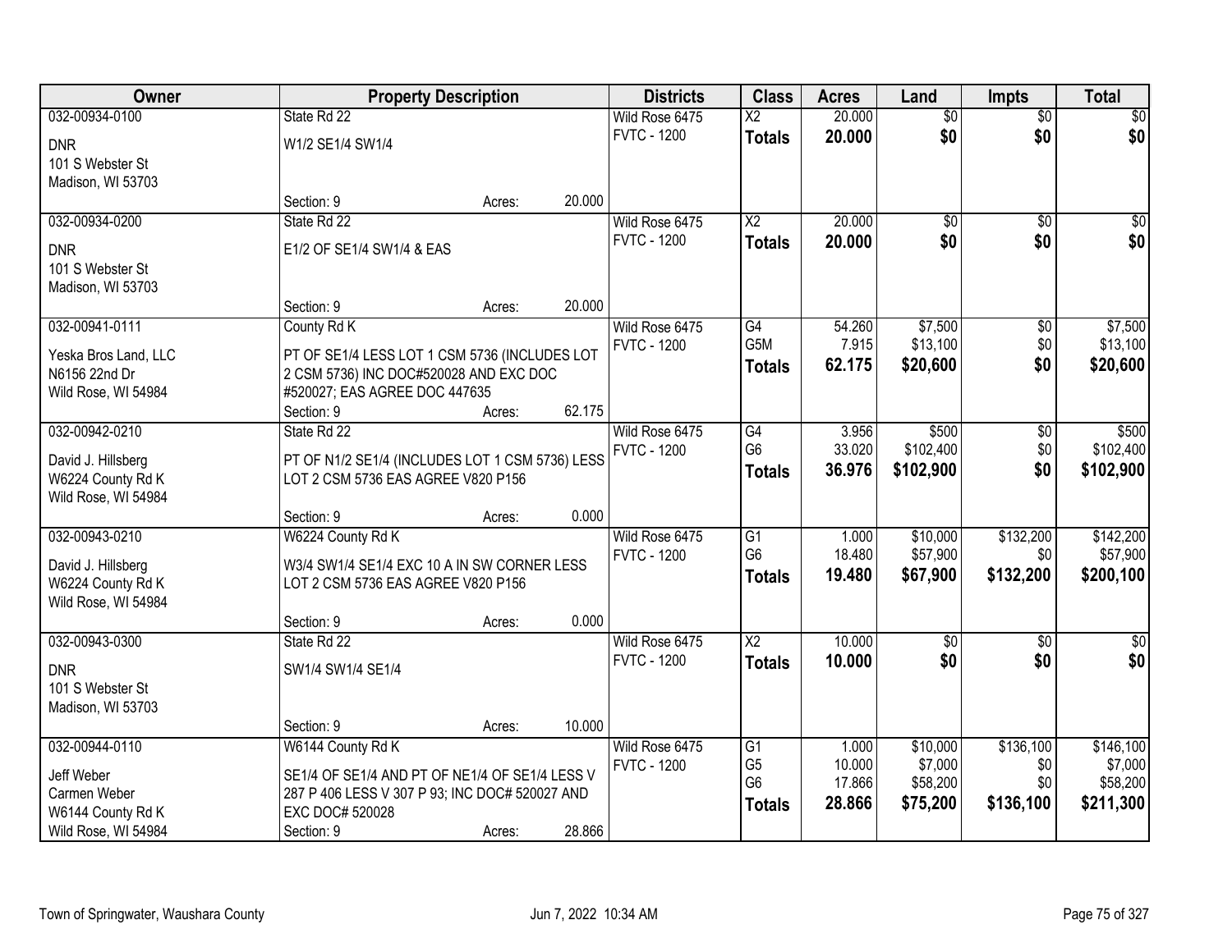| Owner | Property Description | | | Districts | Class | Acres | Land | Impts | Total |
|---|---|---|---|---|---|---|---|---|---|
| 032-00934-0100 | State Rd 22 | | | Wild Rose 6475 | X2 | 20.000 | $0 | $0 | $0 |
| DNR<br>101 S Webster St<br>Madison, WI 53703 | W1/2 SE1/4 SW1/4 | | | FVTC - 1200 | **Totals** | **20.000** | **$0** | **$0** | **$0** |
| | Section: 9 | Acres: | 20.000 | | | | | | |
| 032-00934-0200 | State Rd 22 | | | Wild Rose 6475 | X2 | 20.000 | $0 | $0 | $0 |
| DNR<br>101 S Webster St<br>Madison, WI 53703 | E1/2 OF SE1/4 SW1/4 & EAS | | | FVTC - 1200 | **Totals** | **20.000** | **$0** | **$0** | **$0** |
| | Section: 9 | Acres: | 20.000 | | | | | | |
| 032-00941-0111 | County Rd K | | | Wild Rose 6475 | G4 | 54.260 | $7,500 | $0 | $7,500 |
| Yeska Bros Land, LLC<br>N6156 22nd Dr<br>Wild Rose, WI 54984 | PT OF SE1/4 LESS LOT 1 CSM 5736 (INCLUDES LOT 2 CSM 5736) INC DOC#520028 AND EXC DOC #520027; EAS AGREE DOC 447635 | | | FVTC - 1200 | G5M | 7.915 | $13,100 | $0 | $13,100 |
| | | | | | **Totals** | **62.175** | **$20,600** | **$0** | **$20,600** |
| | Section: 9 | Acres: | 62.175 | | | | | | |
| 032-00942-0210 | State Rd 22 | | | Wild Rose 6475 | G4 | 3.956 | $500 | $0 | $500 |
| David J. Hillsberg<br>W6224 County Rd K<br>Wild Rose, WI 54984 | PT OF N1/2 SE1/4 (INCLUDES LOT 1 CSM 5736) LESS LOT 2 CSM 5736 EAS AGREE V820 P156 | | | FVTC - 1200 | G6 | 33.020 | $102,400 | $0 | $102,400 |
| | | | | | **Totals** | **36.976** | **$102,900** | **$0** | **$102,900** |
| | Section: 9 | Acres: | 0.000 | | | | | | |
| 032-00943-0210 | W6224 County Rd K | | | Wild Rose 6475 | G1 | 1.000 | $10,000 | $132,200 | $142,200 |
| David J. Hillsberg<br>W6224 County Rd K<br>Wild Rose, WI 54984 | W3/4 SW1/4 SE1/4 EXC 10 A IN SW CORNER LESS LOT 2 CSM 5736 EAS AGREE V820 P156 | | | FVTC - 1200 | G6 | 18.480 | $57,900 | $0 | $57,900 |
| | | | | | **Totals** | **19.480** | **$67,900** | **$132,200** | **$200,100** |
| | Section: 9 | Acres: | 0.000 | | | | | | |
| 032-00943-0300 | State Rd 22 | | | Wild Rose 6475 | X2 | 10.000 | $0 | $0 | $0 |
| DNR<br>101 S Webster St<br>Madison, WI 53703 | SW1/4 SW1/4 SE1/4 | | | FVTC - 1200 | **Totals** | **10.000** | **$0** | **$0** | **$0** |
| | Section: 9 | Acres: | 10.000 | | | | | | |
| 032-00944-0110 | W6144 County Rd K | | | Wild Rose 6475 | G1 | 1.000 | $10,000 | $136,100 | $146,100 |
| Jeff Weber<br>Carmen Weber<br>W6144 County Rd K<br>Wild Rose, WI 54984 | SE1/4 OF SE1/4 AND PT OF NE1/4 OF SE1/4 LESS V 287 P 406 LESS V 307 P 93; INC DOC# 520027 AND EXC DOC# 520028 | | | FVTC - 1200 | G5 | 10.000 | $7,000 | $0 | $7,000 |
| | | | | | G6 | 17.866 | $58,200 | $0 | $58,200 |
| | | | | | **Totals** | **28.866** | **$75,200** | **$136,100** | **$211,300** |
| | Section: 9 | Acres: | 28.866 | | | | | | |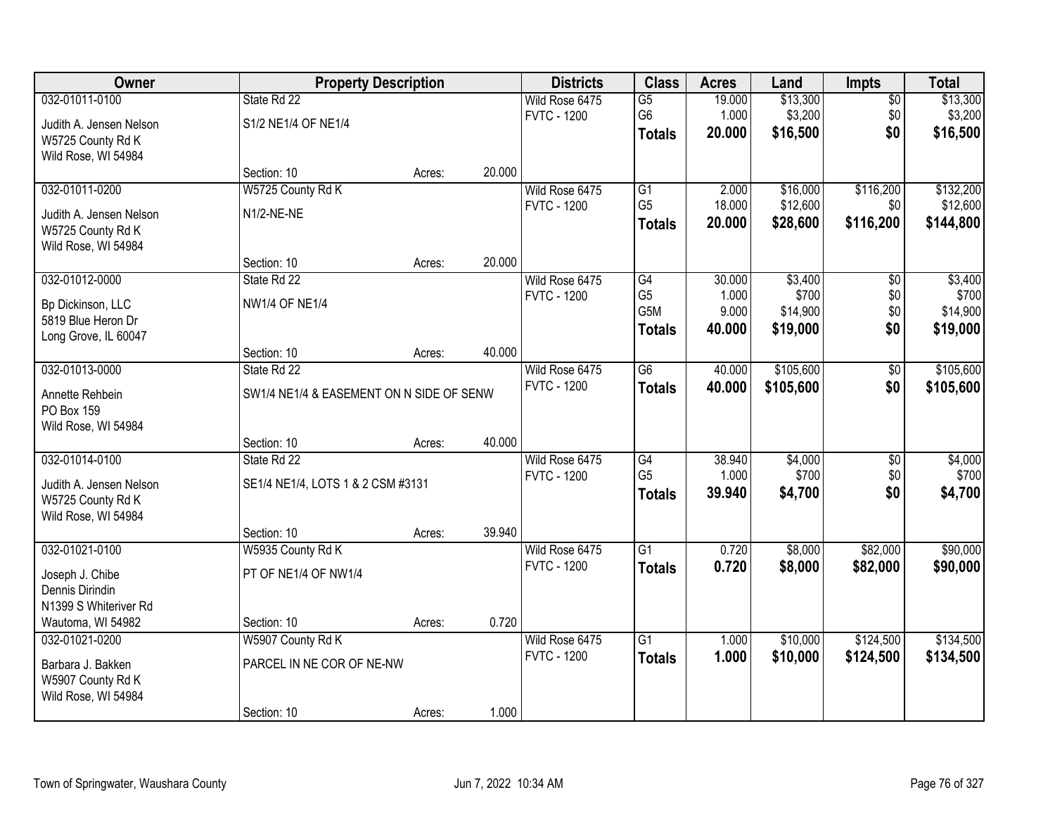| Owner | Property Description | | | Districts | Class | Acres | Land | Impts | Total |
|---|---|---|---|---|---|---|---|---|---|
| 032-01011-0100<br><br>Judith A. Jensen Nelson<br>W5725 County Rd K<br>Wild Rose, WI 54984 | State Rd 22<br><br>S1/2 NE1/4 OF NE1/4 | | | Wild Rose 6475<br>FVTC - 1200 | G5<br>G6<br>**Totals** | 19.000<br>1.000<br>**20.000** | $13,300<br>$3,200<br>**$16,500** | $0<br>$0<br>**$0** | $13,300<br>$3,200<br>**$16,500** |
| | Section: 10 | Acres: | 20.000 | | | | | | |
| 032-01011-0200<br><br>Judith A. Jensen Nelson<br>W5725 County Rd K<br>Wild Rose, WI 54984 | W5725 County Rd K<br><br>N1/2-NE-NE | | | Wild Rose 6475<br>FVTC - 1200 | G1<br>G5<br>**Totals** | 2.000<br>18.000<br>**20.000** | $16,000<br>$12,600<br>**$28,600** | $116,200<br>$0<br>**$116,200** | $132,200<br>$12,600<br>**$144,800** |
| | Section: 10 | Acres: | 20.000 | | | | | | |
| 032-01012-0000<br><br>Bp Dickinson, LLC<br>5819 Blue Heron Dr<br>Long Grove, IL 60047 | State Rd 22<br><br>NW1/4 OF NE1/4 | | | Wild Rose 6475<br>FVTC - 1200 | G4<br>G5<br>G5M<br>**Totals** | 30.000<br>1.000<br>9.000<br>**40.000** | $3,400<br>$700<br>$14,900<br>**$19,000** | $0<br>$0<br>$0<br>**$0** | $3,400<br>$700<br>$14,900<br>**$19,000** |
| | Section: 10 | Acres: | 40.000 | | | | | | |
| 032-01013-0000<br><br>Annette Rehbein<br>PO Box 159<br>Wild Rose, WI 54984 | State Rd 22<br><br>SW1/4 NE1/4 & EASEMENT ON N SIDE OF SENW | | | Wild Rose 6475<br>FVTC - 1200 | G6<br>**Totals** | 40.000<br>**40.000** | $105,600<br>**$105,600** | $0<br>**$0** | $105,600<br>**$105,600** |
| | Section: 10 | Acres: | 40.000 | | | | | | |
| 032-01014-0100<br><br>Judith A. Jensen Nelson<br>W5725 County Rd K<br>Wild Rose, WI 54984 | State Rd 22<br><br>SE1/4 NE1/4, LOTS 1 & 2 CSM #3131 | | | Wild Rose 6475<br>FVTC - 1200 | G4<br>G5<br>**Totals** | 38.940<br>1.000<br>**39.940** | $4,000<br>$700<br>**$4,700** | $0<br>$0<br>**$0** | $4,000<br>$700<br>**$4,700** |
| | Section: 10 | Acres: | 39.940 | | | | | | |
| 032-01021-0100<br><br>Joseph J. Chibe<br>Dennis Dirindin<br>N1399 S Whiteriver Rd<br>Wautoma, WI 54982 | W5935 County Rd K<br><br>PT OF NE1/4 OF NW1/4 | | | Wild Rose 6475<br>FVTC - 1200 | G1<br>**Totals** | 0.720<br>**0.720** | $8,000<br>**$8,000** | $82,000<br>**$82,000** | $90,000<br>**$90,000** |
| | Section: 10 | Acres: | 0.720 | | | | | | |
| 032-01021-0200<br><br>Barbara J. Bakken<br>W5907 County Rd K<br>Wild Rose, WI 54984 | W5907 County Rd K<br><br>PARCEL IN NE COR OF NE-NW | | | Wild Rose 6475<br>FVTC - 1200 | G1<br>**Totals** | 1.000<br>**1.000** | $10,000<br>**$10,000** | $124,500<br>**$124,500** | $134,500<br>**$134,500** |
| | Section: 10 | Acres: | 1.000 | | | | | | |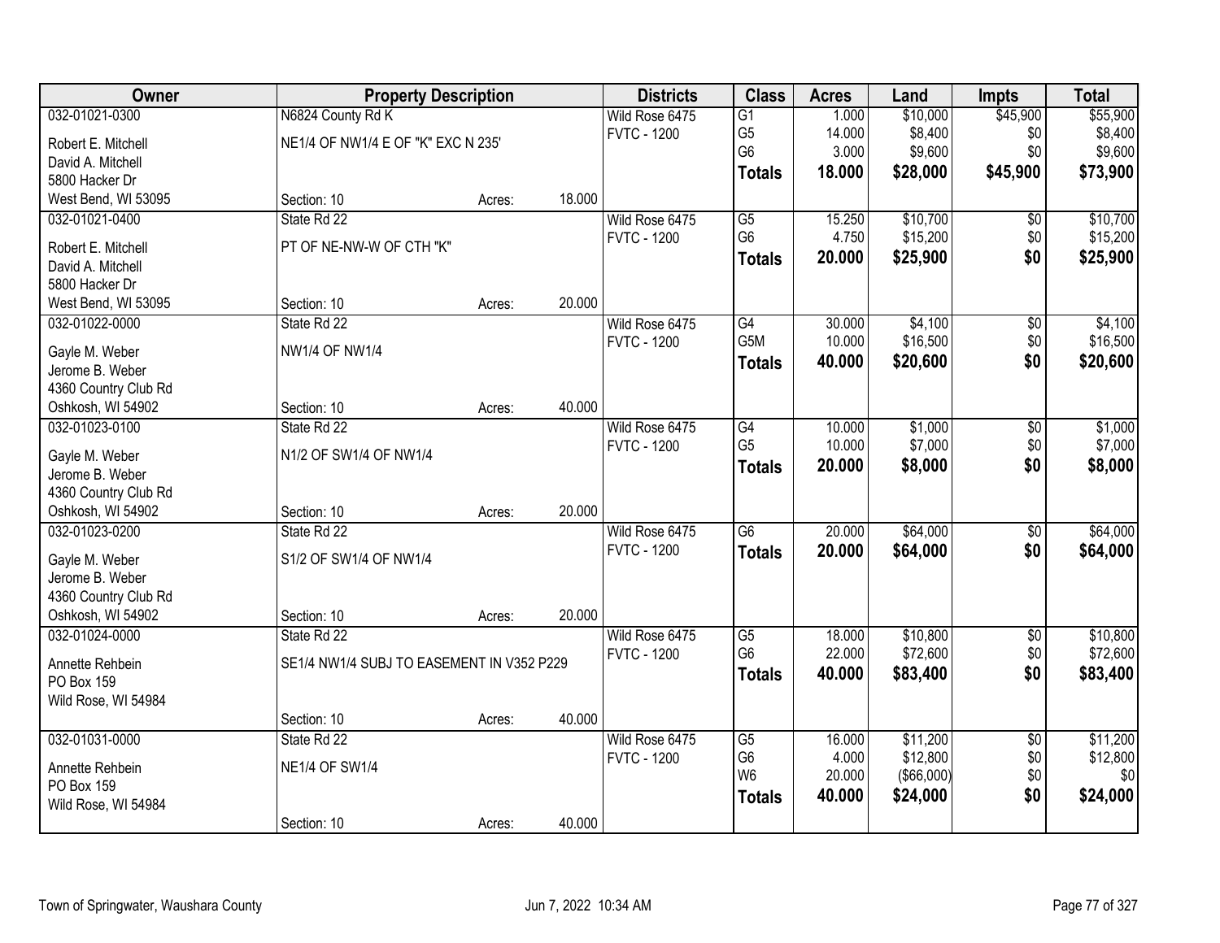| Owner | Property Description | | | Districts | Class | Acres | Land | Impts | Total |
|---|---|---|---|---|---|---|---|---|---|
| 032-01021-0300 | N6824 County Rd K | | | Wild Rose 6475 | G1 | 1.000 | $10,000 | $45,900 | $55,900 |
| Robert E. Mitchell | NE1/4 OF NW1/4 E OF "K" EXC N 235' | | | FVTC - 1200 | G5 | 14.000 | $8,400 | $0 | $8,400 |
| David A. Mitchell | | | | | G6 | 3.000 | $9,600 | $0 | $9,600 |
| 5800 Hacker Dr | | | | | **Totals** | **18.000** | **$28,000** | **$45,900** | **$73,900** |
| West Bend, WI 53095 | Section: 10 | Acres: | 18.000 | | | | | | |
| 032-01021-0400 | State Rd 22 | | | Wild Rose 6475 | G5 | 15.250 | $10,700 | $0 | $10,700 |
| Robert E. Mitchell | PT OF NE-NW-W OF CTH "K" | | | FVTC - 1200 | G6 | 4.750 | $15,200 | $0 | $15,200 |
| David A. Mitchell | | | | | **Totals** | **20.000** | **$25,900** | **$0** | **$25,900** |
| 5800 Hacker Dr | | | | | | | | | |
| West Bend, WI 53095 | Section: 10 | Acres: | 20.000 | | | | | | |
| 032-01022-0000 | State Rd 22 | | | Wild Rose 6475 | G4 | 30.000 | $4,100 | $0 | $4,100 |
| Gayle M. Weber | NW1/4 OF NW1/4 | | | FVTC - 1200 | G5M | 10.000 | $16,500 | $0 | $16,500 |
| Jerome B. Weber | | | | | **Totals** | **40.000** | **$20,600** | **$0** | **$20,600** |
| 4360 Country Club Rd | | | | | | | | | |
| Oshkosh, WI 54902 | Section: 10 | Acres: | 40.000 | | | | | | |
| 032-01023-0100 | State Rd 22 | | | Wild Rose 6475 | G4 | 10.000 | $1,000 | $0 | $1,000 |
| Gayle M. Weber | N1/2 OF SW1/4 OF NW1/4 | | | FVTC - 1200 | G5 | 10.000 | $7,000 | $0 | $7,000 |
| Jerome B. Weber | | | | | **Totals** | **20.000** | **$8,000** | **$0** | **$8,000** |
| 4360 Country Club Rd | | | | | | | | | |
| Oshkosh, WI 54902 | Section: 10 | Acres: | 20.000 | | | | | | |
| 032-01023-0200 | State Rd 22 | | | Wild Rose 6475 | G6 | 20.000 | $64,000 | $0 | $64,000 |
| Gayle M. Weber | S1/2 OF SW1/4 OF NW1/4 | | | FVTC - 1200 | **Totals** | **20.000** | **$64,000** | **$0** | **$64,000** |
| Jerome B. Weber | | | | | | | | | |
| 4360 Country Club Rd | | | | | | | | | |
| Oshkosh, WI 54902 | Section: 10 | Acres: | 20.000 | | | | | | |
| 032-01024-0000 | State Rd 22 | | | Wild Rose 6475 | G5 | 18.000 | $10,800 | $0 | $10,800 |
| Annette Rehbein | SE1/4 NW1/4 SUBJ TO EASEMENT IN V352 P229 | | | FVTC - 1200 | G6 | 22.000 | $72,600 | $0 | $72,600 |
| PO Box 159 | | | | | **Totals** | **40.000** | **$83,400** | **$0** | **$83,400** |
| Wild Rose, WI 54984 | | | | | | | | | |
| | Section: 10 | Acres: | 40.000 | | | | | | |
| 032-01031-0000 | State Rd 22 | | | Wild Rose 6475 | G5 | 16.000 | $11,200 | $0 | $11,200 |
| Annette Rehbein | NE1/4 OF SW1/4 | | | FVTC - 1200 | G6 | 4.000 | $12,800 | $0 | $12,800 |
| PO Box 159 | | | | | W6 | 20.000 | ($66,000) | $0 | $0 |
| Wild Rose, WI 54984 | | | | | **Totals** | **40.000** | **$24,000** | **$0** | **$24,000** |
| | Section: 10 | Acres: | 40.000 | | | | | | |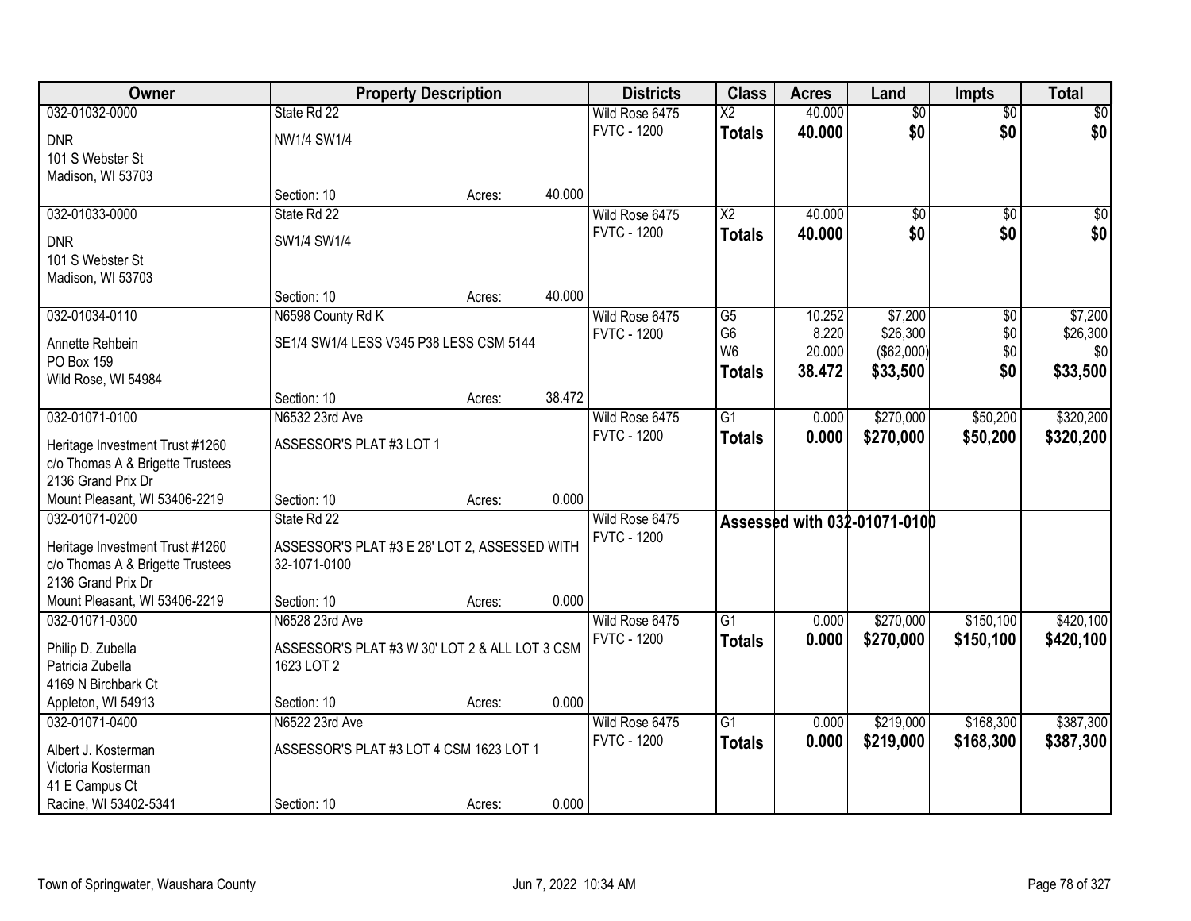| Owner | Property Description | | | Districts | Class | Acres | Land | Impts | Total |
|---|---|---|---|---|---|---|---|---|---|
| 032-01032-0000<br>DNR<br>101 S Webster St<br>Madison, WI 53703 | State Rd 22<br>NW1/4 SW1/4<br>Section: 10 | Acres: | 40.000 | Wild Rose 6475<br>FVTC - 1200 | X2<br>**Totals** | 40.000<br>**40.000** | $0<br>**$0** | $0<br>**$0** | $0<br>**$0** |
| 032-01033-0000<br>DNR<br>101 S Webster St<br>Madison, WI 53703 | State Rd 22<br>SW1/4 SW1/4<br>Section: 10 | Acres: | 40.000 | Wild Rose 6475<br>FVTC - 1200 | X2<br>**Totals** | 40.000<br>**40.000** | $0<br>**$0** | $0<br>**$0** | $0<br>**$0** |
| 032-01034-0110<br>Annette Rehbein<br>PO Box 159<br>Wild Rose, WI 54984 | N6598 County Rd K<br>SE1/4 SW1/4 LESS V345 P38 LESS CSM 5144<br>Section: 10 | Acres: | 38.472 | Wild Rose 6475<br>FVTC - 1200 | G5<br>G6<br>W6<br>**Totals** | 10.252<br>8.220<br>20.000<br>**38.472** | $7,200<br>$26,300<br>($62,000)<br>**$33,500** | $0<br>$0<br>$0<br>**$0** | $7,200<br>$26,300<br>$0<br>**$33,500** |
| 032-01071-0100<br>Heritage Investment Trust #1260<br>c/o Thomas A & Brigette Trustees<br>2136 Grand Prix Dr<br>Mount Pleasant, WI 53406-2219 | N6532 23rd Ave<br>ASSESSOR'S PLAT #3 LOT 1<br>Section: 10 | Acres: | 0.000 | Wild Rose 6475<br>FVTC - 1200 | G1<br>**Totals** | 0.000<br>**0.000** | $270,000<br>**$270,000** | $50,200<br>**$50,200** | $320,200<br>**$320,200** |
| 032-01071-0200<br>Heritage Investment Trust #1260<br>c/o Thomas A & Brigette Trustees<br>2136 Grand Prix Dr<br>Mount Pleasant, WI 53406-2219 | State Rd 22<br>ASSESSOR'S PLAT #3 E 28' LOT 2, ASSESSED WITH 32-1071-0100<br>Section: 10 | Acres: | 0.000 | Wild Rose 6475<br>FVTC - 1200 | **Assessed with 032-01071-0100** | | | | |
| 032-01071-0300<br>Philip D. Zubella<br>Patricia Zubella<br>4169 N Birchbark Ct<br>Appleton, WI 54913 | N6528 23rd Ave<br>ASSESSOR'S PLAT #3 W 30' LOT 2 & ALL LOT 3 CSM 1623 LOT 2<br>Section: 10 | Acres: | 0.000 | Wild Rose 6475<br>FVTC - 1200 | G1<br>**Totals** | 0.000<br>**0.000** | $270,000<br>**$270,000** | $150,100<br>**$150,100** | $420,100<br>**$420,100** |
| 032-01071-0400<br>Albert J. Kosterman<br>Victoria Kosterman<br>41 E Campus Ct<br>Racine, WI 53402-5341 | N6522 23rd Ave<br>ASSESSOR'S PLAT #3 LOT 4 CSM 1623 LOT 1<br>Section: 10 | Acres: | 0.000 | Wild Rose 6475<br>FVTC - 1200 | G1<br>**Totals** | 0.000<br>**0.000** | $219,000<br>**$219,000** | $168,300<br>**$168,300** | $387,300<br>**$387,300** |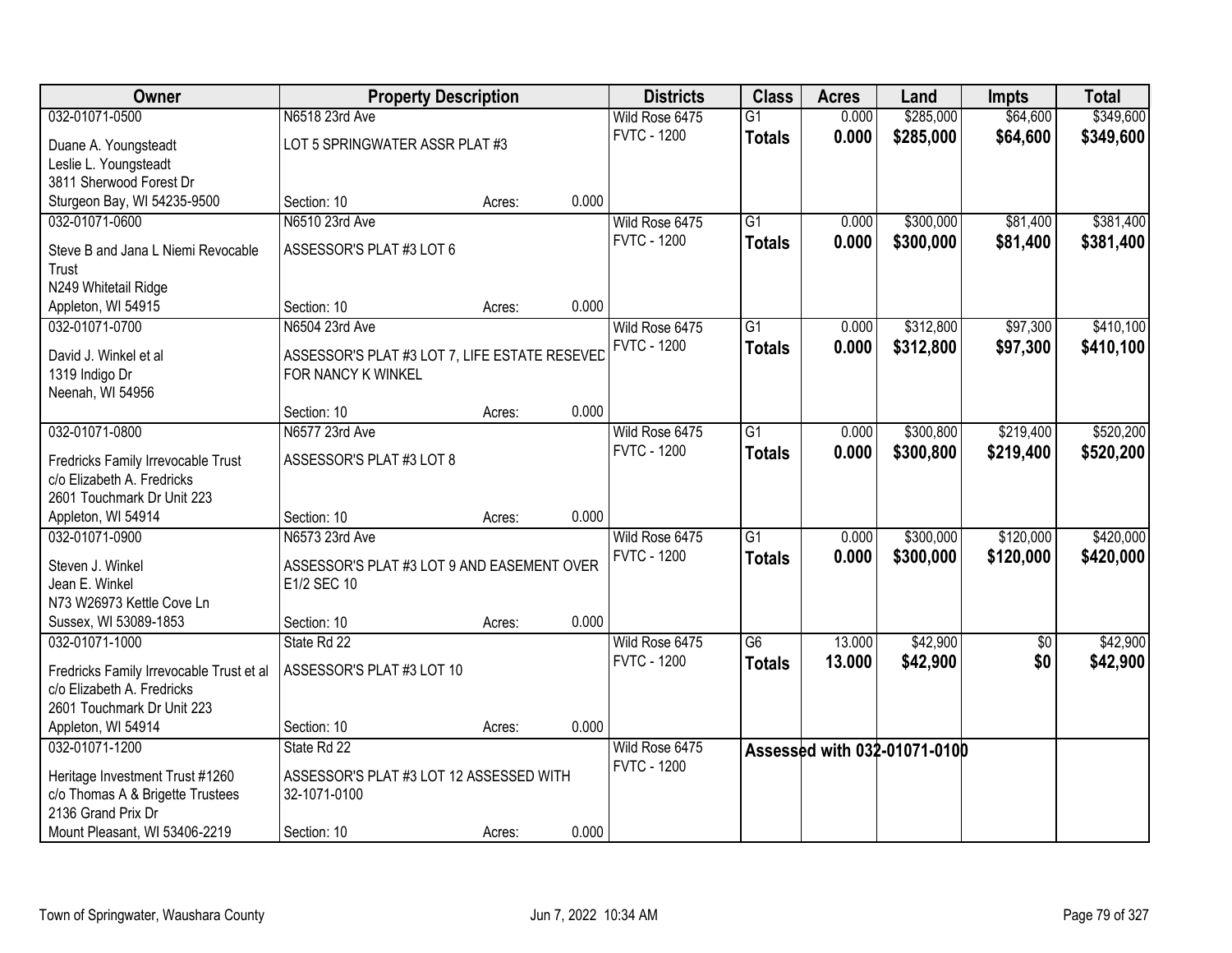| Owner | Property Description | | | Districts | Class | Acres | Land | Impts | Total |
|---|---|---|---|---|---|---|---|---|---|
| 032-01071-0500 | N6518 23rd Ave | | | Wild Rose 6475 | G1 | 0.000 | $285,000 | $64,600 | $349,600 |
| Duane A. Youngsteadt<br>Leslie L. Youngsteadt<br>3811 Sherwood Forest Dr<br>Sturgeon Bay, WI 54235-9500 | LOT 5 SPRINGWATER ASSR PLAT #3 | | | FVTC - 1200 | **Totals** | **0.000** | **$285,000** | **$64,600** | **$349,600** |
| | Section: 10 | Acres: | 0.000 | | | | | | |
| 032-01071-0600 | N6510 23rd Ave | | | Wild Rose 6475 | G1 | 0.000 | $300,000 | $81,400 | $381,400 |
| Steve B and Jana L Niemi Revocable Trust<br>N249 Whitetail Ridge<br>Appleton, WI 54915 | ASSESSOR'S PLAT #3 LOT 6 | | | FVTC - 1200 | **Totals** | **0.000** | **$300,000** | **$81,400** | **$381,400** |
| | Section: 10 | Acres: | 0.000 | | | | | | |
| 032-01071-0700 | N6504 23rd Ave | | | Wild Rose 6475 | G1 | 0.000 | $312,800 | $97,300 | $410,100 |
| David J. Winkel et al<br>1319 Indigo Dr<br>Neenah, WI 54956 | ASSESSOR'S PLAT #3 LOT 7, LIFE ESTATE RESEVED FOR NANCY K WINKEL | | | FVTC - 1200 | **Totals** | **0.000** | **$312,800** | **$97,300** | **$410,100** |
| | Section: 10 | Acres: | 0.000 | | | | | | |
| 032-01071-0800 | N6577 23rd Ave | | | Wild Rose 6475 | G1 | 0.000 | $300,800 | $219,400 | $520,200 |
| Fredricks Family Irrevocable Trust<br>c/o Elizabeth A. Fredricks<br>2601 Touchmark Dr Unit 223<br>Appleton, WI 54914 | ASSESSOR'S PLAT #3 LOT 8 | | | FVTC - 1200 | **Totals** | **0.000** | **$300,800** | **$219,400** | **$520,200** |
| | Section: 10 | Acres: | 0.000 | | | | | | |
| 032-01071-0900 | N6573 23rd Ave | | | Wild Rose 6475 | G1 | 0.000 | $300,000 | $120,000 | $420,000 |
| Steven J. Winkel<br>Jean E. Winkel<br>N73 W26973 Kettle Cove Ln<br>Sussex, WI 53089-1853 | ASSESSOR'S PLAT #3 LOT 9 AND EASEMENT OVER E1/2 SEC 10 | | | FVTC - 1200 | **Totals** | **0.000** | **$300,000** | **$120,000** | **$420,000** |
| | Section: 10 | Acres: | 0.000 | | | | | | |
| 032-01071-1000 | State Rd 22 | | | Wild Rose 6475 | G6 | 13.000 | $42,900 | $0 | $42,900 |
| Fredricks Family Irrevocable Trust et al<br>c/o Elizabeth A. Fredricks<br>2601 Touchmark Dr Unit 223<br>Appleton, WI 54914 | ASSESSOR'S PLAT #3 LOT 10 | | | FVTC - 1200 | **Totals** | **13.000** | **$42,900** | **$0** | **$42,900** |
| | Section: 10 | Acres: | 0.000 | | | | | | |
| 032-01071-1200 | State Rd 22 | | | Wild Rose 6475 | **Assessed with 032-01071-0100** | | | | |
| Heritage Investment Trust #1260<br>c/o Thomas A & Brigette Trustees<br>2136 Grand Prix Dr<br>Mount Pleasant, WI 53406-2219 | ASSESSOR'S PLAT #3 LOT 12 ASSESSED WITH 32-1071-0100 | | | FVTC - 1200 | | | | | |
| | Section: 10 | Acres: | 0.000 | | | | | | |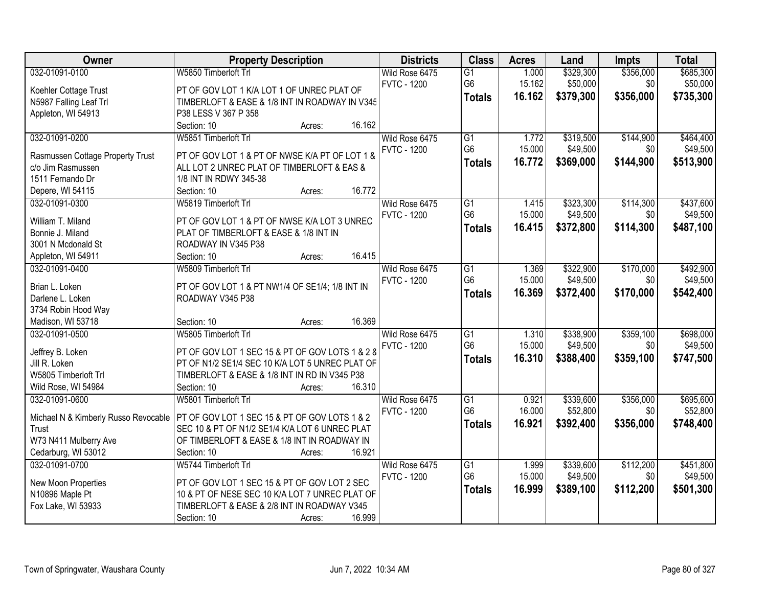| Owner | Property Description | Districts | Class | Acres | Land | Impts | Total |
|---|---|---|---|---|---|---|---|
| 032-01091-0100<br>Koehler Cottage Trust<br>N5987 Falling Leaf Trl<br>Appleton, WI 54913 | W5850 Timberloft Trl<br>PT OF GOV LOT 1 K/A LOT 1 OF UNREC PLAT OF TIMBERLOFT & EASE & 1/8 INT IN ROADWAY IN V345 P38 LESS V 367 P 358<br>Section: 10 Acres: 16.162 | Wild Rose 6475<br>FVTC - 1200 | G1<br>G6<br>**Totals** | 1.000<br>15.162<br>**16.162** | $329,300<br>$50,000<br>**$379,300** | $356,000<br>$0<br>**$356,000** | $685,300<br>$50,000<br>**$735,300** |
| 032-01091-0200<br>Rasmussen Cottage Property Trust<br>c/o Jim Rasmussen<br>1511 Fernando Dr<br>Depere, WI 54115 | W5851 Timberloft Trl<br>PT OF GOV LOT 1 & PT OF NWSE K/A PT OF LOT 1 & ALL LOT 2 UNREC PLAT OF TIMBERLOFT & EAS & 1/8 INT IN RDWY 345-38<br>Section: 10 Acres: 16.772 | Wild Rose 6475<br>FVTC - 1200 | G1<br>G6<br>**Totals** | 1.772<br>15.000<br>**16.772** | $319,500<br>$49,500<br>**$369,000** | $144,900<br>$0<br>**$144,900** | $464,400<br>$49,500<br>**$513,900** |
| 032-01091-0300<br>William T. Miland<br>Bonnie J. Miland<br>3001 N Mcdonald St<br>Appleton, WI 54911 | W5819 Timberloft Trl<br>PT OF GOV LOT 1 & PT OF NWSE K/A LOT 3 UNREC PLAT OF TIMBERLOFT & EASE & 1/8 INT IN ROADWAY IN V345 P38<br>Section: 10 Acres: 16.415 | Wild Rose 6475<br>FVTC - 1200 | G1<br>G6<br>**Totals** | 1.415<br>15.000<br>**16.415** | $323,300<br>$49,500<br>**$372,800** | $114,300<br>$0<br>**$114,300** | $437,600<br>$49,500<br>**$487,100** |
| 032-01091-0400<br>Brian L. Loken<br>Darlene L. Loken<br>3734 Robin Hood Way<br>Madison, WI 53718 | W5809 Timberloft Trl<br>PT OF GOV LOT 1 & PT NW1/4 OF SE1/4; 1/8 INT IN ROADWAY V345 P38<br>Section: 10 Acres: 16.369 | Wild Rose 6475<br>FVTC - 1200 | G1<br>G6<br>**Totals** | 1.369<br>15.000<br>**16.369** | $322,900<br>$49,500<br>**$372,400** | $170,000<br>$0<br>**$170,000** | $492,900<br>$49,500<br>**$542,400** |
| 032-01091-0500<br>Jeffrey B. Loken<br>Jill R. Loken<br>W5805 Timberloft Trl<br>Wild Rose, WI 54984 | W5805 Timberloft Trl<br>PT OF GOV LOT 1 SEC 15 & PT OF GOV LOTS 1 & 2 & PT OF N1/2 SE1/4 SEC 10 K/A LOT 5 UNREC PLAT OF TIMBERLOFT & EASE & 1/8 INT IN RD IN V345 P38<br>Section: 10 Acres: 16.310 | Wild Rose 6475<br>FVTC - 1200 | G1<br>G6<br>**Totals** | 1.310<br>15.000<br>**16.310** | $338,900<br>$49,500<br>**$388,400** | $359,100<br>$0<br>**$359,100** | $698,000<br>$49,500<br>**$747,500** |
| 032-01091-0600<br>Michael N & Kimberly Russo Revocable Trust<br>W73 N411 Mulberry Ave<br>Cedarburg, WI 53012 | W5801 Timberloft Trl<br>PT OF GOV LOT 1 SEC 15 & PT OF GOV LOTS 1 & 2 SEC 10 & PT OF N1/2 SE1/4 K/A LOT 6 UNREC PLAT OF TIMBERLOFT & EASE & 1/8 INT IN ROADWAY IN<br>Section: 10 Acres: 16.921 | Wild Rose 6475<br>FVTC - 1200 | G1<br>G6<br>**Totals** | 0.921<br>16.000<br>**16.921** | $339,600<br>$52,800<br>**$392,400** | $356,000<br>$0<br>**$356,000** | $695,600<br>$52,800<br>**$748,400** |
| 032-01091-0700<br>New Moon Properties<br>N10896 Maple Pt<br>Fox Lake, WI 53933 | W5744 Timberloft Trl<br>PT OF GOV LOT 1 SEC 15 & PT OF GOV LOT 2 SEC 10 & PT OF NESE SEC 10 K/A LOT 7 UNREC PLAT OF TIMBERLOFT & EASE & 2/8 INT IN ROADWAY V345<br>Section: 10 Acres: 16.999 | Wild Rose 6475<br>FVTC - 1200 | G1<br>G6<br>**Totals** | 1.999<br>15.000<br>**16.999** | $339,600<br>$49,500<br>**$389,100** | $112,200<br>$0<br>**$112,200** | $451,800<br>$49,500<br>**$501,300** |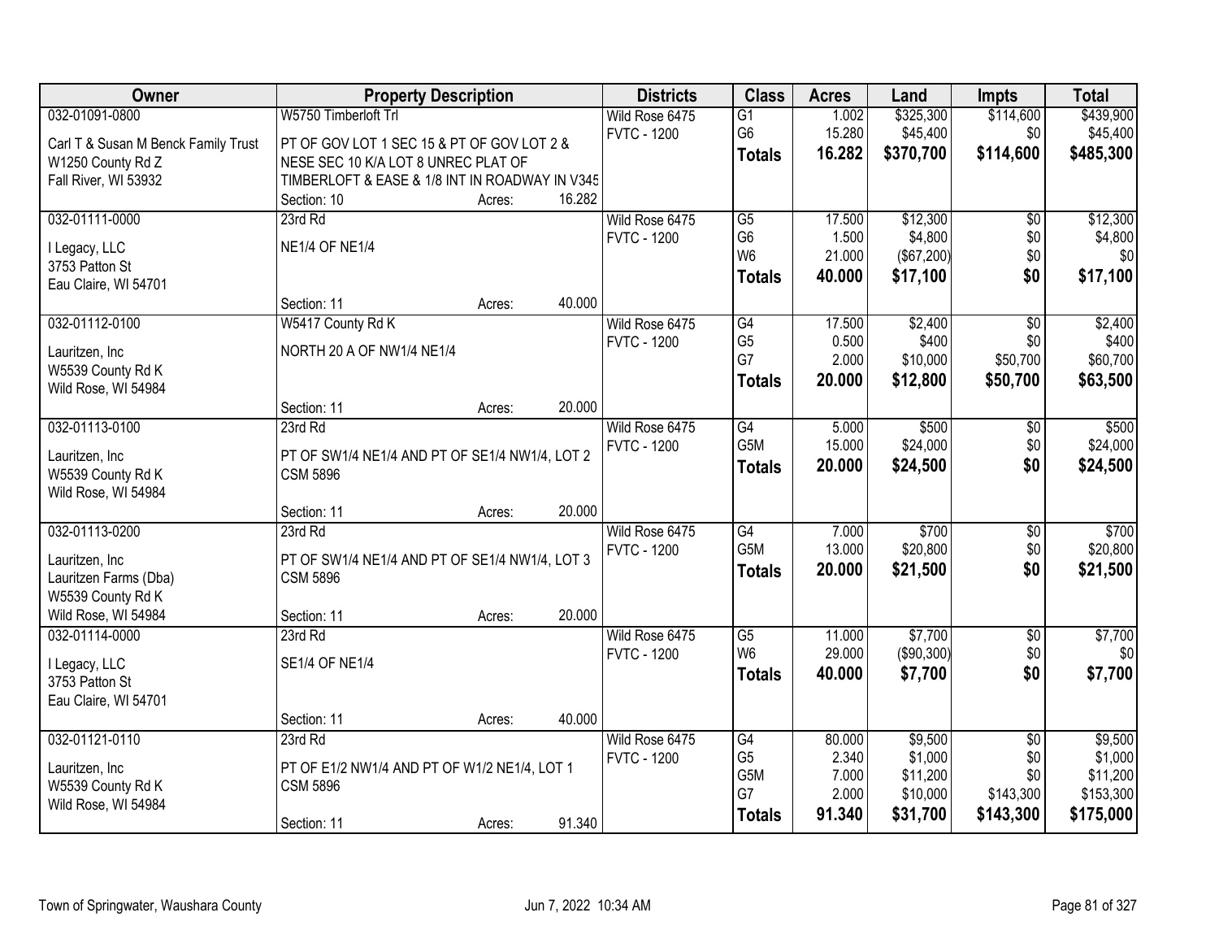| Owner | Property Description | | | Districts | Class | Acres | Land | Impts | Total |
|---|---|---|---|---|---|---|---|---|---|
| 032-01091-0800 | W5750 Timberloft Trl | | | Wild Rose 6475 | G1 | 1.002 | $325,300 | $114,600 | $439,900 |
| Carl T & Susan M Benck Family Trust | PT OF GOV LOT 1 SEC 15 & PT OF GOV LOT 2 & | | | FVTC - 1200 | G6 | 15.280 | $45,400 | $0 | $45,400 |
| W1250 County Rd Z | NESE SEC 10 K/A LOT 8 UNREC PLAT OF | | | | **Totals** | **16.282** | **$370,700** | **$114,600** | **$485,300** |
| Fall River, WI 53932 | TIMBERLOFT & EASE & 1/8 INT IN ROADWAY IN V345 | | | | | | | | |
| | Section: 10 | Acres: | 16.282 | | | | | | |
| 032-01111-0000 | 23rd Rd | | | Wild Rose 6475 | G5 | 17.500 | $12,300 | $0 | $12,300 |
| I Legacy, LLC | NE1/4 OF NE1/4 | | | FVTC - 1200 | G6 | 1.500 | $4,800 | $0 | $4,800 |
| 3753 Patton St | | | | | W6 | 21.000 | ($67,200) | $0 | $0 |
| Eau Claire, WI 54701 | | | | | **Totals** | **40.000** | **$17,100** | **$0** | **$17,100** |
| | Section: 11 | Acres: | 40.000 | | | | | | |
| 032-01112-0100 | W5417 County Rd K | | | Wild Rose 6475 | G4 | 17.500 | $2,400 | $0 | $2,400 |
| Lauritzen, Inc | NORTH 20 A OF NW1/4 NE1/4 | | | FVTC - 1200 | G5 | 0.500 | $400 | $0 | $400 |
| W5539 County Rd K | | | | | G7 | 2.000 | $10,000 | $50,700 | $60,700 |
| Wild Rose, WI 54984 | | | | | **Totals** | **20.000** | **$12,800** | **$50,700** | **$63,500** |
| | Section: 11 | Acres: | 20.000 | | | | | | |
| 032-01113-0100 | 23rd Rd | | | Wild Rose 6475 | G4 | 5.000 | $500 | $0 | $500 |
| Lauritzen, Inc | PT OF SW1/4 NE1/4 AND PT OF SE1/4 NW1/4, LOT 2 | | | FVTC - 1200 | G5M | 15.000 | $24,000 | $0 | $24,000 |
| W5539 County Rd K | CSM 5896 | | | | **Totals** | **20.000** | **$24,500** | **$0** | **$24,500** |
| Wild Rose, WI 54984 | | | | | | | | | |
| | Section: 11 | Acres: | 20.000 | | | | | | |
| 032-01113-0200 | 23rd Rd | | | Wild Rose 6475 | G4 | 7.000 | $700 | $0 | $700 |
| Lauritzen, Inc | PT OF SW1/4 NE1/4 AND PT OF SE1/4 NW1/4, LOT 3 | | | FVTC - 1200 | G5M | 13.000 | $20,800 | $0 | $20,800 |
| Lauritzen Farms (Dba) | CSM 5896 | | | | **Totals** | **20.000** | **$21,500** | **$0** | **$21,500** |
| W5539 County Rd K | | | | | | | | | |
| Wild Rose, WI 54984 | Section: 11 | Acres: | 20.000 | | | | | | |
| 032-01114-0000 | 23rd Rd | | | Wild Rose 6475 | G5 | 11.000 | $7,700 | $0 | $7,700 |
| I Legacy, LLC | SE1/4 OF NE1/4 | | | FVTC - 1200 | W6 | 29.000 | ($90,300) | $0 | $0 |
| 3753 Patton St | | | | | **Totals** | **40.000** | **$7,700** | **$0** | **$7,700** |
| Eau Claire, WI 54701 | | | | | | | | | |
| | Section: 11 | Acres: | 40.000 | | | | | | |
| 032-01121-0110 | 23rd Rd | | | Wild Rose 6475 | G4 | 80.000 | $9,500 | $0 | $9,500 |
| Lauritzen, Inc | PT OF E1/2 NW1/4 AND PT OF W1/2 NE1/4, LOT 1 | | | FVTC - 1200 | G5 | 2.340 | $1,000 | $0 | $1,000 |
| W5539 County Rd K | CSM 5896 | | | | G5M | 7.000 | $11,200 | $0 | $11,200 |
| Wild Rose, WI 54984 | | | | | G7 | 2.000 | $10,000 | $143,300 | $153,300 |
| | Section: 11 | Acres: | 91.340 | | **Totals** | **91.340** | **$31,700** | **$143,300** | **$175,000** |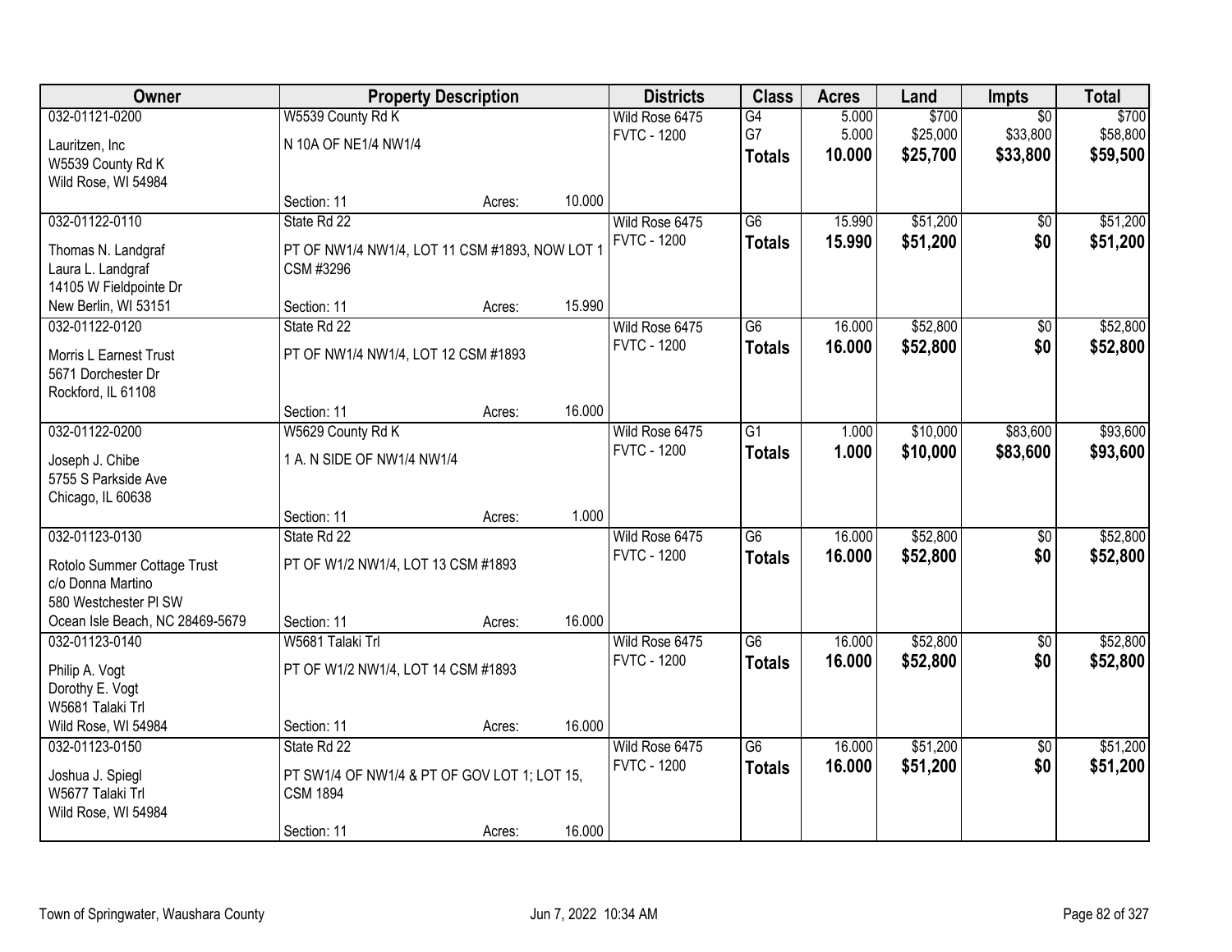| Owner | Property Description | | | Districts | Class | Acres | Land | Impts | Total |
|---|---|---|---|---|---|---|---|---|---|
| 032-01121-0200 | W5539 County Rd K | | | Wild Rose 6475 | G4 | 5.000 | $700 | $0 | $700 |
| Lauritzen, Inc<br>W5539 County Rd K<br>Wild Rose, WI 54984 | N 10A OF NE1/4 NW1/4 | | | FVTC - 1200 | G7 | 5.000 | $25,000 | $33,800 | $58,800 |
| | | | | | **Totals** | **10.000** | **$25,700** | **$33,800** | **$59,500** |
| | Section: 11 | Acres: | 10.000 | | | | | | |
| 032-01122-0110 | State Rd 22 | | | Wild Rose 6475 | G6 | 15.990 | $51,200 | $0 | $51,200 |
| Thomas N. Landgraf<br>Laura L. Landgraf<br>14105 W Fieldpointe Dr<br>New Berlin, WI 53151 | PT OF NW1/4 NW1/4, LOT 11 CSM #1893, NOW LOT 1 CSM #3296 | | | FVTC - 1200 | **Totals** | **15.990** | **$51,200** | **$0** | **$51,200** |
| | Section: 11 | Acres: | 15.990 | | | | | | |
| 032-01122-0120 | State Rd 22 | | | Wild Rose 6475 | G6 | 16.000 | $52,800 | $0 | $52,800 |
| Morris L Earnest Trust<br>5671 Dorchester Dr<br>Rockford, IL 61108 | PT OF NW1/4 NW1/4, LOT 12 CSM #1893 | | | FVTC - 1200 | **Totals** | **16.000** | **$52,800** | **$0** | **$52,800** |
| | Section: 11 | Acres: | 16.000 | | | | | | |
| 032-01122-0200 | W5629 County Rd K | | | Wild Rose 6475 | G1 | 1.000 | $10,000 | $83,600 | $93,600 |
| Joseph J. Chibe<br>5755 S Parkside Ave<br>Chicago, IL 60638 | 1 A. N SIDE OF NW1/4 NW1/4 | | | FVTC - 1200 | **Totals** | **1.000** | **$10,000** | **$83,600** | **$93,600** |
| | Section: 11 | Acres: | 1.000 | | | | | | |
| 032-01123-0130 | State Rd 22 | | | Wild Rose 6475 | G6 | 16.000 | $52,800 | $0 | $52,800 |
| Rotolo Summer Cottage Trust<br>c/o Donna Martino<br>580 Westchester Pl SW<br>Ocean Isle Beach, NC 28469-5679 | PT OF W1/2 NW1/4, LOT 13 CSM #1893 | | | FVTC - 1200 | **Totals** | **16.000** | **$52,800** | **$0** | **$52,800** |
| | Section: 11 | Acres: | 16.000 | | | | | | |
| 032-01123-0140 | W5681 Talaki Trl | | | Wild Rose 6475 | G6 | 16.000 | $52,800 | $0 | $52,800 |
| Philip A. Vogt<br>Dorothy E. Vogt<br>W5681 Talaki Trl<br>Wild Rose, WI 54984 | PT OF W1/2 NW1/4, LOT 14 CSM #1893 | | | FVTC - 1200 | **Totals** | **16.000** | **$52,800** | **$0** | **$52,800** |
| | Section: 11 | Acres: | 16.000 | | | | | | |
| 032-01123-0150 | State Rd 22 | | | Wild Rose 6475 | G6 | 16.000 | $51,200 | $0 | $51,200 |
| Joshua J. Spiegl<br>W5677 Talaki Trl<br>Wild Rose, WI 54984 | PT SW1/4 OF NW1/4 & PT OF GOV LOT 1; LOT 15, CSM 1894 | | | FVTC - 1200 | **Totals** | **16.000** | **$51,200** | **$0** | **$51,200** |
| | Section: 11 | Acres: | 16.000 | | | | | | |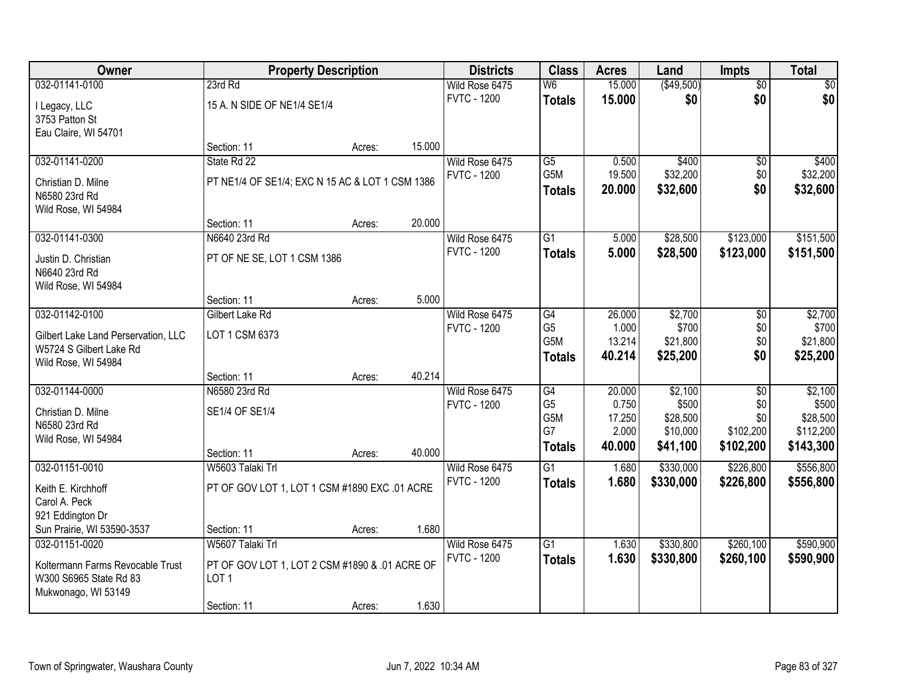| Owner | Property Description | | | Districts | Class | Acres | Land | Impts | Total |
|---|---|---|---|---|---|---|---|---|---|
| 032-01141-0100 | 23rd Rd | | | Wild Rose 6475 | W6 | 15.000 | ($49,500) | $0 | $0 |
| I Legacy, LLC<br>3753 Patton St<br>Eau Claire, WI 54701 | 15 A. N SIDE OF NE1/4 SE1/4 | | | FVTC - 1200 | **Totals** | **15.000** | **$0** | **$0** | **$0** |
| | Section: 11 | Acres: | 15.000 | | | | | | |
| 032-01141-0200 | State Rd 22 | | | Wild Rose 6475 | G5 | 0.500 | $400 | $0 | $400 |
| Christian D. Milne<br>N6580 23rd Rd<br>Wild Rose, WI 54984 | PT NE1/4 OF SE1/4; EXC N 15 AC & LOT 1 CSM 1386 | | | FVTC - 1200 | G5M | 19.500 | $32,200 | $0 | $32,200 |
| | | | | | **Totals** | **20.000** | **$32,600** | **$0** | **$32,600** |
| | Section: 11 | Acres: | 20.000 | | | | | | |
| 032-01141-0300 | N6640 23rd Rd | | | Wild Rose 6475 | G1 | 5.000 | $28,500 | $123,000 | $151,500 |
| Justin D. Christian<br>N6640 23rd Rd<br>Wild Rose, WI 54984 | PT OF NE SE, LOT 1 CSM 1386 | | | FVTC - 1200 | **Totals** | **5.000** | **$28,500** | **$123,000** | **$151,500** |
| | Section: 11 | Acres: | 5.000 | | | | | | |
| 032-01142-0100 | Gilbert Lake Rd | | | Wild Rose 6475 | G4 | 26.000 | $2,700 | $0 | $2,700 |
| Gilbert Lake Land Perservation, LLC<br>W5724 S Gilbert Lake Rd<br>Wild Rose, WI 54984 | LOT 1 CSM 6373 | | | FVTC - 1200 | G5 | 1.000 | $700 | $0 | $700 |
| | | | | | G5M | 13.214 | $21,800 | $0 | $21,800 |
| | | | | | **Totals** | **40.214** | **$25,200** | **$0** | **$25,200** |
| | Section: 11 | Acres: | 40.214 | | | | | | |
| 032-01144-0000 | N6580 23rd Rd | | | Wild Rose 6475 | G4 | 20.000 | $2,100 | $0 | $2,100 |
| Christian D. Milne<br>N6580 23rd Rd<br>Wild Rose, WI 54984 | SE1/4 OF SE1/4 | | | FVTC - 1200 | G5 | 0.750 | $500 | $0 | $500 |
| | | | | | G5M | 17.250 | $28,500 | $0 | $28,500 |
| | | | | | G7 | 2.000 | $10,000 | $102,200 | $112,200 |
| | Section: 11 | Acres: | 40.000 | | **Totals** | **40.000** | **$41,100** | **$102,200** | **$143,300** |
| 032-01151-0010 | W5603 Talaki Trl | | | Wild Rose 6475 | G1 | 1.680 | $330,000 | $226,800 | $556,800 |
| Keith E. Kirchhoff<br>Carol A. Peck<br>921 Eddington Dr<br>Sun Prairie, WI 53590-3537 | PT OF GOV LOT 1, LOT 1 CSM #1890 EXC .01 ACRE | | | FVTC - 1200 | **Totals** | **1.680** | **$330,000** | **$226,800** | **$556,800** |
| | Section: 11 | Acres: | 1.680 | | | | | | |
| 032-01151-0020 | W5607 Talaki Trl | | | Wild Rose 6475 | G1 | 1.630 | $330,800 | $260,100 | $590,900 |
| Koltermann Farms Revocable Trust<br>W300 S6965 State Rd 83<br>Mukwonago, WI 53149 | PT OF GOV LOT 1, LOT 2 CSM #1890 & .01 ACRE OF LOT 1 | | | FVTC - 1200 | **Totals** | **1.630** | **$330,800** | **$260,100** | **$590,900** |
| | Section: 11 | Acres: | 1.630 | | | | | | |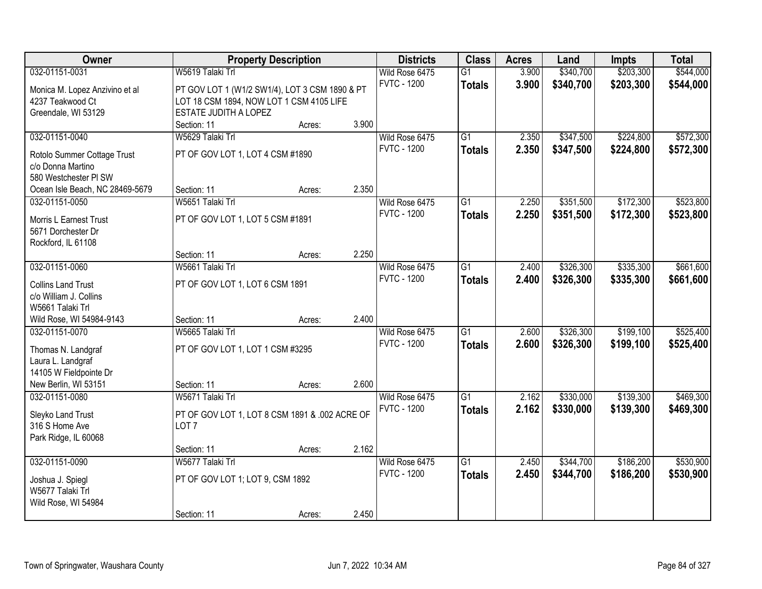| Owner | Property Description | | | Districts | Class | Acres | Land | Impts | Total |
|---|---|---|---|---|---|---|---|---|---|
| 032-01151-0031 | W5619 Talaki Trl | | | Wild Rose 6475 | G1 | 3.900 | $340,700 | $203,300 | $544,000 |
| Monica M. Lopez Anzivino et al<br>4237 Teakwood Ct<br>Greendale, WI 53129 | PT GOV LOT 1 (W1/2 SW1/4), LOT 3 CSM 1890 & PT LOT 18 CSM 1894, NOW LOT 1 CSM 4105 LIFE ESTATE JUDITH A LOPEZ | | | FVTC - 1200 | **Totals** | **3.900** | **$340,700** | **$203,300** | **$544,000** |
| | Section: 11 | Acres: | 3.900 | | | | | | |
| 032-01151-0040 | W5629 Talaki Trl | | | Wild Rose 6475 | G1 | 2.350 | $347,500 | $224,800 | $572,300 |
| Rotolo Summer Cottage Trust<br>c/o Donna Martino<br>580 Westchester Pl SW<br>Ocean Isle Beach, NC 28469-5679 | PT OF GOV LOT 1, LOT 4 CSM #1890 | | | FVTC - 1200 | **Totals** | **2.350** | **$347,500** | **$224,800** | **$572,300** |
| | Section: 11 | Acres: | 2.350 | | | | | | |
| 032-01151-0050 | W5651 Talaki Trl | | | Wild Rose 6475 | G1 | 2.250 | $351,500 | $172,300 | $523,800 |
| Morris L Earnest Trust<br>5671 Dorchester Dr<br>Rockford, IL 61108 | PT OF GOV LOT 1, LOT 5 CSM #1891 | | | FVTC - 1200 | **Totals** | **2.250** | **$351,500** | **$172,300** | **$523,800** |
| | Section: 11 | Acres: | 2.250 | | | | | | |
| 032-01151-0060 | W5661 Talaki Trl | | | Wild Rose 6475 | G1 | 2.400 | $326,300 | $335,300 | $661,600 |
| Collins Land Trust<br>c/o William J. Collins<br>W5661 Talaki Trl<br>Wild Rose, WI 54984-9143 | PT OF GOV LOT 1, LOT 6 CSM 1891 | | | FVTC - 1200 | **Totals** | **2.400** | **$326,300** | **$335,300** | **$661,600** |
| | Section: 11 | Acres: | 2.400 | | | | | | |
| 032-01151-0070 | W5665 Talaki Trl | | | Wild Rose 6475 | G1 | 2.600 | $326,300 | $199,100 | $525,400 |
| Thomas N. Landgraf<br>Laura L. Landgraf<br>14105 W Fieldpointe Dr<br>New Berlin, WI 53151 | PT OF GOV LOT 1, LOT 1 CSM #3295 | | | FVTC - 1200 | **Totals** | **2.600** | **$326,300** | **$199,100** | **$525,400** |
| | Section: 11 | Acres: | 2.600 | | | | | | |
| 032-01151-0080 | W5671 Talaki Trl | | | Wild Rose 6475 | G1 | 2.162 | $330,000 | $139,300 | $469,300 |
| Sleyko Land Trust<br>316 S Home Ave<br>Park Ridge, IL 60068 | PT OF GOV LOT 1, LOT 8 CSM 1891 & .002 ACRE OF LOT 7 | | | FVTC - 1200 | **Totals** | **2.162** | **$330,000** | **$139,300** | **$469,300** |
| | Section: 11 | Acres: | 2.162 | | | | | | |
| 032-01151-0090 | W5677 Talaki Trl | | | Wild Rose 6475 | G1 | 2.450 | $344,700 | $186,200 | $530,900 |
| Joshua J. Spiegl<br>W5677 Talaki Trl<br>Wild Rose, WI 54984 | PT OF GOV LOT 1; LOT 9, CSM 1892 | | | FVTC - 1200 | **Totals** | **2.450** | **$344,700** | **$186,200** | **$530,900** |
| | Section: 11 | Acres: | 2.450 | | | | | | |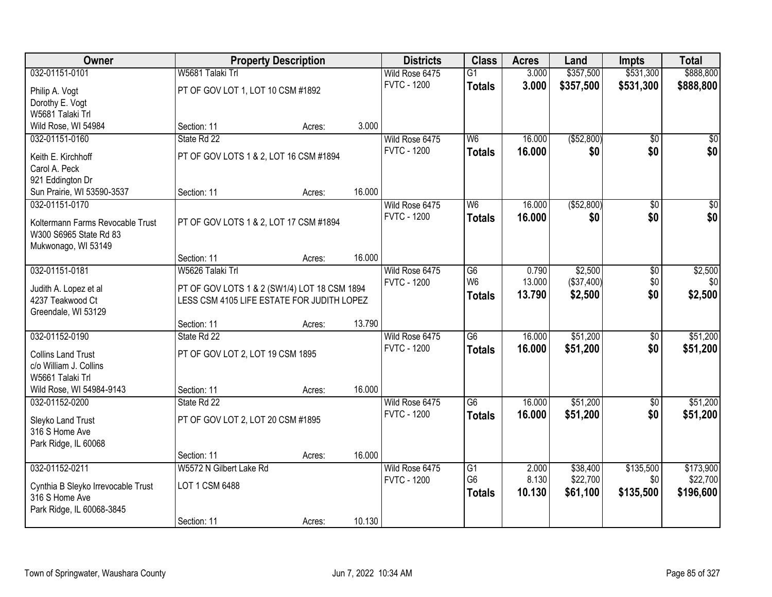| Owner | Property Description | | | Districts | Class | Acres | Land | Impts | Total |
|---|---|---|---|---|---|---|---|---|---|
| 032-01151-0101 | W5681 Talaki Trl | | | Wild Rose 6475 | G1 | 3.000 | $357,500 | $531,300 | $888,800 |
| Philip A. Vogt<br>Dorothy E. Vogt<br>W5681 Talaki Trl<br>Wild Rose, WI 54984 | PT OF GOV LOT 1, LOT 10 CSM #1892 | | | FVTC - 1200 | **Totals** | **3.000** | **$357,500** | **$531,300** | **$888,800** |
| | Section: 11 | Acres: | 3.000 | | | | | | |
| 032-01151-0160 | State Rd 22 | | | Wild Rose 6475 | W6 | 16.000 | ($52,800) | $0 | $0 |
| Keith E. Kirchhoff<br>Carol A. Peck<br>921 Eddington Dr<br>Sun Prairie, WI 53590-3537 | PT OF GOV LOTS 1 & 2, LOT 16 CSM #1894 | | | FVTC - 1200 | **Totals** | **16.000** | **$0** | **$0** | **$0** |
| | Section: 11 | Acres: | 16.000 | | | | | | |
| 032-01151-0170 | | | | Wild Rose 6475 | W6 | 16.000 | ($52,800) | $0 | $0 |
| Koltermann Farms Revocable Trust<br>W300 S6965 State Rd 83<br>Mukwonago, WI 53149 | PT OF GOV LOTS 1 & 2, LOT 17 CSM #1894 | | | FVTC - 1200 | **Totals** | **16.000** | **$0** | **$0** | **$0** |
| | Section: 11 | Acres: | 16.000 | | | | | | |
| 032-01151-0181 | W5626 Talaki Trl | | | Wild Rose 6475 | G6 | 0.790 | $2,500 | $0 | $2,500 |
| Judith A. Lopez et al<br>4237 Teakwood Ct<br>Greendale, WI 53129 | PT OF GOV LOTS 1 & 2 (SW1/4) LOT 18 CSM 1894 LESS CSM 4105 LIFE ESTATE FOR JUDITH LOPEZ | | | FVTC - 1200 | W6 | 13.000 | ($37,400) | $0 | $0 |
| | | | | | **Totals** | **13.790** | **$2,500** | **$0** | **$2,500** |
| | Section: 11 | Acres: | 13.790 | | | | | | |
| 032-01152-0190 | State Rd 22 | | | Wild Rose 6475 | G6 | 16.000 | $51,200 | $0 | $51,200 |
| Collins Land Trust<br>c/o William J. Collins<br>W5661 Talaki Trl<br>Wild Rose, WI 54984-9143 | PT OF GOV LOT 2, LOT 19 CSM 1895 | | | FVTC - 1200 | **Totals** | **16.000** | **$51,200** | **$0** | **$51,200** |
| | Section: 11 | Acres: | 16.000 | | | | | | |
| 032-01152-0200 | State Rd 22 | | | Wild Rose 6475 | G6 | 16.000 | $51,200 | $0 | $51,200 |
| Sleyko Land Trust<br>316 S Home Ave<br>Park Ridge, IL 60068 | PT OF GOV LOT 2, LOT 20 CSM #1895 | | | FVTC - 1200 | **Totals** | **16.000** | **$51,200** | **$0** | **$51,200** |
| | Section: 11 | Acres: | 16.000 | | | | | | |
| 032-01152-0211 | W5572 N Gilbert Lake Rd | | | Wild Rose 6475 | G1 | 2.000 | $38,400 | $135,500 | $173,900 |
| Cynthia B Sleyko Irrevocable Trust<br>316 S Home Ave<br>Park Ridge, IL 60068-3845 | LOT 1 CSM 6488 | | | FVTC - 1200 | G6 | 8.130 | $22,700 | $0 | $22,700 |
| | | | | | **Totals** | **10.130** | **$61,100** | **$135,500** | **$196,600** |
| | Section: 11 | Acres: | 10.130 | | | | | | |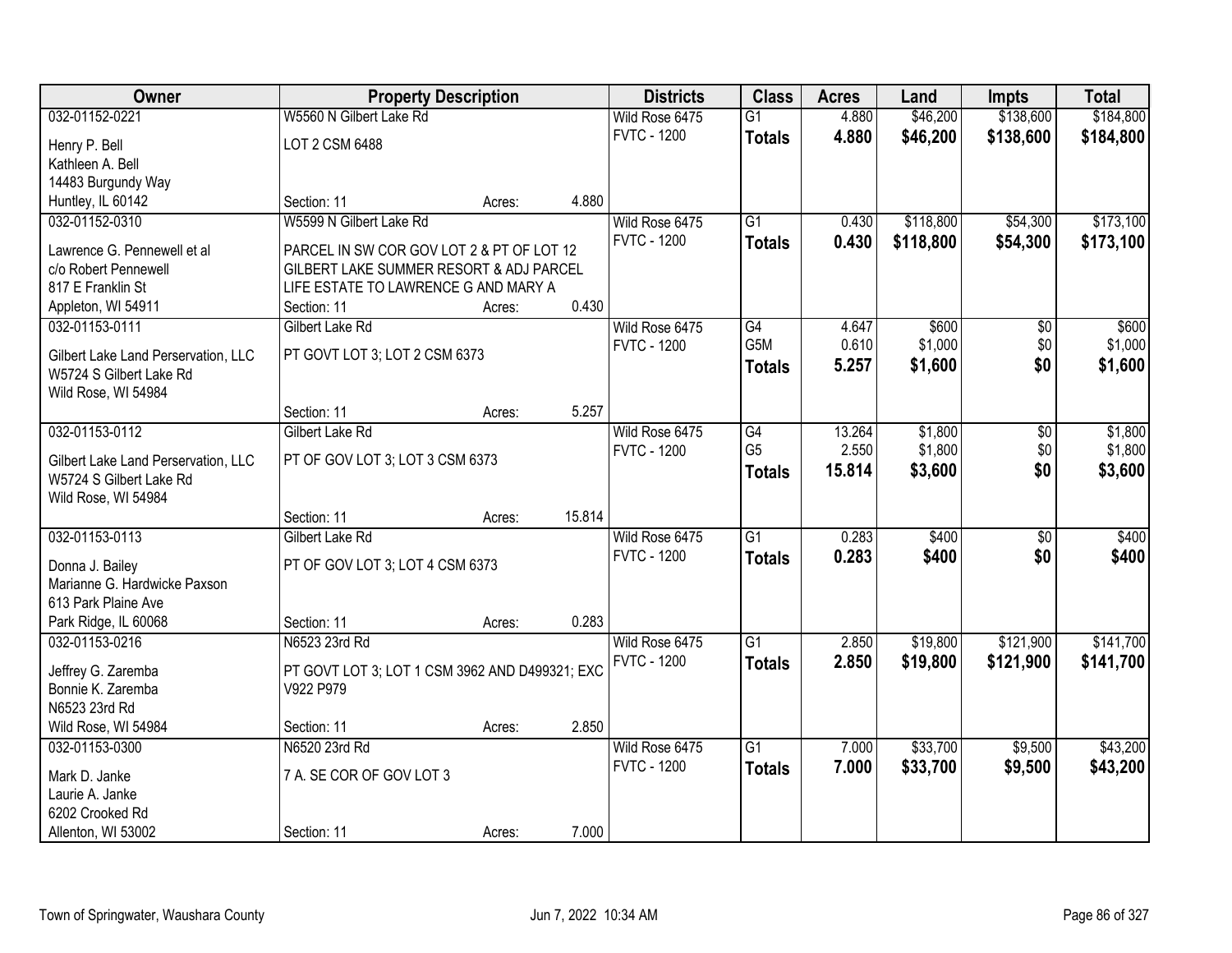| Owner | Property Description | | | Districts | Class | Acres | Land | Impts | Total |
|---|---|---|---|---|---|---|---|---|---|
| 032-01152-0221 | W5560 N Gilbert Lake Rd | | | Wild Rose 6475 | G1 | 4.880 | $46,200 | $138,600 | $184,800 |
| Henry P. Bell | LOT 2 CSM 6488 | | | FVTC - 1200 | **Totals** | **4.880** | **$46,200** | **$138,600** | **$184,800** |
| Kathleen A. Bell | | | | | | | | | |
| 14483 Burgundy Way | | | | | | | | | |
| Huntley, IL 60142 | Section: 11 | Acres: | 4.880 | | | | | | |
| 032-01152-0310 | W5599 N Gilbert Lake Rd | | | Wild Rose 6475 | G1 | 0.430 | $118,800 | $54,300 | $173,100 |
| Lawrence G. Pennewell et al | PARCEL IN SW COR GOV LOT 2 & PT OF LOT 12 | | | FVTC - 1200 | **Totals** | **0.430** | **$118,800** | **$54,300** | **$173,100** |
| c/o Robert Pennewell | GILBERT LAKE SUMMER RESORT & ADJ PARCEL | | | | | | | | |
| 817 E Franklin St | LIFE ESTATE TO LAWRENCE G AND MARY A | | | | | | | | |
| Appleton, WI 54911 | Section: 11 | Acres: | 0.430 | | | | | | |
| 032-01153-0111 | Gilbert Lake Rd | | | Wild Rose 6475 | G4 | 4.647 | $600 | $0 | $600 |
| Gilbert Lake Land Perservation, LLC | PT GOVT LOT 3; LOT 2 CSM 6373 | | | FVTC - 1200 | G5M | 0.610 | $1,000 | $0 | $1,000 |
| W5724 S Gilbert Lake Rd | | | | | **Totals** | **5.257** | **$1,600** | **$0** | **$1,600** |
| Wild Rose, WI 54984 | | | | | | | | | |
| | Section: 11 | Acres: | 5.257 | | | | | | |
| 032-01153-0112 | Gilbert Lake Rd | | | Wild Rose 6475 | G4 | 13.264 | $1,800 | $0 | $1,800 |
| Gilbert Lake Land Perservation, LLC | PT OF GOV LOT 3; LOT 3 CSM 6373 | | | FVTC - 1200 | G5 | 2.550 | $1,800 | $0 | $1,800 |
| W5724 S Gilbert Lake Rd | | | | | **Totals** | **15.814** | **$3,600** | **$0** | **$3,600** |
| Wild Rose, WI 54984 | | | | | | | | | |
| | Section: 11 | Acres: | 15.814 | | | | | | |
| 032-01153-0113 | Gilbert Lake Rd | | | Wild Rose 6475 | G1 | 0.283 | $400 | $0 | $400 |
| Donna J. Bailey | PT OF GOV LOT 3; LOT 4 CSM 6373 | | | FVTC - 1200 | **Totals** | **0.283** | **$400** | **$0** | **$400** |
| Marianne G. Hardwicke Paxson | | | | | | | | | |
| 613 Park Plaine Ave | | | | | | | | | |
| Park Ridge, IL 60068 | Section: 11 | Acres: | 0.283 | | | | | | |
| 032-01153-0216 | N6523 23rd Rd | | | Wild Rose 6475 | G1 | 2.850 | $19,800 | $121,900 | $141,700 |
| Jeffrey G. Zaremba | PT GOVT LOT 3; LOT 1 CSM 3962 AND D499321; EXC | | | FVTC - 1200 | **Totals** | **2.850** | **$19,800** | **$121,900** | **$141,700** |
| Bonnie K. Zaremba | V922 P979 | | | | | | | | |
| N6523 23rd Rd | | | | | | | | | |
| Wild Rose, WI 54984 | Section: 11 | Acres: | 2.850 | | | | | | |
| 032-01153-0300 | N6520 23rd Rd | | | Wild Rose 6475 | G1 | 7.000 | $33,700 | $9,500 | $43,200 |
| Mark D. Janke | 7 A. SE COR OF GOV LOT 3 | | | FVTC - 1200 | **Totals** | **7.000** | **$33,700** | **$9,500** | **$43,200** |
| Laurie A. Janke | | | | | | | | | |
| 6202 Crooked Rd | | | | | | | | | |
| Allenton, WI 53002 | Section: 11 | Acres: | 7.000 | | | | | | |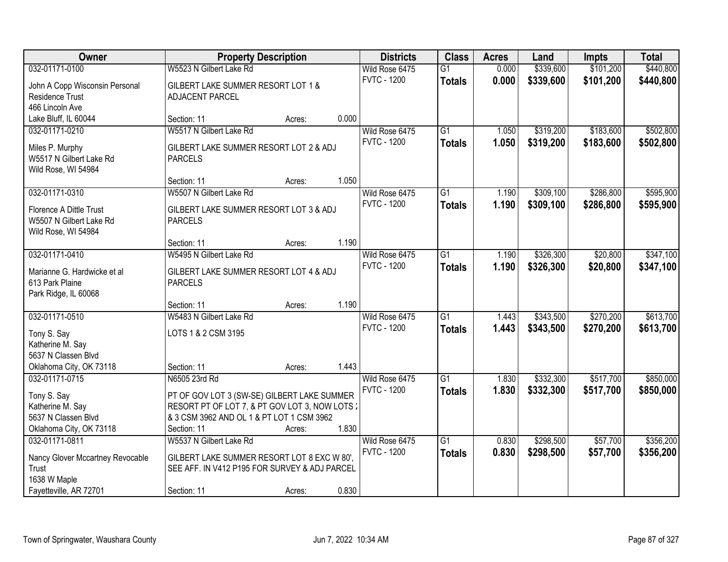| Owner | Property Description | Districts | Class | Acres | Land | Impts | Total |
|---|---|---|---|---|---|---|---|
| 032-01171-0100<br>John A Copp Wisconsin Personal Residence Trust<br>466 Lincoln Ave<br>Lake Bluff, IL 60044 | W5523 N Gilbert Lake Rd<br>GILBERT LAKE SUMMER RESORT LOT 1 & ADJACENT PARCEL<br>Section: 11 Acres: 0.000 | Wild Rose 6475<br>FVTC - 1200 | G1<br>**Totals** | 0.000<br>**0.000** | $339,600<br>**$339,600** | $101,200<br>**$101,200** | $440,800<br>**$440,800** |
| 032-01171-0210<br>Miles P. Murphy<br>W5517 N Gilbert Lake Rd<br>Wild Rose, WI 54984 | W5517 N Gilbert Lake Rd<br>GILBERT LAKE SUMMER RESORT LOT 2 & ADJ PARCELS<br>Section: 11 Acres: 1.050 | Wild Rose 6475<br>FVTC - 1200 | G1<br>**Totals** | 1.050<br>**1.050** | $319,200<br>**$319,200** | $183,600<br>**$183,600** | $502,800<br>**$502,800** |
| 032-01171-0310<br>Florence A Dittle Trust<br>W5507 N Gilbert Lake Rd<br>Wild Rose, WI 54984 | W5507 N Gilbert Lake Rd<br>GILBERT LAKE SUMMER RESORT LOT 3 & ADJ PARCELS<br>Section: 11 Acres: 1.190 | Wild Rose 6475<br>FVTC - 1200 | G1<br>**Totals** | 1.190<br>**1.190** | $309,100<br>**$309,100** | $286,800<br>**$286,800** | $595,900<br>**$595,900** |
| 032-01171-0410<br>Marianne G. Hardwicke et al<br>613 Park Plaine<br>Park Ridge, IL 60068 | W5495 N Gilbert Lake Rd<br>GILBERT LAKE SUMMER RESORT LOT 4 & ADJ PARCELS<br>Section: 11 Acres: 1.190 | Wild Rose 6475<br>FVTC - 1200 | G1<br>**Totals** | 1.190<br>**1.190** | $326,300<br>**$326,300** | $20,800<br>**$20,800** | $347,100<br>**$347,100** |
| 032-01171-0510<br>Tony S. Say<br>Katherine M. Say<br>5637 N Classen Blvd<br>Oklahoma City, OK 73118 | W5483 N Gilbert Lake Rd<br>LOTS 1 & 2 CSM 3195<br>Section: 11 Acres: 1.443 | Wild Rose 6475<br>FVTC - 1200 | G1<br>**Totals** | 1.443<br>**1.443** | $343,500<br>**$343,500** | $270,200<br>**$270,200** | $613,700<br>**$613,700** |
| 032-01171-0715<br>Tony S. Say<br>Katherine M. Say<br>5637 N Classen Blvd<br>Oklahoma City, OK 73118 | N6505 23rd Rd<br>PT OF GOV LOT 3 (SW-SE) GILBERT LAKE SUMMER RESORT PT OF LOT 7, & PT GOV LOT 3, NOW LOTS 2 & 3 CSM 3962 AND OL 1 & PT LOT 1 CSM 3962<br>Section: 11 Acres: 1.830 | Wild Rose 6475<br>FVTC - 1200 | G1<br>**Totals** | 1.830<br>**1.830** | $332,300<br>**$332,300** | $517,700<br>**$517,700** | $850,000<br>**$850,000** |
| 032-01171-0811<br>Nancy Glover Mccartney Revocable Trust<br>1638 W Maple<br>Fayetteville, AR 72701 | W5537 N Gilbert Lake Rd<br>GILBERT LAKE SUMMER RESORT LOT 8 EXC W 80', SEE AFF. IN V412 P195 FOR SURVEY & ADJ PARCEL<br>Section: 11 Acres: 0.830 | Wild Rose 6475<br>FVTC - 1200 | G1<br>**Totals** | 0.830<br>**0.830** | $298,500<br>**$298,500** | $57,700<br>**$57,700** | $356,200<br>**$356,200** |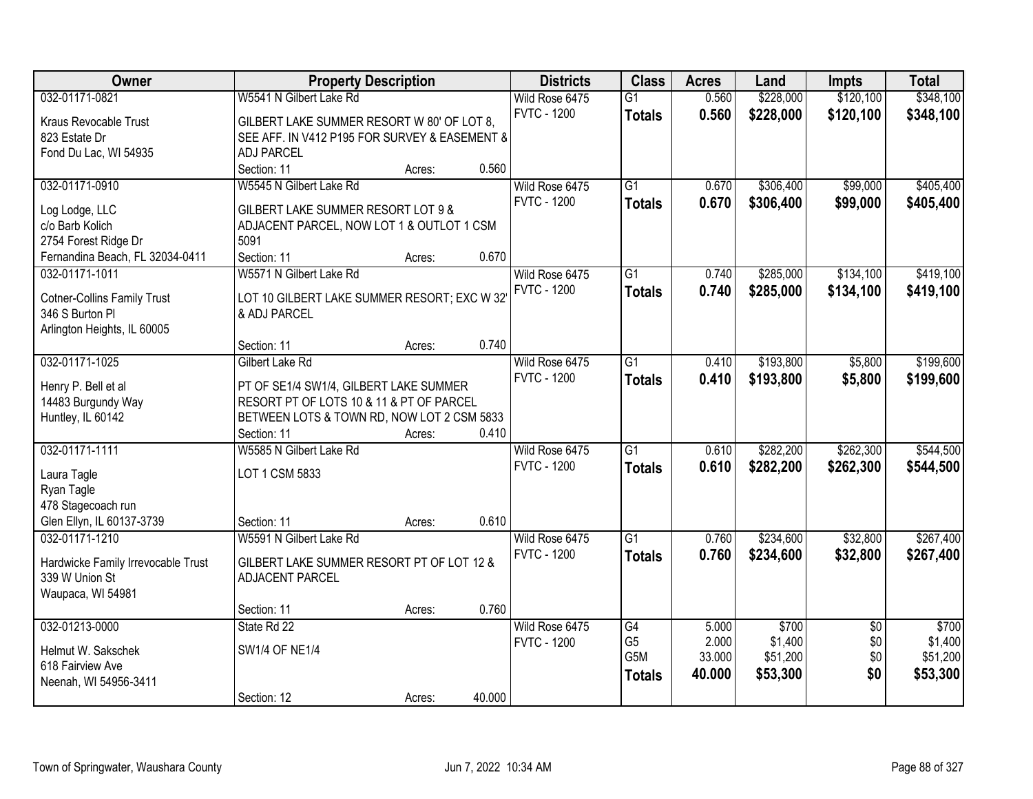| Owner | Property Description | Districts | Class | Acres | Land | Impts | Total |
|---|---|---|---|---|---|---|---|
| 032-01171-0821<br>Kraus Revocable Trust<br>823 Estate Dr<br>Fond Du Lac, WI 54935 | W5541 N Gilbert Lake Rd<br>GILBERT LAKE SUMMER RESORT W 80' OF LOT 8, SEE AFF. IN V412 P195 FOR SURVEY & EASEMENT & ADJ PARCEL<br>Section: 11 Acres: 0.560 | Wild Rose 6475<br>FVTC - 1200 | G1<br>**Totals** | 0.560<br>**0.560** | $228,000<br>**$228,000** | $120,100<br>**$120,100** | $348,100<br>**$348,100** |
| 032-01171-0910<br>Log Lodge, LLC<br>c/o Barb Kolich<br>2754 Forest Ridge Dr<br>Fernandina Beach, FL 32034-0411 | W5545 N Gilbert Lake Rd<br>GILBERT LAKE SUMMER RESORT LOT 9 & ADJACENT PARCEL, NOW LOT 1 & OUTLOT 1 CSM 5091<br>Section: 11 Acres: 0.670 | Wild Rose 6475<br>FVTC - 1200 | G1<br>**Totals** | 0.670<br>**0.670** | $306,400<br>**$306,400** | $99,000<br>**$99,000** | $405,400<br>**$405,400** |
| 032-01171-1011<br>Cotner-Collins Family Trust<br>346 S Burton Pl<br>Arlington Heights, IL 60005 | W5571 N Gilbert Lake Rd<br>LOT 10 GILBERT LAKE SUMMER RESORT; EXC W 32' & ADJ PARCEL<br>Section: 11 Acres: 0.740 | Wild Rose 6475<br>FVTC - 1200 | G1<br>**Totals** | 0.740<br>**0.740** | $285,000<br>**$285,000** | $134,100<br>**$134,100** | $419,100<br>**$419,100** |
| 032-01171-1025<br>Henry P. Bell et al<br>14483 Burgundy Way<br>Huntley, IL 60142 | Gilbert Lake Rd<br>PT OF SE1/4 SW1/4, GILBERT LAKE SUMMER RESORT PT OF LOTS 10 & 11 & PT OF PARCEL BETWEEN LOTS & TOWN RD, NOW LOT 2 CSM 5833<br>Section: 11 Acres: 0.410 | Wild Rose 6475<br>FVTC - 1200 | G1<br>**Totals** | 0.410<br>**0.410** | $193,800<br>**$193,800** | $5,800<br>**$5,800** | $199,600<br>**$199,600** |
| 032-01171-1111<br>Laura Tagle<br>Ryan Tagle<br>478 Stagecoach run<br>Glen Ellyn, IL 60137-3739 | W5585 N Gilbert Lake Rd<br>LOT 1 CSM 5833<br>Section: 11 Acres: 0.610 | Wild Rose 6475<br>FVTC - 1200 | G1<br>**Totals** | 0.610<br>**0.610** | $282,200<br>**$282,200** | $262,300<br>**$262,300** | $544,500<br>**$544,500** |
| 032-01171-1210<br>Hardwicke Family Irrevocable Trust<br>339 W Union St<br>Waupaca, WI 54981 | W5591 N Gilbert Lake Rd<br>GILBERT LAKE SUMMER RESORT PT OF LOT 12 & ADJACENT PARCEL<br>Section: 11 Acres: 0.760 | Wild Rose 6475<br>FVTC - 1200 | G1<br>**Totals** | 0.760<br>**0.760** | $234,600<br>**$234,600** | $32,800<br>**$32,800** | $267,400<br>**$267,400** |
| 032-01213-0000<br>Helmut W. Sakschek<br>618 Fairview Ave<br>Neenah, WI 54956-3411 | State Rd 22<br>SW1/4 OF NE1/4<br>Section: 12 Acres: 40.000 | Wild Rose 6475<br>FVTC - 1200 | G4<br>G5<br>G5M<br>**Totals** | 5.000<br>2.000<br>33.000<br>**40.000** | $700<br>$1,400<br>$51,200<br>**$53,300** | $0<br>$0<br>$0<br>**$0** | $700<br>$1,400<br>$51,200<br>**$53,300** |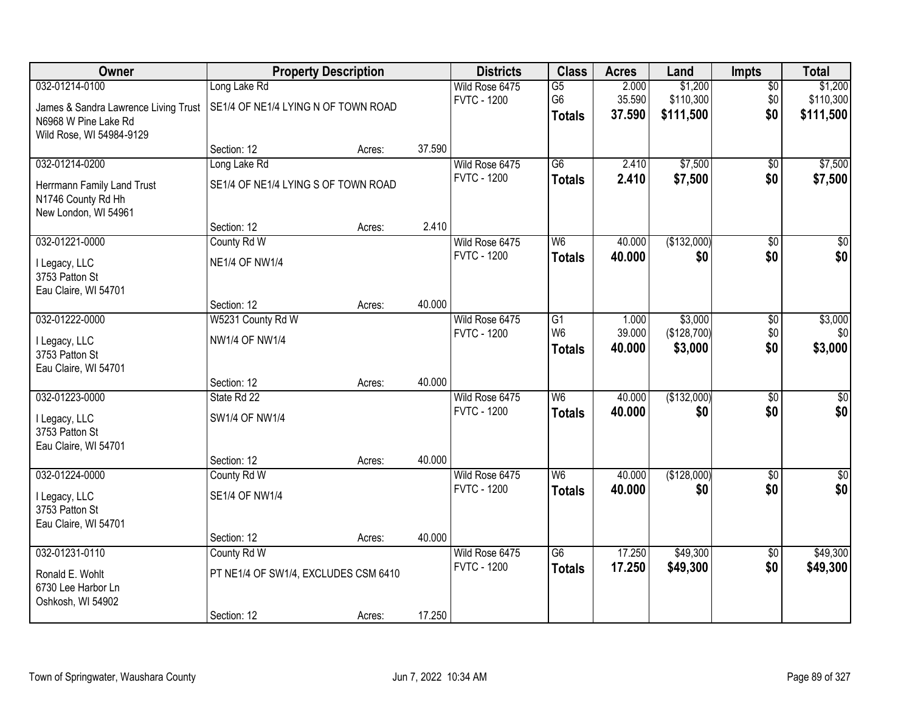| Owner | Property Description | | | Districts | Class | Acres | Land | Impts | Total |
|---|---|---|---|---|---|---|---|---|---|
| 032-01214-0100 | Long Lake Rd | | | Wild Rose 6475 | G5 | 2.000 | $1,200 | $0 | $1,200 |
| James & Sandra Lawrence Living Trust | SE1/4 OF NE1/4 LYING N OF TOWN ROAD | | | FVTC - 1200 | G6 | 35.590 | $110,300 | $0 | $110,300 |
| N6968 W Pine Lake Rd | | | | | **Totals** | **37.590** | **$111,500** | **$0** | **$111,500** |
| Wild Rose, WI 54984-9129 | | | | | | | | | |
| | Section: 12 | Acres: | 37.590 | | | | | | |
| 032-01214-0200 | Long Lake Rd | | | Wild Rose 6475 | G6 | 2.410 | $7,500 | $0 | $7,500 |
| Herrmann Family Land Trust | SE1/4 OF NE1/4 LYING S OF TOWN ROAD | | | FVTC - 1200 | **Totals** | **2.410** | **$7,500** | **$0** | **$7,500** |
| N1746 County Rd Hh | | | | | | | | | |
| New London, WI 54961 | | | | | | | | | |
| | Section: 12 | Acres: | 2.410 | | | | | | |
| 032-01221-0000 | County Rd W | | | Wild Rose 6475 | W6 | 40.000 | ($132,000) | $0 | $0 |
| I Legacy, LLC | NE1/4 OF NW1/4 | | | FVTC - 1200 | **Totals** | **40.000** | **$0** | **$0** | **$0** |
| 3753 Patton St | | | | | | | | | |
| Eau Claire, WI 54701 | | | | | | | | | |
| | Section: 12 | Acres: | 40.000 | | | | | | |
| 032-01222-0000 | W5231 County Rd W | | | Wild Rose 6475 | G1 | 1.000 | $3,000 | $0 | $3,000 |
| I Legacy, LLC | NW1/4 OF NW1/4 | | | FVTC - 1200 | W6 | 39.000 | ($128,700) | $0 | $0 |
| 3753 Patton St | | | | | **Totals** | **40.000** | **$3,000** | **$0** | **$3,000** |
| Eau Claire, WI 54701 | | | | | | | | | |
| | Section: 12 | Acres: | 40.000 | | | | | | |
| 032-01223-0000 | State Rd 22 | | | Wild Rose 6475 | W6 | 40.000 | ($132,000) | $0 | $0 |
| I Legacy, LLC | SW1/4 OF NW1/4 | | | FVTC - 1200 | **Totals** | **40.000** | **$0** | **$0** | **$0** |
| 3753 Patton St | | | | | | | | | |
| Eau Claire, WI 54701 | | | | | | | | | |
| | Section: 12 | Acres: | 40.000 | | | | | | |
| 032-01224-0000 | County Rd W | | | Wild Rose 6475 | W6 | 40.000 | ($128,000) | $0 | $0 |
| I Legacy, LLC | SE1/4 OF NW1/4 | | | FVTC - 1200 | **Totals** | **40.000** | **$0** | **$0** | **$0** |
| 3753 Patton St | | | | | | | | | |
| Eau Claire, WI 54701 | | | | | | | | | |
| | Section: 12 | Acres: | 40.000 | | | | | | |
| 032-01231-0110 | County Rd W | | | Wild Rose 6475 | G6 | 17.250 | $49,300 | $0 | $49,300 |
| Ronald E. Wohlt | PT NE1/4 OF SW1/4, EXCLUDES CSM 6410 | | | FVTC - 1200 | **Totals** | **17.250** | **$49,300** | **$0** | **$49,300** |
| 6730 Lee Harbor Ln | | | | | | | | | |
| Oshkosh, WI 54902 | | | | | | | | | |
| | Section: 12 | Acres: | 17.250 | | | | | | |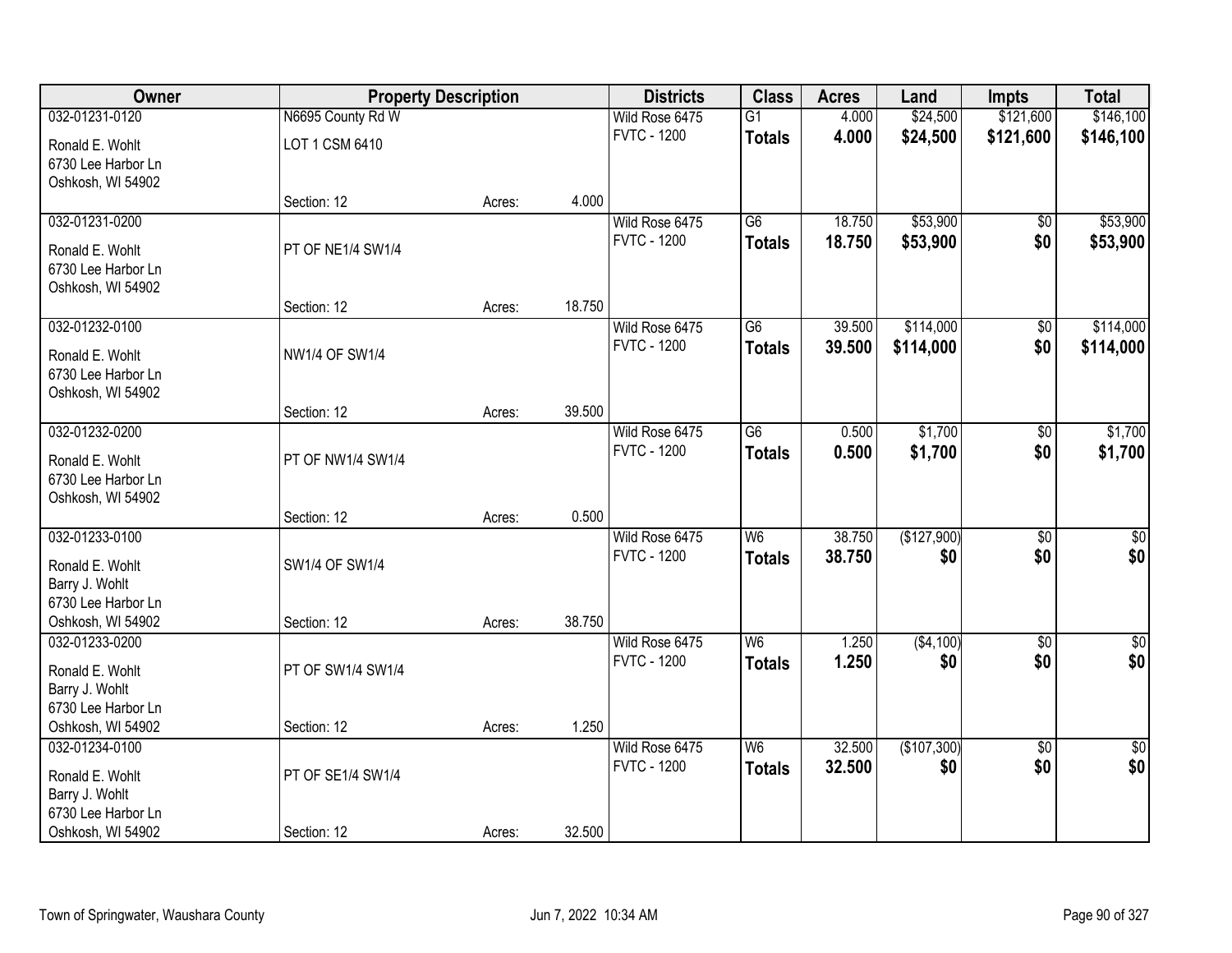| Owner | Property Description | | | Districts | Class | Acres | Land | Impts | Total |
|---|---|---|---|---|---|---|---|---|---|
| 032-01231-0120 | N6695 County Rd W | | | Wild Rose 6475 | G1 | 4.000 | $24,500 | $121,600 | $146,100 |
| Ronald E. Wohlt<br>6730 Lee Harbor Ln<br>Oshkosh, WI 54902 | LOT 1 CSM 6410 | | | FVTC - 1200 | **Totals** | **4.000** | **$24,500** | **$121,600** | **$146,100** |
| | Section: 12 | Acres: | 4.000 | | | | | | |
| 032-01231-0200 | | | | Wild Rose 6475 | G6 | 18.750 | $53,900 | $0 | $53,900 |
| Ronald E. Wohlt<br>6730 Lee Harbor Ln<br>Oshkosh, WI 54902 | PT OF NE1/4 SW1/4 | | | FVTC - 1200 | **Totals** | **18.750** | **$53,900** | **$0** | **$53,900** |
| | Section: 12 | Acres: | 18.750 | | | | | | |
| 032-01232-0100 | | | | Wild Rose 6475 | G6 | 39.500 | $114,000 | $0 | $114,000 |
| Ronald E. Wohlt<br>6730 Lee Harbor Ln<br>Oshkosh, WI 54902 | NW1/4 OF SW1/4 | | | FVTC - 1200 | **Totals** | **39.500** | **$114,000** | **$0** | **$114,000** |
| | Section: 12 | Acres: | 39.500 | | | | | | |
| 032-01232-0200 | | | | Wild Rose 6475 | G6 | 0.500 | $1,700 | $0 | $1,700 |
| Ronald E. Wohlt<br>6730 Lee Harbor Ln<br>Oshkosh, WI 54902 | PT OF NW1/4 SW1/4 | | | FVTC - 1200 | **Totals** | **0.500** | **$1,700** | **$0** | **$1,700** |
| | Section: 12 | Acres: | 0.500 | | | | | | |
| 032-01233-0100 | | | | Wild Rose 6475 | W6 | 38.750 | ($127,900) | $0 | $0 |
| Ronald E. Wohlt<br>Barry J. Wohlt<br>6730 Lee Harbor Ln<br>Oshkosh, WI 54902 | SW1/4 OF SW1/4 | | | FVTC - 1200 | **Totals** | **38.750** | **$0** | **$0** | **$0** |
| | Section: 12 | Acres: | 38.750 | | | | | | |
| 032-01233-0200 | | | | Wild Rose 6475 | W6 | 1.250 | ($4,100) | $0 | $0 |
| Ronald E. Wohlt<br>Barry J. Wohlt<br>6730 Lee Harbor Ln<br>Oshkosh, WI 54902 | PT OF SW1/4 SW1/4 | | | FVTC - 1200 | **Totals** | **1.250** | **$0** | **$0** | **$0** |
| | Section: 12 | Acres: | 1.250 | | | | | | |
| 032-01234-0100 | | | | Wild Rose 6475 | W6 | 32.500 | ($107,300) | $0 | $0 |
| Ronald E. Wohlt<br>Barry J. Wohlt<br>6730 Lee Harbor Ln<br>Oshkosh, WI 54902 | PT OF SE1/4 SW1/4 | | | FVTC - 1200 | **Totals** | **32.500** | **$0** | **$0** | **$0** |
| | Section: 12 | Acres: | 32.500 | | | | | | |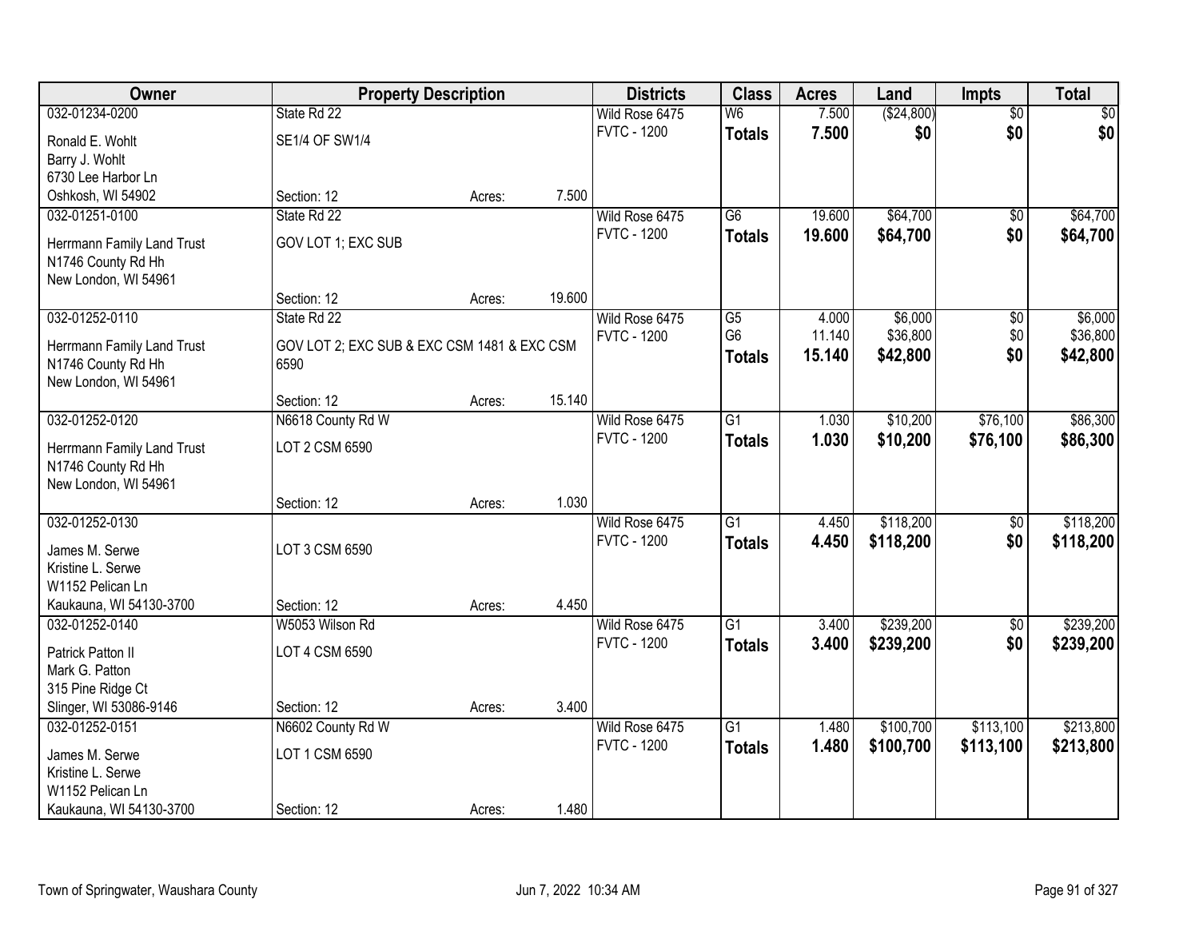| Owner | Property Description | | | Districts | Class | Acres | Land | Impts | Total |
|---|---|---|---|---|---|---|---|---|---|
| 032-01234-0200 | State Rd 22 | | | Wild Rose 6475 | W6 | 7.500 | ($24,800) | $0 | $0 |
| Ronald E. Wohlt<br>Barry J. Wohlt<br>6730 Lee Harbor Ln<br>Oshkosh, WI 54902 | SE1/4 OF SW1/4 | | | FVTC - 1200 | **Totals** | **7.500** | **$0** | **$0** | **$0** |
| | Section: 12 | Acres: | 7.500 | | | | | | |
| 032-01251-0100 | State Rd 22 | | | Wild Rose 6475 | G6 | 19.600 | $64,700 | $0 | $64,700 |
| Herrmann Family Land Trust<br>N1746 County Rd Hh<br>New London, WI 54961 | GOV LOT 1; EXC SUB | | | FVTC - 1200 | **Totals** | **19.600** | **$64,700** | **$0** | **$64,700** |
| | Section: 12 | Acres: | 19.600 | | | | | | |
| 032-01252-0110 | State Rd 22 | | | Wild Rose 6475 | G5 | 4.000 | $6,000 | $0 | $6,000 |
| | | | | FVTC - 1200 | G6 | 11.140 | $36,800 | $0 | $36,800 |
| Herrmann Family Land Trust<br>N1746 County Rd Hh<br>New London, WI 54961 | GOV LOT 2; EXC SUB & EXC CSM 1481 & EXC CSM 6590 | | | | **Totals** | **15.140** | **$42,800** | **$0** | **$42,800** |
| | Section: 12 | Acres: | 15.140 | | | | | | |
| 032-01252-0120 | N6618 County Rd W | | | Wild Rose 6475 | G1 | 1.030 | $10,200 | $76,100 | $86,300 |
| Herrmann Family Land Trust<br>N1746 County Rd Hh<br>New London, WI 54961 | LOT 2 CSM 6590 | | | FVTC - 1200 | **Totals** | **1.030** | **$10,200** | **$76,100** | **$86,300** |
| | Section: 12 | Acres: | 1.030 | | | | | | |
| 032-01252-0130 | | | | Wild Rose 6475 | G1 | 4.450 | $118,200 | $0 | $118,200 |
| James M. Serwe<br>Kristine L. Serwe<br>W1152 Pelican Ln<br>Kaukauna, WI 54130-3700 | LOT 3 CSM 6590 | | | FVTC - 1200 | **Totals** | **4.450** | **$118,200** | **$0** | **$118,200** |
| | Section: 12 | Acres: | 4.450 | | | | | | |
| 032-01252-0140 | W5053 Wilson Rd | | | Wild Rose 6475 | G1 | 3.400 | $239,200 | $0 | $239,200 |
| Patrick Patton II<br>Mark G. Patton<br>315 Pine Ridge Ct<br>Slinger, WI 53086-9146 | LOT 4 CSM 6590 | | | FVTC - 1200 | **Totals** | **3.400** | **$239,200** | **$0** | **$239,200** |
| | Section: 12 | Acres: | 3.400 | | | | | | |
| 032-01252-0151 | N6602 County Rd W | | | Wild Rose 6475 | G1 | 1.480 | $100,700 | $113,100 | $213,800 |
| James M. Serwe<br>Kristine L. Serwe<br>W1152 Pelican Ln<br>Kaukauna, WI 54130-3700 | LOT 1 CSM 6590 | | | FVTC - 1200 | **Totals** | **1.480** | **$100,700** | **$113,100** | **$213,800** |
| | Section: 12 | Acres: | 1.480 | | | | | | |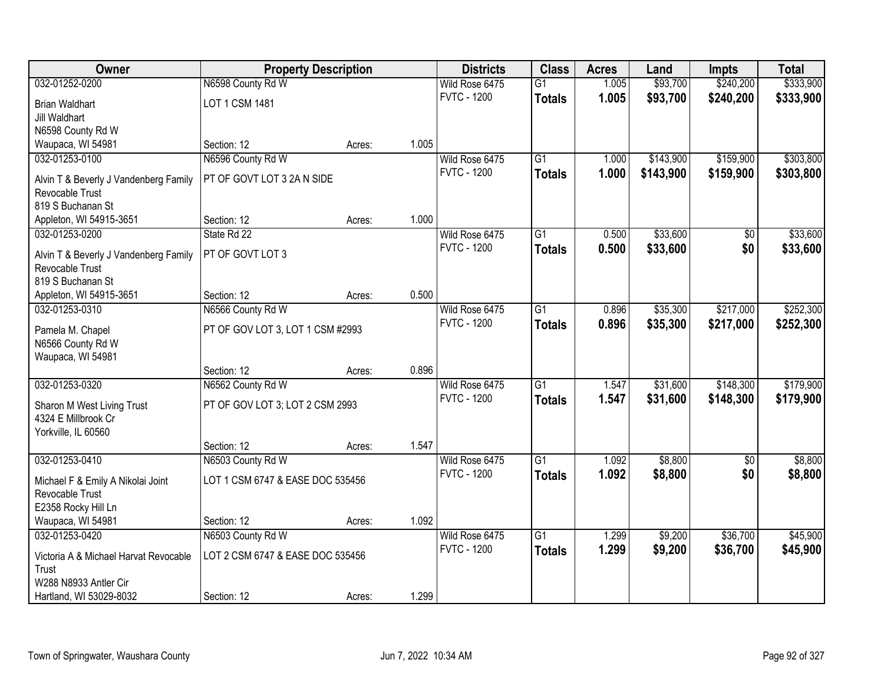| Owner | Property Description | | | Districts | Class | Acres | Land | Impts | Total |
|---|---|---|---|---|---|---|---|---|---|
| 032-01252-0200 | N6598 County Rd W | | | Wild Rose 6475 | G1 | 1.005 | $93,700 | $240,200 | $333,900 |
| Brian Waldhart<br>Jill Waldhart<br>N6598 County Rd W<br>Waupaca, WI 54981 | LOT 1 CSM 1481 | | | FVTC - 1200 | **Totals** | **1.005** | **$93,700** | **$240,200** | **$333,900** |
| | Section: 12 | Acres: | 1.005 | | | | | | |
| 032-01253-0100 | N6596 County Rd W | | | Wild Rose 6475 | G1 | 1.000 | $143,900 | $159,900 | $303,800 |
| Alvin T & Beverly J Vandenberg Family Revocable Trust<br>819 S Buchanan St<br>Appleton, WI 54915-3651 | PT OF GOVT LOT 3 2A N SIDE | | | FVTC - 1200 | **Totals** | **1.000** | **$143,900** | **$159,900** | **$303,800** |
| | Section: 12 | Acres: | 1.000 | | | | | | |
| 032-01253-0200 | State Rd 22 | | | Wild Rose 6475 | G1 | 0.500 | $33,600 | $0 | $33,600 |
| Alvin T & Beverly J Vandenberg Family Revocable Trust<br>819 S Buchanan St<br>Appleton, WI 54915-3651 | PT OF GOVT LOT 3 | | | FVTC - 1200 | **Totals** | **0.500** | **$33,600** | **$0** | **$33,600** |
| | Section: 12 | Acres: | 0.500 | | | | | | |
| 032-01253-0310 | N6566 County Rd W | | | Wild Rose 6475 | G1 | 0.896 | $35,300 | $217,000 | $252,300 |
| Pamela M. Chapel<br>N6566 County Rd W<br>Waupaca, WI 54981 | PT OF GOV LOT 3, LOT 1 CSM #2993 | | | FVTC - 1200 | **Totals** | **0.896** | **$35,300** | **$217,000** | **$252,300** |
| | Section: 12 | Acres: | 0.896 | | | | | | |
| 032-01253-0320 | N6562 County Rd W | | | Wild Rose 6475 | G1 | 1.547 | $31,600 | $148,300 | $179,900 |
| Sharon M West Living Trust<br>4324 E Millbrook Cr<br>Yorkville, IL 60560 | PT OF GOV LOT 3; LOT 2 CSM 2993 | | | FVTC - 1200 | **Totals** | **1.547** | **$31,600** | **$148,300** | **$179,900** |
| | Section: 12 | Acres: | 1.547 | | | | | | |
| 032-01253-0410 | N6503 County Rd W | | | Wild Rose 6475 | G1 | 1.092 | $8,800 | $0 | $8,800 |
| Michael F & Emily A Nikolai Joint Revocable Trust<br>E2358 Rocky Hill Ln<br>Waupaca, WI 54981 | LOT 1 CSM 6747 & EASE DOC 535456 | | | FVTC - 1200 | **Totals** | **1.092** | **$8,800** | **$0** | **$8,800** |
| | Section: 12 | Acres: | 1.092 | | | | | | |
| 032-01253-0420 | N6503 County Rd W | | | Wild Rose 6475 | G1 | 1.299 | $9,200 | $36,700 | $45,900 |
| Victoria A & Michael Harvat Revocable Trust<br>W288 N8933 Antler Cir<br>Hartland, WI 53029-8032 | LOT 2 CSM 6747 & EASE DOC 535456 | | | FVTC - 1200 | **Totals** | **1.299** | **$9,200** | **$36,700** | **$45,900** |
| | Section: 12 | Acres: | 1.299 | | | | | | |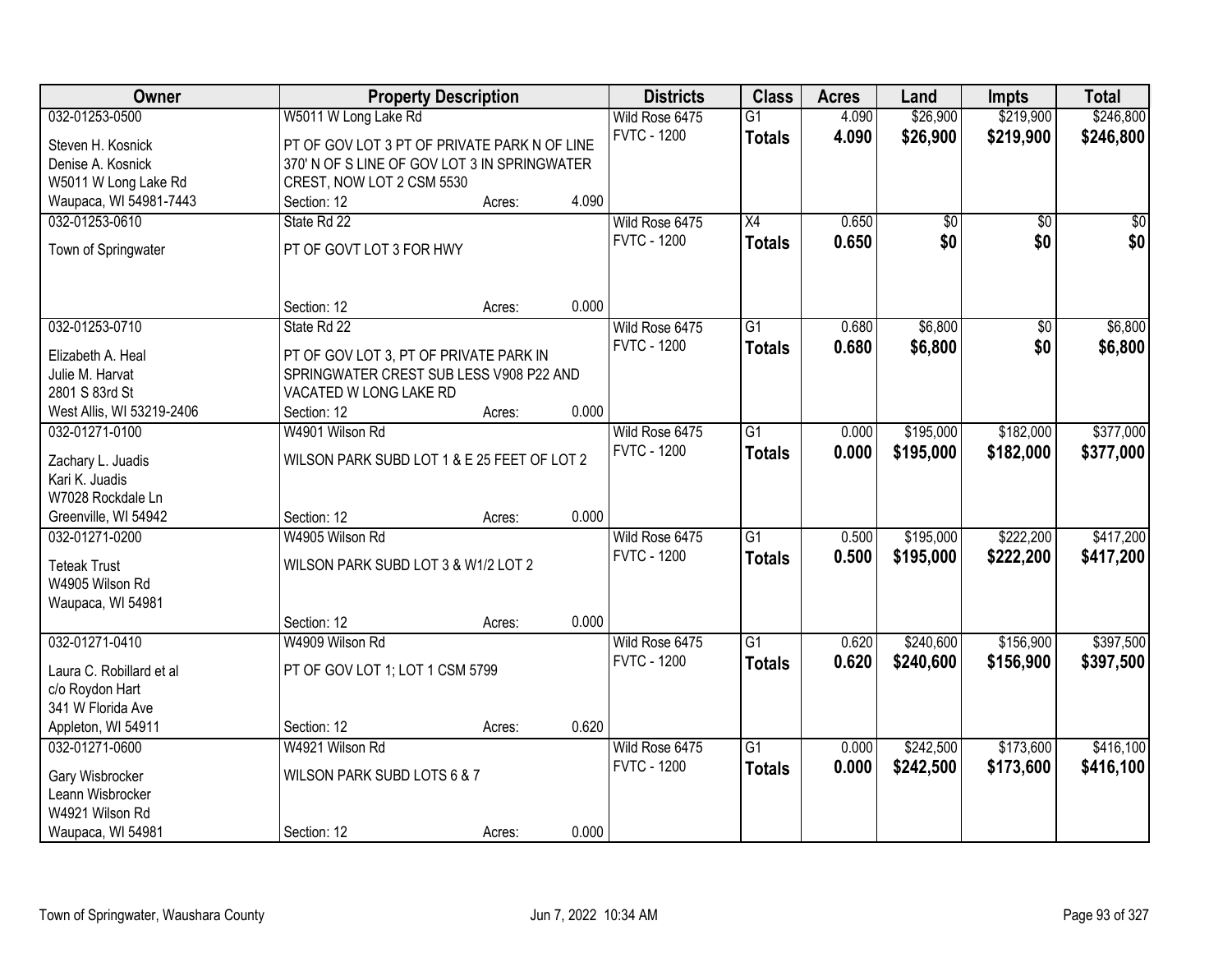| Owner | Property Description | | | Districts | Class | Acres | Land | Impts | Total |
|---|---|---|---|---|---|---|---|---|---|
| 032-01253-0500 | W5011 W Long Lake Rd | | | Wild Rose 6475 | G1 | 4.090 | $26,900 | $219,900 | $246,800 |
| Steven H. Kosnick<br>Denise A. Kosnick<br>W5011 W Long Lake Rd<br>Waupaca, WI 54981-7443 | PT OF GOV LOT 3 PT OF PRIVATE PARK N OF LINE 370' N OF S LINE OF GOV LOT 3 IN SPRINGWATER CREST, NOW LOT 2 CSM 5530 | | | FVTC - 1200 | **Totals** | **4.090** | **$26,900** | **$219,900** | **$246,800** |
| | Section: 12 | Acres: | 4.090 | | | | | | |
| 032-01253-0610 | State Rd 22 | | | Wild Rose 6475 | X4 | 0.650 | $0 | $0 | $0 |
| Town of Springwater | PT OF GOVT LOT 3 FOR HWY | | | FVTC - 1200 | **Totals** | **0.650** | **$0** | **$0** | **$0** |
| | Section: 12 | Acres: | 0.000 | | | | | | |
| 032-01253-0710 | State Rd 22 | | | Wild Rose 6475 | G1 | 0.680 | $6,800 | $0 | $6,800 |
| Elizabeth A. Heal<br>Julie M. Harvat<br>2801 S 83rd St<br>West Allis, WI 53219-2406 | PT OF GOV LOT 3, PT OF PRIVATE PARK IN SPRINGWATER CREST SUB LESS V908 P22 AND VACATED W LONG LAKE RD | | | FVTC - 1200 | **Totals** | **0.680** | **$6,800** | **$0** | **$6,800** |
| | Section: 12 | Acres: | 0.000 | | | | | | |
| 032-01271-0100 | W4901 Wilson Rd | | | Wild Rose 6475 | G1 | 0.000 | $195,000 | $182,000 | $377,000 |
| Zachary L. Juadis<br>Kari K. Juadis<br>W7028 Rockdale Ln<br>Greenville, WI 54942 | WILSON PARK SUBD LOT 1 & E 25 FEET OF LOT 2 | | | FVTC - 1200 | **Totals** | **0.000** | **$195,000** | **$182,000** | **$377,000** |
| | Section: 12 | Acres: | 0.000 | | | | | | |
| 032-01271-0200 | W4905 Wilson Rd | | | Wild Rose 6475 | G1 | 0.500 | $195,000 | $222,200 | $417,200 |
| Teteak Trust<br>W4905 Wilson Rd<br>Waupaca, WI 54981 | WILSON PARK SUBD LOT 3 & W1/2 LOT 2 | | | FVTC - 1200 | **Totals** | **0.500** | **$195,000** | **$222,200** | **$417,200** |
| | Section: 12 | Acres: | 0.000 | | | | | | |
| 032-01271-0410 | W4909 Wilson Rd | | | Wild Rose 6475 | G1 | 0.620 | $240,600 | $156,900 | $397,500 |
| Laura C. Robillard et al<br>c/o Roydon Hart<br>341 W Florida Ave<br>Appleton, WI 54911 | PT OF GOV LOT 1; LOT 1 CSM 5799 | | | FVTC - 1200 | **Totals** | **0.620** | **$240,600** | **$156,900** | **$397,500** |
| | Section: 12 | Acres: | 0.620 | | | | | | |
| 032-01271-0600 | W4921 Wilson Rd | | | Wild Rose 6475 | G1 | 0.000 | $242,500 | $173,600 | $416,100 |
| Gary Wisbrocker<br>Leann Wisbrocker<br>W4921 Wilson Rd<br>Waupaca, WI 54981 | WILSON PARK SUBD LOTS 6 & 7 | | | FVTC - 1200 | **Totals** | **0.000** | **$242,500** | **$173,600** | **$416,100** |
| | Section: 12 | Acres: | 0.000 | | | | | | |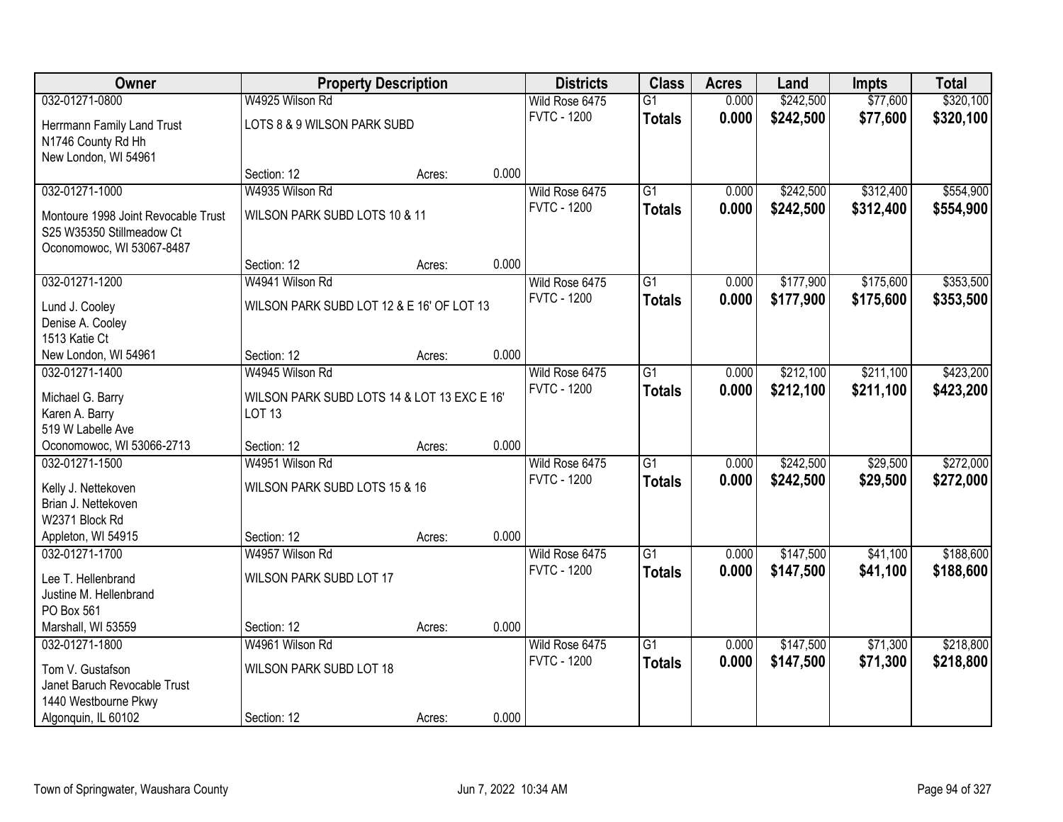| Owner | Property Description | | | Districts | Class | Acres | Land | Impts | Total |
|---|---|---|---|---|---|---|---|---|---|
| 032-01271-0800 | W4925 Wilson Rd | | | Wild Rose 6475 | G1 | 0.000 | $242,500 | $77,600 | $320,100 |
| Herrmann Family Land Trust<br>N1746 County Rd Hh<br>New London, WI 54961 | LOTS 8 & 9 WILSON PARK SUBD | | | FVTC - 1200 | **Totals** | **0.000** | **$242,500** | **$77,600** | **$320,100** |
| | Section: 12 | Acres: | 0.000 | | | | | | |
| 032-01271-1000 | W4935 Wilson Rd | | | Wild Rose 6475 | G1 | 0.000 | $242,500 | $312,400 | $554,900 |
| Montoure 1998 Joint Revocable Trust<br>S25 W35350 Stillmeadow Ct<br>Oconomowoc, WI 53067-8487 | WILSON PARK SUBD LOTS 10 & 11 | | | FVTC - 1200 | **Totals** | **0.000** | **$242,500** | **$312,400** | **$554,900** |
| | Section: 12 | Acres: | 0.000 | | | | | | |
| 032-01271-1200 | W4941 Wilson Rd | | | Wild Rose 6475 | G1 | 0.000 | $177,900 | $175,600 | $353,500 |
| Lund J. Cooley<br>Denise A. Cooley<br>1513 Katie Ct<br>New London, WI 54961 | WILSON PARK SUBD LOT 12 & E 16' OF LOT 13 | | | FVTC - 1200 | **Totals** | **0.000** | **$177,900** | **$175,600** | **$353,500** |
| | Section: 12 | Acres: | 0.000 | | | | | | |
| 032-01271-1400 | W4945 Wilson Rd | | | Wild Rose 6475 | G1 | 0.000 | $212,100 | $211,100 | $423,200 |
| Michael G. Barry<br>Karen A. Barry<br>519 W Labelle Ave<br>Oconomowoc, WI 53066-2713 | WILSON PARK SUBD LOTS 14 & LOT 13 EXC E 16' LOT 13 | | | FVTC - 1200 | **Totals** | **0.000** | **$212,100** | **$211,100** | **$423,200** |
| | Section: 12 | Acres: | 0.000 | | | | | | |
| 032-01271-1500 | W4951 Wilson Rd | | | Wild Rose 6475 | G1 | 0.000 | $242,500 | $29,500 | $272,000 |
| Kelly J. Nettekoven<br>Brian J. Nettekoven<br>W2371 Block Rd<br>Appleton, WI 54915 | WILSON PARK SUBD LOTS 15 & 16 | | | FVTC - 1200 | **Totals** | **0.000** | **$242,500** | **$29,500** | **$272,000** |
| | Section: 12 | Acres: | 0.000 | | | | | | |
| 032-01271-1700 | W4957 Wilson Rd | | | Wild Rose 6475 | G1 | 0.000 | $147,500 | $41,100 | $188,600 |
| Lee T. Hellenbrand<br>Justine M. Hellenbrand<br>PO Box 561<br>Marshall, WI 53559 | WILSON PARK SUBD LOT 17 | | | FVTC - 1200 | **Totals** | **0.000** | **$147,500** | **$41,100** | **$188,600** |
| | Section: 12 | Acres: | 0.000 | | | | | | |
| 032-01271-1800 | W4961 Wilson Rd | | | Wild Rose 6475 | G1 | 0.000 | $147,500 | $71,300 | $218,800 |
| Tom V. Gustafson<br>Janet Baruch Revocable Trust<br>1440 Westbourne Pkwy<br>Algonquin, IL 60102 | WILSON PARK SUBD LOT 18 | | | FVTC - 1200 | **Totals** | **0.000** | **$147,500** | **$71,300** | **$218,800** |
| | Section: 12 | Acres: | 0.000 | | | | | | |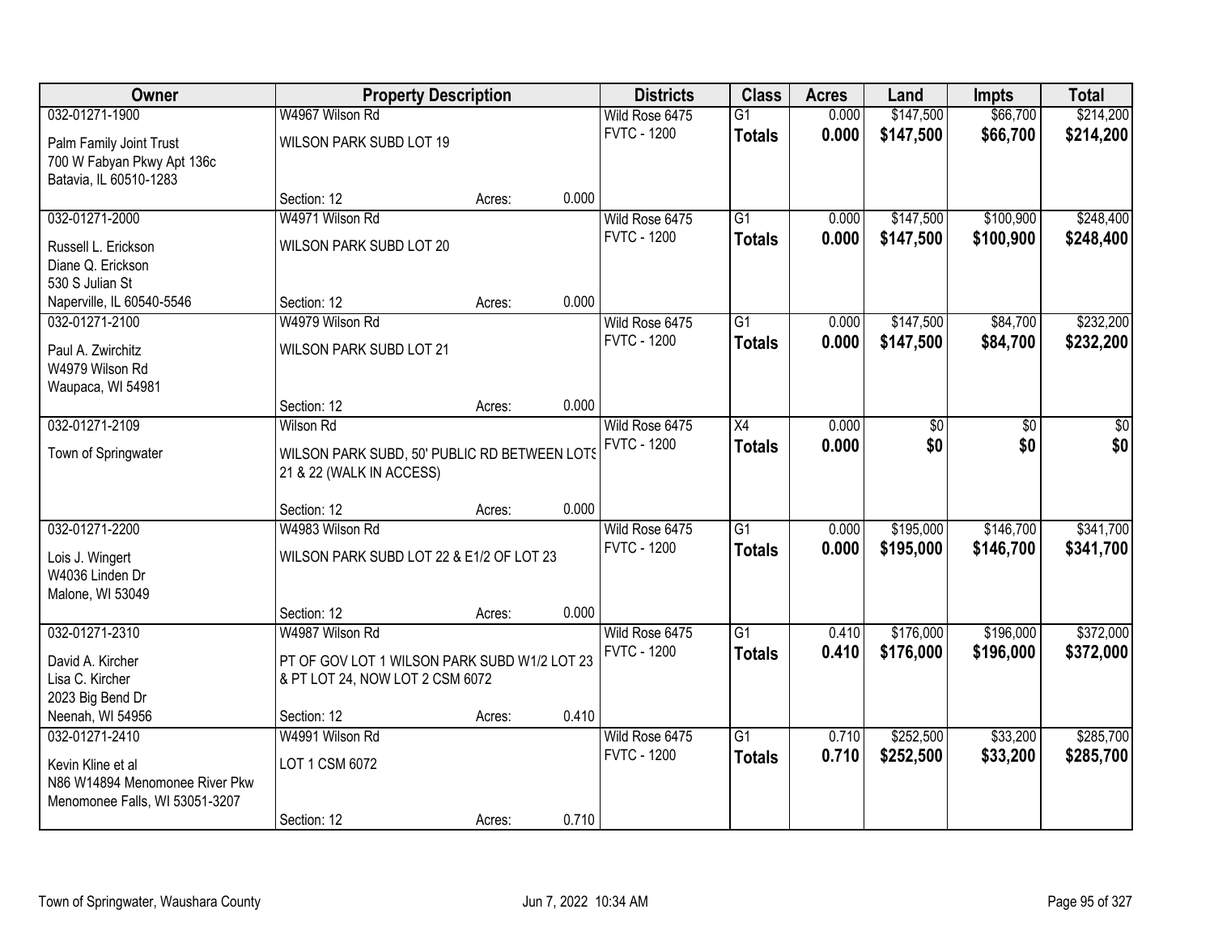| Owner | Property Description | | | Districts | Class | Acres | Land | Impts | Total |
|---|---|---|---|---|---|---|---|---|---|
| 032-01271-1900 | W4967 Wilson Rd | | | Wild Rose 6475 | G1 | 0.000 | $147,500 | $66,700 | $214,200 |
| Palm Family Joint Trust<br>700 W Fabyan Pkwy Apt 136c<br>Batavia, IL 60510-1283 | WILSON PARK SUBD LOT 19 | | | FVTC - 1200 | **Totals** | **0.000** | **$147,500** | **$66,700** | **$214,200** |
| | Section: 12 | Acres: | 0.000 | | | | | | |
| 032-01271-2000 | W4971 Wilson Rd | | | Wild Rose 6475 | G1 | 0.000 | $147,500 | $100,900 | $248,400 |
| Russell L. Erickson<br>Diane Q. Erickson<br>530 S Julian St<br>Naperville, IL 60540-5546 | WILSON PARK SUBD LOT 20 | | | FVTC - 1200 | **Totals** | **0.000** | **$147,500** | **$100,900** | **$248,400** |
| | Section: 12 | Acres: | 0.000 | | | | | | |
| 032-01271-2100 | W4979 Wilson Rd | | | Wild Rose 6475 | G1 | 0.000 | $147,500 | $84,700 | $232,200 |
| Paul A. Zwirchitz<br>W4979 Wilson Rd<br>Waupaca, WI 54981 | WILSON PARK SUBD LOT 21 | | | FVTC - 1200 | **Totals** | **0.000** | **$147,500** | **$84,700** | **$232,200** |
| | Section: 12 | Acres: | 0.000 | | | | | | |
| 032-01271-2109 | Wilson Rd | | | Wild Rose 6475 | X4 | 0.000 | $0 | $0 | $0 |
| Town of Springwater | WILSON PARK SUBD, 50' PUBLIC RD BETWEEN LOTS 21 & 22 (WALK IN ACCESS) | | | FVTC - 1200 | **Totals** | **0.000** | **$0** | **$0** | **$0** |
| | Section: 12 | Acres: | 0.000 | | | | | | |
| 032-01271-2200 | W4983 Wilson Rd | | | Wild Rose 6475 | G1 | 0.000 | $195,000 | $146,700 | $341,700 |
| Lois J. Wingert<br>W4036 Linden Dr<br>Malone, WI 53049 | WILSON PARK SUBD LOT 22 & E1/2 OF LOT 23 | | | FVTC - 1200 | **Totals** | **0.000** | **$195,000** | **$146,700** | **$341,700** |
| | Section: 12 | Acres: | 0.000 | | | | | | |
| 032-01271-2310 | W4987 Wilson Rd | | | Wild Rose 6475 | G1 | 0.410 | $176,000 | $196,000 | $372,000 |
| David A. Kircher<br>Lisa C. Kircher<br>2023 Big Bend Dr<br>Neenah, WI 54956 | PT OF GOV LOT 1 WILSON PARK SUBD W1/2 LOT 23 & PT LOT 24, NOW LOT 2 CSM 6072 | | | FVTC - 1200 | **Totals** | **0.410** | **$176,000** | **$196,000** | **$372,000** |
| | Section: 12 | Acres: | 0.410 | | | | | | |
| 032-01271-2410 | W4991 Wilson Rd | | | Wild Rose 6475 | G1 | 0.710 | $252,500 | $33,200 | $285,700 |
| Kevin Kline et al<br>N86 W14894 Menomonee River Pkw<br>Menomonee Falls, WI 53051-3207 | LOT 1 CSM 6072 | | | FVTC - 1200 | **Totals** | **0.710** | **$252,500** | **$33,200** | **$285,700** |
| | Section: 12 | Acres: | 0.710 | | | | | | |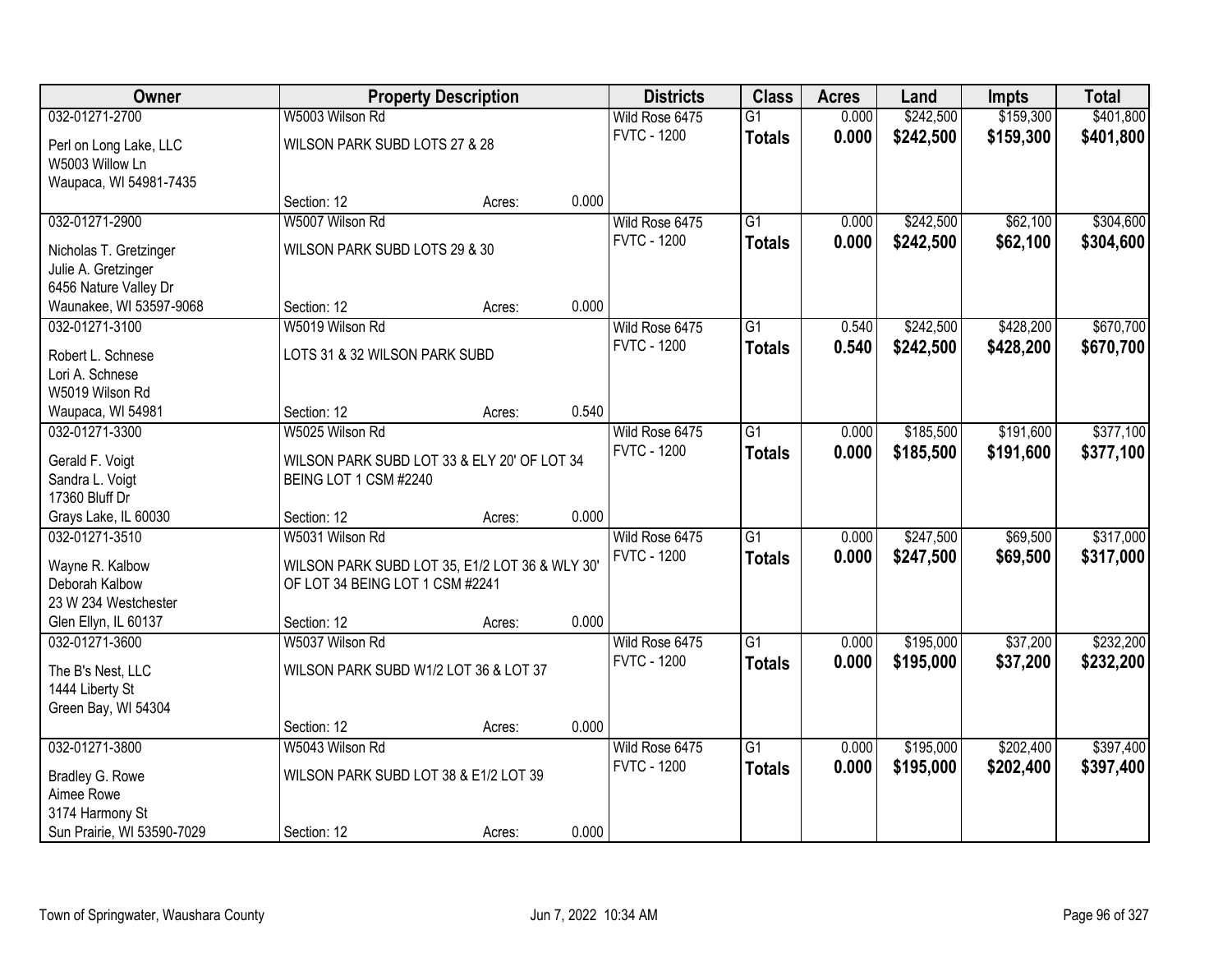| Owner | Property Description | Districts | Class | Acres | Land | Impts | Total |
|---|---|---|---|---|---|---|---|
| 032-01271-2700<br>Perl on Long Lake, LLC<br>W5003 Willow Ln<br>Waupaca, WI 54981-7435 | W5003 Wilson Rd<br>WILSON PARK SUBD LOTS 27 & 28<br>Section: 12 Acres: 0.000 | Wild Rose 6475<br>FVTC - 1200 | G1<br>**Totals** | 0.000<br>**0.000** | $242,500<br>**$242,500** | $159,300<br>**$159,300** | $401,800<br>**$401,800** |
| 032-01271-2900<br>Nicholas T. Gretzinger<br>Julie A. Gretzinger<br>6456 Nature Valley Dr<br>Waunakee, WI 53597-9068 | W5007 Wilson Rd<br>WILSON PARK SUBD LOTS 29 & 30<br>Section: 12 Acres: 0.000 | Wild Rose 6475<br>FVTC - 1200 | G1<br>**Totals** | 0.000<br>**0.000** | $242,500<br>**$242,500** | $62,100<br>**$62,100** | $304,600<br>**$304,600** |
| 032-01271-3100<br>Robert L. Schnese<br>Lori A. Schnese<br>W5019 Wilson Rd<br>Waupaca, WI 54981 | W5019 Wilson Rd<br>LOTS 31 & 32 WILSON PARK SUBD<br>Section: 12 Acres: 0.540 | Wild Rose 6475<br>FVTC - 1200 | G1<br>**Totals** | 0.540<br>**0.540** | $242,500<br>**$242,500** | $428,200<br>**$428,200** | $670,700<br>**$670,700** |
| 032-01271-3300<br>Gerald F. Voigt<br>Sandra L. Voigt<br>17360 Bluff Dr<br>Grays Lake, IL 60030 | W5025 Wilson Rd<br>WILSON PARK SUBD LOT 33 & ELY 20' OF LOT 34 BEING LOT 1 CSM #2240<br>Section: 12 Acres: 0.000 | Wild Rose 6475<br>FVTC - 1200 | G1<br>**Totals** | 0.000<br>**0.000** | $185,500<br>**$185,500** | $191,600<br>**$191,600** | $377,100<br>**$377,100** |
| 032-01271-3510<br>Wayne R. Kalbow<br>Deborah Kalbow<br>23 W 234 Westchester<br>Glen Ellyn, IL 60137 | W5031 Wilson Rd<br>WILSON PARK SUBD LOT 35, E1/2 LOT 36 & WLY 30' OF LOT 34 BEING LOT 1 CSM #2241<br>Section: 12 Acres: 0.000 | Wild Rose 6475<br>FVTC - 1200 | G1<br>**Totals** | 0.000<br>**0.000** | $247,500<br>**$247,500** | $69,500<br>**$69,500** | $317,000<br>**$317,000** |
| 032-01271-3600<br>The B's Nest, LLC<br>1444 Liberty St<br>Green Bay, WI 54304 | W5037 Wilson Rd<br>WILSON PARK SUBD W1/2 LOT 36 & LOT 37<br>Section: 12 Acres: 0.000 | Wild Rose 6475<br>FVTC - 1200 | G1<br>**Totals** | 0.000<br>**0.000** | $195,000<br>**$195,000** | $37,200<br>**$37,200** | $232,200<br>**$232,200** |
| 032-01271-3800<br>Bradley G. Rowe<br>Aimee Rowe<br>3174 Harmony St<br>Sun Prairie, WI 53590-7029 | W5043 Wilson Rd<br>WILSON PARK SUBD LOT 38 & E1/2 LOT 39<br>Section: 12 Acres: 0.000 | Wild Rose 6475<br>FVTC - 1200 | G1<br>**Totals** | 0.000<br>**0.000** | $195,000<br>**$195,000** | $202,400<br>**$202,400** | $397,400<br>**$397,400** |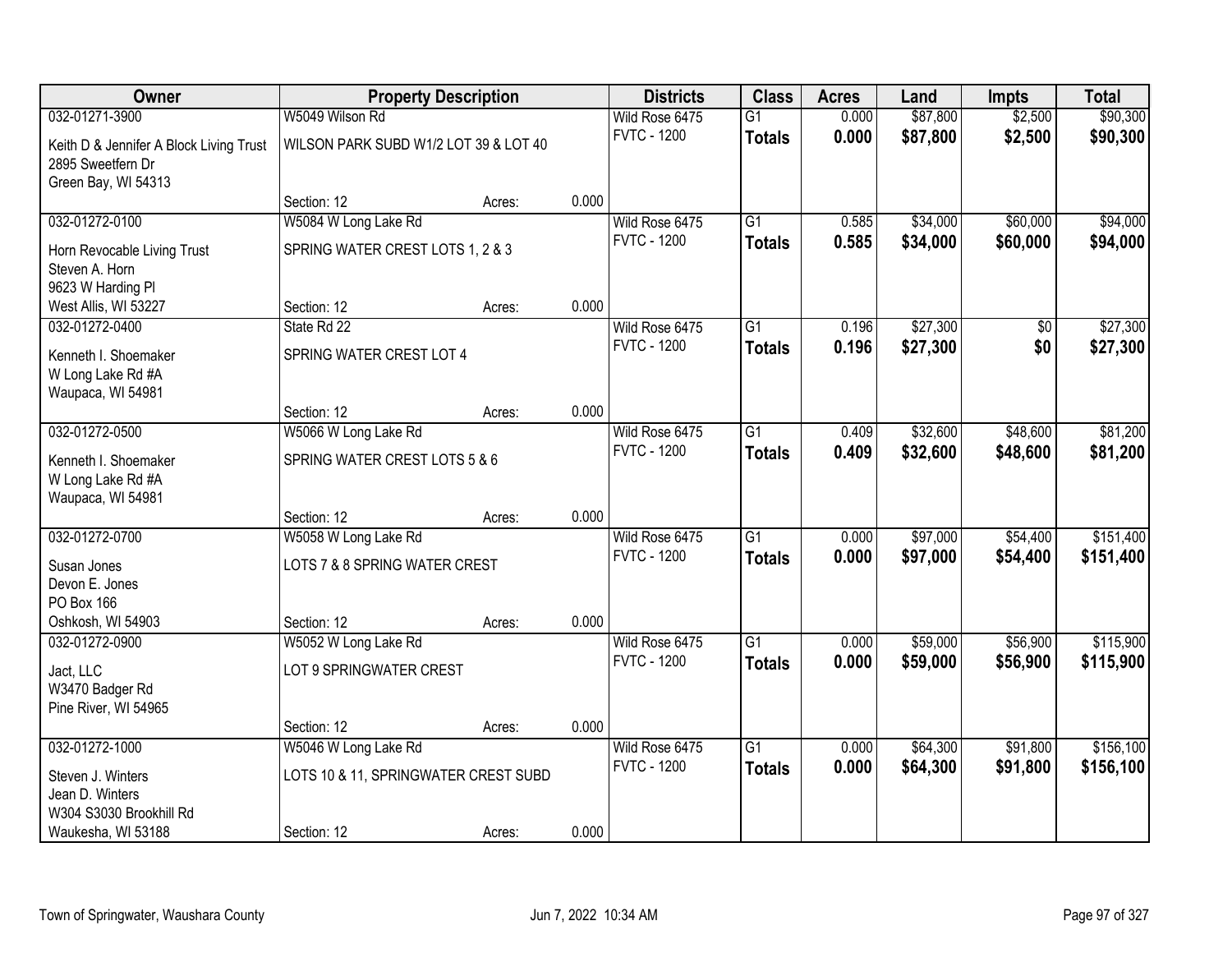| Owner | Property Description | | | Districts | Class | Acres | Land | Impts | Total |
|---|---|---|---|---|---|---|---|---|---|
| 032-01271-3900 | W5049 Wilson Rd | | | Wild Rose 6475 | G1 | 0.000 | $87,800 | $2,500 | $90,300 |
| Keith D & Jennifer A Block Living Trust<br>2895 Sweetfern Dr<br>Green Bay, WI 54313 | WILSON PARK SUBD W1/2 LOT 39 & LOT 40 | | | FVTC - 1200 | **Totals** | **0.000** | **$87,800** | **$2,500** | **$90,300** |
| | Section: 12 | Acres: | 0.000 | | | | | | |
| 032-01272-0100 | W5084 W Long Lake Rd | | | Wild Rose 6475 | G1 | 0.585 | $34,000 | $60,000 | $94,000 |
| Horn Revocable Living Trust<br>Steven A. Horn<br>9623 W Harding Pl<br>West Allis, WI 53227 | SPRING WATER CREST LOTS 1, 2 & 3 | | | FVTC - 1200 | **Totals** | **0.585** | **$34,000** | **$60,000** | **$94,000** |
| | Section: 12 | Acres: | 0.000 | | | | | | |
| 032-01272-0400 | State Rd 22 | | | Wild Rose 6475 | G1 | 0.196 | $27,300 | $0 | $27,300 |
| Kenneth I. Shoemaker<br>W Long Lake Rd #A<br>Waupaca, WI 54981 | SPRING WATER CREST LOT 4 | | | FVTC - 1200 | **Totals** | **0.196** | **$27,300** | **$0** | **$27,300** |
| | Section: 12 | Acres: | 0.000 | | | | | | |
| 032-01272-0500 | W5066 W Long Lake Rd | | | Wild Rose 6475 | G1 | 0.409 | $32,600 | $48,600 | $81,200 |
| Kenneth I. Shoemaker<br>W Long Lake Rd #A<br>Waupaca, WI 54981 | SPRING WATER CREST LOTS 5 & 6 | | | FVTC - 1200 | **Totals** | **0.409** | **$32,600** | **$48,600** | **$81,200** |
| | Section: 12 | Acres: | 0.000 | | | | | | |
| 032-01272-0700 | W5058 W Long Lake Rd | | | Wild Rose 6475 | G1 | 0.000 | $97,000 | $54,400 | $151,400 |
| Susan Jones<br>Devon E. Jones<br>PO Box 166<br>Oshkosh, WI 54903 | LOTS 7 & 8 SPRING WATER CREST | | | FVTC - 1200 | **Totals** | **0.000** | **$97,000** | **$54,400** | **$151,400** |
| | Section: 12 | Acres: | 0.000 | | | | | | |
| 032-01272-0900 | W5052 W Long Lake Rd | | | Wild Rose 6475 | G1 | 0.000 | $59,000 | $56,900 | $115,900 |
| Jact, LLC<br>W3470 Badger Rd<br>Pine River, WI 54965 | LOT 9 SPRINGWATER CREST | | | FVTC - 1200 | **Totals** | **0.000** | **$59,000** | **$56,900** | **$115,900** |
| | Section: 12 | Acres: | 0.000 | | | | | | |
| 032-01272-1000 | W5046 W Long Lake Rd | | | Wild Rose 6475 | G1 | 0.000 | $64,300 | $91,800 | $156,100 |
| Steven J. Winters<br>Jean D. Winters<br>W304 S3030 Brookhill Rd<br>Waukesha, WI 53188 | LOTS 10 & 11, SPRINGWATER CREST SUBD | | | FVTC - 1200 | **Totals** | **0.000** | **$64,300** | **$91,800** | **$156,100** |
| | Section: 12 | Acres: | 0.000 | | | | | | |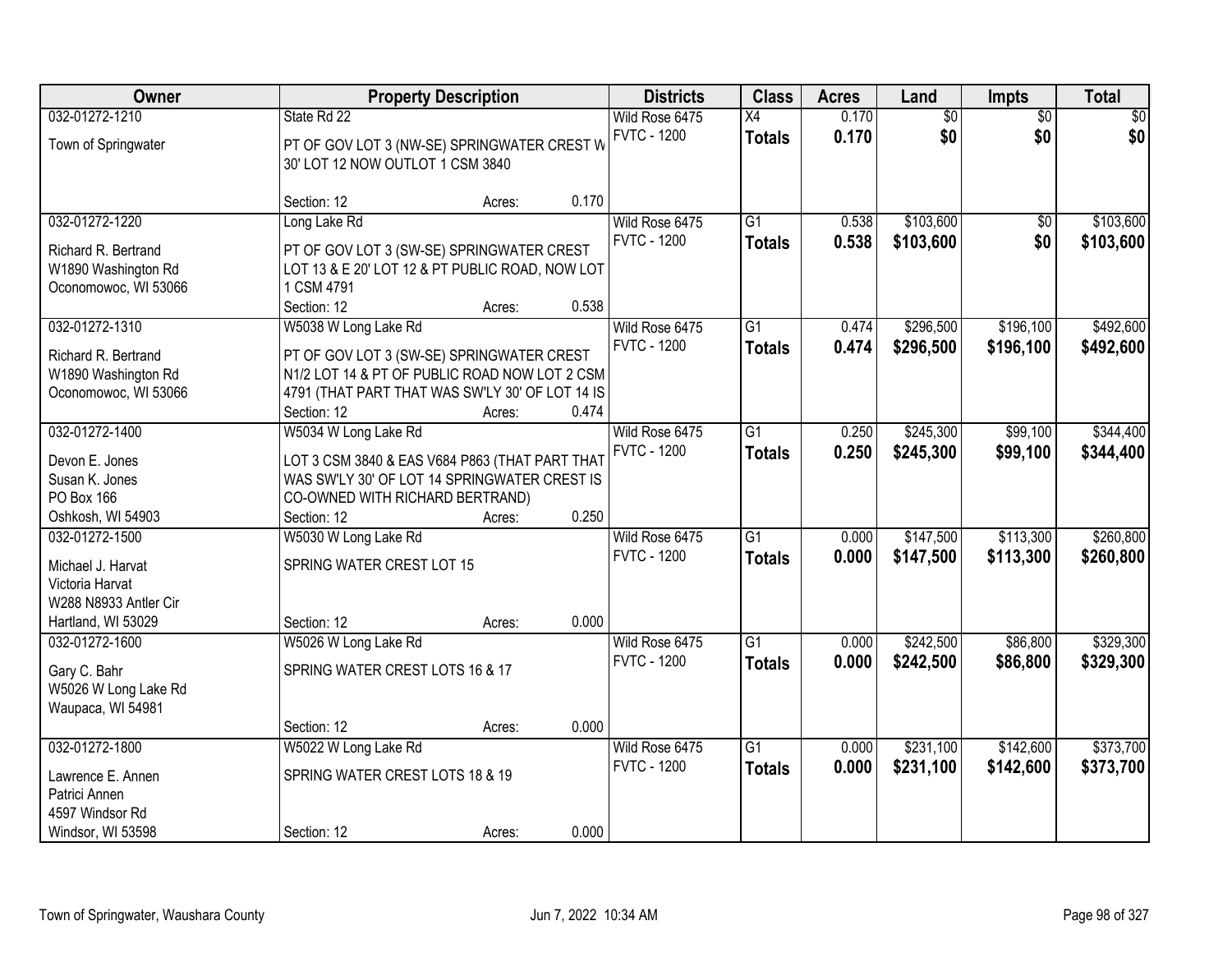| Owner | Property Description | Districts | Class | Acres | Land | Impts | Total |
|---|---|---|---|---|---|---|---|
| 032-01272-1210<br>Town of Springwater | State Rd 22<br>PT OF GOV LOT 3 (NW-SE) SPRINGWATER CREST W 30' LOT 12 NOW OUTLOT 1 CSM 3840<br>Section: 12 Acres: 0.170 | Wild Rose 6475<br>FVTC - 1200 | X4<br>**Totals** | 0.170<br>**0.170** | $0<br>**$0** | $0<br>**$0** | $0<br>**$0** |
| 032-01272-1220<br>Richard R. Bertrand<br>W1890 Washington Rd<br>Oconomowoc, WI 53066 | Long Lake Rd<br>PT OF GOV LOT 3 (SW-SE) SPRINGWATER CREST LOT 13 & E 20' LOT 12 & PT PUBLIC ROAD, NOW LOT 1 CSM 4791<br>Section: 12 Acres: 0.538 | Wild Rose 6475<br>FVTC - 1200 | G1<br>**Totals** | 0.538<br>**0.538** | $103,600<br>**$103,600** | $0<br>**$0** | $103,600<br>**$103,600** |
| 032-01272-1310<br>Richard R. Bertrand<br>W1890 Washington Rd<br>Oconomowoc, WI 53066 | W5038 W Long Lake Rd<br>PT OF GOV LOT 3 (SW-SE) SPRINGWATER CREST N1/2 LOT 14 & PT OF PUBLIC ROAD NOW LOT 2 CSM 4791 (THAT PART THAT WAS SW'LY 30' OF LOT 14 IS<br>Section: 12 Acres: 0.474 | Wild Rose 6475<br>FVTC - 1200 | G1<br>**Totals** | 0.474<br>**0.474** | $296,500<br>**$296,500** | $196,100<br>**$196,100** | $492,600<br>**$492,600** |
| 032-01272-1400<br>Devon E. Jones<br>Susan K. Jones<br>PO Box 166<br>Oshkosh, WI 54903 | W5034 W Long Lake Rd<br>LOT 3 CSM 3840 & EAS V684 P863 (THAT PART THAT WAS SW'LY 30' OF LOT 14 SPRINGWATER CREST IS CO-OWNED WITH RICHARD BERTRAND)<br>Section: 12 Acres: 0.250 | Wild Rose 6475<br>FVTC - 1200 | G1<br>**Totals** | 0.250<br>**0.250** | $245,300<br>**$245,300** | $99,100<br>**$99,100** | $344,400<br>**$344,400** |
| 032-01272-1500<br>Michael J. Harvat<br>Victoria Harvat<br>W288 N8933 Antler Cir<br>Hartland, WI 53029 | W5030 W Long Lake Rd<br>SPRING WATER CREST LOT 15<br>Section: 12 Acres: 0.000 | Wild Rose 6475<br>FVTC - 1200 | G1<br>**Totals** | 0.000<br>**0.000** | $147,500<br>**$147,500** | $113,300<br>**$113,300** | $260,800<br>**$260,800** |
| 032-01272-1600<br>Gary C. Bahr<br>W5026 W Long Lake Rd<br>Waupaca, WI 54981 | W5026 W Long Lake Rd<br>SPRING WATER CREST LOTS 16 & 17<br>Section: 12 Acres: 0.000 | Wild Rose 6475<br>FVTC - 1200 | G1<br>**Totals** | 0.000<br>**0.000** | $242,500<br>**$242,500** | $86,800<br>**$86,800** | $329,300<br>**$329,300** |
| 032-01272-1800<br>Lawrence E. Annen<br>Patrici Annen<br>4597 Windsor Rd<br>Windsor, WI 53598 | W5022 W Long Lake Rd<br>SPRING WATER CREST LOTS 18 & 19<br>Section: 12 Acres: 0.000 | Wild Rose 6475<br>FVTC - 1200 | G1<br>**Totals** | 0.000<br>**0.000** | $231,100<br>**$231,100** | $142,600<br>**$142,600** | $373,700<br>**$373,700** |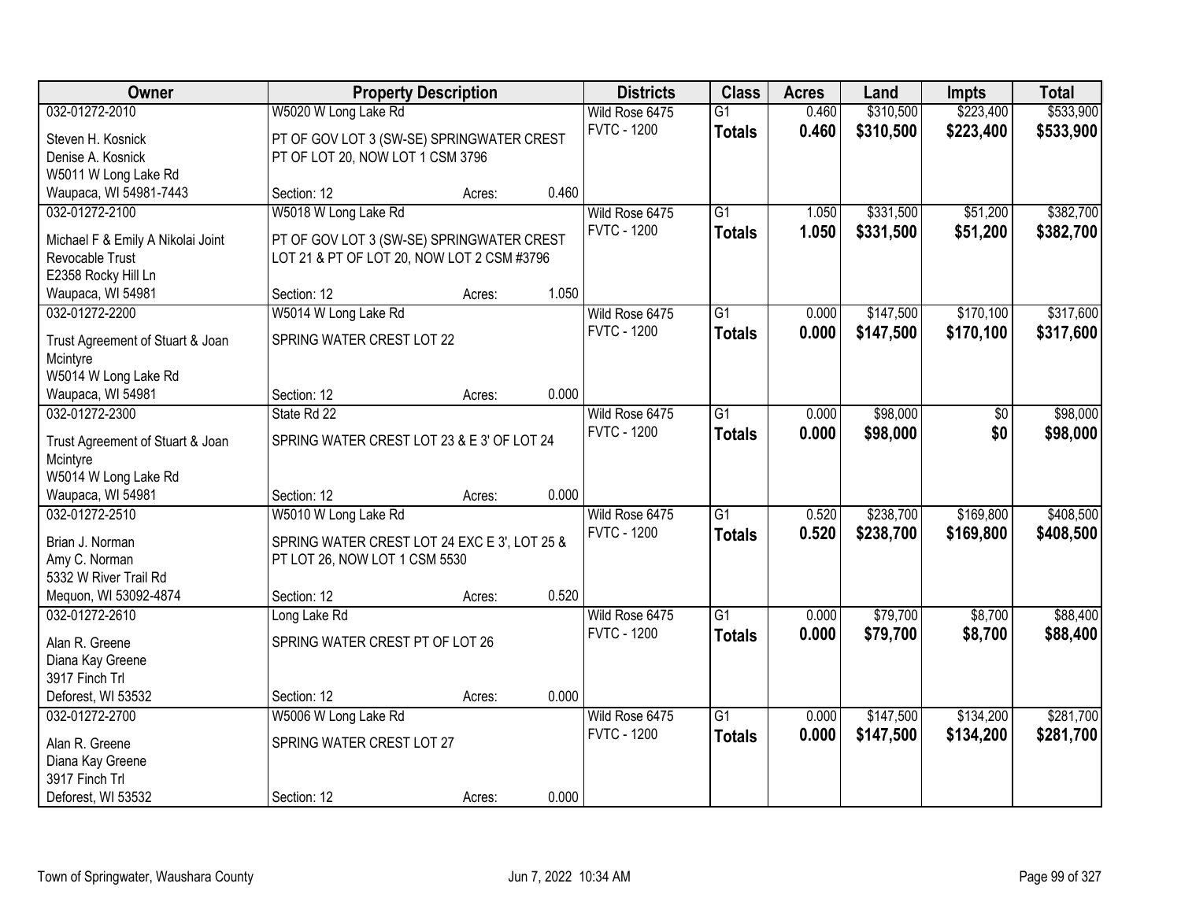| Owner | Property Description | | | Districts | Class | Acres | Land | Impts | Total |
|---|---|---|---|---|---|---|---|---|---|
| 032-01272-2010 | W5020 W Long Lake Rd | | | Wild Rose 6475 | G1 | 0.460 | $310,500 | $223,400 | $533,900 |
| Steven H. Kosnick<br>Denise A. Kosnick<br>W5011 W Long Lake Rd<br>Waupaca, WI 54981-7443 | PT OF GOV LOT 3 (SW-SE) SPRINGWATER CREST PT OF LOT 20, NOW LOT 1 CSM 3796 | | | FVTC - 1200 | **Totals** | **0.460** | **$310,500** | **$223,400** | **$533,900** |
| | Section: 12 | Acres: | 0.460 | | | | | | |
| 032-01272-2100 | W5018 W Long Lake Rd | | | Wild Rose 6475 | G1 | 1.050 | $331,500 | $51,200 | $382,700 |
| Michael F & Emily A Nikolai Joint Revocable Trust<br>E2358 Rocky Hill Ln<br>Waupaca, WI 54981 | PT OF GOV LOT 3 (SW-SE) SPRINGWATER CREST LOT 21 & PT OF LOT 20, NOW LOT 2 CSM #3796 | | | FVTC - 1200 | **Totals** | **1.050** | **$331,500** | **$51,200** | **$382,700** |
| | Section: 12 | Acres: | 1.050 | | | | | | |
| 032-01272-2200 | W5014 W Long Lake Rd | | | Wild Rose 6475 | G1 | 0.000 | $147,500 | $170,100 | $317,600 |
| Trust Agreement of Stuart & Joan Mcintyre<br>W5014 W Long Lake Rd<br>Waupaca, WI 54981 | SPRING WATER CREST LOT 22 | | | FVTC - 1200 | **Totals** | **0.000** | **$147,500** | **$170,100** | **$317,600** |
| | Section: 12 | Acres: | 0.000 | | | | | | |
| 032-01272-2300 | State Rd 22 | | | Wild Rose 6475 | G1 | 0.000 | $98,000 | $0 | $98,000 |
| Trust Agreement of Stuart & Joan Mcintyre<br>W5014 W Long Lake Rd<br>Waupaca, WI 54981 | SPRING WATER CREST LOT 23 & E 3' OF LOT 24 | | | FVTC - 1200 | **Totals** | **0.000** | **$98,000** | **$0** | **$98,000** |
| | Section: 12 | Acres: | 0.000 | | | | | | |
| 032-01272-2510 | W5010 W Long Lake Rd | | | Wild Rose 6475 | G1 | 0.520 | $238,700 | $169,800 | $408,500 |
| Brian J. Norman<br>Amy C. Norman<br>5332 W River Trail Rd<br>Mequon, WI 53092-4874 | SPRING WATER CREST LOT 24 EXC E 3', LOT 25 & PT LOT 26, NOW LOT 1 CSM 5530 | | | FVTC - 1200 | **Totals** | **0.520** | **$238,700** | **$169,800** | **$408,500** |
| | Section: 12 | Acres: | 0.520 | | | | | | |
| 032-01272-2610 | Long Lake Rd | | | Wild Rose 6475 | G1 | 0.000 | $79,700 | $8,700 | $88,400 |
| Alan R. Greene<br>Diana Kay Greene<br>3917 Finch Trl<br>Deforest, WI 53532 | SPRING WATER CREST PT OF LOT 26 | | | FVTC - 1200 | **Totals** | **0.000** | **$79,700** | **$8,700** | **$88,400** |
| | Section: 12 | Acres: | 0.000 | | | | | | |
| 032-01272-2700 | W5006 W Long Lake Rd | | | Wild Rose 6475 | G1 | 0.000 | $147,500 | $134,200 | $281,700 |
| Alan R. Greene<br>Diana Kay Greene<br>3917 Finch Trl<br>Deforest, WI 53532 | SPRING WATER CREST LOT 27 | | | FVTC - 1200 | **Totals** | **0.000** | **$147,500** | **$134,200** | **$281,700** |
| | Section: 12 | Acres: | 0.000 | | | | | | |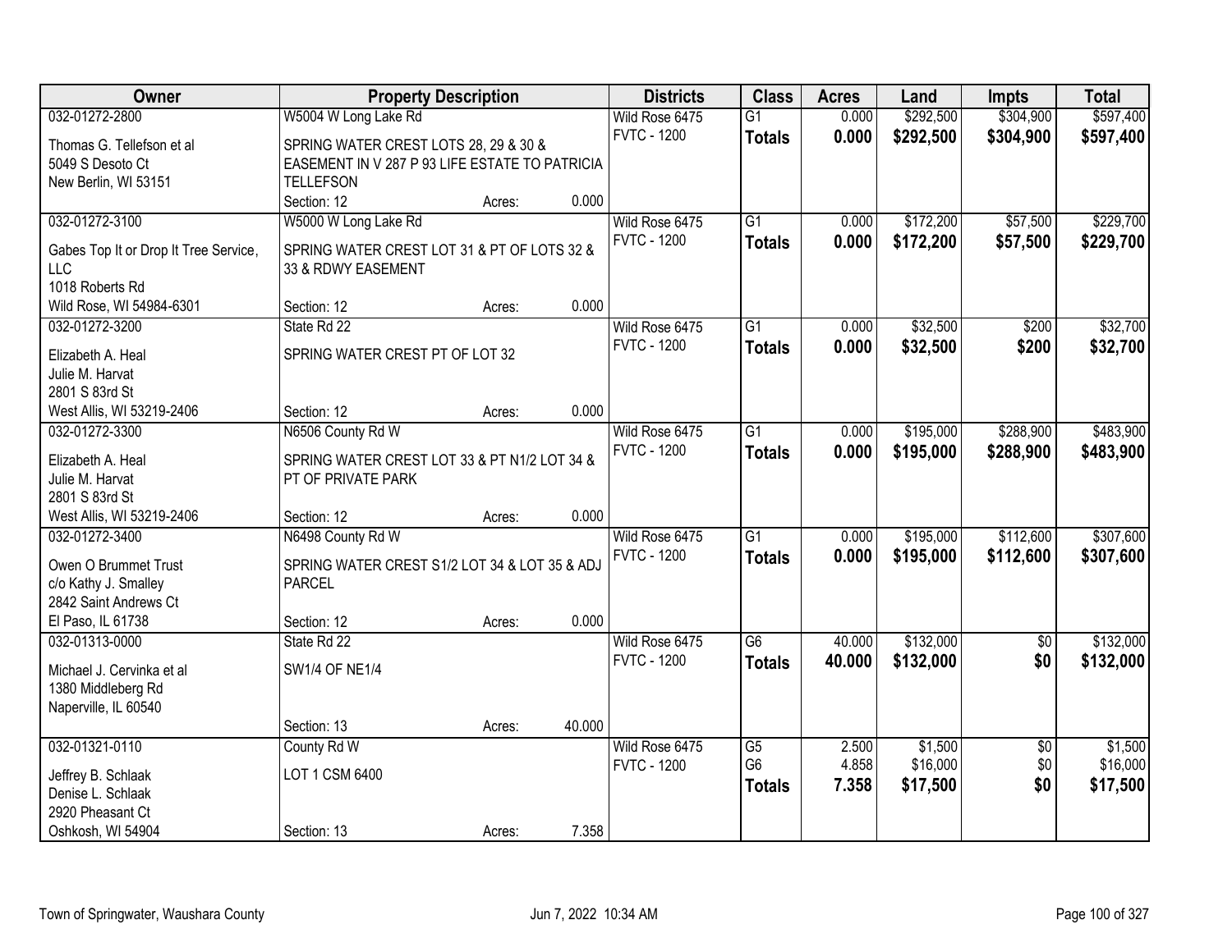| Owner | Property Description | Districts | Class | Acres | Land | Impts | Total |
|---|---|---|---|---|---|---|---|
| 032-01272-2800<br>Thomas G. Tellefson et al<br>5049 S Desoto Ct<br>New Berlin, WI 53151 | W5004 W Long Lake Rd<br>SPRING WATER CREST LOTS 28, 29 & 30 & EASEMENT IN V 287 P 93 LIFE ESTATE TO PATRICIA TELLEFSON<br>Section: 12 Acres: 0.000 | Wild Rose 6475<br>FVTC - 1200 | G1<br>**Totals** | 0.000<br>**0.000** | $292,500<br>**$292,500** | $304,900<br>**$304,900** | $597,400<br>**$597,400** |
| 032-01272-3100<br>Gabes Top It or Drop It Tree Service, LLC<br>1018 Roberts Rd<br>Wild Rose, WI 54984-6301 | W5000 W Long Lake Rd<br>SPRING WATER CREST LOT 31 & PT OF LOTS 32 & 33 & RDWY EASEMENT<br>Section: 12 Acres: 0.000 | Wild Rose 6475<br>FVTC - 1200 | G1<br>**Totals** | 0.000<br>**0.000** | $172,200<br>**$172,200** | $57,500<br>**$57,500** | $229,700<br>**$229,700** |
| 032-01272-3200<br>Elizabeth A. Heal<br>Julie M. Harvat<br>2801 S 83rd St<br>West Allis, WI 53219-2406 | State Rd 22<br>SPRING WATER CREST PT OF LOT 32<br>Section: 12 Acres: 0.000 | Wild Rose 6475<br>FVTC - 1200 | G1<br>**Totals** | 0.000<br>**0.000** | $32,500<br>**$32,500** | $200<br>**$200** | $32,700<br>**$32,700** |
| 032-01272-3300<br>Elizabeth A. Heal<br>Julie M. Harvat<br>2801 S 83rd St<br>West Allis, WI 53219-2406 | N6506 County Rd W<br>SPRING WATER CREST LOT 33 & PT N1/2 LOT 34 & PT OF PRIVATE PARK<br>Section: 12 Acres: 0.000 | Wild Rose 6475<br>FVTC - 1200 | G1<br>**Totals** | 0.000<br>**0.000** | $195,000<br>**$195,000** | $288,900<br>**$288,900** | $483,900<br>**$483,900** |
| 032-01272-3400<br>Owen O Brummet Trust<br>c/o Kathy J. Smalley<br>2842 Saint Andrews Ct<br>El Paso, IL 61738 | N6498 County Rd W<br>SPRING WATER CREST S1/2 LOT 34 & LOT 35 & ADJ PARCEL<br>Section: 12 Acres: 0.000 | Wild Rose 6475<br>FVTC - 1200 | G1<br>**Totals** | 0.000<br>**0.000** | $195,000<br>**$195,000** | $112,600<br>**$112,600** | $307,600<br>**$307,600** |
| 032-01313-0000<br>Michael J. Cervinka et al<br>1380 Middleberg Rd<br>Naperville, IL 60540 | State Rd 22<br>SW1/4 OF NE1/4<br>Section: 13 Acres: 40.000 | Wild Rose 6475<br>FVTC - 1200 | G6<br>**Totals** | 40.000<br>**40.000** | $132,000<br>**$132,000** | $0<br>**$0** | $132,000<br>**$132,000** |
| 032-01321-0110<br>Jeffrey B. Schlaak<br>Denise L. Schlaak<br>2920 Pheasant Ct<br>Oshkosh, WI 54904 | County Rd W<br>LOT 1 CSM 6400<br>Section: 13 Acres: 7.358 | Wild Rose 6475<br>FVTC - 1200 | G5<br>G6<br>**Totals** | 2.500<br>4.858<br>**7.358** | $1,500<br>$16,000<br>**$17,500** | $0<br>$0<br>**$0** | $1,500<br>$16,000<br>**$17,500** |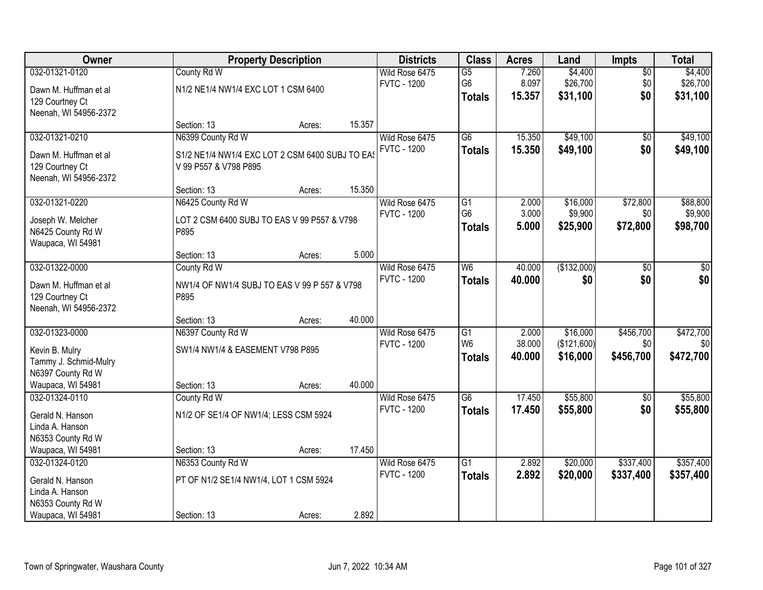| Owner | Property Description | | | Districts | Class | Acres | Land | Impts | Total |
|---|---|---|---|---|---|---|---|---|---|
| 032-01321-0120 | County Rd W | | | Wild Rose 6475 | G5 | 7.260 | $4,400 | $0 | $4,400 |
| Dawn M. Huffman et al<br>129 Courtney Ct<br>Neenah, WI 54956-2372 | N1/2 NE1/4 NW1/4 EXC LOT 1 CSM 6400 | | | FVTC - 1200 | G6 | 8.097 | $26,700 | $0 | $26,700 |
| | | | | | **Totals** | **15.357** | **$31,100** | **$0** | **$31,100** |
| | Section: 13 | Acres: | 15.357 | | | | | | |
| 032-01321-0210 | N6399 County Rd W | | | Wild Rose 6475 | G6 | 15.350 | $49,100 | $0 | $49,100 |
| Dawn M. Huffman et al<br>129 Courtney Ct<br>Neenah, WI 54956-2372 | S1/2 NE1/4 NW1/4 EXC LOT 2 CSM 6400 SUBJ TO EAS V 99 P557 & V798 P895 | | | FVTC - 1200 | **Totals** | **15.350** | **$49,100** | **$0** | **$49,100** |
| | Section: 13 | Acres: | 15.350 | | | | | | |
| 032-01321-0220 | N6425 County Rd W | | | Wild Rose 6475 | G1 | 2.000 | $16,000 | $72,800 | $88,800 |
| Joseph W. Melcher<br>N6425 County Rd W<br>Waupaca, WI 54981 | LOT 2 CSM 6400 SUBJ TO EAS V 99 P557 & V798 P895 | | | FVTC - 1200 | G6 | 3.000 | $9,900 | $0 | $9,900 |
| | | | | | **Totals** | **5.000** | **$25,900** | **$72,800** | **$98,700** |
| | Section: 13 | Acres: | 5.000 | | | | | | |
| 032-01322-0000 | County Rd W | | | Wild Rose 6475 | W6 | 40.000 | ($132,000) | $0 | $0 |
| Dawn M. Huffman et al<br>129 Courtney Ct<br>Neenah, WI 54956-2372 | NW1/4 OF NW1/4 SUBJ TO EAS V 99 P 557 & V798 P895 | | | FVTC - 1200 | **Totals** | **40.000** | **$0** | **$0** | **$0** |
| | Section: 13 | Acres: | 40.000 | | | | | | |
| 032-01323-0000 | N6397 County Rd W | | | Wild Rose 6475 | G1 | 2.000 | $16,000 | $456,700 | $472,700 |
| Kevin B. Mulry<br>Tammy J. Schmid-Mulry<br>N6397 County Rd W<br>Waupaca, WI 54981 | SW1/4 NW1/4 & EASEMENT V798 P895 | | | FVTC - 1200 | W6 | 38.000 | ($121,600) | $0 | $0 |
| | | | | | **Totals** | **40.000** | **$16,000** | **$456,700** | **$472,700** |
| | Section: 13 | Acres: | 40.000 | | | | | | |
| 032-01324-0110 | County Rd W | | | Wild Rose 6475 | G6 | 17.450 | $55,800 | $0 | $55,800 |
| Gerald N. Hanson<br>Linda A. Hanson<br>N6353 County Rd W<br>Waupaca, WI 54981 | N1/2 OF SE1/4 OF NW1/4; LESS CSM 5924 | | | FVTC - 1200 | **Totals** | **17.450** | **$55,800** | **$0** | **$55,800** |
| | Section: 13 | Acres: | 17.450 | | | | | | |
| 032-01324-0120 | N6353 County Rd W | | | Wild Rose 6475 | G1 | 2.892 | $20,000 | $337,400 | $357,400 |
| Gerald N. Hanson<br>Linda A. Hanson<br>N6353 County Rd W<br>Waupaca, WI 54981 | PT OF N1/2 SE1/4 NW1/4, LOT 1 CSM 5924 | | | FVTC - 1200 | **Totals** | **2.892** | **$20,000** | **$337,400** | **$357,400** |
| | Section: 13 | Acres: | 2.892 | | | | | | |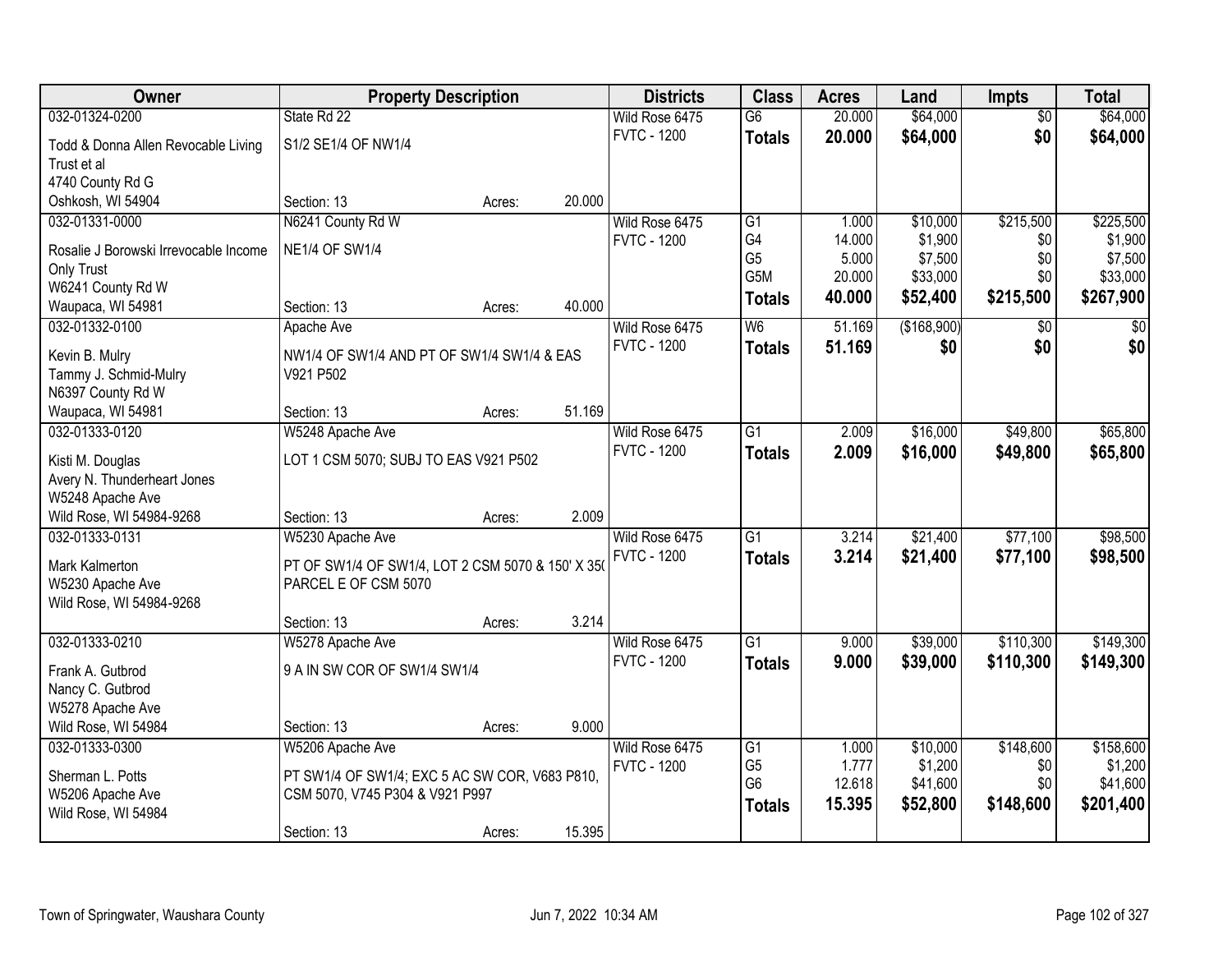| Owner | Property Description | | | Districts | Class | Acres | Land | Impts | Total |
|---|---|---|---|---|---|---|---|---|---|
| 032-01324-0200 | State Rd 22 | | | Wild Rose 6475 | G6 | 20.000 | $64,000 | $0 | $64,000 |
| Todd & Donna Allen Revocable Living Trust et al<br>4740 County Rd G<br>Oshkosh, WI 54904 | S1/2 SE1/4 OF NW1/4 | | | FVTC - 1200 | **Totals** | **20.000** | **$64,000** | **$0** | **$64,000** |
| | Section: 13 | Acres: | 20.000 | | | | | | |
| 032-01331-0000 | N6241 County Rd W | | | Wild Rose 6475 | G1 | 1.000 | $10,000 | $215,500 | $225,500 |
| Rosalie J Borowski Irrevocable Income Only Trust<br>W6241 County Rd W<br>Waupaca, WI 54981 | NE1/4 OF SW1/4 | | | FVTC - 1200 | G4 | 14.000 | $1,900 | $0 | $1,900 |
| | | | | | G5 | 5.000 | $7,500 | $0 | $7,500 |
| | | | | | G5M | 20.000 | $33,000 | $0 | $33,000 |
| | | | | | **Totals** | **40.000** | **$52,400** | **$215,500** | **$267,900** |
| | Section: 13 | Acres: | 40.000 | | | | | | |
| 032-01332-0100 | Apache Ave | | | Wild Rose 6475 | W6 | 51.169 | ($168,900) | $0 | $0 |
| Kevin B. Mulry<br>Tammy J. Schmid-Mulry<br>N6397 County Rd W<br>Waupaca, WI 54981 | NW1/4 OF SW1/4 AND PT OF SW1/4 SW1/4 & EAS V921 P502 | | | FVTC - 1200 | **Totals** | **51.169** | **$0** | **$0** | **$0** |
| | Section: 13 | Acres: | 51.169 | | | | | | |
| 032-01333-0120 | W5248 Apache Ave | | | Wild Rose 6475 | G1 | 2.009 | $16,000 | $49,800 | $65,800 |
| Kisti M. Douglas<br>Avery N. Thunderheart Jones<br>W5248 Apache Ave<br>Wild Rose, WI 54984-9268 | LOT 1 CSM 5070; SUBJ TO EAS V921 P502 | | | FVTC - 1200 | **Totals** | **2.009** | **$16,000** | **$49,800** | **$65,800** |
| | Section: 13 | Acres: | 2.009 | | | | | | |
| 032-01333-0131 | W5230 Apache Ave | | | Wild Rose 6475 | G1 | 3.214 | $21,400 | $77,100 | $98,500 |
| Mark Kalmerton<br>W5230 Apache Ave<br>Wild Rose, WI 54984-9268 | PT OF SW1/4 OF SW1/4, LOT 2 CSM 5070 & 150' X 350 PARCEL E OF CSM 5070 | | | FVTC - 1200 | **Totals** | **3.214** | **$21,400** | **$77,100** | **$98,500** |
| | Section: 13 | Acres: | 3.214 | | | | | | |
| 032-01333-0210 | W5278 Apache Ave | | | Wild Rose 6475 | G1 | 9.000 | $39,000 | $110,300 | $149,300 |
| Frank A. Gutbrod<br>Nancy C. Gutbrod<br>W5278 Apache Ave<br>Wild Rose, WI 54984 | 9 A IN SW COR OF SW1/4 SW1/4 | | | FVTC - 1200 | **Totals** | **9.000** | **$39,000** | **$110,300** | **$149,300** |
| | Section: 13 | Acres: | 9.000 | | | | | | |
| 032-01333-0300 | W5206 Apache Ave | | | Wild Rose 6475 | G1 | 1.000 | $10,000 | $148,600 | $158,600 |
| Sherman L. Potts<br>W5206 Apache Ave<br>Wild Rose, WI 54984 | PT SW1/4 OF SW1/4; EXC 5 AC SW COR, V683 P810, CSM 5070, V745 P304 & V921 P997 | | | FVTC - 1200 | G5 | 1.777 | $1,200 | $0 | $1,200 |
| | | | | | G6 | 12.618 | $41,600 | $0 | $41,600 |
| | | | | | **Totals** | **15.395** | **$52,800** | **$148,600** | **$201,400** |
| | Section: 13 | Acres: | 15.395 | | | | | | |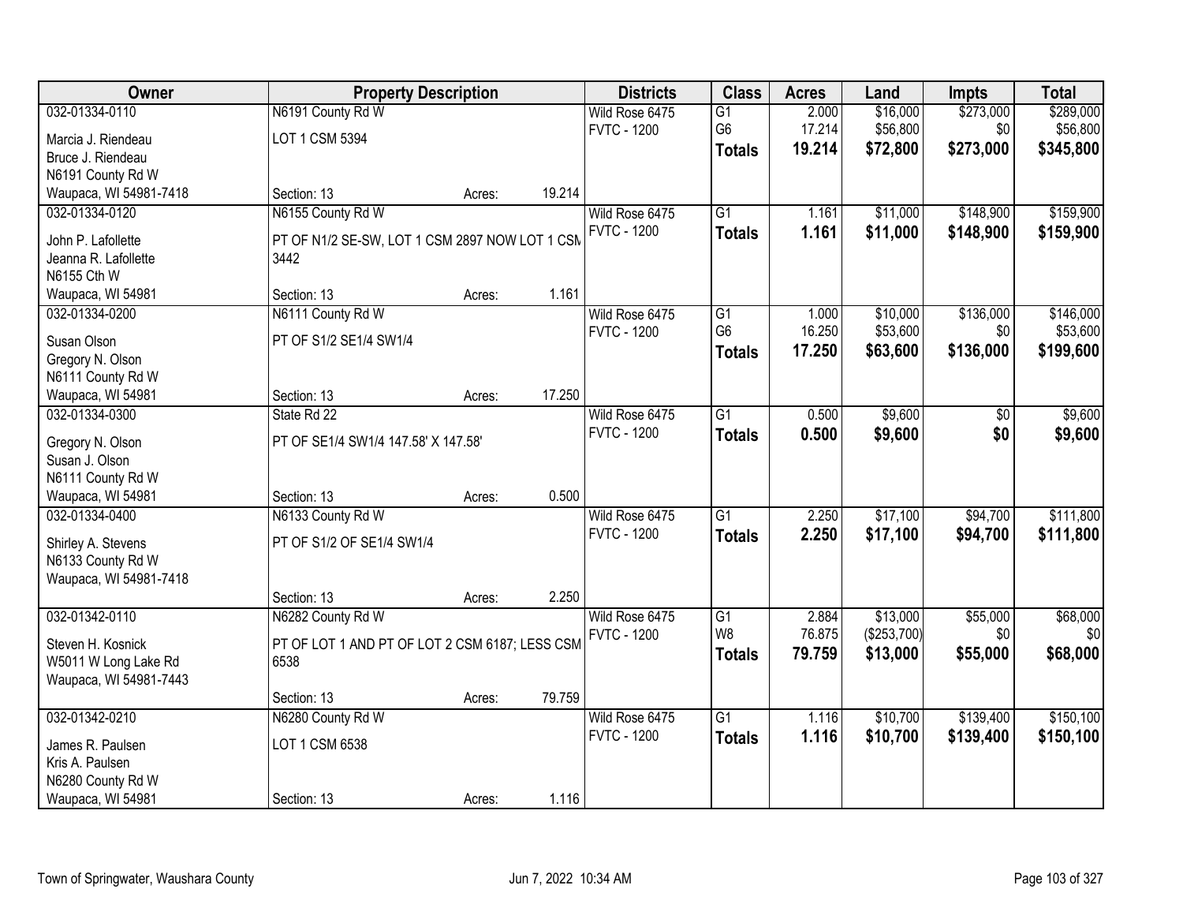| Owner | Property Description | | | Districts | Class | Acres | Land | Impts | Total |
|---|---|---|---|---|---|---|---|---|---|
| 032-01334-0110 | N6191 County Rd W | | | Wild Rose 6475 | G1 | 2.000 | $16,000 | $273,000 | $289,000 |
| Marcia J. Riendeau | LOT 1 CSM 5394 | | | FVTC - 1200 | G6 | 17.214 | $56,800 | $0 | $56,800 |
| Bruce J. Riendeau | | | | | **Totals** | **19.214** | **$72,800** | **$273,000** | **$345,800** |
| N6191 County Rd W | | | | | | | | | |
| Waupaca, WI 54981-7418 | Section: 13 | Acres: | 19.214 | | | | | | |
| 032-01334-0120 | N6155 County Rd W | | | Wild Rose 6475 | G1 | 1.161 | $11,000 | $148,900 | $159,900 |
| John P. Lafollette | PT OF N1/2 SE-SW, LOT 1 CSM 2897 NOW LOT 1 CSM 3442 | | | FVTC - 1200 | **Totals** | **1.161** | **$11,000** | **$148,900** | **$159,900** |
| Jeanna R. Lafollette | | | | | | | | | |
| N6155 Cth W | | | | | | | | | |
| Waupaca, WI 54981 | Section: 13 | Acres: | 1.161 | | | | | | |
| 032-01334-0200 | N6111 County Rd W | | | Wild Rose 6475 | G1 | 1.000 | $10,000 | $136,000 | $146,000 |
| Susan Olson | PT OF S1/2 SE1/4 SW1/4 | | | FVTC - 1200 | G6 | 16.250 | $53,600 | $0 | $53,600 |
| Gregory N. Olson | | | | | **Totals** | **17.250** | **$63,600** | **$136,000** | **$199,600** |
| N6111 County Rd W | | | | | | | | | |
| Waupaca, WI 54981 | Section: 13 | Acres: | 17.250 | | | | | | |
| 032-01334-0300 | State Rd 22 | | | Wild Rose 6475 | G1 | 0.500 | $9,600 | $0 | $9,600 |
| Gregory N. Olson | PT OF SE1/4 SW1/4 147.58' X 147.58' | | | FVTC - 1200 | **Totals** | **0.500** | **$9,600** | **$0** | **$9,600** |
| Susan J. Olson | | | | | | | | | |
| N6111 County Rd W | | | | | | | | | |
| Waupaca, WI 54981 | Section: 13 | Acres: | 0.500 | | | | | | |
| 032-01334-0400 | N6133 County Rd W | | | Wild Rose 6475 | G1 | 2.250 | $17,100 | $94,700 | $111,800 |
| Shirley A. Stevens | PT OF S1/2 OF SE1/4 SW1/4 | | | FVTC - 1200 | **Totals** | **2.250** | **$17,100** | **$94,700** | **$111,800** |
| N6133 County Rd W | | | | | | | | | |
| Waupaca, WI 54981-7418 | | | | | | | | | |
| | Section: 13 | Acres: | 2.250 | | | | | | |
| 032-01342-0110 | N6282 County Rd W | | | Wild Rose 6475 | G1 | 2.884 | $13,000 | $55,000 | $68,000 |
| Steven H. Kosnick | PT OF LOT 1 AND PT OF LOT 2 CSM 6187; LESS CSM 6538 | | | FVTC - 1200 | W8 | 76.875 | ($253,700) | $0 | $0 |
| W5011 W Long Lake Rd | | | | | **Totals** | **79.759** | **$13,000** | **$55,000** | **$68,000** |
| Waupaca, WI 54981-7443 | | | | | | | | | |
| | Section: 13 | Acres: | 79.759 | | | | | | |
| 032-01342-0210 | N6280 County Rd W | | | Wild Rose 6475 | G1 | 1.116 | $10,700 | $139,400 | $150,100 |
| James R. Paulsen | LOT 1 CSM 6538 | | | FVTC - 1200 | **Totals** | **1.116** | **$10,700** | **$139,400** | **$150,100** |
| Kris A. Paulsen | | | | | | | | | |
| N6280 County Rd W | | | | | | | | | |
| Waupaca, WI 54981 | Section: 13 | Acres: | 1.116 | | | | | | |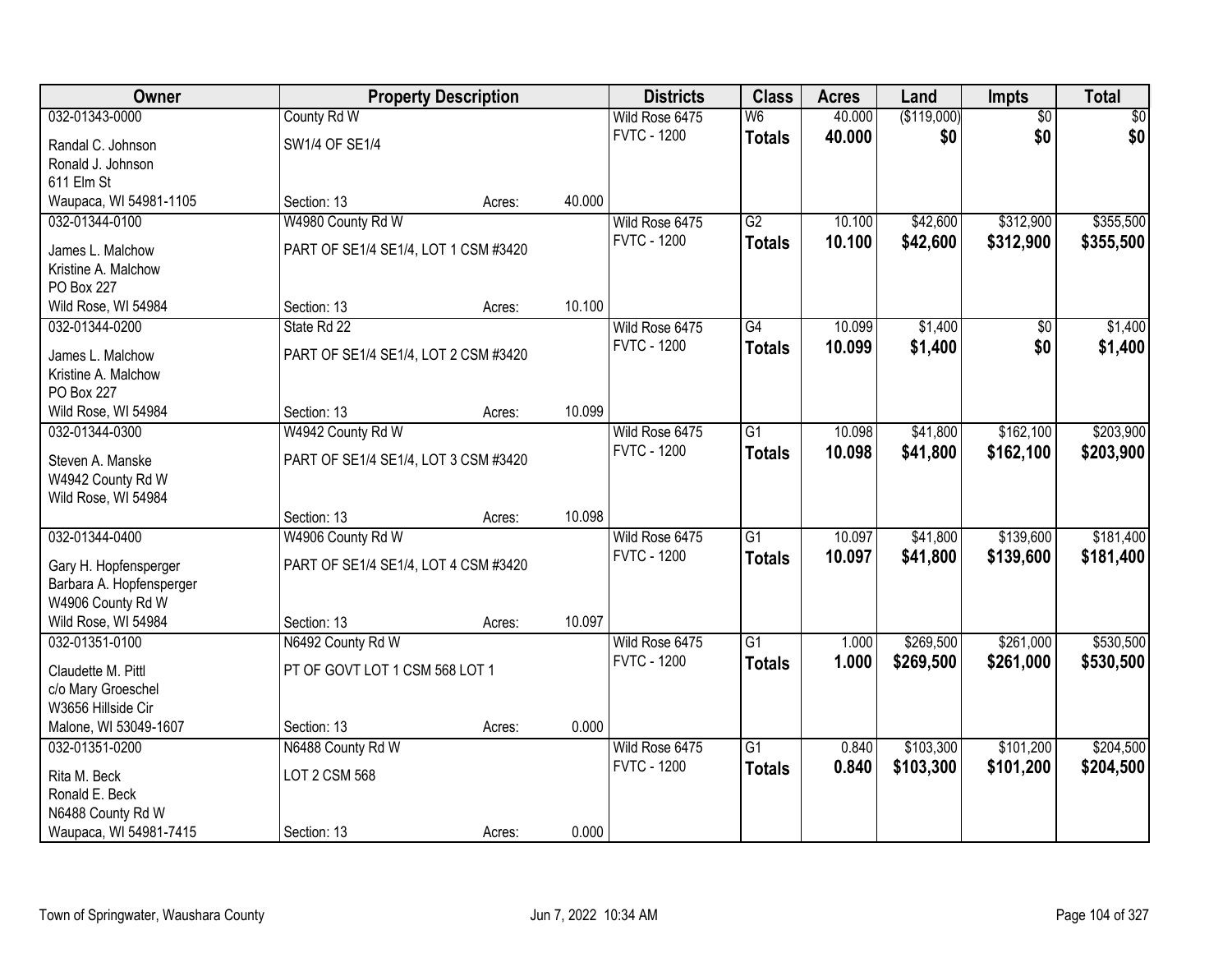| Owner | Property Description | | | Districts | Class | Acres | Land | Impts | Total |
|---|---|---|---|---|---|---|---|---|---|
| 032-01343-0000 | County Rd W | | | Wild Rose 6475 | W6 | 40.000 | ($119,000) | $0 | $0 |
| Randal C. Johnson<br>Ronald J. Johnson<br>611 Elm St<br>Waupaca, WI 54981-1105 | SW1/4 OF SE1/4 | | | FVTC - 1200 | **Totals** | **40.000** | **$0** | **$0** | **$0** |
| | Section: 13 | Acres: | 40.000 | | | | | | |
| 032-01344-0100 | W4980 County Rd W | | | Wild Rose 6475 | G2 | 10.100 | $42,600 | $312,900 | $355,500 |
| James L. Malchow<br>Kristine A. Malchow<br>PO Box 227<br>Wild Rose, WI 54984 | PART OF SE1/4 SE1/4, LOT 1 CSM #3420 | | | FVTC - 1200 | **Totals** | **10.100** | **$42,600** | **$312,900** | **$355,500** |
| | Section: 13 | Acres: | 10.100 | | | | | | |
| 032-01344-0200 | State Rd 22 | | | Wild Rose 6475 | G4 | 10.099 | $1,400 | $0 | $1,400 |
| James L. Malchow<br>Kristine A. Malchow<br>PO Box 227<br>Wild Rose, WI 54984 | PART OF SE1/4 SE1/4, LOT 2 CSM #3420 | | | FVTC - 1200 | **Totals** | **10.099** | **$1,400** | **$0** | **$1,400** |
| | Section: 13 | Acres: | 10.099 | | | | | | |
| 032-01344-0300 | W4942 County Rd W | | | Wild Rose 6475 | G1 | 10.098 | $41,800 | $162,100 | $203,900 |
| Steven A. Manske<br>W4942 County Rd W<br>Wild Rose, WI 54984 | PART OF SE1/4 SE1/4, LOT 3 CSM #3420 | | | FVTC - 1200 | **Totals** | **10.098** | **$41,800** | **$162,100** | **$203,900** |
| | Section: 13 | Acres: | 10.098 | | | | | | |
| 032-01344-0400 | W4906 County Rd W | | | Wild Rose 6475 | G1 | 10.097 | $41,800 | $139,600 | $181,400 |
| Gary H. Hopfensperger<br>Barbara A. Hopfensperger<br>W4906 County Rd W<br>Wild Rose, WI 54984 | PART OF SE1/4 SE1/4, LOT 4 CSM #3420 | | | FVTC - 1200 | **Totals** | **10.097** | **$41,800** | **$139,600** | **$181,400** |
| | Section: 13 | Acres: | 10.097 | | | | | | |
| 032-01351-0100 | N6492 County Rd W | | | Wild Rose 6475 | G1 | 1.000 | $269,500 | $261,000 | $530,500 |
| Claudette M. Pittl<br>c/o Mary Groeschel<br>W3656 Hillside Cir<br>Malone, WI 53049-1607 | PT OF GOVT LOT 1 CSM 568 LOT 1 | | | FVTC - 1200 | **Totals** | **1.000** | **$269,500** | **$261,000** | **$530,500** |
| | Section: 13 | Acres: | 0.000 | | | | | | |
| 032-01351-0200 | N6488 County Rd W | | | Wild Rose 6475 | G1 | 0.840 | $103,300 | $101,200 | $204,500 |
| Rita M. Beck<br>Ronald E. Beck<br>N6488 County Rd W<br>Waupaca, WI 54981-7415 | LOT 2 CSM 568 | | | FVTC - 1200 | **Totals** | **0.840** | **$103,300** | **$101,200** | **$204,500** |
| | Section: 13 | Acres: | 0.000 | | | | | | |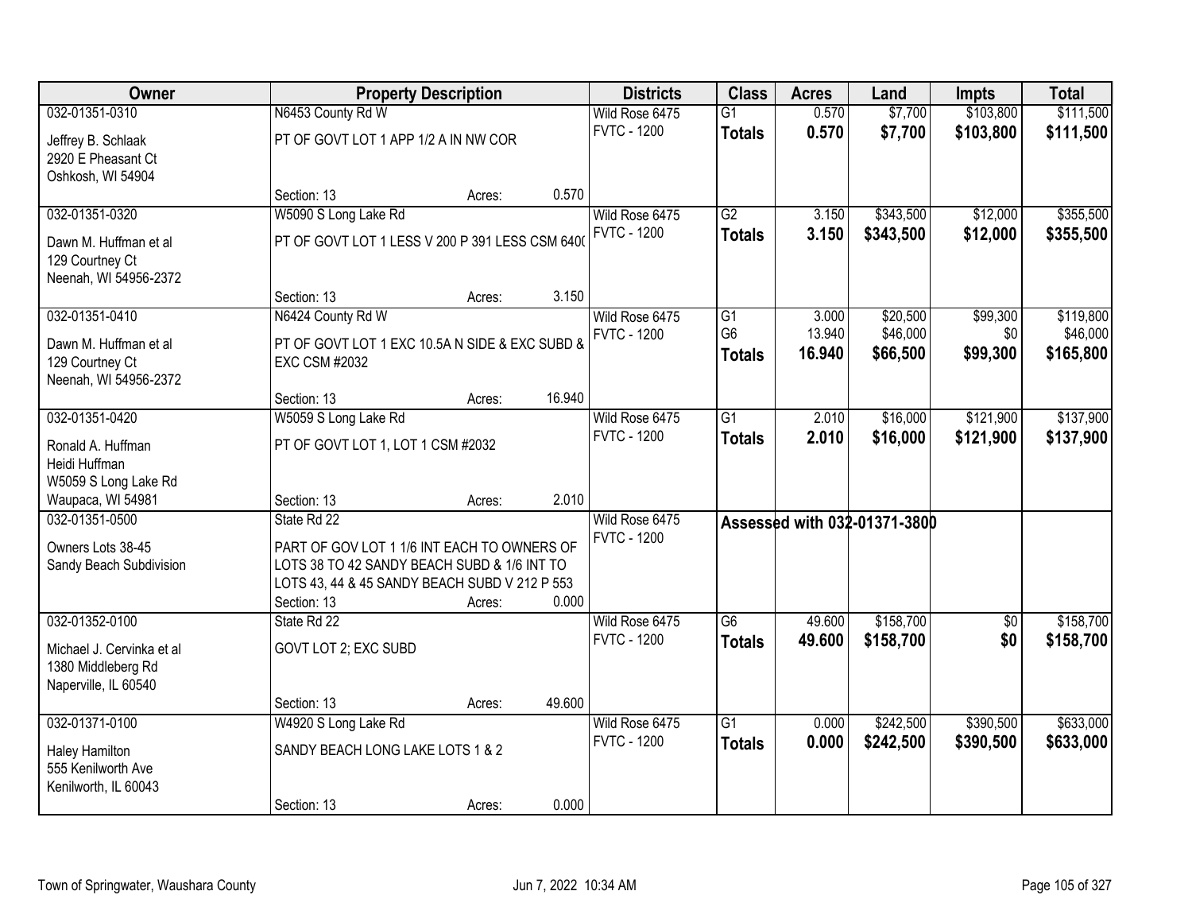| Owner | Property Description | | | Districts | Class | Acres | Land | Impts | Total |
|---|---|---|---|---|---|---|---|---|---|
| 032-01351-0310 | N6453 County Rd W | | | Wild Rose 6475 | G1 | 0.570 | $7,700 | $103,800 | $111,500 |
| Jeffrey B. Schlaak<br>2920 E Pheasant Ct<br>Oshkosh, WI 54904 | PT OF GOVT LOT 1 APP 1/2 A IN NW COR | | | FVTC - 1200 | **Totals** | **0.570** | **$7,700** | **$103,800** | **$111,500** |
| | Section: 13 | Acres: | 0.570 | | | | | | |
| 032-01351-0320 | W5090 S Long Lake Rd | | | Wild Rose 6475 | G2 | 3.150 | $343,500 | $12,000 | $355,500 |
| Dawn M. Huffman et al<br>129 Courtney Ct<br>Neenah, WI 54956-2372 | PT OF GOVT LOT 1 LESS V 200 P 391 LESS CSM 6400 | | | FVTC - 1200 | **Totals** | **3.150** | **$343,500** | **$12,000** | **$355,500** |
| | Section: 13 | Acres: | 3.150 | | | | | | |
| 032-01351-0410 | N6424 County Rd W | | | Wild Rose 6475 | G1 | 3.000 | $20,500 | $99,300 | $119,800 |
| Dawn M. Huffman et al<br>129 Courtney Ct<br>Neenah, WI 54956-2372 | PT OF GOVT LOT 1 EXC 10.5A N SIDE & EXC SUBD & EXC CSM #2032 | | | FVTC - 1200 | G6 | 13.940 | $46,000 | $0 | $46,000 |
| | | | | | **Totals** | **16.940** | **$66,500** | **$99,300** | **$165,800** |
| | Section: 13 | Acres: | 16.940 | | | | | | |
| 032-01351-0420 | W5059 S Long Lake Rd | | | Wild Rose 6475 | G1 | 2.010 | $16,000 | $121,900 | $137,900 |
| Ronald A. Huffman<br>Heidi Huffman<br>W5059 S Long Lake Rd<br>Waupaca, WI 54981 | PT OF GOVT LOT 1, LOT 1 CSM #2032 | | | FVTC - 1200 | **Totals** | **2.010** | **$16,000** | **$121,900** | **$137,900** |
| | Section: 13 | Acres: | 2.010 | | | | | | |
| 032-01351-0500 | State Rd 22 | | | Wild Rose 6475 | Assessed with 032-01371-3800 | | | | |
| Owners Lots 38-45<br>Sandy Beach Subdivision | PART OF GOV LOT 1 1/6 INT EACH TO OWNERS OF LOTS 38 TO 42 SANDY BEACH SUBD & 1/6 INT TO LOTS 43, 44 & 45 SANDY BEACH SUBD V 212 P 553 | | | FVTC - 1200 | | | | | |
| | Section: 13 | Acres: | 0.000 | | | | | | |
| 032-01352-0100 | State Rd 22 | | | Wild Rose 6475 | G6 | 49.600 | $158,700 | $0 | $158,700 |
| Michael J. Cervinka et al<br>1380 Middleberg Rd<br>Naperville, IL 60540 | GOVT LOT 2; EXC SUBD | | | FVTC - 1200 | **Totals** | **49.600** | **$158,700** | **$0** | **$158,700** |
| | Section: 13 | Acres: | 49.600 | | | | | | |
| 032-01371-0100 | W4920 S Long Lake Rd | | | Wild Rose 6475 | G1 | 0.000 | $242,500 | $390,500 | $633,000 |
| Haley Hamilton<br>555 Kenilworth Ave<br>Kenilworth, IL 60043 | SANDY BEACH LONG LAKE LOTS 1 & 2 | | | FVTC - 1200 | **Totals** | **0.000** | **$242,500** | **$390,500** | **$633,000** |
| | Section: 13 | Acres: | 0.000 | | | | | | |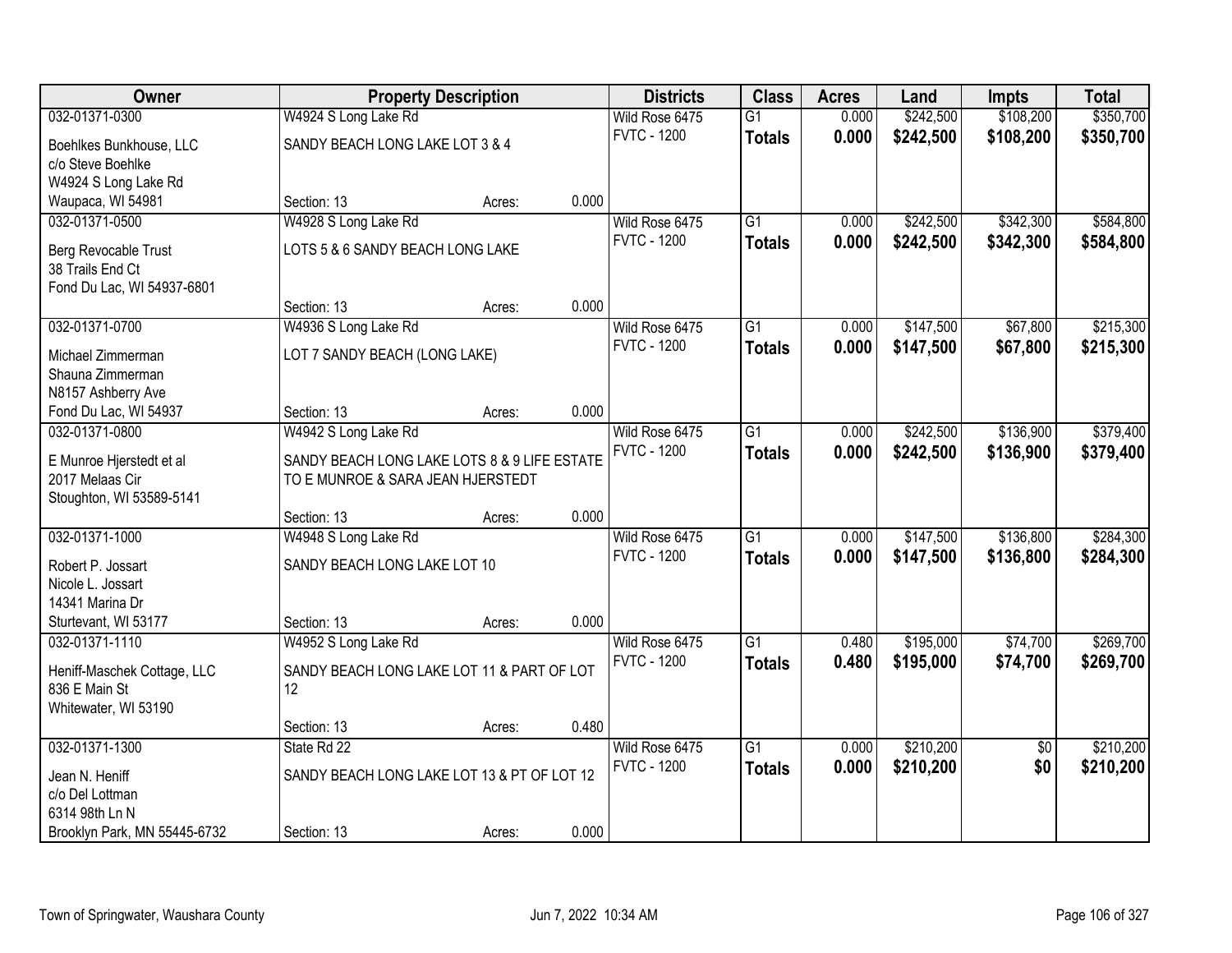| Owner | Property Description | | | Districts | Class | Acres | Land | Impts | Total |
|---|---|---|---|---|---|---|---|---|---|
| 032-01371-0300 | W4924 S Long Lake Rd | | | Wild Rose 6475 | G1 | 0.000 | $242,500 | $108,200 | $350,700 |
| Boehlkes Bunkhouse, LLC<br>c/o Steve Boehlke<br>W4924 S Long Lake Rd<br>Waupaca, WI 54981 | SANDY BEACH LONG LAKE LOT 3 & 4<br><br>Section: 13 | Acres: | 0.000 | FVTC - 1200 | **Totals** | **0.000** | **$242,500** | **$108,200** | **$350,700** |
| 032-01371-0500 | W4928 S Long Lake Rd | | | Wild Rose 6475 | G1 | 0.000 | $242,500 | $342,300 | $584,800 |
| Berg Revocable Trust<br>38 Trails End Ct<br>Fond Du Lac, WI 54937-6801 | LOTS 5 & 6 SANDY BEACH LONG LAKE<br><br>Section: 13 | Acres: | 0.000 | FVTC - 1200 | **Totals** | **0.000** | **$242,500** | **$342,300** | **$584,800** |
| 032-01371-0700 | W4936 S Long Lake Rd | | | Wild Rose 6475 | G1 | 0.000 | $147,500 | $67,800 | $215,300 |
| Michael Zimmerman<br>Shauna Zimmerman<br>N8157 Ashberry Ave<br>Fond Du Lac, WI 54937 | LOT 7 SANDY BEACH (LONG LAKE)<br><br>Section: 13 | Acres: | 0.000 | FVTC - 1200 | **Totals** | **0.000** | **$147,500** | **$67,800** | **$215,300** |
| 032-01371-0800 | W4942 S Long Lake Rd | | | Wild Rose 6475 | G1 | 0.000 | $242,500 | $136,900 | $379,400 |
| E Munroe Hjerstedt et al<br>2017 Melaas Cir<br>Stoughton, WI 53589-5141 | SANDY BEACH LONG LAKE LOTS 8 & 9 LIFE ESTATE TO E MUNROE & SARA JEAN HJERSTEDT<br><br>Section: 13 | Acres: | 0.000 | FVTC - 1200 | **Totals** | **0.000** | **$242,500** | **$136,900** | **$379,400** |
| 032-01371-1000 | W4948 S Long Lake Rd | | | Wild Rose 6475 | G1 | 0.000 | $147,500 | $136,800 | $284,300 |
| Robert P. Jossart<br>Nicole L. Jossart<br>14341 Marina Dr<br>Sturtevant, WI 53177 | SANDY BEACH LONG LAKE LOT 10<br><br>Section: 13 | Acres: | 0.000 | FVTC - 1200 | **Totals** | **0.000** | **$147,500** | **$136,800** | **$284,300** |
| 032-01371-1110 | W4952 S Long Lake Rd | | | Wild Rose 6475 | G1 | 0.480 | $195,000 | $74,700 | $269,700 |
| Heniff-Maschek Cottage, LLC<br>836 E Main St<br>Whitewater, WI 53190 | SANDY BEACH LONG LAKE LOT 11 & PART OF LOT 12<br><br>Section: 13 | Acres: | 0.480 | FVTC - 1200 | **Totals** | **0.480** | **$195,000** | **$74,700** | **$269,700** |
| 032-01371-1300 | State Rd 22 | | | Wild Rose 6475 | G1 | 0.000 | $210,200 | $0 | $210,200 |
| Jean N. Heniff<br>c/o Del Lottman<br>6314 98th Ln N<br>Brooklyn Park, MN 55445-6732 | SANDY BEACH LONG LAKE LOT 13 & PT OF LOT 12<br><br>Section: 13 | Acres: | 0.000 | FVTC - 1200 | **Totals** | **0.000** | **$210,200** | **$0** | **$210,200** |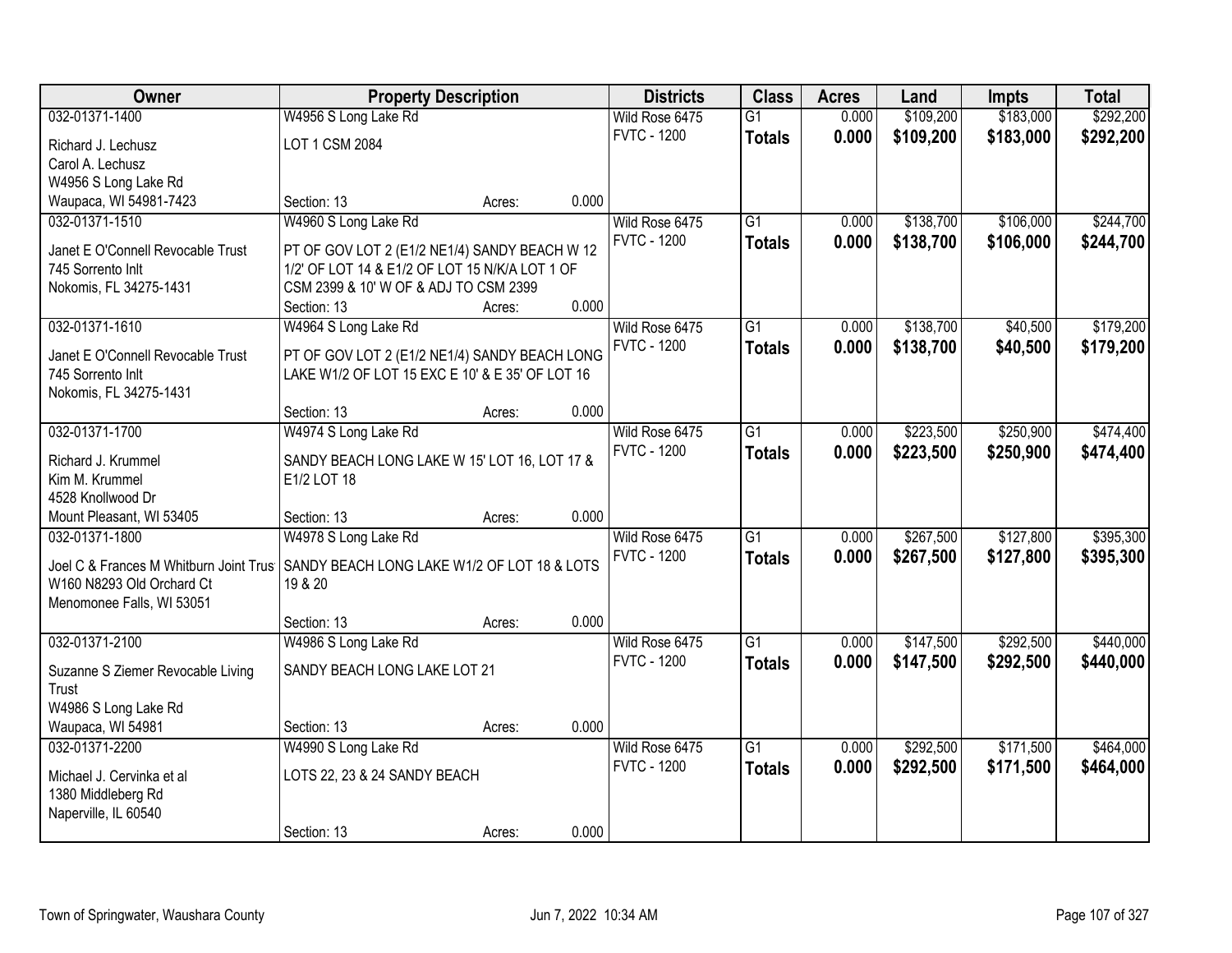| Owner | Property Description | Districts | Class | Acres | Land | Impts | Total |
|---|---|---|---|---|---|---|---|
| 032-01371-1400<br>Richard J. Lechusz<br>Carol A. Lechusz<br>W4956 S Long Lake Rd<br>Waupaca, WI 54981-7423 | W4956 S Long Lake Rd<br>LOT 1 CSM 2084<br>Section: 13 Acres: 0.000 | Wild Rose 6475<br>FVTC - 1200 | G1<br>**Totals** | 0.000<br>**0.000** | $109,200<br>**$109,200** | $183,000<br>**$183,000** | $292,200<br>**$292,200** |
| 032-01371-1510<br>Janet E O'Connell Revocable Trust<br>745 Sorrento Inlt<br>Nokomis, FL 34275-1431 | W4960 S Long Lake Rd<br>PT OF GOV LOT 2 (E1/2 NE1/4) SANDY BEACH W 12 1/2' OF LOT 14 & E1/2 OF LOT 15 N/K/A LOT 1 OF CSM 2399 & 10' W OF & ADJ TO CSM 2399<br>Section: 13 Acres: 0.000 | Wild Rose 6475<br>FVTC - 1200 | G1<br>**Totals** | 0.000<br>**0.000** | $138,700<br>**$138,700** | $106,000<br>**$106,000** | $244,700<br>**$244,700** |
| 032-01371-1610<br>Janet E O'Connell Revocable Trust<br>745 Sorrento Inlt<br>Nokomis, FL 34275-1431 | W4964 S Long Lake Rd<br>PT OF GOV LOT 2 (E1/2 NE1/4) SANDY BEACH LONG LAKE W1/2 OF LOT 15 EXC E 10' & E 35' OF LOT 16<br>Section: 13 Acres: 0.000 | Wild Rose 6475<br>FVTC - 1200 | G1<br>**Totals** | 0.000<br>**0.000** | $138,700<br>**$138,700** | $40,500<br>**$40,500** | $179,200<br>**$179,200** |
| 032-01371-1700<br>Richard J. Krummel<br>Kim M. Krummel<br>4528 Knollwood Dr<br>Mount Pleasant, WI 53405 | W4974 S Long Lake Rd<br>SANDY BEACH LONG LAKE W 15' LOT 16, LOT 17 & E1/2 LOT 18<br>Section: 13 Acres: 0.000 | Wild Rose 6475<br>FVTC - 1200 | G1<br>**Totals** | 0.000<br>**0.000** | $223,500<br>**$223,500** | $250,900<br>**$250,900** | $474,400<br>**$474,400** |
| 032-01371-1800<br>Joel C & Frances M Whitburn Joint Trus<br>W160 N8293 Old Orchard Ct<br>Menomonee Falls, WI 53051 | W4978 S Long Lake Rd<br>SANDY BEACH LONG LAKE W1/2 OF LOT 18 & LOTS 19 & 20<br>Section: 13 Acres: 0.000 | Wild Rose 6475<br>FVTC - 1200 | G1<br>**Totals** | 0.000<br>**0.000** | $267,500<br>**$267,500** | $127,800<br>**$127,800** | $395,300<br>**$395,300** |
| 032-01371-2100<br>Suzanne S Ziemer Revocable Living Trust<br>W4986 S Long Lake Rd<br>Waupaca, WI 54981 | W4986 S Long Lake Rd<br>SANDY BEACH LONG LAKE LOT 21<br>Section: 13 Acres: 0.000 | Wild Rose 6475<br>FVTC - 1200 | G1<br>**Totals** | 0.000<br>**0.000** | $147,500<br>**$147,500** | $292,500<br>**$292,500** | $440,000<br>**$440,000** |
| 032-01371-2200<br>Michael J. Cervinka et al<br>1380 Middleberg Rd<br>Naperville, IL 60540 | W4990 S Long Lake Rd<br>LOTS 22, 23 & 24 SANDY BEACH<br>Section: 13 Acres: 0.000 | Wild Rose 6475<br>FVTC - 1200 | G1<br>**Totals** | 0.000<br>**0.000** | $292,500<br>**$292,500** | $171,500<br>**$171,500** | $464,000<br>**$464,000** |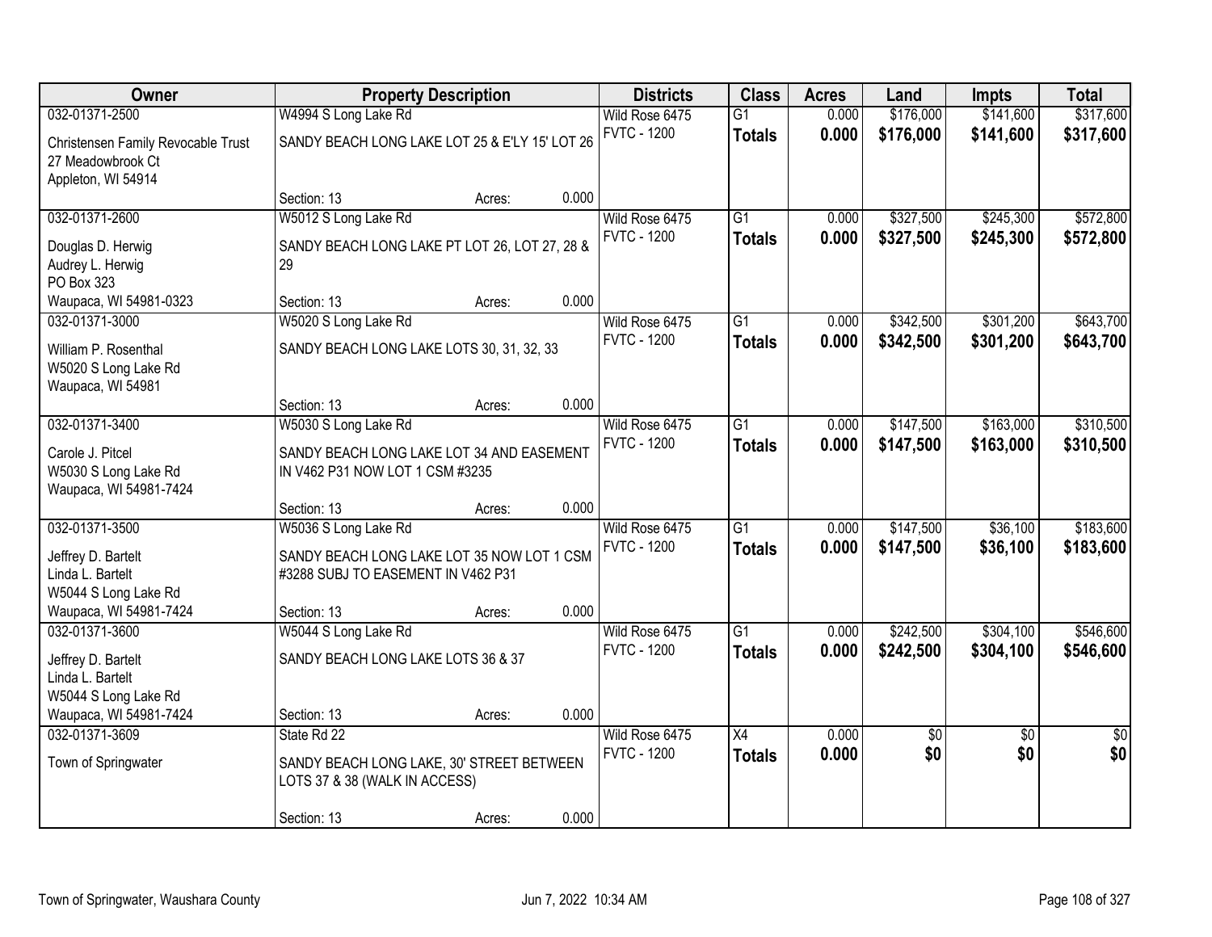| Owner | Property Description | | | Districts | Class | Acres | Land | Impts | Total |
|---|---|---|---|---|---|---|---|---|---|
| 032-01371-2500 | W4994 S Long Lake Rd | | | Wild Rose 6475 | G1 | 0.000 | $176,000 | $141,600 | $317,600 |
| Christensen Family Revocable Trust<br>27 Meadowbrook Ct<br>Appleton, WI 54914 | SANDY BEACH LONG LAKE LOT 25 & E'LY 15' LOT 26 | | | FVTC - 1200 | **Totals** | **0.000** | **$176,000** | **$141,600** | **$317,600** |
| | Section: 13 | Acres: | 0.000 | | | | | | |
| 032-01371-2600 | W5012 S Long Lake Rd | | | Wild Rose 6475 | G1 | 0.000 | $327,500 | $245,300 | $572,800 |
| Douglas D. Herwig<br>Audrey L. Herwig<br>PO Box 323<br>Waupaca, WI 54981-0323 | SANDY BEACH LONG LAKE PT LOT 26, LOT 27, 28 & 29 | | | FVTC - 1200 | **Totals** | **0.000** | **$327,500** | **$245,300** | **$572,800** |
| | Section: 13 | Acres: | 0.000 | | | | | | |
| 032-01371-3000 | W5020 S Long Lake Rd | | | Wild Rose 6475 | G1 | 0.000 | $342,500 | $301,200 | $643,700 |
| William P. Rosenthal<br>W5020 S Long Lake Rd<br>Waupaca, WI 54981 | SANDY BEACH LONG LAKE LOTS 30, 31, 32, 33 | | | FVTC - 1200 | **Totals** | **0.000** | **$342,500** | **$301,200** | **$643,700** |
| | Section: 13 | Acres: | 0.000 | | | | | | |
| 032-01371-3400 | W5030 S Long Lake Rd | | | Wild Rose 6475 | G1 | 0.000 | $147,500 | $163,000 | $310,500 |
| Carole J. Pitcel<br>W5030 S Long Lake Rd<br>Waupaca, WI 54981-7424 | SANDY BEACH LONG LAKE LOT 34 AND EASEMENT IN V462 P31 NOW LOT 1 CSM #3235 | | | FVTC - 1200 | **Totals** | **0.000** | **$147,500** | **$163,000** | **$310,500** |
| | Section: 13 | Acres: | 0.000 | | | | | | |
| 032-01371-3500 | W5036 S Long Lake Rd | | | Wild Rose 6475 | G1 | 0.000 | $147,500 | $36,100 | $183,600 |
| Jeffrey D. Bartelt<br>Linda L. Bartelt<br>W5044 S Long Lake Rd<br>Waupaca, WI 54981-7424 | SANDY BEACH LONG LAKE LOT 35 NOW LOT 1 CSM #3288 SUBJ TO EASEMENT IN V462 P31 | | | FVTC - 1200 | **Totals** | **0.000** | **$147,500** | **$36,100** | **$183,600** |
| | Section: 13 | Acres: | 0.000 | | | | | | |
| 032-01371-3600 | W5044 S Long Lake Rd | | | Wild Rose 6475 | G1 | 0.000 | $242,500 | $304,100 | $546,600 |
| Jeffrey D. Bartelt<br>Linda L. Bartelt<br>W5044 S Long Lake Rd<br>Waupaca, WI 54981-7424 | SANDY BEACH LONG LAKE LOTS 36 & 37 | | | FVTC - 1200 | **Totals** | **0.000** | **$242,500** | **$304,100** | **$546,600** |
| | Section: 13 | Acres: | 0.000 | | | | | | |
| 032-01371-3609 | State Rd 22 | | | Wild Rose 6475 | X4 | 0.000 | $0 | $0 | $0 |
| Town of Springwater | SANDY BEACH LONG LAKE, 30' STREET BETWEEN LOTS 37 & 38 (WALK IN ACCESS) | | | FVTC - 1200 | **Totals** | **0.000** | **$0** | **$0** | **$0** |
| | Section: 13 | Acres: | 0.000 | | | | | | |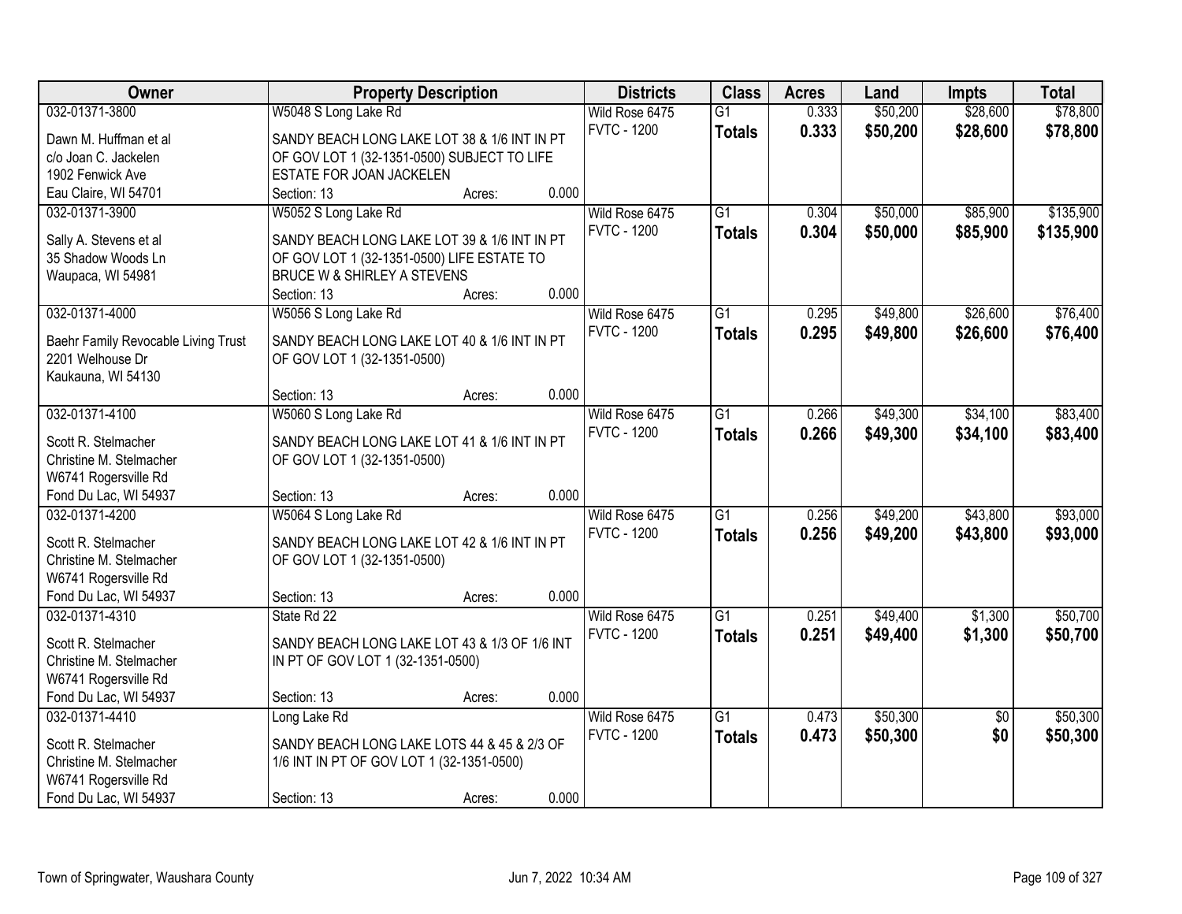| Owner | Property Description | Districts | Class | Acres | Land | Impts | Total |
|---|---|---|---|---|---|---|---|
| 032-01371-3800<br>Dawn M. Huffman et al<br>c/o Joan C. Jackelen<br>1902 Fenwick Ave<br>Eau Claire, WI 54701 | W5048 S Long Lake Rd<br>SANDY BEACH LONG LAKE LOT 38 & 1/6 INT IN PT OF GOV LOT 1 (32-1351-0500) SUBJECT TO LIFE ESTATE FOR JOAN JACKELEN<br>Section: 13 Acres: 0.000 | Wild Rose 6475<br>FVTC - 1200 | G1<br>**Totals** | 0.333<br>**0.333** | $50,200<br>**$50,200** | $28,600<br>**$28,600** | $78,800<br>**$78,800** |
| 032-01371-3900<br>Sally A. Stevens et al<br>35 Shadow Woods Ln<br>Waupaca, WI 54981 | W5052 S Long Lake Rd<br>SANDY BEACH LONG LAKE LOT 39 & 1/6 INT IN PT OF GOV LOT 1 (32-1351-0500) LIFE ESTATE TO BRUCE W & SHIRLEY A STEVENS<br>Section: 13 Acres: 0.000 | Wild Rose 6475<br>FVTC - 1200 | G1<br>**Totals** | 0.304<br>**0.304** | $50,000<br>**$50,000** | $85,900<br>**$85,900** | $135,900<br>**$135,900** |
| 032-01371-4000<br>Baehr Family Revocable Living Trust<br>2201 Welhouse Dr<br>Kaukauna, WI 54130 | W5056 S Long Lake Rd<br>SANDY BEACH LONG LAKE LOT 40 & 1/6 INT IN PT OF GOV LOT 1 (32-1351-0500)<br>Section: 13 Acres: 0.000 | Wild Rose 6475<br>FVTC - 1200 | G1<br>**Totals** | 0.295<br>**0.295** | $49,800<br>**$49,800** | $26,600<br>**$26,600** | $76,400<br>**$76,400** |
| 032-01371-4100<br>Scott R. Stelmacher<br>Christine M. Stelmacher<br>W6741 Rogersville Rd<br>Fond Du Lac, WI 54937 | W5060 S Long Lake Rd<br>SANDY BEACH LONG LAKE LOT 41 & 1/6 INT IN PT OF GOV LOT 1 (32-1351-0500)<br>Section: 13 Acres: 0.000 | Wild Rose 6475<br>FVTC - 1200 | G1<br>**Totals** | 0.266<br>**0.266** | $49,300<br>**$49,300** | $34,100<br>**$34,100** | $83,400<br>**$83,400** |
| 032-01371-4200<br>Scott R. Stelmacher<br>Christine M. Stelmacher<br>W6741 Rogersville Rd<br>Fond Du Lac, WI 54937 | W5064 S Long Lake Rd<br>SANDY BEACH LONG LAKE LOT 42 & 1/6 INT IN PT OF GOV LOT 1 (32-1351-0500)<br>Section: 13 Acres: 0.000 | Wild Rose 6475<br>FVTC - 1200 | G1<br>**Totals** | 0.256<br>**0.256** | $49,200<br>**$49,200** | $43,800<br>**$43,800** | $93,000<br>**$93,000** |
| 032-01371-4310<br>Scott R. Stelmacher<br>Christine M. Stelmacher<br>W6741 Rogersville Rd<br>Fond Du Lac, WI 54937 | State Rd 22<br>SANDY BEACH LONG LAKE LOT 43 & 1/3 OF 1/6 INT IN PT OF GOV LOT 1 (32-1351-0500)<br>Section: 13 Acres: 0.000 | Wild Rose 6475<br>FVTC - 1200 | G1<br>**Totals** | 0.251<br>**0.251** | $49,400<br>**$49,400** | $1,300<br>**$1,300** | $50,700<br>**$50,700** |
| 032-01371-4410<br>Scott R. Stelmacher<br>Christine M. Stelmacher<br>W6741 Rogersville Rd<br>Fond Du Lac, WI 54937 | Long Lake Rd<br>SANDY BEACH LONG LAKE LOTS 44 & 45 & 2/3 OF 1/6 INT IN PT OF GOV LOT 1 (32-1351-0500)<br>Section: 13 Acres: 0.000 | Wild Rose 6475<br>FVTC - 1200 | G1<br>**Totals** | 0.473<br>**0.473** | $50,300<br>**$50,300** | $0<br>**$0** | $50,300<br>**$50,300** |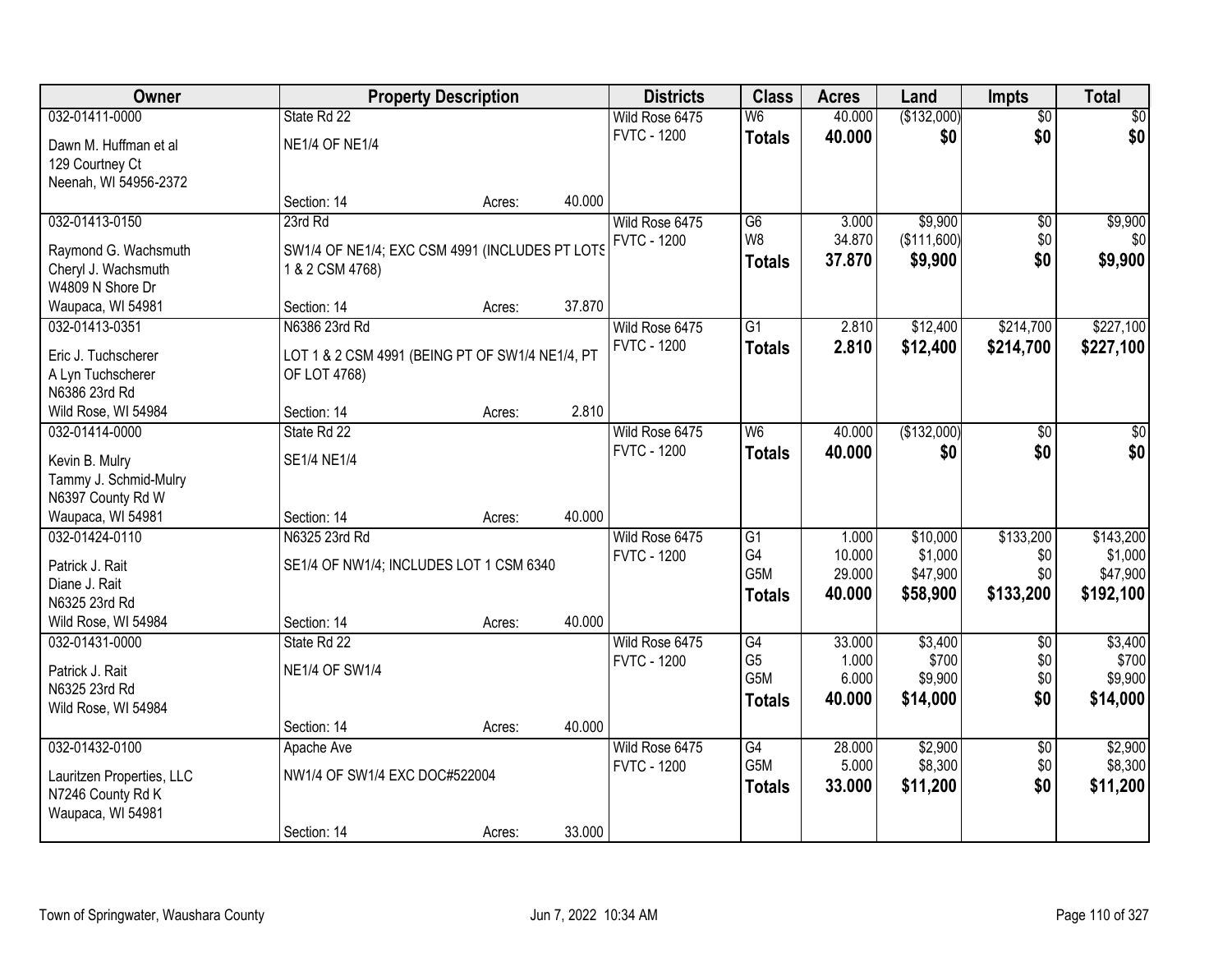| Owner | Property Description | | Districts | Class | Acres | Land | Impts | Total |
|---|---|---|---|---|---|---|---|---|
| 032-01411-0000 | State Rd 22 | | Wild Rose 6475 | W6 | 40.000 | ($132,000) | $0 | $0 |
| Dawn M. Huffman et al | NE1/4 OF NE1/4 | | FVTC - 1200 | **Totals** | **40.000** | **$0** | **$0** | **$0** |
| 129 Courtney Ct | | | | | | | | |
| Neenah, WI 54956-2372 | | | | | | | | |
| | Section: 14 | Acres: 40.000 | | | | | | |
| 032-01413-0150 | 23rd Rd | | Wild Rose 6475 | G6 | 3.000 | $9,900 | $0 | $9,900 |
| Raymond G. Wachsmuth | SW1/4 OF NE1/4; EXC CSM 4991 (INCLUDES PT LOTS 1 & 2 CSM 4768) | | FVTC - 1200 | W8 | 34.870 | ($111,600) | $0 | $0 |
| Cheryl J. Wachsmuth | | | | **Totals** | **37.870** | **$9,900** | **$0** | **$9,900** |
| W4809 N Shore Dr | | | | | | | | |
| Waupaca, WI 54981 | Section: 14 | Acres: 37.870 | | | | | | |
| 032-01413-0351 | N6386 23rd Rd | | Wild Rose 6475 | G1 | 2.810 | $12,400 | $214,700 | $227,100 |
| Eric J. Tuchscherer | LOT 1 & 2 CSM 4991 (BEING PT OF SW1/4 NE1/4, PT OF LOT 4768) | | FVTC - 1200 | **Totals** | **2.810** | **$12,400** | **$214,700** | **$227,100** |
| A Lyn Tuchscherer | | | | | | | | |
| N6386 23rd Rd | | | | | | | | |
| Wild Rose, WI 54984 | Section: 14 | Acres: 2.810 | | | | | | |
| 032-01414-0000 | State Rd 22 | | Wild Rose 6475 | W6 | 40.000 | ($132,000) | $0 | $0 |
| Kevin B. Mulry | SE1/4 NE1/4 | | FVTC - 1200 | **Totals** | **40.000** | **$0** | **$0** | **$0** |
| Tammy J. Schmid-Mulry | | | | | | | | |
| N6397 County Rd W | | | | | | | | |
| Waupaca, WI 54981 | Section: 14 | Acres: 40.000 | | | | | | |
| 032-01424-0110 | N6325 23rd Rd | | Wild Rose 6475 | G1 | 1.000 | $10,000 | $133,200 | $143,200 |
| Patrick J. Rait | SE1/4 OF NW1/4; INCLUDES LOT 1 CSM 6340 | | FVTC - 1200 | G4 | 10.000 | $1,000 | $0 | $1,000 |
| Diane J. Rait | | | | G5M | 29.000 | $47,900 | $0 | $47,900 |
| N6325 23rd Rd | | | | **Totals** | **40.000** | **$58,900** | **$133,200** | **$192,100** |
| Wild Rose, WI 54984 | Section: 14 | Acres: 40.000 | | | | | | |
| 032-01431-0000 | State Rd 22 | | Wild Rose 6475 | G4 | 33.000 | $3,400 | $0 | $3,400 |
| Patrick J. Rait | NE1/4 OF SW1/4 | | FVTC - 1200 | G5 | 1.000 | $700 | $0 | $700 |
| N6325 23rd Rd | | | | G5M | 6.000 | $9,900 | $0 | $9,900 |
| Wild Rose, WI 54984 | | | | **Totals** | **40.000** | **$14,000** | **$0** | **$14,000** |
| | Section: 14 | Acres: 40.000 | | | | | | |
| 032-01432-0100 | Apache Ave | | Wild Rose 6475 | G4 | 28.000 | $2,900 | $0 | $2,900 |
| Lauritzen Properties, LLC | NW1/4 OF SW1/4 EXC DOC#522004 | | FVTC - 1200 | G5M | 5.000 | $8,300 | $0 | $8,300 |
| N7246 County Rd K | | | | **Totals** | **33.000** | **$11,200** | **$0** | **$11,200** |
| Waupaca, WI 54981 | | | | | | | | |
| | Section: 14 | Acres: 33.000 | | | | | | |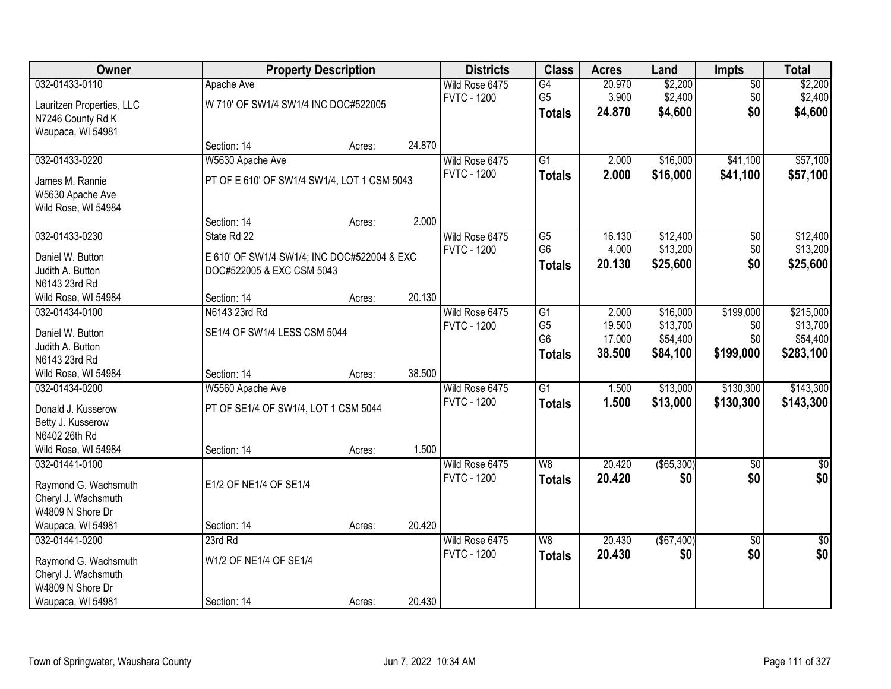| Owner | Property Description | | | Districts | Class | Acres | Land | Impts | Total |
|---|---|---|---|---|---|---|---|---|---|
| 032-01433-0110 | Apache Ave | | | Wild Rose 6475 | G4 | 20.970 | $2,200 | $0 | $2,200 |
| Lauritzen Properties, LLC<br>N7246 County Rd K<br>Waupaca, WI 54981 | W 710' OF SW1/4 SW1/4 INC DOC#522005 | | | FVTC - 1200 | G5 | 3.900 | $2,400 | $0 | $2,400 |
| | | | | | **Totals** | **24.870** | **$4,600** | **$0** | **$4,600** |
| | Section: 14 | Acres: | 24.870 | | | | | | |
| 032-01433-0220 | W5630 Apache Ave | | | Wild Rose 6475 | G1 | 2.000 | $16,000 | $41,100 | $57,100 |
| James M. Rannie<br>W5630 Apache Ave<br>Wild Rose, WI 54984 | PT OF E 610' OF SW1/4 SW1/4, LOT 1 CSM 5043 | | | FVTC - 1200 | **Totals** | **2.000** | **$16,000** | **$41,100** | **$57,100** |
| | Section: 14 | Acres: | 2.000 | | | | | | |
| 032-01433-0230 | State Rd 22 | | | Wild Rose 6475 | G5 | 16.130 | $12,400 | $0 | $12,400 |
| Daniel W. Button<br>Judith A. Button<br>N6143 23rd Rd<br>Wild Rose, WI 54984 | E 610' OF SW1/4 SW1/4; INC DOC#522004 & EXC DOC#522005 & EXC CSM 5043 | | | FVTC - 1200 | G6 | 4.000 | $13,200 | $0 | $13,200 |
| | | | | | **Totals** | **20.130** | **$25,600** | **$0** | **$25,600** |
| | Section: 14 | Acres: | 20.130 | | | | | | |
| 032-01434-0100 | N6143 23rd Rd | | | Wild Rose 6475 | G1 | 2.000 | $16,000 | $199,000 | $215,000 |
| Daniel W. Button<br>Judith A. Button<br>N6143 23rd Rd<br>Wild Rose, WI 54984 | SE1/4 OF SW1/4 LESS CSM 5044 | | | FVTC - 1200 | G5 | 19.500 | $13,700 | $0 | $13,700 |
| | | | | | G6 | 17.000 | $54,400 | $0 | $54,400 |
| | | | | | **Totals** | **38.500** | **$84,100** | **$199,000** | **$283,100** |
| | Section: 14 | Acres: | 38.500 | | | | | | |
| 032-01434-0200 | W5560 Apache Ave | | | Wild Rose 6475 | G1 | 1.500 | $13,000 | $130,300 | $143,300 |
| Donald J. Kusserow<br>Betty J. Kusserow<br>N6402 26th Rd<br>Wild Rose, WI 54984 | PT OF SE1/4 OF SW1/4, LOT 1 CSM 5044 | | | FVTC - 1200 | **Totals** | **1.500** | **$13,000** | **$130,300** | **$143,300** |
| | Section: 14 | Acres: | 1.500 | | | | | | |
| 032-01441-0100 | | | | Wild Rose 6475 | W8 | 20.420 | ($65,300) | $0 | $0 |
| Raymond G. Wachsmuth<br>Cheryl J. Wachsmuth<br>W4809 N Shore Dr<br>Waupaca, WI 54981 | E1/2 OF NE1/4 OF SE1/4 | | | FVTC - 1200 | **Totals** | **20.420** | **$0** | **$0** | **$0** |
| | Section: 14 | Acres: | 20.420 | | | | | | |
| 032-01441-0200 | 23rd Rd | | | Wild Rose 6475 | W8 | 20.430 | ($67,400) | $0 | $0 |
| Raymond G. Wachsmuth<br>Cheryl J. Wachsmuth<br>W4809 N Shore Dr<br>Waupaca, WI 54981 | W1/2 OF NE1/4 OF SE1/4 | | | FVTC - 1200 | **Totals** | **20.430** | **$0** | **$0** | **$0** |
| | Section: 14 | Acres: | 20.430 | | | | | | |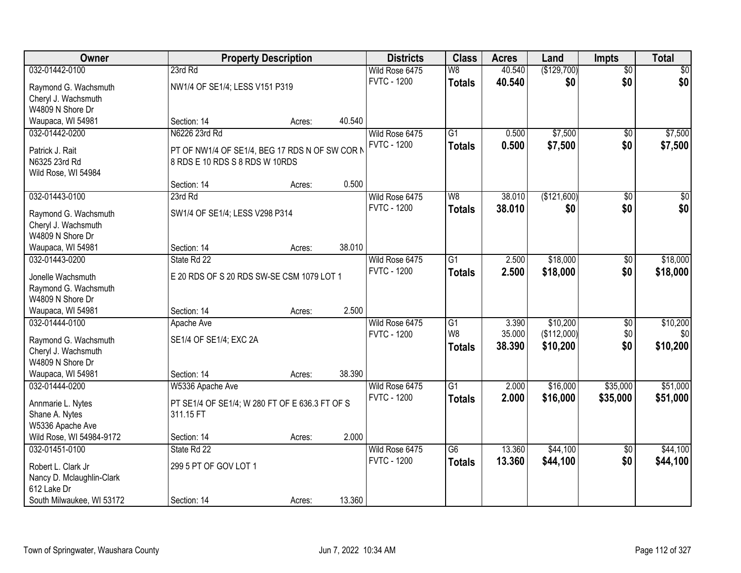| Owner | Property Description | | | Districts | Class | Acres | Land | Impts | Total |
|---|---|---|---|---|---|---|---|---|---|
| 032-01442-0100 | 23rd Rd | | | Wild Rose 6475 | W8 | 40.540 | ($129,700) | $0 | $0 |
| Raymond G. Wachsmuth<br>Cheryl J. Wachsmuth<br>W4809 N Shore Dr<br>Waupaca, WI 54981 | NW1/4 OF SE1/4; LESS V151 P319 | | | FVTC - 1200 | **Totals** | **40.540** | **$0** | **$0** | **$0** |
| | Section: 14 | Acres: | 40.540 | | | | | | |
| 032-01442-0200 | N6226 23rd Rd | | | Wild Rose 6475 | G1 | 0.500 | $7,500 | $0 | $7,500 |
| Patrick J. Rait<br>N6325 23rd Rd<br>Wild Rose, WI 54984 | PT OF NW1/4 OF SE1/4, BEG 17 RDS N OF SW COR N 8 RDS E 10 RDS S 8 RDS W 10RDS | | | FVTC - 1200 | **Totals** | **0.500** | **$7,500** | **$0** | **$7,500** |
| | Section: 14 | Acres: | 0.500 | | | | | | |
| 032-01443-0100 | 23rd Rd | | | Wild Rose 6475 | W8 | 38.010 | ($121,600) | $0 | $0 |
| Raymond G. Wachsmuth<br>Cheryl J. Wachsmuth<br>W4809 N Shore Dr<br>Waupaca, WI 54981 | SW1/4 OF SE1/4; LESS V298 P314 | | | FVTC - 1200 | **Totals** | **38.010** | **$0** | **$0** | **$0** |
| | Section: 14 | Acres: | 38.010 | | | | | | |
| 032-01443-0200 | State Rd 22 | | | Wild Rose 6475 | G1 | 2.500 | $18,000 | $0 | $18,000 |
| Jonelle Wachsmuth<br>Raymond G. Wachsmuth<br>W4809 N Shore Dr<br>Waupaca, WI 54981 | E 20 RDS OF S 20 RDS SW-SE CSM 1079 LOT 1 | | | FVTC - 1200 | **Totals** | **2.500** | **$18,000** | **$0** | **$18,000** |
| | Section: 14 | Acres: | 2.500 | | | | | | |
| 032-01444-0100 | Apache Ave | | | Wild Rose 6475 | G1 | 3.390 | $10,200 | $0 | $10,200 |
| Raymond G. Wachsmuth<br>Cheryl J. Wachsmuth<br>W4809 N Shore Dr<br>Waupaca, WI 54981 | SE1/4 OF SE1/4; EXC 2A | | | FVTC - 1200 | W8 | 35.000 | ($112,000) | $0 | $0 |
| | | | | | **Totals** | **38.390** | **$10,200** | **$0** | **$10,200** |
| | Section: 14 | Acres: | 38.390 | | | | | | |
| 032-01444-0200 | W5336 Apache Ave | | | Wild Rose 6475 | G1 | 2.000 | $16,000 | $35,000 | $51,000 |
| Annmarie L. Nytes<br>Shane A. Nytes<br>W5336 Apache Ave<br>Wild Rose, WI 54984-9172 | PT SE1/4 OF SE1/4; W 280 FT OF E 636.3 FT OF S 311.15 FT | | | FVTC - 1200 | **Totals** | **2.000** | **$16,000** | **$35,000** | **$51,000** |
| | Section: 14 | Acres: | 2.000 | | | | | | |
| 032-01451-0100 | State Rd 22 | | | Wild Rose 6475 | G6 | 13.360 | $44,100 | $0 | $44,100 |
| Robert L. Clark Jr<br>Nancy D. Mclaughlin-Clark<br>612 Lake Dr<br>South Milwaukee, WI 53172 | 299 5 PT OF GOV LOT 1 | | | FVTC - 1200 | **Totals** | **13.360** | **$44,100** | **$0** | **$44,100** |
| | Section: 14 | Acres: | 13.360 | | | | | | |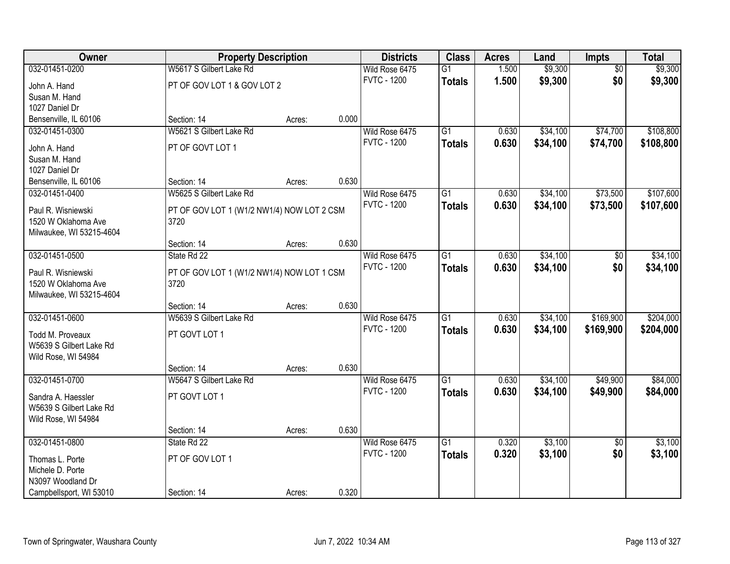| Owner | Property Description | | | Districts | Class | Acres | Land | Impts | Total |
|---|---|---|---|---|---|---|---|---|---|
| 032-01451-0200 | W5617 S Gilbert Lake Rd | | | Wild Rose 6475 | G1 | 1.500 | $9,300 | $0 | $9,300 |
| John A. Hand<br>Susan M. Hand<br>1027 Daniel Dr<br>Bensenville, IL 60106 | PT OF GOV LOT 1 & GOV LOT 2<br><br>Section: 14 | Acres: | 0.000 | FVTC - 1200 | **Totals** | **1.500** | **$9,300** | **$0** | **$9,300** |
| 032-01451-0300 | W5621 S Gilbert Lake Rd | | | Wild Rose 6475 | G1 | 0.630 | $34,100 | $74,700 | $108,800 |
| John A. Hand<br>Susan M. Hand<br>1027 Daniel Dr<br>Bensenville, IL 60106 | PT OF GOVT LOT 1<br><br>Section: 14 | Acres: | 0.630 | FVTC - 1200 | **Totals** | **0.630** | **$34,100** | **$74,700** | **$108,800** |
| 032-01451-0400 | W5625 S Gilbert Lake Rd | | | Wild Rose 6475 | G1 | 0.630 | $34,100 | $73,500 | $107,600 |
| Paul R. Wisniewski<br>1520 W Oklahoma Ave<br>Milwaukee, WI 53215-4604 | PT OF GOV LOT 1 (W1/2 NW1/4) NOW LOT 2 CSM 3720<br><br>Section: 14 | Acres: | 0.630 | FVTC - 1200 | **Totals** | **0.630** | **$34,100** | **$73,500** | **$107,600** |
| 032-01451-0500 | State Rd 22 | | | Wild Rose 6475 | G1 | 0.630 | $34,100 | $0 | $34,100 |
| Paul R. Wisniewski<br>1520 W Oklahoma Ave<br>Milwaukee, WI 53215-4604 | PT OF GOV LOT 1 (W1/2 NW1/4) NOW LOT 1 CSM 3720<br><br>Section: 14 | Acres: | 0.630 | FVTC - 1200 | **Totals** | **0.630** | **$34,100** | **$0** | **$34,100** |
| 032-01451-0600 | W5639 S Gilbert Lake Rd | | | Wild Rose 6475 | G1 | 0.630 | $34,100 | $169,900 | $204,000 |
| Todd M. Proveaux<br>W5639 S Gilbert Lake Rd<br>Wild Rose, WI 54984 | PT GOVT LOT 1<br><br>Section: 14 | Acres: | 0.630 | FVTC - 1200 | **Totals** | **0.630** | **$34,100** | **$169,900** | **$204,000** |
| 032-01451-0700 | W5647 S Gilbert Lake Rd | | | Wild Rose 6475 | G1 | 0.630 | $34,100 | $49,900 | $84,000 |
| Sandra A. Haessler<br>W5639 S Gilbert Lake Rd<br>Wild Rose, WI 54984 | PT GOVT LOT 1<br><br>Section: 14 | Acres: | 0.630 | FVTC - 1200 | **Totals** | **0.630** | **$34,100** | **$49,900** | **$84,000** |
| 032-01451-0800 | State Rd 22 | | | Wild Rose 6475 | G1 | 0.320 | $3,100 | $0 | $3,100 |
| Thomas L. Porte<br>Michele D. Porte<br>N3097 Woodland Dr<br>Campbellsport, WI 53010 | PT OF GOV LOT 1<br><br>Section: 14 | Acres: | 0.320 | FVTC - 1200 | **Totals** | **0.320** | **$3,100** | **$0** | **$3,100** |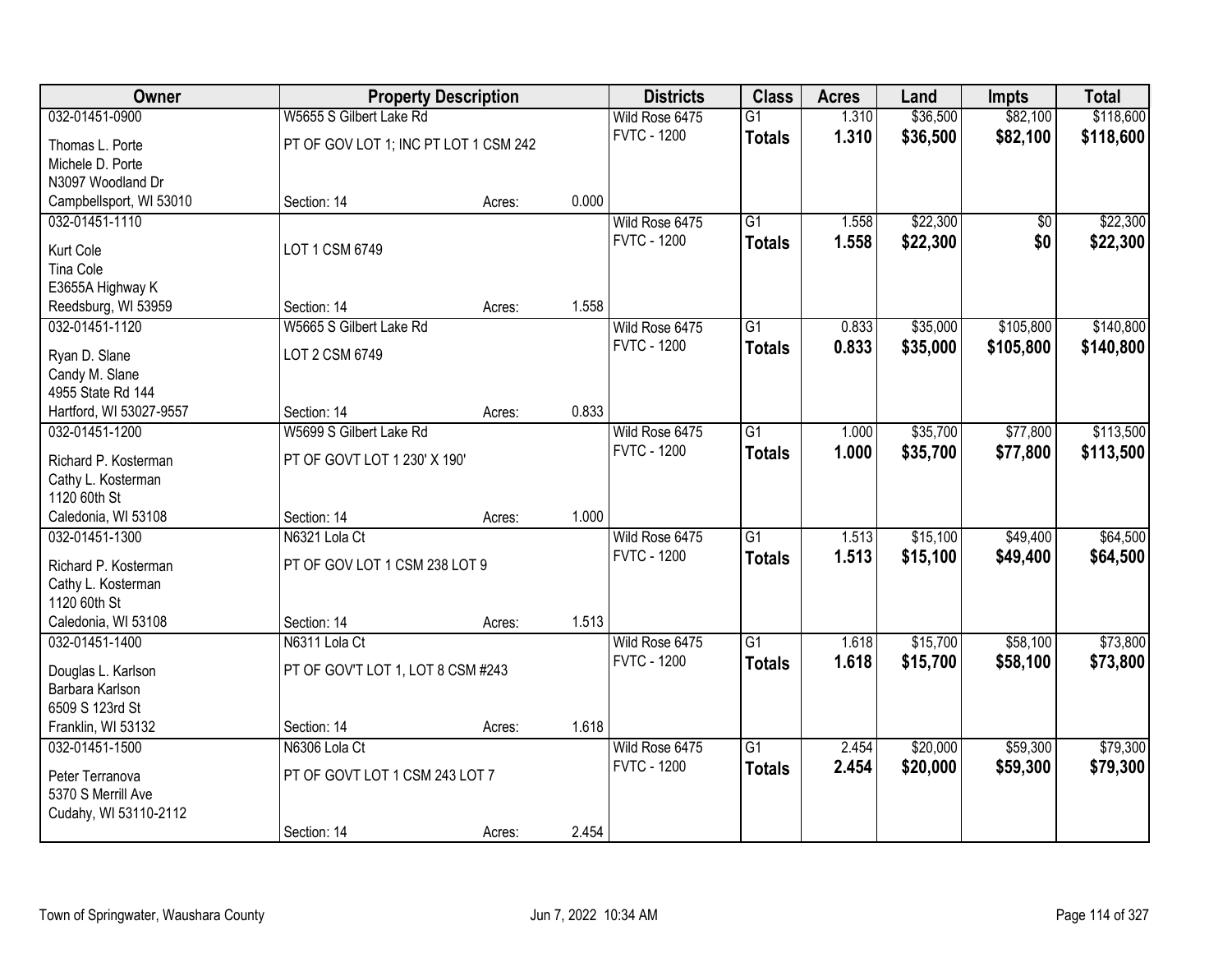| Owner | Property Description | | | Districts | Class | Acres | Land | Impts | Total |
|---|---|---|---|---|---|---|---|---|---|
| 032-01451-0900 | W5655 S Gilbert Lake Rd | | | Wild Rose 6475 | G1 | 1.310 | $36,500 | $82,100 | $118,600 |
| Thomas L. Porte<br>Michele D. Porte<br>N3097 Woodland Dr<br>Campbellsport, WI 53010 | PT OF GOV LOT 1; INC PT LOT 1 CSM 242 | | | FVTC - 1200 | **Totals** | **1.310** | **$36,500** | **$82,100** | **$118,600** |
| | Section: 14 | Acres: | 0.000 | | | | | | |
| 032-01451-1110 | | | | Wild Rose 6475 | G1 | 1.558 | $22,300 | $0 | $22,300 |
| Kurt Cole<br>Tina Cole<br>E3655A Highway K<br>Reedsburg, WI 53959 | LOT 1 CSM 6749 | | | FVTC - 1200 | **Totals** | **1.558** | **$22,300** | **$0** | **$22,300** |
| | Section: 14 | Acres: | 1.558 | | | | | | |
| 032-01451-1120 | W5665 S Gilbert Lake Rd | | | Wild Rose 6475 | G1 | 0.833 | $35,000 | $105,800 | $140,800 |
| Ryan D. Slane<br>Candy M. Slane<br>4955 State Rd 144<br>Hartford, WI 53027-9557 | LOT 2 CSM 6749 | | | FVTC - 1200 | **Totals** | **0.833** | **$35,000** | **$105,800** | **$140,800** |
| | Section: 14 | Acres: | 0.833 | | | | | | |
| 032-01451-1200 | W5699 S Gilbert Lake Rd | | | Wild Rose 6475 | G1 | 1.000 | $35,700 | $77,800 | $113,500 |
| Richard P. Kosterman<br>Cathy L. Kosterman<br>1120 60th St<br>Caledonia, WI 53108 | PT OF GOVT LOT 1 230' X 190' | | | FVTC - 1200 | **Totals** | **1.000** | **$35,700** | **$77,800** | **$113,500** |
| | Section: 14 | Acres: | 1.000 | | | | | | |
| 032-01451-1300 | N6321 Lola Ct | | | Wild Rose 6475 | G1 | 1.513 | $15,100 | $49,400 | $64,500 |
| Richard P. Kosterman<br>Cathy L. Kosterman<br>1120 60th St<br>Caledonia, WI 53108 | PT OF GOV LOT 1 CSM 238 LOT 9 | | | FVTC - 1200 | **Totals** | **1.513** | **$15,100** | **$49,400** | **$64,500** |
| | Section: 14 | Acres: | 1.513 | | | | | | |
| 032-01451-1400 | N6311 Lola Ct | | | Wild Rose 6475 | G1 | 1.618 | $15,700 | $58,100 | $73,800 |
| Douglas L. Karlson<br>Barbara Karlson<br>6509 S 123rd St<br>Franklin, WI 53132 | PT OF GOV'T LOT 1, LOT 8 CSM #243 | | | FVTC - 1200 | **Totals** | **1.618** | **$15,700** | **$58,100** | **$73,800** |
| | Section: 14 | Acres: | 1.618 | | | | | | |
| 032-01451-1500 | N6306 Lola Ct | | | Wild Rose 6475 | G1 | 2.454 | $20,000 | $59,300 | $79,300 |
| Peter Terranova<br>5370 S Merrill Ave<br>Cudahy, WI 53110-2112 | PT OF GOVT LOT 1 CSM 243 LOT 7 | | | FVTC - 1200 | **Totals** | **2.454** | **$20,000** | **$59,300** | **$79,300** |
| | Section: 14 | Acres: | 2.454 | | | | | | |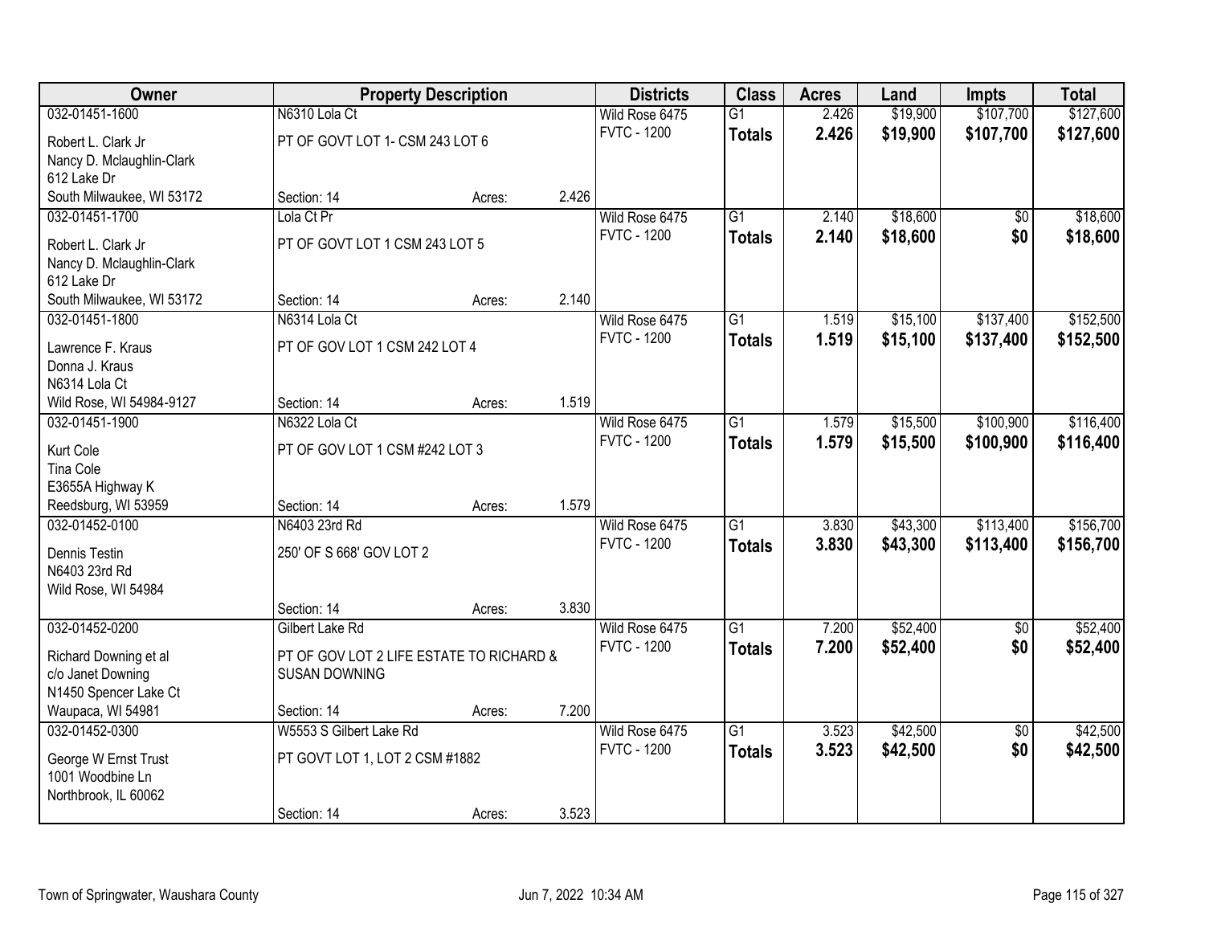| Owner | Property Description | | | Districts | Class | Acres | Land | Impts | Total |
|---|---|---|---|---|---|---|---|---|---|
| 032-01451-1600 | N6310 Lola Ct | | | Wild Rose 6475 | G1 | 2.426 | $19,900 | $107,700 | $127,600 |
| Robert L. Clark Jr<br>Nancy D. Mclaughlin-Clark<br>612 Lake Dr<br>South Milwaukee, WI 53172 | PT OF GOVT LOT 1- CSM 243 LOT 6 | | | FVTC - 1200 | **Totals** | **2.426** | **$19,900** | **$107,700** | **$127,600** |
| | Section: 14 | Acres: | 2.426 | | | | | | |
| 032-01451-1700 | Lola Ct Pr | | | Wild Rose 6475 | G1 | 2.140 | $18,600 | $0 | $18,600 |
| Robert L. Clark Jr<br>Nancy D. Mclaughlin-Clark<br>612 Lake Dr<br>South Milwaukee, WI 53172 | PT OF GOVT LOT 1 CSM 243 LOT 5 | | | FVTC - 1200 | **Totals** | **2.140** | **$18,600** | **$0** | **$18,600** |
| | Section: 14 | Acres: | 2.140 | | | | | | |
| 032-01451-1800 | N6314 Lola Ct | | | Wild Rose 6475 | G1 | 1.519 | $15,100 | $137,400 | $152,500 |
| Lawrence F. Kraus<br>Donna J. Kraus<br>N6314 Lola Ct<br>Wild Rose, WI 54984-9127 | PT OF GOV LOT 1 CSM 242 LOT 4 | | | FVTC - 1200 | **Totals** | **1.519** | **$15,100** | **$137,400** | **$152,500** |
| | Section: 14 | Acres: | 1.519 | | | | | | |
| 032-01451-1900 | N6322 Lola Ct | | | Wild Rose 6475 | G1 | 1.579 | $15,500 | $100,900 | $116,400 |
| Kurt Cole<br>Tina Cole<br>E3655A Highway K<br>Reedsburg, WI 53959 | PT OF GOV LOT 1 CSM #242 LOT 3 | | | FVTC - 1200 | **Totals** | **1.579** | **$15,500** | **$100,900** | **$116,400** |
| | Section: 14 | Acres: | 1.579 | | | | | | |
| 032-01452-0100 | N6403 23rd Rd | | | Wild Rose 6475 | G1 | 3.830 | $43,300 | $113,400 | $156,700 |
| Dennis Testin<br>N6403 23rd Rd<br>Wild Rose, WI 54984 | 250' OF S 668' GOV LOT 2 | | | FVTC - 1200 | **Totals** | **3.830** | **$43,300** | **$113,400** | **$156,700** |
| | Section: 14 | Acres: | 3.830 | | | | | | |
| 032-01452-0200 | Gilbert Lake Rd | | | Wild Rose 6475 | G1 | 7.200 | $52,400 | $0 | $52,400 |
| Richard Downing et al<br>c/o Janet Downing<br>N1450 Spencer Lake Ct<br>Waupaca, WI 54981 | PT OF GOV LOT 2 LIFE ESTATE TO RICHARD & SUSAN DOWNING | | | FVTC - 1200 | **Totals** | **7.200** | **$52,400** | **$0** | **$52,400** |
| | Section: 14 | Acres: | 7.200 | | | | | | |
| 032-01452-0300 | W5553 S Gilbert Lake Rd | | | Wild Rose 6475 | G1 | 3.523 | $42,500 | $0 | $42,500 |
| George W Ernst Trust<br>1001 Woodbine Ln<br>Northbrook, IL 60062 | PT GOVT LOT 1, LOT 2 CSM #1882 | | | FVTC - 1200 | **Totals** | **3.523** | **$42,500** | **$0** | **$42,500** |
| | Section: 14 | Acres: | 3.523 | | | | | | |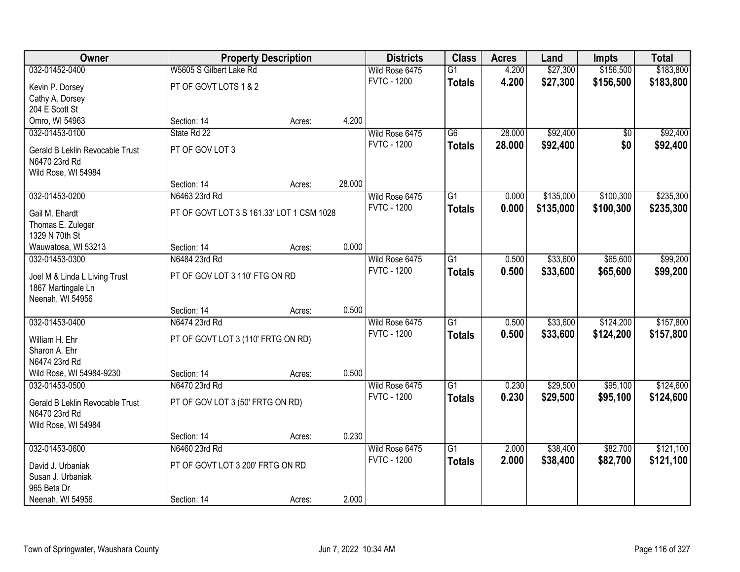| Owner | Property Description | | | Districts | Class | Acres | Land | Impts | Total |
|---|---|---|---|---|---|---|---|---|---|
| 032-01452-0400 | W5605 S Gilbert Lake Rd | | | Wild Rose 6475 | G1 | 4.200 | $27,300 | $156,500 | $183,800 |
| Kevin P. Dorsey<br>Cathy A. Dorsey<br>204 E Scott St<br>Omro, WI 54963 | PT OF GOVT LOTS 1 & 2 | | | FVTC - 1200 | **Totals** | **4.200** | **$27,300** | **$156,500** | **$183,800** |
| | Section: 14 | Acres: | 4.200 | | | | | | |
| 032-01453-0100 | State Rd 22 | | | Wild Rose 6475 | G6 | 28.000 | $92,400 | $0 | $92,400 |
| Gerald B Leklin Revocable Trust<br>N6470 23rd Rd<br>Wild Rose, WI 54984 | PT OF GOV LOT 3 | | | FVTC - 1200 | **Totals** | **28.000** | **$92,400** | **$0** | **$92,400** |
| | Section: 14 | Acres: | 28.000 | | | | | | |
| 032-01453-0200 | N6463 23rd Rd | | | Wild Rose 6475 | G1 | 0.000 | $135,000 | $100,300 | $235,300 |
| Gail M. Ehardt<br>Thomas E. Zuleger<br>1329 N 70th St<br>Wauwatosa, WI 53213 | PT OF GOVT LOT 3 S 161.33' LOT 1 CSM 1028 | | | FVTC - 1200 | **Totals** | **0.000** | **$135,000** | **$100,300** | **$235,300** |
| | Section: 14 | Acres: | 0.000 | | | | | | |
| 032-01453-0300 | N6484 23rd Rd | | | Wild Rose 6475 | G1 | 0.500 | $33,600 | $65,600 | $99,200 |
| Joel M & Linda L Living Trust<br>1867 Martingale Ln<br>Neenah, WI 54956 | PT OF GOV LOT 3 110' FTG ON RD | | | FVTC - 1200 | **Totals** | **0.500** | **$33,600** | **$65,600** | **$99,200** |
| | Section: 14 | Acres: | 0.500 | | | | | | |
| 032-01453-0400 | N6474 23rd Rd | | | Wild Rose 6475 | G1 | 0.500 | $33,600 | $124,200 | $157,800 |
| William H. Ehr<br>Sharon A. Ehr<br>N6474 23rd Rd<br>Wild Rose, WI 54984-9230 | PT OF GOVT LOT 3 (110' FRTG ON RD) | | | FVTC - 1200 | **Totals** | **0.500** | **$33,600** | **$124,200** | **$157,800** |
| | Section: 14 | Acres: | 0.500 | | | | | | |
| 032-01453-0500 | N6470 23rd Rd | | | Wild Rose 6475 | G1 | 0.230 | $29,500 | $95,100 | $124,600 |
| Gerald B Leklin Revocable Trust<br>N6470 23rd Rd<br>Wild Rose, WI 54984 | PT OF GOV LOT 3 (50' FRTG ON RD) | | | FVTC - 1200 | **Totals** | **0.230** | **$29,500** | **$95,100** | **$124,600** |
| | Section: 14 | Acres: | 0.230 | | | | | | |
| 032-01453-0600 | N6460 23rd Rd | | | Wild Rose 6475 | G1 | 2.000 | $38,400 | $82,700 | $121,100 |
| David J. Urbaniak<br>Susan J. Urbaniak<br>965 Beta Dr<br>Neenah, WI 54956 | PT OF GOVT LOT 3 200' FRTG ON RD | | | FVTC - 1200 | **Totals** | **2.000** | **$38,400** | **$82,700** | **$121,100** |
| | Section: 14 | Acres: | 2.000 | | | | | | |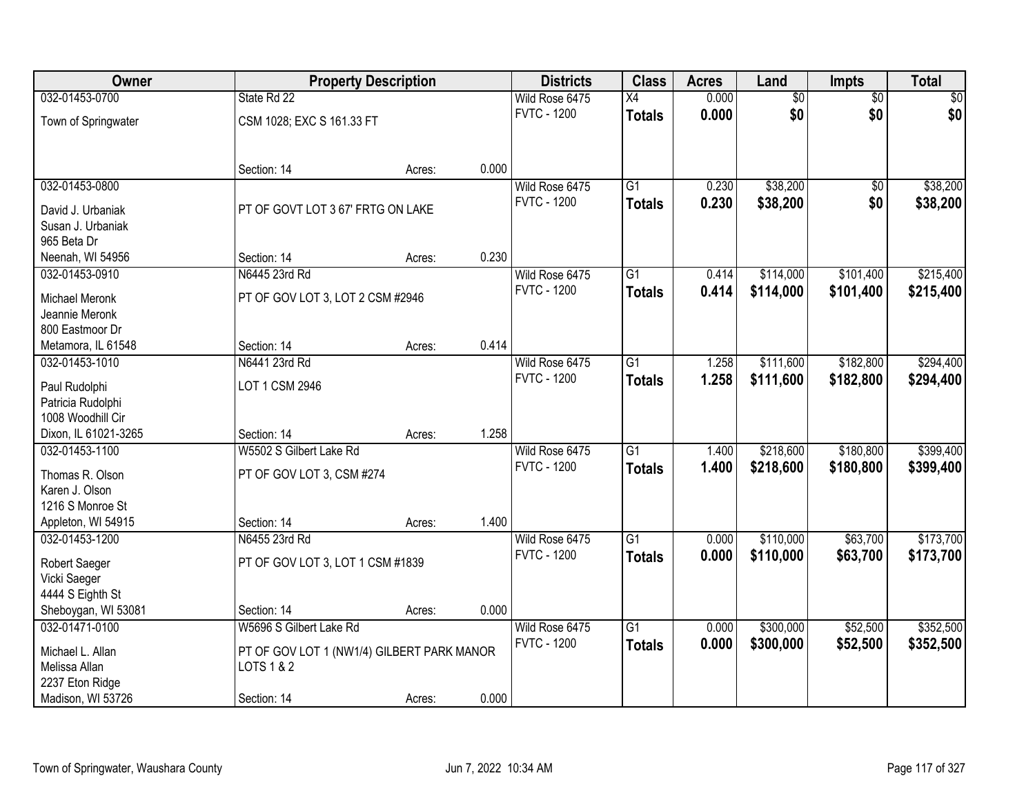| Owner | Property Description | | | Districts | Class | Acres | Land | Impts | Total |
|---|---|---|---|---|---|---|---|---|---|
| 032-01453-0700 | State Rd 22 | | | Wild Rose 6475 | X4 | 0.000 | $0 | $0 | $0 |
| Town of Springwater | CSM 1028; EXC S 161.33 FT | | | FVTC - 1200 | **Totals** | **0.000** | **$0** | **$0** | **$0** |
| | Section: 14 | Acres: | 0.000 | | | | | | |
| 032-01453-0800 | | | | Wild Rose 6475 | G1 | 0.230 | $38,200 | $0 | $38,200 |
| David J. Urbaniak<br>Susan J. Urbaniak<br>965 Beta Dr<br>Neenah, WI 54956 | PT OF GOVT LOT 3 67' FRTG ON LAKE | | | FVTC - 1200 | **Totals** | **0.230** | **$38,200** | **$0** | **$38,200** |
| | Section: 14 | Acres: | 0.230 | | | | | | |
| 032-01453-0910 | N6445 23rd Rd | | | Wild Rose 6475 | G1 | 0.414 | $114,000 | $101,400 | $215,400 |
| Michael Meronk<br>Jeannie Meronk<br>800 Eastmoor Dr<br>Metamora, IL 61548 | PT OF GOV LOT 3, LOT 2 CSM #2946 | | | FVTC - 1200 | **Totals** | **0.414** | **$114,000** | **$101,400** | **$215,400** |
| | Section: 14 | Acres: | 0.414 | | | | | | |
| 032-01453-1010 | N6441 23rd Rd | | | Wild Rose 6475 | G1 | 1.258 | $111,600 | $182,800 | $294,400 |
| Paul Rudolphi<br>Patricia Rudolphi<br>1008 Woodhill Cir<br>Dixon, IL 61021-3265 | LOT 1 CSM 2946 | | | FVTC - 1200 | **Totals** | **1.258** | **$111,600** | **$182,800** | **$294,400** |
| | Section: 14 | Acres: | 1.258 | | | | | | |
| 032-01453-1100 | W5502 S Gilbert Lake Rd | | | Wild Rose 6475 | G1 | 1.400 | $218,600 | $180,800 | $399,400 |
| Thomas R. Olson<br>Karen J. Olson<br>1216 S Monroe St<br>Appleton, WI 54915 | PT OF GOV LOT 3, CSM #274 | | | FVTC - 1200 | **Totals** | **1.400** | **$218,600** | **$180,800** | **$399,400** |
| | Section: 14 | Acres: | 1.400 | | | | | | |
| 032-01453-1200 | N6455 23rd Rd | | | Wild Rose 6475 | G1 | 0.000 | $110,000 | $63,700 | $173,700 |
| Robert Saeger<br>Vicki Saeger<br>4444 S Eighth St<br>Sheboygan, WI 53081 | PT OF GOV LOT 3, LOT 1 CSM #1839 | | | FVTC - 1200 | **Totals** | **0.000** | **$110,000** | **$63,700** | **$173,700** |
| | Section: 14 | Acres: | 0.000 | | | | | | |
| 032-01471-0100 | W5696 S Gilbert Lake Rd | | | Wild Rose 6475 | G1 | 0.000 | $300,000 | $52,500 | $352,500 |
| Michael L. Allan<br>Melissa Allan<br>2237 Eton Ridge<br>Madison, WI 53726 | PT OF GOV LOT 1 (NW1/4) GILBERT PARK MANOR LOTS 1 & 2 | | | FVTC - 1200 | **Totals** | **0.000** | **$300,000** | **$52,500** | **$352,500** |
| | Section: 14 | Acres: | 0.000 | | | | | | |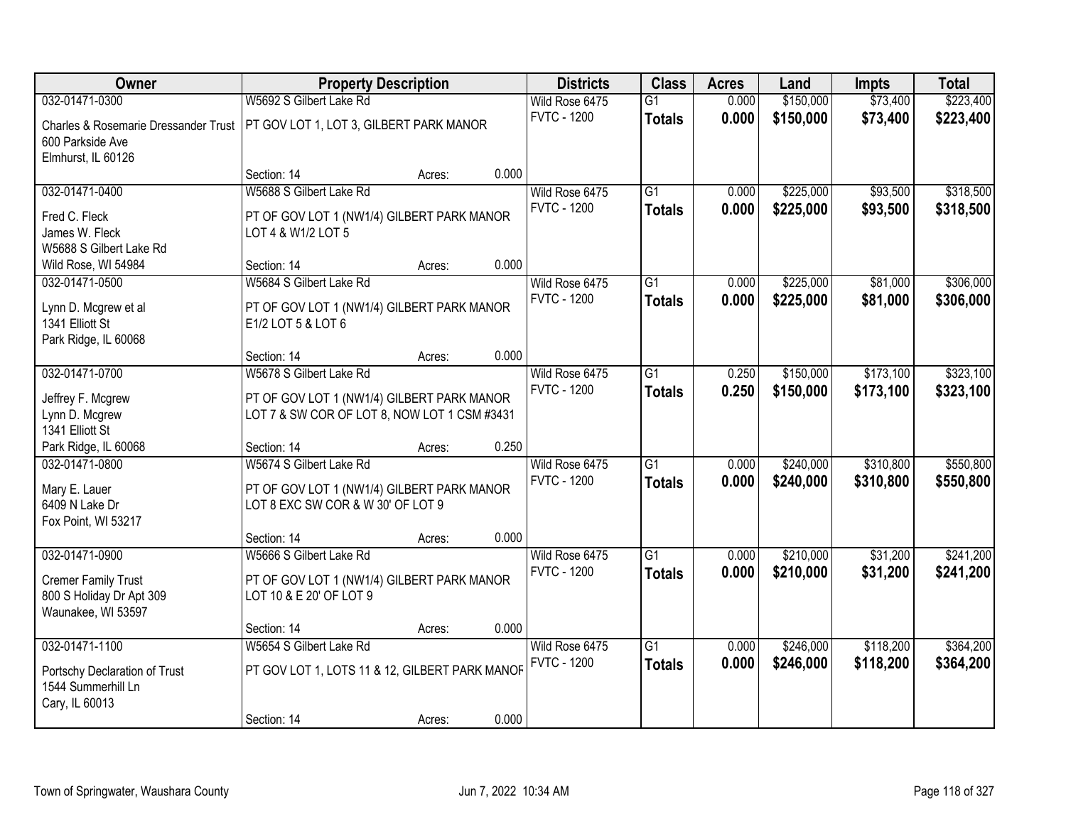| Owner | Property Description | | | Districts | Class | Acres | Land | Impts | Total |
|---|---|---|---|---|---|---|---|---|---|
| 032-01471-0300 | W5692 S Gilbert Lake Rd | | | Wild Rose 6475 | G1 | 0.000 | $150,000 | $73,400 | $223,400 |
| Charles & Rosemarie Dressander Trust<br>600 Parkside Ave<br>Elmhurst, IL 60126 | PT GOV LOT 1, LOT 3, GILBERT PARK MANOR | | | FVTC - 1200 | **Totals** | **0.000** | **$150,000** | **$73,400** | **$223,400** |
| | Section: 14 | Acres: | 0.000 | | | | | | |
| 032-01471-0400 | W5688 S Gilbert Lake Rd | | | Wild Rose 6475 | G1 | 0.000 | $225,000 | $93,500 | $318,500 |
| Fred C. Fleck<br>James W. Fleck<br>W5688 S Gilbert Lake Rd<br>Wild Rose, WI 54984 | PT OF GOV LOT 1 (NW1/4) GILBERT PARK MANOR LOT 4 & W1/2 LOT 5 | | | FVTC - 1200 | **Totals** | **0.000** | **$225,000** | **$93,500** | **$318,500** |
| | Section: 14 | Acres: | 0.000 | | | | | | |
| 032-01471-0500 | W5684 S Gilbert Lake Rd | | | Wild Rose 6475 | G1 | 0.000 | $225,000 | $81,000 | $306,000 |
| Lynn D. Mcgrew et al<br>1341 Elliott St<br>Park Ridge, IL 60068 | PT OF GOV LOT 1 (NW1/4) GILBERT PARK MANOR E1/2 LOT 5 & LOT 6 | | | FVTC - 1200 | **Totals** | **0.000** | **$225,000** | **$81,000** | **$306,000** |
| | Section: 14 | Acres: | 0.000 | | | | | | |
| 032-01471-0700 | W5678 S Gilbert Lake Rd | | | Wild Rose 6475 | G1 | 0.250 | $150,000 | $173,100 | $323,100 |
| Jeffrey F. Mcgrew<br>Lynn D. Mcgrew<br>1341 Elliott St<br>Park Ridge, IL 60068 | PT OF GOV LOT 1 (NW1/4) GILBERT PARK MANOR LOT 7 & SW COR OF LOT 8, NOW LOT 1 CSM #3431 | | | FVTC - 1200 | **Totals** | **0.250** | **$150,000** | **$173,100** | **$323,100** |
| | Section: 14 | Acres: | 0.250 | | | | | | |
| 032-01471-0800 | W5674 S Gilbert Lake Rd | | | Wild Rose 6475 | G1 | 0.000 | $240,000 | $310,800 | $550,800 |
| Mary E. Lauer<br>6409 N Lake Dr<br>Fox Point, WI 53217 | PT OF GOV LOT 1 (NW1/4) GILBERT PARK MANOR LOT 8 EXC SW COR & W 30' OF LOT 9 | | | FVTC - 1200 | **Totals** | **0.000** | **$240,000** | **$310,800** | **$550,800** |
| | Section: 14 | Acres: | 0.000 | | | | | | |
| 032-01471-0900 | W5666 S Gilbert Lake Rd | | | Wild Rose 6475 | G1 | 0.000 | $210,000 | $31,200 | $241,200 |
| Cremer Family Trust<br>800 S Holiday Dr Apt 309<br>Waunakee, WI 53597 | PT OF GOV LOT 1 (NW1/4) GILBERT PARK MANOR LOT 10 & E 20' OF LOT 9 | | | FVTC - 1200 | **Totals** | **0.000** | **$210,000** | **$31,200** | **$241,200** |
| | Section: 14 | Acres: | 0.000 | | | | | | |
| 032-01471-1100 | W5654 S Gilbert Lake Rd | | | Wild Rose 6475 | G1 | 0.000 | $246,000 | $118,200 | $364,200 |
| Portschy Declaration of Trust<br>1544 Summerhill Ln<br>Cary, IL 60013 | PT GOV LOT 1, LOTS 11 & 12, GILBERT PARK MANOF | | | FVTC - 1200 | **Totals** | **0.000** | **$246,000** | **$118,200** | **$364,200** |
| | Section: 14 | Acres: | 0.000 | | | | | | |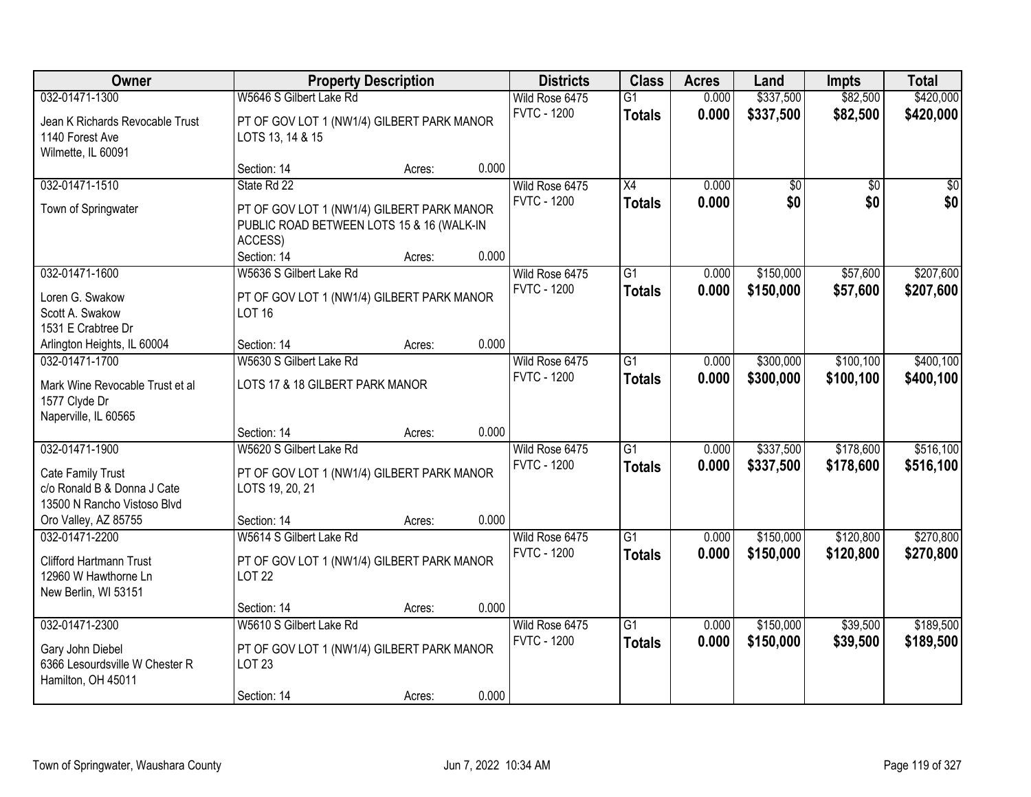| Owner | Property Description | Districts | Class | Acres | Land | Impts | Total |
|---|---|---|---|---|---|---|---|
| 032-01471-1300<br>Jean K Richards Revocable Trust<br>1140 Forest Ave<br>Wilmette, IL 60091 | W5646 S Gilbert Lake Rd<br>PT OF GOV LOT 1 (NW1/4) GILBERT PARK MANOR LOTS 13, 14 & 15<br>Section: 14 Acres: 0.000 | Wild Rose 6475<br>FVTC - 1200 | G1<br>**Totals** | 0.000<br>**0.000** | $337,500<br>**$337,500** | $82,500<br>**$82,500** | $420,000<br>**$420,000** |
| 032-01471-1510<br>Town of Springwater | State Rd 22<br>PT OF GOV LOT 1 (NW1/4) GILBERT PARK MANOR PUBLIC ROAD BETWEEN LOTS 15 & 16 (WALK-IN ACCESS)<br>Section: 14 Acres: 0.000 | Wild Rose 6475<br>FVTC - 1200 | X4<br>**Totals** | 0.000<br>**0.000** | $0<br>**$0** | $0<br>**$0** | $0<br>**$0** |
| 032-01471-1600<br>Loren G. Swakow<br>Scott A. Swakow<br>1531 E Crabtree Dr<br>Arlington Heights, IL 60004 | W5636 S Gilbert Lake Rd<br>PT OF GOV LOT 1 (NW1/4) GILBERT PARK MANOR LOT 16<br>Section: 14 Acres: 0.000 | Wild Rose 6475<br>FVTC - 1200 | G1<br>**Totals** | 0.000<br>**0.000** | $150,000<br>**$150,000** | $57,600<br>**$57,600** | $207,600<br>**$207,600** |
| 032-01471-1700<br>Mark Wine Revocable Trust et al<br>1577 Clyde Dr<br>Naperville, IL 60565 | W5630 S Gilbert Lake Rd<br>LOTS 17 & 18 GILBERT PARK MANOR<br>Section: 14 Acres: 0.000 | Wild Rose 6475<br>FVTC - 1200 | G1<br>**Totals** | 0.000<br>**0.000** | $300,000<br>**$300,000** | $100,100<br>**$100,100** | $400,100<br>**$400,100** |
| 032-01471-1900<br>Cate Family Trust<br>c/o Ronald B & Donna J Cate<br>13500 N Rancho Vistoso Blvd<br>Oro Valley, AZ 85755 | W5620 S Gilbert Lake Rd<br>PT OF GOV LOT 1 (NW1/4) GILBERT PARK MANOR LOTS 19, 20, 21<br>Section: 14 Acres: 0.000 | Wild Rose 6475<br>FVTC - 1200 | G1<br>**Totals** | 0.000<br>**0.000** | $337,500<br>**$337,500** | $178,600<br>**$178,600** | $516,100<br>**$516,100** |
| 032-01471-2200<br>Clifford Hartmann Trust<br>12960 W Hawthorne Ln<br>New Berlin, WI 53151 | W5614 S Gilbert Lake Rd<br>PT OF GOV LOT 1 (NW1/4) GILBERT PARK MANOR LOT 22<br>Section: 14 Acres: 0.000 | Wild Rose 6475<br>FVTC - 1200 | G1<br>**Totals** | 0.000<br>**0.000** | $150,000<br>**$150,000** | $120,800<br>**$120,800** | $270,800<br>**$270,800** |
| 032-01471-2300<br>Gary John Diebel<br>6366 Lesourdsville W Chester R<br>Hamilton, OH 45011 | W5610 S Gilbert Lake Rd<br>PT OF GOV LOT 1 (NW1/4) GILBERT PARK MANOR LOT 23<br>Section: 14 Acres: 0.000 | Wild Rose 6475<br>FVTC - 1200 | G1<br>**Totals** | 0.000<br>**0.000** | $150,000<br>**$150,000** | $39,500<br>**$39,500** | $189,500<br>**$189,500** |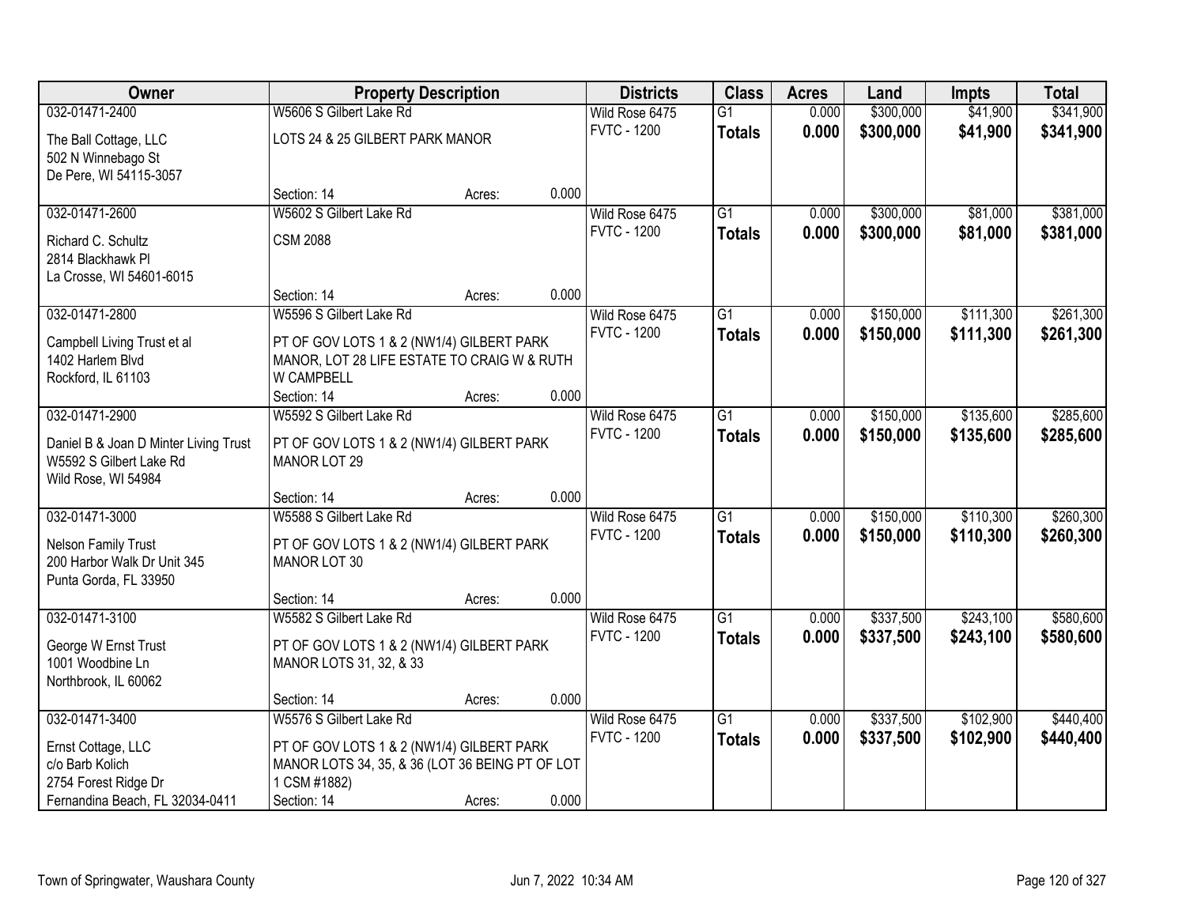| Owner | Property Description | | | Districts | Class | Acres | Land | Impts | Total |
|---|---|---|---|---|---|---|---|---|---|
| 032-01471-2400 | W5606 S Gilbert Lake Rd | | | Wild Rose 6475 | G1 | 0.000 | $300,000 | $41,900 | $341,900 |
| The Ball Cottage, LLC<br>502 N Winnebago St<br>De Pere, WI 54115-3057 | LOTS 24 & 25 GILBERT PARK MANOR | | | FVTC - 1200 | **Totals** | **0.000** | **$300,000** | **$41,900** | **$341,900** |
| | Section: 14 | Acres: | 0.000 | | | | | | |
| 032-01471-2600 | W5602 S Gilbert Lake Rd | | | Wild Rose 6475 | G1 | 0.000 | $300,000 | $81,000 | $381,000 |
| Richard C. Schultz<br>2814 Blackhawk Pl<br>La Crosse, WI 54601-6015 | CSM 2088 | | | FVTC - 1200 | **Totals** | **0.000** | **$300,000** | **$81,000** | **$381,000** |
| | Section: 14 | Acres: | 0.000 | | | | | | |
| 032-01471-2800 | W5596 S Gilbert Lake Rd | | | Wild Rose 6475 | G1 | 0.000 | $150,000 | $111,300 | $261,300 |
| Campbell Living Trust et al<br>1402 Harlem Blvd<br>Rockford, IL 61103 | PT OF GOV LOTS 1 & 2 (NW1/4) GILBERT PARK MANOR, LOT 28 LIFE ESTATE TO CRAIG W & RUTH W CAMPBELL | | | FVTC - 1200 | **Totals** | **0.000** | **$150,000** | **$111,300** | **$261,300** |
| | Section: 14 | Acres: | 0.000 | | | | | | |
| 032-01471-2900 | W5592 S Gilbert Lake Rd | | | Wild Rose 6475 | G1 | 0.000 | $150,000 | $135,600 | $285,600 |
| Daniel B & Joan D Minter Living Trust<br>W5592 S Gilbert Lake Rd<br>Wild Rose, WI 54984 | PT OF GOV LOTS 1 & 2 (NW1/4) GILBERT PARK MANOR LOT 29 | | | FVTC - 1200 | **Totals** | **0.000** | **$150,000** | **$135,600** | **$285,600** |
| | Section: 14 | Acres: | 0.000 | | | | | | |
| 032-01471-3000 | W5588 S Gilbert Lake Rd | | | Wild Rose 6475 | G1 | 0.000 | $150,000 | $110,300 | $260,300 |
| Nelson Family Trust<br>200 Harbor Walk Dr Unit 345<br>Punta Gorda, FL 33950 | PT OF GOV LOTS 1 & 2 (NW1/4) GILBERT PARK MANOR LOT 30 | | | FVTC - 1200 | **Totals** | **0.000** | **$150,000** | **$110,300** | **$260,300** |
| | Section: 14 | Acres: | 0.000 | | | | | | |
| 032-01471-3100 | W5582 S Gilbert Lake Rd | | | Wild Rose 6475 | G1 | 0.000 | $337,500 | $243,100 | $580,600 |
| George W Ernst Trust<br>1001 Woodbine Ln<br>Northbrook, IL 60062 | PT OF GOV LOTS 1 & 2 (NW1/4) GILBERT PARK MANOR LOTS 31, 32, & 33 | | | FVTC - 1200 | **Totals** | **0.000** | **$337,500** | **$243,100** | **$580,600** |
| | Section: 14 | Acres: | 0.000 | | | | | | |
| 032-01471-3400 | W5576 S Gilbert Lake Rd | | | Wild Rose 6475 | G1 | 0.000 | $337,500 | $102,900 | $440,400 |
| Ernst Cottage, LLC<br>c/o Barb Kolich<br>2754 Forest Ridge Dr<br>Fernandina Beach, FL 32034-0411 | PT OF GOV LOTS 1 & 2 (NW1/4) GILBERT PARK MANOR LOTS 34, 35, & 36 (LOT 36 BEING PT OF LOT 1 CSM #1882) | | | FVTC - 1200 | **Totals** | **0.000** | **$337,500** | **$102,900** | **$440,400** |
| | Section: 14 | Acres: | 0.000 | | | | | | |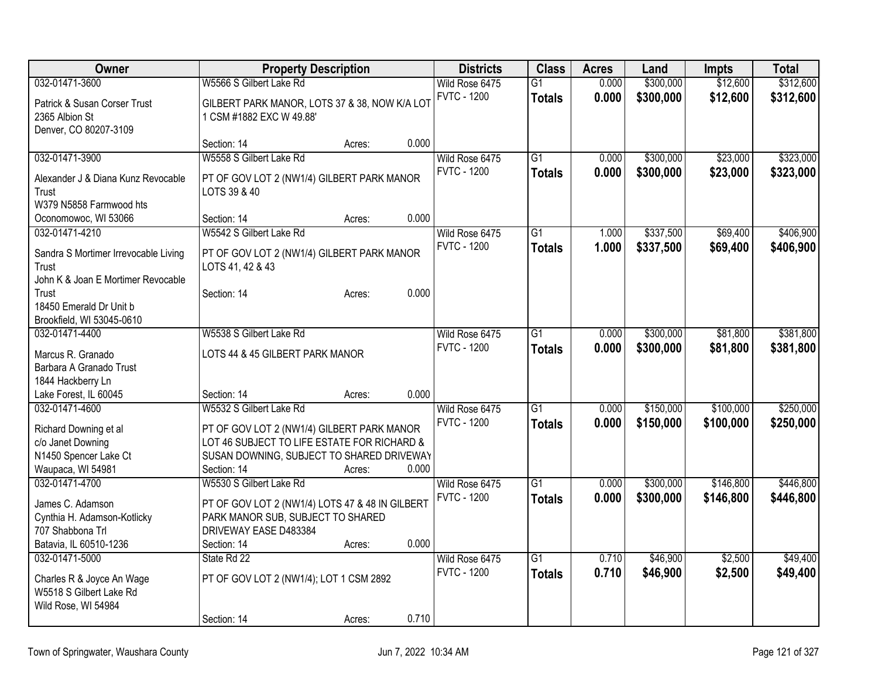| Owner | Property Description | | | Districts | Class | Acres | Land | Impts | Total |
|---|---|---|---|---|---|---|---|---|---|
| 032-01471-3600 | W5566 S Gilbert Lake Rd | | | Wild Rose 6475 | G1 | 0.000 | $300,000 | $12,600 | $312,600 |
| Patrick & Susan Corser Trust<br>2365 Albion St<br>Denver, CO 80207-3109 | GILBERT PARK MANOR, LOTS 37 & 38, NOW K/A LOT 1 CSM #1882 EXC W 49.88' | | | FVTC - 1200 | **Totals** | **0.000** | **$300,000** | **$12,600** | **$312,600** |
| | Section: 14 | Acres: | 0.000 | | | | | | |
| 032-01471-3900 | W5558 S Gilbert Lake Rd | | | Wild Rose 6475 | G1 | 0.000 | $300,000 | $23,000 | $323,000 |
| Alexander J & Diana Kunz Revocable Trust<br>W379 N5858 Farmwood hts<br>Oconomowoc, WI 53066 | PT OF GOV LOT 2 (NW1/4) GILBERT PARK MANOR LOTS 39 & 40 | | | FVTC - 1200 | **Totals** | **0.000** | **$300,000** | **$23,000** | **$323,000** |
| | Section: 14 | Acres: | 0.000 | | | | | | |
| 032-01471-4210 | W5542 S Gilbert Lake Rd | | | Wild Rose 6475 | G1 | 1.000 | $337,500 | $69,400 | $406,900 |
| Sandra S Mortimer Irrevocable Living Trust<br>John K & Joan E Mortimer Revocable Trust<br>18450 Emerald Dr Unit b<br>Brookfield, WI 53045-0610 | PT OF GOV LOT 2 (NW1/4) GILBERT PARK MANOR LOTS 41, 42 & 43 | | | FVTC - 1200 | **Totals** | **1.000** | **$337,500** | **$69,400** | **$406,900** |
| | Section: 14 | Acres: | 0.000 | | | | | | |
| 032-01471-4400 | W5538 S Gilbert Lake Rd | | | Wild Rose 6475 | G1 | 0.000 | $300,000 | $81,800 | $381,800 |
| Marcus R. Granado<br>Barbara A Granado Trust<br>1844 Hackberry Ln<br>Lake Forest, IL 60045 | LOTS 44 & 45 GILBERT PARK MANOR | | | FVTC - 1200 | **Totals** | **0.000** | **$300,000** | **$81,800** | **$381,800** |
| | Section: 14 | Acres: | 0.000 | | | | | | |
| 032-01471-4600 | W5532 S Gilbert Lake Rd | | | Wild Rose 6475 | G1 | 0.000 | $150,000 | $100,000 | $250,000 |
| Richard Downing et al<br>c/o Janet Downing<br>N1450 Spencer Lake Ct<br>Waupaca, WI 54981 | PT OF GOV LOT 2 (NW1/4) GILBERT PARK MANOR LOT 46 SUBJECT TO LIFE ESTATE FOR RICHARD & SUSAN DOWNING, SUBJECT TO SHARED DRIVEWAY | | | FVTC - 1200 | **Totals** | **0.000** | **$150,000** | **$100,000** | **$250,000** |
| | Section: 14 | Acres: | 0.000 | | | | | | |
| 032-01471-4700 | W5530 S Gilbert Lake Rd | | | Wild Rose 6475 | G1 | 0.000 | $300,000 | $146,800 | $446,800 |
| James C. Adamson<br>Cynthia H. Adamson-Kotlicky<br>707 Shabbona Trl<br>Batavia, IL 60510-1236 | PT OF GOV LOT 2 (NW1/4) LOTS 47 & 48 IN GILBERT PARK MANOR SUB, SUBJECT TO SHARED DRIVEWAY EASE D483384 | | | FVTC - 1200 | **Totals** | **0.000** | **$300,000** | **$146,800** | **$446,800** |
| | Section: 14 | Acres: | 0.000 | | | | | | |
| 032-01471-5000 | State Rd 22 | | | Wild Rose 6475 | G1 | 0.710 | $46,900 | $2,500 | $49,400 |
| Charles R & Joyce An Wage<br>W5518 S Gilbert Lake Rd<br>Wild Rose, WI 54984 | PT OF GOV LOT 2 (NW1/4); LOT 1 CSM 2892 | | | FVTC - 1200 | **Totals** | **0.710** | **$46,900** | **$2,500** | **$49,400** |
| | Section: 14 | Acres: | 0.710 | | | | | | |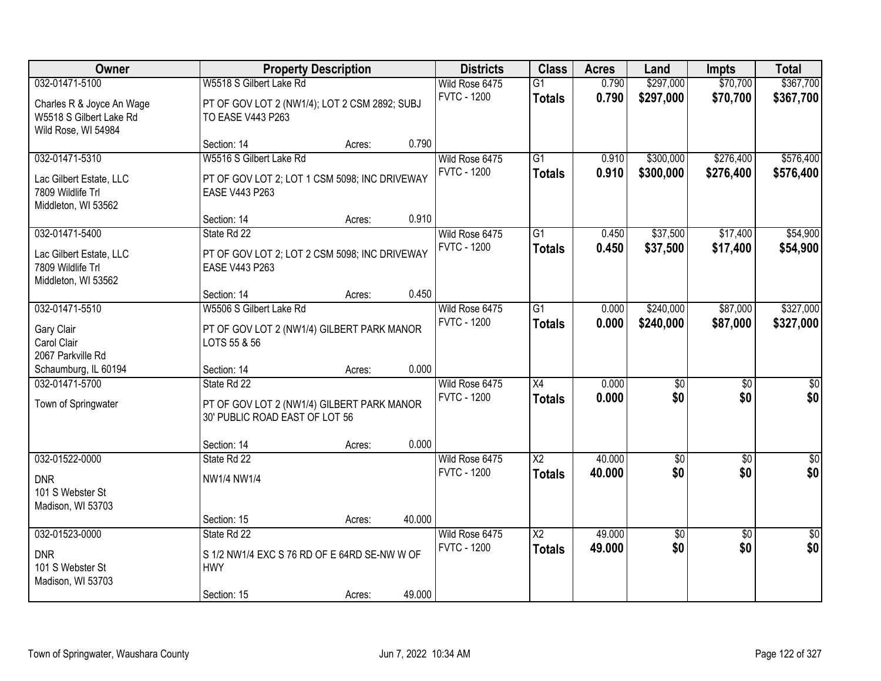| Owner | Property Description | Districts | Class | Acres | Land | Impts | Total |
|---|---|---|---|---|---|---|---|
| 032-01471-5100<br>Charles R & Joyce An Wage<br>W5518 S Gilbert Lake Rd<br>Wild Rose, WI 54984 | W5518 S Gilbert Lake Rd<br>PT OF GOV LOT 2 (NW1/4); LOT 2 CSM 2892; SUBJ TO EASE V443 P263<br>Section: 14 Acres: 0.790 | Wild Rose 6475<br>FVTC - 1200 | G1<br>**Totals** | 0.790<br>**0.790** | $297,000<br>**$297,000** | $70,700<br>**$70,700** | $367,700<br>**$367,700** |
| 032-01471-5310<br>Lac Gilbert Estate, LLC<br>7809 Wildlife Trl<br>Middleton, WI 53562 | W5516 S Gilbert Lake Rd<br>PT OF GOV LOT 2; LOT 1 CSM 5098; INC DRIVEWAY EASE V443 P263<br>Section: 14 Acres: 0.910 | Wild Rose 6475<br>FVTC - 1200 | G1<br>**Totals** | 0.910<br>**0.910** | $300,000<br>**$300,000** | $276,400<br>**$276,400** | $576,400<br>**$576,400** |
| 032-01471-5400<br>Lac Gilbert Estate, LLC<br>7809 Wildlife Trl<br>Middleton, WI 53562 | State Rd 22<br>PT OF GOV LOT 2; LOT 2 CSM 5098; INC DRIVEWAY EASE V443 P263<br>Section: 14 Acres: 0.450 | Wild Rose 6475<br>FVTC - 1200 | G1<br>**Totals** | 0.450<br>**0.450** | $37,500<br>**$37,500** | $17,400<br>**$17,400** | $54,900<br>**$54,900** |
| 032-01471-5510<br>Gary Clair<br>Carol Clair<br>2067 Parkville Rd<br>Schaumburg, IL 60194 | W5506 S Gilbert Lake Rd<br>PT OF GOV LOT 2 (NW1/4) GILBERT PARK MANOR LOTS 55 & 56<br>Section: 14 Acres: 0.000 | Wild Rose 6475<br>FVTC - 1200 | G1<br>**Totals** | 0.000<br>**0.000** | $240,000<br>**$240,000** | $87,000<br>**$87,000** | $327,000<br>**$327,000** |
| 032-01471-5700<br>Town of Springwater | State Rd 22<br>PT OF GOV LOT 2 (NW1/4) GILBERT PARK MANOR 30' PUBLIC ROAD EAST OF LOT 56<br>Section: 14 Acres: 0.000 | Wild Rose 6475<br>FVTC - 1200 | X4<br>**Totals** | 0.000<br>**0.000** | $0<br>**$0** | $0<br>**$0** | $0<br>**$0** |
| 032-01522-0000<br>DNR<br>101 S Webster St<br>Madison, WI 53703 | State Rd 22<br>NW1/4 NW1/4<br>Section: 15 Acres: 40.000 | Wild Rose 6475<br>FVTC - 1200 | X2<br>**Totals** | 40.000<br>**40.000** | $0<br>**$0** | $0<br>**$0** | $0<br>**$0** |
| 032-01523-0000<br>DNR<br>101 S Webster St<br>Madison, WI 53703 | State Rd 22<br>S 1/2 NW1/4 EXC S 76 RD OF E 64RD SE-NW W OF HWY<br>Section: 15 Acres: 49.000 | Wild Rose 6475<br>FVTC - 1200 | X2<br>**Totals** | 49.000<br>**49.000** | $0<br>**$0** | $0<br>**$0** | $0<br>**$0** |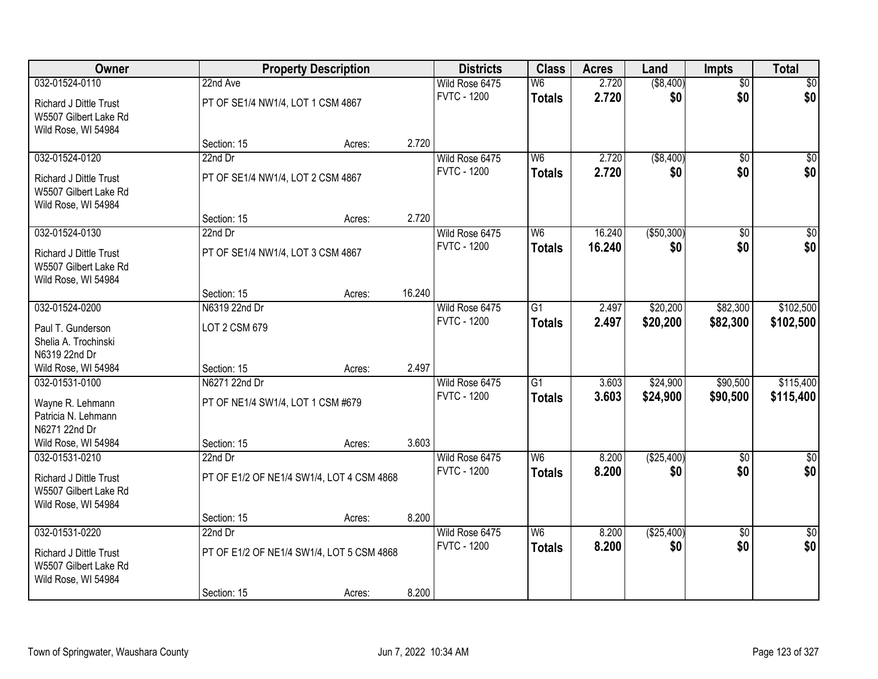| Owner | Property Description | | | Districts | Class | Acres | Land | Impts | Total |
|---|---|---|---|---|---|---|---|---|---|
| 032-01524-0110 | 22nd Ave | | | Wild Rose 6475 | W6 | 2.720 | ($8,400) | $0 | $0 |
| Richard J Dittle Trust<br>W5507 Gilbert Lake Rd<br>Wild Rose, WI 54984 | PT OF SE1/4 NW1/4, LOT 1 CSM 4867 | | | FVTC - 1200 | **Totals** | **2.720** | **$0** | **$0** | **$0** |
| | Section: 15 | Acres: | 2.720 | | | | | | |
| 032-01524-0120 | 22nd Dr | | | Wild Rose 6475 | W6 | 2.720 | ($8,400) | $0 | $0 |
| Richard J Dittle Trust<br>W5507 Gilbert Lake Rd<br>Wild Rose, WI 54984 | PT OF SE1/4 NW1/4, LOT 2 CSM 4867 | | | FVTC - 1200 | **Totals** | **2.720** | **$0** | **$0** | **$0** |
| | Section: 15 | Acres: | 2.720 | | | | | | |
| 032-01524-0130 | 22nd Dr | | | Wild Rose 6475 | W6 | 16.240 | ($50,300) | $0 | $0 |
| Richard J Dittle Trust<br>W5507 Gilbert Lake Rd<br>Wild Rose, WI 54984 | PT OF SE1/4 NW1/4, LOT 3 CSM 4867 | | | FVTC - 1200 | **Totals** | **16.240** | **$0** | **$0** | **$0** |
| | Section: 15 | Acres: | 16.240 | | | | | | |
| 032-01524-0200 | N6319 22nd Dr | | | Wild Rose 6475 | G1 | 2.497 | $20,200 | $82,300 | $102,500 |
| Paul T. Gunderson<br>Shelia A. Trochinski<br>N6319 22nd Dr<br>Wild Rose, WI 54984 | LOT 2 CSM 679 | | | FVTC - 1200 | **Totals** | **2.497** | **$20,200** | **$82,300** | **$102,500** |
| | Section: 15 | Acres: | 2.497 | | | | | | |
| 032-01531-0100 | N6271 22nd Dr | | | Wild Rose 6475 | G1 | 3.603 | $24,900 | $90,500 | $115,400 |
| Wayne R. Lehmann<br>Patricia N. Lehmann<br>N6271 22nd Dr<br>Wild Rose, WI 54984 | PT OF NE1/4 SW1/4, LOT 1 CSM #679 | | | FVTC - 1200 | **Totals** | **3.603** | **$24,900** | **$90,500** | **$115,400** |
| | Section: 15 | Acres: | 3.603 | | | | | | |
| 032-01531-0210 | 22nd Dr | | | Wild Rose 6475 | W6 | 8.200 | ($25,400) | $0 | $0 |
| Richard J Dittle Trust<br>W5507 Gilbert Lake Rd<br>Wild Rose, WI 54984 | PT OF E1/2 OF NE1/4 SW1/4, LOT 4 CSM 4868 | | | FVTC - 1200 | **Totals** | **8.200** | **$0** | **$0** | **$0** |
| | Section: 15 | Acres: | 8.200 | | | | | | |
| 032-01531-0220 | 22nd Dr | | | Wild Rose 6475 | W6 | 8.200 | ($25,400) | $0 | $0 |
| Richard J Dittle Trust<br>W5507 Gilbert Lake Rd<br>Wild Rose, WI 54984 | PT OF E1/2 OF NE1/4 SW1/4, LOT 5 CSM 4868 | | | FVTC - 1200 | **Totals** | **8.200** | **$0** | **$0** | **$0** |
| | Section: 15 | Acres: | 8.200 | | | | | | |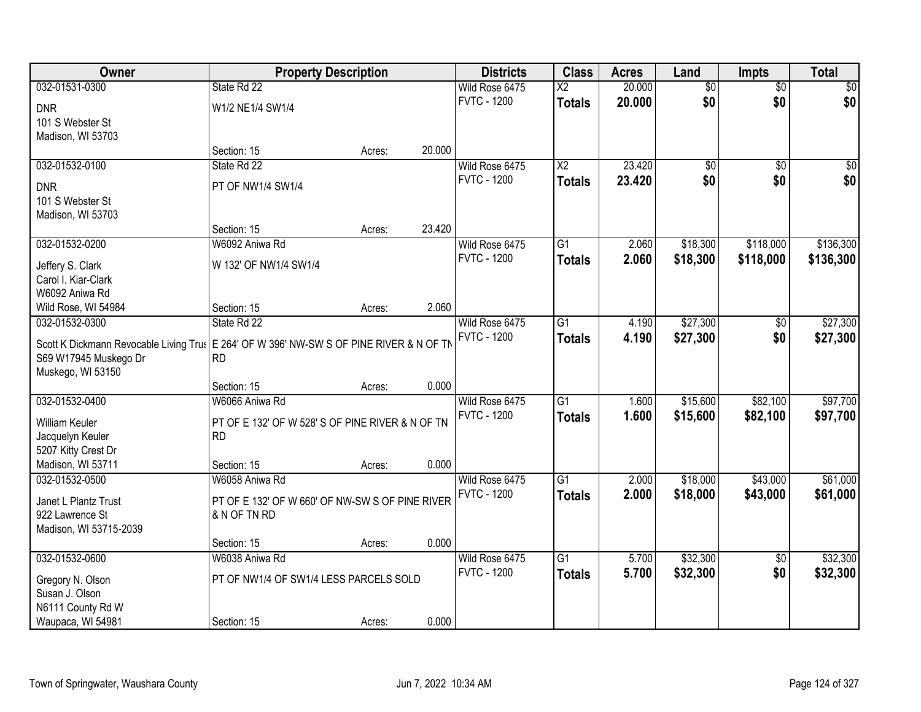| Owner | Property Description | | Districts | Class | Acres | Land | Impts | Total |
|---|---|---|---|---|---|---|---|---|
| 032-01531-0300 | State Rd 22 | | Wild Rose 6475 | X2 | 20.000 | $0 | $0 | $0 |
| DNR<br>101 S Webster St<br>Madison, WI 53703 | W1/2 NE1/4 SW1/4 | | FVTC - 1200 | **Totals** | **20.000** | **$0** | **$0** | **$0** |
| | Section: 15 | Acres: 20.000 | | | | | | |
| 032-01532-0100 | State Rd 22 | | Wild Rose 6475 | X2 | 23.420 | $0 | $0 | $0 |
| DNR<br>101 S Webster St<br>Madison, WI 53703 | PT OF NW1/4 SW1/4 | | FVTC - 1200 | **Totals** | **23.420** | **$0** | **$0** | **$0** |
| | Section: 15 | Acres: 23.420 | | | | | | |
| 032-01532-0200 | W6092 Aniwa Rd | | Wild Rose 6475 | G1 | 2.060 | $18,300 | $118,000 | $136,300 |
| Jeffery S. Clark<br>Carol I. Kiar-Clark<br>W6092 Aniwa Rd<br>Wild Rose, WI 54984 | W 132' OF NW1/4 SW1/4 | | FVTC - 1200 | **Totals** | **2.060** | **$18,300** | **$118,000** | **$136,300** |
| | Section: 15 | Acres: 2.060 | | | | | | |
| 032-01532-0300 | State Rd 22 | | Wild Rose 6475 | G1 | 4.190 | $27,300 | $0 | $27,300 |
| Scott K Dickmann Revocable Living Trus<br>S69 W17945 Muskego Dr<br>Muskego, WI 53150 | E 264' OF W 396' NW-SW S OF PINE RIVER & N OF TN RD | | FVTC - 1200 | **Totals** | **4.190** | **$27,300** | **$0** | **$27,300** |
| | Section: 15 | Acres: 0.000 | | | | | | |
| 032-01532-0400 | W6066 Aniwa Rd | | Wild Rose 6475 | G1 | 1.600 | $15,600 | $82,100 | $97,700 |
| William Keuler<br>Jacquelyn Keuler<br>5207 Kitty Crest Dr<br>Madison, WI 53711 | PT OF E 132' OF W 528' S OF PINE RIVER & N OF TN RD | | FVTC - 1200 | **Totals** | **1.600** | **$15,600** | **$82,100** | **$97,700** |
| | Section: 15 | Acres: 0.000 | | | | | | |
| 032-01532-0500 | W6058 Aniwa Rd | | Wild Rose 6475 | G1 | 2.000 | $18,000 | $43,000 | $61,000 |
| Janet L Plantz Trust<br>922 Lawrence St<br>Madison, WI 53715-2039 | PT OF E 132' OF W 660' OF NW-SW S OF PINE RIVER & N OF TN RD | | FVTC - 1200 | **Totals** | **2.000** | **$18,000** | **$43,000** | **$61,000** |
| | Section: 15 | Acres: 0.000 | | | | | | |
| 032-01532-0600 | W6038 Aniwa Rd | | Wild Rose 6475 | G1 | 5.700 | $32,300 | $0 | $32,300 |
| Gregory N. Olson<br>Susan J. Olson<br>N6111 County Rd W<br>Waupaca, WI 54981 | PT OF NW1/4 OF SW1/4 LESS PARCELS SOLD | | FVTC - 1200 | **Totals** | **5.700** | **$32,300** | **$0** | **$32,300** |
| | Section: 15 | Acres: 0.000 | | | | | | |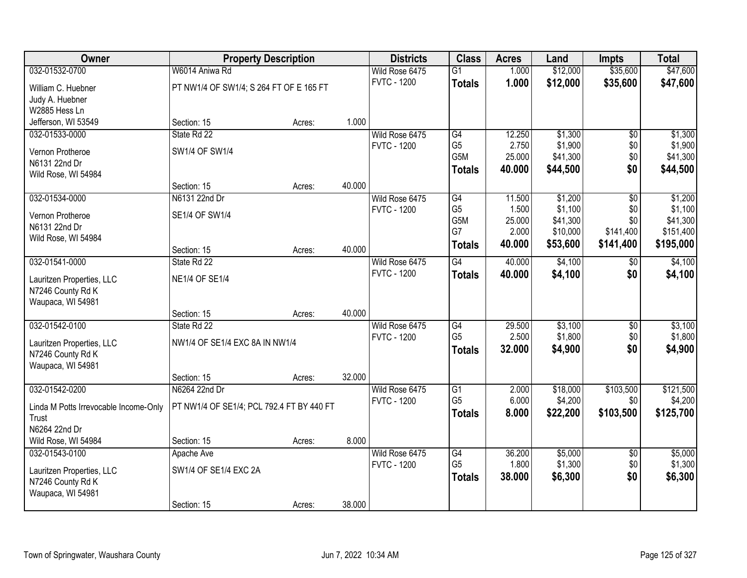| Owner | Property Description | | | Districts | Class | Acres | Land | Impts | Total |
|---|---|---|---|---|---|---|---|---|---|
| 032-01532-0700 | W6014 Aniwa Rd | | | Wild Rose 6475 | G1 | 1.000 | $12,000 | $35,600 | $47,600 |
| William C. Huebner<br>Judy A. Huebner<br>W2885 Hess Ln<br>Jefferson, WI 53549 | PT NW1/4 OF SW1/4; S 264 FT OF E 165 FT | | | FVTC - 1200 | **Totals** | **1.000** | **$12,000** | **$35,600** | **$47,600** |
| | Section: 15 | Acres: | 1.000 | | | | | | |
| 032-01533-0000 | State Rd 22 | | | Wild Rose 6475 | G4 | 12.250 | $1,300 | $0 | $1,300 |
| Vernon Protheroe<br>N6131 22nd Dr<br>Wild Rose, WI 54984 | SW1/4 OF SW1/4 | | | FVTC - 1200 | G5 | 2.750 | $1,900 | $0 | $1,900 |
| | | | | | G5M | 25.000 | $41,300 | $0 | $41,300 |
| | | | | | **Totals** | **40.000** | **$44,500** | **$0** | **$44,500** |
| | Section: 15 | Acres: | 40.000 | | | | | | |
| 032-01534-0000 | N6131 22nd Dr | | | Wild Rose 6475 | G4 | 11.500 | $1,200 | $0 | $1,200 |
| Vernon Protheroe<br>N6131 22nd Dr<br>Wild Rose, WI 54984 | SE1/4 OF SW1/4 | | | FVTC - 1200 | G5 | 1.500 | $1,100 | $0 | $1,100 |
| | | | | | G5M | 25.000 | $41,300 | $0 | $41,300 |
| | | | | | G7 | 2.000 | $10,000 | $141,400 | $151,400 |
| | Section: 15 | Acres: | 40.000 | | **Totals** | **40.000** | **$53,600** | **$141,400** | **$195,000** |
| 032-01541-0000 | State Rd 22 | | | Wild Rose 6475 | G4 | 40.000 | $4,100 | $0 | $4,100 |
| Lauritzen Properties, LLC<br>N7246 County Rd K<br>Waupaca, WI 54981 | NE1/4 OF SE1/4 | | | FVTC - 1200 | **Totals** | **40.000** | **$4,100** | **$0** | **$4,100** |
| | Section: 15 | Acres: | 40.000 | | | | | | |
| 032-01542-0100 | State Rd 22 | | | Wild Rose 6475 | G4 | 29.500 | $3,100 | $0 | $3,100 |
| Lauritzen Properties, LLC<br>N7246 County Rd K<br>Waupaca, WI 54981 | NW1/4 OF SE1/4 EXC 8A IN NW1/4 | | | FVTC - 1200 | G5 | 2.500 | $1,800 | $0 | $1,800 |
| | | | | | **Totals** | **32.000** | **$4,900** | **$0** | **$4,900** |
| | Section: 15 | Acres: | 32.000 | | | | | | |
| 032-01542-0200 | N6264 22nd Dr | | | Wild Rose 6475 | G1 | 2.000 | $18,000 | $103,500 | $121,500 |
| Linda M Potts Irrevocable Income-Only Trust<br>N6264 22nd Dr<br>Wild Rose, WI 54984 | PT NW1/4 OF SE1/4; PCL 792.4 FT BY 440 FT | | | FVTC - 1200 | G5 | 6.000 | $4,200 | $0 | $4,200 |
| | | | | | **Totals** | **8.000** | **$22,200** | **$103,500** | **$125,700** |
| | Section: 15 | Acres: | 8.000 | | | | | | |
| 032-01543-0100 | Apache Ave | | | Wild Rose 6475 | G4 | 36.200 | $5,000 | $0 | $5,000 |
| Lauritzen Properties, LLC<br>N7246 County Rd K<br>Waupaca, WI 54981 | SW1/4 OF SE1/4 EXC 2A | | | FVTC - 1200 | G5 | 1.800 | $1,300 | $0 | $1,300 |
| | | | | | **Totals** | **38.000** | **$6,300** | **$0** | **$6,300** |
| | Section: 15 | Acres: | 38.000 | | | | | | |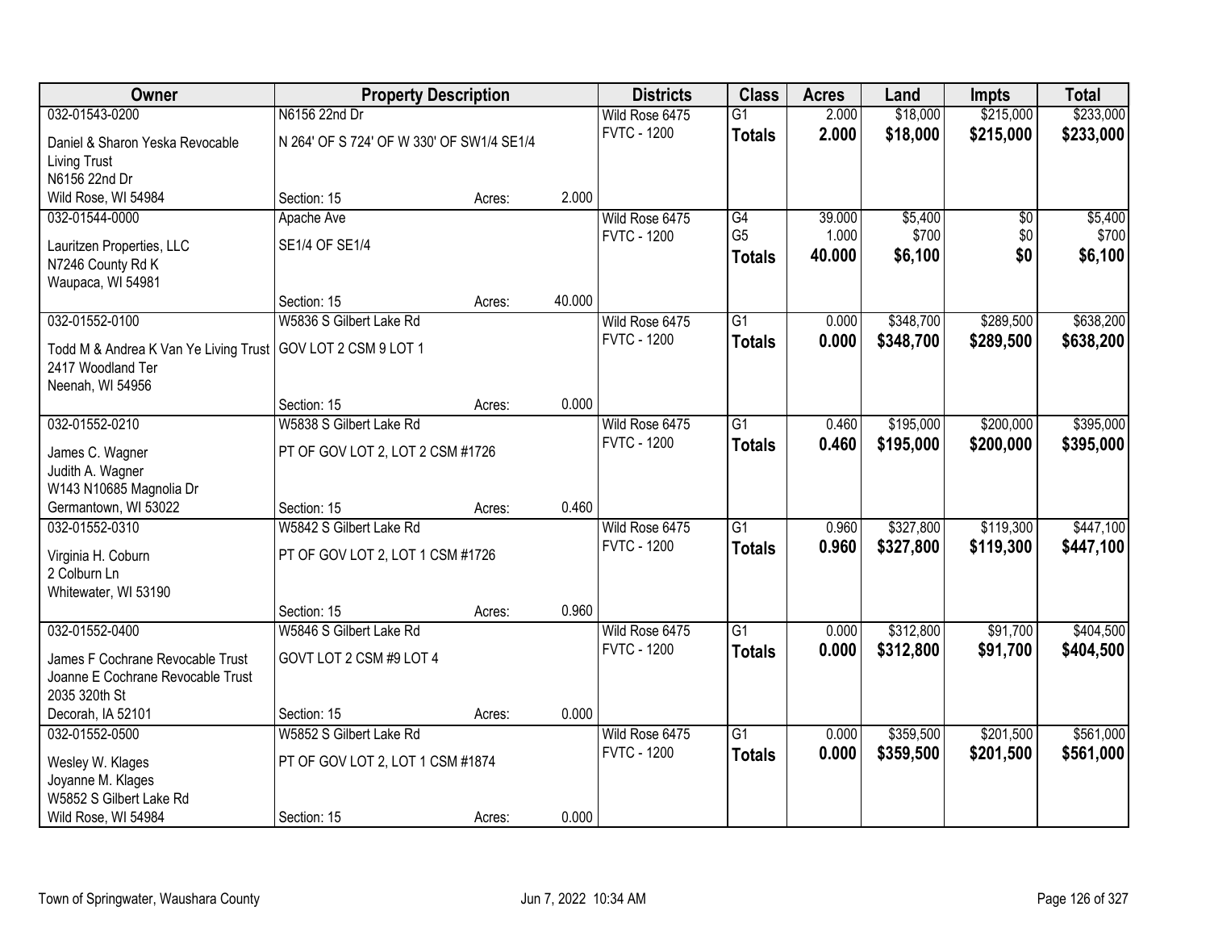| Owner | Property Description | | | Districts | Class | Acres | Land | Impts | Total |
|---|---|---|---|---|---|---|---|---|---|
| 032-01543-0200 | N6156 22nd Dr | | | Wild Rose 6475 | G1 | 2.000 | $18,000 | $215,000 | $233,000 |
| Daniel & Sharon Yeska Revocable Living Trust<br>N6156 22nd Dr<br>Wild Rose, WI 54984 | N 264' OF S 724' OF W 330' OF SW1/4 SE1/4 | | | FVTC - 1200 | **Totals** | **2.000** | **$18,000** | **$215,000** | **$233,000** |
| | Section: 15 | Acres: | 2.000 | | | | | | |
| 032-01544-0000 | Apache Ave | | | Wild Rose 6475 | G4 | 39.000 | $5,400 | $0 | $5,400 |
| Lauritzen Properties, LLC<br>N7246 County Rd K<br>Waupaca, WI 54981 | SE1/4 OF SE1/4 | | | FVTC - 1200 | G5 | 1.000 | $700 | $0 | $700 |
| | | | | | **Totals** | **40.000** | **$6,100** | **$0** | **$6,100** |
| | Section: 15 | Acres: | 40.000 | | | | | | |
| 032-01552-0100 | W5836 S Gilbert Lake Rd | | | Wild Rose 6475 | G1 | 0.000 | $348,700 | $289,500 | $638,200 |
| Todd M & Andrea K Van Ye Living Trust<br>2417 Woodland Ter<br>Neenah, WI 54956 | GOV LOT 2 CSM 9 LOT 1 | | | FVTC - 1200 | **Totals** | **0.000** | **$348,700** | **$289,500** | **$638,200** |
| | Section: 15 | Acres: | 0.000 | | | | | | |
| 032-01552-0210 | W5838 S Gilbert Lake Rd | | | Wild Rose 6475 | G1 | 0.460 | $195,000 | $200,000 | $395,000 |
| James C. Wagner<br>Judith A. Wagner<br>W143 N10685 Magnolia Dr<br>Germantown, WI 53022 | PT OF GOV LOT 2, LOT 2 CSM #1726 | | | FVTC - 1200 | **Totals** | **0.460** | **$195,000** | **$200,000** | **$395,000** |
| | Section: 15 | Acres: | 0.460 | | | | | | |
| 032-01552-0310 | W5842 S Gilbert Lake Rd | | | Wild Rose 6475 | G1 | 0.960 | $327,800 | $119,300 | $447,100 |
| Virginia H. Coburn<br>2 Colburn Ln<br>Whitewater, WI 53190 | PT OF GOV LOT 2, LOT 1 CSM #1726 | | | FVTC - 1200 | **Totals** | **0.960** | **$327,800** | **$119,300** | **$447,100** |
| | Section: 15 | Acres: | 0.960 | | | | | | |
| 032-01552-0400 | W5846 S Gilbert Lake Rd | | | Wild Rose 6475 | G1 | 0.000 | $312,800 | $91,700 | $404,500 |
| James F Cochrane Revocable Trust<br>Joanne E Cochrane Revocable Trust<br>2035 320th St<br>Decorah, IA 52101 | GOVT LOT 2 CSM #9 LOT 4 | | | FVTC - 1200 | **Totals** | **0.000** | **$312,800** | **$91,700** | **$404,500** |
| | Section: 15 | Acres: | 0.000 | | | | | | |
| 032-01552-0500 | W5852 S Gilbert Lake Rd | | | Wild Rose 6475 | G1 | 0.000 | $359,500 | $201,500 | $561,000 |
| Wesley W. Klages<br>Joyanne M. Klages<br>W5852 S Gilbert Lake Rd<br>Wild Rose, WI 54984 | PT OF GOV LOT 2, LOT 1 CSM #1874 | | | FVTC - 1200 | **Totals** | **0.000** | **$359,500** | **$201,500** | **$561,000** |
| | Section: 15 | Acres: | 0.000 | | | | | | |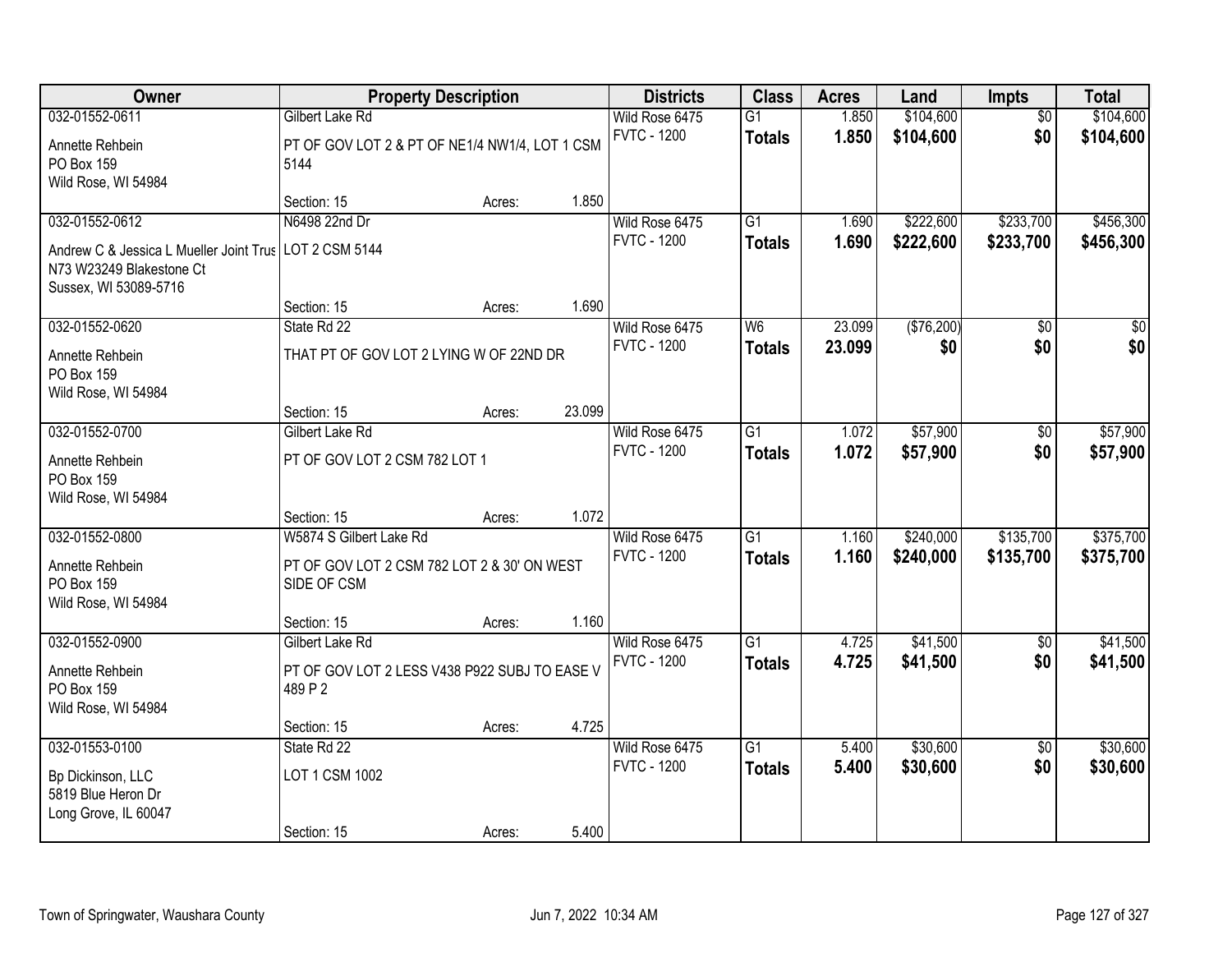| Owner | Property Description | | | Districts | Class | Acres | Land | Impts | Total |
|---|---|---|---|---|---|---|---|---|---|
| 032-01552-0611 | Gilbert Lake Rd | | | Wild Rose 6475 | G1 | 1.850 | $104,600 | $0 | $104,600 |
| Annette Rehbein<br>PO Box 159<br>Wild Rose, WI 54984 | PT OF GOV LOT 2 & PT OF NE1/4 NW1/4, LOT 1 CSM 5144 | | | FVTC - 1200 | **Totals** | **1.850** | **$104,600** | **$0** | **$104,600** |
| | Section: 15 | Acres: | 1.850 | | | | | | |
| 032-01552-0612 | N6498 22nd Dr | | | Wild Rose 6475 | G1 | 1.690 | $222,600 | $233,700 | $456,300 |
| Andrew C & Jessica L Mueller Joint Trus<br>N73 W23249 Blakestone Ct<br>Sussex, WI 53089-5716 | LOT 2 CSM 5144 | | | FVTC - 1200 | **Totals** | **1.690** | **$222,600** | **$233,700** | **$456,300** |
| | Section: 15 | Acres: | 1.690 | | | | | | |
| 032-01552-0620 | State Rd 22 | | | Wild Rose 6475 | W6 | 23.099 | ($76,200) | $0 | $0 |
| Annette Rehbein<br>PO Box 159<br>Wild Rose, WI 54984 | THAT PT OF GOV LOT 2 LYING W OF 22ND DR | | | FVTC - 1200 | **Totals** | **23.099** | **$0** | **$0** | **$0** |
| | Section: 15 | Acres: | 23.099 | | | | | | |
| 032-01552-0700 | Gilbert Lake Rd | | | Wild Rose 6475 | G1 | 1.072 | $57,900 | $0 | $57,900 |
| Annette Rehbein<br>PO Box 159<br>Wild Rose, WI 54984 | PT OF GOV LOT 2 CSM 782 LOT 1 | | | FVTC - 1200 | **Totals** | **1.072** | **$57,900** | **$0** | **$57,900** |
| | Section: 15 | Acres: | 1.072 | | | | | | |
| 032-01552-0800 | W5874 S Gilbert Lake Rd | | | Wild Rose 6475 | G1 | 1.160 | $240,000 | $135,700 | $375,700 |
| Annette Rehbein<br>PO Box 159<br>Wild Rose, WI 54984 | PT OF GOV LOT 2 CSM 782 LOT 2 & 30' ON WEST SIDE OF CSM | | | FVTC - 1200 | **Totals** | **1.160** | **$240,000** | **$135,700** | **$375,700** |
| | Section: 15 | Acres: | 1.160 | | | | | | |
| 032-01552-0900 | Gilbert Lake Rd | | | Wild Rose 6475 | G1 | 4.725 | $41,500 | $0 | $41,500 |
| Annette Rehbein<br>PO Box 159<br>Wild Rose, WI 54984 | PT OF GOV LOT 2 LESS V438 P922 SUBJ TO EASE V 489 P 2 | | | FVTC - 1200 | **Totals** | **4.725** | **$41,500** | **$0** | **$41,500** |
| | Section: 15 | Acres: | 4.725 | | | | | | |
| 032-01553-0100 | State Rd 22 | | | Wild Rose 6475 | G1 | 5.400 | $30,600 | $0 | $30,600 |
| Bp Dickinson, LLC<br>5819 Blue Heron Dr<br>Long Grove, IL 60047 | LOT 1 CSM 1002 | | | FVTC - 1200 | **Totals** | **5.400** | **$30,600** | **$0** | **$30,600** |
| | Section: 15 | Acres: | 5.400 | | | | | | |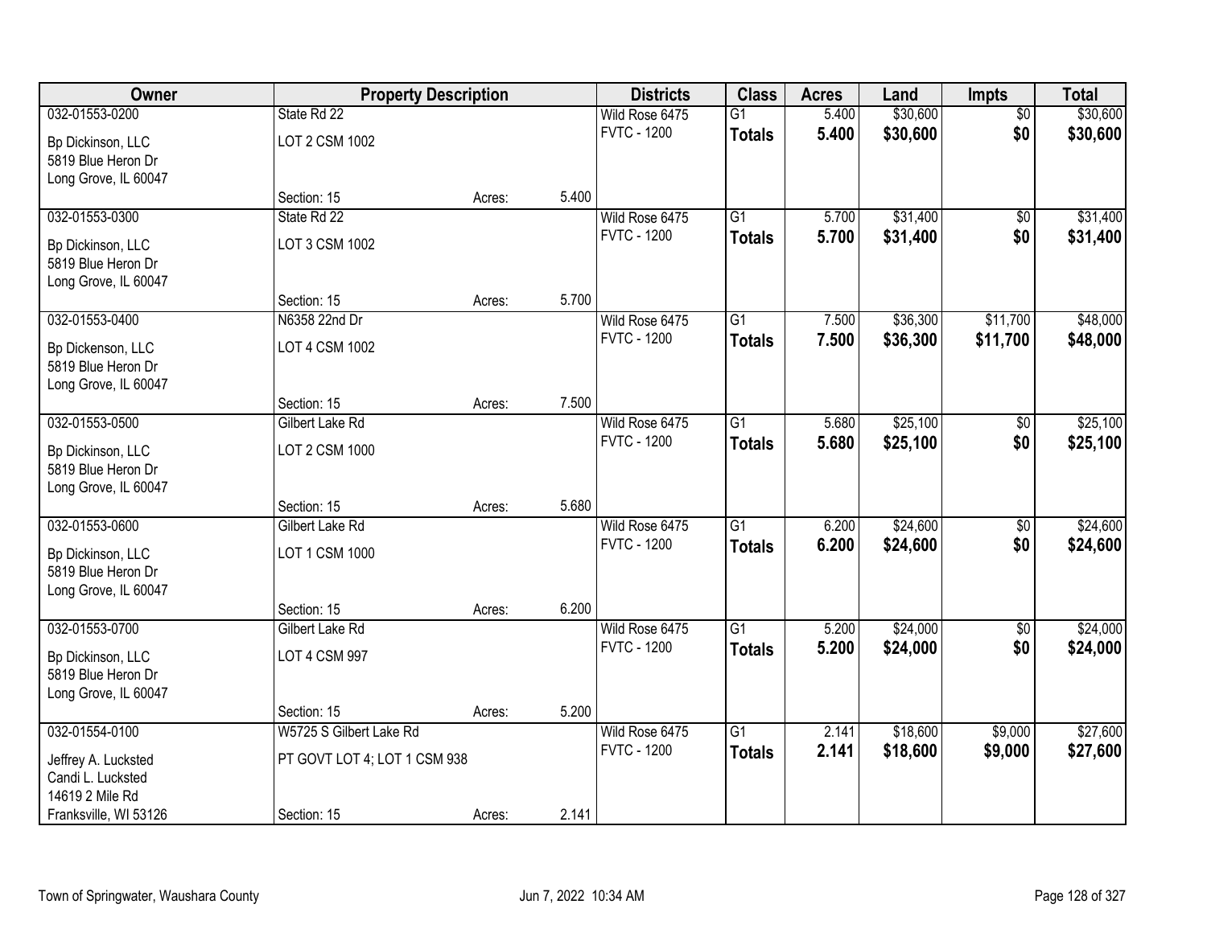| Owner | Property Description | | | Districts | Class | Acres | Land | Impts | Total |
|---|---|---|---|---|---|---|---|---|---|
| 032-01553-0200 | State Rd 22 | | | Wild Rose 6475 | G1 | 5.400 | $30,600 | $0 | $30,600 |
| Bp Dickinson, LLC<br>5819 Blue Heron Dr<br>Long Grove, IL 60047 | LOT 2 CSM 1002 | | | FVTC - 1200 | **Totals** | **5.400** | **$30,600** | **$0** | **$30,600** |
| | Section: 15 | Acres: | 5.400 | | | | | | |
| 032-01553-0300 | State Rd 22 | | | Wild Rose 6475 | G1 | 5.700 | $31,400 | $0 | $31,400 |
| Bp Dickinson, LLC<br>5819 Blue Heron Dr<br>Long Grove, IL 60047 | LOT 3 CSM 1002 | | | FVTC - 1200 | **Totals** | **5.700** | **$31,400** | **$0** | **$31,400** |
| | Section: 15 | Acres: | 5.700 | | | | | | |
| 032-01553-0400 | N6358 22nd Dr | | | Wild Rose 6475 | G1 | 7.500 | $36,300 | $11,700 | $48,000 |
| Bp Dickenson, LLC<br>5819 Blue Heron Dr<br>Long Grove, IL 60047 | LOT 4 CSM 1002 | | | FVTC - 1200 | **Totals** | **7.500** | **$36,300** | **$11,700** | **$48,000** |
| | Section: 15 | Acres: | 7.500 | | | | | | |
| 032-01553-0500 | Gilbert Lake Rd | | | Wild Rose 6475 | G1 | 5.680 | $25,100 | $0 | $25,100 |
| Bp Dickinson, LLC<br>5819 Blue Heron Dr<br>Long Grove, IL 60047 | LOT 2 CSM 1000 | | | FVTC - 1200 | **Totals** | **5.680** | **$25,100** | **$0** | **$25,100** |
| | Section: 15 | Acres: | 5.680 | | | | | | |
| 032-01553-0600 | Gilbert Lake Rd | | | Wild Rose 6475 | G1 | 6.200 | $24,600 | $0 | $24,600 |
| Bp Dickinson, LLC<br>5819 Blue Heron Dr<br>Long Grove, IL 60047 | LOT 1 CSM 1000 | | | FVTC - 1200 | **Totals** | **6.200** | **$24,600** | **$0** | **$24,600** |
| | Section: 15 | Acres: | 6.200 | | | | | | |
| 032-01553-0700 | Gilbert Lake Rd | | | Wild Rose 6475 | G1 | 5.200 | $24,000 | $0 | $24,000 |
| Bp Dickinson, LLC<br>5819 Blue Heron Dr<br>Long Grove, IL 60047 | LOT 4 CSM 997 | | | FVTC - 1200 | **Totals** | **5.200** | **$24,000** | **$0** | **$24,000** |
| | Section: 15 | Acres: | 5.200 | | | | | | |
| 032-01554-0100 | W5725 S Gilbert Lake Rd | | | Wild Rose 6475 | G1 | 2.141 | $18,600 | $9,000 | $27,600 |
| Jeffrey A. Lucksted<br>Candi L. Lucksted<br>14619 2 Mile Rd<br>Franksville, WI 53126 | PT GOVT LOT 4; LOT 1 CSM 938 | | | FVTC - 1200 | **Totals** | **2.141** | **$18,600** | **$9,000** | **$27,600** |
| | Section: 15 | Acres: | 2.141 | | | | | | |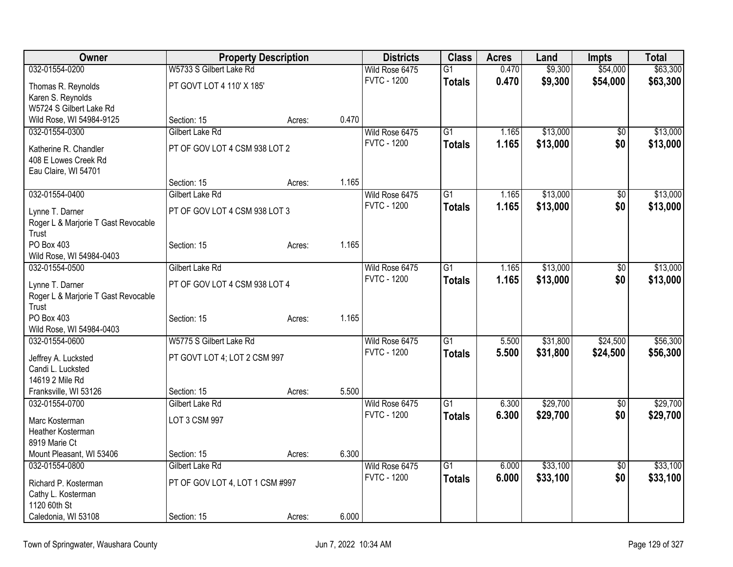| Owner | Property Description | | | Districts | Class | Acres | Land | Impts | Total |
|---|---|---|---|---|---|---|---|---|---|
| 032-01554-0200 | W5733 S Gilbert Lake Rd | | | Wild Rose 6475 | G1 | 0.470 | $9,300 | $54,000 | $63,300 |
| Thomas R. Reynolds<br>Karen S. Reynolds<br>W5724 S Gilbert Lake Rd<br>Wild Rose, WI 54984-9125 | PT GOVT LOT 4 110' X 185'<br>Section: 15 | Acres: | 0.470 | FVTC - 1200 | **Totals** | **0.470** | **$9,300** | **$54,000** | **$63,300** |
| 032-01554-0300 | Gilbert Lake Rd | | | Wild Rose 6475 | G1 | 1.165 | $13,000 | $0 | $13,000 |
| Katherine R. Chandler<br>408 E Lowes Creek Rd<br>Eau Claire, WI 54701 | PT OF GOV LOT 4 CSM 938 LOT 2<br>Section: 15 | Acres: | 1.165 | FVTC - 1200 | **Totals** | **1.165** | **$13,000** | **$0** | **$13,000** |
| 032-01554-0400 | Gilbert Lake Rd | | | Wild Rose 6475 | G1 | 1.165 | $13,000 | $0 | $13,000 |
| Lynne T. Darner<br>Roger L & Marjorie T Gast Revocable Trust<br>PO Box 403<br>Wild Rose, WI 54984-0403 | PT OF GOV LOT 4 CSM 938 LOT 3<br>Section: 15 | Acres: | 1.165 | FVTC - 1200 | **Totals** | **1.165** | **$13,000** | **$0** | **$13,000** |
| 032-01554-0500 | Gilbert Lake Rd | | | Wild Rose 6475 | G1 | 1.165 | $13,000 | $0 | $13,000 |
| Lynne T. Darner<br>Roger L & Marjorie T Gast Revocable Trust<br>PO Box 403<br>Wild Rose, WI 54984-0403 | PT OF GOV LOT 4 CSM 938 LOT 4<br>Section: 15 | Acres: | 1.165 | FVTC - 1200 | **Totals** | **1.165** | **$13,000** | **$0** | **$13,000** |
| 032-01554-0600 | W5775 S Gilbert Lake Rd | | | Wild Rose 6475 | G1 | 5.500 | $31,800 | $24,500 | $56,300 |
| Jeffrey A. Lucksted<br>Candi L. Lucksted<br>14619 2 Mile Rd<br>Franksville, WI 53126 | PT GOVT LOT 4; LOT 2 CSM 997<br>Section: 15 | Acres: | 5.500 | FVTC - 1200 | **Totals** | **5.500** | **$31,800** | **$24,500** | **$56,300** |
| 032-01554-0700 | Gilbert Lake Rd | | | Wild Rose 6475 | G1 | 6.300 | $29,700 | $0 | $29,700 |
| Marc Kosterman<br>Heather Kosterman<br>8919 Marie Ct<br>Mount Pleasant, WI 53406 | LOT 3 CSM 997<br>Section: 15 | Acres: | 6.300 | FVTC - 1200 | **Totals** | **6.300** | **$29,700** | **$0** | **$29,700** |
| 032-01554-0800 | Gilbert Lake Rd | | | Wild Rose 6475 | G1 | 6.000 | $33,100 | $0 | $33,100 |
| Richard P. Kosterman<br>Cathy L. Kosterman<br>1120 60th St<br>Caledonia, WI 53108 | PT OF GOV LOT 4, LOT 1 CSM #997<br>Section: 15 | Acres: | 6.000 | FVTC - 1200 | **Totals** | **6.000** | **$33,100** | **$0** | **$33,100** |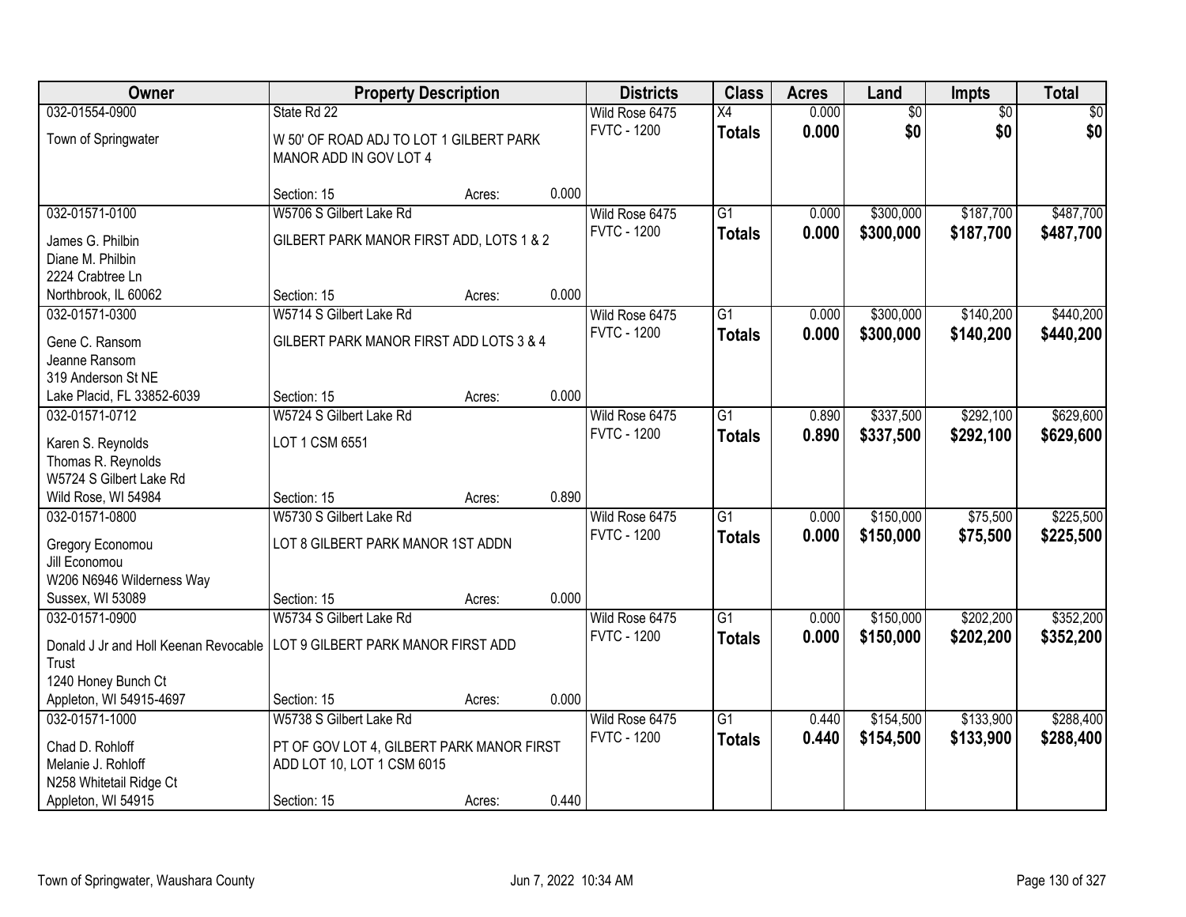| Owner | Property Description | | | Districts | Class | Acres | Land | Impts | Total |
|---|---|---|---|---|---|---|---|---|---|
| 032-01554-0900 | State Rd 22 | | | Wild Rose 6475 | X4 | 0.000 | $0 | $0 | $0 |
| Town of Springwater | W 50' OF ROAD ADJ TO LOT 1 GILBERT PARK MANOR ADD IN GOV LOT 4 | | | FVTC - 1200 | **Totals** | **0.000** | **$0** | **$0** | **$0** |
| | Section: 15 | Acres: | 0.000 | | | | | | |
| 032-01571-0100 | W5706 S Gilbert Lake Rd | | | Wild Rose 6475 | G1 | 0.000 | $300,000 | $187,700 | $487,700 |
| James G. Philbin<br>Diane M. Philbin<br>2224 Crabtree Ln<br>Northbrook, IL 60062 | GILBERT PARK MANOR FIRST ADD, LOTS 1 & 2 | | | FVTC - 1200 | **Totals** | **0.000** | **$300,000** | **$187,700** | **$487,700** |
| | Section: 15 | Acres: | 0.000 | | | | | | |
| 032-01571-0300 | W5714 S Gilbert Lake Rd | | | Wild Rose 6475 | G1 | 0.000 | $300,000 | $140,200 | $440,200 |
| Gene C. Ransom<br>Jeanne Ransom<br>319 Anderson St NE<br>Lake Placid, FL 33852-6039 | GILBERT PARK MANOR FIRST ADD LOTS 3 & 4 | | | FVTC - 1200 | **Totals** | **0.000** | **$300,000** | **$140,200** | **$440,200** |
| | Section: 15 | Acres: | 0.000 | | | | | | |
| 032-01571-0712 | W5724 S Gilbert Lake Rd | | | Wild Rose 6475 | G1 | 0.890 | $337,500 | $292,100 | $629,600 |
| Karen S. Reynolds<br>Thomas R. Reynolds<br>W5724 S Gilbert Lake Rd<br>Wild Rose, WI 54984 | LOT 1 CSM 6551 | | | FVTC - 1200 | **Totals** | **0.890** | **$337,500** | **$292,100** | **$629,600** |
| | Section: 15 | Acres: | 0.890 | | | | | | |
| 032-01571-0800 | W5730 S Gilbert Lake Rd | | | Wild Rose 6475 | G1 | 0.000 | $150,000 | $75,500 | $225,500 |
| Gregory Economou<br>Jill Economou<br>W206 N6946 Wilderness Way<br>Sussex, WI 53089 | LOT 8 GILBERT PARK MANOR 1ST ADDN | | | FVTC - 1200 | **Totals** | **0.000** | **$150,000** | **$75,500** | **$225,500** |
| | Section: 15 | Acres: | 0.000 | | | | | | |
| 032-01571-0900 | W5734 S Gilbert Lake Rd | | | Wild Rose 6475 | G1 | 0.000 | $150,000 | $202,200 | $352,200 |
| Donald J Jr and Holl Keenan Revocable Trust<br>1240 Honey Bunch Ct<br>Appleton, WI 54915-4697 | LOT 9 GILBERT PARK MANOR FIRST ADD | | | FVTC - 1200 | **Totals** | **0.000** | **$150,000** | **$202,200** | **$352,200** |
| | Section: 15 | Acres: | 0.000 | | | | | | |
| 032-01571-1000 | W5738 S Gilbert Lake Rd | | | Wild Rose 6475 | G1 | 0.440 | $154,500 | $133,900 | $288,400 |
| Chad D. Rohloff<br>Melanie J. Rohloff<br>N258 Whitetail Ridge Ct<br>Appleton, WI 54915 | PT OF GOV LOT 4, GILBERT PARK MANOR FIRST ADD LOT 10, LOT 1 CSM 6015 | | | FVTC - 1200 | **Totals** | **0.440** | **$154,500** | **$133,900** | **$288,400** |
| | Section: 15 | Acres: | 0.440 | | | | | | |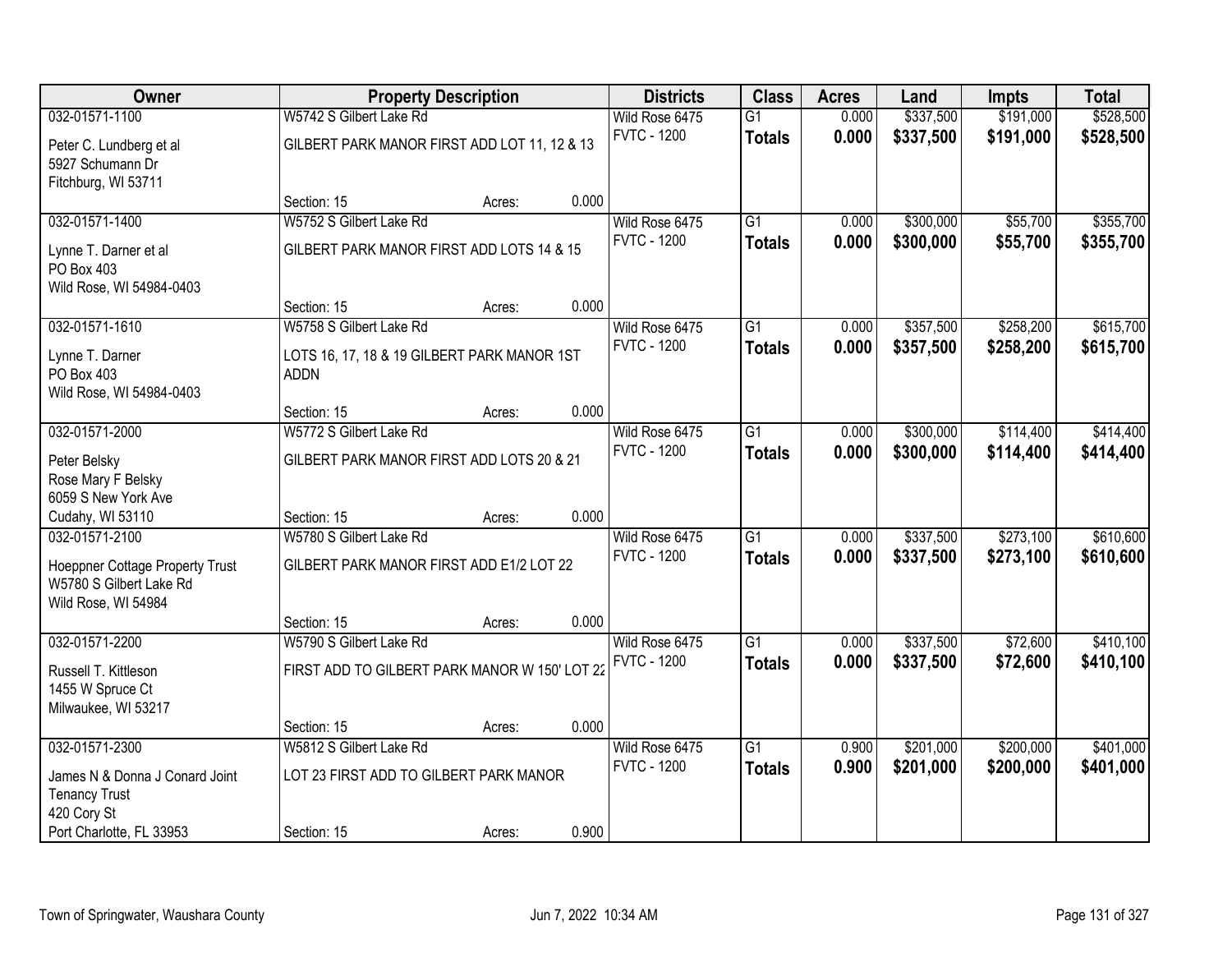| Owner | Property Description | | | Districts | Class | Acres | Land | Impts | Total |
|---|---|---|---|---|---|---|---|---|---|
| 032-01571-1100 | W5742 S Gilbert Lake Rd | | | Wild Rose 6475 | G1 | 0.000 | $337,500 | $191,000 | $528,500 |
| Peter C. Lundberg et al<br>5927 Schumann Dr<br>Fitchburg, WI 53711 | GILBERT PARK MANOR FIRST ADD LOT 11, 12 & 13 | | | FVTC - 1200 | **Totals** | **0.000** | **$337,500** | **$191,000** | **$528,500** |
| | Section: 15 | Acres: | 0.000 | | | | | | |
| 032-01571-1400 | W5752 S Gilbert Lake Rd | | | Wild Rose 6475 | G1 | 0.000 | $300,000 | $55,700 | $355,700 |
| Lynne T. Darner et al<br>PO Box 403<br>Wild Rose, WI 54984-0403 | GILBERT PARK MANOR FIRST ADD LOTS 14 & 15 | | | FVTC - 1200 | **Totals** | **0.000** | **$300,000** | **$55,700** | **$355,700** |
| | Section: 15 | Acres: | 0.000 | | | | | | |
| 032-01571-1610 | W5758 S Gilbert Lake Rd | | | Wild Rose 6475 | G1 | 0.000 | $357,500 | $258,200 | $615,700 |
| Lynne T. Darner<br>PO Box 403<br>Wild Rose, WI 54984-0403 | LOTS 16, 17, 18 & 19 GILBERT PARK MANOR 1ST ADDN | | | FVTC - 1200 | **Totals** | **0.000** | **$357,500** | **$258,200** | **$615,700** |
| | Section: 15 | Acres: | 0.000 | | | | | | |
| 032-01571-2000 | W5772 S Gilbert Lake Rd | | | Wild Rose 6475 | G1 | 0.000 | $300,000 | $114,400 | $414,400 |
| Peter Belsky<br>Rose Mary F Belsky<br>6059 S New York Ave<br>Cudahy, WI 53110 | GILBERT PARK MANOR FIRST ADD LOTS 20 & 21 | | | FVTC - 1200 | **Totals** | **0.000** | **$300,000** | **$114,400** | **$414,400** |
| | Section: 15 | Acres: | 0.000 | | | | | | |
| 032-01571-2100 | W5780 S Gilbert Lake Rd | | | Wild Rose 6475 | G1 | 0.000 | $337,500 | $273,100 | $610,600 |
| Hoeppner Cottage Property Trust<br>W5780 S Gilbert Lake Rd<br>Wild Rose, WI 54984 | GILBERT PARK MANOR FIRST ADD E1/2 LOT 22 | | | FVTC - 1200 | **Totals** | **0.000** | **$337,500** | **$273,100** | **$610,600** |
| | Section: 15 | Acres: | 0.000 | | | | | | |
| 032-01571-2200 | W5790 S Gilbert Lake Rd | | | Wild Rose 6475 | G1 | 0.000 | $337,500 | $72,600 | $410,100 |
| Russell T. Kittleson<br>1455 W Spruce Ct<br>Milwaukee, WI 53217 | FIRST ADD TO GILBERT PARK MANOR W 150' LOT 22 | | | FVTC - 1200 | **Totals** | **0.000** | **$337,500** | **$72,600** | **$410,100** |
| | Section: 15 | Acres: | 0.000 | | | | | | |
| 032-01571-2300 | W5812 S Gilbert Lake Rd | | | Wild Rose 6475 | G1 | 0.900 | $201,000 | $200,000 | $401,000 |
| James N & Donna J Conard Joint Tenancy Trust<br>420 Cory St<br>Port Charlotte, FL 33953 | LOT 23 FIRST ADD TO GILBERT PARK MANOR | | | FVTC - 1200 | **Totals** | **0.900** | **$201,000** | **$200,000** | **$401,000** |
| | Section: 15 | Acres: | 0.900 | | | | | | |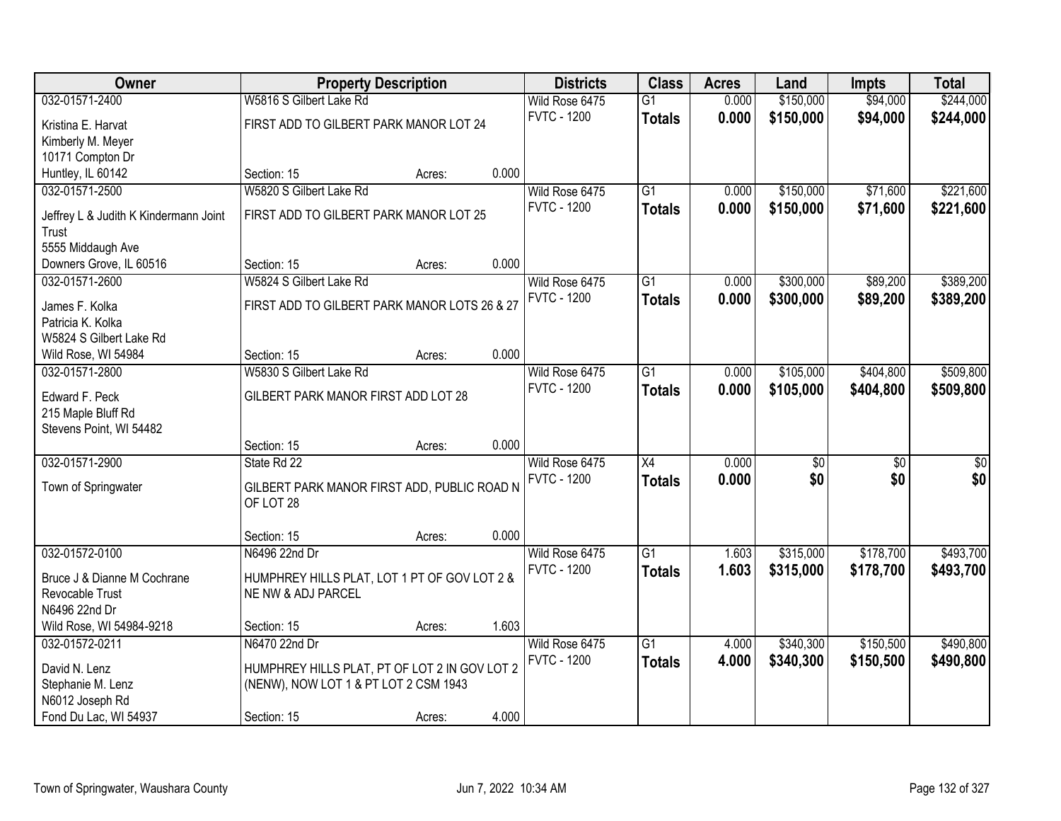| Owner | Property Description | | Districts | Class | Acres | Land | Impts | Total |
|---|---|---|---|---|---|---|---|---|
| 032-01571-2400 | W5816 S Gilbert Lake Rd | | Wild Rose 6475 | G1 | 0.000 | $150,000 | $94,000 | $244,000 |
| Kristina E. Harvat<br>Kimberly M. Meyer<br>10171 Compton Dr<br>Huntley, IL 60142 | FIRST ADD TO GILBERT PARK MANOR LOT 24 | | FVTC - 1200 | **Totals** | **0.000** | **$150,000** | **$94,000** | **$244,000** |
| | Section: 15 | Acres: 0.000 | | | | | | |
| 032-01571-2500 | W5820 S Gilbert Lake Rd | | Wild Rose 6475 | G1 | 0.000 | $150,000 | $71,600 | $221,600 |
| Jeffrey L & Judith K Kindermann Joint Trust<br>5555 Middaugh Ave<br>Downers Grove, IL 60516 | FIRST ADD TO GILBERT PARK MANOR LOT 25 | | FVTC - 1200 | **Totals** | **0.000** | **$150,000** | **$71,600** | **$221,600** |
| | Section: 15 | Acres: 0.000 | | | | | | |
| 032-01571-2600 | W5824 S Gilbert Lake Rd | | Wild Rose 6475 | G1 | 0.000 | $300,000 | $89,200 | $389,200 |
| James F. Kolka<br>Patricia K. Kolka<br>W5824 S Gilbert Lake Rd<br>Wild Rose, WI 54984 | FIRST ADD TO GILBERT PARK MANOR LOTS 26 & 27 | | FVTC - 1200 | **Totals** | **0.000** | **$300,000** | **$89,200** | **$389,200** |
| | Section: 15 | Acres: 0.000 | | | | | | |
| 032-01571-2800 | W5830 S Gilbert Lake Rd | | Wild Rose 6475 | G1 | 0.000 | $105,000 | $404,800 | $509,800 |
| Edward F. Peck<br>215 Maple Bluff Rd<br>Stevens Point, WI 54482 | GILBERT PARK MANOR FIRST ADD LOT 28 | | FVTC - 1200 | **Totals** | **0.000** | **$105,000** | **$404,800** | **$509,800** |
| | Section: 15 | Acres: 0.000 | | | | | | |
| 032-01571-2900 | State Rd 22 | | Wild Rose 6475 | X4 | 0.000 | $0 | $0 | $0 |
| Town of Springwater | GILBERT PARK MANOR FIRST ADD, PUBLIC ROAD N OF LOT 28 | | FVTC - 1200 | **Totals** | **0.000** | **$0** | **$0** | **$0** |
| | Section: 15 | Acres: 0.000 | | | | | | |
| 032-01572-0100 | N6496 22nd Dr | | Wild Rose 6475 | G1 | 1.603 | $315,000 | $178,700 | $493,700 |
| Bruce J & Dianne M Cochrane Revocable Trust<br>N6496 22nd Dr<br>Wild Rose, WI 54984-9218 | HUMPHREY HILLS PLAT, LOT 1 PT OF GOV LOT 2 & NE NW & ADJ PARCEL | | FVTC - 1200 | **Totals** | **1.603** | **$315,000** | **$178,700** | **$493,700** |
| | Section: 15 | Acres: 1.603 | | | | | | |
| 032-01572-0211 | N6470 22nd Dr | | Wild Rose 6475 | G1 | 4.000 | $340,300 | $150,500 | $490,800 |
| David N. Lenz<br>Stephanie M. Lenz<br>N6012 Joseph Rd<br>Fond Du Lac, WI 54937 | HUMPHREY HILLS PLAT, PT OF LOT 2 IN GOV LOT 2 (NENW), NOW LOT 1 & PT LOT 2 CSM 1943 | | FVTC - 1200 | **Totals** | **4.000** | **$340,300** | **$150,500** | **$490,800** |
| | Section: 15 | Acres: 4.000 | | | | | | |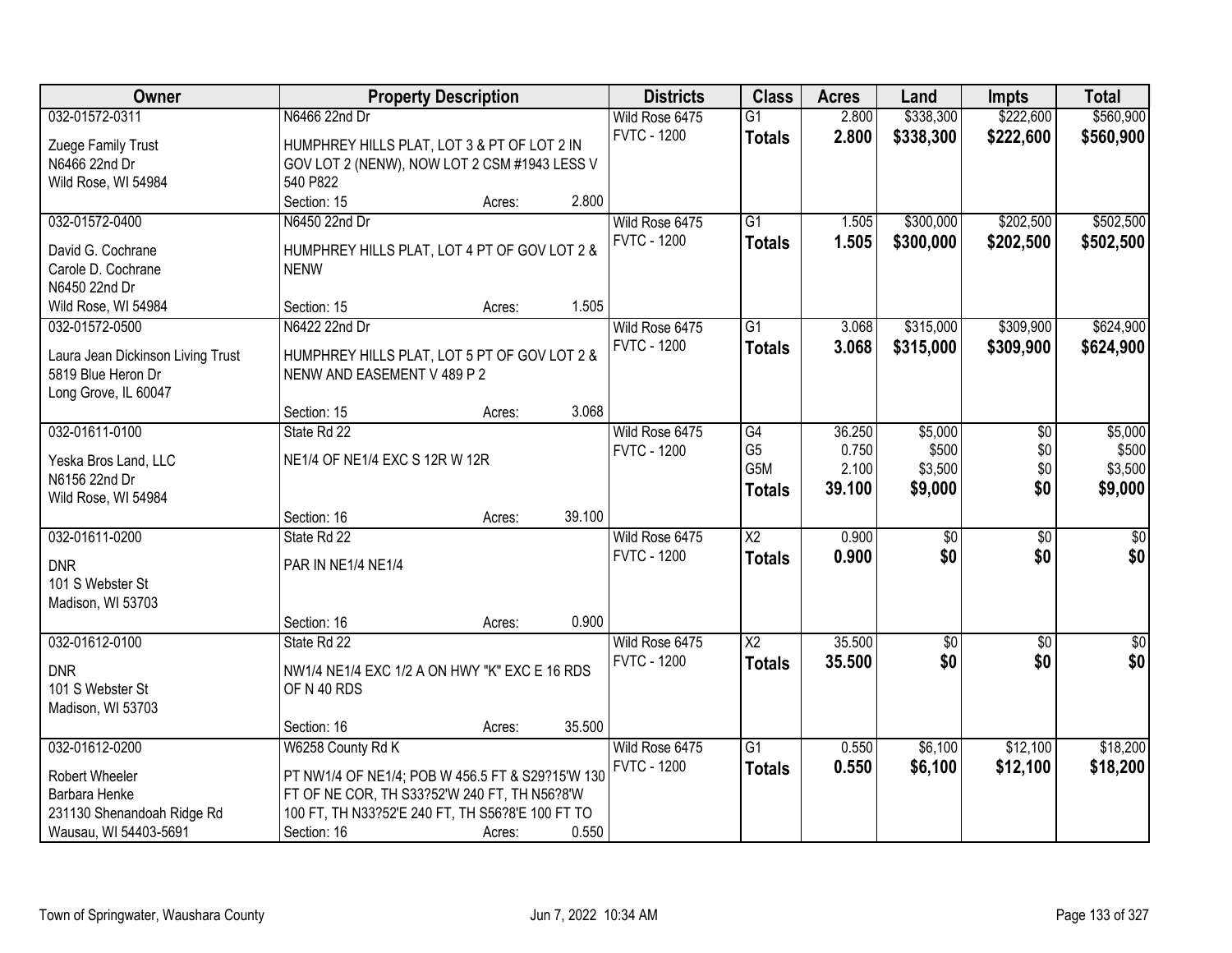| Owner | Property Description | Districts | Class | Acres | Land | Impts | Total |
|---|---|---|---|---|---|---|---|
| 032-01572-0311<br>Zuege Family Trust<br>N6466 22nd Dr<br>Wild Rose, WI 54984 | N6466 22nd Dr<br>HUMPHREY HILLS PLAT, LOT 3 & PT OF LOT 2 IN GOV LOT 2 (NENW), NOW LOT 2 CSM #1943 LESS V 540 P822<br>Section: 15 Acres: 2.800 | Wild Rose 6475<br>FVTC - 1200 | G1<br>**Totals** | 2.800<br>**2.800** | $338,300<br>**$338,300** | $222,600<br>**$222,600** | $560,900<br>**$560,900** |
| 032-01572-0400<br>David G. Cochrane<br>Carole D. Cochrane<br>N6450 22nd Dr<br>Wild Rose, WI 54984 | N6450 22nd Dr<br>HUMPHREY HILLS PLAT, LOT 4 PT OF GOV LOT 2 & NENW<br>Section: 15 Acres: 1.505 | Wild Rose 6475<br>FVTC - 1200 | G1<br>**Totals** | 1.505<br>**1.505** | $300,000<br>**$300,000** | $202,500<br>**$202,500** | $502,500<br>**$502,500** |
| 032-01572-0500<br>Laura Jean Dickinson Living Trust<br>5819 Blue Heron Dr<br>Long Grove, IL 60047 | N6422 22nd Dr<br>HUMPHREY HILLS PLAT, LOT 5 PT OF GOV LOT 2 & NENW AND EASEMENT V 489 P 2<br>Section: 15 Acres: 3.068 | Wild Rose 6475<br>FVTC - 1200 | G1<br>**Totals** | 3.068<br>**3.068** | $315,000<br>**$315,000** | $309,900<br>**$309,900** | $624,900<br>**$624,900** |
| 032-01611-0100<br>Yeska Bros Land, LLC<br>N6156 22nd Dr<br>Wild Rose, WI 54984 | State Rd 22<br>NE1/4 OF NE1/4 EXC S 12R W 12R<br>Section: 16 Acres: 39.100 | Wild Rose 6475<br>FVTC - 1200 | G4<br>G5<br>G5M<br>**Totals** | 36.250<br>0.750<br>2.100<br>**39.100** | $5,000<br>$500<br>$3,500<br>**$9,000** | $0<br>$0<br>$0<br>**$0** | $5,000<br>$500<br>$3,500<br>**$9,000** |
| 032-01611-0200<br>DNR<br>101 S Webster St<br>Madison, WI 53703 | State Rd 22<br>PAR IN NE1/4 NE1/4<br>Section: 16 Acres: 0.900 | Wild Rose 6475<br>FVTC - 1200 | X2<br>**Totals** | 0.900<br>**0.900** | $0<br>**$0** | $0<br>**$0** | $0<br>**$0** |
| 032-01612-0100<br>DNR<br>101 S Webster St<br>Madison, WI 53703 | State Rd 22<br>NW1/4 NE1/4 EXC 1/2 A ON HWY "K" EXC E 16 RDS OF N 40 RDS<br>Section: 16 Acres: 35.500 | Wild Rose 6475<br>FVTC - 1200 | X2<br>**Totals** | 35.500<br>**35.500** | $0<br>**$0** | $0<br>**$0** | $0<br>**$0** |
| 032-01612-0200<br>Robert Wheeler<br>Barbara Henke<br>231130 Shenandoah Ridge Rd<br>Wausau, WI 54403-5691 | W6258 County Rd K<br>PT NW1/4 OF NE1/4; POB W 456.5 FT & S29?15'W 130 FT OF NE COR, TH S33?52'W 240 FT, TH N56?8'W 100 FT, TH N33?52'E 240 FT, TH S56?8'E 100 FT TO<br>Section: 16 Acres: 0.550 | Wild Rose 6475<br>FVTC - 1200 | G1<br>**Totals** | 0.550<br>**0.550** | $6,100<br>**$6,100** | $12,100<br>**$12,100** | $18,200<br>**$18,200** |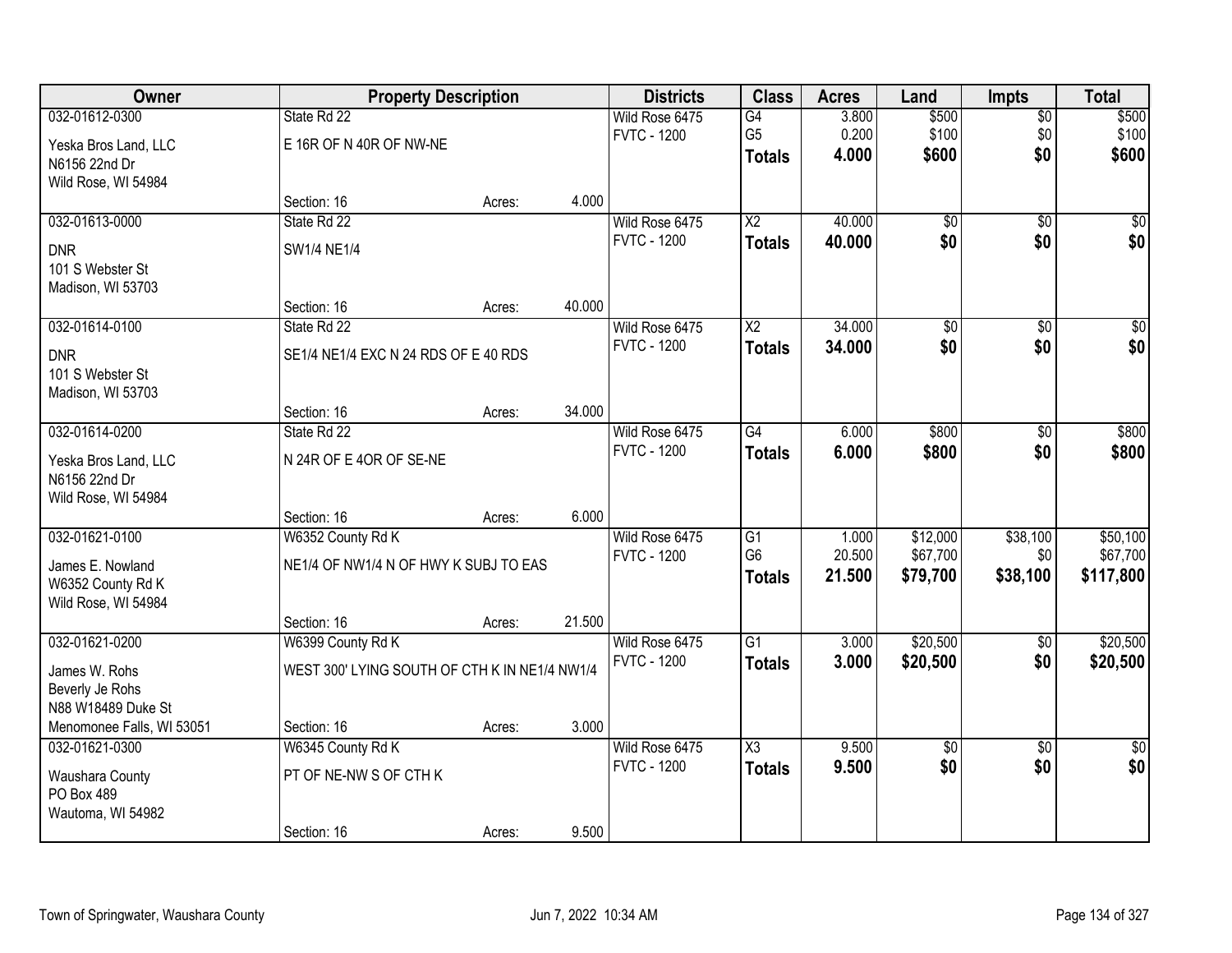| Owner | Property Description | | | Districts | Class | Acres | Land | Impts | Total |
|---|---|---|---|---|---|---|---|---|---|
| 032-01612-0300 | State Rd 22 | | | Wild Rose 6475 | G4 | 3.800 | $500 | $0 | $500 |
| Yeska Bros Land, LLC | E 16R OF N 40R OF NW-NE | | | FVTC - 1200 | G5 | 0.200 | $100 | $0 | $100 |
| N6156 22nd Dr | | | | | **Totals** | **4.000** | **$600** | **$0** | **$600** |
| Wild Rose, WI 54984 | | | | | | | | | |
| | Section: 16 | Acres: | 4.000 | | | | | | |
| 032-01613-0000 | State Rd 22 | | | Wild Rose 6475 | X2 | 40.000 | $0 | $0 | $0 |
| DNR | SW1/4 NE1/4 | | | FVTC - 1200 | **Totals** | **40.000** | **$0** | **$0** | **$0** |
| 101 S Webster St | | | | | | | | | |
| Madison, WI 53703 | | | | | | | | | |
| | Section: 16 | Acres: | 40.000 | | | | | | |
| 032-01614-0100 | State Rd 22 | | | Wild Rose 6475 | X2 | 34.000 | $0 | $0 | $0 |
| DNR | SE1/4 NE1/4 EXC N 24 RDS OF E 40 RDS | | | FVTC - 1200 | **Totals** | **34.000** | **$0** | **$0** | **$0** |
| 101 S Webster St | | | | | | | | | |
| Madison, WI 53703 | | | | | | | | | |
| | Section: 16 | Acres: | 34.000 | | | | | | |
| 032-01614-0200 | State Rd 22 | | | Wild Rose 6475 | G4 | 6.000 | $800 | $0 | $800 |
| Yeska Bros Land, LLC | N 24R OF E 4OR OF SE-NE | | | FVTC - 1200 | **Totals** | **6.000** | **$800** | **$0** | **$800** |
| N6156 22nd Dr | | | | | | | | | |
| Wild Rose, WI 54984 | | | | | | | | | |
| | Section: 16 | Acres: | 6.000 | | | | | | |
| 032-01621-0100 | W6352 County Rd K | | | Wild Rose 6475 | G1 | 1.000 | $12,000 | $38,100 | $50,100 |
| James E. Nowland | NE1/4 OF NW1/4 N OF HWY K SUBJ TO EAS | | | FVTC - 1200 | G6 | 20.500 | $67,700 | $0 | $67,700 |
| W6352 County Rd K | | | | | **Totals** | **21.500** | **$79,700** | **$38,100** | **$117,800** |
| Wild Rose, WI 54984 | | | | | | | | | |
| | Section: 16 | Acres: | 21.500 | | | | | | |
| 032-01621-0200 | W6399 County Rd K | | | Wild Rose 6475 | G1 | 3.000 | $20,500 | $0 | $20,500 |
| James W. Rohs | WEST 300' LYING SOUTH OF CTH K IN NE1/4 NW1/4 | | | FVTC - 1200 | **Totals** | **3.000** | **$20,500** | **$0** | **$20,500** |
| Beverly Je Rohs | | | | | | | | | |
| N88 W18489 Duke St | | | | | | | | | |
| Menomonee Falls, WI 53051 | Section: 16 | Acres: | 3.000 | | | | | | |
| 032-01621-0300 | W6345 County Rd K | | | Wild Rose 6475 | X3 | 9.500 | $0 | $0 | $0 |
| Waushara County | PT OF NE-NW S OF CTH K | | | FVTC - 1200 | **Totals** | **9.500** | **$0** | **$0** | **$0** |
| PO Box 489 | | | | | | | | | |
| Wautoma, WI 54982 | | | | | | | | | |
| | Section: 16 | Acres: | 9.500 | | | | | | |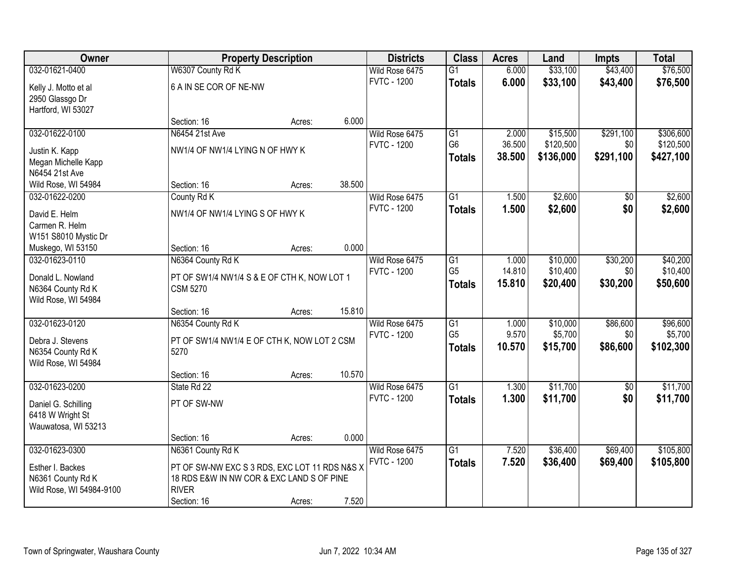| Owner | Property Description | Districts | Class | Acres | Land | Impts | Total |
|---|---|---|---|---|---|---|---|
| 032-01621-0400<br>Kelly J. Motto et al<br>2950 Glassgo Dr<br>Hartford, WI 53027 | W6307 County Rd K<br>6 A IN SE COR OF NE-NW<br>Section: 16 Acres: 6.000 | Wild Rose 6475<br>FVTC - 1200 | G1<br>**Totals** | 6.000<br>**6.000** | $33,100<br>**$33,100** | $43,400<br>**$43,400** | $76,500<br>**$76,500** |
| 032-01622-0100<br>Justin K. Kapp<br>Megan Michelle Kapp<br>N6454 21st Ave<br>Wild Rose, WI 54984 | N6454 21st Ave<br>NW1/4 OF NW1/4 LYING N OF HWY K<br>Section: 16 Acres: 38.500 | Wild Rose 6475<br>FVTC - 1200 | G1<br>G6<br>**Totals** | 2.000<br>36.500<br>**38.500** | $15,500<br>$120,500<br>**$136,000** | $291,100<br>$0<br>**$291,100** | $306,600<br>$120,500<br>**$427,100** |
| 032-01622-0200<br>David E. Helm<br>Carmen R. Helm<br>W151 S8010 Mystic Dr<br>Muskego, WI 53150 | County Rd K<br>NW1/4 OF NW1/4 LYING S OF HWY K<br>Section: 16 Acres: 0.000 | Wild Rose 6475<br>FVTC - 1200 | G1<br>**Totals** | 1.500<br>**1.500** | $2,600<br>**$2,600** | $0<br>**$0** | $2,600<br>**$2,600** |
| 032-01623-0110<br>Donald L. Nowland<br>N6364 County Rd K<br>Wild Rose, WI 54984 | N6364 County Rd K<br>PT OF SW1/4 NW1/4 S & E OF CTH K, NOW LOT 1 CSM 5270<br>Section: 16 Acres: 15.810 | Wild Rose 6475<br>FVTC - 1200 | G1<br>G5<br>**Totals** | 1.000<br>14.810<br>**15.810** | $10,000<br>$10,400<br>**$20,400** | $30,200<br>$0<br>**$30,200** | $40,200<br>$10,400<br>**$50,600** |
| 032-01623-0120<br>Debra J. Stevens<br>N6354 County Rd K<br>Wild Rose, WI 54984 | N6354 County Rd K<br>PT OF SW1/4 NW1/4 E OF CTH K, NOW LOT 2 CSM 5270<br>Section: 16 Acres: 10.570 | Wild Rose 6475<br>FVTC - 1200 | G1<br>G5<br>**Totals** | 1.000<br>9.570<br>**10.570** | $10,000<br>$5,700<br>**$15,700** | $86,600<br>$0<br>**$86,600** | $96,600<br>$5,700<br>**$102,300** |
| 032-01623-0200<br>Daniel G. Schilling<br>6418 W Wright St<br>Wauwatosa, WI 53213 | State Rd 22<br>PT OF SW-NW<br>Section: 16 Acres: 0.000 | Wild Rose 6475<br>FVTC - 1200 | G1<br>**Totals** | 1.300<br>**1.300** | $11,700<br>**$11,700** | $0<br>**$0** | $11,700<br>**$11,700** |
| 032-01623-0300<br>Esther I. Backes<br>N6361 County Rd K<br>Wild Rose, WI 54984-9100 | N6361 County Rd K<br>PT OF SW-NW EXC S 3 RDS, EXC LOT 11 RDS N&S X 18 RDS E&W IN NW COR & EXC LAND S OF PINE RIVER<br>Section: 16 Acres: 7.520 | Wild Rose 6475<br>FVTC - 1200 | G1<br>**Totals** | 7.520<br>**7.520** | $36,400<br>**$36,400** | $69,400<br>**$69,400** | $105,800<br>**$105,800** |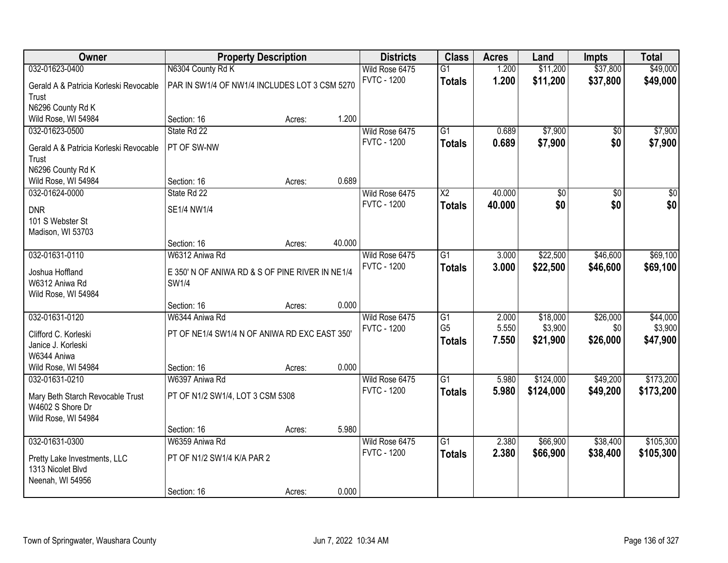| Owner | Property Description | | | Districts | Class | Acres | Land | Impts | Total |
|---|---|---|---|---|---|---|---|---|---|
| 032-01623-0400 | N6304 County Rd K | | | Wild Rose 6475 | G1 | 1.200 | $11,200 | $37,800 | $49,000 |
| Gerald A & Patricia Korleski Revocable Trust<br>N6296 County Rd K<br>Wild Rose, WI 54984 | PAR IN SW1/4 OF NW1/4 INCLUDES LOT 3 CSM 5270 | | | FVTC - 1200 | **Totals** | **1.200** | **$11,200** | **$37,800** | **$49,000** |
| | Section: 16 | Acres: | 1.200 | | | | | | |
| 032-01623-0500 | State Rd 22 | | | Wild Rose 6475 | G1 | 0.689 | $7,900 | $0 | $7,900 |
| Gerald A & Patricia Korleski Revocable Trust<br>N6296 County Rd K<br>Wild Rose, WI 54984 | PT OF SW-NW | | | FVTC - 1200 | **Totals** | **0.689** | **$7,900** | **$0** | **$7,900** |
| | Section: 16 | Acres: | 0.689 | | | | | | |
| 032-01624-0000 | State Rd 22 | | | Wild Rose 6475 | X2 | 40.000 | $0 | $0 | $0 |
| DNR<br>101 S Webster St<br>Madison, WI 53703 | SE1/4 NW1/4 | | | FVTC - 1200 | **Totals** | **40.000** | **$0** | **$0** | **$0** |
| | Section: 16 | Acres: | 40.000 | | | | | | |
| 032-01631-0110 | W6312 Aniwa Rd | | | Wild Rose 6475 | G1 | 3.000 | $22,500 | $46,600 | $69,100 |
| Joshua Hoffland<br>W6312 Aniwa Rd<br>Wild Rose, WI 54984 | E 350' N OF ANIWA RD & S OF PINE RIVER IN NE1/4 SW1/4 | | | FVTC - 1200 | **Totals** | **3.000** | **$22,500** | **$46,600** | **$69,100** |
| | Section: 16 | Acres: | 0.000 | | | | | | |
| 032-01631-0120 | W6344 Aniwa Rd | | | Wild Rose 6475 | G1 | 2.000 | $18,000 | $26,000 | $44,000 |
| Clifford C. Korleski<br>Janice J. Korleski<br>W6344 Aniwa<br>Wild Rose, WI 54984 | PT OF NE1/4 SW1/4 N OF ANIWA RD EXC EAST 350' | | | FVTC - 1200 | G5 | 5.550 | $3,900 | $0 | $3,900 |
| | | | | | **Totals** | **7.550** | **$21,900** | **$26,000** | **$47,900** |
| | Section: 16 | Acres: | 0.000 | | | | | | |
| 032-01631-0210 | W6397 Aniwa Rd | | | Wild Rose 6475 | G1 | 5.980 | $124,000 | $49,200 | $173,200 |
| Mary Beth Starch Revocable Trust<br>W4602 S Shore Dr<br>Wild Rose, WI 54984 | PT OF N1/2 SW1/4, LOT 3 CSM 5308 | | | FVTC - 1200 | **Totals** | **5.980** | **$124,000** | **$49,200** | **$173,200** |
| | Section: 16 | Acres: | 5.980 | | | | | | |
| 032-01631-0300 | W6359 Aniwa Rd | | | Wild Rose 6475 | G1 | 2.380 | $66,900 | $38,400 | $105,300 |
| Pretty Lake Investments, LLC<br>1313 Nicolet Blvd<br>Neenah, WI 54956 | PT OF N1/2 SW1/4 K/A PAR 2 | | | FVTC - 1200 | **Totals** | **2.380** | **$66,900** | **$38,400** | **$105,300** |
| | Section: 16 | Acres: | 0.000 | | | | | | |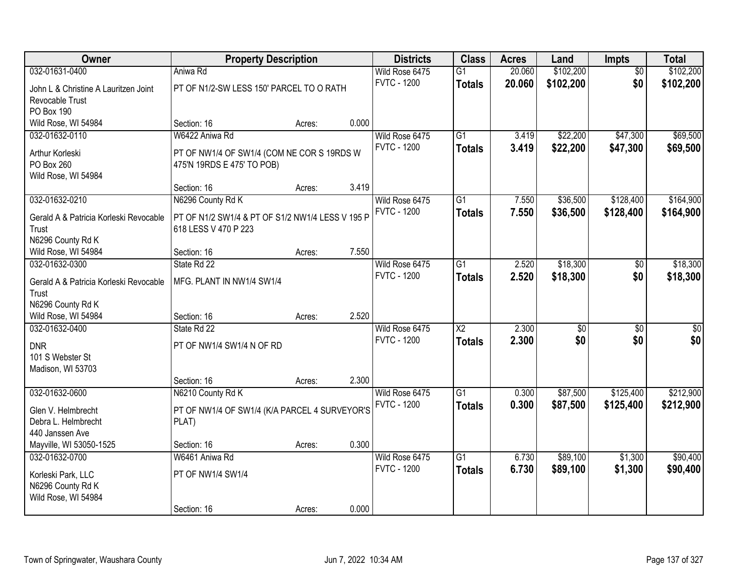| Owner | Property Description | | | Districts | Class | Acres | Land | Impts | Total |
|---|---|---|---|---|---|---|---|---|---|
| 032-01631-0400 | Aniwa Rd | | | Wild Rose 6475 | G1 | 20.060 | $102,200 | $0 | $102,200 |
| John L & Christine A Lauritzen Joint Revocable Trust<br>PO Box 190<br>Wild Rose, WI 54984 | PT OF N1/2-SW LESS 150' PARCEL TO O RATH | | | FVTC - 1200 | **Totals** | **20.060** | **$102,200** | **$0** | **$102,200** |
| | Section: 16 | Acres: | 0.000 | | | | | | |
| 032-01632-0110 | W6422 Aniwa Rd | | | Wild Rose 6475 | G1 | 3.419 | $22,200 | $47,300 | $69,500 |
| Arthur Korleski<br>PO Box 260<br>Wild Rose, WI 54984 | PT OF NW1/4 OF SW1/4 (COM NE COR S 19RDS W 475'N 19RDS E 475' TO POB) | | | FVTC - 1200 | **Totals** | **3.419** | **$22,200** | **$47,300** | **$69,500** |
| | Section: 16 | Acres: | 3.419 | | | | | | |
| 032-01632-0210 | N6296 County Rd K | | | Wild Rose 6475 | G1 | 7.550 | $36,500 | $128,400 | $164,900 |
| Gerald A & Patricia Korleski Revocable Trust<br>N6296 County Rd K<br>Wild Rose, WI 54984 | PT OF N1/2 SW1/4 & PT OF S1/2 NW1/4 LESS V 195 P 618 LESS V 470 P 223 | | | FVTC - 1200 | **Totals** | **7.550** | **$36,500** | **$128,400** | **$164,900** |
| | Section: 16 | Acres: | 7.550 | | | | | | |
| 032-01632-0300 | State Rd 22 | | | Wild Rose 6475 | G1 | 2.520 | $18,300 | $0 | $18,300 |
| Gerald A & Patricia Korleski Revocable Trust<br>N6296 County Rd K<br>Wild Rose, WI 54984 | MFG. PLANT IN NW1/4 SW1/4 | | | FVTC - 1200 | **Totals** | **2.520** | **$18,300** | **$0** | **$18,300** |
| | Section: 16 | Acres: | 2.520 | | | | | | |
| 032-01632-0400 | State Rd 22 | | | Wild Rose 6475 | X2 | 2.300 | $0 | $0 | $0 |
| DNR<br>101 S Webster St<br>Madison, WI 53703 | PT OF NW1/4 SW1/4 N OF RD | | | FVTC - 1200 | **Totals** | **2.300** | **$0** | **$0** | **$0** |
| | Section: 16 | Acres: | 2.300 | | | | | | |
| 032-01632-0600 | N6210 County Rd K | | | Wild Rose 6475 | G1 | 0.300 | $87,500 | $125,400 | $212,900 |
| Glen V. Helmbrecht<br>Debra L. Helmbrecht<br>440 Janssen Ave<br>Mayville, WI 53050-1525 | PT OF NW1/4 OF SW1/4 (K/A PARCEL 4 SURVEYOR'S PLAT) | | | FVTC - 1200 | **Totals** | **0.300** | **$87,500** | **$125,400** | **$212,900** |
| | Section: 16 | Acres: | 0.300 | | | | | | |
| 032-01632-0700 | W6461 Aniwa Rd | | | Wild Rose 6475 | G1 | 6.730 | $89,100 | $1,300 | $90,400 |
| Korleski Park, LLC<br>N6296 County Rd K<br>Wild Rose, WI 54984 | PT OF NW1/4 SW1/4 | | | FVTC - 1200 | **Totals** | **6.730** | **$89,100** | **$1,300** | **$90,400** |
| | Section: 16 | Acres: | 0.000 | | | | | | |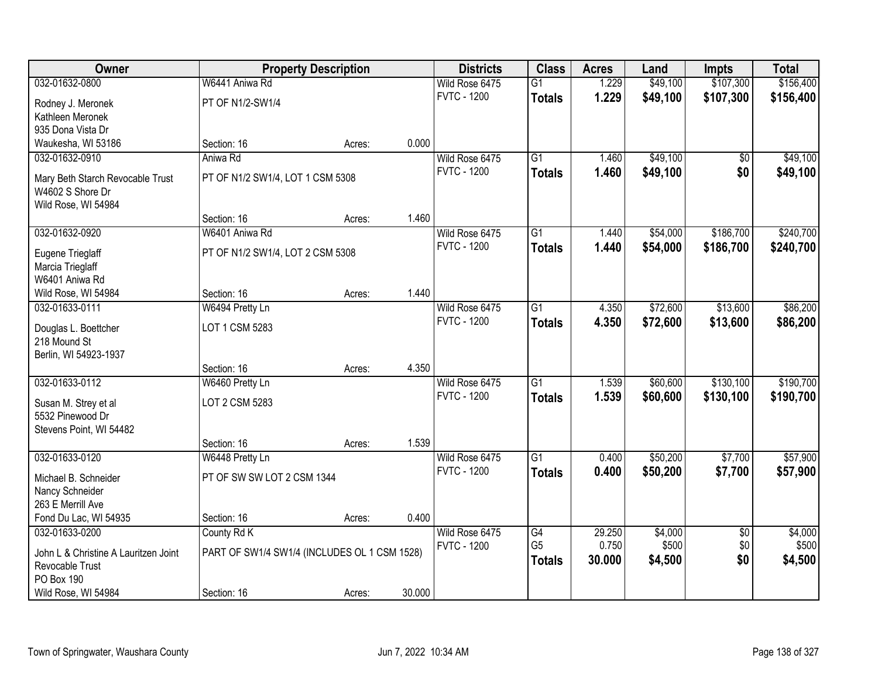| Owner | Property Description | | | Districts | Class | Acres | Land | Impts | Total |
|---|---|---|---|---|---|---|---|---|---|
| 032-01632-0800 | W6441 Aniwa Rd | | | Wild Rose 6475 | G1 | 1.229 | $49,100 | $107,300 | $156,400 |
| Rodney J. Meronek<br>Kathleen Meronek<br>935 Dona Vista Dr<br>Waukesha, WI 53186 | PT OF N1/2-SW1/4 | | | FVTC - 1200 | **Totals** | **1.229** | **$49,100** | **$107,300** | **$156,400** |
| | Section: 16 | Acres: | 0.000 | | | | | | |
| 032-01632-0910 | Aniwa Rd | | | Wild Rose 6475 | G1 | 1.460 | $49,100 | $0 | $49,100 |
| Mary Beth Starch Revocable Trust<br>W4602 S Shore Dr<br>Wild Rose, WI 54984 | PT OF N1/2 SW1/4, LOT 1 CSM 5308 | | | FVTC - 1200 | **Totals** | **1.460** | **$49,100** | **$0** | **$49,100** |
| | Section: 16 | Acres: | 1.460 | | | | | | |
| 032-01632-0920 | W6401 Aniwa Rd | | | Wild Rose 6475 | G1 | 1.440 | $54,000 | $186,700 | $240,700 |
| Eugene Trieglaff<br>Marcia Trieglaff<br>W6401 Aniwa Rd<br>Wild Rose, WI 54984 | PT OF N1/2 SW1/4, LOT 2 CSM 5308 | | | FVTC - 1200 | **Totals** | **1.440** | **$54,000** | **$186,700** | **$240,700** |
| | Section: 16 | Acres: | 1.440 | | | | | | |
| 032-01633-0111 | W6494 Pretty Ln | | | Wild Rose 6475 | G1 | 4.350 | $72,600 | $13,600 | $86,200 |
| Douglas L. Boettcher<br>218 Mound St<br>Berlin, WI 54923-1937 | LOT 1 CSM 5283 | | | FVTC - 1200 | **Totals** | **4.350** | **$72,600** | **$13,600** | **$86,200** |
| | Section: 16 | Acres: | 4.350 | | | | | | |
| 032-01633-0112 | W6460 Pretty Ln | | | Wild Rose 6475 | G1 | 1.539 | $60,600 | $130,100 | $190,700 |
| Susan M. Strey et al<br>5532 Pinewood Dr<br>Stevens Point, WI 54482 | LOT 2 CSM 5283 | | | FVTC - 1200 | **Totals** | **1.539** | **$60,600** | **$130,100** | **$190,700** |
| | Section: 16 | Acres: | 1.539 | | | | | | |
| 032-01633-0120 | W6448 Pretty Ln | | | Wild Rose 6475 | G1 | 0.400 | $50,200 | $7,700 | $57,900 |
| Michael B. Schneider<br>Nancy Schneider<br>263 E Merrill Ave<br>Fond Du Lac, WI 54935 | PT OF SW SW LOT 2 CSM 1344 | | | FVTC - 1200 | **Totals** | **0.400** | **$50,200** | **$7,700** | **$57,900** |
| | Section: 16 | Acres: | 0.400 | | | | | | |
| 032-01633-0200 | County Rd K | | | Wild Rose 6475 | G4 | 29.250 | $4,000 | $0 | $4,000 |
| | | | | FVTC - 1200 | G5 | 0.750 | $500 | $0 | $500 |
| John L & Christine A Lauritzen Joint Revocable Trust<br>PO Box 190<br>Wild Rose, WI 54984 | PART OF SW1/4 SW1/4 (INCLUDES OL 1 CSM 1528) | | | | **Totals** | **30.000** | **$4,500** | **$0** | **$4,500** |
| | Section: 16 | Acres: | 30.000 | | | | | | |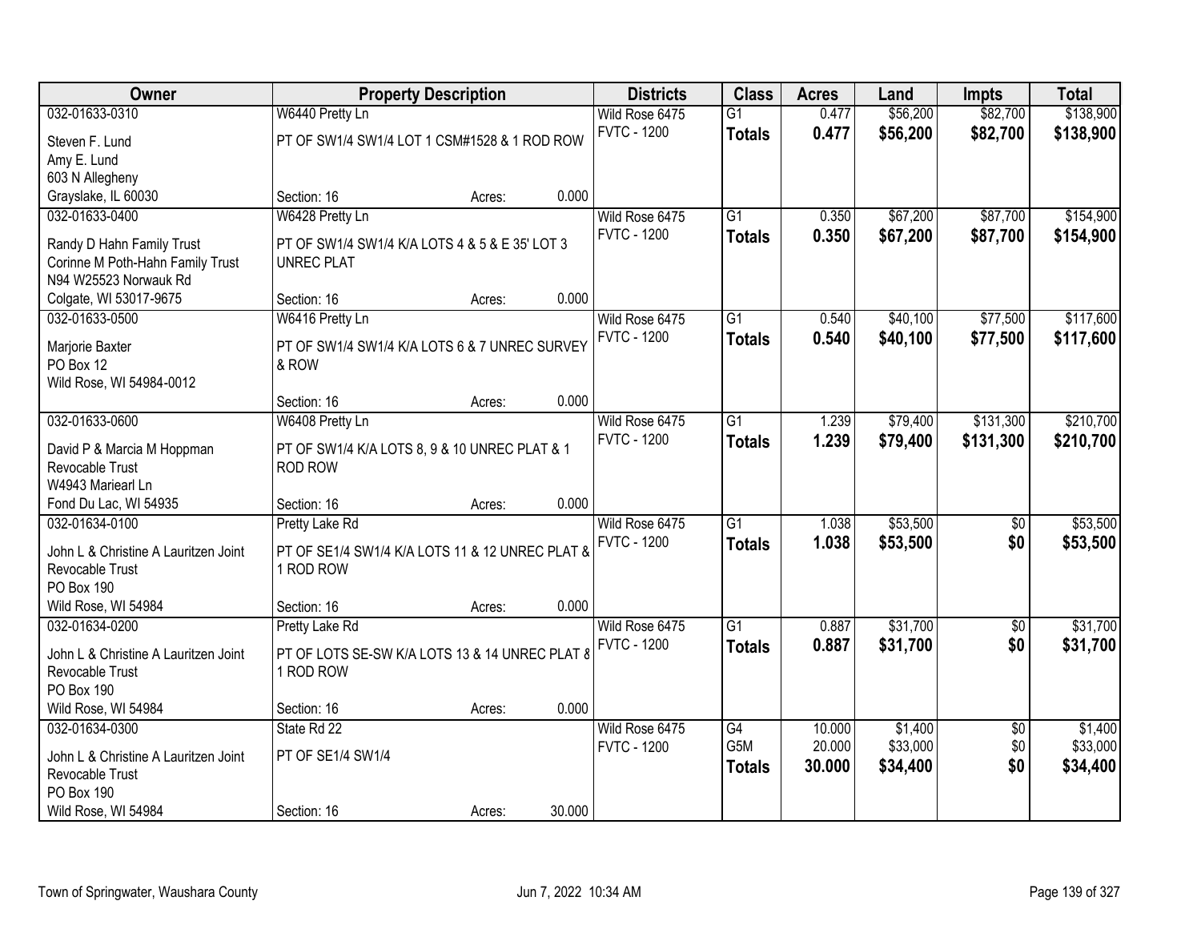| Owner | Property Description | | | Districts | Class | Acres | Land | Impts | Total |
|---|---|---|---|---|---|---|---|---|---|
| 032-01633-0310 | W6440 Pretty Ln | | | Wild Rose 6475 | G1 | 0.477 | $56,200 | $82,700 | $138,900 |
| Steven F. Lund<br>Amy E. Lund<br>603 N Allegheny<br>Grayslake, IL 60030 | PT OF SW1/4 SW1/4 LOT 1 CSM#1528 & 1 ROD ROW | | | FVTC - 1200 | **Totals** | **0.477** | **$56,200** | **$82,700** | **$138,900** |
| | Section: 16 | Acres: | 0.000 | | | | | | |
| 032-01633-0400 | W6428 Pretty Ln | | | Wild Rose 6475 | G1 | 0.350 | $67,200 | $87,700 | $154,900 |
| Randy D Hahn Family Trust<br>Corinne M Poth-Hahn Family Trust<br>N94 W25523 Norwauk Rd<br>Colgate, WI 53017-9675 | PT OF SW1/4 SW1/4 K/A LOTS 4 & 5 & E 35' LOT 3 UNREC PLAT | | | FVTC - 1200 | **Totals** | **0.350** | **$67,200** | **$87,700** | **$154,900** |
| | Section: 16 | Acres: | 0.000 | | | | | | |
| 032-01633-0500 | W6416 Pretty Ln | | | Wild Rose 6475 | G1 | 0.540 | $40,100 | $77,500 | $117,600 |
| Marjorie Baxter<br>PO Box 12<br>Wild Rose, WI 54984-0012 | PT OF SW1/4 SW1/4 K/A LOTS 6 & 7 UNREC SURVEY & ROW | | | FVTC - 1200 | **Totals** | **0.540** | **$40,100** | **$77,500** | **$117,600** |
| | Section: 16 | Acres: | 0.000 | | | | | | |
| 032-01633-0600 | W6408 Pretty Ln | | | Wild Rose 6475 | G1 | 1.239 | $79,400 | $131,300 | $210,700 |
| David P & Marcia M Hoppman Revocable Trust<br>W4943 Mariearl Ln<br>Fond Du Lac, WI 54935 | PT OF SW1/4 K/A LOTS 8, 9 & 10 UNREC PLAT & 1 ROD ROW | | | FVTC - 1200 | **Totals** | **1.239** | **$79,400** | **$131,300** | **$210,700** |
| | Section: 16 | Acres: | 0.000 | | | | | | |
| 032-01634-0100 | Pretty Lake Rd | | | Wild Rose 6475 | G1 | 1.038 | $53,500 | $0 | $53,500 |
| John L & Christine A Lauritzen Joint Revocable Trust<br>PO Box 190<br>Wild Rose, WI 54984 | PT OF SE1/4 SW1/4 K/A LOTS 11 & 12 UNREC PLAT & 1 ROD ROW | | | FVTC - 1200 | **Totals** | **1.038** | **$53,500** | **$0** | **$53,500** |
| | Section: 16 | Acres: | 0.000 | | | | | | |
| 032-01634-0200 | Pretty Lake Rd | | | Wild Rose 6475 | G1 | 0.887 | $31,700 | $0 | $31,700 |
| John L & Christine A Lauritzen Joint Revocable Trust<br>PO Box 190<br>Wild Rose, WI 54984 | PT OF LOTS SE-SW K/A LOTS 13 & 14 UNREC PLAT & 1 ROD ROW | | | FVTC - 1200 | **Totals** | **0.887** | **$31,700** | **$0** | **$31,700** |
| | Section: 16 | Acres: | 0.000 | | | | | | |
| 032-01634-0300 | State Rd 22 | | | Wild Rose 6475 | G4 | 10.000 | $1,400 | $0 | $1,400 |
| John L & Christine A Lauritzen Joint Revocable Trust<br>PO Box 190<br>Wild Rose, WI 54984 | PT OF SE1/4 SW1/4 | | | FVTC - 1200 | G5M | 20.000 | $33,000 | $0 | $33,000 |
| | | | | | **Totals** | **30.000** | **$34,400** | **$0** | **$34,400** |
| | Section: 16 | Acres: | 30.000 | | | | | | |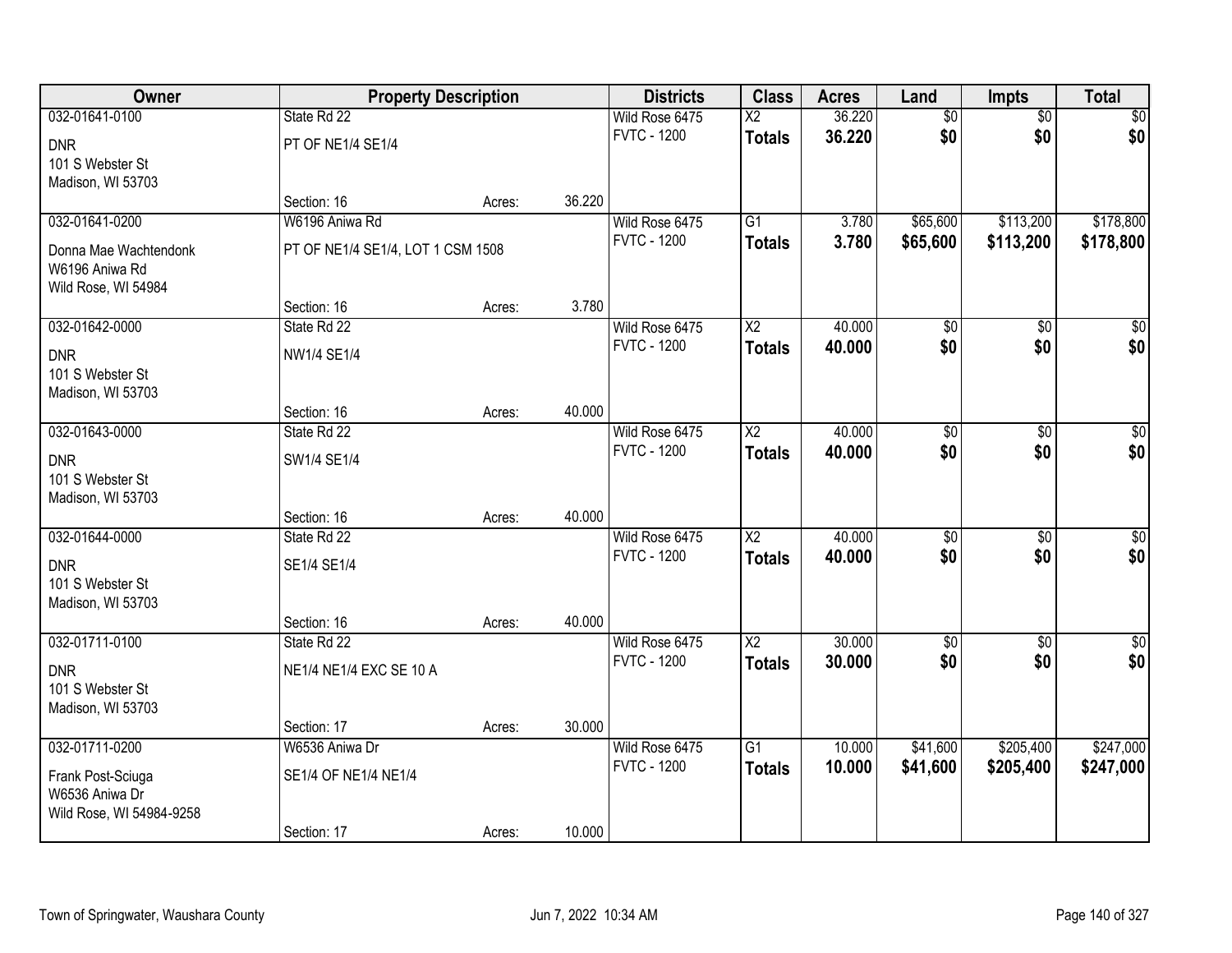| Owner | Property Description | | | Districts | Class | Acres | Land | Impts | Total |
|---|---|---|---|---|---|---|---|---|---|
| 032-01641-0100 | State Rd 22 | | | Wild Rose 6475 | X2 | 36.220 | $0 | $0 | $0 |
| DNR<br>101 S Webster St<br>Madison, WI 53703 | PT OF NE1/4 SE1/4 | | | FVTC - 1200 | **Totals** | **36.220** | **$0** | **$0** | **$0** |
| | Section: 16 | Acres: | 36.220 | | | | | | |
| 032-01641-0200 | W6196 Aniwa Rd | | | Wild Rose 6475 | G1 | 3.780 | $65,600 | $113,200 | $178,800 |
| Donna Mae Wachtendonk<br>W6196 Aniwa Rd<br>Wild Rose, WI 54984 | PT OF NE1/4 SE1/4, LOT 1 CSM 1508 | | | FVTC - 1200 | **Totals** | **3.780** | **$65,600** | **$113,200** | **$178,800** |
| | Section: 16 | Acres: | 3.780 | | | | | | |
| 032-01642-0000 | State Rd 22 | | | Wild Rose 6475 | X2 | 40.000 | $0 | $0 | $0 |
| DNR<br>101 S Webster St<br>Madison, WI 53703 | NW1/4 SE1/4 | | | FVTC - 1200 | **Totals** | **40.000** | **$0** | **$0** | **$0** |
| | Section: 16 | Acres: | 40.000 | | | | | | |
| 032-01643-0000 | State Rd 22 | | | Wild Rose 6475 | X2 | 40.000 | $0 | $0 | $0 |
| DNR<br>101 S Webster St<br>Madison, WI 53703 | SW1/4 SE1/4 | | | FVTC - 1200 | **Totals** | **40.000** | **$0** | **$0** | **$0** |
| | Section: 16 | Acres: | 40.000 | | | | | | |
| 032-01644-0000 | State Rd 22 | | | Wild Rose 6475 | X2 | 40.000 | $0 | $0 | $0 |
| DNR<br>101 S Webster St<br>Madison, WI 53703 | SE1/4 SE1/4 | | | FVTC - 1200 | **Totals** | **40.000** | **$0** | **$0** | **$0** |
| | Section: 16 | Acres: | 40.000 | | | | | | |
| 032-01711-0100 | State Rd 22 | | | Wild Rose 6475 | X2 | 30.000 | $0 | $0 | $0 |
| DNR<br>101 S Webster St<br>Madison, WI 53703 | NE1/4 NE1/4 EXC SE 10 A | | | FVTC - 1200 | **Totals** | **30.000** | **$0** | **$0** | **$0** |
| | Section: 17 | Acres: | 30.000 | | | | | | |
| 032-01711-0200 | W6536 Aniwa Dr | | | Wild Rose 6475 | G1 | 10.000 | $41,600 | $205,400 | $247,000 |
| Frank Post-Sciuga<br>W6536 Aniwa Dr<br>Wild Rose, WI 54984-9258 | SE1/4 OF NE1/4 NE1/4 | | | FVTC - 1200 | **Totals** | **10.000** | **$41,600** | **$205,400** | **$247,000** |
| | Section: 17 | Acres: | 10.000 | | | | | | |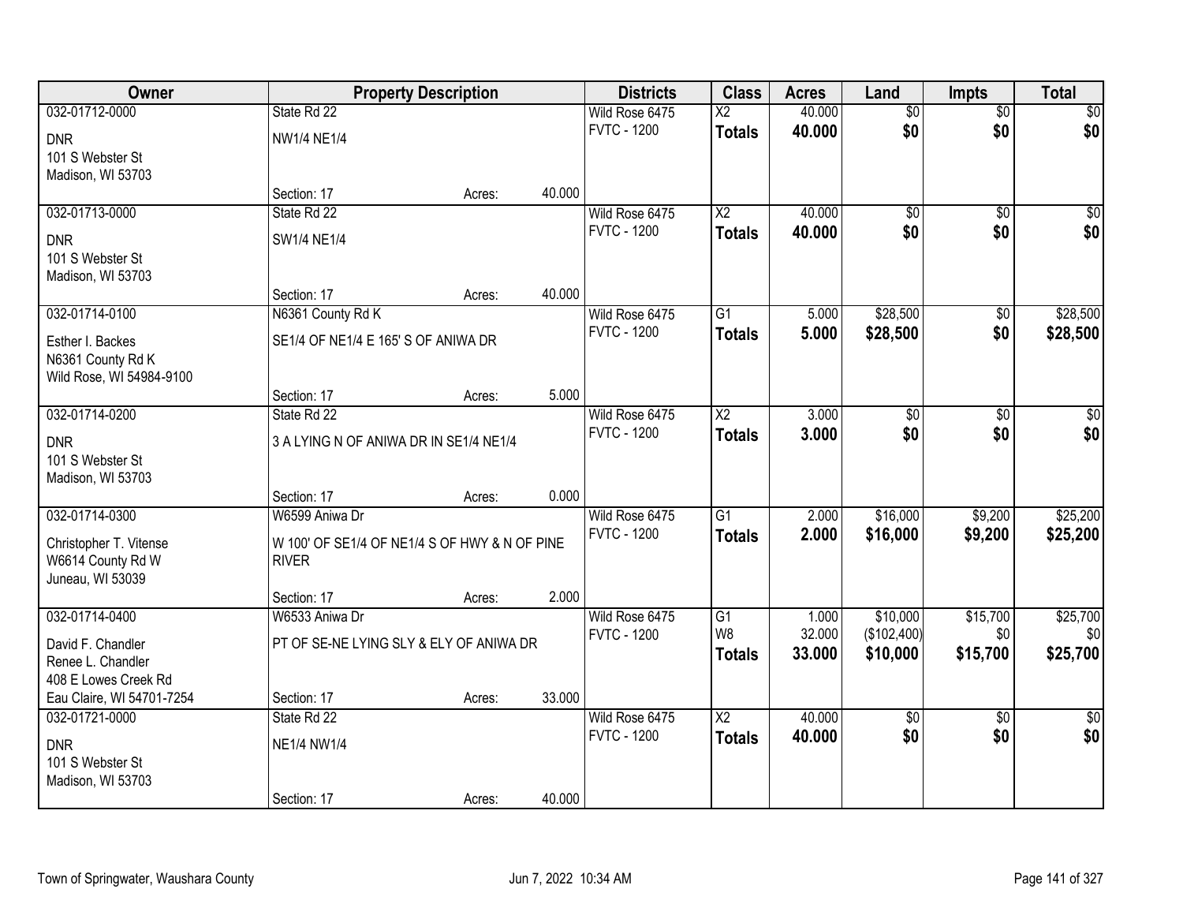| Owner | Property Description | | | Districts | Class | Acres | Land | Impts | Total |
|---|---|---|---|---|---|---|---|---|---|
| 032-01712-0000 | State Rd 22 | | | Wild Rose 6475 | X2 | 40.000 | $0 | $0 | $0 |
| DNR<br>101 S Webster St<br>Madison, WI 53703 | NW1/4 NE1/4 | | | FVTC - 1200 | **Totals** | **40.000** | **$0** | **$0** | **$0** |
| | Section: 17 | Acres: | 40.000 | | | | | | |
| 032-01713-0000 | State Rd 22 | | | Wild Rose 6475 | X2 | 40.000 | $0 | $0 | $0 |
| DNR<br>101 S Webster St<br>Madison, WI 53703 | SW1/4 NE1/4 | | | FVTC - 1200 | **Totals** | **40.000** | **$0** | **$0** | **$0** |
| | Section: 17 | Acres: | 40.000 | | | | | | |
| 032-01714-0100 | N6361 County Rd K | | | Wild Rose 6475 | G1 | 5.000 | $28,500 | $0 | $28,500 |
| Esther I. Backes<br>N6361 County Rd K<br>Wild Rose, WI 54984-9100 | SE1/4 OF NE1/4 E 165' S OF ANIWA DR | | | FVTC - 1200 | **Totals** | **5.000** | **$28,500** | **$0** | **$28,500** |
| | Section: 17 | Acres: | 5.000 | | | | | | |
| 032-01714-0200 | State Rd 22 | | | Wild Rose 6475 | X2 | 3.000 | $0 | $0 | $0 |
| DNR<br>101 S Webster St<br>Madison, WI 53703 | 3 A LYING N OF ANIWA DR IN SE1/4 NE1/4 | | | FVTC - 1200 | **Totals** | **3.000** | **$0** | **$0** | **$0** |
| | Section: 17 | Acres: | 0.000 | | | | | | |
| 032-01714-0300 | W6599 Aniwa Dr | | | Wild Rose 6475 | G1 | 2.000 | $16,000 | $9,200 | $25,200 |
| Christopher T. Vitense<br>W6614 County Rd W<br>Juneau, WI 53039 | W 100' OF SE1/4 OF NE1/4 S OF HWY & N OF PINE RIVER | | | FVTC - 1200 | **Totals** | **2.000** | **$16,000** | **$9,200** | **$25,200** |
| | Section: 17 | Acres: | 2.000 | | | | | | |
| 032-01714-0400 | W6533 Aniwa Dr | | | Wild Rose 6475 | G1 | 1.000 | $10,000 | $15,700 | $25,700 |
| David F. Chandler<br>Renee L. Chandler<br>408 E Lowes Creek Rd<br>Eau Claire, WI 54701-7254 | PT OF SE-NE LYING SLY & ELY OF ANIWA DR | | | FVTC - 1200 | W8 | 32.000 | ($102,400) | $0 | $0 |
| | | | | | **Totals** | **33.000** | **$10,000** | **$15,700** | **$25,700** |
| | Section: 17 | Acres: | 33.000 | | | | | | |
| 032-01721-0000 | State Rd 22 | | | Wild Rose 6475 | X2 | 40.000 | $0 | $0 | $0 |
| DNR<br>101 S Webster St<br>Madison, WI 53703 | NE1/4 NW1/4 | | | FVTC - 1200 | **Totals** | **40.000** | **$0** | **$0** | **$0** |
| | Section: 17 | Acres: | 40.000 | | | | | | |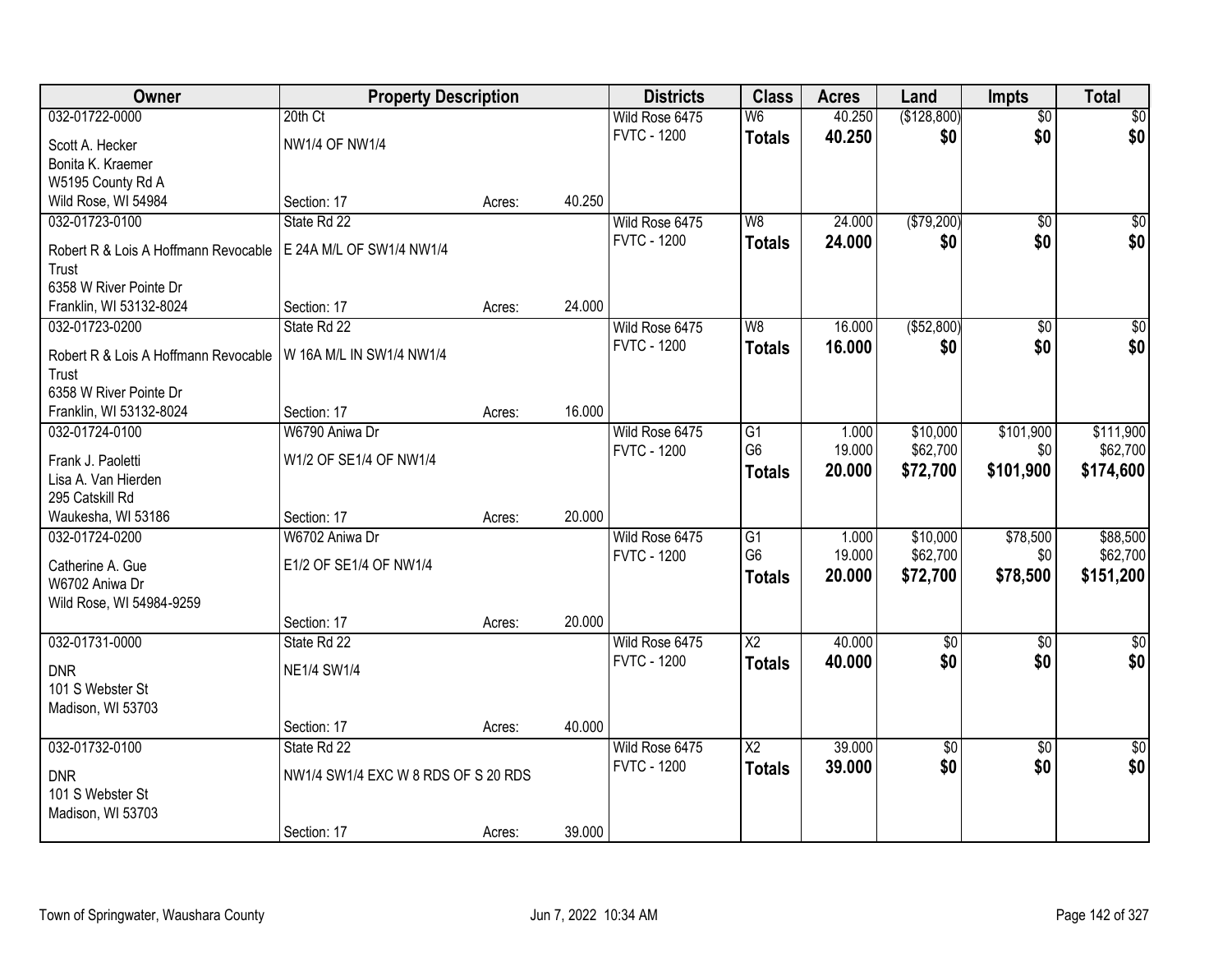| Owner | Property Description | | | Districts | Class | Acres | Land | Impts | Total |
|---|---|---|---|---|---|---|---|---|---|
| 032-01722-0000 | 20th Ct | | | Wild Rose 6475 | W6 | 40.250 | ($128,800) | $0 | $0 |
| Scott A. Hecker | NW1/4 OF NW1/4 | | | FVTC - 1200 | **Totals** | **40.250** | **$0** | **$0** | **$0** |
| Bonita K. Kraemer | | | | | | | | | |
| W5195 County Rd A | | | | | | | | | |
| Wild Rose, WI 54984 | Section: 17 | Acres: | 40.250 | | | | | | |
| 032-01723-0100 | State Rd 22 | | | Wild Rose 6475 | W8 | 24.000 | ($79,200) | $0 | $0 |
| Robert R & Lois A Hoffmann Revocable Trust | E 24A M/L OF SW1/4 NW1/4 | | | FVTC - 1200 | **Totals** | **24.000** | **$0** | **$0** | **$0** |
| 6358 W River Pointe Dr | | | | | | | | | |
| Franklin, WI 53132-8024 | Section: 17 | Acres: | 24.000 | | | | | | |
| 032-01723-0200 | State Rd 22 | | | Wild Rose 6475 | W8 | 16.000 | ($52,800) | $0 | $0 |
| Robert R & Lois A Hoffmann Revocable Trust | W 16A M/L IN SW1/4 NW1/4 | | | FVTC - 1200 | **Totals** | **16.000** | **$0** | **$0** | **$0** |
| 6358 W River Pointe Dr | | | | | | | | | |
| Franklin, WI 53132-8024 | Section: 17 | Acres: | 16.000 | | | | | | |
| 032-01724-0100 | W6790 Aniwa Dr | | | Wild Rose 6475 | G1 | 1.000 | $10,000 | $101,900 | $111,900 |
| Frank J. Paoletti | W1/2 OF SE1/4 OF NW1/4 | | | FVTC - 1200 | G6 | 19.000 | $62,700 | $0 | $62,700 |
| Lisa A. Van Hierden | | | | | **Totals** | **20.000** | **$72,700** | **$101,900** | **$174,600** |
| 295 Catskill Rd | | | | | | | | | |
| Waukesha, WI 53186 | Section: 17 | Acres: | 20.000 | | | | | | |
| 032-01724-0200 | W6702 Aniwa Dr | | | Wild Rose 6475 | G1 | 1.000 | $10,000 | $78,500 | $88,500 |
| Catherine A. Gue | E1/2 OF SE1/4 OF NW1/4 | | | FVTC - 1200 | G6 | 19.000 | $62,700 | $0 | $62,700 |
| W6702 Aniwa Dr | | | | | **Totals** | **20.000** | **$72,700** | **$78,500** | **$151,200** |
| Wild Rose, WI 54984-9259 | | | | | | | | | |
| | Section: 17 | Acres: | 20.000 | | | | | | |
| 032-01731-0000 | State Rd 22 | | | Wild Rose 6475 | X2 | 40.000 | $0 | $0 | $0 |
| DNR | NE1/4 SW1/4 | | | FVTC - 1200 | **Totals** | **40.000** | **$0** | **$0** | **$0** |
| 101 S Webster St | | | | | | | | | |
| Madison, WI 53703 | | | | | | | | | |
| | Section: 17 | Acres: | 40.000 | | | | | | |
| 032-01732-0100 | State Rd 22 | | | Wild Rose 6475 | X2 | 39.000 | $0 | $0 | $0 |
| DNR | NW1/4 SW1/4 EXC W 8 RDS OF S 20 RDS | | | FVTC - 1200 | **Totals** | **39.000** | **$0** | **$0** | **$0** |
| 101 S Webster St | | | | | | | | | |
| Madison, WI 53703 | | | | | | | | | |
| | Section: 17 | Acres: | 39.000 | | | | | | |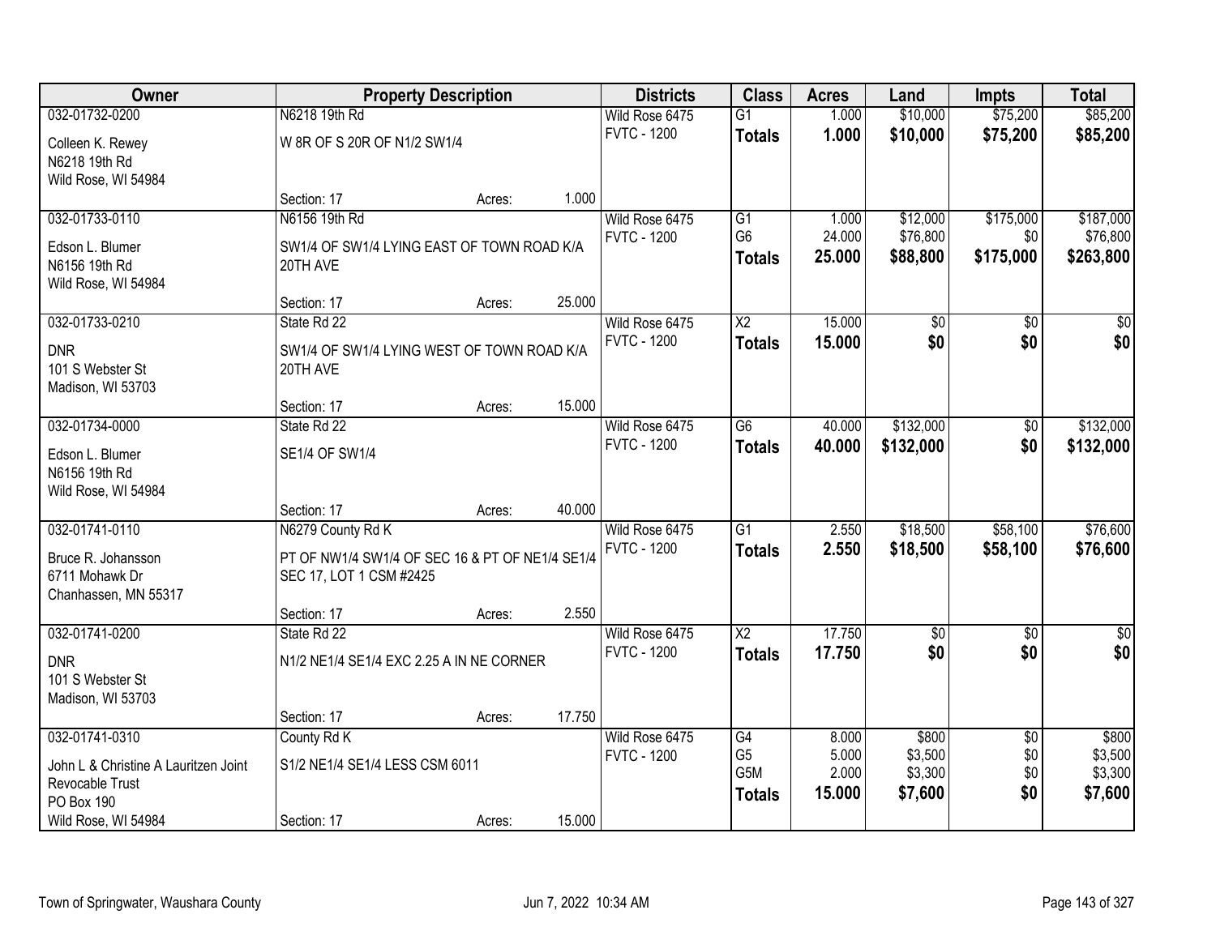| Owner | Property Description | | | Districts | Class | Acres | Land | Impts | Total |
|---|---|---|---|---|---|---|---|---|---|
| 032-01732-0200 | N6218 19th Rd | | | Wild Rose 6475 | G1 | 1.000 | $10,000 | $75,200 | $85,200 |
| Colleen K. Rewey<br>N6218 19th Rd<br>Wild Rose, WI 54984 | W 8R OF S 20R OF N1/2 SW1/4 | | | FVTC - 1200 | **Totals** | **1.000** | **$10,000** | **$75,200** | **$85,200** |
| | Section: 17 | Acres: | 1.000 | | | | | | |
| 032-01733-0110 | N6156 19th Rd | | | Wild Rose 6475 | G1 | 1.000 | $12,000 | $175,000 | $187,000 |
| Edson L. Blumer<br>N6156 19th Rd<br>Wild Rose, WI 54984 | SW1/4 OF SW1/4 LYING EAST OF TOWN ROAD K/A 20TH AVE | | | FVTC - 1200 | G6 | 24.000 | $76,800 | $0 | $76,800 |
| | | | | | **Totals** | **25.000** | **$88,800** | **$175,000** | **$263,800** |
| | Section: 17 | Acres: | 25.000 | | | | | | |
| 032-01733-0210 | State Rd 22 | | | Wild Rose 6475 | X2 | 15.000 | $0 | $0 | $0 |
| DNR<br>101 S Webster St<br>Madison, WI 53703 | SW1/4 OF SW1/4 LYING WEST OF TOWN ROAD K/A 20TH AVE | | | FVTC - 1200 | **Totals** | **15.000** | **$0** | **$0** | **$0** |
| | Section: 17 | Acres: | 15.000 | | | | | | |
| 032-01734-0000 | State Rd 22 | | | Wild Rose 6475 | G6 | 40.000 | $132,000 | $0 | $132,000 |
| Edson L. Blumer<br>N6156 19th Rd<br>Wild Rose, WI 54984 | SE1/4 OF SW1/4 | | | FVTC - 1200 | **Totals** | **40.000** | **$132,000** | **$0** | **$132,000** |
| | Section: 17 | Acres: | 40.000 | | | | | | |
| 032-01741-0110 | N6279 County Rd K | | | Wild Rose 6475 | G1 | 2.550 | $18,500 | $58,100 | $76,600 |
| Bruce R. Johansson<br>6711 Mohawk Dr<br>Chanhassen, MN 55317 | PT OF NW1/4 SW1/4 OF SEC 16 & PT OF NE1/4 SE1/4 SEC 17, LOT 1 CSM #2425 | | | FVTC - 1200 | **Totals** | **2.550** | **$18,500** | **$58,100** | **$76,600** |
| | Section: 17 | Acres: | 2.550 | | | | | | |
| 032-01741-0200 | State Rd 22 | | | Wild Rose 6475 | X2 | 17.750 | $0 | $0 | $0 |
| DNR<br>101 S Webster St<br>Madison, WI 53703 | N1/2 NE1/4 SE1/4 EXC 2.25 A IN NE CORNER | | | FVTC - 1200 | **Totals** | **17.750** | **$0** | **$0** | **$0** |
| | Section: 17 | Acres: | 17.750 | | | | | | |
| 032-01741-0310 | County Rd K | | | Wild Rose 6475 | G4 | 8.000 | $800 | $0 | $800 |
| John L & Christine A Lauritzen Joint Revocable Trust<br>PO Box 190<br>Wild Rose, WI 54984 | S1/2 NE1/4 SE1/4 LESS CSM 6011 | | | FVTC - 1200 | G5 | 5.000 | $3,500 | $0 | $3,500 |
| | | | | | G5M | 2.000 | $3,300 | $0 | $3,300 |
| | | | | | **Totals** | **15.000** | **$7,600** | **$0** | **$7,600** |
| | Section: 17 | Acres: | 15.000 | | | | | | |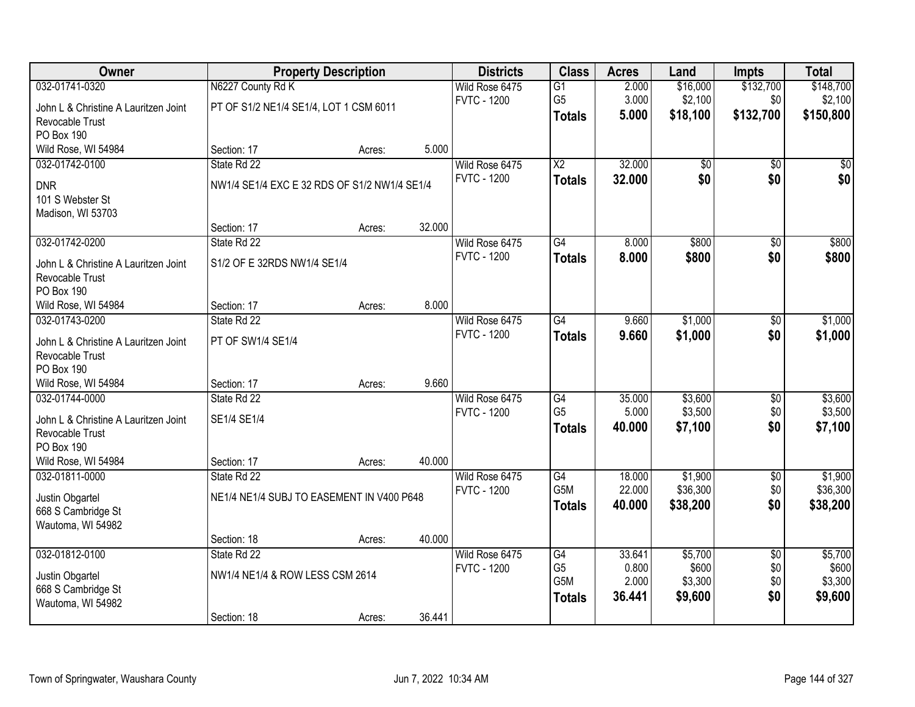| Owner | Property Description | | | Districts | Class | Acres | Land | Impts | Total |
|---|---|---|---|---|---|---|---|---|---|
| 032-01741-0320 | N6227 County Rd K | | | Wild Rose 6475 | G1 | 2.000 | $16,000 | $132,700 | $148,700 |
| John L & Christine A Lauritzen Joint Revocable Trust | PT OF S1/2 NE1/4 SE1/4, LOT 1 CSM 6011 | | | FVTC - 1200 | G5 | 3.000 | $2,100 | $0 | $2,100 |
| PO Box 190 | | | | | **Totals** | **5.000** | **$18,100** | **$132,700** | **$150,800** |
| Wild Rose, WI 54984 | Section: 17 | Acres: | 5.000 | | | | | | |
| 032-01742-0100 | State Rd 22 | | | Wild Rose 6475 | X2 | 32.000 | $0 | $0 | $0 |
| DNR | NW1/4 SE1/4 EXC E 32 RDS OF S1/2 NW1/4 SE1/4 | | | FVTC - 1200 | **Totals** | **32.000** | **$0** | **$0** | **$0** |
| 101 S Webster St | | | | | | | | | |
| Madison, WI 53703 | | | | | | | | | |
| | Section: 17 | Acres: | 32.000 | | | | | | |
| 032-01742-0200 | State Rd 22 | | | Wild Rose 6475 | G4 | 8.000 | $800 | $0 | $800 |
| John L & Christine A Lauritzen Joint Revocable Trust | S1/2 OF E 32RDS NW1/4 SE1/4 | | | FVTC - 1200 | **Totals** | **8.000** | **$800** | **$0** | **$800** |
| PO Box 190 | | | | | | | | | |
| Wild Rose, WI 54984 | Section: 17 | Acres: | 8.000 | | | | | | |
| 032-01743-0200 | State Rd 22 | | | Wild Rose 6475 | G4 | 9.660 | $1,000 | $0 | $1,000 |
| John L & Christine A Lauritzen Joint Revocable Trust | PT OF SW1/4 SE1/4 | | | FVTC - 1200 | **Totals** | **9.660** | **$1,000** | **$0** | **$1,000** |
| PO Box 190 | | | | | | | | | |
| Wild Rose, WI 54984 | Section: 17 | Acres: | 9.660 | | | | | | |
| 032-01744-0000 | State Rd 22 | | | Wild Rose 6475 | G4 | 35.000 | $3,600 | $0 | $3,600 |
| John L & Christine A Lauritzen Joint Revocable Trust | SE1/4 SE1/4 | | | FVTC - 1200 | G5 | 5.000 | $3,500 | $0 | $3,500 |
| PO Box 190 | | | | | **Totals** | **40.000** | **$7,100** | **$0** | **$7,100** |
| Wild Rose, WI 54984 | Section: 17 | Acres: | 40.000 | | | | | | |
| 032-01811-0000 | State Rd 22 | | | Wild Rose 6475 | G4 | 18.000 | $1,900 | $0 | $1,900 |
| Justin Obgartel | NE1/4 NE1/4 SUBJ TO EASEMENT IN V400 P648 | | | FVTC - 1200 | G5M | 22.000 | $36,300 | $0 | $36,300 |
| 668 S Cambridge St | | | | | **Totals** | **40.000** | **$38,200** | **$0** | **$38,200** |
| Wautoma, WI 54982 | | | | | | | | | |
| | Section: 18 | Acres: | 40.000 | | | | | | |
| 032-01812-0100 | State Rd 22 | | | Wild Rose 6475 | G4 | 33.641 | $5,700 | $0 | $5,700 |
| Justin Obgartel | NW1/4 NE1/4 & ROW LESS CSM 2614 | | | FVTC - 1200 | G5 | 0.800 | $600 | $0 | $600 |
| 668 S Cambridge St | | | | | G5M | 2.000 | $3,300 | $0 | $3,300 |
| Wautoma, WI 54982 | | | | | **Totals** | **36.441** | **$9,600** | **$0** | **$9,600** |
| | Section: 18 | Acres: | 36.441 | | | | | | |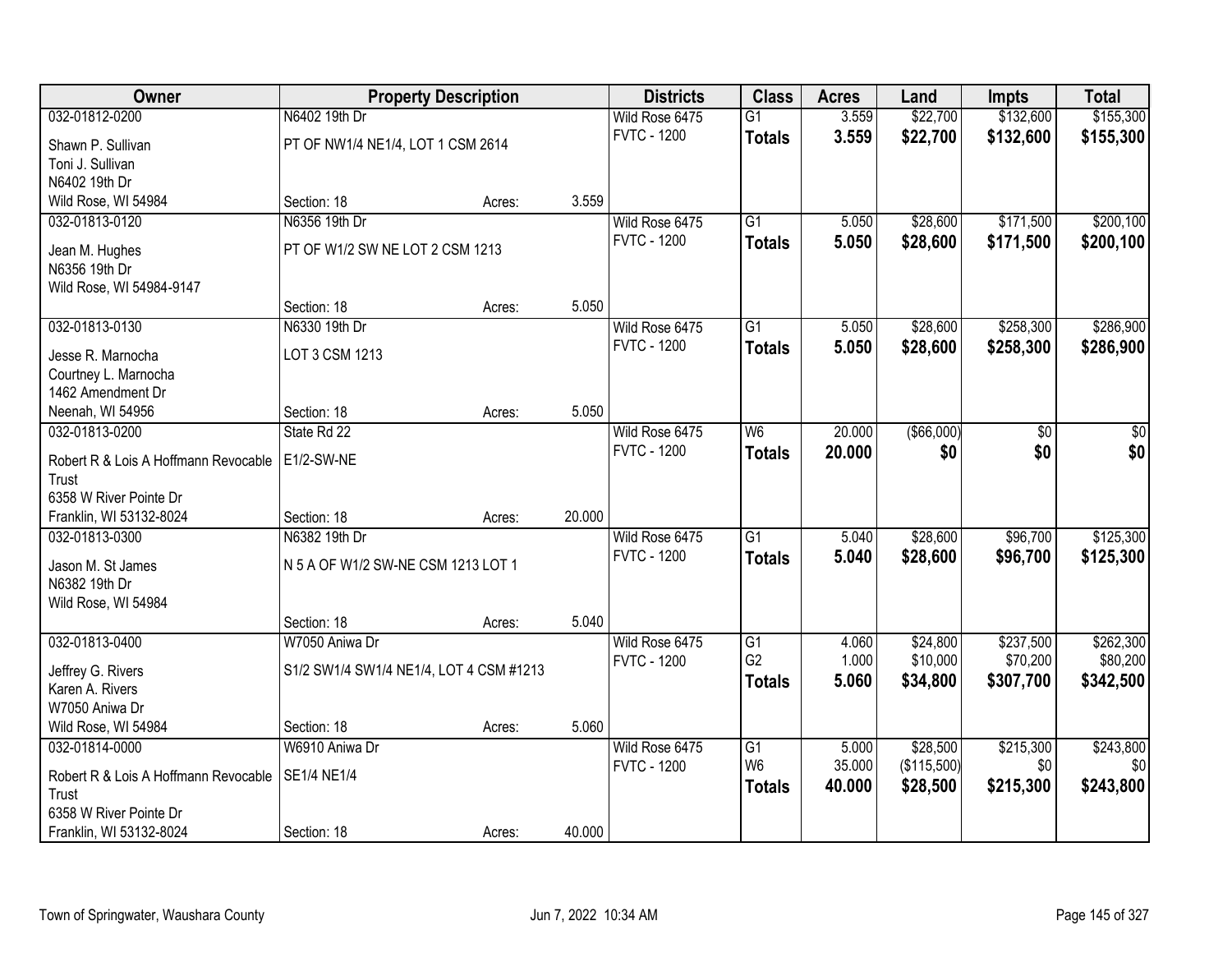| Owner | Property Description | | | Districts | Class | Acres | Land | Impts | Total |
|---|---|---|---|---|---|---|---|---|---|
| 032-01812-0200 | N6402 19th Dr | | | Wild Rose 6475 | G1 | 3.559 | $22,700 | $132,600 | $155,300 |
| Shawn P. Sullivan | PT OF NW1/4 NE1/4, LOT 1 CSM 2614 | | | FVTC - 1200 | **Totals** | **3.559** | **$22,700** | **$132,600** | **$155,300** |
| Toni J. Sullivan | | | | | | | | | |
| N6402 19th Dr | | | | | | | | | |
| Wild Rose, WI 54984 | Section: 18 | Acres: | 3.559 | | | | | | |
| 032-01813-0120 | N6356 19th Dr | | | Wild Rose 6475 | G1 | 5.050 | $28,600 | $171,500 | $200,100 |
| Jean M. Hughes | PT OF W1/2 SW NE LOT 2 CSM 1213 | | | FVTC - 1200 | **Totals** | **5.050** | **$28,600** | **$171,500** | **$200,100** |
| N6356 19th Dr | | | | | | | | | |
| Wild Rose, WI 54984-9147 | | | | | | | | | |
| | Section: 18 | Acres: | 5.050 | | | | | | |
| 032-01813-0130 | N6330 19th Dr | | | Wild Rose 6475 | G1 | 5.050 | $28,600 | $258,300 | $286,900 |
| Jesse R. Marnocha | LOT 3 CSM 1213 | | | FVTC - 1200 | **Totals** | **5.050** | **$28,600** | **$258,300** | **$286,900** |
| Courtney L. Marnocha | | | | | | | | | |
| 1462 Amendment Dr | | | | | | | | | |
| Neenah, WI 54956 | Section: 18 | Acres: | 5.050 | | | | | | |
| 032-01813-0200 | State Rd 22 | | | Wild Rose 6475 | W6 | 20.000 | ($66,000) | $0 | $0 |
| Robert R & Lois A Hoffmann Revocable Trust | E1/2-SW-NE | | | FVTC - 1200 | **Totals** | **20.000** | **$0** | **$0** | **$0** |
| 6358 W River Pointe Dr | | | | | | | | | |
| Franklin, WI 53132-8024 | Section: 18 | Acres: | 20.000 | | | | | | |
| 032-01813-0300 | N6382 19th Dr | | | Wild Rose 6475 | G1 | 5.040 | $28,600 | $96,700 | $125,300 |
| Jason M. St James | N 5 A OF W1/2 SW-NE CSM 1213 LOT 1 | | | FVTC - 1200 | **Totals** | **5.040** | **$28,600** | **$96,700** | **$125,300** |
| N6382 19th Dr | | | | | | | | | |
| Wild Rose, WI 54984 | | | | | | | | | |
| | Section: 18 | Acres: | 5.040 | | | | | | |
| 032-01813-0400 | W7050 Aniwa Dr | | | Wild Rose 6475 | G1 | 4.060 | $24,800 | $237,500 | $262,300 |
| Jeffrey G. Rivers | S1/2 SW1/4 SW1/4 NE1/4, LOT 4 CSM #1213 | | | FVTC - 1200 | G2 | 1.000 | $10,000 | $70,200 | $80,200 |
| Karen A. Rivers | | | | | **Totals** | **5.060** | **$34,800** | **$307,700** | **$342,500** |
| W7050 Aniwa Dr | | | | | | | | | |
| Wild Rose, WI 54984 | Section: 18 | Acres: | 5.060 | | | | | | |
| 032-01814-0000 | W6910 Aniwa Dr | | | Wild Rose 6475 | G1 | 5.000 | $28,500 | $215,300 | $243,800 |
| Robert R & Lois A Hoffmann Revocable Trust | SE1/4 NE1/4 | | | FVTC - 1200 | W6 | 35.000 | ($115,500) | $0 | $0 |
| 6358 W River Pointe Dr | | | | | **Totals** | **40.000** | **$28,500** | **$215,300** | **$243,800** |
| Franklin, WI 53132-8024 | Section: 18 | Acres: | 40.000 | | | | | | |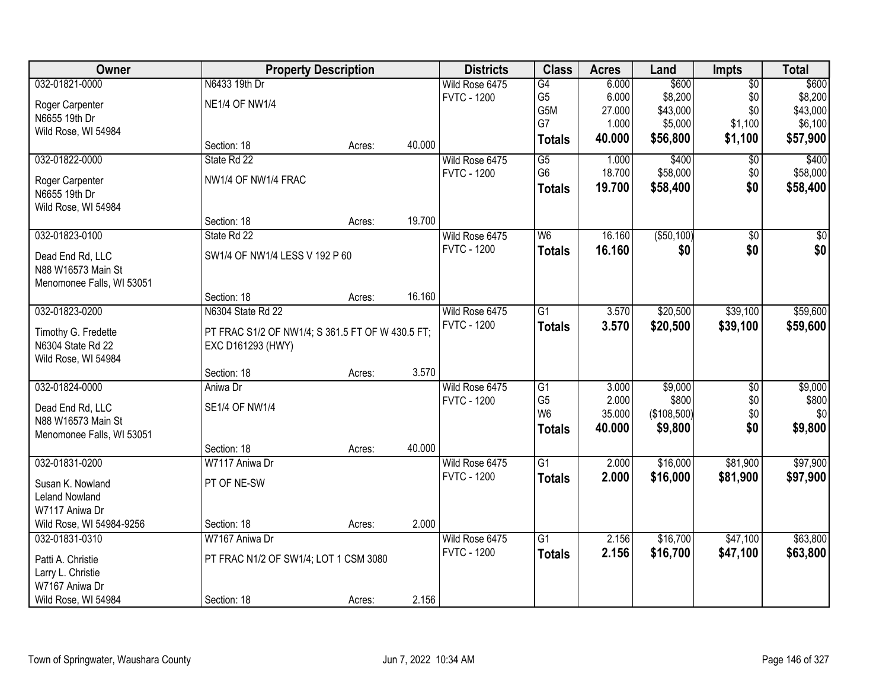| Owner | Property Description | | | Districts | Class | Acres | Land | Impts | Total |
|---|---|---|---|---|---|---|---|---|---|
| 032-01821-0000 | N6433 19th Dr | | | Wild Rose 6475 | G4 | 6.000 | $600 | $0 | $600 |
| Roger Carpenter | NE1/4 OF NW1/4 | | | FVTC - 1200 | G5 | 6.000 | $8,200 | $0 | $8,200 |
| N6655 19th Dr | | | | | G5M | 27.000 | $43,000 | $0 | $43,000 |
| Wild Rose, WI 54984 | | | | | G7 | 1.000 | $5,000 | $1,100 | $6,100 |
| | Section: 18 | Acres: | 40.000 | | **Totals** | **40.000** | **$56,800** | **$1,100** | **$57,900** |
| 032-01822-0000 | State Rd 22 | | | Wild Rose 6475 | G5 | 1.000 | $400 | $0 | $400 |
| Roger Carpenter | NW1/4 OF NW1/4 FRAC | | | FVTC - 1200 | G6 | 18.700 | $58,000 | $0 | $58,000 |
| N6655 19th Dr | | | | | **Totals** | **19.700** | **$58,400** | **$0** | **$58,400** |
| Wild Rose, WI 54984 | | | | | | | | | |
| | Section: 18 | Acres: | 19.700 | | | | | | |
| 032-01823-0100 | State Rd 22 | | | Wild Rose 6475 | W6 | 16.160 | ($50,100) | $0 | $0 |
| Dead End Rd, LLC | SW1/4 OF NW1/4 LESS V 192 P 60 | | | FVTC - 1200 | **Totals** | **16.160** | **$0** | **$0** | **$0** |
| N88 W16573 Main St | | | | | | | | | |
| Menomonee Falls, WI 53051 | | | | | | | | | |
| | Section: 18 | Acres: | 16.160 | | | | | | |
| 032-01823-0200 | N6304 State Rd 22 | | | Wild Rose 6475 | G1 | 3.570 | $20,500 | $39,100 | $59,600 |
| Timothy G. Fredette | PT FRAC S1/2 OF NW1/4; S 361.5 FT OF W 430.5 FT; | | | FVTC - 1200 | **Totals** | **3.570** | **$20,500** | **$39,100** | **$59,600** |
| N6304 State Rd 22 | EXC D161293 (HWY) | | | | | | | | |
| Wild Rose, WI 54984 | | | | | | | | | |
| | Section: 18 | Acres: | 3.570 | | | | | | |
| 032-01824-0000 | Aniwa Dr | | | Wild Rose 6475 | G1 | 3.000 | $9,000 | $0 | $9,000 |
| Dead End Rd, LLC | SE1/4 OF NW1/4 | | | FVTC - 1200 | G5 | 2.000 | $800 | $0 | $800 |
| N88 W16573 Main St | | | | | W6 | 35.000 | ($108,500) | $0 | $0 |
| Menomonee Falls, WI 53051 | | | | | **Totals** | **40.000** | **$9,800** | **$0** | **$9,800** |
| | Section: 18 | Acres: | 40.000 | | | | | | |
| 032-01831-0200 | W7117 Aniwa Dr | | | Wild Rose 6475 | G1 | 2.000 | $16,000 | $81,900 | $97,900 |
| Susan K. Nowland | PT OF NE-SW | | | FVTC - 1200 | **Totals** | **2.000** | **$16,000** | **$81,900** | **$97,900** |
| Leland Nowland | | | | | | | | | |
| W7117 Aniwa Dr | | | | | | | | | |
| Wild Rose, WI 54984-9256 | Section: 18 | Acres: | 2.000 | | | | | | |
| 032-01831-0310 | W7167 Aniwa Dr | | | Wild Rose 6475 | G1 | 2.156 | $16,700 | $47,100 | $63,800 |
| Patti A. Christie | PT FRAC N1/2 OF SW1/4; LOT 1 CSM 3080 | | | FVTC - 1200 | **Totals** | **2.156** | **$16,700** | **$47,100** | **$63,800** |
| Larry L. Christie | | | | | | | | | |
| W7167 Aniwa Dr | | | | | | | | | |
| Wild Rose, WI 54984 | Section: 18 | Acres: | 2.156 | | | | | | |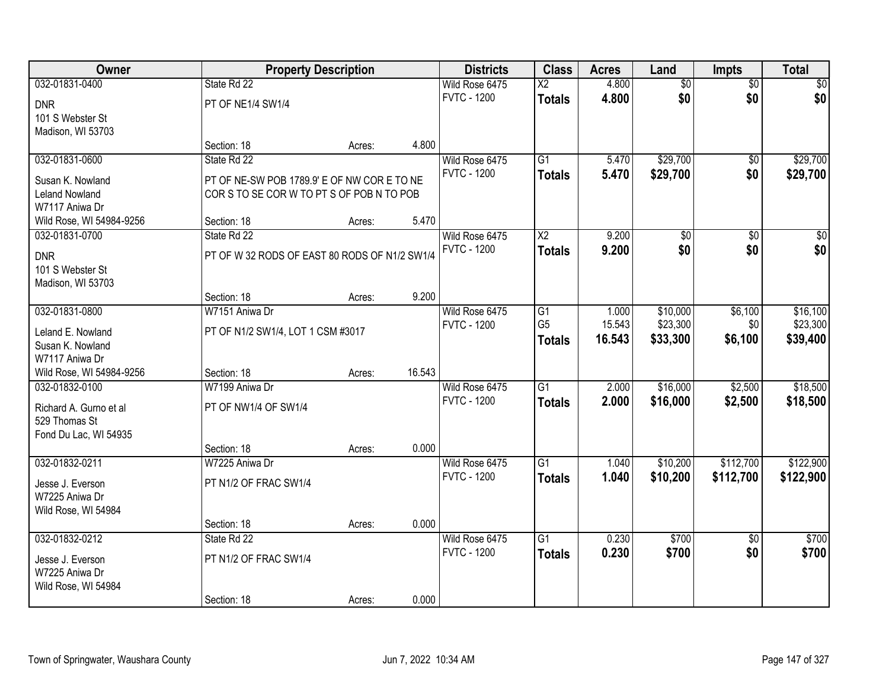| Owner | Property Description | | | Districts | Class | Acres | Land | Impts | Total |
|---|---|---|---|---|---|---|---|---|---|
| 032-01831-0400 | State Rd 22 | | | Wild Rose 6475 | X2 | 4.800 | $0 | $0 | $0 |
| DNR<br>101 S Webster St<br>Madison, WI 53703 | PT OF NE1/4 SW1/4 | | | FVTC - 1200 | **Totals** | **4.800** | **$0** | **$0** | **$0** |
| | Section: 18 | Acres: | 4.800 | | | | | | |
| 032-01831-0600 | State Rd 22 | | | Wild Rose 6475 | G1 | 5.470 | $29,700 | $0 | $29,700 |
| Susan K. Nowland<br>Leland Nowland<br>W7117 Aniwa Dr<br>Wild Rose, WI 54984-9256 | PT OF NE-SW POB 1789.9' E OF NW COR E TO NE COR S TO SE COR W TO PT S OF POB N TO POB | | | FVTC - 1200 | **Totals** | **5.470** | **$29,700** | **$0** | **$29,700** |
| | Section: 18 | Acres: | 5.470 | | | | | | |
| 032-01831-0700 | State Rd 22 | | | Wild Rose 6475 | X2 | 9.200 | $0 | $0 | $0 |
| DNR<br>101 S Webster St<br>Madison, WI 53703 | PT OF W 32 RODS OF EAST 80 RODS OF N1/2 SW1/4 | | | FVTC - 1200 | **Totals** | **9.200** | **$0** | **$0** | **$0** |
| | Section: 18 | Acres: | 9.200 | | | | | | |
| 032-01831-0800 | W7151 Aniwa Dr | | | Wild Rose 6475 | G1 | 1.000 | $10,000 | $6,100 | $16,100 |
| Leland E. Nowland<br>Susan K. Nowland<br>W7117 Aniwa Dr<br>Wild Rose, WI 54984-9256 | PT OF N1/2 SW1/4, LOT 1 CSM #3017 | | | FVTC - 1200 | G5 | 15.543 | $23,300 | $0 | $23,300 |
| | | | | | **Totals** | **16.543** | **$33,300** | **$6,100** | **$39,400** |
| | Section: 18 | Acres: | 16.543 | | | | | | |
| 032-01832-0100 | W7199 Aniwa Dr | | | Wild Rose 6475 | G1 | 2.000 | $16,000 | $2,500 | $18,500 |
| Richard A. Gurno et al<br>529 Thomas St<br>Fond Du Lac, WI 54935 | PT OF NW1/4 OF SW1/4 | | | FVTC - 1200 | **Totals** | **2.000** | **$16,000** | **$2,500** | **$18,500** |
| | Section: 18 | Acres: | 0.000 | | | | | | |
| 032-01832-0211 | W7225 Aniwa Dr | | | Wild Rose 6475 | G1 | 1.040 | $10,200 | $112,700 | $122,900 |
| Jesse J. Everson<br>W7225 Aniwa Dr<br>Wild Rose, WI 54984 | PT N1/2 OF FRAC SW1/4 | | | FVTC - 1200 | **Totals** | **1.040** | **$10,200** | **$112,700** | **$122,900** |
| | Section: 18 | Acres: | 0.000 | | | | | | |
| 032-01832-0212 | State Rd 22 | | | Wild Rose 6475 | G1 | 0.230 | $700 | $0 | $700 |
| Jesse J. Everson<br>W7225 Aniwa Dr<br>Wild Rose, WI 54984 | PT N1/2 OF FRAC SW1/4 | | | FVTC - 1200 | **Totals** | **0.230** | **$700** | **$0** | **$700** |
| | Section: 18 | Acres: | 0.000 | | | | | | |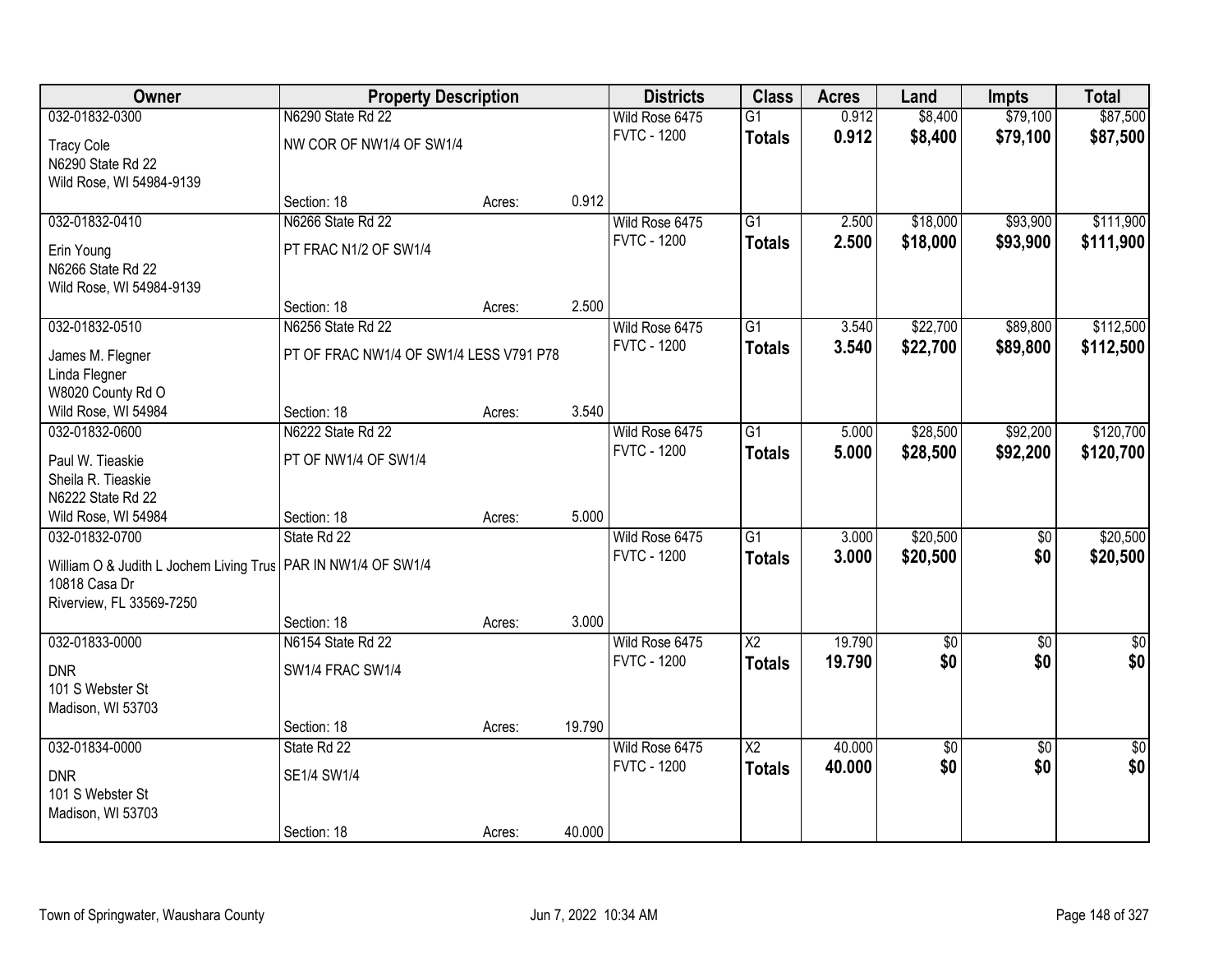| Owner | Property Description | | | Districts | Class | Acres | Land | Impts | Total |
|---|---|---|---|---|---|---|---|---|---|
| 032-01832-0300 | N6290 State Rd 22 | | | Wild Rose 6475 | G1 | 0.912 | $8,400 | $79,100 | $87,500 |
| Tracy Cole<br>N6290 State Rd 22<br>Wild Rose, WI 54984-9139 | NW COR OF NW1/4 OF SW1/4 | | | FVTC - 1200 | **Totals** | **0.912** | **$8,400** | **$79,100** | **$87,500** |
| | Section: 18 | Acres: | 0.912 | | | | | | |
| 032-01832-0410 | N6266 State Rd 22 | | | Wild Rose 6475 | G1 | 2.500 | $18,000 | $93,900 | $111,900 |
| Erin Young<br>N6266 State Rd 22<br>Wild Rose, WI 54984-9139 | PT FRAC N1/2 OF SW1/4 | | | FVTC - 1200 | **Totals** | **2.500** | **$18,000** | **$93,900** | **$111,900** |
| | Section: 18 | Acres: | 2.500 | | | | | | |
| 032-01832-0510 | N6256 State Rd 22 | | | Wild Rose 6475 | G1 | 3.540 | $22,700 | $89,800 | $112,500 |
| James M. Flegner<br>Linda Flegner<br>W8020 County Rd O<br>Wild Rose, WI 54984 | PT OF FRAC NW1/4 OF SW1/4 LESS V791 P78 | | | FVTC - 1200 | **Totals** | **3.540** | **$22,700** | **$89,800** | **$112,500** |
| | Section: 18 | Acres: | 3.540 | | | | | | |
| 032-01832-0600 | N6222 State Rd 22 | | | Wild Rose 6475 | G1 | 5.000 | $28,500 | $92,200 | $120,700 |
| Paul W. Tieaskie<br>Sheila R. Tieaskie<br>N6222 State Rd 22<br>Wild Rose, WI 54984 | PT OF NW1/4 OF SW1/4 | | | FVTC - 1200 | **Totals** | **5.000** | **$28,500** | **$92,200** | **$120,700** |
| | Section: 18 | Acres: | 5.000 | | | | | | |
| 032-01832-0700 | State Rd 22 | | | Wild Rose 6475 | G1 | 3.000 | $20,500 | $0 | $20,500 |
| William O & Judith L Jochem Living Trus<br>10818 Casa Dr<br>Riverview, FL 33569-7250 | PAR IN NW1/4 OF SW1/4 | | | FVTC - 1200 | **Totals** | **3.000** | **$20,500** | **$0** | **$20,500** |
| | Section: 18 | Acres: | 3.000 | | | | | | |
| 032-01833-0000 | N6154 State Rd 22 | | | Wild Rose 6475 | X2 | 19.790 | $0 | $0 | $0 |
| DNR<br>101 S Webster St<br>Madison, WI 53703 | SW1/4 FRAC SW1/4 | | | FVTC - 1200 | **Totals** | **19.790** | **$0** | **$0** | **$0** |
| | Section: 18 | Acres: | 19.790 | | | | | | |
| 032-01834-0000 | State Rd 22 | | | Wild Rose 6475 | X2 | 40.000 | $0 | $0 | $0 |
| DNR<br>101 S Webster St<br>Madison, WI 53703 | SE1/4 SW1/4 | | | FVTC - 1200 | **Totals** | **40.000** | **$0** | **$0** | **$0** |
| | Section: 18 | Acres: | 40.000 | | | | | | |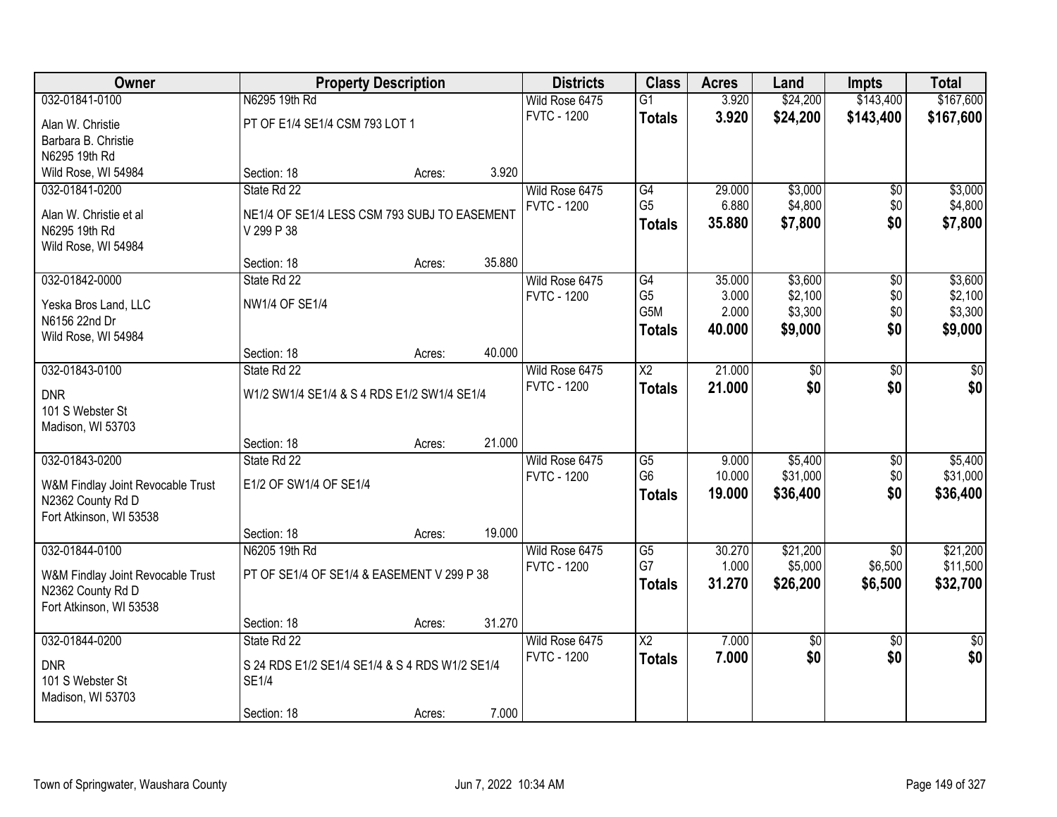| Owner | Property Description | | | Districts | Class | Acres | Land | Impts | Total |
|---|---|---|---|---|---|---|---|---|---|
| 032-01841-0100 | N6295 19th Rd | | | Wild Rose 6475 | G1 | 3.920 | $24,200 | $143,400 | $167,600 |
| Alan W. Christie<br>Barbara B. Christie<br>N6295 19th Rd<br>Wild Rose, WI 54984 | PT OF E1/4 SE1/4 CSM 793 LOT 1 | | | FVTC - 1200 | **Totals** | **3.920** | **$24,200** | **$143,400** | **$167,600** |
| | Section: 18 | Acres: | 3.920 | | | | | | |
| 032-01841-0200 | State Rd 22 | | | Wild Rose 6475 | G4 | 29.000 | $3,000 | $0 | $3,000 |
| Alan W. Christie et al<br>N6295 19th Rd<br>Wild Rose, WI 54984 | NE1/4 OF SE1/4 LESS CSM 793 SUBJ TO EASEMENT V 299 P 38 | | | FVTC - 1200 | G5 | 6.880 | $4,800 | $0 | $4,800 |
| | | | | | **Totals** | **35.880** | **$7,800** | **$0** | **$7,800** |
| | Section: 18 | Acres: | 35.880 | | | | | | |
| 032-01842-0000 | State Rd 22 | | | Wild Rose 6475 | G4 | 35.000 | $3,600 | $0 | $3,600 |
| Yeska Bros Land, LLC<br>N6156 22nd Dr<br>Wild Rose, WI 54984 | NW1/4 OF SE1/4 | | | FVTC - 1200 | G5 | 3.000 | $2,100 | $0 | $2,100 |
| | | | | | G5M | 2.000 | $3,300 | $0 | $3,300 |
| | | | | | **Totals** | **40.000** | **$9,000** | **$0** | **$9,000** |
| | Section: 18 | Acres: | 40.000 | | | | | | |
| 032-01843-0100 | State Rd 22 | | | Wild Rose 6475 | X2 | 21.000 | $0 | $0 | $0 |
| DNR<br>101 S Webster St<br>Madison, WI 53703 | W1/2 SW1/4 SE1/4 & S 4 RDS E1/2 SW1/4 SE1/4 | | | FVTC - 1200 | **Totals** | **21.000** | **$0** | **$0** | **$0** |
| | Section: 18 | Acres: | 21.000 | | | | | | |
| 032-01843-0200 | State Rd 22 | | | Wild Rose 6475 | G5 | 9.000 | $5,400 | $0 | $5,400 |
| W&M Findlay Joint Revocable Trust<br>N2362 County Rd D<br>Fort Atkinson, WI 53538 | E1/2 OF SW1/4 OF SE1/4 | | | FVTC - 1200 | G6 | 10.000 | $31,000 | $0 | $31,000 |
| | | | | | **Totals** | **19.000** | **$36,400** | **$0** | **$36,400** |
| | Section: 18 | Acres: | 19.000 | | | | | | |
| 032-01844-0100 | N6205 19th Rd | | | Wild Rose 6475 | G5 | 30.270 | $21,200 | $0 | $21,200 |
| W&M Findlay Joint Revocable Trust<br>N2362 County Rd D<br>Fort Atkinson, WI 53538 | PT OF SE1/4 OF SE1/4 & EASEMENT V 299 P 38 | | | FVTC - 1200 | G7 | 1.000 | $5,000 | $6,500 | $11,500 |
| | | | | | **Totals** | **31.270** | **$26,200** | **$6,500** | **$32,700** |
| | Section: 18 | Acres: | 31.270 | | | | | | |
| 032-01844-0200 | State Rd 22 | | | Wild Rose 6475 | X2 | 7.000 | $0 | $0 | $0 |
| DNR<br>101 S Webster St<br>Madison, WI 53703 | S 24 RDS E1/2 SE1/4 SE1/4 & S 4 RDS W1/2 SE1/4 SE1/4 | | | FVTC - 1200 | **Totals** | **7.000** | **$0** | **$0** | **$0** |
| | Section: 18 | Acres: | 7.000 | | | | | | |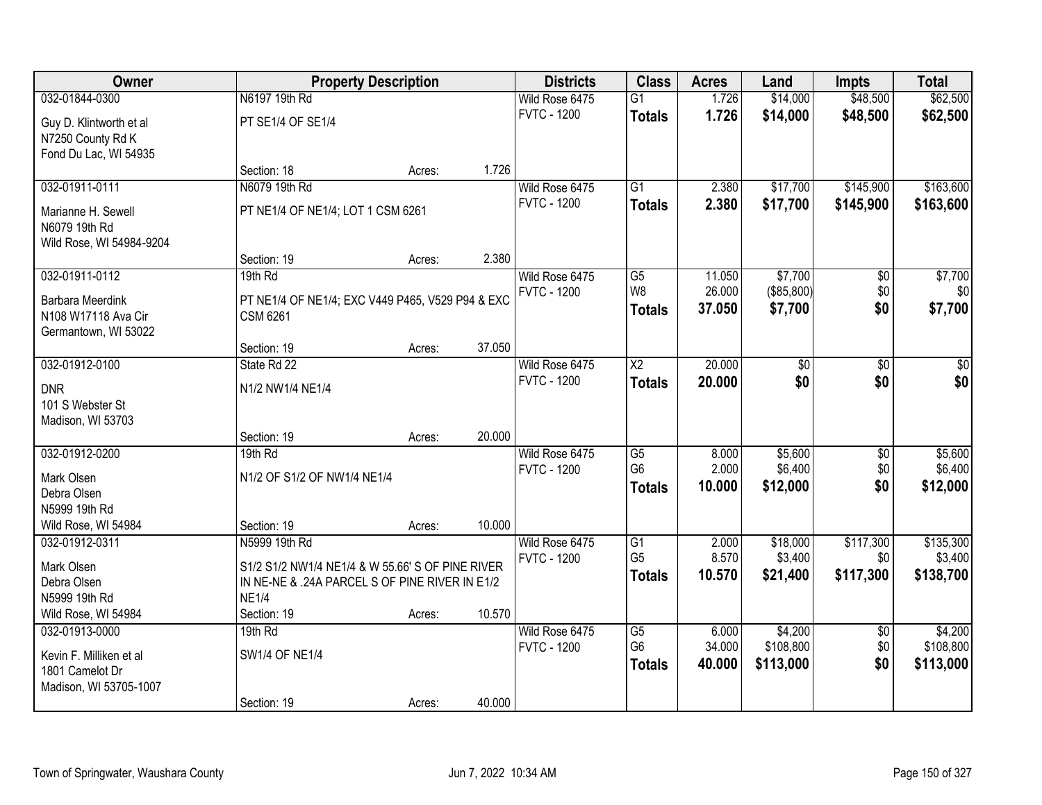| Owner | Property Description | | | Districts | Class | Acres | Land | Impts | Total |
|---|---|---|---|---|---|---|---|---|---|
| 032-01844-0300 | N6197 19th Rd | | | Wild Rose 6475 | G1 | 1.726 | $14,000 | $48,500 | $62,500 |
| Guy D. Klintworth et al<br>N7250 County Rd K<br>Fond Du Lac, WI 54935 | PT SE1/4 OF SE1/4 | | | FVTC - 1200 | **Totals** | **1.726** | **$14,000** | **$48,500** | **$62,500** |
| | Section: 18 | Acres: | 1.726 | | | | | | |
| 032-01911-0111 | N6079 19th Rd | | | Wild Rose 6475 | G1 | 2.380 | $17,700 | $145,900 | $163,600 |
| Marianne H. Sewell<br>N6079 19th Rd<br>Wild Rose, WI 54984-9204 | PT NE1/4 OF NE1/4; LOT 1 CSM 6261 | | | FVTC - 1200 | **Totals** | **2.380** | **$17,700** | **$145,900** | **$163,600** |
| | Section: 19 | Acres: | 2.380 | | | | | | |
| 032-01911-0112 | 19th Rd | | | Wild Rose 6475 | G5 | 11.050 | $7,700 | $0 | $7,700 |
| Barbara Meerdink<br>N108 W17118 Ava Cir<br>Germantown, WI 53022 | PT NE1/4 OF NE1/4; EXC V449 P465, V529 P94 & EXC CSM 6261 | | | FVTC - 1200 | W8 | 26.000 | ($85,800) | $0 | $0 |
| | | | | | **Totals** | **37.050** | **$7,700** | **$0** | **$7,700** |
| | Section: 19 | Acres: | 37.050 | | | | | | |
| 032-01912-0100 | State Rd 22 | | | Wild Rose 6475 | X2 | 20.000 | $0 | $0 | $0 |
| DNR<br>101 S Webster St<br>Madison, WI 53703 | N1/2 NW1/4 NE1/4 | | | FVTC - 1200 | **Totals** | **20.000** | **$0** | **$0** | **$0** |
| | Section: 19 | Acres: | 20.000 | | | | | | |
| 032-01912-0200 | 19th Rd | | | Wild Rose 6475 | G5 | 8.000 | $5,600 | $0 | $5,600 |
| Mark Olsen<br>Debra Olsen<br>N5999 19th Rd<br>Wild Rose, WI 54984 | N1/2 OF S1/2 OF NW1/4 NE1/4 | | | FVTC - 1200 | G6 | 2.000 | $6,400 | $0 | $6,400 |
| | | | | | **Totals** | **10.000** | **$12,000** | **$0** | **$12,000** |
| | Section: 19 | Acres: | 10.000 | | | | | | |
| 032-01912-0311 | N5999 19th Rd | | | Wild Rose 6475 | G1 | 2.000 | $18,000 | $117,300 | $135,300 |
| Mark Olsen<br>Debra Olsen<br>N5999 19th Rd<br>Wild Rose, WI 54984 | S1/2 S1/2 NW1/4 NE1/4 & W 55.66' S OF PINE RIVER IN NE-NE & .24A PARCEL S OF PINE RIVER IN E1/2 NE1/4 | | | FVTC - 1200 | G5 | 8.570 | $3,400 | $0 | $3,400 |
| | | | | | **Totals** | **10.570** | **$21,400** | **$117,300** | **$138,700** |
| | Section: 19 | Acres: | 10.570 | | | | | | |
| 032-01913-0000 | 19th Rd | | | Wild Rose 6475 | G5 | 6.000 | $4,200 | $0 | $4,200 |
| Kevin F. Milliken et al<br>1801 Camelot Dr<br>Madison, WI 53705-1007 | SW1/4 OF NE1/4 | | | FVTC - 1200 | G6 | 34.000 | $108,800 | $0 | $108,800 |
| | | | | | **Totals** | **40.000** | **$113,000** | **$0** | **$113,000** |
| | Section: 19 | Acres: | 40.000 | | | | | | |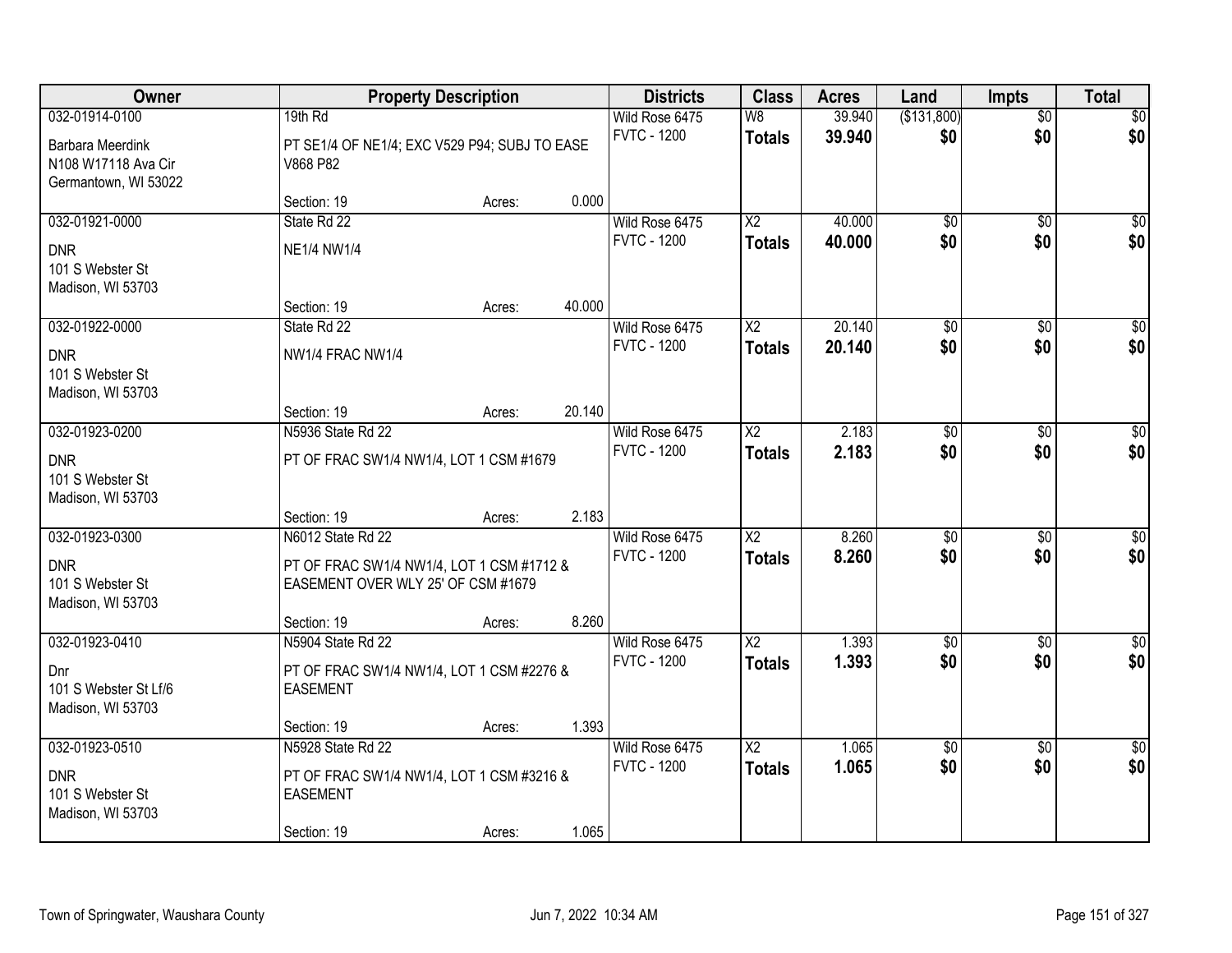| Owner | Property Description | | | Districts | Class | Acres | Land | Impts | Total |
|---|---|---|---|---|---|---|---|---|---|
| 032-01914-0100 | 19th Rd | | | Wild Rose 6475 | W8 | 39.940 | ($131,800) | $0 | $0 |
| Barbara Meerdink<br>N108 W17118 Ava Cir<br>Germantown, WI 53022 | PT SE1/4 OF NE1/4; EXC V529 P94; SUBJ TO EASE V868 P82 | | | FVTC - 1200 | **Totals** | **39.940** | **$0** | **$0** | **$0** |
| | Section: 19 | Acres: | 0.000 | | | | | | |
| 032-01921-0000 | State Rd 22 | | | Wild Rose 6475 | X2 | 40.000 | $0 | $0 | $0 |
| DNR<br>101 S Webster St<br>Madison, WI 53703 | NE1/4 NW1/4 | | | FVTC - 1200 | **Totals** | **40.000** | **$0** | **$0** | **$0** |
| | Section: 19 | Acres: | 40.000 | | | | | | |
| 032-01922-0000 | State Rd 22 | | | Wild Rose 6475 | X2 | 20.140 | $0 | $0 | $0 |
| DNR<br>101 S Webster St<br>Madison, WI 53703 | NW1/4 FRAC NW1/4 | | | FVTC - 1200 | **Totals** | **20.140** | **$0** | **$0** | **$0** |
| | Section: 19 | Acres: | 20.140 | | | | | | |
| 032-01923-0200 | N5936 State Rd 22 | | | Wild Rose 6475 | X2 | 2.183 | $0 | $0 | $0 |
| DNR<br>101 S Webster St<br>Madison, WI 53703 | PT OF FRAC SW1/4 NW1/4, LOT 1 CSM #1679 | | | FVTC - 1200 | **Totals** | **2.183** | **$0** | **$0** | **$0** |
| | Section: 19 | Acres: | 2.183 | | | | | | |
| 032-01923-0300 | N6012 State Rd 22 | | | Wild Rose 6475 | X2 | 8.260 | $0 | $0 | $0 |
| DNR<br>101 S Webster St<br>Madison, WI 53703 | PT OF FRAC SW1/4 NW1/4, LOT 1 CSM #1712 & EASEMENT OVER WLY 25' OF CSM #1679 | | | FVTC - 1200 | **Totals** | **8.260** | **$0** | **$0** | **$0** |
| | Section: 19 | Acres: | 8.260 | | | | | | |
| 032-01923-0410 | N5904 State Rd 22 | | | Wild Rose 6475 | X2 | 1.393 | $0 | $0 | $0 |
| Dnr<br>101 S Webster St Lf/6<br>Madison, WI 53703 | PT OF FRAC SW1/4 NW1/4, LOT 1 CSM #2276 & EASEMENT | | | FVTC - 1200 | **Totals** | **1.393** | **$0** | **$0** | **$0** |
| | Section: 19 | Acres: | 1.393 | | | | | | |
| 032-01923-0510 | N5928 State Rd 22 | | | Wild Rose 6475 | X2 | 1.065 | $0 | $0 | $0 |
| DNR<br>101 S Webster St<br>Madison, WI 53703 | PT OF FRAC SW1/4 NW1/4, LOT 1 CSM #3216 & EASEMENT | | | FVTC - 1200 | **Totals** | **1.065** | **$0** | **$0** | **$0** |
| | Section: 19 | Acres: | 1.065 | | | | | | |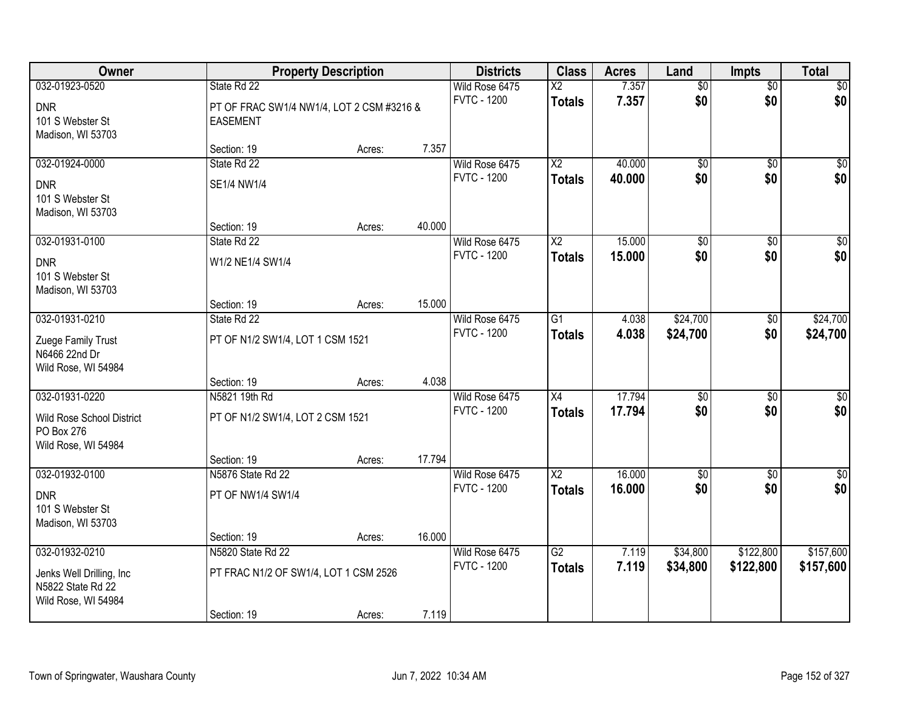| Owner | Property Description | | | Districts | Class | Acres | Land | Impts | Total |
|---|---|---|---|---|---|---|---|---|---|
| 032-01923-0520 | State Rd 22 | | | Wild Rose 6475 | X2 | 7.357 | $0 | $0 | $0 |
| DNR<br>101 S Webster St<br>Madison, WI 53703 | PT OF FRAC SW1/4 NW1/4, LOT 2 CSM #3216 & EASEMENT | | | FVTC - 1200 | Totals | 7.357 | $0 | $0 | $0 |
| | Section: 19 | Acres: | 7.357 | | | | | | |
| 032-01924-0000 | State Rd 22 | | | Wild Rose 6475 | X2 | 40.000 | $0 | $0 | $0 |
| DNR<br>101 S Webster St<br>Madison, WI 53703 | SE1/4 NW1/4 | | | FVTC - 1200 | Totals | 40.000 | $0 | $0 | $0 |
| | Section: 19 | Acres: | 40.000 | | | | | | |
| 032-01931-0100 | State Rd 22 | | | Wild Rose 6475 | X2 | 15.000 | $0 | $0 | $0 |
| DNR<br>101 S Webster St<br>Madison, WI 53703 | W1/2 NE1/4 SW1/4 | | | FVTC - 1200 | Totals | 15.000 | $0 | $0 | $0 |
| | Section: 19 | Acres: | 15.000 | | | | | | |
| 032-01931-0210 | State Rd 22 | | | Wild Rose 6475 | G1 | 4.038 | $24,700 | $0 | $24,700 |
| Zuege Family Trust<br>N6466 22nd Dr<br>Wild Rose, WI 54984 | PT OF N1/2 SW1/4, LOT 1 CSM 1521 | | | FVTC - 1200 | Totals | 4.038 | $24,700 | $0 | $24,700 |
| | Section: 19 | Acres: | 4.038 | | | | | | |
| 032-01931-0220 | N5821 19th Rd | | | Wild Rose 6475 | X4 | 17.794 | $0 | $0 | $0 |
| Wild Rose School District<br>PO Box 276<br>Wild Rose, WI 54984 | PT OF N1/2 SW1/4, LOT 2 CSM 1521 | | | FVTC - 1200 | Totals | 17.794 | $0 | $0 | $0 |
| | Section: 19 | Acres: | 17.794 | | | | | | |
| 032-01932-0100 | N5876 State Rd 22 | | | Wild Rose 6475 | X2 | 16.000 | $0 | $0 | $0 |
| DNR<br>101 S Webster St<br>Madison, WI 53703 | PT OF NW1/4 SW1/4 | | | FVTC - 1200 | Totals | 16.000 | $0 | $0 | $0 |
| | Section: 19 | Acres: | 16.000 | | | | | | |
| 032-01932-0210 | N5820 State Rd 22 | | | Wild Rose 6475 | G2 | 7.119 | $34,800 | $122,800 | $157,600 |
| Jenks Well Drilling, Inc<br>N5822 State Rd 22<br>Wild Rose, WI 54984 | PT FRAC N1/2 OF SW1/4, LOT 1 CSM 2526 | | | FVTC - 1200 | Totals | 7.119 | $34,800 | $122,800 | $157,600 |
| | Section: 19 | Acres: | 7.119 | | | | | | |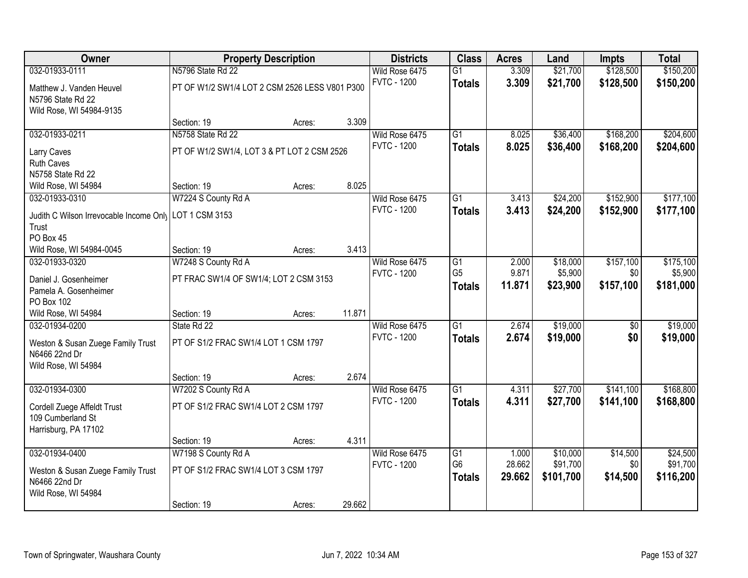| Owner | Property Description | | | Districts | Class | Acres | Land | Impts | Total |
|---|---|---|---|---|---|---|---|---|---|
| 032-01933-0111 | N5796 State Rd 22 | | | Wild Rose 6475 | G1 | 3.309 | $21,700 | $128,500 | $150,200 |
| Matthew J. Vanden Heuvel<br>N5796 State Rd 22<br>Wild Rose, WI 54984-9135 | PT OF W1/2 SW1/4 LOT 2 CSM 2526 LESS V801 P300 | | | FVTC - 1200 | **Totals** | **3.309** | **$21,700** | **$128,500** | **$150,200** |
| | Section: 19 | Acres: | 3.309 | | | | | | |
| 032-01933-0211 | N5758 State Rd 22 | | | Wild Rose 6475 | G1 | 8.025 | $36,400 | $168,200 | $204,600 |
| Larry Caves<br>Ruth Caves<br>N5758 State Rd 22<br>Wild Rose, WI 54984 | PT OF W1/2 SW1/4, LOT 3 & PT LOT 2 CSM 2526 | | | FVTC - 1200 | **Totals** | **8.025** | **$36,400** | **$168,200** | **$204,600** |
| | Section: 19 | Acres: | 8.025 | | | | | | |
| 032-01933-0310 | W7224 S County Rd A | | | Wild Rose 6475 | G1 | 3.413 | $24,200 | $152,900 | $177,100 |
| Judith C Wilson Irrevocable Income Only Trust<br>PO Box 45<br>Wild Rose, WI 54984-0045 | LOT 1 CSM 3153 | | | FVTC - 1200 | **Totals** | **3.413** | **$24,200** | **$152,900** | **$177,100** |
| | Section: 19 | Acres: | 3.413 | | | | | | |
| 032-01933-0320 | W7248 S County Rd A | | | Wild Rose 6475 | G1 | 2.000 | $18,000 | $157,100 | $175,100 |
| Daniel J. Gosenheimer<br>Pamela A. Gosenheimer<br>PO Box 102<br>Wild Rose, WI 54984 | PT FRAC SW1/4 OF SW1/4; LOT 2 CSM 3153 | | | FVTC - 1200 | G5 | 9.871 | $5,900 | $0 | $5,900 |
| | | | | | **Totals** | **11.871** | **$23,900** | **$157,100** | **$181,000** |
| | Section: 19 | Acres: | 11.871 | | | | | | |
| 032-01934-0200 | State Rd 22 | | | Wild Rose 6475 | G1 | 2.674 | $19,000 | $0 | $19,000 |
| Weston & Susan Zuege Family Trust<br>N6466 22nd Dr<br>Wild Rose, WI 54984 | PT OF S1/2 FRAC SW1/4 LOT 1 CSM 1797 | | | FVTC - 1200 | **Totals** | **2.674** | **$19,000** | **$0** | **$19,000** |
| | Section: 19 | Acres: | 2.674 | | | | | | |
| 032-01934-0300 | W7202 S County Rd A | | | Wild Rose 6475 | G1 | 4.311 | $27,700 | $141,100 | $168,800 |
| Cordell Zuege Affeldt Trust<br>109 Cumberland St<br>Harrisburg, PA 17102 | PT OF S1/2 FRAC SW1/4 LOT 2 CSM 1797 | | | FVTC - 1200 | **Totals** | **4.311** | **$27,700** | **$141,100** | **$168,800** |
| | Section: 19 | Acres: | 4.311 | | | | | | |
| 032-01934-0400 | W7198 S County Rd A | | | Wild Rose 6475 | G1 | 1.000 | $10,000 | $14,500 | $24,500 |
| Weston & Susan Zuege Family Trust<br>N6466 22nd Dr<br>Wild Rose, WI 54984 | PT OF S1/2 FRAC SW1/4 LOT 3 CSM 1797 | | | FVTC - 1200 | G6 | 28.662 | $91,700 | $0 | $91,700 |
| | | | | | **Totals** | **29.662** | **$101,700** | **$14,500** | **$116,200** |
| | Section: 19 | Acres: | 29.662 | | | | | | |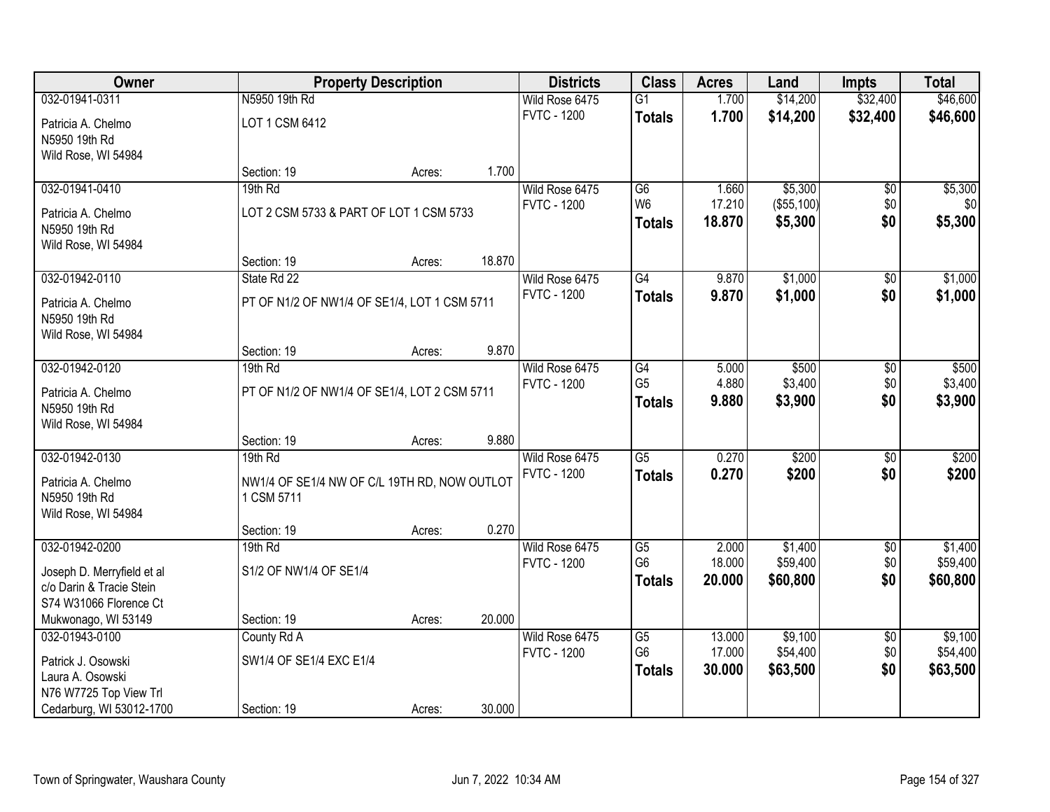| Owner | Property Description | | | Districts | Class | Acres | Land | Impts | Total |
|---|---|---|---|---|---|---|---|---|---|
| 032-01941-0311 | N5950 19th Rd | | | Wild Rose 6475 | G1 | 1.700 | $14,200 | $32,400 | $46,600 |
| Patricia A. Chelmo<br>N5950 19th Rd<br>Wild Rose, WI 54984 | LOT 1 CSM 6412 | | | FVTC - 1200 | **Totals** | **1.700** | **$14,200** | **$32,400** | **$46,600** |
| | Section: 19 | Acres: | 1.700 | | | | | | |
| 032-01941-0410 | 19th Rd | | | Wild Rose 6475 | G6 | 1.660 | $5,300 | $0 | $5,300 |
| Patricia A. Chelmo<br>N5950 19th Rd<br>Wild Rose, WI 54984 | LOT 2 CSM 5733 & PART OF LOT 1 CSM 5733 | | | FVTC - 1200 | W6 | 17.210 | ($55,100) | $0 | $0 |
| | | | | | **Totals** | **18.870** | **$5,300** | **$0** | **$5,300** |
| | Section: 19 | Acres: | 18.870 | | | | | | |
| 032-01942-0110 | State Rd 22 | | | Wild Rose 6475 | G4 | 9.870 | $1,000 | $0 | $1,000 |
| Patricia A. Chelmo<br>N5950 19th Rd<br>Wild Rose, WI 54984 | PT OF N1/2 OF NW1/4 OF SE1/4, LOT 1 CSM 5711 | | | FVTC - 1200 | **Totals** | **9.870** | **$1,000** | **$0** | **$1,000** |
| | Section: 19 | Acres: | 9.870 | | | | | | |
| 032-01942-0120 | 19th Rd | | | Wild Rose 6475 | G4 | 5.000 | $500 | $0 | $500 |
| Patricia A. Chelmo<br>N5950 19th Rd<br>Wild Rose, WI 54984 | PT OF N1/2 OF NW1/4 OF SE1/4, LOT 2 CSM 5711 | | | FVTC - 1200 | G5 | 4.880 | $3,400 | $0 | $3,400 |
| | | | | | **Totals** | **9.880** | **$3,900** | **$0** | **$3,900** |
| | Section: 19 | Acres: | 9.880 | | | | | | |
| 032-01942-0130 | 19th Rd | | | Wild Rose 6475 | G5 | 0.270 | $200 | $0 | $200 |
| Patricia A. Chelmo<br>N5950 19th Rd<br>Wild Rose, WI 54984 | NW1/4 OF SE1/4 NW OF C/L 19TH RD, NOW OUTLOT 1 CSM 5711 | | | FVTC - 1200 | **Totals** | **0.270** | **$200** | **$0** | **$200** |
| | Section: 19 | Acres: | 0.270 | | | | | | |
| 032-01942-0200 | 19th Rd | | | Wild Rose 6475 | G5 | 2.000 | $1,400 | $0 | $1,400 |
| Joseph D. Merryfield et al<br>c/o Darin & Tracie Stein<br>S74 W31066 Florence Ct<br>Mukwonago, WI 53149 | S1/2 OF NW1/4 OF SE1/4 | | | FVTC - 1200 | G6 | 18.000 | $59,400 | $0 | $59,400 |
| | | | | | **Totals** | **20.000** | **$60,800** | **$0** | **$60,800** |
| | Section: 19 | Acres: | 20.000 | | | | | | |
| 032-01943-0100 | County Rd A | | | Wild Rose 6475 | G5 | 13.000 | $9,100 | $0 | $9,100 |
| Patrick J. Osowski<br>Laura A. Osowski<br>N76 W7725 Top View Trl<br>Cedarburg, WI 53012-1700 | SW1/4 OF SE1/4 EXC E1/4 | | | FVTC - 1200 | G6 | 17.000 | $54,400 | $0 | $54,400 |
| | | | | | **Totals** | **30.000** | **$63,500** | **$0** | **$63,500** |
| | Section: 19 | Acres: | 30.000 | | | | | | |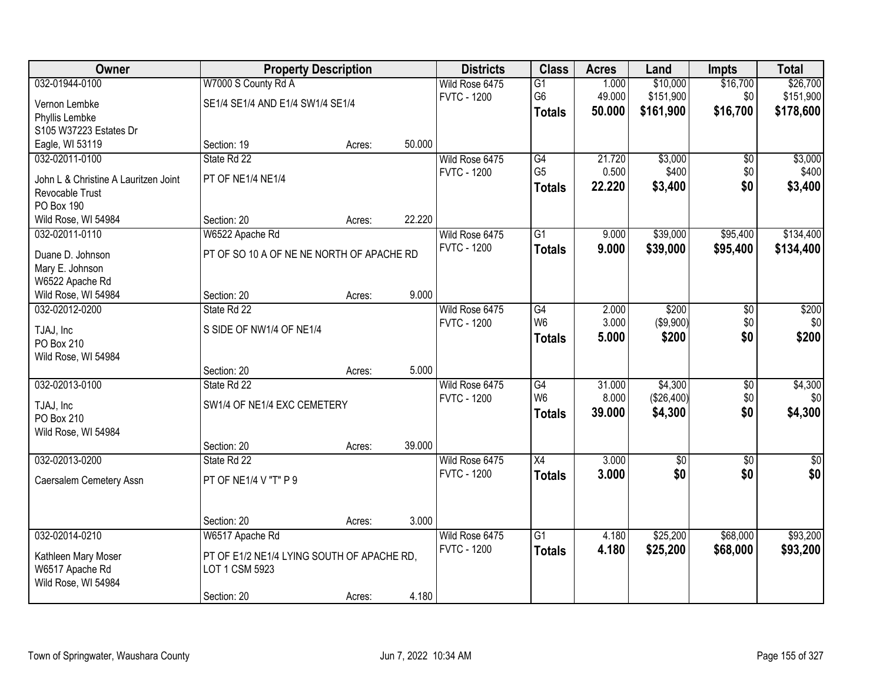| Owner | Property Description | | | Districts | Class | Acres | Land | Impts | Total |
|---|---|---|---|---|---|---|---|---|---|
| 032-01944-0100 | W7000 S County Rd A | | | Wild Rose 6475 | G1 | 1.000 | $10,000 | $16,700 | $26,700 |
| Vernon Lembke | SE1/4 SE1/4 AND E1/4 SW1/4 SE1/4 | | | FVTC - 1200 | G6 | 49.000 | $151,900 | $0 | $151,900 |
| Phyllis Lembke | | | | | **Totals** | **50.000** | **$161,900** | **$16,700** | **$178,600** |
| S105 W37223 Estates Dr | | | | | | | | | |
| Eagle, WI 53119 | Section: 19 | Acres: | 50.000 | | | | | | |
| 032-02011-0100 | State Rd 22 | | | Wild Rose 6475 | G4 | 21.720 | $3,000 | $0 | $3,000 |
| John L & Christine A Lauritzen Joint | PT OF NE1/4 NE1/4 | | | FVTC - 1200 | G5 | 0.500 | $400 | $0 | $400 |
| Revocable Trust | | | | | **Totals** | **22.220** | **$3,400** | **$0** | **$3,400** |
| PO Box 190 | | | | | | | | | |
| Wild Rose, WI 54984 | Section: 20 | Acres: | 22.220 | | | | | | |
| 032-02011-0110 | W6522 Apache Rd | | | Wild Rose 6475 | G1 | 9.000 | $39,000 | $95,400 | $134,400 |
| Duane D. Johnson | PT OF SO 10 A OF NE NE NORTH OF APACHE RD | | | FVTC - 1200 | **Totals** | **9.000** | **$39,000** | **$95,400** | **$134,400** |
| Mary E. Johnson | | | | | | | | | |
| W6522 Apache Rd | | | | | | | | | |
| Wild Rose, WI 54984 | Section: 20 | Acres: | 9.000 | | | | | | |
| 032-02012-0200 | State Rd 22 | | | Wild Rose 6475 | G4 | 2.000 | $200 | $0 | $200 |
| TJAJ, Inc | S SIDE OF NW1/4 OF NE1/4 | | | FVTC - 1200 | W6 | 3.000 | ($9,900) | $0 | $0 |
| PO Box 210 | | | | | **Totals** | **5.000** | **$200** | **$0** | **$200** |
| Wild Rose, WI 54984 | | | | | | | | | |
| | Section: 20 | Acres: | 5.000 | | | | | | |
| 032-02013-0100 | State Rd 22 | | | Wild Rose 6475 | G4 | 31.000 | $4,300 | $0 | $4,300 |
| TJAJ, Inc | SW1/4 OF NE1/4 EXC CEMETERY | | | FVTC - 1200 | W6 | 8.000 | ($26,400) | $0 | $0 |
| PO Box 210 | | | | | **Totals** | **39.000** | **$4,300** | **$0** | **$4,300** |
| Wild Rose, WI 54984 | | | | | | | | | |
| | Section: 20 | Acres: | 39.000 | | | | | | |
| 032-02013-0200 | State Rd 22 | | | Wild Rose 6475 | X4 | 3.000 | $0 | $0 | $0 |
| Caersalem Cemetery Assn | PT OF NE1/4 V "T" P 9 | | | FVTC - 1200 | **Totals** | **3.000** | **$0** | **$0** | **$0** |
| | Section: 20 | Acres: | 3.000 | | | | | | |
| 032-02014-0210 | W6517 Apache Rd | | | Wild Rose 6475 | G1 | 4.180 | $25,200 | $68,000 | $93,200 |
| Kathleen Mary Moser | PT OF E1/2 NE1/4 LYING SOUTH OF APACHE RD, LOT 1 CSM 5923 | | | FVTC - 1200 | **Totals** | **4.180** | **$25,200** | **$68,000** | **$93,200** |
| W6517 Apache Rd | | | | | | | | | |
| Wild Rose, WI 54984 | Section: 20 | Acres: | 4.180 | | | | | | |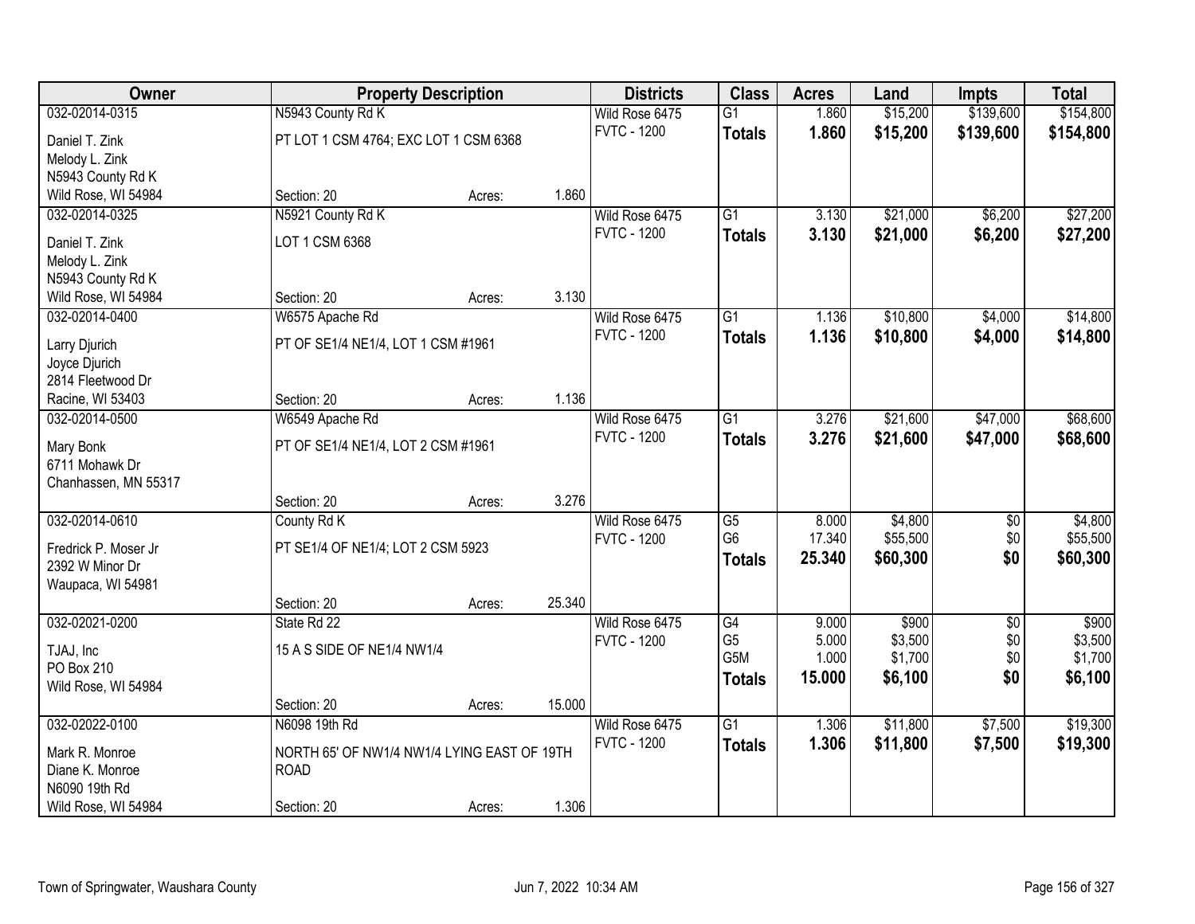| Owner | Property Description | | | Districts | Class | Acres | Land | Impts | Total |
|---|---|---|---|---|---|---|---|---|---|
| 032-02014-0315 | N5943 County Rd K | | | Wild Rose 6475 | G1 | 1.860 | $15,200 | $139,600 | $154,800 |
| Daniel T. Zink<br>Melody L. Zink<br>N5943 County Rd K<br>Wild Rose, WI 54984 | PT LOT 1 CSM 4764; EXC LOT 1 CSM 6368 | | | FVTC - 1200 | **Totals** | **1.860** | **$15,200** | **$139,600** | **$154,800** |
| | Section: 20 | Acres: | 1.860 | | | | | | |
| 032-02014-0325 | N5921 County Rd K | | | Wild Rose 6475 | G1 | 3.130 | $21,000 | $6,200 | $27,200 |
| Daniel T. Zink<br>Melody L. Zink<br>N5943 County Rd K<br>Wild Rose, WI 54984 | LOT 1 CSM 6368 | | | FVTC - 1200 | **Totals** | **3.130** | **$21,000** | **$6,200** | **$27,200** |
| | Section: 20 | Acres: | 3.130 | | | | | | |
| 032-02014-0400 | W6575 Apache Rd | | | Wild Rose 6475 | G1 | 1.136 | $10,800 | $4,000 | $14,800 |
| Larry Djurich<br>Joyce Djurich<br>2814 Fleetwood Dr<br>Racine, WI 53403 | PT OF SE1/4 NE1/4, LOT 1 CSM #1961 | | | FVTC - 1200 | **Totals** | **1.136** | **$10,800** | **$4,000** | **$14,800** |
| | Section: 20 | Acres: | 1.136 | | | | | | |
| 032-02014-0500 | W6549 Apache Rd | | | Wild Rose 6475 | G1 | 3.276 | $21,600 | $47,000 | $68,600 |
| Mary Bonk<br>6711 Mohawk Dr<br>Chanhassen, MN 55317 | PT OF SE1/4 NE1/4, LOT 2 CSM #1961 | | | FVTC - 1200 | **Totals** | **3.276** | **$21,600** | **$47,000** | **$68,600** |
| | Section: 20 | Acres: | 3.276 | | | | | | |
| 032-02014-0610 | County Rd K | | | Wild Rose 6475 | G5 | 8.000 | $4,800 | $0 | $4,800 |
| Fredrick P. Moser Jr<br>2392 W Minor Dr<br>Waupaca, WI 54981 | PT SE1/4 OF NE1/4; LOT 2 CSM 5923 | | | FVTC - 1200 | G6 | 17.340 | $55,500 | $0 | $55,500 |
| | | | | | **Totals** | **25.340** | **$60,300** | **$0** | **$60,300** |
| | Section: 20 | Acres: | 25.340 | | | | | | |
| 032-02021-0200 | State Rd 22 | | | Wild Rose 6475 | G4 | 9.000 | $900 | $0 | $900 |
| TJAJ, Inc<br>PO Box 210<br>Wild Rose, WI 54984 | 15 A S SIDE OF NE1/4 NW1/4 | | | FVTC - 1200 | G5 | 5.000 | $3,500 | $0 | $3,500 |
| | | | | | G5M | 1.000 | $1,700 | $0 | $1,700 |
| | | | | | **Totals** | **15.000** | **$6,100** | **$0** | **$6,100** |
| | Section: 20 | Acres: | 15.000 | | | | | | |
| 032-02022-0100 | N6098 19th Rd | | | Wild Rose 6475 | G1 | 1.306 | $11,800 | $7,500 | $19,300 |
| Mark R. Monroe<br>Diane K. Monroe<br>N6090 19th Rd<br>Wild Rose, WI 54984 | NORTH 65' OF NW1/4 NW1/4 LYING EAST OF 19TH ROAD | | | FVTC - 1200 | **Totals** | **1.306** | **$11,800** | **$7,500** | **$19,300** |
| | Section: 20 | Acres: | 1.306 | | | | | | |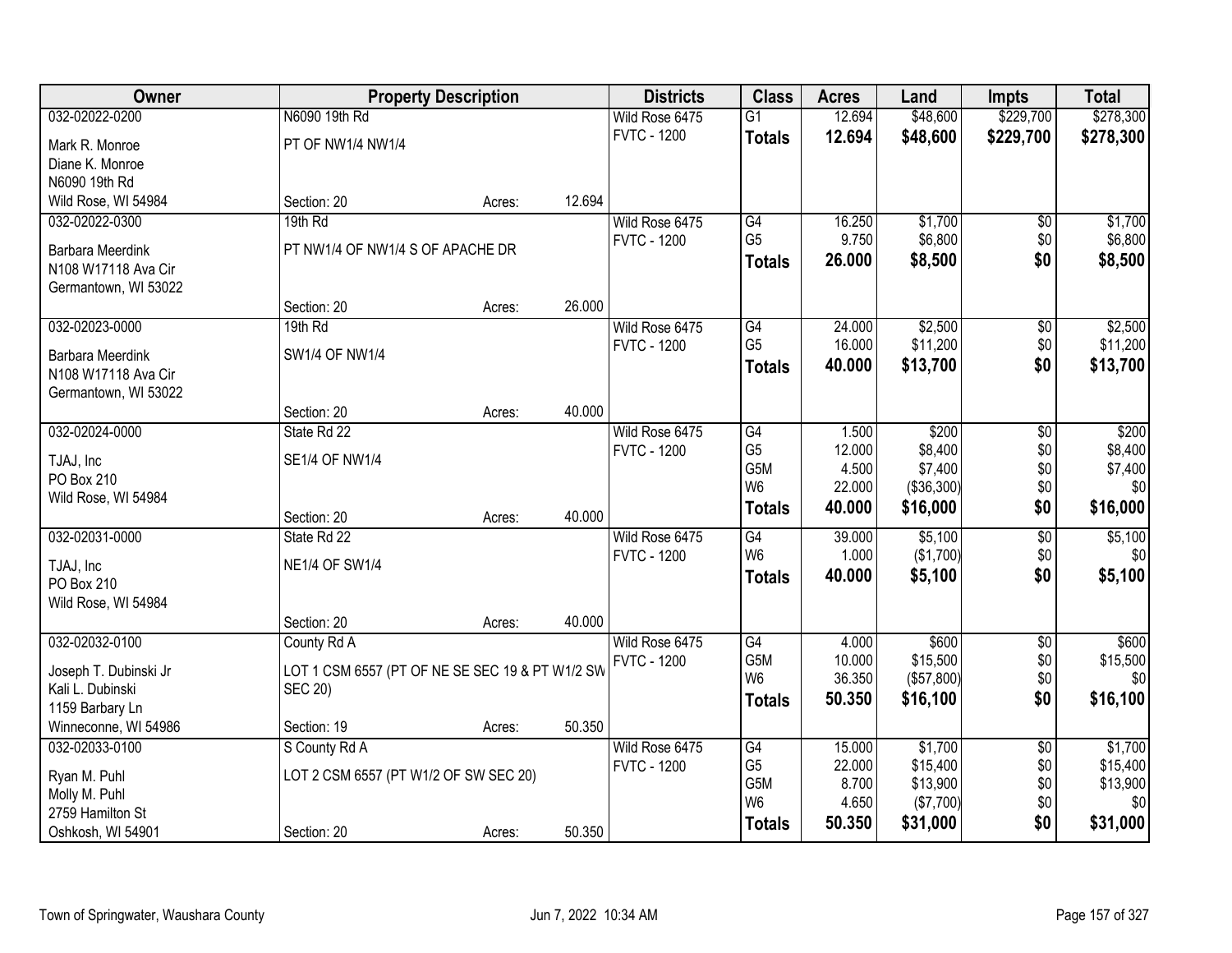| Owner | Property Description | | | Districts | Class | Acres | Land | Impts | Total |
|---|---|---|---|---|---|---|---|---|---|
| 032-02022-0200 | N6090 19th Rd | | | Wild Rose 6475 | G1 | 12.694 | $48,600 | $229,700 | $278,300 |
| Mark R. Monroe<br>Diane K. Monroe<br>N6090 19th Rd | PT OF NW1/4 NW1/4 | | | FVTC - 1200 | **Totals** | **12.694** | **$48,600** | **$229,700** | **$278,300** |
| Wild Rose, WI 54984 | Section: 20 | Acres: | 12.694 | | | | | | |
| 032-02022-0300 | 19th Rd | | | Wild Rose 6475 | G4 | 16.250 | $1,700 | $0 | $1,700 |
| Barbara Meerdink<br>N108 W17118 Ava Cir<br>Germantown, WI 53022 | PT NW1/4 OF NW1/4 S OF APACHE DR | | | FVTC - 1200 | G5 | 9.750 | $6,800 | $0 | $6,800 |
| | | | | | **Totals** | **26.000** | **$8,500** | **$0** | **$8,500** |
| | Section: 20 | Acres: | 26.000 | | | | | | |
| 032-02023-0000 | 19th Rd | | | Wild Rose 6475 | G4 | 24.000 | $2,500 | $0 | $2,500 |
| Barbara Meerdink<br>N108 W17118 Ava Cir<br>Germantown, WI 53022 | SW1/4 OF NW1/4 | | | FVTC - 1200 | G5 | 16.000 | $11,200 | $0 | $11,200 |
| | | | | | **Totals** | **40.000** | **$13,700** | **$0** | **$13,700** |
| | Section: 20 | Acres: | 40.000 | | | | | | |
| 032-02024-0000 | State Rd 22 | | | Wild Rose 6475 | G4 | 1.500 | $200 | $0 | $200 |
| TJAJ, Inc<br>PO Box 210<br>Wild Rose, WI 54984 | SE1/4 OF NW1/4 | | | FVTC - 1200 | G5 | 12.000 | $8,400 | $0 | $8,400 |
| | | | | | G5M | 4.500 | $7,400 | $0 | $7,400 |
| | | | | | W6 | 22.000 | ($36,300) | $0 | $0 |
| | Section: 20 | Acres: | 40.000 | | **Totals** | **40.000** | **$16,000** | **$0** | **$16,000** |
| 032-02031-0000 | State Rd 22 | | | Wild Rose 6475 | G4 | 39.000 | $5,100 | $0 | $5,100 |
| TJAJ, Inc<br>PO Box 210<br>Wild Rose, WI 54984 | NE1/4 OF SW1/4 | | | FVTC - 1200 | W6 | 1.000 | ($1,700) | $0 | $0 |
| | | | | | **Totals** | **40.000** | **$5,100** | **$0** | **$5,100** |
| | Section: 20 | Acres: | 40.000 | | | | | | |
| 032-02032-0100 | County Rd A | | | Wild Rose 6475 | G4 | 4.000 | $600 | $0 | $600 |
| Joseph T. Dubinski Jr<br>Kali L. Dubinski<br>1159 Barbary Ln | LOT 1 CSM 6557 (PT OF NE SE SEC 19 & PT W1/2 SW SEC 20) | | | FVTC - 1200 | G5M | 10.000 | $15,500 | $0 | $15,500 |
| | | | | | W6 | 36.350 | ($57,800) | $0 | $0 |
| | | | | | **Totals** | **50.350** | **$16,100** | **$0** | **$16,100** |
| Winneconne, WI 54986 | Section: 19 | Acres: | 50.350 | | | | | | |
| 032-02033-0100 | S County Rd A | | | Wild Rose 6475 | G4 | 15.000 | $1,700 | $0 | $1,700 |
| Ryan M. Puhl<br>Molly M. Puhl<br>2759 Hamilton St | LOT 2 CSM 6557 (PT W1/2 OF SW SEC 20) | | | FVTC - 1200 | G5 | 22.000 | $15,400 | $0 | $15,400 |
| | | | | | G5M | 8.700 | $13,900 | $0 | $13,900 |
| | | | | | W6 | 4.650 | ($7,700) | $0 | $0 |
| Oshkosh, WI 54901 | Section: 20 | Acres: | 50.350 | | **Totals** | **50.350** | **$31,000** | **$0** | **$31,000** |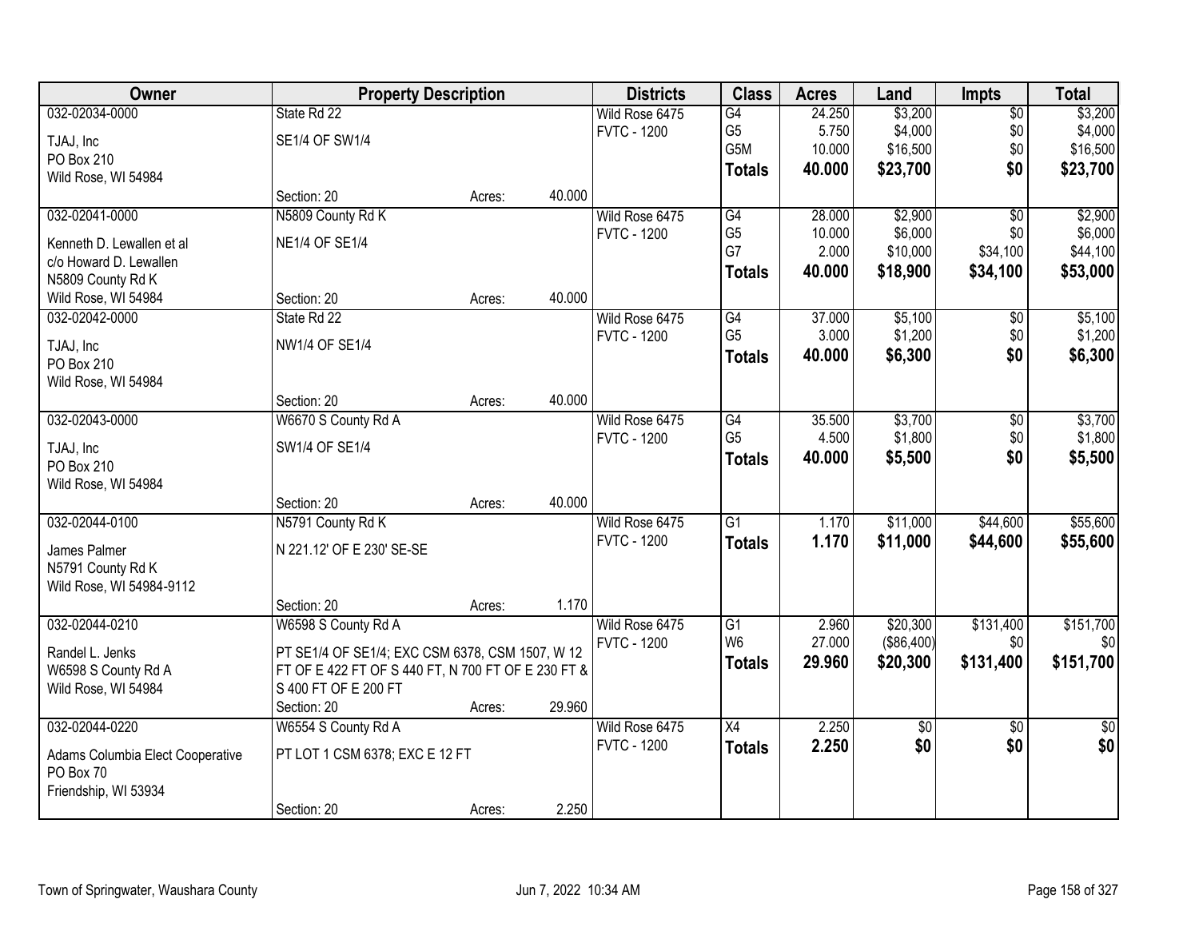| Owner | Property Description | | | Districts | Class | Acres | Land | Impts | Total |
|---|---|---|---|---|---|---|---|---|---|
| 032-02034-0000 | State Rd 22 | | | Wild Rose 6475 | G4 | 24.250 | $3,200 | $0 | $3,200 |
| TJAJ, Inc | SE1/4 OF SW1/4 | | | FVTC - 1200 | G5 | 5.750 | $4,000 | $0 | $4,000 |
| PO Box 210 | | | | | G5M | 10.000 | $16,500 | $0 | $16,500 |
| Wild Rose, WI 54984 | | | | | **Totals** | **40.000** | **$23,700** | **$0** | **$23,700** |
| | Section: 20 | Acres: | 40.000 | | | | | | |
| 032-02041-0000 | N5809 County Rd K | | | Wild Rose 6475 | G4 | 28.000 | $2,900 | $0 | $2,900 |
| Kenneth D. Lewallen et al | NE1/4 OF SE1/4 | | | FVTC - 1200 | G5 | 10.000 | $6,000 | $0 | $6,000 |
| c/o Howard D. Lewallen | | | | | G7 | 2.000 | $10,000 | $34,100 | $44,100 |
| N5809 County Rd K | | | | | **Totals** | **40.000** | **$18,900** | **$34,100** | **$53,000** |
| Wild Rose, WI 54984 | Section: 20 | Acres: | 40.000 | | | | | | |
| 032-02042-0000 | State Rd 22 | | | Wild Rose 6475 | G4 | 37.000 | $5,100 | $0 | $5,100 |
| TJAJ, Inc | NW1/4 OF SE1/4 | | | FVTC - 1200 | G5 | 3.000 | $1,200 | $0 | $1,200 |
| PO Box 210 | | | | | **Totals** | **40.000** | **$6,300** | **$0** | **$6,300** |
| Wild Rose, WI 54984 | | | | | | | | | |
| | Section: 20 | Acres: | 40.000 | | | | | | |
| 032-02043-0000 | W6670 S County Rd A | | | Wild Rose 6475 | G4 | 35.500 | $3,700 | $0 | $3,700 |
| TJAJ, Inc | SW1/4 OF SE1/4 | | | FVTC - 1200 | G5 | 4.500 | $1,800 | $0 | $1,800 |
| PO Box 210 | | | | | **Totals** | **40.000** | **$5,500** | **$0** | **$5,500** |
| Wild Rose, WI 54984 | | | | | | | | | |
| | Section: 20 | Acres: | 40.000 | | | | | | |
| 032-02044-0100 | N5791 County Rd K | | | Wild Rose 6475 | G1 | 1.170 | $11,000 | $44,600 | $55,600 |
| James Palmer | N 221.12' OF E 230' SE-SE | | | FVTC - 1200 | **Totals** | **1.170** | **$11,000** | **$44,600** | **$55,600** |
| N5791 County Rd K | | | | | | | | | |
| Wild Rose, WI 54984-9112 | | | | | | | | | |
| | Section: 20 | Acres: | 1.170 | | | | | | |
| 032-02044-0210 | W6598 S County Rd A | | | Wild Rose 6475 | G1 | 2.960 | $20,300 | $131,400 | $151,700 |
| Randel L. Jenks | PT SE1/4 OF SE1/4; EXC CSM 6378, CSM 1507, W 12 FT OF E 422 FT OF S 440 FT, N 700 FT OF E 230 FT & S 400 FT OF E 200 FT | | | FVTC - 1200 | W6 | 27.000 | ($86,400) | $0 | $0 |
| W6598 S County Rd A | | | | | **Totals** | **29.960** | **$20,300** | **$131,400** | **$151,700** |
| Wild Rose, WI 54984 | | | | | | | | | |
| | Section: 20 | Acres: | 29.960 | | | | | | |
| 032-02044-0220 | W6554 S County Rd A | | | Wild Rose 6475 | X4 | 2.250 | $0 | $0 | $0 |
| Adams Columbia Elect Cooperative | PT LOT 1 CSM 6378; EXC E 12 FT | | | FVTC - 1200 | **Totals** | **2.250** | **$0** | **$0** | **$0** |
| PO Box 70 | | | | | | | | | |
| Friendship, WI 53934 | | | | | | | | | |
| | Section: 20 | Acres: | 2.250 | | | | | | |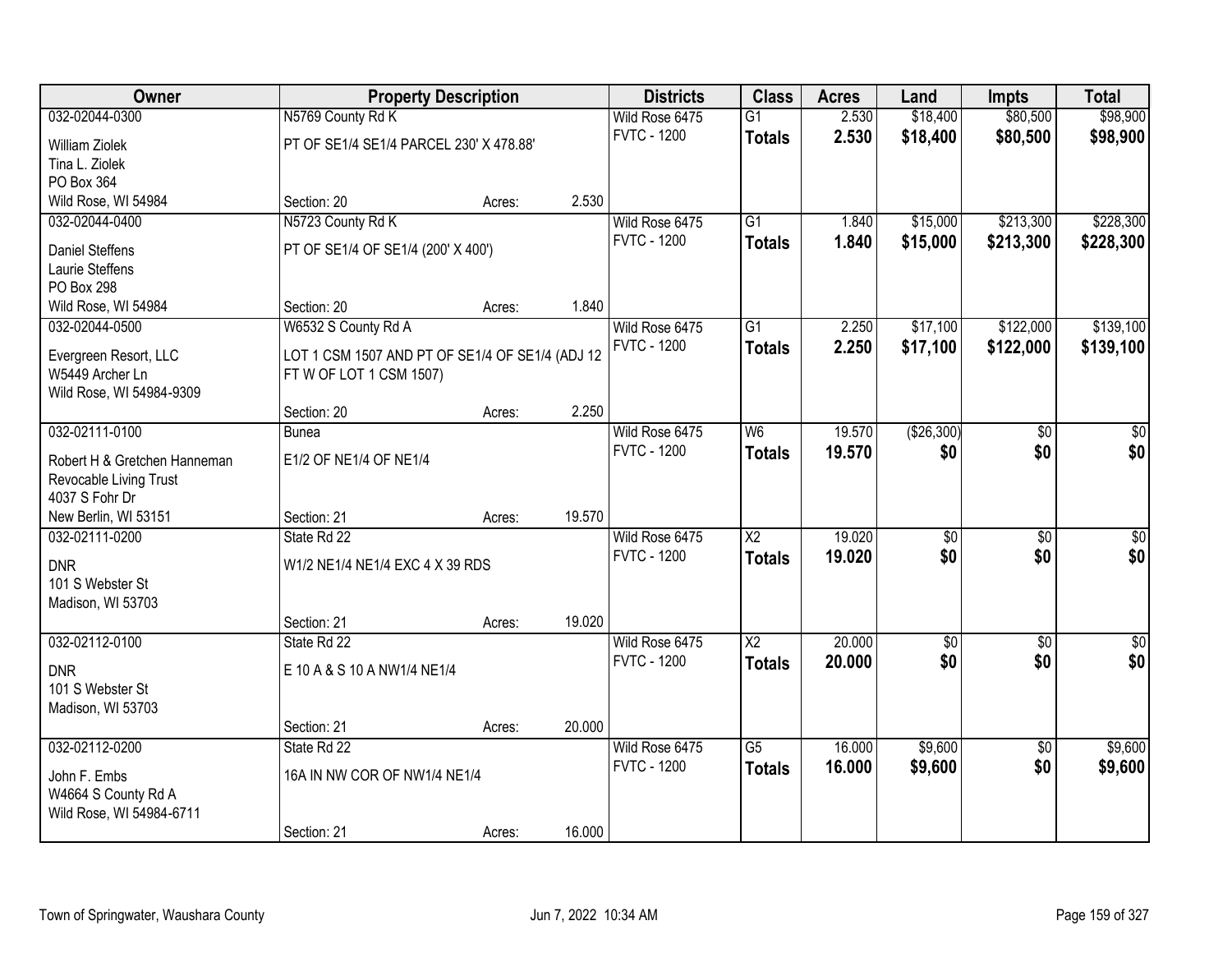| Owner | Property Description | | | Districts | Class | Acres | Land | Impts | Total |
|---|---|---|---|---|---|---|---|---|---|
| 032-02044-0300 | N5769 County Rd K | | | Wild Rose 6475 | G1 | 2.530 | $18,400 | $80,500 | $98,900 |
| William Ziolek<br>Tina L. Ziolek<br>PO Box 364<br>Wild Rose, WI 54984 | PT OF SE1/4 SE1/4 PARCEL 230' X 478.88' | | | FVTC - 1200 | **Totals** | **2.530** | **$18,400** | **$80,500** | **$98,900** |
| | Section: 20 | Acres: | 2.530 | | | | | | |
| 032-02044-0400 | N5723 County Rd K | | | Wild Rose 6475 | G1 | 1.840 | $15,000 | $213,300 | $228,300 |
| Daniel Steffens<br>Laurie Steffens<br>PO Box 298<br>Wild Rose, WI 54984 | PT OF SE1/4 OF SE1/4 (200' X 400') | | | FVTC - 1200 | **Totals** | **1.840** | **$15,000** | **$213,300** | **$228,300** |
| | Section: 20 | Acres: | 1.840 | | | | | | |
| 032-02044-0500 | W6532 S County Rd A | | | Wild Rose 6475 | G1 | 2.250 | $17,100 | $122,000 | $139,100 |
| Evergreen Resort, LLC<br>W5449 Archer Ln<br>Wild Rose, WI 54984-9309 | LOT 1 CSM 1507 AND PT OF SE1/4 OF SE1/4 (ADJ 12 FT W OF LOT 1 CSM 1507) | | | FVTC - 1200 | **Totals** | **2.250** | **$17,100** | **$122,000** | **$139,100** |
| | Section: 20 | Acres: | 2.250 | | | | | | |
| 032-02111-0100 | Bunea | | | Wild Rose 6475 | W6 | 19.570 | ($26,300) | $0 | $0 |
| Robert H & Gretchen Hanneman<br>Revocable Living Trust<br>4037 S Fohr Dr<br>New Berlin, WI 53151 | E1/2 OF NE1/4 OF NE1/4 | | | FVTC - 1200 | **Totals** | **19.570** | **$0** | **$0** | **$0** |
| | Section: 21 | Acres: | 19.570 | | | | | | |
| 032-02111-0200 | State Rd 22 | | | Wild Rose 6475 | X2 | 19.020 | $0 | $0 | $0 |
| DNR<br>101 S Webster St<br>Madison, WI 53703 | W1/2 NE1/4 NE1/4 EXC 4 X 39 RDS | | | FVTC - 1200 | **Totals** | **19.020** | **$0** | **$0** | **$0** |
| | Section: 21 | Acres: | 19.020 | | | | | | |
| 032-02112-0100 | State Rd 22 | | | Wild Rose 6475 | X2 | 20.000 | $0 | $0 | $0 |
| DNR<br>101 S Webster St<br>Madison, WI 53703 | E 10 A & S 10 A NW1/4 NE1/4 | | | FVTC - 1200 | **Totals** | **20.000** | **$0** | **$0** | **$0** |
| | Section: 21 | Acres: | 20.000 | | | | | | |
| 032-02112-0200 | State Rd 22 | | | Wild Rose 6475 | G5 | 16.000 | $9,600 | $0 | $9,600 |
| John F. Embs<br>W4664 S County Rd A<br>Wild Rose, WI 54984-6711 | 16A IN NW COR OF NW1/4 NE1/4 | | | FVTC - 1200 | **Totals** | **16.000** | **$9,600** | **$0** | **$9,600** |
| | Section: 21 | Acres: | 16.000 | | | | | | |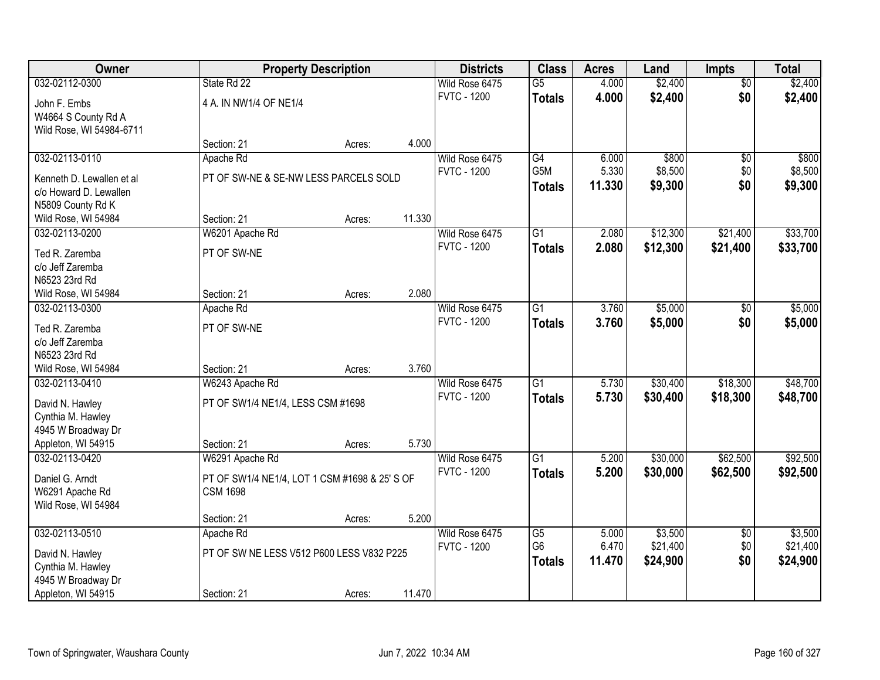| Owner | Property Description | | | Districts | Class | Acres | Land | Impts | Total |
|---|---|---|---|---|---|---|---|---|---|
| 032-02112-0300 | State Rd 22 | | | Wild Rose 6475 | G5 | 4.000 | $2,400 | $0 | $2,400 |
| John F. Embs<br>W4664 S County Rd A<br>Wild Rose, WI 54984-6711 | 4 A. IN NW1/4 OF NE1/4 | | | FVTC - 1200 | **Totals** | **4.000** | **$2,400** | **$0** | **$2,400** |
| | Section: 21 | Acres: | 4.000 | | | | | | |
| 032-02113-0110 | Apache Rd | | | Wild Rose 6475 | G4 | 6.000 | $800 | $0 | $800 |
| Kenneth D. Lewallen et al<br>c/o Howard D. Lewallen<br>N5809 County Rd K<br>Wild Rose, WI 54984 | PT OF SW-NE & SE-NW LESS PARCELS SOLD | | | FVTC - 1200 | G5M | 5.330 | $8,500 | $0 | $8,500 |
| | | | | | **Totals** | **11.330** | **$9,300** | **$0** | **$9,300** |
| | Section: 21 | Acres: | 11.330 | | | | | | |
| 032-02113-0200 | W6201 Apache Rd | | | Wild Rose 6475 | G1 | 2.080 | $12,300 | $21,400 | $33,700 |
| Ted R. Zaremba<br>c/o Jeff Zaremba<br>N6523 23rd Rd<br>Wild Rose, WI 54984 | PT OF SW-NE | | | FVTC - 1200 | **Totals** | **2.080** | **$12,300** | **$21,400** | **$33,700** |
| | Section: 21 | Acres: | 2.080 | | | | | | |
| 032-02113-0300 | Apache Rd | | | Wild Rose 6475 | G1 | 3.760 | $5,000 | $0 | $5,000 |
| Ted R. Zaremba<br>c/o Jeff Zaremba<br>N6523 23rd Rd<br>Wild Rose, WI 54984 | PT OF SW-NE | | | FVTC - 1200 | **Totals** | **3.760** | **$5,000** | **$0** | **$5,000** |
| | Section: 21 | Acres: | 3.760 | | | | | | |
| 032-02113-0410 | W6243 Apache Rd | | | Wild Rose 6475 | G1 | 5.730 | $30,400 | $18,300 | $48,700 |
| David N. Hawley<br>Cynthia M. Hawley<br>4945 W Broadway Dr<br>Appleton, WI 54915 | PT OF SW1/4 NE1/4, LESS CSM #1698 | | | FVTC - 1200 | **Totals** | **5.730** | **$30,400** | **$18,300** | **$48,700** |
| | Section: 21 | Acres: | 5.730 | | | | | | |
| 032-02113-0420 | W6291 Apache Rd | | | Wild Rose 6475 | G1 | 5.200 | $30,000 | $62,500 | $92,500 |
| Daniel G. Arndt<br>W6291 Apache Rd<br>Wild Rose, WI 54984 | PT OF SW1/4 NE1/4, LOT 1 CSM #1698 & 25' S OF CSM 1698 | | | FVTC - 1200 | **Totals** | **5.200** | **$30,000** | **$62,500** | **$92,500** |
| | Section: 21 | Acres: | 5.200 | | | | | | |
| 032-02113-0510 | Apache Rd | | | Wild Rose 6475 | G5 | 5.000 | $3,500 | $0 | $3,500 |
| David N. Hawley<br>Cynthia M. Hawley<br>4945 W Broadway Dr<br>Appleton, WI 54915 | PT OF SW NE LESS V512 P600 LESS V832 P225 | | | FVTC - 1200 | G6 | 6.470 | $21,400 | $0 | $21,400 |
| | | | | | **Totals** | **11.470** | **$24,900** | **$0** | **$24,900** |
| | Section: 21 | Acres: | 11.470 | | | | | | |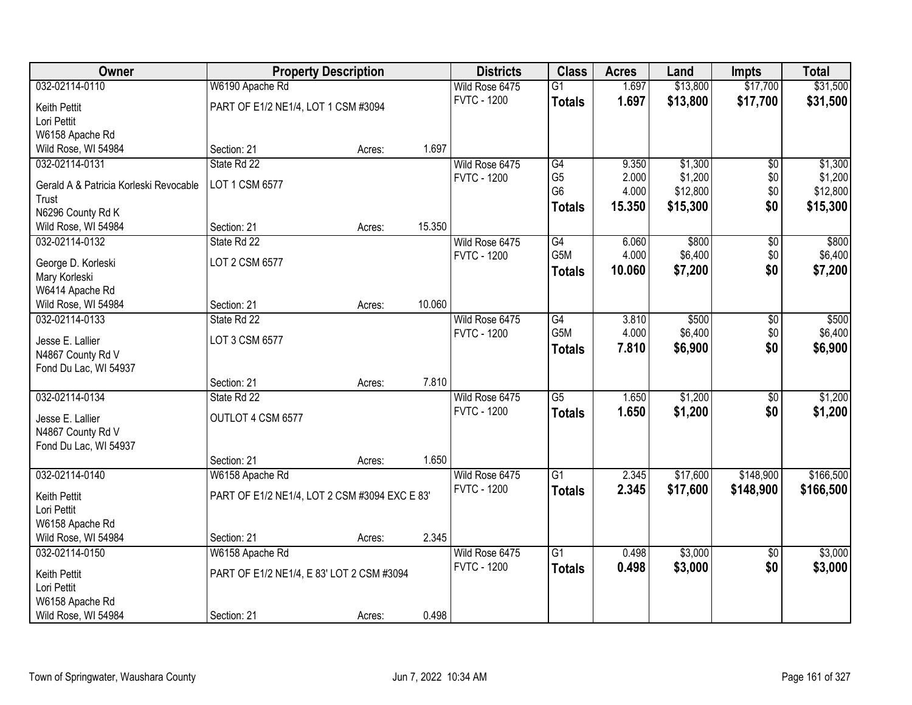| Owner | Property Description | | | Districts | Class | Acres | Land | Impts | Total |
|---|---|---|---|---|---|---|---|---|---|
| 032-02114-0110 | W6190 Apache Rd | | | Wild Rose 6475 | G1 | 1.697 | $13,800 | $17,700 | $31,500 |
| Keith Pettit<br>Lori Pettit<br>W6158 Apache Rd<br>Wild Rose, WI 54984 | PART OF E1/2 NE1/4, LOT 1 CSM #3094 | | | FVTC - 1200 | **Totals** | **1.697** | **$13,800** | **$17,700** | **$31,500** |
| | Section: 21 | Acres: | 1.697 | | | | | | |
| 032-02114-0131 | State Rd 22 | | | Wild Rose 6475 | G4 | 9.350 | $1,300 | $0 | $1,300 |
| Gerald A & Patricia Korleski Revocable Trust<br>N6296 County Rd K<br>Wild Rose, WI 54984 | LOT 1 CSM 6577 | | | FVTC - 1200 | G5 | 2.000 | $1,200 | $0 | $1,200 |
| | | | | | G6 | 4.000 | $12,800 | $0 | $12,800 |
| | | | | | **Totals** | **15.350** | **$15,300** | **$0** | **$15,300** |
| | Section: 21 | Acres: | 15.350 | | | | | | |
| 032-02114-0132 | State Rd 22 | | | Wild Rose 6475 | G4 | 6.060 | $800 | $0 | $800 |
| George D. Korleski<br>Mary Korleski<br>W6414 Apache Rd<br>Wild Rose, WI 54984 | LOT 2 CSM 6577 | | | FVTC - 1200 | G5M | 4.000 | $6,400 | $0 | $6,400 |
| | | | | | **Totals** | **10.060** | **$7,200** | **$0** | **$7,200** |
| | Section: 21 | Acres: | 10.060 | | | | | | |
| 032-02114-0133 | State Rd 22 | | | Wild Rose 6475 | G4 | 3.810 | $500 | $0 | $500 |
| Jesse E. Lallier<br>N4867 County Rd V<br>Fond Du Lac, WI 54937 | LOT 3 CSM 6577 | | | FVTC - 1200 | G5M | 4.000 | $6,400 | $0 | $6,400 |
| | | | | | **Totals** | **7.810** | **$6,900** | **$0** | **$6,900** |
| | Section: 21 | Acres: | 7.810 | | | | | | |
| 032-02114-0134 | State Rd 22 | | | Wild Rose 6475 | G5 | 1.650 | $1,200 | $0 | $1,200 |
| Jesse E. Lallier<br>N4867 County Rd V<br>Fond Du Lac, WI 54937 | OUTLOT 4 CSM 6577 | | | FVTC - 1200 | **Totals** | **1.650** | **$1,200** | **$0** | **$1,200** |
| | Section: 21 | Acres: | 1.650 | | | | | | |
| 032-02114-0140 | W6158 Apache Rd | | | Wild Rose 6475 | G1 | 2.345 | $17,600 | $148,900 | $166,500 |
| Keith Pettit<br>Lori Pettit<br>W6158 Apache Rd<br>Wild Rose, WI 54984 | PART OF E1/2 NE1/4, LOT 2 CSM #3094 EXC E 83' | | | FVTC - 1200 | **Totals** | **2.345** | **$17,600** | **$148,900** | **$166,500** |
| | Section: 21 | Acres: | 2.345 | | | | | | |
| 032-02114-0150 | W6158 Apache Rd | | | Wild Rose 6475 | G1 | 0.498 | $3,000 | $0 | $3,000 |
| Keith Pettit<br>Lori Pettit<br>W6158 Apache Rd<br>Wild Rose, WI 54984 | PART OF E1/2 NE1/4, E 83' LOT 2 CSM #3094 | | | FVTC - 1200 | **Totals** | **0.498** | **$3,000** | **$0** | **$3,000** |
| | Section: 21 | Acres: | 0.498 | | | | | | |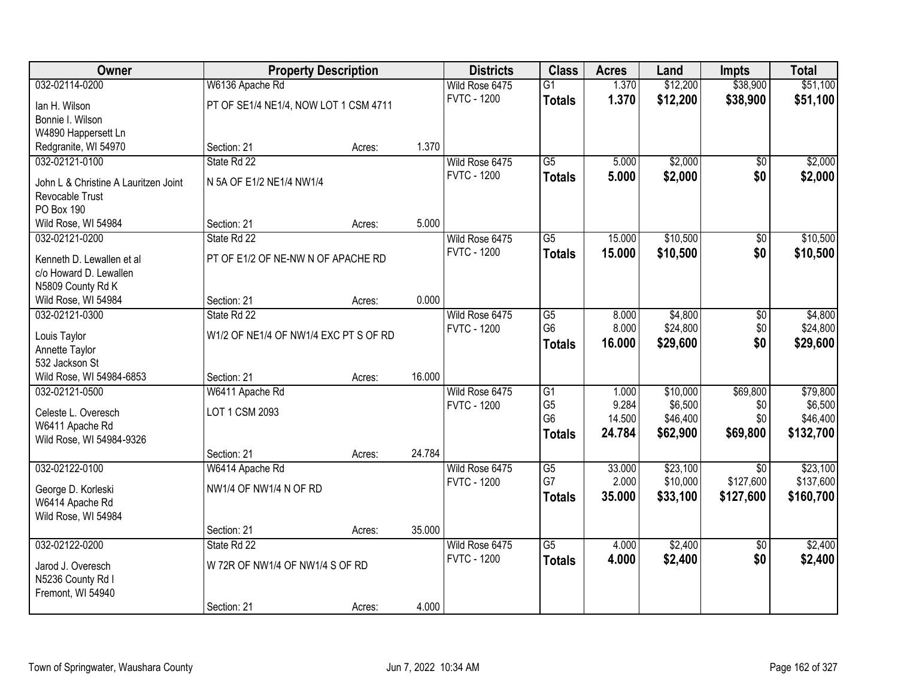| Owner | Property Description | | | Districts | Class | Acres | Land | Impts | Total |
|---|---|---|---|---|---|---|---|---|---|
| 032-02114-0200 | W6136 Apache Rd | | | Wild Rose 6475 | G1 | 1.370 | $12,200 | $38,900 | $51,100 |
| Ian H. Wilson<br>Bonnie I. Wilson<br>W4890 Happersett Ln<br>Redgranite, WI 54970 | PT OF SE1/4 NE1/4, NOW LOT 1 CSM 4711 | | | FVTC - 1200 | **Totals** | **1.370** | **$12,200** | **$38,900** | **$51,100** |
| | Section: 21 | Acres: | 1.370 | | | | | | |
| 032-02121-0100 | State Rd 22 | | | Wild Rose 6475 | G5 | 5.000 | $2,000 | $0 | $2,000 |
| John L & Christine A Lauritzen Joint Revocable Trust<br>PO Box 190<br>Wild Rose, WI 54984 | N 5A OF E1/2 NE1/4 NW1/4 | | | FVTC - 1200 | **Totals** | **5.000** | **$2,000** | **$0** | **$2,000** |
| | Section: 21 | Acres: | 5.000 | | | | | | |
| 032-02121-0200 | State Rd 22 | | | Wild Rose 6475 | G5 | 15.000 | $10,500 | $0 | $10,500 |
| Kenneth D. Lewallen et al<br>c/o Howard D. Lewallen<br>N5809 County Rd K<br>Wild Rose, WI 54984 | PT OF E1/2 OF NE-NW N OF APACHE RD | | | FVTC - 1200 | **Totals** | **15.000** | **$10,500** | **$0** | **$10,500** |
| | Section: 21 | Acres: | 0.000 | | | | | | |
| 032-02121-0300 | State Rd 22 | | | Wild Rose 6475 | G5 | 8.000 | $4,800 | $0 | $4,800 |
| Louis Taylor<br>Annette Taylor<br>532 Jackson St<br>Wild Rose, WI 54984-6853 | W1/2 OF NE1/4 OF NW1/4 EXC PT S OF RD | | | FVTC - 1200 | G6 | 8.000 | $24,800 | $0 | $24,800 |
| | | | | | **Totals** | **16.000** | **$29,600** | **$0** | **$29,600** |
| | Section: 21 | Acres: | 16.000 | | | | | | |
| 032-02121-0500 | W6411 Apache Rd | | | Wild Rose 6475 | G1 | 1.000 | $10,000 | $69,800 | $79,800 |
| Celeste L. Overesch<br>W6411 Apache Rd<br>Wild Rose, WI 54984-9326 | LOT 1 CSM 2093 | | | FVTC - 1200 | G5 | 9.284 | $6,500 | $0 | $6,500 |
| | | | | | G6 | 14.500 | $46,400 | $0 | $46,400 |
| | | | | | **Totals** | **24.784** | **$62,900** | **$69,800** | **$132,700** |
| | Section: 21 | Acres: | 24.784 | | | | | | |
| 032-02122-0100 | W6414 Apache Rd | | | Wild Rose 6475 | G5 | 33.000 | $23,100 | $0 | $23,100 |
| George D. Korleski<br>W6414 Apache Rd<br>Wild Rose, WI 54984 | NW1/4 OF NW1/4 N OF RD | | | FVTC - 1200 | G7 | 2.000 | $10,000 | $127,600 | $137,600 |
| | | | | | **Totals** | **35.000** | **$33,100** | **$127,600** | **$160,700** |
| | Section: 21 | Acres: | 35.000 | | | | | | |
| 032-02122-0200 | State Rd 22 | | | Wild Rose 6475 | G5 | 4.000 | $2,400 | $0 | $2,400 |
| Jarod J. Overesch<br>N5236 County Rd I<br>Fremont, WI 54940 | W 72R OF NW1/4 OF NW1/4 S OF RD | | | FVTC - 1200 | **Totals** | **4.000** | **$2,400** | **$0** | **$2,400** |
| | Section: 21 | Acres: | 4.000 | | | | | | |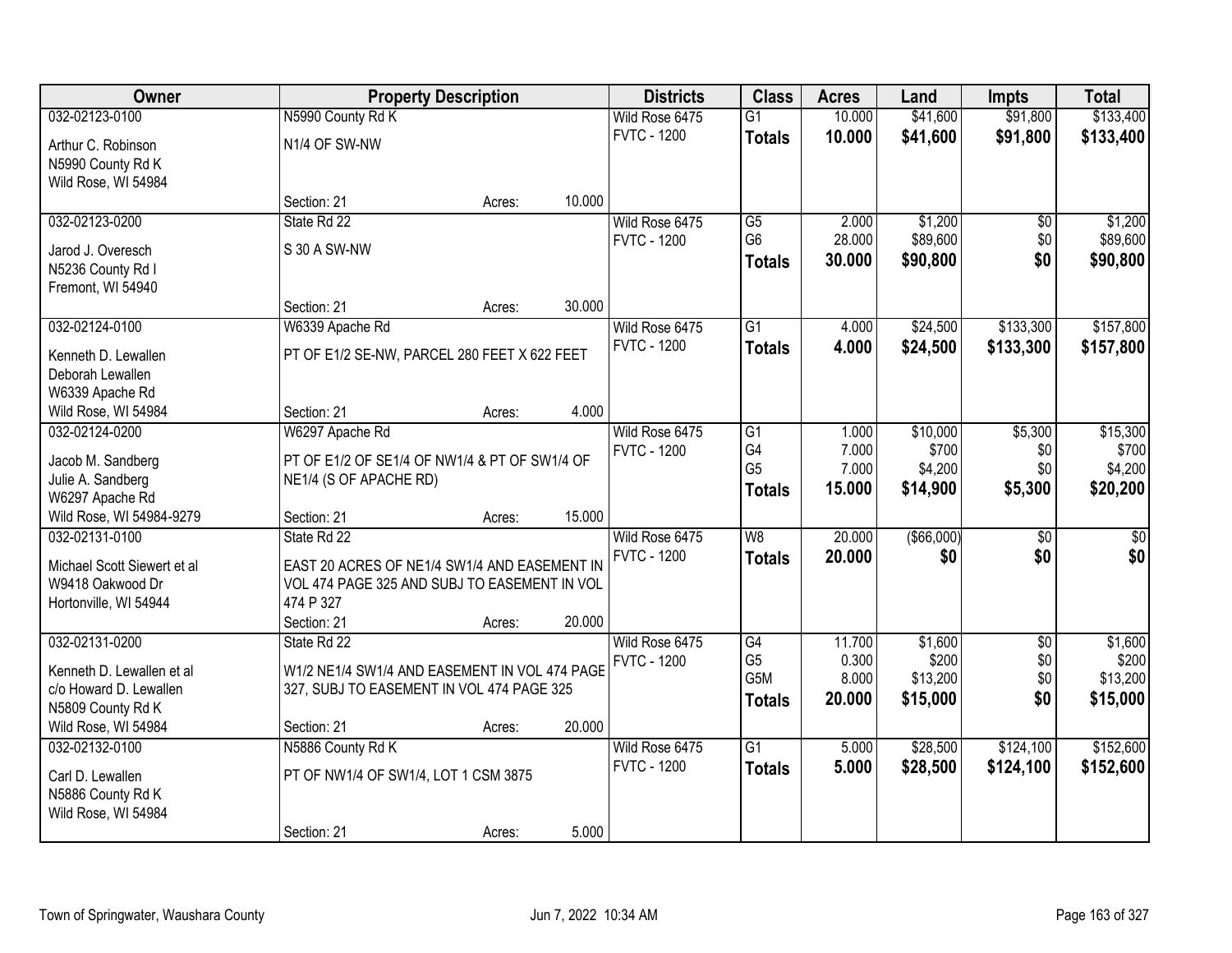| Owner | Property Description | | | Districts | Class | Acres | Land | Impts | Total |
|---|---|---|---|---|---|---|---|---|---|
| 032-02123-0100 | N5990 County Rd K | | | Wild Rose 6475 | G1 | 10.000 | $41,600 | $91,800 | $133,400 |
| Arthur C. Robinson<br>N5990 County Rd K<br>Wild Rose, WI 54984 | N1/4 OF SW-NW | | | FVTC - 1200 | **Totals** | **10.000** | **$41,600** | **$91,800** | **$133,400** |
| | Section: 21 | Acres: | 10.000 | | | | | | |
| 032-02123-0200 | State Rd 22 | | | Wild Rose 6475 | G5 | 2.000 | $1,200 | $0 | $1,200 |
| Jarod J. Overesch<br>N5236 County Rd I<br>Fremont, WI 54940 | S 30 A SW-NW | | | FVTC - 1200 | G6 | 28.000 | $89,600 | $0 | $89,600 |
| | | | | | **Totals** | **30.000** | **$90,800** | **$0** | **$90,800** |
| | Section: 21 | Acres: | 30.000 | | | | | | |
| 032-02124-0100 | W6339 Apache Rd | | | Wild Rose 6475 | G1 | 4.000 | $24,500 | $133,300 | $157,800 |
| Kenneth D. Lewallen<br>Deborah Lewallen<br>W6339 Apache Rd<br>Wild Rose, WI 54984 | PT OF E1/2 SE-NW, PARCEL 280 FEET X 622 FEET | | | FVTC - 1200 | **Totals** | **4.000** | **$24,500** | **$133,300** | **$157,800** |
| | Section: 21 | Acres: | 4.000 | | | | | | |
| 032-02124-0200 | W6297 Apache Rd | | | Wild Rose 6475 | G1 | 1.000 | $10,000 | $5,300 | $15,300 |
| Jacob M. Sandberg<br>Julie A. Sandberg<br>W6297 Apache Rd<br>Wild Rose, WI 54984-9279 | PT OF E1/2 OF SE1/4 OF NW1/4 & PT OF SW1/4 OF NE1/4 (S OF APACHE RD) | | | FVTC - 1200 | G4 | 7.000 | $700 | $0 | $700 |
| | | | | | G5 | 7.000 | $4,200 | $0 | $4,200 |
| | | | | | **Totals** | **15.000** | **$14,900** | **$5,300** | **$20,200** |
| | Section: 21 | Acres: | 15.000 | | | | | | |
| 032-02131-0100 | State Rd 22 | | | Wild Rose 6475 | W8 | 20.000 | ($66,000) | $0 | $0 |
| Michael Scott Siewert et al<br>W9418 Oakwood Dr<br>Hortonville, WI 54944 | EAST 20 ACRES OF NE1/4 SW1/4 AND EASEMENT IN VOL 474 PAGE 325 AND SUBJ TO EASEMENT IN VOL 474 P 327 | | | FVTC - 1200 | **Totals** | **20.000** | **$0** | **$0** | **$0** |
| | Section: 21 | Acres: | 20.000 | | | | | | |
| 032-02131-0200 | State Rd 22 | | | Wild Rose 6475 | G4 | 11.700 | $1,600 | $0 | $1,600 |
| Kenneth D. Lewallen et al<br>c/o Howard D. Lewallen<br>N5809 County Rd K<br>Wild Rose, WI 54984 | W1/2 NE1/4 SW1/4 AND EASEMENT IN VOL 474 PAGE 327, SUBJ TO EASEMENT IN VOL 474 PAGE 325 | | | FVTC - 1200 | G5 | 0.300 | $200 | $0 | $200 |
| | | | | | G5M | 8.000 | $13,200 | $0 | $13,200 |
| | | | | | **Totals** | **20.000** | **$15,000** | **$0** | **$15,000** |
| | Section: 21 | Acres: | 20.000 | | | | | | |
| 032-02132-0100 | N5886 County Rd K | | | Wild Rose 6475 | G1 | 5.000 | $28,500 | $124,100 | $152,600 |
| Carl D. Lewallen<br>N5886 County Rd K<br>Wild Rose, WI 54984 | PT OF NW1/4 OF SW1/4, LOT 1 CSM 3875 | | | FVTC - 1200 | **Totals** | **5.000** | **$28,500** | **$124,100** | **$152,600** |
| | Section: 21 | Acres: | 5.000 | | | | | | |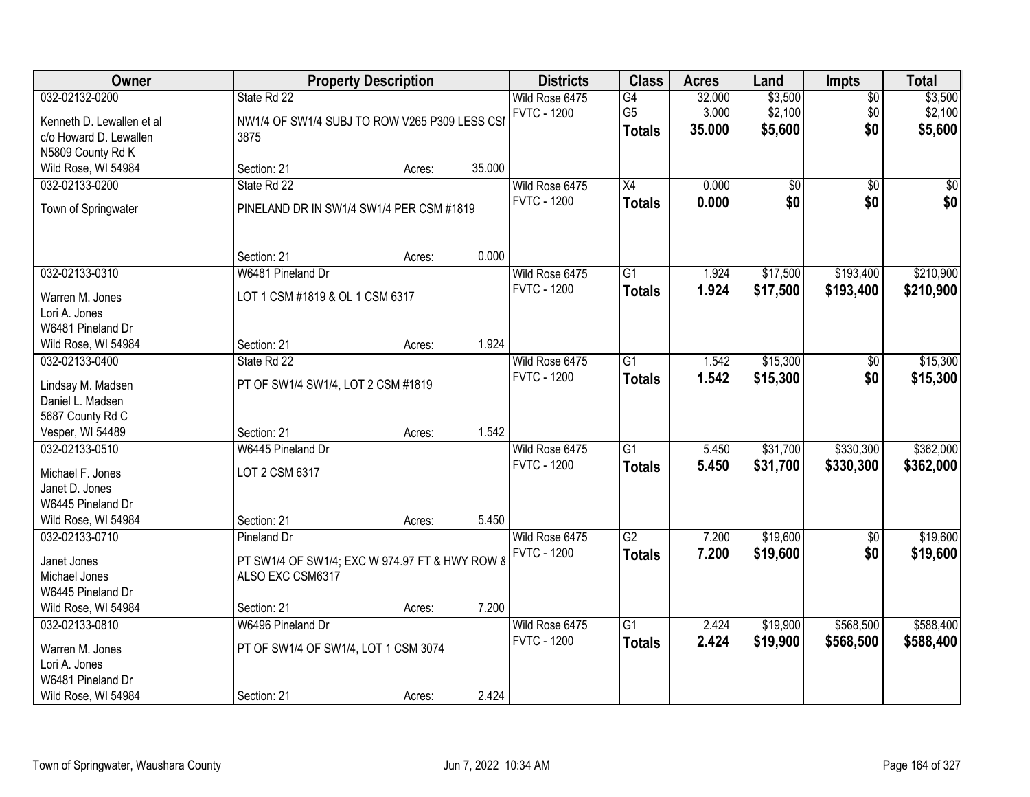| Owner | Property Description | Districts | Class | Acres | Land | Impts | Total |
|---|---|---|---|---|---|---|---|
| 032-02132-0200<br>Kenneth D. Lewallen et al<br>c/o Howard D. Lewallen<br>N5809 County Rd K<br>Wild Rose, WI 54984 | State Rd 22<br>NW1/4 OF SW1/4 SUBJ TO ROW V265 P309 LESS CSM 3875<br>Section: 21 Acres: 35.000 | Wild Rose 6475<br>FVTC - 1200 | G4<br>G5<br>**Totals** | 32.000<br>3.000<br>**35.000** | $3,500<br>$2,100<br>**$5,600** | $0<br>$0<br>**$0** | $3,500<br>$2,100<br>**$5,600** |
| 032-02133-0200<br>Town of Springwater | State Rd 22<br>PINELAND DR IN SW1/4 SW1/4 PER CSM #1819<br>Section: 21 Acres: 0.000 | Wild Rose 6475<br>FVTC - 1200 | X4<br>**Totals** | 0.000<br>**0.000** | $0<br>**$0** | $0<br>**$0** | $0<br>**$0** |
| 032-02133-0310<br>Warren M. Jones<br>Lori A. Jones<br>W6481 Pineland Dr<br>Wild Rose, WI 54984 | W6481 Pineland Dr<br>LOT 1 CSM #1819 & OL 1 CSM 6317<br>Section: 21 Acres: 1.924 | Wild Rose 6475<br>FVTC - 1200 | G1<br>**Totals** | 1.924<br>**1.924** | $17,500<br>**$17,500** | $193,400<br>**$193,400** | $210,900<br>**$210,900** |
| 032-02133-0400<br>Lindsay M. Madsen<br>Daniel L. Madsen<br>5687 County Rd C<br>Vesper, WI 54489 | State Rd 22<br>PT OF SW1/4 SW1/4, LOT 2 CSM #1819<br>Section: 21 Acres: 1.542 | Wild Rose 6475<br>FVTC - 1200 | G1<br>**Totals** | 1.542<br>**1.542** | $15,300<br>**$15,300** | $0<br>**$0** | $15,300<br>**$15,300** |
| 032-02133-0510<br>Michael F. Jones<br>Janet D. Jones<br>W6445 Pineland Dr<br>Wild Rose, WI 54984 | W6445 Pineland Dr<br>LOT 2 CSM 6317<br>Section: 21 Acres: 5.450 | Wild Rose 6475<br>FVTC - 1200 | G1<br>**Totals** | 5.450<br>**5.450** | $31,700<br>**$31,700** | $330,300<br>**$330,300** | $362,000<br>**$362,000** |
| 032-02133-0710<br>Janet Jones<br>Michael Jones<br>W6445 Pineland Dr<br>Wild Rose, WI 54984 | Pineland Dr<br>PT SW1/4 OF SW1/4; EXC W 974.97 FT & HWY ROW & ALSO EXC CSM6317<br>Section: 21 Acres: 7.200 | Wild Rose 6475<br>FVTC - 1200 | G2<br>**Totals** | 7.200<br>**7.200** | $19,600<br>**$19,600** | $0<br>**$0** | $19,600<br>**$19,600** |
| 032-02133-0810<br>Warren M. Jones<br>Lori A. Jones<br>W6481 Pineland Dr<br>Wild Rose, WI 54984 | W6496 Pineland Dr<br>PT OF SW1/4 OF SW1/4, LOT 1 CSM 3074<br>Section: 21 Acres: 2.424 | Wild Rose 6475<br>FVTC - 1200 | G1<br>**Totals** | 2.424<br>**2.424** | $19,900<br>**$19,900** | $568,500<br>**$568,500** | $588,400<br>**$588,400** |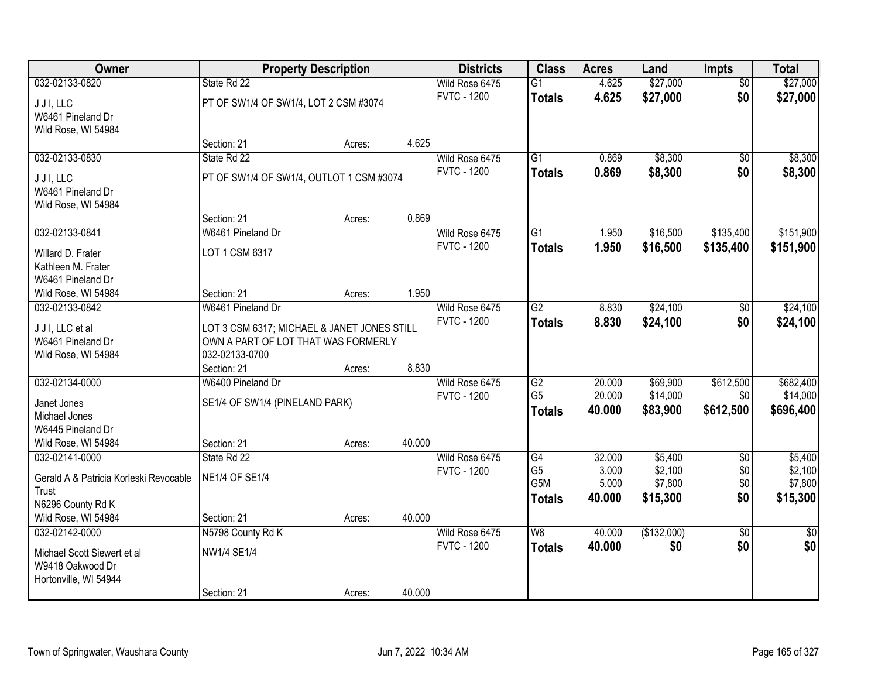| Owner | Property Description | | | Districts | Class | Acres | Land | Impts | Total |
|---|---|---|---|---|---|---|---|---|---|
| 032-02133-0820 | State Rd 22 | | | Wild Rose 6475 | G1 | 4.625 | $27,000 | $0 | $27,000 |
| J J I, LLC<br>W6461 Pineland Dr<br>Wild Rose, WI 54984 | PT OF SW1/4 OF SW1/4, LOT 2 CSM #3074 | | | FVTC - 1200 | **Totals** | **4.625** | **$27,000** | **$0** | **$27,000** |
| | Section: 21 | Acres: | 4.625 | | | | | | |
| 032-02133-0830 | State Rd 22 | | | Wild Rose 6475 | G1 | 0.869 | $8,300 | $0 | $8,300 |
| J J I, LLC<br>W6461 Pineland Dr<br>Wild Rose, WI 54984 | PT OF SW1/4 OF SW1/4, OUTLOT 1 CSM #3074 | | | FVTC - 1200 | **Totals** | **0.869** | **$8,300** | **$0** | **$8,300** |
| | Section: 21 | Acres: | 0.869 | | | | | | |
| 032-02133-0841 | W6461 Pineland Dr | | | Wild Rose 6475 | G1 | 1.950 | $16,500 | $135,400 | $151,900 |
| Willard D. Frater<br>Kathleen M. Frater<br>W6461 Pineland Dr<br>Wild Rose, WI 54984 | LOT 1 CSM 6317 | | | FVTC - 1200 | **Totals** | **1.950** | **$16,500** | **$135,400** | **$151,900** |
| | Section: 21 | Acres: | 1.950 | | | | | | |
| 032-02133-0842 | W6461 Pineland Dr | | | Wild Rose 6475 | G2 | 8.830 | $24,100 | $0 | $24,100 |
| J J I, LLC et al<br>W6461 Pineland Dr<br>Wild Rose, WI 54984 | LOT 3 CSM 6317; MICHAEL & JANET JONES STILL OWN A PART OF LOT THAT WAS FORMERLY 032-02133-0700 | | | FVTC - 1200 | **Totals** | **8.830** | **$24,100** | **$0** | **$24,100** |
| | Section: 21 | Acres: | 8.830 | | | | | | |
| 032-02134-0000 | W6400 Pineland Dr | | | Wild Rose 6475 | G2<br>G5 | 20.000<br>20.000 | $69,900<br>$14,000 | $612,500<br>$0 | $682,400<br>$14,000 |
| Janet Jones<br>Michael Jones<br>W6445 Pineland Dr<br>Wild Rose, WI 54984 | SE1/4 OF SW1/4 (PINELAND PARK) | | | FVTC - 1200 | **Totals** | **40.000** | **$83,900** | **$612,500** | **$696,400** |
| | Section: 21 | Acres: | 40.000 | | | | | | |
| 032-02141-0000 | State Rd 22 | | | Wild Rose 6475 | G4<br>G5<br>G5M | 32.000<br>3.000<br>5.000 | $5,400<br>$2,100<br>$7,800 | $0<br>$0<br>$0 | $5,400<br>$2,100<br>$7,800 |
| Gerald A & Patricia Korleski Revocable Trust<br>N6296 County Rd K<br>Wild Rose, WI 54984 | NE1/4 OF SE1/4 | | | FVTC - 1200 | **Totals** | **40.000** | **$15,300** | **$0** | **$15,300** |
| | Section: 21 | Acres: | 40.000 | | | | | | |
| 032-02142-0000 | N5798 County Rd K | | | Wild Rose 6475 | W8 | 40.000 | ($132,000) | $0 | $0 |
| Michael Scott Siewert et al<br>W9418 Oakwood Dr<br>Hortonville, WI 54944 | NW1/4 SE1/4 | | | FVTC - 1200 | **Totals** | **40.000** | **$0** | **$0** | **$0** |
| | Section: 21 | Acres: | 40.000 | | | | | | |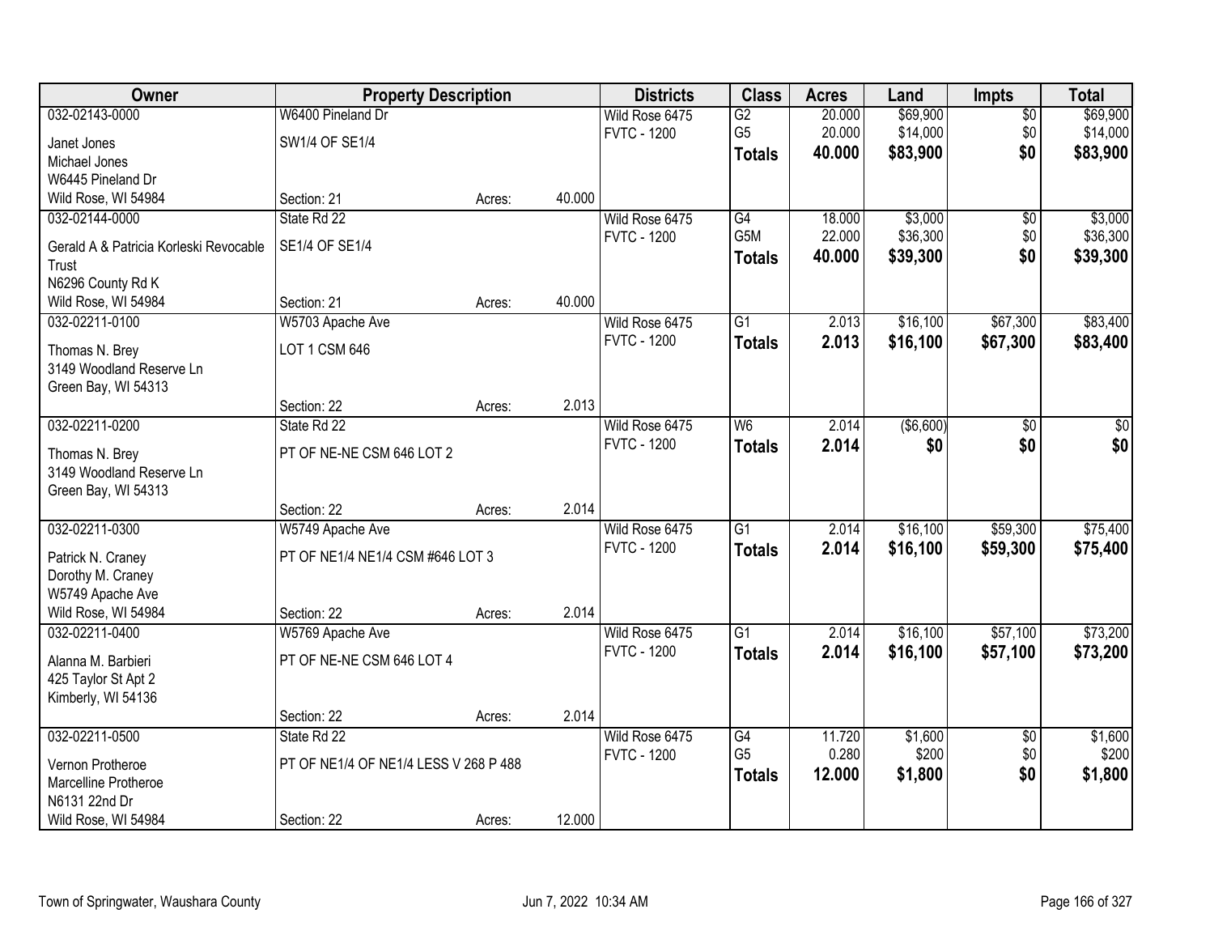| Owner | Property Description | | | Districts | Class | Acres | Land | Impts | Total |
|---|---|---|---|---|---|---|---|---|---|
| 032-02143-0000 | W6400 Pineland Dr | | | Wild Rose 6475 | G2 | 20.000 | $69,900 | $0 | $69,900 |
| Janet Jones | SW1/4 OF SE1/4 | | | FVTC - 1200 | G5 | 20.000 | $14,000 | $0 | $14,000 |
| Michael Jones | | | | | **Totals** | **40.000** | **$83,900** | **$0** | **$83,900** |
| W6445 Pineland Dr | | | | | | | | | |
| Wild Rose, WI 54984 | Section: 21 | Acres: | 40.000 | | | | | | |
| 032-02144-0000 | State Rd 22 | | | Wild Rose 6475 | G4 | 18.000 | $3,000 | $0 | $3,000 |
| Gerald A & Patricia Korleski Revocable Trust | SE1/4 OF SE1/4 | | | FVTC - 1200 | G5M | 22.000 | $36,300 | $0 | $36,300 |
| N6296 County Rd K | | | | | **Totals** | **40.000** | **$39,300** | **$0** | **$39,300** |
| Wild Rose, WI 54984 | Section: 21 | Acres: | 40.000 | | | | | | |
| 032-02211-0100 | W5703 Apache Ave | | | Wild Rose 6475 | G1 | 2.013 | $16,100 | $67,300 | $83,400 |
| Thomas N. Brey | LOT 1 CSM 646 | | | FVTC - 1200 | **Totals** | **2.013** | **$16,100** | **$67,300** | **$83,400** |
| 3149 Woodland Reserve Ln | | | | | | | | | |
| Green Bay, WI 54313 | | | | | | | | | |
| | Section: 22 | Acres: | 2.013 | | | | | | |
| 032-02211-0200 | State Rd 22 | | | Wild Rose 6475 | W6 | 2.014 | ($6,600) | $0 | $0 |
| Thomas N. Brey | PT OF NE-NE CSM 646 LOT 2 | | | FVTC - 1200 | **Totals** | **2.014** | **$0** | **$0** | **$0** |
| 3149 Woodland Reserve Ln | | | | | | | | | |
| Green Bay, WI 54313 | | | | | | | | | |
| | Section: 22 | Acres: | 2.014 | | | | | | |
| 032-02211-0300 | W5749 Apache Ave | | | Wild Rose 6475 | G1 | 2.014 | $16,100 | $59,300 | $75,400 |
| Patrick N. Craney | PT OF NE1/4 NE1/4 CSM #646 LOT 3 | | | FVTC - 1200 | **Totals** | **2.014** | **$16,100** | **$59,300** | **$75,400** |
| Dorothy M. Craney | | | | | | | | | |
| W5749 Apache Ave | | | | | | | | | |
| Wild Rose, WI 54984 | Section: 22 | Acres: | 2.014 | | | | | | |
| 032-02211-0400 | W5769 Apache Ave | | | Wild Rose 6475 | G1 | 2.014 | $16,100 | $57,100 | $73,200 |
| Alanna M. Barbieri | PT OF NE-NE CSM 646 LOT 4 | | | FVTC - 1200 | **Totals** | **2.014** | **$16,100** | **$57,100** | **$73,200** |
| 425 Taylor St Apt 2 | | | | | | | | | |
| Kimberly, WI 54136 | | | | | | | | | |
| | Section: 22 | Acres: | 2.014 | | | | | | |
| 032-02211-0500 | State Rd 22 | | | Wild Rose 6475 | G4 | 11.720 | $1,600 | $0 | $1,600 |
| Vernon Protheroe | PT OF NE1/4 OF NE1/4 LESS V 268 P 488 | | | FVTC - 1200 | G5 | 0.280 | $200 | $0 | $200 |
| Marcelline Protheroe | | | | | **Totals** | **12.000** | **$1,800** | **$0** | **$1,800** |
| N6131 22nd Dr | | | | | | | | | |
| Wild Rose, WI 54984 | Section: 22 | Acres: | 12.000 | | | | | | |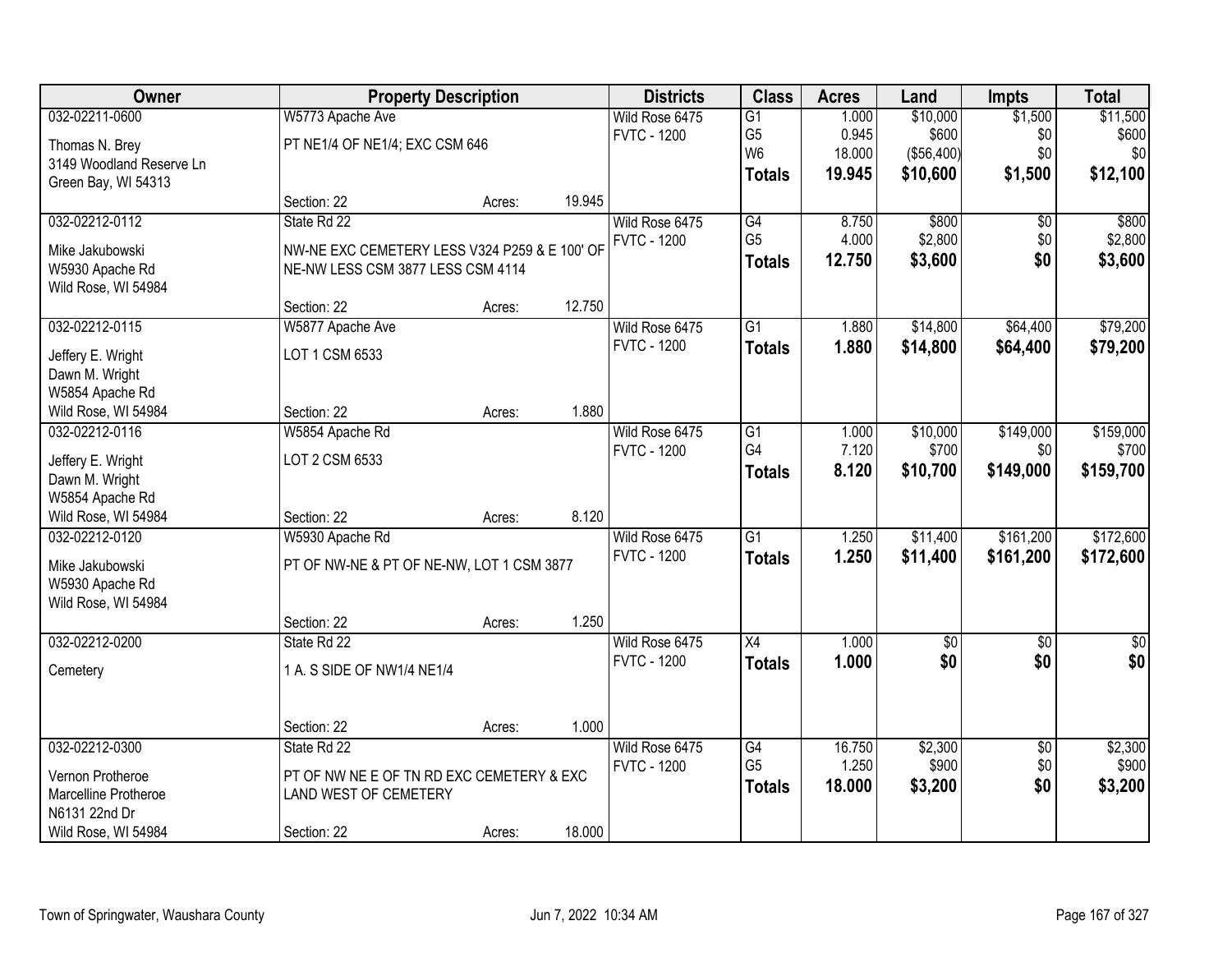| Owner | Property Description | | | Districts | Class | Acres | Land | Impts | Total |
|---|---|---|---|---|---|---|---|---|---|
| 032-02211-0600 | W5773 Apache Ave | | | Wild Rose 6475 | G1 | 1.000 | $10,000 | $1,500 | $11,500 |
| Thomas N. Brey | PT NE1/4 OF NE1/4; EXC CSM 646 | | | FVTC - 1200 | G5 | 0.945 | $600 | $0 | $600 |
| 3149 Woodland Reserve Ln | | | | | W6 | 18.000 | ($56,400) | $0 | $0 |
| Green Bay, WI 54313 | | | | | **Totals** | **19.945** | **$10,600** | **$1,500** | **$12,100** |
| | Section: 22 | Acres: | 19.945 | | | | | | |
| 032-02212-0112 | State Rd 22 | | | Wild Rose 6475 | G4 | 8.750 | $800 | $0 | $800 |
| Mike Jakubowski | NW-NE EXC CEMETERY LESS V324 P259 & E 100' OF NE-NW LESS CSM 3877 LESS CSM 4114 | | | FVTC - 1200 | G5 | 4.000 | $2,800 | $0 | $2,800 |
| W5930 Apache Rd | | | | | **Totals** | **12.750** | **$3,600** | **$0** | **$3,600** |
| Wild Rose, WI 54984 | | | | | | | | | |
| | Section: 22 | Acres: | 12.750 | | | | | | |
| 032-02212-0115 | W5877 Apache Ave | | | Wild Rose 6475 | G1 | 1.880 | $14,800 | $64,400 | $79,200 |
| Jeffery E. Wright | LOT 1 CSM 6533 | | | FVTC - 1200 | **Totals** | **1.880** | **$14,800** | **$64,400** | **$79,200** |
| Dawn M. Wright | | | | | | | | | |
| W5854 Apache Rd | | | | | | | | | |
| Wild Rose, WI 54984 | Section: 22 | Acres: | 1.880 | | | | | | |
| 032-02212-0116 | W5854 Apache Rd | | | Wild Rose 6475 | G1 | 1.000 | $10,000 | $149,000 | $159,000 |
| Jeffery E. Wright | LOT 2 CSM 6533 | | | FVTC - 1200 | G4 | 7.120 | $700 | $0 | $700 |
| Dawn M. Wright | | | | | **Totals** | **8.120** | **$10,700** | **$149,000** | **$159,700** |
| W5854 Apache Rd | | | | | | | | | |
| Wild Rose, WI 54984 | Section: 22 | Acres: | 8.120 | | | | | | |
| 032-02212-0120 | W5930 Apache Rd | | | Wild Rose 6475 | G1 | 1.250 | $11,400 | $161,200 | $172,600 |
| Mike Jakubowski | PT OF NW-NE & PT OF NE-NW, LOT 1 CSM 3877 | | | FVTC - 1200 | **Totals** | **1.250** | **$11,400** | **$161,200** | **$172,600** |
| W5930 Apache Rd | | | | | | | | | |
| Wild Rose, WI 54984 | | | | | | | | | |
| | Section: 22 | Acres: | 1.250 | | | | | | |
| 032-02212-0200 | State Rd 22 | | | Wild Rose 6475 | X4 | 1.000 | $0 | $0 | $0 |
| Cemetery | 1 A. S SIDE OF NW1/4 NE1/4 | | | FVTC - 1200 | **Totals** | **1.000** | **$0** | **$0** | **$0** |
| | Section: 22 | Acres: | 1.000 | | | | | | |
| 032-02212-0300 | State Rd 22 | | | Wild Rose 6475 | G4 | 16.750 | $2,300 | $0 | $2,300 |
| Vernon Protheroe | PT OF NW NE E OF TN RD EXC CEMETERY & EXC LAND WEST OF CEMETERY | | | FVTC - 1200 | G5 | 1.250 | $900 | $0 | $900 |
| Marcelline Protheroe | | | | | **Totals** | **18.000** | **$3,200** | **$0** | **$3,200** |
| N6131 22nd Dr | | | | | | | | | |
| Wild Rose, WI 54984 | Section: 22 | Acres: | 18.000 | | | | | | |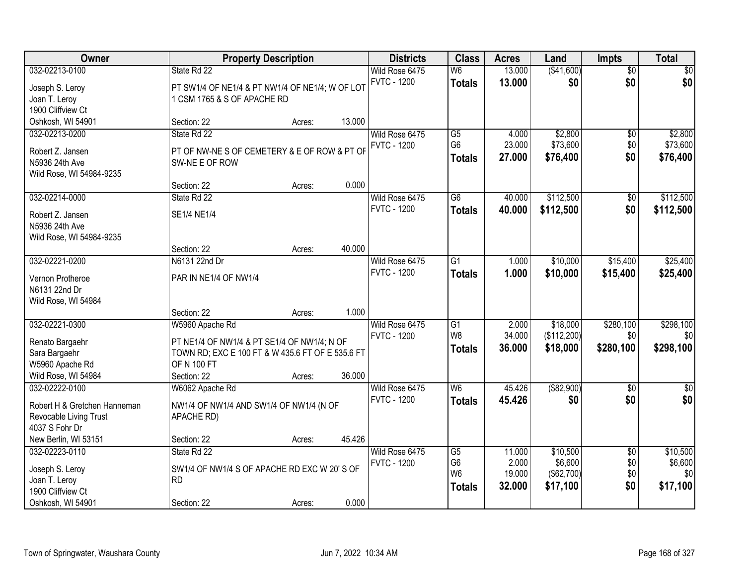| Owner | Property Description | Districts | Class | Acres | Land | Impts | Total |
|---|---|---|---|---|---|---|---|
| 032-02213-0100<br>Joseph S. Leroy<br>Joan T. Leroy<br>1900 Cliffview Ct<br>Oshkosh, WI 54901 | State Rd 22<br>PT SW1/4 OF NE1/4 & PT NW1/4 OF NE1/4; W OF LOT 1 CSM 1765 & S OF APACHE RD<br>Section: 22 Acres: 13.000 | Wild Rose 6475<br>FVTC - 1200 | W6<br>**Totals** | 13.000<br>**13.000** | ($41,600)<br>**$0** | $0<br>**$0** | $0<br>**$0** |
| 032-02213-0200<br>Robert Z. Jansen<br>N5936 24th Ave<br>Wild Rose, WI 54984-9235 | State Rd 22<br>PT OF NW-NE S OF CEMETERY & E OF ROW & PT OF SW-NE E OF ROW<br>Section: 22 Acres: 0.000 | Wild Rose 6475<br>FVTC - 1200 | G5<br>G6<br>**Totals** | 4.000<br>23.000<br>**27.000** | $2,800<br>$73,600<br>**$76,400** | $0<br>$0<br>**$0** | $2,800<br>$73,600<br>**$76,400** |
| 032-02214-0000<br>Robert Z. Jansen<br>N5936 24th Ave<br>Wild Rose, WI 54984-9235 | State Rd 22<br>SE1/4 NE1/4<br>Section: 22 Acres: 40.000 | Wild Rose 6475<br>FVTC - 1200 | G6<br>**Totals** | 40.000<br>**40.000** | $112,500<br>**$112,500** | $0<br>**$0** | $112,500<br>**$112,500** |
| 032-02221-0200<br>Vernon Protheroe<br>N6131 22nd Dr<br>Wild Rose, WI 54984 | N6131 22nd Dr<br>PAR IN NE1/4 OF NW1/4<br>Section: 22 Acres: 1.000 | Wild Rose 6475<br>FVTC - 1200 | G1<br>**Totals** | 1.000<br>**1.000** | $10,000<br>**$10,000** | $15,400<br>**$15,400** | $25,400<br>**$25,400** |
| 032-02221-0300<br>Renato Bargaehr<br>Sara Bargaehr<br>W5960 Apache Rd<br>Wild Rose, WI 54984 | W5960 Apache Rd<br>PT NE1/4 OF NW1/4 & PT SE1/4 OF NW1/4; N OF TOWN RD; EXC E 100 FT & W 435.6 FT OF E 535.6 FT OF N 100 FT<br>Section: 22 Acres: 36.000 | Wild Rose 6475<br>FVTC - 1200 | G1<br>W8<br>**Totals** | 2.000<br>34.000<br>**36.000** | $18,000<br>($112,200)<br>**$18,000** | $280,100<br>$0<br>**$280,100** | $298,100<br>$0<br>**$298,100** |
| 032-02222-0100<br>Robert H & Gretchen Hanneman Revocable Living Trust<br>4037 S Fohr Dr<br>New Berlin, WI 53151 | W6062 Apache Rd<br>NW1/4 OF NW1/4 AND SW1/4 OF NW1/4 (N OF APACHE RD)<br>Section: 22 Acres: 45.426 | Wild Rose 6475<br>FVTC - 1200 | W6<br>**Totals** | 45.426<br>**45.426** | ($82,900)<br>**$0** | $0<br>**$0** | $0<br>**$0** |
| 032-02223-0110<br>Joseph S. Leroy<br>Joan T. Leroy<br>1900 Cliffview Ct<br>Oshkosh, WI 54901 | State Rd 22<br>SW1/4 OF NW1/4 S OF APACHE RD EXC W 20' S OF RD<br>Section: 22 Acres: 0.000 | Wild Rose 6475<br>FVTC - 1200 | G5<br>G6<br>W6<br>**Totals** | 11.000<br>2.000<br>19.000<br>**32.000** | $10,500<br>$6,600<br>($62,700)<br>**$17,100** | $0<br>$0<br>$0<br>**$0** | $10,500<br>$6,600<br>$0<br>**$17,100** |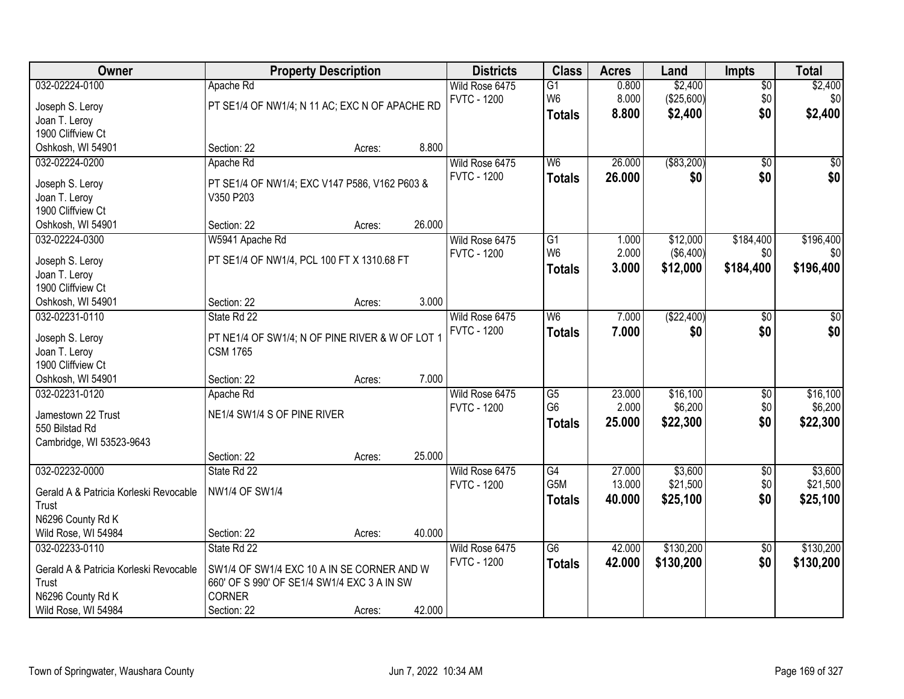| Owner | Property Description | | | Districts | Class | Acres | Land | Impts | Total |
|---|---|---|---|---|---|---|---|---|---|
| 032-02224-0100 | Apache Rd | | | Wild Rose 6475 | G1 | 0.800 | $2,400 | $0 | $2,400 |
| Joseph S. Leroy | PT SE1/4 OF NW1/4; N 11 AC; EXC N OF APACHE RD | | | FVTC - 1200 | W6 | 8.000 | ($25,600) | $0 | $0 |
| Joan T. Leroy | | | | | **Totals** | **8.800** | **$2,400** | **$0** | **$2,400** |
| 1900 Cliffview Ct | | | | | | | | | |
| Oshkosh, WI 54901 | Section: 22 | Acres: | 8.800 | | | | | | |
| 032-02224-0200 | Apache Rd | | | Wild Rose 6475 | W6 | 26.000 | ($83,200) | $0 | $0 |
| Joseph S. Leroy | PT SE1/4 OF NW1/4; EXC V147 P586, V162 P603 & V350 P203 | | | FVTC - 1200 | **Totals** | **26.000** | **$0** | **$0** | **$0** |
| Joan T. Leroy | | | | | | | | | |
| 1900 Cliffview Ct | | | | | | | | | |
| Oshkosh, WI 54901 | Section: 22 | Acres: | 26.000 | | | | | | |
| 032-02224-0300 | W5941 Apache Rd | | | Wild Rose 6475 | G1 | 1.000 | $12,000 | $184,400 | $196,400 |
| Joseph S. Leroy | PT SE1/4 OF NW1/4, PCL 100 FT X 1310.68 FT | | | FVTC - 1200 | W6 | 2.000 | ($6,400) | $0 | $0 |
| Joan T. Leroy | | | | | **Totals** | **3.000** | **$12,000** | **$184,400** | **$196,400** |
| 1900 Cliffview Ct | | | | | | | | | |
| Oshkosh, WI 54901 | Section: 22 | Acres: | 3.000 | | | | | | |
| 032-02231-0110 | State Rd 22 | | | Wild Rose 6475 | W6 | 7.000 | ($22,400) | $0 | $0 |
| Joseph S. Leroy | PT NE1/4 OF SW1/4; N OF PINE RIVER & W OF LOT 1 CSM 1765 | | | FVTC - 1200 | **Totals** | **7.000** | **$0** | **$0** | **$0** |
| Joan T. Leroy | | | | | | | | | |
| 1900 Cliffview Ct | | | | | | | | | |
| Oshkosh, WI 54901 | Section: 22 | Acres: | 7.000 | | | | | | |
| 032-02231-0120 | Apache Rd | | | Wild Rose 6475 | G5 | 23.000 | $16,100 | $0 | $16,100 |
| Jamestown 22 Trust | NE1/4 SW1/4 S OF PINE RIVER | | | FVTC - 1200 | G6 | 2.000 | $6,200 | $0 | $6,200 |
| 550 Bilstad Rd | | | | | **Totals** | **25.000** | **$22,300** | **$0** | **$22,300** |
| Cambridge, WI 53523-9643 | | | | | | | | | |
| | Section: 22 | Acres: | 25.000 | | | | | | |
| 032-02232-0000 | State Rd 22 | | | Wild Rose 6475 | G4 | 27.000 | $3,600 | $0 | $3,600 |
| Gerald A & Patricia Korleski Revocable Trust | NW1/4 OF SW1/4 | | | FVTC - 1200 | G5M | 13.000 | $21,500 | $0 | $21,500 |
| N6296 County Rd K | | | | | **Totals** | **40.000** | **$25,100** | **$0** | **$25,100** |
| Wild Rose, WI 54984 | Section: 22 | Acres: | 40.000 | | | | | | |
| 032-02233-0110 | State Rd 22 | | | Wild Rose 6475 | G6 | 42.000 | $130,200 | $0 | $130,200 |
| Gerald A & Patricia Korleski Revocable Trust | SW1/4 OF SW1/4 EXC 10 A IN SE CORNER AND W 660' OF S 990' OF SE1/4 SW1/4 EXC 3 A IN SW CORNER | | | FVTC - 1200 | **Totals** | **42.000** | **$130,200** | **$0** | **$130,200** |
| N6296 County Rd K | | | | | | | | | |
| Wild Rose, WI 54984 | Section: 22 | Acres: | 42.000 | | | | | | |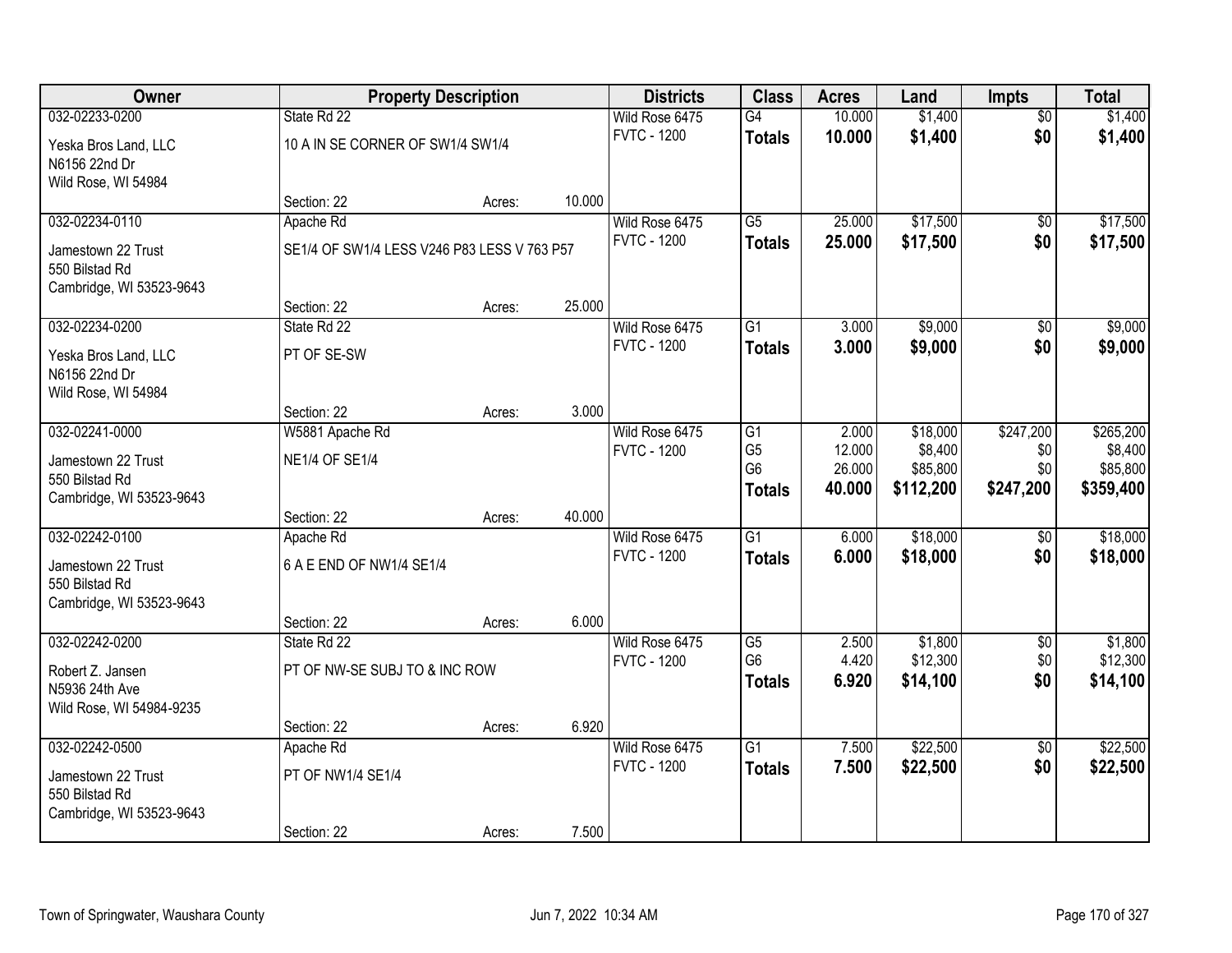| Owner | Property Description | | | Districts | Class | Acres | Land | Impts | Total |
|---|---|---|---|---|---|---|---|---|---|
| 032-02233-0200 | State Rd 22 | | | Wild Rose 6475 | G4 | 10.000 | $1,400 | $0 | $1,400 |
| Yeska Bros Land, LLC<br>N6156 22nd Dr<br>Wild Rose, WI 54984 | 10 A IN SE CORNER OF SW1/4 SW1/4 | | | FVTC - 1200 | **Totals** | **10.000** | **$1,400** | **$0** | **$1,400** |
| | Section: 22 | Acres: | 10.000 | | | | | | |
| 032-02234-0110 | Apache Rd | | | Wild Rose 6475 | G5 | 25.000 | $17,500 | $0 | $17,500 |
| Jamestown 22 Trust<br>550 Bilstad Rd<br>Cambridge, WI 53523-9643 | SE1/4 OF SW1/4 LESS V246 P83 LESS V 763 P57 | | | FVTC - 1200 | **Totals** | **25.000** | **$17,500** | **$0** | **$17,500** |
| | Section: 22 | Acres: | 25.000 | | | | | | |
| 032-02234-0200 | State Rd 22 | | | Wild Rose 6475 | G1 | 3.000 | $9,000 | $0 | $9,000 |
| Yeska Bros Land, LLC<br>N6156 22nd Dr<br>Wild Rose, WI 54984 | PT OF SE-SW | | | FVTC - 1200 | **Totals** | **3.000** | **$9,000** | **$0** | **$9,000** |
| | Section: 22 | Acres: | 3.000 | | | | | | |
| 032-02241-0000 | W5881 Apache Rd | | | Wild Rose 6475 | G1 | 2.000 | $18,000 | $247,200 | $265,200 |
| Jamestown 22 Trust<br>550 Bilstad Rd<br>Cambridge, WI 53523-9643 | NE1/4 OF SE1/4 | | | FVTC - 1200 | G5 | 12.000 | $8,400 | $0 | $8,400 |
| | | | | | G6 | 26.000 | $85,800 | $0 | $85,800 |
| | | | | | **Totals** | **40.000** | **$112,200** | **$247,200** | **$359,400** |
| | Section: 22 | Acres: | 40.000 | | | | | | |
| 032-02242-0100 | Apache Rd | | | Wild Rose 6475 | G1 | 6.000 | $18,000 | $0 | $18,000 |
| Jamestown 22 Trust<br>550 Bilstad Rd<br>Cambridge, WI 53523-9643 | 6 A E END OF NW1/4 SE1/4 | | | FVTC - 1200 | **Totals** | **6.000** | **$18,000** | **$0** | **$18,000** |
| | Section: 22 | Acres: | 6.000 | | | | | | |
| 032-02242-0200 | State Rd 22 | | | Wild Rose 6475 | G5 | 2.500 | $1,800 | $0 | $1,800 |
| Robert Z. Jansen<br>N5936 24th Ave<br>Wild Rose, WI 54984-9235 | PT OF NW-SE SUBJ TO & INC ROW | | | FVTC - 1200 | G6 | 4.420 | $12,300 | $0 | $12,300 |
| | | | | | **Totals** | **6.920** | **$14,100** | **$0** | **$14,100** |
| | Section: 22 | Acres: | 6.920 | | | | | | |
| 032-02242-0500 | Apache Rd | | | Wild Rose 6475 | G1 | 7.500 | $22,500 | $0 | $22,500 |
| Jamestown 22 Trust<br>550 Bilstad Rd<br>Cambridge, WI 53523-9643 | PT OF NW1/4 SE1/4 | | | FVTC - 1200 | **Totals** | **7.500** | **$22,500** | **$0** | **$22,500** |
| | Section: 22 | Acres: | 7.500 | | | | | | |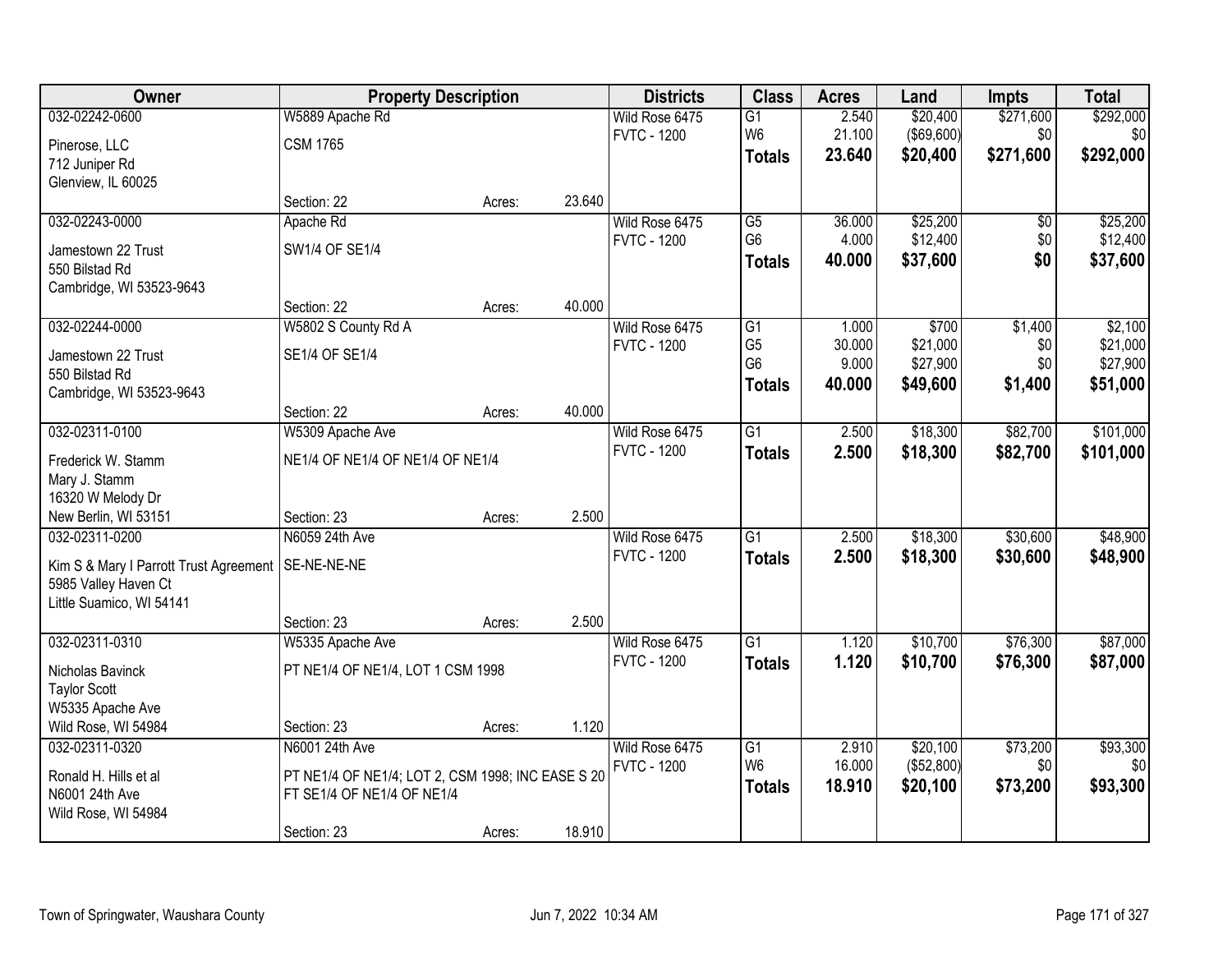| Owner | Property Description | | | Districts | Class | Acres | Land | Impts | Total |
|---|---|---|---|---|---|---|---|---|---|
| 032-02242-0600 | W5889 Apache Rd | | | Wild Rose 6475 | G1 | 2.540 | $20,400 | $271,600 | $292,000 |
| Pinerose, LLC | CSM 1765 | | | FVTC - 1200 | W6 | 21.100 | ($69,600) | $0 | $0 |
| 712 Juniper Rd | | | | | **Totals** | **23.640** | **$20,400** | **$271,600** | **$292,000** |
| Glenview, IL 60025 | | | | | | | | | |
| | Section: 22 | Acres: | 23.640 | | | | | | |
| 032-02243-0000 | Apache Rd | | | Wild Rose 6475 | G5 | 36.000 | $25,200 | $0 | $25,200 |
| Jamestown 22 Trust | SW1/4 OF SE1/4 | | | FVTC - 1200 | G6 | 4.000 | $12,400 | $0 | $12,400 |
| 550 Bilstad Rd | | | | | **Totals** | **40.000** | **$37,600** | **$0** | **$37,600** |
| Cambridge, WI 53523-9643 | | | | | | | | | |
| | Section: 22 | Acres: | 40.000 | | | | | | |
| 032-02244-0000 | W5802 S County Rd A | | | Wild Rose 6475 | G1 | 1.000 | $700 | $1,400 | $2,100 |
| Jamestown 22 Trust | SE1/4 OF SE1/4 | | | FVTC - 1200 | G5 | 30.000 | $21,000 | $0 | $21,000 |
| 550 Bilstad Rd | | | | | G6 | 9.000 | $27,900 | $0 | $27,900 |
| Cambridge, WI 53523-9643 | | | | | **Totals** | **40.000** | **$49,600** | **$1,400** | **$51,000** |
| | Section: 22 | Acres: | 40.000 | | | | | | |
| 032-02311-0100 | W5309 Apache Ave | | | Wild Rose 6475 | G1 | 2.500 | $18,300 | $82,700 | $101,000 |
| Frederick W. Stamm | NE1/4 OF NE1/4 OF NE1/4 OF NE1/4 | | | FVTC - 1200 | **Totals** | **2.500** | **$18,300** | **$82,700** | **$101,000** |
| Mary J. Stamm | | | | | | | | | |
| 16320 W Melody Dr | | | | | | | | | |
| New Berlin, WI 53151 | Section: 23 | Acres: | 2.500 | | | | | | |
| 032-02311-0200 | N6059 24th Ave | | | Wild Rose 6475 | G1 | 2.500 | $18,300 | $30,600 | $48,900 |
| Kim S & Mary I Parrott Trust Agreement | SE-NE-NE-NE | | | FVTC - 1200 | **Totals** | **2.500** | **$18,300** | **$30,600** | **$48,900** |
| 5985 Valley Haven Ct | | | | | | | | | |
| Little Suamico, WI 54141 | | | | | | | | | |
| | Section: 23 | Acres: | 2.500 | | | | | | |
| 032-02311-0310 | W5335 Apache Ave | | | Wild Rose 6475 | G1 | 1.120 | $10,700 | $76,300 | $87,000 |
| Nicholas Bavinck | PT NE1/4 OF NE1/4, LOT 1 CSM 1998 | | | FVTC - 1200 | **Totals** | **1.120** | **$10,700** | **$76,300** | **$87,000** |
| Taylor Scott | | | | | | | | | |
| W5335 Apache Ave | | | | | | | | | |
| Wild Rose, WI 54984 | Section: 23 | Acres: | 1.120 | | | | | | |
| 032-02311-0320 | N6001 24th Ave | | | Wild Rose 6475 | G1 | 2.910 | $20,100 | $73,200 | $93,300 |
| Ronald H. Hills et al | PT NE1/4 OF NE1/4; LOT 2, CSM 1998; INC EASE S 20 FT SE1/4 OF NE1/4 OF NE1/4 | | | FVTC - 1200 | W6 | 16.000 | ($52,800) | $0 | $0 |
| N6001 24th Ave | | | | | **Totals** | **18.910** | **$20,100** | **$73,200** | **$93,300** |
| Wild Rose, WI 54984 | | | | | | | | | |
| | Section: 23 | Acres: | 18.910 | | | | | | |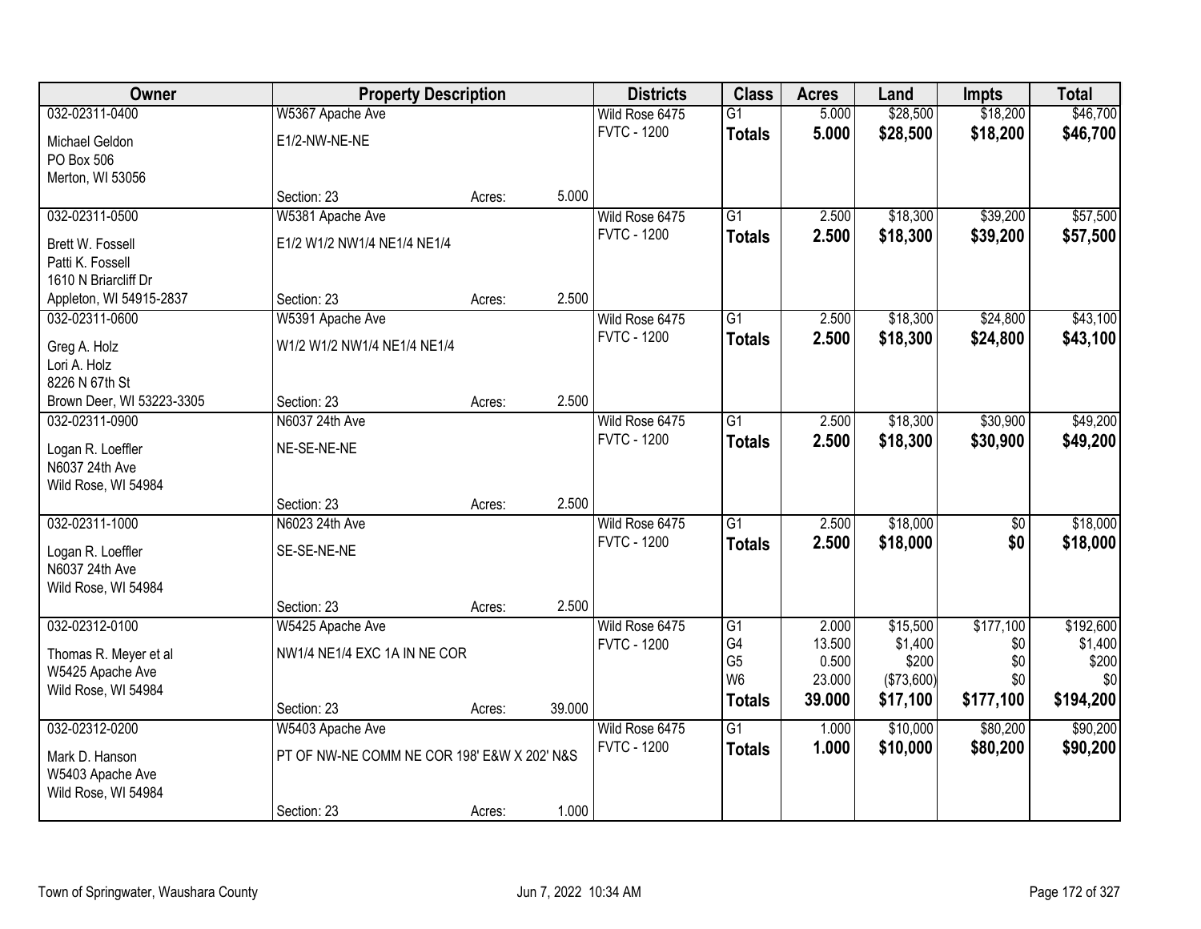| Owner | Property Description | | | Districts | Class | Acres | Land | Impts | Total |
|---|---|---|---|---|---|---|---|---|---|
| 032-02311-0400 | W5367 Apache Ave | | | Wild Rose 6475 | G1 | 5.000 | $28,500 | $18,200 | $46,700 |
| Michael Geldon<br>PO Box 506<br>Merton, WI 53056 | E1/2-NW-NE-NE | | | FVTC - 1200 | **Totals** | **5.000** | **$28,500** | **$18,200** | **$46,700** |
| | Section: 23 | Acres: | 5.000 | | | | | | |
| 032-02311-0500 | W5381 Apache Ave | | | Wild Rose 6475 | G1 | 2.500 | $18,300 | $39,200 | $57,500 |
| Brett W. Fossell<br>Patti K. Fossell<br>1610 N Briarcliff Dr<br>Appleton, WI 54915-2837 | E1/2 W1/2 NW1/4 NE1/4 NE1/4 | | | FVTC - 1200 | **Totals** | **2.500** | **$18,300** | **$39,200** | **$57,500** |
| | Section: 23 | Acres: | 2.500 | | | | | | |
| 032-02311-0600 | W5391 Apache Ave | | | Wild Rose 6475 | G1 | 2.500 | $18,300 | $24,800 | $43,100 |
| Greg A. Holz<br>Lori A. Holz<br>8226 N 67th St<br>Brown Deer, WI 53223-3305 | W1/2 W1/2 NW1/4 NE1/4 NE1/4 | | | FVTC - 1200 | **Totals** | **2.500** | **$18,300** | **$24,800** | **$43,100** |
| | Section: 23 | Acres: | 2.500 | | | | | | |
| 032-02311-0900 | N6037 24th Ave | | | Wild Rose 6475 | G1 | 2.500 | $18,300 | $30,900 | $49,200 |
| Logan R. Loeffler<br>N6037 24th Ave<br>Wild Rose, WI 54984 | NE-SE-NE-NE | | | FVTC - 1200 | **Totals** | **2.500** | **$18,300** | **$30,900** | **$49,200** |
| | Section: 23 | Acres: | 2.500 | | | | | | |
| 032-02311-1000 | N6023 24th Ave | | | Wild Rose 6475 | G1 | 2.500 | $18,000 | $0 | $18,000 |
| Logan R. Loeffler<br>N6037 24th Ave<br>Wild Rose, WI 54984 | SE-SE-NE-NE | | | FVTC - 1200 | **Totals** | **2.500** | **$18,000** | **$0** | **$18,000** |
| | Section: 23 | Acres: | 2.500 | | | | | | |
| 032-02312-0100 | W5425 Apache Ave | | | Wild Rose 6475 | G1 | 2.000 | $15,500 | $177,100 | $192,600 |
| Thomas R. Meyer et al<br>W5425 Apache Ave<br>Wild Rose, WI 54984 | NW1/4 NE1/4 EXC 1A IN NE COR | | | FVTC - 1200 | G4 | 13.500 | $1,400 | $0 | $1,400 |
| | | | | | G5 | 0.500 | $200 | $0 | $200 |
| | | | | | W6 | 23.000 | ($73,600) | $0 | $0 |
| | Section: 23 | Acres: | 39.000 | | **Totals** | **39.000** | **$17,100** | **$177,100** | **$194,200** |
| 032-02312-0200 | W5403 Apache Ave | | | Wild Rose 6475 | G1 | 1.000 | $10,000 | $80,200 | $90,200 |
| Mark D. Hanson<br>W5403 Apache Ave<br>Wild Rose, WI 54984 | PT OF NW-NE COMM NE COR 198' E&W X 202' N&S | | | FVTC - 1200 | **Totals** | **1.000** | **$10,000** | **$80,200** | **$90,200** |
| | Section: 23 | Acres: | 1.000 | | | | | | |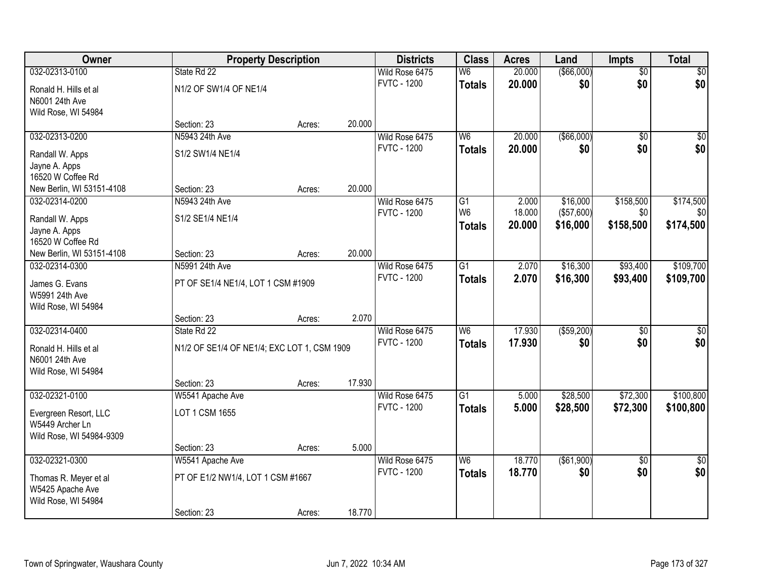| Owner | Property Description | | | Districts | Class | Acres | Land | Impts | Total |
|---|---|---|---|---|---|---|---|---|---|
| 032-02313-0100 | State Rd 22 | | | Wild Rose 6475 | W6 | 20.000 | ($66,000) | $0 | $0 |
| Ronald H. Hills et al<br>N6001 24th Ave<br>Wild Rose, WI 54984 | N1/2 OF SW1/4 OF NE1/4 | | | FVTC - 1200 | **Totals** | **20.000** | **$0** | **$0** | **$0** |
| | Section: 23 | Acres: | 20.000 | | | | | | |
| 032-02313-0200 | N5943 24th Ave | | | Wild Rose 6475 | W6 | 20.000 | ($66,000) | $0 | $0 |
| Randall W. Apps<br>Jayne A. Apps<br>16520 W Coffee Rd<br>New Berlin, WI 53151-4108 | S1/2 SW1/4 NE1/4 | | | FVTC - 1200 | **Totals** | **20.000** | **$0** | **$0** | **$0** |
| | Section: 23 | Acres: | 20.000 | | | | | | |
| 032-02314-0200 | N5943 24th Ave | | | Wild Rose 6475 | G1 | 2.000 | $16,000 | $158,500 | $174,500 |
| Randall W. Apps<br>Jayne A. Apps<br>16520 W Coffee Rd<br>New Berlin, WI 53151-4108 | S1/2 SE1/4 NE1/4 | | | FVTC - 1200 | W6 | 18.000 | ($57,600) | $0 | $0 |
| | | | | | **Totals** | **20.000** | **$16,000** | **$158,500** | **$174,500** |
| | Section: 23 | Acres: | 20.000 | | | | | | |
| 032-02314-0300 | N5991 24th Ave | | | Wild Rose 6475 | G1 | 2.070 | $16,300 | $93,400 | $109,700 |
| James G. Evans<br>W5991 24th Ave<br>Wild Rose, WI 54984 | PT OF SE1/4 NE1/4, LOT 1 CSM #1909 | | | FVTC - 1200 | **Totals** | **2.070** | **$16,300** | **$93,400** | **$109,700** |
| | Section: 23 | Acres: | 2.070 | | | | | | |
| 032-02314-0400 | State Rd 22 | | | Wild Rose 6475 | W6 | 17.930 | ($59,200) | $0 | $0 |
| Ronald H. Hills et al<br>N6001 24th Ave<br>Wild Rose, WI 54984 | N1/2 OF SE1/4 OF NE1/4; EXC LOT 1, CSM 1909 | | | FVTC - 1200 | **Totals** | **17.930** | **$0** | **$0** | **$0** |
| | Section: 23 | Acres: | 17.930 | | | | | | |
| 032-02321-0100 | W5541 Apache Ave | | | Wild Rose 6475 | G1 | 5.000 | $28,500 | $72,300 | $100,800 |
| Evergreen Resort, LLC<br>W5449 Archer Ln<br>Wild Rose, WI 54984-9309 | LOT 1 CSM 1655 | | | FVTC - 1200 | **Totals** | **5.000** | **$28,500** | **$72,300** | **$100,800** |
| | Section: 23 | Acres: | 5.000 | | | | | | |
| 032-02321-0300 | W5541 Apache Ave | | | Wild Rose 6475 | W6 | 18.770 | ($61,900) | $0 | $0 |
| Thomas R. Meyer et al<br>W5425 Apache Ave<br>Wild Rose, WI 54984 | PT OF E1/2 NW1/4, LOT 1 CSM #1667 | | | FVTC - 1200 | **Totals** | **18.770** | **$0** | **$0** | **$0** |
| | Section: 23 | Acres: | 18.770 | | | | | | |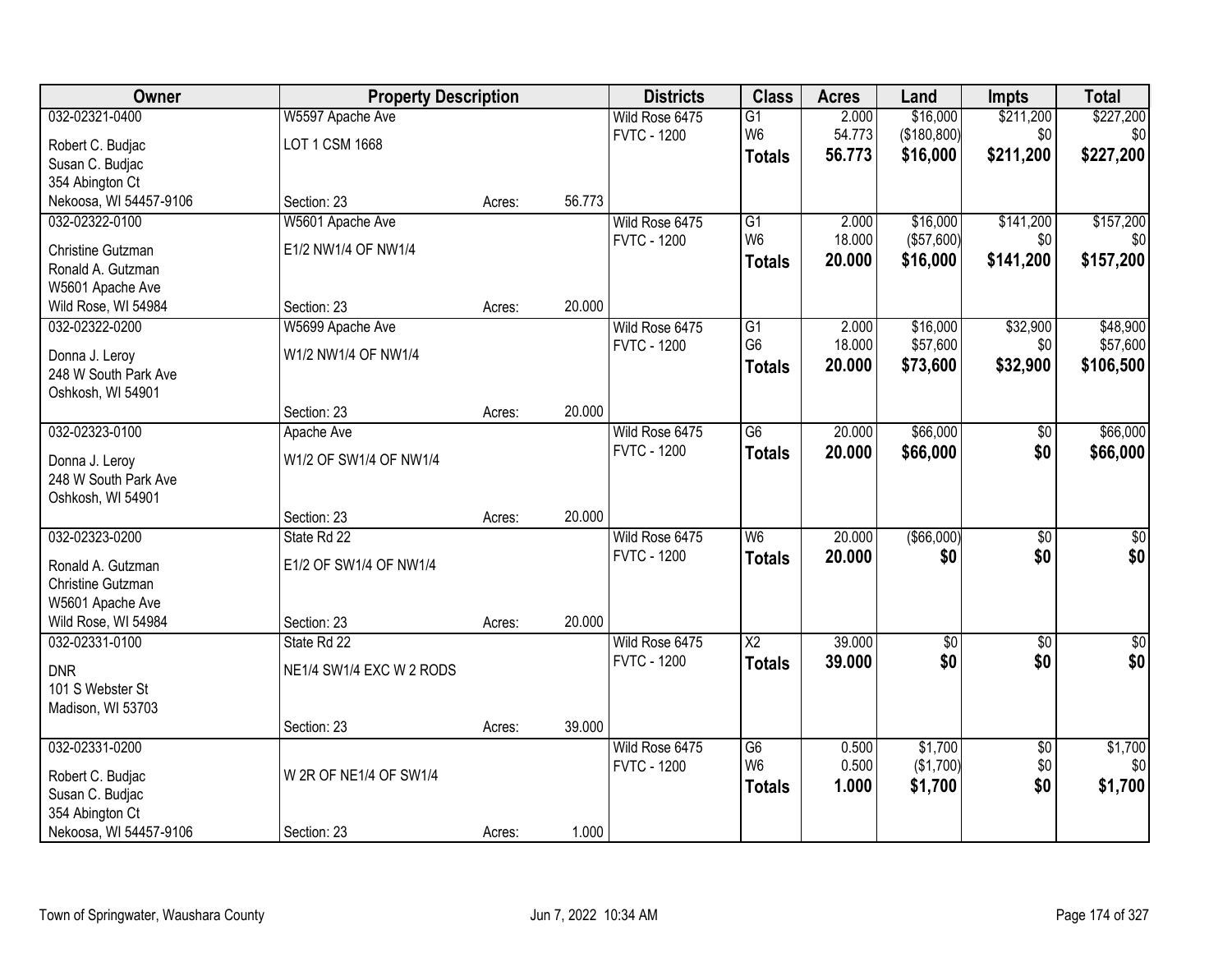| Owner | Property Description | | | Districts | Class | Acres | Land | Impts | Total |
|---|---|---|---|---|---|---|---|---|---|
| 032-02321-0400 | W5597 Apache Ave | | | Wild Rose 6475 | G1 | 2.000 | $16,000 | $211,200 | $227,200 |
| Robert C. Budjac | LOT 1 CSM 1668 | | | FVTC - 1200 | W6 | 54.773 | ($180,800) | $0 | $0 |
| Susan C. Budjac | | | | | **Totals** | **56.773** | **$16,000** | **$211,200** | **$227,200** |
| 354 Abington Ct | | | | | | | | | |
| Nekoosa, WI 54457-9106 | Section: 23 | Acres: | 56.773 | | | | | | |
| 032-02322-0100 | W5601 Apache Ave | | | Wild Rose 6475 | G1 | 2.000 | $16,000 | $141,200 | $157,200 |
| Christine Gutzman | E1/2 NW1/4 OF NW1/4 | | | FVTC - 1200 | W6 | 18.000 | ($57,600) | $0 | $0 |
| Ronald A. Gutzman | | | | | **Totals** | **20.000** | **$16,000** | **$141,200** | **$157,200** |
| W5601 Apache Ave | | | | | | | | | |
| Wild Rose, WI 54984 | Section: 23 | Acres: | 20.000 | | | | | | |
| 032-02322-0200 | W5699 Apache Ave | | | Wild Rose 6475 | G1 | 2.000 | $16,000 | $32,900 | $48,900 |
| Donna J. Leroy | W1/2 NW1/4 OF NW1/4 | | | FVTC - 1200 | G6 | 18.000 | $57,600 | $0 | $57,600 |
| 248 W South Park Ave | | | | | **Totals** | **20.000** | **$73,600** | **$32,900** | **$106,500** |
| Oshkosh, WI 54901 | | | | | | | | | |
| | Section: 23 | Acres: | 20.000 | | | | | | |
| 032-02323-0100 | Apache Ave | | | Wild Rose 6475 | G6 | 20.000 | $66,000 | $0 | $66,000 |
| Donna J. Leroy | W1/2 OF SW1/4 OF NW1/4 | | | FVTC - 1200 | **Totals** | **20.000** | **$66,000** | **$0** | **$66,000** |
| 248 W South Park Ave | | | | | | | | | |
| Oshkosh, WI 54901 | | | | | | | | | |
| | Section: 23 | Acres: | 20.000 | | | | | | |
| 032-02323-0200 | State Rd 22 | | | Wild Rose 6475 | W6 | 20.000 | ($66,000) | $0 | $0 |
| Ronald A. Gutzman | E1/2 OF SW1/4 OF NW1/4 | | | FVTC - 1200 | **Totals** | **20.000** | **$0** | **$0** | **$0** |
| Christine Gutzman | | | | | | | | | |
| W5601 Apache Ave | | | | | | | | | |
| Wild Rose, WI 54984 | Section: 23 | Acres: | 20.000 | | | | | | |
| 032-02331-0100 | State Rd 22 | | | Wild Rose 6475 | X2 | 39.000 | $0 | $0 | $0 |
| DNR | NE1/4 SW1/4 EXC W 2 RODS | | | FVTC - 1200 | **Totals** | **39.000** | **$0** | **$0** | **$0** |
| 101 S Webster St | | | | | | | | | |
| Madison, WI 53703 | | | | | | | | | |
| | Section: 23 | Acres: | 39.000 | | | | | | |
| 032-02331-0200 | | | | Wild Rose 6475 | G6 | 0.500 | $1,700 | $0 | $1,700 |
| Robert C. Budjac | W 2R OF NE1/4 OF SW1/4 | | | FVTC - 1200 | W6 | 0.500 | ($1,700) | $0 | $0 |
| Susan C. Budjac | | | | | **Totals** | **1.000** | **$1,700** | **$0** | **$1,700** |
| 354 Abington Ct | | | | | | | | | |
| Nekoosa, WI 54457-9106 | Section: 23 | Acres: | 1.000 | | | | | | |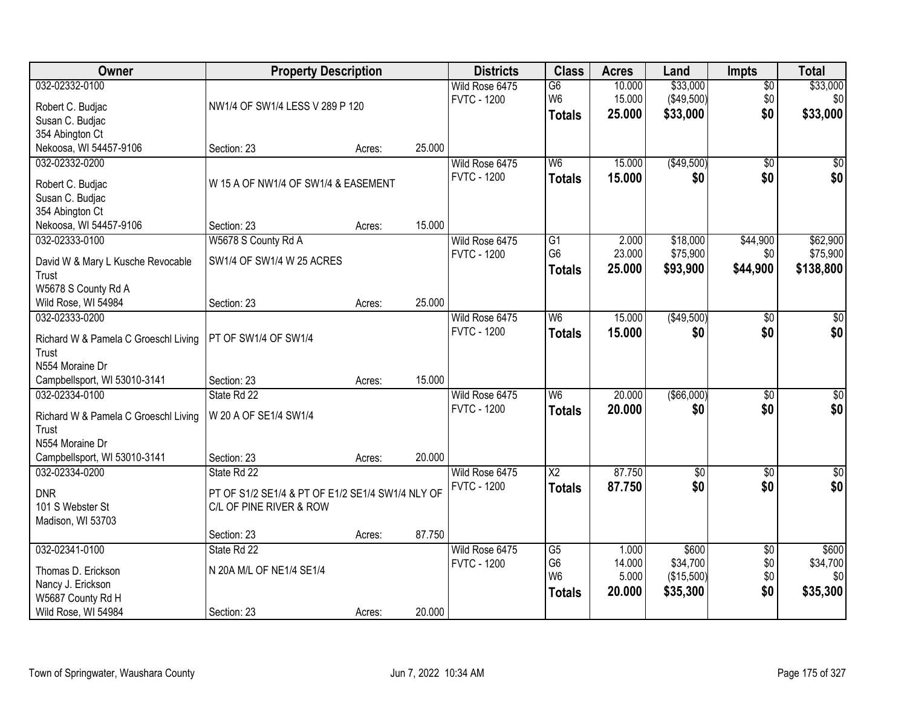| Owner | Property Description | | | Districts | Class | Acres | Land | Impts | Total |
|---|---|---|---|---|---|---|---|---|---|
| 032-02332-0100<br>Robert C. Budjac<br>Susan C. Budjac<br>354 Abington Ct<br>Nekoosa, WI 54457-9106 | NW1/4 OF SW1/4 LESS V 289 P 120<br>Section: 23 | Acres: | 25.000 | Wild Rose 6475<br>FVTC - 1200 | G6<br>W6<br>**Totals** | 10.000<br>15.000<br>**25.000** | $33,000<br>($49,500)<br>**$33,000** | $0<br>$0<br>**$0** | $33,000<br>$0<br>**$33,000** |
| 032-02332-0200<br>Robert C. Budjac<br>Susan C. Budjac<br>354 Abington Ct<br>Nekoosa, WI 54457-9106 | W 15 A OF NW1/4 OF SW1/4 & EASEMENT<br>Section: 23 | Acres: | 15.000 | Wild Rose 6475<br>FVTC - 1200 | W6<br>**Totals** | 15.000<br>**15.000** | ($49,500)<br>**$0** | $0<br>**$0** | $0<br>**$0** |
| 032-02333-0100<br>David W & Mary L Kusche Revocable Trust<br>W5678 S County Rd A<br>Wild Rose, WI 54984 | W5678 S County Rd A<br>SW1/4 OF SW1/4 W 25 ACRES<br>Section: 23 | Acres: | 25.000 | Wild Rose 6475<br>FVTC - 1200 | G1<br>G6<br>**Totals** | 2.000<br>23.000<br>**25.000** | $18,000<br>$75,900<br>**$93,900** | $44,900<br>$0<br>**$44,900** | $62,900<br>$75,900<br>**$138,800** |
| 032-02333-0200<br>Richard W & Pamela C Groeschl Living Trust<br>N554 Moraine Dr<br>Campbellsport, WI 53010-3141 | PT OF SW1/4 OF SW1/4<br>Section: 23 | Acres: | 15.000 | Wild Rose 6475<br>FVTC - 1200 | W6<br>**Totals** | 15.000<br>**15.000** | ($49,500)<br>**$0** | $0<br>**$0** | $0<br>**$0** |
| 032-02334-0100<br>Richard W & Pamela C Groeschl Living Trust<br>N554 Moraine Dr<br>Campbellsport, WI 53010-3141 | State Rd 22<br>W 20 A OF SE1/4 SW1/4<br>Section: 23 | Acres: | 20.000 | Wild Rose 6475<br>FVTC - 1200 | W6<br>**Totals** | 20.000<br>**20.000** | ($66,000)<br>**$0** | $0<br>**$0** | $0<br>**$0** |
| 032-02334-0200<br>DNR<br>101 S Webster St<br>Madison, WI 53703 | State Rd 22<br>PT OF S1/2 SE1/4 & PT OF E1/2 SE1/4 SW1/4 NLY OF C/L OF PINE RIVER & ROW<br>Section: 23 | Acres: | 87.750 | Wild Rose 6475<br>FVTC - 1200 | X2<br>**Totals** | 87.750<br>**87.750** | $0<br>**$0** | $0<br>**$0** | $0<br>**$0** |
| 032-02341-0100<br>Thomas D. Erickson<br>Nancy J. Erickson<br>W5687 County Rd H<br>Wild Rose, WI 54984 | State Rd 22<br>N 20A M/L OF NE1/4 SE1/4<br>Section: 23 | Acres: | 20.000 | Wild Rose 6475<br>FVTC - 1200 | G5<br>G6<br>W6<br>**Totals** | 1.000<br>14.000<br>5.000<br>**20.000** | $600<br>$34,700<br>($15,500)<br>**$35,300** | $0<br>$0<br>$0<br>**$0** | $600<br>$34,700<br>$0<br>**$35,300** |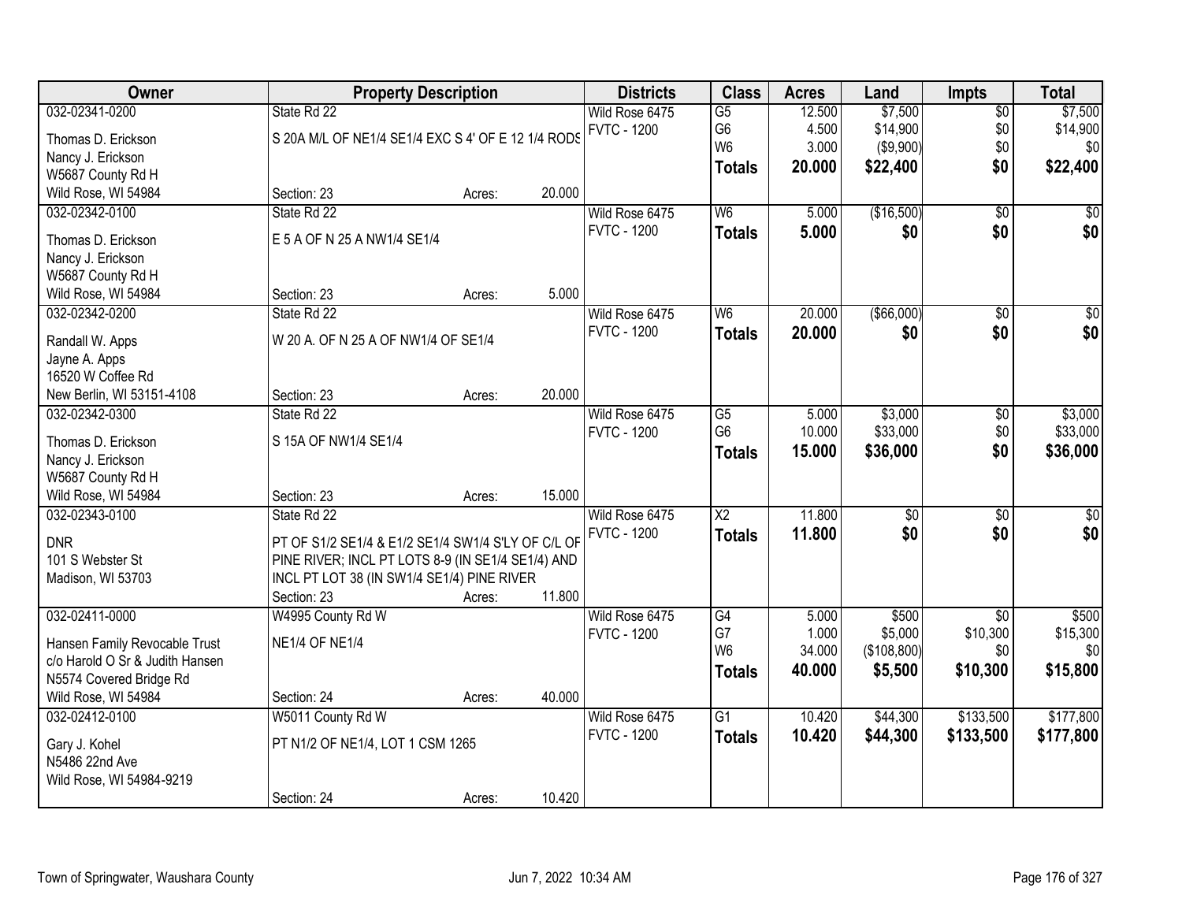| Owner | Property Description | | | Districts | Class | Acres | Land | Impts | Total |
|---|---|---|---|---|---|---|---|---|---|
| 032-02341-0200 | State Rd 22 | | | Wild Rose 6475 | G5 | 12.500 | $7,500 | $0 | $7,500 |
| Thomas D. Erickson | S 20A M/L OF NE1/4 SE1/4 EXC S 4' OF E 12 1/4 RODS | | | FVTC - 1200 | G6 | 4.500 | $14,900 | $0 | $14,900 |
| Nancy J. Erickson | | | | | W6 | 3.000 | ($9,900) | $0 | $0 |
| W5687 County Rd H | | | | | **Totals** | **20.000** | **$22,400** | **$0** | **$22,400** |
| Wild Rose, WI 54984 | Section: 23 | Acres: | 20.000 | | | | | | |
| 032-02342-0100 | State Rd 22 | | | Wild Rose 6475 | W6 | 5.000 | ($16,500) | $0 | $0 |
| Thomas D. Erickson | E 5 A OF N 25 A NW1/4 SE1/4 | | | FVTC - 1200 | **Totals** | **5.000** | **$0** | **$0** | **$0** |
| Nancy J. Erickson | | | | | | | | | |
| W5687 County Rd H | | | | | | | | | |
| Wild Rose, WI 54984 | Section: 23 | Acres: | 5.000 | | | | | | |
| 032-02342-0200 | State Rd 22 | | | Wild Rose 6475 | W6 | 20.000 | ($66,000) | $0 | $0 |
| Randall W. Apps | W 20 A. OF N 25 A OF NW1/4 OF SE1/4 | | | FVTC - 1200 | **Totals** | **20.000** | **$0** | **$0** | **$0** |
| Jayne A. Apps | | | | | | | | | |
| 16520 W Coffee Rd | | | | | | | | | |
| New Berlin, WI 53151-4108 | Section: 23 | Acres: | 20.000 | | | | | | |
| 032-02342-0300 | State Rd 22 | | | Wild Rose 6475 | G5 | 5.000 | $3,000 | $0 | $3,000 |
| Thomas D. Erickson | S 15A OF NW1/4 SE1/4 | | | FVTC - 1200 | G6 | 10.000 | $33,000 | $0 | $33,000 |
| Nancy J. Erickson | | | | | **Totals** | **15.000** | **$36,000** | **$0** | **$36,000** |
| W5687 County Rd H | | | | | | | | | |
| Wild Rose, WI 54984 | Section: 23 | Acres: | 15.000 | | | | | | |
| 032-02343-0100 | State Rd 22 | | | Wild Rose 6475 | X2 | 11.800 | $0 | $0 | $0 |
| DNR | PT OF S1/2 SE1/4 & E1/2 SE1/4 SW1/4 S'LY OF C/L OF PINE RIVER; INCL PT LOTS 8-9 (IN SE1/4 SE1/4) AND INCL PT LOT 38 (IN SW1/4 SE1/4) PINE RIVER | | | FVTC - 1200 | **Totals** | **11.800** | **$0** | **$0** | **$0** |
| 101 S Webster St | | | | | | | | | |
| Madison, WI 53703 | | | | | | | | | |
| | Section: 23 | Acres: | 11.800 | | | | | | |
| 032-02411-0000 | W4995 County Rd W | | | Wild Rose 6475 | G4 | 5.000 | $500 | $0 | $500 |
| Hansen Family Revocable Trust | NE1/4 OF NE1/4 | | | FVTC - 1200 | G7 | 1.000 | $5,000 | $10,300 | $15,300 |
| c/o Harold O Sr & Judith Hansen | | | | | W6 | 34.000 | ($108,800) | $0 | $0 |
| N5574 Covered Bridge Rd | | | | | **Totals** | **40.000** | **$5,500** | **$10,300** | **$15,800** |
| Wild Rose, WI 54984 | Section: 24 | Acres: | 40.000 | | | | | | |
| 032-02412-0100 | W5011 County Rd W | | | Wild Rose 6475 | G1 | 10.420 | $44,300 | $133,500 | $177,800 |
| Gary J. Kohel | PT N1/2 OF NE1/4, LOT 1 CSM 1265 | | | FVTC - 1200 | **Totals** | **10.420** | **$44,300** | **$133,500** | **$177,800** |
| N5486 22nd Ave | | | | | | | | | |
| Wild Rose, WI 54984-9219 | | | | | | | | | |
| | Section: 24 | Acres: | 10.420 | | | | | | |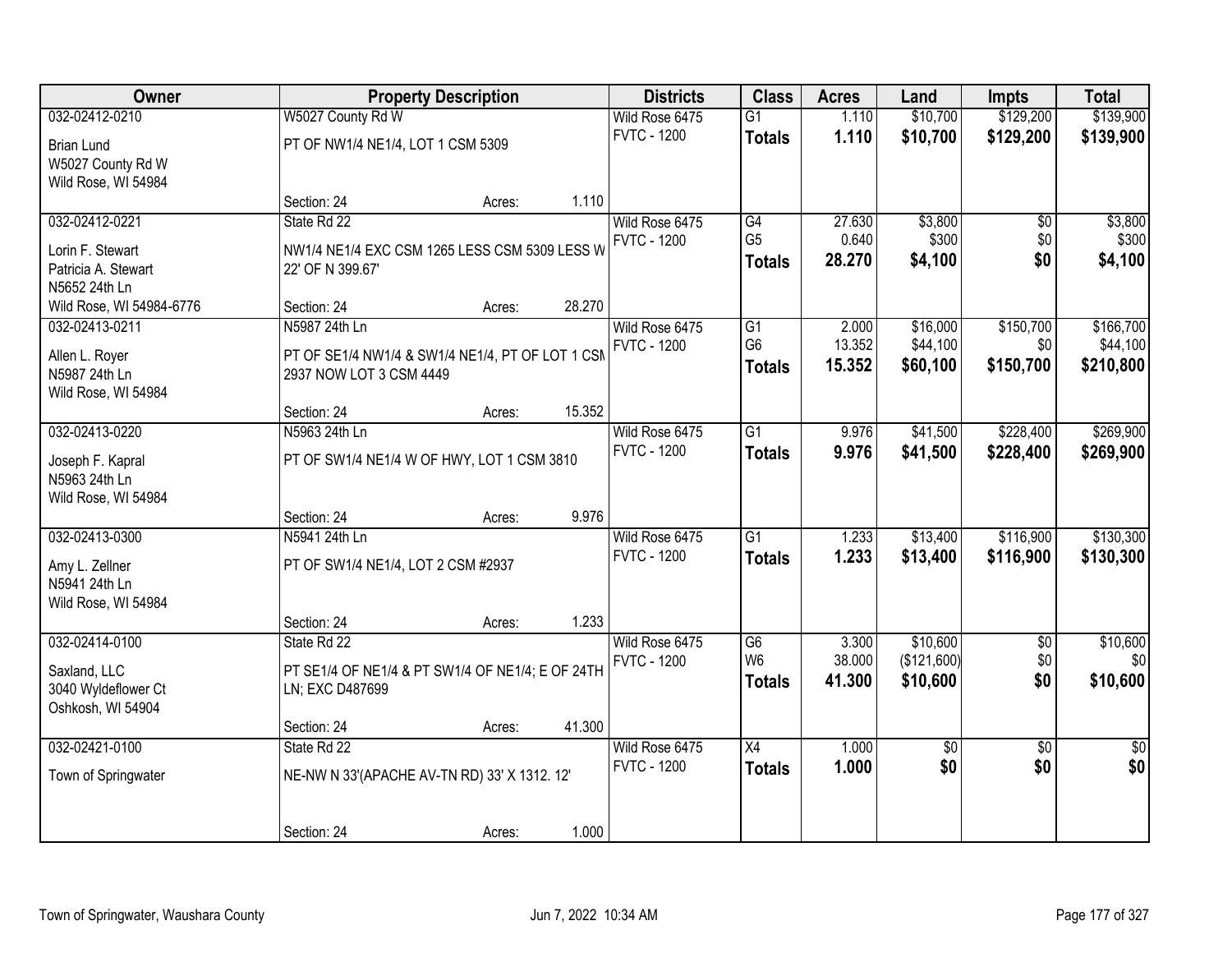| Owner | Property Description | | Districts | Class | Acres | Land | Impts | Total |
|---|---|---|---|---|---|---|---|---|
| 032-02412-0210 | W5027 County Rd W | | Wild Rose 6475 | G1 | 1.110 | $10,700 | $129,200 | $139,900 |
| Brian Lund<br>W5027 County Rd W<br>Wild Rose, WI 54984 | PT OF NW1/4 NE1/4, LOT 1 CSM 5309 | | FVTC - 1200 | **Totals** | **1.110** | **$10,700** | **$129,200** | **$139,900** |
| | Section: 24 | Acres: 1.110 | | | | | | |
| 032-02412-0221 | State Rd 22 | | Wild Rose 6475 | G4 | 27.630 | $3,800 | $0 | $3,800 |
| Lorin F. Stewart<br>Patricia A. Stewart<br>N5652 24th Ln<br>Wild Rose, WI 54984-6776 | NW1/4 NE1/4 EXC CSM 1265 LESS CSM 5309 LESS W 22' OF N 399.67' | | FVTC - 1200 | G5 | 0.640 | $300 | $0 | $300 |
| | | | | **Totals** | **28.270** | **$4,100** | **$0** | **$4,100** |
| | Section: 24 | Acres: 28.270 | | | | | | |
| 032-02413-0211 | N5987 24th Ln | | Wild Rose 6475 | G1 | 2.000 | $16,000 | $150,700 | $166,700 |
| Allen L. Royer<br>N5987 24th Ln<br>Wild Rose, WI 54984 | PT OF SE1/4 NW1/4 & SW1/4 NE1/4, PT OF LOT 1 CSM 2937 NOW LOT 3 CSM 4449 | | FVTC - 1200 | G6 | 13.352 | $44,100 | $0 | $44,100 |
| | | | | **Totals** | **15.352** | **$60,100** | **$150,700** | **$210,800** |
| | Section: 24 | Acres: 15.352 | | | | | | |
| 032-02413-0220 | N5963 24th Ln | | Wild Rose 6475 | G1 | 9.976 | $41,500 | $228,400 | $269,900 |
| Joseph F. Kapral<br>N5963 24th Ln<br>Wild Rose, WI 54984 | PT OF SW1/4 NE1/4 W OF HWY, LOT 1 CSM 3810 | | FVTC - 1200 | **Totals** | **9.976** | **$41,500** | **$228,400** | **$269,900** |
| | Section: 24 | Acres: 9.976 | | | | | | |
| 032-02413-0300 | N5941 24th Ln | | Wild Rose 6475 | G1 | 1.233 | $13,400 | $116,900 | $130,300 |
| Amy L. Zellner<br>N5941 24th Ln<br>Wild Rose, WI 54984 | PT OF SW1/4 NE1/4, LOT 2 CSM #2937 | | FVTC - 1200 | **Totals** | **1.233** | **$13,400** | **$116,900** | **$130,300** |
| | Section: 24 | Acres: 1.233 | | | | | | |
| 032-02414-0100 | State Rd 22 | | Wild Rose 6475 | G6 | 3.300 | $10,600 | $0 | $10,600 |
| Saxland, LLC<br>3040 Wyldeflower Ct<br>Oshkosh, WI 54904 | PT SE1/4 OF NE1/4 & PT SW1/4 OF NE1/4; E OF 24TH LN; EXC D487699 | | FVTC - 1200 | W6 | 38.000 | ($121,600) | $0 | $0 |
| | | | | **Totals** | **41.300** | **$10,600** | **$0** | **$10,600** |
| | Section: 24 | Acres: 41.300 | | | | | | |
| 032-02421-0100 | State Rd 22 | | Wild Rose 6475 | X4 | 1.000 | $0 | $0 | $0 |
| Town of Springwater | NE-NW N 33'(APACHE AV-TN RD) 33' X 1312. 12' | | FVTC - 1200 | **Totals** | **1.000** | **$0** | **$0** | **$0** |
| | Section: 24 | Acres: 1.000 | | | | | | |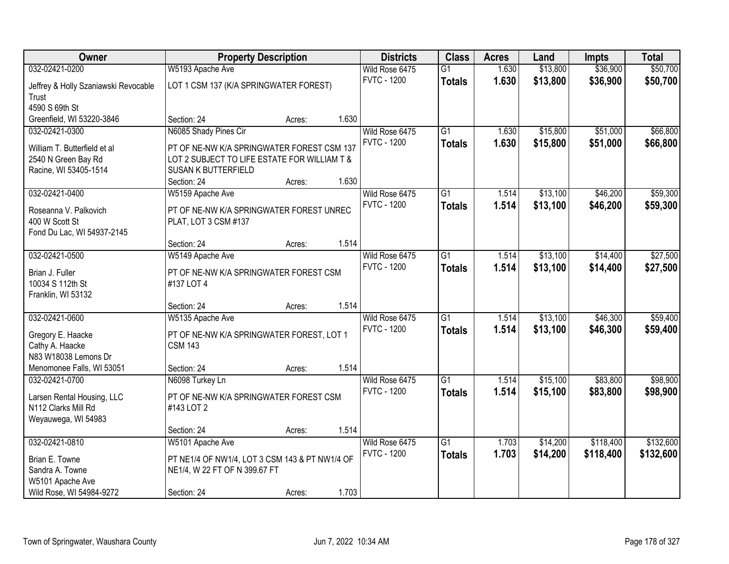| Owner | Property Description | Districts | Class | Acres | Land | Impts | Total |
|---|---|---|---|---|---|---|---|
| 032-02421-0200<br>Jeffrey & Holly Szaniawski Revocable Trust<br>4590 S 69th St<br>Greenfield, WI 53220-3846 | W5193 Apache Ave<br>LOT 1 CSM 137 (K/A SPRINGWATER FOREST)<br>Section: 24 Acres: 1.630 | Wild Rose 6475<br>FVTC - 1200 | G1<br>**Totals** | 1.630<br>**1.630** | $13,800<br>**$13,800** | $36,900<br>**$36,900** | $50,700<br>**$50,700** |
| 032-02421-0300<br>William T. Butterfield et al<br>2540 N Green Bay Rd<br>Racine, WI 53405-1514 | N6085 Shady Pines Cir<br>PT OF NE-NW K/A SPRINGWATER FOREST CSM 137 LOT 2 SUBJECT TO LIFE ESTATE FOR WILLIAM T & SUSAN K BUTTERFIELD<br>Section: 24 Acres: 1.630 | Wild Rose 6475<br>FVTC - 1200 | G1<br>**Totals** | 1.630<br>**1.630** | $15,800<br>**$15,800** | $51,000<br>**$51,000** | $66,800<br>**$66,800** |
| 032-02421-0400<br>Roseanna V. Palkovich<br>400 W Scott St<br>Fond Du Lac, WI 54937-2145 | W5159 Apache Ave<br>PT OF NE-NW K/A SPRINGWATER FOREST UNREC PLAT, LOT 3 CSM #137<br>Section: 24 Acres: 1.514 | Wild Rose 6475<br>FVTC - 1200 | G1<br>**Totals** | 1.514<br>**1.514** | $13,100<br>**$13,100** | $46,200<br>**$46,200** | $59,300<br>**$59,300** |
| 032-02421-0500<br>Brian J. Fuller<br>10034 S 112th St<br>Franklin, WI 53132 | W5149 Apache Ave<br>PT OF NE-NW K/A SPRINGWATER FOREST CSM #137 LOT 4<br>Section: 24 Acres: 1.514 | Wild Rose 6475<br>FVTC - 1200 | G1<br>**Totals** | 1.514<br>**1.514** | $13,100<br>**$13,100** | $14,400<br>**$14,400** | $27,500<br>**$27,500** |
| 032-02421-0600<br>Gregory E. Haacke<br>Cathy A. Haacke<br>N83 W18038 Lemons Dr<br>Menomonee Falls, WI 53051 | W5135 Apache Ave<br>PT OF NE-NW K/A SPRINGWATER FOREST, LOT 1 CSM 143<br>Section: 24 Acres: 1.514 | Wild Rose 6475<br>FVTC - 1200 | G1<br>**Totals** | 1.514<br>**1.514** | $13,100<br>**$13,100** | $46,300<br>**$46,300** | $59,400<br>**$59,400** |
| 032-02421-0700<br>Larsen Rental Housing, LLC<br>N112 Clarks Mill Rd<br>Weyauwega, WI 54983 | N6098 Turkey Ln<br>PT OF NE-NW K/A SPRINGWATER FOREST CSM #143 LOT 2<br>Section: 24 Acres: 1.514 | Wild Rose 6475<br>FVTC - 1200 | G1<br>**Totals** | 1.514<br>**1.514** | $15,100<br>**$15,100** | $83,800<br>**$83,800** | $98,900<br>**$98,900** |
| 032-02421-0810<br>Brian E. Towne<br>Sandra A. Towne<br>W5101 Apache Ave<br>Wild Rose, WI 54984-9272 | W5101 Apache Ave<br>PT NE1/4 OF NW1/4, LOT 3 CSM 143 & PT NW1/4 OF NE1/4, W 22 FT OF N 399.67 FT<br>Section: 24 Acres: 1.703 | Wild Rose 6475<br>FVTC - 1200 | G1<br>**Totals** | 1.703<br>**1.703** | $14,200<br>**$14,200** | $118,400<br>**$118,400** | $132,600<br>**$132,600** |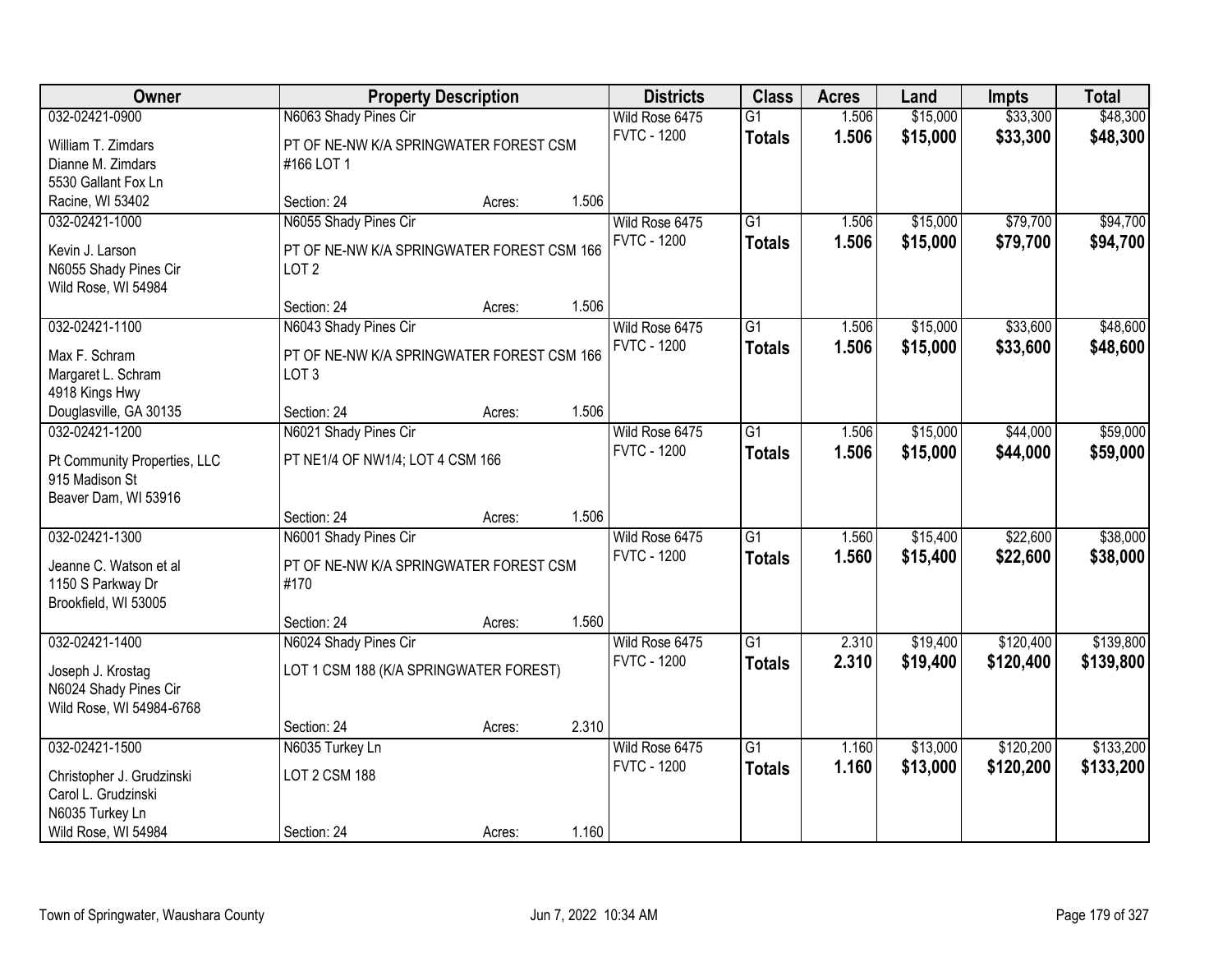| Owner | Property Description | | | Districts | Class | Acres | Land | Impts | Total |
|---|---|---|---|---|---|---|---|---|---|
| 032-02421-0900 | N6063 Shady Pines Cir | | | Wild Rose 6475 | G1 | 1.506 | $15,000 | $33,300 | $48,300 |
| William T. Zimdars<br>Dianne M. Zimdars<br>5530 Gallant Fox Ln<br>Racine, WI 53402 | PT OF NE-NW K/A SPRINGWATER FOREST CSM #166 LOT 1 | | | FVTC - 1200 | **Totals** | **1.506** | **$15,000** | **$33,300** | **$48,300** |
| | Section: 24 | Acres: | 1.506 | | | | | | |
| 032-02421-1000 | N6055 Shady Pines Cir | | | Wild Rose 6475 | G1 | 1.506 | $15,000 | $79,700 | $94,700 |
| Kevin J. Larson<br>N6055 Shady Pines Cir<br>Wild Rose, WI 54984 | PT OF NE-NW K/A SPRINGWATER FOREST CSM 166 LOT 2 | | | FVTC - 1200 | **Totals** | **1.506** | **$15,000** | **$79,700** | **$94,700** |
| | Section: 24 | Acres: | 1.506 | | | | | | |
| 032-02421-1100 | N6043 Shady Pines Cir | | | Wild Rose 6475 | G1 | 1.506 | $15,000 | $33,600 | $48,600 |
| Max F. Schram<br>Margaret L. Schram<br>4918 Kings Hwy<br>Douglasville, GA 30135 | PT OF NE-NW K/A SPRINGWATER FOREST CSM 166 LOT 3 | | | FVTC - 1200 | **Totals** | **1.506** | **$15,000** | **$33,600** | **$48,600** |
| | Section: 24 | Acres: | 1.506 | | | | | | |
| 032-02421-1200 | N6021 Shady Pines Cir | | | Wild Rose 6475 | G1 | 1.506 | $15,000 | $44,000 | $59,000 |
| Pt Community Properties, LLC<br>915 Madison St<br>Beaver Dam, WI 53916 | PT NE1/4 OF NW1/4; LOT 4 CSM 166 | | | FVTC - 1200 | **Totals** | **1.506** | **$15,000** | **$44,000** | **$59,000** |
| | Section: 24 | Acres: | 1.506 | | | | | | |
| 032-02421-1300 | N6001 Shady Pines Cir | | | Wild Rose 6475 | G1 | 1.560 | $15,400 | $22,600 | $38,000 |
| Jeanne C. Watson et al<br>1150 S Parkway Dr<br>Brookfield, WI 53005 | PT OF NE-NW K/A SPRINGWATER FOREST CSM #170 | | | FVTC - 1200 | **Totals** | **1.560** | **$15,400** | **$22,600** | **$38,000** |
| | Section: 24 | Acres: | 1.560 | | | | | | |
| 032-02421-1400 | N6024 Shady Pines Cir | | | Wild Rose 6475 | G1 | 2.310 | $19,400 | $120,400 | $139,800 |
| Joseph J. Krostag<br>N6024 Shady Pines Cir<br>Wild Rose, WI 54984-6768 | LOT 1 CSM 188 (K/A SPRINGWATER FOREST) | | | FVTC - 1200 | **Totals** | **2.310** | **$19,400** | **$120,400** | **$139,800** |
| | Section: 24 | Acres: | 2.310 | | | | | | |
| 032-02421-1500 | N6035 Turkey Ln | | | Wild Rose 6475 | G1 | 1.160 | $13,000 | $120,200 | $133,200 |
| Christopher J. Grudzinski<br>Carol L. Grudzinski<br>N6035 Turkey Ln<br>Wild Rose, WI 54984 | LOT 2 CSM 188 | | | FVTC - 1200 | **Totals** | **1.160** | **$13,000** | **$120,200** | **$133,200** |
| | Section: 24 | Acres: | 1.160 | | | | | | |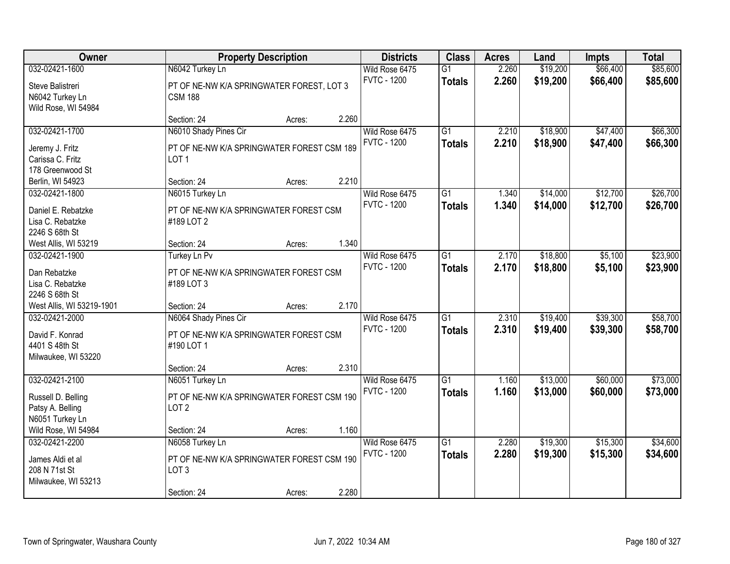| Owner | Property Description | Districts | Class | Acres | Land | Impts | Total |
|---|---|---|---|---|---|---|---|
| 032-02421-1600<br>Steve Balistreri<br>N6042 Turkey Ln<br>Wild Rose, WI 54984 | N6042 Turkey Ln<br>PT OF NE-NW K/A SPRINGWATER FOREST, LOT 3 CSM 188<br>Section: 24 Acres: 2.260 | Wild Rose 6475<br>FVTC - 1200 | G1<br>**Totals** | 2.260<br>**2.260** | $19,200<br>**$19,200** | $66,400<br>**$66,400** | $85,600<br>**$85,600** |
| 032-02421-1700<br>Jeremy J. Fritz<br>Carissa C. Fritz<br>178 Greenwood St<br>Berlin, WI 54923 | N6010 Shady Pines Cir<br>PT OF NE-NW K/A SPRINGWATER FOREST CSM 189 LOT 1<br>Section: 24 Acres: 2.210 | Wild Rose 6475<br>FVTC - 1200 | G1<br>**Totals** | 2.210<br>**2.210** | $18,900<br>**$18,900** | $47,400<br>**$47,400** | $66,300<br>**$66,300** |
| 032-02421-1800<br>Daniel E. Rebatzke<br>Lisa C. Rebatzke<br>2246 S 68th St<br>West Allis, WI 53219 | N6015 Turkey Ln<br>PT OF NE-NW K/A SPRINGWATER FOREST CSM #189 LOT 2<br>Section: 24 Acres: 1.340 | Wild Rose 6475<br>FVTC - 1200 | G1<br>**Totals** | 1.340<br>**1.340** | $14,000<br>**$14,000** | $12,700<br>**$12,700** | $26,700<br>**$26,700** |
| 032-02421-1900<br>Dan Rebatzke<br>Lisa C. Rebatzke<br>2246 S 68th St<br>West Allis, WI 53219-1901 | Turkey Ln Pv<br>PT OF NE-NW K/A SPRINGWATER FOREST CSM #189 LOT 3<br>Section: 24 Acres: 2.170 | Wild Rose 6475<br>FVTC - 1200 | G1<br>**Totals** | 2.170<br>**2.170** | $18,800<br>**$18,800** | $5,100<br>**$5,100** | $23,900<br>**$23,900** |
| 032-02421-2000<br>David F. Konrad<br>4401 S 48th St<br>Milwaukee, WI 53220 | N6064 Shady Pines Cir<br>PT OF NE-NW K/A SPRINGWATER FOREST CSM #190 LOT 1<br>Section: 24 Acres: 2.310 | Wild Rose 6475<br>FVTC - 1200 | G1<br>**Totals** | 2.310<br>**2.310** | $19,400<br>**$19,400** | $39,300<br>**$39,300** | $58,700<br>**$58,700** |
| 032-02421-2100<br>Russell D. Belling<br>Patsy A. Belling<br>N6051 Turkey Ln<br>Wild Rose, WI 54984 | N6051 Turkey Ln<br>PT OF NE-NW K/A SPRINGWATER FOREST CSM 190 LOT 2<br>Section: 24 Acres: 1.160 | Wild Rose 6475<br>FVTC - 1200 | G1<br>**Totals** | 1.160<br>**1.160** | $13,000<br>**$13,000** | $60,000<br>**$60,000** | $73,000<br>**$73,000** |
| 032-02421-2200<br>James Aldi et al<br>208 N 71st St<br>Milwaukee, WI 53213 | N6058 Turkey Ln<br>PT OF NE-NW K/A SPRINGWATER FOREST CSM 190 LOT 3<br>Section: 24 Acres: 2.280 | Wild Rose 6475<br>FVTC - 1200 | G1<br>**Totals** | 2.280<br>**2.280** | $19,300<br>**$19,300** | $15,300<br>**$15,300** | $34,600<br>**$34,600** |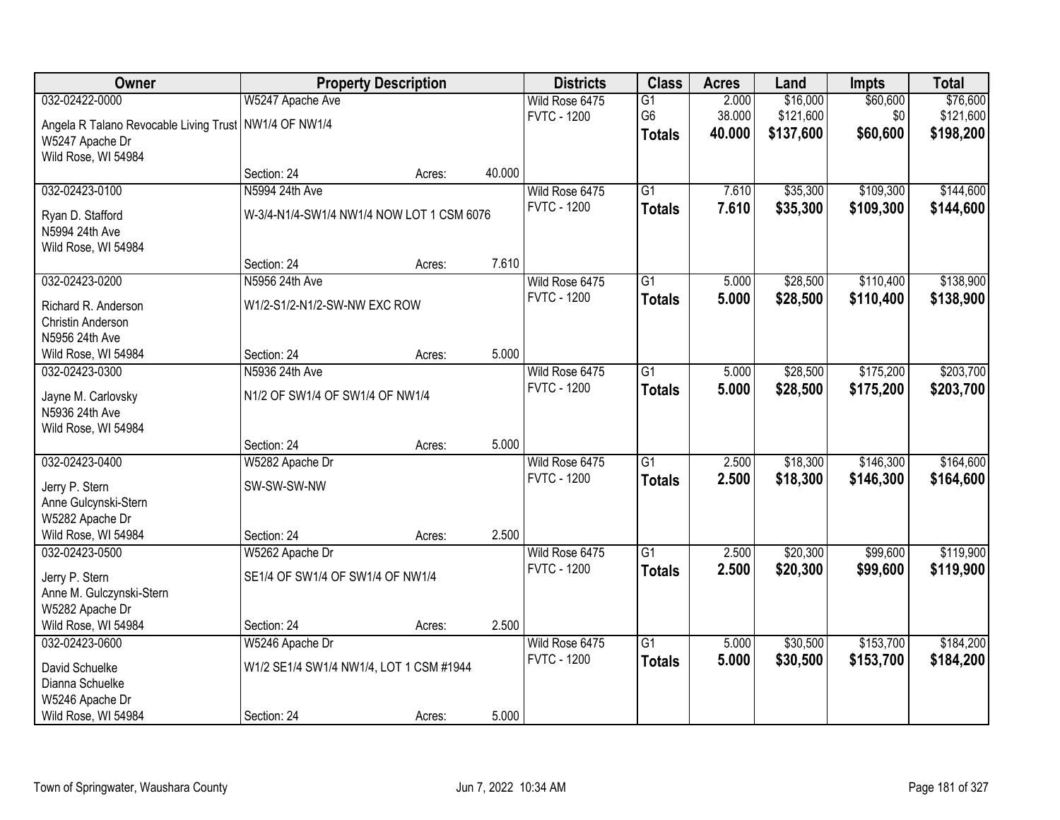| Owner | Property Description | | | Districts | Class | Acres | Land | Impts | Total |
|---|---|---|---|---|---|---|---|---|---|
| 032-02422-0000 | W5247 Apache Ave | | | Wild Rose 6475 | G1 | 2.000 | $16,000 | $60,600 | $76,600 |
| Angela R Talano Revocable Living Trust | NW1/4 OF NW1/4 | | | FVTC - 1200 | G6 | 38.000 | $121,600 | $0 | $121,600 |
| W5247 Apache Dr | | | | | **Totals** | **40.000** | **$137,600** | **$60,600** | **$198,200** |
| Wild Rose, WI 54984 | | | | | | | | | |
| | Section: 24 | Acres: | 40.000 | | | | | | |
| 032-02423-0100 | N5994 24th Ave | | | Wild Rose 6475 | G1 | 7.610 | $35,300 | $109,300 | $144,600 |
| Ryan D. Stafford | W-3/4-N1/4-SW1/4 NW1/4 NOW LOT 1 CSM 6076 | | | FVTC - 1200 | **Totals** | **7.610** | **$35,300** | **$109,300** | **$144,600** |
| N5994 24th Ave | | | | | | | | | |
| Wild Rose, WI 54984 | | | | | | | | | |
| | Section: 24 | Acres: | 7.610 | | | | | | |
| 032-02423-0200 | N5956 24th Ave | | | Wild Rose 6475 | G1 | 5.000 | $28,500 | $110,400 | $138,900 |
| Richard R. Anderson | W1/2-S1/2-N1/2-SW-NW EXC ROW | | | FVTC - 1200 | **Totals** | **5.000** | **$28,500** | **$110,400** | **$138,900** |
| Christin Anderson | | | | | | | | | |
| N5956 24th Ave | | | | | | | | | |
| Wild Rose, WI 54984 | Section: 24 | Acres: | 5.000 | | | | | | |
| 032-02423-0300 | N5936 24th Ave | | | Wild Rose 6475 | G1 | 5.000 | $28,500 | $175,200 | $203,700 |
| Jayne M. Carlovsky | N1/2 OF SW1/4 OF SW1/4 OF NW1/4 | | | FVTC - 1200 | **Totals** | **5.000** | **$28,500** | **$175,200** | **$203,700** |
| N5936 24th Ave | | | | | | | | | |
| Wild Rose, WI 54984 | | | | | | | | | |
| | Section: 24 | Acres: | 5.000 | | | | | | |
| 032-02423-0400 | W5282 Apache Dr | | | Wild Rose 6475 | G1 | 2.500 | $18,300 | $146,300 | $164,600 |
| Jerry P. Stern | SW-SW-SW-NW | | | FVTC - 1200 | **Totals** | **2.500** | **$18,300** | **$146,300** | **$164,600** |
| Anne Gulcynski-Stern | | | | | | | | | |
| W5282 Apache Dr | | | | | | | | | |
| Wild Rose, WI 54984 | Section: 24 | Acres: | 2.500 | | | | | | |
| 032-02423-0500 | W5262 Apache Dr | | | Wild Rose 6475 | G1 | 2.500 | $20,300 | $99,600 | $119,900 |
| Jerry P. Stern | SE1/4 OF SW1/4 OF SW1/4 OF NW1/4 | | | FVTC - 1200 | **Totals** | **2.500** | **$20,300** | **$99,600** | **$119,900** |
| Anne M. Gulczynski-Stern | | | | | | | | | |
| W5282 Apache Dr | | | | | | | | | |
| Wild Rose, WI 54984 | Section: 24 | Acres: | 2.500 | | | | | | |
| 032-02423-0600 | W5246 Apache Dr | | | Wild Rose 6475 | G1 | 5.000 | $30,500 | $153,700 | $184,200 |
| David Schuelke | W1/2 SE1/4 SW1/4 NW1/4, LOT 1 CSM #1944 | | | FVTC - 1200 | **Totals** | **5.000** | **$30,500** | **$153,700** | **$184,200** |
| Dianna Schuelke | | | | | | | | | |
| W5246 Apache Dr | | | | | | | | | |
| Wild Rose, WI 54984 | Section: 24 | Acres: | 5.000 | | | | | | |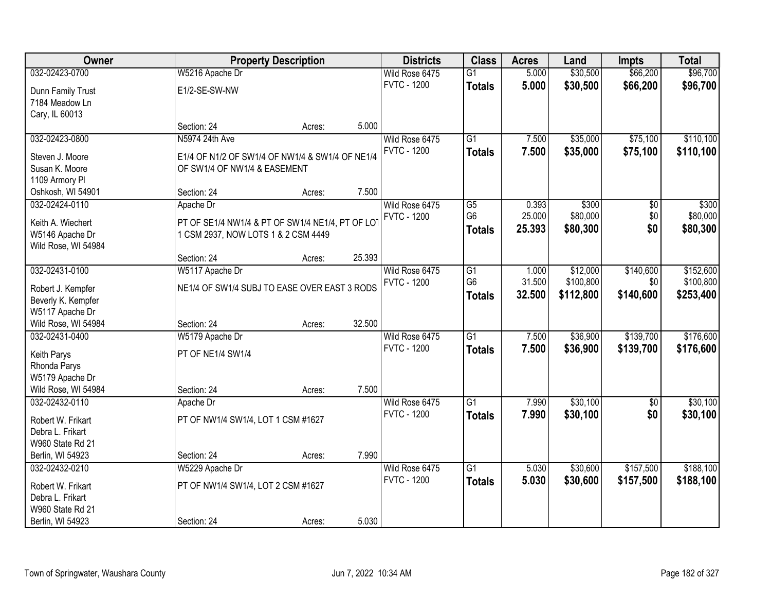| Owner | Property Description | | | Districts | Class | Acres | Land | Impts | Total |
|---|---|---|---|---|---|---|---|---|---|
| 032-02423-0700 | W5216 Apache Dr | | | Wild Rose 6475 | G1 | 5.000 | $30,500 | $66,200 | $96,700 |
| Dunn Family Trust<br>7184 Meadow Ln<br>Cary, IL 60013 | E1/2-SE-SW-NW | | | FVTC - 1200 | **Totals** | **5.000** | **$30,500** | **$66,200** | **$96,700** |
| | Section: 24 | Acres: | 5.000 | | | | | | |
| 032-02423-0800 | N5974 24th Ave | | | Wild Rose 6475 | G1 | 7.500 | $35,000 | $75,100 | $110,100 |
| Steven J. Moore<br>Susan K. Moore<br>1109 Armory Pl<br>Oshkosh, WI 54901 | E1/4 OF N1/2 OF SW1/4 OF NW1/4 & SW1/4 OF NE1/4 OF SW1/4 OF NW1/4 & EASEMENT | | | FVTC - 1200 | **Totals** | **7.500** | **$35,000** | **$75,100** | **$110,100** |
| | Section: 24 | Acres: | 7.500 | | | | | | |
| 032-02424-0110 | Apache Dr | | | Wild Rose 6475 | G5 | 0.393 | $300 | $0 | $300 |
| Keith A. Wiechert<br>W5146 Apache Dr<br>Wild Rose, WI 54984 | PT OF SE1/4 NW1/4 & PT OF SW1/4 NE1/4, PT OF LOT 1 CSM 2937, NOW LOTS 1 & 2 CSM 4449 | | | FVTC - 1200 | G6 | 25.000 | $80,000 | $0 | $80,000 |
| | | | | | **Totals** | **25.393** | **$80,300** | **$0** | **$80,300** |
| | Section: 24 | Acres: | 25.393 | | | | | | |
| 032-02431-0100 | W5117 Apache Dr | | | Wild Rose 6475 | G1 | 1.000 | $12,000 | $140,600 | $152,600 |
| Robert J. Kempfer<br>Beverly K. Kempfer<br>W5117 Apache Dr<br>Wild Rose, WI 54984 | NE1/4 OF SW1/4 SUBJ TO EASE OVER EAST 3 RODS | | | FVTC - 1200 | G6 | 31.500 | $100,800 | $0 | $100,800 |
| | | | | | **Totals** | **32.500** | **$112,800** | **$140,600** | **$253,400** |
| | Section: 24 | Acres: | 32.500 | | | | | | |
| 032-02431-0400 | W5179 Apache Dr | | | Wild Rose 6475 | G1 | 7.500 | $36,900 | $139,700 | $176,600 |
| Keith Parys<br>Rhonda Parys<br>W5179 Apache Dr<br>Wild Rose, WI 54984 | PT OF NE1/4 SW1/4 | | | FVTC - 1200 | **Totals** | **7.500** | **$36,900** | **$139,700** | **$176,600** |
| | Section: 24 | Acres: | 7.500 | | | | | | |
| 032-02432-0110 | Apache Dr | | | Wild Rose 6475 | G1 | 7.990 | $30,100 | $0 | $30,100 |
| Robert W. Frikart<br>Debra L. Frikart<br>W960 State Rd 21<br>Berlin, WI 54923 | PT OF NW1/4 SW1/4, LOT 1 CSM #1627 | | | FVTC - 1200 | **Totals** | **7.990** | **$30,100** | **$0** | **$30,100** |
| | Section: 24 | Acres: | 7.990 | | | | | | |
| 032-02432-0210 | W5229 Apache Dr | | | Wild Rose 6475 | G1 | 5.030 | $30,600 | $157,500 | $188,100 |
| Robert W. Frikart<br>Debra L. Frikart<br>W960 State Rd 21<br>Berlin, WI 54923 | PT OF NW1/4 SW1/4, LOT 2 CSM #1627 | | | FVTC - 1200 | **Totals** | **5.030** | **$30,600** | **$157,500** | **$188,100** |
| | Section: 24 | Acres: | 5.030 | | | | | | |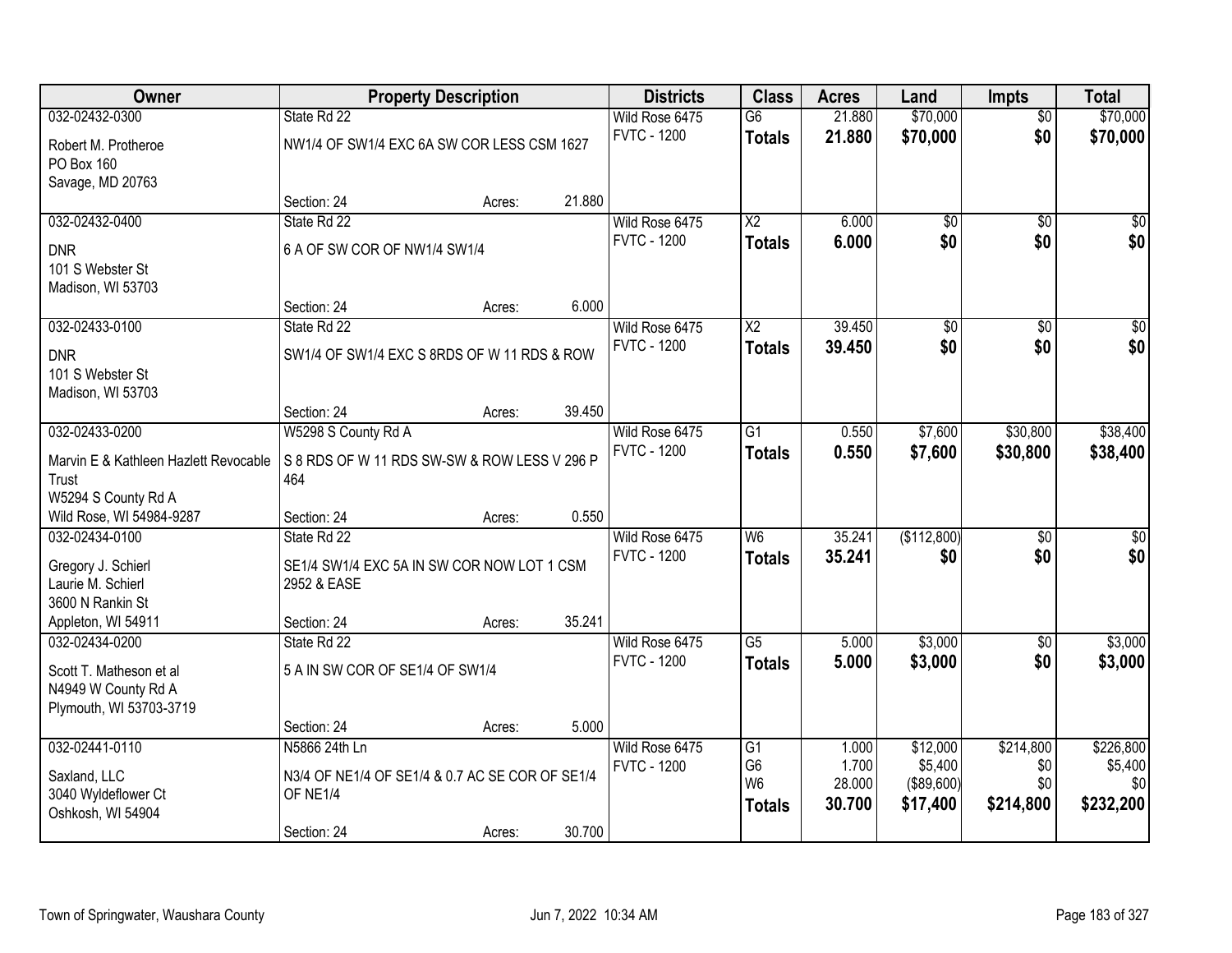| Owner | Property Description | | | Districts | Class | Acres | Land | Impts | Total |
|---|---|---|---|---|---|---|---|---|---|
| 032-02432-0300 | State Rd 22 | | | Wild Rose 6475 | G6 | 21.880 | $70,000 | $0 | $70,000 |
| Robert M. Protheroe<br>PO Box 160<br>Savage, MD 20763 | NW1/4 OF SW1/4 EXC 6A SW COR LESS CSM 1627 | | | FVTC - 1200 | **Totals** | **21.880** | **$70,000** | **$0** | **$70,000** |
| | Section: 24 | Acres: | 21.880 | | | | | | |
| 032-02432-0400 | State Rd 22 | | | Wild Rose 6475 | X2 | 6.000 | $0 | $0 | $0 |
| DNR<br>101 S Webster St<br>Madison, WI 53703 | 6 A OF SW COR OF NW1/4 SW1/4 | | | FVTC - 1200 | **Totals** | **6.000** | **$0** | **$0** | **$0** |
| | Section: 24 | Acres: | 6.000 | | | | | | |
| 032-02433-0100 | State Rd 22 | | | Wild Rose 6475 | X2 | 39.450 | $0 | $0 | $0 |
| DNR<br>101 S Webster St<br>Madison, WI 53703 | SW1/4 OF SW1/4 EXC S 8RDS OF W 11 RDS & ROW | | | FVTC - 1200 | **Totals** | **39.450** | **$0** | **$0** | **$0** |
| | Section: 24 | Acres: | 39.450 | | | | | | |
| 032-02433-0200 | W5298 S County Rd A | | | Wild Rose 6475 | G1 | 0.550 | $7,600 | $30,800 | $38,400 |
| Marvin E & Kathleen Hazlett Revocable Trust<br>W5294 S County Rd A<br>Wild Rose, WI 54984-9287 | S 8 RDS OF W 11 RDS SW-SW & ROW LESS V 296 P 464 | | | FVTC - 1200 | **Totals** | **0.550** | **$7,600** | **$30,800** | **$38,400** |
| | Section: 24 | Acres: | 0.550 | | | | | | |
| 032-02434-0100 | State Rd 22 | | | Wild Rose 6475 | W6 | 35.241 | ($112,800) | $0 | $0 |
| Gregory J. Schierl<br>Laurie M. Schierl<br>3600 N Rankin St<br>Appleton, WI 54911 | SE1/4 SW1/4 EXC 5A IN SW COR NOW LOT 1 CSM 2952 & EASE | | | FVTC - 1200 | **Totals** | **35.241** | **$0** | **$0** | **$0** |
| | Section: 24 | Acres: | 35.241 | | | | | | |
| 032-02434-0200 | State Rd 22 | | | Wild Rose 6475 | G5 | 5.000 | $3,000 | $0 | $3,000 |
| Scott T. Matheson et al<br>N4949 W County Rd A<br>Plymouth, WI 53703-3719 | 5 A IN SW COR OF SE1/4 OF SW1/4 | | | FVTC - 1200 | **Totals** | **5.000** | **$3,000** | **$0** | **$3,000** |
| | Section: 24 | Acres: | 5.000 | | | | | | |
| 032-02441-0110 | N5866 24th Ln | | | Wild Rose 6475 | G1 | 1.000 | $12,000 | $214,800 | $226,800 |
| Saxland, LLC<br>3040 Wyldeflower Ct<br>Oshkosh, WI 54904 | N3/4 OF NE1/4 OF SE1/4 & 0.7 AC SE COR OF SE1/4 OF NE1/4 | | | FVTC - 1200 | G6 | 1.700 | $5,400 | $0 | $5,400 |
| | | | | | W6 | 28.000 | ($89,600) | $0 | $0 |
| | | | | | **Totals** | **30.700** | **$17,400** | **$214,800** | **$232,200** |
| | Section: 24 | Acres: | 30.700 | | | | | | |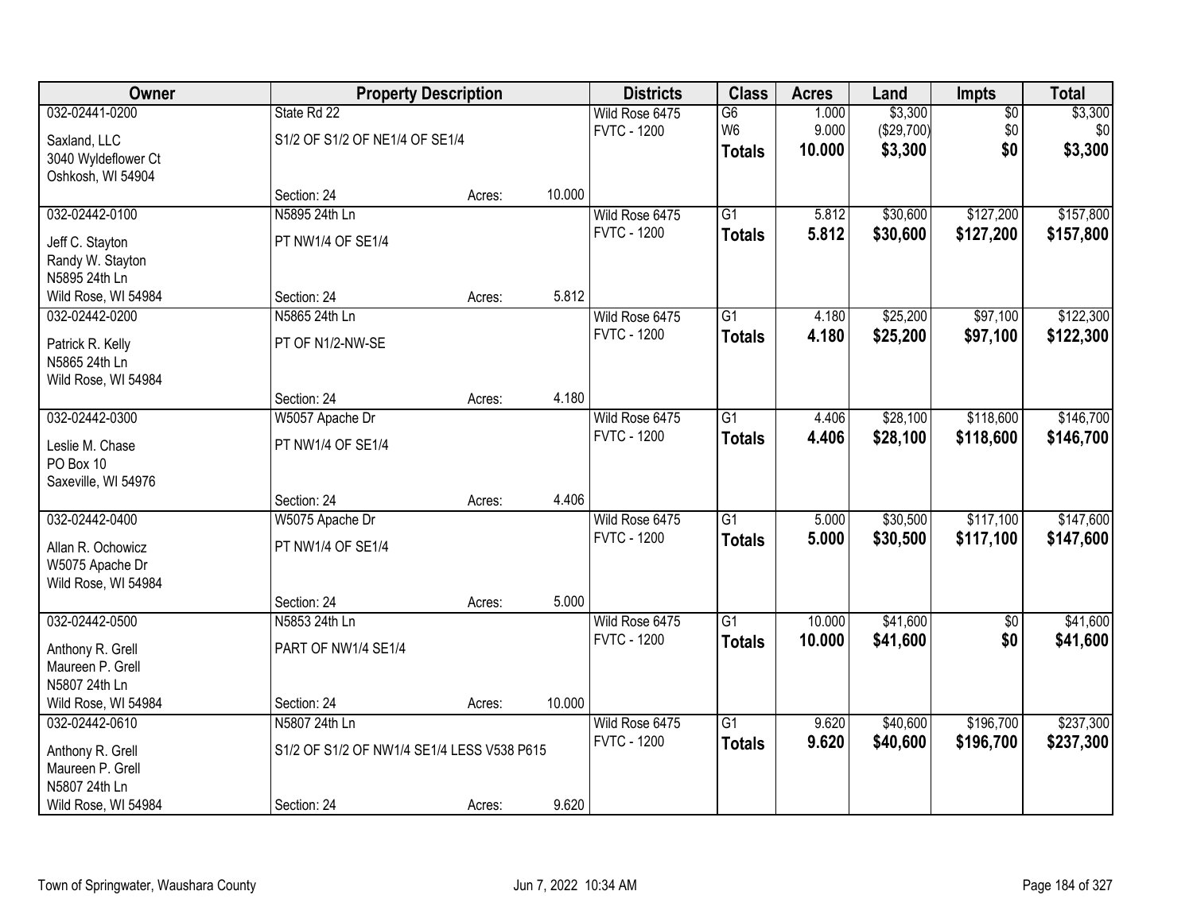| Owner | Property Description | | | Districts | Class | Acres | Land | Impts | Total |
|---|---|---|---|---|---|---|---|---|---|
| 032-02441-0200 | State Rd 22 | | | Wild Rose 6475 | G6 | 1.000 | $3,300 | $0 | $3,300 |
| Saxland, LLC | S1/2 OF S1/2 OF NE1/4 OF SE1/4 | | | FVTC - 1200 | W6 | 9.000 | ($29,700) | $0 | $0 |
| 3040 Wyldeflower Ct | | | | | **Totals** | **10.000** | **$3,300** | **$0** | **$3,300** |
| Oshkosh, WI 54904 | | | | | | | | | |
| | Section: 24 | Acres: | 10.000 | | | | | | |
| 032-02442-0100 | N5895 24th Ln | | | Wild Rose 6475 | G1 | 5.812 | $30,600 | $127,200 | $157,800 |
| Jeff C. Stayton | PT NW1/4 OF SE1/4 | | | FVTC - 1200 | **Totals** | **5.812** | **$30,600** | **$127,200** | **$157,800** |
| Randy W. Stayton | | | | | | | | | |
| N5895 24th Ln | | | | | | | | | |
| Wild Rose, WI 54984 | Section: 24 | Acres: | 5.812 | | | | | | |
| 032-02442-0200 | N5865 24th Ln | | | Wild Rose 6475 | G1 | 4.180 | $25,200 | $97,100 | $122,300 |
| Patrick R. Kelly | PT OF N1/2-NW-SE | | | FVTC - 1200 | **Totals** | **4.180** | **$25,200** | **$97,100** | **$122,300** |
| N5865 24th Ln | | | | | | | | | |
| Wild Rose, WI 54984 | | | | | | | | | |
| | Section: 24 | Acres: | 4.180 | | | | | | |
| 032-02442-0300 | W5057 Apache Dr | | | Wild Rose 6475 | G1 | 4.406 | $28,100 | $118,600 | $146,700 |
| Leslie M. Chase | PT NW1/4 OF SE1/4 | | | FVTC - 1200 | **Totals** | **4.406** | **$28,100** | **$118,600** | **$146,700** |
| PO Box 10 | | | | | | | | | |
| Saxeville, WI 54976 | | | | | | | | | |
| | Section: 24 | Acres: | 4.406 | | | | | | |
| 032-02442-0400 | W5075 Apache Dr | | | Wild Rose 6475 | G1 | 5.000 | $30,500 | $117,100 | $147,600 |
| Allan R. Ochowicz | PT NW1/4 OF SE1/4 | | | FVTC - 1200 | **Totals** | **5.000** | **$30,500** | **$117,100** | **$147,600** |
| W5075 Apache Dr | | | | | | | | | |
| Wild Rose, WI 54984 | | | | | | | | | |
| | Section: 24 | Acres: | 5.000 | | | | | | |
| 032-02442-0500 | N5853 24th Ln | | | Wild Rose 6475 | G1 | 10.000 | $41,600 | $0 | $41,600 |
| Anthony R. Grell | PART OF NW1/4 SE1/4 | | | FVTC - 1200 | **Totals** | **10.000** | **$41,600** | **$0** | **$41,600** |
| Maureen P. Grell | | | | | | | | | |
| N5807 24th Ln | | | | | | | | | |
| Wild Rose, WI 54984 | Section: 24 | Acres: | 10.000 | | | | | | |
| 032-02442-0610 | N5807 24th Ln | | | Wild Rose 6475 | G1 | 9.620 | $40,600 | $196,700 | $237,300 |
| Anthony R. Grell | S1/2 OF S1/2 OF NW1/4 SE1/4 LESS V538 P615 | | | FVTC - 1200 | **Totals** | **9.620** | **$40,600** | **$196,700** | **$237,300** |
| Maureen P. Grell | | | | | | | | | |
| N5807 24th Ln | | | | | | | | | |
| Wild Rose, WI 54984 | Section: 24 | Acres: | 9.620 | | | | | | |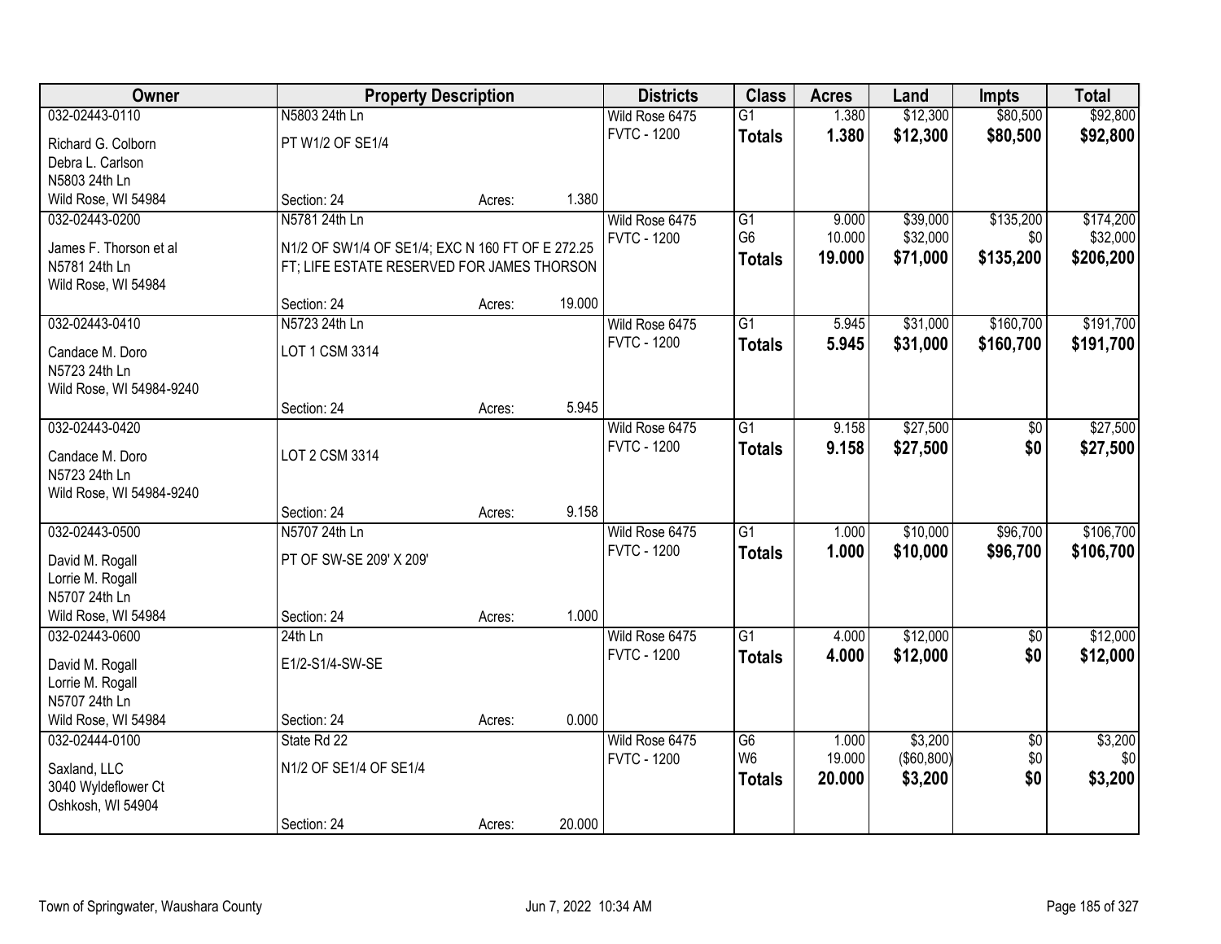| Owner | Property Description | | | Districts | Class | Acres | Land | Impts | Total |
|---|---|---|---|---|---|---|---|---|---|
| 032-02443-0110 | N5803 24th Ln | | | Wild Rose 6475 | G1 | 1.380 | $12,300 | $80,500 | $92,800 |
| Richard G. Colborn<br>Debra L. Carlson<br>N5803 24th Ln<br>Wild Rose, WI 54984 | PT W1/2 OF SE1/4 | | | FVTC - 1200 | **Totals** | **1.380** | **$12,300** | **$80,500** | **$92,800** |
| | Section: 24 | Acres: | 1.380 | | | | | | |
| 032-02443-0200 | N5781 24th Ln | | | Wild Rose 6475 | G1 | 9.000 | $39,000 | $135,200 | $174,200 |
| James F. Thorson et al<br>N5781 24th Ln<br>Wild Rose, WI 54984 | N1/2 OF SW1/4 OF SE1/4; EXC N 160 FT OF E 272.25 FT; LIFE ESTATE RESERVED FOR JAMES THORSON | | | FVTC - 1200 | G6 | 10.000 | $32,000 | $0 | $32,000 |
| | | | | | **Totals** | **19.000** | **$71,000** | **$135,200** | **$206,200** |
| | Section: 24 | Acres: | 19.000 | | | | | | |
| 032-02443-0410 | N5723 24th Ln | | | Wild Rose 6475 | G1 | 5.945 | $31,000 | $160,700 | $191,700 |
| Candace M. Doro<br>N5723 24th Ln<br>Wild Rose, WI 54984-9240 | LOT 1 CSM 3314 | | | FVTC - 1200 | **Totals** | **5.945** | **$31,000** | **$160,700** | **$191,700** |
| | Section: 24 | Acres: | 5.945 | | | | | | |
| 032-02443-0420 | | | | Wild Rose 6475 | G1 | 9.158 | $27,500 | $0 | $27,500 |
| Candace M. Doro<br>N5723 24th Ln<br>Wild Rose, WI 54984-9240 | LOT 2 CSM 3314 | | | FVTC - 1200 | **Totals** | **9.158** | **$27,500** | **$0** | **$27,500** |
| | Section: 24 | Acres: | 9.158 | | | | | | |
| 032-02443-0500 | N5707 24th Ln | | | Wild Rose 6475 | G1 | 1.000 | $10,000 | $96,700 | $106,700 |
| David M. Rogall<br>Lorrie M. Rogall<br>N5707 24th Ln<br>Wild Rose, WI 54984 | PT OF SW-SE 209' X 209' | | | FVTC - 1200 | **Totals** | **1.000** | **$10,000** | **$96,700** | **$106,700** |
| | Section: 24 | Acres: | 1.000 | | | | | | |
| 032-02443-0600 | 24th Ln | | | Wild Rose 6475 | G1 | 4.000 | $12,000 | $0 | $12,000 |
| David M. Rogall<br>Lorrie M. Rogall<br>N5707 24th Ln<br>Wild Rose, WI 54984 | E1/2-S1/4-SW-SE | | | FVTC - 1200 | **Totals** | **4.000** | **$12,000** | **$0** | **$12,000** |
| | Section: 24 | Acres: | 0.000 | | | | | | |
| 032-02444-0100 | State Rd 22 | | | Wild Rose 6475 | G6 | 1.000 | $3,200 | $0 | $3,200 |
| Saxland, LLC<br>3040 Wyldeflower Ct<br>Oshkosh, WI 54904 | N1/2 OF SE1/4 OF SE1/4 | | | FVTC - 1200 | W6 | 19.000 | ($60,800) | $0 | $0 |
| | | | | | **Totals** | **20.000** | **$3,200** | **$0** | **$3,200** |
| | Section: 24 | Acres: | 20.000 | | | | | | |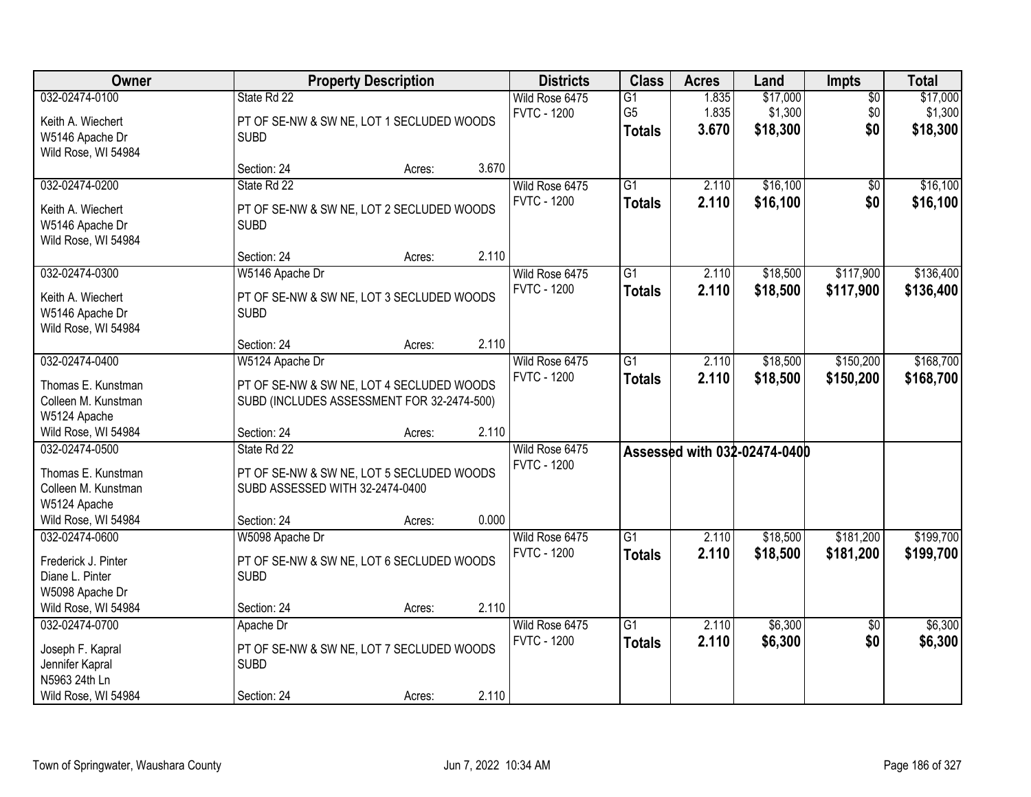| Owner | Property Description | Districts | Class | Acres | Land | Impts | Total |
|---|---|---|---|---|---|---|---|
| 032-02474-0100<br>Keith A. Wiechert<br>W5146 Apache Dr<br>Wild Rose, WI 54984 | State Rd 22<br>PT OF SE-NW & SW NE, LOT 1 SECLUDED WOODS SUBD<br>Section: 24 Acres: 3.670 | Wild Rose 6475<br>FVTC - 1200 | G1<br>G5<br>**Totals** | 1.835<br>1.835<br>**3.670** | $17,000<br>$1,300<br>**$18,300** | $0<br>$0<br>**$0** | $17,000<br>$1,300<br>**$18,300** |
| 032-02474-0200<br>Keith A. Wiechert<br>W5146 Apache Dr<br>Wild Rose, WI 54984 | State Rd 22<br>PT OF SE-NW & SW NE, LOT 2 SECLUDED WOODS SUBD<br>Section: 24 Acres: 2.110 | Wild Rose 6475<br>FVTC - 1200 | G1<br>**Totals** | 2.110<br>**2.110** | $16,100<br>**$16,100** | $0<br>**$0** | $16,100<br>**$16,100** |
| 032-02474-0300<br>Keith A. Wiechert<br>W5146 Apache Dr<br>Wild Rose, WI 54984 | W5146 Apache Dr<br>PT OF SE-NW & SW NE, LOT 3 SECLUDED WOODS SUBD<br>Section: 24 Acres: 2.110 | Wild Rose 6475<br>FVTC - 1200 | G1<br>**Totals** | 2.110<br>**2.110** | $18,500<br>**$18,500** | $117,900<br>**$117,900** | $136,400<br>**$136,400** |
| 032-02474-0400<br>Thomas E. Kunstman<br>Colleen M. Kunstman<br>W5124 Apache<br>Wild Rose, WI 54984 | W5124 Apache Dr<br>PT OF SE-NW & SW NE, LOT 4 SECLUDED WOODS SUBD (INCLUDES ASSESSMENT FOR 32-2474-500)<br>Section: 24 Acres: 2.110 | Wild Rose 6475<br>FVTC - 1200 | G1<br>**Totals** | 2.110<br>**2.110** | $18,500<br>**$18,500** | $150,200<br>**$150,200** | $168,700<br>**$168,700** |
| 032-02474-0500<br>Thomas E. Kunstman<br>Colleen M. Kunstman<br>W5124 Apache<br>Wild Rose, WI 54984 | State Rd 22<br>PT OF SE-NW & SW NE, LOT 5 SECLUDED WOODS SUBD ASSESSED WITH 32-2474-0400<br>Section: 24 Acres: 0.000 | Wild Rose 6475<br>FVTC - 1200 | Assessed with 032-02474-0400 | | | | |
| 032-02474-0600<br>Frederick J. Pinter<br>Diane L. Pinter<br>W5098 Apache Dr<br>Wild Rose, WI 54984 | W5098 Apache Dr<br>PT OF SE-NW & SW NE, LOT 6 SECLUDED WOODS SUBD<br>Section: 24 Acres: 2.110 | Wild Rose 6475<br>FVTC - 1200 | G1<br>**Totals** | 2.110<br>**2.110** | $18,500<br>**$18,500** | $181,200<br>**$181,200** | $199,700<br>**$199,700** |
| 032-02474-0700<br>Joseph F. Kapral<br>Jennifer Kapral<br>N5963 24th Ln<br>Wild Rose, WI 54984 | Apache Dr<br>PT OF SE-NW & SW NE, LOT 7 SECLUDED WOODS SUBD<br>Section: 24 Acres: 2.110 | Wild Rose 6475<br>FVTC - 1200 | G1<br>**Totals** | 2.110<br>**2.110** | $6,300<br>**$6,300** | $0<br>**$0** | $6,300<br>**$6,300** |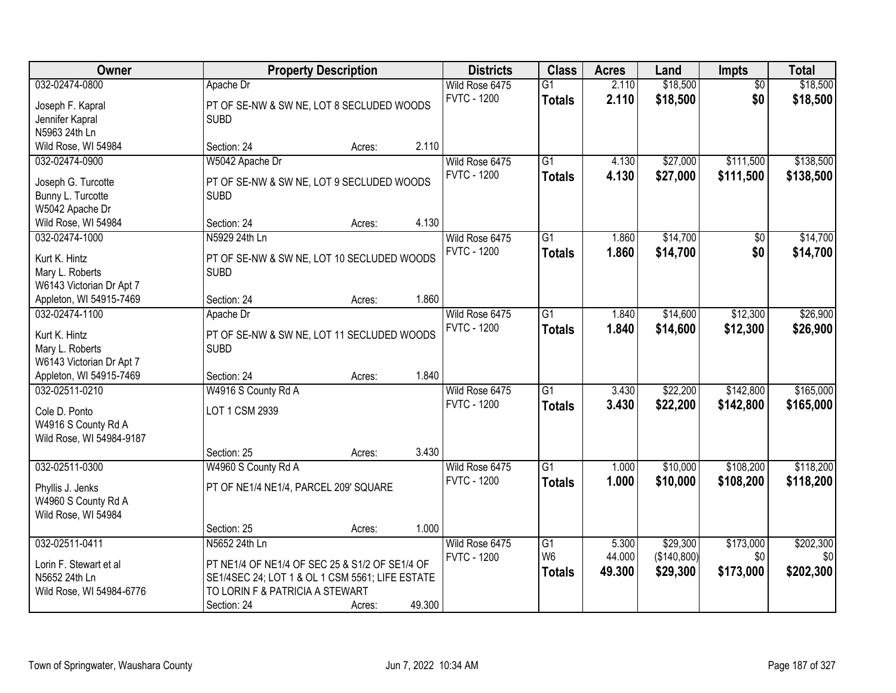| Owner | Property Description | Districts | Class | Acres | Land | Impts | Total |
|---|---|---|---|---|---|---|---|
| 032-02474-0800<br>Joseph F. Kapral<br>Jennifer Kapral<br>N5963 24th Ln<br>Wild Rose, WI 54984 | Apache Dr<br>PT OF SE-NW & SW NE, LOT 8 SECLUDED WOODS SUBD<br>Section: 24 Acres: 2.110 | Wild Rose 6475<br>FVTC - 1200 | G1<br>**Totals** | 2.110<br>**2.110** | $18,500<br>**$18,500** | $0<br>**$0** | $18,500<br>**$18,500** |
| 032-02474-0900<br>Joseph G. Turcotte<br>Bunny L. Turcotte<br>W5042 Apache Dr<br>Wild Rose, WI 54984 | W5042 Apache Dr<br>PT OF SE-NW & SW NE, LOT 9 SECLUDED WOODS SUBD<br>Section: 24 Acres: 4.130 | Wild Rose 6475<br>FVTC - 1200 | G1<br>**Totals** | 4.130<br>**4.130** | $27,000<br>**$27,000** | $111,500<br>**$111,500** | $138,500<br>**$138,500** |
| 032-02474-1000<br>Kurt K. Hintz<br>Mary L. Roberts<br>W6143 Victorian Dr Apt 7<br>Appleton, WI 54915-7469 | N5929 24th Ln<br>PT OF SE-NW & SW NE, LOT 10 SECLUDED WOODS SUBD<br>Section: 24 Acres: 1.860 | Wild Rose 6475<br>FVTC - 1200 | G1<br>**Totals** | 1.860<br>**1.860** | $14,700<br>**$14,700** | $0<br>**$0** | $14,700<br>**$14,700** |
| 032-02474-1100<br>Kurt K. Hintz<br>Mary L. Roberts<br>W6143 Victorian Dr Apt 7<br>Appleton, WI 54915-7469 | Apache Dr<br>PT OF SE-NW & SW NE, LOT 11 SECLUDED WOODS SUBD<br>Section: 24 Acres: 1.840 | Wild Rose 6475<br>FVTC - 1200 | G1<br>**Totals** | 1.840<br>**1.840** | $14,600<br>**$14,600** | $12,300<br>**$12,300** | $26,900<br>**$26,900** |
| 032-02511-0210<br>Cole D. Ponto<br>W4916 S County Rd A<br>Wild Rose, WI 54984-9187 | W4916 S County Rd A<br>LOT 1 CSM 2939<br>Section: 25 Acres: 3.430 | Wild Rose 6475<br>FVTC - 1200 | G1<br>**Totals** | 3.430<br>**3.430** | $22,200<br>**$22,200** | $142,800<br>**$142,800** | $165,000<br>**$165,000** |
| 032-02511-0300<br>Phyllis J. Jenks<br>W4960 S County Rd A<br>Wild Rose, WI 54984 | W4960 S County Rd A<br>PT OF NE1/4 NE1/4, PARCEL 209' SQUARE<br>Section: 25 Acres: 1.000 | Wild Rose 6475<br>FVTC - 1200 | G1<br>**Totals** | 1.000<br>**1.000** | $10,000<br>**$10,000** | $108,200<br>**$108,200** | $118,200<br>**$118,200** |
| 032-02511-0411<br>Lorin F. Stewart et al<br>N5652 24th Ln<br>Wild Rose, WI 54984-6776 | N5652 24th Ln<br>PT NE1/4 OF NE1/4 OF SEC 25 & S1/2 OF SE1/4 OF SE1/4SEC 24; LOT 1 & OL 1 CSM 5561; LIFE ESTATE TO LORIN F & PATRICIA A STEWART<br>Section: 24 Acres: 49.300 | Wild Rose 6475<br>FVTC - 1200 | G1<br>W6<br>**Totals** | 5.300<br>44.000<br>**49.300** | $29,300<br>($140,800)<br>**$29,300** | $173,000<br>$0<br>**$173,000** | $202,300<br>$0<br>**$202,300** |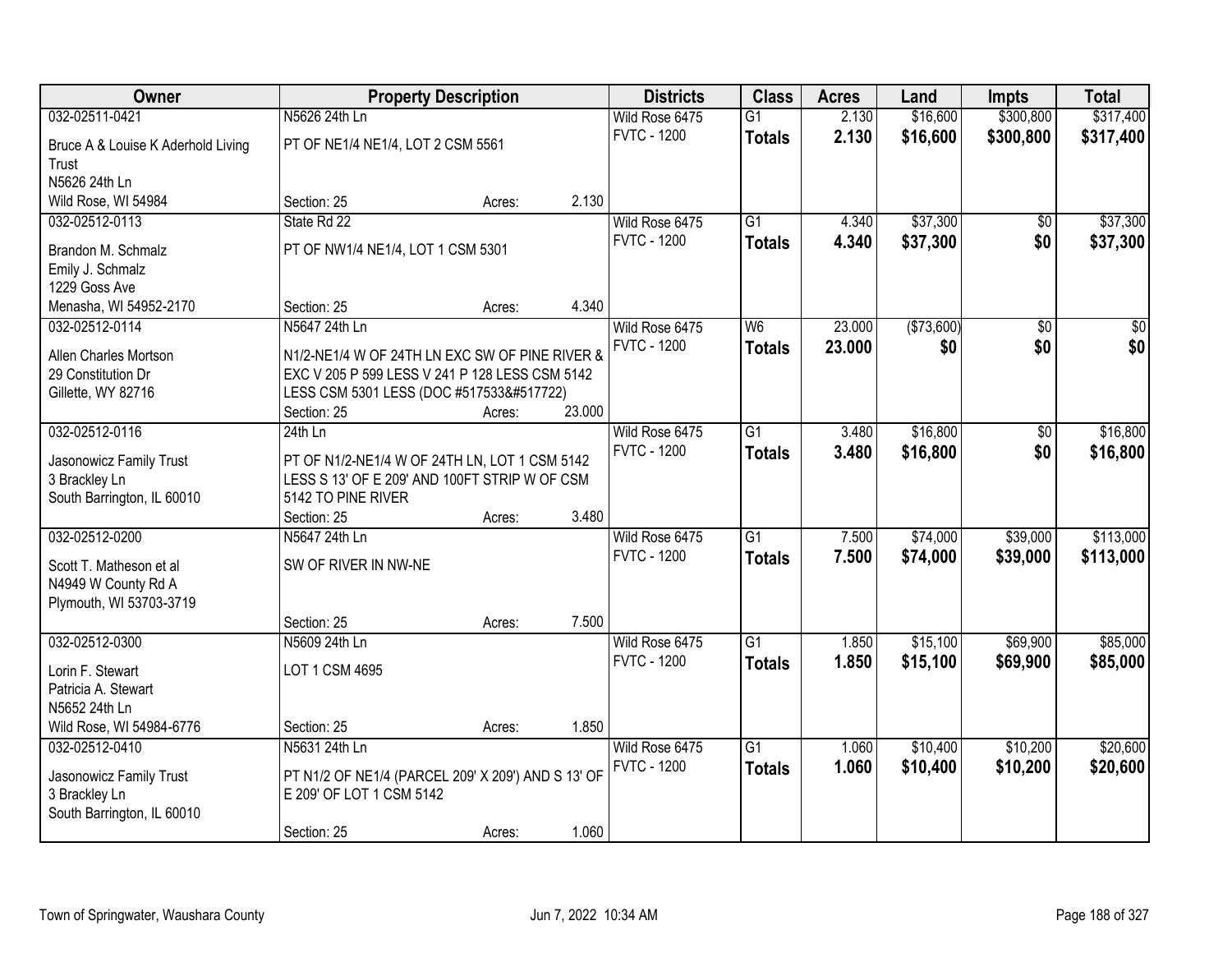| Owner | Property Description | | | Districts | Class | Acres | Land | Impts | Total |
|---|---|---|---|---|---|---|---|---|---|
| 032-02511-0421 | N5626 24th Ln | | | Wild Rose 6475 | G1 | 2.130 | $16,600 | $300,800 | $317,400 |
| Bruce A & Louise K Aderhold Living Trust<br>N5626 24th Ln<br>Wild Rose, WI 54984 | PT OF NE1/4 NE1/4, LOT 2 CSM 5561 | | | FVTC - 1200 | **Totals** | **2.130** | **$16,600** | **$300,800** | **$317,400** |
| | Section: 25 | Acres: | 2.130 | | | | | | |
| 032-02512-0113 | State Rd 22 | | | Wild Rose 6475 | G1 | 4.340 | $37,300 | $0 | $37,300 |
| Brandon M. Schmalz<br>Emily J. Schmalz<br>1229 Goss Ave<br>Menasha, WI 54952-2170 | PT OF NW1/4 NE1/4, LOT 1 CSM 5301 | | | FVTC - 1200 | **Totals** | **4.340** | **$37,300** | **$0** | **$37,300** |
| | Section: 25 | Acres: | 4.340 | | | | | | |
| 032-02512-0114 | N5647 24th Ln | | | Wild Rose 6475 | W6 | 23.000 | ($73,600) | $0 | $0 |
| Allen Charles Mortson<br>29 Constitution Dr<br>Gillette, WY 82716 | N1/2-NE1/4 W OF 24TH LN EXC SW OF PINE RIVER & EXC V 205 P 599 LESS V 241 P 128 LESS CSM 5142 LESS CSM 5301 LESS (DOC #517533&#517722) | | | FVTC - 1200 | **Totals** | **23.000** | **$0** | **$0** | **$0** |
| | Section: 25 | Acres: | 23.000 | | | | | | |
| 032-02512-0116 | 24th Ln | | | Wild Rose 6475 | G1 | 3.480 | $16,800 | $0 | $16,800 |
| Jasonowicz Family Trust<br>3 Brackley Ln<br>South Barrington, IL 60010 | PT OF N1/2-NE1/4 W OF 24TH LN, LOT 1 CSM 5142 LESS S 13' OF E 209' AND 100FT STRIP W OF CSM 5142 TO PINE RIVER | | | FVTC - 1200 | **Totals** | **3.480** | **$16,800** | **$0** | **$16,800** |
| | Section: 25 | Acres: | 3.480 | | | | | | |
| 032-02512-0200 | N5647 24th Ln | | | Wild Rose 6475 | G1 | 7.500 | $74,000 | $39,000 | $113,000 |
| Scott T. Matheson et al<br>N4949 W County Rd A<br>Plymouth, WI 53703-3719 | SW OF RIVER IN NW-NE | | | FVTC - 1200 | **Totals** | **7.500** | **$74,000** | **$39,000** | **$113,000** |
| | Section: 25 | Acres: | 7.500 | | | | | | |
| 032-02512-0300 | N5609 24th Ln | | | Wild Rose 6475 | G1 | 1.850 | $15,100 | $69,900 | $85,000 |
| Lorin F. Stewart<br>Patricia A. Stewart<br>N5652 24th Ln<br>Wild Rose, WI 54984-6776 | LOT 1 CSM 4695 | | | FVTC - 1200 | **Totals** | **1.850** | **$15,100** | **$69,900** | **$85,000** |
| | Section: 25 | Acres: | 1.850 | | | | | | |
| 032-02512-0410 | N5631 24th Ln | | | Wild Rose 6475 | G1 | 1.060 | $10,400 | $10,200 | $20,600 |
| Jasonowicz Family Trust<br>3 Brackley Ln<br>South Barrington, IL 60010 | PT N1/2 OF NE1/4 (PARCEL 209' X 209') AND S 13' OF E 209' OF LOT 1 CSM 5142 | | | FVTC - 1200 | **Totals** | **1.060** | **$10,400** | **$10,200** | **$20,600** |
| | Section: 25 | Acres: | 1.060 | | | | | | |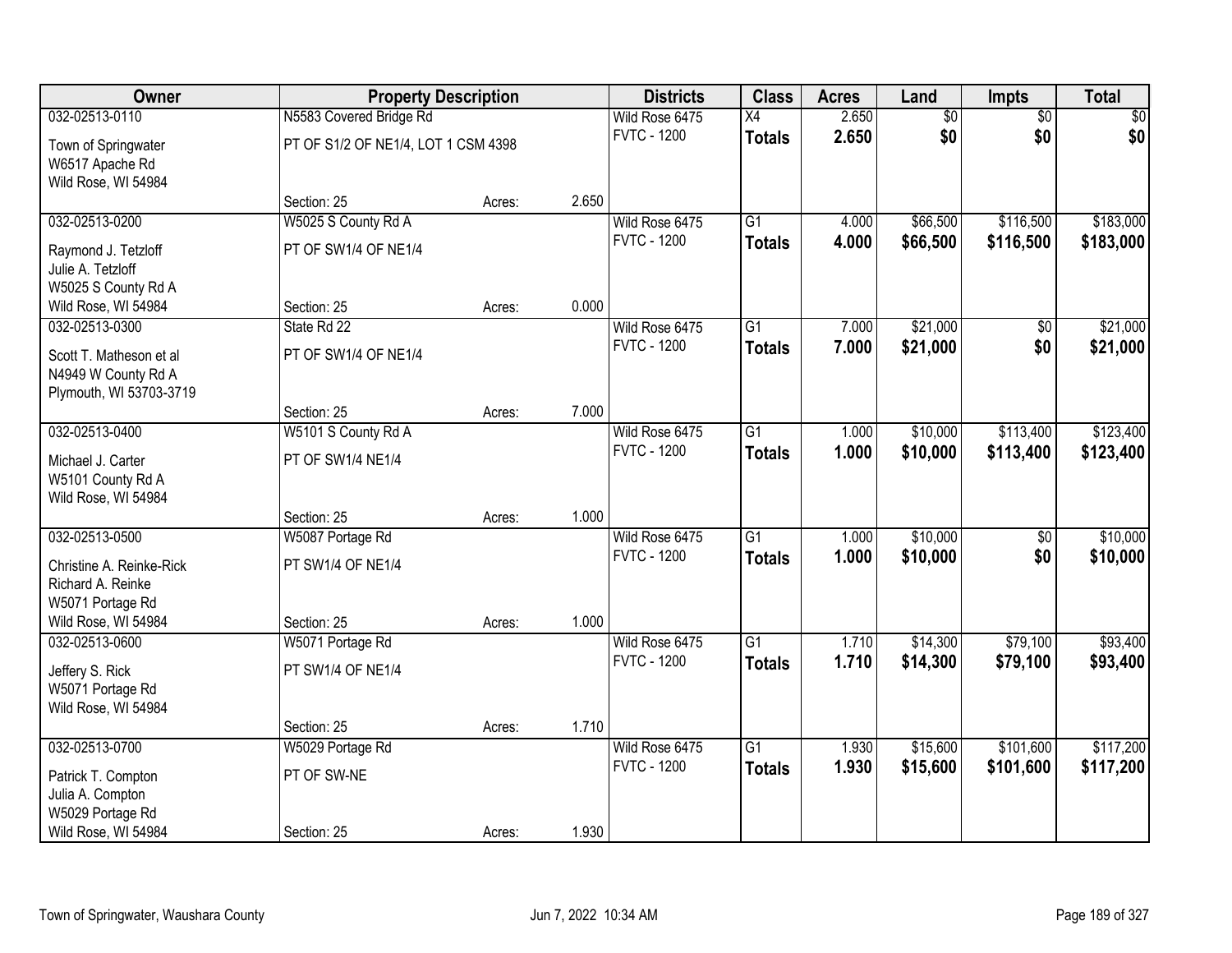| Owner | Property Description | | | Districts | Class | Acres | Land | Impts | Total |
|---|---|---|---|---|---|---|---|---|---|
| 032-02513-0110 | N5583 Covered Bridge Rd | | | Wild Rose 6475 | X4 | 2.650 | $0 | $0 | $0 |
| Town of Springwater<br>W6517 Apache Rd<br>Wild Rose, WI 54984 | PT OF S1/2 OF NE1/4, LOT 1 CSM 4398 | | | FVTC - 1200 | **Totals** | **2.650** | **$0** | **$0** | **$0** |
| | Section: 25 | Acres: | 2.650 | | | | | | |
| 032-02513-0200 | W5025 S County Rd A | | | Wild Rose 6475 | G1 | 4.000 | $66,500 | $116,500 | $183,000 |
| Raymond J. Tetzloff<br>Julie A. Tetzloff<br>W5025 S County Rd A<br>Wild Rose, WI 54984 | PT OF SW1/4 OF NE1/4 | | | FVTC - 1200 | **Totals** | **4.000** | **$66,500** | **$116,500** | **$183,000** |
| | Section: 25 | Acres: | 0.000 | | | | | | |
| 032-02513-0300 | State Rd 22 | | | Wild Rose 6475 | G1 | 7.000 | $21,000 | $0 | $21,000 |
| Scott T. Matheson et al<br>N4949 W County Rd A<br>Plymouth, WI 53703-3719 | PT OF SW1/4 OF NE1/4 | | | FVTC - 1200 | **Totals** | **7.000** | **$21,000** | **$0** | **$21,000** |
| | Section: 25 | Acres: | 7.000 | | | | | | |
| 032-02513-0400 | W5101 S County Rd A | | | Wild Rose 6475 | G1 | 1.000 | $10,000 | $113,400 | $123,400 |
| Michael J. Carter<br>W5101 County Rd A<br>Wild Rose, WI 54984 | PT OF SW1/4 NE1/4 | | | FVTC - 1200 | **Totals** | **1.000** | **$10,000** | **$113,400** | **$123,400** |
| | Section: 25 | Acres: | 1.000 | | | | | | |
| 032-02513-0500 | W5087 Portage Rd | | | Wild Rose 6475 | G1 | 1.000 | $10,000 | $0 | $10,000 |
| Christine A. Reinke-Rick<br>Richard A. Reinke<br>W5071 Portage Rd<br>Wild Rose, WI 54984 | PT SW1/4 OF NE1/4 | | | FVTC - 1200 | **Totals** | **1.000** | **$10,000** | **$0** | **$10,000** |
| | Section: 25 | Acres: | 1.000 | | | | | | |
| 032-02513-0600 | W5071 Portage Rd | | | Wild Rose 6475 | G1 | 1.710 | $14,300 | $79,100 | $93,400 |
| Jeffery S. Rick<br>W5071 Portage Rd<br>Wild Rose, WI 54984 | PT SW1/4 OF NE1/4 | | | FVTC - 1200 | **Totals** | **1.710** | **$14,300** | **$79,100** | **$93,400** |
| | Section: 25 | Acres: | 1.710 | | | | | | |
| 032-02513-0700 | W5029 Portage Rd | | | Wild Rose 6475 | G1 | 1.930 | $15,600 | $101,600 | $117,200 |
| Patrick T. Compton<br>Julia A. Compton<br>W5029 Portage Rd<br>Wild Rose, WI 54984 | PT OF SW-NE | | | FVTC - 1200 | **Totals** | **1.930** | **$15,600** | **$101,600** | **$117,200** |
| | Section: 25 | Acres: | 1.930 | | | | | | |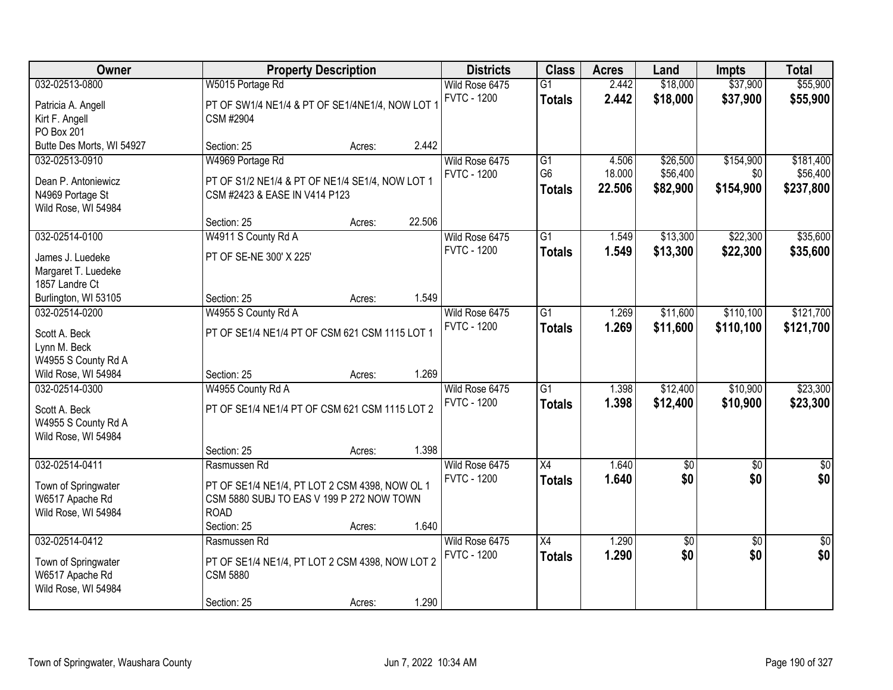| Owner | Property Description | | | Districts | Class | Acres | Land | Impts | Total |
|---|---|---|---|---|---|---|---|---|---|
| 032-02513-0800 | W5015 Portage Rd | | | Wild Rose 6475 | G1 | 2.442 | $18,000 | $37,900 | $55,900 |
| Patricia A. Angell<br>Kirt F. Angell<br>PO Box 201<br>Butte Des Morts, WI 54927 | PT OF SW1/4 NE1/4 & PT OF SE1/4NE1/4, NOW LOT 1 CSM #2904 | | | FVTC - 1200 | **Totals** | **2.442** | **$18,000** | **$37,900** | **$55,900** |
| | Section: 25 | Acres: | 2.442 | | | | | | |
| 032-02513-0910 | W4969 Portage Rd | | | Wild Rose 6475 | G1 | 4.506 | $26,500 | $154,900 | $181,400 |
| Dean P. Antoniewicz<br>N4969 Portage St<br>Wild Rose, WI 54984 | PT OF S1/2 NE1/4 & PT OF NE1/4 SE1/4, NOW LOT 1 CSM #2423 & EASE IN V414 P123 | | | FVTC - 1200 | G6 | 18.000 | $56,400 | $0 | $56,400 |
| | | | | | **Totals** | **22.506** | **$82,900** | **$154,900** | **$237,800** |
| | Section: 25 | Acres: | 22.506 | | | | | | |
| 032-02514-0100 | W4911 S County Rd A | | | Wild Rose 6475 | G1 | 1.549 | $13,300 | $22,300 | $35,600 |
| James J. Luedeke<br>Margaret T. Luedeke<br>1857 Landre Ct<br>Burlington, WI 53105 | PT OF SE-NE 300' X 225' | | | FVTC - 1200 | **Totals** | **1.549** | **$13,300** | **$22,300** | **$35,600** |
| | Section: 25 | Acres: | 1.549 | | | | | | |
| 032-02514-0200 | W4955 S County Rd A | | | Wild Rose 6475 | G1 | 1.269 | $11,600 | $110,100 | $121,700 |
| Scott A. Beck<br>Lynn M. Beck<br>W4955 S County Rd A<br>Wild Rose, WI 54984 | PT OF SE1/4 NE1/4 PT OF CSM 621 CSM 1115 LOT 1 | | | FVTC - 1200 | **Totals** | **1.269** | **$11,600** | **$110,100** | **$121,700** |
| | Section: 25 | Acres: | 1.269 | | | | | | |
| 032-02514-0300 | W4955 County Rd A | | | Wild Rose 6475 | G1 | 1.398 | $12,400 | $10,900 | $23,300 |
| Scott A. Beck<br>W4955 S County Rd A<br>Wild Rose, WI 54984 | PT OF SE1/4 NE1/4 PT OF CSM 621 CSM 1115 LOT 2 | | | FVTC - 1200 | **Totals** | **1.398** | **$12,400** | **$10,900** | **$23,300** |
| | Section: 25 | Acres: | 1.398 | | | | | | |
| 032-02514-0411 | Rasmussen Rd | | | Wild Rose 6475 | X4 | 1.640 | $0 | $0 | $0 |
| Town of Springwater<br>W6517 Apache Rd<br>Wild Rose, WI 54984 | PT OF SE1/4 NE1/4, PT LOT 2 CSM 4398, NOW OL 1 CSM 5880 SUBJ TO EAS V 199 P 272 NOW TOWN ROAD | | | FVTC - 1200 | **Totals** | **1.640** | **$0** | **$0** | **$0** |
| | Section: 25 | Acres: | 1.640 | | | | | | |
| 032-02514-0412 | Rasmussen Rd | | | Wild Rose 6475 | X4 | 1.290 | $0 | $0 | $0 |
| Town of Springwater<br>W6517 Apache Rd<br>Wild Rose, WI 54984 | PT OF SE1/4 NE1/4, PT LOT 2 CSM 4398, NOW LOT 2 CSM 5880 | | | FVTC - 1200 | **Totals** | **1.290** | **$0** | **$0** | **$0** |
| | Section: 25 | Acres: | 1.290 | | | | | | |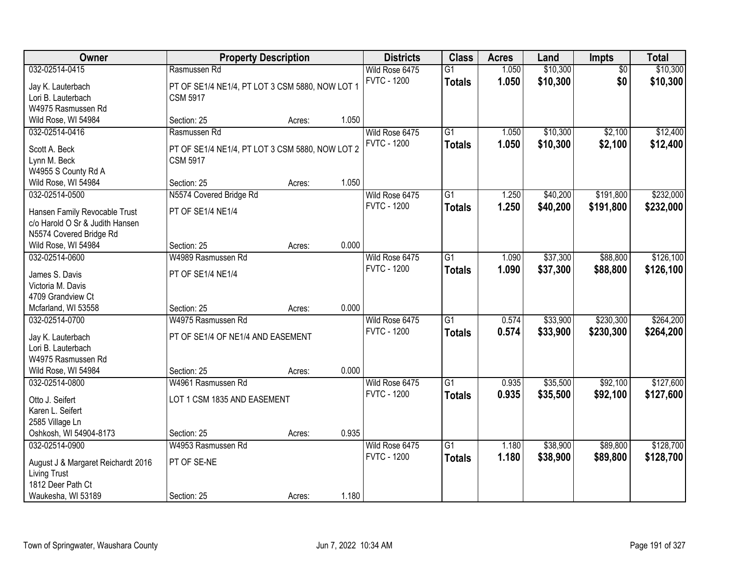| Owner | Property Description | | | Districts | Class | Acres | Land | Impts | Total |
|---|---|---|---|---|---|---|---|---|---|
| 032-02514-0415 | Rasmussen Rd | | | Wild Rose 6475 | G1 | 1.050 | $10,300 | $0 | $10,300 |
| Jay K. Lauterbach<br>Lori B. Lauterbach<br>W4975 Rasmussen Rd<br>Wild Rose, WI 54984 | PT OF SE1/4 NE1/4, PT LOT 3 CSM 5880, NOW LOT 1 CSM 5917<br>Section: 25 | Acres: | 1.050 | FVTC - 1200 | **Totals** | **1.050** | **$10,300** | **$0** | **$10,300** |
| 032-02514-0416 | Rasmussen Rd | | | Wild Rose 6475 | G1 | 1.050 | $10,300 | $2,100 | $12,400 |
| Scott A. Beck<br>Lynn M. Beck<br>W4955 S County Rd A<br>Wild Rose, WI 54984 | PT OF SE1/4 NE1/4, PT LOT 3 CSM 5880, NOW LOT 2 CSM 5917<br>Section: 25 | Acres: | 1.050 | FVTC - 1200 | **Totals** | **1.050** | **$10,300** | **$2,100** | **$12,400** |
| 032-02514-0500 | N5574 Covered Bridge Rd | | | Wild Rose 6475 | G1 | 1.250 | $40,200 | $191,800 | $232,000 |
| Hansen Family Revocable Trust<br>c/o Harold O Sr & Judith Hansen<br>N5574 Covered Bridge Rd<br>Wild Rose, WI 54984 | PT OF SE1/4 NE1/4<br>Section: 25 | Acres: | 0.000 | FVTC - 1200 | **Totals** | **1.250** | **$40,200** | **$191,800** | **$232,000** |
| 032-02514-0600 | W4989 Rasmussen Rd | | | Wild Rose 6475 | G1 | 1.090 | $37,300 | $88,800 | $126,100 |
| James S. Davis<br>Victoria M. Davis<br>4709 Grandview Ct<br>Mcfarland, WI 53558 | PT OF SE1/4 NE1/4<br>Section: 25 | Acres: | 0.000 | FVTC - 1200 | **Totals** | **1.090** | **$37,300** | **$88,800** | **$126,100** |
| 032-02514-0700 | W4975 Rasmussen Rd | | | Wild Rose 6475 | G1 | 0.574 | $33,900 | $230,300 | $264,200 |
| Jay K. Lauterbach<br>Lori B. Lauterbach<br>W4975 Rasmussen Rd<br>Wild Rose, WI 54984 | PT OF SE1/4 OF NE1/4 AND EASEMENT<br>Section: 25 | Acres: | 0.000 | FVTC - 1200 | **Totals** | **0.574** | **$33,900** | **$230,300** | **$264,200** |
| 032-02514-0800 | W4961 Rasmussen Rd | | | Wild Rose 6475 | G1 | 0.935 | $35,500 | $92,100 | $127,600 |
| Otto J. Seifert<br>Karen L. Seifert<br>2585 Village Ln<br>Oshkosh, WI 54904-8173 | LOT 1 CSM 1835 AND EASEMENT<br>Section: 25 | Acres: | 0.935 | FVTC - 1200 | **Totals** | **0.935** | **$35,500** | **$92,100** | **$127,600** |
| 032-02514-0900 | W4953 Rasmussen Rd | | | Wild Rose 6475 | G1 | 1.180 | $38,900 | $89,800 | $128,700 |
| August J & Margaret Reichardt 2016 Living Trust<br>1812 Deer Path Ct<br>Waukesha, WI 53189 | PT OF SE-NE<br>Section: 25 | Acres: | 1.180 | FVTC - 1200 | **Totals** | **1.180** | **$38,900** | **$89,800** | **$128,700** |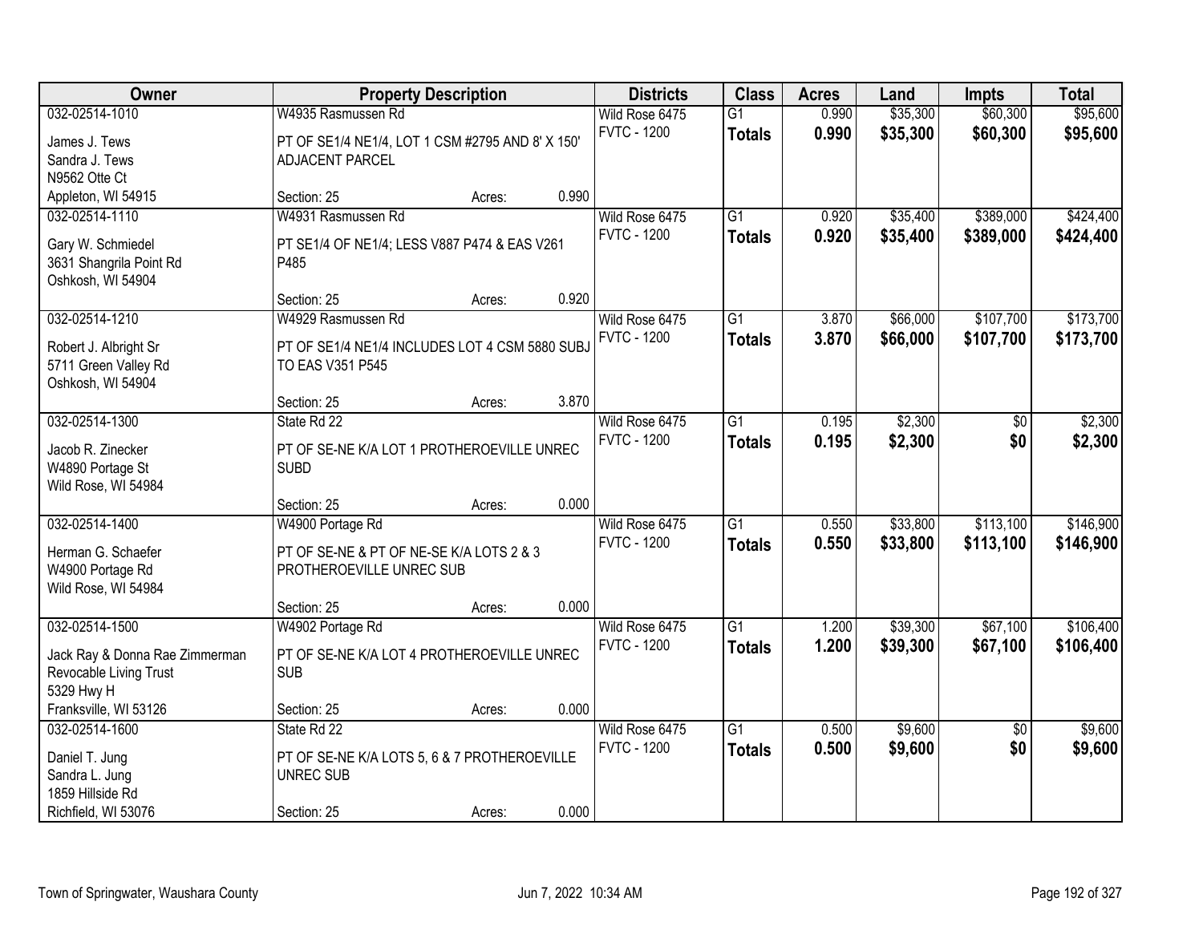| Owner | Property Description | Districts | Class | Acres | Land | Impts | Total |
|---|---|---|---|---|---|---|---|
| 032-02514-1010<br>James J. Tews<br>Sandra J. Tews<br>N9562 Otte Ct<br>Appleton, WI 54915 | W4935 Rasmussen Rd<br>PT OF SE1/4 NE1/4, LOT 1 CSM #2795 AND 8' X 150' ADJACENT PARCEL<br>Section: 25 Acres: 0.990 | Wild Rose 6475<br>FVTC - 1200 | G1<br>**Totals** | 0.990<br>**0.990** | $35,300<br>**$35,300** | $60,300<br>**$60,300** | $95,600<br>**$95,600** |
| 032-02514-1110<br>Gary W. Schmiedel<br>3631 Shangrila Point Rd<br>Oshkosh, WI 54904 | W4931 Rasmussen Rd<br>PT SE1/4 OF NE1/4; LESS V887 P474 & EAS V261 P485<br>Section: 25 Acres: 0.920 | Wild Rose 6475<br>FVTC - 1200 | G1<br>**Totals** | 0.920<br>**0.920** | $35,400<br>**$35,400** | $389,000<br>**$389,000** | $424,400<br>**$424,400** |
| 032-02514-1210<br>Robert J. Albright Sr<br>5711 Green Valley Rd<br>Oshkosh, WI 54904 | W4929 Rasmussen Rd<br>PT OF SE1/4 NE1/4 INCLUDES LOT 4 CSM 5880 SUBJ TO EAS V351 P545<br>Section: 25 Acres: 3.870 | Wild Rose 6475<br>FVTC - 1200 | G1<br>**Totals** | 3.870<br>**3.870** | $66,000<br>**$66,000** | $107,700<br>**$107,700** | $173,700<br>**$173,700** |
| 032-02514-1300<br>Jacob R. Zinecker<br>W4890 Portage St<br>Wild Rose, WI 54984 | State Rd 22<br>PT OF SE-NE K/A LOT 1 PROTHEROEVILLE UNREC SUBD<br>Section: 25 Acres: 0.000 | Wild Rose 6475<br>FVTC - 1200 | G1<br>**Totals** | 0.195<br>**0.195** | $2,300<br>**$2,300** | $0<br>**$0** | $2,300<br>**$2,300** |
| 032-02514-1400<br>Herman G. Schaefer<br>W4900 Portage Rd<br>Wild Rose, WI 54984 | W4900 Portage Rd<br>PT OF SE-NE & PT OF NE-SE K/A LOTS 2 & 3 PROTHEROEVILLE UNREC SUB<br>Section: 25 Acres: 0.000 | Wild Rose 6475<br>FVTC - 1200 | G1<br>**Totals** | 0.550<br>**0.550** | $33,800<br>**$33,800** | $113,100<br>**$113,100** | $146,900<br>**$146,900** |
| 032-02514-1500<br>Jack Ray & Donna Rae Zimmerman Revocable Living Trust<br>5329 Hwy H<br>Franksville, WI 53126 | W4902 Portage Rd<br>PT OF SE-NE K/A LOT 4 PROTHEROEVILLE UNREC SUB<br>Section: 25 Acres: 0.000 | Wild Rose 6475<br>FVTC - 1200 | G1<br>**Totals** | 1.200<br>**1.200** | $39,300<br>**$39,300** | $67,100<br>**$67,100** | $106,400<br>**$106,400** |
| 032-02514-1600<br>Daniel T. Jung<br>Sandra L. Jung<br>1859 Hillside Rd<br>Richfield, WI 53076 | State Rd 22<br>PT OF SE-NE K/A LOTS 5, 6 & 7 PROTHEROEVILLE UNREC SUB<br>Section: 25 Acres: 0.000 | Wild Rose 6475<br>FVTC - 1200 | G1<br>**Totals** | 0.500<br>**0.500** | $9,600<br>**$9,600** | $0<br>**$0** | $9,600<br>**$9,600** |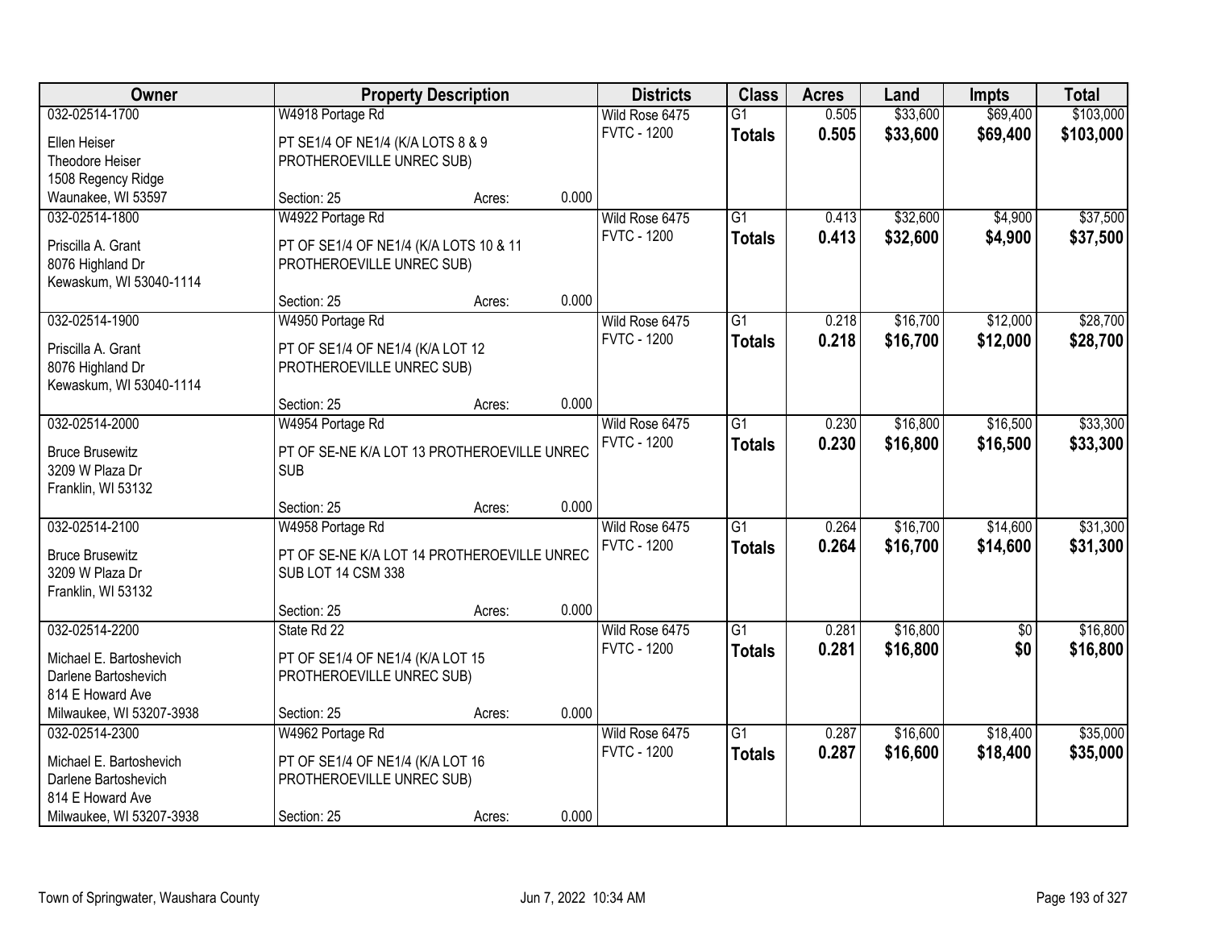| Owner | Property Description | | | Districts | Class | Acres | Land | Impts | Total |
|---|---|---|---|---|---|---|---|---|---|
| 032-02514-1700 | W4918 Portage Rd | | | Wild Rose 6475 | G1 | 0.505 | $33,600 | $69,400 | $103,000 |
| Ellen Heiser<br>Theodore Heiser<br>1508 Regency Ridge<br>Waunakee, WI 53597 | PT SE1/4 OF NE1/4 (K/A LOTS 8 & 9 PROTHEROEVILLE UNREC SUB) | | | FVTC - 1200 | **Totals** | **0.505** | **$33,600** | **$69,400** | **$103,000** |
| | Section: 25 | Acres: | 0.000 | | | | | | |
| 032-02514-1800 | W4922 Portage Rd | | | Wild Rose 6475 | G1 | 0.413 | $32,600 | $4,900 | $37,500 |
| Priscilla A. Grant<br>8076 Highland Dr<br>Kewaskum, WI 53040-1114 | PT OF SE1/4 OF NE1/4 (K/A LOTS 10 & 11 PROTHEROEVILLE UNREC SUB) | | | FVTC - 1200 | **Totals** | **0.413** | **$32,600** | **$4,900** | **$37,500** |
| | Section: 25 | Acres: | 0.000 | | | | | | |
| 032-02514-1900 | W4950 Portage Rd | | | Wild Rose 6475 | G1 | 0.218 | $16,700 | $12,000 | $28,700 |
| Priscilla A. Grant<br>8076 Highland Dr<br>Kewaskum, WI 53040-1114 | PT OF SE1/4 OF NE1/4 (K/A LOT 12 PROTHEROEVILLE UNREC SUB) | | | FVTC - 1200 | **Totals** | **0.218** | **$16,700** | **$12,000** | **$28,700** |
| | Section: 25 | Acres: | 0.000 | | | | | | |
| 032-02514-2000 | W4954 Portage Rd | | | Wild Rose 6475 | G1 | 0.230 | $16,800 | $16,500 | $33,300 |
| Bruce Brusewitz<br>3209 W Plaza Dr<br>Franklin, WI 53132 | PT OF SE-NE K/A LOT 13 PROTHEROEVILLE UNREC SUB | | | FVTC - 1200 | **Totals** | **0.230** | **$16,800** | **$16,500** | **$33,300** |
| | Section: 25 | Acres: | 0.000 | | | | | | |
| 032-02514-2100 | W4958 Portage Rd | | | Wild Rose 6475 | G1 | 0.264 | $16,700 | $14,600 | $31,300 |
| Bruce Brusewitz<br>3209 W Plaza Dr<br>Franklin, WI 53132 | PT OF SE-NE K/A LOT 14 PROTHEROEVILLE UNREC SUB LOT 14 CSM 338 | | | FVTC - 1200 | **Totals** | **0.264** | **$16,700** | **$14,600** | **$31,300** |
| | Section: 25 | Acres: | 0.000 | | | | | | |
| 032-02514-2200 | State Rd 22 | | | Wild Rose 6475 | G1 | 0.281 | $16,800 | $0 | $16,800 |
| Michael E. Bartoshevich<br>Darlene Bartoshevich<br>814 E Howard Ave<br>Milwaukee, WI 53207-3938 | PT OF SE1/4 OF NE1/4 (K/A LOT 15 PROTHEROEVILLE UNREC SUB) | | | FVTC - 1200 | **Totals** | **0.281** | **$16,800** | **$0** | **$16,800** |
| | Section: 25 | Acres: | 0.000 | | | | | | |
| 032-02514-2300 | W4962 Portage Rd | | | Wild Rose 6475 | G1 | 0.287 | $16,600 | $18,400 | $35,000 |
| Michael E. Bartoshevich<br>Darlene Bartoshevich<br>814 E Howard Ave<br>Milwaukee, WI 53207-3938 | PT OF SE1/4 OF NE1/4 (K/A LOT 16 PROTHEROEVILLE UNREC SUB) | | | FVTC - 1200 | **Totals** | **0.287** | **$16,600** | **$18,400** | **$35,000** |
| | Section: 25 | Acres: | 0.000 | | | | | | |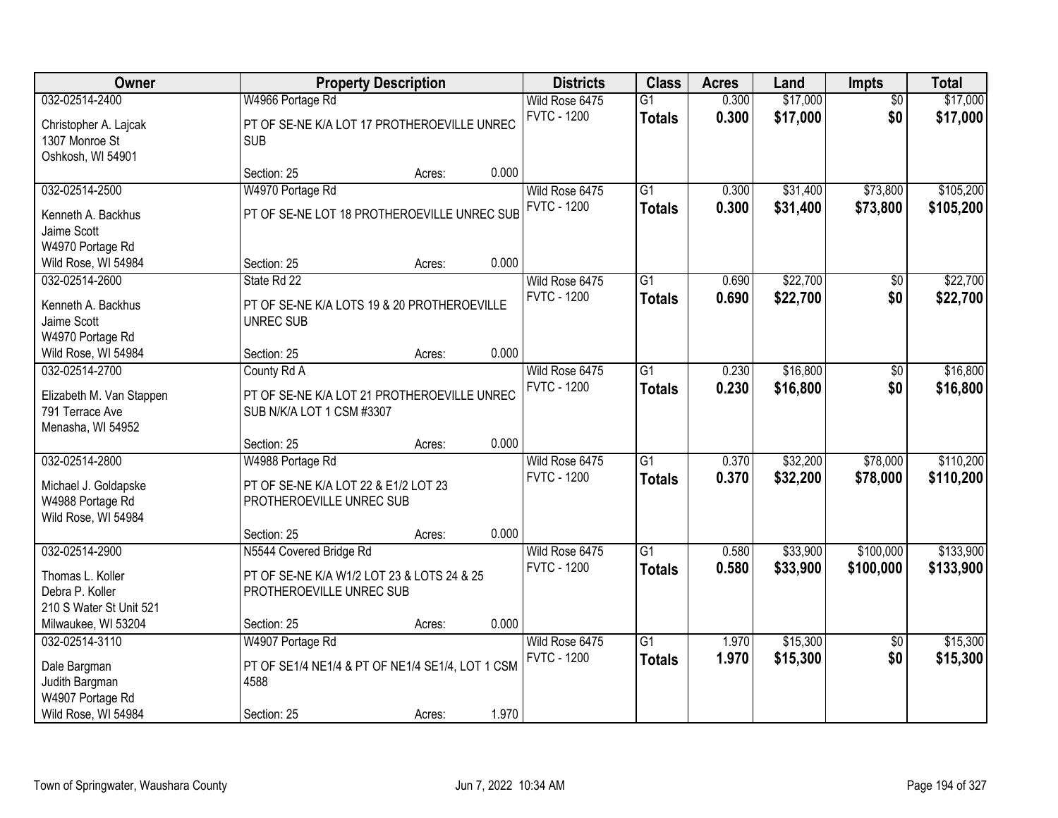| Owner | Property Description | | | Districts | Class | Acres | Land | Impts | Total |
|---|---|---|---|---|---|---|---|---|---|
| 032-02514-2400 | W4966 Portage Rd | | | Wild Rose 6475 | G1 | 0.300 | $17,000 | $0 | $17,000 |
| Christopher A. Lajcak<br>1307 Monroe St<br>Oshkosh, WI 54901 | PT OF SE-NE K/A LOT 17 PROTHEROEVILLE UNREC SUB | | | FVTC - 1200 | **Totals** | **0.300** | **$17,000** | **$0** | **$17,000** |
| | Section: 25 | Acres: | 0.000 | | | | | | |
| 032-02514-2500 | W4970 Portage Rd | | | Wild Rose 6475 | G1 | 0.300 | $31,400 | $73,800 | $105,200 |
| Kenneth A. Backhus<br>Jaime Scott<br>W4970 Portage Rd<br>Wild Rose, WI 54984 | PT OF SE-NE LOT 18 PROTHEROEVILLE UNREC SUB | | | FVTC - 1200 | **Totals** | **0.300** | **$31,400** | **$73,800** | **$105,200** |
| | Section: 25 | Acres: | 0.000 | | | | | | |
| 032-02514-2600 | State Rd 22 | | | Wild Rose 6475 | G1 | 0.690 | $22,700 | $0 | $22,700 |
| Kenneth A. Backhus<br>Jaime Scott<br>W4970 Portage Rd<br>Wild Rose, WI 54984 | PT OF SE-NE K/A LOTS 19 & 20 PROTHEROEVILLE UNREC SUB | | | FVTC - 1200 | **Totals** | **0.690** | **$22,700** | **$0** | **$22,700** |
| | Section: 25 | Acres: | 0.000 | | | | | | |
| 032-02514-2700 | County Rd A | | | Wild Rose 6475 | G1 | 0.230 | $16,800 | $0 | $16,800 |
| Elizabeth M. Van Stappen<br>791 Terrace Ave<br>Menasha, WI 54952 | PT OF SE-NE K/A LOT 21 PROTHEROEVILLE UNREC SUB N/K/A LOT 1 CSM #3307 | | | FVTC - 1200 | **Totals** | **0.230** | **$16,800** | **$0** | **$16,800** |
| | Section: 25 | Acres: | 0.000 | | | | | | |
| 032-02514-2800 | W4988 Portage Rd | | | Wild Rose 6475 | G1 | 0.370 | $32,200 | $78,000 | $110,200 |
| Michael J. Goldapske<br>W4988 Portage Rd<br>Wild Rose, WI 54984 | PT OF SE-NE K/A LOT 22 & E1/2 LOT 23 PROTHEROEVILLE UNREC SUB | | | FVTC - 1200 | **Totals** | **0.370** | **$32,200** | **$78,000** | **$110,200** |
| | Section: 25 | Acres: | 0.000 | | | | | | |
| 032-02514-2900 | N5544 Covered Bridge Rd | | | Wild Rose 6475 | G1 | 0.580 | $33,900 | $100,000 | $133,900 |
| Thomas L. Koller<br>Debra P. Koller<br>210 S Water St Unit 521<br>Milwaukee, WI 53204 | PT OF SE-NE K/A W1/2 LOT 23 & LOTS 24 & 25 PROTHEROEVILLE UNREC SUB | | | FVTC - 1200 | **Totals** | **0.580** | **$33,900** | **$100,000** | **$133,900** |
| | Section: 25 | Acres: | 0.000 | | | | | | |
| 032-02514-3110 | W4907 Portage Rd | | | Wild Rose 6475 | G1 | 1.970 | $15,300 | $0 | $15,300 |
| Dale Bargman<br>Judith Bargman<br>W4907 Portage Rd<br>Wild Rose, WI 54984 | PT OF SE1/4 NE1/4 & PT OF NE1/4 SE1/4, LOT 1 CSM 4588 | | | FVTC - 1200 | **Totals** | **1.970** | **$15,300** | **$0** | **$15,300** |
| | Section: 25 | Acres: | 1.970 | | | | | | |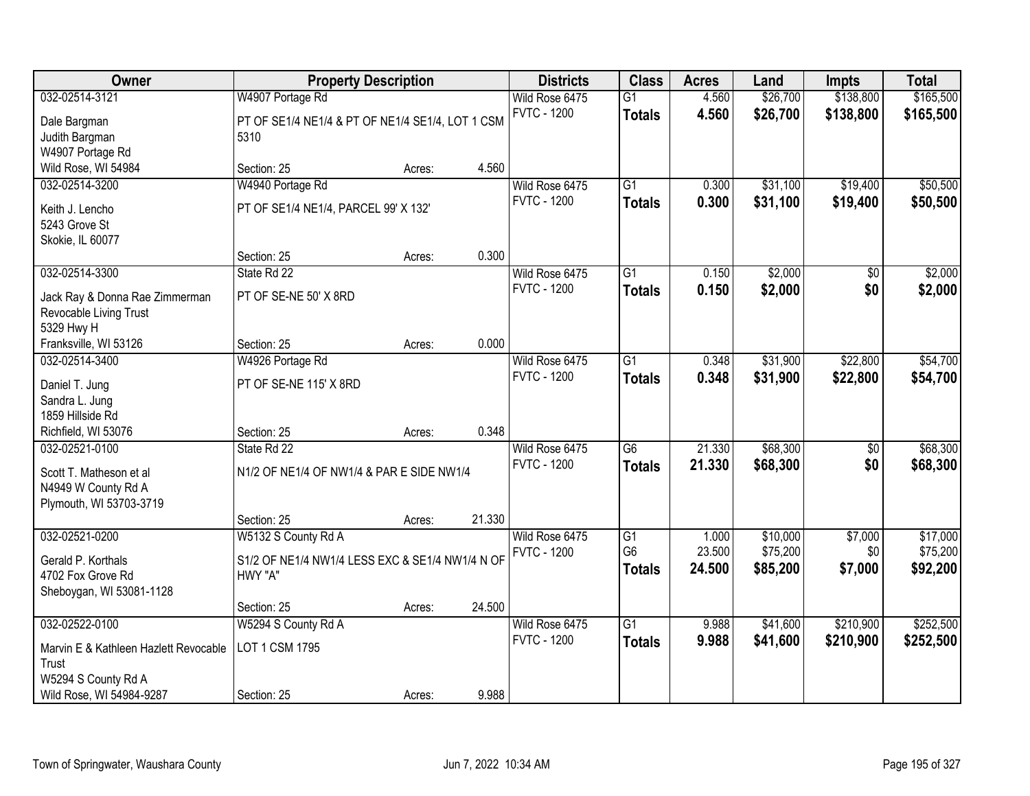| Owner | Property Description | | | Districts | Class | Acres | Land | Impts | Total |
|---|---|---|---|---|---|---|---|---|---|
| 032-02514-3121 | W4907 Portage Rd | | | Wild Rose 6475 | G1 | 4.560 | $26,700 | $138,800 | $165,500 |
| Dale Bargman<br>Judith Bargman<br>W4907 Portage Rd<br>Wild Rose, WI 54984 | PT OF SE1/4 NE1/4 & PT OF NE1/4 SE1/4, LOT 1 CSM 5310 | | | FVTC - 1200 | **Totals** | **4.560** | **$26,700** | **$138,800** | **$165,500** |
| | Section: 25 | Acres: | 4.560 | | | | | | |
| 032-02514-3200 | W4940 Portage Rd | | | Wild Rose 6475 | G1 | 0.300 | $31,100 | $19,400 | $50,500 |
| Keith J. Lencho<br>5243 Grove St<br>Skokie, IL 60077 | PT OF SE1/4 NE1/4, PARCEL 99' X 132' | | | FVTC - 1200 | **Totals** | **0.300** | **$31,100** | **$19,400** | **$50,500** |
| | Section: 25 | Acres: | 0.300 | | | | | | |
| 032-02514-3300 | State Rd 22 | | | Wild Rose 6475 | G1 | 0.150 | $2,000 | $0 | $2,000 |
| Jack Ray & Donna Rae Zimmerman Revocable Living Trust<br>5329 Hwy H<br>Franksville, WI 53126 | PT OF SE-NE 50' X 8RD | | | FVTC - 1200 | **Totals** | **0.150** | **$2,000** | **$0** | **$2,000** |
| | Section: 25 | Acres: | 0.000 | | | | | | |
| 032-02514-3400 | W4926 Portage Rd | | | Wild Rose 6475 | G1 | 0.348 | $31,900 | $22,800 | $54,700 |
| Daniel T. Jung<br>Sandra L. Jung<br>1859 Hillside Rd<br>Richfield, WI 53076 | PT OF SE-NE 115' X 8RD | | | FVTC - 1200 | **Totals** | **0.348** | **$31,900** | **$22,800** | **$54,700** |
| | Section: 25 | Acres: | 0.348 | | | | | | |
| 032-02521-0100 | State Rd 22 | | | Wild Rose 6475 | G6 | 21.330 | $68,300 | $0 | $68,300 |
| Scott T. Matheson et al<br>N4949 W County Rd A<br>Plymouth, WI 53703-3719 | N1/2 OF NE1/4 OF NW1/4 & PAR E SIDE NW1/4 | | | FVTC - 1200 | **Totals** | **21.330** | **$68,300** | **$0** | **$68,300** |
| | Section: 25 | Acres: | 21.330 | | | | | | |
| 032-02521-0200 | W5132 S County Rd A | | | Wild Rose 6475 | G1 | 1.000 | $10,000 | $7,000 | $17,000 |
| Gerald P. Korthals<br>4702 Fox Grove Rd<br>Sheboygan, WI 53081-1128 | S1/2 OF NE1/4 NW1/4 LESS EXC & SE1/4 NW1/4 N OF HWY "A" | | | FVTC - 1200 | G6 | 23.500 | $75,200 | $0 | $75,200 |
| | | | | | **Totals** | **24.500** | **$85,200** | **$7,000** | **$92,200** |
| | Section: 25 | Acres: | 24.500 | | | | | | |
| 032-02522-0100 | W5294 S County Rd A | | | Wild Rose 6475 | G1 | 9.988 | $41,600 | $210,900 | $252,500 |
| Marvin E & Kathleen Hazlett Revocable Trust<br>W5294 S County Rd A<br>Wild Rose, WI 54984-9287 | LOT 1 CSM 1795 | | | FVTC - 1200 | **Totals** | **9.988** | **$41,600** | **$210,900** | **$252,500** |
| | Section: 25 | Acres: | 9.988 | | | | | | |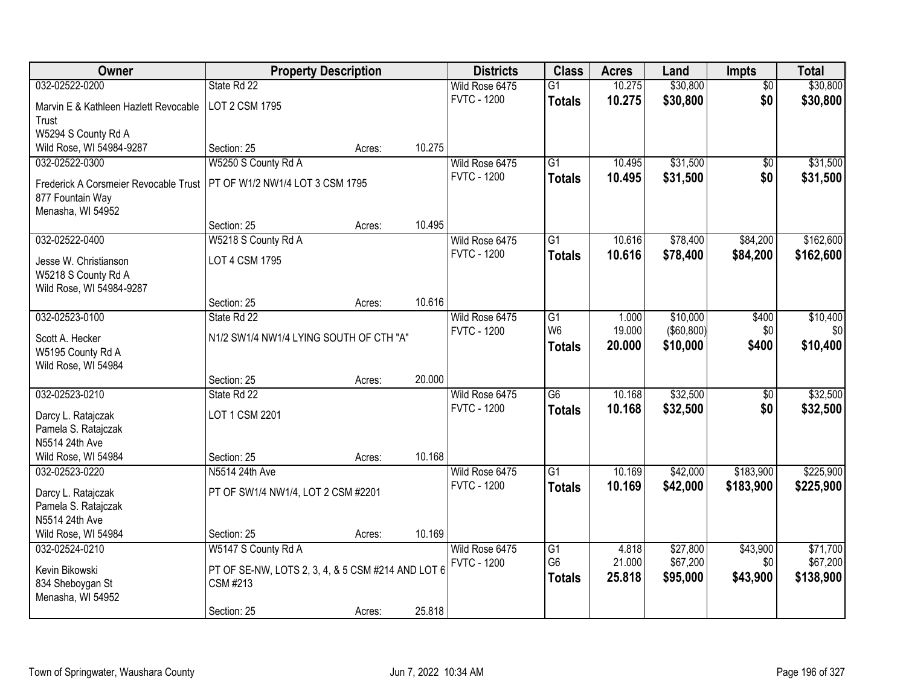| Owner | Property Description | | | Districts | Class | Acres | Land | Impts | Total |
|---|---|---|---|---|---|---|---|---|---|
| 032-02522-0200 | State Rd 22 | | | Wild Rose 6475 | G1 | 10.275 | $30,800 | $0 | $30,800 |
| Marvin E & Kathleen Hazlett Revocable Trust | LOT 2 CSM 1795 | | | FVTC - 1200 | **Totals** | **10.275** | **$30,800** | **$0** | **$30,800** |
| W5294 S County Rd A | | | | | | | | | |
| Wild Rose, WI 54984-9287 | Section: 25 | Acres: | 10.275 | | | | | | |
| 032-02522-0300 | W5250 S County Rd A | | | Wild Rose 6475 | G1 | 10.495 | $31,500 | $0 | $31,500 |
| Frederick A Corsmeier Revocable Trust | PT OF W1/2 NW1/4 LOT 3 CSM 1795 | | | FVTC - 1200 | **Totals** | **10.495** | **$31,500** | **$0** | **$31,500** |
| 877 Fountain Way | | | | | | | | | |
| Menasha, WI 54952 | | | | | | | | | |
| | Section: 25 | Acres: | 10.495 | | | | | | |
| 032-02522-0400 | W5218 S County Rd A | | | Wild Rose 6475 | G1 | 10.616 | $78,400 | $84,200 | $162,600 |
| Jesse W. Christianson | LOT 4 CSM 1795 | | | FVTC - 1200 | **Totals** | **10.616** | **$78,400** | **$84,200** | **$162,600** |
| W5218 S County Rd A | | | | | | | | | |
| Wild Rose, WI 54984-9287 | | | | | | | | | |
| | Section: 25 | Acres: | 10.616 | | | | | | |
| 032-02523-0100 | State Rd 22 | | | Wild Rose 6475 | G1 | 1.000 | $10,000 | $400 | $10,400 |
| Scott A. Hecker | N1/2 SW1/4 NW1/4 LYING SOUTH OF CTH "A" | | | FVTC - 1200 | W6 | 19.000 | ($60,800) | $0 | $0 |
| W5195 County Rd A | | | | | **Totals** | **20.000** | **$10,000** | **$400** | **$10,400** |
| Wild Rose, WI 54984 | | | | | | | | | |
| | Section: 25 | Acres: | 20.000 | | | | | | |
| 032-02523-0210 | State Rd 22 | | | Wild Rose 6475 | G6 | 10.168 | $32,500 | $0 | $32,500 |
| Darcy L. Ratajczak | LOT 1 CSM 2201 | | | FVTC - 1200 | **Totals** | **10.168** | **$32,500** | **$0** | **$32,500** |
| Pamela S. Ratajczak | | | | | | | | | |
| N5514 24th Ave | | | | | | | | | |
| Wild Rose, WI 54984 | Section: 25 | Acres: | 10.168 | | | | | | |
| 032-02523-0220 | N5514 24th Ave | | | Wild Rose 6475 | G1 | 10.169 | $42,000 | $183,900 | $225,900 |
| Darcy L. Ratajczak | PT OF SW1/4 NW1/4, LOT 2 CSM #2201 | | | FVTC - 1200 | **Totals** | **10.169** | **$42,000** | **$183,900** | **$225,900** |
| Pamela S. Ratajczak | | | | | | | | | |
| N5514 24th Ave | | | | | | | | | |
| Wild Rose, WI 54984 | Section: 25 | Acres: | 10.169 | | | | | | |
| 032-02524-0210 | W5147 S County Rd A | | | Wild Rose 6475 | G1 | 4.818 | $27,800 | $43,900 | $71,700 |
| Kevin Bikowski | PT OF SE-NW, LOTS 2, 3, 4, & 5 CSM #214 AND LOT 6 CSM #213 | | | FVTC - 1200 | G6 | 21.000 | $67,200 | $0 | $67,200 |
| 834 Sheboygan St | | | | | **Totals** | **25.818** | **$95,000** | **$43,900** | **$138,900** |
| Menasha, WI 54952 | | | | | | | | | |
| | Section: 25 | Acres: | 25.818 | | | | | | |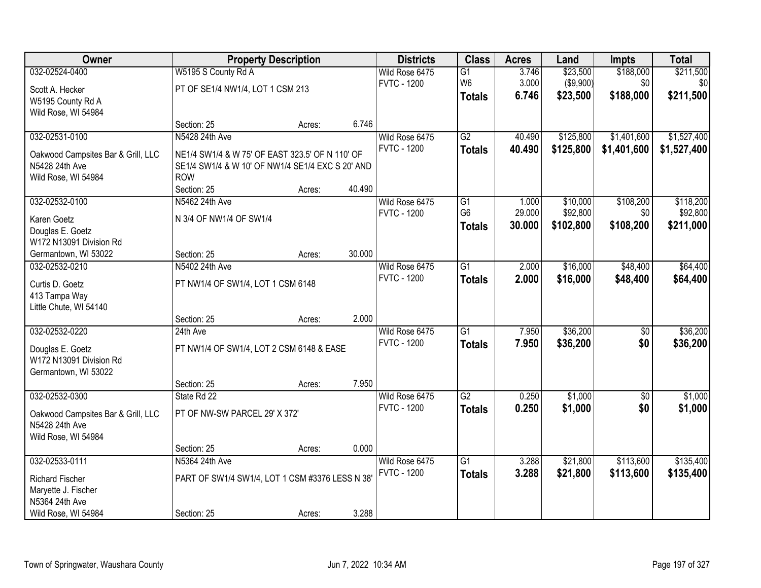| Owner | Property Description | | | Districts | Class | Acres | Land | Impts | Total |
|---|---|---|---|---|---|---|---|---|---|
| 032-02524-0400 | W5195 S County Rd A | | | Wild Rose 6475 | G1 | 3.746 | \$23,500 | \$188,000 | \$211,500 |
| Scott A. Hecker | PT OF SE1/4 NW1/4, LOT 1 CSM 213 | | | FVTC - 1200 | W6 | 3.000 | (\$9,900) | \$0 | \$0 |
| W5195 County Rd A | | | | | **Totals** | **6.746** | **\$23,500** | **\$188,000** | **\$211,500** |
| Wild Rose, WI 54984 | | | | | | | | | |
| | Section: 25 | Acres: | 6.746 | | | | | | |
| 032-02531-0100 | N5428 24th Ave | | | Wild Rose 6475 | G2 | 40.490 | \$125,800 | \$1,401,600 | \$1,527,400 |
| Oakwood Campsites Bar & Grill, LLC | NE1/4 SW1/4 & W 75' OF EAST 323.5' OF N 110' OF | | | FVTC - 1200 | **Totals** | **40.490** | **\$125,800** | **\$1,401,600** | **\$1,527,400** |
| N5428 24th Ave | SE1/4 SW1/4 & W 10' OF NW1/4 SE1/4 EXC S 20' AND | | | | | | | | |
| Wild Rose, WI 54984 | ROW | | | | | | | | |
| | Section: 25 | Acres: | 40.490 | | | | | | |
| 032-02532-0100 | N5462 24th Ave | | | Wild Rose 6475 | G1 | 1.000 | \$10,000 | \$108,200 | \$118,200 |
| Karen Goetz | N 3/4 OF NW1/4 OF SW1/4 | | | FVTC - 1200 | G6 | 29.000 | \$92,800 | \$0 | \$92,800 |
| Douglas E. Goetz | | | | | **Totals** | **30.000** | **\$102,800** | **\$108,200** | **\$211,000** |
| W172 N13091 Division Rd | | | | | | | | | |
| Germantown, WI 53022 | Section: 25 | Acres: | 30.000 | | | | | | |
| 032-02532-0210 | N5402 24th Ave | | | Wild Rose 6475 | G1 | 2.000 | \$16,000 | \$48,400 | \$64,400 |
| Curtis D. Goetz | PT NW1/4 OF SW1/4, LOT 1 CSM 6148 | | | FVTC - 1200 | **Totals** | **2.000** | **\$16,000** | **\$48,400** | **\$64,400** |
| 413 Tampa Way | | | | | | | | | |
| Little Chute, WI 54140 | | | | | | | | | |
| | Section: 25 | Acres: | 2.000 | | | | | | |
| 032-02532-0220 | 24th Ave | | | Wild Rose 6475 | G1 | 7.950 | \$36,200 | \$0 | \$36,200 |
| Douglas E. Goetz | PT NW1/4 OF SW1/4, LOT 2 CSM 6148 & EASE | | | FVTC - 1200 | **Totals** | **7.950** | **\$36,200** | **\$0** | **\$36,200** |
| W172 N13091 Division Rd | | | | | | | | | |
| Germantown, WI 53022 | | | | | | | | | |
| | Section: 25 | Acres: | 7.950 | | | | | | |
| 032-02532-0300 | State Rd 22 | | | Wild Rose 6475 | G2 | 0.250 | \$1,000 | \$0 | \$1,000 |
| Oakwood Campsites Bar & Grill, LLC | PT OF NW-SW PARCEL 29' X 372' | | | FVTC - 1200 | **Totals** | **0.250** | **\$1,000** | **\$0** | **\$1,000** |
| N5428 24th Ave | | | | | | | | | |
| Wild Rose, WI 54984 | | | | | | | | | |
| | Section: 25 | Acres: | 0.000 | | | | | | |
| 032-02533-0111 | N5364 24th Ave | | | Wild Rose 6475 | G1 | 3.288 | \$21,800 | \$113,600 | \$135,400 |
| Richard Fischer | PART OF SW1/4 SW1/4, LOT 1 CSM #3376 LESS N 38' | | | FVTC - 1200 | **Totals** | **3.288** | **\$21,800** | **\$113,600** | **\$135,400** |
| Maryette J. Fischer | | | | | | | | | |
| N5364 24th Ave | | | | | | | | | |
| Wild Rose, WI 54984 | Section: 25 | Acres: | 3.288 | | | | | | |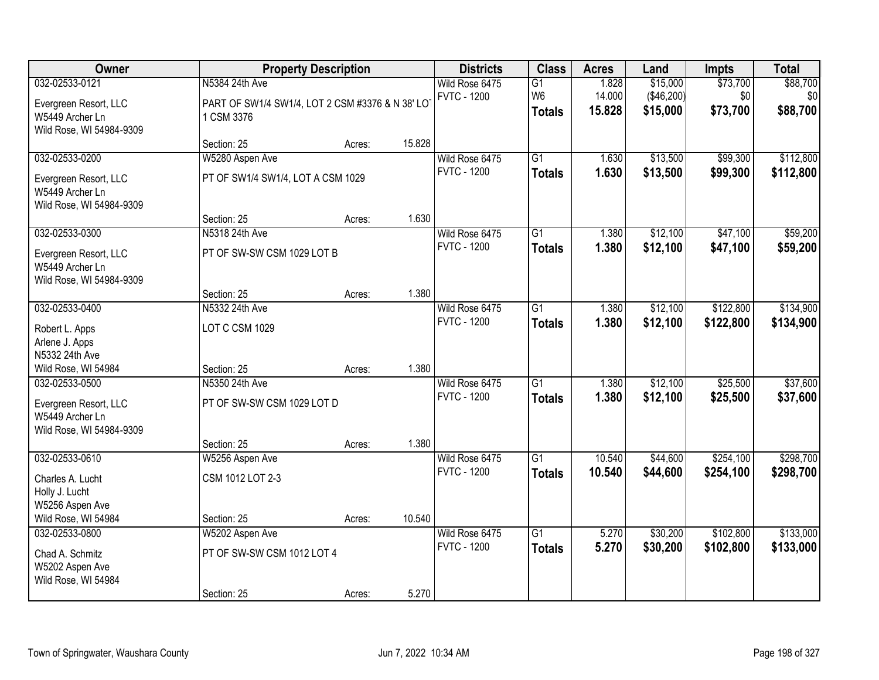| Owner | Property Description | | | Districts | Class | Acres | Land | Impts | Total |
|---|---|---|---|---|---|---|---|---|---|
| 032-02533-0121 | N5384 24th Ave | | | Wild Rose 6475 | G1 | 1.828 | $15,000 | $73,700 | $88,700 |
| Evergreen Resort, LLC<br>W5449 Archer Ln<br>Wild Rose, WI 54984-9309 | PART OF SW1/4 SW1/4, LOT 2 CSM #3376 & N 38' LOT 1 CSM 3376 | | | FVTC - 1200 | W6 | 14.000 | ($46,200) | $0 | $0 |
| | | | | | **Totals** | **15.828** | **$15,000** | **$73,700** | **$88,700** |
| | Section: 25 | Acres: | 15.828 | | | | | | |
| 032-02533-0200 | W5280 Aspen Ave | | | Wild Rose 6475 | G1 | 1.630 | $13,500 | $99,300 | $112,800 |
| Evergreen Resort, LLC<br>W5449 Archer Ln<br>Wild Rose, WI 54984-9309 | PT OF SW1/4 SW1/4, LOT A CSM 1029 | | | FVTC - 1200 | **Totals** | **1.630** | **$13,500** | **$99,300** | **$112,800** |
| | Section: 25 | Acres: | 1.630 | | | | | | |
| 032-02533-0300 | N5318 24th Ave | | | Wild Rose 6475 | G1 | 1.380 | $12,100 | $47,100 | $59,200 |
| Evergreen Resort, LLC<br>W5449 Archer Ln<br>Wild Rose, WI 54984-9309 | PT OF SW-SW CSM 1029 LOT B | | | FVTC - 1200 | **Totals** | **1.380** | **$12,100** | **$47,100** | **$59,200** |
| | Section: 25 | Acres: | 1.380 | | | | | | |
| 032-02533-0400 | N5332 24th Ave | | | Wild Rose 6475 | G1 | 1.380 | $12,100 | $122,800 | $134,900 |
| Robert L. Apps<br>Arlene J. Apps<br>N5332 24th Ave<br>Wild Rose, WI 54984 | LOT C CSM 1029 | | | FVTC - 1200 | **Totals** | **1.380** | **$12,100** | **$122,800** | **$134,900** |
| | Section: 25 | Acres: | 1.380 | | | | | | |
| 032-02533-0500 | N5350 24th Ave | | | Wild Rose 6475 | G1 | 1.380 | $12,100 | $25,500 | $37,600 |
| Evergreen Resort, LLC<br>W5449 Archer Ln<br>Wild Rose, WI 54984-9309 | PT OF SW-SW CSM 1029 LOT D | | | FVTC - 1200 | **Totals** | **1.380** | **$12,100** | **$25,500** | **$37,600** |
| | Section: 25 | Acres: | 1.380 | | | | | | |
| 032-02533-0610 | W5256 Aspen Ave | | | Wild Rose 6475 | G1 | 10.540 | $44,600 | $254,100 | $298,700 |
| Charles A. Lucht<br>Holly J. Lucht<br>W5256 Aspen Ave<br>Wild Rose, WI 54984 | CSM 1012 LOT 2-3 | | | FVTC - 1200 | **Totals** | **10.540** | **$44,600** | **$254,100** | **$298,700** |
| | Section: 25 | Acres: | 10.540 | | | | | | |
| 032-02533-0800 | W5202 Aspen Ave | | | Wild Rose 6475 | G1 | 5.270 | $30,200 | $102,800 | $133,000 |
| Chad A. Schmitz<br>W5202 Aspen Ave<br>Wild Rose, WI 54984 | PT OF SW-SW CSM 1012 LOT 4 | | | FVTC - 1200 | **Totals** | **5.270** | **$30,200** | **$102,800** | **$133,000** |
| | Section: 25 | Acres: | 5.270 | | | | | | |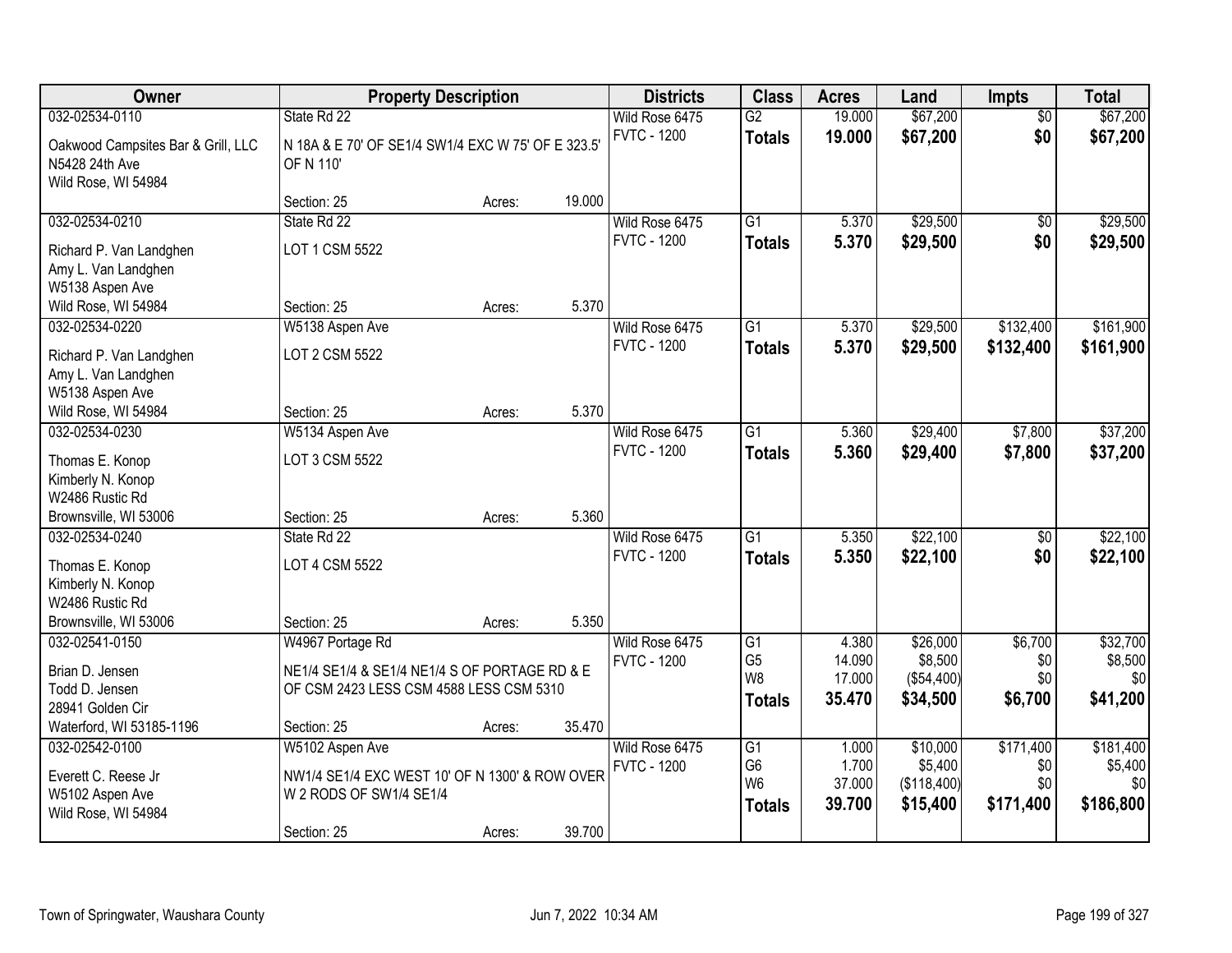| Owner | Property Description | | | Districts | Class | Acres | Land | Impts | Total |
|---|---|---|---|---|---|---|---|---|---|
| 032-02534-0110 | State Rd 22 | | | Wild Rose 6475 | G2 | 19.000 | $67,200 | $0 | $67,200 |
| Oakwood Campsites Bar & Grill, LLC<br>N5428 24th Ave<br>Wild Rose, WI 54984 | N 18A & E 70' OF SE1/4 SW1/4 EXC W 75' OF E 323.5' OF N 110' | | | FVTC - 1200 | **Totals** | **19.000** | **$67,200** | **$0** | **$67,200** |
| | Section: 25 | Acres: | 19.000 | | | | | | |
| 032-02534-0210 | State Rd 22 | | | Wild Rose 6475 | G1 | 5.370 | $29,500 | $0 | $29,500 |
| Richard P. Van Landghen<br>Amy L. Van Landghen<br>W5138 Aspen Ave<br>Wild Rose, WI 54984 | LOT 1 CSM 5522 | | | FVTC - 1200 | **Totals** | **5.370** | **$29,500** | **$0** | **$29,500** |
| | Section: 25 | Acres: | 5.370 | | | | | | |
| 032-02534-0220 | W5138 Aspen Ave | | | Wild Rose 6475 | G1 | 5.370 | $29,500 | $132,400 | $161,900 |
| Richard P. Van Landghen<br>Amy L. Van Landghen<br>W5138 Aspen Ave<br>Wild Rose, WI 54984 | LOT 2 CSM 5522 | | | FVTC - 1200 | **Totals** | **5.370** | **$29,500** | **$132,400** | **$161,900** |
| | Section: 25 | Acres: | 5.370 | | | | | | |
| 032-02534-0230 | W5134 Aspen Ave | | | Wild Rose 6475 | G1 | 5.360 | $29,400 | $7,800 | $37,200 |
| Thomas E. Konop<br>Kimberly N. Konop<br>W2486 Rustic Rd<br>Brownsville, WI 53006 | LOT 3 CSM 5522 | | | FVTC - 1200 | **Totals** | **5.360** | **$29,400** | **$7,800** | **$37,200** |
| | Section: 25 | Acres: | 5.360 | | | | | | |
| 032-02534-0240 | State Rd 22 | | | Wild Rose 6475 | G1 | 5.350 | $22,100 | $0 | $22,100 |
| Thomas E. Konop<br>Kimberly N. Konop<br>W2486 Rustic Rd<br>Brownsville, WI 53006 | LOT 4 CSM 5522 | | | FVTC - 1200 | **Totals** | **5.350** | **$22,100** | **$0** | **$22,100** |
| | Section: 25 | Acres: | 5.350 | | | | | | |
| 032-02541-0150 | W4967 Portage Rd | | | Wild Rose 6475 | G1<br>G5<br>W8 | 4.380<br>14.090<br>17.000 | $26,000<br>$8,500<br>($54,400) | $6,700<br>$0<br>$0 | $32,700<br>$8,500<br>$0 |
| Brian D. Jensen<br>Todd D. Jensen<br>28941 Golden Cir<br>Waterford, WI 53185-1196 | NE1/4 SE1/4 & SE1/4 NE1/4 S OF PORTAGE RD & E OF CSM 2423 LESS CSM 4588 LESS CSM 5310 | | | FVTC - 1200 | **Totals** | **35.470** | **$34,500** | **$6,700** | **$41,200** |
| | Section: 25 | Acres: | 35.470 | | | | | | |
| 032-02542-0100 | W5102 Aspen Ave | | | Wild Rose 6475 | G1<br>G6<br>W6 | 1.000<br>1.700<br>37.000 | $10,000<br>$5,400<br>($118,400) | $171,400<br>$0<br>$0 | $181,400<br>$5,400<br>$0 |
| Everett C. Reese Jr<br>W5102 Aspen Ave<br>Wild Rose, WI 54984 | NW1/4 SE1/4 EXC WEST 10' OF N 1300' & ROW OVER W 2 RODS OF SW1/4 SE1/4 | | | FVTC - 1200 | **Totals** | **39.700** | **$15,400** | **$171,400** | **$186,800** |
| | Section: 25 | Acres: | 39.700 | | | | | | |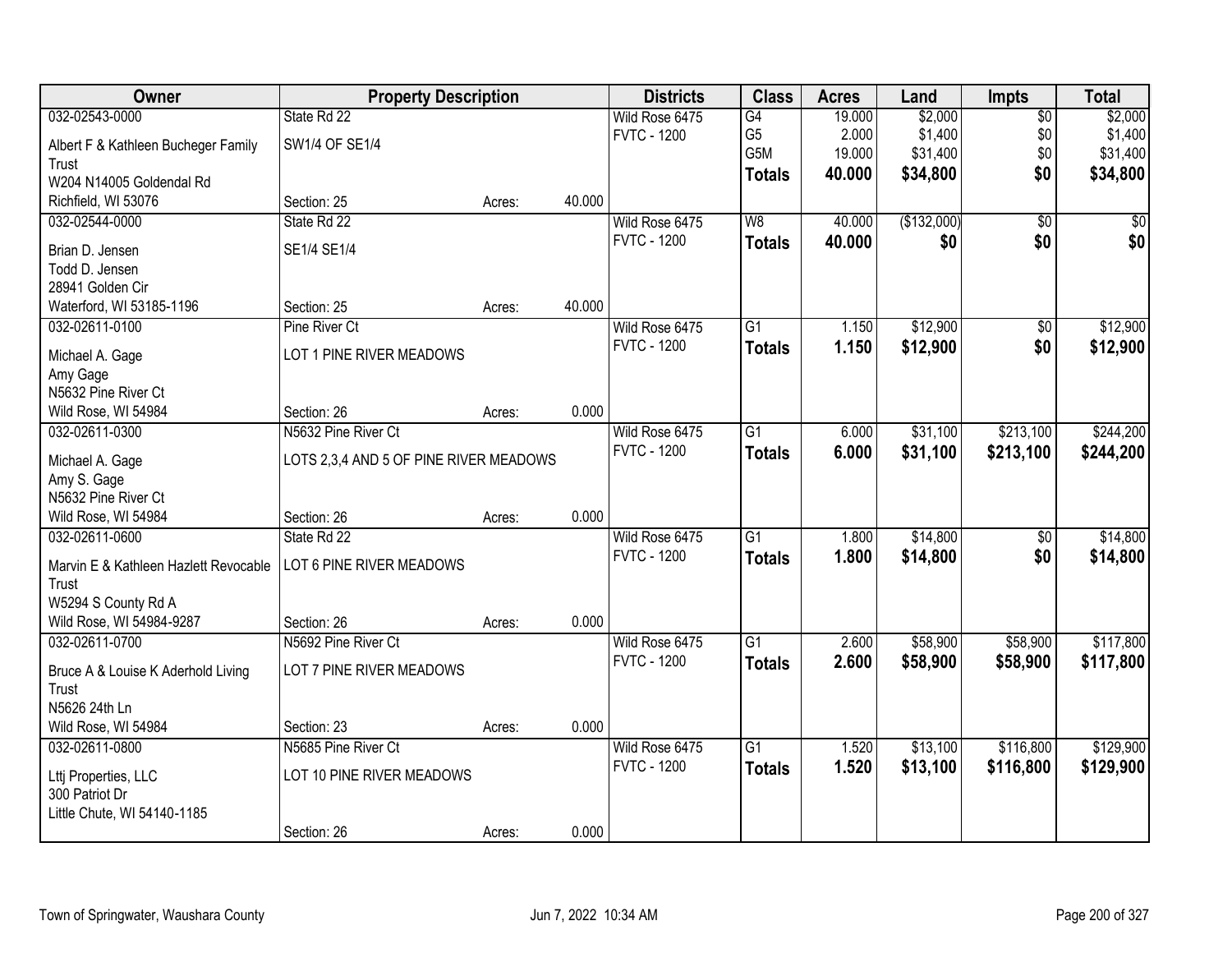| Owner | Property Description | | | Districts | Class | Acres | Land | Impts | Total |
|---|---|---|---|---|---|---|---|---|---|
| 032-02543-0000<br>Albert F & Kathleen Bucheger Family Trust<br>W204 N14005 Goldendal Rd<br>Richfield, WI 53076 | State Rd 22<br>SW1/4 OF SE1/4<br>Section: 25 | Acres: | 40.000 | Wild Rose 6475<br>FVTC - 1200 | G4<br>G5<br>G5M<br>**Totals** | 19.000<br>2.000<br>19.000<br>**40.000** | $2,000<br>$1,400<br>$31,400<br>**$34,800** | $0<br>$0<br>$0<br>**$0** | $2,000<br>$1,400<br>$31,400<br>**$34,800** |
| 032-02544-0000<br>Brian D. Jensen<br>Todd D. Jensen<br>28941 Golden Cir<br>Waterford, WI 53185-1196 | State Rd 22<br>SE1/4 SE1/4<br>Section: 25 | Acres: | 40.000 | Wild Rose 6475<br>FVTC - 1200 | W8<br>**Totals** | 40.000<br>**40.000** | ($132,000)<br>**$0** | $0<br>**$0** | $0<br>**$0** |
| 032-02611-0100<br>Michael A. Gage<br>Amy Gage<br>N5632 Pine River Ct<br>Wild Rose, WI 54984 | Pine River Ct<br>LOT 1 PINE RIVER MEADOWS<br>Section: 26 | Acres: | 0.000 | Wild Rose 6475<br>FVTC - 1200 | G1<br>**Totals** | 1.150<br>**1.150** | $12,900<br>**$12,900** | $0<br>**$0** | $12,900<br>**$12,900** |
| 032-02611-0300<br>Michael A. Gage<br>Amy S. Gage<br>N5632 Pine River Ct<br>Wild Rose, WI 54984 | N5632 Pine River Ct<br>LOTS 2,3,4 AND 5 OF PINE RIVER MEADOWS<br>Section: 26 | Acres: | 0.000 | Wild Rose 6475<br>FVTC - 1200 | G1<br>**Totals** | 6.000<br>**6.000** | $31,100<br>**$31,100** | $213,100<br>**$213,100** | $244,200<br>**$244,200** |
| 032-02611-0600<br>Marvin E & Kathleen Hazlett Revocable Trust<br>W5294 S County Rd A<br>Wild Rose, WI 54984-9287 | State Rd 22<br>LOT 6 PINE RIVER MEADOWS<br>Section: 26 | Acres: | 0.000 | Wild Rose 6475<br>FVTC - 1200 | G1<br>**Totals** | 1.800<br>**1.800** | $14,800<br>**$14,800** | $0<br>**$0** | $14,800<br>**$14,800** |
| 032-02611-0700<br>Bruce A & Louise K Aderhold Living Trust<br>N5626 24th Ln<br>Wild Rose, WI 54984 | N5692 Pine River Ct<br>LOT 7 PINE RIVER MEADOWS<br>Section: 23 | Acres: | 0.000 | Wild Rose 6475<br>FVTC - 1200 | G1<br>**Totals** | 2.600<br>**2.600** | $58,900<br>**$58,900** | $58,900<br>**$58,900** | $117,800<br>**$117,800** |
| 032-02611-0800<br>Lttj Properties, LLC<br>300 Patriot Dr<br>Little Chute, WI 54140-1185 | N5685 Pine River Ct<br>LOT 10 PINE RIVER MEADOWS<br>Section: 26 | Acres: | 0.000 | Wild Rose 6475<br>FVTC - 1200 | G1<br>**Totals** | 1.520<br>**1.520** | $13,100<br>**$13,100** | $116,800<br>**$116,800** | $129,900<br>**$129,900** |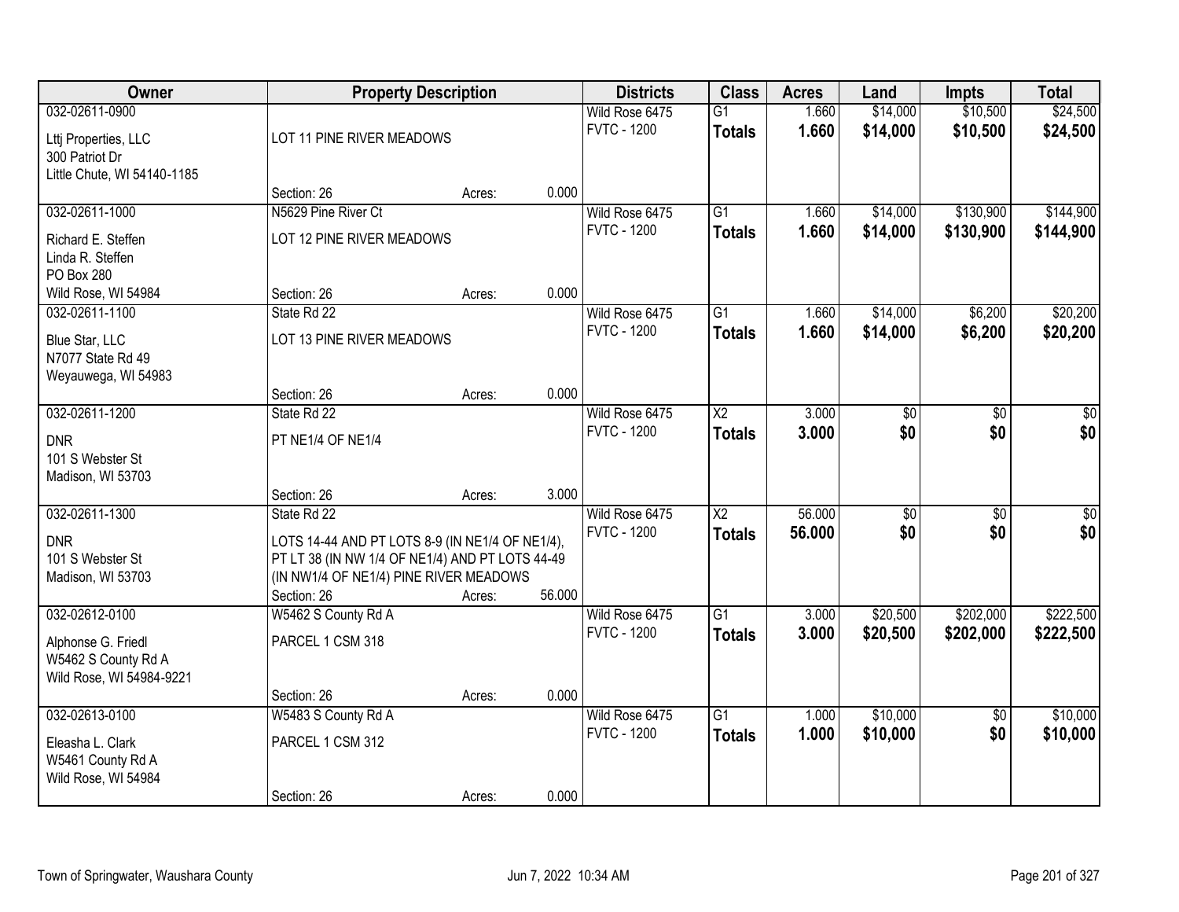| Owner | Property Description | | | Districts | Class | Acres | Land | Impts | Total |
|---|---|---|---|---|---|---|---|---|---|
| 032-02611-0900<br>Lttj Properties, LLC<br>300 Patriot Dr<br>Little Chute, WI 54140-1185 | LOT 11 PINE RIVER MEADOWS<br>Section: 26 | Acres: | 0.000 | Wild Rose 6475<br>FVTC - 1200 | G1<br>**Totals** | 1.660<br>**1.660** | $14,000<br>**$14,000** | $10,500<br>**$10,500** | $24,500<br>**$24,500** |
| 032-02611-1000<br>Richard E. Steffen<br>Linda R. Steffen<br>PO Box 280<br>Wild Rose, WI 54984 | N5629 Pine River Ct<br>LOT 12 PINE RIVER MEADOWS<br>Section: 26 | Acres: | 0.000 | Wild Rose 6475<br>FVTC - 1200 | G1<br>**Totals** | 1.660<br>**1.660** | $14,000<br>**$14,000** | $130,900<br>**$130,900** | $144,900<br>**$144,900** |
| 032-02611-1100<br>Blue Star, LLC<br>N7077 State Rd 49<br>Weyauwega, WI 54983 | State Rd 22<br>LOT 13 PINE RIVER MEADOWS<br>Section: 26 | Acres: | 0.000 | Wild Rose 6475<br>FVTC - 1200 | G1<br>**Totals** | 1.660<br>**1.660** | $14,000<br>**$14,000** | $6,200<br>**$6,200** | $20,200<br>**$20,200** |
| 032-02611-1200<br>DNR<br>101 S Webster St<br>Madison, WI 53703 | State Rd 22<br>PT NE1/4 OF NE1/4<br>Section: 26 | Acres: | 3.000 | Wild Rose 6475<br>FVTC - 1200 | X2<br>**Totals** | 3.000<br>**3.000** | $0<br>**$0** | $0<br>**$0** | $0<br>**$0** |
| 032-02611-1300<br>DNR<br>101 S Webster St<br>Madison, WI 53703 | State Rd 22<br>LOTS 14-44 AND PT LOTS 8-9 (IN NE1/4 OF NE1/4), PT LT 38 (IN NW 1/4 OF NE1/4) AND PT LOTS 44-49 (IN NW1/4 OF NE1/4) PINE RIVER MEADOWS<br>Section: 26 | Acres: | 56.000 | Wild Rose 6475<br>FVTC - 1200 | X2<br>**Totals** | 56.000<br>**56.000** | $0<br>**$0** | $0<br>**$0** | $0<br>**$0** |
| 032-02612-0100<br>Alphonse G. Friedl<br>W5462 S County Rd A<br>Wild Rose, WI 54984-9221 | W5462 S County Rd A<br>PARCEL 1 CSM 318<br>Section: 26 | Acres: | 0.000 | Wild Rose 6475<br>FVTC - 1200 | G1<br>**Totals** | 3.000<br>**3.000** | $20,500<br>**$20,500** | $202,000<br>**$202,000** | $222,500<br>**$222,500** |
| 032-02613-0100<br>Eleasha L. Clark<br>W5461 County Rd A<br>Wild Rose, WI 54984 | W5483 S County Rd A<br>PARCEL 1 CSM 312<br>Section: 26 | Acres: | 0.000 | Wild Rose 6475<br>FVTC - 1200 | G1<br>**Totals** | 1.000<br>**1.000** | $10,000<br>**$10,000** | $0<br>**$0** | $10,000<br>**$10,000** |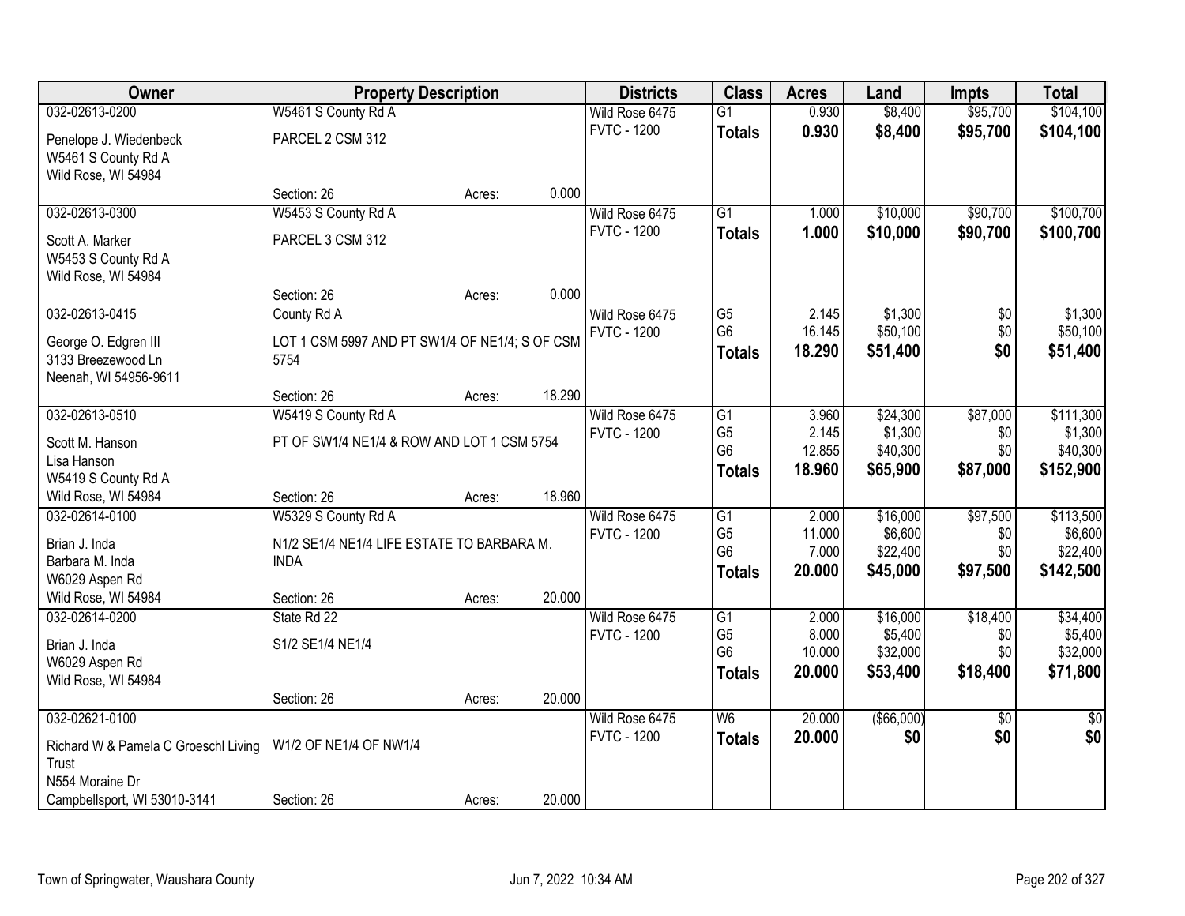| Owner | Property Description | | | Districts | Class | Acres | Land | Impts | Total |
|---|---|---|---|---|---|---|---|---|---|
| 032-02613-0200 | W5461 S County Rd A | | | Wild Rose 6475 | G1 | 0.930 | $8,400 | $95,700 | $104,100 |
| Penelope J. Wiedenbeck<br>W5461 S County Rd A<br>Wild Rose, WI 54984 | PARCEL 2 CSM 312 | | | FVTC - 1200 | **Totals** | **0.930** | **$8,400** | **$95,700** | **$104,100** |
| | Section: 26 | Acres: | 0.000 | | | | | | |
| 032-02613-0300 | W5453 S County Rd A | | | Wild Rose 6475 | G1 | 1.000 | $10,000 | $90,700 | $100,700 |
| Scott A. Marker<br>W5453 S County Rd A<br>Wild Rose, WI 54984 | PARCEL 3 CSM 312 | | | FVTC - 1200 | **Totals** | **1.000** | **$10,000** | **$90,700** | **$100,700** |
| | Section: 26 | Acres: | 0.000 | | | | | | |
| 032-02613-0415 | County Rd A | | | Wild Rose 6475 | G5 | 2.145 | $1,300 | $0 | $1,300 |
| George O. Edgren III<br>3133 Breezewood Ln<br>Neenah, WI 54956-9611 | LOT 1 CSM 5997 AND PT SW1/4 OF NE1/4; S OF CSM 5754 | | | FVTC - 1200 | G6 | 16.145 | $50,100 | $0 | $50,100 |
| | | | | | **Totals** | **18.290** | **$51,400** | **$0** | **$51,400** |
| | Section: 26 | Acres: | 18.290 | | | | | | |
| 032-02613-0510 | W5419 S County Rd A | | | Wild Rose 6475 | G1 | 3.960 | $24,300 | $87,000 | $111,300 |
| Scott M. Hanson<br>Lisa Hanson<br>W5419 S County Rd A<br>Wild Rose, WI 54984 | PT OF SW1/4 NE1/4 & ROW AND LOT 1 CSM 5754 | | | FVTC - 1200 | G5 | 2.145 | $1,300 | $0 | $1,300 |
| | | | | | G6 | 12.855 | $40,300 | $0 | $40,300 |
| | | | | | **Totals** | **18.960** | **$65,900** | **$87,000** | **$152,900** |
| | Section: 26 | Acres: | 18.960 | | | | | | |
| 032-02614-0100 | W5329 S County Rd A | | | Wild Rose 6475 | G1 | 2.000 | $16,000 | $97,500 | $113,500 |
| Brian J. Inda<br>Barbara M. Inda<br>W6029 Aspen Rd<br>Wild Rose, WI 54984 | N1/2 SE1/4 NE1/4 LIFE ESTATE TO BARBARA M. INDA | | | FVTC - 1200 | G5 | 11.000 | $6,600 | $0 | $6,600 |
| | | | | | G6 | 7.000 | $22,400 | $0 | $22,400 |
| | | | | | **Totals** | **20.000** | **$45,000** | **$97,500** | **$142,500** |
| | Section: 26 | Acres: | 20.000 | | | | | | |
| 032-02614-0200 | State Rd 22 | | | Wild Rose 6475 | G1 | 2.000 | $16,000 | $18,400 | $34,400 |
| Brian J. Inda<br>W6029 Aspen Rd<br>Wild Rose, WI 54984 | S1/2 SE1/4 NE1/4 | | | FVTC - 1200 | G5 | 8.000 | $5,400 | $0 | $5,400 |
| | | | | | G6 | 10.000 | $32,000 | $0 | $32,000 |
| | | | | | **Totals** | **20.000** | **$53,400** | **$18,400** | **$71,800** |
| | Section: 26 | Acres: | 20.000 | | | | | | |
| 032-02621-0100 | | | | Wild Rose 6475 | W6 | 20.000 | ($66,000) | $0 | $0 |
| Richard W & Pamela C Groeschl Living Trust<br>N554 Moraine Dr<br>Campbellsport, WI 53010-3141 | W1/2 OF NE1/4 OF NW1/4 | | | FVTC - 1200 | **Totals** | **20.000** | **$0** | **$0** | **$0** |
| | Section: 26 | Acres: | 20.000 | | | | | | |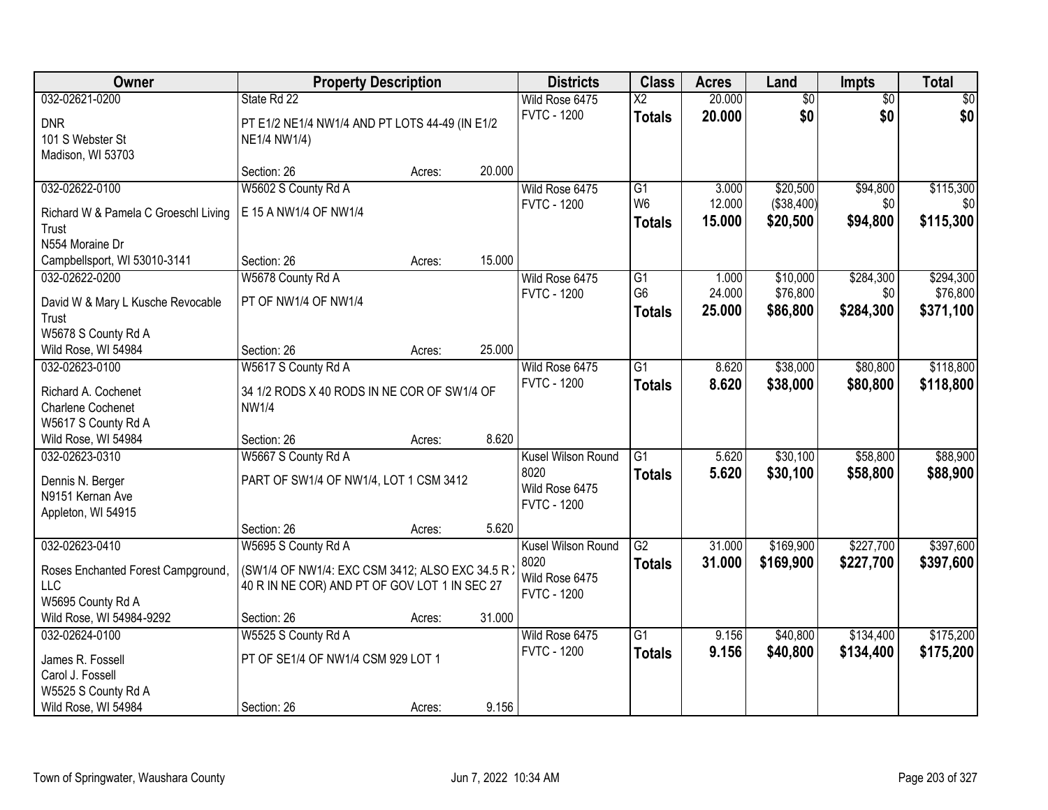| Owner | Property Description | | | Districts | Class | Acres | Land | Impts | Total |
|---|---|---|---|---|---|---|---|---|---|
| 032-02621-0200<br><br>DNR<br>101 S Webster St<br>Madison, WI 53703 | State Rd 22<br><br>PT E1/2 NE1/4 NW1/4 AND PT LOTS 44-49 (IN E1/2 NE1/4 NW1/4)<br><br>Section: 26 | Acres: | 20.000 | Wild Rose 6475<br>FVTC - 1200 | X2<br>**Totals** | 20.000<br>**20.000** | $0<br>**$0** | $0<br>**$0** | $0<br>**$0** |
| 032-02622-0100<br><br>Richard W & Pamela C Groeschl Living Trust<br>N554 Moraine Dr<br>Campbellsport, WI 53010-3141 | W5602 S County Rd A<br><br>E 15 A NW1/4 OF NW1/4<br><br>Section: 26 | Acres: | 15.000 | Wild Rose 6475<br>FVTC - 1200 | G1<br>W6<br>**Totals** | 3.000<br>12.000<br>**15.000** | $20,500<br>($38,400)<br>**$20,500** | $94,800<br>$0<br>**$94,800** | $115,300<br>$0<br>**$115,300** |
| 032-02622-0200<br><br>David W & Mary L Kusche Revocable Trust<br>W5678 S County Rd A<br>Wild Rose, WI 54984 | W5678 County Rd A<br><br>PT OF NW1/4 OF NW1/4<br><br>Section: 26 | Acres: | 25.000 | Wild Rose 6475<br>FVTC - 1200 | G1<br>G6<br>**Totals** | 1.000<br>24.000<br>**25.000** | $10,000<br>$76,800<br>**$86,800** | $284,300<br>$0<br>**$284,300** | $294,300<br>$76,800<br>**$371,100** |
| 032-02623-0100<br><br>Richard A. Cochenet<br>Charlene Cochenet<br>W5617 S County Rd A<br>Wild Rose, WI 54984 | W5617 S County Rd A<br><br>34 1/2 RODS X 40 RODS IN NE COR OF SW1/4 OF NW1/4<br><br>Section: 26 | Acres: | 8.620 | Wild Rose 6475<br>FVTC - 1200 | G1<br>**Totals** | 8.620<br>**8.620** | $38,000<br>**$38,000** | $80,800<br>**$80,800** | $118,800<br>**$118,800** |
| 032-02623-0310<br><br>Dennis N. Berger<br>N9151 Kernan Ave<br>Appleton, WI 54915 | W5667 S County Rd A<br><br>PART OF SW1/4 OF NW1/4, LOT 1 CSM 3412<br><br>Section: 26 | Acres: | 5.620 | Kusel Wilson Round 8020<br>Wild Rose 6475<br>FVTC - 1200 | G1<br>**Totals** | 5.620<br>**5.620** | $30,100<br>**$30,100** | $58,800<br>**$58,800** | $88,900<br>**$88,900** |
| 032-02623-0410<br><br>Roses Enchanted Forest Campground, LLC<br>W5695 County Rd A<br>Wild Rose, WI 54984-9292 | W5695 S County Rd A<br><br>(SW1/4 OF NW1/4: EXC CSM 3412; ALSO EXC 34.5 R X 40 R IN NE COR) AND PT OF GOV LOT 1 IN SEC 27<br><br>Section: 26 | Acres: | 31.000 | Kusel Wilson Round 8020<br>Wild Rose 6475<br>FVTC - 1200 | G2<br>**Totals** | 31.000<br>**31.000** | $169,900<br>**$169,900** | $227,700<br>**$227,700** | $397,600<br>**$397,600** |
| 032-02624-0100<br><br>James R. Fossell<br>Carol J. Fossell<br>W5525 S County Rd A<br>Wild Rose, WI 54984 | W5525 S County Rd A<br><br>PT OF SE1/4 OF NW1/4 CSM 929 LOT 1<br><br>Section: 26 | Acres: | 9.156 | Wild Rose 6475<br>FVTC - 1200 | G1<br>**Totals** | 9.156<br>**9.156** | $40,800<br>**$40,800** | $134,400<br>**$134,400** | $175,200<br>**$175,200** |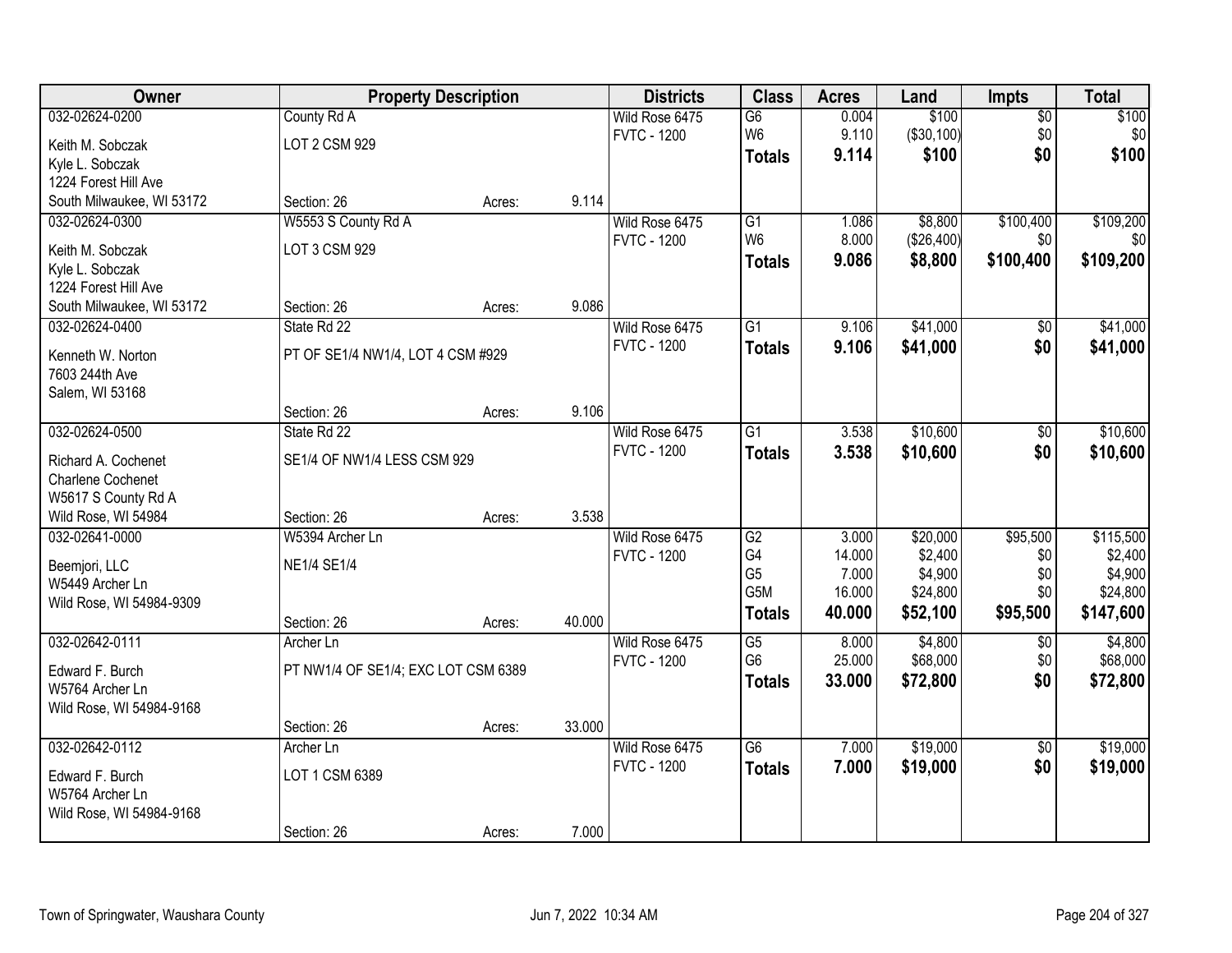| Owner | Property Description | | | Districts | Class | Acres | Land | Impts | Total |
|---|---|---|---|---|---|---|---|---|---|
| 032-02624-0200 | County Rd A | | | Wild Rose 6475 | G6 | 0.004 | $100 | $0 | $100 |
| Keith M. Sobczak | LOT 2 CSM 929 | | | FVTC - 1200 | W6 | 9.110 | ($30,100) | $0 | $0 |
| Kyle L. Sobczak | | | | | **Totals** | **9.114** | **$100** | **$0** | **$100** |
| 1224 Forest Hill Ave | | | | | | | | | |
| South Milwaukee, WI 53172 | Section: 26 | Acres: | 9.114 | | | | | | |
| 032-02624-0300 | W5553 S County Rd A | | | Wild Rose 6475 | G1 | 1.086 | $8,800 | $100,400 | $109,200 |
| Keith M. Sobczak | LOT 3 CSM 929 | | | FVTC - 1200 | W6 | 8.000 | ($26,400) | $0 | $0 |
| Kyle L. Sobczak | | | | | **Totals** | **9.086** | **$8,800** | **$100,400** | **$109,200** |
| 1224 Forest Hill Ave | | | | | | | | | |
| South Milwaukee, WI 53172 | Section: 26 | Acres: | 9.086 | | | | | | |
| 032-02624-0400 | State Rd 22 | | | Wild Rose 6475 | G1 | 9.106 | $41,000 | $0 | $41,000 |
| Kenneth W. Norton | PT OF SE1/4 NW1/4, LOT 4 CSM #929 | | | FVTC - 1200 | **Totals** | **9.106** | **$41,000** | **$0** | **$41,000** |
| 7603 244th Ave | | | | | | | | | |
| Salem, WI 53168 | | | | | | | | | |
| | Section: 26 | Acres: | 9.106 | | | | | | |
| 032-02624-0500 | State Rd 22 | | | Wild Rose 6475 | G1 | 3.538 | $10,600 | $0 | $10,600 |
| Richard A. Cochenet | SE1/4 OF NW1/4 LESS CSM 929 | | | FVTC - 1200 | **Totals** | **3.538** | **$10,600** | **$0** | **$10,600** |
| Charlene Cochenet | | | | | | | | | |
| W5617 S County Rd A | | | | | | | | | |
| Wild Rose, WI 54984 | Section: 26 | Acres: | 3.538 | | | | | | |
| 032-02641-0000 | W5394 Archer Ln | | | Wild Rose 6475 | G2 | 3.000 | $20,000 | $95,500 | $115,500 |
| Beemjori, LLC | NE1/4 SE1/4 | | | FVTC - 1200 | G4 | 14.000 | $2,400 | $0 | $2,400 |
| W5449 Archer Ln | | | | | G5 | 7.000 | $4,900 | $0 | $4,900 |
| Wild Rose, WI 54984-9309 | | | | | G5M | 16.000 | $24,800 | $0 | $24,800 |
| | Section: 26 | Acres: | 40.000 | | **Totals** | **40.000** | **$52,100** | **$95,500** | **$147,600** |
| 032-02642-0111 | Archer Ln | | | Wild Rose 6475 | G5 | 8.000 | $4,800 | $0 | $4,800 |
| Edward F. Burch | PT NW1/4 OF SE1/4; EXC LOT CSM 6389 | | | FVTC - 1200 | G6 | 25.000 | $68,000 | $0 | $68,000 |
| W5764 Archer Ln | | | | | **Totals** | **33.000** | **$72,800** | **$0** | **$72,800** |
| Wild Rose, WI 54984-9168 | | | | | | | | | |
| | Section: 26 | Acres: | 33.000 | | | | | | |
| 032-02642-0112 | Archer Ln | | | Wild Rose 6475 | G6 | 7.000 | $19,000 | $0 | $19,000 |
| Edward F. Burch | LOT 1 CSM 6389 | | | FVTC - 1200 | **Totals** | **7.000** | **$19,000** | **$0** | **$19,000** |
| W5764 Archer Ln | | | | | | | | | |
| Wild Rose, WI 54984-9168 | | | | | | | | | |
| | Section: 26 | Acres: | 7.000 | | | | | | |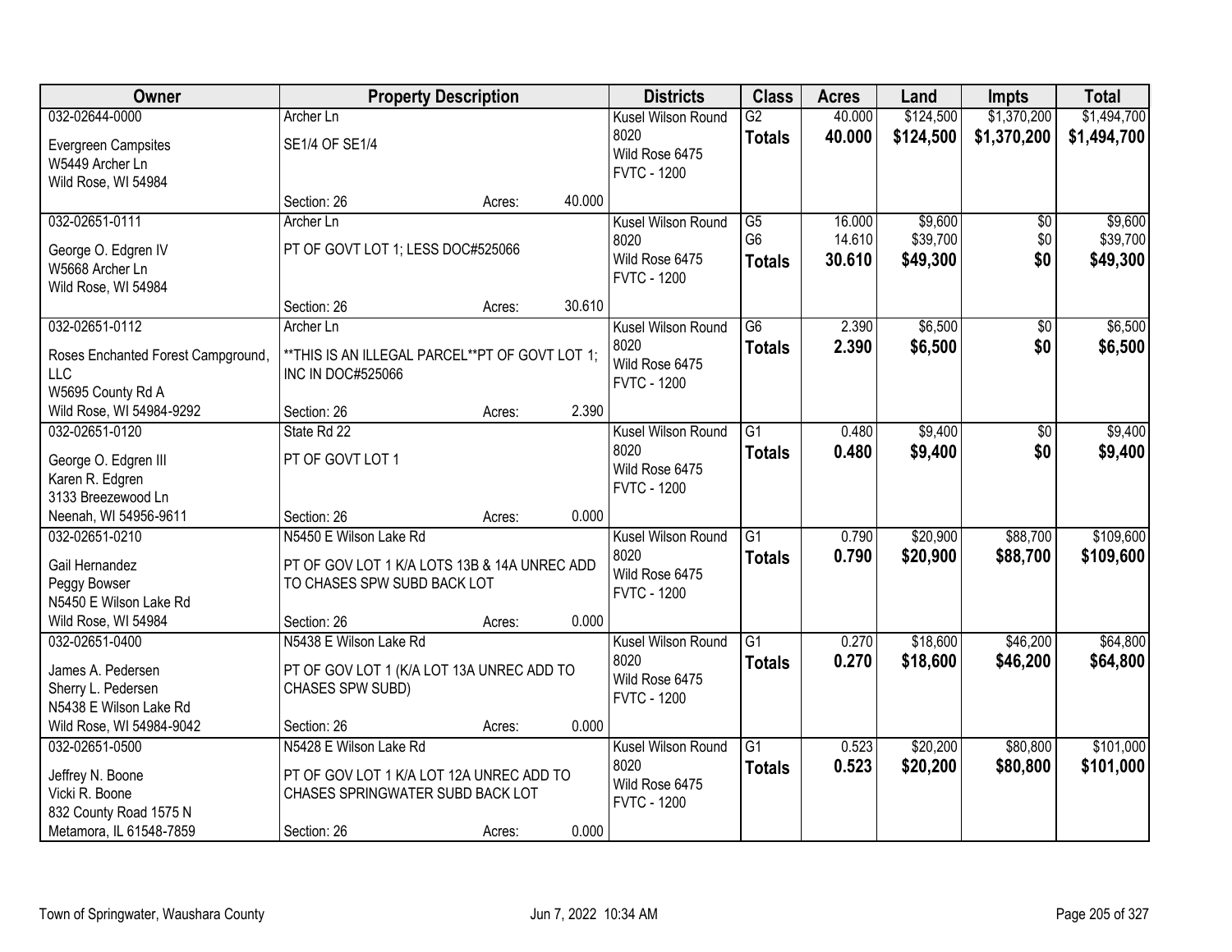| Owner | Property Description | | | Districts | Class | Acres | Land | Impts | Total |
|---|---|---|---|---|---|---|---|---|---|
| 032-02644-0000 | Archer Ln | | | Kusel Wilson Round | G2 | 40.000 | $124,500 | $1,370,200 | $1,494,700 |
| Evergreen Campsites<br>W5449 Archer Ln<br>Wild Rose, WI 54984 | SE1/4 OF SE1/4 | | | 8020<br>Wild Rose 6475<br>FVTC - 1200 | **Totals** | **40.000** | **$124,500** | **$1,370,200** | **$1,494,700** |
| | Section: 26 | Acres: | 40.000 | | | | | | |
| 032-02651-0111 | Archer Ln | | | Kusel Wilson Round | G5 | 16.000 | $9,600 | $0 | $9,600 |
| George O. Edgren IV<br>W5668 Archer Ln<br>Wild Rose, WI 54984 | PT OF GOVT LOT 1; LESS DOC#525066 | | | 8020<br>Wild Rose 6475<br>FVTC - 1200 | G6 | 14.610 | $39,700 | $0 | $39,700 |
| | | | | | **Totals** | **30.610** | **$49,300** | **$0** | **$49,300** |
| | Section: 26 | Acres: | 30.610 | | | | | | |
| 032-02651-0112 | Archer Ln | | | Kusel Wilson Round | G6 | 2.390 | $6,500 | $0 | $6,500 |
| Roses Enchanted Forest Campground, LLC<br>W5695 County Rd A<br>Wild Rose, WI 54984-9292 | **THIS IS AN ILLEGAL PARCEL**PT OF GOVT LOT 1; INC IN DOC#525066 | | | 8020<br>Wild Rose 6475<br>FVTC - 1200 | **Totals** | **2.390** | **$6,500** | **$0** | **$6,500** |
| | Section: 26 | Acres: | 2.390 | | | | | | |
| 032-02651-0120 | State Rd 22 | | | Kusel Wilson Round | G1 | 0.480 | $9,400 | $0 | $9,400 |
| George O. Edgren III<br>Karen R. Edgren<br>3133 Breezewood Ln<br>Neenah, WI 54956-9611 | PT OF GOVT LOT 1 | | | 8020<br>Wild Rose 6475<br>FVTC - 1200 | **Totals** | **0.480** | **$9,400** | **$0** | **$9,400** |
| | Section: 26 | Acres: | 0.000 | | | | | | |
| 032-02651-0210 | N5450 E Wilson Lake Rd | | | Kusel Wilson Round | G1 | 0.790 | $20,900 | $88,700 | $109,600 |
| Gail Hernandez<br>Peggy Bowser<br>N5450 E Wilson Lake Rd<br>Wild Rose, WI 54984 | PT OF GOV LOT 1 K/A LOTS 13B & 14A UNREC ADD TO CHASES SPW SUBD BACK LOT | | | 8020<br>Wild Rose 6475<br>FVTC - 1200 | **Totals** | **0.790** | **$20,900** | **$88,700** | **$109,600** |
| | Section: 26 | Acres: | 0.000 | | | | | | |
| 032-02651-0400 | N5438 E Wilson Lake Rd | | | Kusel Wilson Round | G1 | 0.270 | $18,600 | $46,200 | $64,800 |
| James A. Pedersen<br>Sherry L. Pedersen<br>N5438 E Wilson Lake Rd<br>Wild Rose, WI 54984-9042 | PT OF GOV LOT 1 (K/A LOT 13A UNREC ADD TO CHASES SPW SUBD) | | | 8020<br>Wild Rose 6475<br>FVTC - 1200 | **Totals** | **0.270** | **$18,600** | **$46,200** | **$64,800** |
| | Section: 26 | Acres: | 0.000 | | | | | | |
| 032-02651-0500 | N5428 E Wilson Lake Rd | | | Kusel Wilson Round | G1 | 0.523 | $20,200 | $80,800 | $101,000 |
| Jeffrey N. Boone<br>Vicki R. Boone<br>832 County Road 1575 N<br>Metamora, IL 61548-7859 | PT OF GOV LOT 1 K/A LOT 12A UNREC ADD TO CHASES SPRINGWATER SUBD BACK LOT | | | 8020<br>Wild Rose 6475<br>FVTC - 1200 | **Totals** | **0.523** | **$20,200** | **$80,800** | **$101,000** |
| | Section: 26 | Acres: | 0.000 | | | | | | |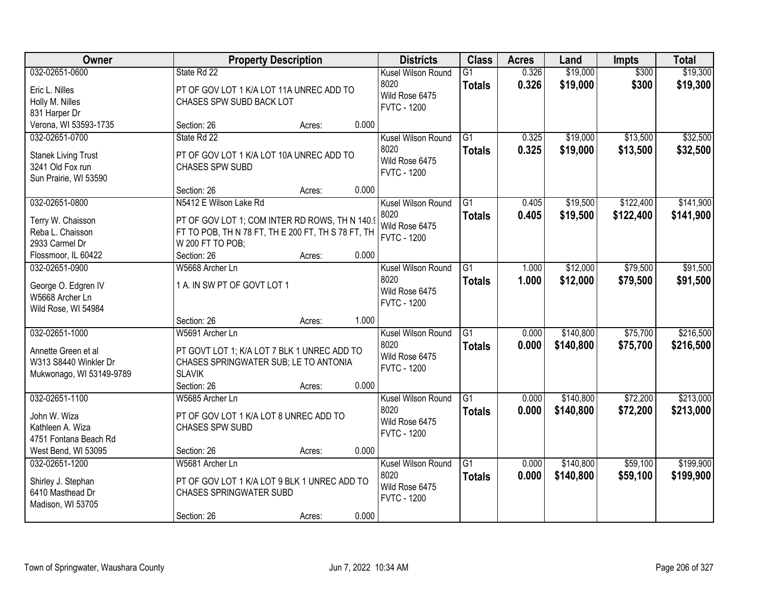| Owner | Property Description | | | Districts | Class | Acres | Land | Impts | Total |
|---|---|---|---|---|---|---|---|---|---|
| 032-02651-0600<br>Eric L. Nilles<br>Holly M. Nilles<br>831 Harper Dr<br>Verona, WI 53593-1735 | State Rd 22<br>PT OF GOV LOT 1 K/A LOT 11A UNREC ADD TO CHASES SPW SUBD BACK LOT<br>Section: 26 | Acres: | 0.000 | Kusel Wilson Round 8020<br>Wild Rose 6475<br>FVTC - 1200 | G1<br>**Totals** | 0.326<br>**0.326** | $19,000<br>**$19,000** | $300<br>**$300** | $19,300<br>**$19,300** |
| 032-02651-0700<br>Stanek Living Trust<br>3241 Old Fox run<br>Sun Prairie, WI 53590 | State Rd 22<br>PT OF GOV LOT 1 K/A LOT 10A UNREC ADD TO CHASES SPW SUBD<br>Section: 26 | Acres: | 0.000 | Kusel Wilson Round 8020<br>Wild Rose 6475<br>FVTC - 1200 | G1<br>**Totals** | 0.325<br>**0.325** | $19,000<br>**$19,000** | $13,500<br>**$13,500** | $32,500<br>**$32,500** |
| 032-02651-0800<br>Terry W. Chaisson<br>Reba L. Chaisson<br>2933 Carmel Dr<br>Flossmoor, IL 60422 | N5412 E Wilson Lake Rd<br>PT OF GOV LOT 1; COM INTER RD ROWS, TH N 140.9 FT TO POB, TH N 78 FT, TH E 200 FT, TH S 78 FT, TH W 200 FT TO POB;<br>Section: 26 | Acres: | 0.000 | Kusel Wilson Round 8020<br>Wild Rose 6475<br>FVTC - 1200 | G1<br>**Totals** | 0.405<br>**0.405** | $19,500<br>**$19,500** | $122,400<br>**$122,400** | $141,900<br>**$141,900** |
| 032-02651-0900<br>George O. Edgren IV<br>W5668 Archer Ln<br>Wild Rose, WI 54984 | W5668 Archer Ln<br>1 A. IN SW PT OF GOVT LOT 1<br>Section: 26 | Acres: | 1.000 | Kusel Wilson Round 8020<br>Wild Rose 6475<br>FVTC - 1200 | G1<br>**Totals** | 1.000<br>**1.000** | $12,000<br>**$12,000** | $79,500<br>**$79,500** | $91,500<br>**$91,500** |
| 032-02651-1000<br>Annette Green et al<br>W313 S8440 Winkler Dr<br>Mukwonago, WI 53149-9789 | W5691 Archer Ln<br>PT GOVT LOT 1; K/A LOT 7 BLK 1 UNREC ADD TO CHASES SPRINGWATER SUB; LE TO ANTONIA SLAVIK<br>Section: 26 | Acres: | 0.000 | Kusel Wilson Round 8020<br>Wild Rose 6475<br>FVTC - 1200 | G1<br>**Totals** | 0.000<br>**0.000** | $140,800<br>**$140,800** | $75,700<br>**$75,700** | $216,500<br>**$216,500** |
| 032-02651-1100<br>John W. Wiza<br>Kathleen A. Wiza<br>4751 Fontana Beach Rd<br>West Bend, WI 53095 | W5685 Archer Ln<br>PT OF GOV LOT 1 K/A LOT 8 UNREC ADD TO CHASES SPW SUBD<br>Section: 26 | Acres: | 0.000 | Kusel Wilson Round 8020<br>Wild Rose 6475<br>FVTC - 1200 | G1<br>**Totals** | 0.000<br>**0.000** | $140,800<br>**$140,800** | $72,200<br>**$72,200** | $213,000<br>**$213,000** |
| 032-02651-1200<br>Shirley J. Stephan<br>6410 Masthead Dr<br>Madison, WI 53705 | W5681 Archer Ln<br>PT OF GOV LOT 1 K/A LOT 9 BLK 1 UNREC ADD TO CHASES SPRINGWATER SUBD<br>Section: 26 | Acres: | 0.000 | Kusel Wilson Round 8020<br>Wild Rose 6475<br>FVTC - 1200 | G1<br>**Totals** | 0.000<br>**0.000** | $140,800<br>**$140,800** | $59,100<br>**$59,100** | $199,900<br>**$199,900** |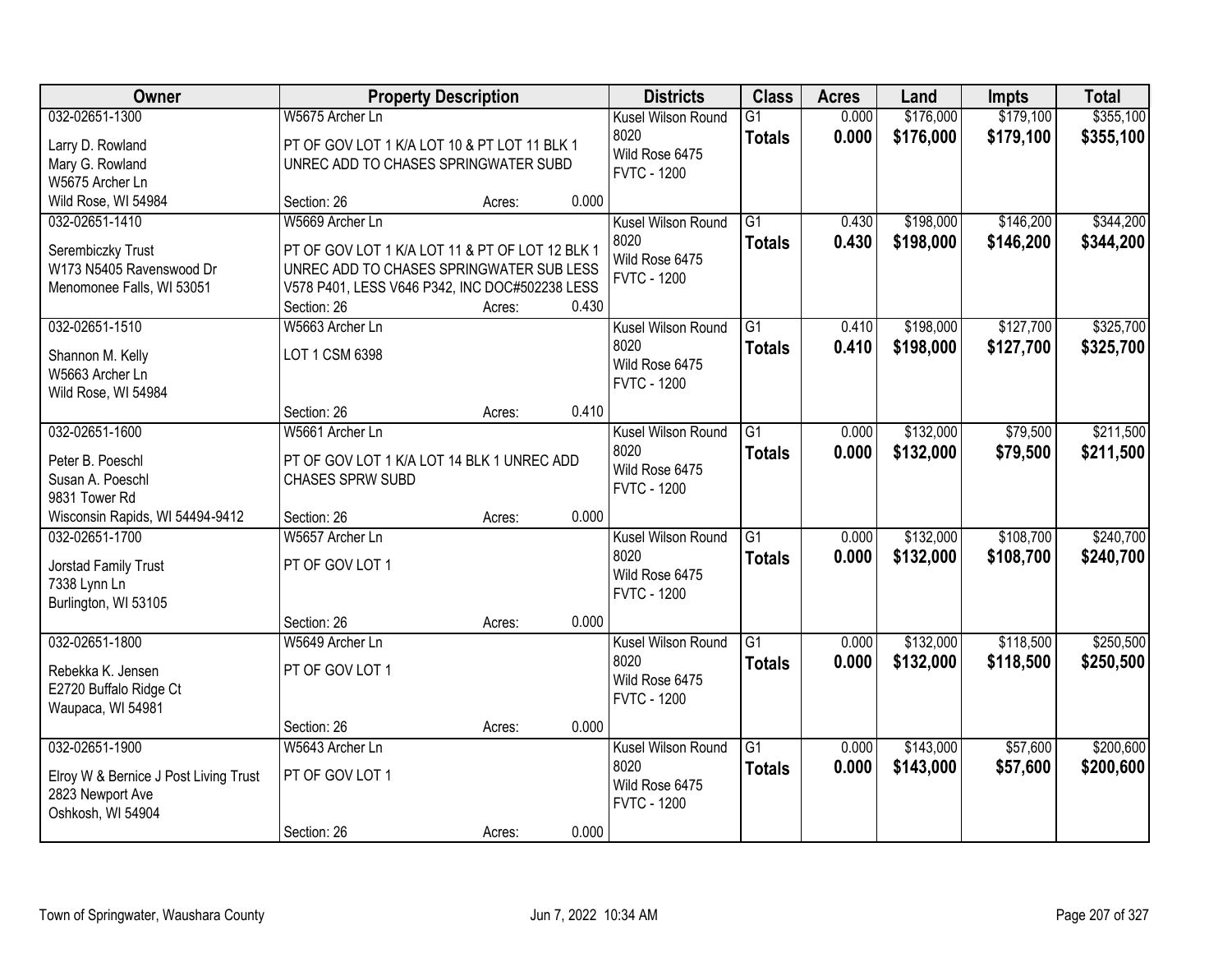| Owner | Property Description | | | Districts | Class | Acres | Land | Impts | Total |
|---|---|---|---|---|---|---|---|---|---|
| 032-02651-1300<br>Larry D. Rowland<br>Mary G. Rowland<br>W5675 Archer Ln<br>Wild Rose, WI 54984 | W5675 Archer Ln<br>PT OF GOV LOT 1 K/A LOT 10 & PT LOT 11 BLK 1 UNREC ADD TO CHASES SPRINGWATER SUBD<br>Section: 26 | Acres: | 0.000 | Kusel Wilson Round 8020<br>Wild Rose 6475<br>FVTC - 1200 | G1<br>**Totals** | 0.000<br>**0.000** | $176,000<br>**$176,000** | $179,100<br>**$179,100** | $355,100<br>**$355,100** |
| 032-02651-1410<br>Serembiczky Trust<br>W173 N5405 Ravenswood Dr<br>Menomonee Falls, WI 53051 | W5669 Archer Ln<br>PT OF GOV LOT 1 K/A LOT 11 & PT OF LOT 12 BLK 1 UNREC ADD TO CHASES SPRINGWATER SUB LESS V578 P401, LESS V646 P342, INC DOC#502238 LESS<br>Section: 26 | Acres: | 0.430 | Kusel Wilson Round 8020<br>Wild Rose 6475<br>FVTC - 1200 | G1<br>**Totals** | 0.430<br>**0.430** | $198,000<br>**$198,000** | $146,200<br>**$146,200** | $344,200<br>**$344,200** |
| 032-02651-1510<br>Shannon M. Kelly<br>W5663 Archer Ln<br>Wild Rose, WI 54984 | W5663 Archer Ln<br>LOT 1 CSM 6398<br>Section: 26 | Acres: | 0.410 | Kusel Wilson Round 8020<br>Wild Rose 6475<br>FVTC - 1200 | G1<br>**Totals** | 0.410<br>**0.410** | $198,000<br>**$198,000** | $127,700<br>**$127,700** | $325,700<br>**$325,700** |
| 032-02651-1600<br>Peter B. Poeschl<br>Susan A. Poeschl<br>9831 Tower Rd<br>Wisconsin Rapids, WI 54494-9412 | W5661 Archer Ln<br>PT OF GOV LOT 1 K/A LOT 14 BLK 1 UNREC ADD CHASES SPRW SUBD<br>Section: 26 | Acres: | 0.000 | Kusel Wilson Round 8020<br>Wild Rose 6475<br>FVTC - 1200 | G1<br>**Totals** | 0.000<br>**0.000** | $132,000<br>**$132,000** | $79,500<br>**$79,500** | $211,500<br>**$211,500** |
| 032-02651-1700<br>Jorstad Family Trust<br>7338 Lynn Ln<br>Burlington, WI 53105 | W5657 Archer Ln<br>PT OF GOV LOT 1<br>Section: 26 | Acres: | 0.000 | Kusel Wilson Round 8020<br>Wild Rose 6475<br>FVTC - 1200 | G1<br>**Totals** | 0.000<br>**0.000** | $132,000<br>**$132,000** | $108,700<br>**$108,700** | $240,700<br>**$240,700** |
| 032-02651-1800<br>Rebekka K. Jensen<br>E2720 Buffalo Ridge Ct<br>Waupaca, WI 54981 | W5649 Archer Ln<br>PT OF GOV LOT 1<br>Section: 26 | Acres: | 0.000 | Kusel Wilson Round 8020<br>Wild Rose 6475<br>FVTC - 1200 | G1<br>**Totals** | 0.000<br>**0.000** | $132,000<br>**$132,000** | $118,500<br>**$118,500** | $250,500<br>**$250,500** |
| 032-02651-1900<br>Elroy W & Bernice J Post Living Trust<br>2823 Newport Ave<br>Oshkosh, WI 54904 | W5643 Archer Ln<br>PT OF GOV LOT 1<br>Section: 26 | Acres: | 0.000 | Kusel Wilson Round 8020<br>Wild Rose 6475<br>FVTC - 1200 | G1<br>**Totals** | 0.000<br>**0.000** | $143,000<br>**$143,000** | $57,600<br>**$57,600** | $200,600<br>**$200,600** |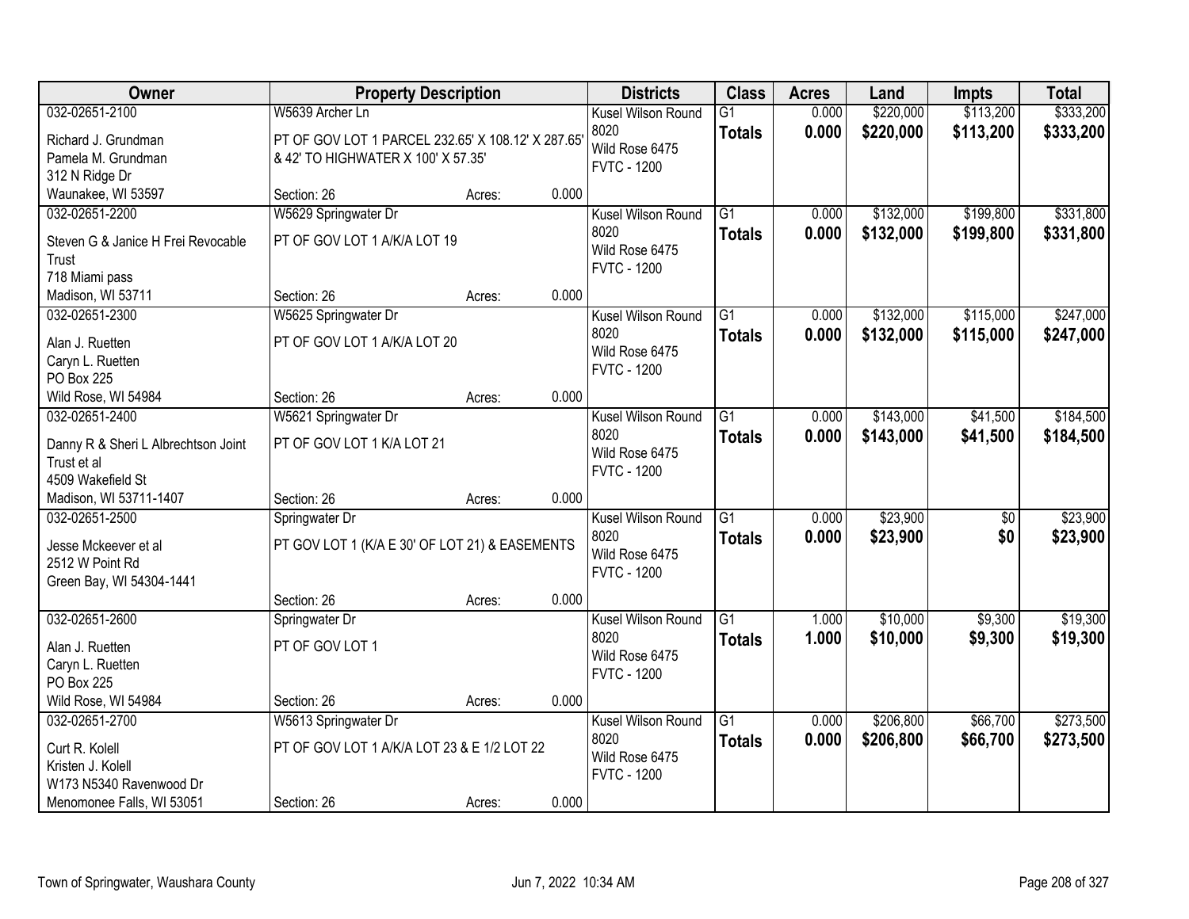| Owner | Property Description | | | Districts | Class | Acres | Land | Impts | Total |
|---|---|---|---|---|---|---|---|---|---|
| 032-02651-2100 | W5639 Archer Ln | | | Kusel Wilson Round 8020 | G1 | 0.000 | $220,000 | $113,200 | $333,200 |
| Richard J. Grundman<br>Pamela M. Grundman<br>312 N Ridge Dr<br>Waunakee, WI 53597 | PT OF GOV LOT 1 PARCEL 232.65' X 108.12' X 287.65' & 42' TO HIGHWATER X 100' X 57.35' | | | Wild Rose 6475<br>FVTC - 1200 | **Totals** | **0.000** | **$220,000** | **$113,200** | **$333,200** |
| | Section: 26 | Acres: | 0.000 | | | | | | |
| 032-02651-2200 | W5629 Springwater Dr | | | Kusel Wilson Round 8020 | G1 | 0.000 | $132,000 | $199,800 | $331,800 |
| Steven G & Janice H Frei Revocable Trust<br>718 Miami pass<br>Madison, WI 53711 | PT OF GOV LOT 1 A/K/A LOT 19 | | | Wild Rose 6475<br>FVTC - 1200 | **Totals** | **0.000** | **$132,000** | **$199,800** | **$331,800** |
| | Section: 26 | Acres: | 0.000 | | | | | | |
| 032-02651-2300 | W5625 Springwater Dr | | | Kusel Wilson Round 8020 | G1 | 0.000 | $132,000 | $115,000 | $247,000 |
| Alan J. Ruetten<br>Caryn L. Ruetten<br>PO Box 225<br>Wild Rose, WI 54984 | PT OF GOV LOT 1 A/K/A LOT 20 | | | Wild Rose 6475<br>FVTC - 1200 | **Totals** | **0.000** | **$132,000** | **$115,000** | **$247,000** |
| | Section: 26 | Acres: | 0.000 | | | | | | |
| 032-02651-2400 | W5621 Springwater Dr | | | Kusel Wilson Round 8020 | G1 | 0.000 | $143,000 | $41,500 | $184,500 |
| Danny R & Sheri L Albrechtson Joint Trust et al<br>4509 Wakefield St<br>Madison, WI 53711-1407 | PT OF GOV LOT 1 K/A LOT 21 | | | Wild Rose 6475<br>FVTC - 1200 | **Totals** | **0.000** | **$143,000** | **$41,500** | **$184,500** |
| | Section: 26 | Acres: | 0.000 | | | | | | |
| 032-02651-2500 | Springwater Dr | | | Kusel Wilson Round 8020 | G1 | 0.000 | $23,900 | $0 | $23,900 |
| Jesse Mckeever et al<br>2512 W Point Rd<br>Green Bay, WI 54304-1441 | PT GOV LOT 1 (K/A E 30' OF LOT 21) & EASEMENTS | | | Wild Rose 6475<br>FVTC - 1200 | **Totals** | **0.000** | **$23,900** | **$0** | **$23,900** |
| | Section: 26 | Acres: | 0.000 | | | | | | |
| 032-02651-2600 | Springwater Dr | | | Kusel Wilson Round 8020 | G1 | 1.000 | $10,000 | $9,300 | $19,300 |
| Alan J. Ruetten<br>Caryn L. Ruetten<br>PO Box 225<br>Wild Rose, WI 54984 | PT OF GOV LOT 1 | | | Wild Rose 6475<br>FVTC - 1200 | **Totals** | **1.000** | **$10,000** | **$9,300** | **$19,300** |
| | Section: 26 | Acres: | 0.000 | | | | | | |
| 032-02651-2700 | W5613 Springwater Dr | | | Kusel Wilson Round 8020 | G1 | 0.000 | $206,800 | $66,700 | $273,500 |
| Curt R. Kolell<br>Kristen J. Kolell<br>W173 N5340 Ravenwood Dr<br>Menomonee Falls, WI 53051 | PT OF GOV LOT 1 A/K/A LOT 23 & E 1/2 LOT 22 | | | Wild Rose 6475<br>FVTC - 1200 | **Totals** | **0.000** | **$206,800** | **$66,700** | **$273,500** |
| | Section: 26 | Acres: | 0.000 | | | | | | |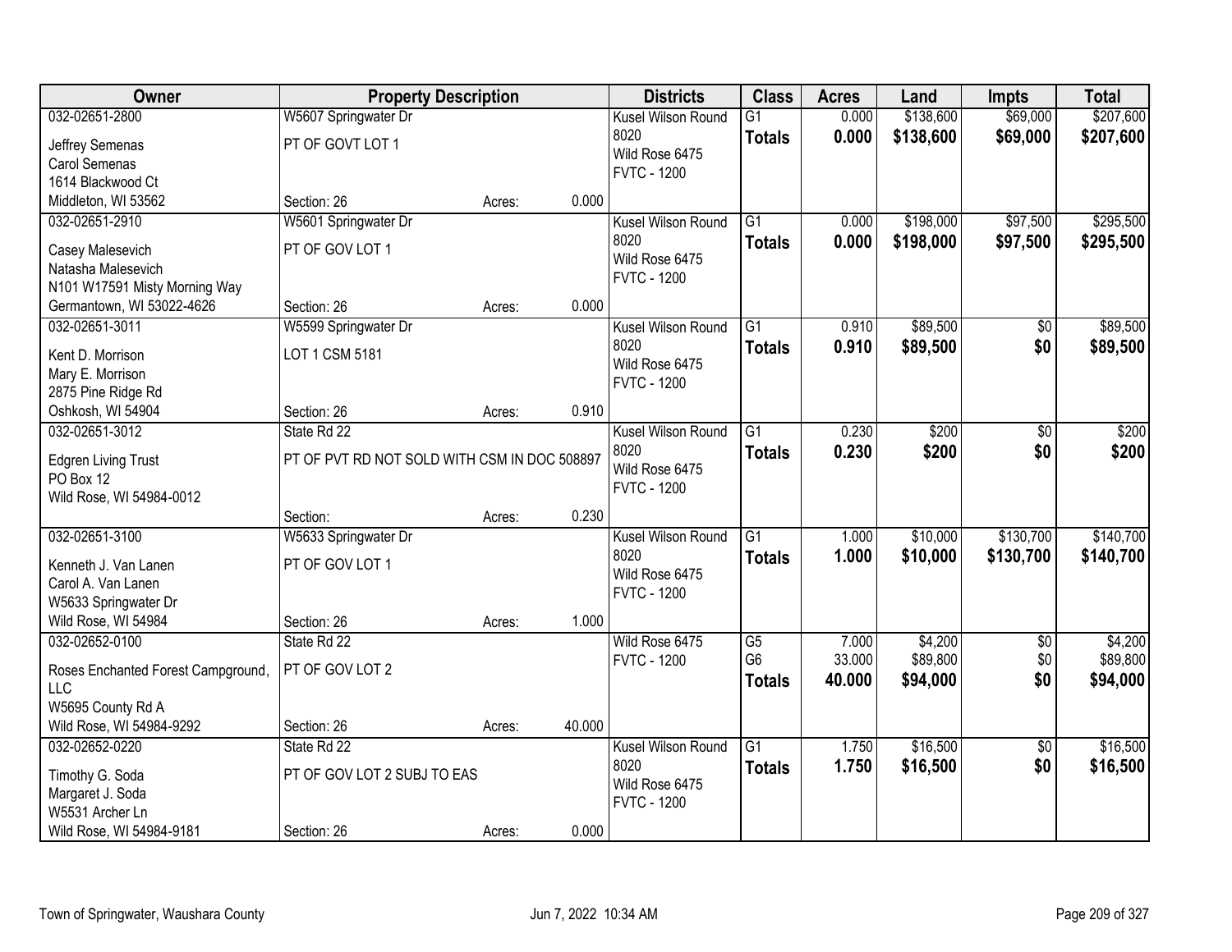| Owner | Property Description | | | Districts | Class | Acres | Land | Impts | Total |
|---|---|---|---|---|---|---|---|---|---|
| 032-02651-2800<br>Jeffrey Semenas<br>Carol Semenas<br>1614 Blackwood Ct<br>Middleton, WI 53562 | W5607 Springwater Dr<br>PT OF GOVT LOT 1<br>Section: 26 | Acres: | 0.000 | Kusel Wilson Round 8020<br>Wild Rose 6475<br>FVTC - 1200 | G1<br>**Totals** | 0.000<br>**0.000** | $138,600<br>**$138,600** | $69,000<br>**$69,000** | $207,600<br>**$207,600** |
| 032-02651-2910<br>Casey Malesevich<br>Natasha Malesevich<br>N101 W17591 Misty Morning Way<br>Germantown, WI 53022-4626 | W5601 Springwater Dr<br>PT OF GOV LOT 1<br>Section: 26 | Acres: | 0.000 | Kusel Wilson Round 8020<br>Wild Rose 6475<br>FVTC - 1200 | G1<br>**Totals** | 0.000<br>**0.000** | $198,000<br>**$198,000** | $97,500<br>**$97,500** | $295,500<br>**$295,500** |
| 032-02651-3011<br>Kent D. Morrison<br>Mary E. Morrison<br>2875 Pine Ridge Rd<br>Oshkosh, WI 54904 | W5599 Springwater Dr<br>LOT 1 CSM 5181<br>Section: 26 | Acres: | 0.910 | Kusel Wilson Round 8020<br>Wild Rose 6475<br>FVTC - 1200 | G1<br>**Totals** | 0.910<br>**0.910** | $89,500<br>**$89,500** | $0<br>**$0** | $89,500<br>**$89,500** |
| 032-02651-3012<br>Edgren Living Trust<br>PO Box 12<br>Wild Rose, WI 54984-0012 | State Rd 22<br>PT OF PVT RD NOT SOLD WITH CSM IN DOC 508897<br>Section: | Acres: | 0.230 | Kusel Wilson Round 8020<br>Wild Rose 6475<br>FVTC - 1200 | G1<br>**Totals** | 0.230<br>**0.230** | $200<br>**$200** | $0<br>**$0** | $200<br>**$200** |
| 032-02651-3100<br>Kenneth J. Van Lanen<br>Carol A. Van Lanen<br>W5633 Springwater Dr<br>Wild Rose, WI 54984 | W5633 Springwater Dr<br>PT OF GOV LOT 1<br>Section: 26 | Acres: | 1.000 | Kusel Wilson Round 8020<br>Wild Rose 6475<br>FVTC - 1200 | G1<br>**Totals** | 1.000<br>**1.000** | $10,000<br>**$10,000** | $130,700<br>**$130,700** | $140,700<br>**$140,700** |
| 032-02652-0100<br>Roses Enchanted Forest Campground, LLC<br>W5695 County Rd A<br>Wild Rose, WI 54984-9292 | State Rd 22<br>PT OF GOV LOT 2<br>Section: 26 | Acres: | 40.000 | Wild Rose 6475<br>FVTC - 1200 | G5<br>G6<br>**Totals** | 7.000<br>33.000<br>**40.000** | $4,200<br>$89,800<br>**$94,000** | $0<br>$0<br>**$0** | $4,200<br>$89,800<br>**$94,000** |
| 032-02652-0220<br>Timothy G. Soda<br>Margaret J. Soda<br>W5531 Archer Ln<br>Wild Rose, WI 54984-9181 | State Rd 22<br>PT OF GOV LOT 2 SUBJ TO EAS<br>Section: 26 | Acres: | 0.000 | Kusel Wilson Round 8020<br>Wild Rose 6475<br>FVTC - 1200 | G1<br>**Totals** | 1.750<br>**1.750** | $16,500<br>**$16,500** | $0<br>**$0** | $16,500<br>**$16,500** |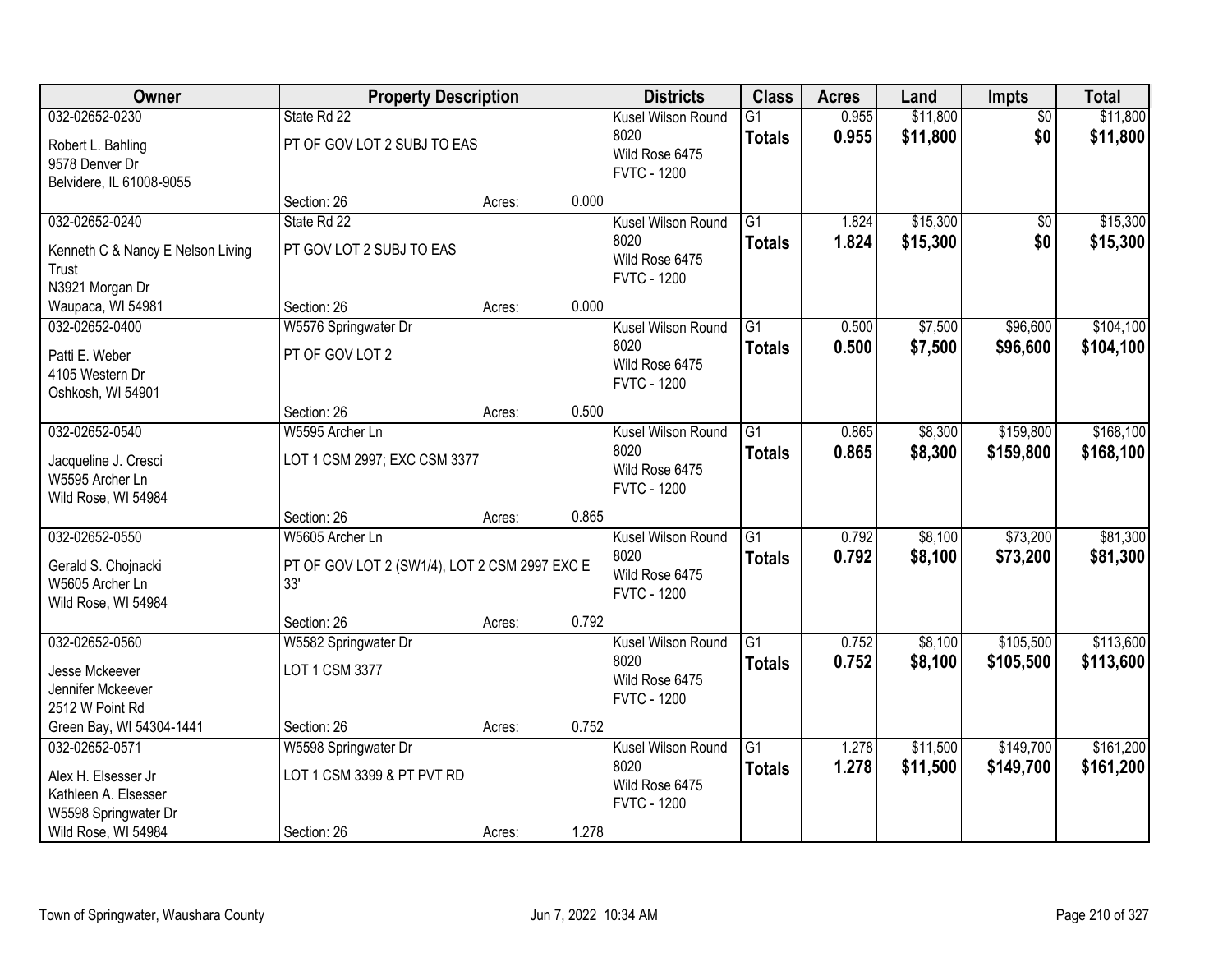| Owner | Property Description | | | Districts | Class | Acres | Land | Impts | Total |
|---|---|---|---|---|---|---|---|---|---|
| 032-02652-0230<br>Robert L. Bahling<br>9578 Denver Dr<br>Belvidere, IL 61008-9055 | State Rd 22<br>PT OF GOV LOT 2 SUBJ TO EAS<br>Section: 26 | Acres: | 0.000 | Kusel Wilson Round 8020<br>Wild Rose 6475<br>FVTC - 1200 | G1<br>**Totals** | 0.955<br>**0.955** | $11,800<br>**$11,800** | $0<br>**$0** | $11,800<br>**$11,800** |
| 032-02652-0240<br>Kenneth C & Nancy E Nelson Living Trust<br>N3921 Morgan Dr<br>Waupaca, WI 54981 | State Rd 22<br>PT GOV LOT 2 SUBJ TO EAS<br>Section: 26 | Acres: | 0.000 | Kusel Wilson Round 8020<br>Wild Rose 6475<br>FVTC - 1200 | G1<br>**Totals** | 1.824<br>**1.824** | $15,300<br>**$15,300** | $0<br>**$0** | $15,300<br>**$15,300** |
| 032-02652-0400<br>Patti E. Weber<br>4105 Western Dr<br>Oshkosh, WI 54901 | W5576 Springwater Dr<br>PT OF GOV LOT 2<br>Section: 26 | Acres: | 0.500 | Kusel Wilson Round 8020<br>Wild Rose 6475<br>FVTC - 1200 | G1<br>**Totals** | 0.500<br>**0.500** | $7,500<br>**$7,500** | $96,600<br>**$96,600** | $104,100<br>**$104,100** |
| 032-02652-0540<br>Jacqueline J. Cresci<br>W5595 Archer Ln<br>Wild Rose, WI 54984 | W5595 Archer Ln<br>LOT 1 CSM 2997; EXC CSM 3377<br>Section: 26 | Acres: | 0.865 | Kusel Wilson Round 8020<br>Wild Rose 6475<br>FVTC - 1200 | G1<br>**Totals** | 0.865<br>**0.865** | $8,300<br>**$8,300** | $159,800<br>**$159,800** | $168,100<br>**$168,100** |
| 032-02652-0550<br>Gerald S. Chojnacki<br>W5605 Archer Ln<br>Wild Rose, WI 54984 | W5605 Archer Ln<br>PT OF GOV LOT 2 (SW1/4), LOT 2 CSM 2997 EXC E 33'<br>Section: 26 | Acres: | 0.792 | Kusel Wilson Round 8020<br>Wild Rose 6475<br>FVTC - 1200 | G1<br>**Totals** | 0.792<br>**0.792** | $8,100<br>**$8,100** | $73,200<br>**$73,200** | $81,300<br>**$81,300** |
| 032-02652-0560<br>Jesse Mckeever<br>Jennifer Mckeever<br>2512 W Point Rd<br>Green Bay, WI 54304-1441 | W5582 Springwater Dr<br>LOT 1 CSM 3377<br>Section: 26 | Acres: | 0.752 | Kusel Wilson Round 8020<br>Wild Rose 6475<br>FVTC - 1200 | G1<br>**Totals** | 0.752<br>**0.752** | $8,100<br>**$8,100** | $105,500<br>**$105,500** | $113,600<br>**$113,600** |
| 032-02652-0571<br>Alex H. Elsesser Jr<br>Kathleen A. Elsesser<br>W5598 Springwater Dr<br>Wild Rose, WI 54984 | W5598 Springwater Dr<br>LOT 1 CSM 3399 & PT PVT RD<br>Section: 26 | Acres: | 1.278 | Kusel Wilson Round 8020<br>Wild Rose 6475<br>FVTC - 1200 | G1<br>**Totals** | 1.278<br>**1.278** | $11,500<br>**$11,500** | $149,700<br>**$149,700** | $161,200<br>**$161,200** |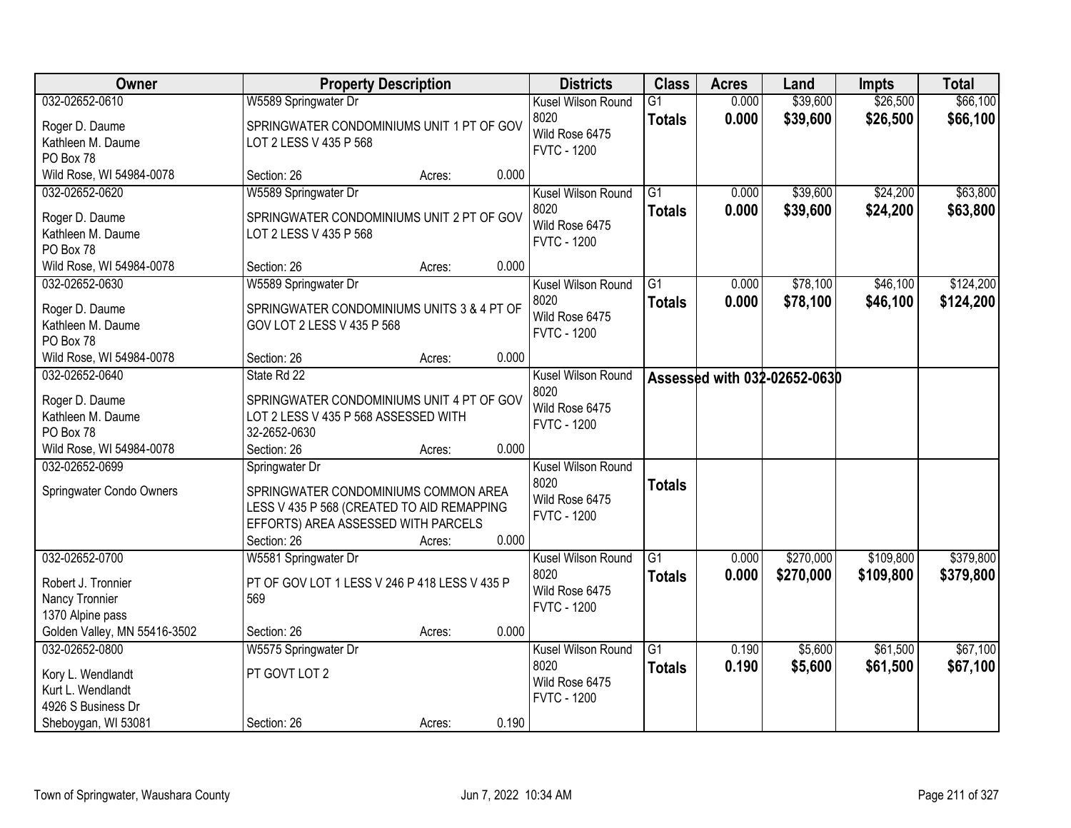| Owner | Property Description | Districts | Class | Acres | Land | Impts | Total |
|---|---|---|---|---|---|---|---|
| 032-02652-0610<br>Roger D. Daume<br>Kathleen M. Daume<br>PO Box 78<br>Wild Rose, WI 54984-0078 | W5589 Springwater Dr<br>SPRINGWATER CONDOMINIUMS UNIT 1 PT OF GOV LOT 2 LESS V 435 P 568<br>Section: 26 Acres: 0.000 | Kusel Wilson Round 8020<br>Wild Rose 6475<br>FVTC - 1200 | G1<br>**Totals** | 0.000<br>**0.000** | $39,600<br>**$39,600** | $26,500<br>**$26,500** | $66,100<br>**$66,100** |
| 032-02652-0620<br>Roger D. Daume<br>Kathleen M. Daume<br>PO Box 78<br>Wild Rose, WI 54984-0078 | W5589 Springwater Dr<br>SPRINGWATER CONDOMINIUMS UNIT 2 PT OF GOV LOT 2 LESS V 435 P 568<br>Section: 26 Acres: 0.000 | Kusel Wilson Round 8020<br>Wild Rose 6475<br>FVTC - 1200 | G1<br>**Totals** | 0.000<br>**0.000** | $39,600<br>**$39,600** | $24,200<br>**$24,200** | $63,800<br>**$63,800** |
| 032-02652-0630<br>Roger D. Daume<br>Kathleen M. Daume<br>PO Box 78<br>Wild Rose, WI 54984-0078 | W5589 Springwater Dr<br>SPRINGWATER CONDOMINIUMS UNITS 3 & 4 PT OF GOV LOT 2 LESS V 435 P 568<br>Section: 26 Acres: 0.000 | Kusel Wilson Round 8020<br>Wild Rose 6475<br>FVTC - 1200 | G1<br>**Totals** | 0.000<br>**0.000** | $78,100<br>**$78,100** | $46,100<br>**$46,100** | $124,200<br>**$124,200** |
| 032-02652-0640<br>Roger D. Daume<br>Kathleen M. Daume<br>PO Box 78<br>Wild Rose, WI 54984-0078 | State Rd 22<br>SPRINGWATER CONDOMINIUMS UNIT 4 PT OF GOV LOT 2 LESS V 435 P 568 ASSESSED WITH 32-2652-0630<br>Section: 26 Acres: 0.000 | Kusel Wilson Round 8020<br>Wild Rose 6475<br>FVTC - 1200 | **Assessed with 032-02652-0630** | | | | |
| 032-02652-0699<br>Springwater Condo Owners | Springwater Dr<br>SPRINGWATER CONDOMINIUMS COMMON AREA LESS V 435 P 568 (CREATED TO AID REMAPPING EFFORTS) AREA ASSESSED WITH PARCELS<br>Section: 26 Acres: 0.000 | Kusel Wilson Round 8020<br>Wild Rose 6475<br>FVTC - 1200 | **Totals** | | | | |
| 032-02652-0700<br>Robert J. Tronnier<br>Nancy Tronnier<br>1370 Alpine pass<br>Golden Valley, MN 55416-3502 | W5581 Springwater Dr<br>PT OF GOV LOT 1 LESS V 246 P 418 LESS V 435 P 569<br>Section: 26 Acres: 0.000 | Kusel Wilson Round 8020<br>Wild Rose 6475<br>FVTC - 1200 | G1<br>**Totals** | 0.000<br>**0.000** | $270,000<br>**$270,000** | $109,800<br>**$109,800** | $379,800<br>**$379,800** |
| 032-02652-0800<br>Kory L. Wendlandt<br>Kurt L. Wendlandt<br>4926 S Business Dr<br>Sheboygan, WI 53081 | W5575 Springwater Dr<br>PT GOVT LOT 2<br>Section: 26 Acres: 0.190 | Kusel Wilson Round 8020<br>Wild Rose 6475<br>FVTC - 1200 | G1<br>**Totals** | 0.190<br>**0.190** | $5,600<br>**$5,600** | $61,500<br>**$61,500** | $67,100<br>**$67,100** |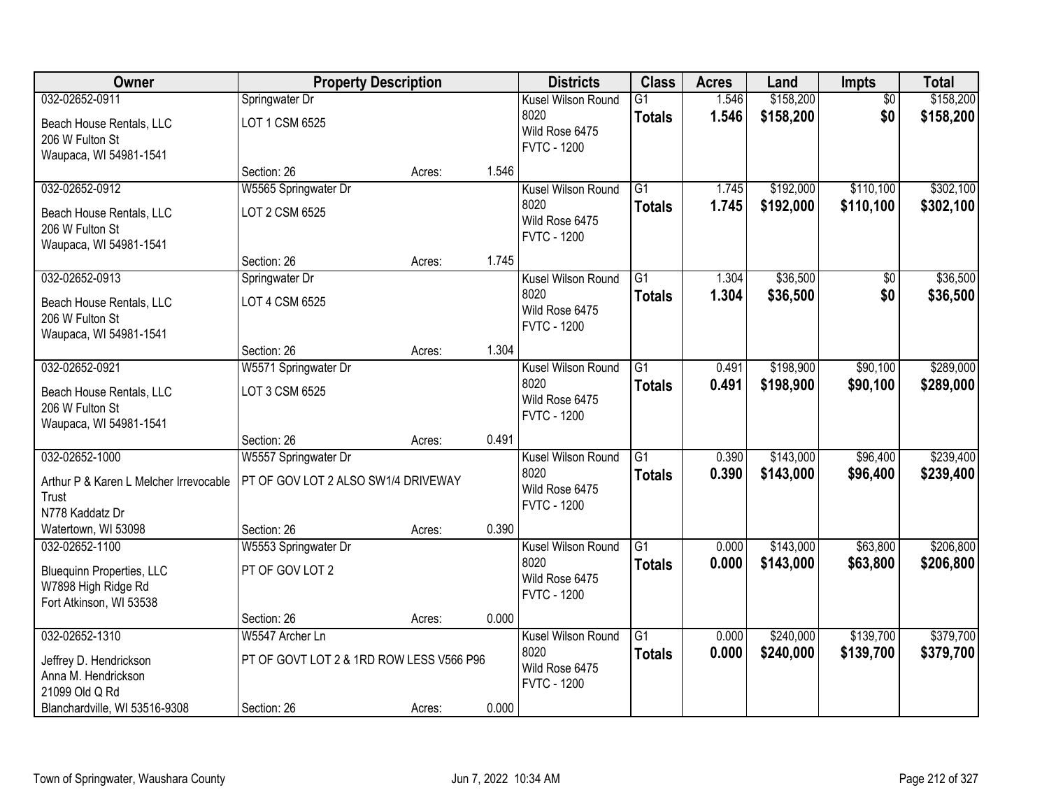| Owner | Property Description | | | Districts | Class | Acres | Land | Impts | Total |
|---|---|---|---|---|---|---|---|---|---|
| 032-02652-0911 | Springwater Dr | | | Kusel Wilson Round 8020 | G1 | 1.546 | $158,200 | $0 | $158,200 |
| Beach House Rentals, LLC<br>206 W Fulton St<br>Waupaca, WI 54981-1541 | LOT 1 CSM 6525 | | | Wild Rose 6475<br>FVTC - 1200 | **Totals** | **1.546** | **$158,200** | **$0** | **$158,200** |
| | Section: 26 | Acres: | 1.546 | | | | | | |
| 032-02652-0912 | W5565 Springwater Dr | | | Kusel Wilson Round 8020 | G1 | 1.745 | $192,000 | $110,100 | $302,100 |
| Beach House Rentals, LLC<br>206 W Fulton St<br>Waupaca, WI 54981-1541 | LOT 2 CSM 6525 | | | Wild Rose 6475<br>FVTC - 1200 | **Totals** | **1.745** | **$192,000** | **$110,100** | **$302,100** |
| | Section: 26 | Acres: | 1.745 | | | | | | |
| 032-02652-0913 | Springwater Dr | | | Kusel Wilson Round 8020 | G1 | 1.304 | $36,500 | $0 | $36,500 |
| Beach House Rentals, LLC<br>206 W Fulton St<br>Waupaca, WI 54981-1541 | LOT 4 CSM 6525 | | | Wild Rose 6475<br>FVTC - 1200 | **Totals** | **1.304** | **$36,500** | **$0** | **$36,500** |
| | Section: 26 | Acres: | 1.304 | | | | | | |
| 032-02652-0921 | W5571 Springwater Dr | | | Kusel Wilson Round 8020 | G1 | 0.491 | $198,900 | $90,100 | $289,000 |
| Beach House Rentals, LLC<br>206 W Fulton St<br>Waupaca, WI 54981-1541 | LOT 3 CSM 6525 | | | Wild Rose 6475<br>FVTC - 1200 | **Totals** | **0.491** | **$198,900** | **$90,100** | **$289,000** |
| | Section: 26 | Acres: | 0.491 | | | | | | |
| 032-02652-1000 | W5557 Springwater Dr | | | Kusel Wilson Round 8020 | G1 | 0.390 | $143,000 | $96,400 | $239,400 |
| Arthur P & Karen L Melcher Irrevocable Trust<br>N778 Kaddatz Dr<br>Watertown, WI 53098 | PT OF GOV LOT 2 ALSO SW1/4 DRIVEWAY | | | Wild Rose 6475<br>FVTC - 1200 | **Totals** | **0.390** | **$143,000** | **$96,400** | **$239,400** |
| | Section: 26 | Acres: | 0.390 | | | | | | |
| 032-02652-1100 | W5553 Springwater Dr | | | Kusel Wilson Round 8020 | G1 | 0.000 | $143,000 | $63,800 | $206,800 |
| Bluequinn Properties, LLC<br>W7898 High Ridge Rd<br>Fort Atkinson, WI 53538 | PT OF GOV LOT 2 | | | Wild Rose 6475<br>FVTC - 1200 | **Totals** | **0.000** | **$143,000** | **$63,800** | **$206,800** |
| | Section: 26 | Acres: | 0.000 | | | | | | |
| 032-02652-1310 | W5547 Archer Ln | | | Kusel Wilson Round 8020 | G1 | 0.000 | $240,000 | $139,700 | $379,700 |
| Jeffrey D. Hendrickson<br>Anna M. Hendrickson<br>21099 Old Q Rd<br>Blanchardville, WI 53516-9308 | PT OF GOVT LOT 2 & 1RD ROW LESS V566 P96 | | | Wild Rose 6475<br>FVTC - 1200 | **Totals** | **0.000** | **$240,000** | **$139,700** | **$379,700** |
| | Section: 26 | Acres: | 0.000 | | | | | | |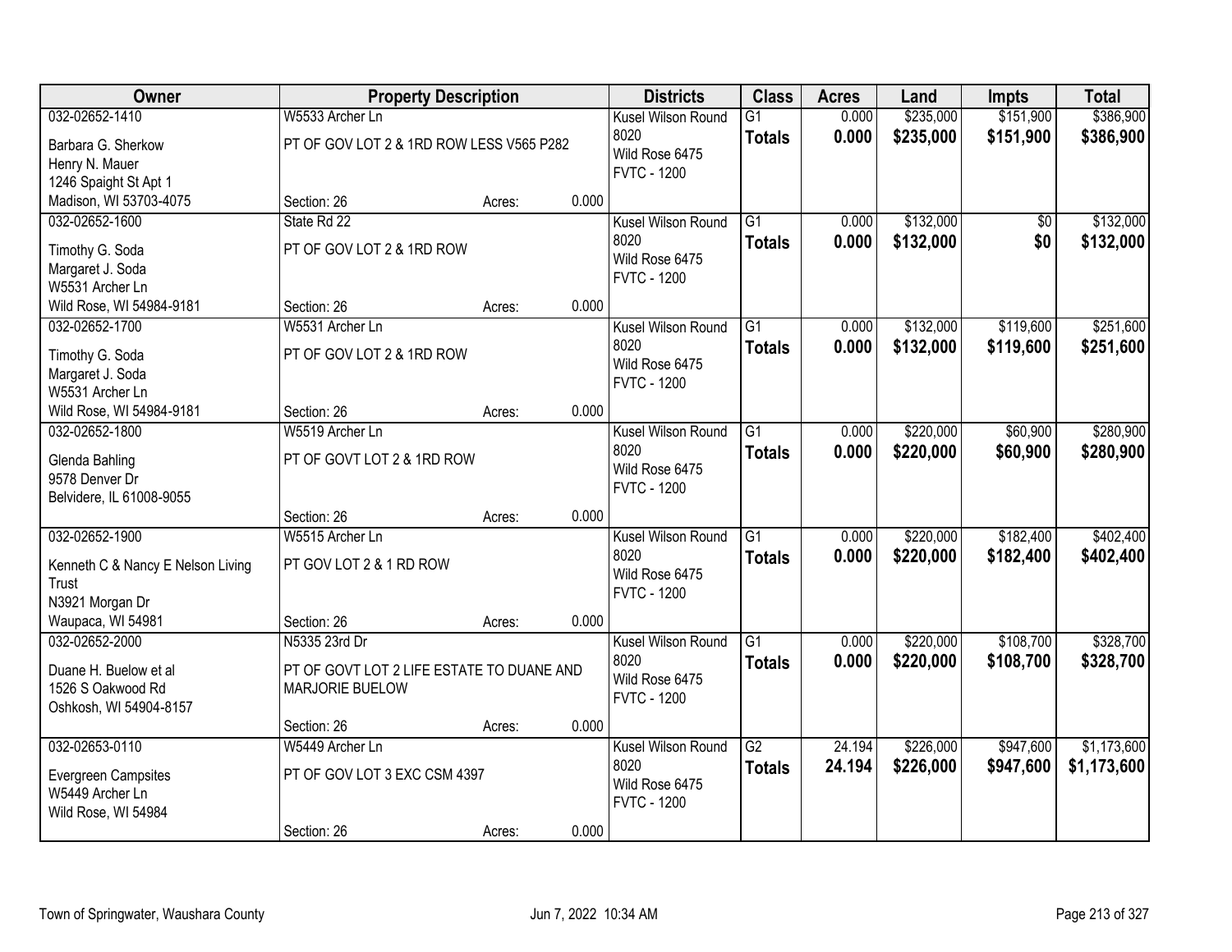| Owner | Property Description | | | Districts | Class | Acres | Land | Impts | Total |
|---|---|---|---|---|---|---|---|---|---|
| 032-02652-1410<br>Barbara G. Sherkow<br>Henry N. Mauer<br>1246 Spaight St Apt 1<br>Madison, WI 53703-4075 | W5533 Archer Ln<br>PT OF GOV LOT 2 & 1RD ROW LESS V565 P282<br>Section: 26 | Acres: | 0.000 | Kusel Wilson Round 8020<br>Wild Rose 6475<br>FVTC - 1200 | G1<br>**Totals** | 0.000<br>**0.000** | $235,000<br>**$235,000** | $151,900<br>**$151,900** | $386,900<br>**$386,900** |
| 032-02652-1600<br>Timothy G. Soda<br>Margaret J. Soda<br>W5531 Archer Ln<br>Wild Rose, WI 54984-9181 | State Rd 22<br>PT OF GOV LOT 2 & 1RD ROW<br>Section: 26 | Acres: | 0.000 | Kusel Wilson Round 8020<br>Wild Rose 6475<br>FVTC - 1200 | G1<br>**Totals** | 0.000<br>**0.000** | $132,000<br>**$132,000** | $0<br>**$0** | $132,000<br>**$132,000** |
| 032-02652-1700<br>Timothy G. Soda<br>Margaret J. Soda<br>W5531 Archer Ln<br>Wild Rose, WI 54984-9181 | W5531 Archer Ln<br>PT OF GOV LOT 2 & 1RD ROW<br>Section: 26 | Acres: | 0.000 | Kusel Wilson Round 8020<br>Wild Rose 6475<br>FVTC - 1200 | G1<br>**Totals** | 0.000<br>**0.000** | $132,000<br>**$132,000** | $119,600<br>**$119,600** | $251,600<br>**$251,600** |
| 032-02652-1800<br>Glenda Bahling<br>9578 Denver Dr<br>Belvidere, IL 61008-9055 | W5519 Archer Ln<br>PT OF GOVT LOT 2 & 1RD ROW<br>Section: 26 | Acres: | 0.000 | Kusel Wilson Round 8020<br>Wild Rose 6475<br>FVTC - 1200 | G1<br>**Totals** | 0.000<br>**0.000** | $220,000<br>**$220,000** | $60,900<br>**$60,900** | $280,900<br>**$280,900** |
| 032-02652-1900<br>Kenneth C & Nancy E Nelson Living Trust<br>N3921 Morgan Dr<br>Waupaca, WI 54981 | W5515 Archer Ln<br>PT GOV LOT 2 & 1 RD ROW<br>Section: 26 | Acres: | 0.000 | Kusel Wilson Round 8020<br>Wild Rose 6475<br>FVTC - 1200 | G1<br>**Totals** | 0.000<br>**0.000** | $220,000<br>**$220,000** | $182,400<br>**$182,400** | $402,400<br>**$402,400** |
| 032-02652-2000<br>Duane H. Buelow et al<br>1526 S Oakwood Rd<br>Oshkosh, WI 54904-8157 | N5335 23rd Dr<br>PT OF GOVT LOT 2 LIFE ESTATE TO DUANE AND MARJORIE BUELOW<br>Section: 26 | Acres: | 0.000 | Kusel Wilson Round 8020<br>Wild Rose 6475<br>FVTC - 1200 | G1<br>**Totals** | 0.000<br>**0.000** | $220,000<br>**$220,000** | $108,700<br>**$108,700** | $328,700<br>**$328,700** |
| 032-02653-0110<br>Evergreen Campsites<br>W5449 Archer Ln<br>Wild Rose, WI 54984 | W5449 Archer Ln<br>PT OF GOV LOT 3 EXC CSM 4397<br>Section: 26 | Acres: | 0.000 | Kusel Wilson Round 8020<br>Wild Rose 6475<br>FVTC - 1200 | G2<br>**Totals** | 24.194<br>**24.194** | $226,000<br>**$226,000** | $947,600<br>**$947,600** | $1,173,600<br>**$1,173,600** |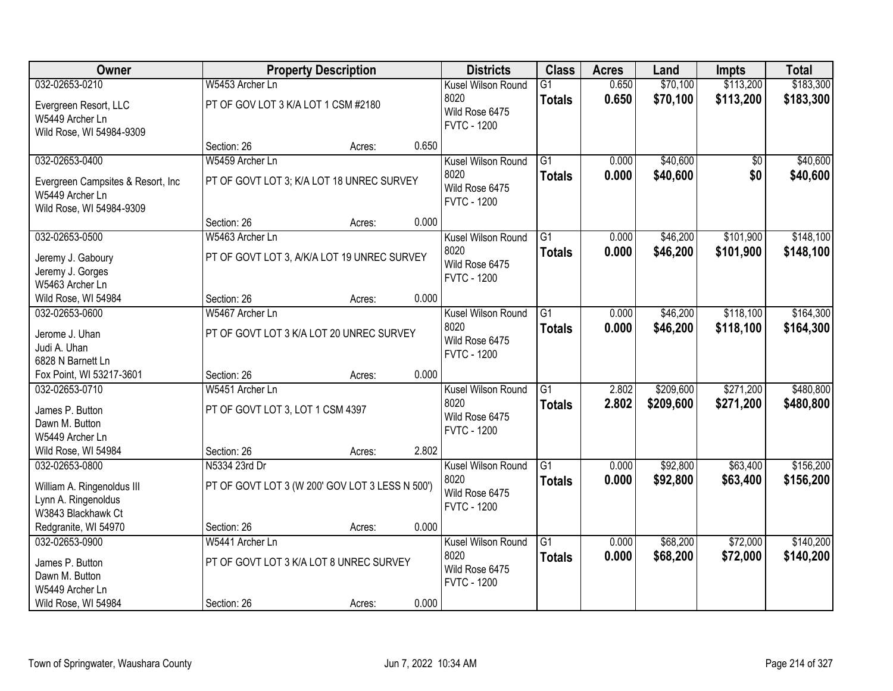| Owner | Property Description | | | Districts | Class | Acres | Land | Impts | Total |
|---|---|---|---|---|---|---|---|---|---|
| 032-02653-0210 | W5453 Archer Ln | | | Kusel Wilson Round 8020 | G1 | 0.650 | $70,100 | $113,200 | $183,300 |
| Evergreen Resort, LLC<br>W5449 Archer Ln<br>Wild Rose, WI 54984-9309 | PT OF GOV LOT 3 K/A LOT 1 CSM #2180 | | | Wild Rose 6475<br>FVTC - 1200 | **Totals** | **0.650** | **$70,100** | **$113,200** | **$183,300** |
| | Section: 26 | Acres: | 0.650 | | | | | | |
| 032-02653-0400 | W5459 Archer Ln | | | Kusel Wilson Round 8020 | G1 | 0.000 | $40,600 | $0 | $40,600 |
| Evergreen Campsites & Resort, Inc<br>W5449 Archer Ln<br>Wild Rose, WI 54984-9309 | PT OF GOVT LOT 3; K/A LOT 18 UNREC SURVEY | | | Wild Rose 6475<br>FVTC - 1200 | **Totals** | **0.000** | **$40,600** | **$0** | **$40,600** |
| | Section: 26 | Acres: | 0.000 | | | | | | |
| 032-02653-0500 | W5463 Archer Ln | | | Kusel Wilson Round 8020 | G1 | 0.000 | $46,200 | $101,900 | $148,100 |
| Jeremy J. Gaboury<br>Jeremy J. Gorges<br>W5463 Archer Ln<br>Wild Rose, WI 54984 | PT OF GOVT LOT 3, A/K/A LOT 19 UNREC SURVEY | | | Wild Rose 6475<br>FVTC - 1200 | **Totals** | **0.000** | **$46,200** | **$101,900** | **$148,100** |
| | Section: 26 | Acres: | 0.000 | | | | | | |
| 032-02653-0600 | W5467 Archer Ln | | | Kusel Wilson Round 8020 | G1 | 0.000 | $46,200 | $118,100 | $164,300 |
| Jerome J. Uhan<br>Judi A. Uhan<br>6828 N Barnett Ln<br>Fox Point, WI 53217-3601 | PT OF GOVT LOT 3 K/A LOT 20 UNREC SURVEY | | | Wild Rose 6475<br>FVTC - 1200 | **Totals** | **0.000** | **$46,200** | **$118,100** | **$164,300** |
| | Section: 26 | Acres: | 0.000 | | | | | | |
| 032-02653-0710 | W5451 Archer Ln | | | Kusel Wilson Round 8020 | G1 | 2.802 | $209,600 | $271,200 | $480,800 |
| James P. Button<br>Dawn M. Button<br>W5449 Archer Ln<br>Wild Rose, WI 54984 | PT OF GOVT LOT 3, LOT 1 CSM 4397 | | | Wild Rose 6475<br>FVTC - 1200 | **Totals** | **2.802** | **$209,600** | **$271,200** | **$480,800** |
| | Section: 26 | Acres: | 2.802 | | | | | | |
| 032-02653-0800 | N5334 23rd Dr | | | Kusel Wilson Round 8020 | G1 | 0.000 | $92,800 | $63,400 | $156,200 |
| William A. Ringenoldus III<br>Lynn A. Ringenoldus<br>W3843 Blackhawk Ct<br>Redgranite, WI 54970 | PT OF GOVT LOT 3 (W 200' GOV LOT 3 LESS N 500') | | | Wild Rose 6475<br>FVTC - 1200 | **Totals** | **0.000** | **$92,800** | **$63,400** | **$156,200** |
| | Section: 26 | Acres: | 0.000 | | | | | | |
| 032-02653-0900 | W5441 Archer Ln | | | Kusel Wilson Round 8020 | G1 | 0.000 | $68,200 | $72,000 | $140,200 |
| James P. Button<br>Dawn M. Button<br>W5449 Archer Ln<br>Wild Rose, WI 54984 | PT OF GOVT LOT 3 K/A LOT 8 UNREC SURVEY | | | Wild Rose 6475<br>FVTC - 1200 | **Totals** | **0.000** | **$68,200** | **$72,000** | **$140,200** |
| | Section: 26 | Acres: | 0.000 | | | | | | |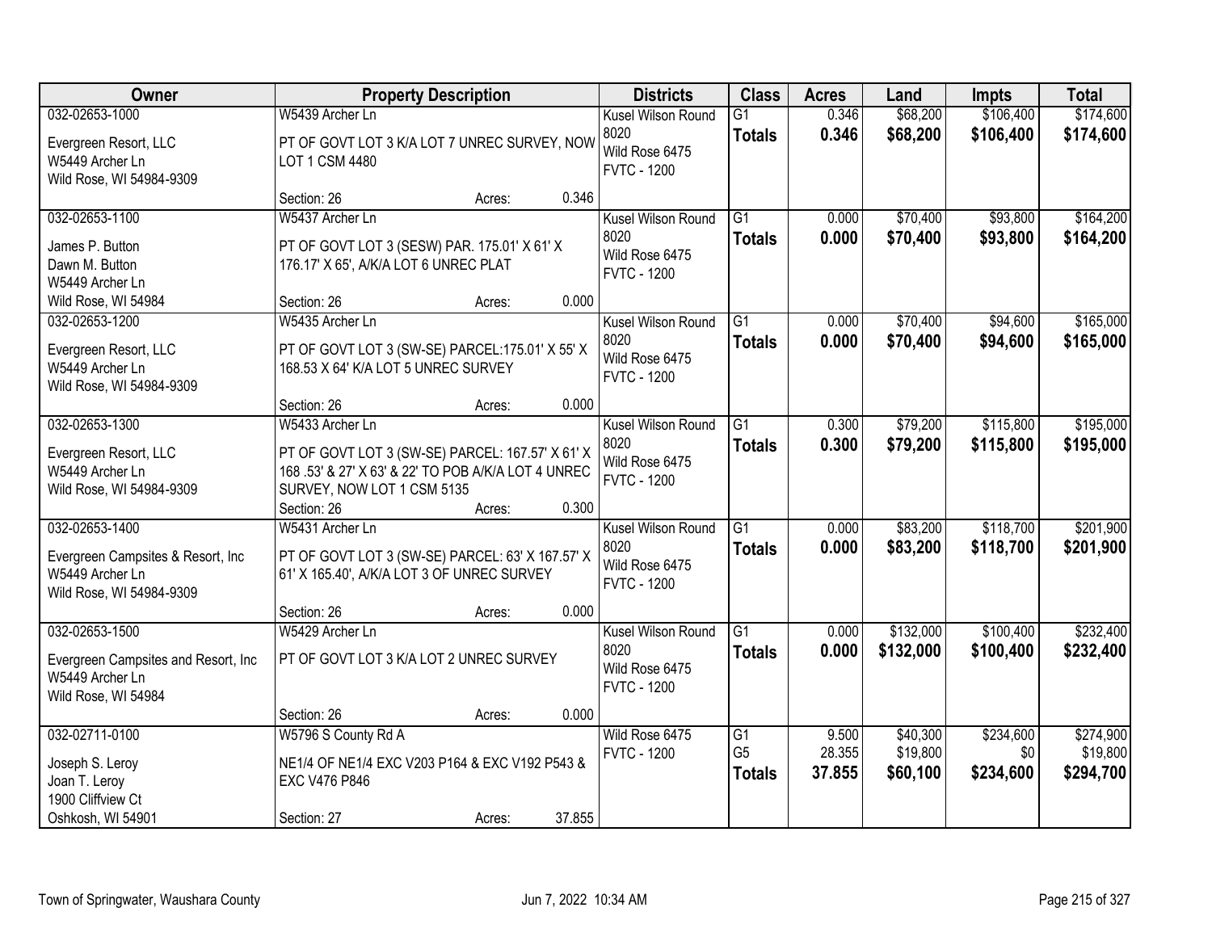| Owner | Property Description | Districts | Class | Acres | Land | Impts | Total |
|---|---|---|---|---|---|---|---|
| 032-02653-1000<br>Evergreen Resort, LLC<br>W5449 Archer Ln<br>Wild Rose, WI 54984-9309 | W5439 Archer Ln<br>PT OF GOVT LOT 3 K/A LOT 7 UNREC SURVEY, NOW LOT 1 CSM 4480<br>Section: 26 Acres: 0.346 | Kusel Wilson Round 8020<br>Wild Rose 6475<br>FVTC - 1200 | G1<br>**Totals** | 0.346<br>**0.346** | $68,200<br>**$68,200** | $106,400<br>**$106,400** | $174,600<br>**$174,600** |
| 032-02653-1100<br>James P. Button<br>Dawn M. Button<br>W5449 Archer Ln<br>Wild Rose, WI 54984 | W5437 Archer Ln<br>PT OF GOVT LOT 3 (SESW) PAR. 175.01' X 61' X 176.17' X 65', A/K/A LOT 6 UNREC PLAT<br>Section: 26 Acres: 0.000 | Kusel Wilson Round 8020<br>Wild Rose 6475<br>FVTC - 1200 | G1<br>**Totals** | 0.000<br>**0.000** | $70,400<br>**$70,400** | $93,800<br>**$93,800** | $164,200<br>**$164,200** |
| 032-02653-1200<br>Evergreen Resort, LLC<br>W5449 Archer Ln<br>Wild Rose, WI 54984-9309 | W5435 Archer Ln<br>PT OF GOVT LOT 3 (SW-SE) PARCEL:175.01' X 55' X 168.53 X 64' K/A LOT 5 UNREC SURVEY<br>Section: 26 Acres: 0.000 | Kusel Wilson Round 8020<br>Wild Rose 6475<br>FVTC - 1200 | G1<br>**Totals** | 0.000<br>**0.000** | $70,400<br>**$70,400** | $94,600<br>**$94,600** | $165,000<br>**$165,000** |
| 032-02653-1300<br>Evergreen Resort, LLC<br>W5449 Archer Ln<br>Wild Rose, WI 54984-9309 | W5433 Archer Ln<br>PT OF GOVT LOT 3 (SW-SE) PARCEL: 167.57' X 61' X 168 .53' & 27' X 63' & 22' TO POB A/K/A LOT 4 UNREC SURVEY, NOW LOT 1 CSM 5135<br>Section: 26 Acres: 0.300 | Kusel Wilson Round 8020<br>Wild Rose 6475<br>FVTC - 1200 | G1<br>**Totals** | 0.300<br>**0.300** | $79,200<br>**$79,200** | $115,800<br>**$115,800** | $195,000<br>**$195,000** |
| 032-02653-1400<br>Evergreen Campsites & Resort, Inc<br>W5449 Archer Ln<br>Wild Rose, WI 54984-9309 | W5431 Archer Ln<br>PT OF GOVT LOT 3 (SW-SE) PARCEL: 63' X 167.57' X 61' X 165.40', A/K/A LOT 3 OF UNREC SURVEY<br>Section: 26 Acres: 0.000 | Kusel Wilson Round 8020<br>Wild Rose 6475<br>FVTC - 1200 | G1<br>**Totals** | 0.000<br>**0.000** | $83,200<br>**$83,200** | $118,700<br>**$118,700** | $201,900<br>**$201,900** |
| 032-02653-1500<br>Evergreen Campsites and Resort, Inc<br>W5449 Archer Ln<br>Wild Rose, WI 54984 | W5429 Archer Ln<br>PT OF GOVT LOT 3 K/A LOT 2 UNREC SURVEY<br>Section: 26 Acres: 0.000 | Kusel Wilson Round 8020<br>Wild Rose 6475<br>FVTC - 1200 | G1<br>**Totals** | 0.000<br>**0.000** | $132,000<br>**$132,000** | $100,400<br>**$100,400** | $232,400<br>**$232,400** |
| 032-02711-0100<br>Joseph S. Leroy<br>Joan T. Leroy<br>1900 Cliffview Ct<br>Oshkosh, WI 54901 | W5796 S County Rd A<br>NE1/4 OF NE1/4 EXC V203 P164 & EXC V192 P543 & EXC V476 P846<br>Section: 27 Acres: 37.855 | Wild Rose 6475<br>FVTC - 1200 | G1<br>G5<br>**Totals** | 9.500<br>28.355<br>**37.855** | $40,300<br>$19,800<br>**$60,100** | $234,600<br>$0<br>**$234,600** | $274,900<br>$19,800<br>**$294,700** |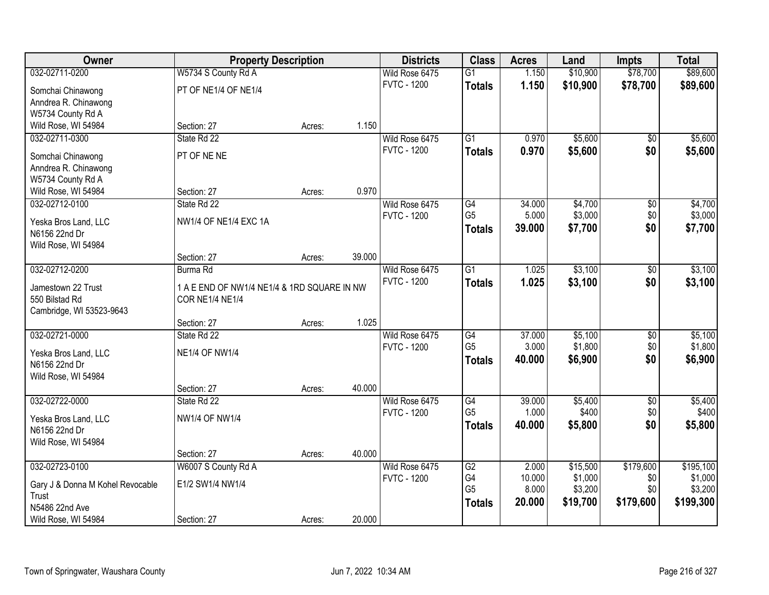| Owner | Property Description | | | Districts | Class | Acres | Land | Impts | Total |
|---|---|---|---|---|---|---|---|---|---|
| 032-02711-0200 | W5734 S County Rd A | | | Wild Rose 6475 | G1 | 1.150 | $10,900 | $78,700 | $89,600 |
| Somchai Chinawong<br>Anndrea R. Chinawong<br>W5734 County Rd A<br>Wild Rose, WI 54984 | PT OF NE1/4 OF NE1/4 | | | FVTC - 1200 | **Totals** | **1.150** | **$10,900** | **$78,700** | **$89,600** |
| | Section: 27 | Acres: | 1.150 | | | | | | |
| 032-02711-0300 | State Rd 22 | | | Wild Rose 6475 | G1 | 0.970 | $5,600 | $0 | $5,600 |
| Somchai Chinawong<br>Anndrea R. Chinawong<br>W5734 County Rd A<br>Wild Rose, WI 54984 | PT OF NE NE | | | FVTC - 1200 | **Totals** | **0.970** | **$5,600** | **$0** | **$5,600** |
| | Section: 27 | Acres: | 0.970 | | | | | | |
| 032-02712-0100 | State Rd 22 | | | Wild Rose 6475 | G4 | 34.000 | $4,700 | $0 | $4,700 |
| Yeska Bros Land, LLC<br>N6156 22nd Dr<br>Wild Rose, WI 54984 | NW1/4 OF NE1/4 EXC 1A | | | FVTC - 1200 | G5 | 5.000 | $3,000 | $0 | $3,000 |
| | | | | | **Totals** | **39.000** | **$7,700** | **$0** | **$7,700** |
| | Section: 27 | Acres: | 39.000 | | | | | | |
| 032-02712-0200 | Burma Rd | | | Wild Rose 6475 | G1 | 1.025 | $3,100 | $0 | $3,100 |
| Jamestown 22 Trust<br>550 Bilstad Rd<br>Cambridge, WI 53523-9643 | 1 A E END OF NW1/4 NE1/4 & 1RD SQUARE IN NW COR NE1/4 NE1/4 | | | FVTC - 1200 | **Totals** | **1.025** | **$3,100** | **$0** | **$3,100** |
| | Section: 27 | Acres: | 1.025 | | | | | | |
| 032-02721-0000 | State Rd 22 | | | Wild Rose 6475 | G4 | 37.000 | $5,100 | $0 | $5,100 |
| Yeska Bros Land, LLC<br>N6156 22nd Dr<br>Wild Rose, WI 54984 | NE1/4 OF NW1/4 | | | FVTC - 1200 | G5 | 3.000 | $1,800 | $0 | $1,800 |
| | | | | | **Totals** | **40.000** | **$6,900** | **$0** | **$6,900** |
| | Section: 27 | Acres: | 40.000 | | | | | | |
| 032-02722-0000 | State Rd 22 | | | Wild Rose 6475 | G4 | 39.000 | $5,400 | $0 | $5,400 |
| Yeska Bros Land, LLC<br>N6156 22nd Dr<br>Wild Rose, WI 54984 | NW1/4 OF NW1/4 | | | FVTC - 1200 | G5 | 1.000 | $400 | $0 | $400 |
| | | | | | **Totals** | **40.000** | **$5,800** | **$0** | **$5,800** |
| | Section: 27 | Acres: | 40.000 | | | | | | |
| 032-02723-0100 | W6007 S County Rd A | | | Wild Rose 6475 | G2 | 2.000 | $15,500 | $179,600 | $195,100 |
| Gary J & Donna M Kohel Revocable Trust<br>N5486 22nd Ave<br>Wild Rose, WI 54984 | E1/2 SW1/4 NW1/4 | | | FVTC - 1200 | G4 | 10.000 | $1,000 | $0 | $1,000 |
| | | | | | G5 | 8.000 | $3,200 | $0 | $3,200 |
| | | | | | **Totals** | **20.000** | **$19,700** | **$179,600** | **$199,300** |
| | Section: 27 | Acres: | 20.000 | | | | | | |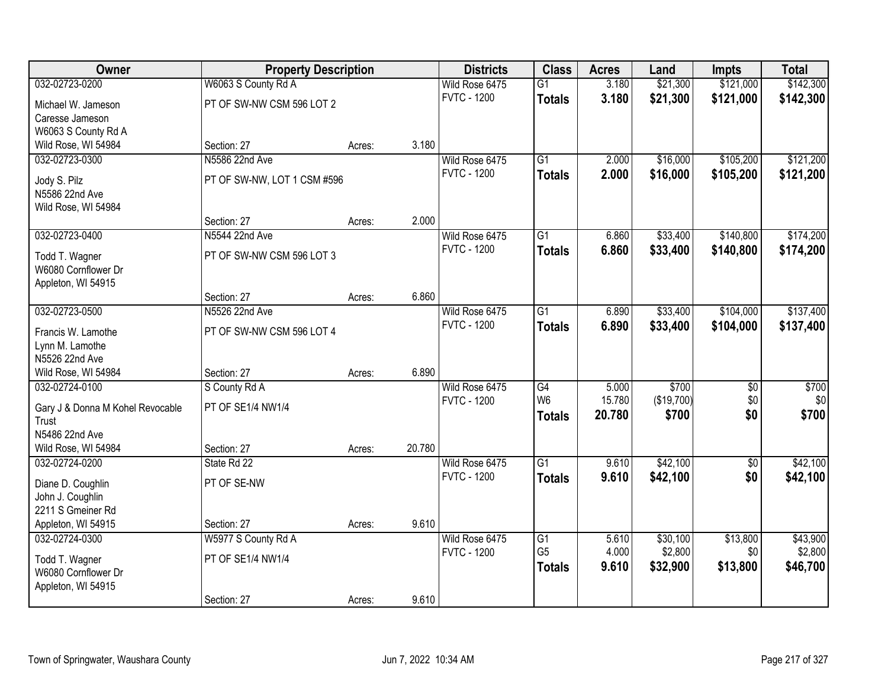| Owner | Property Description | | | Districts | Class | Acres | Land | Impts | Total |
|---|---|---|---|---|---|---|---|---|---|
| 032-02723-0200 | W6063 S County Rd A | | | Wild Rose 6475 | G1 | 3.180 | $21,300 | $121,000 | $142,300 |
| Michael W. Jameson<br>Caresse Jameson<br>W6063 S County Rd A<br>Wild Rose, WI 54984 | PT OF SW-NW CSM 596 LOT 2 | | | FVTC - 1200 | **Totals** | **3.180** | **$21,300** | **$121,000** | **$142,300** |
| | Section: 27 | Acres: | 3.180 | | | | | | |
| 032-02723-0300 | N5586 22nd Ave | | | Wild Rose 6475 | G1 | 2.000 | $16,000 | $105,200 | $121,200 |
| Jody S. Pilz<br>N5586 22nd Ave<br>Wild Rose, WI 54984 | PT OF SW-NW, LOT 1 CSM #596 | | | FVTC - 1200 | **Totals** | **2.000** | **$16,000** | **$105,200** | **$121,200** |
| | Section: 27 | Acres: | 2.000 | | | | | | |
| 032-02723-0400 | N5544 22nd Ave | | | Wild Rose 6475 | G1 | 6.860 | $33,400 | $140,800 | $174,200 |
| Todd T. Wagner<br>W6080 Cornflower Dr<br>Appleton, WI 54915 | PT OF SW-NW CSM 596 LOT 3 | | | FVTC - 1200 | **Totals** | **6.860** | **$33,400** | **$140,800** | **$174,200** |
| | Section: 27 | Acres: | 6.860 | | | | | | |
| 032-02723-0500 | N5526 22nd Ave | | | Wild Rose 6475 | G1 | 6.890 | $33,400 | $104,000 | $137,400 |
| Francis W. Lamothe<br>Lynn M. Lamothe<br>N5526 22nd Ave<br>Wild Rose, WI 54984 | PT OF SW-NW CSM 596 LOT 4 | | | FVTC - 1200 | **Totals** | **6.890** | **$33,400** | **$104,000** | **$137,400** |
| | Section: 27 | Acres: | 6.890 | | | | | | |
| 032-02724-0100 | S County Rd A | | | Wild Rose 6475 | G4 | 5.000 | $700 | $0 | $700 |
| Gary J & Donna M Kohel Revocable Trust<br>N5486 22nd Ave<br>Wild Rose, WI 54984 | PT OF SE1/4 NW1/4 | | | FVTC - 1200 | W6 | 15.780 | ($19,700) | $0 | $0 |
| | | | | | **Totals** | **20.780** | **$700** | **$0** | **$700** |
| | Section: 27 | Acres: | 20.780 | | | | | | |
| 032-02724-0200 | State Rd 22 | | | Wild Rose 6475 | G1 | 9.610 | $42,100 | $0 | $42,100 |
| Diane D. Coughlin<br>John J. Coughlin<br>2211 S Gmeiner Rd<br>Appleton, WI 54915 | PT OF SE-NW | | | FVTC - 1200 | **Totals** | **9.610** | **$42,100** | **$0** | **$42,100** |
| | Section: 27 | Acres: | 9.610 | | | | | | |
| 032-02724-0300 | W5977 S County Rd A | | | Wild Rose 6475 | G1 | 5.610 | $30,100 | $13,800 | $43,900 |
| Todd T. Wagner<br>W6080 Cornflower Dr<br>Appleton, WI 54915 | PT OF SE1/4 NW1/4 | | | FVTC - 1200 | G5 | 4.000 | $2,800 | $0 | $2,800 |
| | | | | | **Totals** | **9.610** | **$32,900** | **$13,800** | **$46,700** |
| | Section: 27 | Acres: | 9.610 | | | | | | |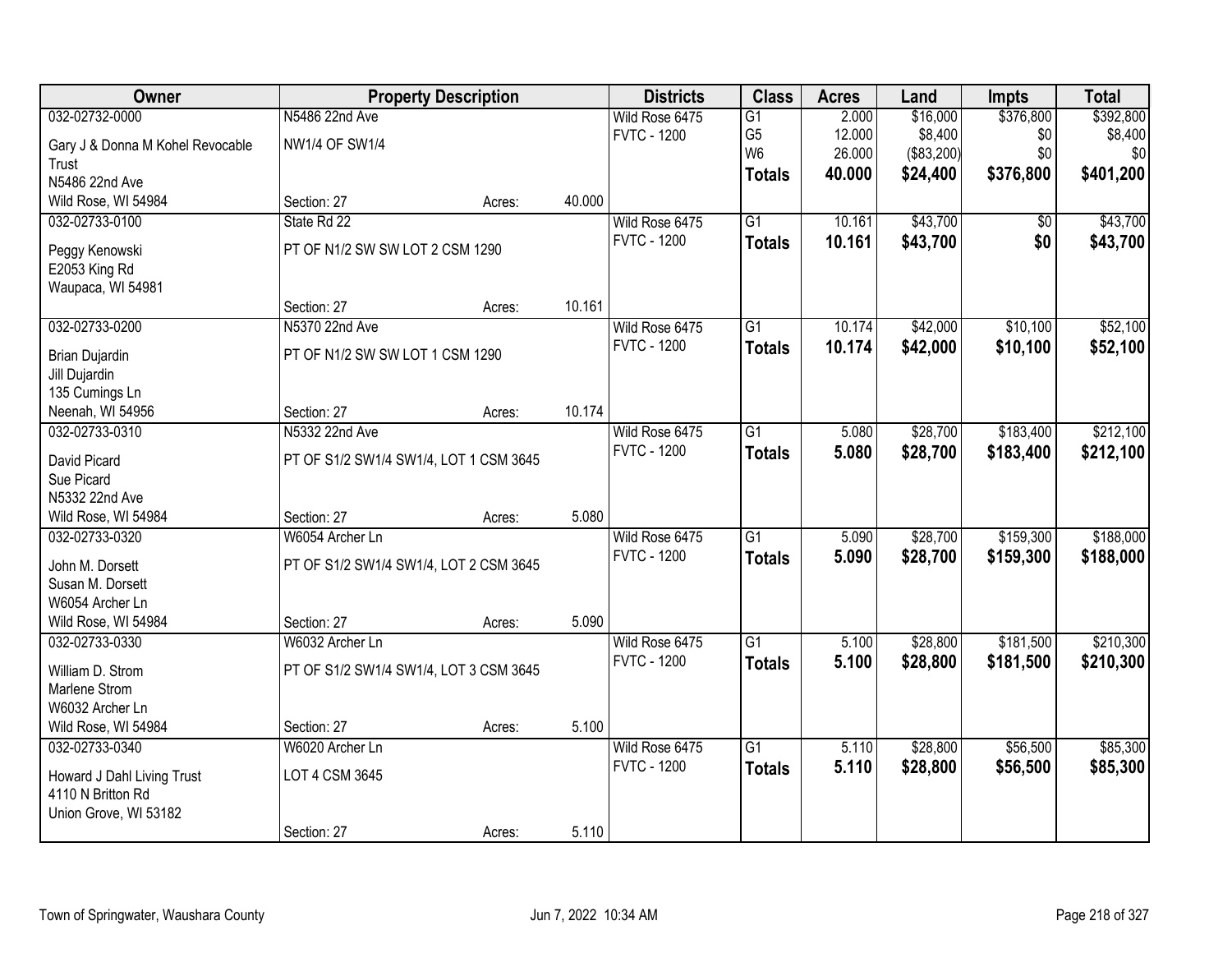| Owner | Property Description | | | Districts | Class | Acres | Land | Impts | Total |
|---|---|---|---|---|---|---|---|---|---|
| 032-02732-0000 | N5486 22nd Ave | | | Wild Rose 6475 | G1 | 2.000 | $16,000 | $376,800 | $392,800 |
| Gary J & Donna M Kohel Revocable Trust | NW1/4 OF SW1/4 | | | FVTC - 1200 | G5 | 12.000 | $8,400 | $0 | $8,400 |
| N5486 22nd Ave | | | | | W6 | 26.000 | ($83,200) | $0 | $0 |
| Wild Rose, WI 54984 | Section: 27 | Acres: | 40.000 | | **Totals** | **40.000** | **$24,400** | **$376,800** | **$401,200** |
| 032-02733-0100 | State Rd 22 | | | Wild Rose 6475 | G1 | 10.161 | $43,700 | $0 | $43,700 |
| Peggy Kenowski | PT OF N1/2 SW SW LOT 2 CSM 1290 | | | FVTC - 1200 | **Totals** | **10.161** | **$43,700** | **$0** | **$43,700** |
| E2053 King Rd | | | | | | | | | |
| Waupaca, WI 54981 | Section: 27 | Acres: | 10.161 | | | | | | |
| 032-02733-0200 | N5370 22nd Ave | | | Wild Rose 6475 | G1 | 10.174 | $42,000 | $10,100 | $52,100 |
| Brian Dujardin | PT OF N1/2 SW SW LOT 1 CSM 1290 | | | FVTC - 1200 | **Totals** | **10.174** | **$42,000** | **$10,100** | **$52,100** |
| Jill Dujardin | | | | | | | | | |
| 135 Cumings Ln | | | | | | | | | |
| Neenah, WI 54956 | Section: 27 | Acres: | 10.174 | | | | | | |
| 032-02733-0310 | N5332 22nd Ave | | | Wild Rose 6475 | G1 | 5.080 | $28,700 | $183,400 | $212,100 |
| David Picard | PT OF S1/2 SW1/4 SW1/4, LOT 1 CSM 3645 | | | FVTC - 1200 | **Totals** | **5.080** | **$28,700** | **$183,400** | **$212,100** |
| Sue Picard | | | | | | | | | |
| N5332 22nd Ave | | | | | | | | | |
| Wild Rose, WI 54984 | Section: 27 | Acres: | 5.080 | | | | | | |
| 032-02733-0320 | W6054 Archer Ln | | | Wild Rose 6475 | G1 | 5.090 | $28,700 | $159,300 | $188,000 |
| John M. Dorsett | PT OF S1/2 SW1/4 SW1/4, LOT 2 CSM 3645 | | | FVTC - 1200 | **Totals** | **5.090** | **$28,700** | **$159,300** | **$188,000** |
| Susan M. Dorsett | | | | | | | | | |
| W6054 Archer Ln | | | | | | | | | |
| Wild Rose, WI 54984 | Section: 27 | Acres: | 5.090 | | | | | | |
| 032-02733-0330 | W6032 Archer Ln | | | Wild Rose 6475 | G1 | 5.100 | $28,800 | $181,500 | $210,300 |
| William D. Strom | PT OF S1/2 SW1/4 SW1/4, LOT 3 CSM 3645 | | | FVTC - 1200 | **Totals** | **5.100** | **$28,800** | **$181,500** | **$210,300** |
| Marlene Strom | | | | | | | | | |
| W6032 Archer Ln | | | | | | | | | |
| Wild Rose, WI 54984 | Section: 27 | Acres: | 5.100 | | | | | | |
| 032-02733-0340 | W6020 Archer Ln | | | Wild Rose 6475 | G1 | 5.110 | $28,800 | $56,500 | $85,300 |
| Howard J Dahl Living Trust | LOT 4 CSM 3645 | | | FVTC - 1200 | **Totals** | **5.110** | **$28,800** | **$56,500** | **$85,300** |
| 4110 N Britton Rd | | | | | | | | | |
| Union Grove, WI 53182 | Section: 27 | Acres: | 5.110 | | | | | | |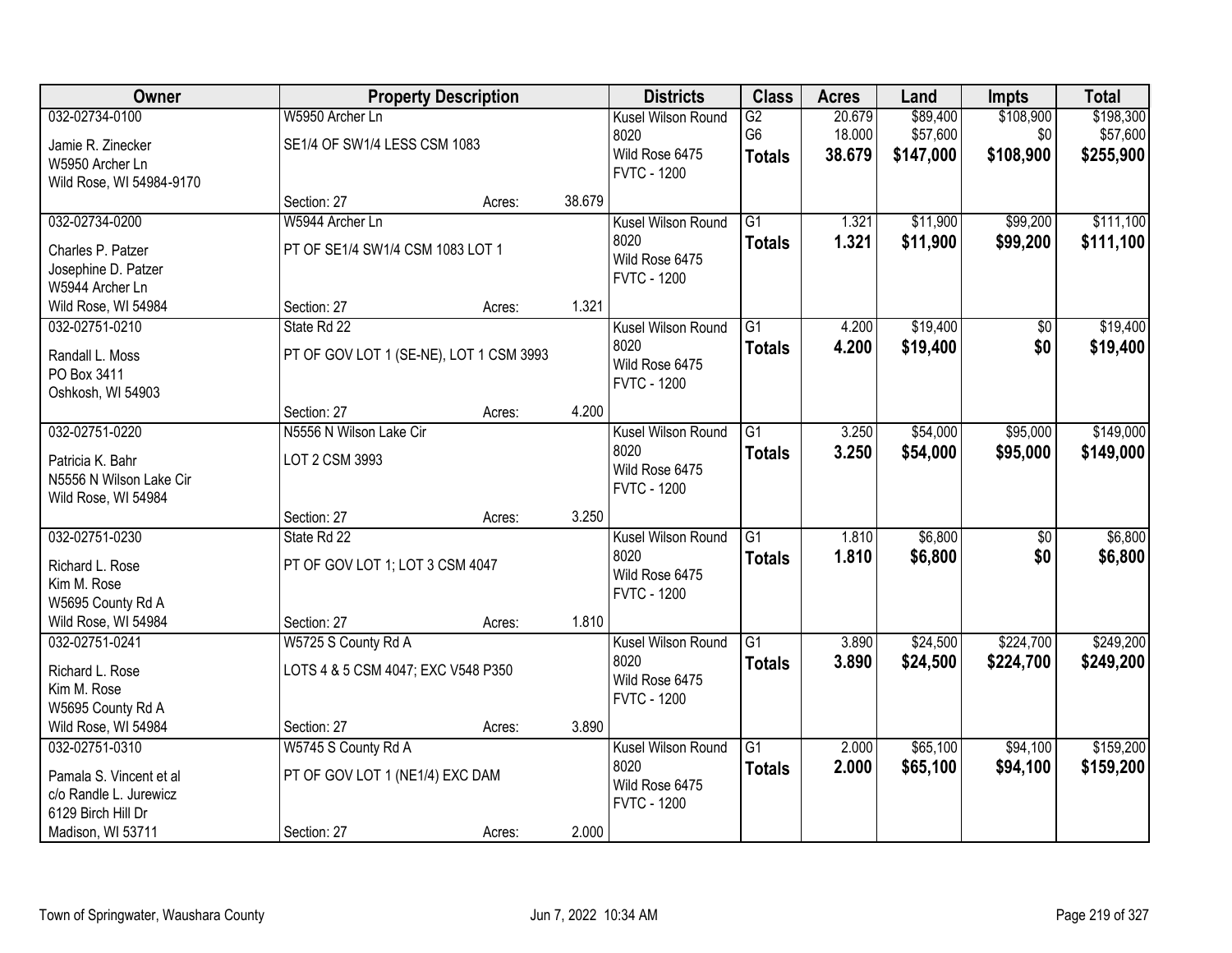| Owner | Property Description | | | Districts | Class | Acres | Land | Impts | Total |
|---|---|---|---|---|---|---|---|---|---|
| 032-02734-0100<br>Jamie R. Zinecker<br>W5950 Archer Ln<br>Wild Rose, WI 54984-9170 | W5950 Archer Ln<br>SE1/4 OF SW1/4 LESS CSM 1083<br>Section: 27 | Acres: | 38.679 | Kusel Wilson Round 8020<br>Wild Rose 6475<br>FVTC - 1200 | G2<br>G6<br>**Totals** | 20.679<br>18.000<br>**38.679** | $89,400<br>$57,600<br>**$147,000** | $108,900<br>$0<br>**$108,900** | $198,300<br>$57,600<br>**$255,900** |
| 032-02734-0200<br>Charles P. Patzer<br>Josephine D. Patzer<br>W5944 Archer Ln<br>Wild Rose, WI 54984 | W5944 Archer Ln<br>PT OF SE1/4 SW1/4 CSM 1083 LOT 1<br>Section: 27 | Acres: | 1.321 | Kusel Wilson Round 8020<br>Wild Rose 6475<br>FVTC - 1200 | G1<br>**Totals** | 1.321<br>**1.321** | $11,900<br>**$11,900** | $99,200<br>**$99,200** | $111,100<br>**$111,100** |
| 032-02751-0210<br>Randall L. Moss<br>PO Box 3411<br>Oshkosh, WI 54903 | State Rd 22<br>PT OF GOV LOT 1 (SE-NE), LOT 1 CSM 3993<br>Section: 27 | Acres: | 4.200 | Kusel Wilson Round 8020<br>Wild Rose 6475<br>FVTC - 1200 | G1<br>**Totals** | 4.200<br>**4.200** | $19,400<br>**$19,400** | $0<br>**$0** | $19,400<br>**$19,400** |
| 032-02751-0220<br>Patricia K. Bahr<br>N5556 N Wilson Lake Cir<br>Wild Rose, WI 54984 | N5556 N Wilson Lake Cir<br>LOT 2 CSM 3993<br>Section: 27 | Acres: | 3.250 | Kusel Wilson Round 8020<br>Wild Rose 6475<br>FVTC - 1200 | G1<br>**Totals** | 3.250<br>**3.250** | $54,000<br>**$54,000** | $95,000<br>**$95,000** | $149,000<br>**$149,000** |
| 032-02751-0230<br>Richard L. Rose<br>Kim M. Rose<br>W5695 County Rd A<br>Wild Rose, WI 54984 | State Rd 22<br>PT OF GOV LOT 1; LOT 3 CSM 4047<br>Section: 27 | Acres: | 1.810 | Kusel Wilson Round 8020<br>Wild Rose 6475<br>FVTC - 1200 | G1<br>**Totals** | 1.810<br>**1.810** | $6,800<br>**$6,800** | $0<br>**$0** | $6,800<br>**$6,800** |
| 032-02751-0241<br>Richard L. Rose<br>Kim M. Rose<br>W5695 County Rd A<br>Wild Rose, WI 54984 | W5725 S County Rd A<br>LOTS 4 & 5 CSM 4047; EXC V548 P350<br>Section: 27 | Acres: | 3.890 | Kusel Wilson Round 8020<br>Wild Rose 6475<br>FVTC - 1200 | G1<br>**Totals** | 3.890<br>**3.890** | $24,500<br>**$24,500** | $224,700<br>**$224,700** | $249,200<br>**$249,200** |
| 032-02751-0310<br>Pamala S. Vincent et al<br>c/o Randle L. Jurewicz<br>6129 Birch Hill Dr<br>Madison, WI 53711 | W5745 S County Rd A<br>PT OF GOV LOT 1 (NE1/4) EXC DAM<br>Section: 27 | Acres: | 2.000 | Kusel Wilson Round 8020<br>Wild Rose 6475<br>FVTC - 1200 | G1<br>**Totals** | 2.000<br>**2.000** | $65,100<br>**$65,100** | $94,100<br>**$94,100** | $159,200<br>**$159,200** |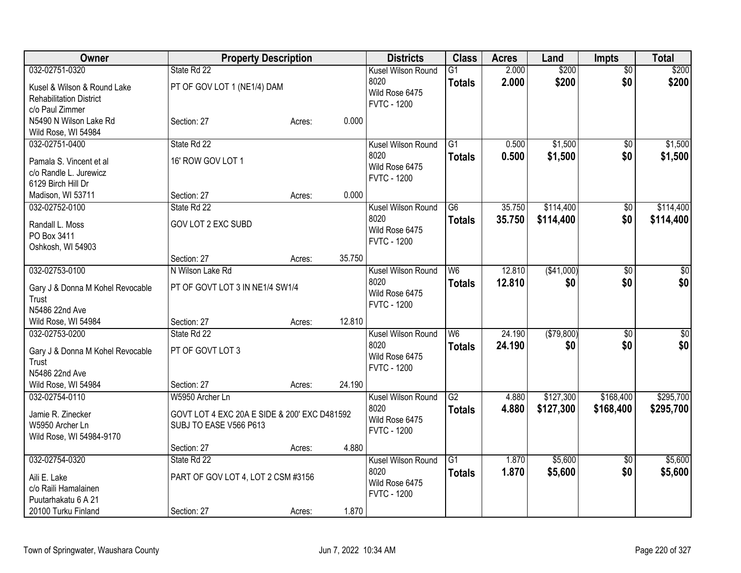| Owner | Property Description | | | Districts | Class | Acres | Land | Impts | Total |
|---|---|---|---|---|---|---|---|---|---|
| 032-02751-0320 | State Rd 22 | | | Kusel Wilson Round 8020 | G1 | 2.000 | $200 | $0 | $200 |
| Kusel & Wilson & Round Lake Rehabilitation District c/o Paul Zimmer N5490 N Wilson Lake Rd Wild Rose, WI 54984 | PT OF GOV LOT 1 (NE1/4) DAM | | | Wild Rose 6475 FVTC - 1200 | **Totals** | **2.000** | **$200** | **$0** | **$200** |
| | Section: 27 | Acres: | 0.000 | | | | | | |
| 032-02751-0400 | State Rd 22 | | | Kusel Wilson Round 8020 | G1 | 0.500 | $1,500 | $0 | $1,500 |
| Pamala S. Vincent et al c/o Randle L. Jurewicz 6129 Birch Hill Dr Madison, WI 53711 | 16' ROW GOV LOT 1 | | | Wild Rose 6475 FVTC - 1200 | **Totals** | **0.500** | **$1,500** | **$0** | **$1,500** |
| | Section: 27 | Acres: | 0.000 | | | | | | |
| 032-02752-0100 | State Rd 22 | | | Kusel Wilson Round 8020 | G6 | 35.750 | $114,400 | $0 | $114,400 |
| Randall L. Moss PO Box 3411 Oshkosh, WI 54903 | GOV LOT 2 EXC SUBD | | | Wild Rose 6475 FVTC - 1200 | **Totals** | **35.750** | **$114,400** | **$0** | **$114,400** |
| | Section: 27 | Acres: | 35.750 | | | | | | |
| 032-02753-0100 | N Wilson Lake Rd | | | Kusel Wilson Round 8020 | W6 | 12.810 | ($41,000) | $0 | $0 |
| Gary J & Donna M Kohel Revocable Trust N5486 22nd Ave Wild Rose, WI 54984 | PT OF GOVT LOT 3 IN NE1/4 SW1/4 | | | Wild Rose 6475 FVTC - 1200 | **Totals** | **12.810** | **$0** | **$0** | **$0** |
| | Section: 27 | Acres: | 12.810 | | | | | | |
| 032-02753-0200 | State Rd 22 | | | Kusel Wilson Round 8020 | W6 | 24.190 | ($79,800) | $0 | $0 |
| Gary J & Donna M Kohel Revocable Trust N5486 22nd Ave Wild Rose, WI 54984 | PT OF GOVT LOT 3 | | | Wild Rose 6475 FVTC - 1200 | **Totals** | **24.190** | **$0** | **$0** | **$0** |
| | Section: 27 | Acres: | 24.190 | | | | | | |
| 032-02754-0110 | W5950 Archer Ln | | | Kusel Wilson Round 8020 | G2 | 4.880 | $127,300 | $168,400 | $295,700 |
| Jamie R. Zinecker W5950 Archer Ln Wild Rose, WI 54984-9170 | GOVT LOT 4 EXC 20A E SIDE & 200' EXC D481592 SUBJ TO EASE V566 P613 | | | Wild Rose 6475 FVTC - 1200 | **Totals** | **4.880** | **$127,300** | **$168,400** | **$295,700** |
| | Section: 27 | Acres: | 4.880 | | | | | | |
| 032-02754-0320 | State Rd 22 | | | Kusel Wilson Round 8020 | G1 | 1.870 | $5,600 | $0 | $5,600 |
| Aili E. Lake c/o Raili Hamalainen Puutarhakatu 6 A 21 20100 Turku Finland | PART OF GOV LOT 4, LOT 2 CSM #3156 | | | Wild Rose 6475 FVTC - 1200 | **Totals** | **1.870** | **$5,600** | **$0** | **$5,600** |
| | Section: 27 | Acres: | 1.870 | | | | | | |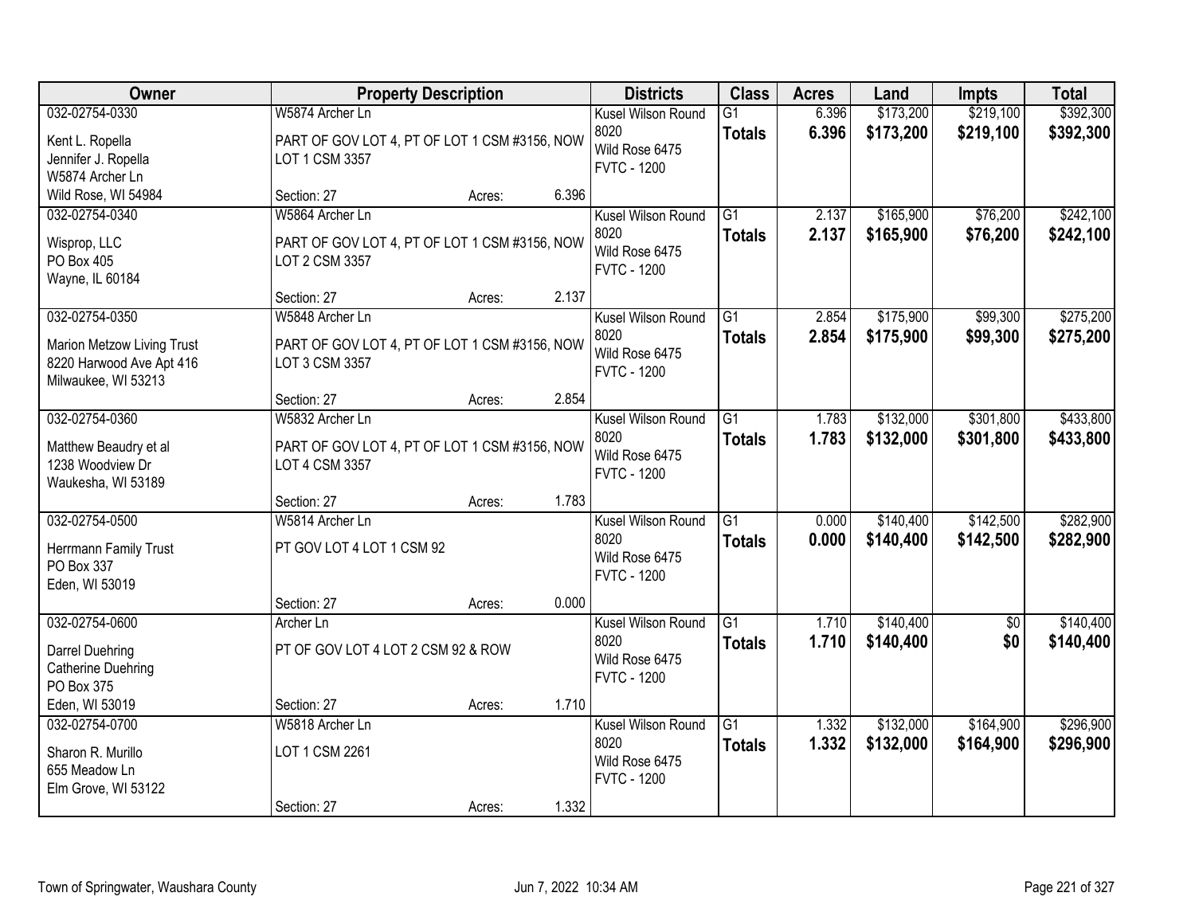| Owner | Property Description | Districts | Class | Acres | Land | Impts | Total |
|---|---|---|---|---|---|---|---|
| 032-02754-0330<br>Kent L. Ropella<br>Jennifer J. Ropella<br>W5874 Archer Ln<br>Wild Rose, WI 54984 | W5874 Archer Ln<br>PART OF GOV LOT 4, PT OF LOT 1 CSM #3156, NOW LOT 1 CSM 3357<br>Section: 27 Acres: 6.396 | Kusel Wilson Round 8020<br>Wild Rose 6475<br>FVTC - 1200 | G1<br>**Totals** | 6.396<br>**6.396** | $173,200<br>**$173,200** | $219,100<br>**$219,100** | $392,300<br>**$392,300** |
| 032-02754-0340<br>Wisprop, LLC<br>PO Box 405<br>Wayne, IL 60184 | W5864 Archer Ln<br>PART OF GOV LOT 4, PT OF LOT 1 CSM #3156, NOW LOT 2 CSM 3357<br>Section: 27 Acres: 2.137 | Kusel Wilson Round 8020<br>Wild Rose 6475<br>FVTC - 1200 | G1<br>**Totals** | 2.137<br>**2.137** | $165,900<br>**$165,900** | $76,200<br>**$76,200** | $242,100<br>**$242,100** |
| 032-02754-0350<br>Marion Metzow Living Trust<br>8220 Harwood Ave Apt 416<br>Milwaukee, WI 53213 | W5848 Archer Ln<br>PART OF GOV LOT 4, PT OF LOT 1 CSM #3156, NOW LOT 3 CSM 3357<br>Section: 27 Acres: 2.854 | Kusel Wilson Round 8020<br>Wild Rose 6475<br>FVTC - 1200 | G1<br>**Totals** | 2.854<br>**2.854** | $175,900<br>**$175,900** | $99,300<br>**$99,300** | $275,200<br>**$275,200** |
| 032-02754-0360<br>Matthew Beaudry et al<br>1238 Woodview Dr<br>Waukesha, WI 53189 | W5832 Archer Ln<br>PART OF GOV LOT 4, PT OF LOT 1 CSM #3156, NOW LOT 4 CSM 3357<br>Section: 27 Acres: 1.783 | Kusel Wilson Round 8020<br>Wild Rose 6475<br>FVTC - 1200 | G1<br>**Totals** | 1.783<br>**1.783** | $132,000<br>**$132,000** | $301,800<br>**$301,800** | $433,800<br>**$433,800** |
| 032-02754-0500<br>Herrmann Family Trust<br>PO Box 337<br>Eden, WI 53019 | W5814 Archer Ln<br>PT GOV LOT 4 LOT 1 CSM 92<br>Section: 27 Acres: 0.000 | Kusel Wilson Round 8020<br>Wild Rose 6475<br>FVTC - 1200 | G1<br>**Totals** | 0.000<br>**0.000** | $140,400<br>**$140,400** | $142,500<br>**$142,500** | $282,900<br>**$282,900** |
| 032-02754-0600<br>Darrel Duehring<br>Catherine Duehring<br>PO Box 375<br>Eden, WI 53019 | Archer Ln<br>PT OF GOV LOT 4 LOT 2 CSM 92 & ROW<br>Section: 27 Acres: 1.710 | Kusel Wilson Round 8020<br>Wild Rose 6475<br>FVTC - 1200 | G1<br>**Totals** | 1.710<br>**1.710** | $140,400<br>**$140,400** | $0<br>**$0** | $140,400<br>**$140,400** |
| 032-02754-0700<br>Sharon R. Murillo<br>655 Meadow Ln<br>Elm Grove, WI 53122 | W5818 Archer Ln<br>LOT 1 CSM 2261<br>Section: 27 Acres: 1.332 | Kusel Wilson Round 8020<br>Wild Rose 6475<br>FVTC - 1200 | G1<br>**Totals** | 1.332<br>**1.332** | $132,000<br>**$132,000** | $164,900<br>**$164,900** | $296,900<br>**$296,900** |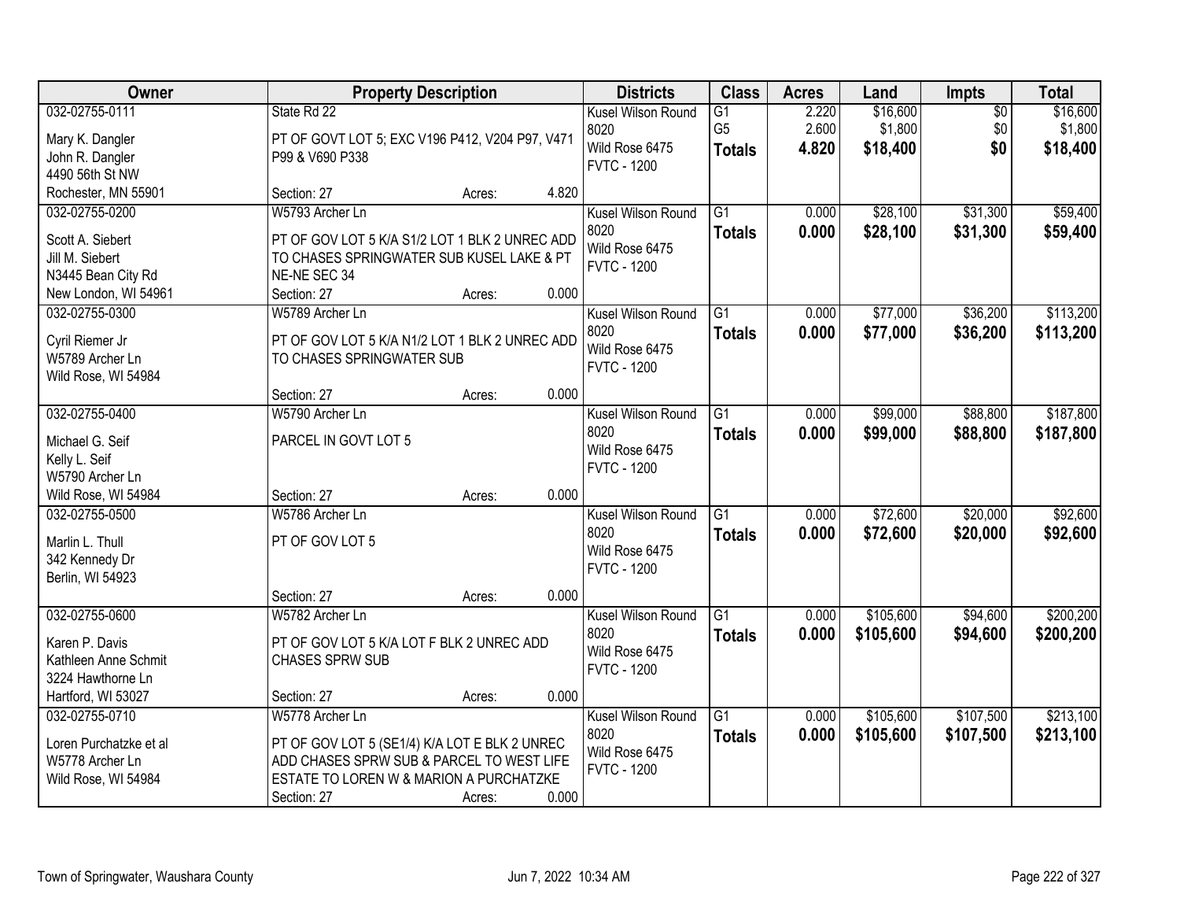| Owner | Property Description | Districts | Class | Acres | Land | Impts | Total |
|---|---|---|---|---|---|---|---|
| 032-02755-0111<br>Mary K. Dangler<br>John R. Dangler<br>4490 56th St NW<br>Rochester, MN 55901 | State Rd 22<br>PT OF GOVT LOT 5; EXC V196 P412, V204 P97, V471 P99 & V690 P338<br>Section: 27 Acres: 4.820 | Kusel Wilson Round 8020<br>Wild Rose 6475<br>FVTC - 1200 | G1<br>G5<br>**Totals** | 2.220<br>2.600<br>**4.820** | $16,600<br>$1,800<br>**$18,400** | $0<br>$0<br>**$0** | $16,600<br>$1,800<br>**$18,400** |
| 032-02755-0200<br>Scott A. Siebert<br>Jill M. Siebert<br>N3445 Bean City Rd<br>New London, WI 54961 | W5793 Archer Ln<br>PT OF GOV LOT 5 K/A S1/2 LOT 1 BLK 2 UNREC ADD TO CHASES SPRINGWATER SUB KUSEL LAKE & PT NE-NE SEC 34<br>Section: 27 Acres: 0.000 | Kusel Wilson Round 8020<br>Wild Rose 6475<br>FVTC - 1200 | G1<br>**Totals** | 0.000<br>**0.000** | $28,100<br>**$28,100** | $31,300<br>**$31,300** | $59,400<br>**$59,400** |
| 032-02755-0300<br>Cyril Riemer Jr<br>W5789 Archer Ln<br>Wild Rose, WI 54984 | W5789 Archer Ln<br>PT OF GOV LOT 5 K/A N1/2 LOT 1 BLK 2 UNREC ADD TO CHASES SPRINGWATER SUB<br>Section: 27 Acres: 0.000 | Kusel Wilson Round 8020<br>Wild Rose 6475<br>FVTC - 1200 | G1<br>**Totals** | 0.000<br>**0.000** | $77,000<br>**$77,000** | $36,200<br>**$36,200** | $113,200<br>**$113,200** |
| 032-02755-0400<br>Michael G. Seif<br>Kelly L. Seif<br>W5790 Archer Ln<br>Wild Rose, WI 54984 | W5790 Archer Ln<br>PARCEL IN GOVT LOT 5<br>Section: 27 Acres: 0.000 | Kusel Wilson Round 8020<br>Wild Rose 6475<br>FVTC - 1200 | G1<br>**Totals** | 0.000<br>**0.000** | $99,000<br>**$99,000** | $88,800<br>**$88,800** | $187,800<br>**$187,800** |
| 032-02755-0500<br>Marlin L. Thull<br>342 Kennedy Dr<br>Berlin, WI 54923 | W5786 Archer Ln<br>PT OF GOV LOT 5<br>Section: 27 Acres: 0.000 | Kusel Wilson Round 8020<br>Wild Rose 6475<br>FVTC - 1200 | G1<br>**Totals** | 0.000<br>**0.000** | $72,600<br>**$72,600** | $20,000<br>**$20,000** | $92,600<br>**$92,600** |
| 032-02755-0600<br>Karen P. Davis<br>Kathleen Anne Schmit<br>3224 Hawthorne Ln<br>Hartford, WI 53027 | W5782 Archer Ln<br>PT OF GOV LOT 5 K/A LOT F BLK 2 UNREC ADD CHASES SPRW SUB<br>Section: 27 Acres: 0.000 | Kusel Wilson Round 8020<br>Wild Rose 6475<br>FVTC - 1200 | G1<br>**Totals** | 0.000<br>**0.000** | $105,600<br>**$105,600** | $94,600<br>**$94,600** | $200,200<br>**$200,200** |
| 032-02755-0710<br>Loren Purchatzke et al<br>W5778 Archer Ln<br>Wild Rose, WI 54984 | W5778 Archer Ln<br>PT OF GOV LOT 5 (SE1/4) K/A LOT E BLK 2 UNREC ADD CHASES SPRW SUB & PARCEL TO WEST LIFE ESTATE TO LOREN W & MARION A PURCHATZKE<br>Section: 27 Acres: 0.000 | Kusel Wilson Round 8020<br>Wild Rose 6475<br>FVTC - 1200 | G1<br>**Totals** | 0.000<br>**0.000** | $105,600<br>**$105,600** | $107,500<br>**$107,500** | $213,100<br>**$213,100** |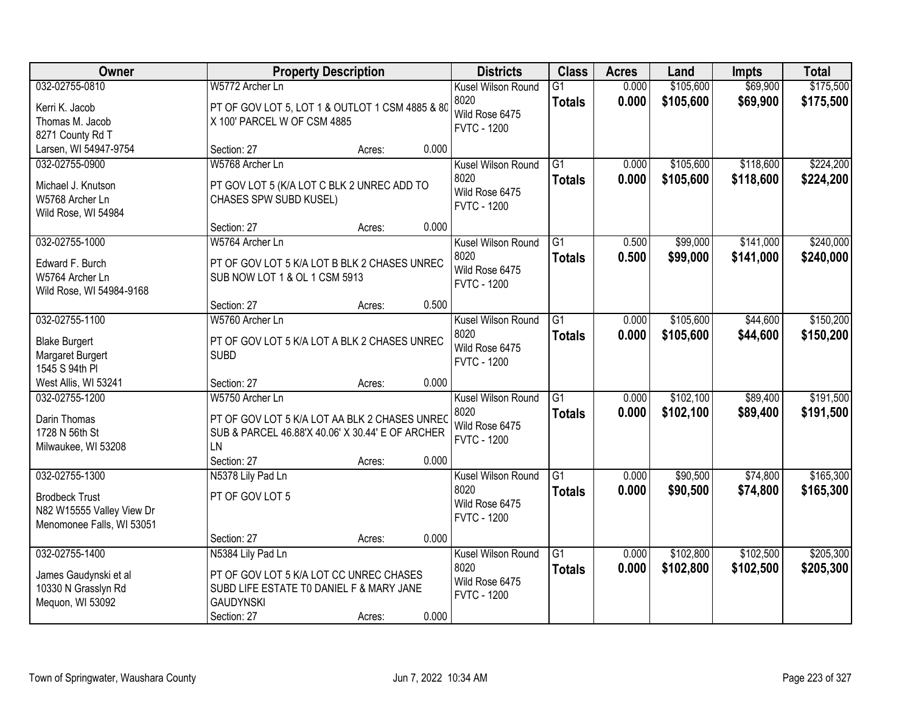| Owner | Property Description | Districts | Class | Acres | Land | Impts | Total |
|---|---|---|---|---|---|---|---|
| 032-02755-0810<br>Kerri K. Jacob<br>Thomas M. Jacob<br>8271 County Rd T<br>Larsen, WI 54947-9754 | W5772 Archer Ln<br>PT OF GOV LOT 5, LOT 1 & OUTLOT 1 CSM 4885 & 80 X 100' PARCEL W OF CSM 4885<br>Section: 27 Acres: 0.000 | Kusel Wilson Round 8020<br>Wild Rose 6475<br>FVTC - 1200 | G1<br>**Totals** | 0.000<br>**0.000** | $105,600<br>**$105,600** | $69,900<br>**$69,900** | $175,500<br>**$175,500** |
| 032-02755-0900<br>Michael J. Knutson<br>W5768 Archer Ln<br>Wild Rose, WI 54984 | W5768 Archer Ln<br>PT GOV LOT 5 (K/A LOT C BLK 2 UNREC ADD TO CHASES SPW SUBD KUSEL)<br>Section: 27 Acres: 0.000 | Kusel Wilson Round 8020<br>Wild Rose 6475<br>FVTC - 1200 | G1<br>**Totals** | 0.000<br>**0.000** | $105,600<br>**$105,600** | $118,600<br>**$118,600** | $224,200<br>**$224,200** |
| 032-02755-1000<br>Edward F. Burch<br>W5764 Archer Ln<br>Wild Rose, WI 54984-9168 | W5764 Archer Ln<br>PT OF GOV LOT 5 K/A LOT B BLK 2 CHASES UNREC SUB NOW LOT 1 & OL 1 CSM 5913<br>Section: 27 Acres: 0.500 | Kusel Wilson Round 8020<br>Wild Rose 6475<br>FVTC - 1200 | G1<br>**Totals** | 0.500<br>**0.500** | $99,000<br>**$99,000** | $141,000<br>**$141,000** | $240,000<br>**$240,000** |
| 032-02755-1100<br>Blake Burgert<br>Margaret Burgert<br>1545 S 94th Pl<br>West Allis, WI 53241 | W5760 Archer Ln<br>PT OF GOV LOT 5 K/A LOT A BLK 2 CHASES UNREC SUBD<br>Section: 27 Acres: 0.000 | Kusel Wilson Round 8020<br>Wild Rose 6475<br>FVTC - 1200 | G1<br>**Totals** | 0.000<br>**0.000** | $105,600<br>**$105,600** | $44,600<br>**$44,600** | $150,200<br>**$150,200** |
| 032-02755-1200<br>Darin Thomas<br>1728 N 56th St<br>Milwaukee, WI 53208 | W5750 Archer Ln<br>PT OF GOV LOT 5 K/A LOT AA BLK 2 CHASES UNREC SUB & PARCEL 46.88'X 40.06' X 30.44' E OF ARCHER LN<br>Section: 27 Acres: 0.000 | Kusel Wilson Round 8020<br>Wild Rose 6475<br>FVTC - 1200 | G1<br>**Totals** | 0.000<br>**0.000** | $102,100<br>**$102,100** | $89,400<br>**$89,400** | $191,500<br>**$191,500** |
| 032-02755-1300<br>Brodbeck Trust<br>N82 W15555 Valley View Dr<br>Menomonee Falls, WI 53051 | N5378 Lily Pad Ln<br>PT OF GOV LOT 5<br>Section: 27 Acres: 0.000 | Kusel Wilson Round 8020<br>Wild Rose 6475<br>FVTC - 1200 | G1<br>**Totals** | 0.000<br>**0.000** | $90,500<br>**$90,500** | $74,800<br>**$74,800** | $165,300<br>**$165,300** |
| 032-02755-1400<br>James Gaudynski et al<br>10330 N Grasslyn Rd<br>Mequon, WI 53092 | N5384 Lily Pad Ln<br>PT OF GOV LOT 5 K/A LOT CC UNREC CHASES SUBD LIFE ESTATE T0 DANIEL F & MARY JANE GAUDYNSKI<br>Section: 27 Acres: 0.000 | Kusel Wilson Round 8020<br>Wild Rose 6475<br>FVTC - 1200 | G1<br>**Totals** | 0.000<br>**0.000** | $102,800<br>**$102,800** | $102,500<br>**$102,500** | $205,300<br>**$205,300** |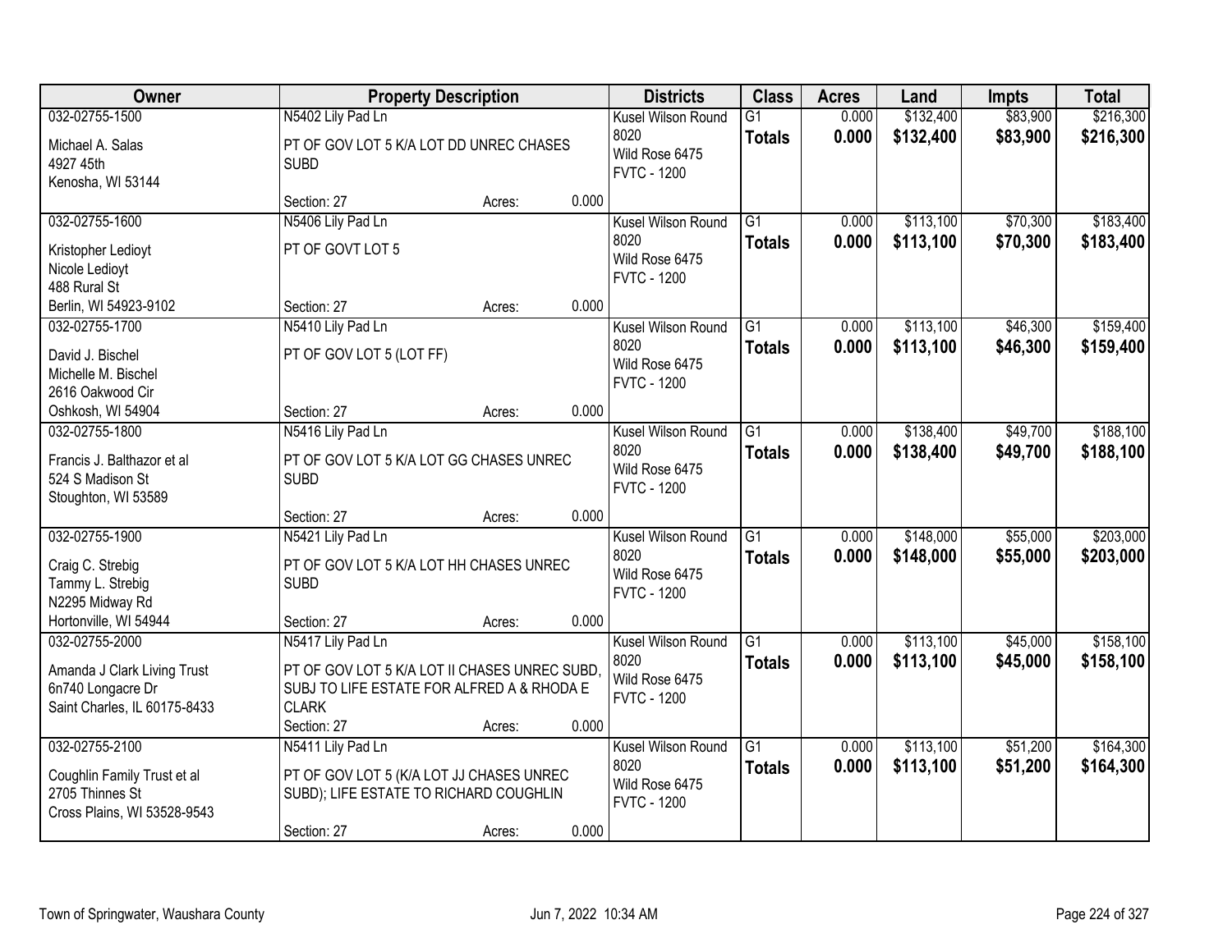| Owner | Property Description | Districts | Class | Acres | Land | Impts | Total |
|---|---|---|---|---|---|---|---|
| 032-02755-1500<br>Michael A. Salas<br>4927 45th<br>Kenosha, WI 53144 | N5402 Lily Pad Ln<br>PT OF GOV LOT 5 K/A LOT DD UNREC CHASES SUBD<br>Section: 27 Acres: 0.000 | Kusel Wilson Round 8020<br>Wild Rose 6475<br>FVTC - 1200 | G1<br>**Totals** | 0.000<br>**0.000** | $132,400<br>**$132,400** | $83,900<br>**$83,900** | $216,300<br>**$216,300** |
| 032-02755-1600<br>Kristopher Ledioyt<br>Nicole Ledioyt<br>488 Rural St<br>Berlin, WI 54923-9102 | N5406 Lily Pad Ln<br>PT OF GOVT LOT 5<br>Section: 27 Acres: 0.000 | Kusel Wilson Round 8020<br>Wild Rose 6475<br>FVTC - 1200 | G1<br>**Totals** | 0.000<br>**0.000** | $113,100<br>**$113,100** | $70,300<br>**$70,300** | $183,400<br>**$183,400** |
| 032-02755-1700<br>David J. Bischel<br>Michelle M. Bischel<br>2616 Oakwood Cir<br>Oshkosh, WI 54904 | N5410 Lily Pad Ln<br>PT OF GOV LOT 5 (LOT FF)<br>Section: 27 Acres: 0.000 | Kusel Wilson Round 8020<br>Wild Rose 6475<br>FVTC - 1200 | G1<br>**Totals** | 0.000<br>**0.000** | $113,100<br>**$113,100** | $46,300<br>**$46,300** | $159,400<br>**$159,400** |
| 032-02755-1800<br>Francis J. Balthazor et al<br>524 S Madison St<br>Stoughton, WI 53589 | N5416 Lily Pad Ln<br>PT OF GOV LOT 5 K/A LOT GG CHASES UNREC SUBD<br>Section: 27 Acres: 0.000 | Kusel Wilson Round 8020<br>Wild Rose 6475<br>FVTC - 1200 | G1<br>**Totals** | 0.000<br>**0.000** | $138,400<br>**$138,400** | $49,700<br>**$49,700** | $188,100<br>**$188,100** |
| 032-02755-1900<br>Craig C. Strebig<br>Tammy L. Strebig<br>N2295 Midway Rd<br>Hortonville, WI 54944 | N5421 Lily Pad Ln<br>PT OF GOV LOT 5 K/A LOT HH CHASES UNREC SUBD<br>Section: 27 Acres: 0.000 | Kusel Wilson Round 8020<br>Wild Rose 6475<br>FVTC - 1200 | G1<br>**Totals** | 0.000<br>**0.000** | $148,000<br>**$148,000** | $55,000<br>**$55,000** | $203,000<br>**$203,000** |
| 032-02755-2000<br>Amanda J Clark Living Trust<br>6n740 Longacre Dr<br>Saint Charles, IL 60175-8433 | N5417 Lily Pad Ln<br>PT OF GOV LOT 5 K/A LOT II CHASES UNREC SUBD, SUBJ TO LIFE ESTATE FOR ALFRED A & RHODA E CLARK<br>Section: 27 Acres: 0.000 | Kusel Wilson Round 8020<br>Wild Rose 6475<br>FVTC - 1200 | G1<br>**Totals** | 0.000<br>**0.000** | $113,100<br>**$113,100** | $45,000<br>**$45,000** | $158,100<br>**$158,100** |
| 032-02755-2100<br>Coughlin Family Trust et al<br>2705 Thinnes St<br>Cross Plains, WI 53528-9543 | N5411 Lily Pad Ln<br>PT OF GOV LOT 5 (K/A LOT JJ CHASES UNREC SUBD); LIFE ESTATE TO RICHARD COUGHLIN<br>Section: 27 Acres: 0.000 | Kusel Wilson Round 8020<br>Wild Rose 6475<br>FVTC - 1200 | G1<br>**Totals** | 0.000<br>**0.000** | $113,100<br>**$113,100** | $51,200<br>**$51,200** | $164,300<br>**$164,300** |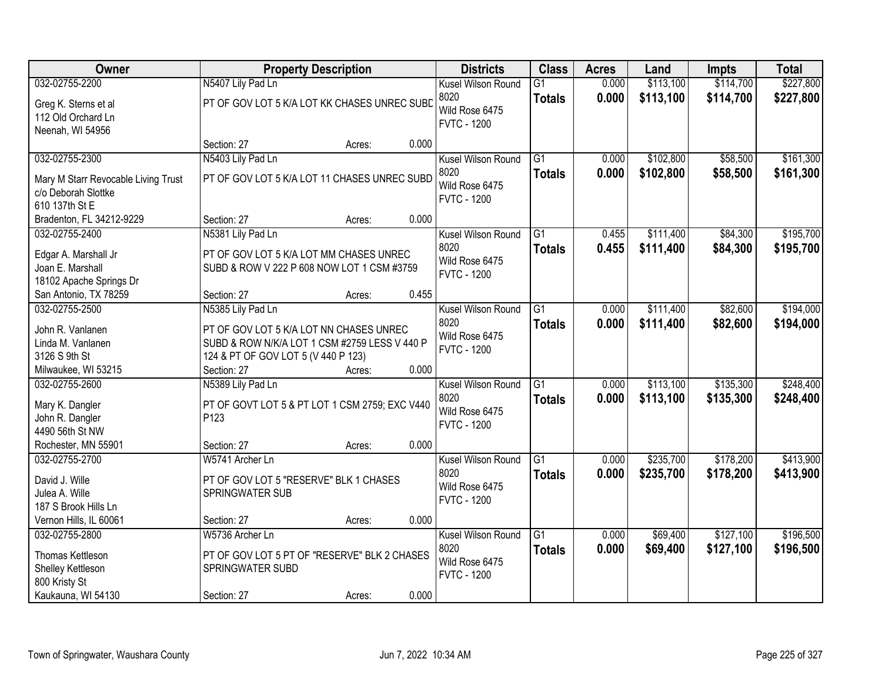| Owner | Property Description | Districts | Class | Acres | Land | Impts | Total |
|---|---|---|---|---|---|---|---|
| 032-02755-2200<br>Greg K. Sterns et al<br>112 Old Orchard Ln<br>Neenah, WI 54956 | N5407 Lily Pad Ln<br>PT OF GOV LOT 5 K/A LOT KK CHASES UNREC SUBD<br>Section: 27 Acres: 0.000 | Kusel Wilson Round 8020<br>Wild Rose 6475<br>FVTC - 1200 | G1<br>**Totals** | 0.000<br>**0.000** | $113,100<br>**$113,100** | $114,700<br>**$114,700** | $227,800<br>**$227,800** |
| 032-02755-2300<br>Mary M Starr Revocable Living Trust<br>c/o Deborah Slottke<br>610 137th St E<br>Bradenton, FL 34212-9229 | N5403 Lily Pad Ln<br>PT OF GOV LOT 5 K/A LOT 11 CHASES UNREC SUBD<br>Section: 27 Acres: 0.000 | Kusel Wilson Round 8020<br>Wild Rose 6475<br>FVTC - 1200 | G1<br>**Totals** | 0.000<br>**0.000** | $102,800<br>**$102,800** | $58,500<br>**$58,500** | $161,300<br>**$161,300** |
| 032-02755-2400<br>Edgar A. Marshall Jr<br>Joan E. Marshall<br>18102 Apache Springs Dr<br>San Antonio, TX 78259 | N5381 Lily Pad Ln<br>PT OF GOV LOT 5 K/A LOT MM CHASES UNREC SUBD & ROW V 222 P 608 NOW LOT 1 CSM #3759<br>Section: 27 Acres: 0.455 | Kusel Wilson Round 8020<br>Wild Rose 6475<br>FVTC - 1200 | G1<br>**Totals** | 0.455<br>**0.455** | $111,400<br>**$111,400** | $84,300<br>**$84,300** | $195,700<br>**$195,700** |
| 032-02755-2500<br>John R. Vanlanen<br>Linda M. Vanlanen<br>3126 S 9th St<br>Milwaukee, WI 53215 | N5385 Lily Pad Ln<br>PT OF GOV LOT 5 K/A LOT NN CHASES UNREC SUBD & ROW N/K/A LOT 1 CSM #2759 LESS V 440 P 124 & PT OF GOV LOT 5 (V 440 P 123)<br>Section: 27 Acres: 0.000 | Kusel Wilson Round 8020<br>Wild Rose 6475<br>FVTC - 1200 | G1<br>**Totals** | 0.000<br>**0.000** | $111,400<br>**$111,400** | $82,600<br>**$82,600** | $194,000<br>**$194,000** |
| 032-02755-2600<br>Mary K. Dangler<br>John R. Dangler<br>4490 56th St NW<br>Rochester, MN 55901 | N5389 Lily Pad Ln<br>PT OF GOVT LOT 5 & PT LOT 1 CSM 2759; EXC V440 P123<br>Section: 27 Acres: 0.000 | Kusel Wilson Round 8020<br>Wild Rose 6475<br>FVTC - 1200 | G1<br>**Totals** | 0.000<br>**0.000** | $113,100<br>**$113,100** | $135,300<br>**$135,300** | $248,400<br>**$248,400** |
| 032-02755-2700<br>David J. Wille<br>Julea A. Wille<br>187 S Brook Hills Ln<br>Vernon Hills, IL 60061 | W5741 Archer Ln<br>PT OF GOV LOT 5 "RESERVE" BLK 1 CHASES SPRINGWATER SUB<br>Section: 27 Acres: 0.000 | Kusel Wilson Round 8020<br>Wild Rose 6475<br>FVTC - 1200 | G1<br>**Totals** | 0.000<br>**0.000** | $235,700<br>**$235,700** | $178,200<br>**$178,200** | $413,900<br>**$413,900** |
| 032-02755-2800<br>Thomas Kettleson<br>Shelley Kettleson<br>800 Kristy St<br>Kaukauna, WI 54130 | W5736 Archer Ln<br>PT OF GOV LOT 5 PT OF "RESERVE" BLK 2 CHASES SPRINGWATER SUBD<br>Section: 27 Acres: 0.000 | Kusel Wilson Round 8020<br>Wild Rose 6475<br>FVTC - 1200 | G1<br>**Totals** | 0.000<br>**0.000** | $69,400<br>**$69,400** | $127,100<br>**$127,100** | $196,500<br>**$196,500** |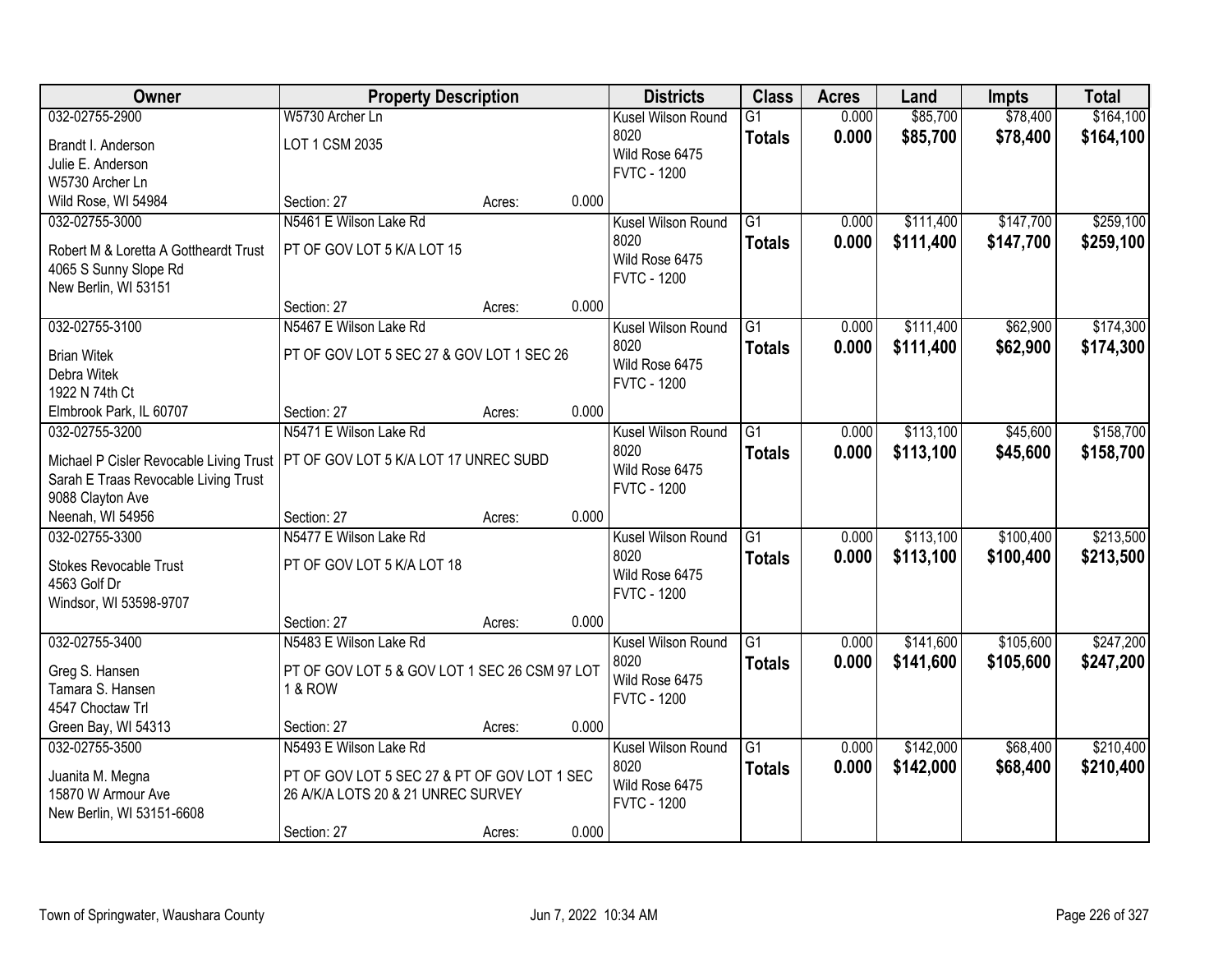| Owner | Property Description | | | Districts | Class | Acres | Land | Impts | Total |
|---|---|---|---|---|---|---|---|---|---|
| 032-02755-2900 | W5730 Archer Ln | | | Kusel Wilson Round 8020 | G1 | 0.000 | $85,700 | $78,400 | $164,100 |
| Brandt I. Anderson<br>Julie E. Anderson<br>W5730 Archer Ln<br>Wild Rose, WI 54984 | LOT 1 CSM 2035 | | | Wild Rose 6475<br>FVTC - 1200 | **Totals** | **0.000** | **$85,700** | **$78,400** | **$164,100** |
| | Section: 27 | Acres: | 0.000 | | | | | | |
| 032-02755-3000 | N5461 E Wilson Lake Rd | | | Kusel Wilson Round 8020 | G1 | 0.000 | $111,400 | $147,700 | $259,100 |
| Robert M & Loretta A Gottheardt Trust<br>4065 S Sunny Slope Rd<br>New Berlin, WI 53151 | PT OF GOV LOT 5 K/A LOT 15 | | | Wild Rose 6475<br>FVTC - 1200 | **Totals** | **0.000** | **$111,400** | **$147,700** | **$259,100** |
| | Section: 27 | Acres: | 0.000 | | | | | | |
| 032-02755-3100 | N5467 E Wilson Lake Rd | | | Kusel Wilson Round 8020 | G1 | 0.000 | $111,400 | $62,900 | $174,300 |
| Brian Witek<br>Debra Witek<br>1922 N 74th Ct<br>Elmbrook Park, IL 60707 | PT OF GOV LOT 5 SEC 27 & GOV LOT 1 SEC 26 | | | Wild Rose 6475<br>FVTC - 1200 | **Totals** | **0.000** | **$111,400** | **$62,900** | **$174,300** |
| | Section: 27 | Acres: | 0.000 | | | | | | |
| 032-02755-3200 | N5471 E Wilson Lake Rd | | | Kusel Wilson Round 8020 | G1 | 0.000 | $113,100 | $45,600 | $158,700 |
| Michael P Cisler Revocable Living Trust<br>Sarah E Traas Revocable Living Trust<br>9088 Clayton Ave<br>Neenah, WI 54956 | PT OF GOV LOT 5 K/A LOT 17 UNREC SUBD | | | Wild Rose 6475<br>FVTC - 1200 | **Totals** | **0.000** | **$113,100** | **$45,600** | **$158,700** |
| | Section: 27 | Acres: | 0.000 | | | | | | |
| 032-02755-3300 | N5477 E Wilson Lake Rd | | | Kusel Wilson Round 8020 | G1 | 0.000 | $113,100 | $100,400 | $213,500 |
| Stokes Revocable Trust<br>4563 Golf Dr<br>Windsor, WI 53598-9707 | PT OF GOV LOT 5 K/A LOT 18 | | | Wild Rose 6475<br>FVTC - 1200 | **Totals** | **0.000** | **$113,100** | **$100,400** | **$213,500** |
| | Section: 27 | Acres: | 0.000 | | | | | | |
| 032-02755-3400 | N5483 E Wilson Lake Rd | | | Kusel Wilson Round 8020 | G1 | 0.000 | $141,600 | $105,600 | $247,200 |
| Greg S. Hansen<br>Tamara S. Hansen<br>4547 Choctaw Trl<br>Green Bay, WI 54313 | PT OF GOV LOT 5 & GOV LOT 1 SEC 26 CSM 97 LOT 1 & ROW | | | Wild Rose 6475<br>FVTC - 1200 | **Totals** | **0.000** | **$141,600** | **$105,600** | **$247,200** |
| | Section: 27 | Acres: | 0.000 | | | | | | |
| 032-02755-3500 | N5493 E Wilson Lake Rd | | | Kusel Wilson Round 8020 | G1 | 0.000 | $142,000 | $68,400 | $210,400 |
| Juanita M. Megna<br>15870 W Armour Ave<br>New Berlin, WI 53151-6608 | PT OF GOV LOT 5 SEC 27 & PT OF GOV LOT 1 SEC 26 A/K/A LOTS 20 & 21 UNREC SURVEY | | | Wild Rose 6475<br>FVTC - 1200 | **Totals** | **0.000** | **$142,000** | **$68,400** | **$210,400** |
| | Section: 27 | Acres: | 0.000 | | | | | | |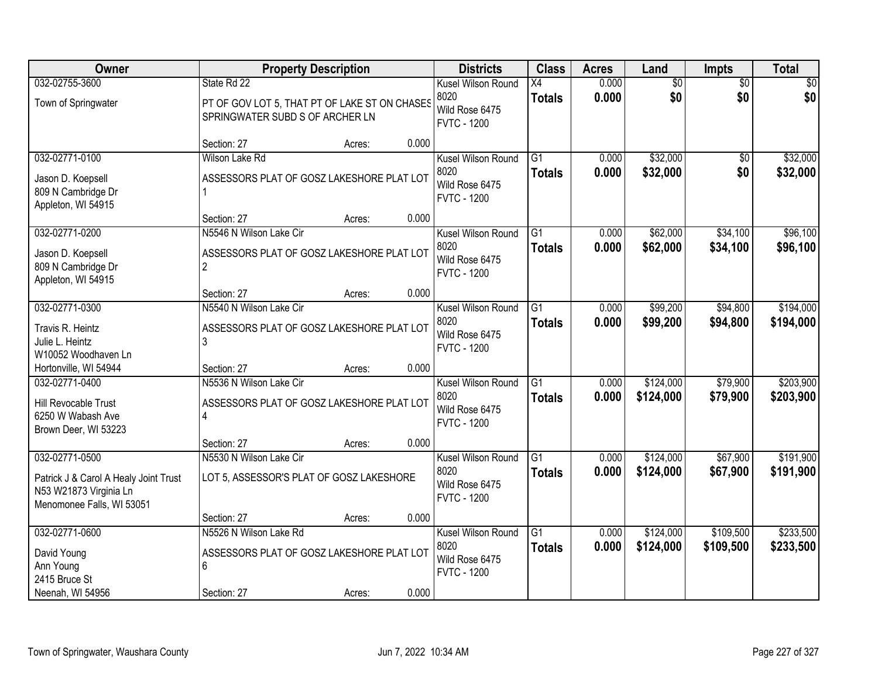| Owner | Property Description | Districts | Class | Acres | Land | Impts | Total |
|---|---|---|---|---|---|---|---|
| 032-02755-3600<br>Town of Springwater | State Rd 22<br>PT OF GOV LOT 5, THAT PT OF LAKE ST ON CHASES SPRINGWATER SUBD S OF ARCHER LN<br>Section: 27 Acres: 0.000 | Kusel Wilson Round 8020<br>Wild Rose 6475<br>FVTC - 1200 | X4<br>**Totals** | 0.000<br>**0.000** | $0<br>**$0** | $0<br>**$0** | $0<br>**$0** |
| 032-02771-0100<br>Jason D. Koepsell<br>809 N Cambridge Dr<br>Appleton, WI 54915 | Wilson Lake Rd<br>ASSESSORS PLAT OF GOSZ LAKESHORE PLAT LOT 1<br>Section: 27 Acres: 0.000 | Kusel Wilson Round 8020<br>Wild Rose 6475<br>FVTC - 1200 | G1<br>**Totals** | 0.000<br>**0.000** | $32,000<br>**$32,000** | $0<br>**$0** | $32,000<br>**$32,000** |
| 032-02771-0200<br>Jason D. Koepsell<br>809 N Cambridge Dr<br>Appleton, WI 54915 | N5546 N Wilson Lake Cir<br>ASSESSORS PLAT OF GOSZ LAKESHORE PLAT LOT 2<br>Section: 27 Acres: 0.000 | Kusel Wilson Round 8020<br>Wild Rose 6475<br>FVTC - 1200 | G1<br>**Totals** | 0.000<br>**0.000** | $62,000<br>**$62,000** | $34,100<br>**$34,100** | $96,100<br>**$96,100** |
| 032-02771-0300<br>Travis R. Heintz<br>Julie L. Heintz<br>W10052 Woodhaven Ln<br>Hortonville, WI 54944 | N5540 N Wilson Lake Cir<br>ASSESSORS PLAT OF GOSZ LAKESHORE PLAT LOT 3<br>Section: 27 Acres: 0.000 | Kusel Wilson Round 8020<br>Wild Rose 6475<br>FVTC - 1200 | G1<br>**Totals** | 0.000<br>**0.000** | $99,200<br>**$99,200** | $94,800<br>**$94,800** | $194,000<br>**$194,000** |
| 032-02771-0400<br>Hill Revocable Trust<br>6250 W Wabash Ave<br>Brown Deer, WI 53223 | N5536 N Wilson Lake Cir<br>ASSESSORS PLAT OF GOSZ LAKESHORE PLAT LOT 4<br>Section: 27 Acres: 0.000 | Kusel Wilson Round 8020<br>Wild Rose 6475<br>FVTC - 1200 | G1<br>**Totals** | 0.000<br>**0.000** | $124,000<br>**$124,000** | $79,900<br>**$79,900** | $203,900<br>**$203,900** |
| 032-02771-0500<br>Patrick J & Carol A Healy Joint Trust<br>N53 W21873 Virginia Ln<br>Menomonee Falls, WI 53051 | N5530 N Wilson Lake Cir<br>LOT 5, ASSESSOR'S PLAT OF GOSZ LAKESHORE<br>Section: 27 Acres: 0.000 | Kusel Wilson Round 8020<br>Wild Rose 6475<br>FVTC - 1200 | G1<br>**Totals** | 0.000<br>**0.000** | $124,000<br>**$124,000** | $67,900<br>**$67,900** | $191,900<br>**$191,900** |
| 032-02771-0600<br>David Young<br>Ann Young<br>2415 Bruce St<br>Neenah, WI 54956 | N5526 N Wilson Lake Rd<br>ASSESSORS PLAT OF GOSZ LAKESHORE PLAT LOT 6<br>Section: 27 Acres: 0.000 | Kusel Wilson Round 8020<br>Wild Rose 6475<br>FVTC - 1200 | G1<br>**Totals** | 0.000<br>**0.000** | $124,000<br>**$124,000** | $109,500<br>**$109,500** | $233,500<br>**$233,500** |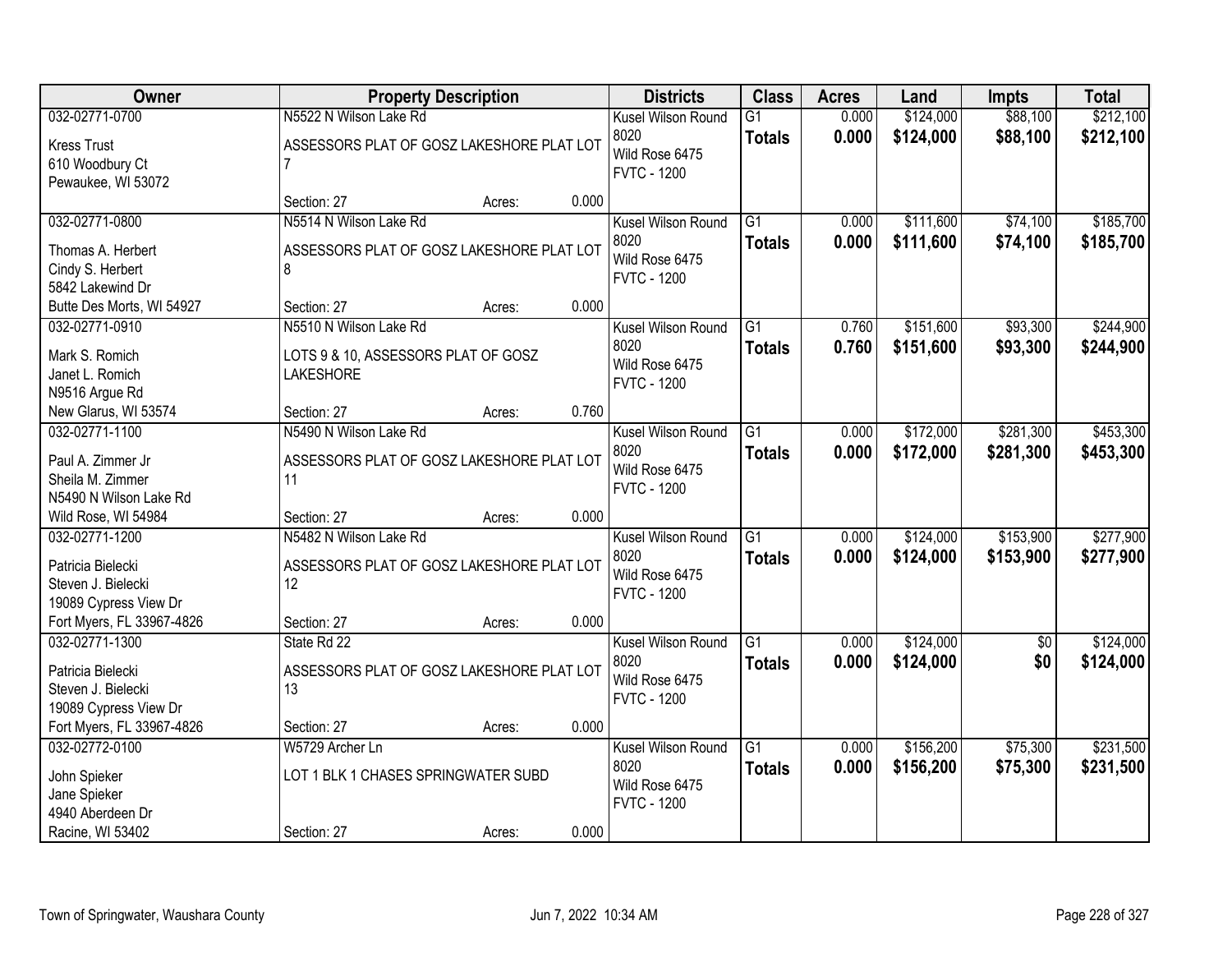| Owner | Property Description | | | Districts | Class | Acres | Land | Impts | Total |
|---|---|---|---|---|---|---|---|---|---|
| 032-02771-0700<br>Kress Trust<br>610 Woodbury Ct<br>Pewaukee, WI 53072 | N5522 N Wilson Lake Rd<br>ASSESSORS PLAT OF GOSZ LAKESHORE PLAT LOT 7<br>Section: 27 | Acres: | 0.000 | Kusel Wilson Round 8020<br>Wild Rose 6475<br>FVTC - 1200 | G1<br>**Totals** | 0.000<br>**0.000** | $124,000<br>**$124,000** | $88,100<br>**$88,100** | $212,100<br>**$212,100** |
| 032-02771-0800<br>Thomas A. Herbert<br>Cindy S. Herbert<br>5842 Lakewind Dr<br>Butte Des Morts, WI 54927 | N5514 N Wilson Lake Rd<br>ASSESSORS PLAT OF GOSZ LAKESHORE PLAT LOT 8<br>Section: 27 | Acres: | 0.000 | Kusel Wilson Round 8020<br>Wild Rose 6475<br>FVTC - 1200 | G1<br>**Totals** | 0.000<br>**0.000** | $111,600<br>**$111,600** | $74,100<br>**$74,100** | $185,700<br>**$185,700** |
| 032-02771-0910<br>Mark S. Romich<br>Janet L. Romich<br>N9516 Argue Rd<br>New Glarus, WI 53574 | N5510 N Wilson Lake Rd<br>LOTS 9 & 10, ASSESSORS PLAT OF GOSZ LAKESHORE<br>Section: 27 | Acres: | 0.760 | Kusel Wilson Round 8020<br>Wild Rose 6475<br>FVTC - 1200 | G1<br>**Totals** | 0.760<br>**0.760** | $151,600<br>**$151,600** | $93,300<br>**$93,300** | $244,900<br>**$244,900** |
| 032-02771-1100<br>Paul A. Zimmer Jr<br>Sheila M. Zimmer<br>N5490 N Wilson Lake Rd<br>Wild Rose, WI 54984 | N5490 N Wilson Lake Rd<br>ASSESSORS PLAT OF GOSZ LAKESHORE PLAT LOT 11<br>Section: 27 | Acres: | 0.000 | Kusel Wilson Round 8020<br>Wild Rose 6475<br>FVTC - 1200 | G1<br>**Totals** | 0.000<br>**0.000** | $172,000<br>**$172,000** | $281,300<br>**$281,300** | $453,300<br>**$453,300** |
| 032-02771-1200<br>Patricia Bielecki<br>Steven J. Bielecki<br>19089 Cypress View Dr<br>Fort Myers, FL 33967-4826 | N5482 N Wilson Lake Rd<br>ASSESSORS PLAT OF GOSZ LAKESHORE PLAT LOT 12<br>Section: 27 | Acres: | 0.000 | Kusel Wilson Round 8020<br>Wild Rose 6475<br>FVTC - 1200 | G1<br>**Totals** | 0.000<br>**0.000** | $124,000<br>**$124,000** | $153,900<br>**$153,900** | $277,900<br>**$277,900** |
| 032-02771-1300<br>Patricia Bielecki<br>Steven J. Bielecki<br>19089 Cypress View Dr<br>Fort Myers, FL 33967-4826 | State Rd 22<br>ASSESSORS PLAT OF GOSZ LAKESHORE PLAT LOT 13<br>Section: 27 | Acres: | 0.000 | Kusel Wilson Round 8020<br>Wild Rose 6475<br>FVTC - 1200 | G1<br>**Totals** | 0.000<br>**0.000** | $124,000<br>**$124,000** | $0<br>**$0** | $124,000<br>**$124,000** |
| 032-02772-0100<br>John Spieker<br>Jane Spieker<br>4940 Aberdeen Dr<br>Racine, WI 53402 | W5729 Archer Ln<br>LOT 1 BLK 1 CHASES SPRINGWATER SUBD<br>Section: 27 | Acres: | 0.000 | Kusel Wilson Round 8020<br>Wild Rose 6475<br>FVTC - 1200 | G1<br>**Totals** | 0.000<br>**0.000** | $156,200<br>**$156,200** | $75,300<br>**$75,300** | $231,500<br>**$231,500** |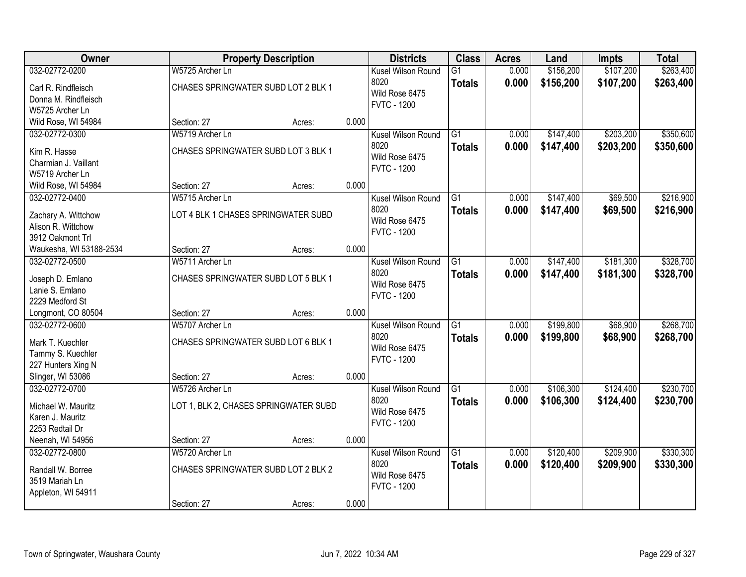| Owner | Property Description | | | Districts | Class | Acres | Land | Impts | Total |
|---|---|---|---|---|---|---|---|---|---|
| 032-02772-0200 | W5725 Archer Ln | | | Kusel Wilson Round | G1 | 0.000 | $156,200 | $107,200 | $263,400 |
| Carl R. Rindfleisch<br>Donna M. Rindfleisch<br>W5725 Archer Ln<br>Wild Rose, WI 54984 | CHASES SPRINGWATER SUBD LOT 2 BLK 1<br><br>Section: 27 | Acres: | 0.000 | 8020<br>Wild Rose 6475<br>FVTC - 1200 | **Totals** | **0.000** | **$156,200** | **$107,200** | **$263,400** |
| 032-02772-0300 | W5719 Archer Ln | | | Kusel Wilson Round | G1 | 0.000 | $147,400 | $203,200 | $350,600 |
| Kim R. Hasse<br>Charmian J. Vaillant<br>W5719 Archer Ln<br>Wild Rose, WI 54984 | CHASES SPRINGWATER SUBD LOT 3 BLK 1<br><br>Section: 27 | Acres: | 0.000 | 8020<br>Wild Rose 6475<br>FVTC - 1200 | **Totals** | **0.000** | **$147,400** | **$203,200** | **$350,600** |
| 032-02772-0400 | W5715 Archer Ln | | | Kusel Wilson Round | G1 | 0.000 | $147,400 | $69,500 | $216,900 |
| Zachary A. Wittchow<br>Alison R. Wittchow<br>3912 Oakmont Trl<br>Waukesha, WI 53188-2534 | LOT 4 BLK 1 CHASES SPRINGWATER SUBD<br><br>Section: 27 | Acres: | 0.000 | 8020<br>Wild Rose 6475<br>FVTC - 1200 | **Totals** | **0.000** | **$147,400** | **$69,500** | **$216,900** |
| 032-02772-0500 | W5711 Archer Ln | | | Kusel Wilson Round | G1 | 0.000 | $147,400 | $181,300 | $328,700 |
| Joseph D. Emlano<br>Lanie S. Emlano<br>2229 Medford St<br>Longmont, CO 80504 | CHASES SPRINGWATER SUBD LOT 5 BLK 1<br><br>Section: 27 | Acres: | 0.000 | 8020<br>Wild Rose 6475<br>FVTC - 1200 | **Totals** | **0.000** | **$147,400** | **$181,300** | **$328,700** |
| 032-02772-0600 | W5707 Archer Ln | | | Kusel Wilson Round | G1 | 0.000 | $199,800 | $68,900 | $268,700 |
| Mark T. Kuechler<br>Tammy S. Kuechler<br>227 Hunters Xing N<br>Slinger, WI 53086 | CHASES SPRINGWATER SUBD LOT 6 BLK 1<br><br>Section: 27 | Acres: | 0.000 | 8020<br>Wild Rose 6475<br>FVTC - 1200 | **Totals** | **0.000** | **$199,800** | **$68,900** | **$268,700** |
| 032-02772-0700 | W5726 Archer Ln | | | Kusel Wilson Round | G1 | 0.000 | $106,300 | $124,400 | $230,700 |
| Michael W. Mauritz<br>Karen J. Mauritz<br>2253 Redtail Dr<br>Neenah, WI 54956 | LOT 1, BLK 2, CHASES SPRINGWATER SUBD<br><br>Section: 27 | Acres: | 0.000 | 8020<br>Wild Rose 6475<br>FVTC - 1200 | **Totals** | **0.000** | **$106,300** | **$124,400** | **$230,700** |
| 032-02772-0800 | W5720 Archer Ln | | | Kusel Wilson Round | G1 | 0.000 | $120,400 | $209,900 | $330,300 |
| Randall W. Borree<br>3519 Mariah Ln<br>Appleton, WI 54911 | CHASES SPRINGWATER SUBD LOT 2 BLK 2<br><br>Section: 27 | Acres: | 0.000 | 8020<br>Wild Rose 6475<br>FVTC - 1200 | **Totals** | **0.000** | **$120,400** | **$209,900** | **$330,300** |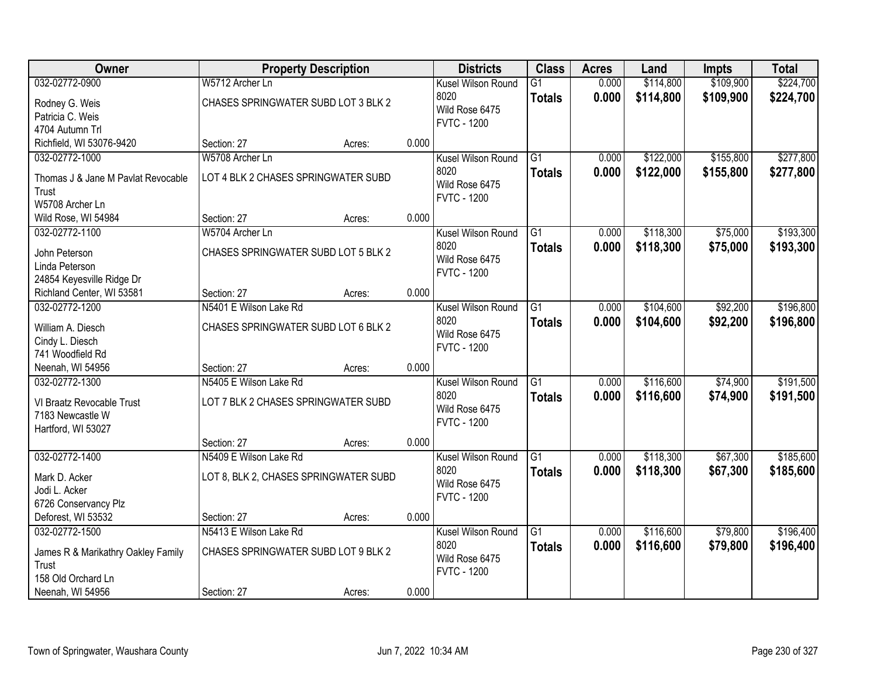| Owner | Property Description | | | Districts | Class | Acres | Land | Impts | Total |
|---|---|---|---|---|---|---|---|---|---|
| 032-02772-0900 | W5712 Archer Ln | | | Kusel Wilson Round 8020 | G1 | 0.000 | $114,800 | $109,900 | $224,700 |
| Rodney G. Weis<br>Patricia C. Weis<br>4704 Autumn Trl<br>Richfield, WI 53076-9420 | CHASES SPRINGWATER SUBD LOT 3 BLK 2 | | | Wild Rose 6475<br>FVTC - 1200 | **Totals** | **0.000** | **$114,800** | **$109,900** | **$224,700** |
| | Section: 27 | Acres: | 0.000 | | | | | | |
| 032-02772-1000 | W5708 Archer Ln | | | Kusel Wilson Round 8020 | G1 | 0.000 | $122,000 | $155,800 | $277,800 |
| Thomas J & Jane M Pavlat Revocable Trust<br>W5708 Archer Ln<br>Wild Rose, WI 54984 | LOT 4 BLK 2 CHASES SPRINGWATER SUBD | | | Wild Rose 6475<br>FVTC - 1200 | **Totals** | **0.000** | **$122,000** | **$155,800** | **$277,800** |
| | Section: 27 | Acres: | 0.000 | | | | | | |
| 032-02772-1100 | W5704 Archer Ln | | | Kusel Wilson Round 8020 | G1 | 0.000 | $118,300 | $75,000 | $193,300 |
| John Peterson<br>Linda Peterson<br>24854 Keyesville Ridge Dr<br>Richland Center, WI 53581 | CHASES SPRINGWATER SUBD LOT 5 BLK 2 | | | Wild Rose 6475<br>FVTC - 1200 | **Totals** | **0.000** | **$118,300** | **$75,000** | **$193,300** |
| | Section: 27 | Acres: | 0.000 | | | | | | |
| 032-02772-1200 | N5401 E Wilson Lake Rd | | | Kusel Wilson Round 8020 | G1 | 0.000 | $104,600 | $92,200 | $196,800 |
| William A. Diesch<br>Cindy L. Diesch<br>741 Woodfield Rd<br>Neenah, WI 54956 | CHASES SPRINGWATER SUBD LOT 6 BLK 2 | | | Wild Rose 6475<br>FVTC - 1200 | **Totals** | **0.000** | **$104,600** | **$92,200** | **$196,800** |
| | Section: 27 | Acres: | 0.000 | | | | | | |
| 032-02772-1300 | N5405 E Wilson Lake Rd | | | Kusel Wilson Round 8020 | G1 | 0.000 | $116,600 | $74,900 | $191,500 |
| Vl Braatz Revocable Trust<br>7183 Newcastle W<br>Hartford, WI 53027 | LOT 7 BLK 2 CHASES SPRINGWATER SUBD | | | Wild Rose 6475<br>FVTC - 1200 | **Totals** | **0.000** | **$116,600** | **$74,900** | **$191,500** |
| | Section: 27 | Acres: | 0.000 | | | | | | |
| 032-02772-1400 | N5409 E Wilson Lake Rd | | | Kusel Wilson Round 8020 | G1 | 0.000 | $118,300 | $67,300 | $185,600 |
| Mark D. Acker<br>Jodi L. Acker<br>6726 Conservancy Plz<br>Deforest, WI 53532 | LOT 8, BLK 2, CHASES SPRINGWATER SUBD | | | Wild Rose 6475<br>FVTC - 1200 | **Totals** | **0.000** | **$118,300** | **$67,300** | **$185,600** |
| | Section: 27 | Acres: | 0.000 | | | | | | |
| 032-02772-1500 | N5413 E Wilson Lake Rd | | | Kusel Wilson Round 8020 | G1 | 0.000 | $116,600 | $79,800 | $196,400 |
| James R & Marikathry Oakley Family Trust<br>158 Old Orchard Ln<br>Neenah, WI 54956 | CHASES SPRINGWATER SUBD LOT 9 BLK 2 | | | Wild Rose 6475<br>FVTC - 1200 | **Totals** | **0.000** | **$116,600** | **$79,800** | **$196,400** |
| | Section: 27 | Acres: | 0.000 | | | | | | |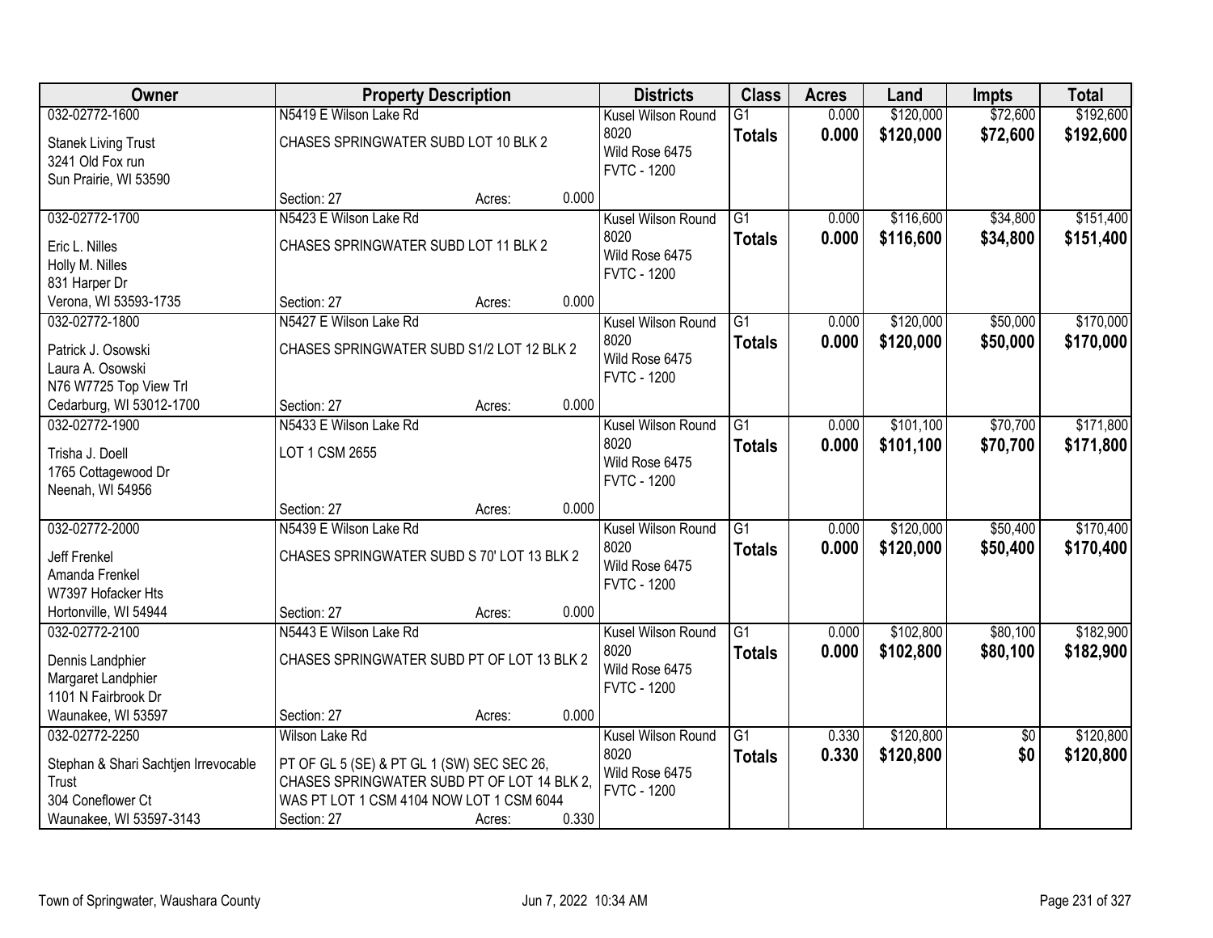| Owner | Property Description | Districts | Class | Acres | Land | Impts | Total |
|---|---|---|---|---|---|---|---|
| 032-02772-1600<br>Stanek Living Trust<br>3241 Old Fox run<br>Sun Prairie, WI 53590 | N5419 E Wilson Lake Rd<br>CHASES SPRINGWATER SUBD LOT 10 BLK 2<br>Section: 27 Acres: 0.000 | Kusel Wilson Round 8020<br>Wild Rose 6475<br>FVTC - 1200 | G1<br>**Totals** | 0.000<br>**0.000** | $120,000<br>**$120,000** | $72,600<br>**$72,600** | $192,600<br>**$192,600** |
| 032-02772-1700<br>Eric L. Nilles<br>Holly M. Nilles<br>831 Harper Dr<br>Verona, WI 53593-1735 | N5423 E Wilson Lake Rd<br>CHASES SPRINGWATER SUBD LOT 11 BLK 2<br>Section: 27 Acres: 0.000 | Kusel Wilson Round 8020<br>Wild Rose 6475<br>FVTC - 1200 | G1<br>**Totals** | 0.000<br>**0.000** | $116,600<br>**$116,600** | $34,800<br>**$34,800** | $151,400<br>**$151,400** |
| 032-02772-1800<br>Patrick J. Osowski<br>Laura A. Osowski<br>N76 W7725 Top View Trl<br>Cedarburg, WI 53012-1700 | N5427 E Wilson Lake Rd<br>CHASES SPRINGWATER SUBD S1/2 LOT 12 BLK 2<br>Section: 27 Acres: 0.000 | Kusel Wilson Round 8020<br>Wild Rose 6475<br>FVTC - 1200 | G1<br>**Totals** | 0.000<br>**0.000** | $120,000<br>**$120,000** | $50,000<br>**$50,000** | $170,000<br>**$170,000** |
| 032-02772-1900<br>Trisha J. Doell<br>1765 Cottagewood Dr<br>Neenah, WI 54956 | N5433 E Wilson Lake Rd<br>LOT 1 CSM 2655<br>Section: 27 Acres: 0.000 | Kusel Wilson Round 8020<br>Wild Rose 6475<br>FVTC - 1200 | G1<br>**Totals** | 0.000<br>**0.000** | $101,100<br>**$101,100** | $70,700<br>**$70,700** | $171,800<br>**$171,800** |
| 032-02772-2000<br>Jeff Frenkel<br>Amanda Frenkel<br>W7397 Hofacker Hts<br>Hortonville, WI 54944 | N5439 E Wilson Lake Rd<br>CHASES SPRINGWATER SUBD S 70' LOT 13 BLK 2<br>Section: 27 Acres: 0.000 | Kusel Wilson Round 8020<br>Wild Rose 6475<br>FVTC - 1200 | G1<br>**Totals** | 0.000<br>**0.000** | $120,000<br>**$120,000** | $50,400<br>**$50,400** | $170,400<br>**$170,400** |
| 032-02772-2100<br>Dennis Landphier<br>Margaret Landphier<br>1101 N Fairbrook Dr<br>Waunakee, WI 53597 | N5443 E Wilson Lake Rd<br>CHASES SPRINGWATER SUBD PT OF LOT 13 BLK 2<br>Section: 27 Acres: 0.000 | Kusel Wilson Round 8020<br>Wild Rose 6475<br>FVTC - 1200 | G1<br>**Totals** | 0.000<br>**0.000** | $102,800<br>**$102,800** | $80,100<br>**$80,100** | $182,900<br>**$182,900** |
| 032-02772-2250<br>Stephan & Shari Sachtjen Irrevocable Trust<br>304 Coneflower Ct<br>Waunakee, WI 53597-3143 | Wilson Lake Rd<br>PT OF GL 5 (SE) & PT GL 1 (SW) SEC SEC 26, CHASES SPRINGWATER SUBD PT OF LOT 14 BLK 2, WAS PT LOT 1 CSM 4104 NOW LOT 1 CSM 6044<br>Section: 27 Acres: 0.330 | Kusel Wilson Round 8020<br>Wild Rose 6475<br>FVTC - 1200 | G1<br>**Totals** | 0.330<br>**0.330** | $120,800<br>**$120,800** | $0<br>**$0** | $120,800<br>**$120,800** |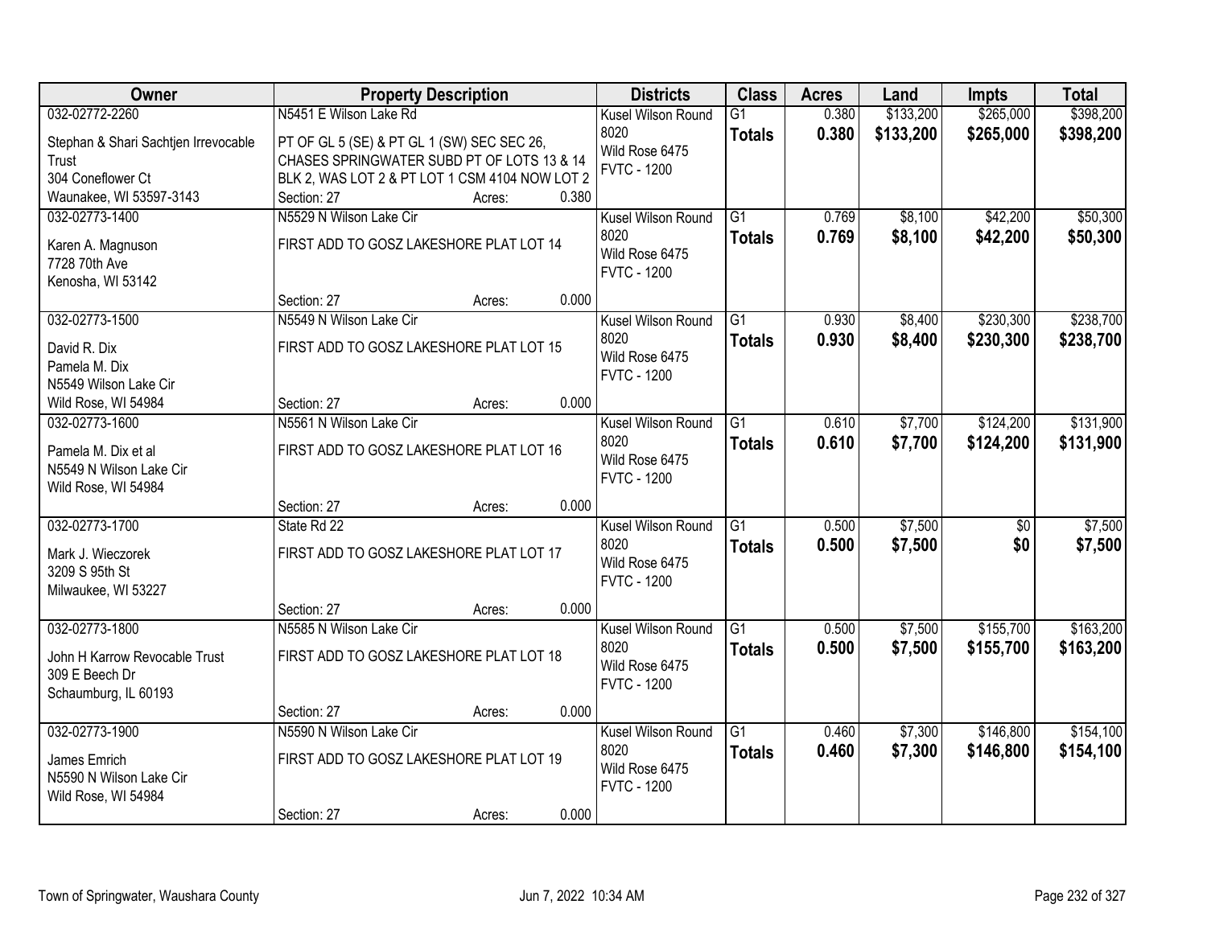| Owner | Property Description | Districts | Class | Acres | Land | Impts | Total |
|---|---|---|---|---|---|---|---|
| 032-02772-2260<br>Stephan & Shari Sachtjen Irrevocable Trust<br>304 Coneflower Ct<br>Waunakee, WI 53597-3143 | N5451 E Wilson Lake Rd<br>PT OF GL 5 (SE) & PT GL 1 (SW) SEC SEC 26, CHASES SPRINGWATER SUBD PT OF LOTS 13 & 14 BLK 2, WAS LOT 2 & PT LOT 1 CSM 4104 NOW LOT 2<br>Section: 27 Acres: 0.380 | Kusel Wilson Round 8020<br>Wild Rose 6475<br>FVTC - 1200 | G1<br>**Totals** | 0.380<br>**0.380** | $133,200<br>**$133,200** | $265,000<br>**$265,000** | $398,200<br>**$398,200** |
| 032-02773-1400<br>Karen A. Magnuson<br>7728 70th Ave<br>Kenosha, WI 53142 | N5529 N Wilson Lake Cir<br>FIRST ADD TO GOSZ LAKESHORE PLAT LOT 14<br>Section: 27 Acres: 0.000 | Kusel Wilson Round 8020<br>Wild Rose 6475<br>FVTC - 1200 | G1<br>**Totals** | 0.769<br>**0.769** | $8,100<br>**$8,100** | $42,200<br>**$42,200** | $50,300<br>**$50,300** |
| 032-02773-1500<br>David R. Dix<br>Pamela M. Dix<br>N5549 Wilson Lake Cir<br>Wild Rose, WI 54984 | N5549 N Wilson Lake Cir<br>FIRST ADD TO GOSZ LAKESHORE PLAT LOT 15<br>Section: 27 Acres: 0.000 | Kusel Wilson Round 8020<br>Wild Rose 6475<br>FVTC - 1200 | G1<br>**Totals** | 0.930<br>**0.930** | $8,400<br>**$8,400** | $230,300<br>**$230,300** | $238,700<br>**$238,700** |
| 032-02773-1600<br>Pamela M. Dix et al<br>N5549 N Wilson Lake Cir<br>Wild Rose, WI 54984 | N5561 N Wilson Lake Cir<br>FIRST ADD TO GOSZ LAKESHORE PLAT LOT 16<br>Section: 27 Acres: 0.000 | Kusel Wilson Round 8020<br>Wild Rose 6475<br>FVTC - 1200 | G1<br>**Totals** | 0.610<br>**0.610** | $7,700<br>**$7,700** | $124,200<br>**$124,200** | $131,900<br>**$131,900** |
| 032-02773-1700<br>Mark J. Wieczorek<br>3209 S 95th St<br>Milwaukee, WI 53227 | State Rd 22<br>FIRST ADD TO GOSZ LAKESHORE PLAT LOT 17<br>Section: 27 Acres: 0.000 | Kusel Wilson Round 8020<br>Wild Rose 6475<br>FVTC - 1200 | G1<br>**Totals** | 0.500<br>**0.500** | $7,500<br>**$7,500** | $0<br>**$0** | $7,500<br>**$7,500** |
| 032-02773-1800<br>John H Karrow Revocable Trust<br>309 E Beech Dr<br>Schaumburg, IL 60193 | N5585 N Wilson Lake Cir<br>FIRST ADD TO GOSZ LAKESHORE PLAT LOT 18<br>Section: 27 Acres: 0.000 | Kusel Wilson Round 8020<br>Wild Rose 6475<br>FVTC - 1200 | G1<br>**Totals** | 0.500<br>**0.500** | $7,500<br>**$7,500** | $155,700<br>**$155,700** | $163,200<br>**$163,200** |
| 032-02773-1900<br>James Emrich<br>N5590 N Wilson Lake Cir<br>Wild Rose, WI 54984 | N5590 N Wilson Lake Cir<br>FIRST ADD TO GOSZ LAKESHORE PLAT LOT 19<br>Section: 27 Acres: 0.000 | Kusel Wilson Round 8020<br>Wild Rose 6475<br>FVTC - 1200 | G1<br>**Totals** | 0.460<br>**0.460** | $7,300<br>**$7,300** | $146,800<br>**$146,800** | $154,100<br>**$154,100** |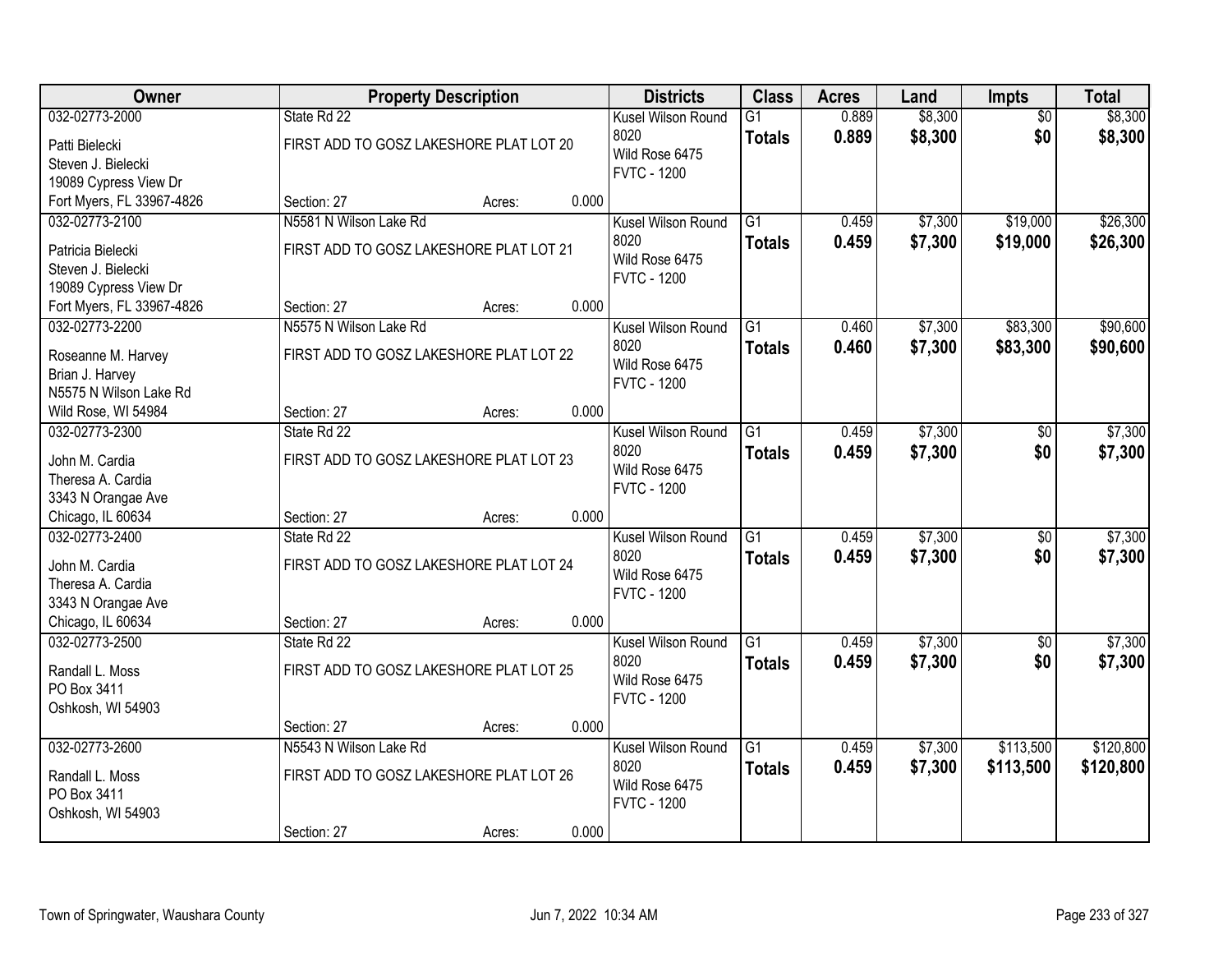| Owner | Property Description | | | Districts | Class | Acres | Land | Impts | Total |
|---|---|---|---|---|---|---|---|---|---|
| 032-02773-2000<br>Patti Bielecki<br>Steven J. Bielecki<br>19089 Cypress View Dr<br>Fort Myers, FL 33967-4826 | State Rd 22<br>FIRST ADD TO GOSZ LAKESHORE PLAT LOT 20<br>Section: 27 | Acres: | 0.000 | Kusel Wilson Round 8020<br>Wild Rose 6475<br>FVTC - 1200 | G1<br>**Totals** | 0.889<br>**0.889** | $8,300<br>**$8,300** | $0<br>**$0** | $8,300<br>**$8,300** |
| 032-02773-2100<br>Patricia Bielecki<br>Steven J. Bielecki<br>19089 Cypress View Dr<br>Fort Myers, FL 33967-4826 | N5581 N Wilson Lake Rd<br>FIRST ADD TO GOSZ LAKESHORE PLAT LOT 21<br>Section: 27 | Acres: | 0.000 | Kusel Wilson Round 8020<br>Wild Rose 6475<br>FVTC - 1200 | G1<br>**Totals** | 0.459<br>**0.459** | $7,300<br>**$7,300** | $19,000<br>**$19,000** | $26,300<br>**$26,300** |
| 032-02773-2200<br>Roseanne M. Harvey<br>Brian J. Harvey<br>N5575 N Wilson Lake Rd<br>Wild Rose, WI 54984 | N5575 N Wilson Lake Rd<br>FIRST ADD TO GOSZ LAKESHORE PLAT LOT 22<br>Section: 27 | Acres: | 0.000 | Kusel Wilson Round 8020<br>Wild Rose 6475<br>FVTC - 1200 | G1<br>**Totals** | 0.460<br>**0.460** | $7,300<br>**$7,300** | $83,300<br>**$83,300** | $90,600<br>**$90,600** |
| 032-02773-2300<br>John M. Cardia<br>Theresa A. Cardia<br>3343 N Orangae Ave<br>Chicago, IL 60634 | State Rd 22<br>FIRST ADD TO GOSZ LAKESHORE PLAT LOT 23<br>Section: 27 | Acres: | 0.000 | Kusel Wilson Round 8020<br>Wild Rose 6475<br>FVTC - 1200 | G1<br>**Totals** | 0.459<br>**0.459** | $7,300<br>**$7,300** | $0<br>**$0** | $7,300<br>**$7,300** |
| 032-02773-2400<br>John M. Cardia<br>Theresa A. Cardia<br>3343 N Orangae Ave<br>Chicago, IL 60634 | State Rd 22<br>FIRST ADD TO GOSZ LAKESHORE PLAT LOT 24<br>Section: 27 | Acres: | 0.000 | Kusel Wilson Round 8020<br>Wild Rose 6475<br>FVTC - 1200 | G1<br>**Totals** | 0.459<br>**0.459** | $7,300<br>**$7,300** | $0<br>**$0** | $7,300<br>**$7,300** |
| 032-02773-2500<br>Randall L. Moss<br>PO Box 3411<br>Oshkosh, WI 54903 | State Rd 22<br>FIRST ADD TO GOSZ LAKESHORE PLAT LOT 25<br>Section: 27 | Acres: | 0.000 | Kusel Wilson Round 8020<br>Wild Rose 6475<br>FVTC - 1200 | G1<br>**Totals** | 0.459<br>**0.459** | $7,300<br>**$7,300** | $0<br>**$0** | $7,300<br>**$7,300** |
| 032-02773-2600<br>Randall L. Moss<br>PO Box 3411<br>Oshkosh, WI 54903 | N5543 N Wilson Lake Rd<br>FIRST ADD TO GOSZ LAKESHORE PLAT LOT 26<br>Section: 27 | Acres: | 0.000 | Kusel Wilson Round 8020<br>Wild Rose 6475<br>FVTC - 1200 | G1<br>**Totals** | 0.459<br>**0.459** | $7,300<br>**$7,300** | $113,500<br>**$113,500** | $120,800<br>**$120,800** |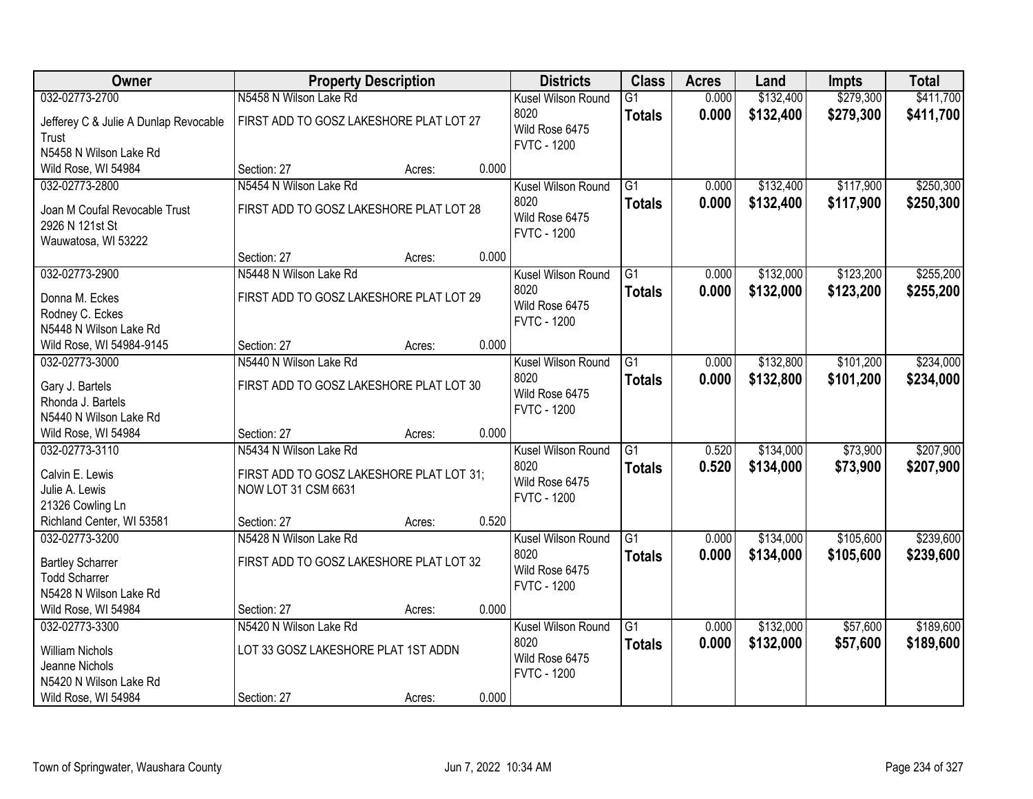| Owner | Property Description | Districts | Class | Acres | Land | Impts | Total |
|---|---|---|---|---|---|---|---|
| 032-02773-2700<br>Jefferey C & Julie A Dunlap Revocable Trust<br>N5458 N Wilson Lake Rd<br>Wild Rose, WI 54984 | N5458 N Wilson Lake Rd<br>FIRST ADD TO GOSZ LAKESHORE PLAT LOT 27<br>Section: 27 Acres: 0.000 | Kusel Wilson Round 8020<br>Wild Rose 6475<br>FVTC - 1200 | G1<br>**Totals** | 0.000<br>**0.000** | $132,400<br>**$132,400** | $279,300<br>**$279,300** | $411,700<br>**$411,700** |
| 032-02773-2800<br>Joan M Coufal Revocable Trust<br>2926 N 121st St<br>Wauwatosa, WI 53222 | N5454 N Wilson Lake Rd<br>FIRST ADD TO GOSZ LAKESHORE PLAT LOT 28<br>Section: 27 Acres: 0.000 | Kusel Wilson Round 8020<br>Wild Rose 6475<br>FVTC - 1200 | G1<br>**Totals** | 0.000<br>**0.000** | $132,400<br>**$132,400** | $117,900<br>**$117,900** | $250,300<br>**$250,300** |
| 032-02773-2900<br>Donna M. Eckes<br>Rodney C. Eckes<br>N5448 N Wilson Lake Rd<br>Wild Rose, WI 54984-9145 | N5448 N Wilson Lake Rd<br>FIRST ADD TO GOSZ LAKESHORE PLAT LOT 29<br>Section: 27 Acres: 0.000 | Kusel Wilson Round 8020<br>Wild Rose 6475<br>FVTC - 1200 | G1<br>**Totals** | 0.000<br>**0.000** | $132,000<br>**$132,000** | $123,200<br>**$123,200** | $255,200<br>**$255,200** |
| 032-02773-3000<br>Gary J. Bartels<br>Rhonda J. Bartels<br>N5440 N Wilson Lake Rd<br>Wild Rose, WI 54984 | N5440 N Wilson Lake Rd<br>FIRST ADD TO GOSZ LAKESHORE PLAT LOT 30<br>Section: 27 Acres: 0.000 | Kusel Wilson Round 8020<br>Wild Rose 6475<br>FVTC - 1200 | G1<br>**Totals** | 0.000<br>**0.000** | $132,800<br>**$132,800** | $101,200<br>**$101,200** | $234,000<br>**$234,000** |
| 032-02773-3110<br>Calvin E. Lewis<br>Julie A. Lewis<br>21326 Cowling Ln<br>Richland Center, WI 53581 | N5434 N Wilson Lake Rd<br>FIRST ADD TO GOSZ LAKESHORE PLAT LOT 31; NOW LOT 31 CSM 6631<br>Section: 27 Acres: 0.520 | Kusel Wilson Round 8020<br>Wild Rose 6475<br>FVTC - 1200 | G1<br>**Totals** | 0.520<br>**0.520** | $134,000<br>**$134,000** | $73,900<br>**$73,900** | $207,900<br>**$207,900** |
| 032-02773-3200<br>Bartley Scharrer<br>Todd Scharrer<br>N5428 N Wilson Lake Rd<br>Wild Rose, WI 54984 | N5428 N Wilson Lake Rd<br>FIRST ADD TO GOSZ LAKESHORE PLAT LOT 32<br>Section: 27 Acres: 0.000 | Kusel Wilson Round 8020<br>Wild Rose 6475<br>FVTC - 1200 | G1<br>**Totals** | 0.000<br>**0.000** | $134,000<br>**$134,000** | $105,600<br>**$105,600** | $239,600<br>**$239,600** |
| 032-02773-3300<br>William Nichols<br>Jeanne Nichols<br>N5420 N Wilson Lake Rd<br>Wild Rose, WI 54984 | N5420 N Wilson Lake Rd<br>LOT 33 GOSZ LAKESHORE PLAT 1ST ADDN<br>Section: 27 Acres: 0.000 | Kusel Wilson Round 8020<br>Wild Rose 6475<br>FVTC - 1200 | G1<br>**Totals** | 0.000<br>**0.000** | $132,000<br>**$132,000** | $57,600<br>**$57,600** | $189,600<br>**$189,600** |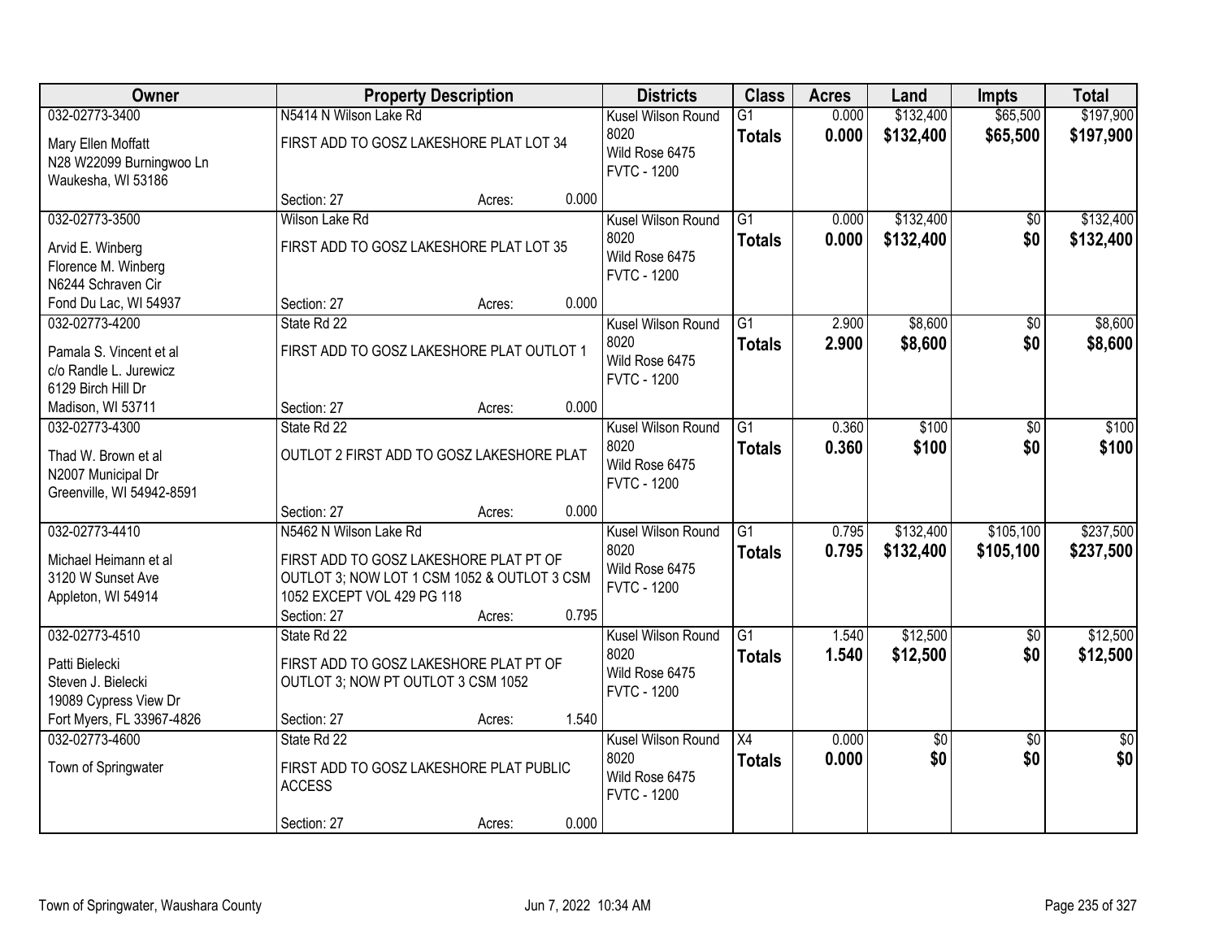| Owner | Property Description | Districts | Class | Acres | Land | Impts | Total |
|---|---|---|---|---|---|---|---|
| 032-02773-3400<br>Mary Ellen Moffatt<br>N28 W22099 Burningwoo Ln<br>Waukesha, WI 53186 | N5414 N Wilson Lake Rd<br>FIRST ADD TO GOSZ LAKESHORE PLAT LOT 34<br>Section: 27 Acres: 0.000 | Kusel Wilson Round 8020<br>Wild Rose 6475<br>FVTC - 1200 | G1<br>**Totals** | 0.000<br>**0.000** | $132,400<br>**$132,400** | $65,500<br>**$65,500** | $197,900<br>**$197,900** |
| 032-02773-3500<br>Arvid E. Winberg<br>Florence M. Winberg<br>N6244 Schraven Cir<br>Fond Du Lac, WI 54937 | Wilson Lake Rd<br>FIRST ADD TO GOSZ LAKESHORE PLAT LOT 35<br>Section: 27 Acres: 0.000 | Kusel Wilson Round 8020<br>Wild Rose 6475<br>FVTC - 1200 | G1<br>**Totals** | 0.000<br>**0.000** | $132,400<br>**$132,400** | $0<br>**$0** | $132,400<br>**$132,400** |
| 032-02773-4200<br>Pamala S. Vincent et al<br>c/o Randle L. Jurewicz<br>6129 Birch Hill Dr<br>Madison, WI 53711 | State Rd 22<br>FIRST ADD TO GOSZ LAKESHORE PLAT OUTLOT 1<br>Section: 27 Acres: 0.000 | Kusel Wilson Round 8020<br>Wild Rose 6475<br>FVTC - 1200 | G1<br>**Totals** | 2.900<br>**2.900** | $8,600<br>**$8,600** | $0<br>**$0** | $8,600<br>**$8,600** |
| 032-02773-4300<br>Thad W. Brown et al<br>N2007 Municipal Dr<br>Greenville, WI 54942-8591 | State Rd 22<br>OUTLOT 2 FIRST ADD TO GOSZ LAKESHORE PLAT<br>Section: 27 Acres: 0.000 | Kusel Wilson Round 8020<br>Wild Rose 6475<br>FVTC - 1200 | G1<br>**Totals** | 0.360<br>**0.360** | $100<br>**$100** | $0<br>**$0** | $100<br>**$100** |
| 032-02773-4410<br>Michael Heimann et al<br>3120 W Sunset Ave<br>Appleton, WI 54914 | N5462 N Wilson Lake Rd<br>FIRST ADD TO GOSZ LAKESHORE PLAT PT OF OUTLOT 3; NOW LOT 1 CSM 1052 & OUTLOT 3 CSM 1052 EXCEPT VOL 429 PG 118<br>Section: 27 Acres: 0.795 | Kusel Wilson Round 8020<br>Wild Rose 6475<br>FVTC - 1200 | G1<br>**Totals** | 0.795<br>**0.795** | $132,400<br>**$132,400** | $105,100<br>**$105,100** | $237,500<br>**$237,500** |
| 032-02773-4510<br>Patti Bielecki<br>Steven J. Bielecki<br>19089 Cypress View Dr<br>Fort Myers, FL 33967-4826 | State Rd 22<br>FIRST ADD TO GOSZ LAKESHORE PLAT PT OF OUTLOT 3; NOW PT OUTLOT 3 CSM 1052<br>Section: 27 Acres: 1.540 | Kusel Wilson Round 8020<br>Wild Rose 6475<br>FVTC - 1200 | G1<br>**Totals** | 1.540<br>**1.540** | $12,500<br>**$12,500** | $0<br>**$0** | $12,500<br>**$12,500** |
| 032-02773-4600<br>Town of Springwater | State Rd 22<br>FIRST ADD TO GOSZ LAKESHORE PLAT PUBLIC ACCESS<br>Section: 27 Acres: 0.000 | Kusel Wilson Round 8020<br>Wild Rose 6475<br>FVTC - 1200 | X4<br>**Totals** | 0.000<br>**0.000** | $0<br>**$0** | $0<br>**$0** | $0<br>**$0** |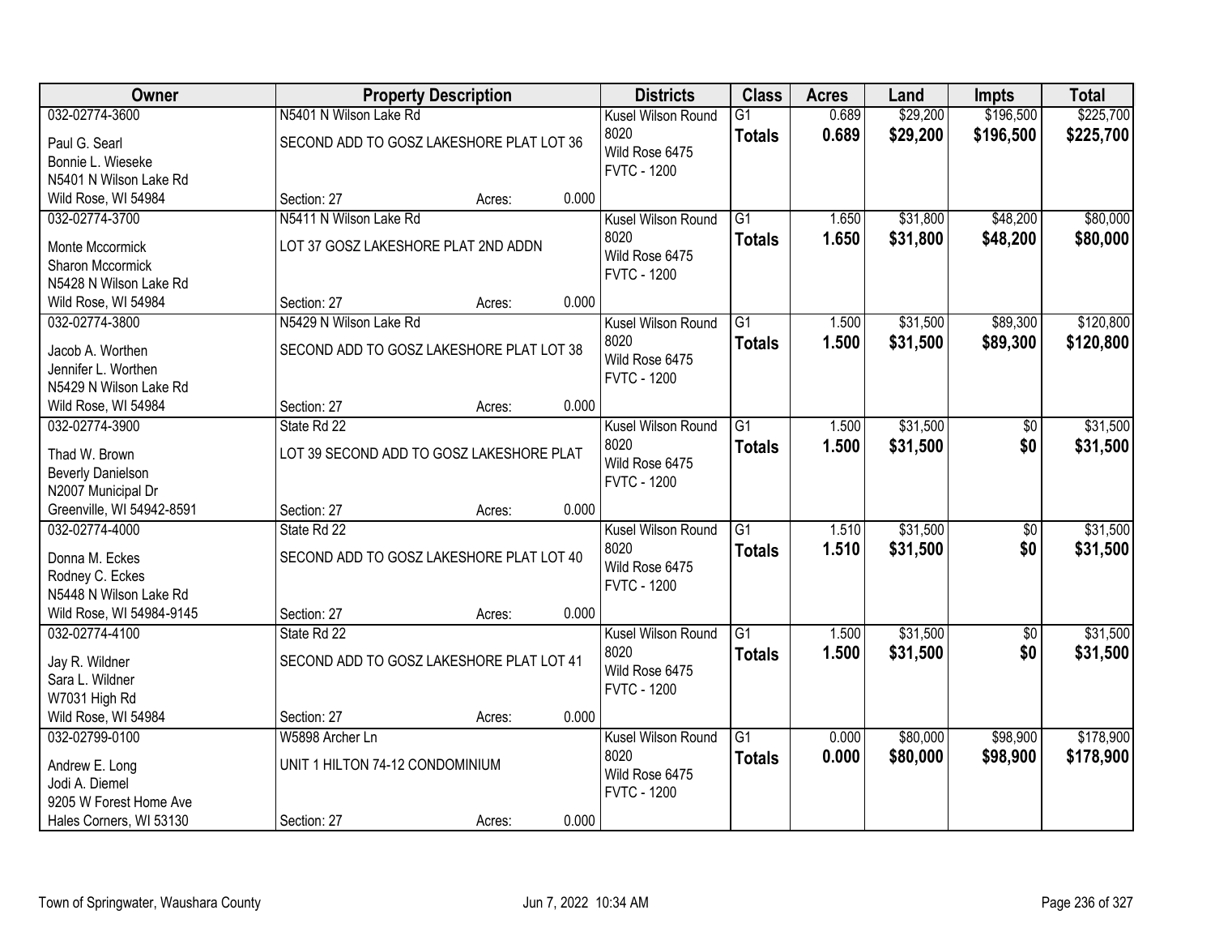| Owner | Property Description | | | Districts | Class | Acres | Land | Impts | Total |
|---|---|---|---|---|---|---|---|---|---|
| 032-02774-3600<br>Paul G. Searl<br>Bonnie L. Wieseke<br>N5401 N Wilson Lake Rd<br>Wild Rose, WI 54984 | N5401 N Wilson Lake Rd<br>SECOND ADD TO GOSZ LAKESHORE PLAT LOT 36<br>Section: 27 | Acres: | 0.000 | Kusel Wilson Round 8020<br>Wild Rose 6475<br>FVTC - 1200 | G1<br>**Totals** | 0.689<br>**0.689** | $29,200<br>**$29,200** | $196,500<br>**$196,500** | $225,700<br>**$225,700** |
| 032-02774-3700<br>Monte Mccormick<br>Sharon Mccormick<br>N5428 N Wilson Lake Rd<br>Wild Rose, WI 54984 | N5411 N Wilson Lake Rd<br>LOT 37 GOSZ LAKESHORE PLAT 2ND ADDN<br>Section: 27 | Acres: | 0.000 | Kusel Wilson Round 8020<br>Wild Rose 6475<br>FVTC - 1200 | G1<br>**Totals** | 1.650<br>**1.650** | $31,800<br>**$31,800** | $48,200<br>**$48,200** | $80,000<br>**$80,000** |
| 032-02774-3800<br>Jacob A. Worthen<br>Jennifer L. Worthen<br>N5429 N Wilson Lake Rd<br>Wild Rose, WI 54984 | N5429 N Wilson Lake Rd<br>SECOND ADD TO GOSZ LAKESHORE PLAT LOT 38<br>Section: 27 | Acres: | 0.000 | Kusel Wilson Round 8020<br>Wild Rose 6475<br>FVTC - 1200 | G1<br>**Totals** | 1.500<br>**1.500** | $31,500<br>**$31,500** | $89,300<br>**$89,300** | $120,800<br>**$120,800** |
| 032-02774-3900<br>Thad W. Brown<br>Beverly Danielson<br>N2007 Municipal Dr<br>Greenville, WI 54942-8591 | State Rd 22<br>LOT 39 SECOND ADD TO GOSZ LAKESHORE PLAT<br>Section: 27 | Acres: | 0.000 | Kusel Wilson Round 8020<br>Wild Rose 6475<br>FVTC - 1200 | G1<br>**Totals** | 1.500<br>**1.500** | $31,500<br>**$31,500** | $0<br>**$0** | $31,500<br>**$31,500** |
| 032-02774-4000<br>Donna M. Eckes<br>Rodney C. Eckes<br>N5448 N Wilson Lake Rd<br>Wild Rose, WI 54984-9145 | State Rd 22<br>SECOND ADD TO GOSZ LAKESHORE PLAT LOT 40<br>Section: 27 | Acres: | 0.000 | Kusel Wilson Round 8020<br>Wild Rose 6475<br>FVTC - 1200 | G1<br>**Totals** | 1.510<br>**1.510** | $31,500<br>**$31,500** | $0<br>**$0** | $31,500<br>**$31,500** |
| 032-02774-4100<br>Jay R. Wildner<br>Sara L. Wildner<br>W7031 High Rd<br>Wild Rose, WI 54984 | State Rd 22<br>SECOND ADD TO GOSZ LAKESHORE PLAT LOT 41<br>Section: 27 | Acres: | 0.000 | Kusel Wilson Round 8020<br>Wild Rose 6475<br>FVTC - 1200 | G1<br>**Totals** | 1.500<br>**1.500** | $31,500<br>**$31,500** | $0<br>**$0** | $31,500<br>**$31,500** |
| 032-02799-0100<br>Andrew E. Long<br>Jodi A. Diemel<br>9205 W Forest Home Ave<br>Hales Corners, WI 53130 | W5898 Archer Ln<br>UNIT 1 HILTON 74-12 CONDOMINIUM<br>Section: 27 | Acres: | 0.000 | Kusel Wilson Round 8020<br>Wild Rose 6475<br>FVTC - 1200 | G1<br>**Totals** | 0.000<br>**0.000** | $80,000<br>**$80,000** | $98,900<br>**$98,900** | $178,900<br>**$178,900** |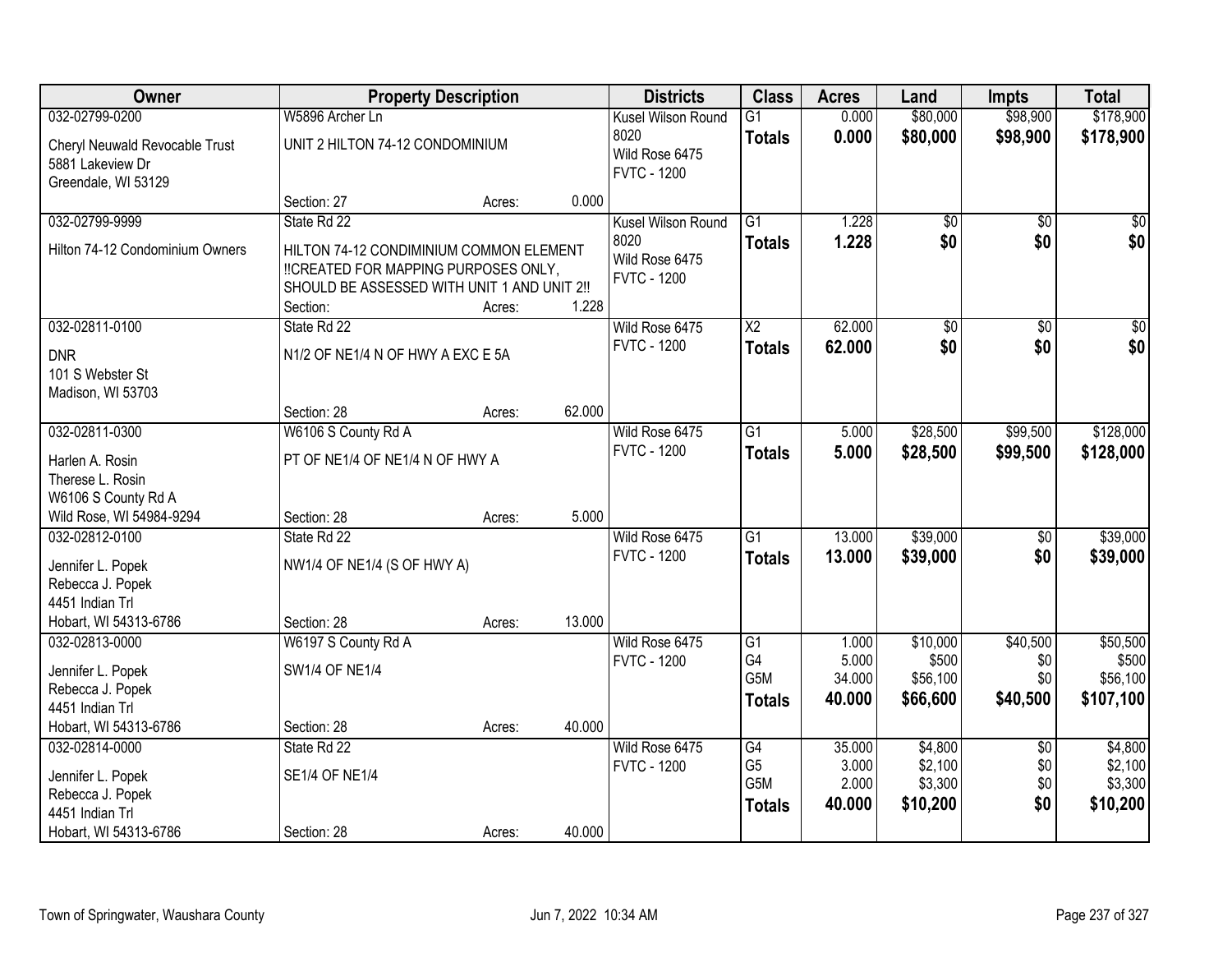| Owner | Property Description | | | Districts | Class | Acres | Land | Impts | Total |
|---|---|---|---|---|---|---|---|---|---|
| 032-02799-0200 | W5896 Archer Ln | | | Kusel Wilson Round 8020 | G1 | 0.000 | $80,000 | $98,900 | $178,900 |
| Cheryl Neuwald Revocable Trust<br>5881 Lakeview Dr<br>Greendale, WI 53129 | UNIT 2 HILTON 74-12 CONDOMINIUM | | | Wild Rose 6475<br>FVTC - 1200 | **Totals** | **0.000** | **$80,000** | **$98,900** | **$178,900** |
| | Section: 27 | Acres: | 0.000 | | | | | | |
| 032-02799-9999 | State Rd 22 | | | Kusel Wilson Round 8020 | G1 | 1.228 | $0 | $0 | $0 |
| Hilton 74-12 Condominium Owners | HILTON 74-12 CONDIMINIUM COMMON ELEMENT !!CREATED FOR MAPPING PURPOSES ONLY, SHOULD BE ASSESSED WITH UNIT 1 AND UNIT 2!! | | | Wild Rose 6475<br>FVTC - 1200 | **Totals** | **1.228** | **$0** | **$0** | **$0** |
| | Section: | Acres: | 1.228 | | | | | | |
| 032-02811-0100 | State Rd 22 | | | Wild Rose 6475 | X2 | 62.000 | $0 | $0 | $0 |
| DNR<br>101 S Webster St<br>Madison, WI 53703 | N1/2 OF NE1/4 N OF HWY A EXC E 5A | | | FVTC - 1200 | **Totals** | **62.000** | **$0** | **$0** | **$0** |
| | Section: 28 | Acres: | 62.000 | | | | | | |
| 032-02811-0300 | W6106 S County Rd A | | | Wild Rose 6475 | G1 | 5.000 | $28,500 | $99,500 | $128,000 |
| Harlen A. Rosin<br>Therese L. Rosin<br>W6106 S County Rd A<br>Wild Rose, WI 54984-9294 | PT OF NE1/4 OF NE1/4 N OF HWY A | | | FVTC - 1200 | **Totals** | **5.000** | **$28,500** | **$99,500** | **$128,000** |
| | Section: 28 | Acres: | 5.000 | | | | | | |
| 032-02812-0100 | State Rd 22 | | | Wild Rose 6475 | G1 | 13.000 | $39,000 | $0 | $39,000 |
| Jennifer L. Popek<br>Rebecca J. Popek<br>4451 Indian Trl<br>Hobart, WI 54313-6786 | NW1/4 OF NE1/4 (S OF HWY A) | | | FVTC - 1200 | **Totals** | **13.000** | **$39,000** | **$0** | **$39,000** |
| | Section: 28 | Acres: | 13.000 | | | | | | |
| 032-02813-0000 | W6197 S County Rd A | | | Wild Rose 6475 | G1 | 1.000 | $10,000 | $40,500 | $50,500 |
| Jennifer L. Popek<br>Rebecca J. Popek<br>4451 Indian Trl<br>Hobart, WI 54313-6786 | SW1/4 OF NE1/4 | | | FVTC - 1200 | G4 | 5.000 | $500 | $0 | $500 |
| | | | | | G5M | 34.000 | $56,100 | $0 | $56,100 |
| | | | | | **Totals** | **40.000** | **$66,600** | **$40,500** | **$107,100** |
| | Section: 28 | Acres: | 40.000 | | | | | | |
| 032-02814-0000 | State Rd 22 | | | Wild Rose 6475 | G4 | 35.000 | $4,800 | $0 | $4,800 |
| Jennifer L. Popek<br>Rebecca J. Popek<br>4451 Indian Trl<br>Hobart, WI 54313-6786 | SE1/4 OF NE1/4 | | | FVTC - 1200 | G5 | 3.000 | $2,100 | $0 | $2,100 |
| | | | | | G5M | 2.000 | $3,300 | $0 | $3,300 |
| | | | | | **Totals** | **40.000** | **$10,200** | **$0** | **$10,200** |
| | Section: 28 | Acres: | 40.000 | | | | | | |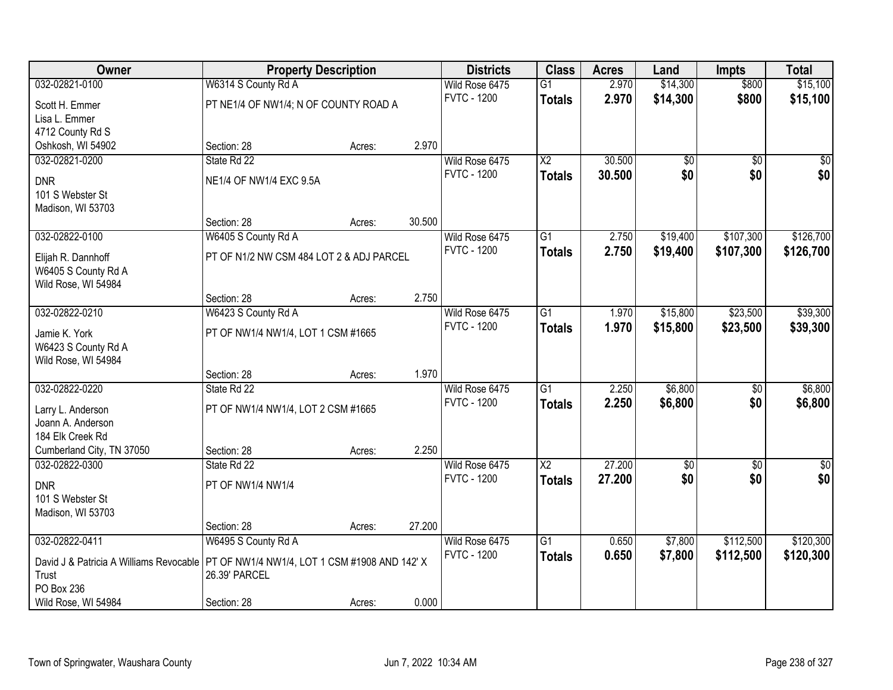| Owner | Property Description | | | Districts | Class | Acres | Land | Impts | Total |
|---|---|---|---|---|---|---|---|---|---|
| 032-02821-0100 | W6314 S County Rd A | | | Wild Rose 6475 | G1 | 2.970 | $14,300 | $800 | $15,100 |
| Scott H. Emmer<br>Lisa L. Emmer<br>4712 County Rd S<br>Oshkosh, WI 54902 | PT NE1/4 OF NW1/4; N OF COUNTY ROAD A | | | FVTC - 1200 | **Totals** | **2.970** | **$14,300** | **$800** | **$15,100** |
| | Section: 28 | Acres: | 2.970 | | | | | | |
| 032-02821-0200 | State Rd 22 | | | Wild Rose 6475 | X2 | 30.500 | $0 | $0 | $0 |
| DNR<br>101 S Webster St<br>Madison, WI 53703 | NE1/4 OF NW1/4 EXC 9.5A | | | FVTC - 1200 | **Totals** | **30.500** | **$0** | **$0** | **$0** |
| | Section: 28 | Acres: | 30.500 | | | | | | |
| 032-02822-0100 | W6405 S County Rd A | | | Wild Rose 6475 | G1 | 2.750 | $19,400 | $107,300 | $126,700 |
| Elijah R. Dannhoff<br>W6405 S County Rd A<br>Wild Rose, WI 54984 | PT OF N1/2 NW CSM 484 LOT 2 & ADJ PARCEL | | | FVTC - 1200 | **Totals** | **2.750** | **$19,400** | **$107,300** | **$126,700** |
| | Section: 28 | Acres: | 2.750 | | | | | | |
| 032-02822-0210 | W6423 S County Rd A | | | Wild Rose 6475 | G1 | 1.970 | $15,800 | $23,500 | $39,300 |
| Jamie K. York<br>W6423 S County Rd A<br>Wild Rose, WI 54984 | PT OF NW1/4 NW1/4, LOT 1 CSM #1665 | | | FVTC - 1200 | **Totals** | **1.970** | **$15,800** | **$23,500** | **$39,300** |
| | Section: 28 | Acres: | 1.970 | | | | | | |
| 032-02822-0220 | State Rd 22 | | | Wild Rose 6475 | G1 | 2.250 | $6,800 | $0 | $6,800 |
| Larry L. Anderson<br>Joann A. Anderson<br>184 Elk Creek Rd<br>Cumberland City, TN 37050 | PT OF NW1/4 NW1/4, LOT 2 CSM #1665 | | | FVTC - 1200 | **Totals** | **2.250** | **$6,800** | **$0** | **$6,800** |
| | Section: 28 | Acres: | 2.250 | | | | | | |
| 032-02822-0300 | State Rd 22 | | | Wild Rose 6475 | X2 | 27.200 | $0 | $0 | $0 |
| DNR<br>101 S Webster St<br>Madison, WI 53703 | PT OF NW1/4 NW1/4 | | | FVTC - 1200 | **Totals** | **27.200** | **$0** | **$0** | **$0** |
| | Section: 28 | Acres: | 27.200 | | | | | | |
| 032-02822-0411 | W6495 S County Rd A | | | Wild Rose 6475 | G1 | 0.650 | $7,800 | $112,500 | $120,300 |
| David J & Patricia A Williams Revocable Trust<br>PO Box 236<br>Wild Rose, WI 54984 | PT OF NW1/4 NW1/4, LOT 1 CSM #1908 AND 142' X 26.39' PARCEL | | | FVTC - 1200 | **Totals** | **0.650** | **$7,800** | **$112,500** | **$120,300** |
| | Section: 28 | Acres: | 0.000 | | | | | | |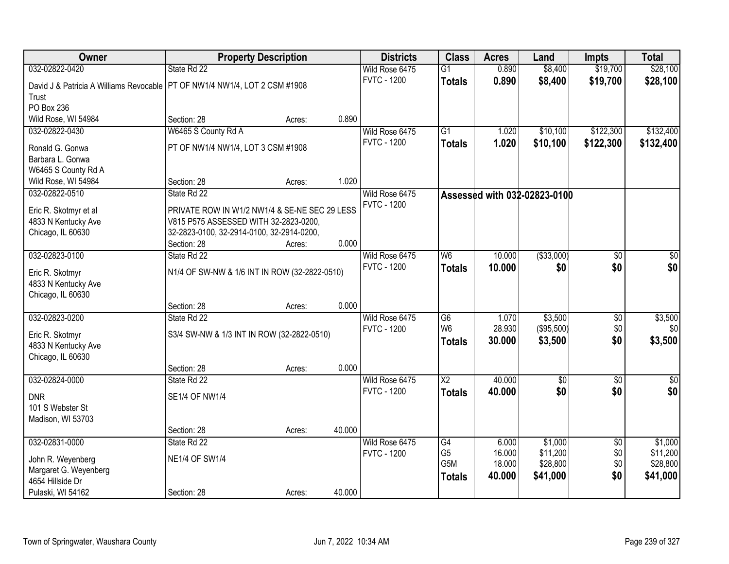| Owner | Property Description | | | Districts | Class | Acres | Land | Impts | Total |
|---|---|---|---|---|---|---|---|---|---|
| 032-02822-0420 | State Rd 22 | | | Wild Rose 6475 | G1 | 0.890 | $8,400 | $19,700 | $28,100 |
| David J & Patricia A Williams Revocable Trust<br>PO Box 236<br>Wild Rose, WI 54984 | PT OF NW1/4 NW1/4, LOT 2 CSM #1908 | | | FVTC - 1200 | **Totals** | **0.890** | **$8,400** | **$19,700** | **$28,100** |
| | Section: 28 | Acres: | 0.890 | | | | | | |
| 032-02822-0430 | W6465 S County Rd A | | | Wild Rose 6475 | G1 | 1.020 | $10,100 | $122,300 | $132,400 |
| Ronald G. Gonwa<br>Barbara L. Gonwa<br>W6465 S County Rd A<br>Wild Rose, WI 54984 | PT OF NW1/4 NW1/4, LOT 3 CSM #1908 | | | FVTC - 1200 | **Totals** | **1.020** | **$10,100** | **$122,300** | **$132,400** |
| | Section: 28 | Acres: | 1.020 | | | | | | |
| 032-02822-0510 | State Rd 22 | | | Wild Rose 6475 | Assessed with 032-02823-0100 | | | | |
| Eric R. Skotmyr et al<br>4833 N Kentucky Ave<br>Chicago, IL 60630 | PRIVATE ROW IN W1/2 NW1/4 & SE-NE SEC 29 LESS V815 P575 ASSESSED WITH 32-2823-0200, 32-2823-0100, 32-2914-0100, 32-2914-0200, | | | FVTC - 1200 | | | | | |
| | Section: 28 | Acres: | 0.000 | | | | | | |
| 032-02823-0100 | State Rd 22 | | | Wild Rose 6475 | W6 | 10.000 | ($33,000) | $0 | $0 |
| Eric R. Skotmyr<br>4833 N Kentucky Ave<br>Chicago, IL 60630 | N1/4 OF SW-NW & 1/6 INT IN ROW (32-2822-0510) | | | FVTC - 1200 | **Totals** | **10.000** | **$0** | **$0** | **$0** |
| | Section: 28 | Acres: | 0.000 | | | | | | |
| 032-02823-0200 | State Rd 22 | | | Wild Rose 6475 | G6 | 1.070 | $3,500 | $0 | $3,500 |
| Eric R. Skotmyr<br>4833 N Kentucky Ave<br>Chicago, IL 60630 | S3/4 SW-NW & 1/3 INT IN ROW (32-2822-0510) | | | FVTC - 1200 | W6 | 28.930 | ($95,500) | $0 | $0 |
| | | | | | **Totals** | **30.000** | **$3,500** | **$0** | **$3,500** |
| | Section: 28 | Acres: | 0.000 | | | | | | |
| 032-02824-0000 | State Rd 22 | | | Wild Rose 6475 | X2 | 40.000 | $0 | $0 | $0 |
| DNR<br>101 S Webster St<br>Madison, WI 53703 | SE1/4 OF NW1/4 | | | FVTC - 1200 | **Totals** | **40.000** | **$0** | **$0** | **$0** |
| | Section: 28 | Acres: | 40.000 | | | | | | |
| 032-02831-0000 | State Rd 22 | | | Wild Rose 6475 | G4 | 6.000 | $1,000 | $0 | $1,000 |
| John R. Weyenberg<br>Margaret G. Weyenberg<br>4654 Hillside Dr<br>Pulaski, WI 54162 | NE1/4 OF SW1/4 | | | FVTC - 1200 | G5 | 16.000 | $11,200 | $0 | $11,200 |
| | | | | | G5M | 18.000 | $28,800 | $0 | $28,800 |
| | | | | | **Totals** | **40.000** | **$41,000** | **$0** | **$41,000** |
| | Section: 28 | Acres: | 40.000 | | | | | | |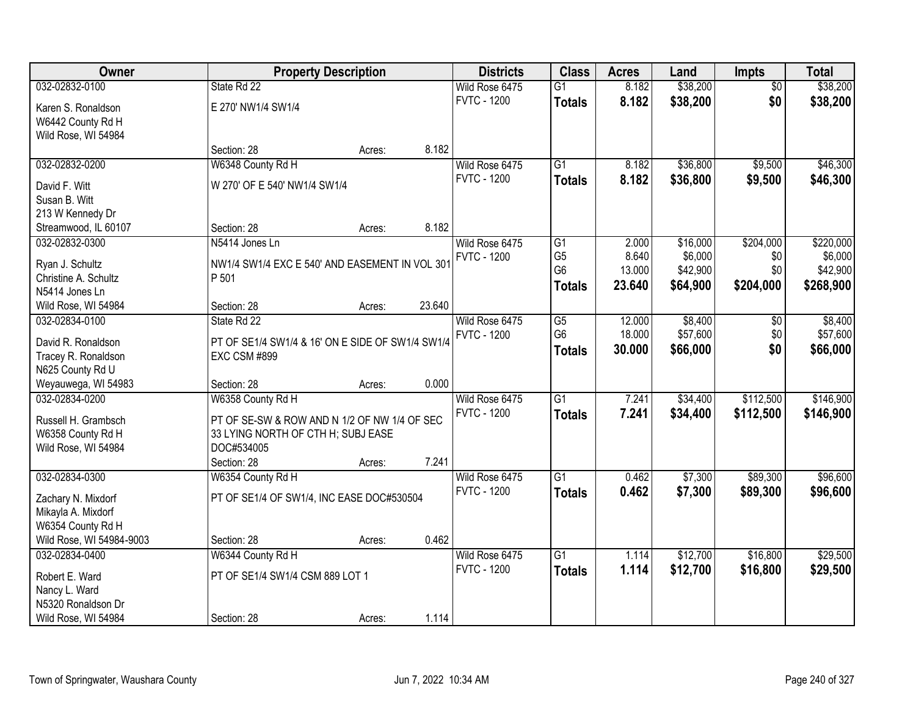| Owner | Property Description | | | Districts | Class | Acres | Land | Impts | Total |
|---|---|---|---|---|---|---|---|---|---|
| 032-02832-0100 | State Rd 22 | | | Wild Rose 6475 | G1 | 8.182 | $38,200 | $0 | $38,200 |
| Karen S. Ronaldson<br>W6442 County Rd H<br>Wild Rose, WI 54984 | E 270' NW1/4 SW1/4 | | | FVTC - 1200 | **Totals** | **8.182** | **$38,200** | **$0** | **$38,200** |
| | Section: 28 | Acres: | 8.182 | | | | | | |
| 032-02832-0200 | W6348 County Rd H | | | Wild Rose 6475 | G1 | 8.182 | $36,800 | $9,500 | $46,300 |
| David F. Witt<br>Susan B. Witt<br>213 W Kennedy Dr<br>Streamwood, IL 60107 | W 270' OF E 540' NW1/4 SW1/4 | | | FVTC - 1200 | **Totals** | **8.182** | **$36,800** | **$9,500** | **$46,300** |
| | Section: 28 | Acres: | 8.182 | | | | | | |
| 032-02832-0300 | N5414 Jones Ln | | | Wild Rose 6475 | G1 | 2.000 | $16,000 | $204,000 | $220,000 |
| Ryan J. Schultz<br>Christine A. Schultz<br>N5414 Jones Ln<br>Wild Rose, WI 54984 | NW1/4 SW1/4 EXC E 540' AND EASEMENT IN VOL 301 P 501 | | | FVTC - 1200 | G5 | 8.640 | $6,000 | $0 | $6,000 |
| | | | | | G6 | 13.000 | $42,900 | $0 | $42,900 |
| | | | | | **Totals** | **23.640** | **$64,900** | **$204,000** | **$268,900** |
| | Section: 28 | Acres: | 23.640 | | | | | | |
| 032-02834-0100 | State Rd 22 | | | Wild Rose 6475 | G5 | 12.000 | $8,400 | $0 | $8,400 |
| David R. Ronaldson<br>Tracey R. Ronaldson<br>N625 County Rd U<br>Weyauwega, WI 54983 | PT OF SE1/4 SW1/4 & 16' ON E SIDE OF SW1/4 SW1/4 EXC CSM #899 | | | FVTC - 1200 | G6 | 18.000 | $57,600 | $0 | $57,600 |
| | | | | | **Totals** | **30.000** | **$66,000** | **$0** | **$66,000** |
| | Section: 28 | Acres: | 0.000 | | | | | | |
| 032-02834-0200 | W6358 County Rd H | | | Wild Rose 6475 | G1 | 7.241 | $34,400 | $112,500 | $146,900 |
| Russell H. Grambsch<br>W6358 County Rd H<br>Wild Rose, WI 54984 | PT OF SE-SW & ROW AND N 1/2 OF NW 1/4 OF SEC 33 LYING NORTH OF CTH H; SUBJ EASE DOC#534005 | | | FVTC - 1200 | **Totals** | **7.241** | **$34,400** | **$112,500** | **$146,900** |
| | Section: 28 | Acres: | 7.241 | | | | | | |
| 032-02834-0300 | W6354 County Rd H | | | Wild Rose 6475 | G1 | 0.462 | $7,300 | $89,300 | $96,600 |
| Zachary N. Mixdorf<br>Mikayla A. Mixdorf<br>W6354 County Rd H<br>Wild Rose, WI 54984-9003 | PT OF SE1/4 OF SW1/4, INC EASE DOC#530504 | | | FVTC - 1200 | **Totals** | **0.462** | **$7,300** | **$89,300** | **$96,600** |
| | Section: 28 | Acres: | 0.462 | | | | | | |
| 032-02834-0400 | W6344 County Rd H | | | Wild Rose 6475 | G1 | 1.114 | $12,700 | $16,800 | $29,500 |
| Robert E. Ward<br>Nancy L. Ward<br>N5320 Ronaldson Dr<br>Wild Rose, WI 54984 | PT OF SE1/4 SW1/4 CSM 889 LOT 1 | | | FVTC - 1200 | **Totals** | **1.114** | **$12,700** | **$16,800** | **$29,500** |
| | Section: 28 | Acres: | 1.114 | | | | | | |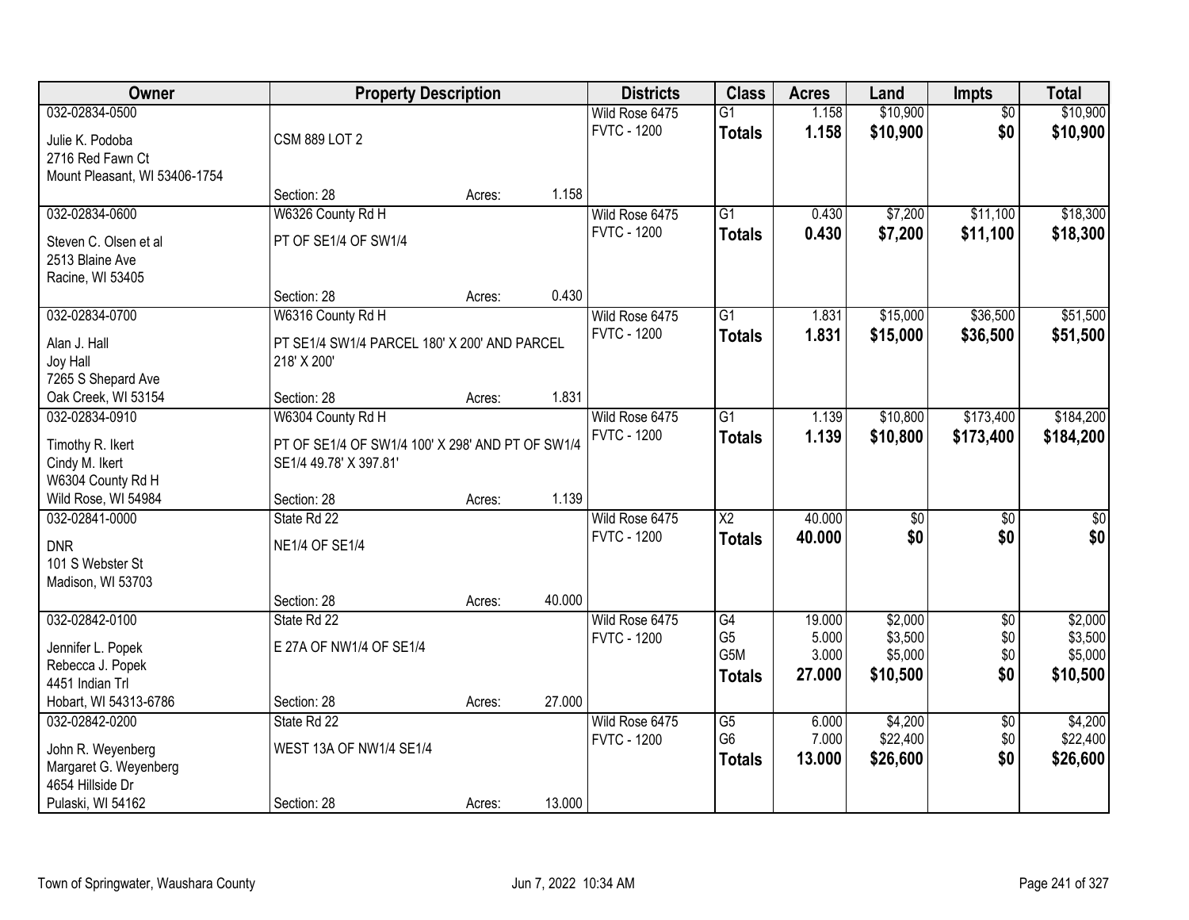| Owner | Property Description | | | Districts | Class | Acres | Land | Impts | Total |
|---|---|---|---|---|---|---|---|---|---|
| 032-02834-0500<br>Julie K. Podoba<br>2716 Red Fawn Ct<br>Mount Pleasant, WI 53406-1754 | CSM 889 LOT 2<br>Section: 28 | Acres: | 1.158 | Wild Rose 6475<br>FVTC - 1200 | G1<br>**Totals** | 1.158<br>**1.158** | $10,900<br>**$10,900** | $0<br>**$0** | $10,900<br>**$10,900** |
| 032-02834-0600<br>Steven C. Olsen et al<br>2513 Blaine Ave<br>Racine, WI 53405 | W6326 County Rd H<br>PT OF SE1/4 OF SW1/4<br>Section: 28 | Acres: | 0.430 | Wild Rose 6475<br>FVTC - 1200 | G1<br>**Totals** | 0.430<br>**0.430** | $7,200<br>**$7,200** | $11,100<br>**$11,100** | $18,300<br>**$18,300** |
| 032-02834-0700<br>Alan J. Hall<br>Joy Hall<br>7265 S Shepard Ave<br>Oak Creek, WI 53154 | W6316 County Rd H<br>PT SE1/4 SW1/4 PARCEL 180' X 200' AND PARCEL 218' X 200'<br>Section: 28 | Acres: | 1.831 | Wild Rose 6475<br>FVTC - 1200 | G1<br>**Totals** | 1.831<br>**1.831** | $15,000<br>**$15,000** | $36,500<br>**$36,500** | $51,500<br>**$51,500** |
| 032-02834-0910<br>Timothy R. Ikert<br>Cindy M. Ikert<br>W6304 County Rd H<br>Wild Rose, WI 54984 | W6304 County Rd H<br>PT OF SE1/4 OF SW1/4 100' X 298' AND PT OF SW1/4 SE1/4 49.78' X 397.81'<br>Section: 28 | Acres: | 1.139 | Wild Rose 6475<br>FVTC - 1200 | G1<br>**Totals** | 1.139<br>**1.139** | $10,800<br>**$10,800** | $173,400<br>**$173,400** | $184,200<br>**$184,200** |
| 032-02841-0000<br>DNR<br>101 S Webster St<br>Madison, WI 53703 | State Rd 22<br>NE1/4 OF SE1/4<br>Section: 28 | Acres: | 40.000 | Wild Rose 6475<br>FVTC - 1200 | X2<br>**Totals** | 40.000<br>**40.000** | $0<br>**$0** | $0<br>**$0** | $0<br>**$0** |
| 032-02842-0100<br>Jennifer L. Popek<br>Rebecca J. Popek<br>4451 Indian Trl<br>Hobart, WI 54313-6786 | State Rd 22<br>E 27A OF NW1/4 OF SE1/4<br>Section: 28 | Acres: | 27.000 | Wild Rose 6475<br>FVTC - 1200 | G4<br>G5<br>G5M<br>**Totals** | 19.000<br>5.000<br>3.000<br>**27.000** | $2,000<br>$3,500<br>$5,000<br>**$10,500** | $0<br>$0<br>$0<br>**$0** | $2,000<br>$3,500<br>$5,000<br>**$10,500** |
| 032-02842-0200<br>John R. Weyenberg<br>Margaret G. Weyenberg<br>4654 Hillside Dr<br>Pulaski, WI 54162 | State Rd 22<br>WEST 13A OF NW1/4 SE1/4<br>Section: 28 | Acres: | 13.000 | Wild Rose 6475<br>FVTC - 1200 | G5<br>G6<br>**Totals** | 6.000<br>7.000<br>**13.000** | $4,200<br>$22,400<br>**$26,600** | $0<br>$0<br>**$0** | $4,200<br>$22,400<br>**$26,600** |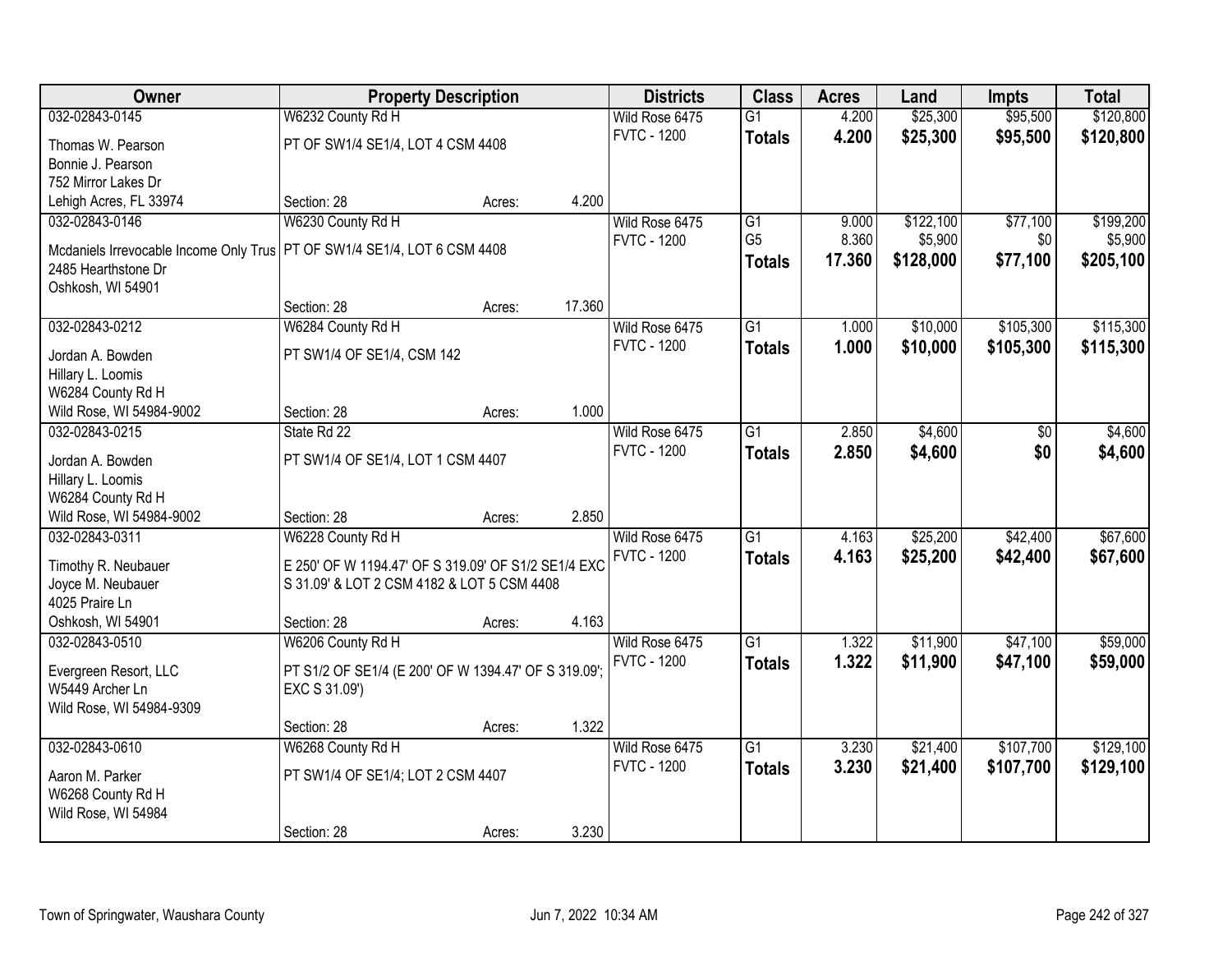| Owner | Property Description | | | Districts | Class | Acres | Land | Impts | Total |
|---|---|---|---|---|---|---|---|---|---|
| 032-02843-0145 | W6232 County Rd H | | | Wild Rose 6475 | G1 | 4.200 | $25,300 | $95,500 | $120,800 |
| Thomas W. Pearson | PT OF SW1/4 SE1/4, LOT 4 CSM 4408 | | | FVTC - 1200 | **Totals** | **4.200** | **$25,300** | **$95,500** | **$120,800** |
| Bonnie J. Pearson | | | | | | | | | |
| 752 Mirror Lakes Dr | | | | | | | | | |
| Lehigh Acres, FL 33974 | Section: 28 | Acres: | 4.200 | | | | | | |
| 032-02843-0146 | W6230 County Rd H | | | Wild Rose 6475 | G1 | 9.000 | $122,100 | $77,100 | $199,200 |
| Mcdaniels Irrevocable Income Only Trus | PT OF SW1/4 SE1/4, LOT 6 CSM 4408 | | | FVTC - 1200 | G5 | 8.360 | $5,900 | $0 | $5,900 |
| 2485 Hearthstone Dr | | | | | **Totals** | **17.360** | **$128,000** | **$77,100** | **$205,100** |
| Oshkosh, WI 54901 | | | | | | | | | |
| | Section: 28 | Acres: | 17.360 | | | | | | |
| 032-02843-0212 | W6284 County Rd H | | | Wild Rose 6475 | G1 | 1.000 | $10,000 | $105,300 | $115,300 |
| Jordan A. Bowden | PT SW1/4 OF SE1/4, CSM 142 | | | FVTC - 1200 | **Totals** | **1.000** | **$10,000** | **$105,300** | **$115,300** |
| Hillary L. Loomis | | | | | | | | | |
| W6284 County Rd H | | | | | | | | | |
| Wild Rose, WI 54984-9002 | Section: 28 | Acres: | 1.000 | | | | | | |
| 032-02843-0215 | State Rd 22 | | | Wild Rose 6475 | G1 | 2.850 | $4,600 | $0 | $4,600 |
| Jordan A. Bowden | PT SW1/4 OF SE1/4, LOT 1 CSM 4407 | | | FVTC - 1200 | **Totals** | **2.850** | **$4,600** | **$0** | **$4,600** |
| Hillary L. Loomis | | | | | | | | | |
| W6284 County Rd H | | | | | | | | | |
| Wild Rose, WI 54984-9002 | Section: 28 | Acres: | 2.850 | | | | | | |
| 032-02843-0311 | W6228 County Rd H | | | Wild Rose 6475 | G1 | 4.163 | $25,200 | $42,400 | $67,600 |
| Timothy R. Neubauer | E 250' OF W 1194.47' OF S 319.09' OF S1/2 SE1/4 EXC S 31.09' & LOT 2 CSM 4182 & LOT 5 CSM 4408 | | | FVTC - 1200 | **Totals** | **4.163** | **$25,200** | **$42,400** | **$67,600** |
| Joyce M. Neubauer | | | | | | | | | |
| 4025 Praire Ln | | | | | | | | | |
| Oshkosh, WI 54901 | Section: 28 | Acres: | 4.163 | | | | | | |
| 032-02843-0510 | W6206 County Rd H | | | Wild Rose 6475 | G1 | 1.322 | $11,900 | $47,100 | $59,000 |
| Evergreen Resort, LLC | PT S1/2 OF SE1/4 (E 200' OF W 1394.47' OF S 319.09'; EXC S 31.09') | | | FVTC - 1200 | **Totals** | **1.322** | **$11,900** | **$47,100** | **$59,000** |
| W5449 Archer Ln | | | | | | | | | |
| Wild Rose, WI 54984-9309 | | | | | | | | | |
| | Section: 28 | Acres: | 1.322 | | | | | | |
| 032-02843-0610 | W6268 County Rd H | | | Wild Rose 6475 | G1 | 3.230 | $21,400 | $107,700 | $129,100 |
| Aaron M. Parker | PT SW1/4 OF SE1/4; LOT 2 CSM 4407 | | | FVTC - 1200 | **Totals** | **3.230** | **$21,400** | **$107,700** | **$129,100** |
| W6268 County Rd H | | | | | | | | | |
| Wild Rose, WI 54984 | | | | | | | | | |
| | Section: 28 | Acres: | 3.230 | | | | | | |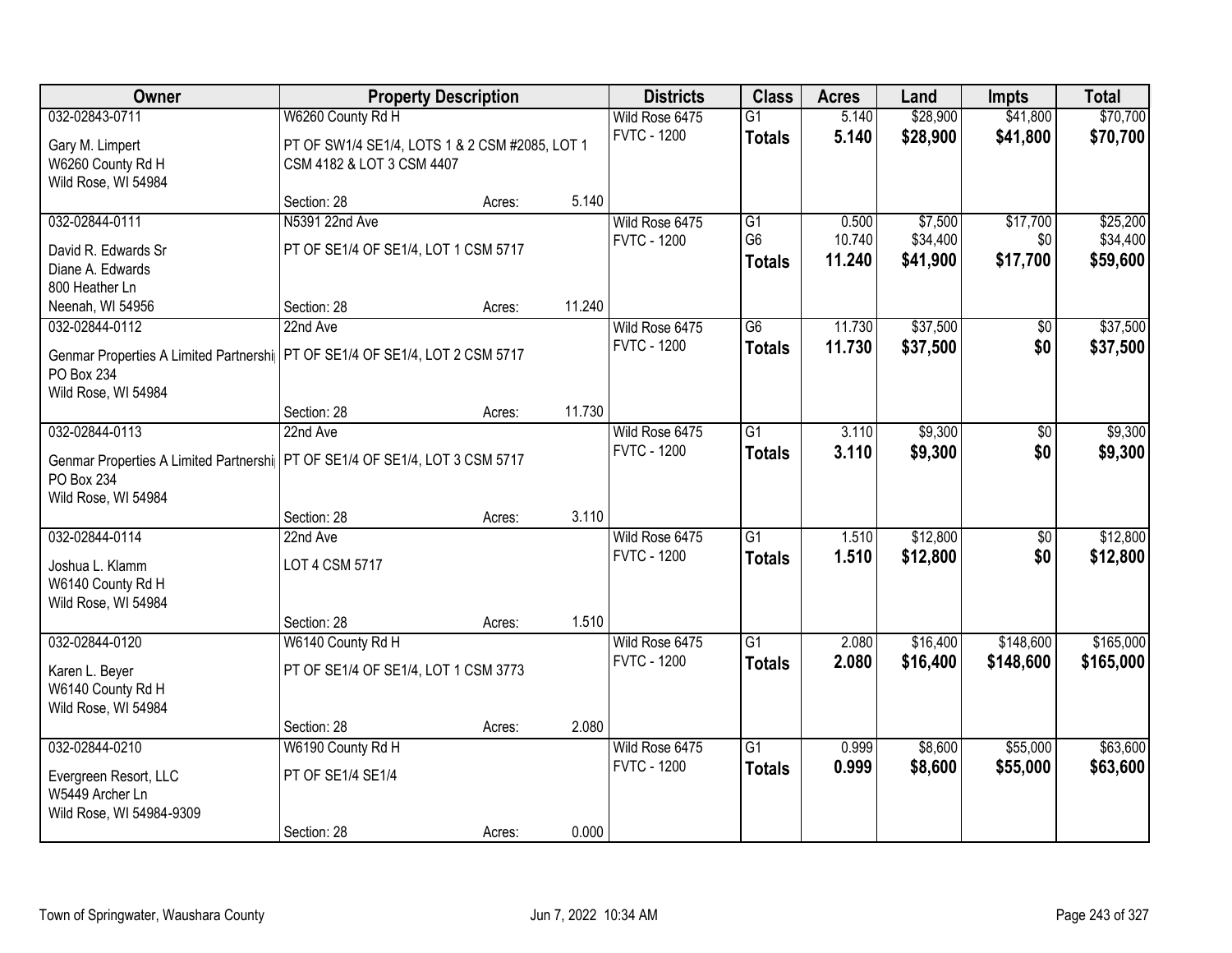| Owner | Property Description | | | Districts | Class | Acres | Land | Impts | Total |
|---|---|---|---|---|---|---|---|---|---|
| 032-02843-0711 | W6260 County Rd H | | | Wild Rose 6475 | G1 | 5.140 | $28,900 | $41,800 | $70,700 |
| Gary M. Limpert<br>W6260 County Rd H<br>Wild Rose, WI 54984 | PT OF SW1/4 SE1/4, LOTS 1 & 2 CSM #2085, LOT 1 CSM 4182 & LOT 3 CSM 4407 | | | FVTC - 1200 | **Totals** | **5.140** | **$28,900** | **$41,800** | **$70,700** |
| | Section: 28 | Acres: | 5.140 | | | | | | |
| 032-02844-0111 | N5391 22nd Ave | | | Wild Rose 6475 | G1 | 0.500 | $7,500 | $17,700 | $25,200 |
| David R. Edwards Sr<br>Diane A. Edwards<br>800 Heather Ln<br>Neenah, WI 54956 | PT OF SE1/4 OF SE1/4, LOT 1 CSM 5717 | | | FVTC - 1200 | G6 | 10.740 | $34,400 | $0 | $34,400 |
| | | | | | **Totals** | **11.240** | **$41,900** | **$17,700** | **$59,600** |
| | Section: 28 | Acres: | 11.240 | | | | | | |
| 032-02844-0112 | 22nd Ave | | | Wild Rose 6475 | G6 | 11.730 | $37,500 | $0 | $37,500 |
| Genmar Properties A Limited Partnershi<br>PO Box 234<br>Wild Rose, WI 54984 | PT OF SE1/4 OF SE1/4, LOT 2 CSM 5717 | | | FVTC - 1200 | **Totals** | **11.730** | **$37,500** | **$0** | **$37,500** |
| | Section: 28 | Acres: | 11.730 | | | | | | |
| 032-02844-0113 | 22nd Ave | | | Wild Rose 6475 | G1 | 3.110 | $9,300 | $0 | $9,300 |
| Genmar Properties A Limited Partnershi<br>PO Box 234<br>Wild Rose, WI 54984 | PT OF SE1/4 OF SE1/4, LOT 3 CSM 5717 | | | FVTC - 1200 | **Totals** | **3.110** | **$9,300** | **$0** | **$9,300** |
| | Section: 28 | Acres: | 3.110 | | | | | | |
| 032-02844-0114 | 22nd Ave | | | Wild Rose 6475 | G1 | 1.510 | $12,800 | $0 | $12,800 |
| Joshua L. Klamm<br>W6140 County Rd H<br>Wild Rose, WI 54984 | LOT 4 CSM 5717 | | | FVTC - 1200 | **Totals** | **1.510** | **$12,800** | **$0** | **$12,800** |
| | Section: 28 | Acres: | 1.510 | | | | | | |
| 032-02844-0120 | W6140 County Rd H | | | Wild Rose 6475 | G1 | 2.080 | $16,400 | $148,600 | $165,000 |
| Karen L. Beyer<br>W6140 County Rd H<br>Wild Rose, WI 54984 | PT OF SE1/4 OF SE1/4, LOT 1 CSM 3773 | | | FVTC - 1200 | **Totals** | **2.080** | **$16,400** | **$148,600** | **$165,000** |
| | Section: 28 | Acres: | 2.080 | | | | | | |
| 032-02844-0210 | W6190 County Rd H | | | Wild Rose 6475 | G1 | 0.999 | $8,600 | $55,000 | $63,600 |
| Evergreen Resort, LLC<br>W5449 Archer Ln<br>Wild Rose, WI 54984-9309 | PT OF SE1/4 SE1/4 | | | FVTC - 1200 | **Totals** | **0.999** | **$8,600** | **$55,000** | **$63,600** |
| | Section: 28 | Acres: | 0.000 | | | | | | |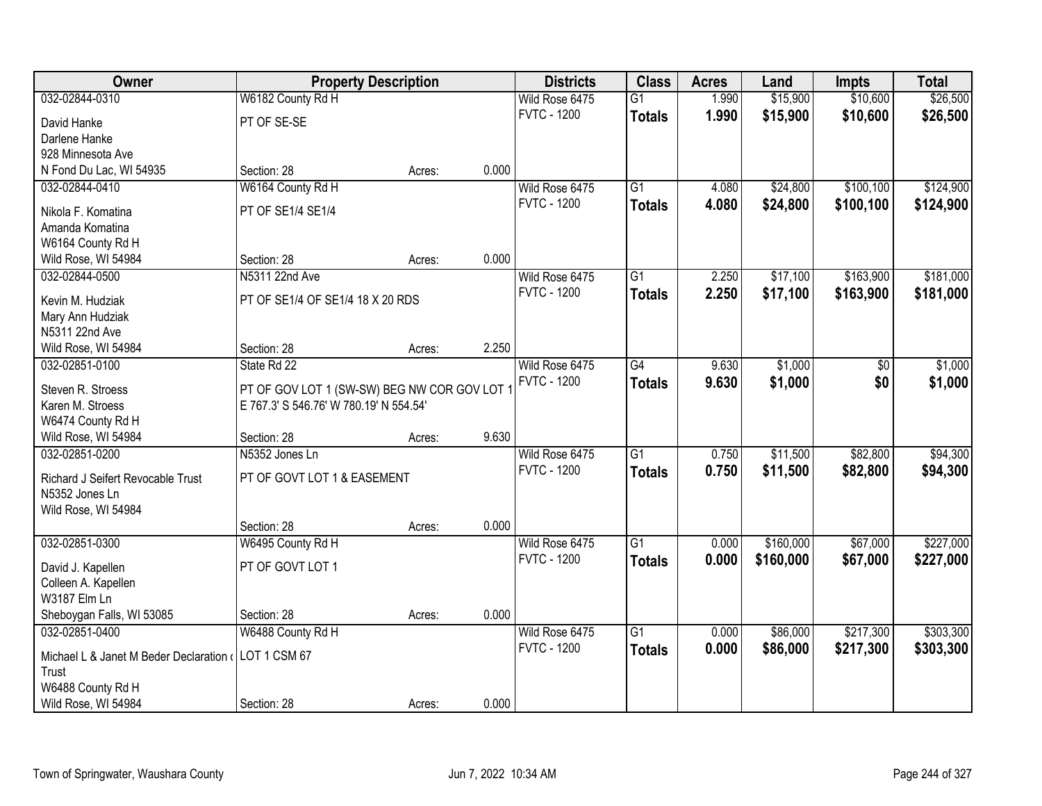| Owner | Property Description | | | Districts | Class | Acres | Land | Impts | Total |
|---|---|---|---|---|---|---|---|---|---|
| 032-02844-0310 | W6182 County Rd H | | | Wild Rose 6475 | G1 | 1.990 | $15,900 | $10,600 | $26,500 |
| David Hanke | PT OF SE-SE | | | FVTC - 1200 | **Totals** | **1.990** | **$15,900** | **$10,600** | **$26,500** |
| Darlene Hanke | | | | | | | | | |
| 928 Minnesota Ave | | | | | | | | | |
| N Fond Du Lac, WI 54935 | Section: 28 | Acres: | 0.000 | | | | | | |
| 032-02844-0410 | W6164 County Rd H | | | Wild Rose 6475 | G1 | 4.080 | $24,800 | $100,100 | $124,900 |
| Nikola F. Komatina | PT OF SE1/4 SE1/4 | | | FVTC - 1200 | **Totals** | **4.080** | **$24,800** | **$100,100** | **$124,900** |
| Amanda Komatina | | | | | | | | | |
| W6164 County Rd H | | | | | | | | | |
| Wild Rose, WI 54984 | Section: 28 | Acres: | 0.000 | | | | | | |
| 032-02844-0500 | N5311 22nd Ave | | | Wild Rose 6475 | G1 | 2.250 | $17,100 | $163,900 | $181,000 |
| Kevin M. Hudziak | PT OF SE1/4 OF SE1/4 18 X 20 RDS | | | FVTC - 1200 | **Totals** | **2.250** | **$17,100** | **$163,900** | **$181,000** |
| Mary Ann Hudziak | | | | | | | | | |
| N5311 22nd Ave | | | | | | | | | |
| Wild Rose, WI 54984 | Section: 28 | Acres: | 2.250 | | | | | | |
| 032-02851-0100 | State Rd 22 | | | Wild Rose 6475 | G4 | 9.630 | $1,000 | $0 | $1,000 |
| Steven R. Stroess | PT OF GOV LOT 1 (SW-SW) BEG NW COR GOV LOT 1 E 767.3' S 546.76' W 780.19' N 554.54' | | | FVTC - 1200 | **Totals** | **9.630** | **$1,000** | **$0** | **$1,000** |
| Karen M. Stroess | | | | | | | | | |
| W6474 County Rd H | | | | | | | | | |
| Wild Rose, WI 54984 | Section: 28 | Acres: | 9.630 | | | | | | |
| 032-02851-0200 | N5352 Jones Ln | | | Wild Rose 6475 | G1 | 0.750 | $11,500 | $82,800 | $94,300 |
| Richard J Seifert Revocable Trust | PT OF GOVT LOT 1 & EASEMENT | | | FVTC - 1200 | **Totals** | **0.750** | **$11,500** | **$82,800** | **$94,300** |
| N5352 Jones Ln | | | | | | | | | |
| Wild Rose, WI 54984 | | | | | | | | | |
| | Section: 28 | Acres: | 0.000 | | | | | | |
| 032-02851-0300 | W6495 County Rd H | | | Wild Rose 6475 | G1 | 0.000 | $160,000 | $67,000 | $227,000 |
| David J. Kapellen | PT OF GOVT LOT 1 | | | FVTC - 1200 | **Totals** | **0.000** | **$160,000** | **$67,000** | **$227,000** |
| Colleen A. Kapellen | | | | | | | | | |
| W3187 Elm Ln | | | | | | | | | |
| Sheboygan Falls, WI 53085 | Section: 28 | Acres: | 0.000 | | | | | | |
| 032-02851-0400 | W6488 County Rd H | | | Wild Rose 6475 | G1 | 0.000 | $86,000 | $217,300 | $303,300 |
| Michael L & Janet M Beder Declaration of Trust | LOT 1 CSM 67 | | | FVTC - 1200 | **Totals** | **0.000** | **$86,000** | **$217,300** | **$303,300** |
| W6488 County Rd H | | | | | | | | | |
| Wild Rose, WI 54984 | Section: 28 | Acres: | 0.000 | | | | | | |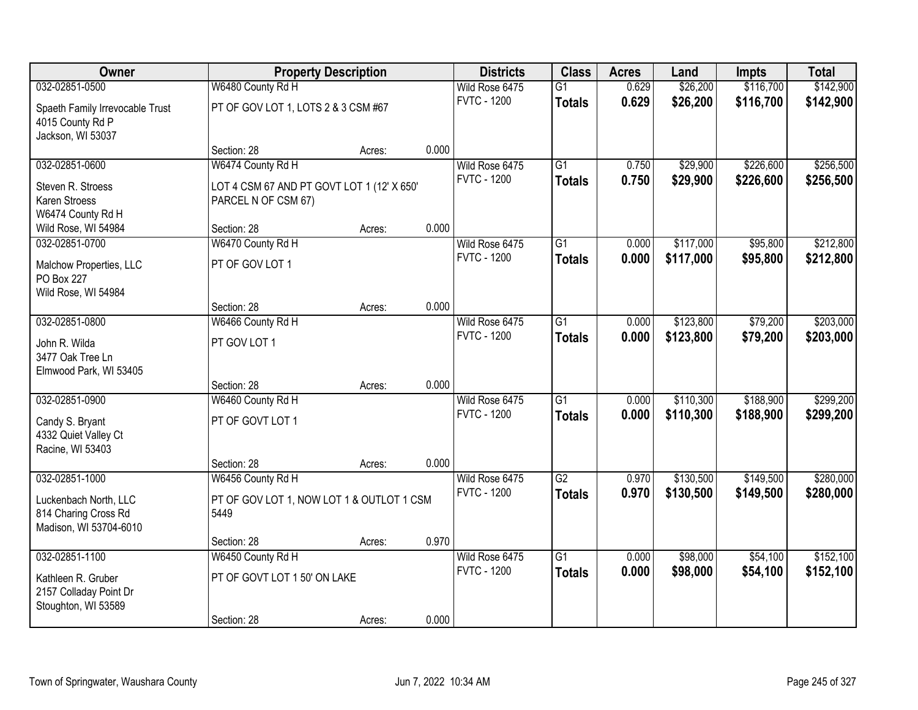| Owner | Property Description | | | Districts | Class | Acres | Land | Impts | Total |
|---|---|---|---|---|---|---|---|---|---|
| 032-02851-0500 | W6480 County Rd H | | | Wild Rose 6475 | G1 | 0.629 | $26,200 | $116,700 | $142,900 |
| Spaeth Family Irrevocable Trust<br>4015 County Rd P<br>Jackson, WI 53037 | PT OF GOV LOT 1, LOTS 2 & 3 CSM #67 | | | FVTC - 1200 | **Totals** | **0.629** | **$26,200** | **$116,700** | **$142,900** |
| | Section: 28 | Acres: | 0.000 | | | | | | |
| 032-02851-0600 | W6474 County Rd H | | | Wild Rose 6475 | G1 | 0.750 | $29,900 | $226,600 | $256,500 |
| Steven R. Stroess<br>Karen Stroess<br>W6474 County Rd H<br>Wild Rose, WI 54984 | LOT 4 CSM 67 AND PT GOVT LOT 1 (12' X 650' PARCEL N OF CSM 67) | | | FVTC - 1200 | **Totals** | **0.750** | **$29,900** | **$226,600** | **$256,500** |
| | Section: 28 | Acres: | 0.000 | | | | | | |
| 032-02851-0700 | W6470 County Rd H | | | Wild Rose 6475 | G1 | 0.000 | $117,000 | $95,800 | $212,800 |
| Malchow Properties, LLC<br>PO Box 227<br>Wild Rose, WI 54984 | PT OF GOV LOT 1 | | | FVTC - 1200 | **Totals** | **0.000** | **$117,000** | **$95,800** | **$212,800** |
| | Section: 28 | Acres: | 0.000 | | | | | | |
| 032-02851-0800 | W6466 County Rd H | | | Wild Rose 6475 | G1 | 0.000 | $123,800 | $79,200 | $203,000 |
| John R. Wilda<br>3477 Oak Tree Ln<br>Elmwood Park, WI 53405 | PT GOV LOT 1 | | | FVTC - 1200 | **Totals** | **0.000** | **$123,800** | **$79,200** | **$203,000** |
| | Section: 28 | Acres: | 0.000 | | | | | | |
| 032-02851-0900 | W6460 County Rd H | | | Wild Rose 6475 | G1 | 0.000 | $110,300 | $188,900 | $299,200 |
| Candy S. Bryant<br>4332 Quiet Valley Ct<br>Racine, WI 53403 | PT OF GOVT LOT 1 | | | FVTC - 1200 | **Totals** | **0.000** | **$110,300** | **$188,900** | **$299,200** |
| | Section: 28 | Acres: | 0.000 | | | | | | |
| 032-02851-1000 | W6456 County Rd H | | | Wild Rose 6475 | G2 | 0.970 | $130,500 | $149,500 | $280,000 |
| Luckenbach North, LLC<br>814 Charing Cross Rd<br>Madison, WI 53704-6010 | PT OF GOV LOT 1, NOW LOT 1 & OUTLOT 1 CSM 5449 | | | FVTC - 1200 | **Totals** | **0.970** | **$130,500** | **$149,500** | **$280,000** |
| | Section: 28 | Acres: | 0.970 | | | | | | |
| 032-02851-1100 | W6450 County Rd H | | | Wild Rose 6475 | G1 | 0.000 | $98,000 | $54,100 | $152,100 |
| Kathleen R. Gruber<br>2157 Colladay Point Dr<br>Stoughton, WI 53589 | PT OF GOVT LOT 1 50' ON LAKE | | | FVTC - 1200 | **Totals** | **0.000** | **$98,000** | **$54,100** | **$152,100** |
| | Section: 28 | Acres: | 0.000 | | | | | | |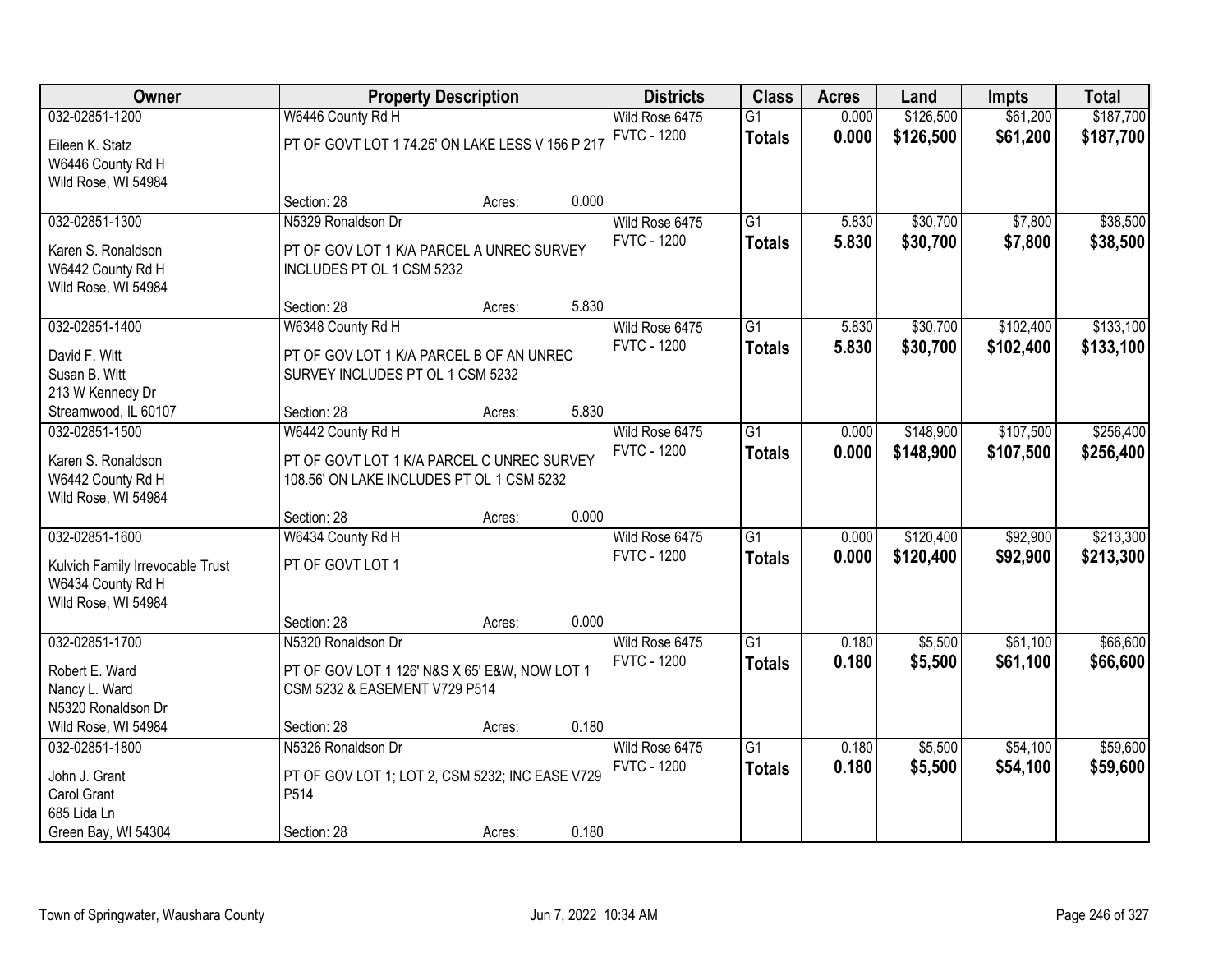| Owner | Property Description | | | Districts | Class | Acres | Land | Impts | Total |
|---|---|---|---|---|---|---|---|---|---|
| 032-02851-1200 | W6446 County Rd H | | | Wild Rose 6475 | G1 | 0.000 | $126,500 | $61,200 | $187,700 |
| Eileen K. Statz<br>W6446 County Rd H<br>Wild Rose, WI 54984 | PT OF GOVT LOT 1 74.25' ON LAKE LESS V 156 P 217 | | | FVTC - 1200 | **Totals** | **0.000** | **$126,500** | **$61,200** | **$187,700** |
| | Section: 28 | Acres: | 0.000 | | | | | | |
| 032-02851-1300 | N5329 Ronaldson Dr | | | Wild Rose 6475 | G1 | 5.830 | $30,700 | $7,800 | $38,500 |
| Karen S. Ronaldson<br>W6442 County Rd H<br>Wild Rose, WI 54984 | PT OF GOV LOT 1 K/A PARCEL A UNREC SURVEY INCLUDES PT OL 1 CSM 5232 | | | FVTC - 1200 | **Totals** | **5.830** | **$30,700** | **$7,800** | **$38,500** |
| | Section: 28 | Acres: | 5.830 | | | | | | |
| 032-02851-1400 | W6348 County Rd H | | | Wild Rose 6475 | G1 | 5.830 | $30,700 | $102,400 | $133,100 |
| David F. Witt<br>Susan B. Witt<br>213 W Kennedy Dr<br>Streamwood, IL 60107 | PT OF GOV LOT 1 K/A PARCEL B OF AN UNREC SURVEY INCLUDES PT OL 1 CSM 5232 | | | FVTC - 1200 | **Totals** | **5.830** | **$30,700** | **$102,400** | **$133,100** |
| | Section: 28 | Acres: | 5.830 | | | | | | |
| 032-02851-1500 | W6442 County Rd H | | | Wild Rose 6475 | G1 | 0.000 | $148,900 | $107,500 | $256,400 |
| Karen S. Ronaldson<br>W6442 County Rd H<br>Wild Rose, WI 54984 | PT OF GOVT LOT 1 K/A PARCEL C UNREC SURVEY 108.56' ON LAKE INCLUDES PT OL 1 CSM 5232 | | | FVTC - 1200 | **Totals** | **0.000** | **$148,900** | **$107,500** | **$256,400** |
| | Section: 28 | Acres: | 0.000 | | | | | | |
| 032-02851-1600 | W6434 County Rd H | | | Wild Rose 6475 | G1 | 0.000 | $120,400 | $92,900 | $213,300 |
| Kulvich Family Irrevocable Trust<br>W6434 County Rd H<br>Wild Rose, WI 54984 | PT OF GOVT LOT 1 | | | FVTC - 1200 | **Totals** | **0.000** | **$120,400** | **$92,900** | **$213,300** |
| | Section: 28 | Acres: | 0.000 | | | | | | |
| 032-02851-1700 | N5320 Ronaldson Dr | | | Wild Rose 6475 | G1 | 0.180 | $5,500 | $61,100 | $66,600 |
| Robert E. Ward<br>Nancy L. Ward<br>N5320 Ronaldson Dr<br>Wild Rose, WI 54984 | PT OF GOV LOT 1 126' N&S X 65' E&W, NOW LOT 1 CSM 5232 & EASEMENT V729 P514 | | | FVTC - 1200 | **Totals** | **0.180** | **$5,500** | **$61,100** | **$66,600** |
| | Section: 28 | Acres: | 0.180 | | | | | | |
| 032-02851-1800 | N5326 Ronaldson Dr | | | Wild Rose 6475 | G1 | 0.180 | $5,500 | $54,100 | $59,600 |
| John J. Grant<br>Carol Grant<br>685 Lida Ln<br>Green Bay, WI 54304 | PT OF GOV LOT 1; LOT 2, CSM 5232; INC EASE V729 P514 | | | FVTC - 1200 | **Totals** | **0.180** | **$5,500** | **$54,100** | **$59,600** |
| | Section: 28 | Acres: | 0.180 | | | | | | |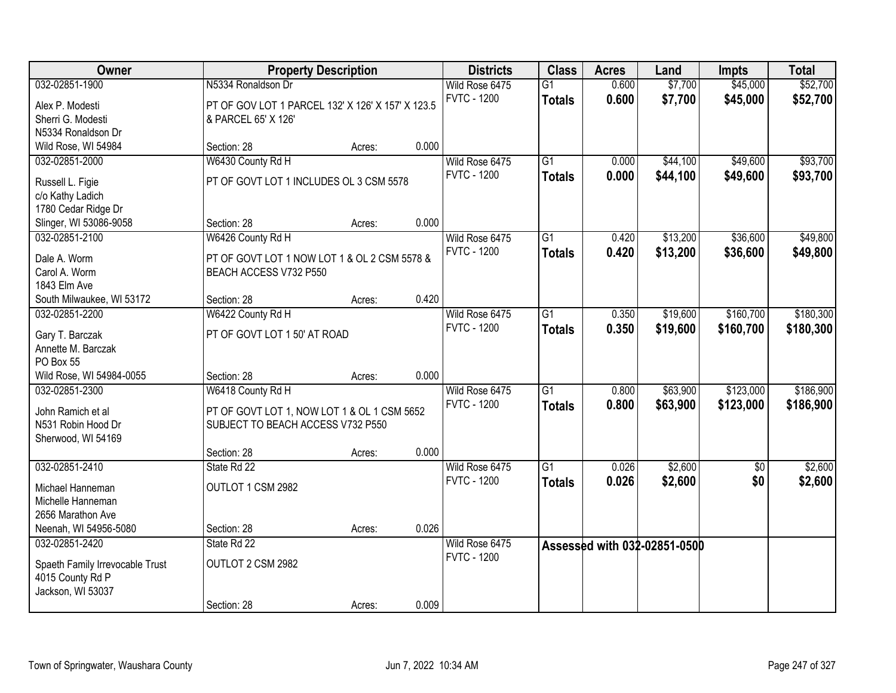| Owner | Property Description | Districts | Class | Acres | Land | Impts | Total |
|---|---|---|---|---|---|---|---|
| 032-02851-1900<br>Alex P. Modesti<br>Sherri G. Modesti<br>N5334 Ronaldson Dr<br>Wild Rose, WI 54984 | N5334 Ronaldson Dr<br>PT OF GOV LOT 1 PARCEL 132' X 126' X 157' X 123.5 & PARCEL 65' X 126'<br>Section: 28 Acres: 0.000 | Wild Rose 6475<br>FVTC - 1200 | G1<br>**Totals** | 0.600<br>**0.600** | $7,700<br>**$7,700** | $45,000<br>**$45,000** | $52,700<br>**$52,700** |
| 032-02851-2000<br>Russell L. Figie<br>c/o Kathy Ladich<br>1780 Cedar Ridge Dr<br>Slinger, WI 53086-9058 | W6430 County Rd H<br>PT OF GOVT LOT 1 INCLUDES OL 3 CSM 5578<br>Section: 28 Acres: 0.000 | Wild Rose 6475<br>FVTC - 1200 | G1<br>**Totals** | 0.000<br>**0.000** | $44,100<br>**$44,100** | $49,600<br>**$49,600** | $93,700<br>**$93,700** |
| 032-02851-2100<br>Dale A. Worm<br>Carol A. Worm<br>1843 Elm Ave<br>South Milwaukee, WI 53172 | W6426 County Rd H<br>PT OF GOVT LOT 1 NOW LOT 1 & OL 2 CSM 5578 & BEACH ACCESS V732 P550<br>Section: 28 Acres: 0.420 | Wild Rose 6475<br>FVTC - 1200 | G1<br>**Totals** | 0.420<br>**0.420** | $13,200<br>**$13,200** | $36,600<br>**$36,600** | $49,800<br>**$49,800** |
| 032-02851-2200<br>Gary T. Barczak<br>Annette M. Barczak<br>PO Box 55<br>Wild Rose, WI 54984-0055 | W6422 County Rd H<br>PT OF GOVT LOT 1 50' AT ROAD<br>Section: 28 Acres: 0.000 | Wild Rose 6475<br>FVTC - 1200 | G1<br>**Totals** | 0.350<br>**0.350** | $19,600<br>**$19,600** | $160,700<br>**$160,700** | $180,300<br>**$180,300** |
| 032-02851-2300<br>John Ramich et al<br>N531 Robin Hood Dr<br>Sherwood, WI 54169 | W6418 County Rd H<br>PT OF GOVT LOT 1, NOW LOT 1 & OL 1 CSM 5652 SUBJECT TO BEACH ACCESS V732 P550<br>Section: 28 Acres: 0.000 | Wild Rose 6475<br>FVTC - 1200 | G1<br>**Totals** | 0.800<br>**0.800** | $63,900<br>**$63,900** | $123,000<br>**$123,000** | $186,900<br>**$186,900** |
| 032-02851-2410<br>Michael Hanneman<br>Michelle Hanneman<br>2656 Marathon Ave<br>Neenah, WI 54956-5080 | State Rd 22<br>OUTLOT 1 CSM 2982<br>Section: 28 Acres: 0.026 | Wild Rose 6475<br>FVTC - 1200 | G1<br>**Totals** | 0.026<br>**0.026** | $2,600<br>**$2,600** | $0<br>**$0** | $2,600<br>**$2,600** |
| 032-02851-2420<br>Spaeth Family Irrevocable Trust<br>4015 County Rd P<br>Jackson, WI 53037 | State Rd 22<br>OUTLOT 2 CSM 2982<br>Section: 28 Acres: 0.009 | Wild Rose 6475<br>FVTC - 1200 | Assessed with 032-02851-0500 | | | | |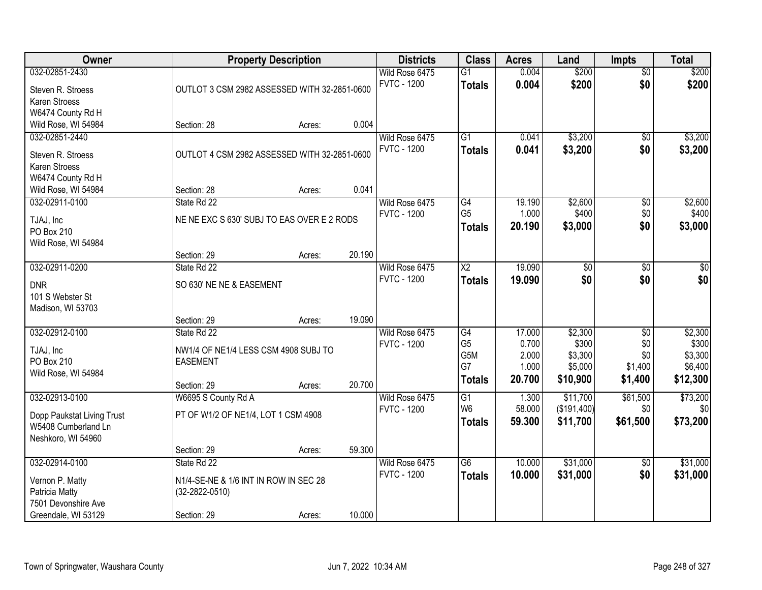| Owner | Property Description | Districts | Class | Acres | Land | Impts | Total |
|---|---|---|---|---|---|---|---|
| 032-02851-2430<br>Steven R. Stroess<br>Karen Stroess<br>W6474 County Rd H<br>Wild Rose, WI 54984 | OUTLOT 3 CSM 2982 ASSESSED WITH 32-2851-0600<br>Section: 28 Acres: 0.004 | Wild Rose 6475<br>FVTC - 1200 | G1<br>**Totals** | 0.004<br>**0.004** | $200<br>**$200** | $0<br>**$0** | $200<br>**$200** |
| 032-02851-2440<br>Steven R. Stroess<br>Karen Stroess<br>W6474 County Rd H<br>Wild Rose, WI 54984 | OUTLOT 4 CSM 2982 ASSESSED WITH 32-2851-0600<br>Section: 28 Acres: 0.041 | Wild Rose 6475<br>FVTC - 1200 | G1<br>**Totals** | 0.041<br>**0.041** | $3,200<br>**$3,200** | $0<br>**$0** | $3,200<br>**$3,200** |
| 032-02911-0100<br>TJAJ, Inc<br>PO Box 210<br>Wild Rose, WI 54984 | State Rd 22<br>NE NE EXC S 630' SUBJ TO EAS OVER E 2 RODS<br>Section: 29 Acres: 20.190 | Wild Rose 6475<br>FVTC - 1200 | G4<br>G5<br>**Totals** | 19.190<br>1.000<br>**20.190** | $2,600<br>$400<br>**$3,000** | $0<br>$0<br>**$0** | $2,600<br>$400<br>**$3,000** |
| 032-02911-0200<br>DNR<br>101 S Webster St<br>Madison, WI 53703 | State Rd 22<br>SO 630' NE NE & EASEMENT<br>Section: 29 Acres: 19.090 | Wild Rose 6475<br>FVTC - 1200 | X2<br>**Totals** | 19.090<br>**19.090** | $0<br>**$0** | $0<br>**$0** | $0<br>**$0** |
| 032-02912-0100<br>TJAJ, Inc<br>PO Box 210<br>Wild Rose, WI 54984 | State Rd 22<br>NW1/4 OF NE1/4 LESS CSM 4908 SUBJ TO EASEMENT<br>Section: 29 Acres: 20.700 | Wild Rose 6475<br>FVTC - 1200 | G4<br>G5<br>G5M<br>G7<br>**Totals** | 17.000<br>0.700<br>2.000<br>1.000<br>**20.700** | $2,300<br>$300<br>$3,300<br>$5,000<br>**$10,900** | $0<br>$0<br>$0<br>$1,400<br>**$1,400** | $2,300<br>$300<br>$3,300<br>$6,400<br>**$12,300** |
| 032-02913-0100<br>Dopp Paukstat Living Trust<br>W5408 Cumberland Ln<br>Neshkoro, WI 54960 | W6695 S County Rd A<br>PT OF W1/2 OF NE1/4, LOT 1 CSM 4908<br>Section: 29 Acres: 59.300 | Wild Rose 6475<br>FVTC - 1200 | G1<br>W6<br>**Totals** | 1.300<br>58.000<br>**59.300** | $11,700<br>($191,400)<br>**$11,700** | $61,500<br>$0<br>**$61,500** | $73,200<br>$0<br>**$73,200** |
| 032-02914-0100<br>Vernon P. Matty<br>Patricia Matty<br>7501 Devonshire Ave<br>Greendale, WI 53129 | State Rd 22<br>N1/4-SE-NE & 1/6 INT IN ROW IN SEC 28 (32-2822-0510)<br>Section: 29 Acres: 10.000 | Wild Rose 6475<br>FVTC - 1200 | G6<br>**Totals** | 10.000<br>**10.000** | $31,000<br>**$31,000** | $0<br>**$0** | $31,000<br>**$31,000** |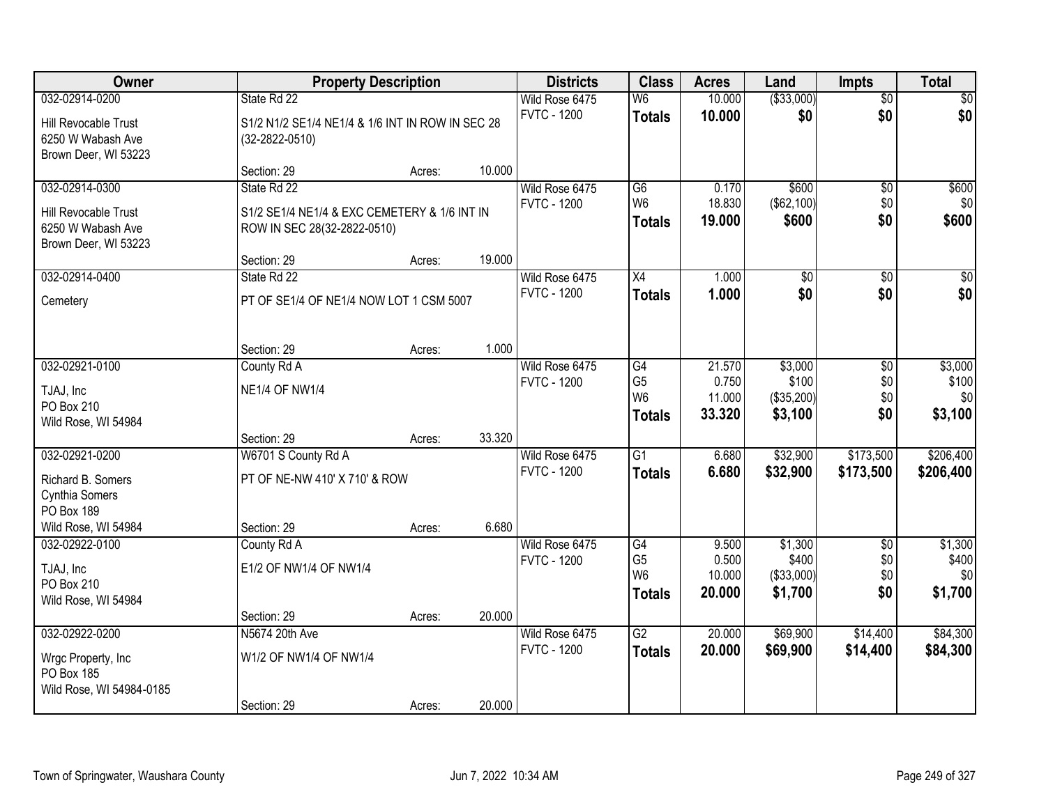| Owner | Property Description | | | Districts | Class | Acres | Land | Impts | Total |
|---|---|---|---|---|---|---|---|---|---|
| 032-02914-0200 | State Rd 22 | | | Wild Rose 6475 | W6 | 10.000 | ($33,000) | $0 | $0 |
| Hill Revocable Trust<br>6250 W Wabash Ave<br>Brown Deer, WI 53223 | S1/2 N1/2 SE1/4 NE1/4 & 1/6 INT IN ROW IN SEC 28 (32-2822-0510) | | | FVTC - 1200 | **Totals** | **10.000** | **$0** | **$0** | **$0** |
| | Section: 29 | Acres: | 10.000 | | | | | | |
| 032-02914-0300 | State Rd 22 | | | Wild Rose 6475 | G6 | 0.170 | $600 | $0 | $600 |
| Hill Revocable Trust<br>6250 W Wabash Ave<br>Brown Deer, WI 53223 | S1/2 SE1/4 NE1/4 & EXC CEMETERY & 1/6 INT IN ROW IN SEC 28(32-2822-0510) | | | FVTC - 1200 | W6 | 18.830 | ($62,100) | $0 | $0 |
| | | | | | **Totals** | **19.000** | **$600** | **$0** | **$600** |
| | Section: 29 | Acres: | 19.000 | | | | | | |
| 032-02914-0400 | State Rd 22 | | | Wild Rose 6475 | X4 | 1.000 | $0 | $0 | $0 |
| Cemetery | PT OF SE1/4 OF NE1/4 NOW LOT 1 CSM 5007 | | | FVTC - 1200 | **Totals** | **1.000** | **$0** | **$0** | **$0** |
| | Section: 29 | Acres: | 1.000 | | | | | | |
| 032-02921-0100 | County Rd A | | | Wild Rose 6475 | G4 | 21.570 | $3,000 | $0 | $3,000 |
| TJAJ, Inc<br>PO Box 210<br>Wild Rose, WI 54984 | NE1/4 OF NW1/4 | | | FVTC - 1200 | G5 | 0.750 | $100 | $0 | $100 |
| | | | | | W6 | 11.000 | ($35,200) | $0 | $0 |
| | | | | | **Totals** | **33.320** | **$3,100** | **$0** | **$3,100** |
| | Section: 29 | Acres: | 33.320 | | | | | | |
| 032-02921-0200 | W6701 S County Rd A | | | Wild Rose 6475 | G1 | 6.680 | $32,900 | $173,500 | $206,400 |
| Richard B. Somers<br>Cynthia Somers<br>PO Box 189<br>Wild Rose, WI 54984 | PT OF NE-NW 410' X 710' & ROW | | | FVTC - 1200 | **Totals** | **6.680** | **$32,900** | **$173,500** | **$206,400** |
| | Section: 29 | Acres: | 6.680 | | | | | | |
| 032-02922-0100 | County Rd A | | | Wild Rose 6475 | G4 | 9.500 | $1,300 | $0 | $1,300 |
| TJAJ, Inc<br>PO Box 210<br>Wild Rose, WI 54984 | E1/2 OF NW1/4 OF NW1/4 | | | FVTC - 1200 | G5 | 0.500 | $400 | $0 | $400 |
| | | | | | W6 | 10.000 | ($33,000) | $0 | $0 |
| | | | | | **Totals** | **20.000** | **$1,700** | **$0** | **$1,700** |
| | Section: 29 | Acres: | 20.000 | | | | | | |
| 032-02922-0200 | N5674 20th Ave | | | Wild Rose 6475 | G2 | 20.000 | $69,900 | $14,400 | $84,300 |
| Wrgc Property, Inc<br>PO Box 185<br>Wild Rose, WI 54984-0185 | W1/2 OF NW1/4 OF NW1/4 | | | FVTC - 1200 | **Totals** | **20.000** | **$69,900** | **$14,400** | **$84,300** |
| | Section: 29 | Acres: | 20.000 | | | | | | |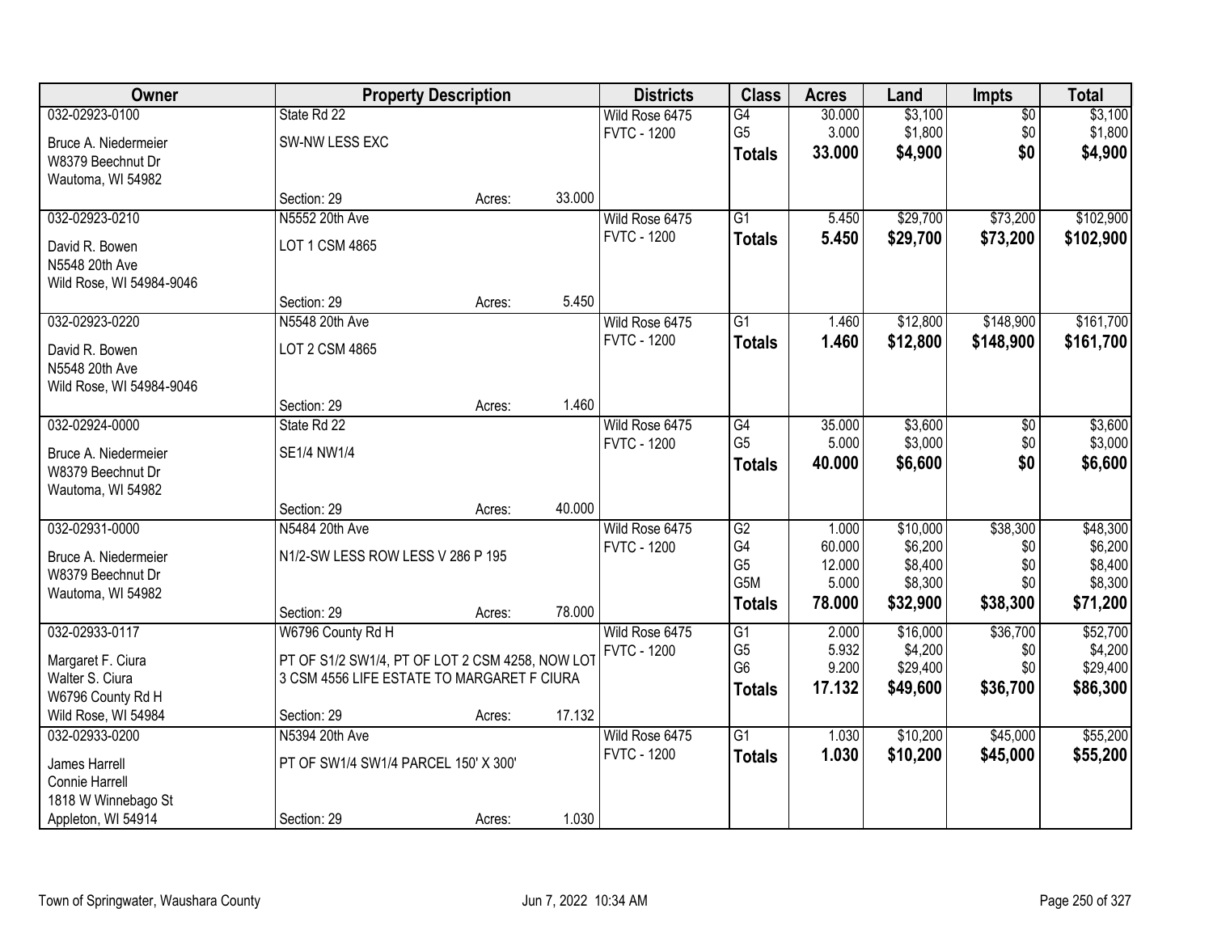| Owner | Property Description | | | Districts | Class | Acres | Land | Impts | Total |
|---|---|---|---|---|---|---|---|---|---|
| 032-02923-0100 | State Rd 22 | | | Wild Rose 6475 | G4 | 30.000 | $3,100 | $0 | $3,100 |
| Bruce A. Niedermeier | SW-NW LESS EXC | | | FVTC - 1200 | G5 | 3.000 | $1,800 | $0 | $1,800 |
| W8379 Beechnut Dr | | | | | **Totals** | **33.000** | **$4,900** | **$0** | **$4,900** |
| Wautoma, WI 54982 | | | | | | | | | |
| | Section: 29 | Acres: | 33.000 | | | | | | |
| 032-02923-0210 | N5552 20th Ave | | | Wild Rose 6475 | G1 | 5.450 | $29,700 | $73,200 | $102,900 |
| David R. Bowen | LOT 1 CSM 4865 | | | FVTC - 1200 | **Totals** | **5.450** | **$29,700** | **$73,200** | **$102,900** |
| N5548 20th Ave | | | | | | | | | |
| Wild Rose, WI 54984-9046 | | | | | | | | | |
| | Section: 29 | Acres: | 5.450 | | | | | | |
| 032-02923-0220 | N5548 20th Ave | | | Wild Rose 6475 | G1 | 1.460 | $12,800 | $148,900 | $161,700 |
| David R. Bowen | LOT 2 CSM 4865 | | | FVTC - 1200 | **Totals** | **1.460** | **$12,800** | **$148,900** | **$161,700** |
| N5548 20th Ave | | | | | | | | | |
| Wild Rose, WI 54984-9046 | | | | | | | | | |
| | Section: 29 | Acres: | 1.460 | | | | | | |
| 032-02924-0000 | State Rd 22 | | | Wild Rose 6475 | G4 | 35.000 | $3,600 | $0 | $3,600 |
| Bruce A. Niedermeier | SE1/4 NW1/4 | | | FVTC - 1200 | G5 | 5.000 | $3,000 | $0 | $3,000 |
| W8379 Beechnut Dr | | | | | **Totals** | **40.000** | **$6,600** | **$0** | **$6,600** |
| Wautoma, WI 54982 | | | | | | | | | |
| | Section: 29 | Acres: | 40.000 | | | | | | |
| 032-02931-0000 | N5484 20th Ave | | | Wild Rose 6475 | G2 | 1.000 | $10,000 | $38,300 | $48,300 |
| Bruce A. Niedermeier | N1/2-SW LESS ROW LESS V 286 P 195 | | | FVTC - 1200 | G4 | 60.000 | $6,200 | $0 | $6,200 |
| W8379 Beechnut Dr | | | | | G5 | 12.000 | $8,400 | $0 | $8,400 |
| Wautoma, WI 54982 | | | | | G5M | 5.000 | $8,300 | $0 | $8,300 |
| | Section: 29 | Acres: | 78.000 | | **Totals** | **78.000** | **$32,900** | **$38,300** | **$71,200** |
| 032-02933-0117 | W6796 County Rd H | | | Wild Rose 6475 | G1 | 2.000 | $16,000 | $36,700 | $52,700 |
| Margaret F. Ciura | PT OF S1/2 SW1/4, PT OF LOT 2 CSM 4258, NOW LOT 3 CSM 4556 LIFE ESTATE TO MARGARET F CIURA | | | FVTC - 1200 | G5 | 5.932 | $4,200 | $0 | $4,200 |
| Walter S. Ciura | | | | | G6 | 9.200 | $29,400 | $0 | $29,400 |
| W6796 County Rd H | | | | | **Totals** | **17.132** | **$49,600** | **$36,700** | **$86,300** |
| Wild Rose, WI 54984 | Section: 29 | Acres: | 17.132 | | | | | | |
| 032-02933-0200 | N5394 20th Ave | | | Wild Rose 6475 | G1 | 1.030 | $10,200 | $45,000 | $55,200 |
| James Harrell | PT OF SW1/4 SW1/4 PARCEL 150' X 300' | | | FVTC - 1200 | **Totals** | **1.030** | **$10,200** | **$45,000** | **$55,200** |
| Connie Harrell | | | | | | | | | |
| 1818 W Winnebago St | | | | | | | | | |
| Appleton, WI 54914 | Section: 29 | Acres: | 1.030 | | | | | | |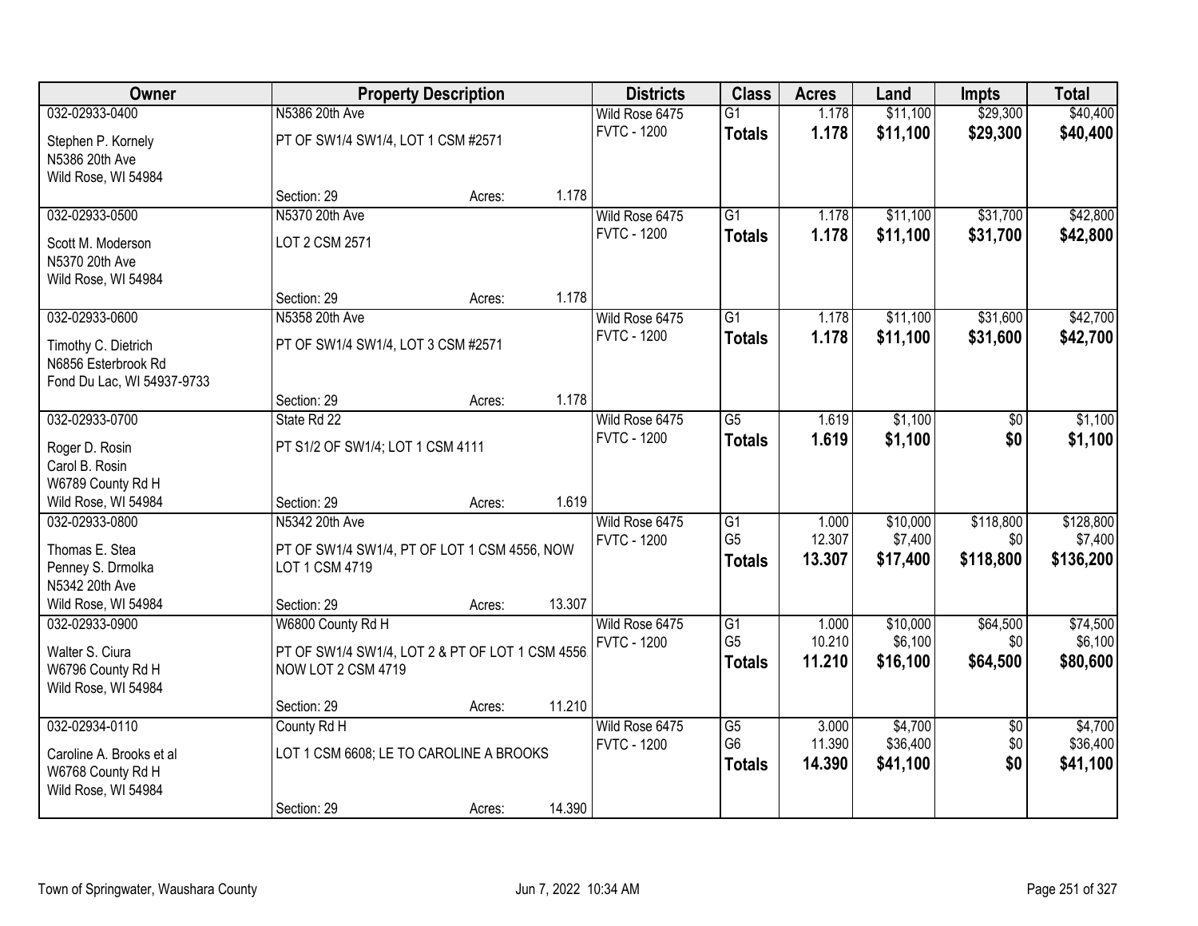| Owner | Property Description | | | Districts | Class | Acres | Land | Impts | Total |
|---|---|---|---|---|---|---|---|---|---|
| 032-02933-0400 | N5386 20th Ave | | | Wild Rose 6475 | G1 | 1.178 | $11,100 | $29,300 | $40,400 |
| Stephen P. Kornely<br>N5386 20th Ave<br>Wild Rose, WI 54984 | PT OF SW1/4 SW1/4, LOT 1 CSM #2571 | | | FVTC - 1200 | **Totals** | **1.178** | **$11,100** | **$29,300** | **$40,400** |
| | Section: 29 | Acres: | 1.178 | | | | | | |
| 032-02933-0500 | N5370 20th Ave | | | Wild Rose 6475 | G1 | 1.178 | $11,100 | $31,700 | $42,800 |
| Scott M. Moderson<br>N5370 20th Ave<br>Wild Rose, WI 54984 | LOT 2 CSM 2571 | | | FVTC - 1200 | **Totals** | **1.178** | **$11,100** | **$31,700** | **$42,800** |
| | Section: 29 | Acres: | 1.178 | | | | | | |
| 032-02933-0600 | N5358 20th Ave | | | Wild Rose 6475 | G1 | 1.178 | $11,100 | $31,600 | $42,700 |
| Timothy C. Dietrich<br>N6856 Esterbrook Rd<br>Fond Du Lac, WI 54937-9733 | PT OF SW1/4 SW1/4, LOT 3 CSM #2571 | | | FVTC - 1200 | **Totals** | **1.178** | **$11,100** | **$31,600** | **$42,700** |
| | Section: 29 | Acres: | 1.178 | | | | | | |
| 032-02933-0700 | State Rd 22 | | | Wild Rose 6475 | G5 | 1.619 | $1,100 | $0 | $1,100 |
| Roger D. Rosin<br>Carol B. Rosin<br>W6789 County Rd H<br>Wild Rose, WI 54984 | PT S1/2 OF SW1/4; LOT 1 CSM 4111 | | | FVTC - 1200 | **Totals** | **1.619** | **$1,100** | **$0** | **$1,100** |
| | Section: 29 | Acres: | 1.619 | | | | | | |
| 032-02933-0800 | N5342 20th Ave | | | Wild Rose 6475 | G1 | 1.000 | $10,000 | $118,800 | $128,800 |
| Thomas E. Stea<br>Penney S. Drmolka<br>N5342 20th Ave<br>Wild Rose, WI 54984 | PT OF SW1/4 SW1/4, PT OF LOT 1 CSM 4556, NOW LOT 1 CSM 4719 | | | FVTC - 1200 | G5 | 12.307 | $7,400 | $0 | $7,400 |
| | | | | | **Totals** | **13.307** | **$17,400** | **$118,800** | **$136,200** |
| | Section: 29 | Acres: | 13.307 | | | | | | |
| 032-02933-0900 | W6800 County Rd H | | | Wild Rose 6475 | G1 | 1.000 | $10,000 | $64,500 | $74,500 |
| Walter S. Ciura<br>W6796 County Rd H<br>Wild Rose, WI 54984 | PT OF SW1/4 SW1/4, LOT 2 & PT OF LOT 1 CSM 4556 NOW LOT 2 CSM 4719 | | | FVTC - 1200 | G5 | 10.210 | $6,100 | $0 | $6,100 |
| | | | | | **Totals** | **11.210** | **$16,100** | **$64,500** | **$80,600** |
| | Section: 29 | Acres: | 11.210 | | | | | | |
| 032-02934-0110 | County Rd H | | | Wild Rose 6475 | G5 | 3.000 | $4,700 | $0 | $4,700 |
| Caroline A. Brooks et al<br>W6768 County Rd H<br>Wild Rose, WI 54984 | LOT 1 CSM 6608; LE TO CAROLINE A BROOKS | | | FVTC - 1200 | G6 | 11.390 | $36,400 | $0 | $36,400 |
| | | | | | **Totals** | **14.390** | **$41,100** | **$0** | **$41,100** |
| | Section: 29 | Acres: | 14.390 | | | | | | |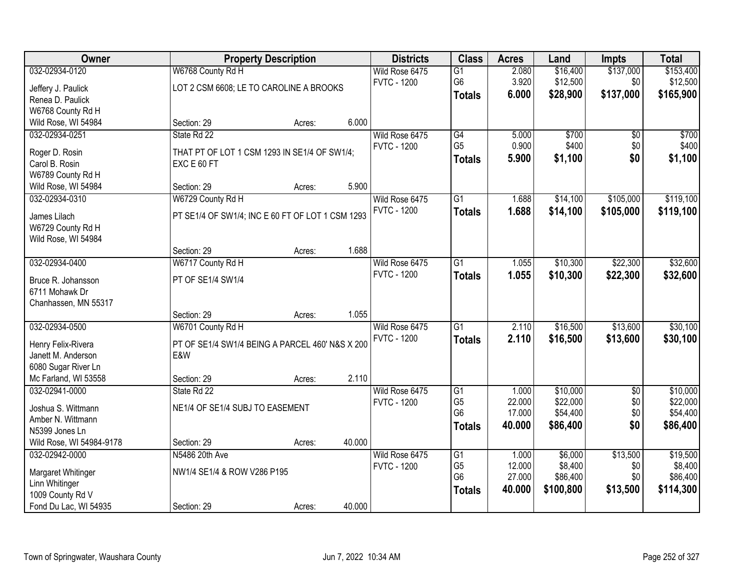| Owner | Property Description | | | Districts | Class | Acres | Land | Impts | Total |
|---|---|---|---|---|---|---|---|---|---|
| 032-02934-0120 | W6768 County Rd H | | | Wild Rose 6475 | G1 | 2.080 | $16,400 | $137,000 | $153,400 |
| Jeffery J. Paulick | LOT 2 CSM 6608; LE TO CAROLINE A BROOKS | | | FVTC - 1200 | G6 | 3.920 | $12,500 | $0 | $12,500 |
| Renea D. Paulick | | | | | **Totals** | **6.000** | **$28,900** | **$137,000** | **$165,900** |
| W6768 County Rd H | | | | | | | | | |
| Wild Rose, WI 54984 | Section: 29 | Acres: | 6.000 | | | | | | |
| 032-02934-0251 | State Rd 22 | | | Wild Rose 6475 | G4 | 5.000 | $700 | $0 | $700 |
| Roger D. Rosin | THAT PT OF LOT 1 CSM 1293 IN SE1/4 OF SW1/4; | | | FVTC - 1200 | G5 | 0.900 | $400 | $0 | $400 |
| Carol B. Rosin | EXC E 60 FT | | | | **Totals** | **5.900** | **$1,100** | **$0** | **$1,100** |
| W6789 County Rd H | | | | | | | | | |
| Wild Rose, WI 54984 | Section: 29 | Acres: | 5.900 | | | | | | |
| 032-02934-0310 | W6729 County Rd H | | | Wild Rose 6475 | G1 | 1.688 | $14,100 | $105,000 | $119,100 |
| James Lilach | PT SE1/4 OF SW1/4; INC E 60 FT OF LOT 1 CSM 1293 | | | FVTC - 1200 | **Totals** | **1.688** | **$14,100** | **$105,000** | **$119,100** |
| W6729 County Rd H | | | | | | | | | |
| Wild Rose, WI 54984 | | | | | | | | | |
| | Section: 29 | Acres: | 1.688 | | | | | | |
| 032-02934-0400 | W6717 County Rd H | | | Wild Rose 6475 | G1 | 1.055 | $10,300 | $22,300 | $32,600 |
| Bruce R. Johansson | PT OF SE1/4 SW1/4 | | | FVTC - 1200 | **Totals** | **1.055** | **$10,300** | **$22,300** | **$32,600** |
| 6711 Mohawk Dr | | | | | | | | | |
| Chanhassen, MN 55317 | | | | | | | | | |
| | Section: 29 | Acres: | 1.055 | | | | | | |
| 032-02934-0500 | W6701 County Rd H | | | Wild Rose 6475 | G1 | 2.110 | $16,500 | $13,600 | $30,100 |
| Henry Felix-Rivera | PT OF SE1/4 SW1/4 BEING A PARCEL 460' N&S X 200 | | | FVTC - 1200 | **Totals** | **2.110** | **$16,500** | **$13,600** | **$30,100** |
| Janett M. Anderson | E&W | | | | | | | | |
| 6080 Sugar River Ln | | | | | | | | | |
| Mc Farland, WI 53558 | Section: 29 | Acres: | 2.110 | | | | | | |
| 032-02941-0000 | State Rd 22 | | | Wild Rose 6475 | G1 | 1.000 | $10,000 | $0 | $10,000 |
| Joshua S. Wittmann | NE1/4 OF SE1/4 SUBJ TO EASEMENT | | | FVTC - 1200 | G5 | 22.000 | $22,000 | $0 | $22,000 |
| Amber N. Wittmann | | | | | G6 | 17.000 | $54,400 | $0 | $54,400 |
| N5399 Jones Ln | | | | | **Totals** | **40.000** | **$86,400** | **$0** | **$86,400** |
| Wild Rose, WI 54984-9178 | Section: 29 | Acres: | 40.000 | | | | | | |
| 032-02942-0000 | N5486 20th Ave | | | Wild Rose 6475 | G1 | 1.000 | $6,000 | $13,500 | $19,500 |
| Margaret Whitinger | NW1/4 SE1/4 & ROW V286 P195 | | | FVTC - 1200 | G5 | 12.000 | $8,400 | $0 | $8,400 |
| Linn Whitinger | | | | | G6 | 27.000 | $86,400 | $0 | $86,400 |
| 1009 County Rd V | | | | | **Totals** | **40.000** | **$100,800** | **$13,500** | **$114,300** |
| Fond Du Lac, WI 54935 | Section: 29 | Acres: | 40.000 | | | | | | |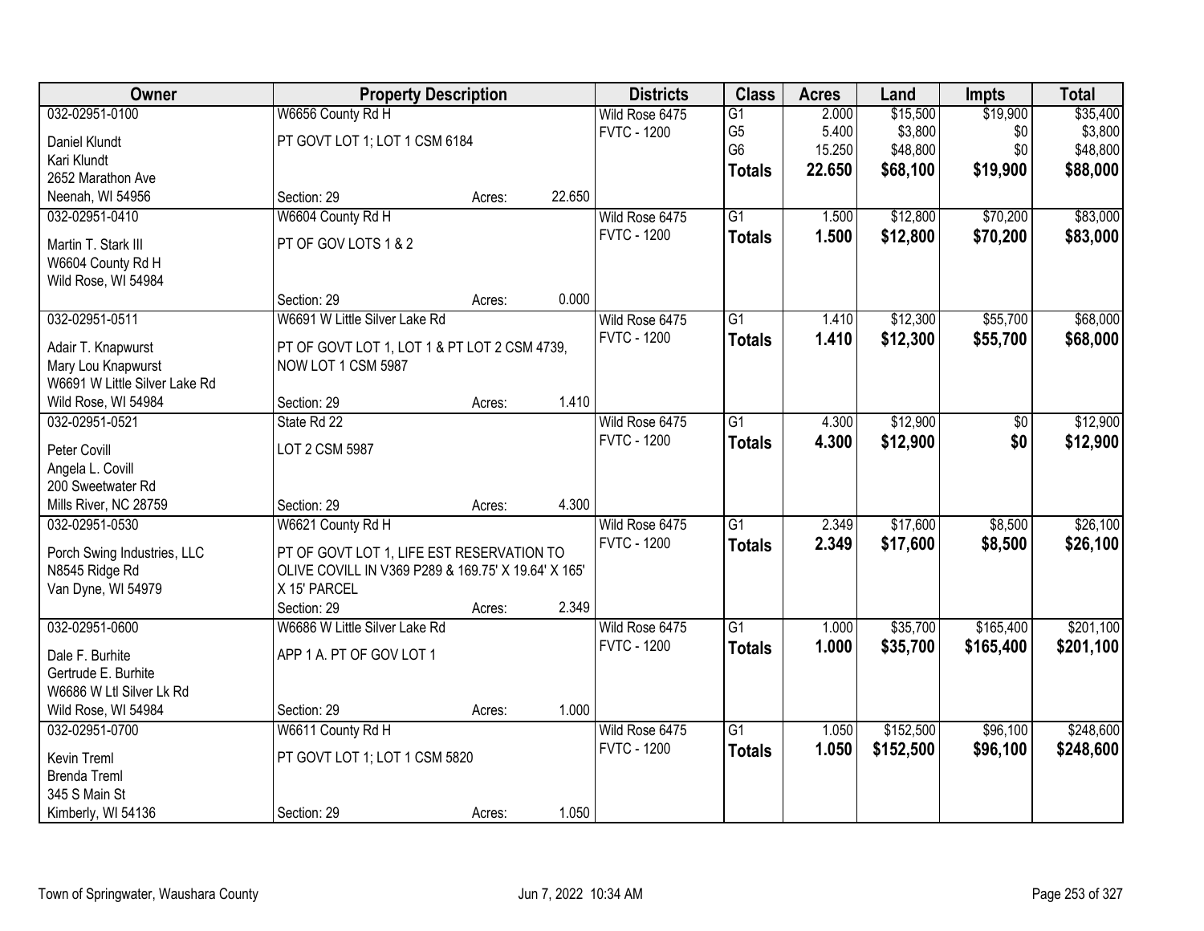| Owner | Property Description | | | Districts | Class | Acres | Land | Impts | Total |
|---|---|---|---|---|---|---|---|---|---|
| 032-02951-0100 | W6656 County Rd H | | | Wild Rose 6475 | G1 | 2.000 | $15,500 | $19,900 | $35,400 |
| Daniel Klundt | PT GOVT LOT 1; LOT 1 CSM 6184 | | | FVTC - 1200 | G5 | 5.400 | $3,800 | $0 | $3,800 |
| Kari Klundt | | | | | G6 | 15.250 | $48,800 | $0 | $48,800 |
| 2652 Marathon Ave | | | | | **Totals** | **22.650** | **$68,100** | **$19,900** | **$88,000** |
| Neenah, WI 54956 | Section: 29 | Acres: | 22.650 | | | | | | |
| 032-02951-0410 | W6604 County Rd H | | | Wild Rose 6475 | G1 | 1.500 | $12,800 | $70,200 | $83,000 |
| Martin T. Stark III | PT OF GOV LOTS 1 & 2 | | | FVTC - 1200 | **Totals** | **1.500** | **$12,800** | **$70,200** | **$83,000** |
| W6604 County Rd H | | | | | | | | | |
| Wild Rose, WI 54984 | | | | | | | | | |
| | Section: 29 | Acres: | 0.000 | | | | | | |
| 032-02951-0511 | W6691 W Little Silver Lake Rd | | | Wild Rose 6475 | G1 | 1.410 | $12,300 | $55,700 | $68,000 |
| Adair T. Knapwurst | PT OF GOVT LOT 1, LOT 1 & PT LOT 2 CSM 4739, | | | FVTC - 1200 | **Totals** | **1.410** | **$12,300** | **$55,700** | **$68,000** |
| Mary Lou Knapwurst | NOW LOT 1 CSM 5987 | | | | | | | | |
| W6691 W Little Silver Lake Rd | | | | | | | | | |
| Wild Rose, WI 54984 | Section: 29 | Acres: | 1.410 | | | | | | |
| 032-02951-0521 | State Rd 22 | | | Wild Rose 6475 | G1 | 4.300 | $12,900 | $0 | $12,900 |
| Peter Covill | LOT 2 CSM 5987 | | | FVTC - 1200 | **Totals** | **4.300** | **$12,900** | **$0** | **$12,900** |
| Angela L. Covill | | | | | | | | | |
| 200 Sweetwater Rd | | | | | | | | | |
| Mills River, NC 28759 | Section: 29 | Acres: | 4.300 | | | | | | |
| 032-02951-0530 | W6621 County Rd H | | | Wild Rose 6475 | G1 | 2.349 | $17,600 | $8,500 | $26,100 |
| Porch Swing Industries, LLC | PT OF GOVT LOT 1, LIFE EST RESERVATION TO | | | FVTC - 1200 | **Totals** | **2.349** | **$17,600** | **$8,500** | **$26,100** |
| N8545 Ridge Rd | OLIVE COVILL IN V369 P289 & 169.75' X 19.64' X 165' | | | | | | | | |
| Van Dyne, WI 54979 | X 15' PARCEL | | | | | | | | |
| | Section: 29 | Acres: | 2.349 | | | | | | |
| 032-02951-0600 | W6686 W Little Silver Lake Rd | | | Wild Rose 6475 | G1 | 1.000 | $35,700 | $165,400 | $201,100 |
| Dale F. Burhite | APP 1 A. PT OF GOV LOT 1 | | | FVTC - 1200 | **Totals** | **1.000** | **$35,700** | **$165,400** | **$201,100** |
| Gertrude E. Burhite | | | | | | | | | |
| W6686 W Ltl Silver Lk Rd | | | | | | | | | |
| Wild Rose, WI 54984 | Section: 29 | Acres: | 1.000 | | | | | | |
| 032-02951-0700 | W6611 County Rd H | | | Wild Rose 6475 | G1 | 1.050 | $152,500 | $96,100 | $248,600 |
| Kevin Treml | PT GOVT LOT 1; LOT 1 CSM 5820 | | | FVTC - 1200 | **Totals** | **1.050** | **$152,500** | **$96,100** | **$248,600** |
| Brenda Treml | | | | | | | | | |
| 345 S Main St | | | | | | | | | |
| Kimberly, WI 54136 | Section: 29 | Acres: | 1.050 | | | | | | |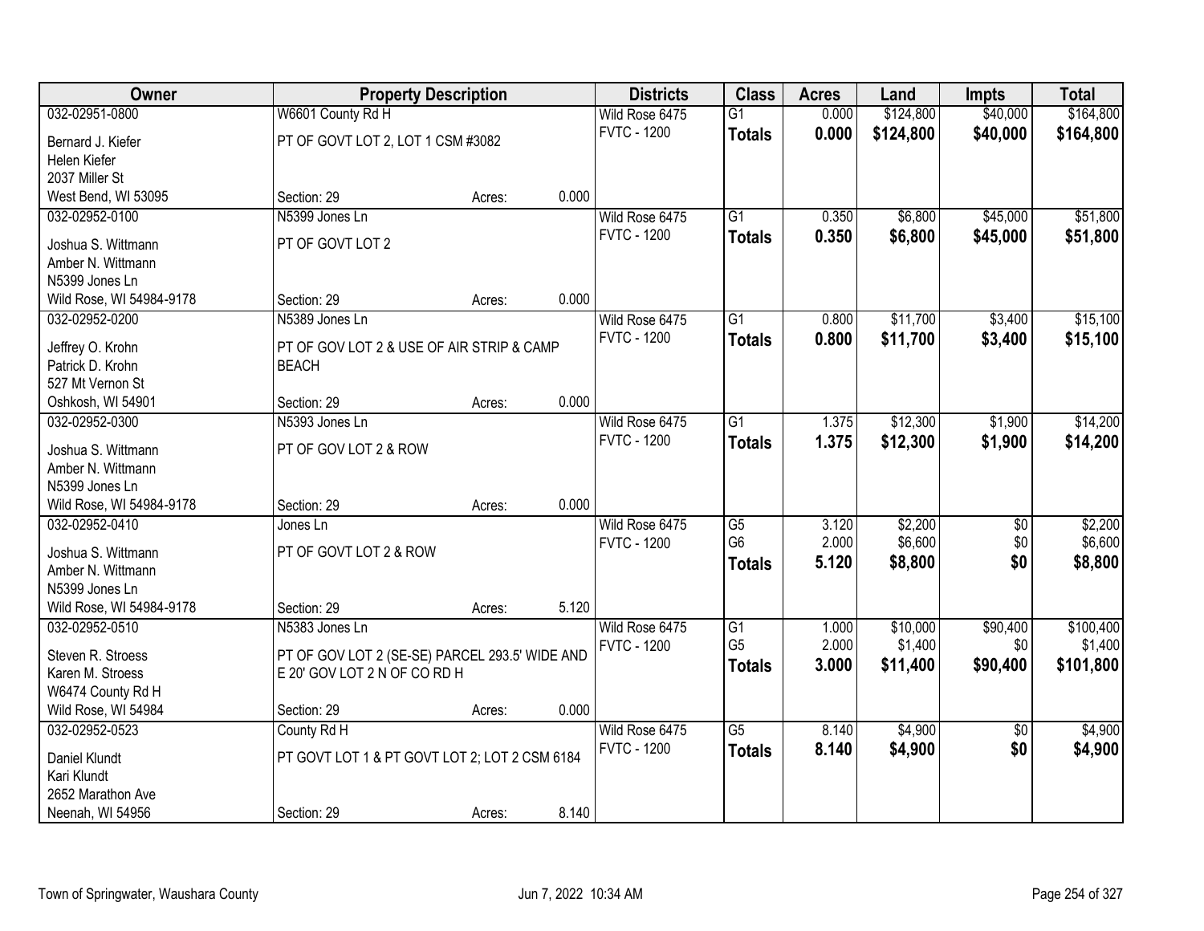| Owner | Property Description | | | Districts | Class | Acres | Land | Impts | Total |
|---|---|---|---|---|---|---|---|---|---|
| 032-02951-0800 | W6601 County Rd H | | | Wild Rose 6475 | G1 | 0.000 | $124,800 | $40,000 | $164,800 |
| Bernard J. Kiefer | PT OF GOVT LOT 2, LOT 1 CSM #3082 | | | FVTC - 1200 | **Totals** | **0.000** | **$124,800** | **$40,000** | **$164,800** |
| Helen Kiefer | | | | | | | | | |
| 2037 Miller St | | | | | | | | | |
| West Bend, WI 53095 | Section: 29 | Acres: | 0.000 | | | | | | |
| 032-02952-0100 | N5399 Jones Ln | | | Wild Rose 6475 | G1 | 0.350 | $6,800 | $45,000 | $51,800 |
| Joshua S. Wittmann | PT OF GOVT LOT 2 | | | FVTC - 1200 | **Totals** | **0.350** | **$6,800** | **$45,000** | **$51,800** |
| Amber N. Wittmann | | | | | | | | | |
| N5399 Jones Ln | | | | | | | | | |
| Wild Rose, WI 54984-9178 | Section: 29 | Acres: | 0.000 | | | | | | |
| 032-02952-0200 | N5389 Jones Ln | | | Wild Rose 6475 | G1 | 0.800 | $11,700 | $3,400 | $15,100 |
| Jeffrey O. Krohn | PT OF GOV LOT 2 & USE OF AIR STRIP & CAMP BEACH | | | FVTC - 1200 | **Totals** | **0.800** | **$11,700** | **$3,400** | **$15,100** |
| Patrick D. Krohn | | | | | | | | | |
| 527 Mt Vernon St | | | | | | | | | |
| Oshkosh, WI 54901 | Section: 29 | Acres: | 0.000 | | | | | | |
| 032-02952-0300 | N5393 Jones Ln | | | Wild Rose 6475 | G1 | 1.375 | $12,300 | $1,900 | $14,200 |
| Joshua S. Wittmann | PT OF GOV LOT 2 & ROW | | | FVTC - 1200 | **Totals** | **1.375** | **$12,300** | **$1,900** | **$14,200** |
| Amber N. Wittmann | | | | | | | | | |
| N5399 Jones Ln | | | | | | | | | |
| Wild Rose, WI 54984-9178 | Section: 29 | Acres: | 0.000 | | | | | | |
| 032-02952-0410 | Jones Ln | | | Wild Rose 6475 | G5 | 3.120 | $2,200 | $0 | $2,200 |
| Joshua S. Wittmann | PT OF GOVT LOT 2 & ROW | | | FVTC - 1200 | G6 | 2.000 | $6,600 | $0 | $6,600 |
| Amber N. Wittmann | | | | | **Totals** | **5.120** | **$8,800** | **$0** | **$8,800** |
| N5399 Jones Ln | | | | | | | | | |
| Wild Rose, WI 54984-9178 | Section: 29 | Acres: | 5.120 | | | | | | |
| 032-02952-0510 | N5383 Jones Ln | | | Wild Rose 6475 | G1 | 1.000 | $10,000 | $90,400 | $100,400 |
| Steven R. Stroess | PT OF GOV LOT 2 (SE-SE) PARCEL 293.5' WIDE AND E 20' GOV LOT 2 N OF CO RD H | | | FVTC - 1200 | G5 | 2.000 | $1,400 | $0 | $1,400 |
| Karen M. Stroess | | | | | **Totals** | **3.000** | **$11,400** | **$90,400** | **$101,800** |
| W6474 County Rd H | | | | | | | | | |
| Wild Rose, WI 54984 | Section: 29 | Acres: | 0.000 | | | | | | |
| 032-02952-0523 | County Rd H | | | Wild Rose 6475 | G5 | 8.140 | $4,900 | $0 | $4,900 |
| Daniel Klundt | PT GOVT LOT 1 & PT GOVT LOT 2; LOT 2 CSM 6184 | | | FVTC - 1200 | **Totals** | **8.140** | **$4,900** | **$0** | **$4,900** |
| Kari Klundt | | | | | | | | | |
| 2652 Marathon Ave | | | | | | | | | |
| Neenah, WI 54956 | Section: 29 | Acres: | 8.140 | | | | | | |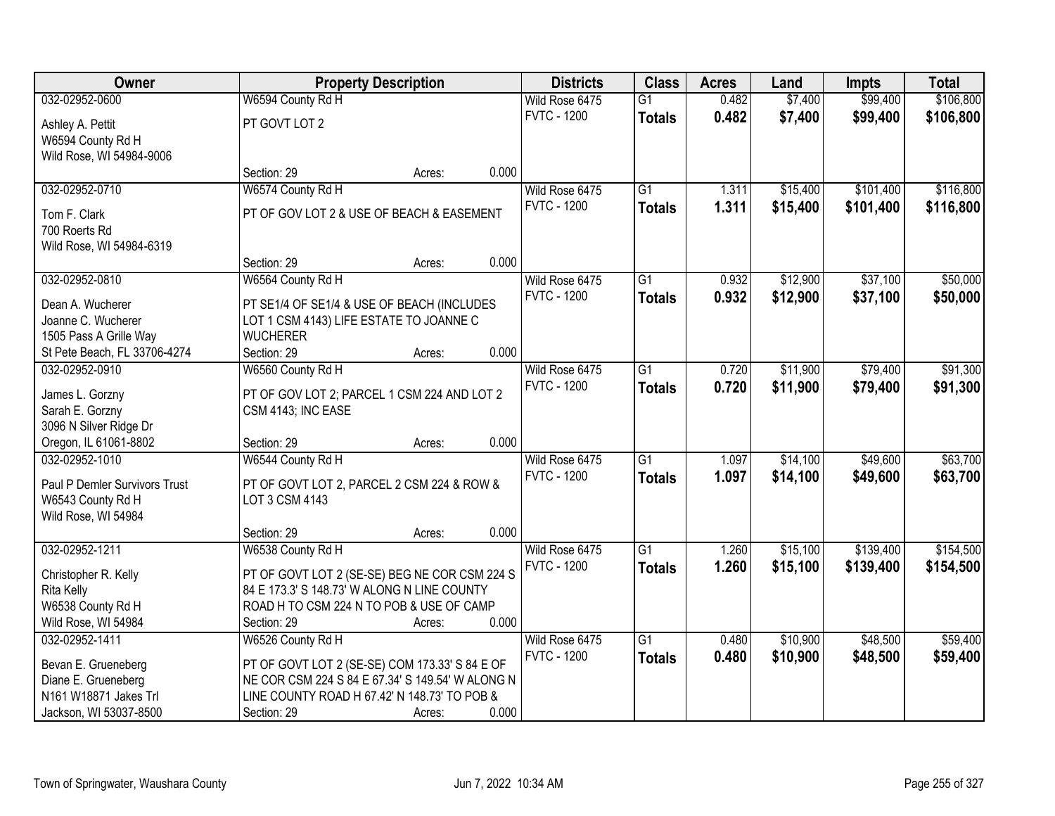| Owner | Property Description | Districts | Class | Acres | Land | Impts | Total |
|---|---|---|---|---|---|---|---|
| 032-02952-0600<br>Ashley A. Pettit<br>W6594 County Rd H<br>Wild Rose, WI 54984-9006 | W6594 County Rd H<br>PT GOVT LOT 2<br>Section: 29 Acres: 0.000 | Wild Rose 6475<br>FVTC - 1200 | G1<br>**Totals** | 0.482<br>**0.482** | $7,400<br>**$7,400** | $99,400<br>**$99,400** | $106,800<br>**$106,800** |
| 032-02952-0710<br>Tom F. Clark<br>700 Roerts Rd<br>Wild Rose, WI 54984-6319 | W6574 County Rd H<br>PT OF GOV LOT 2 & USE OF BEACH & EASEMENT<br>Section: 29 Acres: 0.000 | Wild Rose 6475<br>FVTC - 1200 | G1<br>**Totals** | 1.311<br>**1.311** | $15,400<br>**$15,400** | $101,400<br>**$101,400** | $116,800<br>**$116,800** |
| 032-02952-0810<br>Dean A. Wucherer<br>Joanne C. Wucherer<br>1505 Pass A Grille Way<br>St Pete Beach, FL 33706-4274 | W6564 County Rd H<br>PT SE1/4 OF SE1/4 & USE OF BEACH (INCLUDES LOT 1 CSM 4143) LIFE ESTATE TO JOANNE C WUCHERER<br>Section: 29 Acres: 0.000 | Wild Rose 6475<br>FVTC - 1200 | G1<br>**Totals** | 0.932<br>**0.932** | $12,900<br>**$12,900** | $37,100<br>**$37,100** | $50,000<br>**$50,000** |
| 032-02952-0910<br>James L. Gorzny<br>Sarah E. Gorzny<br>3096 N Silver Ridge Dr<br>Oregon, IL 61061-8802 | W6560 County Rd H<br>PT OF GOV LOT 2; PARCEL 1 CSM 224 AND LOT 2 CSM 4143; INC EASE<br>Section: 29 Acres: 0.000 | Wild Rose 6475<br>FVTC - 1200 | G1<br>**Totals** | 0.720<br>**0.720** | $11,900<br>**$11,900** | $79,400<br>**$79,400** | $91,300<br>**$91,300** |
| 032-02952-1010<br>Paul P Demler Survivors Trust<br>W6543 County Rd H<br>Wild Rose, WI 54984 | W6544 County Rd H<br>PT OF GOVT LOT 2, PARCEL 2 CSM 224 & ROW & LOT 3 CSM 4143<br>Section: 29 Acres: 0.000 | Wild Rose 6475<br>FVTC - 1200 | G1<br>**Totals** | 1.097<br>**1.097** | $14,100<br>**$14,100** | $49,600<br>**$49,600** | $63,700<br>**$63,700** |
| 032-02952-1211<br>Christopher R. Kelly<br>Rita Kelly<br>W6538 County Rd H<br>Wild Rose, WI 54984 | W6538 County Rd H<br>PT OF GOVT LOT 2 (SE-SE) BEG NE COR CSM 224 S 84 E 173.3' S 148.73' W ALONG N LINE COUNTY ROAD H TO CSM 224 N TO POB & USE OF CAMP<br>Section: 29 Acres: 0.000 | Wild Rose 6475<br>FVTC - 1200 | G1<br>**Totals** | 1.260<br>**1.260** | $15,100<br>**$15,100** | $139,400<br>**$139,400** | $154,500<br>**$154,500** |
| 032-02952-1411<br>Bevan E. Grueneberg<br>Diane E. Grueneberg<br>N161 W18871 Jakes Trl<br>Jackson, WI 53037-8500 | W6526 County Rd H<br>PT OF GOVT LOT 2 (SE-SE) COM 173.33' S 84 E OF NE COR CSM 224 S 84 E 67.34' S 149.54' W ALONG N LINE COUNTY ROAD H 67.42' N 148.73' TO POB &<br>Section: 29 Acres: 0.000 | Wild Rose 6475<br>FVTC - 1200 | G1<br>**Totals** | 0.480<br>**0.480** | $10,900<br>**$10,900** | $48,500<br>**$48,500** | $59,400<br>**$59,400** |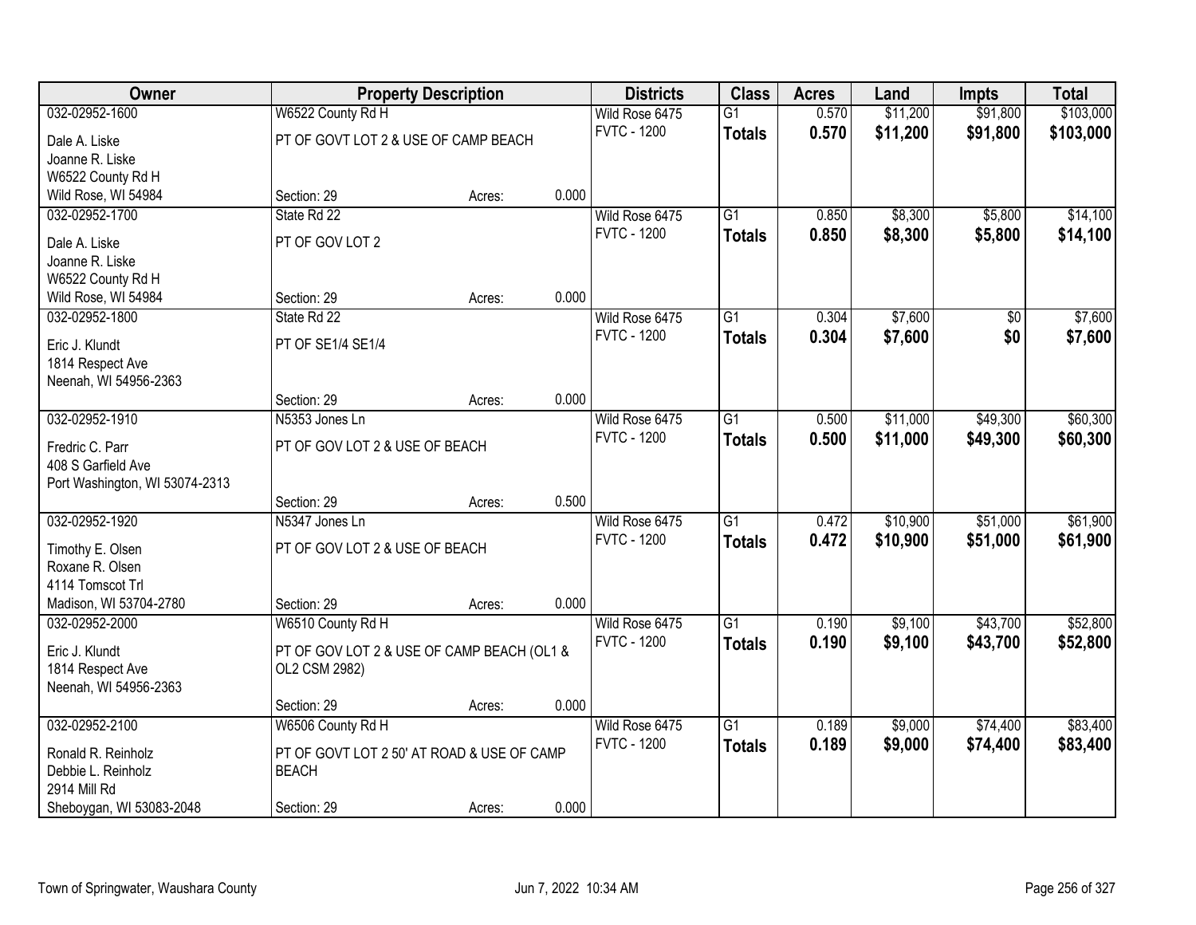| Owner | Property Description | | | Districts | Class | Acres | Land | Impts | Total |
|---|---|---|---|---|---|---|---|---|---|
| 032-02952-1600 | W6522 County Rd H | | | Wild Rose 6475 | G1 | 0.570 | $11,200 | $91,800 | $103,000 |
| Dale A. Liske<br>Joanne R. Liske<br>W6522 County Rd H<br>Wild Rose, WI 54984 | PT OF GOVT LOT 2 & USE OF CAMP BEACH | | | FVTC - 1200 | **Totals** | **0.570** | **$11,200** | **$91,800** | **$103,000** |
| | Section: 29 | Acres: | 0.000 | | | | | | |
| 032-02952-1700 | State Rd 22 | | | Wild Rose 6475 | G1 | 0.850 | $8,300 | $5,800 | $14,100 |
| Dale A. Liske<br>Joanne R. Liske<br>W6522 County Rd H<br>Wild Rose, WI 54984 | PT OF GOV LOT 2 | | | FVTC - 1200 | **Totals** | **0.850** | **$8,300** | **$5,800** | **$14,100** |
| | Section: 29 | Acres: | 0.000 | | | | | | |
| 032-02952-1800 | State Rd 22 | | | Wild Rose 6475 | G1 | 0.304 | $7,600 | $0 | $7,600 |
| Eric J. Klundt<br>1814 Respect Ave<br>Neenah, WI 54956-2363 | PT OF SE1/4 SE1/4 | | | FVTC - 1200 | **Totals** | **0.304** | **$7,600** | **$0** | **$7,600** |
| | Section: 29 | Acres: | 0.000 | | | | | | |
| 032-02952-1910 | N5353 Jones Ln | | | Wild Rose 6475 | G1 | 0.500 | $11,000 | $49,300 | $60,300 |
| Fredric C. Parr<br>408 S Garfield Ave<br>Port Washington, WI 53074-2313 | PT OF GOV LOT 2 & USE OF BEACH | | | FVTC - 1200 | **Totals** | **0.500** | **$11,000** | **$49,300** | **$60,300** |
| | Section: 29 | Acres: | 0.500 | | | | | | |
| 032-02952-1920 | N5347 Jones Ln | | | Wild Rose 6475 | G1 | 0.472 | $10,900 | $51,000 | $61,900 |
| Timothy E. Olsen<br>Roxane R. Olsen<br>4114 Tomscot Trl<br>Madison, WI 53704-2780 | PT OF GOV LOT 2 & USE OF BEACH | | | FVTC - 1200 | **Totals** | **0.472** | **$10,900** | **$51,000** | **$61,900** |
| | Section: 29 | Acres: | 0.000 | | | | | | |
| 032-02952-2000 | W6510 County Rd H | | | Wild Rose 6475 | G1 | 0.190 | $9,100 | $43,700 | $52,800 |
| Eric J. Klundt<br>1814 Respect Ave<br>Neenah, WI 54956-2363 | PT OF GOV LOT 2 & USE OF CAMP BEACH (OL1 & OL2 CSM 2982) | | | FVTC - 1200 | **Totals** | **0.190** | **$9,100** | **$43,700** | **$52,800** |
| | Section: 29 | Acres: | 0.000 | | | | | | |
| 032-02952-2100 | W6506 County Rd H | | | Wild Rose 6475 | G1 | 0.189 | $9,000 | $74,400 | $83,400 |
| Ronald R. Reinholz<br>Debbie L. Reinholz<br>2914 Mill Rd<br>Sheboygan, WI 53083-2048 | PT OF GOVT LOT 2 50' AT ROAD & USE OF CAMP BEACH | | | FVTC - 1200 | **Totals** | **0.189** | **$9,000** | **$74,400** | **$83,400** |
| | Section: 29 | Acres: | 0.000 | | | | | | |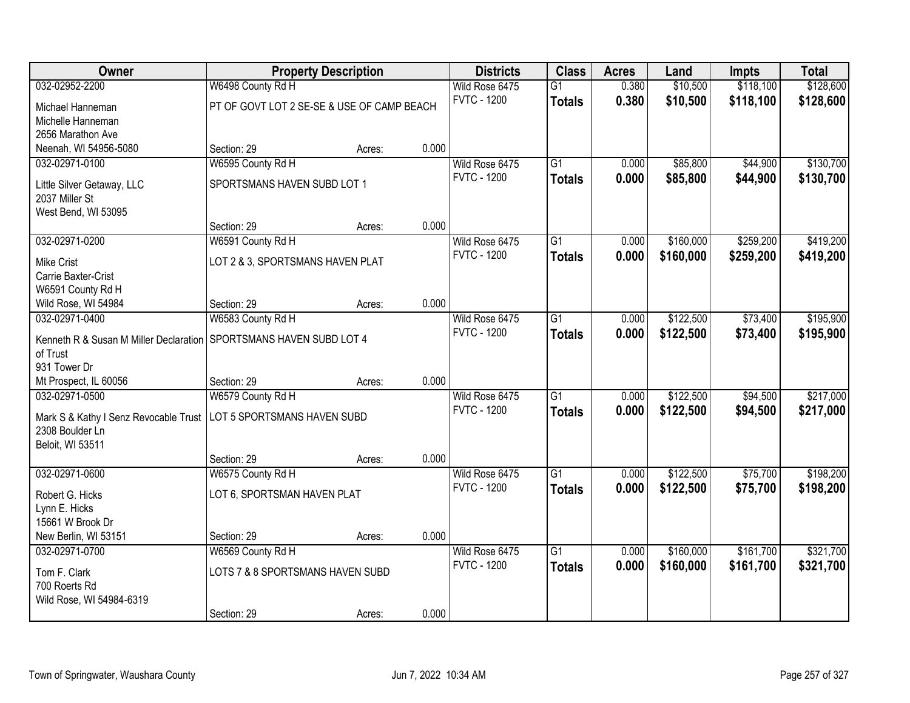| Owner | Property Description | | | Districts | Class | Acres | Land | Impts | Total |
|---|---|---|---|---|---|---|---|---|---|
| 032-02952-2200 | W6498 County Rd H | | | Wild Rose 6475 | G1 | 0.380 | $10,500 | $118,100 | $128,600 |
| Michael Hanneman<br>Michelle Hanneman<br>2656 Marathon Ave<br>Neenah, WI 54956-5080 | PT OF GOVT LOT 2 SE-SE & USE OF CAMP BEACH | | | FVTC - 1200 | **Totals** | **0.380** | **$10,500** | **$118,100** | **$128,600** |
| | Section: 29 | Acres: | 0.000 | | | | | | |
| 032-02971-0100 | W6595 County Rd H | | | Wild Rose 6475 | G1 | 0.000 | $85,800 | $44,900 | $130,700 |
| Little Silver Getaway, LLC<br>2037 Miller St<br>West Bend, WI 53095 | SPORTSMANS HAVEN SUBD LOT 1 | | | FVTC - 1200 | **Totals** | **0.000** | **$85,800** | **$44,900** | **$130,700** |
| | Section: 29 | Acres: | 0.000 | | | | | | |
| 032-02971-0200 | W6591 County Rd H | | | Wild Rose 6475 | G1 | 0.000 | $160,000 | $259,200 | $419,200 |
| Mike Crist<br>Carrie Baxter-Crist<br>W6591 County Rd H<br>Wild Rose, WI 54984 | LOT 2 & 3, SPORTSMANS HAVEN PLAT | | | FVTC - 1200 | **Totals** | **0.000** | **$160,000** | **$259,200** | **$419,200** |
| | Section: 29 | Acres: | 0.000 | | | | | | |
| 032-02971-0400 | W6583 County Rd H | | | Wild Rose 6475 | G1 | 0.000 | $122,500 | $73,400 | $195,900 |
| Kenneth R & Susan M Miller Declaration of Trust<br>931 Tower Dr<br>Mt Prospect, IL 60056 | SPORTSMANS HAVEN SUBD LOT 4 | | | FVTC - 1200 | **Totals** | **0.000** | **$122,500** | **$73,400** | **$195,900** |
| | Section: 29 | Acres: | 0.000 | | | | | | |
| 032-02971-0500 | W6579 County Rd H | | | Wild Rose 6475 | G1 | 0.000 | $122,500 | $94,500 | $217,000 |
| Mark S & Kathy I Senz Revocable Trust<br>2308 Boulder Ln<br>Beloit, WI 53511 | LOT 5 SPORTSMANS HAVEN SUBD | | | FVTC - 1200 | **Totals** | **0.000** | **$122,500** | **$94,500** | **$217,000** |
| | Section: 29 | Acres: | 0.000 | | | | | | |
| 032-02971-0600 | W6575 County Rd H | | | Wild Rose 6475 | G1 | 0.000 | $122,500 | $75,700 | $198,200 |
| Robert G. Hicks<br>Lynn E. Hicks<br>15661 W Brook Dr<br>New Berlin, WI 53151 | LOT 6, SPORTSMAN HAVEN PLAT | | | FVTC - 1200 | **Totals** | **0.000** | **$122,500** | **$75,700** | **$198,200** |
| | Section: 29 | Acres: | 0.000 | | | | | | |
| 032-02971-0700 | W6569 County Rd H | | | Wild Rose 6475 | G1 | 0.000 | $160,000 | $161,700 | $321,700 |
| Tom F. Clark<br>700 Roerts Rd<br>Wild Rose, WI 54984-6319 | LOTS 7 & 8 SPORTSMANS HAVEN SUBD | | | FVTC - 1200 | **Totals** | **0.000** | **$160,000** | **$161,700** | **$321,700** |
| | Section: 29 | Acres: | 0.000 | | | | | | |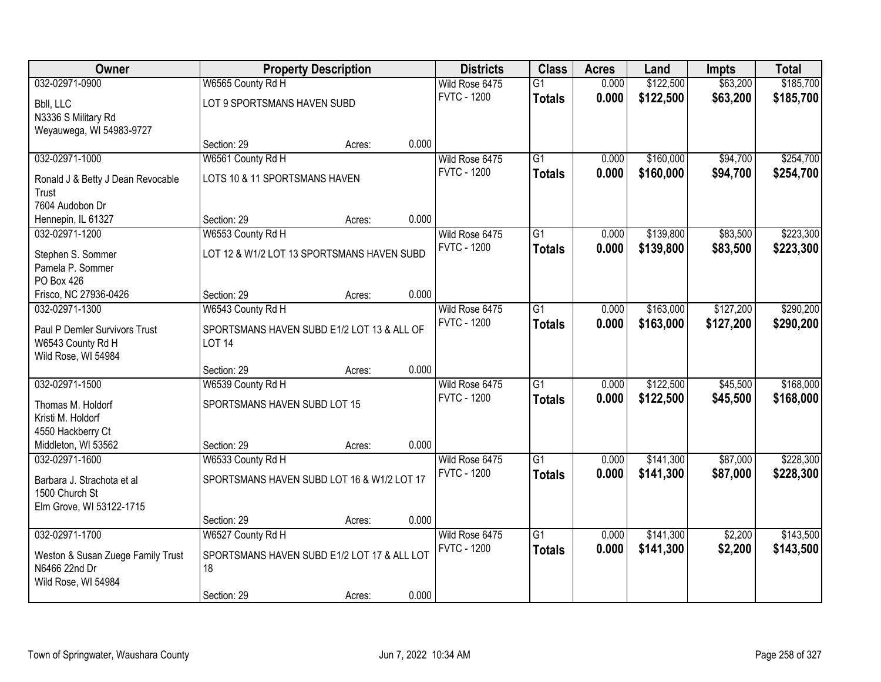| Owner | Property Description | Districts | Class | Acres | Land | Impts | Total |
|---|---|---|---|---|---|---|---|
| 032-02971-0900<br>Bbll, LLC<br>N3336 S Military Rd<br>Weyauwega, WI 54983-9727 | W6565 County Rd H<br>LOT 9 SPORTSMANS HAVEN SUBD<br>Section: 29 Acres: 0.000 | Wild Rose 6475<br>FVTC - 1200 | G1<br>**Totals** | 0.000<br>**0.000** | $122,500<br>**$122,500** | $63,200<br>**$63,200** | $185,700<br>**$185,700** |
| 032-02971-1000<br>Ronald J & Betty J Dean Revocable Trust<br>7604 Audobon Dr<br>Hennepin, IL 61327 | W6561 County Rd H<br>LOTS 10 & 11 SPORTSMANS HAVEN<br>Section: 29 Acres: 0.000 | Wild Rose 6475<br>FVTC - 1200 | G1<br>**Totals** | 0.000<br>**0.000** | $160,000<br>**$160,000** | $94,700<br>**$94,700** | $254,700<br>**$254,700** |
| 032-02971-1200<br>Stephen S. Sommer<br>Pamela P. Sommer<br>PO Box 426<br>Frisco, NC 27936-0426 | W6553 County Rd H<br>LOT 12 & W1/2 LOT 13 SPORTSMANS HAVEN SUBD<br>Section: 29 Acres: 0.000 | Wild Rose 6475<br>FVTC - 1200 | G1<br>**Totals** | 0.000<br>**0.000** | $139,800<br>**$139,800** | $83,500<br>**$83,500** | $223,300<br>**$223,300** |
| 032-02971-1300<br>Paul P Demler Survivors Trust<br>W6543 County Rd H<br>Wild Rose, WI 54984 | W6543 County Rd H<br>SPORTSMANS HAVEN SUBD E1/2 LOT 13 & ALL OF LOT 14<br>Section: 29 Acres: 0.000 | Wild Rose 6475<br>FVTC - 1200 | G1<br>**Totals** | 0.000<br>**0.000** | $163,000<br>**$163,000** | $127,200<br>**$127,200** | $290,200<br>**$290,200** |
| 032-02971-1500<br>Thomas M. Holdorf<br>Kristi M. Holdorf<br>4550 Hackberry Ct<br>Middleton, WI 53562 | W6539 County Rd H<br>SPORTSMANS HAVEN SUBD LOT 15<br>Section: 29 Acres: 0.000 | Wild Rose 6475<br>FVTC - 1200 | G1<br>**Totals** | 0.000<br>**0.000** | $122,500<br>**$122,500** | $45,500<br>**$45,500** | $168,000<br>**$168,000** |
| 032-02971-1600<br>Barbara J. Strachota et al<br>1500 Church St<br>Elm Grove, WI 53122-1715 | W6533 County Rd H<br>SPORTSMANS HAVEN SUBD LOT 16 & W1/2 LOT 17<br>Section: 29 Acres: 0.000 | Wild Rose 6475<br>FVTC - 1200 | G1<br>**Totals** | 0.000<br>**0.000** | $141,300<br>**$141,300** | $87,000<br>**$87,000** | $228,300<br>**$228,300** |
| 032-02971-1700<br>Weston & Susan Zuege Family Trust<br>N6466 22nd Dr<br>Wild Rose, WI 54984 | W6527 County Rd H<br>SPORTSMANS HAVEN SUBD E1/2 LOT 17 & ALL LOT 18<br>Section: 29 Acres: 0.000 | Wild Rose 6475<br>FVTC - 1200 | G1<br>**Totals** | 0.000<br>**0.000** | $141,300<br>**$141,300** | $2,200<br>**$2,200** | $143,500<br>**$143,500** |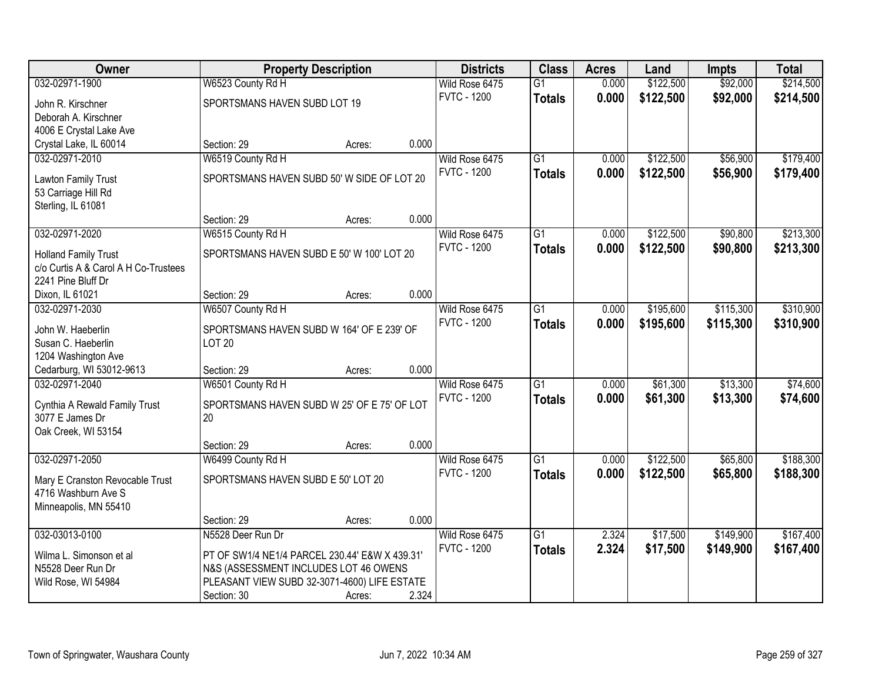| Owner | Property Description | Districts | Class | Acres | Land | Impts | Total |
|---|---|---|---|---|---|---|---|
| 032-02971-1900<br>John R. Kirschner<br>Deborah A. Kirschner<br>4006 E Crystal Lake Ave<br>Crystal Lake, IL 60014 | W6523 County Rd H<br>SPORTSMANS HAVEN SUBD LOT 19<br>Section: 29 Acres: 0.000 | Wild Rose 6475<br>FVTC - 1200 | G1<br>**Totals** | 0.000<br>**0.000** | \$122,500<br>**\$122,500** | \$92,000<br>**\$92,000** | \$214,500<br>**\$214,500** |
| 032-02971-2010<br>Lawton Family Trust<br>53 Carriage Hill Rd<br>Sterling, IL 61081 | W6519 County Rd H<br>SPORTSMANS HAVEN SUBD 50' W SIDE OF LOT 20<br>Section: 29 Acres: 0.000 | Wild Rose 6475<br>FVTC - 1200 | G1<br>**Totals** | 0.000<br>**0.000** | \$122,500<br>**\$122,500** | \$56,900<br>**\$56,900** | \$179,400<br>**\$179,400** |
| 032-02971-2020<br>Holland Family Trust<br>c/o Curtis A & Carol A H Co-Trustees<br>2241 Pine Bluff Dr<br>Dixon, IL 61021 | W6515 County Rd H<br>SPORTSMANS HAVEN SUBD E 50' W 100' LOT 20<br>Section: 29 Acres: 0.000 | Wild Rose 6475<br>FVTC - 1200 | G1<br>**Totals** | 0.000<br>**0.000** | \$122,500<br>**\$122,500** | \$90,800<br>**\$90,800** | \$213,300<br>**\$213,300** |
| 032-02971-2030<br>John W. Haeberlin<br>Susan C. Haeberlin<br>1204 Washington Ave<br>Cedarburg, WI 53012-9613 | W6507 County Rd H<br>SPORTSMANS HAVEN SUBD W 164' OF E 239' OF LOT 20<br>Section: 29 Acres: 0.000 | Wild Rose 6475<br>FVTC - 1200 | G1<br>**Totals** | 0.000<br>**0.000** | \$195,600<br>**\$195,600** | \$115,300<br>**\$115,300** | \$310,900<br>**\$310,900** |
| 032-02971-2040<br>Cynthia A Rewald Family Trust<br>3077 E James Dr<br>Oak Creek, WI 53154 | W6501 County Rd H<br>SPORTSMANS HAVEN SUBD W 25' OF E 75' OF LOT 20<br>Section: 29 Acres: 0.000 | Wild Rose 6475<br>FVTC - 1200 | G1<br>**Totals** | 0.000<br>**0.000** | \$61,300<br>**\$61,300** | \$13,300<br>**\$13,300** | \$74,600<br>**\$74,600** |
| 032-02971-2050<br>Mary E Cranston Revocable Trust<br>4716 Washburn Ave S<br>Minneapolis, MN 55410 | W6499 County Rd H<br>SPORTSMANS HAVEN SUBD E 50' LOT 20<br>Section: 29 Acres: 0.000 | Wild Rose 6475<br>FVTC - 1200 | G1<br>**Totals** | 0.000<br>**0.000** | \$122,500<br>**\$122,500** | \$65,800<br>**\$65,800** | \$188,300<br>**\$188,300** |
| 032-03013-0100<br>Wilma L. Simonson et al<br>N5528 Deer Run Dr<br>Wild Rose, WI 54984 | N5528 Deer Run Dr<br>PT OF SW1/4 NE1/4 PARCEL 230.44' E&W X 439.31' N&S (ASSESSMENT INCLUDES LOT 46 OWENS PLEASANT VIEW SUBD 32-3071-4600) LIFE ESTATE<br>Section: 30 Acres: 2.324 | Wild Rose 6475<br>FVTC - 1200 | G1<br>**Totals** | 2.324<br>**2.324** | \$17,500<br>**\$17,500** | \$149,900<br>**\$149,900** | \$167,400<br>**\$167,400** |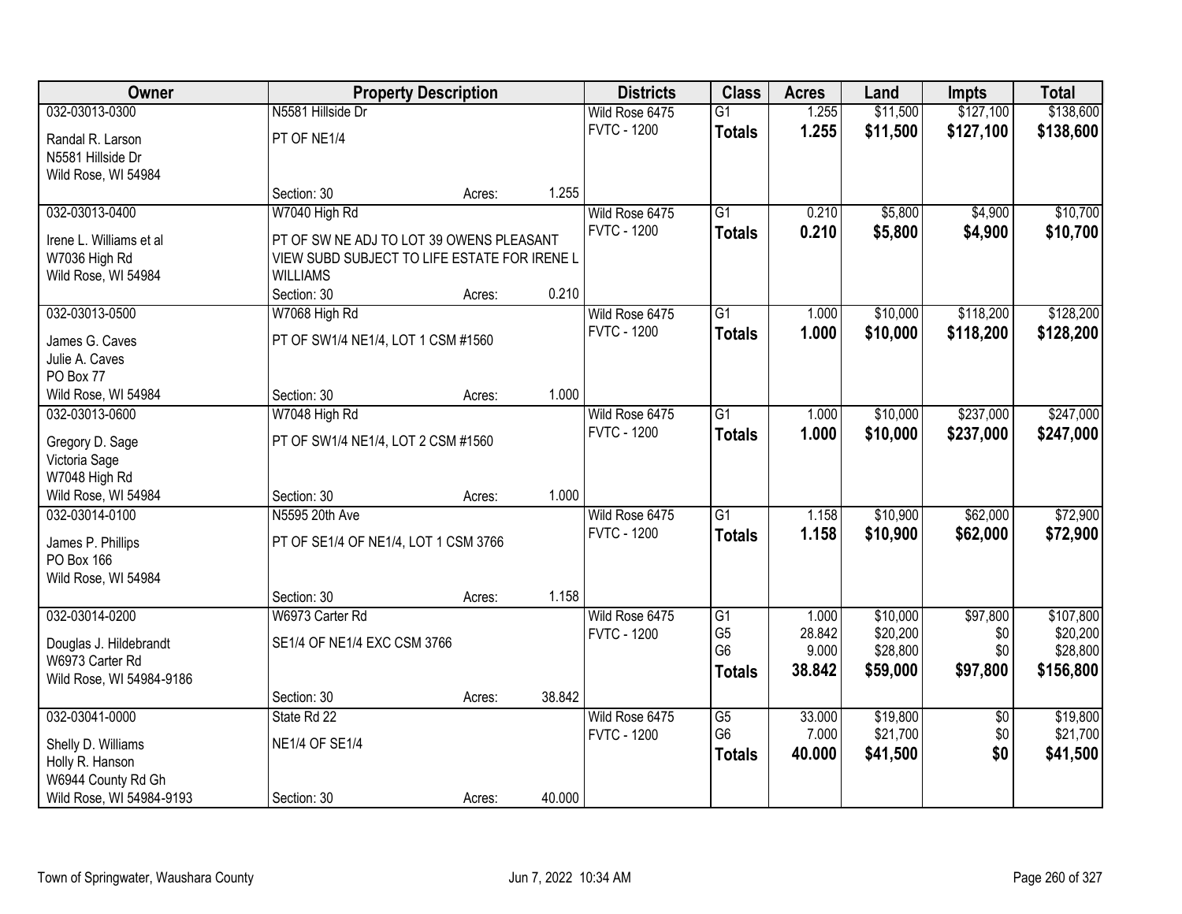| Owner | Property Description | | | Districts | Class | Acres | Land | Impts | Total |
|---|---|---|---|---|---|---|---|---|---|
| 032-03013-0300 | N5581 Hillside Dr | | | Wild Rose 6475 | G1 | 1.255 | $11,500 | $127,100 | $138,600 |
| Randal R. Larson<br>N5581 Hillside Dr<br>Wild Rose, WI 54984 | PT OF NE1/4 | | | FVTC - 1200 | **Totals** | **1.255** | **$11,500** | **$127,100** | **$138,600** |
| | Section: 30 | Acres: | 1.255 | | | | | | |
| 032-03013-0400 | W7040 High Rd | | | Wild Rose 6475 | G1 | 0.210 | $5,800 | $4,900 | $10,700 |
| Irene L. Williams et al<br>W7036 High Rd<br>Wild Rose, WI 54984 | PT OF SW NE ADJ TO LOT 39 OWENS PLEASANT VIEW SUBD SUBJECT TO LIFE ESTATE FOR IRENE L WILLIAMS | | | FVTC - 1200 | **Totals** | **0.210** | **$5,800** | **$4,900** | **$10,700** |
| | Section: 30 | Acres: | 0.210 | | | | | | |
| 032-03013-0500 | W7068 High Rd | | | Wild Rose 6475 | G1 | 1.000 | $10,000 | $118,200 | $128,200 |
| James G. Caves<br>Julie A. Caves<br>PO Box 77<br>Wild Rose, WI 54984 | PT OF SW1/4 NE1/4, LOT 1 CSM #1560 | | | FVTC - 1200 | **Totals** | **1.000** | **$10,000** | **$118,200** | **$128,200** |
| | Section: 30 | Acres: | 1.000 | | | | | | |
| 032-03013-0600 | W7048 High Rd | | | Wild Rose 6475 | G1 | 1.000 | $10,000 | $237,000 | $247,000 |
| Gregory D. Sage<br>Victoria Sage<br>W7048 High Rd<br>Wild Rose, WI 54984 | PT OF SW1/4 NE1/4, LOT 2 CSM #1560 | | | FVTC - 1200 | **Totals** | **1.000** | **$10,000** | **$237,000** | **$247,000** |
| | Section: 30 | Acres: | 1.000 | | | | | | |
| 032-03014-0100 | N5595 20th Ave | | | Wild Rose 6475 | G1 | 1.158 | $10,900 | $62,000 | $72,900 |
| James P. Phillips<br>PO Box 166<br>Wild Rose, WI 54984 | PT OF SE1/4 OF NE1/4, LOT 1 CSM 3766 | | | FVTC - 1200 | **Totals** | **1.158** | **$10,900** | **$62,000** | **$72,900** |
| | Section: 30 | Acres: | 1.158 | | | | | | |
| 032-03014-0200 | W6973 Carter Rd | | | Wild Rose 6475 | G1 | 1.000 | $10,000 | $97,800 | $107,800 |
| Douglas J. Hildebrandt<br>W6973 Carter Rd<br>Wild Rose, WI 54984-9186 | SE1/4 OF NE1/4 EXC CSM 3766 | | | FVTC - 1200 | G5 | 28.842 | $20,200 | $0 | $20,200 |
| | | | | | G6 | 9.000 | $28,800 | $0 | $28,800 |
| | | | | | **Totals** | **38.842** | **$59,000** | **$97,800** | **$156,800** |
| | Section: 30 | Acres: | 38.842 | | | | | | |
| 032-03041-0000 | State Rd 22 | | | Wild Rose 6475 | G5 | 33.000 | $19,800 | $0 | $19,800 |
| Shelly D. Williams<br>Holly R. Hanson<br>W6944 County Rd Gh<br>Wild Rose, WI 54984-9193 | NE1/4 OF SE1/4 | | | FVTC - 1200 | G6 | 7.000 | $21,700 | $0 | $21,700 |
| | | | | | **Totals** | **40.000** | **$41,500** | **$0** | **$41,500** |
| | Section: 30 | Acres: | 40.000 | | | | | | |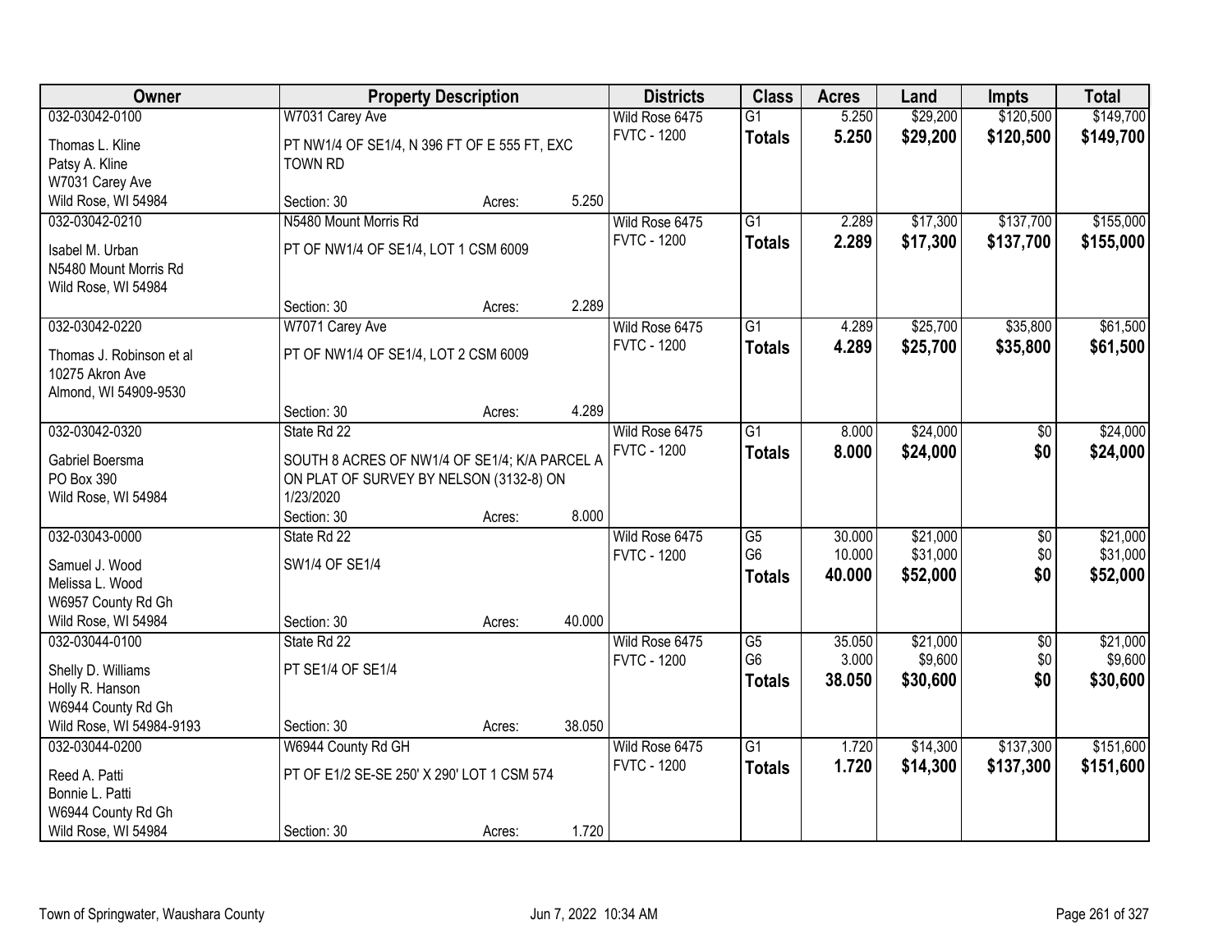| Owner | Property Description | | | Districts | Class | Acres | Land | Impts | Total |
|---|---|---|---|---|---|---|---|---|---|
| 032-03042-0100 | W7031 Carey Ave | | | Wild Rose 6475 | G1 | 5.250 | $29,200 | $120,500 | $149,700 |
| Thomas L. Kline<br>Patsy A. Kline<br>W7031 Carey Ave<br>Wild Rose, WI 54984 | PT NW1/4 OF SE1/4, N 396 FT OF E 555 FT, EXC TOWN RD | | | FVTC - 1200 | **Totals** | **5.250** | **$29,200** | **$120,500** | **$149,700** |
| | Section: 30 | Acres: | 5.250 | | | | | | |
| 032-03042-0210 | N5480 Mount Morris Rd | | | Wild Rose 6475 | G1 | 2.289 | $17,300 | $137,700 | $155,000 |
| Isabel M. Urban<br>N5480 Mount Morris Rd<br>Wild Rose, WI 54984 | PT OF NW1/4 OF SE1/4, LOT 1 CSM 6009 | | | FVTC - 1200 | **Totals** | **2.289** | **$17,300** | **$137,700** | **$155,000** |
| | Section: 30 | Acres: | 2.289 | | | | | | |
| 032-03042-0220 | W7071 Carey Ave | | | Wild Rose 6475 | G1 | 4.289 | $25,700 | $35,800 | $61,500 |
| Thomas J. Robinson et al<br>10275 Akron Ave<br>Almond, WI 54909-9530 | PT OF NW1/4 OF SE1/4, LOT 2 CSM 6009 | | | FVTC - 1200 | **Totals** | **4.289** | **$25,700** | **$35,800** | **$61,500** |
| | Section: 30 | Acres: | 4.289 | | | | | | |
| 032-03042-0320 | State Rd 22 | | | Wild Rose 6475 | G1 | 8.000 | $24,000 | $0 | $24,000 |
| Gabriel Boersma<br>PO Box 390<br>Wild Rose, WI 54984 | SOUTH 8 ACRES OF NW1/4 OF SE1/4; K/A PARCEL A ON PLAT OF SURVEY BY NELSON (3132-8) ON 1/23/2020 | | | FVTC - 1200 | **Totals** | **8.000** | **$24,000** | **$0** | **$24,000** |
| | Section: 30 | Acres: | 8.000 | | | | | | |
| 032-03043-0000 | State Rd 22 | | | Wild Rose 6475 | G5 | 30.000 | $21,000 | $0 | $21,000 |
| Samuel J. Wood<br>Melissa L. Wood<br>W6957 County Rd Gh<br>Wild Rose, WI 54984 | SW1/4 OF SE1/4 | | | FVTC - 1200 | G6 | 10.000 | $31,000 | $0 | $31,000 |
| | | | | | **Totals** | **40.000** | **$52,000** | **$0** | **$52,000** |
| | Section: 30 | Acres: | 40.000 | | | | | | |
| 032-03044-0100 | State Rd 22 | | | Wild Rose 6475 | G5 | 35.050 | $21,000 | $0 | $21,000 |
| Shelly D. Williams<br>Holly R. Hanson<br>W6944 County Rd Gh<br>Wild Rose, WI 54984-9193 | PT SE1/4 OF SE1/4 | | | FVTC - 1200 | G6 | 3.000 | $9,600 | $0 | $9,600 |
| | | | | | **Totals** | **38.050** | **$30,600** | **$0** | **$30,600** |
| | Section: 30 | Acres: | 38.050 | | | | | | |
| 032-03044-0200 | W6944 County Rd GH | | | Wild Rose 6475 | G1 | 1.720 | $14,300 | $137,300 | $151,600 |
| Reed A. Patti<br>Bonnie L. Patti<br>W6944 County Rd Gh<br>Wild Rose, WI 54984 | PT OF E1/2 SE-SE 250' X 290' LOT 1 CSM 574 | | | FVTC - 1200 | **Totals** | **1.720** | **$14,300** | **$137,300** | **$151,600** |
| | Section: 30 | Acres: | 1.720 | | | | | | |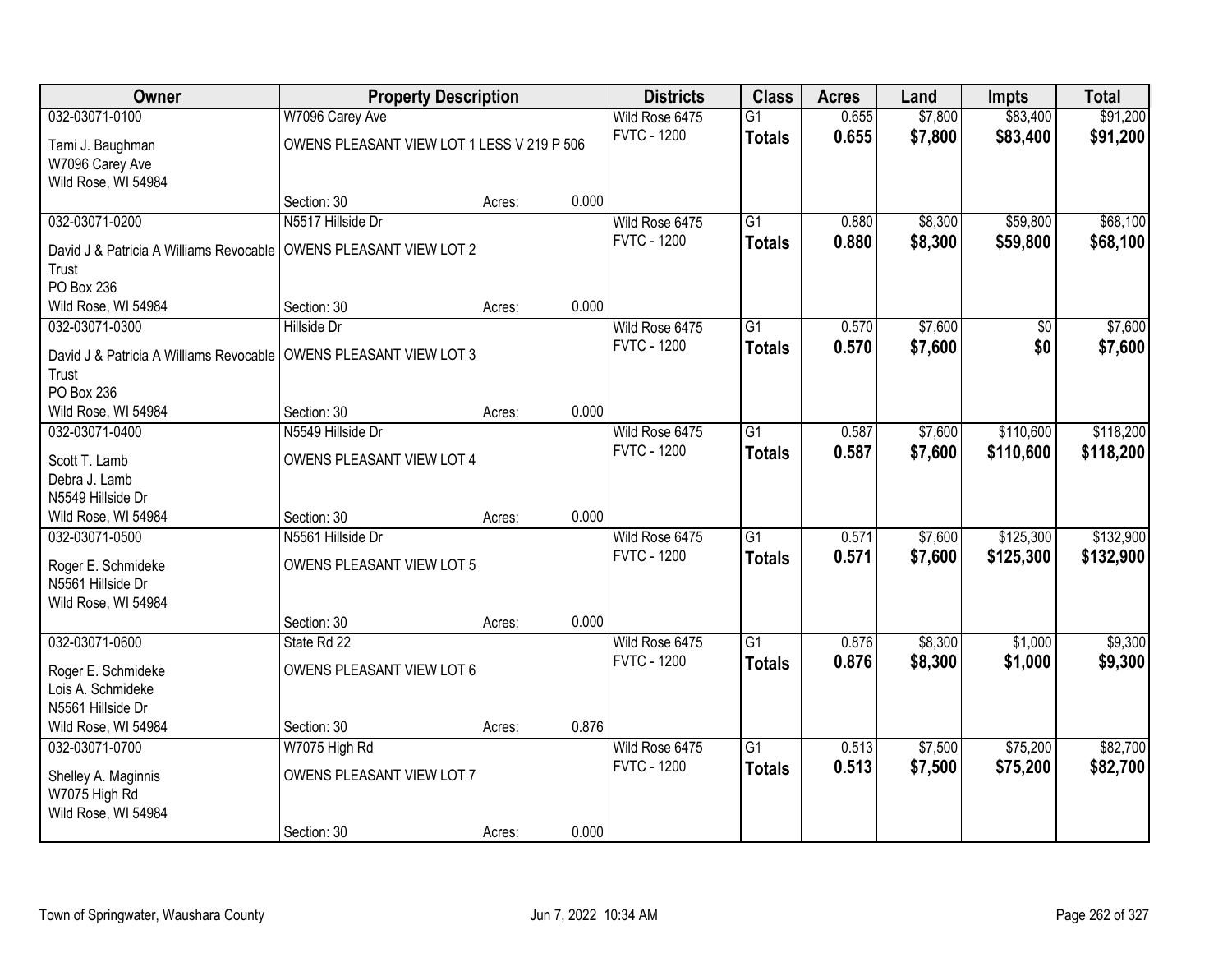| Owner | Property Description | | | Districts | Class | Acres | Land | Impts | Total |
|---|---|---|---|---|---|---|---|---|---|
| 032-03071-0100 | W7096 Carey Ave | | | Wild Rose 6475 | G1 | 0.655 | $7,800 | $83,400 | $91,200 |
| Tami J. Baughman<br>W7096 Carey Ave<br>Wild Rose, WI 54984 | OWENS PLEASANT VIEW LOT 1 LESS V 219 P 506 | | | FVTC - 1200 | **Totals** | **0.655** | **$7,800** | **$83,400** | **$91,200** |
| | Section: 30 | Acres: | 0.000 | | | | | | |
| 032-03071-0200 | N5517 Hillside Dr | | | Wild Rose 6475 | G1 | 0.880 | $8,300 | $59,800 | $68,100 |
| David J & Patricia A Williams Revocable Trust<br>PO Box 236<br>Wild Rose, WI 54984 | OWENS PLEASANT VIEW LOT 2 | | | FVTC - 1200 | **Totals** | **0.880** | **$8,300** | **$59,800** | **$68,100** |
| | Section: 30 | Acres: | 0.000 | | | | | | |
| 032-03071-0300 | Hillside Dr | | | Wild Rose 6475 | G1 | 0.570 | $7,600 | $0 | $7,600 |
| David J & Patricia A Williams Revocable Trust<br>PO Box 236<br>Wild Rose, WI 54984 | OWENS PLEASANT VIEW LOT 3 | | | FVTC - 1200 | **Totals** | **0.570** | **$7,600** | **$0** | **$7,600** |
| | Section: 30 | Acres: | 0.000 | | | | | | |
| 032-03071-0400 | N5549 Hillside Dr | | | Wild Rose 6475 | G1 | 0.587 | $7,600 | $110,600 | $118,200 |
| Scott T. Lamb<br>Debra J. Lamb<br>N5549 Hillside Dr<br>Wild Rose, WI 54984 | OWENS PLEASANT VIEW LOT 4 | | | FVTC - 1200 | **Totals** | **0.587** | **$7,600** | **$110,600** | **$118,200** |
| | Section: 30 | Acres: | 0.000 | | | | | | |
| 032-03071-0500 | N5561 Hillside Dr | | | Wild Rose 6475 | G1 | 0.571 | $7,600 | $125,300 | $132,900 |
| Roger E. Schmideke<br>N5561 Hillside Dr<br>Wild Rose, WI 54984 | OWENS PLEASANT VIEW LOT 5 | | | FVTC - 1200 | **Totals** | **0.571** | **$7,600** | **$125,300** | **$132,900** |
| | Section: 30 | Acres: | 0.000 | | | | | | |
| 032-03071-0600 | State Rd 22 | | | Wild Rose 6475 | G1 | 0.876 | $8,300 | $1,000 | $9,300 |
| Roger E. Schmideke<br>Lois A. Schmideke<br>N5561 Hillside Dr<br>Wild Rose, WI 54984 | OWENS PLEASANT VIEW LOT 6 | | | FVTC - 1200 | **Totals** | **0.876** | **$8,300** | **$1,000** | **$9,300** |
| | Section: 30 | Acres: | 0.876 | | | | | | |
| 032-03071-0700 | W7075 High Rd | | | Wild Rose 6475 | G1 | 0.513 | $7,500 | $75,200 | $82,700 |
| Shelley A. Maginnis<br>W7075 High Rd<br>Wild Rose, WI 54984 | OWENS PLEASANT VIEW LOT 7 | | | FVTC - 1200 | **Totals** | **0.513** | **$7,500** | **$75,200** | **$82,700** |
| | Section: 30 | Acres: | 0.000 | | | | | | |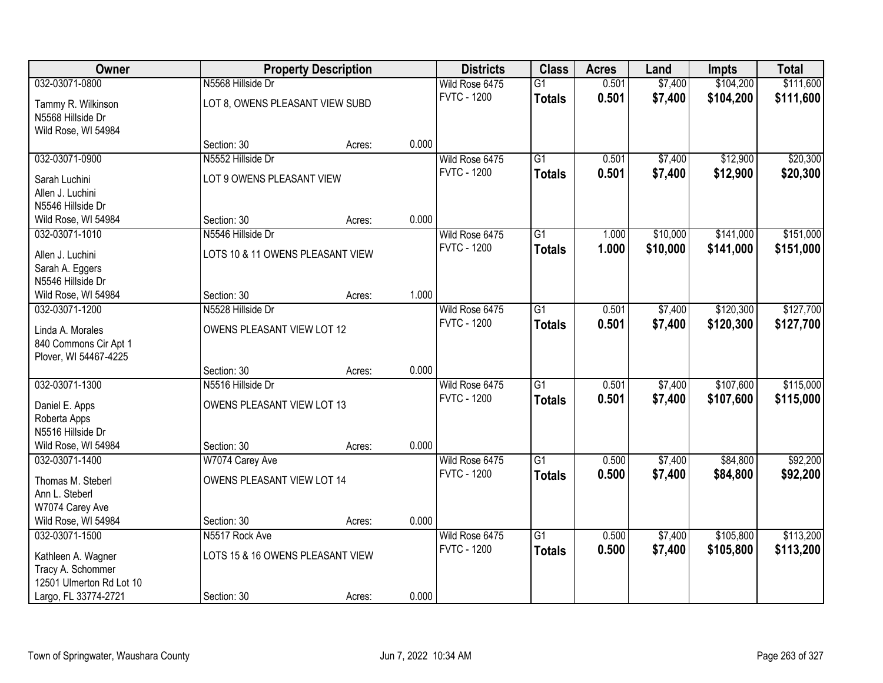| Owner | Property Description | | | Districts | Class | Acres | Land | Impts | Total |
|---|---|---|---|---|---|---|---|---|---|
| 032-03071-0800 | N5568 Hillside Dr | | | Wild Rose 6475 | G1 | 0.501 | $7,400 | $104,200 | $111,600 |
| Tammy R. Wilkinson<br>N5568 Hillside Dr<br>Wild Rose, WI 54984 | LOT 8, OWENS PLEASANT VIEW SUBD | | | FVTC - 1200 | **Totals** | **0.501** | **$7,400** | **$104,200** | **$111,600** |
| | Section: 30 | Acres: | 0.000 | | | | | | |
| 032-03071-0900 | N5552 Hillside Dr | | | Wild Rose 6475 | G1 | 0.501 | $7,400 | $12,900 | $20,300 |
| Sarah Luchini<br>Allen J. Luchini<br>N5546 Hillside Dr<br>Wild Rose, WI 54984 | LOT 9 OWENS PLEASANT VIEW | | | FVTC - 1200 | **Totals** | **0.501** | **$7,400** | **$12,900** | **$20,300** |
| | Section: 30 | Acres: | 0.000 | | | | | | |
| 032-03071-1010 | N5546 Hillside Dr | | | Wild Rose 6475 | G1 | 1.000 | $10,000 | $141,000 | $151,000 |
| Allen J. Luchini<br>Sarah A. Eggers<br>N5546 Hillside Dr<br>Wild Rose, WI 54984 | LOTS 10 & 11 OWENS PLEASANT VIEW | | | FVTC - 1200 | **Totals** | **1.000** | **$10,000** | **$141,000** | **$151,000** |
| | Section: 30 | Acres: | 1.000 | | | | | | |
| 032-03071-1200 | N5528 Hillside Dr | | | Wild Rose 6475 | G1 | 0.501 | $7,400 | $120,300 | $127,700 |
| Linda A. Morales<br>840 Commons Cir Apt 1<br>Plover, WI 54467-4225 | OWENS PLEASANT VIEW LOT 12 | | | FVTC - 1200 | **Totals** | **0.501** | **$7,400** | **$120,300** | **$127,700** |
| | Section: 30 | Acres: | 0.000 | | | | | | |
| 032-03071-1300 | N5516 Hillside Dr | | | Wild Rose 6475 | G1 | 0.501 | $7,400 | $107,600 | $115,000 |
| Daniel E. Apps<br>Roberta Apps<br>N5516 Hillside Dr<br>Wild Rose, WI 54984 | OWENS PLEASANT VIEW LOT 13 | | | FVTC - 1200 | **Totals** | **0.501** | **$7,400** | **$107,600** | **$115,000** |
| | Section: 30 | Acres: | 0.000 | | | | | | |
| 032-03071-1400 | W7074 Carey Ave | | | Wild Rose 6475 | G1 | 0.500 | $7,400 | $84,800 | $92,200 |
| Thomas M. Steberl<br>Ann L. Steberl<br>W7074 Carey Ave<br>Wild Rose, WI 54984 | OWENS PLEASANT VIEW LOT 14 | | | FVTC - 1200 | **Totals** | **0.500** | **$7,400** | **$84,800** | **$92,200** |
| | Section: 30 | Acres: | 0.000 | | | | | | |
| 032-03071-1500 | N5517 Rock Ave | | | Wild Rose 6475 | G1 | 0.500 | $7,400 | $105,800 | $113,200 |
| Kathleen A. Wagner<br>Tracy A. Schommer<br>12501 Ulmerton Rd Lot 10<br>Largo, FL 33774-2721 | LOTS 15 & 16 OWENS PLEASANT VIEW | | | FVTC - 1200 | **Totals** | **0.500** | **$7,400** | **$105,800** | **$113,200** |
| | Section: 30 | Acres: | 0.000 | | | | | | |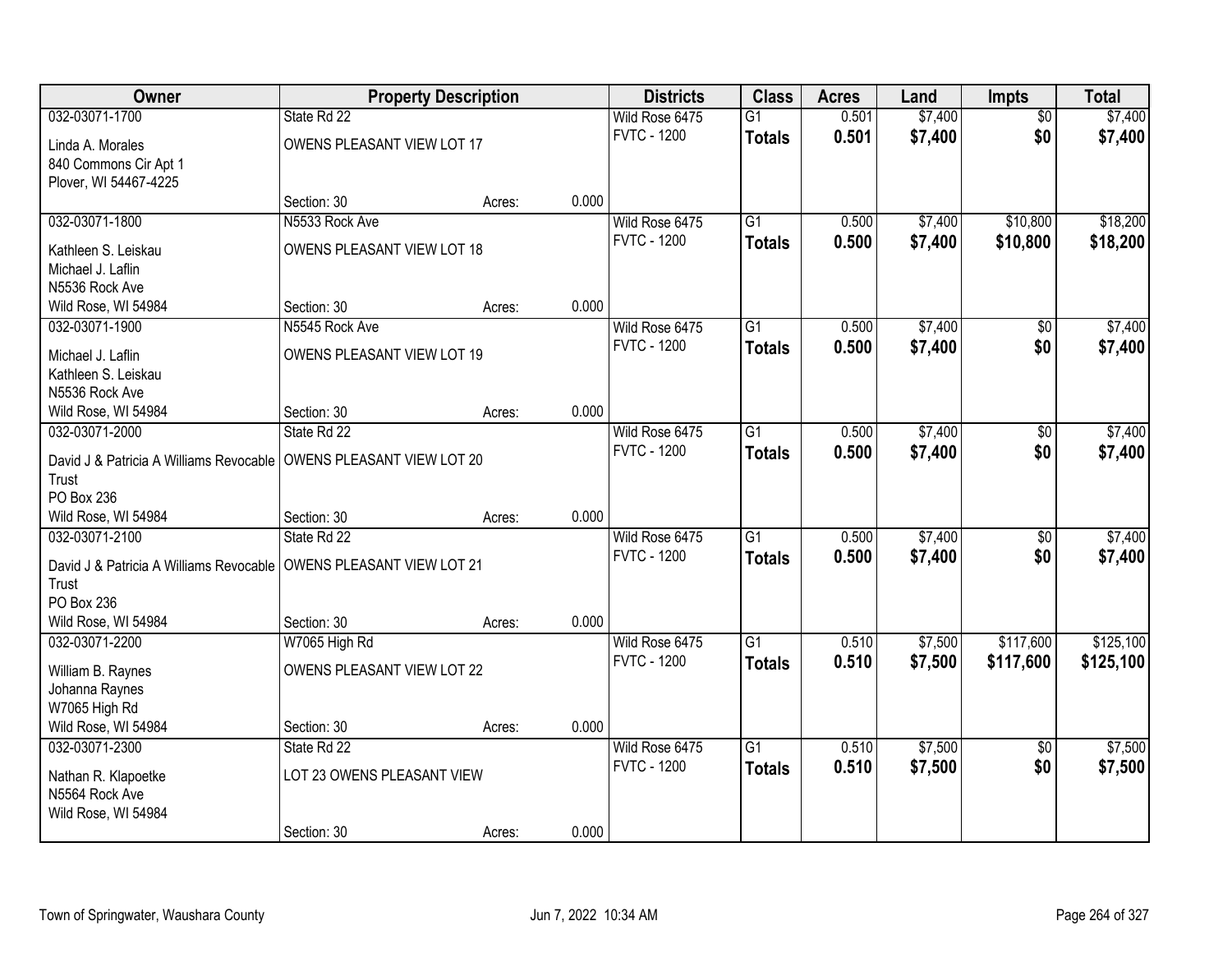| Owner | Property Description | | | Districts | Class | Acres | Land | Impts | Total |
|---|---|---|---|---|---|---|---|---|---|
| 032-03071-1700 | State Rd 22 | | | Wild Rose 6475 | G1 | 0.501 | $7,400 | $0 | $7,400 |
| Linda A. Morales<br>840 Commons Cir Apt 1<br>Plover, WI 54467-4225 | OWENS PLEASANT VIEW LOT 17 | | | FVTC - 1200 | **Totals** | **0.501** | **$7,400** | **$0** | **$7,400** |
| | Section: 30 | Acres: | 0.000 | | | | | | |
| 032-03071-1800 | N5533 Rock Ave | | | Wild Rose 6475 | G1 | 0.500 | $7,400 | $10,800 | $18,200 |
| Kathleen S. Leiskau<br>Michael J. Laflin<br>N5536 Rock Ave<br>Wild Rose, WI 54984 | OWENS PLEASANT VIEW LOT 18 | | | FVTC - 1200 | **Totals** | **0.500** | **$7,400** | **$10,800** | **$18,200** |
| | Section: 30 | Acres: | 0.000 | | | | | | |
| 032-03071-1900 | N5545 Rock Ave | | | Wild Rose 6475 | G1 | 0.500 | $7,400 | $0 | $7,400 |
| Michael J. Laflin<br>Kathleen S. Leiskau<br>N5536 Rock Ave<br>Wild Rose, WI 54984 | OWENS PLEASANT VIEW LOT 19 | | | FVTC - 1200 | **Totals** | **0.500** | **$7,400** | **$0** | **$7,400** |
| | Section: 30 | Acres: | 0.000 | | | | | | |
| 032-03071-2000 | State Rd 22 | | | Wild Rose 6475 | G1 | 0.500 | $7,400 | $0 | $7,400 |
| David J & Patricia A Williams Revocable Trust<br>PO Box 236<br>Wild Rose, WI 54984 | OWENS PLEASANT VIEW LOT 20 | | | FVTC - 1200 | **Totals** | **0.500** | **$7,400** | **$0** | **$7,400** |
| | Section: 30 | Acres: | 0.000 | | | | | | |
| 032-03071-2100 | State Rd 22 | | | Wild Rose 6475 | G1 | 0.500 | $7,400 | $0 | $7,400 |
| David J & Patricia A Williams Revocable Trust<br>PO Box 236<br>Wild Rose, WI 54984 | OWENS PLEASANT VIEW LOT 21 | | | FVTC - 1200 | **Totals** | **0.500** | **$7,400** | **$0** | **$7,400** |
| | Section: 30 | Acres: | 0.000 | | | | | | |
| 032-03071-2200 | W7065 High Rd | | | Wild Rose 6475 | G1 | 0.510 | $7,500 | $117,600 | $125,100 |
| William B. Raynes<br>Johanna Raynes<br>W7065 High Rd<br>Wild Rose, WI 54984 | OWENS PLEASANT VIEW LOT 22 | | | FVTC - 1200 | **Totals** | **0.510** | **$7,500** | **$117,600** | **$125,100** |
| | Section: 30 | Acres: | 0.000 | | | | | | |
| 032-03071-2300 | State Rd 22 | | | Wild Rose 6475 | G1 | 0.510 | $7,500 | $0 | $7,500 |
| Nathan R. Klapoetke<br>N5564 Rock Ave<br>Wild Rose, WI 54984 | LOT 23 OWENS PLEASANT VIEW | | | FVTC - 1200 | **Totals** | **0.510** | **$7,500** | **$0** | **$7,500** |
| | Section: 30 | Acres: | 0.000 | | | | | | |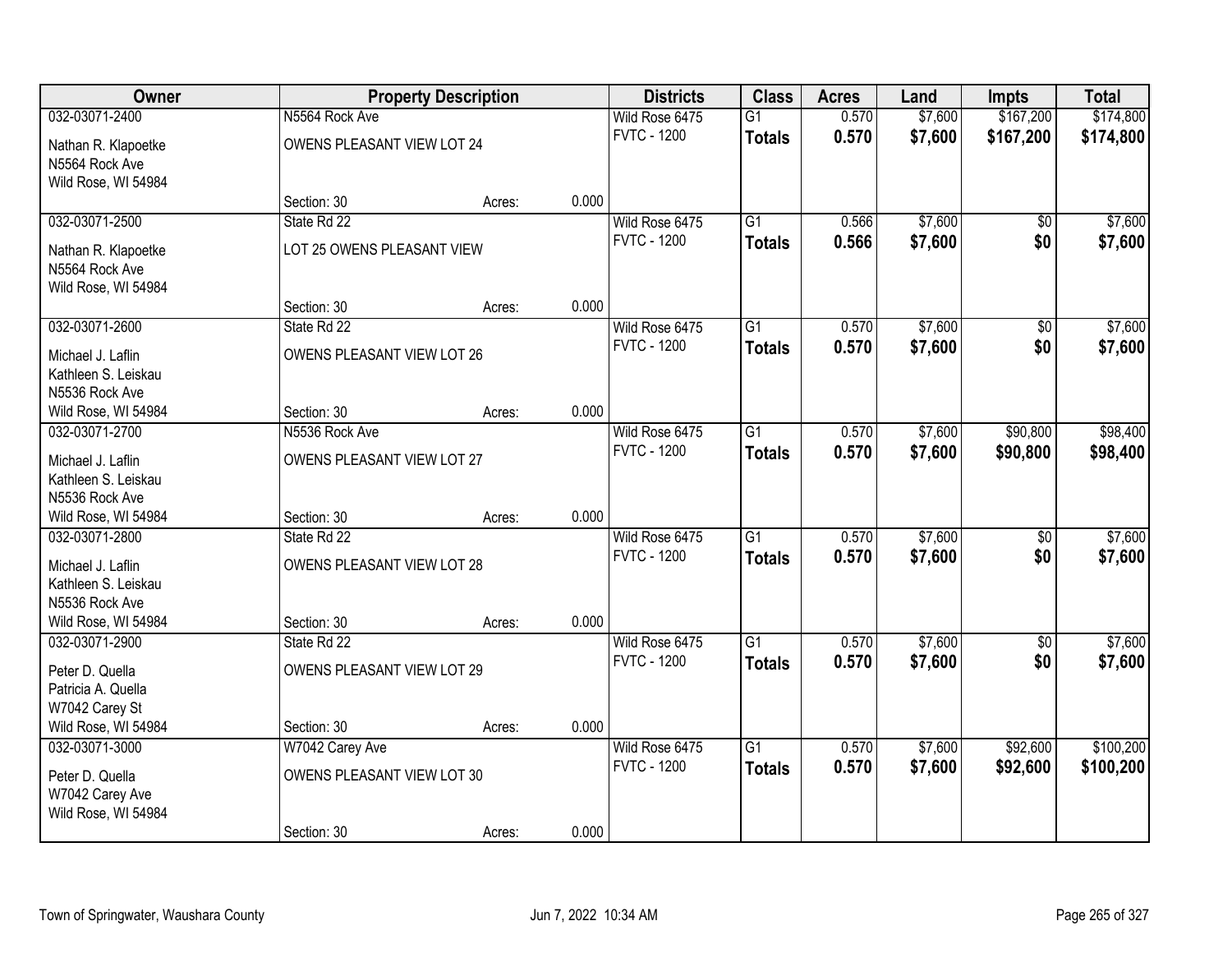| Owner | Property Description | | | Districts | Class | Acres | Land | Impts | Total |
|---|---|---|---|---|---|---|---|---|---|
| 032-03071-2400 | N5564 Rock Ave | | | Wild Rose 6475 | G1 | 0.570 | $7,600 | $167,200 | $174,800 |
| Nathan R. Klapoetke<br>N5564 Rock Ave<br>Wild Rose, WI 54984 | OWENS PLEASANT VIEW LOT 24 | | | FVTC - 1200 | **Totals** | **0.570** | **$7,600** | **$167,200** | **$174,800** |
| | Section: 30 | Acres: | 0.000 | | | | | | |
| 032-03071-2500 | State Rd 22 | | | Wild Rose 6475 | G1 | 0.566 | $7,600 | $0 | $7,600 |
| Nathan R. Klapoetke<br>N5564 Rock Ave<br>Wild Rose, WI 54984 | LOT 25 OWENS PLEASANT VIEW | | | FVTC - 1200 | **Totals** | **0.566** | **$7,600** | **$0** | **$7,600** |
| | Section: 30 | Acres: | 0.000 | | | | | | |
| 032-03071-2600 | State Rd 22 | | | Wild Rose 6475 | G1 | 0.570 | $7,600 | $0 | $7,600 |
| Michael J. Laflin<br>Kathleen S. Leiskau<br>N5536 Rock Ave<br>Wild Rose, WI 54984 | OWENS PLEASANT VIEW LOT 26 | | | FVTC - 1200 | **Totals** | **0.570** | **$7,600** | **$0** | **$7,600** |
| | Section: 30 | Acres: | 0.000 | | | | | | |
| 032-03071-2700 | N5536 Rock Ave | | | Wild Rose 6475 | G1 | 0.570 | $7,600 | $90,800 | $98,400 |
| Michael J. Laflin<br>Kathleen S. Leiskau<br>N5536 Rock Ave<br>Wild Rose, WI 54984 | OWENS PLEASANT VIEW LOT 27 | | | FVTC - 1200 | **Totals** | **0.570** | **$7,600** | **$90,800** | **$98,400** |
| | Section: 30 | Acres: | 0.000 | | | | | | |
| 032-03071-2800 | State Rd 22 | | | Wild Rose 6475 | G1 | 0.570 | $7,600 | $0 | $7,600 |
| Michael J. Laflin<br>Kathleen S. Leiskau<br>N5536 Rock Ave<br>Wild Rose, WI 54984 | OWENS PLEASANT VIEW LOT 28 | | | FVTC - 1200 | **Totals** | **0.570** | **$7,600** | **$0** | **$7,600** |
| | Section: 30 | Acres: | 0.000 | | | | | | |
| 032-03071-2900 | State Rd 22 | | | Wild Rose 6475 | G1 | 0.570 | $7,600 | $0 | $7,600 |
| Peter D. Quella<br>Patricia A. Quella<br>W7042 Carey St<br>Wild Rose, WI 54984 | OWENS PLEASANT VIEW LOT 29 | | | FVTC - 1200 | **Totals** | **0.570** | **$7,600** | **$0** | **$7,600** |
| | Section: 30 | Acres: | 0.000 | | | | | | |
| 032-03071-3000 | W7042 Carey Ave | | | Wild Rose 6475 | G1 | 0.570 | $7,600 | $92,600 | $100,200 |
| Peter D. Quella<br>W7042 Carey Ave<br>Wild Rose, WI 54984 | OWENS PLEASANT VIEW LOT 30 | | | FVTC - 1200 | **Totals** | **0.570** | **$7,600** | **$92,600** | **$100,200** |
| | Section: 30 | Acres: | 0.000 | | | | | | |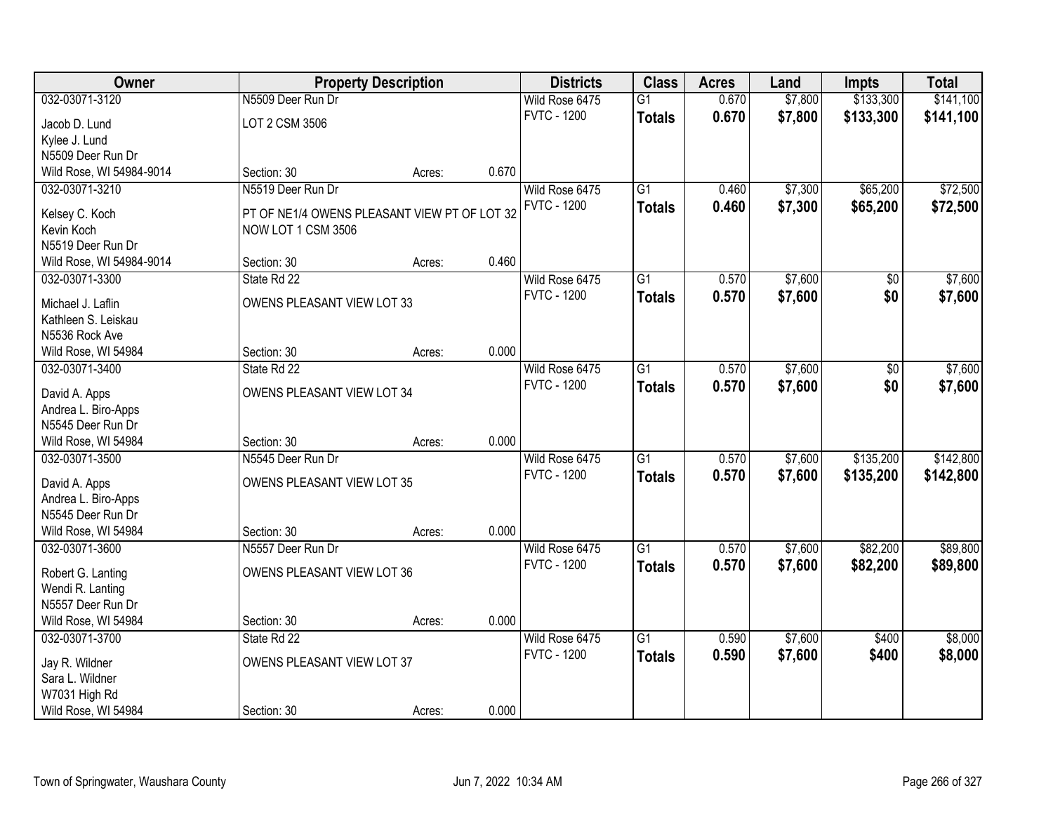| Owner | Property Description | | | Districts | Class | Acres | Land | Impts | Total |
|---|---|---|---|---|---|---|---|---|---|
| 032-03071-3120 | N5509 Deer Run Dr | | | Wild Rose 6475 | G1 | 0.670 | $7,800 | $133,300 | $141,100 |
| Jacob D. Lund<br>Kylee J. Lund<br>N5509 Deer Run Dr<br>Wild Rose, WI 54984-9014 | LOT 2 CSM 3506<br>Section: 30 | Acres: | 0.670 | FVTC - 1200 | **Totals** | **0.670** | **$7,800** | **$133,300** | **$141,100** |
| 032-03071-3210 | N5519 Deer Run Dr | | | Wild Rose 6475 | G1 | 0.460 | $7,300 | $65,200 | $72,500 |
| Kelsey C. Koch<br>Kevin Koch<br>N5519 Deer Run Dr<br>Wild Rose, WI 54984-9014 | PT OF NE1/4 OWENS PLEASANT VIEW PT OF LOT 32 NOW LOT 1 CSM 3506<br>Section: 30 | Acres: | 0.460 | FVTC - 1200 | **Totals** | **0.460** | **$7,300** | **$65,200** | **$72,500** |
| 032-03071-3300 | State Rd 22 | | | Wild Rose 6475 | G1 | 0.570 | $7,600 | $0 | $7,600 |
| Michael J. Laflin<br>Kathleen S. Leiskau<br>N5536 Rock Ave<br>Wild Rose, WI 54984 | OWENS PLEASANT VIEW LOT 33<br>Section: 30 | Acres: | 0.000 | FVTC - 1200 | **Totals** | **0.570** | **$7,600** | **$0** | **$7,600** |
| 032-03071-3400 | State Rd 22 | | | Wild Rose 6475 | G1 | 0.570 | $7,600 | $0 | $7,600 |
| David A. Apps<br>Andrea L. Biro-Apps<br>N5545 Deer Run Dr<br>Wild Rose, WI 54984 | OWENS PLEASANT VIEW LOT 34<br>Section: 30 | Acres: | 0.000 | FVTC - 1200 | **Totals** | **0.570** | **$7,600** | **$0** | **$7,600** |
| 032-03071-3500 | N5545 Deer Run Dr | | | Wild Rose 6475 | G1 | 0.570 | $7,600 | $135,200 | $142,800 |
| David A. Apps<br>Andrea L. Biro-Apps<br>N5545 Deer Run Dr<br>Wild Rose, WI 54984 | OWENS PLEASANT VIEW LOT 35<br>Section: 30 | Acres: | 0.000 | FVTC - 1200 | **Totals** | **0.570** | **$7,600** | **$135,200** | **$142,800** |
| 032-03071-3600 | N5557 Deer Run Dr | | | Wild Rose 6475 | G1 | 0.570 | $7,600 | $82,200 | $89,800 |
| Robert G. Lanting<br>Wendi R. Lanting<br>N5557 Deer Run Dr<br>Wild Rose, WI 54984 | OWENS PLEASANT VIEW LOT 36<br>Section: 30 | Acres: | 0.000 | FVTC - 1200 | **Totals** | **0.570** | **$7,600** | **$82,200** | **$89,800** |
| 032-03071-3700 | State Rd 22 | | | Wild Rose 6475 | G1 | 0.590 | $7,600 | $400 | $8,000 |
| Jay R. Wildner<br>Sara L. Wildner<br>W7031 High Rd<br>Wild Rose, WI 54984 | OWENS PLEASANT VIEW LOT 37<br>Section: 30 | Acres: | 0.000 | FVTC - 1200 | **Totals** | **0.590** | **$7,600** | **$400** | **$8,000** |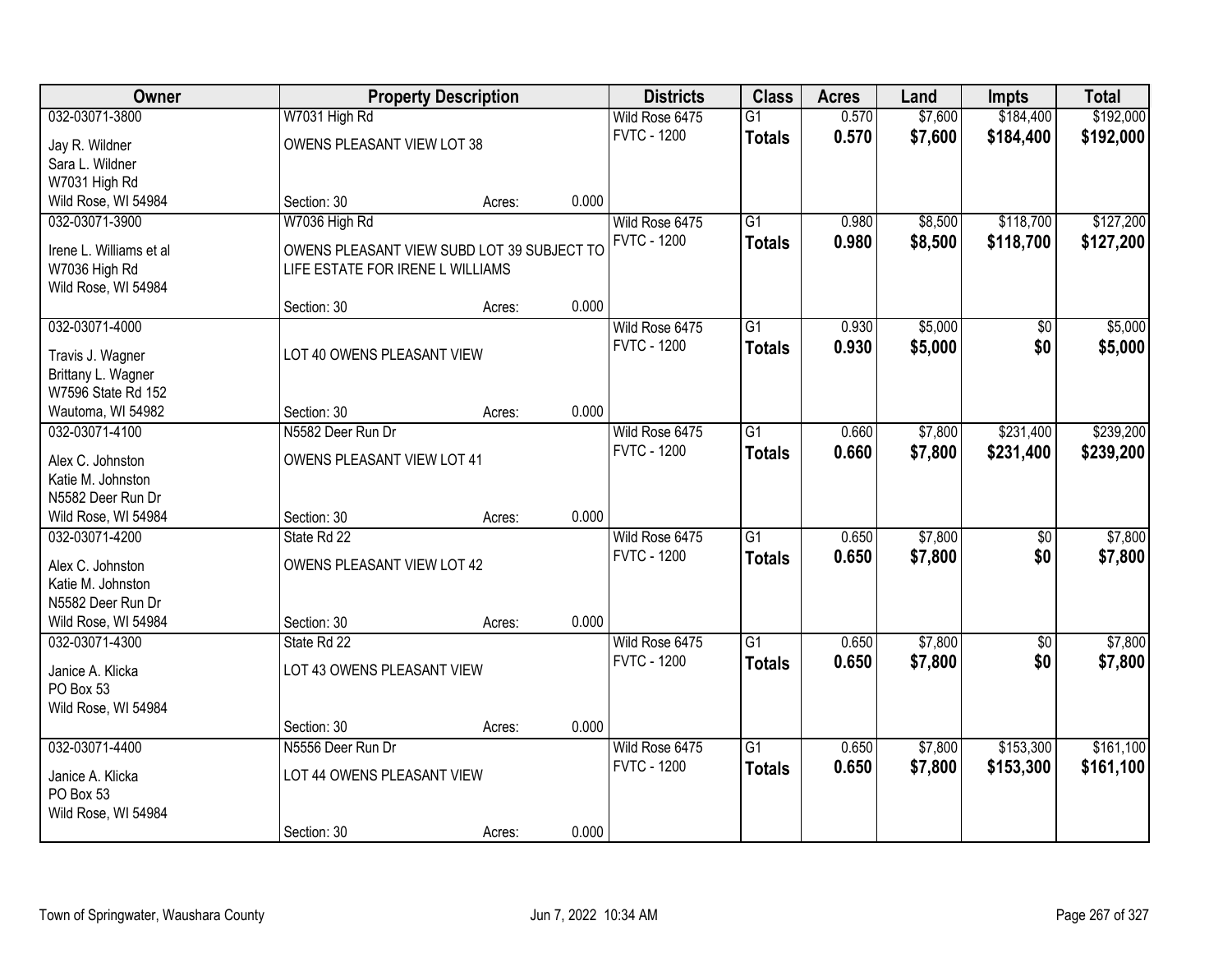| Owner | Property Description | Districts | Class | Acres | Land | Impts | Total |
|---|---|---|---|---|---|---|---|
| 032-03071-3800<br>Jay R. Wildner<br>Sara L. Wildner<br>W7031 High Rd<br>Wild Rose, WI 54984 | W7031 High Rd<br>OWENS PLEASANT VIEW LOT 38<br>Section: 30 Acres: 0.000 | Wild Rose 6475<br>FVTC - 1200 | G1<br>**Totals** | 0.570<br>**0.570** | $7,600<br>**$7,600** | $184,400<br>**$184,400** | $192,000<br>**$192,000** |
| 032-03071-3900<br>Irene L. Williams et al<br>W7036 High Rd<br>Wild Rose, WI 54984 | W7036 High Rd<br>OWENS PLEASANT VIEW SUBD LOT 39 SUBJECT TO LIFE ESTATE FOR IRENE L WILLIAMS<br>Section: 30 Acres: 0.000 | Wild Rose 6475<br>FVTC - 1200 | G1<br>**Totals** | 0.980<br>**0.980** | $8,500<br>**$8,500** | $118,700<br>**$118,700** | $127,200<br>**$127,200** |
| 032-03071-4000<br>Travis J. Wagner<br>Brittany L. Wagner<br>W7596 State Rd 152<br>Wautoma, WI 54982 | LOT 40 OWENS PLEASANT VIEW<br>Section: 30 Acres: 0.000 | Wild Rose 6475<br>FVTC - 1200 | G1<br>**Totals** | 0.930<br>**0.930** | $5,000<br>**$5,000** | $0<br>**$0** | $5,000<br>**$5,000** |
| 032-03071-4100<br>Alex C. Johnston<br>Katie M. Johnston<br>N5582 Deer Run Dr<br>Wild Rose, WI 54984 | N5582 Deer Run Dr<br>OWENS PLEASANT VIEW LOT 41<br>Section: 30 Acres: 0.000 | Wild Rose 6475<br>FVTC - 1200 | G1<br>**Totals** | 0.660<br>**0.660** | $7,800<br>**$7,800** | $231,400<br>**$231,400** | $239,200<br>**$239,200** |
| 032-03071-4200<br>Alex C. Johnston<br>Katie M. Johnston<br>N5582 Deer Run Dr<br>Wild Rose, WI 54984 | State Rd 22<br>OWENS PLEASANT VIEW LOT 42<br>Section: 30 Acres: 0.000 | Wild Rose 6475<br>FVTC - 1200 | G1<br>**Totals** | 0.650<br>**0.650** | $7,800<br>**$7,800** | $0<br>**$0** | $7,800<br>**$7,800** |
| 032-03071-4300<br>Janice A. Klicka<br>PO Box 53<br>Wild Rose, WI 54984 | State Rd 22<br>LOT 43 OWENS PLEASANT VIEW<br>Section: 30 Acres: 0.000 | Wild Rose 6475<br>FVTC - 1200 | G1<br>**Totals** | 0.650<br>**0.650** | $7,800<br>**$7,800** | $0<br>**$0** | $7,800<br>**$7,800** |
| 032-03071-4400<br>Janice A. Klicka<br>PO Box 53<br>Wild Rose, WI 54984 | N5556 Deer Run Dr<br>LOT 44 OWENS PLEASANT VIEW<br>Section: 30 Acres: 0.000 | Wild Rose 6475<br>FVTC - 1200 | G1<br>**Totals** | 0.650<br>**0.650** | $7,800<br>**$7,800** | $153,300<br>**$153,300** | $161,100<br>**$161,100** |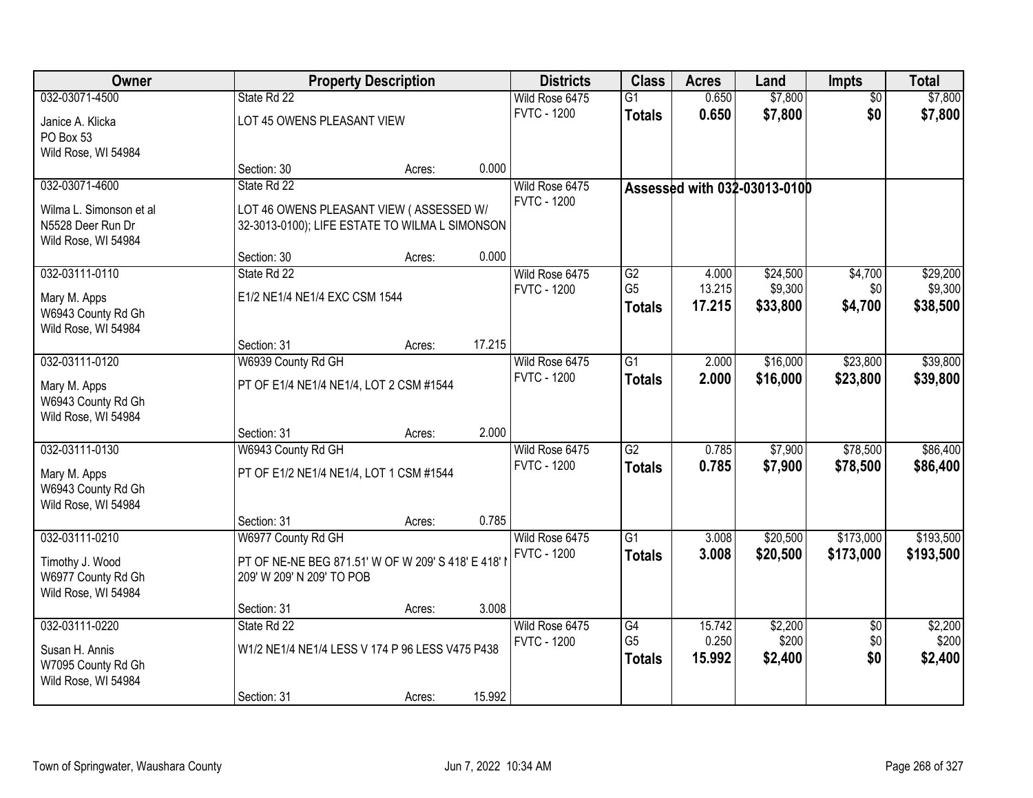| Owner | Property Description | | | Districts | Class | Acres | Land | Impts | Total |
|---|---|---|---|---|---|---|---|---|---|
| 032-03071-4500 | State Rd 22 | | | Wild Rose 6475 | G1 | 0.650 | $7,800 | $0 | $7,800 |
| Janice A. Klicka<br>PO Box 53<br>Wild Rose, WI 54984 | LOT 45 OWENS PLEASANT VIEW | | | FVTC - 1200 | **Totals** | **0.650** | **$7,800** | **$0** | **$7,800** |
| | Section: 30 | Acres: | 0.000 | | | | | | |
| 032-03071-4600 | State Rd 22 | | | Wild Rose 6475 | Assessed with 032-03013-0100 | | | | |
| Wilma L. Simonson et al<br>N5528 Deer Run Dr<br>Wild Rose, WI 54984 | LOT 46 OWENS PLEASANT VIEW ( ASSESSED W/ 32-3013-0100); LIFE ESTATE TO WILMA L SIMONSON | | | FVTC - 1200 | | | | | |
| | Section: 30 | Acres: | 0.000 | | | | | | |
| 032-03111-0110 | State Rd 22 | | | Wild Rose 6475 | G2 | 4.000 | $24,500 | $4,700 | $29,200 |
| Mary M. Apps<br>W6943 County Rd Gh<br>Wild Rose, WI 54984 | E1/2 NE1/4 NE1/4 EXC CSM 1544 | | | FVTC - 1200 | G5 | 13.215 | $9,300 | $0 | $9,300 |
| | | | | | **Totals** | **17.215** | **$33,800** | **$4,700** | **$38,500** |
| | Section: 31 | Acres: | 17.215 | | | | | | |
| 032-03111-0120 | W6939 County Rd GH | | | Wild Rose 6475 | G1 | 2.000 | $16,000 | $23,800 | $39,800 |
| Mary M. Apps<br>W6943 County Rd Gh<br>Wild Rose, WI 54984 | PT OF E1/4 NE1/4 NE1/4, LOT 2 CSM #1544 | | | FVTC - 1200 | **Totals** | **2.000** | **$16,000** | **$23,800** | **$39,800** |
| | Section: 31 | Acres: | 2.000 | | | | | | |
| 032-03111-0130 | W6943 County Rd GH | | | Wild Rose 6475 | G2 | 0.785 | $7,900 | $78,500 | $86,400 |
| Mary M. Apps<br>W6943 County Rd Gh<br>Wild Rose, WI 54984 | PT OF E1/2 NE1/4 NE1/4, LOT 1 CSM #1544 | | | FVTC - 1200 | **Totals** | **0.785** | **$7,900** | **$78,500** | **$86,400** |
| | Section: 31 | Acres: | 0.785 | | | | | | |
| 032-03111-0210 | W6977 County Rd GH | | | Wild Rose 6475 | G1 | 3.008 | $20,500 | $173,000 | $193,500 |
| Timothy J. Wood<br>W6977 County Rd Gh<br>Wild Rose, WI 54984 | PT OF NE-NE BEG 871.51' W OF W 209' S 418' E 418' N 209' W 209' N 209' TO POB | | | FVTC - 1200 | **Totals** | **3.008** | **$20,500** | **$173,000** | **$193,500** |
| | Section: 31 | Acres: | 3.008 | | | | | | |
| 032-03111-0220 | State Rd 22 | | | Wild Rose 6475 | G4 | 15.742 | $2,200 | $0 | $2,200 |
| Susan H. Annis<br>W7095 County Rd Gh<br>Wild Rose, WI 54984 | W1/2 NE1/4 NE1/4 LESS V 174 P 96 LESS V475 P438 | | | FVTC - 1200 | G5 | 0.250 | $200 | $0 | $200 |
| | | | | | **Totals** | **15.992** | **$2,400** | **$0** | **$2,400** |
| | Section: 31 | Acres: | 15.992 | | | | | | |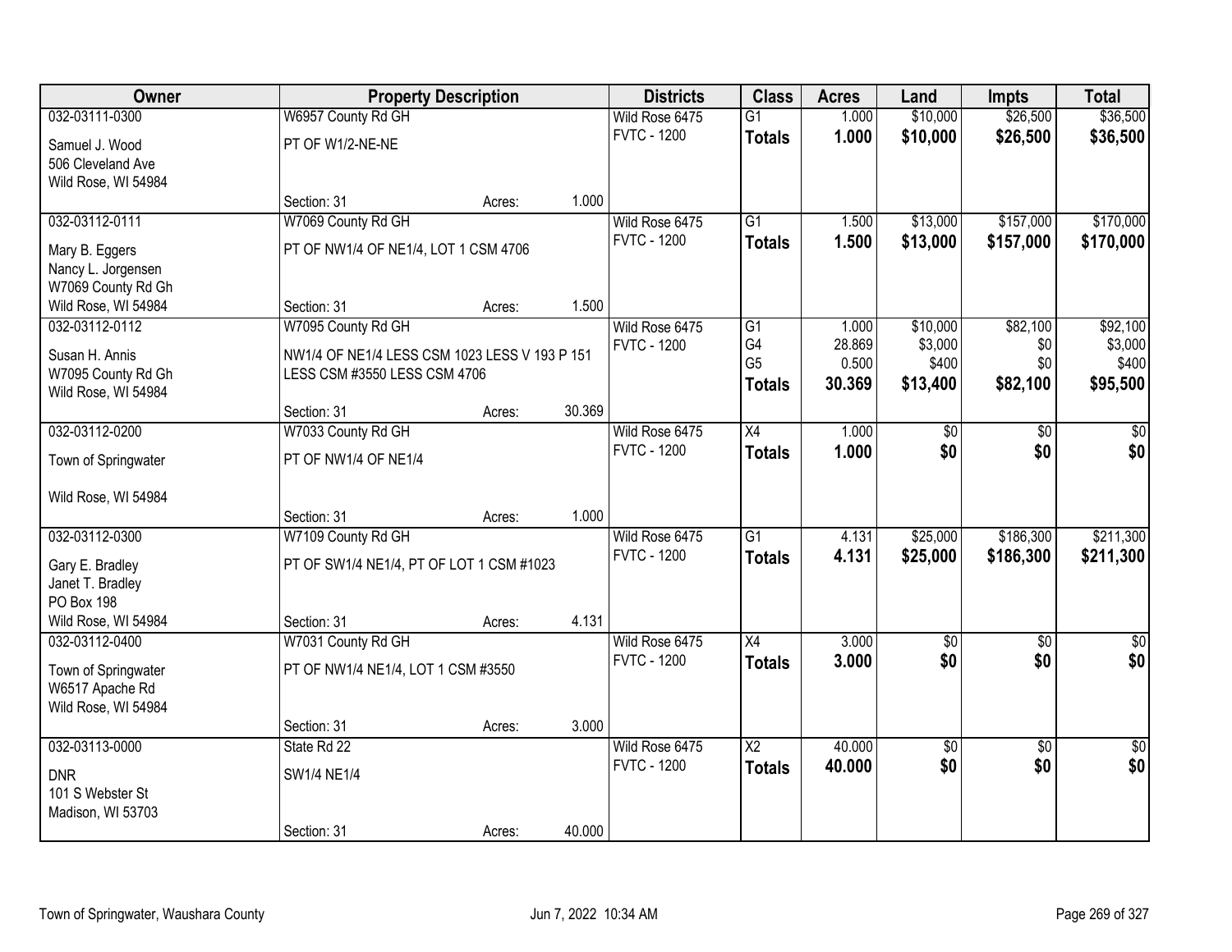| Owner | Property Description | | | Districts | Class | Acres | Land | Impts | Total |
|---|---|---|---|---|---|---|---|---|---|
| 032-03111-0300 | W6957 County Rd GH | | | Wild Rose 6475 | G1 | 1.000 | $10,000 | $26,500 | $36,500 |
| Samuel J. Wood<br>506 Cleveland Ave<br>Wild Rose, WI 54984 | PT OF W1/2-NE-NE | | | FVTC - 1200 | **Totals** | **1.000** | **$10,000** | **$26,500** | **$36,500** |
| | Section: 31 | Acres: | 1.000 | | | | | | |
| 032-03112-0111 | W7069 County Rd GH | | | Wild Rose 6475 | G1 | 1.500 | $13,000 | $157,000 | $170,000 |
| Mary B. Eggers<br>Nancy L. Jorgensen<br>W7069 County Rd Gh<br>Wild Rose, WI 54984 | PT OF NW1/4 OF NE1/4, LOT 1 CSM 4706 | | | FVTC - 1200 | **Totals** | **1.500** | **$13,000** | **$157,000** | **$170,000** |
| | Section: 31 | Acres: | 1.500 | | | | | | |
| 032-03112-0112 | W7095 County Rd GH | | | Wild Rose 6475 | G1 | 1.000 | $10,000 | $82,100 | $92,100 |
| Susan H. Annis<br>W7095 County Rd Gh<br>Wild Rose, WI 54984 | NW1/4 OF NE1/4 LESS CSM 1023 LESS V 193 P 151 LESS CSM #3550 LESS CSM 4706 | | | FVTC - 1200 | G4 | 28.869 | $3,000 | $0 | $3,000 |
| | | | | | G5 | 0.500 | $400 | $0 | $400 |
| | | | | | **Totals** | **30.369** | **$13,400** | **$82,100** | **$95,500** |
| | Section: 31 | Acres: | 30.369 | | | | | | |
| 032-03112-0200 | W7033 County Rd GH | | | Wild Rose 6475 | X4 | 1.000 | $0 | $0 | $0 |
| Town of Springwater<br><br>Wild Rose, WI 54984 | PT OF NW1/4 OF NE1/4 | | | FVTC - 1200 | **Totals** | **1.000** | **$0** | **$0** | **$0** |
| | Section: 31 | Acres: | 1.000 | | | | | | |
| 032-03112-0300 | W7109 County Rd GH | | | Wild Rose 6475 | G1 | 4.131 | $25,000 | $186,300 | $211,300 |
| Gary E. Bradley<br>Janet T. Bradley<br>PO Box 198<br>Wild Rose, WI 54984 | PT OF SW1/4 NE1/4, PT OF LOT 1 CSM #1023 | | | FVTC - 1200 | **Totals** | **4.131** | **$25,000** | **$186,300** | **$211,300** |
| | Section: 31 | Acres: | 4.131 | | | | | | |
| 032-03112-0400 | W7031 County Rd GH | | | Wild Rose 6475 | X4 | 3.000 | $0 | $0 | $0 |
| Town of Springwater<br>W6517 Apache Rd<br>Wild Rose, WI 54984 | PT OF NW1/4 NE1/4, LOT 1 CSM #3550 | | | FVTC - 1200 | **Totals** | **3.000** | **$0** | **$0** | **$0** |
| | Section: 31 | Acres: | 3.000 | | | | | | |
| 032-03113-0000 | State Rd 22 | | | Wild Rose 6475 | X2 | 40.000 | $0 | $0 | $0 |
| DNR<br>101 S Webster St<br>Madison, WI 53703 | SW1/4 NE1/4 | | | FVTC - 1200 | **Totals** | **40.000** | **$0** | **$0** | **$0** |
| | Section: 31 | Acres: | 40.000 | | | | | | |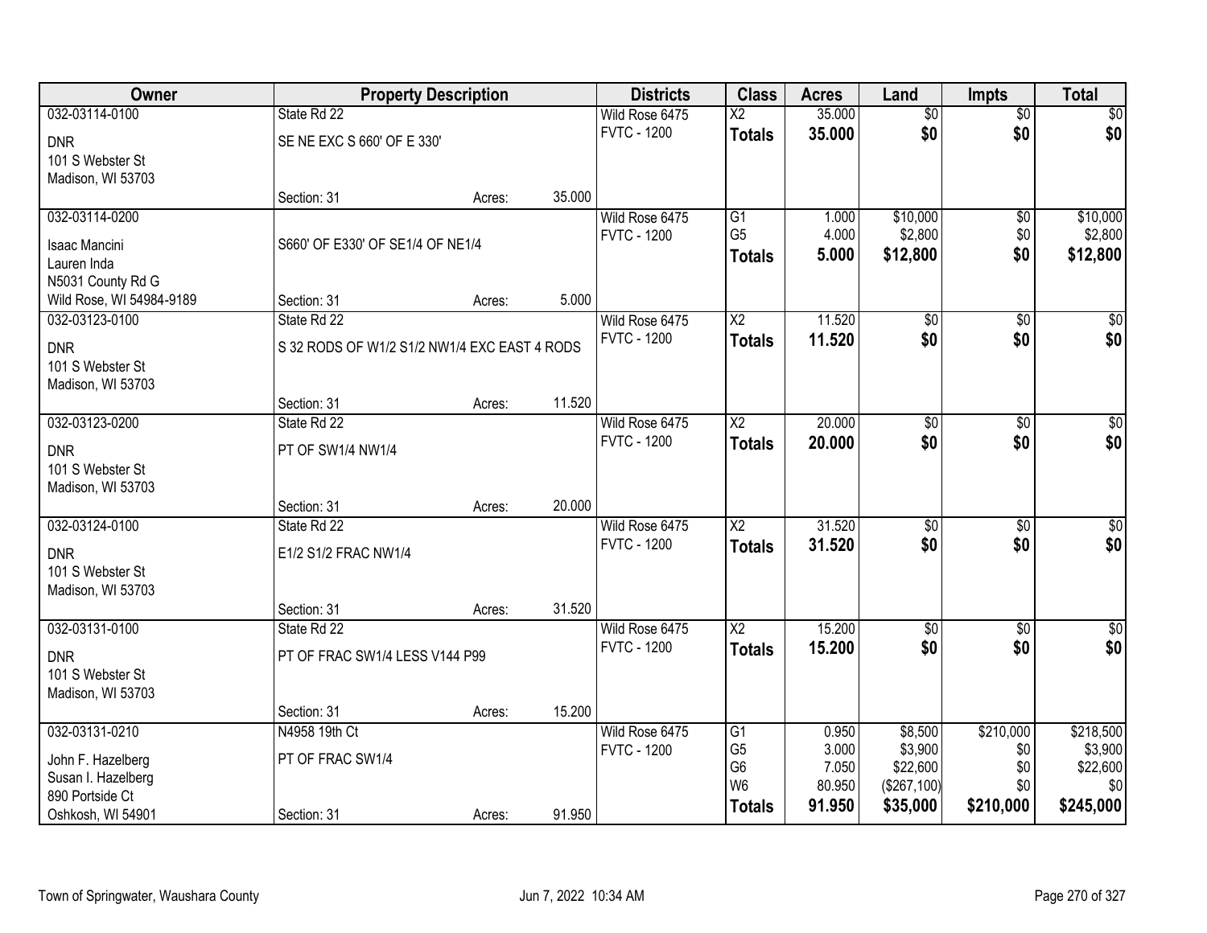| Owner | Property Description | | | Districts | Class | Acres | Land | Impts | Total |
|---|---|---|---|---|---|---|---|---|---|
| 032-03114-0100 | State Rd 22 | | | Wild Rose 6475 | X2 | 35.000 | $0 | $0 | $0 |
| DNR<br>101 S Webster St<br>Madison, WI 53703 | SE NE EXC S 660' OF E 330' | | | FVTC - 1200 | **Totals** | **35.000** | **$0** | **$0** | **$0** |
| | Section: 31 | Acres: | 35.000 | | | | | | |
| 032-03114-0200 | | | | Wild Rose 6475 | G1 | 1.000 | $10,000 | $0 | $10,000 |
| Isaac Mancini<br>Lauren Inda<br>N5031 County Rd G<br>Wild Rose, WI 54984-9189 | S660' OF E330' OF SE1/4 OF NE1/4 | | | FVTC - 1200 | G5 | 4.000 | $2,800 | $0 | $2,800 |
| | | | | | **Totals** | **5.000** | **$12,800** | **$0** | **$12,800** |
| | Section: 31 | Acres: | 5.000 | | | | | | |
| 032-03123-0100 | State Rd 22 | | | Wild Rose 6475 | X2 | 11.520 | $0 | $0 | $0 |
| DNR<br>101 S Webster St<br>Madison, WI 53703 | S 32 RODS OF W1/2 S1/2 NW1/4 EXC EAST 4 RODS | | | FVTC - 1200 | **Totals** | **11.520** | **$0** | **$0** | **$0** |
| | Section: 31 | Acres: | 11.520 | | | | | | |
| 032-03123-0200 | State Rd 22 | | | Wild Rose 6475 | X2 | 20.000 | $0 | $0 | $0 |
| DNR<br>101 S Webster St<br>Madison, WI 53703 | PT OF SW1/4 NW1/4 | | | FVTC - 1200 | **Totals** | **20.000** | **$0** | **$0** | **$0** |
| | Section: 31 | Acres: | 20.000 | | | | | | |
| 032-03124-0100 | State Rd 22 | | | Wild Rose 6475 | X2 | 31.520 | $0 | $0 | $0 |
| DNR<br>101 S Webster St<br>Madison, WI 53703 | E1/2 S1/2 FRAC NW1/4 | | | FVTC - 1200 | **Totals** | **31.520** | **$0** | **$0** | **$0** |
| | Section: 31 | Acres: | 31.520 | | | | | | |
| 032-03131-0100 | State Rd 22 | | | Wild Rose 6475 | X2 | 15.200 | $0 | $0 | $0 |
| DNR<br>101 S Webster St<br>Madison, WI 53703 | PT OF FRAC SW1/4 LESS V144 P99 | | | FVTC - 1200 | **Totals** | **15.200** | **$0** | **$0** | **$0** |
| | Section: 31 | Acres: | 15.200 | | | | | | |
| 032-03131-0210 | N4958 19th Ct | | | Wild Rose 6475 | G1 | 0.950 | $8,500 | $210,000 | $218,500 |
| John F. Hazelberg<br>Susan I. Hazelberg<br>890 Portside Ct<br>Oshkosh, WI 54901 | PT OF FRAC SW1/4 | | | FVTC - 1200 | G5 | 3.000 | $3,900 | $0 | $3,900 |
| | | | | | G6 | 7.050 | $22,600 | $0 | $22,600 |
| | | | | | W6 | 80.950 | ($267,100) | $0 | $0 |
| | Section: 31 | Acres: | 91.950 | | **Totals** | **91.950** | **$35,000** | **$210,000** | **$245,000** |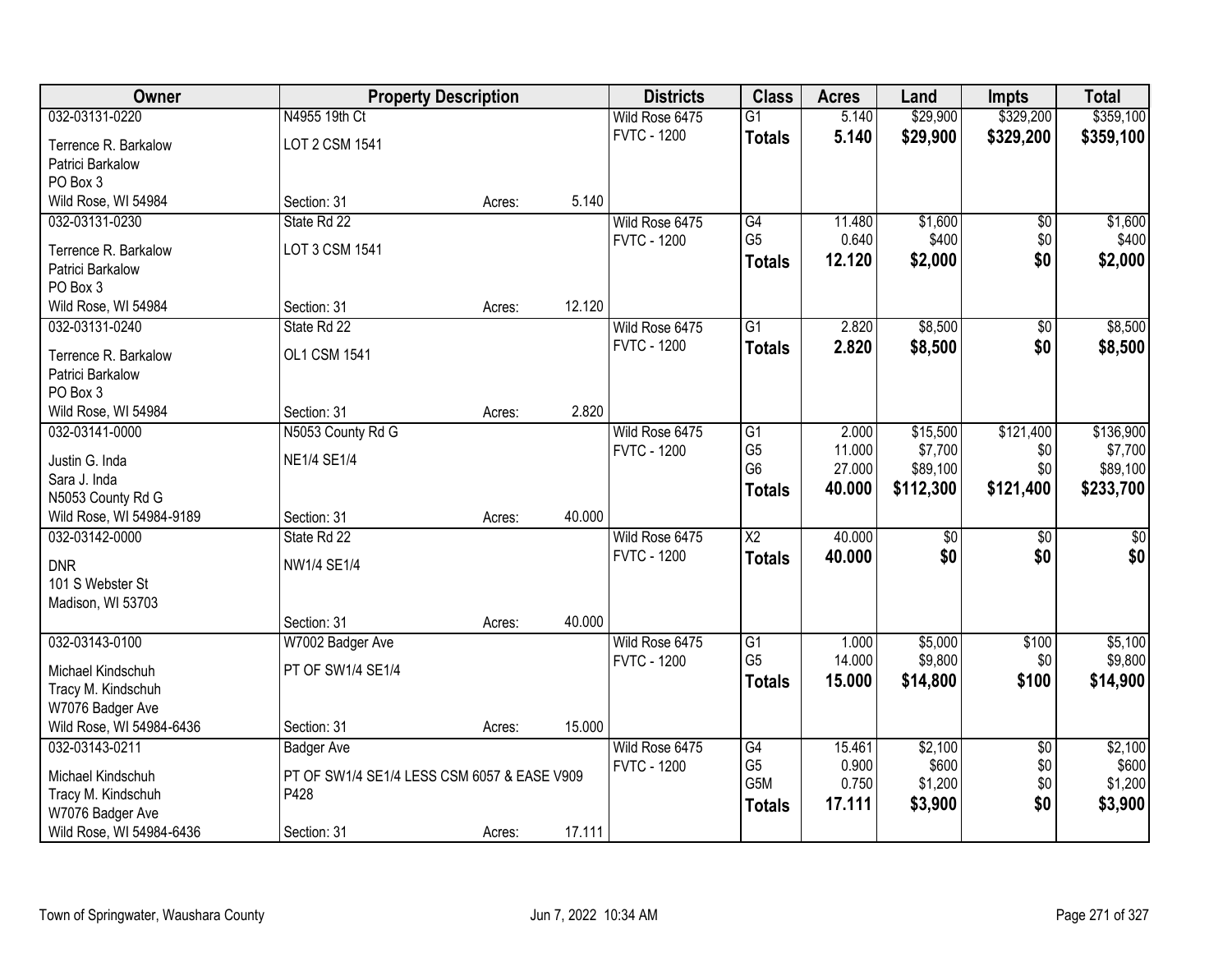| Owner | Property Description | | | Districts | Class | Acres | Land | Impts | Total |
|---|---|---|---|---|---|---|---|---|---|
| 032-03131-0220 | N4955 19th Ct | | | Wild Rose 6475 | G1 | 5.140 | $29,900 | $329,200 | $359,100 |
| Terrence R. Barkalow | LOT 2 CSM 1541 | | | FVTC - 1200 | **Totals** | **5.140** | **$29,900** | **$329,200** | **$359,100** |
| Patrici Barkalow | | | | | | | | | |
| PO Box 3 | | | | | | | | | |
| Wild Rose, WI 54984 | Section: 31 | Acres: | 5.140 | | | | | | |
| 032-03131-0230 | State Rd 22 | | | Wild Rose 6475 | G4 | 11.480 | $1,600 | $0 | $1,600 |
| Terrence R. Barkalow | LOT 3 CSM 1541 | | | FVTC - 1200 | G5 | 0.640 | $400 | $0 | $400 |
| Patrici Barkalow | | | | | **Totals** | **12.120** | **$2,000** | **$0** | **$2,000** |
| PO Box 3 | | | | | | | | | |
| Wild Rose, WI 54984 | Section: 31 | Acres: | 12.120 | | | | | | |
| 032-03131-0240 | State Rd 22 | | | Wild Rose 6475 | G1 | 2.820 | $8,500 | $0 | $8,500 |
| Terrence R. Barkalow | OL1 CSM 1541 | | | FVTC - 1200 | **Totals** | **2.820** | **$8,500** | **$0** | **$8,500** |
| Patrici Barkalow | | | | | | | | | |
| PO Box 3 | | | | | | | | | |
| Wild Rose, WI 54984 | Section: 31 | Acres: | 2.820 | | | | | | |
| 032-03141-0000 | N5053 County Rd G | | | Wild Rose 6475 | G1 | 2.000 | $15,500 | $121,400 | $136,900 |
| Justin G. Inda | NE1/4 SE1/4 | | | FVTC - 1200 | G5 | 11.000 | $7,700 | $0 | $7,700 |
| Sara J. Inda | | | | | G6 | 27.000 | $89,100 | $0 | $89,100 |
| N5053 County Rd G | | | | | **Totals** | **40.000** | **$112,300** | **$121,400** | **$233,700** |
| Wild Rose, WI 54984-9189 | Section: 31 | Acres: | 40.000 | | | | | | |
| 032-03142-0000 | State Rd 22 | | | Wild Rose 6475 | X2 | 40.000 | $0 | $0 | $0 |
| DNR | NW1/4 SE1/4 | | | FVTC - 1200 | **Totals** | **40.000** | **$0** | **$0** | **$0** |
| 101 S Webster St | | | | | | | | | |
| Madison, WI 53703 | | | | | | | | | |
| | Section: 31 | Acres: | 40.000 | | | | | | |
| 032-03143-0100 | W7002 Badger Ave | | | Wild Rose 6475 | G1 | 1.000 | $5,000 | $100 | $5,100 |
| Michael Kindschuh | PT OF SW1/4 SE1/4 | | | FVTC - 1200 | G5 | 14.000 | $9,800 | $0 | $9,800 |
| Tracy M. Kindschuh | | | | | **Totals** | **15.000** | **$14,800** | **$100** | **$14,900** |
| W7076 Badger Ave | | | | | | | | | |
| Wild Rose, WI 54984-6436 | Section: 31 | Acres: | 15.000 | | | | | | |
| 032-03143-0211 | Badger Ave | | | Wild Rose 6475 | G4 | 15.461 | $2,100 | $0 | $2,100 |
| Michael Kindschuh | PT OF SW1/4 SE1/4 LESS CSM 6057 & EASE V909 | | | FVTC - 1200 | G5 | 0.900 | $600 | $0 | $600 |
| Tracy M. Kindschuh | P428 | | | | G5M | 0.750 | $1,200 | $0 | $1,200 |
| W7076 Badger Ave | | | | | **Totals** | **17.111** | **$3,900** | **$0** | **$3,900** |
| Wild Rose, WI 54984-6436 | Section: 31 | Acres: | 17.111 | | | | | | |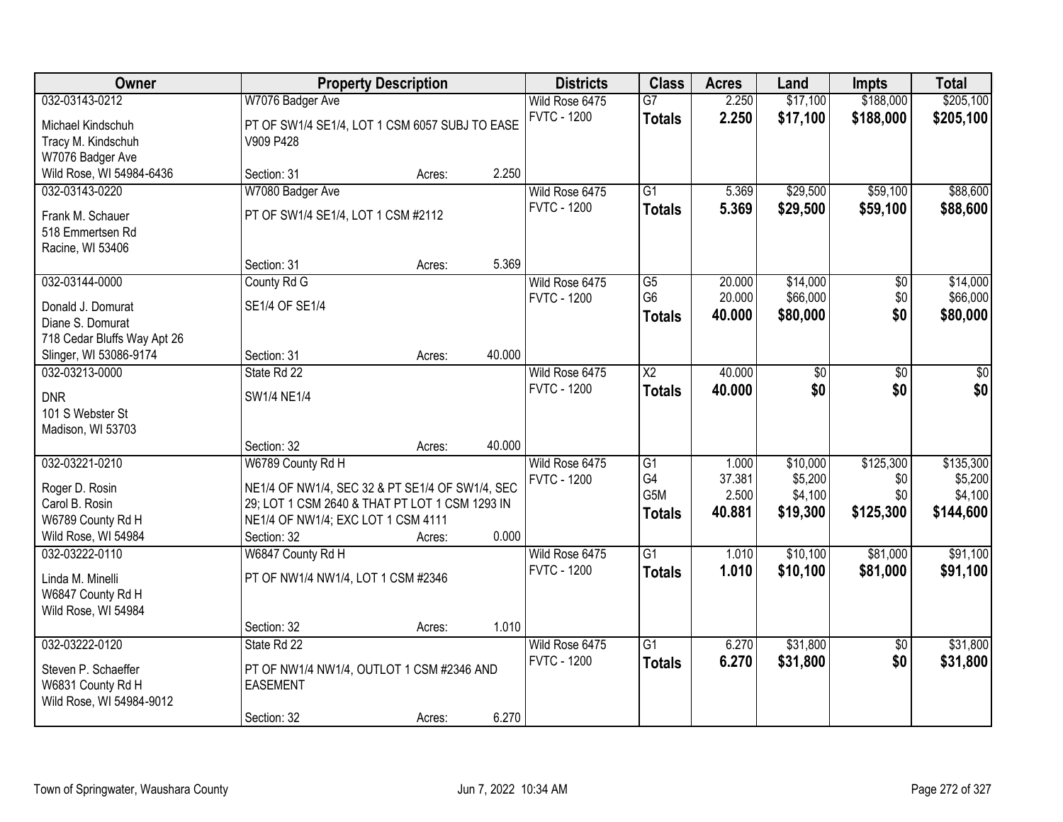| Owner | Property Description | | | Districts | Class | Acres | Land | Impts | Total |
|---|---|---|---|---|---|---|---|---|---|
| 032-03143-0212 | W7076 Badger Ave | | | Wild Rose 6475 | G7 | 2.250 | $17,100 | $188,000 | $205,100 |
| Michael Kindschuh<br>Tracy M. Kindschuh<br>W7076 Badger Ave<br>Wild Rose, WI 54984-6436 | PT OF SW1/4 SE1/4, LOT 1 CSM 6057 SUBJ TO EASE V909 P428 | | | FVTC - 1200 | **Totals** | **2.250** | **$17,100** | **$188,000** | **$205,100** |
| | Section: 31 | Acres: | 2.250 | | | | | | |
| 032-03143-0220 | W7080 Badger Ave | | | Wild Rose 6475 | G1 | 5.369 | $29,500 | $59,100 | $88,600 |
| Frank M. Schauer<br>518 Emmertsen Rd<br>Racine, WI 53406 | PT OF SW1/4 SE1/4, LOT 1 CSM #2112 | | | FVTC - 1200 | **Totals** | **5.369** | **$29,500** | **$59,100** | **$88,600** |
| | Section: 31 | Acres: | 5.369 | | | | | | |
| 032-03144-0000 | County Rd G | | | Wild Rose 6475 | G5 | 20.000 | $14,000 | $0 | $14,000 |
| Donald J. Domurat<br>Diane S. Domurat<br>718 Cedar Bluffs Way Apt 26<br>Slinger, WI 53086-9174 | SE1/4 OF SE1/4 | | | FVTC - 1200 | G6 | 20.000 | $66,000 | $0 | $66,000 |
| | | | | | **Totals** | **40.000** | **$80,000** | **$0** | **$80,000** |
| | Section: 31 | Acres: | 40.000 | | | | | | |
| 032-03213-0000 | State Rd 22 | | | Wild Rose 6475 | X2 | 40.000 | $0 | $0 | $0 |
| DNR<br>101 S Webster St<br>Madison, WI 53703 | SW1/4 NE1/4 | | | FVTC - 1200 | **Totals** | **40.000** | **$0** | **$0** | **$0** |
| | Section: 32 | Acres: | 40.000 | | | | | | |
| 032-03221-0210 | W6789 County Rd H | | | Wild Rose 6475 | G1 | 1.000 | $10,000 | $125,300 | $135,300 |
| Roger D. Rosin<br>Carol B. Rosin<br>W6789 County Rd H<br>Wild Rose, WI 54984 | NE1/4 OF NW1/4, SEC 32 & PT SE1/4 OF SW1/4, SEC 29; LOT 1 CSM 2640 & THAT PT LOT 1 CSM 1293 IN NE1/4 OF NW1/4; EXC LOT 1 CSM 4111 | | | FVTC - 1200 | G4 | 37.381 | $5,200 | $0 | $5,200 |
| | | | | | G5M | 2.500 | $4,100 | $0 | $4,100 |
| | | | | | **Totals** | **40.881** | **$19,300** | **$125,300** | **$144,600** |
| | Section: 32 | Acres: | 0.000 | | | | | | |
| 032-03222-0110 | W6847 County Rd H | | | Wild Rose 6475 | G1 | 1.010 | $10,100 | $81,000 | $91,100 |
| Linda M. Minelli<br>W6847 County Rd H<br>Wild Rose, WI 54984 | PT OF NW1/4 NW1/4, LOT 1 CSM #2346 | | | FVTC - 1200 | **Totals** | **1.010** | **$10,100** | **$81,000** | **$91,100** |
| | Section: 32 | Acres: | 1.010 | | | | | | |
| 032-03222-0120 | State Rd 22 | | | Wild Rose 6475 | G1 | 6.270 | $31,800 | $0 | $31,800 |
| Steven P. Schaeffer<br>W6831 County Rd H<br>Wild Rose, WI 54984-9012 | PT OF NW1/4 NW1/4, OUTLOT 1 CSM #2346 AND EASEMENT | | | FVTC - 1200 | **Totals** | **6.270** | **$31,800** | **$0** | **$31,800** |
| | Section: 32 | Acres: | 6.270 | | | | | | |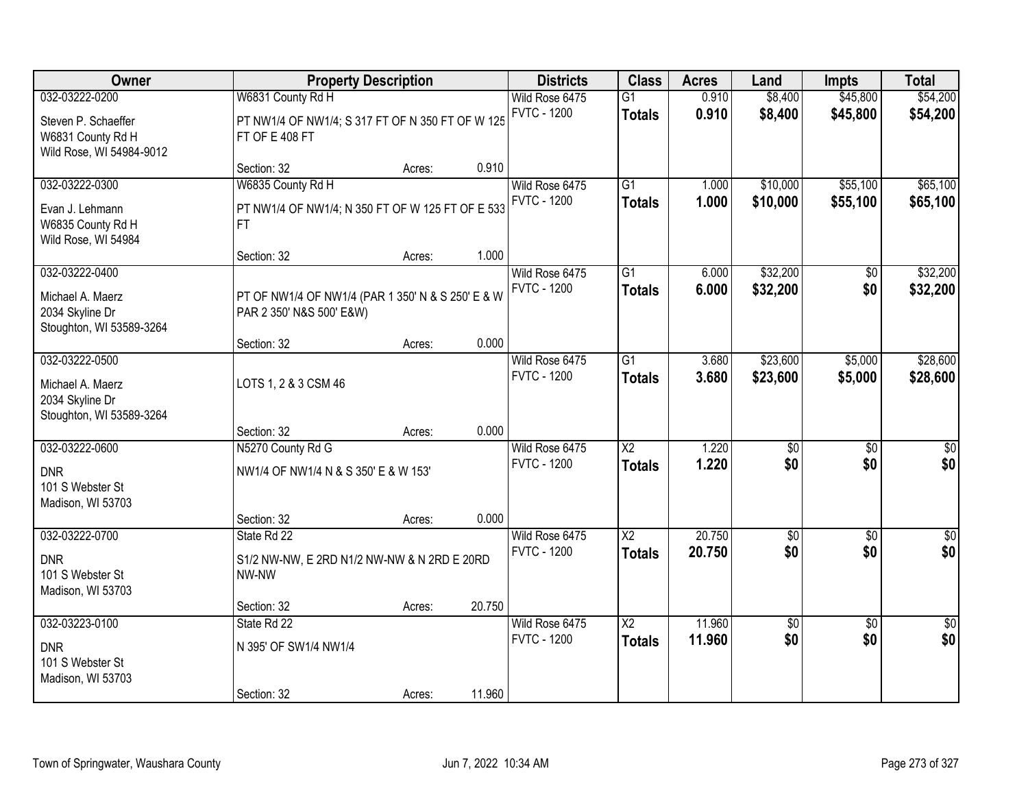| Owner | Property Description | | | Districts | Class | Acres | Land | Impts | Total |
|---|---|---|---|---|---|---|---|---|---|
| 032-03222-0200 | W6831 County Rd H | | | Wild Rose 6475 | G1 | 0.910 | $8,400 | $45,800 | $54,200 |
| Steven P. Schaeffer<br>W6831 County Rd H<br>Wild Rose, WI 54984-9012 | PT NW1/4 OF NW1/4; S 317 FT OF N 350 FT OF W 125 FT OF E 408 FT | | | FVTC - 1200 | **Totals** | **0.910** | **$8,400** | **$45,800** | **$54,200** |
| | Section: 32 | Acres: | 0.910 | | | | | | |
| 032-03222-0300 | W6835 County Rd H | | | Wild Rose 6475 | G1 | 1.000 | $10,000 | $55,100 | $65,100 |
| Evan J. Lehmann<br>W6835 County Rd H<br>Wild Rose, WI 54984 | PT NW1/4 OF NW1/4; N 350 FT OF W 125 FT OF E 533 FT | | | FVTC - 1200 | **Totals** | **1.000** | **$10,000** | **$55,100** | **$65,100** |
| | Section: 32 | Acres: | 1.000 | | | | | | |
| 032-03222-0400 | | | | Wild Rose 6475 | G1 | 6.000 | $32,200 | $0 | $32,200 |
| Michael A. Maerz<br>2034 Skyline Dr<br>Stoughton, WI 53589-3264 | PT OF NW1/4 OF NW1/4 (PAR 1 350' N & S 250' E & W PAR 2 350' N&S 500' E&W) | | | FVTC - 1200 | **Totals** | **6.000** | **$32,200** | **$0** | **$32,200** |
| | Section: 32 | Acres: | 0.000 | | | | | | |
| 032-03222-0500 | | | | Wild Rose 6475 | G1 | 3.680 | $23,600 | $5,000 | $28,600 |
| Michael A. Maerz<br>2034 Skyline Dr<br>Stoughton, WI 53589-3264 | LOTS 1, 2 & 3 CSM 46 | | | FVTC - 1200 | **Totals** | **3.680** | **$23,600** | **$5,000** | **$28,600** |
| | Section: 32 | Acres: | 0.000 | | | | | | |
| 032-03222-0600 | N5270 County Rd G | | | Wild Rose 6475 | X2 | 1.220 | $0 | $0 | $0 |
| DNR<br>101 S Webster St<br>Madison, WI 53703 | NW1/4 OF NW1/4 N & S 350' E & W 153' | | | FVTC - 1200 | **Totals** | **1.220** | **$0** | **$0** | **$0** |
| | Section: 32 | Acres: | 0.000 | | | | | | |
| 032-03222-0700 | State Rd 22 | | | Wild Rose 6475 | X2 | 20.750 | $0 | $0 | $0 |
| DNR<br>101 S Webster St<br>Madison, WI 53703 | S1/2 NW-NW, E 2RD N1/2 NW-NW & N 2RD E 20RD NW-NW | | | FVTC - 1200 | **Totals** | **20.750** | **$0** | **$0** | **$0** |
| | Section: 32 | Acres: | 20.750 | | | | | | |
| 032-03223-0100 | State Rd 22 | | | Wild Rose 6475 | X2 | 11.960 | $0 | $0 | $0 |
| DNR<br>101 S Webster St<br>Madison, WI 53703 | N 395' OF SW1/4 NW1/4 | | | FVTC - 1200 | **Totals** | **11.960** | **$0** | **$0** | **$0** |
| | Section: 32 | Acres: | 11.960 | | | | | | |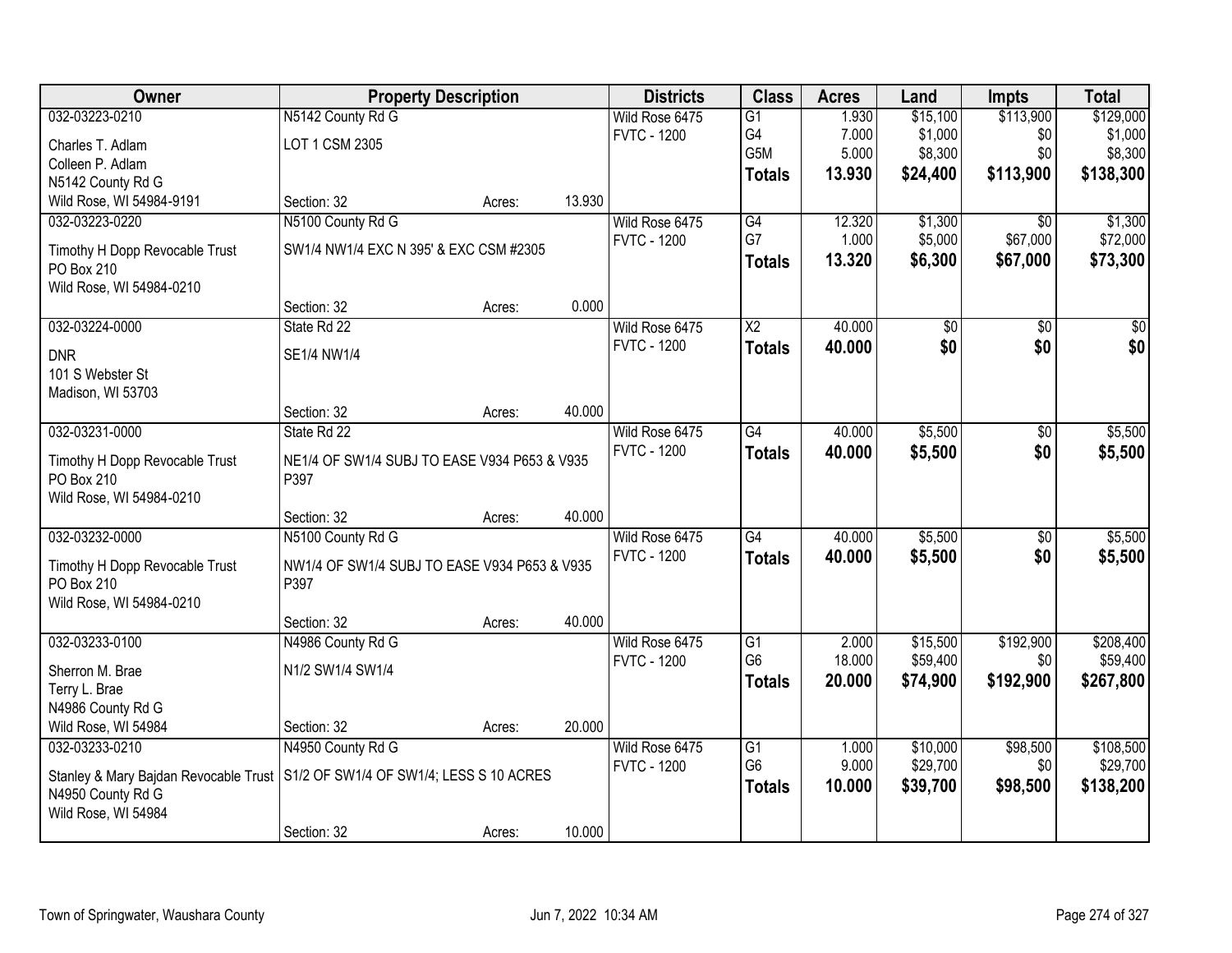| Owner | Property Description | | | Districts | Class | Acres | Land | Impts | Total |
|---|---|---|---|---|---|---|---|---|---|
| 032-03223-0210 | N5142 County Rd G | | | Wild Rose 6475 | G1 | 1.930 | $15,100 | $113,900 | $129,000 |
| Charles T. Adlam | LOT 1 CSM 2305 | | | FVTC - 1200 | G4 | 7.000 | $1,000 | $0 | $1,000 |
| Colleen P. Adlam | | | | | G5M | 5.000 | $8,300 | $0 | $8,300 |
| N5142 County Rd G | | | | | **Totals** | **13.930** | **$24,400** | **$113,900** | **$138,300** |
| Wild Rose, WI 54984-9191 | Section: 32 | Acres: | 13.930 | | | | | | |
| 032-03223-0220 | N5100 County Rd G | | | Wild Rose 6475 | G4 | 12.320 | $1,300 | $0 | $1,300 |
| Timothy H Dopp Revocable Trust | SW1/4 NW1/4 EXC N 395' & EXC CSM #2305 | | | FVTC - 1200 | G7 | 1.000 | $5,000 | $67,000 | $72,000 |
| PO Box 210 | | | | | **Totals** | **13.320** | **$6,300** | **$67,000** | **$73,300** |
| Wild Rose, WI 54984-0210 | | | | | | | | | |
| | Section: 32 | Acres: | 0.000 | | | | | | |
| 032-03224-0000 | State Rd 22 | | | Wild Rose 6475 | X2 | 40.000 | $0 | $0 | $0 |
| DNR | SE1/4 NW1/4 | | | FVTC - 1200 | **Totals** | **40.000** | **$0** | **$0** | **$0** |
| 101 S Webster St | | | | | | | | | |
| Madison, WI 53703 | | | | | | | | | |
| | Section: 32 | Acres: | 40.000 | | | | | | |
| 032-03231-0000 | State Rd 22 | | | Wild Rose 6475 | G4 | 40.000 | $5,500 | $0 | $5,500 |
| Timothy H Dopp Revocable Trust | NE1/4 OF SW1/4 SUBJ TO EASE V934 P653 & V935 P397 | | | FVTC - 1200 | **Totals** | **40.000** | **$5,500** | **$0** | **$5,500** |
| PO Box 210 | | | | | | | | | |
| Wild Rose, WI 54984-0210 | | | | | | | | | |
| | Section: 32 | Acres: | 40.000 | | | | | | |
| 032-03232-0000 | N5100 County Rd G | | | Wild Rose 6475 | G4 | 40.000 | $5,500 | $0 | $5,500 |
| Timothy H Dopp Revocable Trust | NW1/4 OF SW1/4 SUBJ TO EASE V934 P653 & V935 P397 | | | FVTC - 1200 | **Totals** | **40.000** | **$5,500** | **$0** | **$5,500** |
| PO Box 210 | | | | | | | | | |
| Wild Rose, WI 54984-0210 | | | | | | | | | |
| | Section: 32 | Acres: | 40.000 | | | | | | |
| 032-03233-0100 | N4986 County Rd G | | | Wild Rose 6475 | G1 | 2.000 | $15,500 | $192,900 | $208,400 |
| Sherron M. Brae | N1/2 SW1/4 SW1/4 | | | FVTC - 1200 | G6 | 18.000 | $59,400 | $0 | $59,400 |
| Terry L. Brae | | | | | **Totals** | **20.000** | **$74,900** | **$192,900** | **$267,800** |
| N4986 County Rd G | | | | | | | | | |
| Wild Rose, WI 54984 | Section: 32 | Acres: | 20.000 | | | | | | |
| 032-03233-0210 | N4950 County Rd G | | | Wild Rose 6475 | G1 | 1.000 | $10,000 | $98,500 | $108,500 |
| Stanley & Mary Bajdan Revocable Trust | S1/2 OF SW1/4 OF SW1/4; LESS S 10 ACRES | | | FVTC - 1200 | G6 | 9.000 | $29,700 | $0 | $29,700 |
| N4950 County Rd G | | | | | **Totals** | **10.000** | **$39,700** | **$98,500** | **$138,200** |
| Wild Rose, WI 54984 | | | | | | | | | |
| | Section: 32 | Acres: | 10.000 | | | | | | |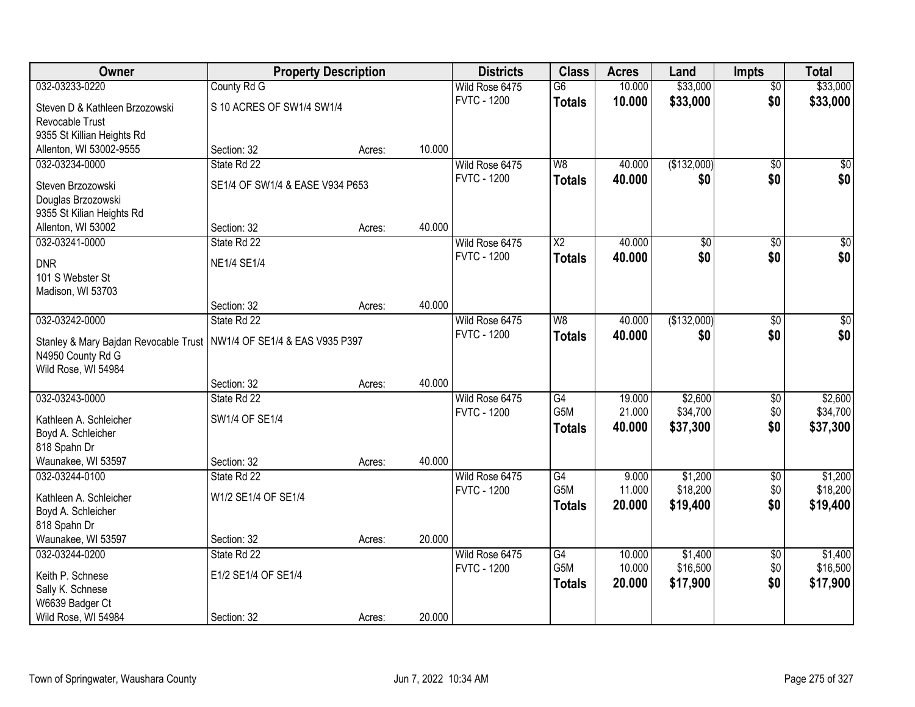| Owner | Property Description | | | Districts | Class | Acres | Land | Impts | Total |
|---|---|---|---|---|---|---|---|---|---|
| 032-03233-0220 | County Rd G | | | Wild Rose 6475 | G6 | 10.000 | $33,000 | $0 | $33,000 |
| Steven D & Kathleen Brzozowski Revocable Trust | S 10 ACRES OF SW1/4 SW1/4 | | | FVTC - 1200 | **Totals** | **10.000** | **$33,000** | **$0** | **$33,000** |
| 9355 St Killian Heights Rd | | | | | | | | | |
| Allenton, WI 53002-9555 | Section: 32 | Acres: | 10.000 | | | | | | |
| 032-03234-0000 | State Rd 22 | | | Wild Rose 6475 | W8 | 40.000 | ($132,000) | $0 | $0 |
| Steven Brzozowski | SE1/4 OF SW1/4 & EASE V934 P653 | | | FVTC - 1200 | **Totals** | **40.000** | **$0** | **$0** | **$0** |
| Douglas Brzozowski | | | | | | | | | |
| 9355 St Kilian Heights Rd | | | | | | | | | |
| Allenton, WI 53002 | Section: 32 | Acres: | 40.000 | | | | | | |
| 032-03241-0000 | State Rd 22 | | | Wild Rose 6475 | X2 | 40.000 | $0 | $0 | $0 |
| DNR | NE1/4 SE1/4 | | | FVTC - 1200 | **Totals** | **40.000** | **$0** | **$0** | **$0** |
| 101 S Webster St | | | | | | | | | |
| Madison, WI 53703 | | | | | | | | | |
| | Section: 32 | Acres: | 40.000 | | | | | | |
| 032-03242-0000 | State Rd 22 | | | Wild Rose 6475 | W8 | 40.000 | ($132,000) | $0 | $0 |
| Stanley & Mary Bajdan Revocable Trust | NW1/4 OF SE1/4 & EAS V935 P397 | | | FVTC - 1200 | **Totals** | **40.000** | **$0** | **$0** | **$0** |
| N4950 County Rd G | | | | | | | | | |
| Wild Rose, WI 54984 | | | | | | | | | |
| | Section: 32 | Acres: | 40.000 | | | | | | |
| 032-03243-0000 | State Rd 22 | | | Wild Rose 6475 | G4 | 19.000 | $2,600 | $0 | $2,600 |
| Kathleen A. Schleicher | SW1/4 OF SE1/4 | | | FVTC - 1200 | G5M | 21.000 | $34,700 | $0 | $34,700 |
| Boyd A. Schleicher | | | | | **Totals** | **40.000** | **$37,300** | **$0** | **$37,300** |
| 818 Spahn Dr | | | | | | | | | |
| Waunakee, WI 53597 | Section: 32 | Acres: | 40.000 | | | | | | |
| 032-03244-0100 | State Rd 22 | | | Wild Rose 6475 | G4 | 9.000 | $1,200 | $0 | $1,200 |
| Kathleen A. Schleicher | W1/2 SE1/4 OF SE1/4 | | | FVTC - 1200 | G5M | 11.000 | $18,200 | $0 | $18,200 |
| Boyd A. Schleicher | | | | | **Totals** | **20.000** | **$19,400** | **$0** | **$19,400** |
| 818 Spahn Dr | | | | | | | | | |
| Waunakee, WI 53597 | Section: 32 | Acres: | 20.000 | | | | | | |
| 032-03244-0200 | State Rd 22 | | | Wild Rose 6475 | G4 | 10.000 | $1,400 | $0 | $1,400 |
| Keith P. Schnese | E1/2 SE1/4 OF SE1/4 | | | FVTC - 1200 | G5M | 10.000 | $16,500 | $0 | $16,500 |
| Sally K. Schnese | | | | | **Totals** | **20.000** | **$17,900** | **$0** | **$17,900** |
| W6639 Badger Ct | | | | | | | | | |
| Wild Rose, WI 54984 | Section: 32 | Acres: | 20.000 | | | | | | |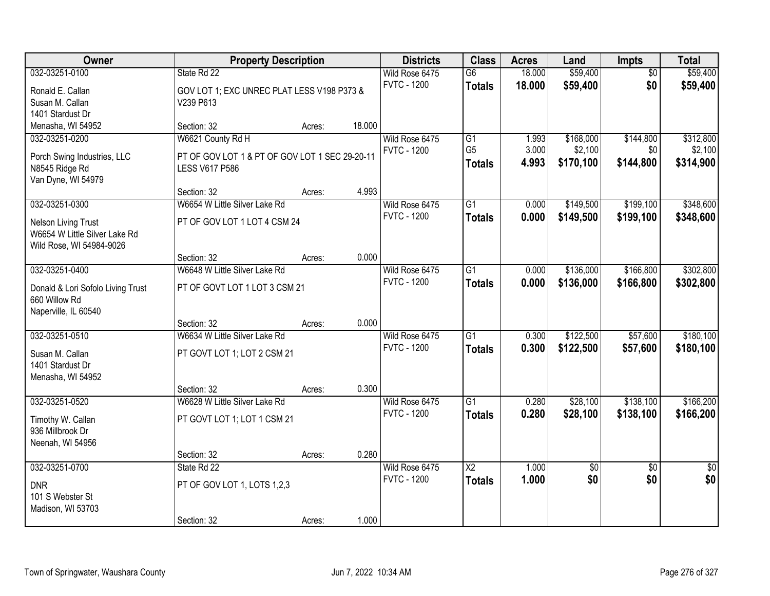| Owner | Property Description | | | Districts | Class | Acres | Land | Impts | Total |
|---|---|---|---|---|---|---|---|---|---|
| 032-03251-0100 | State Rd 22 | | | Wild Rose 6475 | G6 | 18.000 | $59,400 | $0 | $59,400 |
| Ronald E. Callan<br>Susan M. Callan<br>1401 Stardust Dr<br>Menasha, WI 54952 | GOV LOT 1; EXC UNREC PLAT LESS V198 P373 & V239 P613 | | | FVTC - 1200 | **Totals** | **18.000** | **$59,400** | **$0** | **$59,400** |
| | Section: 32 | Acres: | 18.000 | | | | | | |
| 032-03251-0200 | W6621 County Rd H | | | Wild Rose 6475 | G1 | 1.993 | $168,000 | $144,800 | $312,800 |
| Porch Swing Industries, LLC<br>N8545 Ridge Rd<br>Van Dyne, WI 54979 | PT OF GOV LOT 1 & PT OF GOV LOT 1 SEC 29-20-11 LESS V617 P586 | | | FVTC - 1200 | G5 | 3.000 | $2,100 | $0 | $2,100 |
| | | | | | **Totals** | **4.993** | **$170,100** | **$144,800** | **$314,900** |
| | Section: 32 | Acres: | 4.993 | | | | | | |
| 032-03251-0300 | W6654 W Little Silver Lake Rd | | | Wild Rose 6475 | G1 | 0.000 | $149,500 | $199,100 | $348,600 |
| Nelson Living Trust<br>W6654 W Little Silver Lake Rd<br>Wild Rose, WI 54984-9026 | PT OF GOV LOT 1 LOT 4 CSM 24 | | | FVTC - 1200 | **Totals** | **0.000** | **$149,500** | **$199,100** | **$348,600** |
| | Section: 32 | Acres: | 0.000 | | | | | | |
| 032-03251-0400 | W6648 W Little Silver Lake Rd | | | Wild Rose 6475 | G1 | 0.000 | $136,000 | $166,800 | $302,800 |
| Donald & Lori Sofolo Living Trust<br>660 Willow Rd<br>Naperville, IL 60540 | PT OF GOVT LOT 1 LOT 3 CSM 21 | | | FVTC - 1200 | **Totals** | **0.000** | **$136,000** | **$166,800** | **$302,800** |
| | Section: 32 | Acres: | 0.000 | | | | | | |
| 032-03251-0510 | W6634 W Little Silver Lake Rd | | | Wild Rose 6475 | G1 | 0.300 | $122,500 | $57,600 | $180,100 |
| Susan M. Callan<br>1401 Stardust Dr<br>Menasha, WI 54952 | PT GOVT LOT 1; LOT 2 CSM 21 | | | FVTC - 1200 | **Totals** | **0.300** | **$122,500** | **$57,600** | **$180,100** |
| | Section: 32 | Acres: | 0.300 | | | | | | |
| 032-03251-0520 | W6628 W Little Silver Lake Rd | | | Wild Rose 6475 | G1 | 0.280 | $28,100 | $138,100 | $166,200 |
| Timothy W. Callan<br>936 Millbrook Dr<br>Neenah, WI 54956 | PT GOVT LOT 1; LOT 1 CSM 21 | | | FVTC - 1200 | **Totals** | **0.280** | **$28,100** | **$138,100** | **$166,200** |
| | Section: 32 | Acres: | 0.280 | | | | | | |
| 032-03251-0700 | State Rd 22 | | | Wild Rose 6475 | X2 | 1.000 | $0 | $0 | $0 |
| DNR<br>101 S Webster St<br>Madison, WI 53703 | PT OF GOV LOT 1, LOTS 1,2,3 | | | FVTC - 1200 | **Totals** | **1.000** | **$0** | **$0** | **$0** |
| | Section: 32 | Acres: | 1.000 | | | | | | |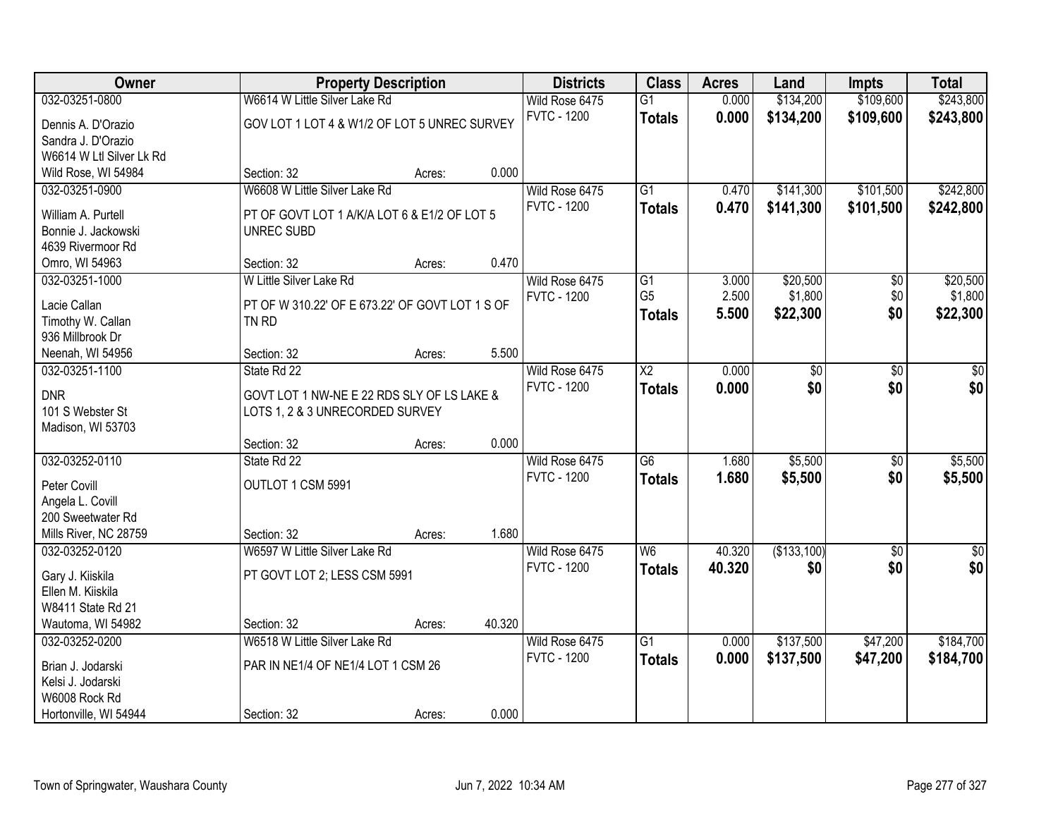| Owner | Property Description | | | Districts | Class | Acres | Land | Impts | Total |
|---|---|---|---|---|---|---|---|---|---|
| 032-03251-0800 | W6614 W Little Silver Lake Rd | | | Wild Rose 6475 | G1 | 0.000 | $134,200 | $109,600 | $243,800 |
| Dennis A. D'Orazio<br>Sandra J. D'Orazio<br>W6614 W Ltl Silver Lk Rd<br>Wild Rose, WI 54984 | GOV LOT 1 LOT 4 & W1/2 OF LOT 5 UNREC SURVEY | | | FVTC - 1200 | **Totals** | **0.000** | **$134,200** | **$109,600** | **$243,800** |
| | Section: 32 | Acres: | 0.000 | | | | | | |
| 032-03251-0900 | W6608 W Little Silver Lake Rd | | | Wild Rose 6475 | G1 | 0.470 | $141,300 | $101,500 | $242,800 |
| William A. Purtell<br>Bonnie J. Jackowski<br>4639 Rivermoor Rd<br>Omro, WI 54963 | PT OF GOVT LOT 1 A/K/A LOT 6 & E1/2 OF LOT 5 UNREC SUBD | | | FVTC - 1200 | **Totals** | **0.470** | **$141,300** | **$101,500** | **$242,800** |
| | Section: 32 | Acres: | 0.470 | | | | | | |
| 032-03251-1000 | W Little Silver Lake Rd | | | Wild Rose 6475 | G1 | 3.000 | $20,500 | $0 | $20,500 |
| Lacie Callan<br>Timothy W. Callan<br>936 Millbrook Dr<br>Neenah, WI 54956 | PT OF W 310.22' OF E 673.22' OF GOVT LOT 1 S OF TN RD | | | FVTC - 1200 | G5 | 2.500 | $1,800 | $0 | $1,800 |
| | | | | | **Totals** | **5.500** | **$22,300** | **$0** | **$22,300** |
| | Section: 32 | Acres: | 5.500 | | | | | | |
| 032-03251-1100 | State Rd 22 | | | Wild Rose 6475 | X2 | 0.000 | $0 | $0 | $0 |
| DNR<br>101 S Webster St<br>Madison, WI 53703 | GOVT LOT 1 NW-NE E 22 RDS SLY OF LS LAKE & LOTS 1, 2 & 3 UNRECORDED SURVEY | | | FVTC - 1200 | **Totals** | **0.000** | **$0** | **$0** | **$0** |
| | Section: 32 | Acres: | 0.000 | | | | | | |
| 032-03252-0110 | State Rd 22 | | | Wild Rose 6475 | G6 | 1.680 | $5,500 | $0 | $5,500 |
| Peter Covill<br>Angela L. Covill<br>200 Sweetwater Rd<br>Mills River, NC 28759 | OUTLOT 1 CSM 5991 | | | FVTC - 1200 | **Totals** | **1.680** | **$5,500** | **$0** | **$5,500** |
| | Section: 32 | Acres: | 1.680 | | | | | | |
| 032-03252-0120 | W6597 W Little Silver Lake Rd | | | Wild Rose 6475 | W6 | 40.320 | ($133,100) | $0 | $0 |
| Gary J. Kiiskila<br>Ellen M. Kiiskila<br>W8411 State Rd 21<br>Wautoma, WI 54982 | PT GOVT LOT 2; LESS CSM 5991 | | | FVTC - 1200 | **Totals** | **40.320** | **$0** | **$0** | **$0** |
| | Section: 32 | Acres: | 40.320 | | | | | | |
| 032-03252-0200 | W6518 W Little Silver Lake Rd | | | Wild Rose 6475 | G1 | 0.000 | $137,500 | $47,200 | $184,700 |
| Brian J. Jodarski<br>Kelsi J. Jodarski<br>W6008 Rock Rd<br>Hortonville, WI 54944 | PAR IN NE1/4 OF NE1/4 LOT 1 CSM 26 | | | FVTC - 1200 | **Totals** | **0.000** | **$137,500** | **$47,200** | **$184,700** |
| | Section: 32 | Acres: | 0.000 | | | | | | |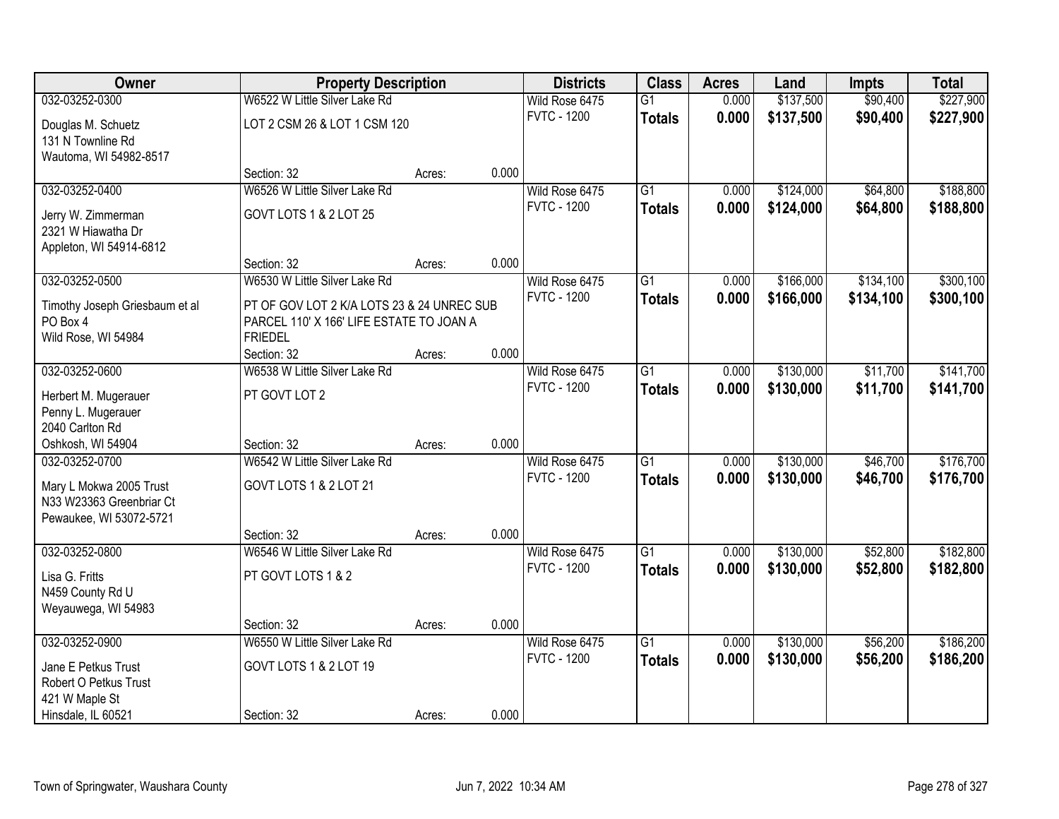| Owner | Property Description | | | Districts | Class | Acres | Land | Impts | Total |
|---|---|---|---|---|---|---|---|---|---|
| 032-03252-0300 | W6522 W Little Silver Lake Rd | | | Wild Rose 6475 | G1 | 0.000 | $137,500 | $90,400 | $227,900 |
| Douglas M. Schuetz<br>131 N Townline Rd<br>Wautoma, WI 54982-8517 | LOT 2 CSM 26 & LOT 1 CSM 120 | | | FVTC - 1200 | **Totals** | **0.000** | **$137,500** | **$90,400** | **$227,900** |
| | Section: 32 | Acres: | 0.000 | | | | | | |
| 032-03252-0400 | W6526 W Little Silver Lake Rd | | | Wild Rose 6475 | G1 | 0.000 | $124,000 | $64,800 | $188,800 |
| Jerry W. Zimmerman<br>2321 W Hiawatha Dr<br>Appleton, WI 54914-6812 | GOVT LOTS 1 & 2 LOT 25 | | | FVTC - 1200 | **Totals** | **0.000** | **$124,000** | **$64,800** | **$188,800** |
| | Section: 32 | Acres: | 0.000 | | | | | | |
| 032-03252-0500 | W6530 W Little Silver Lake Rd | | | Wild Rose 6475 | G1 | 0.000 | $166,000 | $134,100 | $300,100 |
| Timothy Joseph Griesbaum et al<br>PO Box 4<br>Wild Rose, WI 54984 | PT OF GOV LOT 2 K/A LOTS 23 & 24 UNREC SUB PARCEL 110' X 166' LIFE ESTATE TO JOAN A FRIEDEL | | | FVTC - 1200 | **Totals** | **0.000** | **$166,000** | **$134,100** | **$300,100** |
| | Section: 32 | Acres: | 0.000 | | | | | | |
| 032-03252-0600 | W6538 W Little Silver Lake Rd | | | Wild Rose 6475 | G1 | 0.000 | $130,000 | $11,700 | $141,700 |
| Herbert M. Mugerauer<br>Penny L. Mugerauer<br>2040 Carlton Rd<br>Oshkosh, WI 54904 | PT GOVT LOT 2 | | | FVTC - 1200 | **Totals** | **0.000** | **$130,000** | **$11,700** | **$141,700** |
| | Section: 32 | Acres: | 0.000 | | | | | | |
| 032-03252-0700 | W6542 W Little Silver Lake Rd | | | Wild Rose 6475 | G1 | 0.000 | $130,000 | $46,700 | $176,700 |
| Mary L Mokwa 2005 Trust<br>N33 W23363 Greenbriar Ct<br>Pewaukee, WI 53072-5721 | GOVT LOTS 1 & 2 LOT 21 | | | FVTC - 1200 | **Totals** | **0.000** | **$130,000** | **$46,700** | **$176,700** |
| | Section: 32 | Acres: | 0.000 | | | | | | |
| 032-03252-0800 | W6546 W Little Silver Lake Rd | | | Wild Rose 6475 | G1 | 0.000 | $130,000 | $52,800 | $182,800 |
| Lisa G. Fritts<br>N459 County Rd U<br>Weyauwega, WI 54983 | PT GOVT LOTS 1 & 2 | | | FVTC - 1200 | **Totals** | **0.000** | **$130,000** | **$52,800** | **$182,800** |
| | Section: 32 | Acres: | 0.000 | | | | | | |
| 032-03252-0900 | W6550 W Little Silver Lake Rd | | | Wild Rose 6475 | G1 | 0.000 | $130,000 | $56,200 | $186,200 |
| Jane E Petkus Trust<br>Robert O Petkus Trust<br>421 W Maple St<br>Hinsdale, IL 60521 | GOVT LOTS 1 & 2 LOT 19 | | | FVTC - 1200 | **Totals** | **0.000** | **$130,000** | **$56,200** | **$186,200** |
| | Section: 32 | Acres: | 0.000 | | | | | | |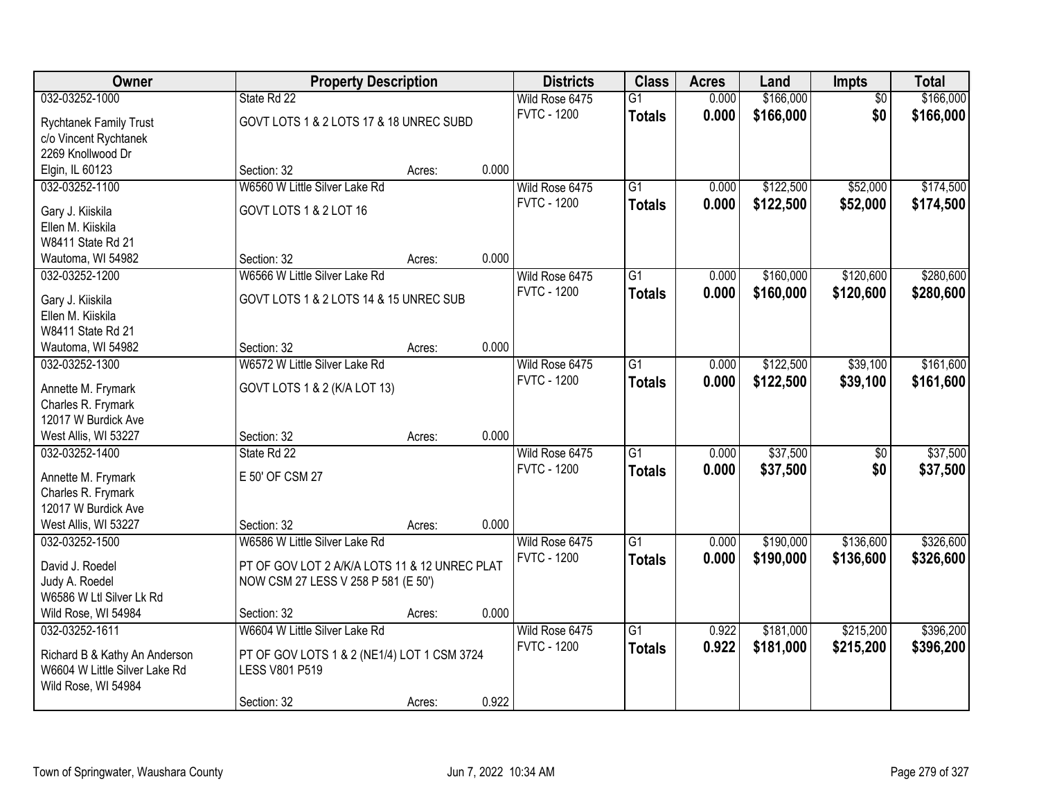| Owner | Property Description | | | Districts | Class | Acres | Land | Impts | Total |
|---|---|---|---|---|---|---|---|---|---|
| 032-03252-1000 | State Rd 22 | | | Wild Rose 6475 | G1 | 0.000 | $166,000 | $0 | $166,000 |
| Rychtanek Family Trust<br>c/o Vincent Rychtanek<br>2269 Knollwood Dr<br>Elgin, IL 60123 | GOVT LOTS 1 & 2 LOTS 17 & 18 UNREC SUBD | | | FVTC - 1200 | **Totals** | **0.000** | **$166,000** | **$0** | **$166,000** |
| | Section: 32 | Acres: | 0.000 | | | | | | |
| 032-03252-1100 | W6560 W Little Silver Lake Rd | | | Wild Rose 6475 | G1 | 0.000 | $122,500 | $52,000 | $174,500 |
| Gary J. Kiiskila<br>Ellen M. Kiiskila<br>W8411 State Rd 21<br>Wautoma, WI 54982 | GOVT LOTS 1 & 2 LOT 16 | | | FVTC - 1200 | **Totals** | **0.000** | **$122,500** | **$52,000** | **$174,500** |
| | Section: 32 | Acres: | 0.000 | | | | | | |
| 032-03252-1200 | W6566 W Little Silver Lake Rd | | | Wild Rose 6475 | G1 | 0.000 | $160,000 | $120,600 | $280,600 |
| Gary J. Kiiskila<br>Ellen M. Kiiskila<br>W8411 State Rd 21<br>Wautoma, WI 54982 | GOVT LOTS 1 & 2 LOTS 14 & 15 UNREC SUB | | | FVTC - 1200 | **Totals** | **0.000** | **$160,000** | **$120,600** | **$280,600** |
| | Section: 32 | Acres: | 0.000 | | | | | | |
| 032-03252-1300 | W6572 W Little Silver Lake Rd | | | Wild Rose 6475 | G1 | 0.000 | $122,500 | $39,100 | $161,600 |
| Annette M. Frymark<br>Charles R. Frymark<br>12017 W Burdick Ave<br>West Allis, WI 53227 | GOVT LOTS 1 & 2 (K/A LOT 13) | | | FVTC - 1200 | **Totals** | **0.000** | **$122,500** | **$39,100** | **$161,600** |
| | Section: 32 | Acres: | 0.000 | | | | | | |
| 032-03252-1400 | State Rd 22 | | | Wild Rose 6475 | G1 | 0.000 | $37,500 | $0 | $37,500 |
| Annette M. Frymark<br>Charles R. Frymark<br>12017 W Burdick Ave<br>West Allis, WI 53227 | E 50' OF CSM 27 | | | FVTC - 1200 | **Totals** | **0.000** | **$37,500** | **$0** | **$37,500** |
| | Section: 32 | Acres: | 0.000 | | | | | | |
| 032-03252-1500 | W6586 W Little Silver Lake Rd | | | Wild Rose 6475 | G1 | 0.000 | $190,000 | $136,600 | $326,600 |
| David J. Roedel<br>Judy A. Roedel<br>W6586 W Ltl Silver Lk Rd<br>Wild Rose, WI 54984 | PT OF GOV LOT 2 A/K/A LOTS 11 & 12 UNREC PLAT NOW CSM 27 LESS V 258 P 581 (E 50') | | | FVTC - 1200 | **Totals** | **0.000** | **$190,000** | **$136,600** | **$326,600** |
| | Section: 32 | Acres: | 0.000 | | | | | | |
| 032-03252-1611 | W6604 W Little Silver Lake Rd | | | Wild Rose 6475 | G1 | 0.922 | $181,000 | $215,200 | $396,200 |
| Richard B & Kathy An Anderson<br>W6604 W Little Silver Lake Rd<br>Wild Rose, WI 54984 | PT OF GOV LOTS 1 & 2 (NE1/4) LOT 1 CSM 3724 LESS V801 P519 | | | FVTC - 1200 | **Totals** | **0.922** | **$181,000** | **$215,200** | **$396,200** |
| | Section: 32 | Acres: | 0.922 | | | | | | |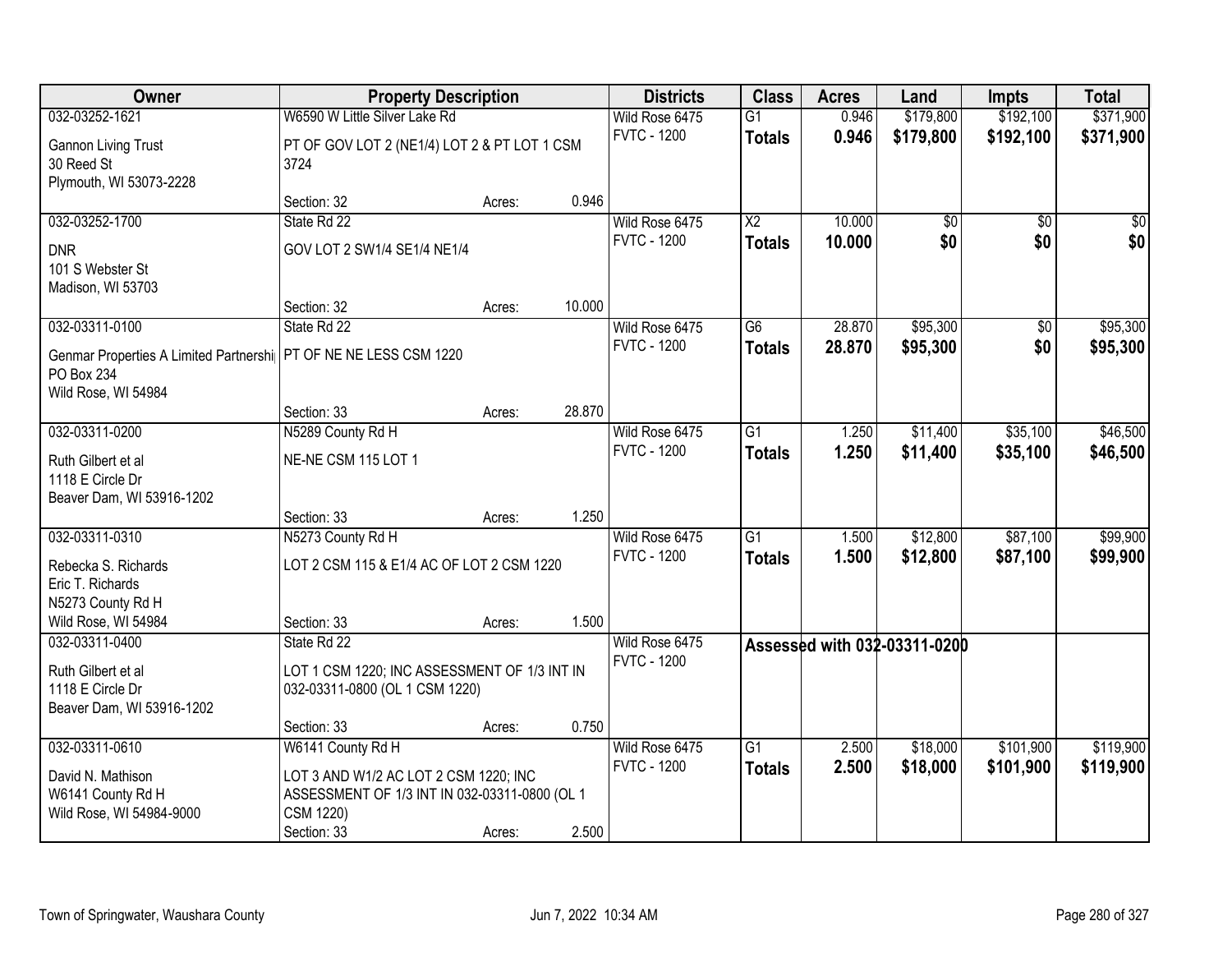| Owner | Property Description | | | Districts | Class | Acres | Land | Impts | Total |
|---|---|---|---|---|---|---|---|---|---|
| 032-03252-1621 | W6590 W Little Silver Lake Rd | | | Wild Rose 6475 | G1 | 0.946 | $179,800 | $192,100 | $371,900 |
| Gannon Living Trust<br>30 Reed St<br>Plymouth, WI 53073-2228 | PT OF GOV LOT 2 (NE1/4) LOT 2 & PT LOT 1 CSM 3724 | | | FVTC - 1200 | **Totals** | **0.946** | **$179,800** | **$192,100** | **$371,900** |
| | Section: 32 | Acres: | 0.946 | | | | | | |
| 032-03252-1700 | State Rd 22 | | | Wild Rose 6475 | X2 | 10.000 | $0 | $0 | $0 |
| DNR<br>101 S Webster St<br>Madison, WI 53703 | GOV LOT 2 SW1/4 SE1/4 NE1/4 | | | FVTC - 1200 | **Totals** | **10.000** | **$0** | **$0** | **$0** |
| | Section: 32 | Acres: | 10.000 | | | | | | |
| 032-03311-0100 | State Rd 22 | | | Wild Rose 6475 | G6 | 28.870 | $95,300 | $0 | $95,300 |
| Genmar Properties A Limited Partnershi<br>PO Box 234<br>Wild Rose, WI 54984 | PT OF NE NE LESS CSM 1220 | | | FVTC - 1200 | **Totals** | **28.870** | **$95,300** | **$0** | **$95,300** |
| | Section: 33 | Acres: | 28.870 | | | | | | |
| 032-03311-0200 | N5289 County Rd H | | | Wild Rose 6475 | G1 | 1.250 | $11,400 | $35,100 | $46,500 |
| Ruth Gilbert et al<br>1118 E Circle Dr<br>Beaver Dam, WI 53916-1202 | NE-NE CSM 115 LOT 1 | | | FVTC - 1200 | **Totals** | **1.250** | **$11,400** | **$35,100** | **$46,500** |
| | Section: 33 | Acres: | 1.250 | | | | | | |
| 032-03311-0310 | N5273 County Rd H | | | Wild Rose 6475 | G1 | 1.500 | $12,800 | $87,100 | $99,900 |
| Rebecka S. Richards<br>Eric T. Richards<br>N5273 County Rd H<br>Wild Rose, WI 54984 | LOT 2 CSM 115 & E1/4 AC OF LOT 2 CSM 1220 | | | FVTC - 1200 | **Totals** | **1.500** | **$12,800** | **$87,100** | **$99,900** |
| | Section: 33 | Acres: | 1.500 | | | | | | |
| 032-03311-0400 | State Rd 22 | | | Wild Rose 6475 | **Assessed with 032-03311-0200** | | | | |
| Ruth Gilbert et al<br>1118 E Circle Dr<br>Beaver Dam, WI 53916-1202 | LOT 1 CSM 1220; INC ASSESSMENT OF 1/3 INT IN 032-03311-0800 (OL 1 CSM 1220) | | | FVTC - 1200 | | | | | |
| | Section: 33 | Acres: | 0.750 | | | | | | |
| 032-03311-0610 | W6141 County Rd H | | | Wild Rose 6475 | G1 | 2.500 | $18,000 | $101,900 | $119,900 |
| David N. Mathison<br>W6141 County Rd H<br>Wild Rose, WI 54984-9000 | LOT 3 AND W1/2 AC LOT 2 CSM 1220; INC ASSESSMENT OF 1/3 INT IN 032-03311-0800 (OL 1 CSM 1220) | | | FVTC - 1200 | **Totals** | **2.500** | **$18,000** | **$101,900** | **$119,900** |
| | Section: 33 | Acres: | 2.500 | | | | | | |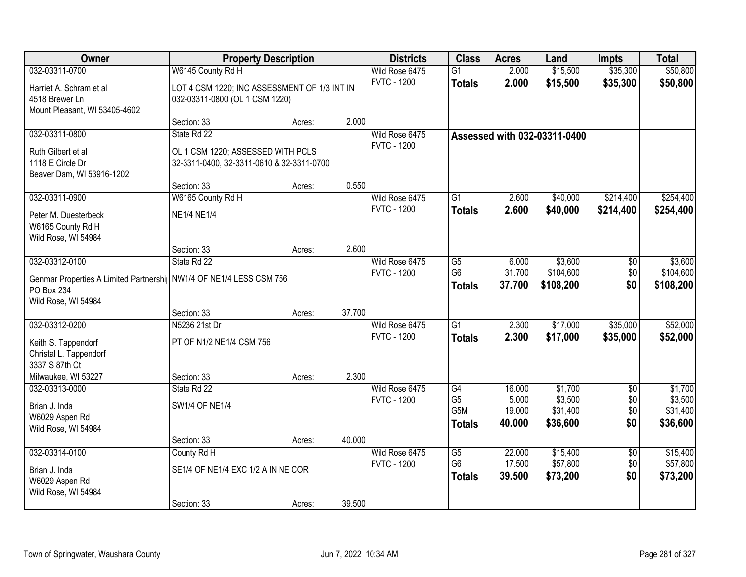| Owner | Property Description | | | Districts | Class | Acres | Land | Impts | Total |
|---|---|---|---|---|---|---|---|---|---|
| 032-03311-0700<br>Harriet A. Schram et al<br>4518 Brewer Ln<br>Mount Pleasant, WI 53405-4602 | W6145 County Rd H<br>LOT 4 CSM 1220; INC ASSESSMENT OF 1/3 INT IN 032-03311-0800 (OL 1 CSM 1220)<br>Section: 33 | Acres: | 2.000 | Wild Rose 6475<br>FVTC - 1200 | G1<br>**Totals** | 2.000<br>**2.000** | $15,500<br>**$15,500** | $35,300<br>**$35,300** | $50,800<br>**$50,800** |
| 032-03311-0800<br>Ruth Gilbert et al<br>1118 E Circle Dr<br>Beaver Dam, WI 53916-1202 | State Rd 22<br>OL 1 CSM 1220; ASSESSED WITH PCLS 32-3311-0400, 32-3311-0610 & 32-3311-0700<br>Section: 33 | Acres: | 0.550 | Wild Rose 6475<br>FVTC - 1200 | **Assessed with 032-03311-0400** | | | | |
| 032-03311-0900<br>Peter M. Duesterbeck<br>W6165 County Rd H<br>Wild Rose, WI 54984 | W6165 County Rd H<br>NE1/4 NE1/4<br>Section: 33 | Acres: | 2.600 | Wild Rose 6475<br>FVTC - 1200 | G1<br>**Totals** | 2.600<br>**2.600** | $40,000<br>**$40,000** | $214,400<br>**$214,400** | $254,400<br>**$254,400** |
| 032-03312-0100<br>Genmar Properties A Limited Partnershi<br>PO Box 234<br>Wild Rose, WI 54984 | State Rd 22<br>NW1/4 OF NE1/4 LESS CSM 756<br>Section: 33 | Acres: | 37.700 | Wild Rose 6475<br>FVTC - 1200 | G5<br>G6<br>**Totals** | 6.000<br>31.700<br>**37.700** | $3,600<br>$104,600<br>**$108,200** | $0<br>$0<br>**$0** | $3,600<br>$104,600<br>**$108,200** |
| 032-03312-0200<br>Keith S. Tappendorf<br>Christal L. Tappendorf<br>3337 S 87th Ct<br>Milwaukee, WI 53227 | N5236 21st Dr<br>PT OF N1/2 NE1/4 CSM 756<br>Section: 33 | Acres: | 2.300 | Wild Rose 6475<br>FVTC - 1200 | G1<br>**Totals** | 2.300<br>**2.300** | $17,000<br>**$17,000** | $35,000<br>**$35,000** | $52,000<br>**$52,000** |
| 032-03313-0000<br>Brian J. Inda<br>W6029 Aspen Rd<br>Wild Rose, WI 54984 | State Rd 22<br>SW1/4 OF NE1/4<br>Section: 33 | Acres: | 40.000 | Wild Rose 6475<br>FVTC - 1200 | G4<br>G5<br>G5M<br>**Totals** | 16.000<br>5.000<br>19.000<br>**40.000** | $1,700<br>$3,500<br>$31,400<br>**$36,600** | $0<br>$0<br>$0<br>**$0** | $1,700<br>$3,500<br>$31,400<br>**$36,600** |
| 032-03314-0100<br>Brian J. Inda<br>W6029 Aspen Rd<br>Wild Rose, WI 54984 | County Rd H<br>SE1/4 OF NE1/4 EXC 1/2 A IN NE COR<br>Section: 33 | Acres: | 39.500 | Wild Rose 6475<br>FVTC - 1200 | G5<br>G6<br>**Totals** | 22.000<br>17.500<br>**39.500** | $15,400<br>$57,800<br>**$73,200** | $0<br>$0<br>**$0** | $15,400<br>$57,800<br>**$73,200** |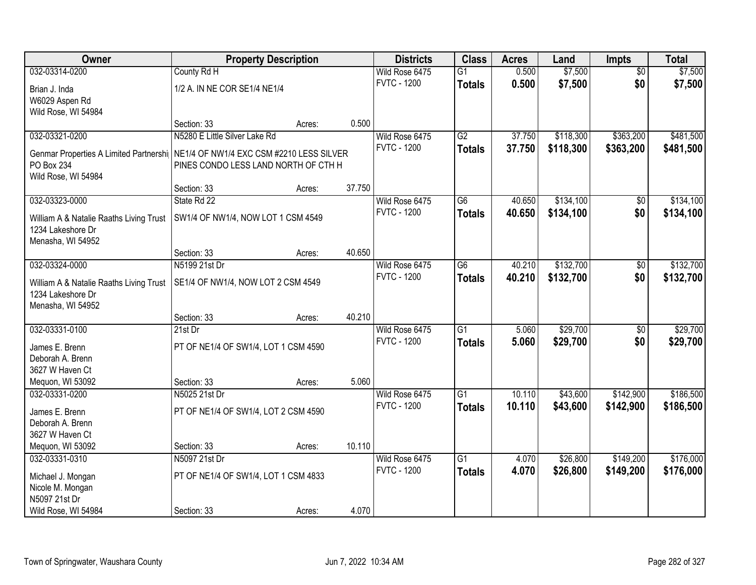| Owner | Property Description | | | Districts | Class | Acres | Land | Impts | Total |
|---|---|---|---|---|---|---|---|---|---|
| 032-03314-0200 | County Rd H | | | Wild Rose 6475 | G1 | 0.500 | $7,500 | $0 | $7,500 |
| Brian J. Inda<br>W6029 Aspen Rd<br>Wild Rose, WI 54984 | 1/2 A. IN NE COR SE1/4 NE1/4 | | | FVTC - 1200 | **Totals** | **0.500** | **$7,500** | **$0** | **$7,500** |
| | Section: 33 | Acres: | 0.500 | | | | | | |
| 032-03321-0200 | N5280 E Little Silver Lake Rd | | | Wild Rose 6475 | G2 | 37.750 | $118,300 | $363,200 | $481,500 |
| Genmar Properties A Limited Partnershi<br>PO Box 234<br>Wild Rose, WI 54984 | NE1/4 OF NW1/4 EXC CSM #2210 LESS SILVER PINES CONDO LESS LAND NORTH OF CTH H | | | FVTC - 1200 | **Totals** | **37.750** | **$118,300** | **$363,200** | **$481,500** |
| | Section: 33 | Acres: | 37.750 | | | | | | |
| 032-03323-0000 | State Rd 22 | | | Wild Rose 6475 | G6 | 40.650 | $134,100 | $0 | $134,100 |
| William A & Natalie Raaths Living Trust<br>1234 Lakeshore Dr<br>Menasha, WI 54952 | SW1/4 OF NW1/4, NOW LOT 1 CSM 4549 | | | FVTC - 1200 | **Totals** | **40.650** | **$134,100** | **$0** | **$134,100** |
| | Section: 33 | Acres: | 40.650 | | | | | | |
| 032-03324-0000 | N5199 21st Dr | | | Wild Rose 6475 | G6 | 40.210 | $132,700 | $0 | $132,700 |
| William A & Natalie Raaths Living Trust<br>1234 Lakeshore Dr<br>Menasha, WI 54952 | SE1/4 OF NW1/4, NOW LOT 2 CSM 4549 | | | FVTC - 1200 | **Totals** | **40.210** | **$132,700** | **$0** | **$132,700** |
| | Section: 33 | Acres: | 40.210 | | | | | | |
| 032-03331-0100 | 21st Dr | | | Wild Rose 6475 | G1 | 5.060 | $29,700 | $0 | $29,700 |
| James E. Brenn<br>Deborah A. Brenn<br>3627 W Haven Ct<br>Mequon, WI 53092 | PT OF NE1/4 OF SW1/4, LOT 1 CSM 4590 | | | FVTC - 1200 | **Totals** | **5.060** | **$29,700** | **$0** | **$29,700** |
| | Section: 33 | Acres: | 5.060 | | | | | | |
| 032-03331-0200 | N5025 21st Dr | | | Wild Rose 6475 | G1 | 10.110 | $43,600 | $142,900 | $186,500 |
| James E. Brenn<br>Deborah A. Brenn<br>3627 W Haven Ct<br>Mequon, WI 53092 | PT OF NE1/4 OF SW1/4, LOT 2 CSM 4590 | | | FVTC - 1200 | **Totals** | **10.110** | **$43,600** | **$142,900** | **$186,500** |
| | Section: 33 | Acres: | 10.110 | | | | | | |
| 032-03331-0310 | N5097 21st Dr | | | Wild Rose 6475 | G1 | 4.070 | $26,800 | $149,200 | $176,000 |
| Michael J. Mongan<br>Nicole M. Mongan<br>N5097 21st Dr<br>Wild Rose, WI 54984 | PT OF NE1/4 OF SW1/4, LOT 1 CSM 4833 | | | FVTC - 1200 | **Totals** | **4.070** | **$26,800** | **$149,200** | **$176,000** |
| | Section: 33 | Acres: | 4.070 | | | | | | |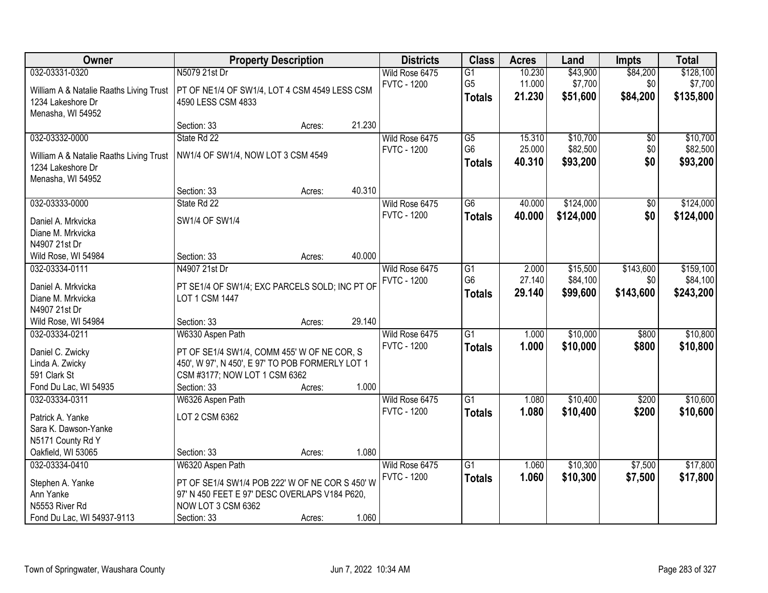| Owner | Property Description | Districts | Class | Acres | Land | Impts | Total |
|---|---|---|---|---|---|---|---|
| 032-03331-0320<br>William A & Natalie Raaths Living Trust<br>1234 Lakeshore Dr<br>Menasha, WI 54952 | N5079 21st Dr<br>PT OF NE1/4 OF SW1/4, LOT 4 CSM 4549 LESS CSM 4590 LESS CSM 4833<br>Section: 33 Acres: 21.230 | Wild Rose 6475<br>FVTC - 1200 | G1<br>G5<br>**Totals** | 10.230<br>11.000<br>**21.230** | $43,900<br>$7,700<br>**$51,600** | $84,200<br>$0<br>**$84,200** | $128,100<br>$7,700<br>**$135,800** |
| 032-03332-0000<br>William A & Natalie Raaths Living Trust<br>1234 Lakeshore Dr<br>Menasha, WI 54952 | State Rd 22<br>NW1/4 OF SW1/4, NOW LOT 3 CSM 4549<br>Section: 33 Acres: 40.310 | Wild Rose 6475<br>FVTC - 1200 | G5<br>G6<br>**Totals** | 15.310<br>25.000<br>**40.310** | $10,700<br>$82,500<br>**$93,200** | $0<br>$0<br>**$0** | $10,700<br>$82,500<br>**$93,200** |
| 032-03333-0000<br>Daniel A. Mrkvicka<br>Diane M. Mrkvicka<br>N4907 21st Dr<br>Wild Rose, WI 54984 | State Rd 22<br>SW1/4 OF SW1/4<br>Section: 33 Acres: 40.000 | Wild Rose 6475<br>FVTC - 1200 | G6<br>**Totals** | 40.000<br>**40.000** | $124,000<br>**$124,000** | $0<br>**$0** | $124,000<br>**$124,000** |
| 032-03334-0111<br>Daniel A. Mrkvicka<br>Diane M. Mrkvicka<br>N4907 21st Dr<br>Wild Rose, WI 54984 | N4907 21st Dr<br>PT SE1/4 OF SW1/4; EXC PARCELS SOLD; INC PT OF LOT 1 CSM 1447<br>Section: 33 Acres: 29.140 | Wild Rose 6475<br>FVTC - 1200 | G1<br>G6<br>**Totals** | 2.000<br>27.140<br>**29.140** | $15,500<br>$84,100<br>**$99,600** | $143,600<br>$0<br>**$143,600** | $159,100<br>$84,100<br>**$243,200** |
| 032-03334-0211<br>Daniel C. Zwicky<br>Linda A. Zwicky<br>591 Clark St<br>Fond Du Lac, WI 54935 | W6330 Aspen Path<br>PT OF SE1/4 SW1/4, COMM 455' W OF NE COR, S 450', W 97', N 450', E 97' TO POB FORMERLY LOT 1 CSM #3177; NOW LOT 1 CSM 6362<br>Section: 33 Acres: 1.000 | Wild Rose 6475<br>FVTC - 1200 | G1<br>**Totals** | 1.000<br>**1.000** | $10,000<br>**$10,000** | $800<br>**$800** | $10,800<br>**$10,800** |
| 032-03334-0311<br>Patrick A. Yanke<br>Sara K. Dawson-Yanke<br>N5171 County Rd Y<br>Oakfield, WI 53065 | W6326 Aspen Path<br>LOT 2 CSM 6362<br>Section: 33 Acres: 1.080 | Wild Rose 6475<br>FVTC - 1200 | G1<br>**Totals** | 1.080<br>**1.080** | $10,400<br>**$10,400** | $200<br>**$200** | $10,600<br>**$10,600** |
| 032-03334-0410<br>Stephen A. Yanke<br>Ann Yanke<br>N5553 River Rd<br>Fond Du Lac, WI 54937-9113 | W6320 Aspen Path<br>PT OF SE1/4 SW1/4 POB 222' W OF NE COR S 450' W 97' N 450 FEET E 97' DESC OVERLAPS V184 P620, NOW LOT 3 CSM 6362<br>Section: 33 Acres: 1.060 | Wild Rose 6475<br>FVTC - 1200 | G1<br>**Totals** | 1.060<br>**1.060** | $10,300<br>**$10,300** | $7,500<br>**$7,500** | $17,800<br>**$17,800** |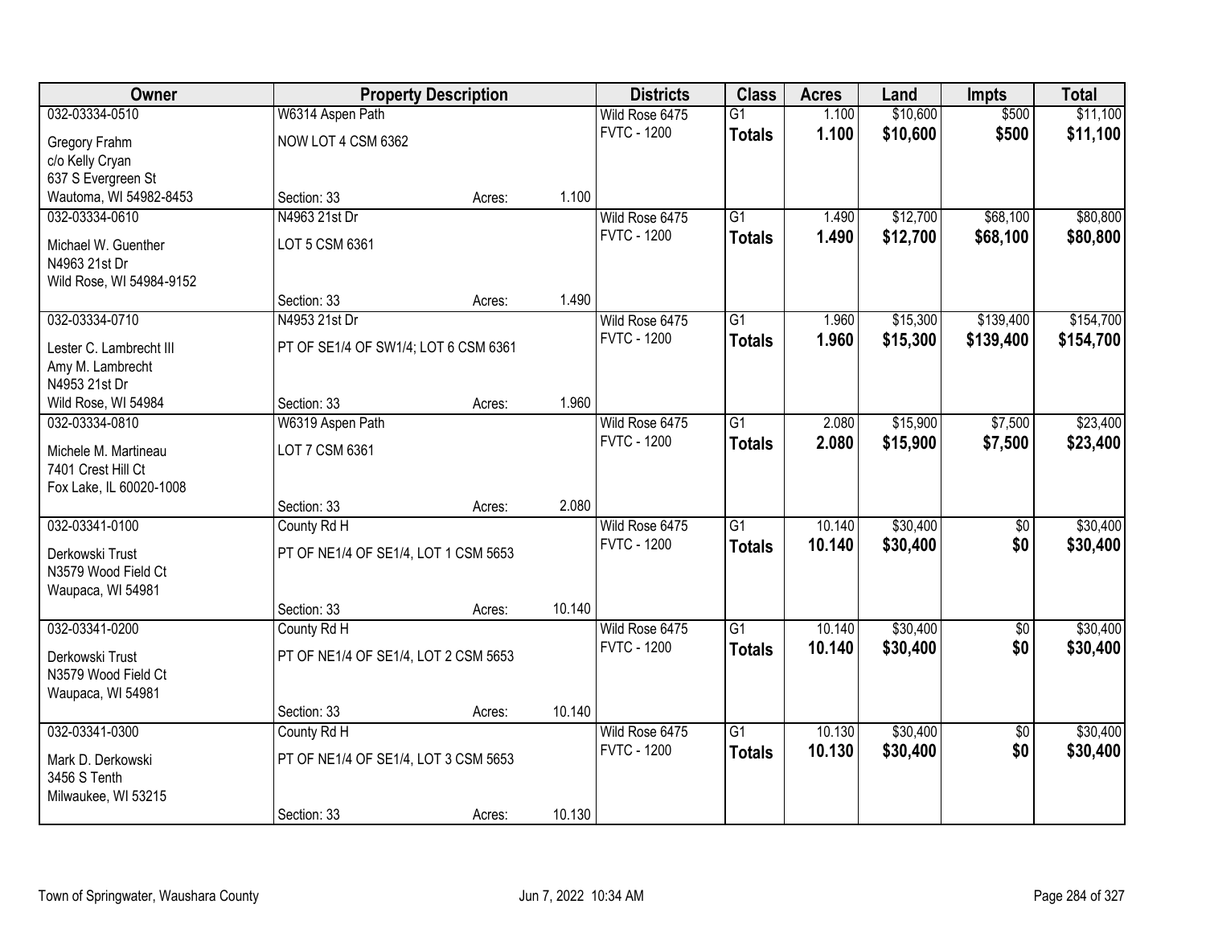| Owner | Property Description | | | Districts | Class | Acres | Land | Impts | Total |
|---|---|---|---|---|---|---|---|---|---|
| 032-03334-0510 | W6314 Aspen Path | | | Wild Rose 6475 | G1 | 1.100 | $10,600 | $500 | $11,100 |
| Gregory Frahm<br>c/o Kelly Cryan<br>637 S Evergreen St<br>Wautoma, WI 54982-8453 | NOW LOT 4 CSM 6362 | | | FVTC - 1200 | **Totals** | **1.100** | **$10,600** | **$500** | **$11,100** |
| | Section: 33 | Acres: | 1.100 | | | | | | |
| 032-03334-0610 | N4963 21st Dr | | | Wild Rose 6475 | G1 | 1.490 | $12,700 | $68,100 | $80,800 |
| Michael W. Guenther<br>N4963 21st Dr<br>Wild Rose, WI 54984-9152 | LOT 5 CSM 6361 | | | FVTC - 1200 | **Totals** | **1.490** | **$12,700** | **$68,100** | **$80,800** |
| | Section: 33 | Acres: | 1.490 | | | | | | |
| 032-03334-0710 | N4953 21st Dr | | | Wild Rose 6475 | G1 | 1.960 | $15,300 | $139,400 | $154,700 |
| Lester C. Lambrecht III<br>Amy M. Lambrecht<br>N4953 21st Dr<br>Wild Rose, WI 54984 | PT OF SE1/4 OF SW1/4; LOT 6 CSM 6361 | | | FVTC - 1200 | **Totals** | **1.960** | **$15,300** | **$139,400** | **$154,700** |
| | Section: 33 | Acres: | 1.960 | | | | | | |
| 032-03334-0810 | W6319 Aspen Path | | | Wild Rose 6475 | G1 | 2.080 | $15,900 | $7,500 | $23,400 |
| Michele M. Martineau<br>7401 Crest Hill Ct<br>Fox Lake, IL 60020-1008 | LOT 7 CSM 6361 | | | FVTC - 1200 | **Totals** | **2.080** | **$15,900** | **$7,500** | **$23,400** |
| | Section: 33 | Acres: | 2.080 | | | | | | |
| 032-03341-0100 | County Rd H | | | Wild Rose 6475 | G1 | 10.140 | $30,400 | $0 | $30,400 |
| Derkowski Trust<br>N3579 Wood Field Ct<br>Waupaca, WI 54981 | PT OF NE1/4 OF SE1/4, LOT 1 CSM 5653 | | | FVTC - 1200 | **Totals** | **10.140** | **$30,400** | **$0** | **$30,400** |
| | Section: 33 | Acres: | 10.140 | | | | | | |
| 032-03341-0200 | County Rd H | | | Wild Rose 6475 | G1 | 10.140 | $30,400 | $0 | $30,400 |
| Derkowski Trust<br>N3579 Wood Field Ct<br>Waupaca, WI 54981 | PT OF NE1/4 OF SE1/4, LOT 2 CSM 5653 | | | FVTC - 1200 | **Totals** | **10.140** | **$30,400** | **$0** | **$30,400** |
| | Section: 33 | Acres: | 10.140 | | | | | | |
| 032-03341-0300 | County Rd H | | | Wild Rose 6475 | G1 | 10.130 | $30,400 | $0 | $30,400 |
| Mark D. Derkowski<br>3456 S Tenth<br>Milwaukee, WI 53215 | PT OF NE1/4 OF SE1/4, LOT 3 CSM 5653 | | | FVTC - 1200 | **Totals** | **10.130** | **$30,400** | **$0** | **$30,400** |
| | Section: 33 | Acres: | 10.130 | | | | | | |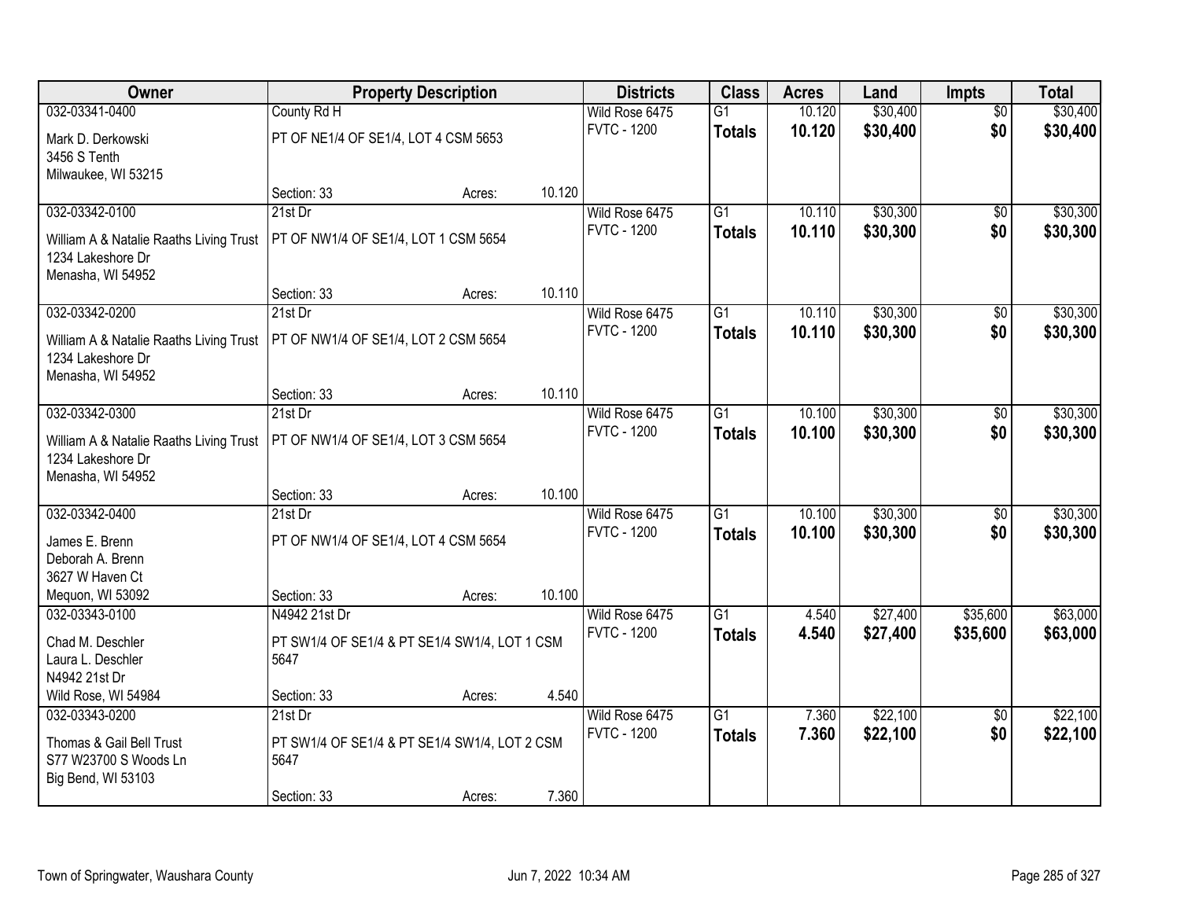| Owner | Property Description | | | Districts | Class | Acres | Land | Impts | Total |
|---|---|---|---|---|---|---|---|---|---|
| 032-03341-0400 | County Rd H | | | Wild Rose 6475 | G1 | 10.120 | $30,400 | $0 | $30,400 |
| Mark D. Derkowski<br>3456 S Tenth<br>Milwaukee, WI 53215 | PT OF NE1/4 OF SE1/4, LOT 4 CSM 5653 | | | FVTC - 1200 | **Totals** | **10.120** | **$30,400** | **$0** | **$30,400** |
| | Section: 33 | Acres: | 10.120 | | | | | | |
| 032-03342-0100 | 21st Dr | | | Wild Rose 6475 | G1 | 10.110 | $30,300 | $0 | $30,300 |
| William A & Natalie Raaths Living Trust<br>1234 Lakeshore Dr<br>Menasha, WI 54952 | PT OF NW1/4 OF SE1/4, LOT 1 CSM 5654 | | | FVTC - 1200 | **Totals** | **10.110** | **$30,300** | **$0** | **$30,300** |
| | Section: 33 | Acres: | 10.110 | | | | | | |
| 032-03342-0200 | 21st Dr | | | Wild Rose 6475 | G1 | 10.110 | $30,300 | $0 | $30,300 |
| William A & Natalie Raaths Living Trust<br>1234 Lakeshore Dr<br>Menasha, WI 54952 | PT OF NW1/4 OF SE1/4, LOT 2 CSM 5654 | | | FVTC - 1200 | **Totals** | **10.110** | **$30,300** | **$0** | **$30,300** |
| | Section: 33 | Acres: | 10.110 | | | | | | |
| 032-03342-0300 | 21st Dr | | | Wild Rose 6475 | G1 | 10.100 | $30,300 | $0 | $30,300 |
| William A & Natalie Raaths Living Trust<br>1234 Lakeshore Dr<br>Menasha, WI 54952 | PT OF NW1/4 OF SE1/4, LOT 3 CSM 5654 | | | FVTC - 1200 | **Totals** | **10.100** | **$30,300** | **$0** | **$30,300** |
| | Section: 33 | Acres: | 10.100 | | | | | | |
| 032-03342-0400 | 21st Dr | | | Wild Rose 6475 | G1 | 10.100 | $30,300 | $0 | $30,300 |
| James E. Brenn<br>Deborah A. Brenn<br>3627 W Haven Ct<br>Mequon, WI 53092 | PT OF NW1/4 OF SE1/4, LOT 4 CSM 5654 | | | FVTC - 1200 | **Totals** | **10.100** | **$30,300** | **$0** | **$30,300** |
| | Section: 33 | Acres: | 10.100 | | | | | | |
| 032-03343-0100 | N4942 21st Dr | | | Wild Rose 6475 | G1 | 4.540 | $27,400 | $35,600 | $63,000 |
| Chad M. Deschler<br>Laura L. Deschler<br>N4942 21st Dr<br>Wild Rose, WI 54984 | PT SW1/4 OF SE1/4 & PT SE1/4 SW1/4, LOT 1 CSM 5647 | | | FVTC - 1200 | **Totals** | **4.540** | **$27,400** | **$35,600** | **$63,000** |
| | Section: 33 | Acres: | 4.540 | | | | | | |
| 032-03343-0200 | 21st Dr | | | Wild Rose 6475 | G1 | 7.360 | $22,100 | $0 | $22,100 |
| Thomas & Gail Bell Trust<br>S77 W23700 S Woods Ln<br>Big Bend, WI 53103 | PT SW1/4 OF SE1/4 & PT SE1/4 SW1/4, LOT 2 CSM 5647 | | | FVTC - 1200 | **Totals** | **7.360** | **$22,100** | **$0** | **$22,100** |
| | Section: 33 | Acres: | 7.360 | | | | | | |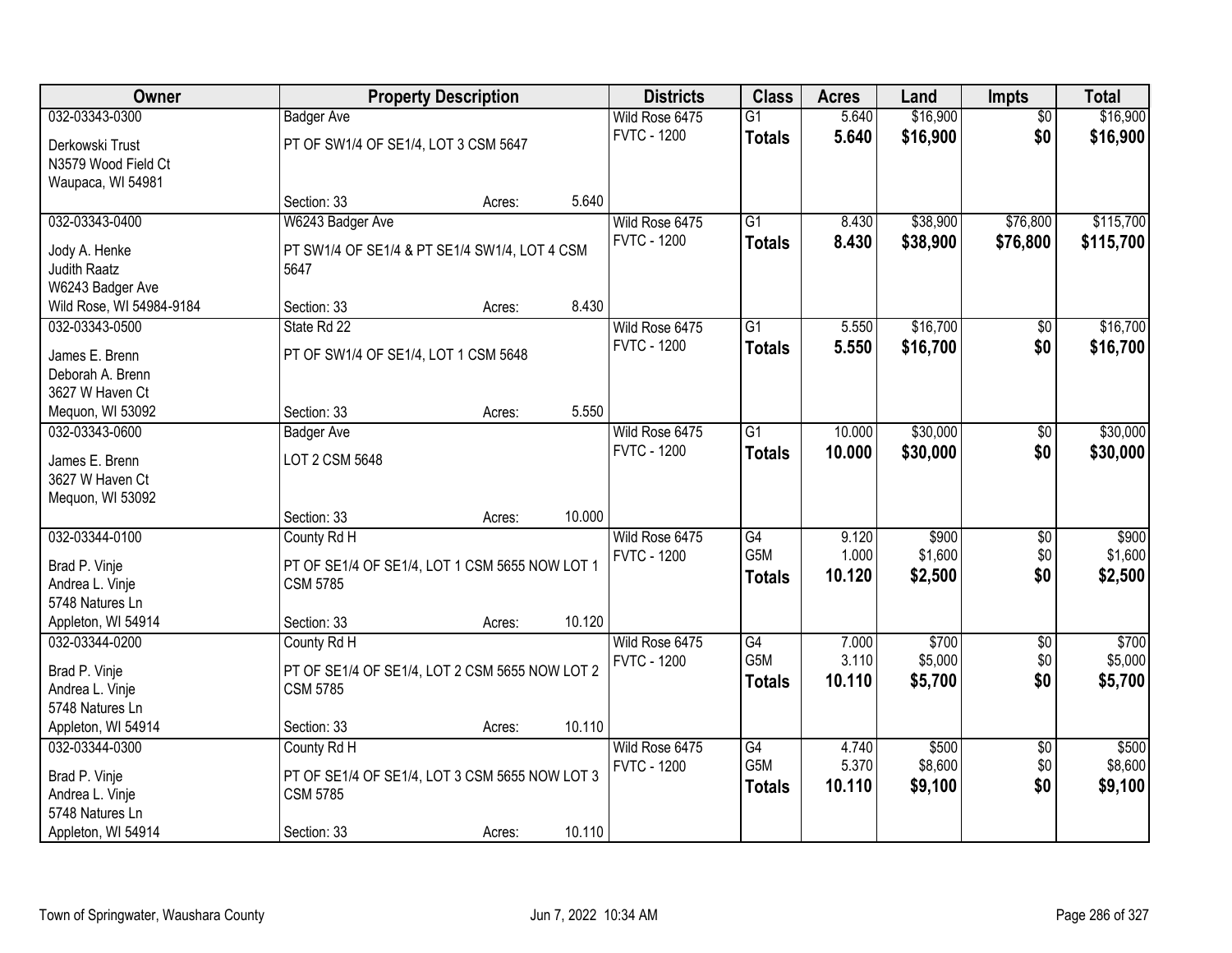| Owner | Property Description | | | Districts | Class | Acres | Land | Impts | Total |
|---|---|---|---|---|---|---|---|---|---|
| 032-03343-0300 | Badger Ave | | | Wild Rose 6475 | G1 | 5.640 | $16,900 | $0 | $16,900 |
| Derkowski Trust<br>N3579 Wood Field Ct<br>Waupaca, WI 54981 | PT OF SW1/4 OF SE1/4, LOT 3 CSM 5647 | | | FVTC - 1200 | **Totals** | **5.640** | **$16,900** | **$0** | **$16,900** |
| | Section: 33 | Acres: | 5.640 | | | | | | |
| 032-03343-0400 | W6243 Badger Ave | | | Wild Rose 6475 | G1 | 8.430 | $38,900 | $76,800 | $115,700 |
| Jody A. Henke<br>Judith Raatz<br>W6243 Badger Ave<br>Wild Rose, WI 54984-9184 | PT SW1/4 OF SE1/4 & PT SE1/4 SW1/4, LOT 4 CSM 5647 | | | FVTC - 1200 | **Totals** | **8.430** | **$38,900** | **$76,800** | **$115,700** |
| | Section: 33 | Acres: | 8.430 | | | | | | |
| 032-03343-0500 | State Rd 22 | | | Wild Rose 6475 | G1 | 5.550 | $16,700 | $0 | $16,700 |
| James E. Brenn<br>Deborah A. Brenn<br>3627 W Haven Ct<br>Mequon, WI 53092 | PT OF SW1/4 OF SE1/4, LOT 1 CSM 5648 | | | FVTC - 1200 | **Totals** | **5.550** | **$16,700** | **$0** | **$16,700** |
| | Section: 33 | Acres: | 5.550 | | | | | | |
| 032-03343-0600 | Badger Ave | | | Wild Rose 6475 | G1 | 10.000 | $30,000 | $0 | $30,000 |
| James E. Brenn<br>3627 W Haven Ct<br>Mequon, WI 53092 | LOT 2 CSM 5648 | | | FVTC - 1200 | **Totals** | **10.000** | **$30,000** | **$0** | **$30,000** |
| | Section: 33 | Acres: | 10.000 | | | | | | |
| 032-03344-0100 | County Rd H | | | Wild Rose 6475 | G4 | 9.120 | $900 | $0 | $900 |
| Brad P. Vinje<br>Andrea L. Vinje<br>5748 Natures Ln<br>Appleton, WI 54914 | PT OF SE1/4 OF SE1/4, LOT 1 CSM 5655 NOW LOT 1 CSM 5785 | | | FVTC - 1200 | G5M | 1.000 | $1,600 | $0 | $1,600 |
| | | | | | **Totals** | **10.120** | **$2,500** | **$0** | **$2,500** |
| | Section: 33 | Acres: | 10.120 | | | | | | |
| 032-03344-0200 | County Rd H | | | Wild Rose 6475 | G4 | 7.000 | $700 | $0 | $700 |
| Brad P. Vinje<br>Andrea L. Vinje<br>5748 Natures Ln<br>Appleton, WI 54914 | PT OF SE1/4 OF SE1/4, LOT 2 CSM 5655 NOW LOT 2 CSM 5785 | | | FVTC - 1200 | G5M | 3.110 | $5,000 | $0 | $5,000 |
| | | | | | **Totals** | **10.110** | **$5,700** | **$0** | **$5,700** |
| | Section: 33 | Acres: | 10.110 | | | | | | |
| 032-03344-0300 | County Rd H | | | Wild Rose 6475 | G4 | 4.740 | $500 | $0 | $500 |
| Brad P. Vinje<br>Andrea L. Vinje<br>5748 Natures Ln<br>Appleton, WI 54914 | PT OF SE1/4 OF SE1/4, LOT 3 CSM 5655 NOW LOT 3 CSM 5785 | | | FVTC - 1200 | G5M | 5.370 | $8,600 | $0 | $8,600 |
| | | | | | **Totals** | **10.110** | **$9,100** | **$0** | **$9,100** |
| | Section: 33 | Acres: | 10.110 | | | | | | |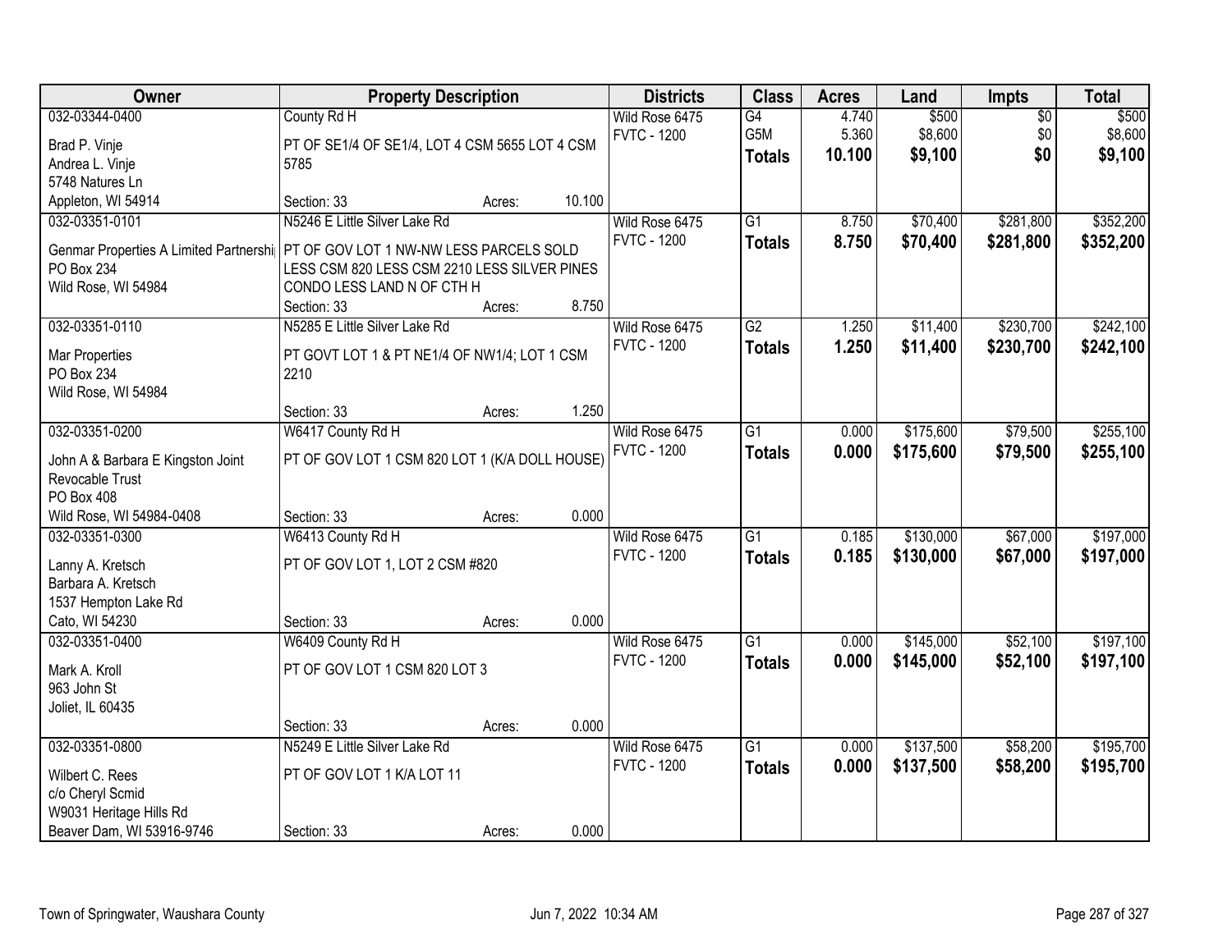| Owner | Property Description | Districts | Class | Acres | Land | Impts | Total |
|---|---|---|---|---|---|---|---|
| 032-03344-0400<br>Brad P. Vinje<br>Andrea L. Vinje<br>5748 Natures Ln<br>Appleton, WI 54914 | County Rd H<br>PT OF SE1/4 OF SE1/4, LOT 4 CSM 5655 LOT 4 CSM 5785<br>Section: 33 Acres: 10.100 | Wild Rose 6475<br>FVTC - 1200 | G4<br>G5M<br>**Totals** | 4.740<br>5.360<br>**10.100** | $500<br>$8,600<br>**$9,100** | $0<br>$0<br>**$0** | $500<br>$8,600<br>**$9,100** |
| 032-03351-0101<br>Genmar Properties A Limited Partnershi<br>PO Box 234<br>Wild Rose, WI 54984 | N5246 E Little Silver Lake Rd<br>PT OF GOV LOT 1 NW-NW LESS PARCELS SOLD LESS CSM 820 LESS CSM 2210 LESS SILVER PINES CONDO LESS LAND N OF CTH H<br>Section: 33 Acres: 8.750 | Wild Rose 6475<br>FVTC - 1200 | G1<br>**Totals** | 8.750<br>**8.750** | $70,400<br>**$70,400** | $281,800<br>**$281,800** | $352,200<br>**$352,200** |
| 032-03351-0110<br>Mar Properties<br>PO Box 234<br>Wild Rose, WI 54984 | N5285 E Little Silver Lake Rd<br>PT GOVT LOT 1 & PT NE1/4 OF NW1/4; LOT 1 CSM 2210<br>Section: 33 Acres: 1.250 | Wild Rose 6475<br>FVTC - 1200 | G2<br>**Totals** | 1.250<br>**1.250** | $11,400<br>**$11,400** | $230,700<br>**$230,700** | $242,100<br>**$242,100** |
| 032-03351-0200<br>John A & Barbara E Kingston Joint Revocable Trust<br>PO Box 408<br>Wild Rose, WI 54984-0408 | W6417 County Rd H<br>PT OF GOV LOT 1 CSM 820 LOT 1 (K/A DOLL HOUSE)<br>Section: 33 Acres: 0.000 | Wild Rose 6475<br>FVTC - 1200 | G1<br>**Totals** | 0.000<br>**0.000** | $175,600<br>**$175,600** | $79,500<br>**$79,500** | $255,100<br>**$255,100** |
| 032-03351-0300<br>Lanny A. Kretsch<br>Barbara A. Kretsch<br>1537 Hempton Lake Rd<br>Cato, WI 54230 | W6413 County Rd H<br>PT OF GOV LOT 1, LOT 2 CSM #820<br>Section: 33 Acres: 0.000 | Wild Rose 6475<br>FVTC - 1200 | G1<br>**Totals** | 0.185<br>**0.185** | $130,000<br>**$130,000** | $67,000<br>**$67,000** | $197,000<br>**$197,000** |
| 032-03351-0400<br>Mark A. Kroll<br>963 John St<br>Joliet, IL 60435 | W6409 County Rd H<br>PT OF GOV LOT 1 CSM 820 LOT 3<br>Section: 33 Acres: 0.000 | Wild Rose 6475<br>FVTC - 1200 | G1<br>**Totals** | 0.000<br>**0.000** | $145,000<br>**$145,000** | $52,100<br>**$52,100** | $197,100<br>**$197,100** |
| 032-03351-0800<br>Wilbert C. Rees<br>c/o Cheryl Scmid<br>W9031 Heritage Hills Rd<br>Beaver Dam, WI 53916-9746 | N5249 E Little Silver Lake Rd<br>PT OF GOV LOT 1 K/A LOT 11<br>Section: 33 Acres: 0.000 | Wild Rose 6475<br>FVTC - 1200 | G1<br>**Totals** | 0.000<br>**0.000** | $137,500<br>**$137,500** | $58,200<br>**$58,200** | $195,700<br>**$195,700** |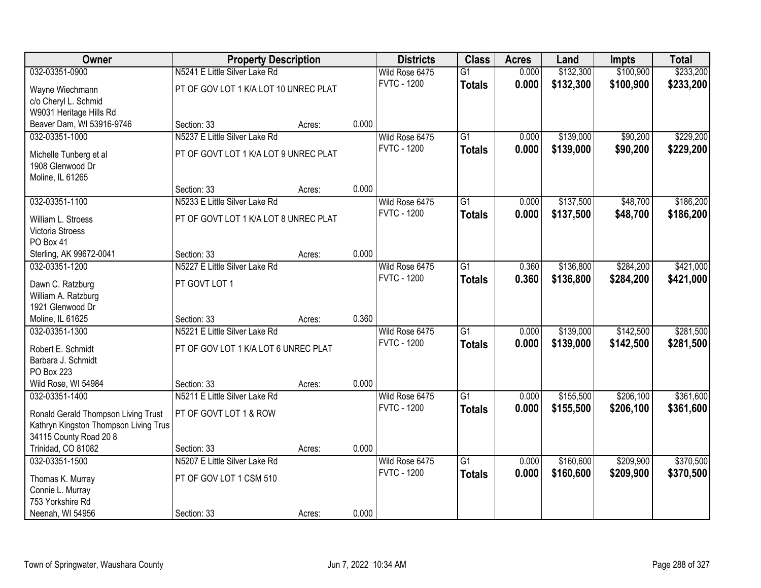| Owner | Property Description | | | Districts | Class | Acres | Land | Impts | Total |
|---|---|---|---|---|---|---|---|---|---|
| 032-03351-0900 | N5241 E Little Silver Lake Rd | | | Wild Rose 6475 | G1 | 0.000 | $132,300 | $100,900 | $233,200 |
| Wayne Wiechmann<br>c/o Cheryl L. Schmid<br>W9031 Heritage Hills Rd<br>Beaver Dam, WI 53916-9746 | PT OF GOV LOT 1 K/A LOT 10 UNREC PLAT<br>Section: 33 | Acres: | 0.000 | FVTC - 1200 | **Totals** | **0.000** | **$132,300** | **$100,900** | **$233,200** |
| 032-03351-1000 | N5237 E Little Silver Lake Rd | | | Wild Rose 6475 | G1 | 0.000 | $139,000 | $90,200 | $229,200 |
| Michelle Tunberg et al<br>1908 Glenwood Dr<br>Moline, IL 61265 | PT OF GOVT LOT 1 K/A LOT 9 UNREC PLAT<br>Section: 33 | Acres: | 0.000 | FVTC - 1200 | **Totals** | **0.000** | **$139,000** | **$90,200** | **$229,200** |
| 032-03351-1100 | N5233 E Little Silver Lake Rd | | | Wild Rose 6475 | G1 | 0.000 | $137,500 | $48,700 | $186,200 |
| William L. Stroess<br>Victoria Stroess<br>PO Box 41<br>Sterling, AK 99672-0041 | PT OF GOVT LOT 1 K/A LOT 8 UNREC PLAT<br>Section: 33 | Acres: | 0.000 | FVTC - 1200 | **Totals** | **0.000** | **$137,500** | **$48,700** | **$186,200** |
| 032-03351-1200 | N5227 E Little Silver Lake Rd | | | Wild Rose 6475 | G1 | 0.360 | $136,800 | $284,200 | $421,000 |
| Dawn C. Ratzburg<br>William A. Ratzburg<br>1921 Glenwood Dr<br>Moline, IL 61625 | PT GOVT LOT 1<br>Section: 33 | Acres: | 0.360 | FVTC - 1200 | **Totals** | **0.360** | **$136,800** | **$284,200** | **$421,000** |
| 032-03351-1300 | N5221 E Little Silver Lake Rd | | | Wild Rose 6475 | G1 | 0.000 | $139,000 | $142,500 | $281,500 |
| Robert E. Schmidt<br>Barbara J. Schmidt<br>PO Box 223<br>Wild Rose, WI 54984 | PT OF GOV LOT 1 K/A LOT 6 UNREC PLAT<br>Section: 33 | Acres: | 0.000 | FVTC - 1200 | **Totals** | **0.000** | **$139,000** | **$142,500** | **$281,500** |
| 032-03351-1400 | N5211 E Little Silver Lake Rd | | | Wild Rose 6475 | G1 | 0.000 | $155,500 | $206,100 | $361,600 |
| Ronald Gerald Thompson Living Trust<br>Kathryn Kingston Thompson Living Trus<br>34115 County Road 20 8<br>Trinidad, CO 81082 | PT OF GOVT LOT 1 & ROW<br>Section: 33 | Acres: | 0.000 | FVTC - 1200 | **Totals** | **0.000** | **$155,500** | **$206,100** | **$361,600** |
| 032-03351-1500 | N5207 E Little Silver Lake Rd | | | Wild Rose 6475 | G1 | 0.000 | $160,600 | $209,900 | $370,500 |
| Thomas K. Murray<br>Connie L. Murray<br>753 Yorkshire Rd<br>Neenah, WI 54956 | PT OF GOV LOT 1 CSM 510<br>Section: 33 | Acres: | 0.000 | FVTC - 1200 | **Totals** | **0.000** | **$160,600** | **$209,900** | **$370,500** |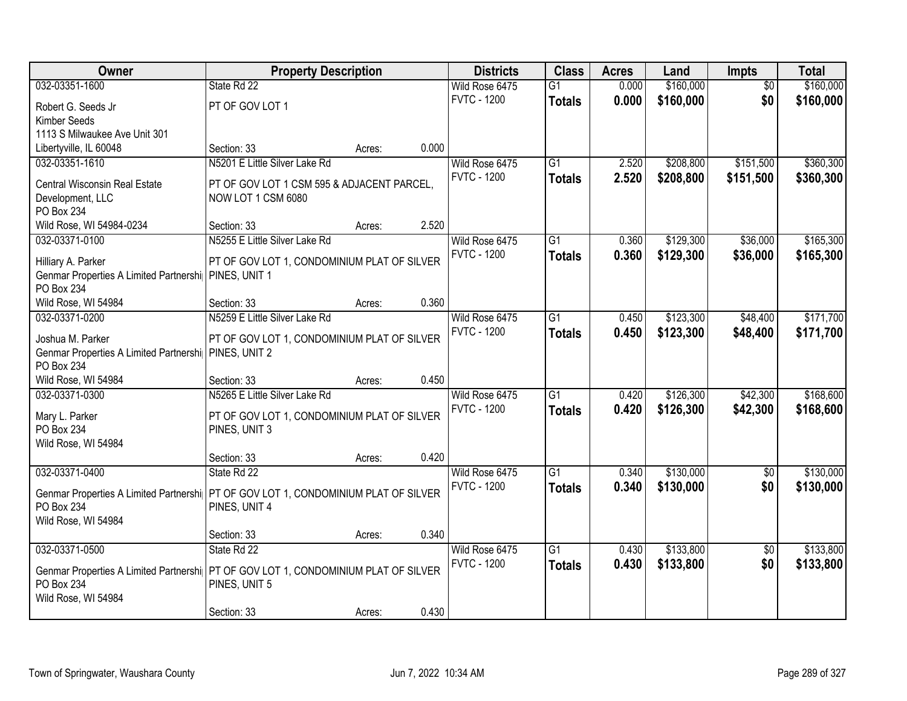| Owner | Property Description | | | Districts | Class | Acres | Land | Impts | Total |
|---|---|---|---|---|---|---|---|---|---|
| 032-03351-1600 | State Rd 22 | | | Wild Rose 6475 | G1 | 0.000 | $160,000 | $0 | $160,000 |
| Robert G. Seeds Jr<br>Kimber Seeds<br>1113 S Milwaukee Ave Unit 301<br>Libertyville, IL 60048 | PT OF GOV LOT 1 | | | FVTC - 1200 | **Totals** | **0.000** | **$160,000** | **$0** | **$160,000** |
| | Section: 33 | Acres: | 0.000 | | | | | | |
| 032-03351-1610 | N5201 E Little Silver Lake Rd | | | Wild Rose 6475 | G1 | 2.520 | $208,800 | $151,500 | $360,300 |
| Central Wisconsin Real Estate Development, LLC<br>PO Box 234<br>Wild Rose, WI 54984-0234 | PT OF GOV LOT 1 CSM 595 & ADJACENT PARCEL, NOW LOT 1 CSM 6080 | | | FVTC - 1200 | **Totals** | **2.520** | **$208,800** | **$151,500** | **$360,300** |
| | Section: 33 | Acres: | 2.520 | | | | | | |
| 032-03371-0100 | N5255 E Little Silver Lake Rd | | | Wild Rose 6475 | G1 | 0.360 | $129,300 | $36,000 | $165,300 |
| Hilliary A. Parker<br>Genmar Properties A Limited Partnershi<br>PO Box 234<br>Wild Rose, WI 54984 | PT OF GOV LOT 1, CONDOMINIUM PLAT OF SILVER PINES, UNIT 1 | | | FVTC - 1200 | **Totals** | **0.360** | **$129,300** | **$36,000** | **$165,300** |
| | Section: 33 | Acres: | 0.360 | | | | | | |
| 032-03371-0200 | N5259 E Little Silver Lake Rd | | | Wild Rose 6475 | G1 | 0.450 | $123,300 | $48,400 | $171,700 |
| Joshua M. Parker<br>Genmar Properties A Limited Partnershi<br>PO Box 234<br>Wild Rose, WI 54984 | PT OF GOV LOT 1, CONDOMINIUM PLAT OF SILVER PINES, UNIT 2 | | | FVTC - 1200 | **Totals** | **0.450** | **$123,300** | **$48,400** | **$171,700** |
| | Section: 33 | Acres: | 0.450 | | | | | | |
| 032-03371-0300 | N5265 E Little Silver Lake Rd | | | Wild Rose 6475 | G1 | 0.420 | $126,300 | $42,300 | $168,600 |
| Mary L. Parker<br>PO Box 234<br>Wild Rose, WI 54984 | PT OF GOV LOT 1, CONDOMINIUM PLAT OF SILVER PINES, UNIT 3 | | | FVTC - 1200 | **Totals** | **0.420** | **$126,300** | **$42,300** | **$168,600** |
| | Section: 33 | Acres: | 0.420 | | | | | | |
| 032-03371-0400 | State Rd 22 | | | Wild Rose 6475 | G1 | 0.340 | $130,000 | $0 | $130,000 |
| Genmar Properties A Limited Partnershi<br>PO Box 234<br>Wild Rose, WI 54984 | PT OF GOV LOT 1, CONDOMINIUM PLAT OF SILVER PINES, UNIT 4 | | | FVTC - 1200 | **Totals** | **0.340** | **$130,000** | **$0** | **$130,000** |
| | Section: 33 | Acres: | 0.340 | | | | | | |
| 032-03371-0500 | State Rd 22 | | | Wild Rose 6475 | G1 | 0.430 | $133,800 | $0 | $133,800 |
| Genmar Properties A Limited Partnershi<br>PO Box 234<br>Wild Rose, WI 54984 | PT OF GOV LOT 1, CONDOMINIUM PLAT OF SILVER PINES, UNIT 5 | | | FVTC - 1200 | **Totals** | **0.430** | **$133,800** | **$0** | **$133,800** |
| | Section: 33 | Acres: | 0.430 | | | | | | |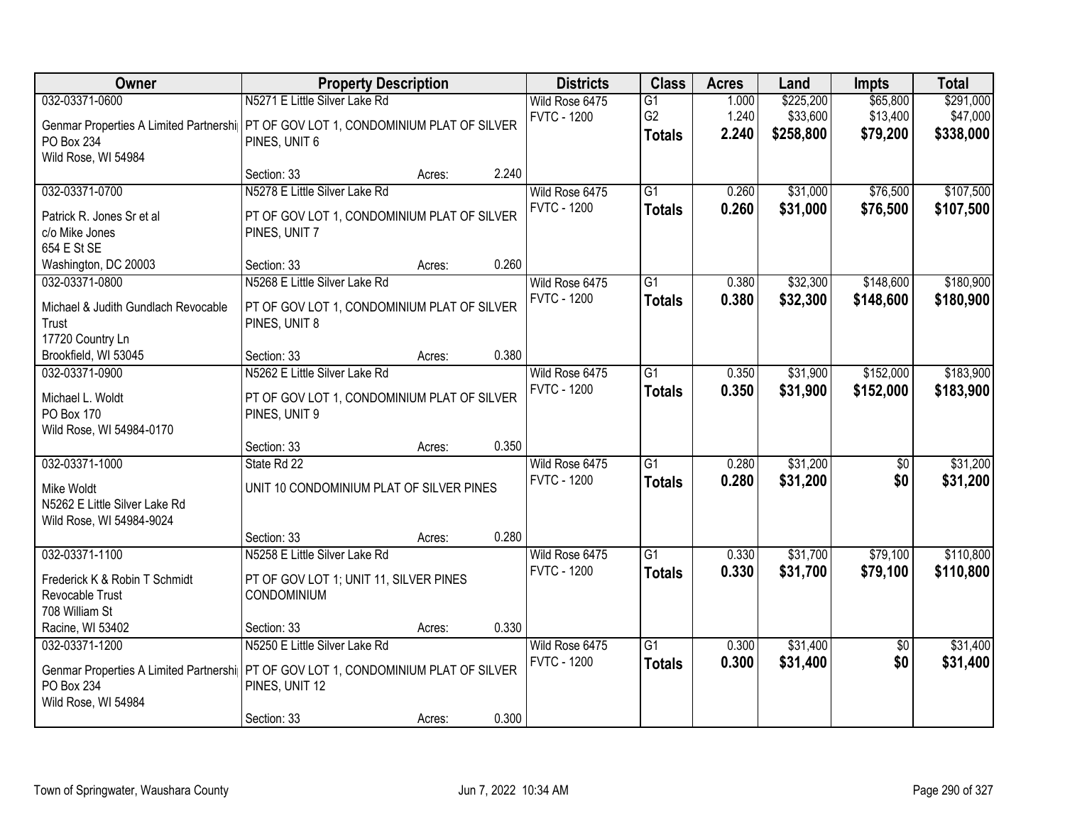| Owner | Property Description | | | Districts | Class | Acres | Land | Impts | Total |
|---|---|---|---|---|---|---|---|---|---|
| 032-03371-0600 | N5271 E Little Silver Lake Rd | | | Wild Rose 6475 | G1 | 1.000 | $225,200 | $65,800 | $291,000 |
| Genmar Properties A Limited Partnershi | PT OF GOV LOT 1, CONDOMINIUM PLAT OF SILVER PINES, UNIT 6 | | | FVTC - 1200 | G2 | 1.240 | $33,600 | $13,400 | $47,000 |
| PO Box 234 | | | | | **Totals** | **2.240** | **$258,800** | **$79,200** | **$338,000** |
| Wild Rose, WI 54984 | Section: 33 | Acres: | 2.240 | | | | | | |
| 032-03371-0700 | N5278 E Little Silver Lake Rd | | | Wild Rose 6475 | G1 | 0.260 | $31,000 | $76,500 | $107,500 |
| Patrick R. Jones Sr et al | PT OF GOV LOT 1, CONDOMINIUM PLAT OF SILVER PINES, UNIT 7 | | | FVTC - 1200 | **Totals** | **0.260** | **$31,000** | **$76,500** | **$107,500** |
| c/o Mike Jones | | | | | | | | | |
| 654 E St SE | | | | | | | | | |
| Washington, DC 20003 | Section: 33 | Acres: | 0.260 | | | | | | |
| 032-03371-0800 | N5268 E Little Silver Lake Rd | | | Wild Rose 6475 | G1 | 0.380 | $32,300 | $148,600 | $180,900 |
| Michael & Judith Gundlach Revocable Trust | PT OF GOV LOT 1, CONDOMINIUM PLAT OF SILVER PINES, UNIT 8 | | | FVTC - 1200 | **Totals** | **0.380** | **$32,300** | **$148,600** | **$180,900** |
| 17720 Country Ln | | | | | | | | | |
| Brookfield, WI 53045 | Section: 33 | Acres: | 0.380 | | | | | | |
| 032-03371-0900 | N5262 E Little Silver Lake Rd | | | Wild Rose 6475 | G1 | 0.350 | $31,900 | $152,000 | $183,900 |
| Michael L. Woldt | PT OF GOV LOT 1, CONDOMINIUM PLAT OF SILVER PINES, UNIT 9 | | | FVTC - 1200 | **Totals** | **0.350** | **$31,900** | **$152,000** | **$183,900** |
| PO Box 170 | | | | | | | | | |
| Wild Rose, WI 54984-0170 | Section: 33 | Acres: | 0.350 | | | | | | |
| 032-03371-1000 | State Rd 22 | | | Wild Rose 6475 | G1 | 0.280 | $31,200 | $0 | $31,200 |
| Mike Woldt | UNIT 10 CONDOMINIUM PLAT OF SILVER PINES | | | FVTC - 1200 | **Totals** | **0.280** | **$31,200** | **$0** | **$31,200** |
| N5262 E Little Silver Lake Rd | | | | | | | | | |
| Wild Rose, WI 54984-9024 | Section: 33 | Acres: | 0.280 | | | | | | |
| 032-03371-1100 | N5258 E Little Silver Lake Rd | | | Wild Rose 6475 | G1 | 0.330 | $31,700 | $79,100 | $110,800 |
| Frederick K & Robin T Schmidt Revocable Trust | PT OF GOV LOT 1; UNIT 11, SILVER PINES CONDOMINIUM | | | FVTC - 1200 | **Totals** | **0.330** | **$31,700** | **$79,100** | **$110,800** |
| 708 William St | | | | | | | | | |
| Racine, WI 53402 | Section: 33 | Acres: | 0.330 | | | | | | |
| 032-03371-1200 | N5250 E Little Silver Lake Rd | | | Wild Rose 6475 | G1 | 0.300 | $31,400 | $0 | $31,400 |
| Genmar Properties A Limited Partnershi | PT OF GOV LOT 1, CONDOMINIUM PLAT OF SILVER PINES, UNIT 12 | | | FVTC - 1200 | **Totals** | **0.300** | **$31,400** | **$0** | **$31,400** |
| PO Box 234 | | | | | | | | | |
| Wild Rose, WI 54984 | Section: 33 | Acres: | 0.300 | | | | | | |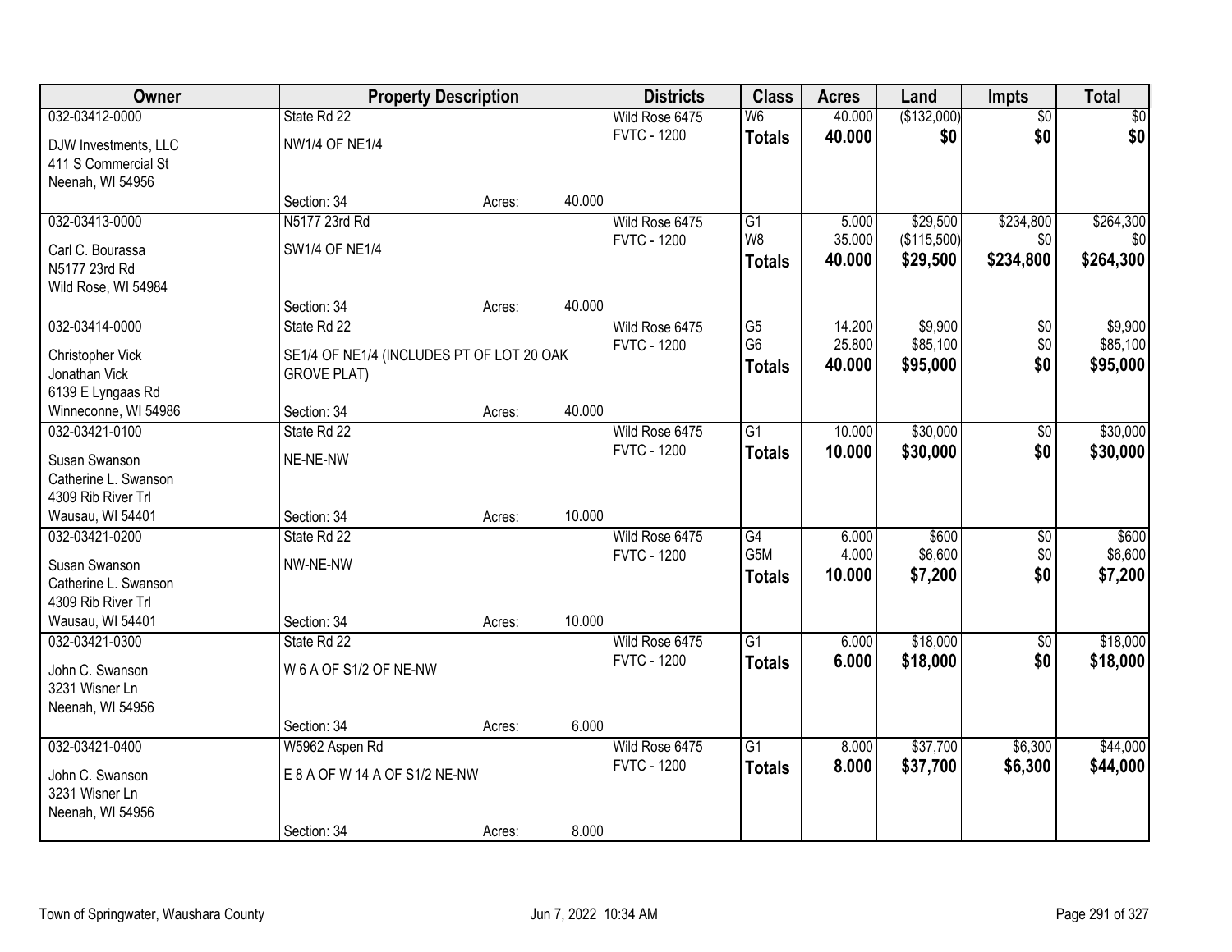| Owner | Property Description | | | Districts | Class | Acres | Land | Impts | Total |
|---|---|---|---|---|---|---|---|---|---|
| 032-03412-0000 | State Rd 22 | | | Wild Rose 6475 | W6 | 40.000 | ($132,000) | $0 | $0 |
| DJW Investments, LLC | NW1/4 OF NE1/4 | | | FVTC - 1200 | **Totals** | **40.000** | **$0** | **$0** | **$0** |
| 411 S Commercial St | | | | | | | | | |
| Neenah, WI 54956 | | | | | | | | | |
| | Section: 34 | Acres: | 40.000 | | | | | | |
| 032-03413-0000 | N5177 23rd Rd | | | Wild Rose 6475 | G1 | 5.000 | $29,500 | $234,800 | $264,300 |
| Carl C. Bourassa | SW1/4 OF NE1/4 | | | FVTC - 1200 | W8 | 35.000 | ($115,500) | $0 | $0 |
| N5177 23rd Rd | | | | | **Totals** | **40.000** | **$29,500** | **$234,800** | **$264,300** |
| Wild Rose, WI 54984 | | | | | | | | | |
| | Section: 34 | Acres: | 40.000 | | | | | | |
| 032-03414-0000 | State Rd 22 | | | Wild Rose 6475 | G5 | 14.200 | $9,900 | $0 | $9,900 |
| Christopher Vick | SE1/4 OF NE1/4 (INCLUDES PT OF LOT 20 OAK GROVE PLAT) | | | FVTC - 1200 | G6 | 25.800 | $85,100 | $0 | $85,100 |
| Jonathan Vick | | | | | **Totals** | **40.000** | **$95,000** | **$0** | **$95,000** |
| 6139 E Lyngaas Rd | | | | | | | | | |
| Winneconne, WI 54986 | Section: 34 | Acres: | 40.000 | | | | | | |
| 032-03421-0100 | State Rd 22 | | | Wild Rose 6475 | G1 | 10.000 | $30,000 | $0 | $30,000 |
| Susan Swanson | NE-NE-NW | | | FVTC - 1200 | **Totals** | **10.000** | **$30,000** | **$0** | **$30,000** |
| Catherine L. Swanson | | | | | | | | | |
| 4309 Rib River Trl | | | | | | | | | |
| Wausau, WI 54401 | Section: 34 | Acres: | 10.000 | | | | | | |
| 032-03421-0200 | State Rd 22 | | | Wild Rose 6475 | G4 | 6.000 | $600 | $0 | $600 |
| Susan Swanson | NW-NE-NW | | | FVTC - 1200 | G5M | 4.000 | $6,600 | $0 | $6,600 |
| Catherine L. Swanson | | | | | **Totals** | **10.000** | **$7,200** | **$0** | **$7,200** |
| 4309 Rib River Trl | | | | | | | | | |
| Wausau, WI 54401 | Section: 34 | Acres: | 10.000 | | | | | | |
| 032-03421-0300 | State Rd 22 | | | Wild Rose 6475 | G1 | 6.000 | $18,000 | $0 | $18,000 |
| John C. Swanson | W 6 A OF S1/2 OF NE-NW | | | FVTC - 1200 | **Totals** | **6.000** | **$18,000** | **$0** | **$18,000** |
| 3231 Wisner Ln | | | | | | | | | |
| Neenah, WI 54956 | | | | | | | | | |
| | Section: 34 | Acres: | 6.000 | | | | | | |
| 032-03421-0400 | W5962 Aspen Rd | | | Wild Rose 6475 | G1 | 8.000 | $37,700 | $6,300 | $44,000 |
| John C. Swanson | E 8 A OF W 14 A OF S1/2 NE-NW | | | FVTC - 1200 | **Totals** | **8.000** | **$37,700** | **$6,300** | **$44,000** |
| 3231 Wisner Ln | | | | | | | | | |
| Neenah, WI 54956 | | | | | | | | | |
| | Section: 34 | Acres: | 8.000 | | | | | | |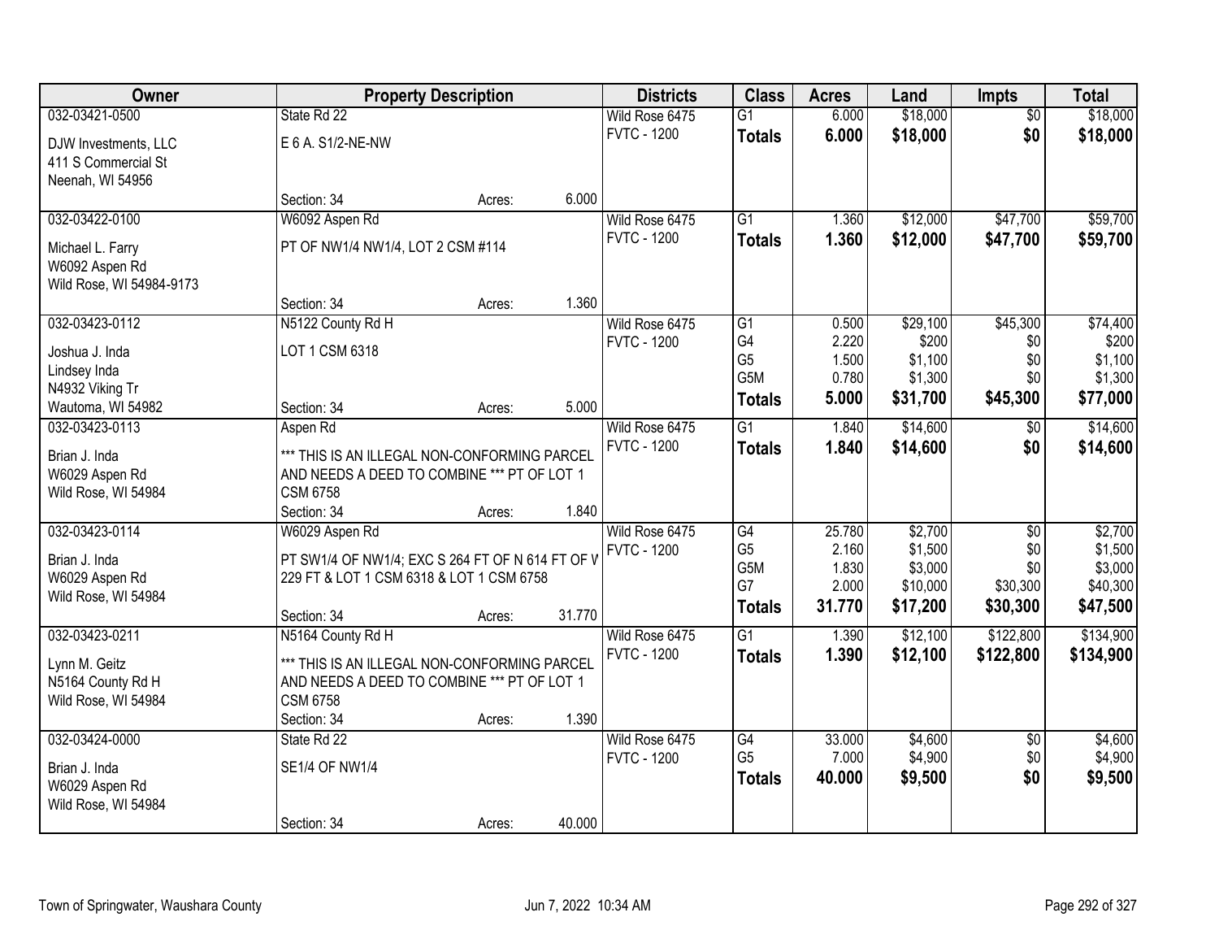| Owner | Property Description | Districts | Class | Acres | Land | Impts | Total |
|---|---|---|---|---|---|---|---|
| 032-03421-0500 | State Rd 22 | Wild Rose 6475 | G1 | 6.000 | $18,000 | $0 | $18,000 |
| DJW Investments, LLC<br>411 S Commercial St<br>Neenah, WI 54956 | E 6 A. S1/2-NE-NW | FVTC - 1200 | **Totals** | **6.000** | **$18,000** | **$0** | **$18,000** |
| | Section: 34 Acres: 6.000 | | | | | | |
| 032-03422-0100 | W6092 Aspen Rd | Wild Rose 6475 | G1 | 1.360 | $12,000 | $47,700 | $59,700 |
| Michael L. Farry<br>W6092 Aspen Rd<br>Wild Rose, WI 54984-9173 | PT OF NW1/4 NW1/4, LOT 2 CSM #114 | FVTC - 1200 | **Totals** | **1.360** | **$12,000** | **$47,700** | **$59,700** |
| | Section: 34 Acres: 1.360 | | | | | | |
| 032-03423-0112 | N5122 County Rd H | Wild Rose 6475 | G1 | 0.500 | $29,100 | $45,300 | $74,400 |
| Joshua J. Inda<br>Lindsey Inda<br>N4932 Viking Tr<br>Wautoma, WI 54982 | LOT 1 CSM 6318 | FVTC - 1200 | G4 | 2.220 | $200 | $0 | $200 |
| | | | G5 | 1.500 | $1,100 | $0 | $1,100 |
| | | | G5M | 0.780 | $1,300 | $0 | $1,300 |
| | Section: 34 Acres: 5.000 | | **Totals** | **5.000** | **$31,700** | **$45,300** | **$77,000** |
| 032-03423-0113 | Aspen Rd | Wild Rose 6475 | G1 | 1.840 | $14,600 | $0 | $14,600 |
| Brian J. Inda<br>W6029 Aspen Rd<br>Wild Rose, WI 54984 | *** THIS IS AN ILLEGAL NON-CONFORMING PARCEL AND NEEDS A DEED TO COMBINE *** PT OF LOT 1 CSM 6758 | FVTC - 1200 | **Totals** | **1.840** | **$14,600** | **$0** | **$14,600** |
| | Section: 34 Acres: 1.840 | | | | | | |
| 032-03423-0114 | W6029 Aspen Rd | Wild Rose 6475 | G4 | 25.780 | $2,700 | $0 | $2,700 |
| Brian J. Inda<br>W6029 Aspen Rd<br>Wild Rose, WI 54984 | PT SW1/4 OF NW1/4; EXC S 264 FT OF N 614 FT OF W 229 FT & LOT 1 CSM 6318 & LOT 1 CSM 6758 | FVTC - 1200 | G5 | 2.160 | $1,500 | $0 | $1,500 |
| | | | G5M | 1.830 | $3,000 | $0 | $3,000 |
| | | | G7 | 2.000 | $10,000 | $30,300 | $40,300 |
| | Section: 34 Acres: 31.770 | | **Totals** | **31.770** | **$17,200** | **$30,300** | **$47,500** |
| 032-03423-0211 | N5164 County Rd H | Wild Rose 6475 | G1 | 1.390 | $12,100 | $122,800 | $134,900 |
| Lynn M. Geitz<br>N5164 County Rd H<br>Wild Rose, WI 54984 | *** THIS IS AN ILLEGAL NON-CONFORMING PARCEL AND NEEDS A DEED TO COMBINE *** PT OF LOT 1 CSM 6758 | FVTC - 1200 | **Totals** | **1.390** | **$12,100** | **$122,800** | **$134,900** |
| | Section: 34 Acres: 1.390 | | | | | | |
| 032-03424-0000 | State Rd 22 | Wild Rose 6475 | G4 | 33.000 | $4,600 | $0 | $4,600 |
| Brian J. Inda<br>W6029 Aspen Rd<br>Wild Rose, WI 54984 | SE1/4 OF NW1/4 | FVTC - 1200 | G5 | 7.000 | $4,900 | $0 | $4,900 |
| | | | **Totals** | **40.000** | **$9,500** | **$0** | **$9,500** |
| | Section: 34 Acres: 40.000 | | | | | | |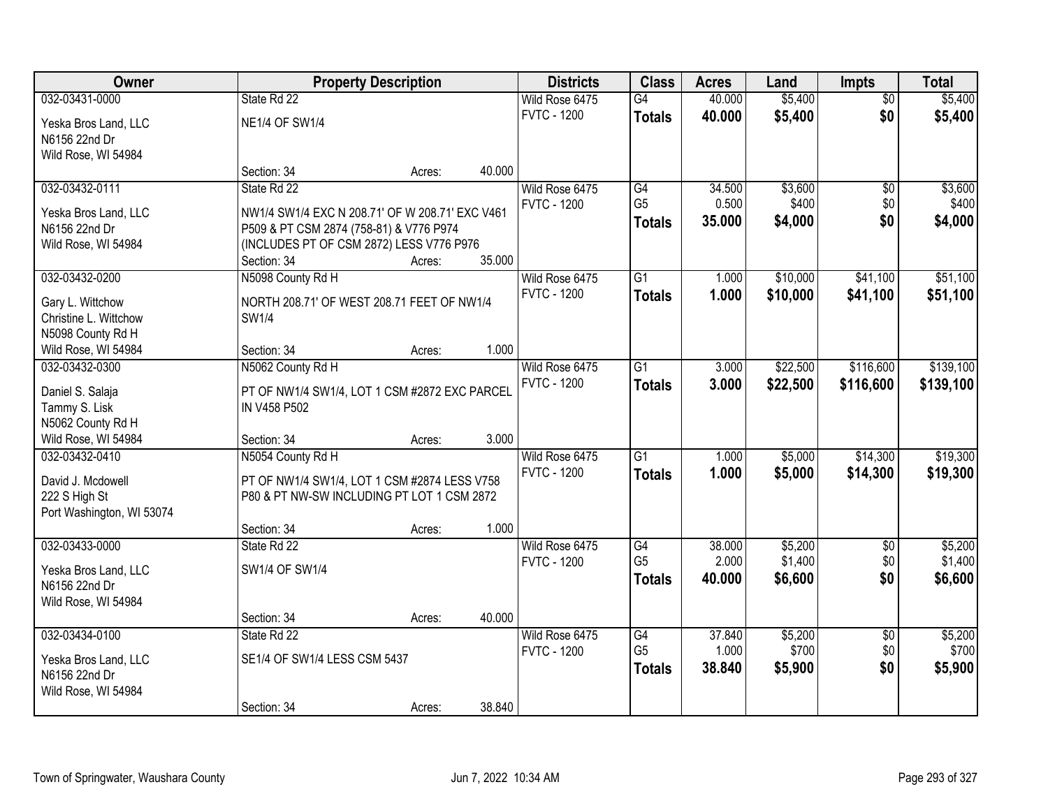| Owner | Property Description | Districts | Class | Acres | Land | Impts | Total |
|---|---|---|---|---|---|---|---|
| 032-03431-0000<br>Yeska Bros Land, LLC<br>N6156 22nd Dr<br>Wild Rose, WI 54984 | State Rd 22<br>NE1/4 OF SW1/4<br>Section: 34 Acres: 40.000 | Wild Rose 6475<br>FVTC - 1200 | G4<br>**Totals** | 40.000<br>**40.000** | $5,400<br>**$5,400** | $0<br>**$0** | $5,400<br>**$5,400** |
| 032-03432-0111<br>Yeska Bros Land, LLC<br>N6156 22nd Dr<br>Wild Rose, WI 54984 | State Rd 22<br>NW1/4 SW1/4 EXC N 208.71' OF W 208.71' EXC V461 P509 & PT CSM 2874 (758-81) & V776 P974 (INCLUDES PT OF CSM 2872) LESS V776 P976<br>Section: 34 Acres: 35.000 | Wild Rose 6475<br>FVTC - 1200 | G4<br>G5<br>**Totals** | 34.500<br>0.500<br>**35.000** | $3,600<br>$400<br>**$4,000** | $0<br>$0<br>**$0** | $3,600<br>$400<br>**$4,000** |
| 032-03432-0200<br>Gary L. Wittchow<br>Christine L. Wittchow<br>N5098 County Rd H<br>Wild Rose, WI 54984 | N5098 County Rd H<br>NORTH 208.71' OF WEST 208.71 FEET OF NW1/4 SW1/4<br>Section: 34 Acres: 1.000 | Wild Rose 6475<br>FVTC - 1200 | G1<br>**Totals** | 1.000<br>**1.000** | $10,000<br>**$10,000** | $41,100<br>**$41,100** | $51,100<br>**$51,100** |
| 032-03432-0300<br>Daniel S. Salaja<br>Tammy S. Lisk<br>N5062 County Rd H<br>Wild Rose, WI 54984 | N5062 County Rd H<br>PT OF NW1/4 SW1/4, LOT 1 CSM #2872 EXC PARCEL IN V458 P502<br>Section: 34 Acres: 3.000 | Wild Rose 6475<br>FVTC - 1200 | G1<br>**Totals** | 3.000<br>**3.000** | $22,500<br>**$22,500** | $116,600<br>**$116,600** | $139,100<br>**$139,100** |
| 032-03432-0410<br>David J. Mcdowell<br>222 S High St<br>Port Washington, WI 53074 | N5054 County Rd H<br>PT OF NW1/4 SW1/4, LOT 1 CSM #2874 LESS V758 P80 & PT NW-SW INCLUDING PT LOT 1 CSM 2872<br>Section: 34 Acres: 1.000 | Wild Rose 6475<br>FVTC - 1200 | G1<br>**Totals** | 1.000<br>**1.000** | $5,000<br>**$5,000** | $14,300<br>**$14,300** | $19,300<br>**$19,300** |
| 032-03433-0000<br>Yeska Bros Land, LLC<br>N6156 22nd Dr<br>Wild Rose, WI 54984 | State Rd 22<br>SW1/4 OF SW1/4<br>Section: 34 Acres: 40.000 | Wild Rose 6475<br>FVTC - 1200 | G4<br>G5<br>**Totals** | 38.000<br>2.000<br>**40.000** | $5,200<br>$1,400<br>**$6,600** | $0<br>$0<br>**$0** | $5,200<br>$1,400<br>**$6,600** |
| 032-03434-0100<br>Yeska Bros Land, LLC<br>N6156 22nd Dr<br>Wild Rose, WI 54984 | State Rd 22<br>SE1/4 OF SW1/4 LESS CSM 5437<br>Section: 34 Acres: 38.840 | Wild Rose 6475<br>FVTC - 1200 | G4<br>G5<br>**Totals** | 37.840<br>1.000<br>**38.840** | $5,200<br>$700<br>**$5,900** | $0<br>$0<br>**$0** | $5,200<br>$700<br>**$5,900** |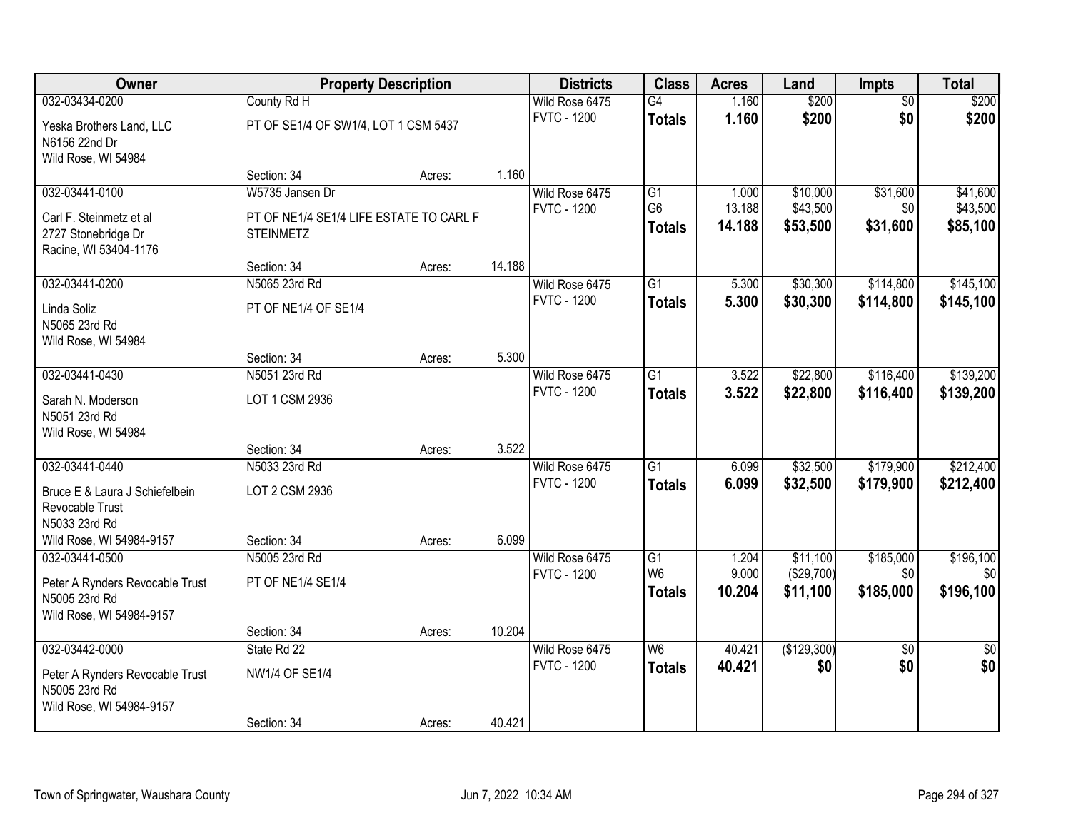| Owner | Property Description | | | Districts | Class | Acres | Land | Impts | Total |
|---|---|---|---|---|---|---|---|---|---|
| 032-03434-0200 | County Rd H | | | Wild Rose 6475 | G4 | 1.160 | $200 | $0 | $200 |
| Yeska Brothers Land, LLC<br>N6156 22nd Dr<br>Wild Rose, WI 54984 | PT OF SE1/4 OF SW1/4, LOT 1 CSM 5437 | | | FVTC - 1200 | **Totals** | **1.160** | **$200** | **$0** | **$200** |
| | Section: 34 | Acres: | 1.160 | | | | | | |
| 032-03441-0100 | W5735 Jansen Dr | | | Wild Rose 6475 | G1 | 1.000 | $10,000 | $31,600 | $41,600 |
| Carl F. Steinmetz et al<br>2727 Stonebridge Dr<br>Racine, WI 53404-1176 | PT OF NE1/4 SE1/4 LIFE ESTATE TO CARL F STEINMETZ | | | FVTC - 1200 | G6 | 13.188 | $43,500 | $0 | $43,500 |
| | | | | | **Totals** | **14.188** | **$53,500** | **$31,600** | **$85,100** |
| | Section: 34 | Acres: | 14.188 | | | | | | |
| 032-03441-0200 | N5065 23rd Rd | | | Wild Rose 6475 | G1 | 5.300 | $30,300 | $114,800 | $145,100 |
| Linda Soliz<br>N5065 23rd Rd<br>Wild Rose, WI 54984 | PT OF NE1/4 OF SE1/4 | | | FVTC - 1200 | **Totals** | **5.300** | **$30,300** | **$114,800** | **$145,100** |
| | Section: 34 | Acres: | 5.300 | | | | | | |
| 032-03441-0430 | N5051 23rd Rd | | | Wild Rose 6475 | G1 | 3.522 | $22,800 | $116,400 | $139,200 |
| Sarah N. Moderson<br>N5051 23rd Rd<br>Wild Rose, WI 54984 | LOT 1 CSM 2936 | | | FVTC - 1200 | **Totals** | **3.522** | **$22,800** | **$116,400** | **$139,200** |
| | Section: 34 | Acres: | 3.522 | | | | | | |
| 032-03441-0440 | N5033 23rd Rd | | | Wild Rose 6475 | G1 | 6.099 | $32,500 | $179,900 | $212,400 |
| Bruce E & Laura J Schiefelbein Revocable Trust<br>N5033 23rd Rd<br>Wild Rose, WI 54984-9157 | LOT 2 CSM 2936 | | | FVTC - 1200 | **Totals** | **6.099** | **$32,500** | **$179,900** | **$212,400** |
| | Section: 34 | Acres: | 6.099 | | | | | | |
| 032-03441-0500 | N5005 23rd Rd | | | Wild Rose 6475 | G1 | 1.204 | $11,100 | $185,000 | $196,100 |
| Peter A Rynders Revocable Trust<br>N5005 23rd Rd<br>Wild Rose, WI 54984-9157 | PT OF NE1/4 SE1/4 | | | FVTC - 1200 | W6 | 9.000 | ($29,700) | $0 | $0 |
| | | | | | **Totals** | **10.204** | **$11,100** | **$185,000** | **$196,100** |
| | Section: 34 | Acres: | 10.204 | | | | | | |
| 032-03442-0000 | State Rd 22 | | | Wild Rose 6475 | W6 | 40.421 | ($129,300) | $0 | $0 |
| Peter A Rynders Revocable Trust<br>N5005 23rd Rd<br>Wild Rose, WI 54984-9157 | NW1/4 OF SE1/4 | | | FVTC - 1200 | **Totals** | **40.421** | **$0** | **$0** | **$0** |
| | Section: 34 | Acres: | 40.421 | | | | | | |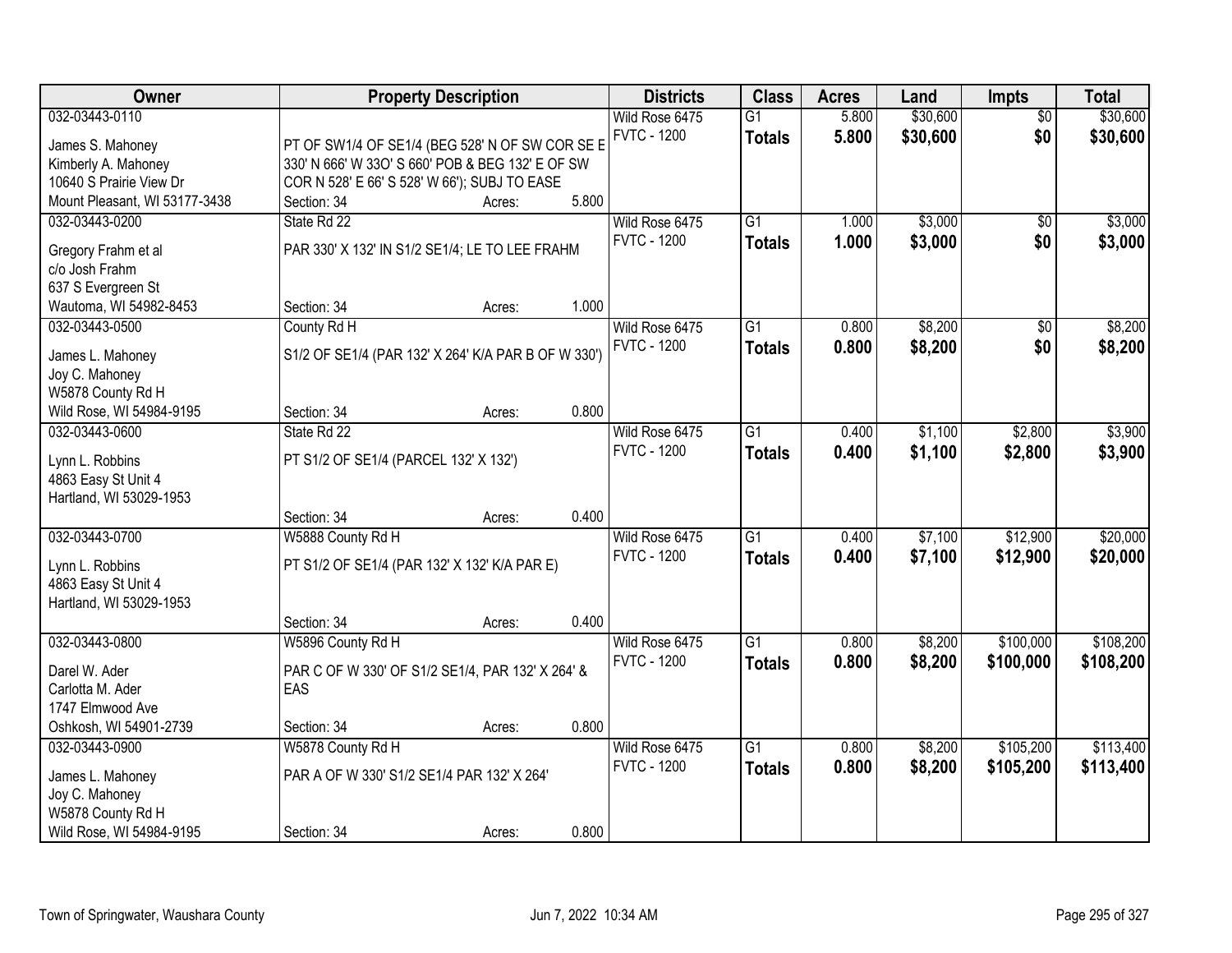| Owner | Property Description | Districts | Class | Acres | Land | Impts | Total |
|---|---|---|---|---|---|---|---|
| 032-03443-0110<br>James S. Mahoney<br>Kimberly A. Mahoney<br>10640 S Prairie View Dr<br>Mount Pleasant, WI 53177-3438 | PT OF SW1/4 OF SE1/4 (BEG 528' N OF SW COR SE E 330' N 666' W 33O' S 660' POB & BEG 132' E OF SW COR N 528' E 66' S 528' W 66'); SUBJ TO EASE<br>Section: 34 Acres: 5.800 | Wild Rose 6475<br>FVTC - 1200 | G1<br>**Totals** | 5.800<br>**5.800** | $30,600<br>**$30,600** | $0<br>**$0** | $30,600<br>**$30,600** |
| 032-03443-0200<br>Gregory Frahm et al<br>c/o Josh Frahm<br>637 S Evergreen St<br>Wautoma, WI 54982-8453 | State Rd 22<br>PAR 330' X 132' IN S1/2 SE1/4; LE TO LEE FRAHM<br>Section: 34 Acres: 1.000 | Wild Rose 6475<br>FVTC - 1200 | G1<br>**Totals** | 1.000<br>**1.000** | $3,000<br>**$3,000** | $0<br>**$0** | $3,000<br>**$3,000** |
| 032-03443-0500<br>James L. Mahoney<br>Joy C. Mahoney<br>W5878 County Rd H<br>Wild Rose, WI 54984-9195 | County Rd H<br>S1/2 OF SE1/4 (PAR 132' X 264' K/A PAR B OF W 330')<br>Section: 34 Acres: 0.800 | Wild Rose 6475<br>FVTC - 1200 | G1<br>**Totals** | 0.800<br>**0.800** | $8,200<br>**$8,200** | $0<br>**$0** | $8,200<br>**$8,200** |
| 032-03443-0600<br>Lynn L. Robbins<br>4863 Easy St Unit 4<br>Hartland, WI 53029-1953 | State Rd 22<br>PT S1/2 OF SE1/4 (PARCEL 132' X 132')<br>Section: 34 Acres: 0.400 | Wild Rose 6475<br>FVTC - 1200 | G1<br>**Totals** | 0.400<br>**0.400** | $1,100<br>**$1,100** | $2,800<br>**$2,800** | $3,900<br>**$3,900** |
| 032-03443-0700<br>Lynn L. Robbins<br>4863 Easy St Unit 4<br>Hartland, WI 53029-1953 | W5888 County Rd H<br>PT S1/2 OF SE1/4 (PAR 132' X 132' K/A PAR E)<br>Section: 34 Acres: 0.400 | Wild Rose 6475<br>FVTC - 1200 | G1<br>**Totals** | 0.400<br>**0.400** | $7,100<br>**$7,100** | $12,900<br>**$12,900** | $20,000<br>**$20,000** |
| 032-03443-0800<br>Darel W. Ader<br>Carlotta M. Ader<br>1747 Elmwood Ave<br>Oshkosh, WI 54901-2739 | W5896 County Rd H<br>PAR C OF W 330' OF S1/2 SE1/4, PAR 132' X 264' & EAS<br>Section: 34 Acres: 0.800 | Wild Rose 6475<br>FVTC - 1200 | G1<br>**Totals** | 0.800<br>**0.800** | $8,200<br>**$8,200** | $100,000<br>**$100,000** | $108,200<br>**$108,200** |
| 032-03443-0900<br>James L. Mahoney<br>Joy C. Mahoney<br>W5878 County Rd H<br>Wild Rose, WI 54984-9195 | W5878 County Rd H<br>PAR A OF W 330' S1/2 SE1/4 PAR 132' X 264'<br>Section: 34 Acres: 0.800 | Wild Rose 6475<br>FVTC - 1200 | G1<br>**Totals** | 0.800<br>**0.800** | $8,200<br>**$8,200** | $105,200<br>**$105,200** | $113,400<br>**$113,400** |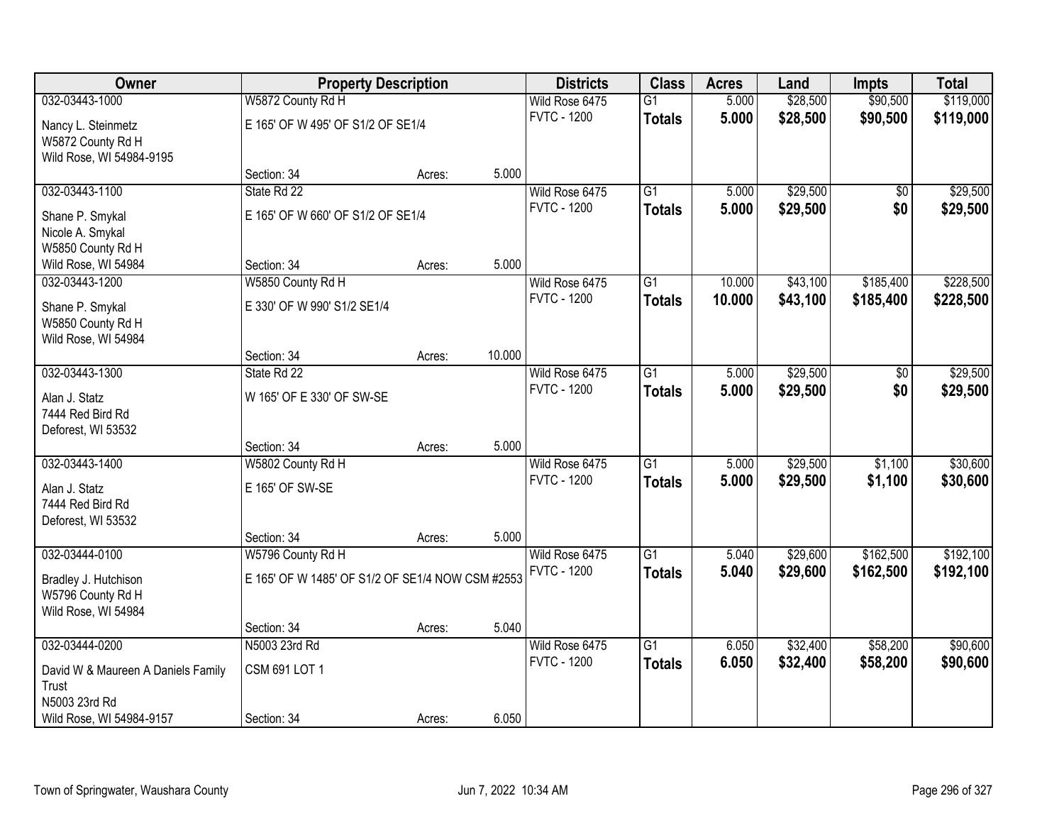| Owner | Property Description | | | Districts | Class | Acres | Land | Impts | Total |
|---|---|---|---|---|---|---|---|---|---|
| 032-03443-1000 | W5872 County Rd H | | | Wild Rose 6475 | G1 | 5.000 | $28,500 | $90,500 | $119,000 |
| Nancy L. Steinmetz<br>W5872 County Rd H<br>Wild Rose, WI 54984-9195 | E 165' OF W 495' OF S1/2 OF SE1/4 | | | FVTC - 1200 | **Totals** | **5.000** | **$28,500** | **$90,500** | **$119,000** |
| | Section: 34 | Acres: | 5.000 | | | | | | |
| 032-03443-1100 | State Rd 22 | | | Wild Rose 6475 | G1 | 5.000 | $29,500 | $0 | $29,500 |
| Shane P. Smykal<br>Nicole A. Smykal<br>W5850 County Rd H<br>Wild Rose, WI 54984 | E 165' OF W 660' OF S1/2 OF SE1/4 | | | FVTC - 1200 | **Totals** | **5.000** | **$29,500** | **$0** | **$29,500** |
| | Section: 34 | Acres: | 5.000 | | | | | | |
| 032-03443-1200 | W5850 County Rd H | | | Wild Rose 6475 | G1 | 10.000 | $43,100 | $185,400 | $228,500 |
| Shane P. Smykal<br>W5850 County Rd H<br>Wild Rose, WI 54984 | E 330' OF W 990' S1/2 SE1/4 | | | FVTC - 1200 | **Totals** | **10.000** | **$43,100** | **$185,400** | **$228,500** |
| | Section: 34 | Acres: | 10.000 | | | | | | |
| 032-03443-1300 | State Rd 22 | | | Wild Rose 6475 | G1 | 5.000 | $29,500 | $0 | $29,500 |
| Alan J. Statz<br>7444 Red Bird Rd<br>Deforest, WI 53532 | W 165' OF E 330' OF SW-SE | | | FVTC - 1200 | **Totals** | **5.000** | **$29,500** | **$0** | **$29,500** |
| | Section: 34 | Acres: | 5.000 | | | | | | |
| 032-03443-1400 | W5802 County Rd H | | | Wild Rose 6475 | G1 | 5.000 | $29,500 | $1,100 | $30,600 |
| Alan J. Statz<br>7444 Red Bird Rd<br>Deforest, WI 53532 | E 165' OF SW-SE | | | FVTC - 1200 | **Totals** | **5.000** | **$29,500** | **$1,100** | **$30,600** |
| | Section: 34 | Acres: | 5.000 | | | | | | |
| 032-03444-0100 | W5796 County Rd H | | | Wild Rose 6475 | G1 | 5.040 | $29,600 | $162,500 | $192,100 |
| Bradley J. Hutchison<br>W5796 County Rd H<br>Wild Rose, WI 54984 | E 165' OF W 1485' OF S1/2 OF SE1/4 NOW CSM #2553 | | | FVTC - 1200 | **Totals** | **5.040** | **$29,600** | **$162,500** | **$192,100** |
| | Section: 34 | Acres: | 5.040 | | | | | | |
| 032-03444-0200 | N5003 23rd Rd | | | Wild Rose 6475 | G1 | 6.050 | $32,400 | $58,200 | $90,600 |
| David W & Maureen A Daniels Family Trust<br>N5003 23rd Rd<br>Wild Rose, WI 54984-9157 | CSM 691 LOT 1 | | | FVTC - 1200 | **Totals** | **6.050** | **$32,400** | **$58,200** | **$90,600** |
| | Section: 34 | Acres: | 6.050 | | | | | | |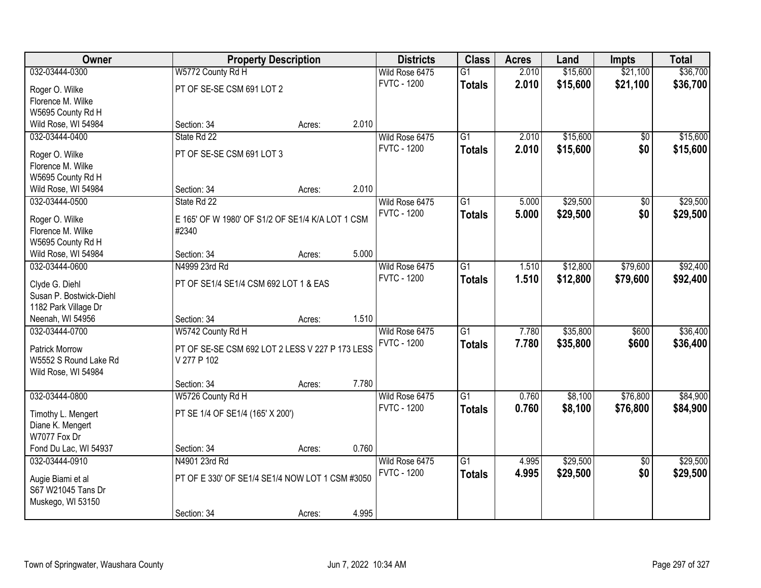| Owner | Property Description | | | Districts | Class | Acres | Land | Impts | Total |
|---|---|---|---|---|---|---|---|---|---|
| 032-03444-0300 | W5772 County Rd H | | | Wild Rose 6475 | G1 | 2.010 | $15,600 | $21,100 | $36,700 |
| Roger O. Wilke<br>Florence M. Wilke<br>W5695 County Rd H<br>Wild Rose, WI 54984 | PT OF SE-SE CSM 691 LOT 2 | | | FVTC - 1200 | **Totals** | **2.010** | **$15,600** | **$21,100** | **$36,700** |
| | Section: 34 | Acres: | 2.010 | | | | | | |
| 032-03444-0400 | State Rd 22 | | | Wild Rose 6475 | G1 | 2.010 | $15,600 | $0 | $15,600 |
| Roger O. Wilke<br>Florence M. Wilke<br>W5695 County Rd H<br>Wild Rose, WI 54984 | PT OF SE-SE CSM 691 LOT 3 | | | FVTC - 1200 | **Totals** | **2.010** | **$15,600** | **$0** | **$15,600** |
| | Section: 34 | Acres: | 2.010 | | | | | | |
| 032-03444-0500 | State Rd 22 | | | Wild Rose 6475 | G1 | 5.000 | $29,500 | $0 | $29,500 |
| Roger O. Wilke<br>Florence M. Wilke<br>W5695 County Rd H<br>Wild Rose, WI 54984 | E 165' OF W 1980' OF S1/2 OF SE1/4 K/A LOT 1 CSM #2340 | | | FVTC - 1200 | **Totals** | **5.000** | **$29,500** | **$0** | **$29,500** |
| | Section: 34 | Acres: | 5.000 | | | | | | |
| 032-03444-0600 | N4999 23rd Rd | | | Wild Rose 6475 | G1 | 1.510 | $12,800 | $79,600 | $92,400 |
| Clyde G. Diehl<br>Susan P. Bostwick-Diehl<br>1182 Park Village Dr<br>Neenah, WI 54956 | PT OF SE1/4 SE1/4 CSM 692 LOT 1 & EAS | | | FVTC - 1200 | **Totals** | **1.510** | **$12,800** | **$79,600** | **$92,400** |
| | Section: 34 | Acres: | 1.510 | | | | | | |
| 032-03444-0700 | W5742 County Rd H | | | Wild Rose 6475 | G1 | 7.780 | $35,800 | $600 | $36,400 |
| Patrick Morrow<br>W5552 S Round Lake Rd<br>Wild Rose, WI 54984 | PT OF SE-SE CSM 692 LOT 2 LESS V 227 P 173 LESS V 277 P 102 | | | FVTC - 1200 | **Totals** | **7.780** | **$35,800** | **$600** | **$36,400** |
| | Section: 34 | Acres: | 7.780 | | | | | | |
| 032-03444-0800 | W5726 County Rd H | | | Wild Rose 6475 | G1 | 0.760 | $8,100 | $76,800 | $84,900 |
| Timothy L. Mengert<br>Diane K. Mengert<br>W7077 Fox Dr<br>Fond Du Lac, WI 54937 | PT SE 1/4 OF SE1/4 (165' X 200') | | | FVTC - 1200 | **Totals** | **0.760** | **$8,100** | **$76,800** | **$84,900** |
| | Section: 34 | Acres: | 0.760 | | | | | | |
| 032-03444-0910 | N4901 23rd Rd | | | Wild Rose 6475 | G1 | 4.995 | $29,500 | $0 | $29,500 |
| Augie Biami et al<br>S67 W21045 Tans Dr<br>Muskego, WI 53150 | PT OF E 330' OF SE1/4 SE1/4 NOW LOT 1 CSM #3050 | | | FVTC - 1200 | **Totals** | **4.995** | **$29,500** | **$0** | **$29,500** |
| | Section: 34 | Acres: | 4.995 | | | | | | |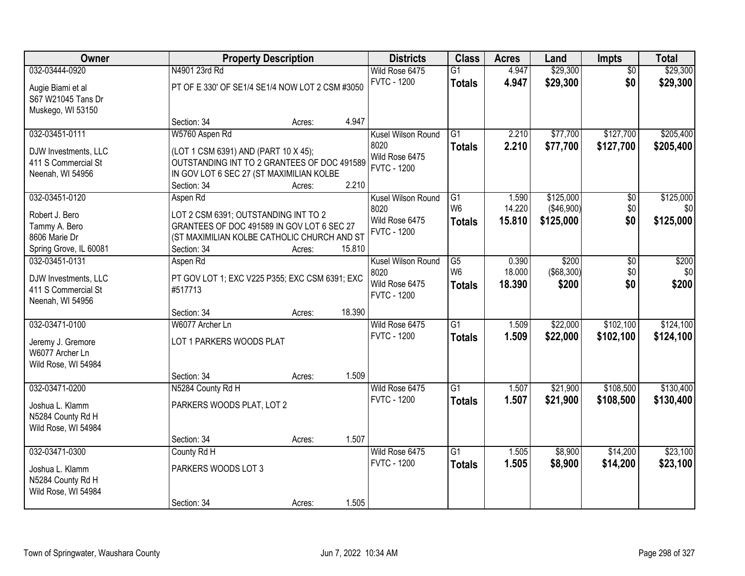| Owner | Property Description | Districts | Class | Acres | Land | Impts | Total |
|---|---|---|---|---|---|---|---|
| 032-03444-0920<br>Augie Biami et al<br>S67 W21045 Tans Dr<br>Muskego, WI 53150 | N4901 23rd Rd<br>PT OF E 330' OF SE1/4 SE1/4 NOW LOT 2 CSM #3050<br>Section: 34 Acres: 4.947 | Wild Rose 6475<br>FVTC - 1200 | G1<br>**Totals** | 4.947<br>**4.947** | $29,300<br>**$29,300** | $0<br>**$0** | $29,300<br>**$29,300** |
| 032-03451-0111<br>DJW Investments, LLC<br>411 S Commercial St<br>Neenah, WI 54956 | W5760 Aspen Rd<br>(LOT 1 CSM 6391) AND (PART 10 X 45); OUTSTANDING INT TO 2 GRANTEES OF DOC 491589 IN GOV LOT 6 SEC 27 (ST MAXIMILIAN KOLBE<br>Section: 34 Acres: 2.210 | Kusel Wilson Round 8020<br>Wild Rose 6475<br>FVTC - 1200 | G1<br>**Totals** | 2.210<br>**2.210** | $77,700<br>**$77,700** | $127,700<br>**$127,700** | $205,400<br>**$205,400** |
| 032-03451-0120<br>Robert J. Bero<br>Tammy A. Bero<br>8606 Marie Dr<br>Spring Grove, IL 60081 | Aspen Rd<br>LOT 2 CSM 6391; OUTSTANDING INT TO 2 GRANTEES OF DOC 491589 IN GOV LOT 6 SEC 27 (ST MAXIMILIAN KOLBE CATHOLIC CHURCH AND ST<br>Section: 34 Acres: 15.810 | Kusel Wilson Round 8020<br>Wild Rose 6475<br>FVTC - 1200 | G1<br>W6<br>**Totals** | 1.590<br>14.220<br>**15.810** | $125,000<br>($46,900)<br>**$125,000** | $0<br>$0<br>**$0** | $125,000<br>$0<br>**$125,000** |
| 032-03451-0131<br>DJW Investments, LLC<br>411 S Commercial St<br>Neenah, WI 54956 | Aspen Rd<br>PT GOV LOT 1; EXC V225 P355; EXC CSM 6391; EXC #517713<br>Section: 34 Acres: 18.390 | Kusel Wilson Round 8020<br>Wild Rose 6475<br>FVTC - 1200 | G5<br>W6<br>**Totals** | 0.390<br>18.000<br>**18.390** | $200<br>($68,300)<br>**$200** | $0<br>$0<br>**$0** | $200<br>$0<br>**$200** |
| 032-03471-0100<br>Jeremy J. Gremore<br>W6077 Archer Ln<br>Wild Rose, WI 54984 | W6077 Archer Ln<br>LOT 1 PARKERS WOODS PLAT<br>Section: 34 Acres: 1.509 | Wild Rose 6475<br>FVTC - 1200 | G1<br>**Totals** | 1.509<br>**1.509** | $22,000<br>**$22,000** | $102,100<br>**$102,100** | $124,100<br>**$124,100** |
| 032-03471-0200<br>Joshua L. Klamm<br>N5284 County Rd H<br>Wild Rose, WI 54984 | N5284 County Rd H<br>PARKERS WOODS PLAT, LOT 2<br>Section: 34 Acres: 1.507 | Wild Rose 6475<br>FVTC - 1200 | G1<br>**Totals** | 1.507<br>**1.507** | $21,900<br>**$21,900** | $108,500<br>**$108,500** | $130,400<br>**$130,400** |
| 032-03471-0300<br>Joshua L. Klamm<br>N5284 County Rd H<br>Wild Rose, WI 54984 | County Rd H<br>PARKERS WOODS LOT 3<br>Section: 34 Acres: 1.505 | Wild Rose 6475<br>FVTC - 1200 | G1<br>**Totals** | 1.505<br>**1.505** | $8,900<br>**$8,900** | $14,200<br>**$14,200** | $23,100<br>**$23,100** |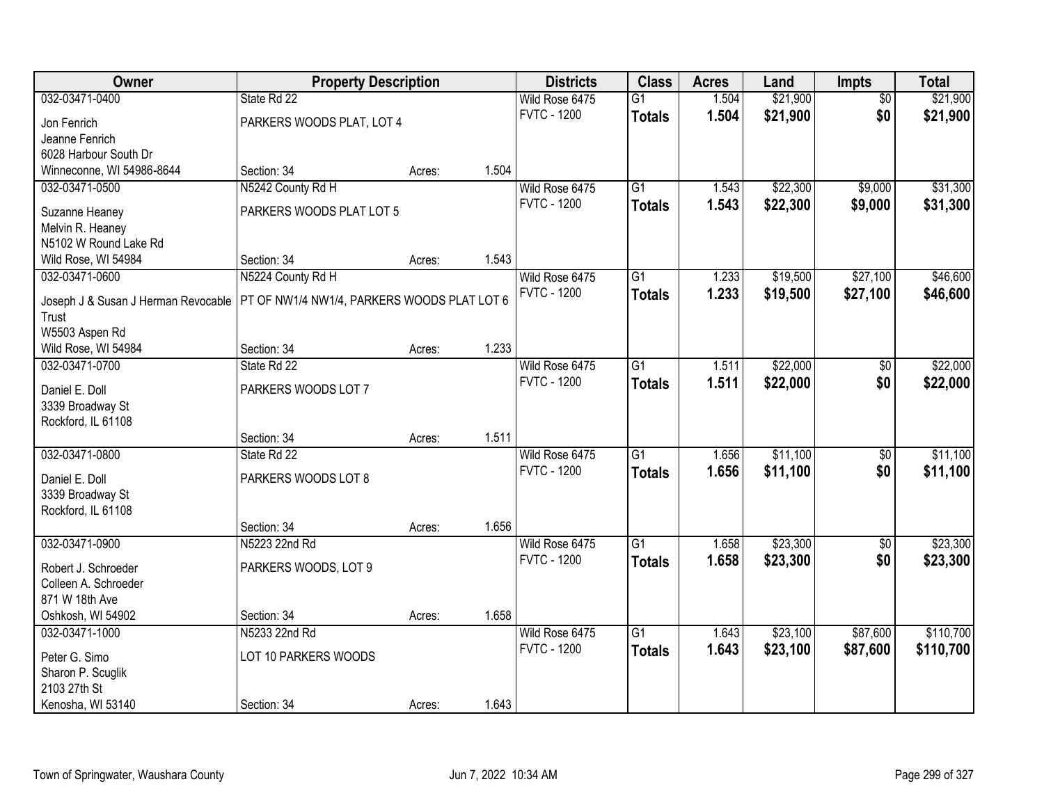| Owner | Property Description | | | Districts | Class | Acres | Land | Impts | Total |
|---|---|---|---|---|---|---|---|---|---|
| 032-03471-0400 | State Rd 22 | | | Wild Rose 6475 | G1 | 1.504 | $21,900 | $0 | $21,900 |
| Jon Fenrich<br>Jeanne Fenrich<br>6028 Harbour South Dr<br>Winneconne, WI 54986-8644 | PARKERS WOODS PLAT, LOT 4 | | | FVTC - 1200 | **Totals** | **1.504** | **$21,900** | **$0** | **$21,900** |
| | Section: 34 | Acres: | 1.504 | | | | | | |
| 032-03471-0500 | N5242 County Rd H | | | Wild Rose 6475 | G1 | 1.543 | $22,300 | $9,000 | $31,300 |
| Suzanne Heaney<br>Melvin R. Heaney<br>N5102 W Round Lake Rd<br>Wild Rose, WI 54984 | PARKERS WOODS PLAT LOT 5 | | | FVTC - 1200 | **Totals** | **1.543** | **$22,300** | **$9,000** | **$31,300** |
| | Section: 34 | Acres: | 1.543 | | | | | | |
| 032-03471-0600 | N5224 County Rd H | | | Wild Rose 6475 | G1 | 1.233 | $19,500 | $27,100 | $46,600 |
| Joseph J & Susan J Herman Revocable Trust<br>W5503 Aspen Rd<br>Wild Rose, WI 54984 | PT OF NW1/4 NW1/4, PARKERS WOODS PLAT LOT 6 | | | FVTC - 1200 | **Totals** | **1.233** | **$19,500** | **$27,100** | **$46,600** |
| | Section: 34 | Acres: | 1.233 | | | | | | |
| 032-03471-0700 | State Rd 22 | | | Wild Rose 6475 | G1 | 1.511 | $22,000 | $0 | $22,000 |
| Daniel E. Doll<br>3339 Broadway St<br>Rockford, IL 61108 | PARKERS WOODS LOT 7 | | | FVTC - 1200 | **Totals** | **1.511** | **$22,000** | **$0** | **$22,000** |
| | Section: 34 | Acres: | 1.511 | | | | | | |
| 032-03471-0800 | State Rd 22 | | | Wild Rose 6475 | G1 | 1.656 | $11,100 | $0 | $11,100 |
| Daniel E. Doll<br>3339 Broadway St<br>Rockford, IL 61108 | PARKERS WOODS LOT 8 | | | FVTC - 1200 | **Totals** | **1.656** | **$11,100** | **$0** | **$11,100** |
| | Section: 34 | Acres: | 1.656 | | | | | | |
| 032-03471-0900 | N5223 22nd Rd | | | Wild Rose 6475 | G1 | 1.658 | $23,300 | $0 | $23,300 |
| Robert J. Schroeder<br>Colleen A. Schroeder<br>871 W 18th Ave<br>Oshkosh, WI 54902 | PARKERS WOODS, LOT 9 | | | FVTC - 1200 | **Totals** | **1.658** | **$23,300** | **$0** | **$23,300** |
| | Section: 34 | Acres: | 1.658 | | | | | | |
| 032-03471-1000 | N5233 22nd Rd | | | Wild Rose 6475 | G1 | 1.643 | $23,100 | $87,600 | $110,700 |
| Peter G. Simo<br>Sharon P. Scuglik<br>2103 27th St<br>Kenosha, WI 53140 | LOT 10 PARKERS WOODS | | | FVTC - 1200 | **Totals** | **1.643** | **$23,100** | **$87,600** | **$110,700** |
| | Section: 34 | Acres: | 1.643 | | | | | | |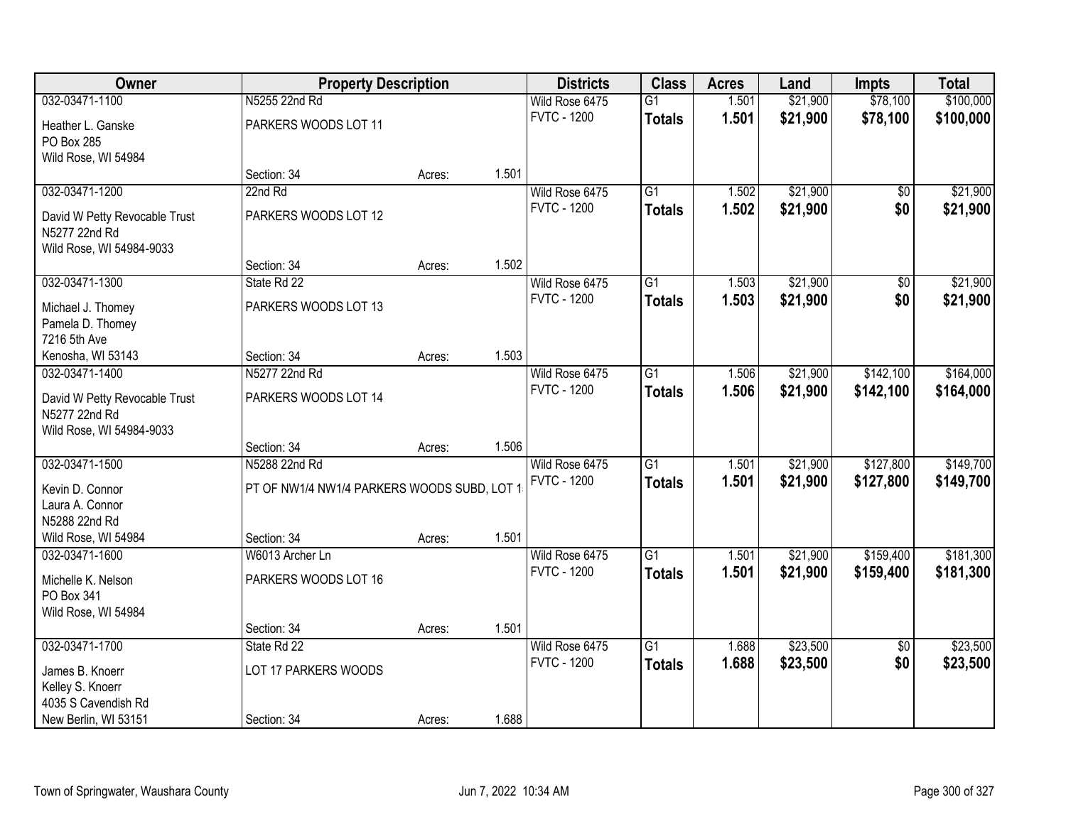| Owner | Property Description | | | Districts | Class | Acres | Land | Impts | Total |
|---|---|---|---|---|---|---|---|---|---|
| 032-03471-1100 | N5255 22nd Rd | | | Wild Rose 6475 | G1 | 1.501 | $21,900 | $78,100 | $100,000 |
| Heather L. Ganske<br>PO Box 285<br>Wild Rose, WI 54984 | PARKERS WOODS LOT 11 | | | FVTC - 1200 | **Totals** | **1.501** | **$21,900** | **$78,100** | **$100,000** |
| | Section: 34 | Acres: | 1.501 | | | | | | |
| 032-03471-1200 | 22nd Rd | | | Wild Rose 6475 | G1 | 1.502 | $21,900 | $0 | $21,900 |
| David W Petty Revocable Trust<br>N5277 22nd Rd<br>Wild Rose, WI 54984-9033 | PARKERS WOODS LOT 12 | | | FVTC - 1200 | **Totals** | **1.502** | **$21,900** | **$0** | **$21,900** |
| | Section: 34 | Acres: | 1.502 | | | | | | |
| 032-03471-1300 | State Rd 22 | | | Wild Rose 6475 | G1 | 1.503 | $21,900 | $0 | $21,900 |
| Michael J. Thomey<br>Pamela D. Thomey<br>7216 5th Ave<br>Kenosha, WI 53143 | PARKERS WOODS LOT 13 | | | FVTC - 1200 | **Totals** | **1.503** | **$21,900** | **$0** | **$21,900** |
| | Section: 34 | Acres: | 1.503 | | | | | | |
| 032-03471-1400 | N5277 22nd Rd | | | Wild Rose 6475 | G1 | 1.506 | $21,900 | $142,100 | $164,000 |
| David W Petty Revocable Trust<br>N5277 22nd Rd<br>Wild Rose, WI 54984-9033 | PARKERS WOODS LOT 14 | | | FVTC - 1200 | **Totals** | **1.506** | **$21,900** | **$142,100** | **$164,000** |
| | Section: 34 | Acres: | 1.506 | | | | | | |
| 032-03471-1500 | N5288 22nd Rd | | | Wild Rose 6475 | G1 | 1.501 | $21,900 | $127,800 | $149,700 |
| Kevin D. Connor<br>Laura A. Connor<br>N5288 22nd Rd<br>Wild Rose, WI 54984 | PT OF NW1/4 NW1/4 PARKERS WOODS SUBD, LOT 1 | | | FVTC - 1200 | **Totals** | **1.501** | **$21,900** | **$127,800** | **$149,700** |
| | Section: 34 | Acres: | 1.501 | | | | | | |
| 032-03471-1600 | W6013 Archer Ln | | | Wild Rose 6475 | G1 | 1.501 | $21,900 | $159,400 | $181,300 |
| Michelle K. Nelson<br>PO Box 341<br>Wild Rose, WI 54984 | PARKERS WOODS LOT 16 | | | FVTC - 1200 | **Totals** | **1.501** | **$21,900** | **$159,400** | **$181,300** |
| | Section: 34 | Acres: | 1.501 | | | | | | |
| 032-03471-1700 | State Rd 22 | | | Wild Rose 6475 | G1 | 1.688 | $23,500 | $0 | $23,500 |
| James B. Knoerr<br>Kelley S. Knoerr<br>4035 S Cavendish Rd<br>New Berlin, WI 53151 | LOT 17 PARKERS WOODS | | | FVTC - 1200 | **Totals** | **1.688** | **$23,500** | **$0** | **$23,500** |
| | Section: 34 | Acres: | 1.688 | | | | | | |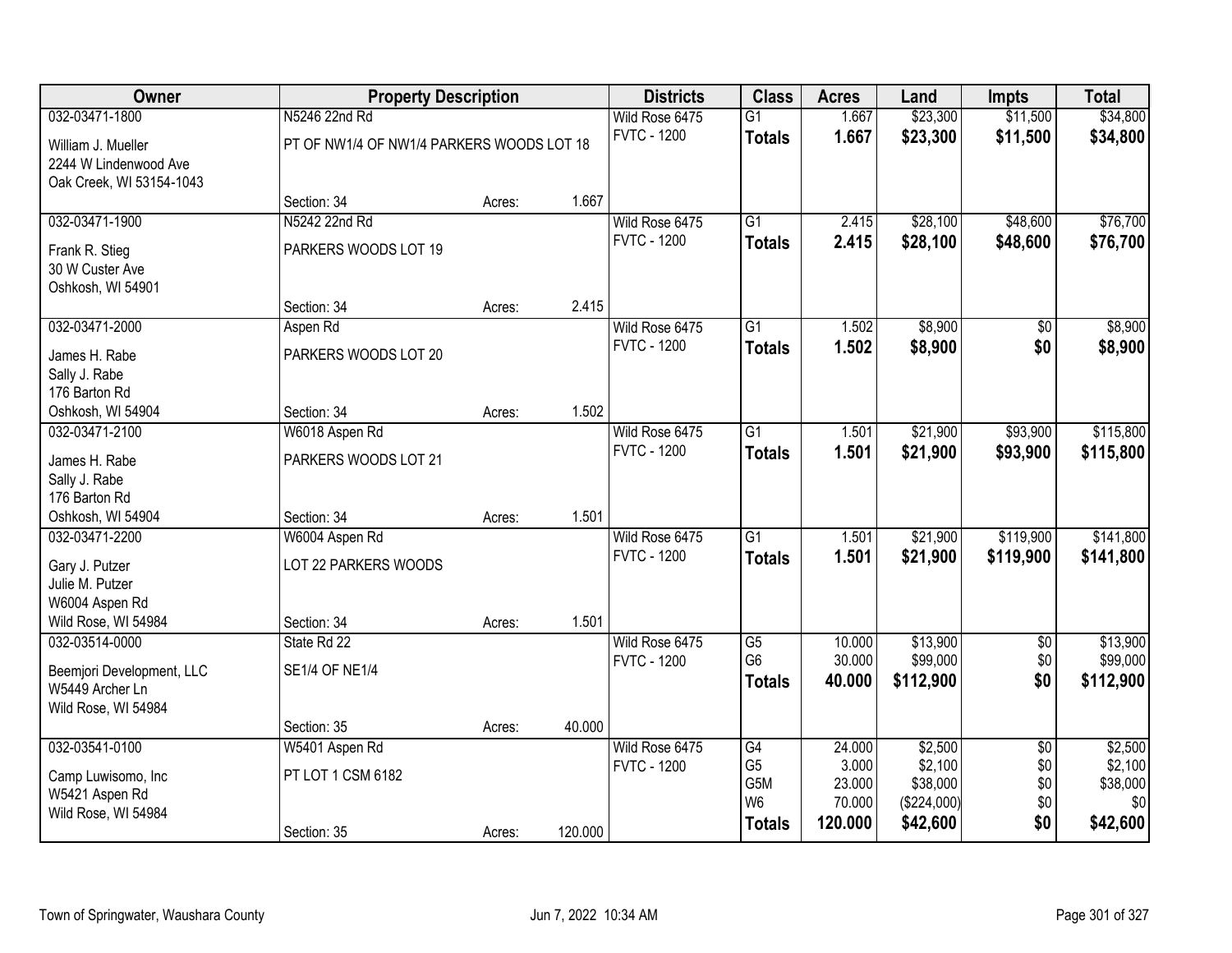| Owner | Property Description | | | Districts | Class | Acres | Land | Impts | Total |
|---|---|---|---|---|---|---|---|---|---|
| 032-03471-1800 | N5246 22nd Rd | | | Wild Rose 6475 | G1 | 1.667 | $23,300 | $11,500 | $34,800 |
| William J. Mueller<br>2244 W Lindenwood Ave<br>Oak Creek, WI 53154-1043 | PT OF NW1/4 OF NW1/4 PARKERS WOODS LOT 18 | | | FVTC - 1200 | **Totals** | **1.667** | **$23,300** | **$11,500** | **$34,800** |
| | Section: 34 | Acres: | 1.667 | | | | | | |
| 032-03471-1900 | N5242 22nd Rd | | | Wild Rose 6475 | G1 | 2.415 | $28,100 | $48,600 | $76,700 |
| Frank R. Stieg<br>30 W Custer Ave<br>Oshkosh, WI 54901 | PARKERS WOODS LOT 19 | | | FVTC - 1200 | **Totals** | **2.415** | **$28,100** | **$48,600** | **$76,700** |
| | Section: 34 | Acres: | 2.415 | | | | | | |
| 032-03471-2000 | Aspen Rd | | | Wild Rose 6475 | G1 | 1.502 | $8,900 | $0 | $8,900 |
| James H. Rabe<br>Sally J. Rabe<br>176 Barton Rd<br>Oshkosh, WI 54904 | PARKERS WOODS LOT 20 | | | FVTC - 1200 | **Totals** | **1.502** | **$8,900** | **$0** | **$8,900** |
| | Section: 34 | Acres: | 1.502 | | | | | | |
| 032-03471-2100 | W6018 Aspen Rd | | | Wild Rose 6475 | G1 | 1.501 | $21,900 | $93,900 | $115,800 |
| James H. Rabe<br>Sally J. Rabe<br>176 Barton Rd<br>Oshkosh, WI 54904 | PARKERS WOODS LOT 21 | | | FVTC - 1200 | **Totals** | **1.501** | **$21,900** | **$93,900** | **$115,800** |
| | Section: 34 | Acres: | 1.501 | | | | | | |
| 032-03471-2200 | W6004 Aspen Rd | | | Wild Rose 6475 | G1 | 1.501 | $21,900 | $119,900 | $141,800 |
| Gary J. Putzer<br>Julie M. Putzer<br>W6004 Aspen Rd<br>Wild Rose, WI 54984 | LOT 22 PARKERS WOODS | | | FVTC - 1200 | **Totals** | **1.501** | **$21,900** | **$119,900** | **$141,800** |
| | Section: 34 | Acres: | 1.501 | | | | | | |
| 032-03514-0000 | State Rd 22 | | | Wild Rose 6475 | G5 | 10.000 | $13,900 | $0 | $13,900 |
| Beemjori Development, LLC<br>W5449 Archer Ln<br>Wild Rose, WI 54984 | SE1/4 OF NE1/4 | | | FVTC - 1200 | G6 | 30.000 | $99,000 | $0 | $99,000 |
| | | | | | **Totals** | **40.000** | **$112,900** | **$0** | **$112,900** |
| | Section: 35 | Acres: | 40.000 | | | | | | |
| 032-03541-0100 | W5401 Aspen Rd | | | Wild Rose 6475 | G4 | 24.000 | $2,500 | $0 | $2,500 |
| Camp Luwisomo, Inc<br>W5421 Aspen Rd<br>Wild Rose, WI 54984 | PT LOT 1 CSM 6182 | | | FVTC - 1200 | G5 | 3.000 | $2,100 | $0 | $2,100 |
| | | | | | G5M | 23.000 | $38,000 | $0 | $38,000 |
| | | | | | W6 | 70.000 | ($224,000) | $0 | $0 |
| | Section: 35 | Acres: | 120.000 | | **Totals** | **120.000** | **$42,600** | **$0** | **$42,600** |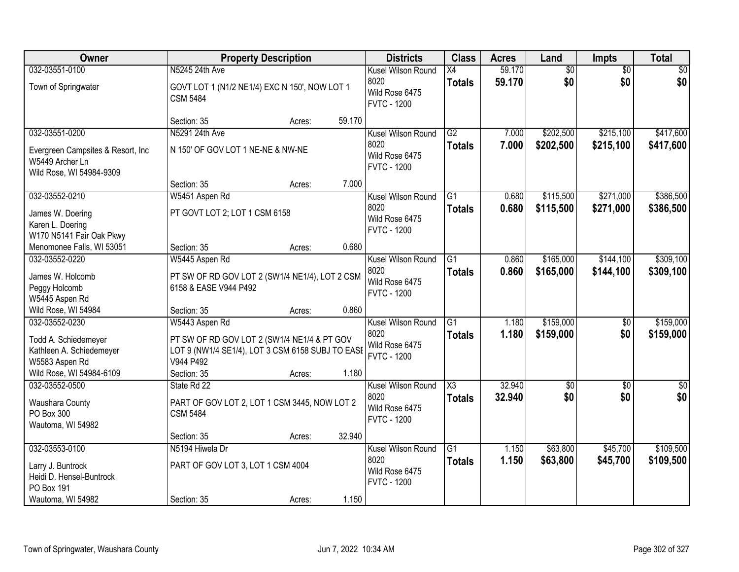| Owner | Property Description | | | Districts | Class | Acres | Land | Impts | Total |
|---|---|---|---|---|---|---|---|---|---|
| 032-03551-0100 | N5245 24th Ave | | | Kusel Wilson Round 8020 | X4 | 59.170 | $0 | $0 | $0 |
| Town of Springwater | GOVT LOT 1 (N1/2 NE1/4) EXC N 150', NOW LOT 1 CSM 5484 | | | Wild Rose 6475 FVTC - 1200 | **Totals** | **59.170** | **$0** | **$0** | **$0** |
| | Section: 35 | Acres: | 59.170 | | | | | | |
| 032-03551-0200 | N5291 24th Ave | | | Kusel Wilson Round 8020 | G2 | 7.000 | $202,500 | $215,100 | $417,600 |
| Evergreen Campsites & Resort, Inc W5449 Archer Ln Wild Rose, WI 54984-9309 | N 150' OF GOV LOT 1 NE-NE & NW-NE | | | Wild Rose 6475 FVTC - 1200 | **Totals** | **7.000** | **$202,500** | **$215,100** | **$417,600** |
| | Section: 35 | Acres: | 7.000 | | | | | | |
| 032-03552-0210 | W5451 Aspen Rd | | | Kusel Wilson Round 8020 | G1 | 0.680 | $115,500 | $271,000 | $386,500 |
| James W. Doering Karen L. Doering W170 N5141 Fair Oak Pkwy Menomonee Falls, WI 53051 | PT GOVT LOT 2; LOT 1 CSM 6158 | | | Wild Rose 6475 FVTC - 1200 | **Totals** | **0.680** | **$115,500** | **$271,000** | **$386,500** |
| | Section: 35 | Acres: | 0.680 | | | | | | |
| 032-03552-0220 | W5445 Aspen Rd | | | Kusel Wilson Round 8020 | G1 | 0.860 | $165,000 | $144,100 | $309,100 |
| James W. Holcomb Peggy Holcomb W5445 Aspen Rd Wild Rose, WI 54984 | PT SW OF RD GOV LOT 2 (SW1/4 NE1/4), LOT 2 CSM 6158 & EASE V944 P492 | | | Wild Rose 6475 FVTC - 1200 | **Totals** | **0.860** | **$165,000** | **$144,100** | **$309,100** |
| | Section: 35 | Acres: | 0.860 | | | | | | |
| 032-03552-0230 | W5443 Aspen Rd | | | Kusel Wilson Round 8020 | G1 | 1.180 | $159,000 | $0 | $159,000 |
| Todd A. Schiedemeyer Kathleen A. Schiedemeyer W5583 Aspen Rd Wild Rose, WI 54984-6109 | PT SW OF RD GOV LOT 2 (SW1/4 NE1/4 & PT GOV LOT 9 (NW1/4 SE1/4), LOT 3 CSM 6158 SUBJ TO EASE V944 P492 | | | Wild Rose 6475 FVTC - 1200 | **Totals** | **1.180** | **$159,000** | **$0** | **$159,000** |
| | Section: 35 | Acres: | 1.180 | | | | | | |
| 032-03552-0500 | State Rd 22 | | | Kusel Wilson Round 8020 | X3 | 32.940 | $0 | $0 | $0 |
| Waushara County PO Box 300 Wautoma, WI 54982 | PART OF GOV LOT 2, LOT 1 CSM 3445, NOW LOT 2 CSM 5484 | | | Wild Rose 6475 FVTC - 1200 | **Totals** | **32.940** | **$0** | **$0** | **$0** |
| | Section: 35 | Acres: | 32.940 | | | | | | |
| 032-03553-0100 | N5194 Hiwela Dr | | | Kusel Wilson Round 8020 | G1 | 1.150 | $63,800 | $45,700 | $109,500 |
| Larry J. Buntrock Heidi D. Hensel-Buntrock PO Box 191 Wautoma, WI 54982 | PART OF GOV LOT 3, LOT 1 CSM 4004 | | | Wild Rose 6475 FVTC - 1200 | **Totals** | **1.150** | **$63,800** | **$45,700** | **$109,500** |
| | Section: 35 | Acres: | 1.150 | | | | | | |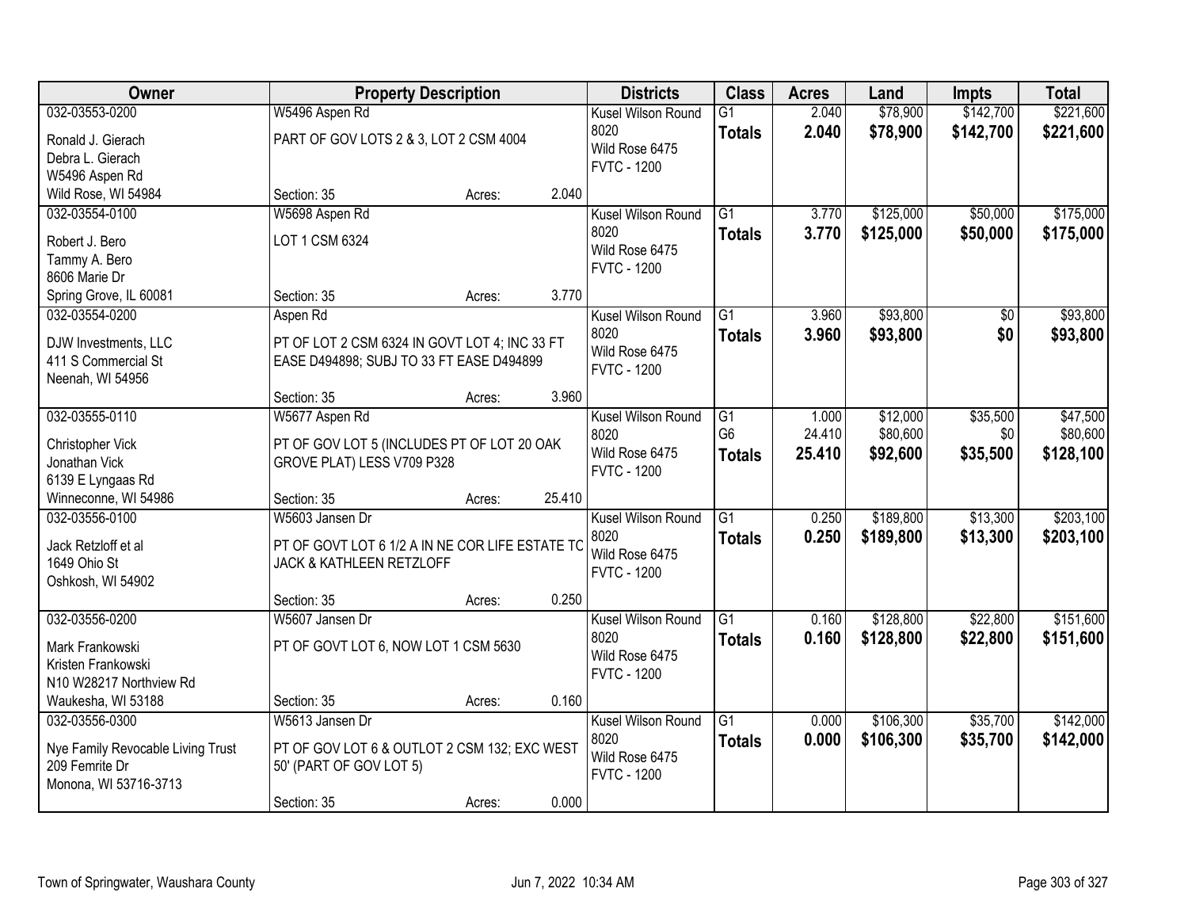| Owner | Property Description | | | Districts | Class | Acres | Land | Impts | Total |
|---|---|---|---|---|---|---|---|---|---|
| 032-03553-0200 | W5496 Aspen Rd | | | Kusel Wilson Round 8020 | G1 | 2.040 | $78,900 | $142,700 | $221,600 |
| Ronald J. Gierach<br>Debra L. Gierach<br>W5496 Aspen Rd<br>Wild Rose, WI 54984 | PART OF GOV LOTS 2 & 3, LOT 2 CSM 4004 | | | Wild Rose 6475<br>FVTC - 1200 | **Totals** | **2.040** | **$78,900** | **$142,700** | **$221,600** |
| | Section: 35 | Acres: | 2.040 | | | | | | |
| 032-03554-0100 | W5698 Aspen Rd | | | Kusel Wilson Round 8020 | G1 | 3.770 | $125,000 | $50,000 | $175,000 |
| Robert J. Bero<br>Tammy A. Bero<br>8606 Marie Dr<br>Spring Grove, IL 60081 | LOT 1 CSM 6324 | | | Wild Rose 6475<br>FVTC - 1200 | **Totals** | **3.770** | **$125,000** | **$50,000** | **$175,000** |
| | Section: 35 | Acres: | 3.770 | | | | | | |
| 032-03554-0200 | Aspen Rd | | | Kusel Wilson Round 8020 | G1 | 3.960 | $93,800 | $0 | $93,800 |
| DJW Investments, LLC<br>411 S Commercial St<br>Neenah, WI 54956 | PT OF LOT 2 CSM 6324 IN GOVT LOT 4; INC 33 FT EASE D494898; SUBJ TO 33 FT EASE D494899 | | | Wild Rose 6475<br>FVTC - 1200 | **Totals** | **3.960** | **$93,800** | **$0** | **$93,800** |
| | Section: 35 | Acres: | 3.960 | | | | | | |
| 032-03555-0110 | W5677 Aspen Rd | | | Kusel Wilson Round 8020 | G1 | 1.000 | $12,000 | $35,500 | $47,500 |
| Christopher Vick<br>Jonathan Vick<br>6139 E Lyngaas Rd<br>Winneconne, WI 54986 | PT OF GOV LOT 5 (INCLUDES PT OF LOT 20 OAK GROVE PLAT) LESS V709 P328 | | | Wild Rose 6475<br>FVTC - 1200 | G6 | 24.410 | $80,600 | $0 | $80,600 |
| | | | | | **Totals** | **25.410** | **$92,600** | **$35,500** | **$128,100** |
| | Section: 35 | Acres: | 25.410 | | | | | | |
| 032-03556-0100 | W5603 Jansen Dr | | | Kusel Wilson Round 8020 | G1 | 0.250 | $189,800 | $13,300 | $203,100 |
| Jack Retzloff et al<br>1649 Ohio St<br>Oshkosh, WI 54902 | PT OF GOVT LOT 6 1/2 A IN NE COR LIFE ESTATE TO JACK & KATHLEEN RETZLOFF | | | Wild Rose 6475<br>FVTC - 1200 | **Totals** | **0.250** | **$189,800** | **$13,300** | **$203,100** |
| | Section: 35 | Acres: | 0.250 | | | | | | |
| 032-03556-0200 | W5607 Jansen Dr | | | Kusel Wilson Round 8020 | G1 | 0.160 | $128,800 | $22,800 | $151,600 |
| Mark Frankowski<br>Kristen Frankowski<br>N10 W28217 Northview Rd<br>Waukesha, WI 53188 | PT OF GOVT LOT 6, NOW LOT 1 CSM 5630 | | | Wild Rose 6475<br>FVTC - 1200 | **Totals** | **0.160** | **$128,800** | **$22,800** | **$151,600** |
| | Section: 35 | Acres: | 0.160 | | | | | | |
| 032-03556-0300 | W5613 Jansen Dr | | | Kusel Wilson Round 8020 | G1 | 0.000 | $106,300 | $35,700 | $142,000 |
| Nye Family Revocable Living Trust<br>209 Femrite Dr<br>Monona, WI 53716-3713 | PT OF GOV LOT 6 & OUTLOT 2 CSM 132; EXC WEST 50' (PART OF GOV LOT 5) | | | Wild Rose 6475<br>FVTC - 1200 | **Totals** | **0.000** | **$106,300** | **$35,700** | **$142,000** |
| | Section: 35 | Acres: | 0.000 | | | | | | |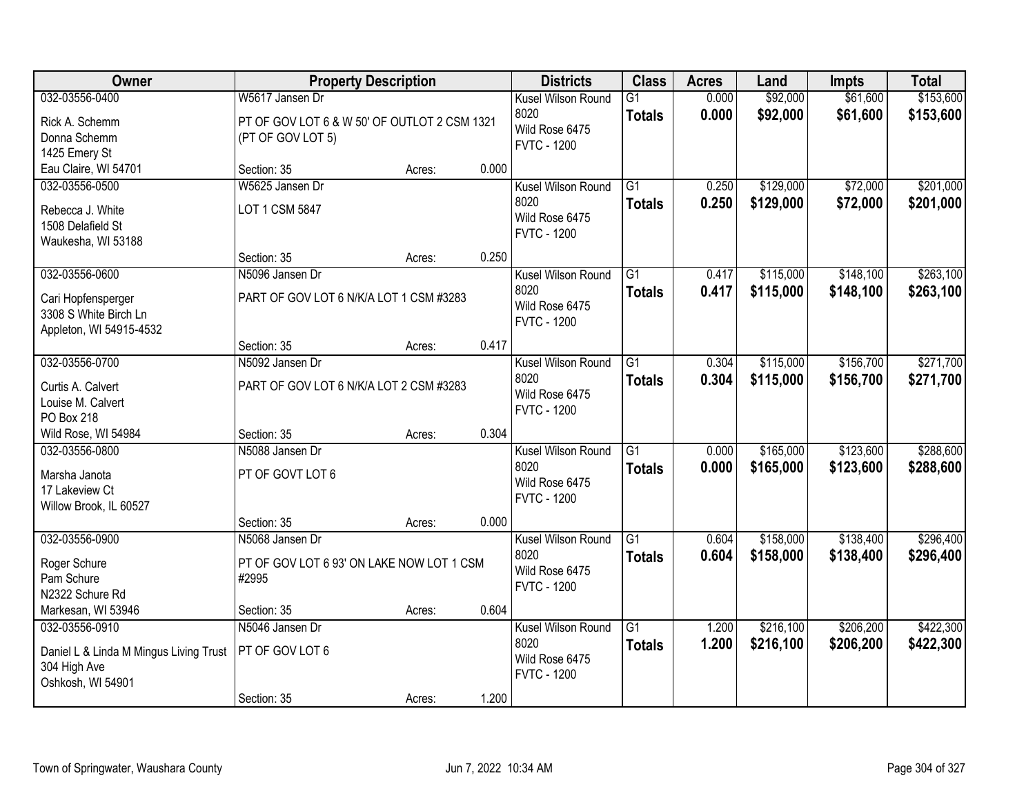| Owner | Property Description | Districts | Class | Acres | Land | Impts | Total |
|---|---|---|---|---|---|---|---|
| 032-03556-0400<br>Rick A. Schemm<br>Donna Schemm<br>1425 Emery St<br>Eau Claire, WI 54701 | W5617 Jansen Dr<br>PT OF GOV LOT 6 & W 50' OF OUTLOT 2 CSM 1321 (PT OF GOV LOT 5)<br>Section: 35 Acres: 0.000 | Kusel Wilson Round 8020<br>Wild Rose 6475<br>FVTC - 1200 | G1<br>**Totals** | 0.000<br>**0.000** | $92,000<br>**$92,000** | $61,600<br>**$61,600** | $153,600<br>**$153,600** |
| 032-03556-0500<br>Rebecca J. White<br>1508 Delafield St<br>Waukesha, WI 53188 | W5625 Jansen Dr<br>LOT 1 CSM 5847<br>Section: 35 Acres: 0.250 | Kusel Wilson Round 8020<br>Wild Rose 6475<br>FVTC - 1200 | G1<br>**Totals** | 0.250<br>**0.250** | $129,000<br>**$129,000** | $72,000<br>**$72,000** | $201,000<br>**$201,000** |
| 032-03556-0600<br>Cari Hopfensperger<br>3308 S White Birch Ln<br>Appleton, WI 54915-4532 | N5096 Jansen Dr<br>PART OF GOV LOT 6 N/K/A LOT 1 CSM #3283<br>Section: 35 Acres: 0.417 | Kusel Wilson Round 8020<br>Wild Rose 6475<br>FVTC - 1200 | G1<br>**Totals** | 0.417<br>**0.417** | $115,000<br>**$115,000** | $148,100<br>**$148,100** | $263,100<br>**$263,100** |
| 032-03556-0700<br>Curtis A. Calvert<br>Louise M. Calvert<br>PO Box 218<br>Wild Rose, WI 54984 | N5092 Jansen Dr<br>PART OF GOV LOT 6 N/K/A LOT 2 CSM #3283<br>Section: 35 Acres: 0.304 | Kusel Wilson Round 8020<br>Wild Rose 6475<br>FVTC - 1200 | G1<br>**Totals** | 0.304<br>**0.304** | $115,000<br>**$115,000** | $156,700<br>**$156,700** | $271,700<br>**$271,700** |
| 032-03556-0800<br>Marsha Janota<br>17 Lakeview Ct<br>Willow Brook, IL 60527 | N5088 Jansen Dr<br>PT OF GOVT LOT 6<br>Section: 35 Acres: 0.000 | Kusel Wilson Round 8020<br>Wild Rose 6475<br>FVTC - 1200 | G1<br>**Totals** | 0.000<br>**0.000** | $165,000<br>**$165,000** | $123,600<br>**$123,600** | $288,600<br>**$288,600** |
| 032-03556-0900<br>Roger Schure<br>Pam Schure<br>N2322 Schure Rd<br>Markesan, WI 53946 | N5068 Jansen Dr<br>PT OF GOV LOT 6 93' ON LAKE NOW LOT 1 CSM #2995<br>Section: 35 Acres: 0.604 | Kusel Wilson Round 8020<br>Wild Rose 6475<br>FVTC - 1200 | G1<br>**Totals** | 0.604<br>**0.604** | $158,000<br>**$158,000** | $138,400<br>**$138,400** | $296,400<br>**$296,400** |
| 032-03556-0910<br>Daniel L & Linda M Mingus Living Trust<br>304 High Ave<br>Oshkosh, WI 54901 | N5046 Jansen Dr<br>PT OF GOV LOT 6<br>Section: 35 Acres: 1.200 | Kusel Wilson Round 8020<br>Wild Rose 6475<br>FVTC - 1200 | G1<br>**Totals** | 1.200<br>**1.200** | $216,100<br>**$216,100** | $206,200<br>**$206,200** | $422,300<br>**$422,300** |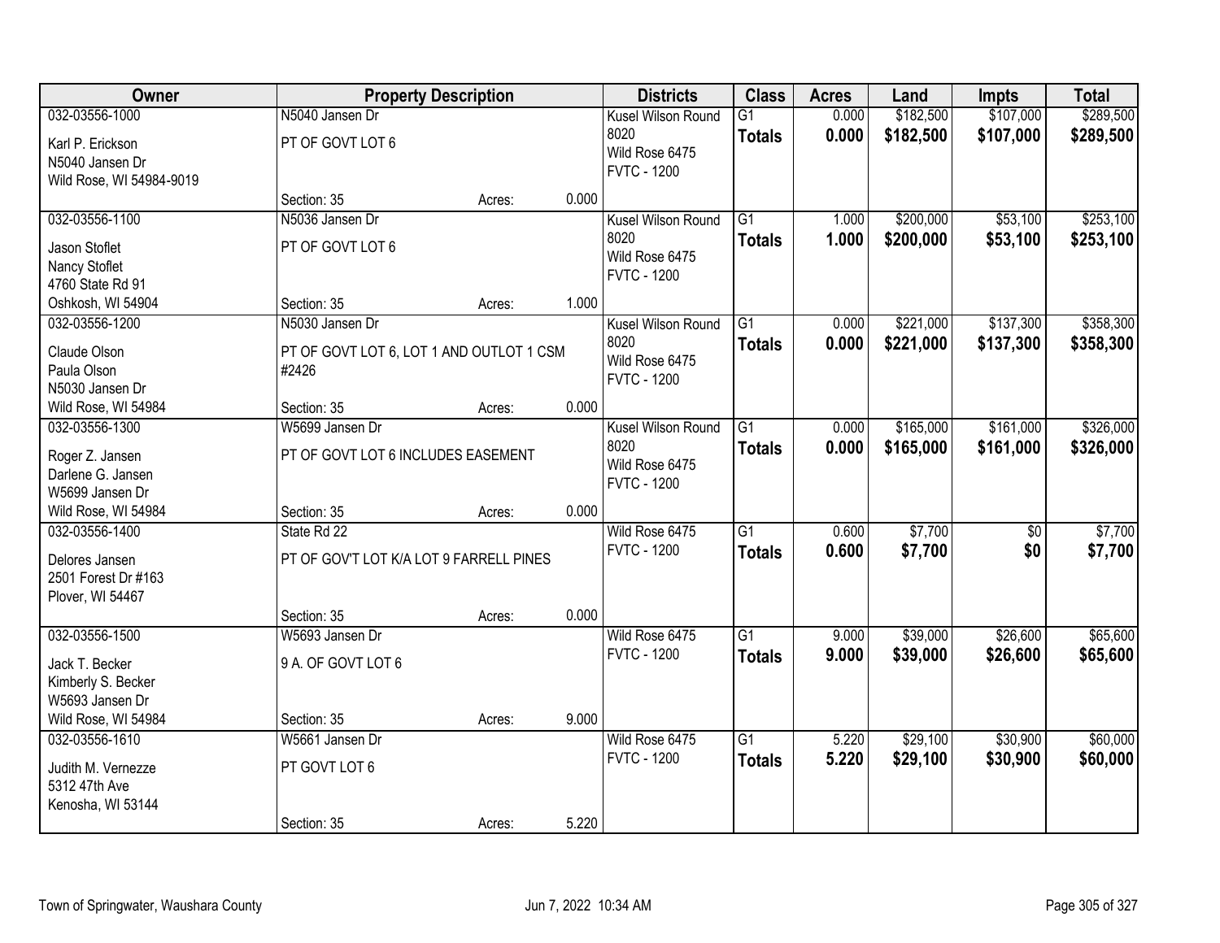| Owner | Property Description | | | Districts | Class | Acres | Land | Impts | Total |
|---|---|---|---|---|---|---|---|---|---|
| 032-03556-1000<br>Karl P. Erickson<br>N5040 Jansen Dr<br>Wild Rose, WI 54984-9019 | N5040 Jansen Dr<br>PT OF GOVT LOT 6<br>Section: 35 | Acres: | 0.000 | Kusel Wilson Round 8020<br>Wild Rose 6475<br>FVTC - 1200 | G1<br>**Totals** | 0.000<br>**0.000** | $182,500<br>**$182,500** | $107,000<br>**$107,000** | $289,500<br>**$289,500** |
| 032-03556-1100<br>Jason Stoflet<br>Nancy Stoflet<br>4760 State Rd 91<br>Oshkosh, WI 54904 | N5036 Jansen Dr<br>PT OF GOVT LOT 6<br>Section: 35 | Acres: | 1.000 | Kusel Wilson Round 8020<br>Wild Rose 6475<br>FVTC - 1200 | G1<br>**Totals** | 1.000<br>**1.000** | $200,000<br>**$200,000** | $53,100<br>**$53,100** | $253,100<br>**$253,100** |
| 032-03556-1200<br>Claude Olson<br>Paula Olson<br>N5030 Jansen Dr<br>Wild Rose, WI 54984 | N5030 Jansen Dr<br>PT OF GOVT LOT 6, LOT 1 AND OUTLOT 1 CSM #2426<br>Section: 35 | Acres: | 0.000 | Kusel Wilson Round 8020<br>Wild Rose 6475<br>FVTC - 1200 | G1<br>**Totals** | 0.000<br>**0.000** | $221,000<br>**$221,000** | $137,300<br>**$137,300** | $358,300<br>**$358,300** |
| 032-03556-1300<br>Roger Z. Jansen<br>Darlene G. Jansen<br>W5699 Jansen Dr<br>Wild Rose, WI 54984 | W5699 Jansen Dr<br>PT OF GOVT LOT 6 INCLUDES EASEMENT<br>Section: 35 | Acres: | 0.000 | Kusel Wilson Round 8020<br>Wild Rose 6475<br>FVTC - 1200 | G1<br>**Totals** | 0.000<br>**0.000** | $165,000<br>**$165,000** | $161,000<br>**$161,000** | $326,000<br>**$326,000** |
| 032-03556-1400<br>Delores Jansen<br>2501 Forest Dr #163<br>Plover, WI 54467 | State Rd 22<br>PT OF GOV'T LOT K/A LOT 9 FARRELL PINES<br>Section: 35 | Acres: | 0.000 | Wild Rose 6475<br>FVTC - 1200 | G1<br>**Totals** | 0.600<br>**0.600** | $7,700<br>**$7,700** | $0<br>**$0** | $7,700<br>**$7,700** |
| 032-03556-1500<br>Jack T. Becker<br>Kimberly S. Becker<br>W5693 Jansen Dr<br>Wild Rose, WI 54984 | W5693 Jansen Dr<br>9 A. OF GOVT LOT 6<br>Section: 35 | Acres: | 9.000 | Wild Rose 6475<br>FVTC - 1200 | G1<br>**Totals** | 9.000<br>**9.000** | $39,000<br>**$39,000** | $26,600<br>**$26,600** | $65,600<br>**$65,600** |
| 032-03556-1610<br>Judith M. Vernezze<br>5312 47th Ave<br>Kenosha, WI 53144 | W5661 Jansen Dr<br>PT GOVT LOT 6<br>Section: 35 | Acres: | 5.220 | Wild Rose 6475<br>FVTC - 1200 | G1<br>**Totals** | 5.220<br>**5.220** | $29,100<br>**$29,100** | $30,900<br>**$30,900** | $60,000<br>**$60,000** |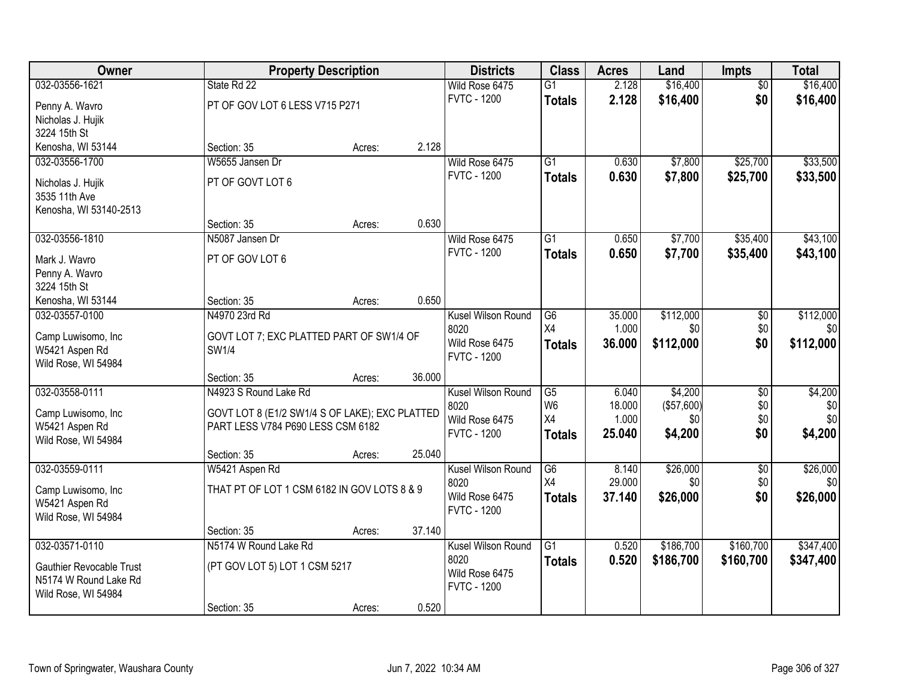| Owner | Property Description | | | Districts | Class | Acres | Land | Impts | Total |
|---|---|---|---|---|---|---|---|---|---|
| 032-03556-1621<br>Penny A. Wavro<br>Nicholas J. Hujik<br>3224 15th St<br>Kenosha, WI 53144 | State Rd 22<br>PT OF GOV LOT 6 LESS V715 P271<br>Section: 35 | Acres: | 2.128 | Wild Rose 6475<br>FVTC - 1200 | G1<br>**Totals** | 2.128<br>**2.128** | $16,400<br>**$16,400** | $0<br>**$0** | $16,400<br>**$16,400** |
| 032-03556-1700<br>Nicholas J. Hujik<br>3535 11th Ave<br>Kenosha, WI 53140-2513 | W5655 Jansen Dr<br>PT OF GOVT LOT 6<br>Section: 35 | Acres: | 0.630 | Wild Rose 6475<br>FVTC - 1200 | G1<br>**Totals** | 0.630<br>**0.630** | $7,800<br>**$7,800** | $25,700<br>**$25,700** | $33,500<br>**$33,500** |
| 032-03556-1810<br>Mark J. Wavro<br>Penny A. Wavro<br>3224 15th St<br>Kenosha, WI 53144 | N5087 Jansen Dr<br>PT OF GOV LOT 6<br>Section: 35 | Acres: | 0.650 | Wild Rose 6475<br>FVTC - 1200 | G1<br>**Totals** | 0.650<br>**0.650** | $7,700<br>**$7,700** | $35,400<br>**$35,400** | $43,100<br>**$43,100** |
| 032-03557-0100<br>Camp Luwisomo, Inc<br>W5421 Aspen Rd<br>Wild Rose, WI 54984 | N4970 23rd Rd<br>GOVT LOT 7; EXC PLATTED PART OF SW1/4 OF SW1/4<br>Section: 35 | Acres: | 36.000 | Kusel Wilson Round 8020<br>Wild Rose 6475<br>FVTC - 1200 | G6<br>X4<br>**Totals** | 35.000<br>1.000<br>**36.000** | $112,000<br>$0<br>**$112,000** | $0<br>$0<br>**$0** | $112,000<br>$0<br>**$112,000** |
| 032-03558-0111<br>Camp Luwisomo, Inc<br>W5421 Aspen Rd<br>Wild Rose, WI 54984 | N4923 S Round Lake Rd<br>GOVT LOT 8 (E1/2 SW1/4 S OF LAKE); EXC PLATTED PART LESS V784 P690 LESS CSM 6182<br>Section: 35 | Acres: | 25.040 | Kusel Wilson Round 8020<br>Wild Rose 6475<br>FVTC - 1200 | G5<br>W6<br>X4<br>**Totals** | 6.040<br>18.000<br>1.000<br>**25.040** | $4,200<br>($57,600)<br>$0<br>**$4,200** | $0<br>$0<br>$0<br>**$0** | $4,200<br>$0<br>$0<br>**$4,200** |
| 032-03559-0111<br>Camp Luwisomo, Inc<br>W5421 Aspen Rd<br>Wild Rose, WI 54984 | W5421 Aspen Rd<br>THAT PT OF LOT 1 CSM 6182 IN GOV LOTS 8 & 9<br>Section: 35 | Acres: | 37.140 | Kusel Wilson Round 8020<br>Wild Rose 6475<br>FVTC - 1200 | G6<br>X4<br>**Totals** | 8.140<br>29.000<br>**37.140** | $26,000<br>$0<br>**$26,000** | $0<br>$0<br>**$0** | $26,000<br>$0<br>**$26,000** |
| 032-03571-0110<br>Gauthier Revocable Trust<br>N5174 W Round Lake Rd<br>Wild Rose, WI 54984 | N5174 W Round Lake Rd<br>(PT GOV LOT 5) LOT 1 CSM 5217<br>Section: 35 | Acres: | 0.520 | Kusel Wilson Round 8020<br>Wild Rose 6475<br>FVTC - 1200 | G1<br>**Totals** | 0.520<br>**0.520** | $186,700<br>**$186,700** | $160,700<br>**$160,700** | $347,400<br>**$347,400** |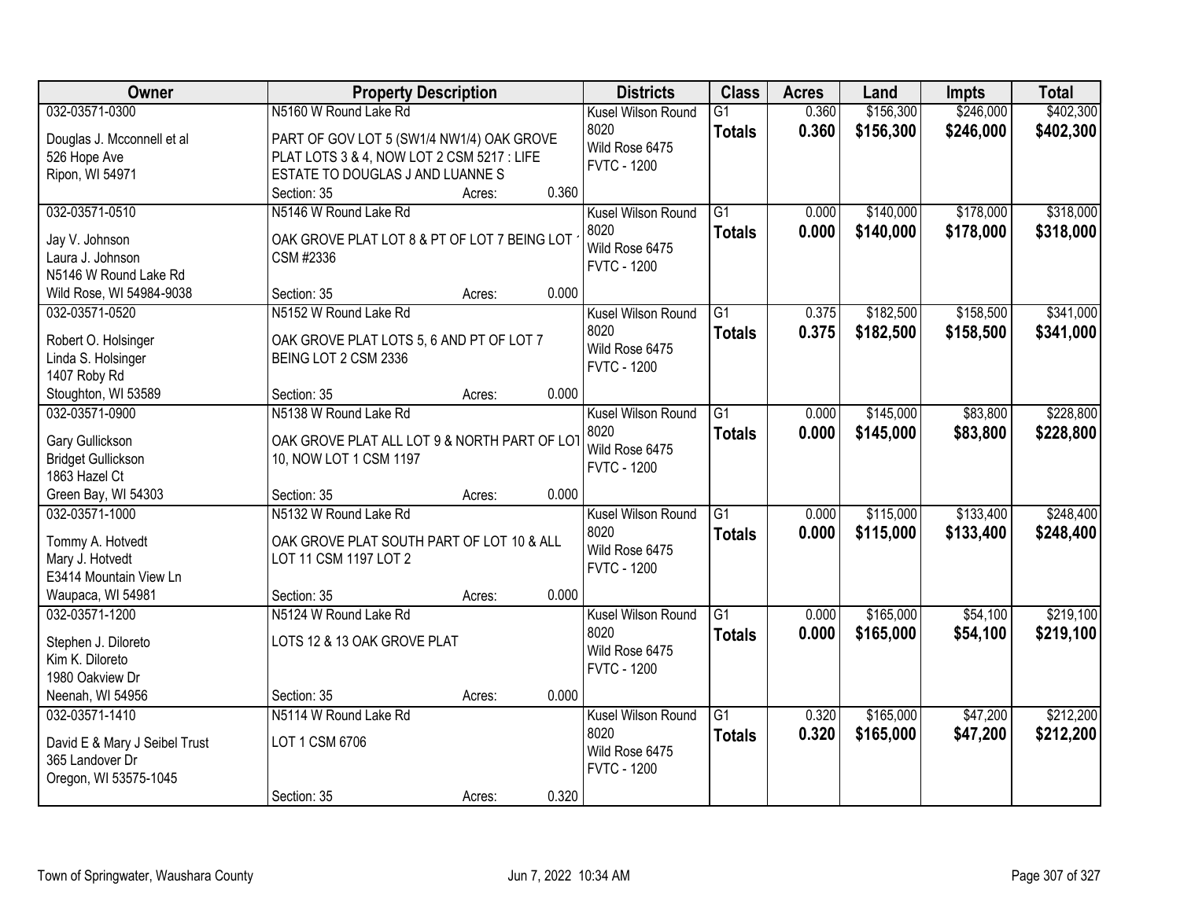| Owner | Property Description | Districts | Class | Acres | Land | Impts | Total |
|---|---|---|---|---|---|---|---|
| 032-03571-0300<br>Douglas J. Mcconnell et al<br>526 Hope Ave<br>Ripon, WI 54971 | N5160 W Round Lake Rd<br>PART OF GOV LOT 5 (SW1/4 NW1/4) OAK GROVE PLAT LOTS 3 & 4, NOW LOT 2 CSM 5217 : LIFE ESTATE TO DOUGLAS J AND LUANNE S<br>Section: 35 Acres: 0.360 | Kusel Wilson Round 8020<br>Wild Rose 6475<br>FVTC - 1200 | G1<br>**Totals** | 0.360<br>**0.360** | $156,300<br>**$156,300** | $246,000<br>**$246,000** | $402,300<br>**$402,300** |
| 032-03571-0510<br>Jay V. Johnson<br>Laura J. Johnson<br>N5146 W Round Lake Rd<br>Wild Rose, WI 54984-9038 | N5146 W Round Lake Rd<br>OAK GROVE PLAT LOT 8 & PT OF LOT 7 BEING LOT 1 CSM #2336<br>Section: 35 Acres: 0.000 | Kusel Wilson Round 8020<br>Wild Rose 6475<br>FVTC - 1200 | G1<br>**Totals** | 0.000<br>**0.000** | $140,000<br>**$140,000** | $178,000<br>**$178,000** | $318,000<br>**$318,000** |
| 032-03571-0520<br>Robert O. Holsinger<br>Linda S. Holsinger<br>1407 Roby Rd<br>Stoughton, WI 53589 | N5152 W Round Lake Rd<br>OAK GROVE PLAT LOTS 5, 6 AND PT OF LOT 7 BEING LOT 2 CSM 2336<br>Section: 35 Acres: 0.000 | Kusel Wilson Round 8020<br>Wild Rose 6475<br>FVTC - 1200 | G1<br>**Totals** | 0.375<br>**0.375** | $182,500<br>**$182,500** | $158,500<br>**$158,500** | $341,000<br>**$341,000** |
| 032-03571-0900<br>Gary Gullickson<br>Bridget Gullickson<br>1863 Hazel Ct<br>Green Bay, WI 54303 | N5138 W Round Lake Rd<br>OAK GROVE PLAT ALL LOT 9 & NORTH PART OF LOT 10, NOW LOT 1 CSM 1197<br>Section: 35 Acres: 0.000 | Kusel Wilson Round 8020<br>Wild Rose 6475<br>FVTC - 1200 | G1<br>**Totals** | 0.000<br>**0.000** | $145,000<br>**$145,000** | $83,800<br>**$83,800** | $228,800<br>**$228,800** |
| 032-03571-1000<br>Tommy A. Hotvedt<br>Mary J. Hotvedt<br>E3414 Mountain View Ln<br>Waupaca, WI 54981 | N5132 W Round Lake Rd<br>OAK GROVE PLAT SOUTH PART OF LOT 10 & ALL LOT 11 CSM 1197 LOT 2<br>Section: 35 Acres: 0.000 | Kusel Wilson Round 8020<br>Wild Rose 6475<br>FVTC - 1200 | G1<br>**Totals** | 0.000<br>**0.000** | $115,000<br>**$115,000** | $133,400<br>**$133,400** | $248,400<br>**$248,400** |
| 032-03571-1200<br>Stephen J. Diloreto<br>Kim K. Diloreto<br>1980 Oakview Dr<br>Neenah, WI 54956 | N5124 W Round Lake Rd<br>LOTS 12 & 13 OAK GROVE PLAT<br>Section: 35 Acres: 0.000 | Kusel Wilson Round 8020<br>Wild Rose 6475<br>FVTC - 1200 | G1<br>**Totals** | 0.000<br>**0.000** | $165,000<br>**$165,000** | $54,100<br>**$54,100** | $219,100<br>**$219,100** |
| 032-03571-1410<br>David E & Mary J Seibel Trust<br>365 Landover Dr<br>Oregon, WI 53575-1045 | N5114 W Round Lake Rd<br>LOT 1 CSM 6706<br>Section: 35 Acres: 0.320 | Kusel Wilson Round 8020<br>Wild Rose 6475<br>FVTC - 1200 | G1<br>**Totals** | 0.320<br>**0.320** | $165,000<br>**$165,000** | $47,200<br>**$47,200** | $212,200<br>**$212,200** |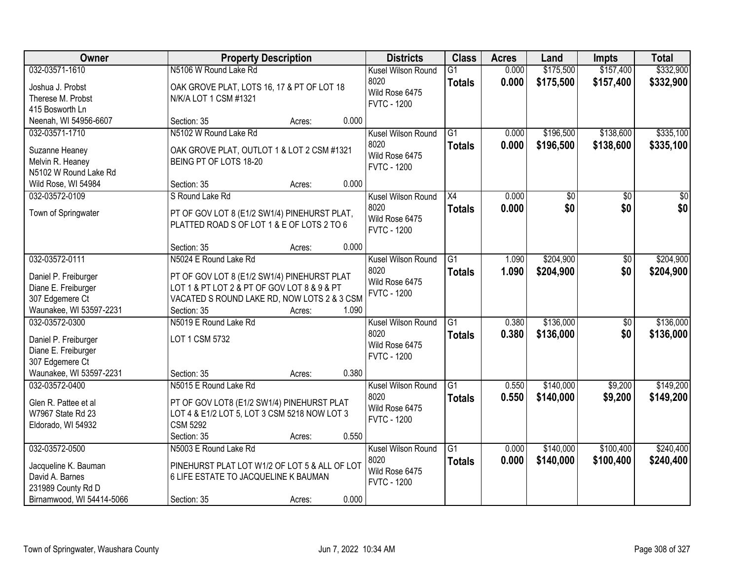| Owner | Property Description | Districts | Class | Acres | Land | Impts | Total |
|---|---|---|---|---|---|---|---|
| 032-03571-1610<br>Joshua J. Probst<br>Therese M. Probst<br>415 Bosworth Ln<br>Neenah, WI 54956-6607 | N5106 W Round Lake Rd<br>OAK GROVE PLAT, LOTS 16, 17 & PT OF LOT 18 N/K/A LOT 1 CSM #1321<br>Section: 35 Acres: 0.000 | Kusel Wilson Round 8020<br>Wild Rose 6475<br>FVTC - 1200 | G1<br>**Totals** | 0.000<br>**0.000** | $175,500<br>**$175,500** | $157,400<br>**$157,400** | $332,900<br>**$332,900** |
| 032-03571-1710<br>Suzanne Heaney<br>Melvin R. Heaney<br>N5102 W Round Lake Rd<br>Wild Rose, WI 54984 | N5102 W Round Lake Rd<br>OAK GROVE PLAT, OUTLOT 1 & LOT 2 CSM #1321 BEING PT OF LOTS 18-20<br>Section: 35 Acres: 0.000 | Kusel Wilson Round 8020<br>Wild Rose 6475<br>FVTC - 1200 | G1<br>**Totals** | 0.000<br>**0.000** | $196,500<br>**$196,500** | $138,600<br>**$138,600** | $335,100<br>**$335,100** |
| 032-03572-0109<br>Town of Springwater | S Round Lake Rd<br>PT OF GOV LOT 8 (E1/2 SW1/4) PINEHURST PLAT, PLATTED ROAD S OF LOT 1 & E OF LOTS 2 TO 6<br>Section: 35 Acres: 0.000 | Kusel Wilson Round 8020<br>Wild Rose 6475<br>FVTC - 1200 | X4<br>**Totals** | 0.000<br>**0.000** | $0<br>**$0** | $0<br>**$0** | $0<br>**$0** |
| 032-03572-0111<br>Daniel P. Freiburger<br>Diane E. Freiburger<br>307 Edgemere Ct<br>Waunakee, WI 53597-2231 | N5024 E Round Lake Rd<br>PT OF GOV LOT 8 (E1/2 SW1/4) PINEHURST PLAT LOT 1 & PT LOT 2 & PT OF GOV LOT 8 & 9 & PT VACATED S ROUND LAKE RD, NOW LOTS 2 & 3 CSM<br>Section: 35 Acres: 1.090 | Kusel Wilson Round 8020<br>Wild Rose 6475<br>FVTC - 1200 | G1<br>**Totals** | 1.090<br>**1.090** | $204,900<br>**$204,900** | $0<br>**$0** | $204,900<br>**$204,900** |
| 032-03572-0300<br>Daniel P. Freiburger<br>Diane E. Freiburger<br>307 Edgemere Ct<br>Waunakee, WI 53597-2231 | N5019 E Round Lake Rd<br>LOT 1 CSM 5732<br>Section: 35 Acres: 0.380 | Kusel Wilson Round 8020<br>Wild Rose 6475<br>FVTC - 1200 | G1<br>**Totals** | 0.380<br>**0.380** | $136,000<br>**$136,000** | $0<br>**$0** | $136,000<br>**$136,000** |
| 032-03572-0400<br>Glen R. Pattee et al<br>W7967 State Rd 23<br>Eldorado, WI 54932 | N5015 E Round Lake Rd<br>PT OF GOV LOT8 (E1/2 SW1/4) PINEHURST PLAT LOT 4 & E1/2 LOT 5, LOT 3 CSM 5218 NOW LOT 3 CSM 5292<br>Section: 35 Acres: 0.550 | Kusel Wilson Round 8020<br>Wild Rose 6475<br>FVTC - 1200 | G1<br>**Totals** | 0.550<br>**0.550** | $140,000<br>**$140,000** | $9,200<br>**$9,200** | $149,200<br>**$149,200** |
| 032-03572-0500<br>Jacqueline K. Bauman<br>David A. Barnes<br>231989 County Rd D<br>Birnamwood, WI 54414-5066 | N5003 E Round Lake Rd<br>PINEHURST PLAT LOT W1/2 OF LOT 5 & ALL OF LOT 6 LIFE ESTATE TO JACQUELINE K BAUMAN<br>Section: 35 Acres: 0.000 | Kusel Wilson Round 8020<br>Wild Rose 6475<br>FVTC - 1200 | G1<br>**Totals** | 0.000<br>**0.000** | $140,000<br>**$140,000** | $100,400<br>**$100,400** | $240,400<br>**$240,400** |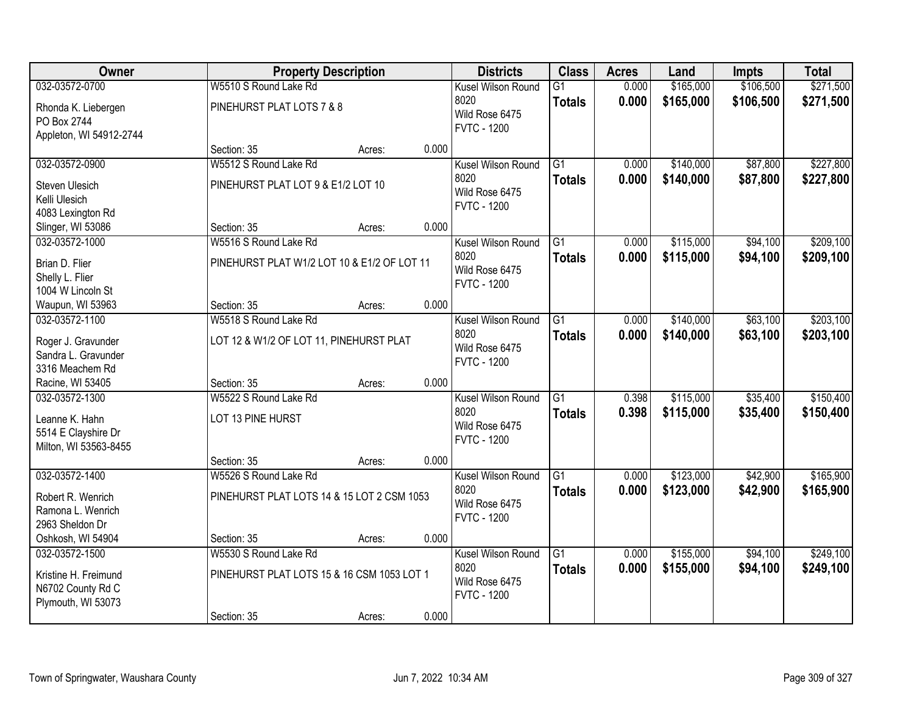| Owner | Property Description | Districts | Class | Acres | Land | Impts | Total |
|---|---|---|---|---|---|---|---|
| 032-03572-0700<br>Rhonda K. Liebergen<br>PO Box 2744<br>Appleton, WI 54912-2744 | W5510 S Round Lake Rd<br>PINEHURST PLAT LOTS 7 & 8<br>Section: 35 Acres: 0.000 | Kusel Wilson Round 8020<br>Wild Rose 6475<br>FVTC - 1200 | G1<br>**Totals** | 0.000<br>**0.000** | $165,000<br>**$165,000** | $106,500<br>**$106,500** | $271,500<br>**$271,500** |
| 032-03572-0900<br>Steven Ulesich<br>Kelli Ulesich<br>4083 Lexington Rd<br>Slinger, WI 53086 | W5512 S Round Lake Rd<br>PINEHURST PLAT LOT 9 & E1/2 LOT 10<br>Section: 35 Acres: 0.000 | Kusel Wilson Round 8020<br>Wild Rose 6475<br>FVTC - 1200 | G1<br>**Totals** | 0.000<br>**0.000** | $140,000<br>**$140,000** | $87,800<br>**$87,800** | $227,800<br>**$227,800** |
| 032-03572-1000<br>Brian D. Flier<br>Shelly L. Flier<br>1004 W Lincoln St<br>Waupun, WI 53963 | W5516 S Round Lake Rd<br>PINEHURST PLAT W1/2 LOT 10 & E1/2 OF LOT 11<br>Section: 35 Acres: 0.000 | Kusel Wilson Round 8020<br>Wild Rose 6475<br>FVTC - 1200 | G1<br>**Totals** | 0.000<br>**0.000** | $115,000<br>**$115,000** | $94,100<br>**$94,100** | $209,100<br>**$209,100** |
| 032-03572-1100<br>Roger J. Gravunder<br>Sandra L. Gravunder<br>3316 Meachem Rd<br>Racine, WI 53405 | W5518 S Round Lake Rd<br>LOT 12 & W1/2 OF LOT 11, PINEHURST PLAT<br>Section: 35 Acres: 0.000 | Kusel Wilson Round 8020<br>Wild Rose 6475<br>FVTC - 1200 | G1<br>**Totals** | 0.000<br>**0.000** | $140,000<br>**$140,000** | $63,100<br>**$63,100** | $203,100<br>**$203,100** |
| 032-03572-1300<br>Leanne K. Hahn<br>5514 E Clayshire Dr<br>Milton, WI 53563-8455 | W5522 S Round Lake Rd<br>LOT 13 PINE HURST<br>Section: 35 Acres: 0.000 | Kusel Wilson Round 8020<br>Wild Rose 6475<br>FVTC - 1200 | G1<br>**Totals** | 0.398<br>**0.398** | $115,000<br>**$115,000** | $35,400<br>**$35,400** | $150,400<br>**$150,400** |
| 032-03572-1400<br>Robert R. Wenrich<br>Ramona L. Wenrich<br>2963 Sheldon Dr<br>Oshkosh, WI 54904 | W5526 S Round Lake Rd<br>PINEHURST PLAT LOTS 14 & 15 LOT 2 CSM 1053<br>Section: 35 Acres: 0.000 | Kusel Wilson Round 8020<br>Wild Rose 6475<br>FVTC - 1200 | G1<br>**Totals** | 0.000<br>**0.000** | $123,000<br>**$123,000** | $42,900<br>**$42,900** | $165,900<br>**$165,900** |
| 032-03572-1500<br>Kristine H. Freimund<br>N6702 County Rd C<br>Plymouth, WI 53073 | W5530 S Round Lake Rd<br>PINEHURST PLAT LOTS 15 & 16 CSM 1053 LOT 1<br>Section: 35 Acres: 0.000 | Kusel Wilson Round 8020<br>Wild Rose 6475<br>FVTC - 1200 | G1<br>**Totals** | 0.000<br>**0.000** | $155,000<br>**$155,000** | $94,100<br>**$94,100** | $249,100<br>**$249,100** |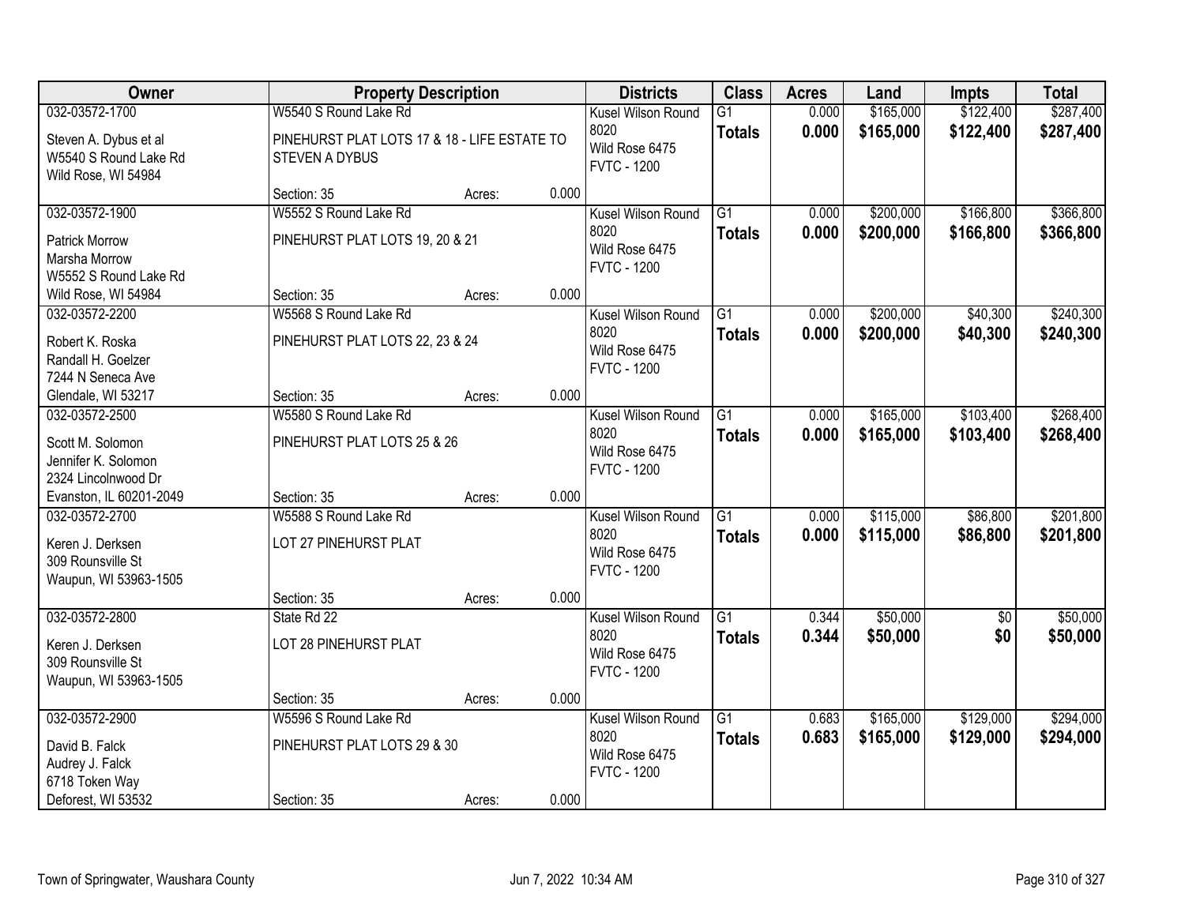| Owner | Property Description | | | Districts | Class | Acres | Land | Impts | Total |
|---|---|---|---|---|---|---|---|---|---|
| 032-03572-1700<br>Steven A. Dybus et al<br>W5540 S Round Lake Rd<br>Wild Rose, WI 54984 | W5540 S Round Lake Rd<br>PINEHURST PLAT LOTS 17 & 18 - LIFE ESTATE TO STEVEN A DYBUS<br>Section: 35 | Acres: | 0.000 | Kusel Wilson Round 8020<br>Wild Rose 6475<br>FVTC - 1200 | G1<br>**Totals** | 0.000<br>**0.000** | $165,000<br>**$165,000** | $122,400<br>**$122,400** | $287,400<br>**$287,400** |
| 032-03572-1900<br>Patrick Morrow<br>Marsha Morrow<br>W5552 S Round Lake Rd<br>Wild Rose, WI 54984 | W5552 S Round Lake Rd<br>PINEHURST PLAT LOTS 19, 20 & 21<br>Section: 35 | Acres: | 0.000 | Kusel Wilson Round 8020<br>Wild Rose 6475<br>FVTC - 1200 | G1<br>**Totals** | 0.000<br>**0.000** | $200,000<br>**$200,000** | $166,800<br>**$166,800** | $366,800<br>**$366,800** |
| 032-03572-2200<br>Robert K. Roska<br>Randall H. Goelzer<br>7244 N Seneca Ave<br>Glendale, WI 53217 | W5568 S Round Lake Rd<br>PINEHURST PLAT LOTS 22, 23 & 24<br>Section: 35 | Acres: | 0.000 | Kusel Wilson Round 8020<br>Wild Rose 6475<br>FVTC - 1200 | G1<br>**Totals** | 0.000<br>**0.000** | $200,000<br>**$200,000** | $40,300<br>**$40,300** | $240,300<br>**$240,300** |
| 032-03572-2500<br>Scott M. Solomon<br>Jennifer K. Solomon<br>2324 Lincolnwood Dr<br>Evanston, IL 60201-2049 | W5580 S Round Lake Rd<br>PINEHURST PLAT LOTS 25 & 26<br>Section: 35 | Acres: | 0.000 | Kusel Wilson Round 8020<br>Wild Rose 6475<br>FVTC - 1200 | G1<br>**Totals** | 0.000<br>**0.000** | $165,000<br>**$165,000** | $103,400<br>**$103,400** | $268,400<br>**$268,400** |
| 032-03572-2700<br>Keren J. Derksen<br>309 Rounsville St<br>Waupun, WI 53963-1505 | W5588 S Round Lake Rd<br>LOT 27 PINEHURST PLAT<br>Section: 35 | Acres: | 0.000 | Kusel Wilson Round 8020<br>Wild Rose 6475<br>FVTC - 1200 | G1<br>**Totals** | 0.000<br>**0.000** | $115,000<br>**$115,000** | $86,800<br>**$86,800** | $201,800<br>**$201,800** |
| 032-03572-2800<br>Keren J. Derksen<br>309 Rounsville St<br>Waupun, WI 53963-1505 | State Rd 22<br>LOT 28 PINEHURST PLAT<br>Section: 35 | Acres: | 0.000 | Kusel Wilson Round 8020<br>Wild Rose 6475<br>FVTC - 1200 | G1<br>**Totals** | 0.344<br>**0.344** | $50,000<br>**$50,000** | $0<br>**$0** | $50,000<br>**$50,000** |
| 032-03572-2900<br>David B. Falck<br>Audrey J. Falck<br>6718 Token Way<br>Deforest, WI 53532 | W5596 S Round Lake Rd<br>PINEHURST PLAT LOTS 29 & 30<br>Section: 35 | Acres: | 0.000 | Kusel Wilson Round 8020<br>Wild Rose 6475<br>FVTC - 1200 | G1<br>**Totals** | 0.683<br>**0.683** | $165,000<br>**$165,000** | $129,000<br>**$129,000** | $294,000<br>**$294,000** |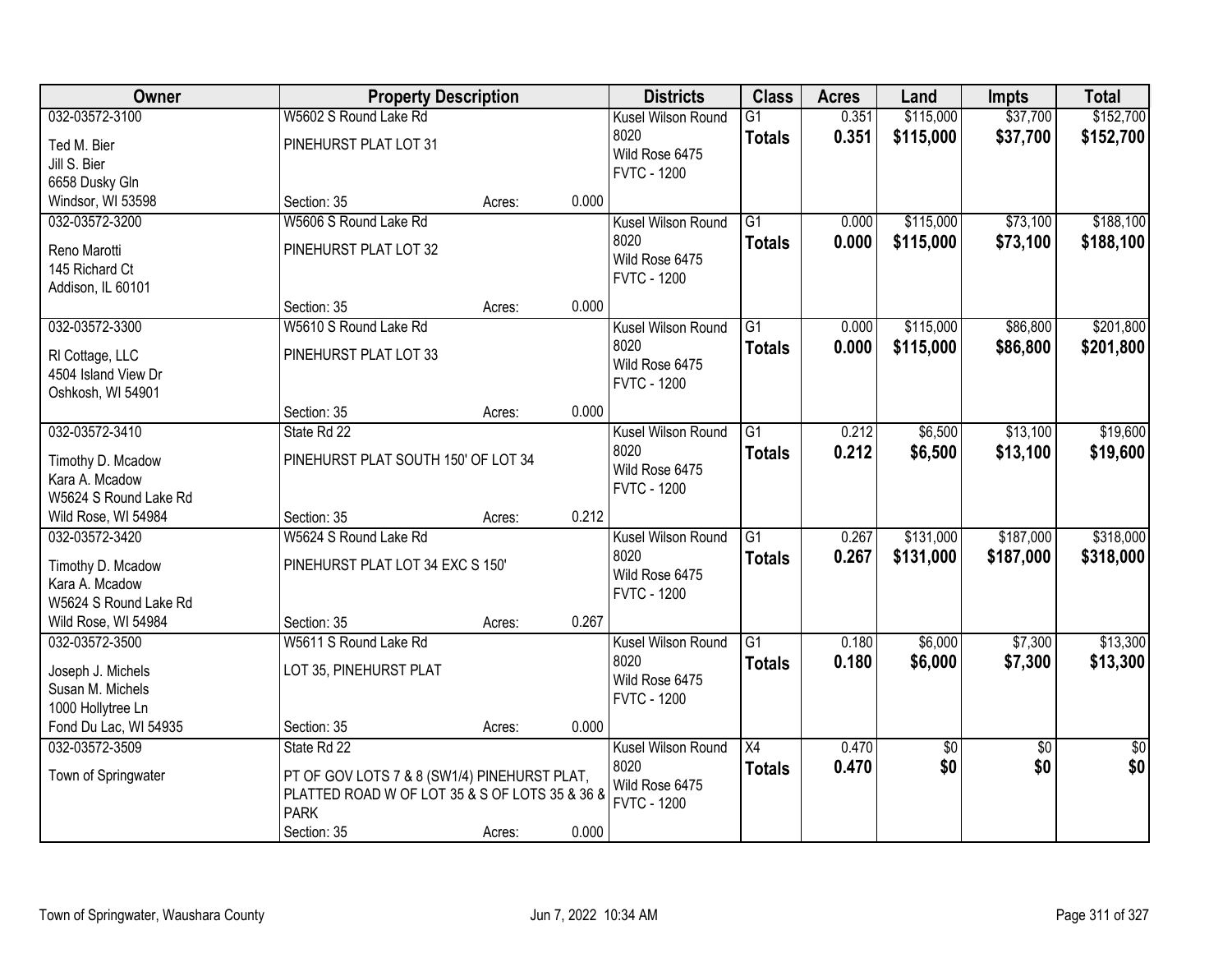| Owner | Property Description | | | Districts | Class | Acres | Land | Impts | Total |
|---|---|---|---|---|---|---|---|---|---|
| 032-03572-3100<br>Ted M. Bier<br>Jill S. Bier<br>6658 Dusky Gln<br>Windsor, WI 53598 | W5602 S Round Lake Rd<br>PINEHURST PLAT LOT 31<br>Section: 35 | Acres: | 0.000 | Kusel Wilson Round 8020<br>Wild Rose 6475<br>FVTC - 1200 | G1<br>**Totals** | 0.351<br>**0.351** | $115,000<br>**$115,000** | $37,700<br>**$37,700** | $152,700<br>**$152,700** |
| 032-03572-3200<br>Reno Marotti<br>145 Richard Ct<br>Addison, IL 60101 | W5606 S Round Lake Rd<br>PINEHURST PLAT LOT 32<br>Section: 35 | Acres: | 0.000 | Kusel Wilson Round 8020<br>Wild Rose 6475<br>FVTC - 1200 | G1<br>**Totals** | 0.000<br>**0.000** | $115,000<br>**$115,000** | $73,100<br>**$73,100** | $188,100<br>**$188,100** |
| 032-03572-3300<br>Rl Cottage, LLC<br>4504 Island View Dr<br>Oshkosh, WI 54901 | W5610 S Round Lake Rd<br>PINEHURST PLAT LOT 33<br>Section: 35 | Acres: | 0.000 | Kusel Wilson Round 8020<br>Wild Rose 6475<br>FVTC - 1200 | G1<br>**Totals** | 0.000<br>**0.000** | $115,000<br>**$115,000** | $86,800<br>**$86,800** | $201,800<br>**$201,800** |
| 032-03572-3410<br>Timothy D. Mcadow<br>Kara A. Mcadow<br>W5624 S Round Lake Rd<br>Wild Rose, WI 54984 | State Rd 22<br>PINEHURST PLAT SOUTH 150' OF LOT 34<br>Section: 35 | Acres: | 0.212 | Kusel Wilson Round 8020<br>Wild Rose 6475<br>FVTC - 1200 | G1<br>**Totals** | 0.212<br>**0.212** | $6,500<br>**$6,500** | $13,100<br>**$13,100** | $19,600<br>**$19,600** |
| 032-03572-3420<br>Timothy D. Mcadow<br>Kara A. Mcadow<br>W5624 S Round Lake Rd<br>Wild Rose, WI 54984 | W5624 S Round Lake Rd<br>PINEHURST PLAT LOT 34 EXC S 150'<br>Section: 35 | Acres: | 0.267 | Kusel Wilson Round 8020<br>Wild Rose 6475<br>FVTC - 1200 | G1<br>**Totals** | 0.267<br>**0.267** | $131,000<br>**$131,000** | $187,000<br>**$187,000** | $318,000<br>**$318,000** |
| 032-03572-3500<br>Joseph J. Michels<br>Susan M. Michels<br>1000 Hollytree Ln<br>Fond Du Lac, WI 54935 | W5611 S Round Lake Rd<br>LOT 35, PINEHURST PLAT<br>Section: 35 | Acres: | 0.000 | Kusel Wilson Round 8020<br>Wild Rose 6475<br>FVTC - 1200 | G1<br>**Totals** | 0.180<br>**0.180** | $6,000<br>**$6,000** | $7,300<br>**$7,300** | $13,300<br>**$13,300** |
| 032-03572-3509<br>Town of Springwater | State Rd 22<br>PT OF GOV LOTS 7 & 8 (SW1/4) PINEHURST PLAT, PLATTED ROAD W OF LOT 35 & S OF LOTS 35 & 36 & PARK<br>Section: 35 | Acres: | 0.000 | Kusel Wilson Round 8020<br>Wild Rose 6475<br>FVTC - 1200 | X4<br>**Totals** | 0.470<br>**0.470** | $0<br>**$0** | $0<br>**$0** | $0<br>**$0** |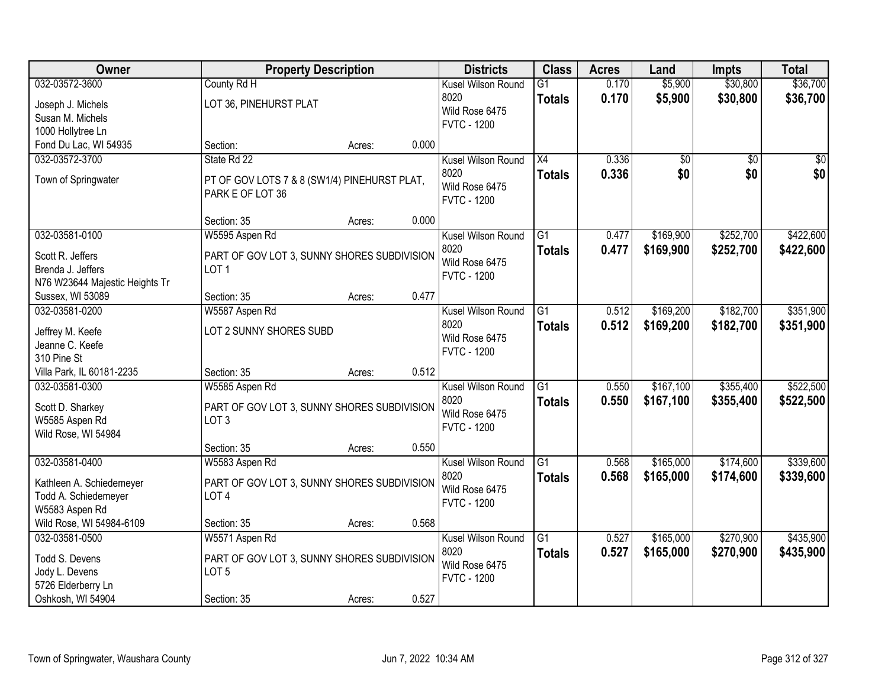| Owner | Property Description | Districts | Class | Acres | Land | Impts | Total |
|---|---|---|---|---|---|---|---|
| 032-03572-3600<br>Joseph J. Michels<br>Susan M. Michels<br>1000 Hollytree Ln<br>Fond Du Lac, WI 54935 | County Rd H<br>LOT 36, PINEHURST PLAT<br>Section: Acres: 0.000 | Kusel Wilson Round 8020<br>Wild Rose 6475<br>FVTC - 1200 | G1<br>**Totals** | 0.170<br>**0.170** | $5,900<br>**$5,900** | $30,800<br>**$30,800** | $36,700<br>**$36,700** |
| 032-03572-3700<br>Town of Springwater | State Rd 22<br>PT OF GOV LOTS 7 & 8 (SW1/4) PINEHURST PLAT, PARK E OF LOT 36<br>Section: 35 Acres: 0.000 | Kusel Wilson Round 8020<br>Wild Rose 6475<br>FVTC - 1200 | X4<br>**Totals** | 0.336<br>**0.336** | $0<br>**$0** | $0<br>**$0** | $0<br>**$0** |
| 032-03581-0100<br>Scott R. Jeffers<br>Brenda J. Jeffers<br>N76 W23644 Majestic Heights Tr<br>Sussex, WI 53089 | W5595 Aspen Rd<br>PART OF GOV LOT 3, SUNNY SHORES SUBDIVISION LOT 1<br>Section: 35 Acres: 0.477 | Kusel Wilson Round 8020<br>Wild Rose 6475<br>FVTC - 1200 | G1<br>**Totals** | 0.477<br>**0.477** | $169,900<br>**$169,900** | $252,700<br>**$252,700** | $422,600<br>**$422,600** |
| 032-03581-0200<br>Jeffrey M. Keefe<br>Jeanne C. Keefe<br>310 Pine St<br>Villa Park, IL 60181-2235 | W5587 Aspen Rd<br>LOT 2 SUNNY SHORES SUBD<br>Section: 35 Acres: 0.512 | Kusel Wilson Round 8020<br>Wild Rose 6475<br>FVTC - 1200 | G1<br>**Totals** | 0.512<br>**0.512** | $169,200<br>**$169,200** | $182,700<br>**$182,700** | $351,900<br>**$351,900** |
| 032-03581-0300<br>Scott D. Sharkey<br>W5585 Aspen Rd<br>Wild Rose, WI 54984 | W5585 Aspen Rd<br>PART OF GOV LOT 3, SUNNY SHORES SUBDIVISION LOT 3<br>Section: 35 Acres: 0.550 | Kusel Wilson Round 8020<br>Wild Rose 6475<br>FVTC - 1200 | G1<br>**Totals** | 0.550<br>**0.550** | $167,100<br>**$167,100** | $355,400<br>**$355,400** | $522,500<br>**$522,500** |
| 032-03581-0400<br>Kathleen A. Schiedemeyer<br>Todd A. Schiedemeyer<br>W5583 Aspen Rd<br>Wild Rose, WI 54984-6109 | W5583 Aspen Rd<br>PART OF GOV LOT 3, SUNNY SHORES SUBDIVISION LOT 4<br>Section: 35 Acres: 0.568 | Kusel Wilson Round 8020<br>Wild Rose 6475<br>FVTC - 1200 | G1<br>**Totals** | 0.568<br>**0.568** | $165,000<br>**$165,000** | $174,600<br>**$174,600** | $339,600<br>**$339,600** |
| 032-03581-0500<br>Todd S. Devens<br>Jody L. Devens<br>5726 Elderberry Ln<br>Oshkosh, WI 54904 | W5571 Aspen Rd<br>PART OF GOV LOT 3, SUNNY SHORES SUBDIVISION LOT 5<br>Section: 35 Acres: 0.527 | Kusel Wilson Round 8020<br>Wild Rose 6475<br>FVTC - 1200 | G1<br>**Totals** | 0.527<br>**0.527** | $165,000<br>**$165,000** | $270,900<br>**$270,900** | $435,900<br>**$435,900** |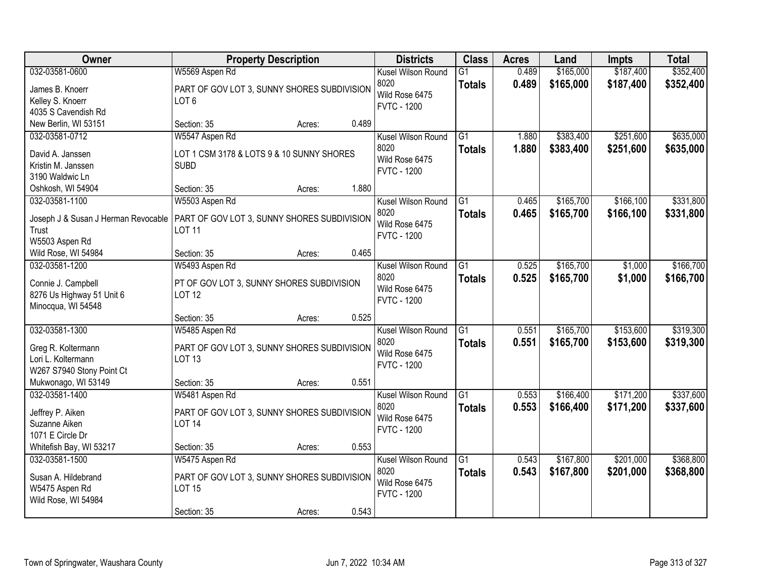| Owner | Property Description | Districts | Class | Acres | Land | Impts | Total |
|---|---|---|---|---|---|---|---|
| 032-03581-0600<br>James B. Knoerr<br>Kelley S. Knoerr<br>4035 S Cavendish Rd<br>New Berlin, WI 53151 | W5569 Aspen Rd<br>PART OF GOV LOT 3, SUNNY SHORES SUBDIVISION LOT 6<br>Section: 35 Acres: 0.489 | Kusel Wilson Round 8020<br>Wild Rose 6475<br>FVTC - 1200 | G1<br>**Totals** | 0.489<br>**0.489** | $165,000<br>**$165,000** | $187,400<br>**$187,400** | $352,400<br>**$352,400** |
| 032-03581-0712<br>David A. Janssen<br>Kristin M. Janssen<br>3190 Waldwic Ln<br>Oshkosh, WI 54904 | W5547 Aspen Rd<br>LOT 1 CSM 3178 & LOTS 9 & 10 SUNNY SHORES SUBD<br>Section: 35 Acres: 1.880 | Kusel Wilson Round 8020<br>Wild Rose 6475<br>FVTC - 1200 | G1<br>**Totals** | 1.880<br>**1.880** | $383,400<br>**$383,400** | $251,600<br>**$251,600** | $635,000<br>**$635,000** |
| 032-03581-1100<br>Joseph J & Susan J Herman Revocable Trust<br>W5503 Aspen Rd<br>Wild Rose, WI 54984 | W5503 Aspen Rd<br>PART OF GOV LOT 3, SUNNY SHORES SUBDIVISION LOT 11<br>Section: 35 Acres: 0.465 | Kusel Wilson Round 8020<br>Wild Rose 6475<br>FVTC - 1200 | G1<br>**Totals** | 0.465<br>**0.465** | $165,700<br>**$165,700** | $166,100<br>**$166,100** | $331,800<br>**$331,800** |
| 032-03581-1200<br>Connie J. Campbell<br>8276 Us Highway 51 Unit 6<br>Minocqua, WI 54548 | W5493 Aspen Rd<br>PT OF GOV LOT 3, SUNNY SHORES SUBDIVISION LOT 12<br>Section: 35 Acres: 0.525 | Kusel Wilson Round 8020<br>Wild Rose 6475<br>FVTC - 1200 | G1<br>**Totals** | 0.525<br>**0.525** | $165,700<br>**$165,700** | $1,000<br>**$1,000** | $166,700<br>**$166,700** |
| 032-03581-1300<br>Greg R. Koltermann<br>Lori L. Koltermann<br>W267 S7940 Stony Point Ct<br>Mukwonago, WI 53149 | W5485 Aspen Rd<br>PART OF GOV LOT 3, SUNNY SHORES SUBDIVISION LOT 13<br>Section: 35 Acres: 0.551 | Kusel Wilson Round 8020<br>Wild Rose 6475<br>FVTC - 1200 | G1<br>**Totals** | 0.551<br>**0.551** | $165,700<br>**$165,700** | $153,600<br>**$153,600** | $319,300<br>**$319,300** |
| 032-03581-1400<br>Jeffrey P. Aiken<br>Suzanne Aiken<br>1071 E Circle Dr<br>Whitefish Bay, WI 53217 | W5481 Aspen Rd<br>PART OF GOV LOT 3, SUNNY SHORES SUBDIVISION LOT 14<br>Section: 35 Acres: 0.553 | Kusel Wilson Round 8020<br>Wild Rose 6475<br>FVTC - 1200 | G1<br>**Totals** | 0.553<br>**0.553** | $166,400<br>**$166,400** | $171,200<br>**$171,200** | $337,600<br>**$337,600** |
| 032-03581-1500<br>Susan A. Hildebrand<br>W5475 Aspen Rd<br>Wild Rose, WI 54984 | W5475 Aspen Rd<br>PART OF GOV LOT 3, SUNNY SHORES SUBDIVISION LOT 15<br>Section: 35 Acres: 0.543 | Kusel Wilson Round 8020<br>Wild Rose 6475<br>FVTC - 1200 | G1<br>**Totals** | 0.543<br>**0.543** | $167,800<br>**$167,800** | $201,000<br>**$201,000** | $368,800<br>**$368,800** |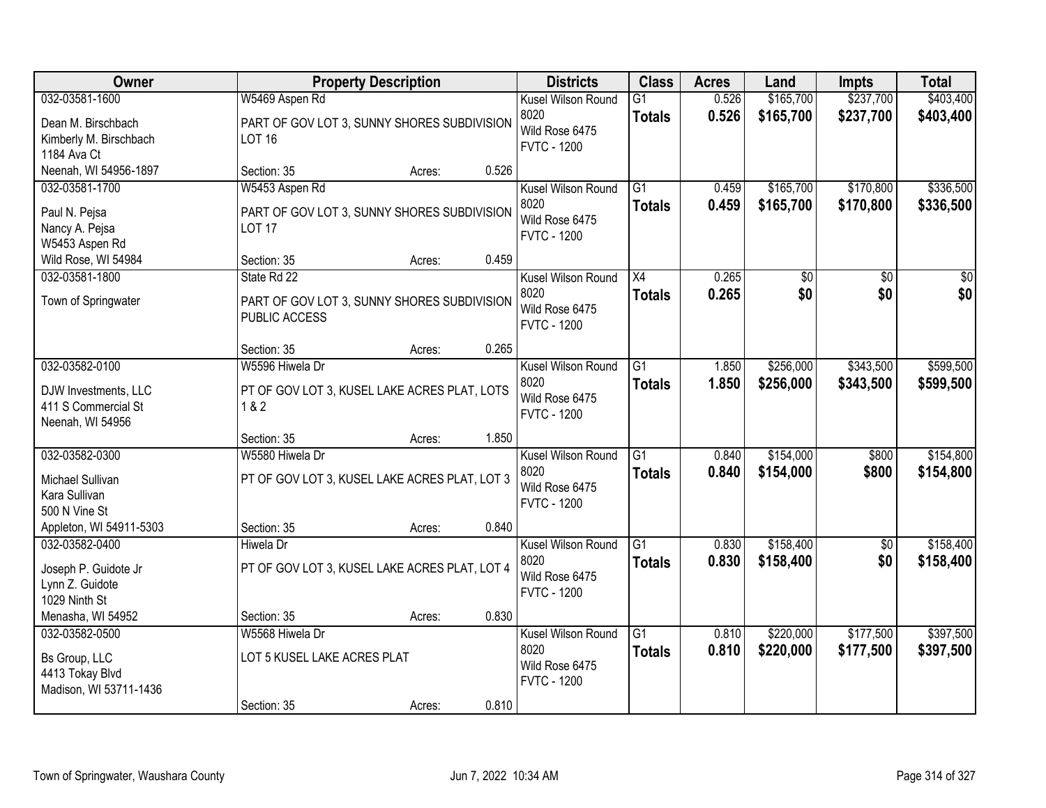| Owner | Property Description | Districts | Class | Acres | Land | Impts | Total |
|---|---|---|---|---|---|---|---|
| 032-03581-1600<br>Dean M. Birschbach<br>Kimberly M. Birschbach<br>1184 Ava Ct<br>Neenah, WI 54956-1897 | W5469 Aspen Rd<br>PART OF GOV LOT 3, SUNNY SHORES SUBDIVISION LOT 16<br>Section: 35 Acres: 0.526 | Kusel Wilson Round 8020<br>Wild Rose 6475<br>FVTC - 1200 | G1<br>**Totals** | 0.526<br>**0.526** | $165,700<br>**$165,700** | $237,700<br>**$237,700** | $403,400<br>**$403,400** |
| 032-03581-1700<br>Paul N. Pejsa<br>Nancy A. Pejsa<br>W5453 Aspen Rd<br>Wild Rose, WI 54984 | W5453 Aspen Rd<br>PART OF GOV LOT 3, SUNNY SHORES SUBDIVISION LOT 17<br>Section: 35 Acres: 0.459 | Kusel Wilson Round 8020<br>Wild Rose 6475<br>FVTC - 1200 | G1<br>**Totals** | 0.459<br>**0.459** | $165,700<br>**$165,700** | $170,800<br>**$170,800** | $336,500<br>**$336,500** |
| 032-03581-1800<br>Town of Springwater | State Rd 22<br>PART OF GOV LOT 3, SUNNY SHORES SUBDIVISION PUBLIC ACCESS<br>Section: 35 Acres: 0.265 | Kusel Wilson Round 8020<br>Wild Rose 6475<br>FVTC - 1200 | X4<br>**Totals** | 0.265<br>**0.265** | $0<br>**$0** | $0<br>**$0** | $0<br>**$0** |
| 032-03582-0100<br>DJW Investments, LLC<br>411 S Commercial St<br>Neenah, WI 54956 | W5596 Hiwela Dr<br>PT OF GOV LOT 3, KUSEL LAKE ACRES PLAT, LOTS 1 & 2<br>Section: 35 Acres: 1.850 | Kusel Wilson Round 8020<br>Wild Rose 6475<br>FVTC - 1200 | G1<br>**Totals** | 1.850<br>**1.850** | $256,000<br>**$256,000** | $343,500<br>**$343,500** | $599,500<br>**$599,500** |
| 032-03582-0300<br>Michael Sullivan<br>Kara Sullivan<br>500 N Vine St<br>Appleton, WI 54911-5303 | W5580 Hiwela Dr<br>PT OF GOV LOT 3, KUSEL LAKE ACRES PLAT, LOT 3<br>Section: 35 Acres: 0.840 | Kusel Wilson Round 8020<br>Wild Rose 6475<br>FVTC - 1200 | G1<br>**Totals** | 0.840<br>**0.840** | $154,000<br>**$154,000** | $800<br>**$800** | $154,800<br>**$154,800** |
| 032-03582-0400<br>Joseph P. Guidote Jr<br>Lynn Z. Guidote<br>1029 Ninth St<br>Menasha, WI 54952 | Hiwela Dr<br>PT OF GOV LOT 3, KUSEL LAKE ACRES PLAT, LOT 4<br>Section: 35 Acres: 0.830 | Kusel Wilson Round 8020<br>Wild Rose 6475<br>FVTC - 1200 | G1<br>**Totals** | 0.830<br>**0.830** | $158,400<br>**$158,400** | $0<br>**$0** | $158,400<br>**$158,400** |
| 032-03582-0500<br>Bs Group, LLC<br>4413 Tokay Blvd<br>Madison, WI 53711-1436 | W5568 Hiwela Dr<br>LOT 5 KUSEL LAKE ACRES PLAT<br>Section: 35 Acres: 0.810 | Kusel Wilson Round 8020<br>Wild Rose 6475<br>FVTC - 1200 | G1<br>**Totals** | 0.810<br>**0.810** | $220,000<br>**$220,000** | $177,500<br>**$177,500** | $397,500<br>**$397,500** |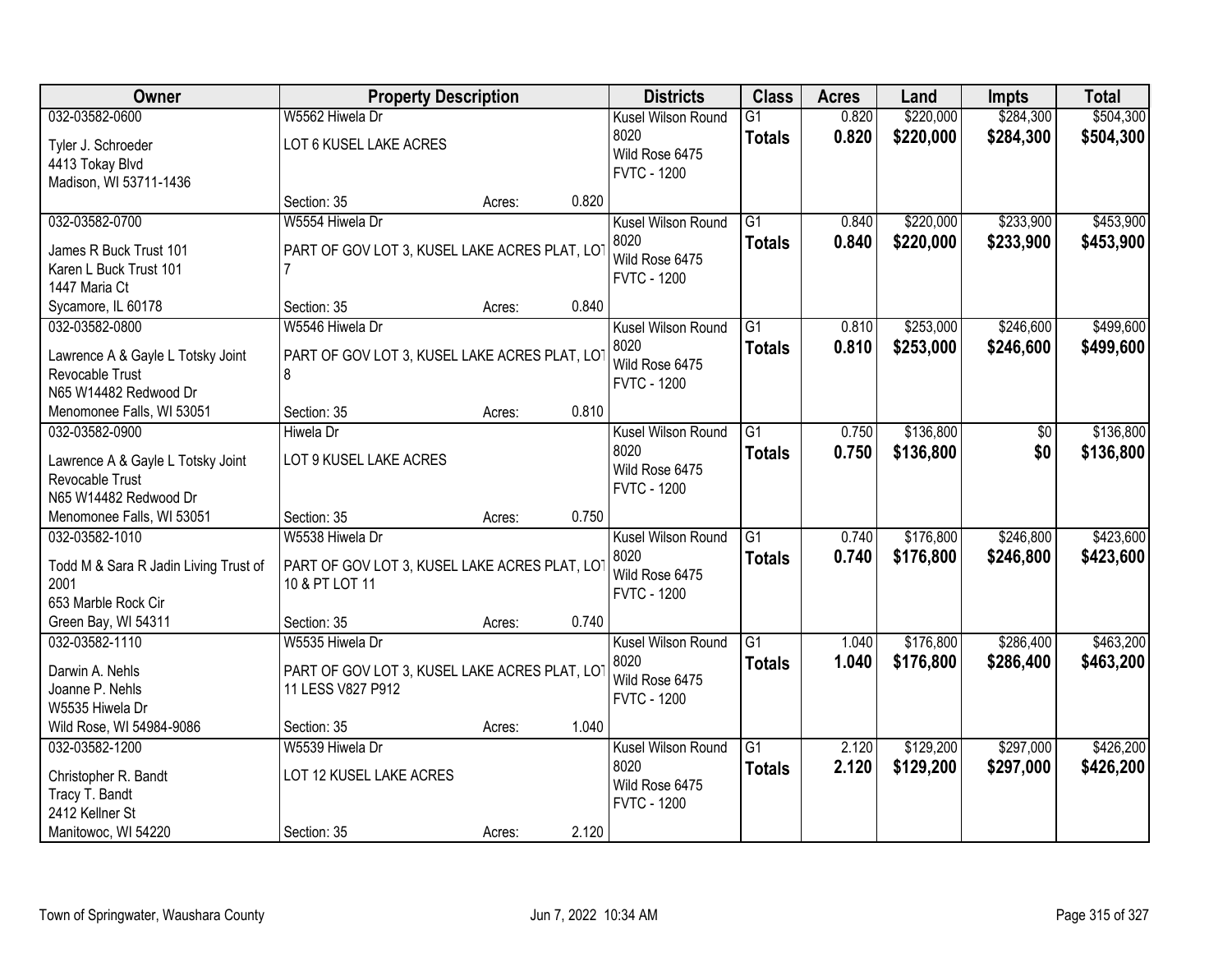| Owner | Property Description | | | Districts | Class | Acres | Land | Impts | Total |
|---|---|---|---|---|---|---|---|---|---|
| 032-03582-0600<br>Tyler J. Schroeder<br>4413 Tokay Blvd<br>Madison, WI 53711-1436 | W5562 Hiwela Dr<br>LOT 6 KUSEL LAKE ACRES<br>Section: 35 | Acres: | 0.820 | Kusel Wilson Round 8020<br>Wild Rose 6475<br>FVTC - 1200 | G1<br>**Totals** | 0.820<br>**0.820** | $220,000<br>**$220,000** | $284,300<br>**$284,300** | $504,300<br>**$504,300** |
| 032-03582-0700<br>James R Buck Trust 101<br>Karen L Buck Trust 101<br>1447 Maria Ct<br>Sycamore, IL 60178 | W5554 Hiwela Dr<br>PART OF GOV LOT 3, KUSEL LAKE ACRES PLAT, LOT 7<br>Section: 35 | Acres: | 0.840 | Kusel Wilson Round 8020<br>Wild Rose 6475<br>FVTC - 1200 | G1<br>**Totals** | 0.840<br>**0.840** | $220,000<br>**$220,000** | $233,900<br>**$233,900** | $453,900<br>**$453,900** |
| 032-03582-0800<br>Lawrence A & Gayle L Totsky Joint Revocable Trust<br>N65 W14482 Redwood Dr<br>Menomonee Falls, WI 53051 | W5546 Hiwela Dr<br>PART OF GOV LOT 3, KUSEL LAKE ACRES PLAT, LOT 8<br>Section: 35 | Acres: | 0.810 | Kusel Wilson Round 8020<br>Wild Rose 6475<br>FVTC - 1200 | G1<br>**Totals** | 0.810<br>**0.810** | $253,000<br>**$253,000** | $246,600<br>**$246,600** | $499,600<br>**$499,600** |
| 032-03582-0900<br>Lawrence A & Gayle L Totsky Joint Revocable Trust<br>N65 W14482 Redwood Dr<br>Menomonee Falls, WI 53051 | Hiwela Dr<br>LOT 9 KUSEL LAKE ACRES<br>Section: 35 | Acres: | 0.750 | Kusel Wilson Round 8020<br>Wild Rose 6475<br>FVTC - 1200 | G1<br>**Totals** | 0.750<br>**0.750** | $136,800<br>**$136,800** | $0<br>**$0** | $136,800<br>**$136,800** |
| 032-03582-1010<br>Todd M & Sara R Jadin Living Trust of 2001<br>653 Marble Rock Cir<br>Green Bay, WI 54311 | W5538 Hiwela Dr<br>PART OF GOV LOT 3, KUSEL LAKE ACRES PLAT, LOT 10 & PT LOT 11<br>Section: 35 | Acres: | 0.740 | Kusel Wilson Round 8020<br>Wild Rose 6475<br>FVTC - 1200 | G1<br>**Totals** | 0.740<br>**0.740** | $176,800<br>**$176,800** | $246,800<br>**$246,800** | $423,600<br>**$423,600** |
| 032-03582-1110<br>Darwin A. Nehls<br>Joanne P. Nehls<br>W5535 Hiwela Dr<br>Wild Rose, WI 54984-9086 | W5535 Hiwela Dr<br>PART OF GOV LOT 3, KUSEL LAKE ACRES PLAT, LOT 11 LESS V827 P912<br>Section: 35 | Acres: | 1.040 | Kusel Wilson Round 8020<br>Wild Rose 6475<br>FVTC - 1200 | G1<br>**Totals** | 1.040<br>**1.040** | $176,800<br>**$176,800** | $286,400<br>**$286,400** | $463,200<br>**$463,200** |
| 032-03582-1200<br>Christopher R. Bandt<br>Tracy T. Bandt<br>2412 Kellner St<br>Manitowoc, WI 54220 | W5539 Hiwela Dr<br>LOT 12 KUSEL LAKE ACRES<br>Section: 35 | Acres: | 2.120 | Kusel Wilson Round 8020<br>Wild Rose 6475<br>FVTC - 1200 | G1<br>**Totals** | 2.120<br>**2.120** | $129,200<br>**$129,200** | $297,000<br>**$297,000** | $426,200<br>**$426,200** |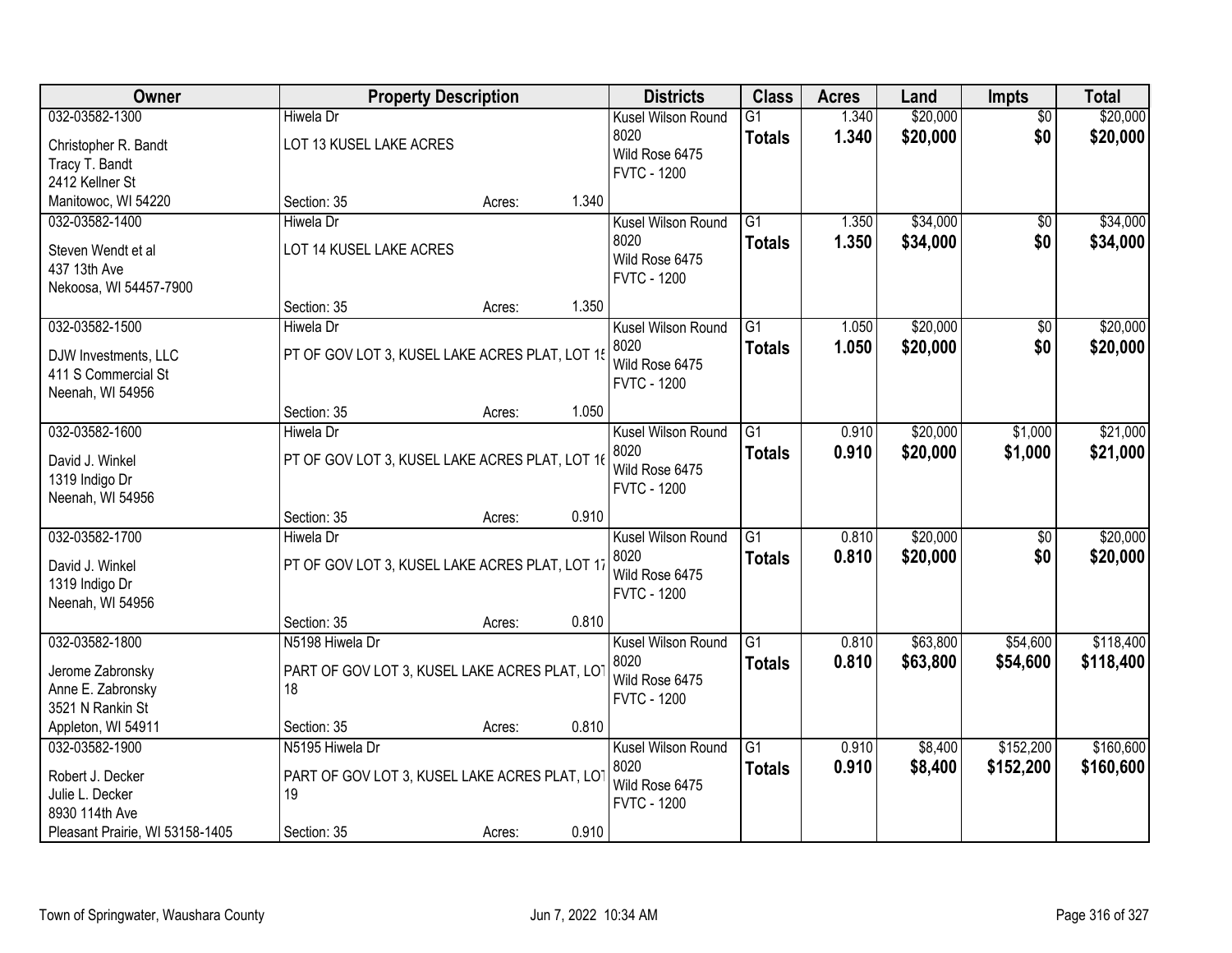| Owner | Property Description | | | Districts | Class | Acres | Land | Impts | Total |
|---|---|---|---|---|---|---|---|---|---|
| 032-03582-1300<br>Christopher R. Bandt<br>Tracy T. Bandt<br>2412 Kellner St<br>Manitowoc, WI 54220 | Hiwela Dr<br>LOT 13 KUSEL LAKE ACRES<br>Section: 35 | Acres: | 1.340 | Kusel Wilson Round 8020<br>Wild Rose 6475<br>FVTC - 1200 | G1<br>**Totals** | 1.340<br>**1.340** | $20,000<br>**$20,000** | $0<br>**$0** | $20,000<br>**$20,000** |
| 032-03582-1400<br>Steven Wendt et al<br>437 13th Ave<br>Nekoosa, WI 54457-7900 | Hiwela Dr<br>LOT 14 KUSEL LAKE ACRES<br>Section: 35 | Acres: | 1.350 | Kusel Wilson Round 8020<br>Wild Rose 6475<br>FVTC - 1200 | G1<br>**Totals** | 1.350<br>**1.350** | $34,000<br>**$34,000** | $0<br>**$0** | $34,000<br>**$34,000** |
| 032-03582-1500<br>DJW Investments, LLC<br>411 S Commercial St<br>Neenah, WI 54956 | Hiwela Dr<br>PT OF GOV LOT 3, KUSEL LAKE ACRES PLAT, LOT 15<br>Section: 35 | Acres: | 1.050 | Kusel Wilson Round 8020<br>Wild Rose 6475<br>FVTC - 1200 | G1<br>**Totals** | 1.050<br>**1.050** | $20,000<br>**$20,000** | $0<br>**$0** | $20,000<br>**$20,000** |
| 032-03582-1600<br>David J. Winkel<br>1319 Indigo Dr<br>Neenah, WI 54956 | Hiwela Dr<br>PT OF GOV LOT 3, KUSEL LAKE ACRES PLAT, LOT 16<br>Section: 35 | Acres: | 0.910 | Kusel Wilson Round 8020<br>Wild Rose 6475<br>FVTC - 1200 | G1<br>**Totals** | 0.910<br>**0.910** | $20,000<br>**$20,000** | $1,000<br>**$1,000** | $21,000<br>**$21,000** |
| 032-03582-1700<br>David J. Winkel<br>1319 Indigo Dr<br>Neenah, WI 54956 | Hiwela Dr<br>PT OF GOV LOT 3, KUSEL LAKE ACRES PLAT, LOT 17<br>Section: 35 | Acres: | 0.810 | Kusel Wilson Round 8020<br>Wild Rose 6475<br>FVTC - 1200 | G1<br>**Totals** | 0.810<br>**0.810** | $20,000<br>**$20,000** | $0<br>**$0** | $20,000<br>**$20,000** |
| 032-03582-1800<br>Jerome Zabronsky<br>Anne E. Zabronsky<br>3521 N Rankin St<br>Appleton, WI 54911 | N5198 Hiwela Dr<br>PART OF GOV LOT 3, KUSEL LAKE ACRES PLAT, LOT 18<br>Section: 35 | Acres: | 0.810 | Kusel Wilson Round 8020<br>Wild Rose 6475<br>FVTC - 1200 | G1<br>**Totals** | 0.810<br>**0.810** | $63,800<br>**$63,800** | $54,600<br>**$54,600** | $118,400<br>**$118,400** |
| 032-03582-1900<br>Robert J. Decker<br>Julie L. Decker<br>8930 114th Ave<br>Pleasant Prairie, WI 53158-1405 | N5195 Hiwela Dr<br>PART OF GOV LOT 3, KUSEL LAKE ACRES PLAT, LOT 19<br>Section: 35 | Acres: | 0.910 | Kusel Wilson Round 8020<br>Wild Rose 6475<br>FVTC - 1200 | G1<br>**Totals** | 0.910<br>**0.910** | $8,400<br>**$8,400** | $152,200<br>**$152,200** | $160,600<br>**$160,600** |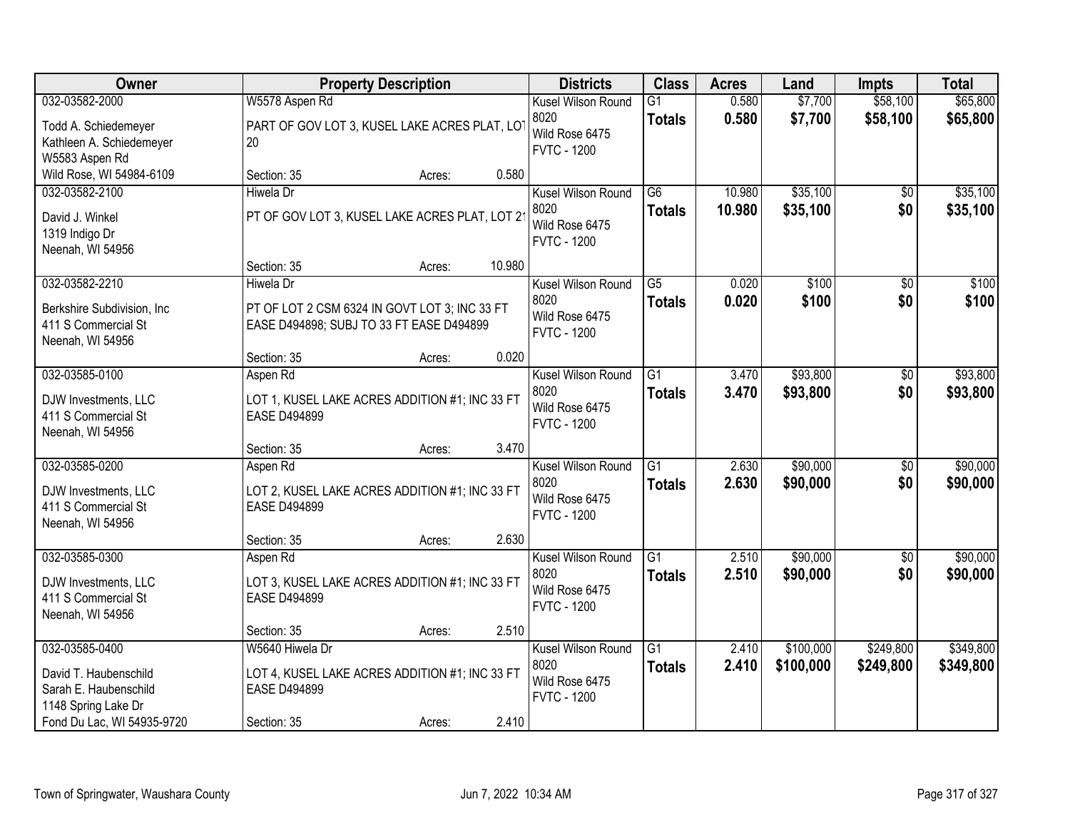| Owner | Property Description | Districts | Class | Acres | Land | Impts | Total |
|---|---|---|---|---|---|---|---|
| 032-03582-2000<br>Todd A. Schiedemeyer<br>Kathleen A. Schiedemeyer<br>W5583 Aspen Rd<br>Wild Rose, WI 54984-6109 | W5578 Aspen Rd<br>PART OF GOV LOT 3, KUSEL LAKE ACRES PLAT, LOT 20<br>Section: 35 Acres: 0.580 | Kusel Wilson Round 8020<br>Wild Rose 6475<br>FVTC - 1200 | G1<br>**Totals** | 0.580<br>**0.580** | $7,700<br>**$7,700** | $58,100<br>**$58,100** | $65,800<br>**$65,800** |
| 032-03582-2100<br>David J. Winkel<br>1319 Indigo Dr<br>Neenah, WI 54956 | Hiwela Dr<br>PT OF GOV LOT 3, KUSEL LAKE ACRES PLAT, LOT 21<br>Section: 35 Acres: 10.980 | Kusel Wilson Round 8020<br>Wild Rose 6475<br>FVTC - 1200 | G6<br>**Totals** | 10.980<br>**10.980** | $35,100<br>**$35,100** | $0<br>**$0** | $35,100<br>**$35,100** |
| 032-03582-2210<br>Berkshire Subdivision, Inc<br>411 S Commercial St<br>Neenah, WI 54956 | Hiwela Dr<br>PT OF LOT 2 CSM 6324 IN GOVT LOT 3; INC 33 FT EASE D494898; SUBJ TO 33 FT EASE D494899<br>Section: 35 Acres: 0.020 | Kusel Wilson Round 8020<br>Wild Rose 6475<br>FVTC - 1200 | G5<br>**Totals** | 0.020<br>**0.020** | $100<br>**$100** | $0<br>**$0** | $100<br>**$100** |
| 032-03585-0100<br>DJW Investments, LLC<br>411 S Commercial St<br>Neenah, WI 54956 | Aspen Rd<br>LOT 1, KUSEL LAKE ACRES ADDITION #1; INC 33 FT EASE D494899<br>Section: 35 Acres: 3.470 | Kusel Wilson Round 8020<br>Wild Rose 6475<br>FVTC - 1200 | G1<br>**Totals** | 3.470<br>**3.470** | $93,800<br>**$93,800** | $0<br>**$0** | $93,800<br>**$93,800** |
| 032-03585-0200<br>DJW Investments, LLC<br>411 S Commercial St<br>Neenah, WI 54956 | Aspen Rd<br>LOT 2, KUSEL LAKE ACRES ADDITION #1; INC 33 FT EASE D494899<br>Section: 35 Acres: 2.630 | Kusel Wilson Round 8020<br>Wild Rose 6475<br>FVTC - 1200 | G1<br>**Totals** | 2.630<br>**2.630** | $90,000<br>**$90,000** | $0<br>**$0** | $90,000<br>**$90,000** |
| 032-03585-0300<br>DJW Investments, LLC<br>411 S Commercial St<br>Neenah, WI 54956 | Aspen Rd<br>LOT 3, KUSEL LAKE ACRES ADDITION #1; INC 33 FT EASE D494899<br>Section: 35 Acres: 2.510 | Kusel Wilson Round 8020<br>Wild Rose 6475<br>FVTC - 1200 | G1<br>**Totals** | 2.510<br>**2.510** | $90,000<br>**$90,000** | $0<br>**$0** | $90,000<br>**$90,000** |
| 032-03585-0400<br>David T. Haubenschild<br>Sarah E. Haubenschild<br>1148 Spring Lake Dr<br>Fond Du Lac, WI 54935-9720 | W5640 Hiwela Dr<br>LOT 4, KUSEL LAKE ACRES ADDITION #1; INC 33 FT EASE D494899<br>Section: 35 Acres: 2.410 | Kusel Wilson Round 8020<br>Wild Rose 6475<br>FVTC - 1200 | G1<br>**Totals** | 2.410<br>**2.410** | $100,000<br>**$100,000** | $249,800<br>**$249,800** | $349,800<br>**$349,800** |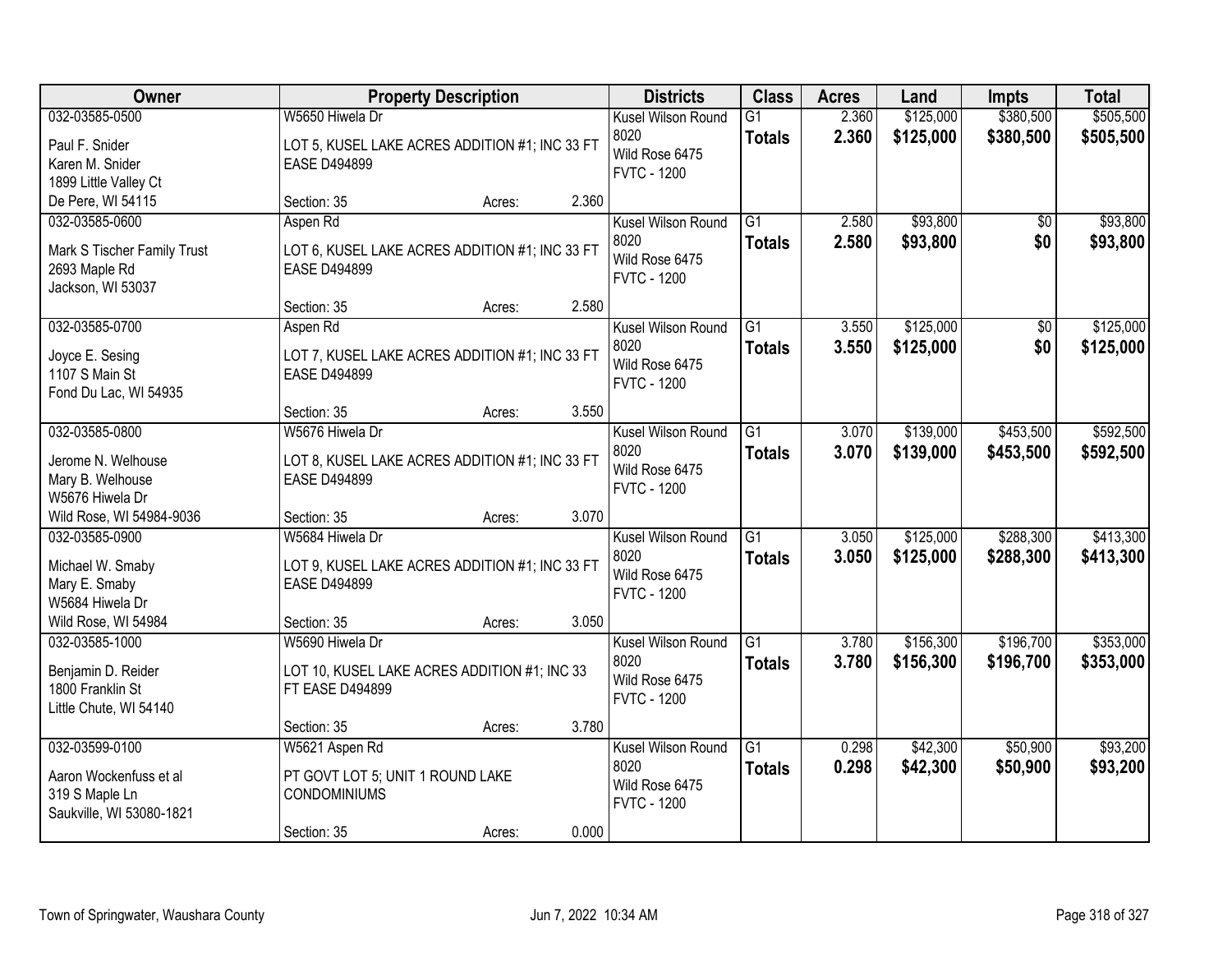| Owner | Property Description | | | Districts | Class | Acres | Land | Impts | Total |
|---|---|---|---|---|---|---|---|---|---|
| 032-03585-0500<br>Paul F. Snider<br>Karen M. Snider<br>1899 Little Valley Ct<br>De Pere, WI 54115 | W5650 Hiwela Dr<br>LOT 5, KUSEL LAKE ACRES ADDITION #1; INC 33 FT EASE D494899<br>Section: 35 | Acres: | 2.360 | Kusel Wilson Round 8020<br>Wild Rose 6475<br>FVTC - 1200 | G1<br>**Totals** | 2.360<br>**2.360** | \$125,000<br>**\$125,000** | \$380,500<br>**\$380,500** | \$505,500<br>**\$505,500** |
| 032-03585-0600<br>Mark S Tischer Family Trust<br>2693 Maple Rd<br>Jackson, WI 53037 | Aspen Rd<br>LOT 6, KUSEL LAKE ACRES ADDITION #1; INC 33 FT EASE D494899<br>Section: 35 | Acres: | 2.580 | Kusel Wilson Round 8020<br>Wild Rose 6475<br>FVTC - 1200 | G1<br>**Totals** | 2.580<br>**2.580** | \$93,800<br>**\$93,800** | \$0<br>**\$0** | \$93,800<br>**\$93,800** |
| 032-03585-0700<br>Joyce E. Sesing<br>1107 S Main St<br>Fond Du Lac, WI 54935 | Aspen Rd<br>LOT 7, KUSEL LAKE ACRES ADDITION #1; INC 33 FT EASE D494899<br>Section: 35 | Acres: | 3.550 | Kusel Wilson Round 8020<br>Wild Rose 6475<br>FVTC - 1200 | G1<br>**Totals** | 3.550<br>**3.550** | \$125,000<br>**\$125,000** | \$0<br>**\$0** | \$125,000<br>**\$125,000** |
| 032-03585-0800<br>Jerome N. Welhouse<br>Mary B. Welhouse<br>W5676 Hiwela Dr<br>Wild Rose, WI 54984-9036 | W5676 Hiwela Dr<br>LOT 8, KUSEL LAKE ACRES ADDITION #1; INC 33 FT EASE D494899<br>Section: 35 | Acres: | 3.070 | Kusel Wilson Round 8020<br>Wild Rose 6475<br>FVTC - 1200 | G1<br>**Totals** | 3.070<br>**3.070** | \$139,000<br>**\$139,000** | \$453,500<br>**\$453,500** | \$592,500<br>**\$592,500** |
| 032-03585-0900<br>Michael W. Smaby<br>Mary E. Smaby<br>W5684 Hiwela Dr<br>Wild Rose, WI 54984 | W5684 Hiwela Dr<br>LOT 9, KUSEL LAKE ACRES ADDITION #1; INC 33 FT EASE D494899<br>Section: 35 | Acres: | 3.050 | Kusel Wilson Round 8020<br>Wild Rose 6475<br>FVTC - 1200 | G1<br>**Totals** | 3.050<br>**3.050** | \$125,000<br>**\$125,000** | \$288,300<br>**\$288,300** | \$413,300<br>**\$413,300** |
| 032-03585-1000<br>Benjamin D. Reider<br>1800 Franklin St<br>Little Chute, WI 54140 | W5690 Hiwela Dr<br>LOT 10, KUSEL LAKE ACRES ADDITION #1; INC 33 FT EASE D494899<br>Section: 35 | Acres: | 3.780 | Kusel Wilson Round 8020<br>Wild Rose 6475<br>FVTC - 1200 | G1<br>**Totals** | 3.780<br>**3.780** | \$156,300<br>**\$156,300** | \$196,700<br>**\$196,700** | \$353,000<br>**\$353,000** |
| 032-03599-0100<br>Aaron Wockenfuss et al<br>319 S Maple Ln<br>Saukville, WI 53080-1821 | W5621 Aspen Rd<br>PT GOVT LOT 5; UNIT 1 ROUND LAKE CONDOMINIUMS<br>Section: 35 | Acres: | 0.000 | Kusel Wilson Round 8020<br>Wild Rose 6475<br>FVTC - 1200 | G1<br>**Totals** | 0.298<br>**0.298** | \$42,300<br>**\$42,300** | \$50,900<br>**\$50,900** | \$93,200<br>**\$93,200** |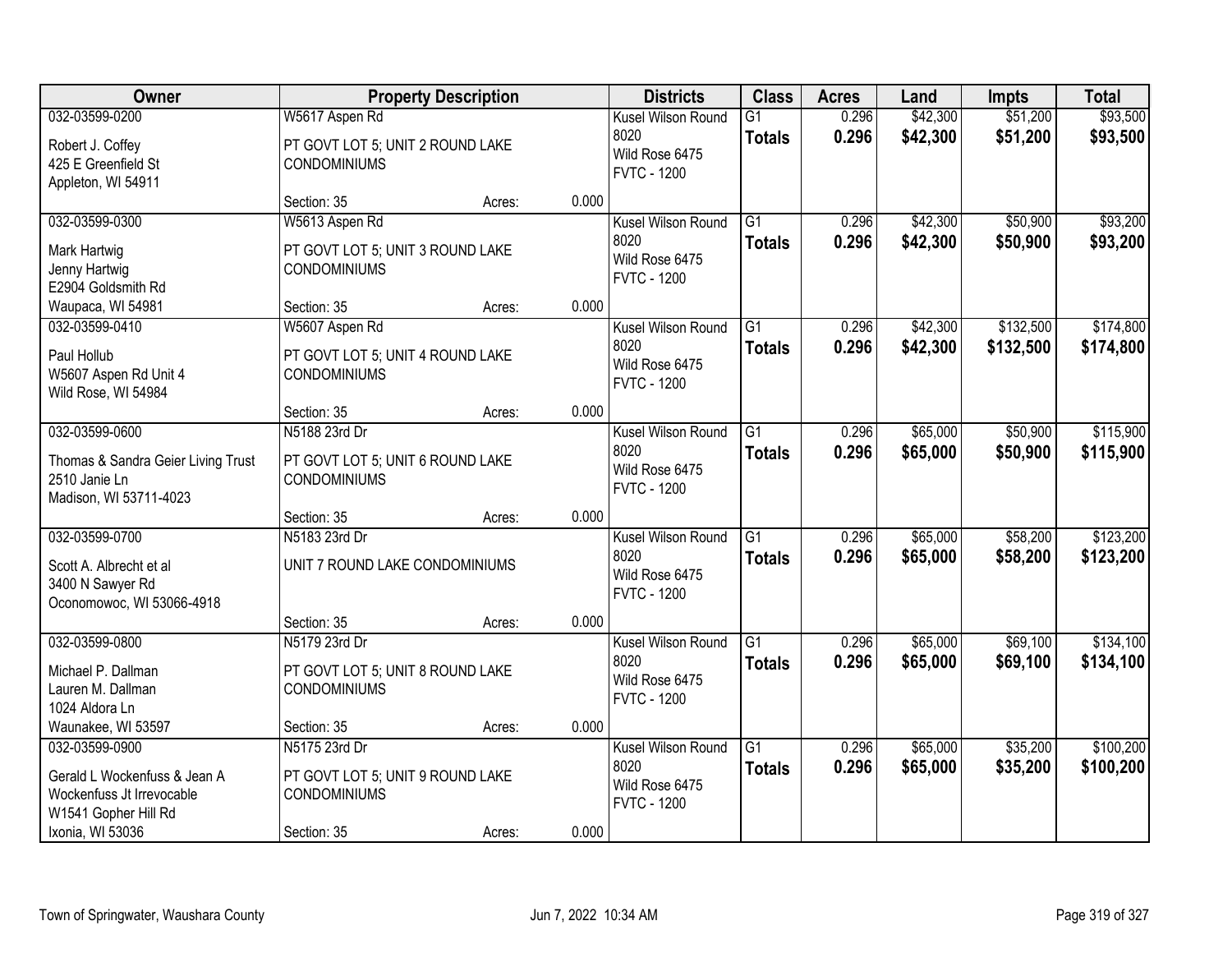| Owner | Property Description | Districts | Class | Acres | Land | Impts | Total |
|---|---|---|---|---|---|---|---|
| 032-03599-0200<br>Robert J. Coffey<br>425 E Greenfield St<br>Appleton, WI 54911 | W5617 Aspen Rd<br>PT GOVT LOT 5; UNIT 2 ROUND LAKE CONDOMINIUMS<br>Section: 35 Acres: 0.000 | Kusel Wilson Round 8020<br>Wild Rose 6475<br>FVTC - 1200 | G1<br>**Totals** | 0.296<br>**0.296** | $42,300<br>**$42,300** | $51,200<br>**$51,200** | $93,500<br>**$93,500** |
| 032-03599-0300<br>Mark Hartwig<br>Jenny Hartwig<br>E2904 Goldsmith Rd<br>Waupaca, WI 54981 | W5613 Aspen Rd<br>PT GOVT LOT 5; UNIT 3 ROUND LAKE CONDOMINIUMS<br>Section: 35 Acres: 0.000 | Kusel Wilson Round 8020<br>Wild Rose 6475<br>FVTC - 1200 | G1<br>**Totals** | 0.296<br>**0.296** | $42,300<br>**$42,300** | $50,900<br>**$50,900** | $93,200<br>**$93,200** |
| 032-03599-0410<br>Paul Hollub<br>W5607 Aspen Rd Unit 4<br>Wild Rose, WI 54984 | W5607 Aspen Rd<br>PT GOVT LOT 5; UNIT 4 ROUND LAKE CONDOMINIUMS<br>Section: 35 Acres: 0.000 | Kusel Wilson Round 8020<br>Wild Rose 6475<br>FVTC - 1200 | G1<br>**Totals** | 0.296<br>**0.296** | $42,300<br>**$42,300** | $132,500<br>**$132,500** | $174,800<br>**$174,800** |
| 032-03599-0600<br>Thomas & Sandra Geier Living Trust<br>2510 Janie Ln<br>Madison, WI 53711-4023 | N5188 23rd Dr<br>PT GOVT LOT 5; UNIT 6 ROUND LAKE CONDOMINIUMS<br>Section: 35 Acres: 0.000 | Kusel Wilson Round 8020<br>Wild Rose 6475<br>FVTC - 1200 | G1<br>**Totals** | 0.296<br>**0.296** | $65,000<br>**$65,000** | $50,900<br>**$50,900** | $115,900<br>**$115,900** |
| 032-03599-0700<br>Scott A. Albrecht et al<br>3400 N Sawyer Rd<br>Oconomowoc, WI 53066-4918 | N5183 23rd Dr<br>UNIT 7 ROUND LAKE CONDOMINIUMS<br>Section: 35 Acres: 0.000 | Kusel Wilson Round 8020<br>Wild Rose 6475<br>FVTC - 1200 | G1<br>**Totals** | 0.296<br>**0.296** | $65,000<br>**$65,000** | $58,200<br>**$58,200** | $123,200<br>**$123,200** |
| 032-03599-0800<br>Michael P. Dallman<br>Lauren M. Dallman<br>1024 Aldora Ln<br>Waunakee, WI 53597 | N5179 23rd Dr<br>PT GOVT LOT 5; UNIT 8 ROUND LAKE CONDOMINIUMS<br>Section: 35 Acres: 0.000 | Kusel Wilson Round 8020<br>Wild Rose 6475<br>FVTC - 1200 | G1<br>**Totals** | 0.296<br>**0.296** | $65,000<br>**$65,000** | $69,100<br>**$69,100** | $134,100<br>**$134,100** |
| 032-03599-0900<br>Gerald L Wockenfuss & Jean A Wockenfuss Jt Irrevocable<br>W1541 Gopher Hill Rd<br>Ixonia, WI 53036 | N5175 23rd Dr<br>PT GOVT LOT 5; UNIT 9 ROUND LAKE CONDOMINIUMS<br>Section: 35 Acres: 0.000 | Kusel Wilson Round 8020<br>Wild Rose 6475<br>FVTC - 1200 | G1<br>**Totals** | 0.296<br>**0.296** | $65,000<br>**$65,000** | $35,200<br>**$35,200** | $100,200<br>**$100,200** |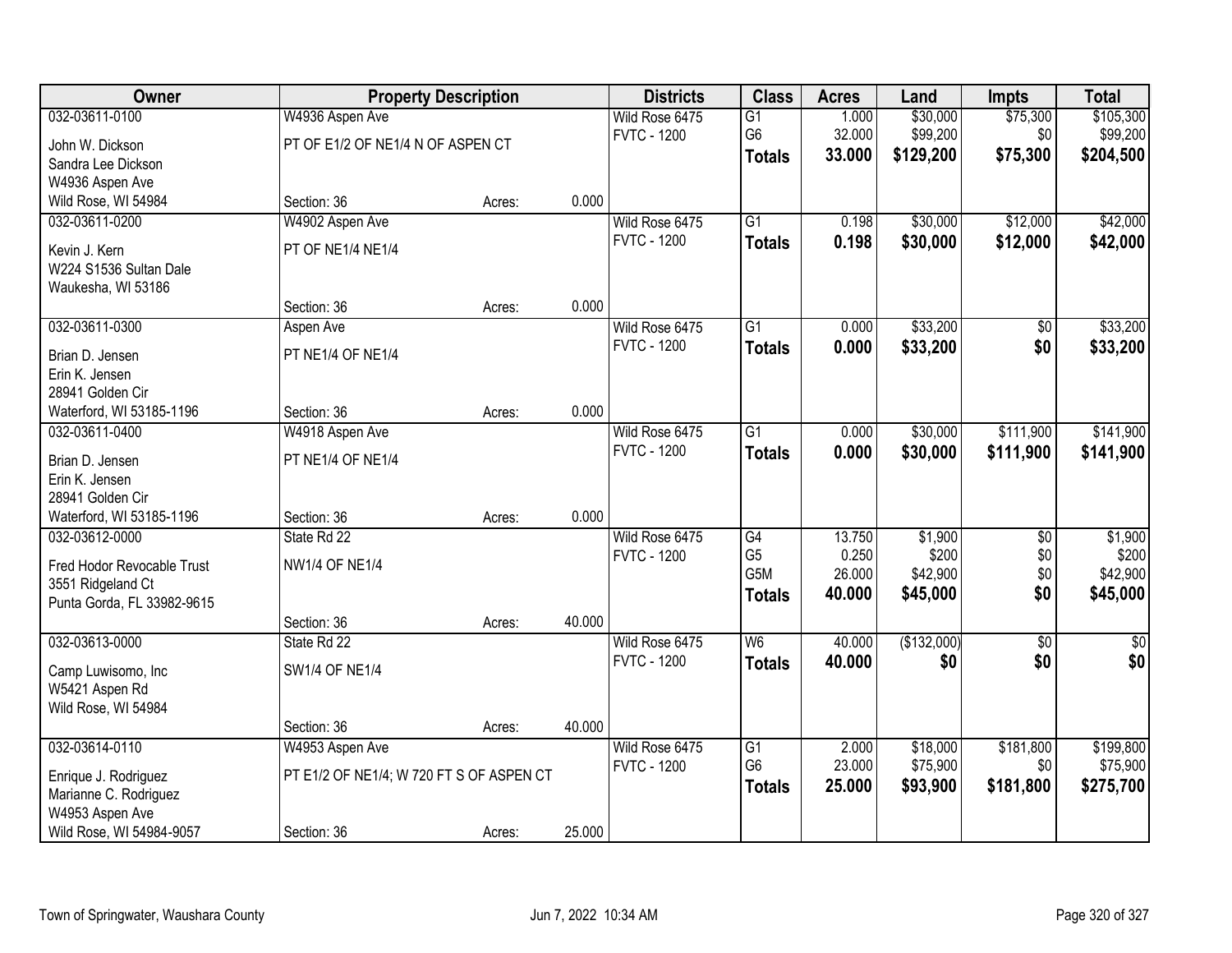| Owner | Property Description | | | Districts | Class | Acres | Land | Impts | Total |
|---|---|---|---|---|---|---|---|---|---|
| 032-03611-0100 | W4936 Aspen Ave | | | Wild Rose 6475 | G1 | 1.000 | $30,000 | $75,300 | $105,300 |
| John W. Dickson | PT OF E1/2 OF NE1/4 N OF ASPEN CT | | | FVTC - 1200 | G6 | 32.000 | $99,200 | $0 | $99,200 |
| Sandra Lee Dickson | | | | | **Totals** | **33.000** | **$129,200** | **$75,300** | **$204,500** |
| W4936 Aspen Ave | | | | | | | | | |
| Wild Rose, WI 54984 | Section: 36 | Acres: | 0.000 | | | | | | |
| 032-03611-0200 | W4902 Aspen Ave | | | Wild Rose 6475 | G1 | 0.198 | $30,000 | $12,000 | $42,000 |
| Kevin J. Kern | PT OF NE1/4 NE1/4 | | | FVTC - 1200 | **Totals** | **0.198** | **$30,000** | **$12,000** | **$42,000** |
| W224 S1536 Sultan Dale | | | | | | | | | |
| Waukesha, WI 53186 | | | | | | | | | |
| | Section: 36 | Acres: | 0.000 | | | | | | |
| 032-03611-0300 | Aspen Ave | | | Wild Rose 6475 | G1 | 0.000 | $33,200 | $0 | $33,200 |
| Brian D. Jensen | PT NE1/4 OF NE1/4 | | | FVTC - 1200 | **Totals** | **0.000** | **$33,200** | **$0** | **$33,200** |
| Erin K. Jensen | | | | | | | | | |
| 28941 Golden Cir | | | | | | | | | |
| Waterford, WI 53185-1196 | Section: 36 | Acres: | 0.000 | | | | | | |
| 032-03611-0400 | W4918 Aspen Ave | | | Wild Rose 6475 | G1 | 0.000 | $30,000 | $111,900 | $141,900 |
| Brian D. Jensen | PT NE1/4 OF NE1/4 | | | FVTC - 1200 | **Totals** | **0.000** | **$30,000** | **$111,900** | **$141,900** |
| Erin K. Jensen | | | | | | | | | |
| 28941 Golden Cir | | | | | | | | | |
| Waterford, WI 53185-1196 | Section: 36 | Acres: | 0.000 | | | | | | |
| 032-03612-0000 | State Rd 22 | | | Wild Rose 6475 | G4 | 13.750 | $1,900 | $0 | $1,900 |
| Fred Hodor Revocable Trust | NW1/4 OF NE1/4 | | | FVTC - 1200 | G5 | 0.250 | $200 | $0 | $200 |
| 3551 Ridgeland Ct | | | | | G5M | 26.000 | $42,900 | $0 | $42,900 |
| Punta Gorda, FL 33982-9615 | | | | | **Totals** | **40.000** | **$45,000** | **$0** | **$45,000** |
| | Section: 36 | Acres: | 40.000 | | | | | | |
| 032-03613-0000 | State Rd 22 | | | Wild Rose 6475 | W6 | 40.000 | ($132,000) | $0 | $0 |
| Camp Luwisomo, Inc | SW1/4 OF NE1/4 | | | FVTC - 1200 | **Totals** | **40.000** | **$0** | **$0** | **$0** |
| W5421 Aspen Rd | | | | | | | | | |
| Wild Rose, WI 54984 | | | | | | | | | |
| | Section: 36 | Acres: | 40.000 | | | | | | |
| 032-03614-0110 | W4953 Aspen Ave | | | Wild Rose 6475 | G1 | 2.000 | $18,000 | $181,800 | $199,800 |
| Enrique J. Rodriguez | PT E1/2 OF NE1/4; W 720 FT S OF ASPEN CT | | | FVTC - 1200 | G6 | 23.000 | $75,900 | $0 | $75,900 |
| Marianne C. Rodriguez | | | | | **Totals** | **25.000** | **$93,900** | **$181,800** | **$275,700** |
| W4953 Aspen Ave | | | | | | | | | |
| Wild Rose, WI 54984-9057 | Section: 36 | Acres: | 25.000 | | | | | | |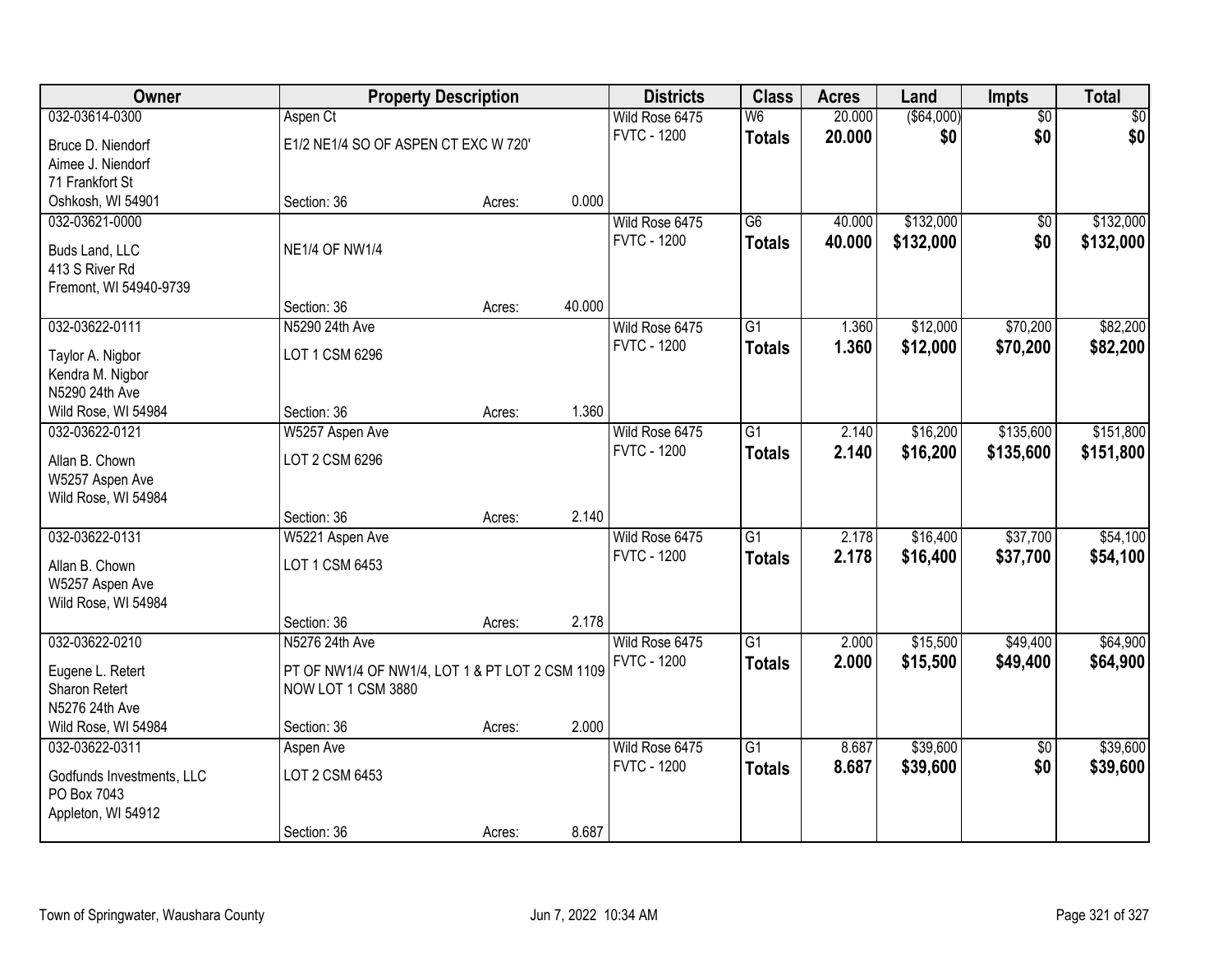| Owner | Property Description | | | Districts | Class | Acres | Land | Impts | Total |
|---|---|---|---|---|---|---|---|---|---|
| 032-03614-0300 | Aspen Ct | | | Wild Rose 6475 | W6 | 20.000 | ($64,000) | $0 | $0 |
| Bruce D. Niendorf<br>Aimee J. Niendorf<br>71 Frankfort St<br>Oshkosh, WI 54901 | E1/2 NE1/4 SO OF ASPEN CT EXC W 720' | | | FVTC - 1200 | **Totals** | **20.000** | **$0** | **$0** | **$0** |
| | Section: 36 | Acres: | 0.000 | | | | | | |
| 032-03621-0000 | | | | Wild Rose 6475 | G6 | 40.000 | $132,000 | $0 | $132,000 |
| Buds Land, LLC<br>413 S River Rd<br>Fremont, WI 54940-9739 | NE1/4 OF NW1/4 | | | FVTC - 1200 | **Totals** | **40.000** | **$132,000** | **$0** | **$132,000** |
| | Section: 36 | Acres: | 40.000 | | | | | | |
| 032-03622-0111 | N5290 24th Ave | | | Wild Rose 6475 | G1 | 1.360 | $12,000 | $70,200 | $82,200 |
| Taylor A. Nigbor<br>Kendra M. Nigbor<br>N5290 24th Ave<br>Wild Rose, WI 54984 | LOT 1 CSM 6296 | | | FVTC - 1200 | **Totals** | **1.360** | **$12,000** | **$70,200** | **$82,200** |
| | Section: 36 | Acres: | 1.360 | | | | | | |
| 032-03622-0121 | W5257 Aspen Ave | | | Wild Rose 6475 | G1 | 2.140 | $16,200 | $135,600 | $151,800 |
| Allan B. Chown<br>W5257 Aspen Ave<br>Wild Rose, WI 54984 | LOT 2 CSM 6296 | | | FVTC - 1200 | **Totals** | **2.140** | **$16,200** | **$135,600** | **$151,800** |
| | Section: 36 | Acres: | 2.140 | | | | | | |
| 032-03622-0131 | W5221 Aspen Ave | | | Wild Rose 6475 | G1 | 2.178 | $16,400 | $37,700 | $54,100 |
| Allan B. Chown<br>W5257 Aspen Ave<br>Wild Rose, WI 54984 | LOT 1 CSM 6453 | | | FVTC - 1200 | **Totals** | **2.178** | **$16,400** | **$37,700** | **$54,100** |
| | Section: 36 | Acres: | 2.178 | | | | | | |
| 032-03622-0210 | N5276 24th Ave | | | Wild Rose 6475 | G1 | 2.000 | $15,500 | $49,400 | $64,900 |
| Eugene L. Retert<br>Sharon Retert<br>N5276 24th Ave<br>Wild Rose, WI 54984 | PT OF NW1/4 OF NW1/4, LOT 1 & PT LOT 2 CSM 1109 NOW LOT 1 CSM 3880 | | | FVTC - 1200 | **Totals** | **2.000** | **$15,500** | **$49,400** | **$64,900** |
| | Section: 36 | Acres: | 2.000 | | | | | | |
| 032-03622-0311 | Aspen Ave | | | Wild Rose 6475 | G1 | 8.687 | $39,600 | $0 | $39,600 |
| Godfunds Investments, LLC<br>PO Box 7043<br>Appleton, WI 54912 | LOT 2 CSM 6453 | | | FVTC - 1200 | **Totals** | **8.687** | **$39,600** | **$0** | **$39,600** |
| | Section: 36 | Acres: | 8.687 | | | | | | |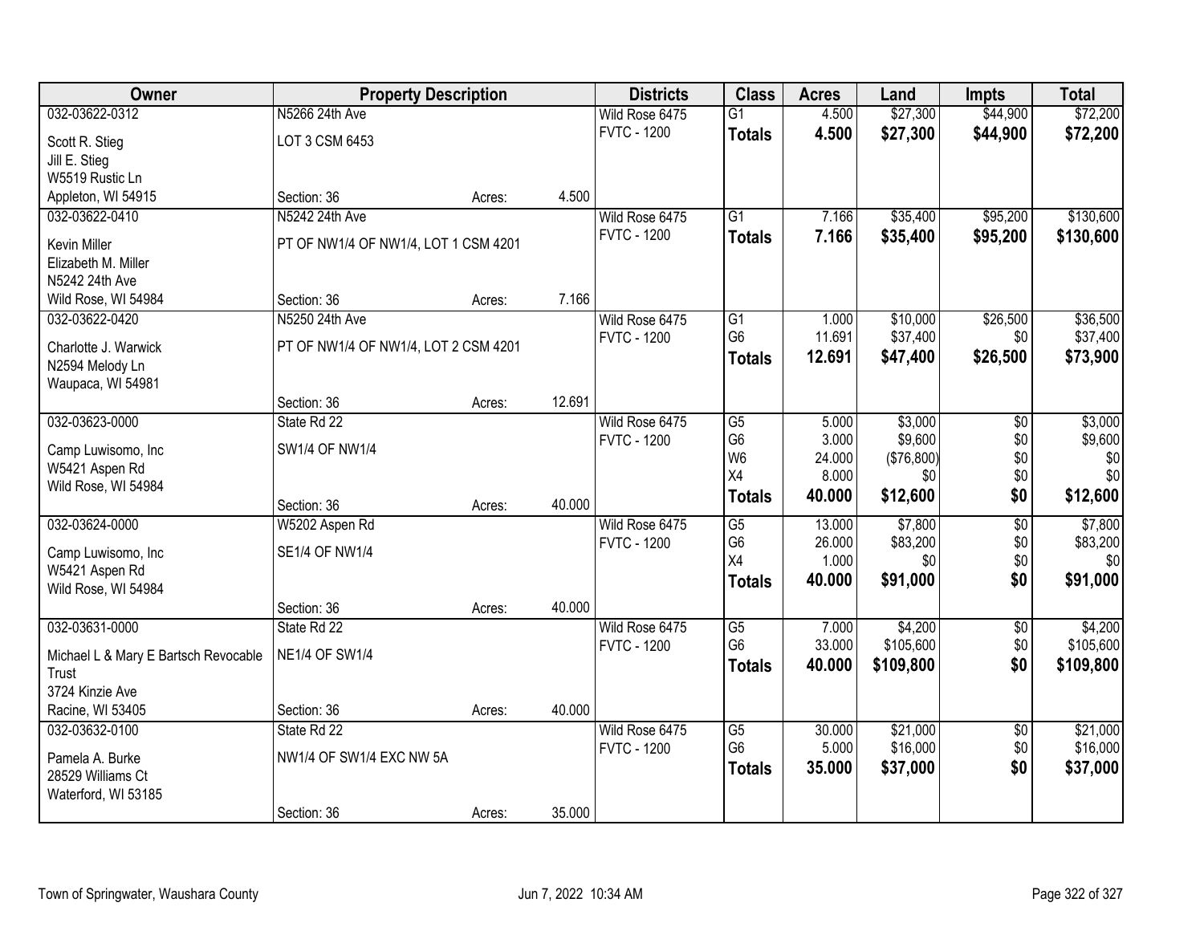| Owner | Property Description | | | Districts | Class | Acres | Land | Impts | Total |
|---|---|---|---|---|---|---|---|---|---|
| 032-03622-0312 | N5266 24th Ave | | | Wild Rose 6475 | G1 | 4.500 | $27,300 | $44,900 | $72,200 |
| Scott R. Stieg | LOT 3 CSM 6453 | | | FVTC - 1200 | **Totals** | **4.500** | **$27,300** | **$44,900** | **$72,200** |
| Jill E. Stieg | | | | | | | | | |
| W5519 Rustic Ln | | | | | | | | | |
| Appleton, WI 54915 | Section: 36 | Acres: | 4.500 | | | | | | |
| 032-03622-0410 | N5242 24th Ave | | | Wild Rose 6475 | G1 | 7.166 | $35,400 | $95,200 | $130,600 |
| Kevin Miller | PT OF NW1/4 OF NW1/4, LOT 1 CSM 4201 | | | FVTC - 1200 | **Totals** | **7.166** | **$35,400** | **$95,200** | **$130,600** |
| Elizabeth M. Miller | | | | | | | | | |
| N5242 24th Ave | | | | | | | | | |
| Wild Rose, WI 54984 | Section: 36 | Acres: | 7.166 | | | | | | |
| 032-03622-0420 | N5250 24th Ave | | | Wild Rose 6475 | G1 | 1.000 | $10,000 | $26,500 | $36,500 |
| Charlotte J. Warwick | PT OF NW1/4 OF NW1/4, LOT 2 CSM 4201 | | | FVTC - 1200 | G6 | 11.691 | $37,400 | $0 | $37,400 |
| N2594 Melody Ln | | | | | **Totals** | **12.691** | **$47,400** | **$26,500** | **$73,900** |
| Waupaca, WI 54981 | | | | | | | | | |
| | Section: 36 | Acres: | 12.691 | | | | | | |
| 032-03623-0000 | State Rd 22 | | | Wild Rose 6475 | G5 | 5.000 | $3,000 | $0 | $3,000 |
| Camp Luwisomo, Inc | SW1/4 OF NW1/4 | | | FVTC - 1200 | G6 | 3.000 | $9,600 | $0 | $9,600 |
| W5421 Aspen Rd | | | | | W6 | 24.000 | ($76,800) | $0 | $0 |
| Wild Rose, WI 54984 | | | | | X4 | 8.000 | $0 | $0 | $0 |
| | Section: 36 | Acres: | 40.000 | | **Totals** | **40.000** | **$12,600** | **$0** | **$12,600** |
| 032-03624-0000 | W5202 Aspen Rd | | | Wild Rose 6475 | G5 | 13.000 | $7,800 | $0 | $7,800 |
| Camp Luwisomo, Inc | SE1/4 OF NW1/4 | | | FVTC - 1200 | G6 | 26.000 | $83,200 | $0 | $83,200 |
| W5421 Aspen Rd | | | | | X4 | 1.000 | $0 | $0 | $0 |
| Wild Rose, WI 54984 | | | | | **Totals** | **40.000** | **$91,000** | **$0** | **$91,000** |
| | Section: 36 | Acres: | 40.000 | | | | | | |
| 032-03631-0000 | State Rd 22 | | | Wild Rose 6475 | G5 | 7.000 | $4,200 | $0 | $4,200 |
| Michael L & Mary E Bartsch Revocable Trust | NE1/4 OF SW1/4 | | | FVTC - 1200 | G6 | 33.000 | $105,600 | $0 | $105,600 |
| 3724 Kinzie Ave | | | | | **Totals** | **40.000** | **$109,800** | **$0** | **$109,800** |
| Racine, WI 53405 | Section: 36 | Acres: | 40.000 | | | | | | |
| 032-03632-0100 | State Rd 22 | | | Wild Rose 6475 | G5 | 30.000 | $21,000 | $0 | $21,000 |
| Pamela A. Burke | NW1/4 OF SW1/4 EXC NW 5A | | | FVTC - 1200 | G6 | 5.000 | $16,000 | $0 | $16,000 |
| 28529 Williams Ct | | | | | **Totals** | **35.000** | **$37,000** | **$0** | **$37,000** |
| Waterford, WI 53185 | | | | | | | | | |
| | Section: 36 | Acres: | 35.000 | | | | | | |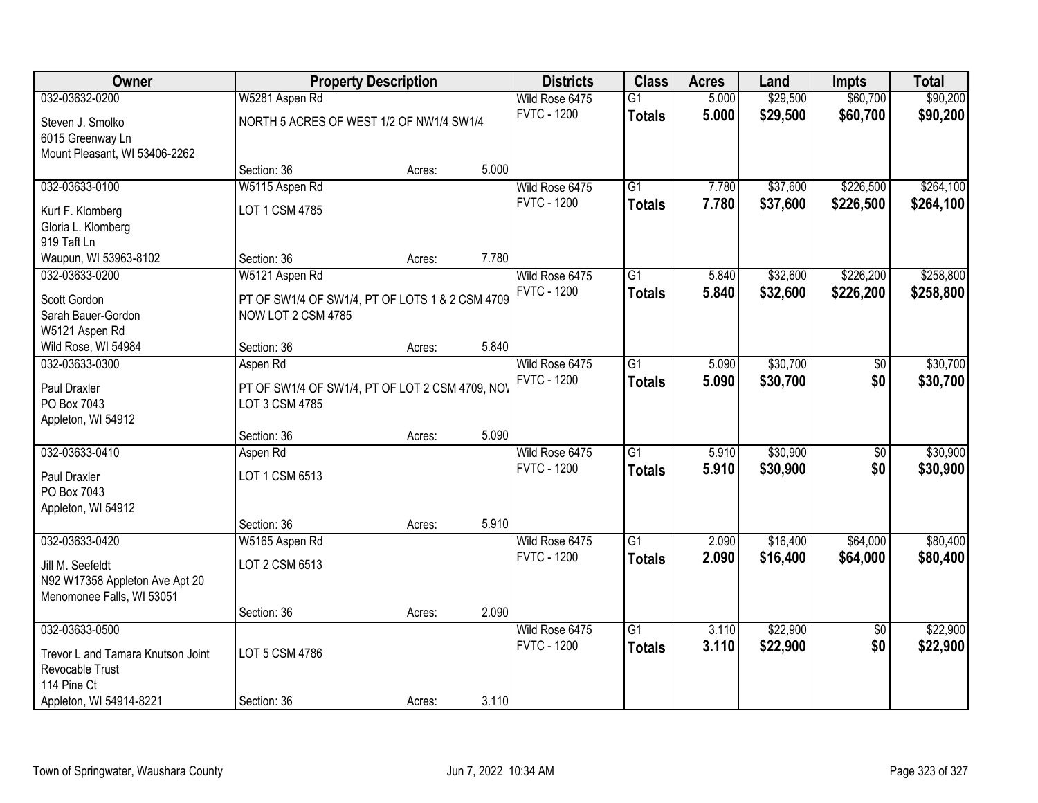| Owner | Property Description | | | Districts | Class | Acres | Land | Impts | Total |
|---|---|---|---|---|---|---|---|---|---|
| 032-03632-0200 | W5281 Aspen Rd | | | Wild Rose 6475 | G1 | 5.000 | $29,500 | $60,700 | $90,200 |
| Steven J. Smolko<br>6015 Greenway Ln<br>Mount Pleasant, WI 53406-2262 | NORTH 5 ACRES OF WEST 1/2 OF NW1/4 SW1/4 | | | FVTC - 1200 | **Totals** | **5.000** | **$29,500** | **$60,700** | **$90,200** |
| | Section: 36 | Acres: | 5.000 | | | | | | |
| 032-03633-0100 | W5115 Aspen Rd | | | Wild Rose 6475 | G1 | 7.780 | $37,600 | $226,500 | $264,100 |
| Kurt F. Klomberg<br>Gloria L. Klomberg<br>919 Taft Ln<br>Waupun, WI 53963-8102 | LOT 1 CSM 4785 | | | FVTC - 1200 | **Totals** | **7.780** | **$37,600** | **$226,500** | **$264,100** |
| | Section: 36 | Acres: | 7.780 | | | | | | |
| 032-03633-0200 | W5121 Aspen Rd | | | Wild Rose 6475 | G1 | 5.840 | $32,600 | $226,200 | $258,800 |
| Scott Gordon<br>Sarah Bauer-Gordon<br>W5121 Aspen Rd<br>Wild Rose, WI 54984 | PT OF SW1/4 OF SW1/4, PT OF LOTS 1 & 2 CSM 4709 NOW LOT 2 CSM 4785 | | | FVTC - 1200 | **Totals** | **5.840** | **$32,600** | **$226,200** | **$258,800** |
| | Section: 36 | Acres: | 5.840 | | | | | | |
| 032-03633-0300 | Aspen Rd | | | Wild Rose 6475 | G1 | 5.090 | $30,700 | $0 | $30,700 |
| Paul Draxler<br>PO Box 7043<br>Appleton, WI 54912 | PT OF SW1/4 OF SW1/4, PT OF LOT 2 CSM 4709, NOW LOT 3 CSM 4785 | | | FVTC - 1200 | **Totals** | **5.090** | **$30,700** | **$0** | **$30,700** |
| | Section: 36 | Acres: | 5.090 | | | | | | |
| 032-03633-0410 | Aspen Rd | | | Wild Rose 6475 | G1 | 5.910 | $30,900 | $0 | $30,900 |
| Paul Draxler<br>PO Box 7043<br>Appleton, WI 54912 | LOT 1 CSM 6513 | | | FVTC - 1200 | **Totals** | **5.910** | **$30,900** | **$0** | **$30,900** |
| | Section: 36 | Acres: | 5.910 | | | | | | |
| 032-03633-0420 | W5165 Aspen Rd | | | Wild Rose 6475 | G1 | 2.090 | $16,400 | $64,000 | $80,400 |
| Jill M. Seefeldt<br>N92 W17358 Appleton Ave Apt 20<br>Menomonee Falls, WI 53051 | LOT 2 CSM 6513 | | | FVTC - 1200 | **Totals** | **2.090** | **$16,400** | **$64,000** | **$80,400** |
| | Section: 36 | Acres: | 2.090 | | | | | | |
| 032-03633-0500 | | | | Wild Rose 6475 | G1 | 3.110 | $22,900 | $0 | $22,900 |
| Trevor L and Tamara Knutson Joint Revocable Trust<br>114 Pine Ct<br>Appleton, WI 54914-8221 | LOT 5 CSM 4786 | | | FVTC - 1200 | **Totals** | **3.110** | **$22,900** | **$0** | **$22,900** |
| | Section: 36 | Acres: | 3.110 | | | | | | |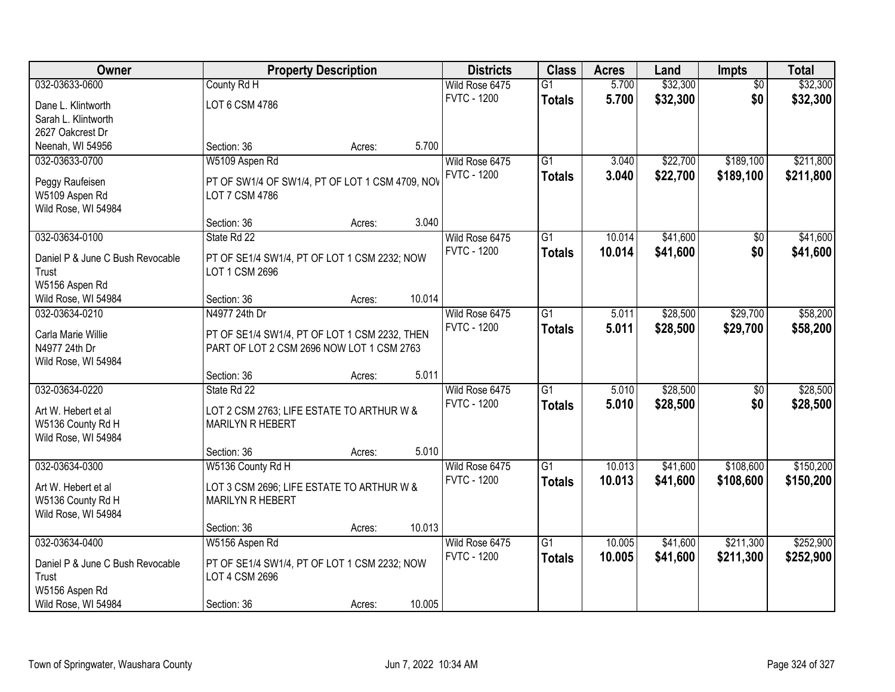| Owner | Property Description | | | Districts | Class | Acres | Land | Impts | Total |
|---|---|---|---|---|---|---|---|---|---|
| 032-03633-0600 | County Rd H | | | Wild Rose 6475 | G1 | 5.700 | $32,300 | $0 | $32,300 |
| Dane L. Klintworth<br>Sarah L. Klintworth<br>2627 Oakcrest Dr<br>Neenah, WI 54956 | LOT 6 CSM 4786 | | | FVTC - 1200 | **Totals** | **5.700** | **$32,300** | **$0** | **$32,300** |
| | Section: 36 | Acres: | 5.700 | | | | | | |
| 032-03633-0700 | W5109 Aspen Rd | | | Wild Rose 6475 | G1 | 3.040 | $22,700 | $189,100 | $211,800 |
| Peggy Raufeisen<br>W5109 Aspen Rd<br>Wild Rose, WI 54984 | PT OF SW1/4 OF SW1/4, PT OF LOT 1 CSM 4709, NOV LOT 7 CSM 4786 | | | FVTC - 1200 | **Totals** | **3.040** | **$22,700** | **$189,100** | **$211,800** |
| | Section: 36 | Acres: | 3.040 | | | | | | |
| 032-03634-0100 | State Rd 22 | | | Wild Rose 6475 | G1 | 10.014 | $41,600 | $0 | $41,600 |
| Daniel P & June C Bush Revocable Trust<br>W5156 Aspen Rd<br>Wild Rose, WI 54984 | PT OF SE1/4 SW1/4, PT OF LOT 1 CSM 2232; NOW LOT 1 CSM 2696 | | | FVTC - 1200 | **Totals** | **10.014** | **$41,600** | **$0** | **$41,600** |
| | Section: 36 | Acres: | 10.014 | | | | | | |
| 032-03634-0210 | N4977 24th Dr | | | Wild Rose 6475 | G1 | 5.011 | $28,500 | $29,700 | $58,200 |
| Carla Marie Willie<br>N4977 24th Dr<br>Wild Rose, WI 54984 | PT OF SE1/4 SW1/4, PT OF LOT 1 CSM 2232, THEN PART OF LOT 2 CSM 2696 NOW LOT 1 CSM 2763 | | | FVTC - 1200 | **Totals** | **5.011** | **$28,500** | **$29,700** | **$58,200** |
| | Section: 36 | Acres: | 5.011 | | | | | | |
| 032-03634-0220 | State Rd 22 | | | Wild Rose 6475 | G1 | 5.010 | $28,500 | $0 | $28,500 |
| Art W. Hebert et al<br>W5136 County Rd H<br>Wild Rose, WI 54984 | LOT 2 CSM 2763; LIFE ESTATE TO ARTHUR W & MARILYN R HEBERT | | | FVTC - 1200 | **Totals** | **5.010** | **$28,500** | **$0** | **$28,500** |
| | Section: 36 | Acres: | 5.010 | | | | | | |
| 032-03634-0300 | W5136 County Rd H | | | Wild Rose 6475 | G1 | 10.013 | $41,600 | $108,600 | $150,200 |
| Art W. Hebert et al<br>W5136 County Rd H<br>Wild Rose, WI 54984 | LOT 3 CSM 2696; LIFE ESTATE TO ARTHUR W & MARILYN R HEBERT | | | FVTC - 1200 | **Totals** | **10.013** | **$41,600** | **$108,600** | **$150,200** |
| | Section: 36 | Acres: | 10.013 | | | | | | |
| 032-03634-0400 | W5156 Aspen Rd | | | Wild Rose 6475 | G1 | 10.005 | $41,600 | $211,300 | $252,900 |
| Daniel P & June C Bush Revocable Trust<br>W5156 Aspen Rd<br>Wild Rose, WI 54984 | PT OF SE1/4 SW1/4, PT OF LOT 1 CSM 2232; NOW LOT 4 CSM 2696 | | | FVTC - 1200 | **Totals** | **10.005** | **$41,600** | **$211,300** | **$252,900** |
| | Section: 36 | Acres: | 10.005 | | | | | | |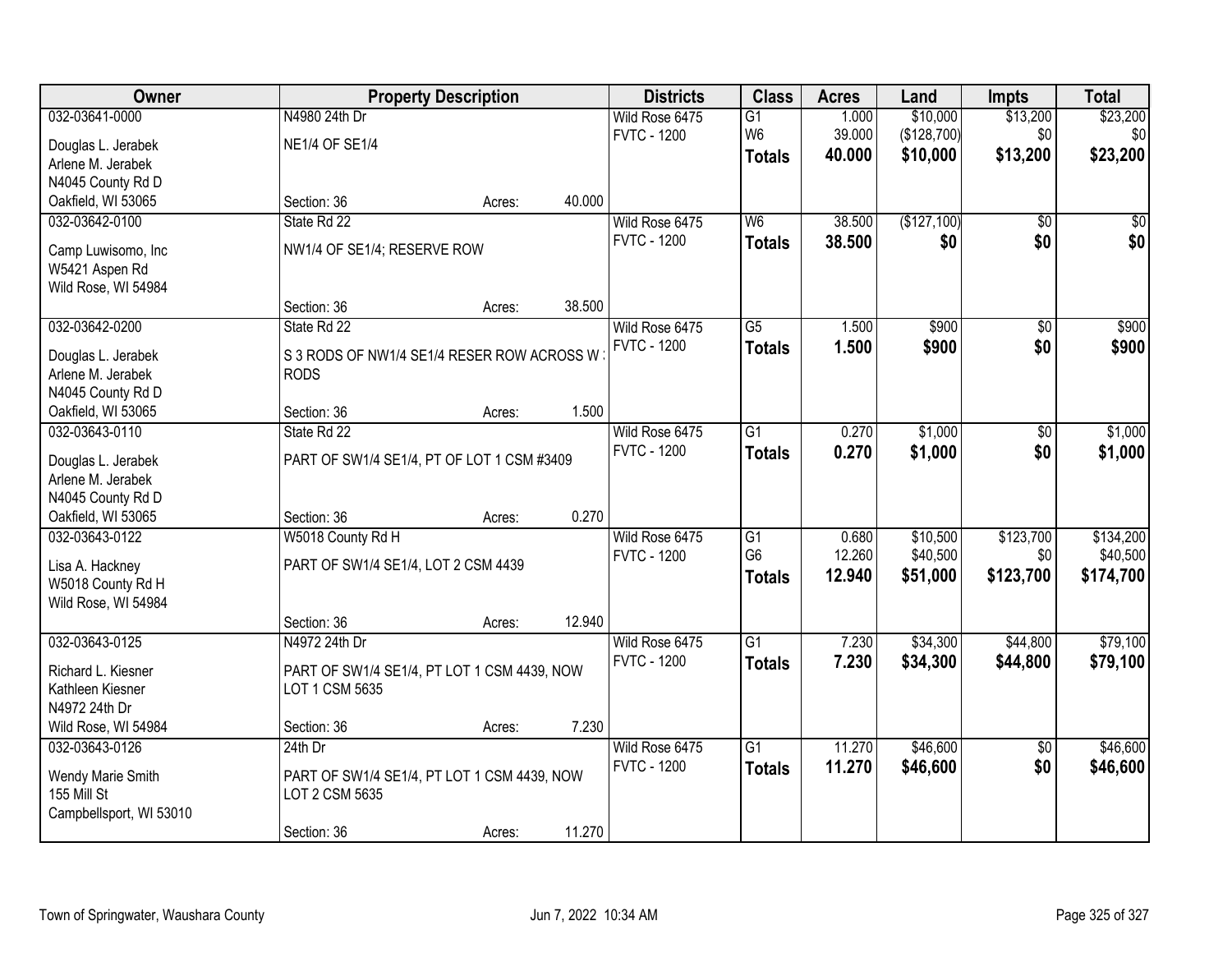| Owner | Property Description | | | Districts | Class | Acres | Land | Impts | Total |
|---|---|---|---|---|---|---|---|---|---|
| 032-03641-0000 | N4980 24th Dr | | | Wild Rose 6475 | G1 | 1.000 | $10,000 | $13,200 | $23,200 |
| Douglas L. Jerabek | NE1/4 OF SE1/4 | | | FVTC - 1200 | W6 | 39.000 | ($128,700) | $0 | $0 |
| Arlene M. Jerabek | | | | | **Totals** | **40.000** | **$10,000** | **$13,200** | **$23,200** |
| N4045 County Rd D | | | | | | | | | |
| Oakfield, WI 53065 | Section: 36 | Acres: | 40.000 | | | | | | |
| 032-03642-0100 | State Rd 22 | | | Wild Rose 6475 | W6 | 38.500 | ($127,100) | $0 | $0 |
| Camp Luwisomo, Inc | NW1/4 OF SE1/4; RESERVE ROW | | | FVTC - 1200 | **Totals** | **38.500** | **$0** | **$0** | **$0** |
| W5421 Aspen Rd | | | | | | | | | |
| Wild Rose, WI 54984 | | | | | | | | | |
| | Section: 36 | Acres: | 38.500 | | | | | | |
| 032-03642-0200 | State Rd 22 | | | Wild Rose 6475 | G5 | 1.500 | $900 | $0 | $900 |
| Douglas L. Jerabek | S 3 RODS OF NW1/4 SE1/4 RESER ROW ACROSS W | | | FVTC - 1200 | **Totals** | **1.500** | **$900** | **$0** | **$900** |
| Arlene M. Jerabek | RODS | | | | | | | | |
| N4045 County Rd D | | | | | | | | | |
| Oakfield, WI 53065 | Section: 36 | Acres: | 1.500 | | | | | | |
| 032-03643-0110 | State Rd 22 | | | Wild Rose 6475 | G1 | 0.270 | $1,000 | $0 | $1,000 |
| Douglas L. Jerabek | PART OF SW1/4 SE1/4, PT OF LOT 1 CSM #3409 | | | FVTC - 1200 | **Totals** | **0.270** | **$1,000** | **$0** | **$1,000** |
| Arlene M. Jerabek | | | | | | | | | |
| N4045 County Rd D | | | | | | | | | |
| Oakfield, WI 53065 | Section: 36 | Acres: | 0.270 | | | | | | |
| 032-03643-0122 | W5018 County Rd H | | | Wild Rose 6475 | G1 | 0.680 | $10,500 | $123,700 | $134,200 |
| Lisa A. Hackney | PART OF SW1/4 SE1/4, LOT 2 CSM 4439 | | | FVTC - 1200 | G6 | 12.260 | $40,500 | $0 | $40,500 |
| W5018 County Rd H | | | | | **Totals** | **12.940** | **$51,000** | **$123,700** | **$174,700** |
| Wild Rose, WI 54984 | | | | | | | | | |
| | Section: 36 | Acres: | 12.940 | | | | | | |
| 032-03643-0125 | N4972 24th Dr | | | Wild Rose 6475 | G1 | 7.230 | $34,300 | $44,800 | $79,100 |
| Richard L. Kiesner | PART OF SW1/4 SE1/4, PT LOT 1 CSM 4439, NOW | | | FVTC - 1200 | **Totals** | **7.230** | **$34,300** | **$44,800** | **$79,100** |
| Kathleen Kiesner | LOT 1 CSM 5635 | | | | | | | | |
| N4972 24th Dr | | | | | | | | | |
| Wild Rose, WI 54984 | Section: 36 | Acres: | 7.230 | | | | | | |
| 032-03643-0126 | 24th Dr | | | Wild Rose 6475 | G1 | 11.270 | $46,600 | $0 | $46,600 |
| Wendy Marie Smith | PART OF SW1/4 SE1/4, PT LOT 1 CSM 4439, NOW | | | FVTC - 1200 | **Totals** | **11.270** | **$46,600** | **$0** | **$46,600** |
| 155 Mill St | LOT 2 CSM 5635 | | | | | | | | |
| Campbellsport, WI 53010 | | | | | | | | | |
| | Section: 36 | Acres: | 11.270 | | | | | | |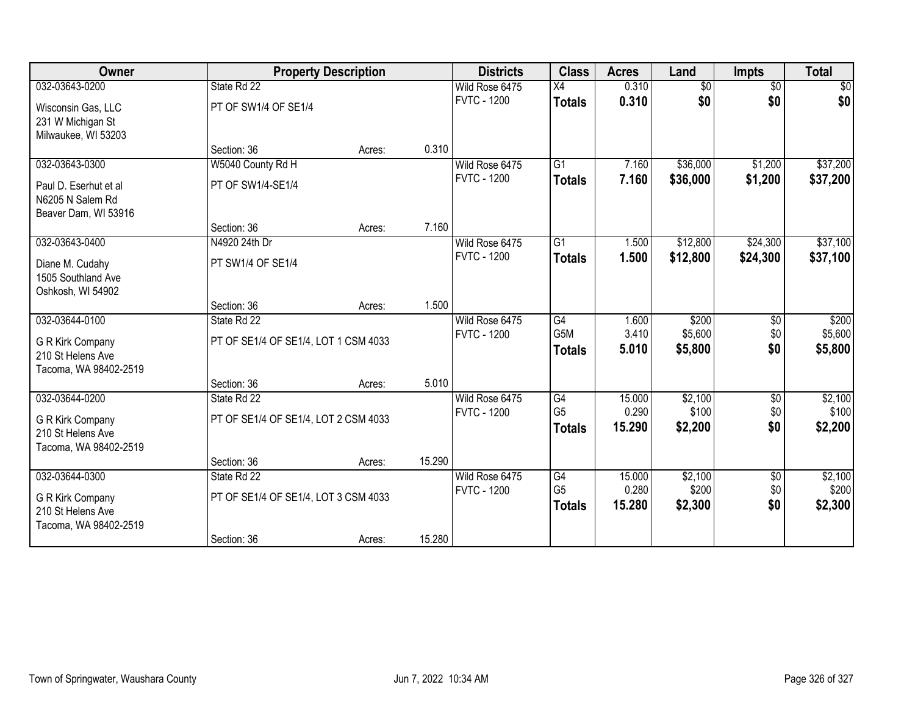| Owner | Property Description | | | Districts | Class | Acres | Land | Impts | Total |
|---|---|---|---|---|---|---|---|---|---|
| 032-03643-0200 | State Rd 22 | | | Wild Rose 6475 | X4 | 0.310 | $0 | $0 | $0 |
| Wisconsin Gas, LLC<br>231 W Michigan St<br>Milwaukee, WI 53203 | PT OF SW1/4 OF SE1/4 | | | FVTC - 1200 | **Totals** | **0.310** | **$0** | **$0** | **$0** |
| | Section: 36 | Acres: | 0.310 | | | | | | |
| 032-03643-0300 | W5040 County Rd H | | | Wild Rose 6475 | G1 | 7.160 | $36,000 | $1,200 | $37,200 |
| Paul D. Eserhut et al<br>N6205 N Salem Rd<br>Beaver Dam, WI 53916 | PT OF SW1/4-SE1/4 | | | FVTC - 1200 | **Totals** | **7.160** | **$36,000** | **$1,200** | **$37,200** |
| | Section: 36 | Acres: | 7.160 | | | | | | |
| 032-03643-0400 | N4920 24th Dr | | | Wild Rose 6475 | G1 | 1.500 | $12,800 | $24,300 | $37,100 |
| Diane M. Cudahy<br>1505 Southland Ave<br>Oshkosh, WI 54902 | PT SW1/4 OF SE1/4 | | | FVTC - 1200 | **Totals** | **1.500** | **$12,800** | **$24,300** | **$37,100** |
| | Section: 36 | Acres: | 1.500 | | | | | | |
| 032-03644-0100 | State Rd 22 | | | Wild Rose 6475 | G4 | 1.600 | $200 | $0 | $200 |
| G R Kirk Company<br>210 St Helens Ave<br>Tacoma, WA 98402-2519 | PT OF SE1/4 OF SE1/4, LOT 1 CSM 4033 | | | FVTC - 1200 | G5M | 3.410 | $5,600 | $0 | $5,600 |
| | | | | | **Totals** | **5.010** | **$5,800** | **$0** | **$5,800** |
| | Section: 36 | Acres: | 5.010 | | | | | | |
| 032-03644-0200 | State Rd 22 | | | Wild Rose 6475 | G4 | 15.000 | $2,100 | $0 | $2,100 |
| G R Kirk Company<br>210 St Helens Ave<br>Tacoma, WA 98402-2519 | PT OF SE1/4 OF SE1/4, LOT 2 CSM 4033 | | | FVTC - 1200 | G5 | 0.290 | $100 | $0 | $100 |
| | | | | | **Totals** | **15.290** | **$2,200** | **$0** | **$2,200** |
| | Section: 36 | Acres: | 15.290 | | | | | | |
| 032-03644-0300 | State Rd 22 | | | Wild Rose 6475 | G4 | 15.000 | $2,100 | $0 | $2,100 |
| G R Kirk Company<br>210 St Helens Ave<br>Tacoma, WA 98402-2519 | PT OF SE1/4 OF SE1/4, LOT 3 CSM 4033 | | | FVTC - 1200 | G5 | 0.280 | $200 | $0 | $200 |
| | | | | | **Totals** | **15.280** | **$2,300** | **$0** | **$2,300** |
| | Section: 36 | Acres: | 15.280 | | | | | | |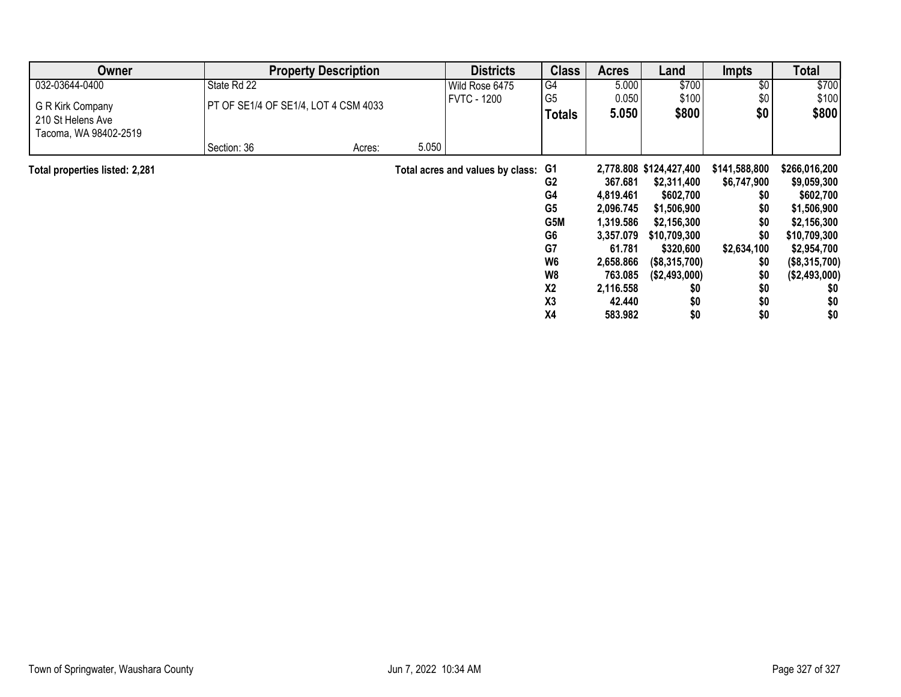| Owner | Property Description | | | Districts | Class | Acres | Land | Impts | Total |
|---|---|---|---|---|---|---|---|---|---|
| 032-03644-0400 | State Rd 22 | | | Wild Rose 6475 | G4 | 5.000 | $700 | $0 | $700 |
| G R Kirk Company<br>210 St Helens Ave<br>Tacoma, WA 98402-2519 | PT OF SE1/4 OF SE1/4, LOT 4 CSM 4033 | | | FVTC - 1200 | G5 | 0.050 | $100 | $0 | $100 |
| | | | | | **Totals** | **5.050** | **$800** | **$0** | **$800** |
| | Section: 36 | Acres: | 5.050 | | | | | | |

**Total properties listed: 2,281**

**Total acres and values by class:**

| Class | Acres | Land | Impts | Total |
|---|---|---|---|---|
| G1 | 2,778.808 | $124,427,400 | $141,588,800 | $266,016,200 |
| G2 | 367.681 | $2,311,400 | $6,747,900 | $9,059,300 |
| G4 | 4,819.461 | $602,700 | $0 | $602,700 |
| G5 | 2,096.745 | $1,506,900 | $0 | $1,506,900 |
| G5M | 1,319.586 | $2,156,300 | $0 | $2,156,300 |
| G6 | 3,357.079 | $10,709,300 | $0 | $10,709,300 |
| G7 | 61.781 | $320,600 | $2,634,100 | $2,954,700 |
| W6 | 2,658.866 | ($8,315,700) | $0 | ($8,315,700) |
| W8 | 763.085 | ($2,493,000) | $0 | ($2,493,000) |
| X2 | 2,116.558 | $0 | $0 | $0 |
| X3 | 42.440 | $0 | $0 | $0 |
| X4 | 583.982 | $0 | $0 | $0 |